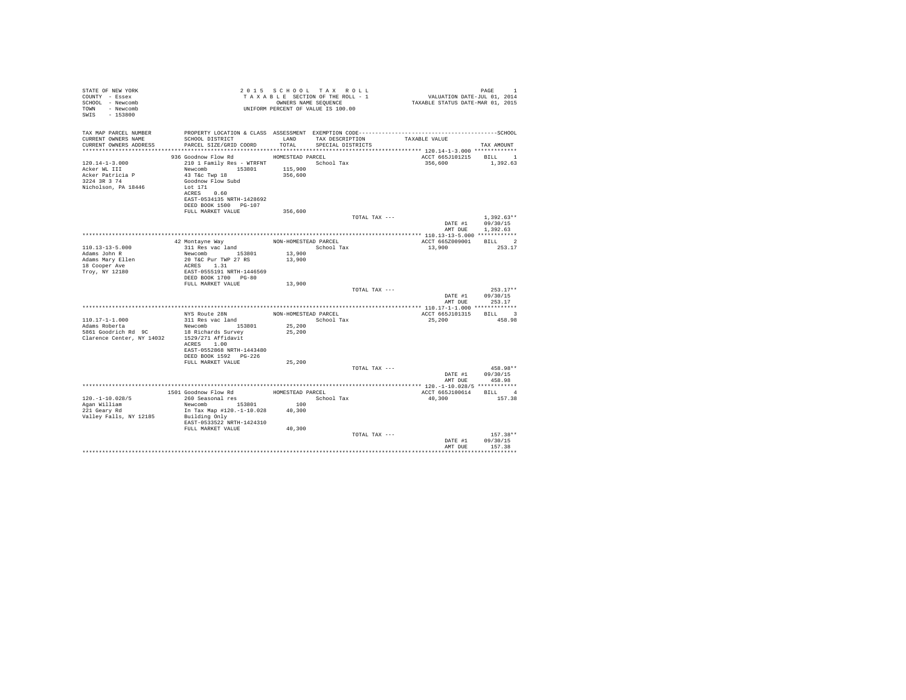STATE OF NEW YORK
COUNTY - Essex
SCHOOL - Newcomb
TOWN - Newcomb
SWIS - 153800

2015 SCHOOL TAX ROLL
TAXABLE SECTION OF THE ROLL - 1
OWNERS NAME SEQUENCE
UNIFORM PERCENT OF VALUE IS 100.00

VALUATION DATE-JUL 01, 2014
TAXABLE STATUS DATE-MAR 01, 2015

| TAX MAP PARCEL NUMBER / CURRENT OWNERS NAME / CURRENT OWNERS ADDRESS | PROPERTY LOCATION & CLASS / SCHOOL DISTRICT / PARCEL SIZE/GRID COORD | ASSESSMENT LAND / TOTAL | EXEMPTION CODE / TAX DESCRIPTION / SPECIAL DISTRICTS | TAXABLE VALUE | TAX AMOUNT |
|---|---|---|---|---|---|
| **120.14-1-3.000** | 936 Goodnow Flow Rd | HOMESTEAD PARCEL | | ACCT 665J101215 | BILL 1 |
| 120.14-1-3.000 | 210 1 Family Res - WTRFNT | | School Tax | 356,600 | 1,392.63 |
| Acker WL III | Newcomb 153801 | 115,900 | | | |
| Acker Patricia P | 43 T&c Twp 18 | 356,600 | | | |
| 3224 3R 3 74 | Goodnow Flow Subd | | | | |
| Nicholson, PA 18446 | Lot 171 | | | | |
| | ACRES 0.60 | | | | |
| | EAST-0534135 NRTH-1428692 | | | | |
| | DEED BOOK 1500 PG-107 | | | | |
| | FULL MARKET VALUE | 356,600 | | | |
| | | | TOTAL TAX --- | | 1,392.63** |
| | | | | DATE #1 | 09/30/15 |
| | | | | AMT DUE | 1,392.63 |
| **110.13-13-5.000** | 42 Montayne Way | NON-HOMESTEAD PARCEL | | ACCT 665Z009001 | BILL 2 |
| 110.13-13-5.000 | 311 Res vac land | | School Tax | 13,900 | 253.17 |
| Adams John R | Newcomb 153801 | 13,900 | | | |
| Adams Mary Ellen | 20 T&C Pur TWP 27 RS | 13,900 | | | |
| 18 Cooper Ave | ACRES 1.31 | | | | |
| Troy, NY 12180 | EAST-0555191 NRTH-1446569 | | | | |
| | DEED BOOK 1700 PG-80 | | | | |
| | FULL MARKET VALUE | 13,900 | | | |
| | | | TOTAL TAX --- | | 253.17** |
| | | | | DATE #1 | 09/30/15 |
| | | | | AMT DUE | 253.17 |
| **110.17-1-1.000** | NYS Route 28N | NON-HOMESTEAD PARCEL | | ACCT 665J101315 | BILL 3 |
| 110.17-1-1.000 | 311 Res vac land | | School Tax | 25,200 | 458.98 |
| Adams Roberta | Newcomb 153801 | 25,200 | | | |
| 5861 Goodrich Rd 9C | 18 Richards Survey | 25,200 | | | |
| Clarence Center, NY 14032 | 1529/271 Affidavit | | | | |
| | ACRES 1.00 | | | | |
| | EAST-0552868 NRTH-1443480 | | | | |
| | DEED BOOK 1592 PG-226 | | | | |
| | FULL MARKET VALUE | 25,200 | | | |
| | | | TOTAL TAX --- | | 458.98** |
| | | | | DATE #1 | 09/30/15 |
| | | | | AMT DUE | 458.98 |
| **120.-1-10.028/5** | 1501 Goodnow Flow Rd | HOMESTEAD PARCEL | | ACCT 665J100614 | BILL 4 |
| 120.-1-10.028/5 | 260 Seasonal res | | School Tax | 40,300 | 157.38 |
| Agan William | Newcomb 153801 | 100 | | | |
| 221 Geary Rd | In Tax Map #120.-1-10.028 | 40,300 | | | |
| Valley Falls, NY 12185 | Building Only | | | | |
| | EAST-0533522 NRTH-1424310 | | | | |
| | FULL MARKET VALUE | 40,300 | | | |
| | | | TOTAL TAX --- | | 157.38** |
| | | | | DATE #1 | 09/30/15 |
| | | | | AMT DUE | 157.38 |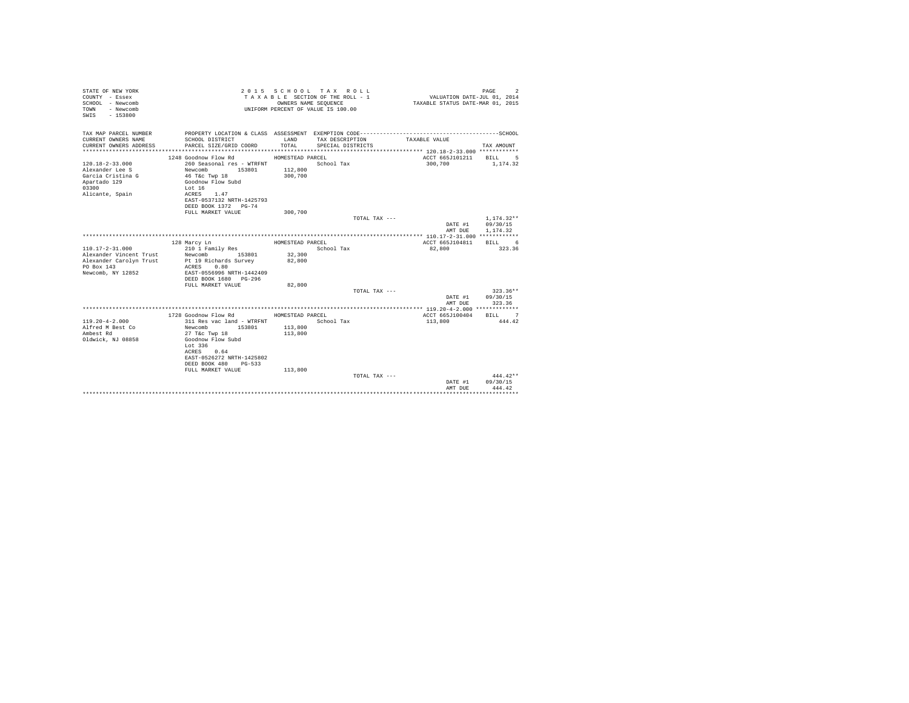STATE OF NEW YORK
COUNTY - Essex
SCHOOL - Newcomb
TOWN - Newcomb
SWIS - 153800

2 0 1 5 S C H O O L T A X R O L L
T A X A B L E SECTION OF THE ROLL - 1
OWNERS NAME SEQUENCE
UNIFORM PERCENT OF VALUE IS 100.00

VALUATION DATE-JUL 01, 2014
TAXABLE STATUS DATE-MAR 01, 2015

| TAX MAP PARCEL NUMBER / CURRENT OWNERS NAME / CURRENT OWNERS ADDRESS | PROPERTY LOCATION & CLASS / SCHOOL DISTRICT / PARCEL SIZE/GRID COORD | ASSESSMENT LAND / TOTAL | EXEMPTION CODE / TAX DESCRIPTION / SPECIAL DISTRICTS | TAXABLE VALUE | SCHOOL TAX AMOUNT |
|---|---|---|---|---|---|
| **120.18-2-33.000** | 1248 Goodnow Flow Rd | HOMESTEAD PARCEL | | ACCT 665J101211 | BILL 5 |
| 120.18-2-33.000 | 260 Seasonal res - WTRFNT | | School Tax | 300,700 | 1,174.32 |
| Alexander Lee S | Newcomb 153801 | 112,800 | | | |
| Garcia Cristina G | 46 T&c Twp 18 | 300,700 | | | |
| Apartado 129 | Goodnow Flow Subd | | | | |
| 03300 | Lot 16 | | | | |
| Alicante, Spain | ACRES 1.47 | | | | |
| | EAST-0537132 NRTH-1425793 | | | | |
| | DEED BOOK 1372 PG-74 | | | | |
| | FULL MARKET VALUE | 300,700 | | | |
| | | | TOTAL TAX --- | | 1,174.32** |
| | | | | DATE #1 | 09/30/15 |
| | | | | AMT DUE | 1,174.32 |
| **110.17-2-31.000** | 128 Marcy Ln | HOMESTEAD PARCEL | | ACCT 665J104811 | BILL 6 |
| 110.17-2-31.000 | 210 1 Family Res | | School Tax | 82,800 | 323.36 |
| Alexander Vincent Trust | Newcomb 153801 | 32,300 | | | |
| Alexander Carolyn Trust | Pt 19 Richards Survey | 82,800 | | | |
| PO Box 143 | ACRES 0.80 | | | | |
| Newcomb, NY 12852 | EAST-0556996 NRTH-1442409 | | | | |
| | DEED BOOK 1680 PG-296 | | | | |
| | FULL MARKET VALUE | 82,800 | | | |
| | | | TOTAL TAX --- | | 323.36** |
| | | | | DATE #1 | 09/30/15 |
| | | | | AMT DUE | 323.36 |
| **119.20-4-2.000** | 1728 Goodnow Flow Rd | HOMESTEAD PARCEL | | ACCT 665J100404 | BILL 7 |
| 119.20-4-2.000 | 311 Res vac land - WTRFNT | | School Tax | 113,800 | 444.42 |
| Alfred M Best Co | Newcomb 153801 | 113,800 | | | |
| Ambest Rd | 27 T&c Twp 18 | 113,800 | | | |
| Oldwick, NJ 08858 | Goodnow Flow Subd | | | | |
| | Lot 336 | | | | |
| | ACRES 0.64 | | | | |
| | EAST-0526272 NRTH-1425802 | | | | |
| | DEED BOOK 480 PG-533 | | | | |
| | FULL MARKET VALUE | 113,800 | | | |
| | | | TOTAL TAX --- | | 444.42** |
| | | | | DATE #1 | 09/30/15 |
| | | | | AMT DUE | 444.42 |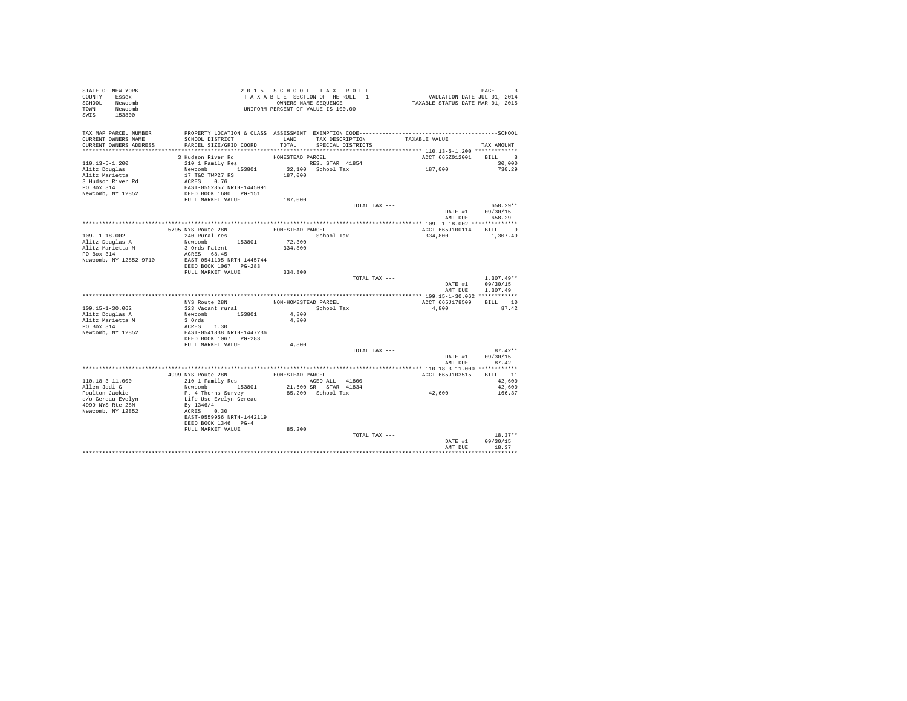STATE OF NEW YORK
COUNTY - Essex
SCHOOL - Newcomb
TOWN - Newcomb
SWIS - 153800

2 0 1 5 S C H O O L T A X R O L L
T A X A B L E SECTION OF THE ROLL - 1
OWNERS NAME SEQUENCE
UNIFORM PERCENT OF VALUE IS 100.00

VALUATION DATE-JUL 01, 2014
TAXABLE STATUS DATE-MAR 01, 2015

```
TAX MAP PARCEL NUMBER      PROPERTY LOCATION & CLASS  ASSESSMENT  EXEMPTION CODE------------------------------------------------SCHOOL
CURRENT OWNERS NAME        SCHOOL DISTRICT             LAND        TAX DESCRIPTION            TAXABLE VALUE
CURRENT OWNERS ADDRESS     PARCEL SIZE/GRID COORD      TOTAL       SPECIAL DISTRICTS                                      TAX AMOUNT
******************************************************************************************** 110.13-5-1.200 *************
                           3 Hudson River Rd           HOMESTEAD PARCEL                      ACCT 665Z012001    BILL    8
110.13-5-1.200             210 1 Family Res                 RES. STAR 41854                                        30,000
Alitz Douglas              Newcomb        153801       32,100  School Tax                 187,000                  730.29
Alitz Marietta             17 T&C TWP27 RS            187,000
3 Hudson River Rd          ACRES    0.76
PO Box 314                 EAST-0552857 NRTH-1445091
Newcomb, NY 12852          DEED BOOK 1680   PG-151
                           FULL MARKET VALUE          187,000
                                                                  TOTAL TAX ---                                    658.29**
                                                                                              DATE #1          09/30/15
                                                                                              AMT DUE            658.29
******************************************************************************************** 109.-1-18.002 **************
                           5795 NYS Route 28N          HOMESTEAD PARCEL                      ACCT 665J100114    BILL    9
109.-1-18.002              240 Rural res                    School Tax                 334,800                 1,307.49
Alitz Douglas A            Newcomb        153801       72,300
Alitz Marietta M           3 Ords Patent              334,800
PO Box 314                 ACRES   68.45
Newcomb, NY 12852-9710     EAST-0541105 NRTH-1445744
                           DEED BOOK 1067   PG-283
                           FULL MARKET VALUE          334,800
                                                                  TOTAL TAX ---                                  1,307.49**
                                                                                              DATE #1          09/30/15
                                                                                              AMT DUE          1,307.49
******************************************************************************************** 109.15-1-30.062 ************
                           NYS Route 28N               NON-HOMESTEAD PARCEL                  ACCT 665J178509    BILL   10
109.15-1-30.062            323 Vacant rural                 School Tax                   4,800                    87.42
Alitz Douglas A            Newcomb        153801        4,800
Alitz Marietta M           3 Ords                       4,800
PO Box 314                 ACRES    1.30
Newcomb, NY 12852          EAST-0541838 NRTH-1447236
                           DEED BOOK 1067   PG-283
                           FULL MARKET VALUE            4,800
                                                                  TOTAL TAX ---                                     87.42**
                                                                                              DATE #1          09/30/15
                                                                                              AMT DUE             87.42
******************************************************************************************** 110.18-3-11.000 ************
                           4999 NYS Route 28N          HOMESTEAD PARCEL                      ACCT 665J103515    BILL   11
110.18-3-11.000            210 1 Family Res                 AGED ALL   41800                                       42,600
Allen Jodi G               Newcomb        153801       21,600 SR  STAR 41834                                       42,600
Poulton Jackie             Pt 4 Thorns Survey          85,200  School Tax                  42,600                  166.37
c/o Gereau Evelyn          Life Use Evelyn Gereau
4999 NYS Rte 28N           By 1346/4
Newcomb, NY 12852          ACRES    0.30
                           EAST-0559956 NRTH-1442119
                           DEED BOOK 1346   PG-4
                           FULL MARKET VALUE           85,200
                                                                  TOTAL TAX ---                                     18.37**
                                                                                              DATE #1          09/30/15
                                                                                              AMT DUE             18.37
****************************************************************************************************************************
```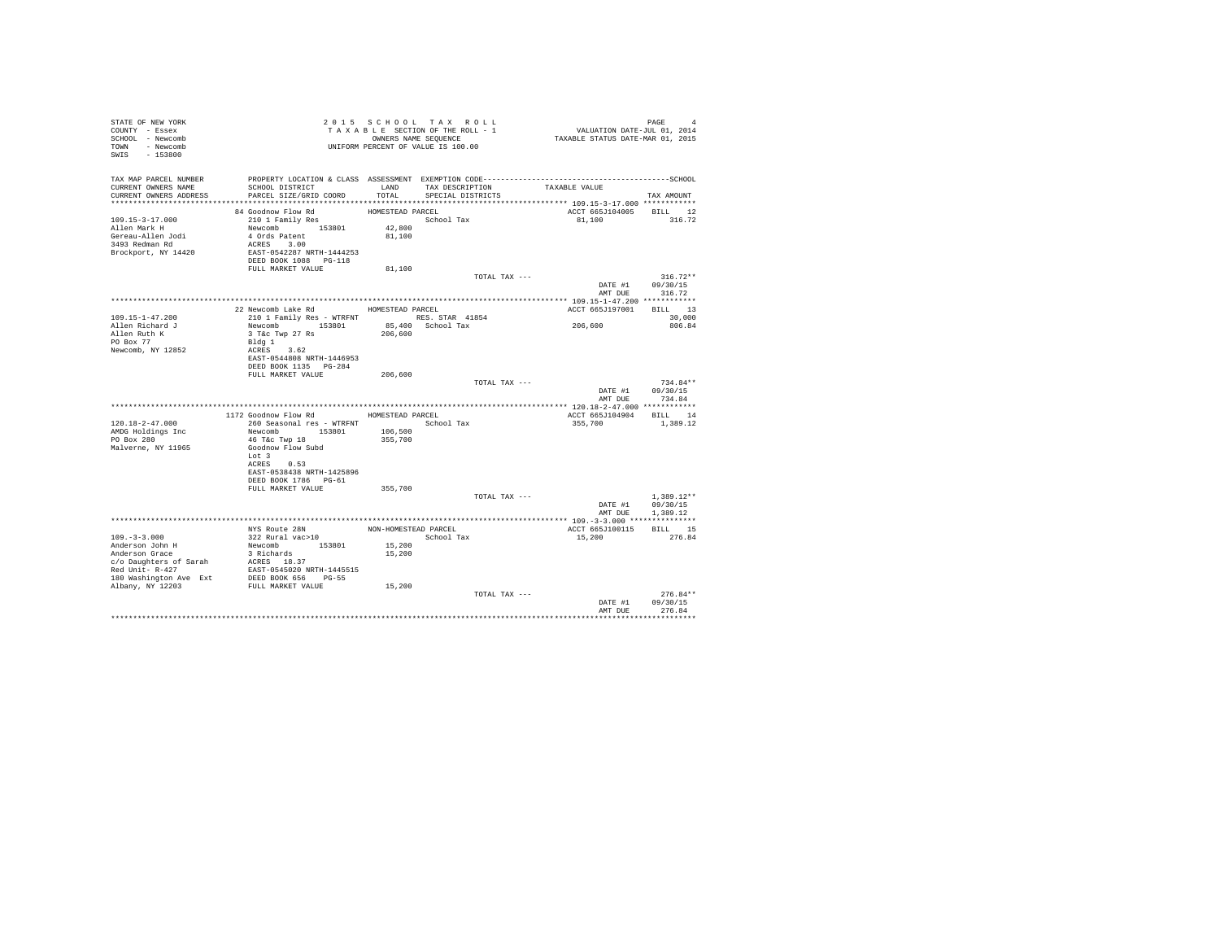STATE OF NEW YORK
COUNTY - Essex
SCHOOL - Newcomb
TOWN - Newcomb
SWIS - 153800

2 0 1 5 S C H O O L T A X R O L L
T A X A B L E SECTION OF THE ROLL - 1
OWNERS NAME SEQUENCE
UNIFORM PERCENT OF VALUE IS 100.00

VALUATION DATE-JUL 01, 2014
TAXABLE STATUS DATE-MAR 01, 2015

| TAX MAP PARCEL NUMBER / CURRENT OWNERS NAME / CURRENT OWNERS ADDRESS | PROPERTY LOCATION & CLASS / SCHOOL DISTRICT / PARCEL SIZE/GRID COORD | ASSESSMENT LAND / TOTAL | EXEMPTION CODE / TAX DESCRIPTION / SPECIAL DISTRICTS | TAXABLE VALUE | TAX AMOUNT |
|---|---|---|---|---|---|
| **109.15-3-17.000** | 84 Goodnow Flow Rd | HOMESTEAD PARCEL | | ACCT 665J104005 | BILL 12 |
| 109.15-3-17.000 | 210 1 Family Res | | School Tax | 81,100 | 316.72 |
| Allen Mark H | Newcomb 153801 | 42,800 | | | |
| Gereau-Allen Jodi | 4 Ords Patent | 81,100 | | | |
| 3493 Redman Rd | ACRES 3.00 | | | | |
| Brockport, NY 14420 | EAST-0542287 NRTH-1444253 | | | | |
| | DEED BOOK 1088 PG-118 | | | | |
| | FULL MARKET VALUE | 81,100 | | | |
| | | | TOTAL TAX --- | | 316.72** |
| | | | | DATE #1 | 09/30/15 |
| | | | | AMT DUE | 316.72 |
| **109.15-1-47.200** | 22 Newcomb Lake Rd | HOMESTEAD PARCEL | | ACCT 665J197001 | BILL 13 |
| 109.15-1-47.200 | 210 1 Family Res - WTRFNT | | RES. STAR 41854 | | 30,000 |
| Allen Richard J | Newcomb 153801 | 85,400 | School Tax | 206,600 | 806.84 |
| Allen Ruth K | 3 T&c Twp 27 Rs | 206,600 | | | |
| PO Box 77 | Bldg 1 | | | | |
| Newcomb, NY 12852 | ACRES 3.62 | | | | |
| | EAST-0544808 NRTH-1446953 | | | | |
| | DEED BOOK 1135 PG-284 | | | | |
| | FULL MARKET VALUE | 206,600 | | | |
| | | | TOTAL TAX --- | | 734.84** |
| | | | | DATE #1 | 09/30/15 |
| | | | | AMT DUE | 734.84 |
| **120.18-2-47.000** | 1172 Goodnow Flow Rd | HOMESTEAD PARCEL | | ACCT 665J104904 | BILL 14 |
| 120.18-2-47.000 | 260 Seasonal res - WTRFNT | | School Tax | 355,700 | 1,389.12 |
| AMDG Holdings Inc | Newcomb 153801 | 106,500 | | | |
| PO Box 280 | 46 T&c Twp 18 | 355,700 | | | |
| Malverne, NY 11965 | Goodnow Flow Subd | | | | |
| | Lot 3 | | | | |
| | ACRES 0.53 | | | | |
| | EAST-0538438 NRTH-1425896 | | | | |
| | DEED BOOK 1786 PG-61 | | | | |
| | FULL MARKET VALUE | 355,700 | | | |
| | | | TOTAL TAX --- | | 1,389.12** |
| | | | | DATE #1 | 09/30/15 |
| | | | | AMT DUE | 1,389.12 |
| **109.-3-3.000** | NYS Route 28N | NON-HOMESTEAD PARCEL | | ACCT 665J100115 | BILL 15 |
| 109.-3-3.000 | 322 Rural vac>10 | | School Tax | 15,200 | 276.84 |
| Anderson John H | Newcomb 153801 | 15,200 | | | |
| Anderson Grace | 3 Richards | 15,200 | | | |
| c/o Daughters of Sarah | ACRES 18.37 | | | | |
| Red Unit- R-427 | EAST-0545020 NRTH-1445515 | | | | |
| 180 Washington Ave Ext | DEED BOOK 656 PG-55 | | | | |
| Albany, NY 12203 | FULL MARKET VALUE | 15,200 | | | |
| | | | TOTAL TAX --- | | 276.84** |
| | | | | DATE #1 | 09/30/15 |
| | | | | AMT DUE | 276.84 |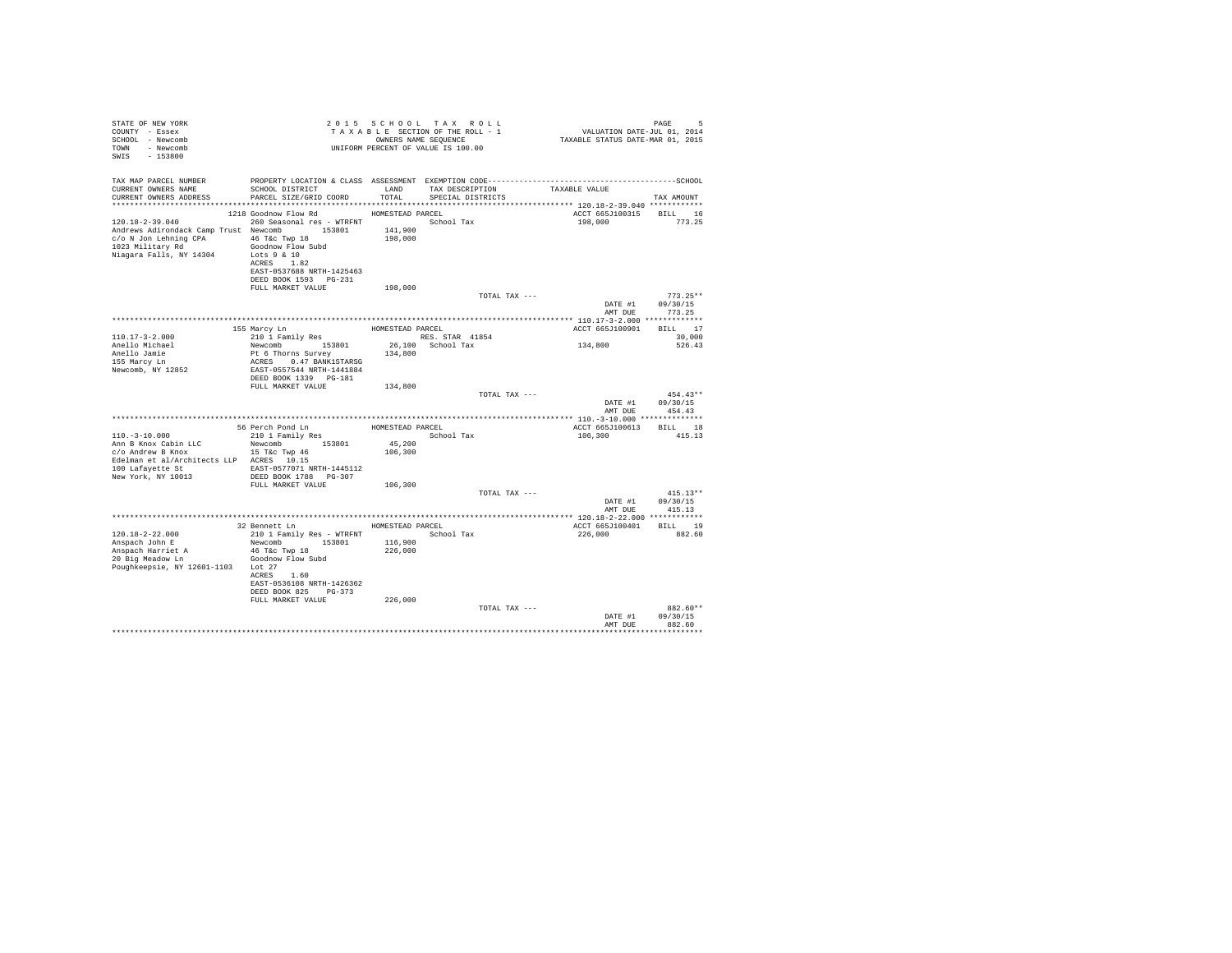STATE OF NEW YORK
COUNTY - Essex
SCHOOL - Newcomb
TOWN - Newcomb
SWIS - 153800

2 0 1 5 S C H O O L T A X R O L L
T A X A B L E SECTION OF THE ROLL - 1
OWNERS NAME SEQUENCE
UNIFORM PERCENT OF VALUE IS 100.00

VALUATION DATE-JUL 01, 2014
TAXABLE STATUS DATE-MAR 01, 2015

| TAX MAP PARCEL NUMBER / CURRENT OWNERS NAME / CURRENT OWNERS ADDRESS | PROPERTY LOCATION & CLASS / SCHOOL DISTRICT / PARCEL SIZE/GRID COORD | ASSESSMENT LAND / TOTAL | EXEMPTION CODE / TAX DESCRIPTION / SPECIAL DISTRICTS | TAXABLE VALUE | SCHOOL TAX AMOUNT |
|---|---|---|---|---|---|
| **120.18-2-39.040** | 1218 Goodnow Flow Rd — HOMESTEAD PARCEL | | | ACCT 665J100315 | BILL 16 |
| 120.18-2-39.040 | 260 Seasonal res - WTRFNT | | School Tax | 198,000 | 773.25 |
| Andrews Adirondack Camp Trust | Newcomb 153801 | 141,900 | | | |
| c/o N Jon Lehning CPA | 46 T&c Twp 18 | 198,000 | | | |
| 1023 Military Rd | Goodnow Flow Subd | | | | |
| Niagara Falls, NY 14304 | Lots 9 & 10 | | | | |
| | ACRES 1.82 | | | | |
| | EAST-0537688 NRTH-1425463 | | | | |
| | DEED BOOK 1593 PG-231 | | | | |
| | FULL MARKET VALUE | 198,000 | | | |
| | | | TOTAL TAX --- | | 773.25** |
| | | | | DATE #1 | 09/30/15 |
| | | | | AMT DUE | 773.25 |
| **110.17-3-2.000** | 155 Marcy Ln — HOMESTEAD PARCEL | | | ACCT 665J100901 | BILL 17 |
| 110.17-3-2.000 | 210 1 Family Res | | RES. STAR 41854 | | 30,000 |
| Anello Michael | Newcomb 153801 | 26,100 | School Tax | 134,800 | 526.43 |
| Anello Jamie | Pt 6 Thorns Survey | 134,800 | | | |
| 155 Marcy Ln | ACRES 0.47 BANK1STARSG | | | | |
| Newcomb, NY 12852 | EAST-0557544 NRTH-1441884 | | | | |
| | DEED BOOK 1339 PG-181 | | | | |
| | FULL MARKET VALUE | 134,800 | | | |
| | | | TOTAL TAX --- | | 454.43** |
| | | | | DATE #1 | 09/30/15 |
| | | | | AMT DUE | 454.43 |
| **110.-3-10.000** | 56 Perch Pond Ln — HOMESTEAD PARCEL | | | ACCT 665J100613 | BILL 18 |
| 110.-3-10.000 | 210 1 Family Res | | School Tax | 106,300 | 415.13 |
| Ann B Knox Cabin LLC | Newcomb 153801 | 45,200 | | | |
| c/o Andrew B Knox | 15 T&c Twp 46 | 106,300 | | | |
| Edelman et al/Architects LLP | ACRES 10.15 | | | | |
| 100 Lafayette St | EAST-0577071 NRTH-1445112 | | | | |
| New York, NY 10013 | DEED BOOK 1788 PG-307 | | | | |
| | FULL MARKET VALUE | 106,300 | | | |
| | | | TOTAL TAX --- | | 415.13** |
| | | | | DATE #1 | 09/30/15 |
| | | | | AMT DUE | 415.13 |
| **120.18-2-22.000** | 32 Bennett Ln — HOMESTEAD PARCEL | | | ACCT 665J100401 | BILL 19 |
| 120.18-2-22.000 | 210 1 Family Res - WTRFNT | | School Tax | 226,000 | 882.60 |
| Anspach John E | Newcomb 153801 | 116,900 | | | |
| Anspach Harriet A | 46 T&c Twp 18 | 226,000 | | | |
| 20 Big Meadow Ln | Goodnow Flow Subd | | | | |
| Poughkeepsie, NY 12601-1103 | Lot 27 | | | | |
| | ACRES 1.60 | | | | |
| | EAST-0536108 NRTH-1426362 | | | | |
| | DEED BOOK 825 PG-373 | | | | |
| | FULL MARKET VALUE | 226,000 | | | |
| | | | TOTAL TAX --- | | 882.60** |
| | | | | DATE #1 | 09/30/15 |
| | | | | AMT DUE | 882.60 |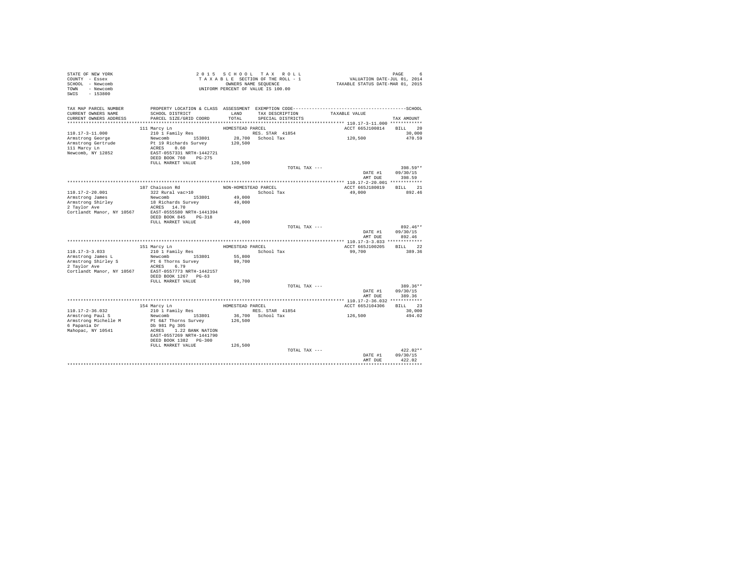STATE OF NEW YORK
COUNTY - Essex
SCHOOL - Newcomb
TOWN - Newcomb
SWIS - 153800

2 0 1 5 S C H O O L T A X R O L L
T A X A B L E SECTION OF THE ROLL - 1
OWNERS NAME SEQUENCE
UNIFORM PERCENT OF VALUE IS 100.00

VALUATION DATE-JUL 01, 2014
TAXABLE STATUS DATE-MAR 01, 2015

| TAX MAP PARCEL NUMBER / CURRENT OWNERS NAME / CURRENT OWNERS ADDRESS | PROPERTY LOCATION & CLASS / SCHOOL DISTRICT / PARCEL SIZE/GRID COORD | ASSESSMENT LAND / TOTAL | EXEMPTION CODE / TAX DESCRIPTION / SPECIAL DISTRICTS | TAXABLE VALUE | SCHOOL TAX AMOUNT |
|---|---|---|---|---|---|
| 110.17-3-11.000 | 111 Marcy Ln | HOMESTEAD PARCEL | | ACCT 665J100814 | BILL 20 |
| Armstrong George | 210 1 Family Res | | RES. STAR 41854 | | 30,000 |
| Armstrong Gertrude | Newcomb 153801 | 28,700 | School Tax | 120,500 | 470.59 |
| 111 Marcy Ln | Pt 19 Richards Survey | 120,500 | | | |
| Newcomb, NY 12852 | ACRES 0.60 | | | | |
| | EAST-0557331 NRTH-1442721 | | | | |
| | DEED BOOK 760 PG-275 | | | | |
| | FULL MARKET VALUE | 120,500 | | | |
| | | | TOTAL TAX --- | | 398.59** |
| | | | | DATE #1 | 09/30/15 |
| | | | | AMT DUE | 398.59 |
| 110.17-2-20.001 | 187 Chaisson Rd | NON-HOMESTEAD PARCEL | | ACCT 665J180019 | BILL 21 |
| Armstrong James | 322 Rural vac>10 | | School Tax | 49,000 | 892.46 |
| Armstrong Shirley | Newcomb 153801 | 49,000 | | | |
| 2 Taylor Ave | 18 Richards Survey | 49,000 | | | |
| Cortlandt Manor, NY 10567 | ACRES 14.70 | | | | |
| | EAST-0555580 NRTH-1441394 | | | | |
| | DEED BOOK 845 PG-318 | | | | |
| | FULL MARKET VALUE | 49,000 | | | |
| | | | TOTAL TAX --- | | 892.46** |
| | | | | DATE #1 | 09/30/15 |
| | | | | AMT DUE | 892.46 |
| 110.17-3-3.033 | 151 Marcy Ln | HOMESTEAD PARCEL | | ACCT 665J100205 | BILL 22 |
| Armstrong James L | 210 1 Family Res | | School Tax | 99,700 | 389.36 |
| Armstrong Shirley S | Newcomb 153801 | 55,800 | | | |
| 2 Taylor Ave | Pt 6 Thorns Survey | 99,700 | | | |
| Cortlandt Manor, NY 10567 | ACRES 6.79 | | | | |
| | EAST-0557773 NRTH-1442157 | | | | |
| | DEED BOOK 1267 PG-63 | | | | |
| | FULL MARKET VALUE | 99,700 | | | |
| | | | TOTAL TAX --- | | 389.36** |
| | | | | DATE #1 | 09/30/15 |
| | | | | AMT DUE | 389.36 |
| 110.17-2-36.032 | 154 Marcy Ln | HOMESTEAD PARCEL | | ACCT 665J104306 | BILL 23 |
| Armstrong Paul S | 210 1 Family Res | | RES. STAR 41854 | | 30,000 |
| Armstrong Michelle M | Newcomb 153801 | 36,700 | School Tax | 126,500 | 494.02 |
| 6 Papania Dr | Pt 6&7 Thorns Survey | 126,500 | | | |
| Mahopac, NY 10541 | Db 981 Pg 305 | | | | |
| | ACRES 1.22 BANK NATION | | | | |
| | EAST-0557269 NRTH-1441790 | | | | |
| | DEED BOOK 1382 PG-300 | | | | |
| | FULL MARKET VALUE | 126,500 | | | |
| | | | TOTAL TAX --- | | 422.02** |
| | | | | DATE #1 | 09/30/15 |
| | | | | AMT DUE | 422.02 |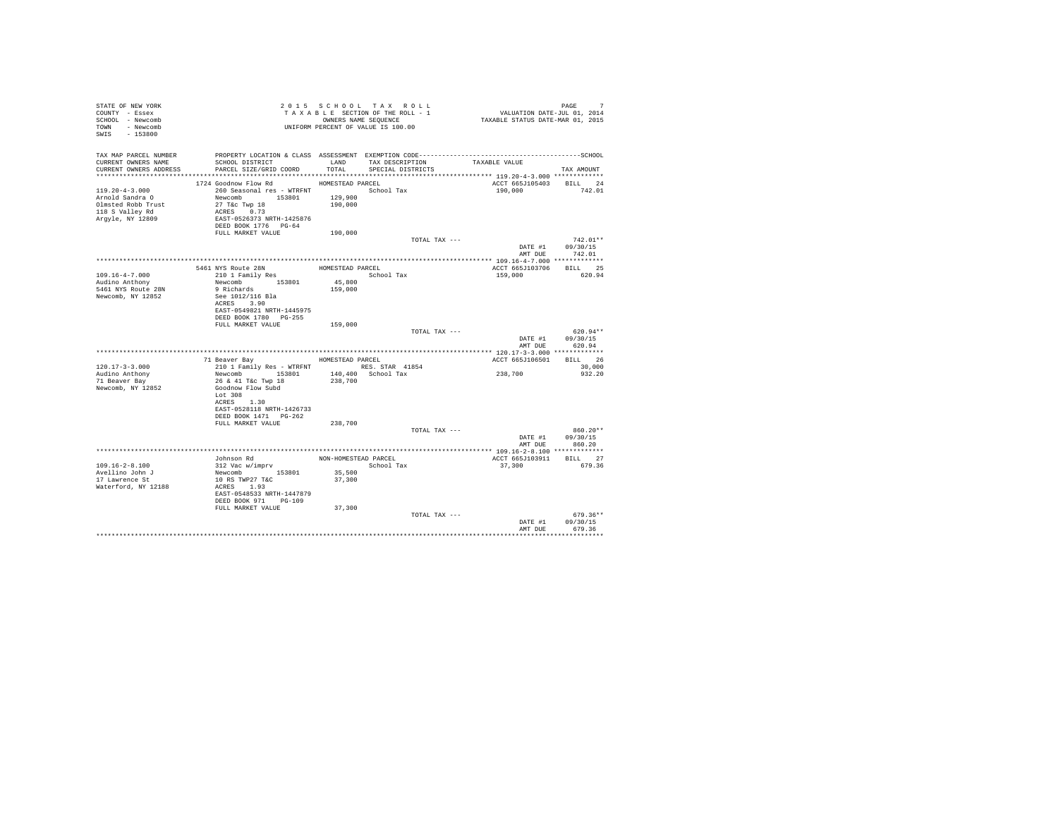STATE OF NEW YORK
COUNTY - Essex
SCHOOL - Newcomb
TOWN - Newcomb
SWIS - 153800

2 0 1 5   S C H O O L   T A X   R O L L
T A X A B L E SECTION OF THE ROLL - 1
OWNERS NAME SEQUENCE
UNIFORM PERCENT OF VALUE IS 100.00

VALUATION DATE-JUL 01, 2014
TAXABLE STATUS DATE-MAR 01, 2015

| TAX MAP PARCEL NUMBER / CURRENT OWNERS NAME / CURRENT OWNERS ADDRESS | PROPERTY LOCATION & CLASS / SCHOOL DISTRICT / PARCEL SIZE/GRID COORD | ASSESSMENT LAND / TOTAL | EXEMPTION CODE / TAX DESCRIPTION / SPECIAL DISTRICTS | TAXABLE VALUE | TAX AMOUNT |
|---|---|---|---|---|---|
| 119.20-4-3.000 | 1724 Goodnow Flow Rd | HOMESTEAD PARCEL | | ACCT 665J105403 | BILL 24 |
| Arnold Sandra O | 260 Seasonal res - WTRFNT | | School Tax | 190,000 | 742.01 |
| Olmsted Robb Trust | Newcomb 153801 | 129,900 | | | |
| 118 S Valley Rd | 27 T&c Twp 18 | 190,000 | | | |
| Argyle, NY 12809 | ACRES 0.73 | | | | |
| | EAST-0526373 NRTH-1425876 | | | | |
| | DEED BOOK 1776 PG-64 | | | | |
| | FULL MARKET VALUE | 190,000 | | | |
| | | | TOTAL TAX --- | | 742.01** |
| | | | | DATE #1 | 09/30/15 |
| | | | | AMT DUE | 742.01 |
| 109.16-4-7.000 | 5461 NYS Route 28N | HOMESTEAD PARCEL | | ACCT 665J103706 | BILL 25 |
| Audino Anthony | 210 1 Family Res | | School Tax | 159,000 | 620.94 |
| 5461 NYS Route 28N | Newcomb 153801 | 45,800 | | | |
| Newcomb, NY 12852 | 9 Richards | 159,000 | | | |
| | See 1012/116 Bla | | | | |
| | ACRES 3.90 | | | | |
| | EAST-0549821 NRTH-1445975 | | | | |
| | DEED BOOK 1780 PG-255 | | | | |
| | FULL MARKET VALUE | 159,000 | | | |
| | | | TOTAL TAX --- | | 620.94** |
| | | | | DATE #1 | 09/30/15 |
| | | | | AMT DUE | 620.94 |
| 120.17-3-3.000 | 71 Beaver Bay | HOMESTEAD PARCEL | | ACCT 665J106501 | BILL 26 |
| Audino Anthony | 210 1 Family Res - WTRFNT | | RES. STAR 41854 | | 30,000 |
| 71 Beaver Bay | Newcomb 153801 | 140,400 | School Tax | 238,700 | 932.20 |
| Newcomb, NY 12852 | 26 & 41 T&c Twp 18 | 238,700 | | | |
| | Goodnow Flow Subd | | | | |
| | Lot 308 | | | | |
| | ACRES 1.30 | | | | |
| | EAST-0528118 NRTH-1426733 | | | | |
| | DEED BOOK 1471 PG-262 | | | | |
| | FULL MARKET VALUE | 238,700 | | | |
| | | | TOTAL TAX --- | | 860.20** |
| | | | | DATE #1 | 09/30/15 |
| | | | | AMT DUE | 860.20 |
| 109.16-2-8.100 | Johnson Rd | NON-HOMESTEAD PARCEL | | ACCT 665J103911 | BILL 27 |
| Avellino John J | 312 Vac w/imprv | | School Tax | 37,300 | 679.36 |
| 17 Lawrence St | Newcomb 153801 | 35,500 | | | |
| Waterford, NY 12188 | 10 RS TWP27 T&C | 37,300 | | | |
| | ACRES 1.93 | | | | |
| | EAST-0548533 NRTH-1447879 | | | | |
| | DEED BOOK 971 PG-109 | | | | |
| | FULL MARKET VALUE | 37,300 | | | |
| | | | TOTAL TAX --- | | 679.36** |
| | | | | DATE #1 | 09/30/15 |
| | | | | AMT DUE | 679.36 |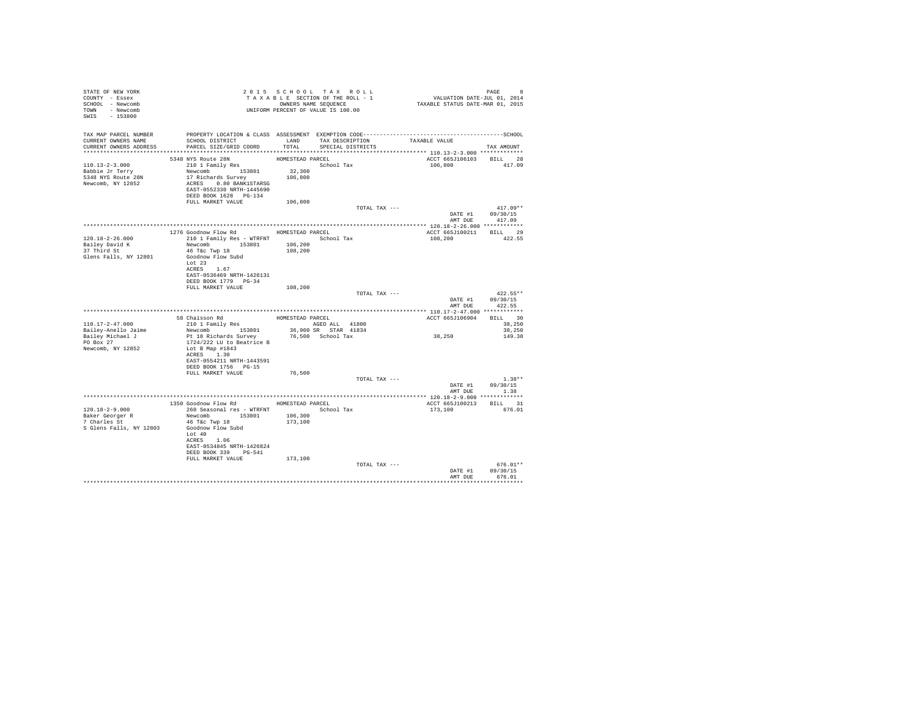STATE OF NEW YORK
COUNTY - Essex
SCHOOL - Newcomb
TOWN - Newcomb
SWIS - 153800

2 0 1 5 S C H O O L T A X R O L L
T A X A B L E SECTION OF THE ROLL - 1
OWNERS NAME SEQUENCE
UNIFORM PERCENT OF VALUE IS 100.00

VALUATION DATE-JUL 01, 2014
TAXABLE STATUS DATE-MAR 01, 2015

| TAX MAP PARCEL NUMBER / CURRENT OWNERS NAME / CURRENT OWNERS ADDRESS | PROPERTY LOCATION & CLASS / SCHOOL DISTRICT / PARCEL SIZE/GRID COORD | ASSESSMENT LAND / TOTAL | EXEMPTION CODE / TAX DESCRIPTION / SPECIAL DISTRICTS | TAXABLE VALUE | SCHOOL TAX AMOUNT |
|---|---|---|---|---|---|
| 110.13-2-3.000 | 5348 NYS Route 28N | HOMESTEAD PARCEL | | ACCT 665J106103 | BILL 28 |
| Babbie Jr Terry | 210 1 Family Res | | School Tax | 106,800 | 417.09 |
| 5348 NYS Route 28N | Newcomb 153801 | 32,300 | | | |
| Newcomb, NY 12852 | 17 Richards Survey | 106,800 | | | |
| | ACRES 0.80 BANK1STARSG | | | | |
| | EAST-0552330 NRTH-1445690 | | | | |
| | DEED BOOK 1628 PG-134 | | | | |
| | FULL MARKET VALUE | 106,800 | | | |
| | | | TOTAL TAX --- | | 417.09** |
| | | | | DATE #1 | 09/30/15 |
| | | | | AMT DUE | 417.09 |
| 120.18-2-26.000 | 1276 Goodnow Flow Rd | HOMESTEAD PARCEL | | ACCT 665J100211 | BILL 29 |
| Bailey David K | 210 1 Family Res - WTRFNT | | School Tax | 108,200 | 422.55 |
| 37 Third St | Newcomb 153801 | 106,200 | | | |
| Glens Falls, NY 12801 | 46 T&c Twp 18 | 108,200 | | | |
| | Goodnow Flow Subd | | | | |
| | Lot 23 | | | | |
| | ACRES 1.67 | | | | |
| | EAST-0536469 NRTH-1426131 | | | | |
| | DEED BOOK 1779 PG-34 | | | | |
| | FULL MARKET VALUE | 108,200 | | | |
| | | | TOTAL TAX --- | | 422.55** |
| | | | | DATE #1 | 09/30/15 |
| | | | | AMT DUE | 422.55 |
| 110.17-2-47.000 | 58 Chaisson Rd | HOMESTEAD PARCEL | | ACCT 665J106904 | BILL 30 |
| Bailey-Anello Jaime | 210 1 Family Res | | AGED ALL 41800 | | 38,250 |
| Bailey Michael J | Newcomb 153801 | 36,900 | SR STAR 41834 | | 38,250 |
| PO Box 27 | Pt 18 Richards Survey | 76,500 | School Tax | 38,250 | 149.38 |
| Newcomb, NY 12852 | 1724/222 LU to Beatrice B | | | | |
| | Lot B Map #1843 | | | | |
| | ACRES 1.30 | | | | |
| | EAST-0554211 NRTH-1443591 | | | | |
| | DEED BOOK 1756 PG-15 | | | | |
| | FULL MARKET VALUE | 76,500 | | | |
| | | | TOTAL TAX --- | | 1.38** |
| | | | | DATE #1 | 09/30/15 |
| | | | | AMT DUE | 1.38 |
| 120.18-2-9.000 | 1350 Goodnow Flow Rd | HOMESTEAD PARCEL | | ACCT 665J100213 | BILL 31 |
| Baker Georger R | 260 Seasonal res - WTRFNT | | School Tax | 173,100 | 676.01 |
| 7 Charles St | Newcomb 153801 | 106,300 | | | |
| S Glens Falls, NY 12803 | 46 T&c Twp 18 | 173,100 | | | |
| | Goodnow Flow Subd | | | | |
| | Lot 40 | | | | |
| | ACRES 1.06 | | | | |
| | EAST-0534845 NRTH-1426824 | | | | |
| | DEED BOOK 339 PG-541 | | | | |
| | FULL MARKET VALUE | 173,100 | | | |
| | | | TOTAL TAX --- | | 676.01** |
| | | | | DATE #1 | 09/30/15 |
| | | | | AMT DUE | 676.01 |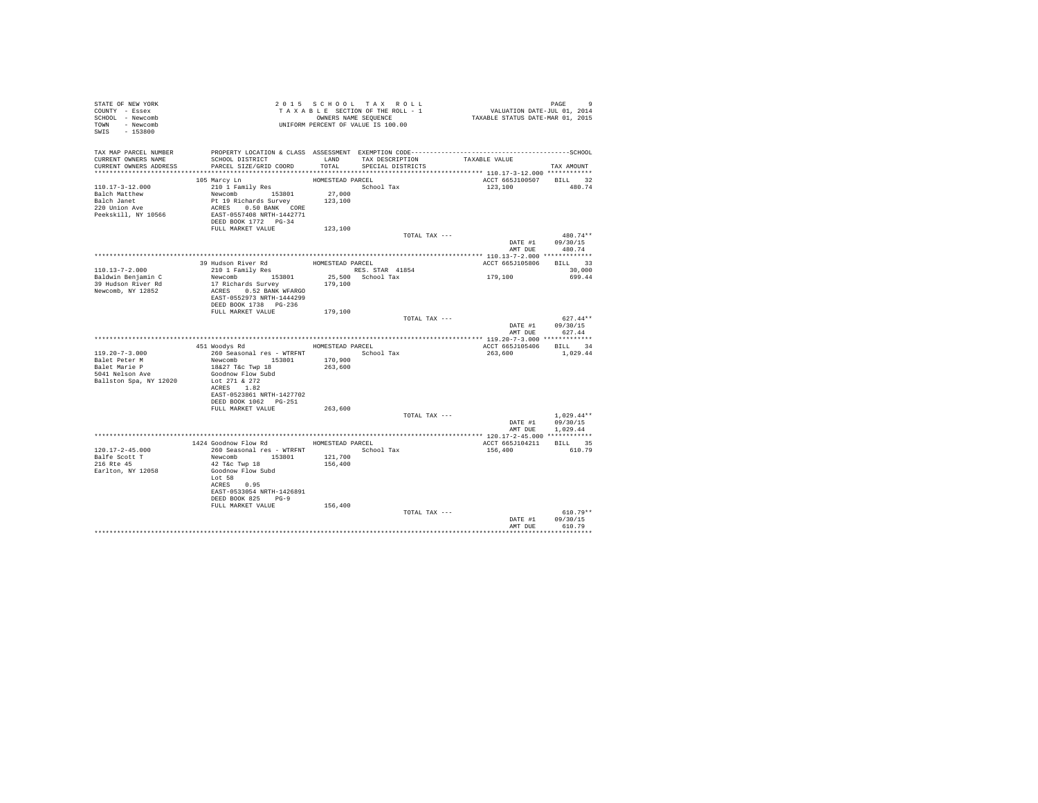STATE OF NEW YORK
COUNTY - Essex
SCHOOL - Newcomb
TOWN - Newcomb
SWIS - 153800

2 0 1 5 S C H O O L T A X R O L L
T A X A B L E SECTION OF THE ROLL - 1
OWNERS NAME SEQUENCE
UNIFORM PERCENT OF VALUE IS 100.00

VALUATION DATE-JUL 01, 2014
TAXABLE STATUS DATE-MAR 01, 2015

| TAX MAP PARCEL NUMBER / CURRENT OWNERS NAME / CURRENT OWNERS ADDRESS | PROPERTY LOCATION & CLASS / SCHOOL DISTRICT / PARCEL SIZE/GRID COORD | ASSESSMENT LAND / TOTAL | EXEMPTION CODE / TAX DESCRIPTION / SPECIAL DISTRICTS | TAXABLE VALUE | TAX AMOUNT |
|---|---|---|---|---|---|
| 110.17-3-12.000 | 105 Marcy Ln | HOMESTEAD PARCEL | | ACCT 665J100507 | BILL 32 |
| 110.17-3-12.000 | 210 1 Family Res | | School Tax | 123,100 | 480.74 |
| Balch Matthew | Newcomb 153801 | 27,000 | | | |
| Balch Janet | Pt 19 Richards Survey | 123,100 | | | |
| 220 Union Ave | ACRES 0.50 BANK CORE | | | | |
| Peekskill, NY 10566 | EAST-0557408 NRTH-1442771 | | | | |
| | DEED BOOK 1772 PG-34 | | | | |
| | FULL MARKET VALUE | 123,100 | | | |
| | | | TOTAL TAX --- | | 480.74** |
| | | | | DATE #1 | 09/30/15 |
| | | | | AMT DUE | 480.74 |
| 110.13-7-2.000 | 39 Hudson River Rd | HOMESTEAD PARCEL | | ACCT 665J105806 | BILL 33 |
| 110.13-7-2.000 | 210 1 Family Res | | RES. STAR 41854 | | 30,000 |
| Baldwin Benjamin C | Newcomb 153801 | 25,500 | School Tax | 179,100 | 699.44 |
| 39 Hudson River Rd | 17 Richards Survey | 179,100 | | | |
| Newcomb, NY 12852 | ACRES 0.52 BANK WFARGO | | | | |
| | EAST-0552973 NRTH-1444299 | | | | |
| | DEED BOOK 1738 PG-236 | | | | |
| | FULL MARKET VALUE | 179,100 | | | |
| | | | TOTAL TAX --- | | 627.44** |
| | | | | DATE #1 | 09/30/15 |
| | | | | AMT DUE | 627.44 |
| 119.20-7-3.000 | 451 Woodys Rd | HOMESTEAD PARCEL | | ACCT 665J105406 | BILL 34 |
| 119.20-7-3.000 | 260 Seasonal res - WTRFNT | | School Tax | 263,600 | 1,029.44 |
| Balet Peter M | Newcomb 153801 | 170,900 | | | |
| Balet Marie P | 18&27 T&c Twp 18 | 263,600 | | | |
| 5041 Nelson Ave | Goodnow Flow Subd | | | | |
| Ballston Spa, NY 12020 | Lot 271 & 272 | | | | |
| | ACRES 1.82 | | | | |
| | EAST-0523861 NRTH-1427702 | | | | |
| | DEED BOOK 1062 PG-251 | | | | |
| | FULL MARKET VALUE | 263,600 | | | |
| | | | TOTAL TAX --- | | 1,029.44** |
| | | | | DATE #1 | 09/30/15 |
| | | | | AMT DUE | 1,029.44 |
| 120.17-2-45.000 | 1424 Goodnow Flow Rd | HOMESTEAD PARCEL | | ACCT 665J104211 | BILL 35 |
| 120.17-2-45.000 | 260 Seasonal res - WTRFNT | | School Tax | 156,400 | 610.79 |
| Balfe Scott T | Newcomb 153801 | 121,700 | | | |
| 216 Rte 45 | 42 T&c Twp 18 | 156,400 | | | |
| Earlton, NY 12058 | Goodnow Flow Subd | | | | |
| | Lot 58 | | | | |
| | ACRES 0.95 | | | | |
| | EAST-0533054 NRTH-1426891 | | | | |
| | DEED BOOK 825 PG-9 | | | | |
| | FULL MARKET VALUE | 156,400 | | | |
| | | | TOTAL TAX --- | | 610.79** |
| | | | | DATE #1 | 09/30/15 |
| | | | | AMT DUE | 610.79 |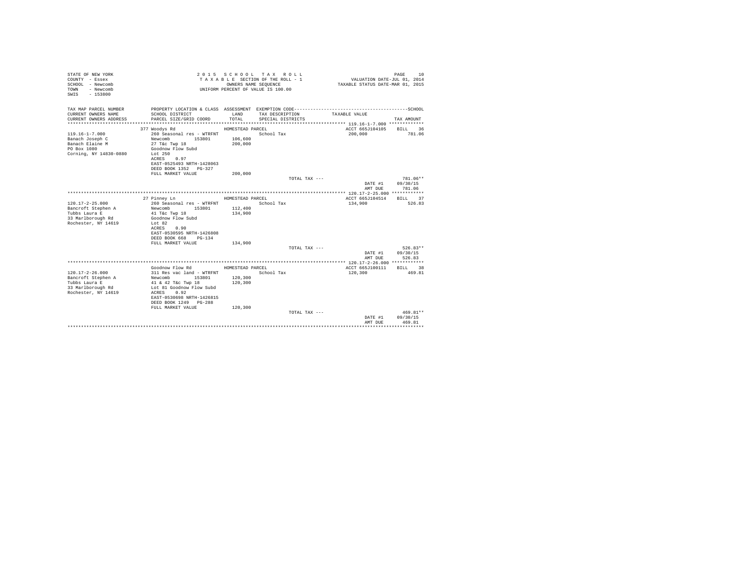STATE OF NEW YORK
COUNTY - Essex
SCHOOL - Newcomb
TOWN - Newcomb
SWIS - 153800

2 0 1 5 S C H O O L T A X R O L L
T A X A B L E SECTION OF THE ROLL - 1
OWNERS NAME SEQUENCE
UNIFORM PERCENT OF VALUE IS 100.00

VALUATION DATE-JUL 01, 2014
TAXABLE STATUS DATE-MAR 01, 2015

| TAX MAP PARCEL NUMBER / CURRENT OWNERS NAME / CURRENT OWNERS ADDRESS | PROPERTY LOCATION & CLASS / SCHOOL DISTRICT / PARCEL SIZE/GRID COORD | ASSESSMENT LAND / TOTAL | EXEMPTION CODE / TAX DESCRIPTION / SPECIAL DISTRICTS | TAXABLE VALUE | SCHOOL TAX AMOUNT |
|---|---|---|---|---|---|
| 119.16-1-7.000 | 377 Woodys Rd | HOMESTEAD PARCEL | | ACCT 665J104105 | BILL 36 |
| 119.16-1-7.000 | 260 Seasonal res - WTRFNT | | School Tax | 200,000 | 781.06 |
| Banach Joseph C | Newcomb 153801 | 106,600 | | | |
| Banach Elaine M | 27 T&c Twp 18 | 200,000 | | | |
| PO Box 1080 | Goodnow Flow Subd | | | | |
| Corning, NY 14830-0880 | Lot 250 | | | | |
| | ACRES 0.97 | | | | |
| | EAST-0525493 NRTH-1428063 | | | | |
| | DEED BOOK 1352 PG-327 | | | | |
| | FULL MARKET VALUE | 200,000 | | | |
| | | | TOTAL TAX --- | | 781.06** |
| | | | | DATE #1 | 09/30/15 |
| | | | | AMT DUE | 781.06 |
| 120.17-2-25.000 | 27 Pinney Ln | HOMESTEAD PARCEL | | ACCT 665J104514 | BILL 37 |
| 120.17-2-25.000 | 260 Seasonal res - WTRFNT | | School Tax | 134,900 | 526.83 |
| Bancroft Stephen A | Newcomb 153801 | 112,400 | | | |
| Tubbs Laura E | 41 T&c Twp 18 | 134,900 | | | |
| 33 Marlborough Rd | Goodnow Flow Subd | | | | |
| Rochester, NY 14619 | Lot 82 | | | | |
| | ACRES 0.90 | | | | |
| | EAST-0530595 NRTH-1426808 | | | | |
| | DEED BOOK 668 PG-134 | | | | |
| | FULL MARKET VALUE | 134,900 | | | |
| | | | TOTAL TAX --- | | 526.83** |
| | | | | DATE #1 | 09/30/15 |
| | | | | AMT DUE | 526.83 |
| 120.17-2-26.000 | Goodnow Flow Rd | HOMESTEAD PARCEL | | ACCT 665J100111 | BILL 38 |
| 120.17-2-26.000 | 311 Res vac land - WTRFNT | | School Tax | 120,300 | 469.81 |
| Bancroft Stephen A | Newcomb 153801 | 120,300 | | | |
| Tubbs Laura E | 41 & 42 T&c Twp 18 | 120,300 | | | |
| 33 Marlborough Rd | Lot 81 Goodnow Flow Subd | | | | |
| Rochester, NY 14619 | ACRES 0.92 | | | | |
| | EAST-0530698 NRTH-1426815 | | | | |
| | DEED BOOK 1249 PG-288 | | | | |
| | FULL MARKET VALUE | 120,300 | | | |
| | | | TOTAL TAX --- | | 469.81** |
| | | | | DATE #1 | 09/30/15 |
| | | | | AMT DUE | 469.81 |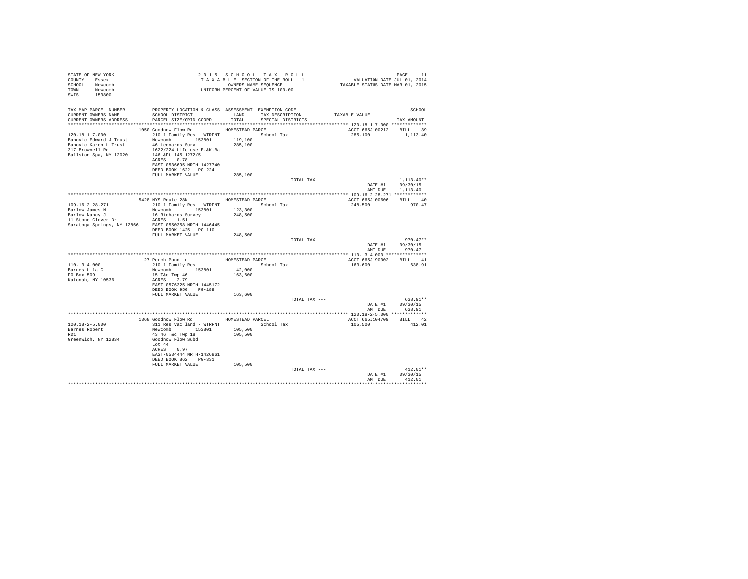STATE OF NEW YORK
COUNTY - Essex
SCHOOL - Newcomb
TOWN - Newcomb
SWIS - 153800

2015 SCHOOL TAX ROLL
TAXABLE SECTION OF THE ROLL - 1
OWNERS NAME SEQUENCE
UNIFORM PERCENT OF VALUE IS 100.00

VALUATION DATE-JUL 01, 2014
TAXABLE STATUS DATE-MAR 01, 2015

| TAX MAP PARCEL NUMBER / CURRENT OWNERS NAME / CURRENT OWNERS ADDRESS | PROPERTY LOCATION & CLASS / SCHOOL DISTRICT / PARCEL SIZE/GRID COORD | ASSESSMENT LAND / TOTAL | EXEMPTION CODE / TAX DESCRIPTION / SPECIAL DISTRICTS | TAXABLE VALUE | TAX AMOUNT |
|---|---|---|---|---|---|
| 120.18-1-7.000 | 1050 Goodnow Flow Rd | HOMESTEAD PARCEL | | ACCT 665J100212 | BILL 39 |
| Banovic Edward J Trust | 210 1 Family Res - WTRFNT | | School Tax | 285,100 | 1,113.40 |
| Banovic Karen L Trust | Newcomb 153801 | 119,100 | | | |
| 317 Brownell Rd | 46 Leonards Surv | 285,100 | | | |
| Ballston Spa, NY 12020 | 1622/224-Life use E.&K.Ba | | | | |
| | 146 &Pt 145-1272/5 | | | | |
| | ACRES 0.78 | | | | |
| | EAST-0536695 NRTH-1427740 | | | | |
| | DEED BOOK 1622 PG-224 | | | | |
| | FULL MARKET VALUE | 285,100 | | | |
| | | | TOTAL TAX --- | | 1,113.40** |
| | | | | DATE #1 | 09/30/15 |
| | | | | AMT DUE | 1,113.40 |
| 109.16-2-28.271 | 5428 NYS Route 28N | HOMESTEAD PARCEL | | ACCT 665J100606 | BILL 40 |
| Barlow James N | 210 1 Family Res - WTRFNT | | School Tax | 248,500 | 970.47 |
| Barlow Nancy J | Newcomb 153801 | 123,300 | | | |
| 11 Stone Clover Dr | 16 Richards Survey | 248,500 | | | |
| Saratoga Springs, NY 12866 | ACRES 1.51 | | | | |
| | EAST-0550358 NRTH-1446445 | | | | |
| | DEED BOOK 1425 PG-110 | | | | |
| | FULL MARKET VALUE | 248,500 | | | |
| | | | TOTAL TAX --- | | 970.47** |
| | | | | DATE #1 | 09/30/15 |
| | | | | AMT DUE | 970.47 |
| 110.-3-4.000 | 27 Perch Pond Ln | HOMESTEAD PARCEL | | ACCT 665J190002 | BILL 41 |
| Barnes Lila C | 210 1 Family Res | | School Tax | 163,600 | 638.91 |
| PO Box 509 | Newcomb 153801 | 42,000 | | | |
| Katonah, NY 10536 | 15 T&c Twp 46 | 163,600 | | | |
| | ACRES 2.79 | | | | |
| | EAST-0576325 NRTH-1445172 | | | | |
| | DEED BOOK 950 PG-189 | | | | |
| | FULL MARKET VALUE | 163,600 | | | |
| | | | TOTAL TAX --- | | 638.91** |
| | | | | DATE #1 | 09/30/15 |
| | | | | AMT DUE | 638.91 |
| 120.18-2-5.000 | 1368 Goodnow Flow Rd | HOMESTEAD PARCEL | | ACCT 665J104709 | BILL 42 |
| Barnes Robert | 311 Res vac land - WTRFNT | | School Tax | 105,500 | 412.01 |
| RD1 | Newcomb 153801 | 105,500 | | | |
| Greenwich, NY 12834 | 43 46 T&c Twp 18 | 105,500 | | | |
| | Goodnow Flow Subd | | | | |
| | Lot 44 | | | | |
| | ACRES 0.97 | | | | |
| | EAST-0534444 NRTH-1426861 | | | | |
| | DEED BOOK 862 PG-331 | | | | |
| | FULL MARKET VALUE | 105,500 | | | |
| | | | TOTAL TAX --- | | 412.01** |
| | | | | DATE #1 | 09/30/15 |
| | | | | AMT DUE | 412.01 |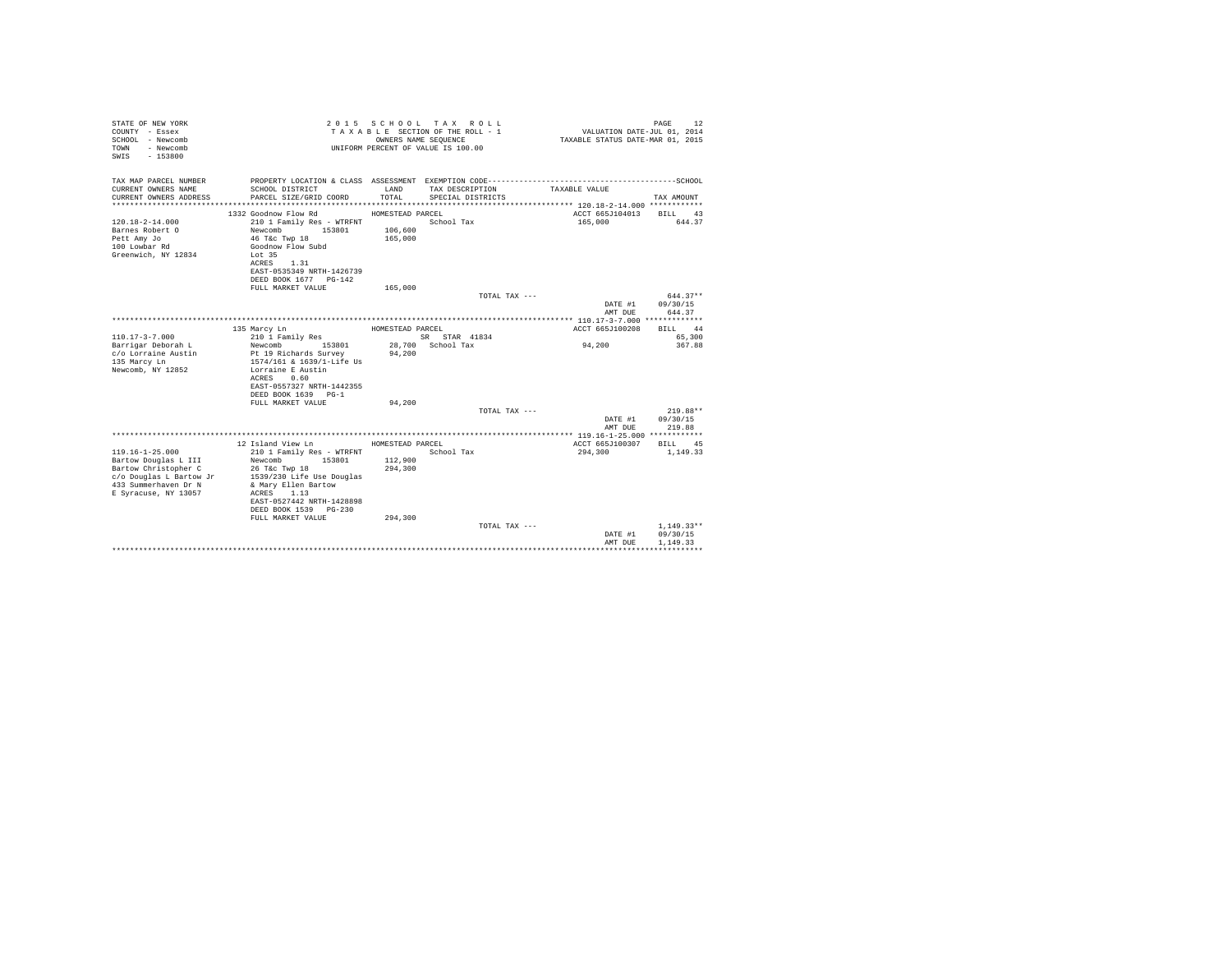STATE OF NEW YORK
COUNTY - Essex
SCHOOL - Newcomb
TOWN - Newcomb
SWIS - 153800

2 0 1 5 S C H O O L T A X R O L L
T A X A B L E SECTION OF THE ROLL - 1
OWNERS NAME SEQUENCE
UNIFORM PERCENT OF VALUE IS 100.00

VALUATION DATE-JUL 01, 2014
TAXABLE STATUS DATE-MAR 01, 2015

| TAX MAP PARCEL NUMBER / CURRENT OWNERS NAME / CURRENT OWNERS ADDRESS | PROPERTY LOCATION & CLASS / SCHOOL DISTRICT / PARCEL SIZE/GRID COORD | ASSESSMENT LAND / TOTAL | EXEMPTION CODE / TAX DESCRIPTION / SPECIAL DISTRICTS | TAXABLE VALUE | SCHOOL TAX AMOUNT |
|---|---|---|---|---|---|
| 120.18-2-14.000 | 1332 Goodnow Flow Rd | HOMESTEAD PARCEL | | ACCT 665J104013 | BILL 43 |
| 120.18-2-14.000 | 210 1 Family Res - WTRFNT | | School Tax | 165,000 | 644.37 |
| Barnes Robert O | Newcomb 153801 | 106,600 | | | |
| Pett Amy Jo | 46 T&c Twp 18 | 165,000 | | | |
| 100 Lowbar Rd | Goodnow Flow Subd | | | | |
| Greenwich, NY 12834 | Lot 35 | | | | |
| | ACRES 1.31 | | | | |
| | EAST-0535349 NRTH-1426739 | | | | |
| | DEED BOOK 1677 PG-142 | | | | |
| | FULL MARKET VALUE | 165,000 | | | |
| | | | TOTAL TAX --- | | 644.37** |
| | | | | DATE #1 | 09/30/15 |
| | | | | AMT DUE | 644.37 |
| 110.17-3-7.000 | 135 Marcy Ln | HOMESTEAD PARCEL | | ACCT 665J100208 | BILL 44 |
| 110.17-3-7.000 | 210 1 Family Res | | SR STAR 41834 | | 65,300 |
| Barrigar Deborah L | Newcomb 153801 | 28,700 | School Tax | 94,200 | 367.88 |
| c/o Lorraine Austin | Pt 19 Richards Survey | 94,200 | | | |
| 135 Marcy Ln | 1574/161 & 1639/1-Life Us | | | | |
| Newcomb, NY 12852 | Lorraine E Austin | | | | |
| | ACRES 0.60 | | | | |
| | EAST-0557327 NRTH-1442355 | | | | |
| | DEED BOOK 1639 PG-1 | | | | |
| | FULL MARKET VALUE | 94,200 | | | |
| | | | TOTAL TAX --- | | 219.88** |
| | | | | DATE #1 | 09/30/15 |
| | | | | AMT DUE | 219.88 |
| 119.16-1-25.000 | 12 Island View Ln | HOMESTEAD PARCEL | | ACCT 665J100307 | BILL 45 |
| 119.16-1-25.000 | 210 1 Family Res - WTRFNT | | School Tax | 294,300 | 1,149.33 |
| Bartow Douglas L III | Newcomb 153801 | 112,900 | | | |
| Bartow Christopher C | 26 T&c Twp 18 | 294,300 | | | |
| c/o Douglas L Bartow Jr | 1539/230 Life Use Douglas | | | | |
| 433 Summerhaven Dr N | & Mary Ellen Bartow | | | | |
| E Syracuse, NY 13057 | ACRES 1.13 | | | | |
| | EAST-0527442 NRTH-1428898 | | | | |
| | DEED BOOK 1539 PG-230 | | | | |
| | FULL MARKET VALUE | 294,300 | | | |
| | | | TOTAL TAX --- | | 1,149.33** |
| | | | | DATE #1 | 09/30/15 |
| | | | | AMT DUE | 1,149.33 |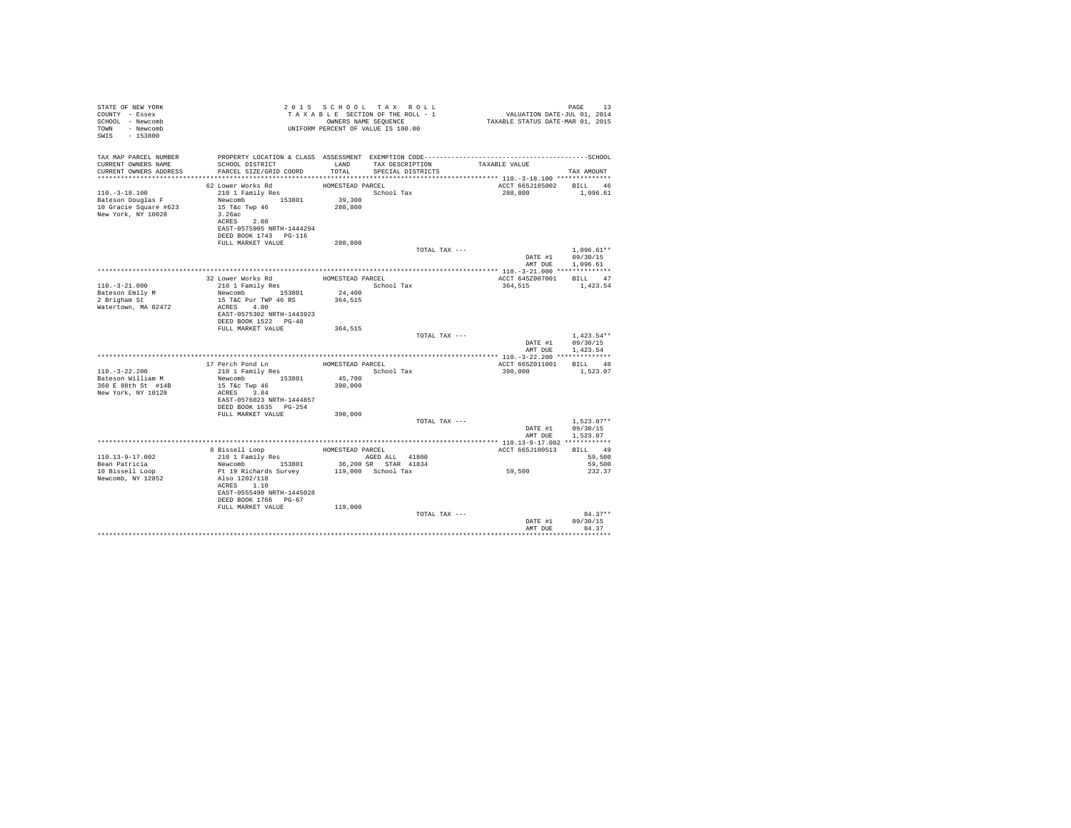```
STATE OF NEW YORK                          2 0 1 5   S C H O O L   T A X   R O L L                                PAGE    13
COUNTY  - Essex                             T A X A B L E  SECTION OF THE ROLL - 1                VALUATION DATE-JUL 01, 2014
SCHOOL  - Newcomb                                  OWNERS NAME SEQUENCE                          TAXABLE STATUS DATE-MAR 01, 2015
TOWN    - Newcomb                            UNIFORM PERCENT OF VALUE IS 100.00
SWIS    - 153800

TAX MAP PARCEL NUMBER          PROPERTY LOCATION & CLASS  ASSESSMENT  EXEMPTION CODE------------------------------------------SCHOOL
CURRENT OWNERS NAME            SCHOOL DISTRICT              LAND      TAX DESCRIPTION             TAXABLE VALUE
CURRENT OWNERS ADDRESS         PARCEL SIZE/GRID COORD       TOTAL     SPECIAL DISTRICTS                                 TAX AMOUNT
*********************************************************************************************** 110.-3-18.100 **************
                               62 Lower Works Rd              HOMESTEAD PARCEL                      ACCT 665J185002   BILL   46
110.-3-18.100                  210 1 Family Res                        School Tax                    280,800          1,096.61
Bateson Douglas F              Newcomb        153801         39,300
10 Gracie Square #623          15 T&c Twp 46                280,800
New York, NY 10028             3.26ac
                               ACRES    2.08
                               EAST-0575905 NRTH-1444294
                               DEED BOOK 1743   PG-116
                               FULL MARKET VALUE            280,800
                                                                            TOTAL TAX ---                               1,096.61**
                                                                                                  DATE #1       09/30/15
                                                                                                  AMT DUE       1,096.61
*********************************************************************************************** 110.-3-21.000 **************
                               32 Lower Works Rd              HOMESTEAD PARCEL                      ACCT 645Z007001   BILL   47
110.-3-21.000                  210 1 Family Res                        School Tax                    364,515          1,423.54
Bateson Emily M                Newcomb        153801         24,400
2 Brigham St                   15 T&C Pur TWP 46 RS         364,515
Watertown, MA 02472            ACRES    4.00
                               EAST-0575302 NRTH-1443923
                               DEED BOOK 1522   PG-48
                               FULL MARKET VALUE            364,515
                                                                            TOTAL TAX ---                               1,423.54**
                                                                                                  DATE #1       09/30/15
                                                                                                  AMT DUE       1,423.54
*********************************************************************************************** 110.-3-22.200 **************
                               17 Perch Pond Ln               HOMESTEAD PARCEL                      ACCT 665Z011001   BILL   48
110.-3-22.200                  210 1 Family Res                        School Tax                    390,000          1,523.07
Bateson William M              Newcomb        153801         45,700
360 E 88th St  #14B            15 T&c Twp 46                390,000
New York, NY 10128             ACRES    3.84
                               EAST-0576023 NRTH-1444857
                               DEED BOOK 1635   PG-254
                               FULL MARKET VALUE            390,000
                                                                            TOTAL TAX ---                               1,523.07**
                                                                                                  DATE #1       09/30/15
                                                                                                  AMT DUE       1,523.07
*********************************************************************************************** 110.13-9-17.002 ************
                               8 Bissell Loop                 HOMESTEAD PARCEL                      ACCT 665J100513   BILL   49
110.13-9-17.002                210 1 Family Res                        AGED ALL  41800                                  59,500
Bean Patricia                  Newcomb        153801         36,200 SR   STAR  41834                                    59,500
10 Bissell Loop                Pt 19 Richards Survey        119,000   School Tax                      59,500            232.37
Newcomb, NY 12852              Also 1202/118
                               ACRES    1.10
                               EAST-0555490 NRTH-1445028
                               DEED BOOK 1766   PG-67
                               FULL MARKET VALUE            119,000
                                                                            TOTAL TAX ---                                  84.37**
                                                                                                  DATE #1       09/30/15
                                                                                                  AMT DUE          84.37
******************************************************************************************************************************
```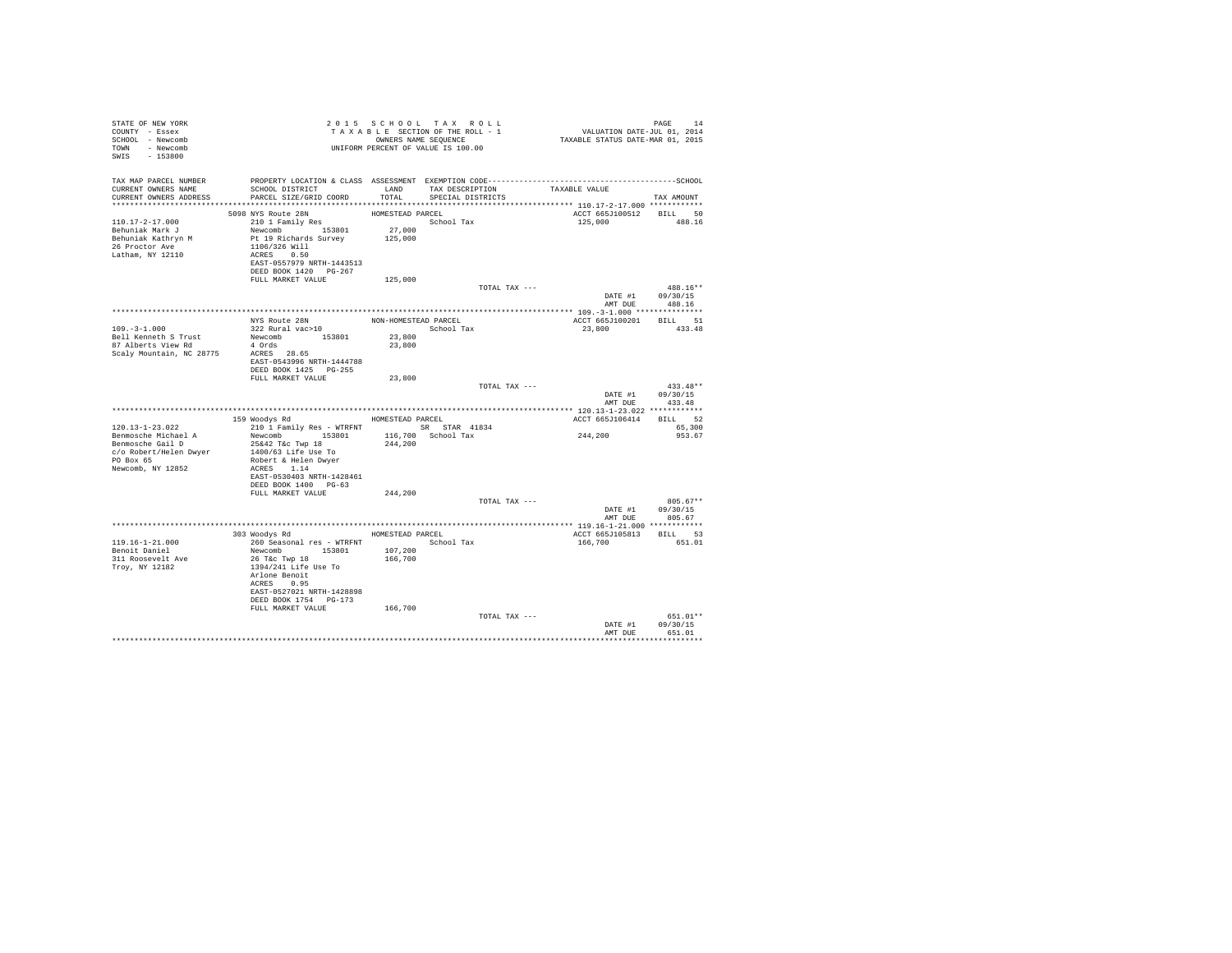STATE OF NEW YORK
COUNTY - Essex
SCHOOL - Newcomb
TOWN - Newcomb
SWIS - 153800

2015 SCHOOL TAX ROLL
TAXABLE SECTION OF THE ROLL - 1
OWNERS NAME SEQUENCE
UNIFORM PERCENT OF VALUE IS 100.00

VALUATION DATE-JUL 01, 2014
TAXABLE STATUS DATE-MAR 01, 2015

| TAX MAP PARCEL NUMBER / CURRENT OWNERS NAME / CURRENT OWNERS ADDRESS | PROPERTY LOCATION & CLASS / SCHOOL DISTRICT / PARCEL SIZE/GRID COORD | ASSESSMENT LAND / TOTAL | EXEMPTION CODE / TAX DESCRIPTION / SPECIAL DISTRICTS | TAXABLE VALUE | TAX AMOUNT |
|---|---|---|---|---|---|
| 110.17-2-17.000 | 5098 NYS Route 28N | HOMESTEAD PARCEL | | ACCT 665J100512 | BILL 50 |
| 110.17-2-17.000 | 210 1 Family Res | | School Tax | 125,000 | 488.16 |
| Behuniak Mark J | Newcomb 153801 | 27,000 | | | |
| Behuniak Kathryn M | Pt 19 Richards Survey | 125,000 | | | |
| 26 Proctor Ave | 1106/326 Will | | | | |
| Latham, NY 12110 | ACRES 0.50 | | | | |
| | EAST-0557979 NRTH-1443513 | | | | |
| | DEED BOOK 1420 PG-267 | | | | |
| | FULL MARKET VALUE | 125,000 | | | |
| | | | TOTAL TAX --- | | 488.16** |
| | | | | DATE #1 | 09/30/15 |
| | | | | AMT DUE | 488.16 |
| 109.-3-1.000 | NYS Route 28N | NON-HOMESTEAD PARCEL | | ACCT 665J100201 | BILL 51 |
| 109.-3-1.000 | 322 Rural vac>10 | | School Tax | 23,800 | 433.48 |
| Bell Kenneth S Trust | Newcomb 153801 | 23,800 | | | |
| 87 Alberts View Rd | 4 Ords | 23,800 | | | |
| Scaly Mountain, NC 28775 | ACRES 28.65 | | | | |
| | EAST-0543996 NRTH-1444788 | | | | |
| | DEED BOOK 1425 PG-255 | | | | |
| | FULL MARKET VALUE | 23,800 | | | |
| | | | TOTAL TAX --- | | 433.48** |
| | | | | DATE #1 | 09/30/15 |
| | | | | AMT DUE | 433.48 |
| 120.13-1-23.022 | 159 Woodys Rd | HOMESTEAD PARCEL | | ACCT 665J106414 | BILL 52 |
| 120.13-1-23.022 | 210 1 Family Res - WTRFNT | | SR STAR 41834 | | 65,300 |
| Benmosche Michael A | Newcomb 153801 | 116,700 | School Tax | 244,200 | 953.67 |
| Benmosche Gail D | 25&42 T&c Twp 18 | 244,200 | | | |
| c/o Robert/Helen Dwyer | 1400/63 Life Use To | | | | |
| PO Box 65 | Robert & Helen Dwyer | | | | |
| Newcomb, NY 12852 | ACRES 1.14 | | | | |
| | EAST-0530403 NRTH-1428461 | | | | |
| | DEED BOOK 1400 PG-63 | | | | |
| | FULL MARKET VALUE | 244,200 | | | |
| | | | TOTAL TAX --- | | 805.67** |
| | | | | DATE #1 | 09/30/15 |
| | | | | AMT DUE | 805.67 |
| 119.16-1-21.000 | 303 Woodys Rd | HOMESTEAD PARCEL | | ACCT 665J105813 | BILL 53 |
| 119.16-1-21.000 | 260 Seasonal res - WTRFNT | | School Tax | 166,700 | 651.01 |
| Benoit Daniel | Newcomb 153801 | 107,200 | | | |
| 311 Roosevelt Ave | 26 T&c Twp 18 | 166,700 | | | |
| Troy, NY 12182 | 1394/241 Life Use To | | | | |
| | Arlone Benoit | | | | |
| | ACRES 0.95 | | | | |
| | EAST-0527021 NRTH-1428898 | | | | |
| | DEED BOOK 1754 PG-173 | | | | |
| | FULL MARKET VALUE | 166,700 | | | |
| | | | TOTAL TAX --- | | 651.01** |
| | | | | DATE #1 | 09/30/15 |
| | | | | AMT DUE | 651.01 |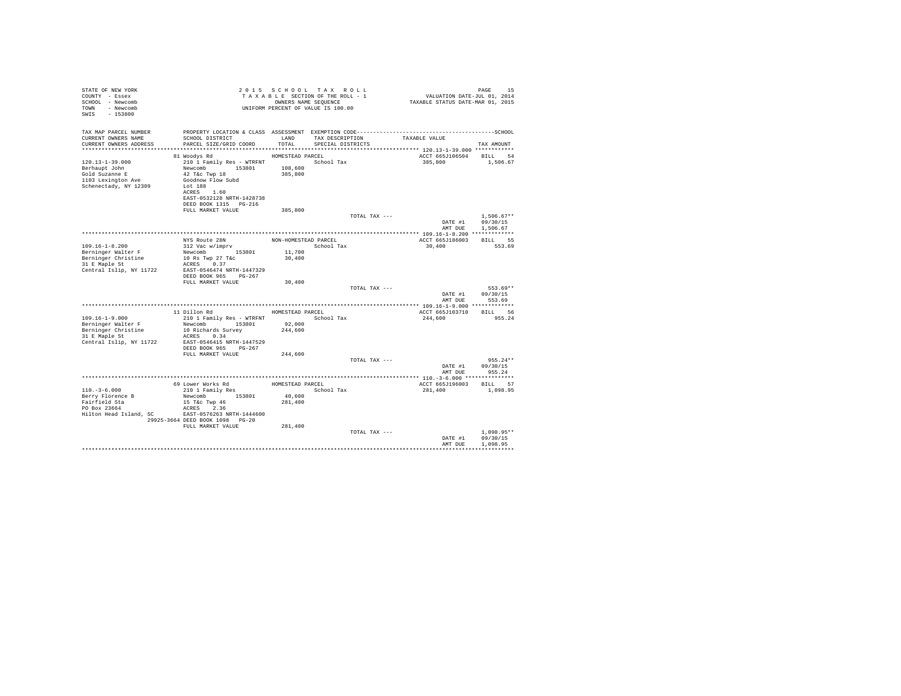STATE OF NEW YORK
COUNTY - Essex
SCHOOL - Newcomb
TOWN - Newcomb
SWIS - 153800

2 0 1 5 S C H O O L T A X R O L L
T A X A B L E SECTION OF THE ROLL - 1
OWNERS NAME SEQUENCE
UNIFORM PERCENT OF VALUE IS 100.00

VALUATION DATE-JUL 01, 2014
TAXABLE STATUS DATE-MAR 01, 2015

| TAX MAP PARCEL NUMBER / CURRENT OWNERS NAME / CURRENT OWNERS ADDRESS | PROPERTY LOCATION & CLASS / SCHOOL DISTRICT / PARCEL SIZE/GRID COORD | ASSESSMENT LAND / TOTAL | EXEMPTION CODE / TAX DESCRIPTION / SPECIAL DISTRICTS | TAXABLE VALUE | TAX AMOUNT |
|---|---|---|---|---|---|
| **120.13-1-39.000** | 81 Woodys Rd | HOMESTEAD PARCEL | | ACCT 665J106504 | BILL 54 |
| 120.13-1-39.000 | 210 1 Family Res - WTRFNT | | School Tax | 385,800 | 1,506.67 |
| Berhaupt John | Newcomb 153801 | 108,600 | | | |
| Gold Suzanne E | 42 T&c Twp 18 | 385,800 | | | |
| 1103 Lexington Ave | Goodnow Flow Subd | | | | |
| Schenectady, NY 12309 | Lot 188 | | | | |
| | ACRES 1.60 | | | | |
| | EAST-0532128 NRTH-1428738 | | | | |
| | DEED BOOK 1315 PG-216 | | | | |
| | FULL MARKET VALUE | 385,800 | | | |
| | | | TOTAL TAX --- | | 1,506.67** |
| | | | | DATE #1 | 09/30/15 |
| | | | | AMT DUE | 1,506.67 |
| **109.16-1-8.200** | NYS Route 28N | NON-HOMESTEAD PARCEL | | ACCT 665J186003 | BILL 55 |
| 109.16-1-8.200 | 312 Vac w/imprv | | School Tax | 30,400 | 553.69 |
| Berninger Walter F | Newcomb 153801 | 11,700 | | | |
| Berninger Christine | 10 Rs Twp 27 T&c | 30,400 | | | |
| 31 E Maple St | ACRES 0.37 | | | | |
| Central Islip, NY 11722 | EAST-0546474 NRTH-1447329 | | | | |
| | DEED BOOK 965 PG-267 | | | | |
| | FULL MARKET VALUE | 30,400 | | | |
| | | | TOTAL TAX --- | | 553.69** |
| | | | | DATE #1 | 09/30/15 |
| | | | | AMT DUE | 553.69 |
| **109.16-1-9.000** | 11 Dillon Rd | HOMESTEAD PARCEL | | ACCT 665J103710 | BILL 56 |
| 109.16-1-9.000 | 210 1 Family Res - WTRFNT | | School Tax | 244,600 | 955.24 |
| Berninger Walter F | Newcomb 153801 | 92,000 | | | |
| Berninger Christine | 10 Richards Survey | 244,600 | | | |
| 31 E Maple St | ACRES 0.34 | | | | |
| Central Islip, NY 11722 | EAST-0546415 NRTH-1447529 | | | | |
| | DEED BOOK 965 PG-267 | | | | |
| | FULL MARKET VALUE | 244,600 | | | |
| | | | TOTAL TAX --- | | 955.24** |
| | | | | DATE #1 | 09/30/15 |
| | | | | AMT DUE | 955.24 |
| **110.-3-6.000** | 69 Lower Works Rd | HOMESTEAD PARCEL | | ACCT 665J196003 | BILL 57 |
| 110.-3-6.000 | 210 1 Family Res | | School Tax | 281,400 | 1,098.95 |
| Berry Florence B | Newcomb 153801 | 40,600 | | | |
| Fairfield Sta | 15 T&c Twp 46 | 281,400 | | | |
| PO Box 23664 | ACRES 2.36 | | | | |
| Hilton Head Island, SC | EAST-0576263 NRTH-1444600 | | | | |
| 29925-3664 | DEED BOOK 1098 PG-20 | | | | |
| | FULL MARKET VALUE | 281,400 | | | |
| | | | TOTAL TAX --- | | 1,098.95** |
| | | | | DATE #1 | 09/30/15 |
| | | | | AMT DUE | 1,098.95 |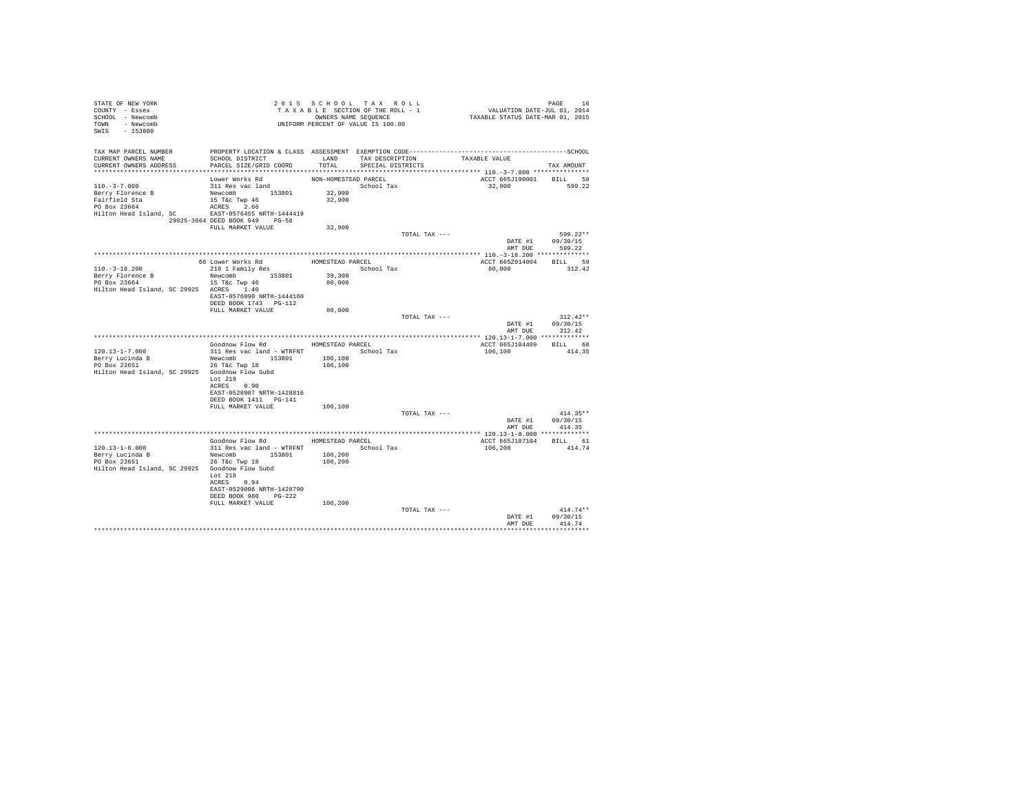STATE OF NEW YORK
COUNTY - Essex
SCHOOL - Newcomb
TOWN - Newcomb
SWIS - 153800

2015 SCHOOL TAX ROLL
TAXABLE SECTION OF THE ROLL - 1
OWNERS NAME SEQUENCE
UNIFORM PERCENT OF VALUE IS 100.00

VALUATION DATE-JUL 01, 2014
TAXABLE STATUS DATE-MAR 01, 2015

```
TAX MAP PARCEL NUMBER          PROPERTY LOCATION & CLASS  ASSESSMENT  EXEMPTION CODE-----------------------------------------------SCHOOL
CURRENT OWNERS NAME            SCHOOL DISTRICT               LAND      TAX DESCRIPTION              TAXABLE VALUE
CURRENT OWNERS ADDRESS         PARCEL SIZE/GRID COORD        TOTAL     SPECIAL DISTRICTS                                     TAX AMOUNT
*********************************************************************************************** 110.-3-7.000 ***************
                               Lower Works Rd               NON-HOMESTEAD PARCEL                        ACCT 665J190001     BILL   58
110.-3-7.000                   311 Res vac land                          School Tax                     32,900             599.22
Berry Florence B               Newcomb       153801         32,900
Fairfield Sta                  15 T&c Twp 46                32,900
PO Box 23664                   ACRES    2.66
Hilton Head Island, SC         EAST-0576455 NRTH-1444419
                29925-3664 DEED BOOK 949    PG-58
                               FULL MARKET VALUE            32,900
                                                                          TOTAL TAX ---                                  599.22**
                                                                                                        DATE #1        09/30/15
                                                                                                        AMT DUE          599.22
*********************************************************************************************** 110.-3-18.200 **************
                               66 Lower Works Rd            HOMESTEAD PARCEL                            ACCT 665Z014004     BILL   59
110.-3-18.200                  210 1 Family Res                          School Tax                     80,000             312.42
Berry Florence B               Newcomb       153801         39,300
PO Box 23664                   15 T&c Twp 46                80,000
Hilton Head Island, SC 29925   ACRES    1.40
                               EAST-0576090 NRTH-1444160
                               DEED BOOK 1743   PG-112
                               FULL MARKET VALUE            80,000
                                                                          TOTAL TAX ---                                  312.42**
                                                                                                        DATE #1        09/30/15
                                                                                                        AMT DUE          312.42
*********************************************************************************************** 120.13-1-7.000 *************
                               Goodnow Flow Rd              HOMESTEAD PARCEL                            ACCT 665J104409     BILL   60
120.13-1-7.000                 311 Res vac land - WTRFNT                 School Tax                    106,100             414.35
Berry Lucinda B                Newcomb       153801        106,100
PO Box 23651                   26 T&c Twp 18               106,100
Hilton Head Island, SC 29925   Goodnow Flow Subd
                               Lot 219
                               ACRES    0.90
                               EAST-0528907 NRTH-1428816
                               DEED BOOK 1411   PG-141
                               FULL MARKET VALUE           106,100
                                                                          TOTAL TAX ---                                  414.35**
                                                                                                        DATE #1        09/30/15
                                                                                                        AMT DUE          414.35
*********************************************************************************************** 120.13-1-8.000 *************
                               Goodnow Flow Rd              HOMESTEAD PARCEL                            ACCT 665J107104     BILL   61
120.13-1-8.000                 311 Res vac land - WTRFNT                 School Tax                    106,200             414.74
Berry Lucinda B                Newcomb       153801        106,200
PO Box 23651                   26 T&c Twp 18               106,200
Hilton Head Island, SC 29925   Goodnow Flow Subd
                               Lot 218
                               ACRES    0.94
                               EAST-0529006 NRTH-1428790
                               DEED BOOK 980    PG-222
                               FULL MARKET VALUE           106,200
                                                                          TOTAL TAX ---                                  414.74**
                                                                                                        DATE #1        09/30/15
                                                                                                        AMT DUE          414.74
****************************************************************************************************************************
```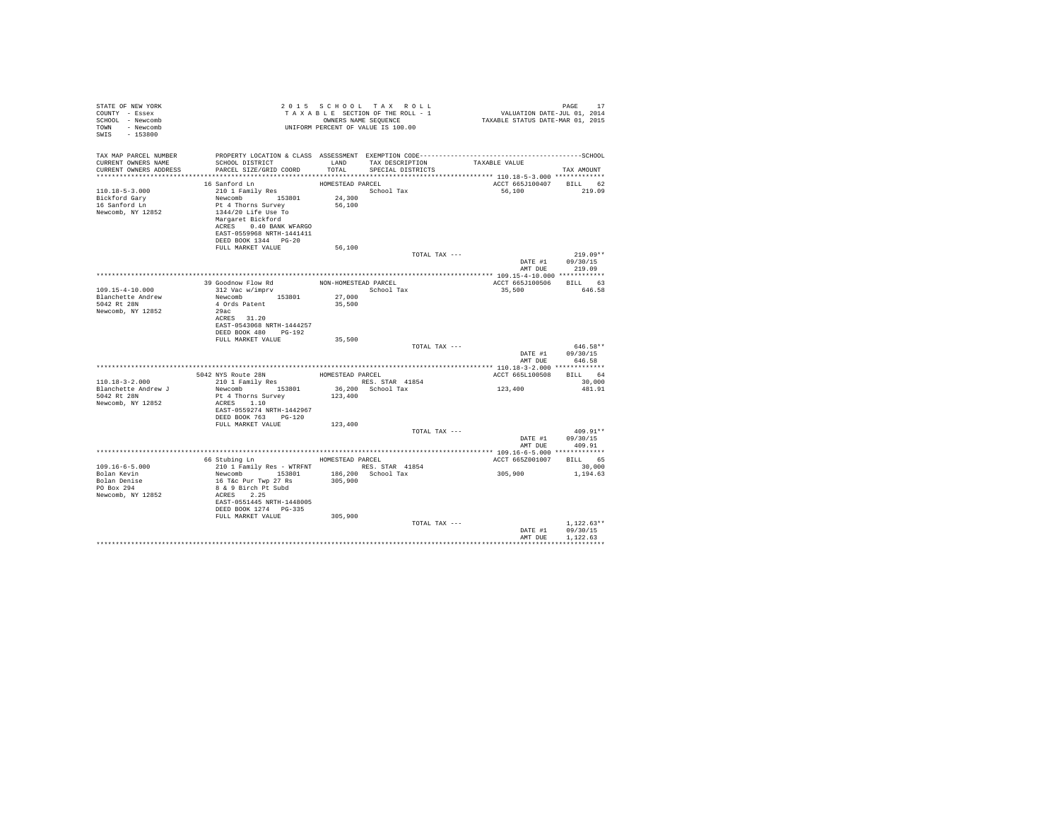STATE OF NEW YORK
COUNTY - Essex
SCHOOL - Newcomb
TOWN - Newcomb
SWIS - 153800

2015 SCHOOL TAX ROLL
TAXABLE SECTION OF THE ROLL - 1
OWNERS NAME SEQUENCE
UNIFORM PERCENT OF VALUE IS 100.00

VALUATION DATE-JUL 01, 2014
TAXABLE STATUS DATE-MAR 01, 2015

| TAX MAP PARCEL NUMBER / CURRENT OWNERS NAME / CURRENT OWNERS ADDRESS | PROPERTY LOCATION & CLASS / SCHOOL DISTRICT / PARCEL SIZE/GRID COORD | ASSESSMENT LAND / TOTAL | EXEMPTION CODE / TAX DESCRIPTION / SPECIAL DISTRICTS | TAXABLE VALUE | TAX AMOUNT |
|---|---|---|---|---|---|
| **110.18-5-3.000** | 16 Sanford Ln | HOMESTEAD PARCEL | | ACCT 665J100407 | BILL 62 |
| 110.18-5-3.000 | 210 1 Family Res | | School Tax | 56,100 | 219.09 |
| Bickford Gary | Newcomb 153801 | 24,300 | | | |
| 16 Sanford Ln | Pt 4 Thorns Survey | 56,100 | | | |
| Newcomb, NY 12852 | 1344/20 Life Use To | | | | |
| | Margaret Bickford | | | | |
| | ACRES 0.40 BANK WFARGO | | | | |
| | EAST-0559968 NRTH-1441411 | | | | |
| | DEED BOOK 1344 PG-20 | | | | |
| | FULL MARKET VALUE | 56,100 | | | |
| | | | TOTAL TAX --- | | 219.09** |
| | | | | DATE #1 | 09/30/15 |
| | | | | AMT DUE | 219.09 |
| **109.15-4-10.000** | 39 Goodnow Flow Rd | NON-HOMESTEAD PARCEL | | ACCT 665J100506 | BILL 63 |
| 109.15-4-10.000 | 312 Vac w/imprv | | School Tax | 35,500 | 646.58 |
| Blanchette Andrew | Newcomb 153801 | 27,000 | | | |
| 5042 Rt 28N | 4 Ords Patent | 35,500 | | | |
| Newcomb, NY 12852 | 29ac | | | | |
| | ACRES 31.20 | | | | |
| | EAST-0543068 NRTH-1444257 | | | | |
| | DEED BOOK 480 PG-192 | | | | |
| | FULL MARKET VALUE | 35,500 | | | |
| | | | TOTAL TAX --- | | 646.58** |
| | | | | DATE #1 | 09/30/15 |
| | | | | AMT DUE | 646.58 |
| **110.18-3-2.000** | 5042 NYS Route 28N | HOMESTEAD PARCEL | | ACCT 665L100508 | BILL 64 |
| 110.18-3-2.000 | 210 1 Family Res | | RES. STAR 41854 | | 30,000 |
| Blanchette Andrew J | Newcomb 153801 | 36,200 | School Tax | 123,400 | 481.91 |
| 5042 Rt 28N | Pt 4 Thorns Survey | 123,400 | | | |
| Newcomb, NY 12852 | ACRES 1.10 | | | | |
| | EAST-0559274 NRTH-1442967 | | | | |
| | DEED BOOK 763 PG-120 | | | | |
| | FULL MARKET VALUE | 123,400 | | | |
| | | | TOTAL TAX --- | | 409.91** |
| | | | | DATE #1 | 09/30/15 |
| | | | | AMT DUE | 409.91 |
| **109.16-6-5.000** | 66 Stubing Ln | HOMESTEAD PARCEL | | ACCT 665Z001007 | BILL 65 |
| 109.16-6-5.000 | 210 1 Family Res - WTRFNT | | RES. STAR 41854 | | 30,000 |
| Bolan Kevin | Newcomb 153801 | 186,200 | School Tax | 305,900 | 1,194.63 |
| Bolan Denise | 16 T&c Pur Twp 27 Rs | 305,900 | | | |
| PO Box 294 | 8 & 9 Birch Pt Subd | | | | |
| Newcomb, NY 12852 | ACRES 2.25 | | | | |
| | EAST-0551445 NRTH-1448005 | | | | |
| | DEED BOOK 1274 PG-335 | | | | |
| | FULL MARKET VALUE | 305,900 | | | |
| | | | TOTAL TAX --- | | 1,122.63** |
| | | | | DATE #1 | 09/30/15 |
| | | | | AMT DUE | 1,122.63 |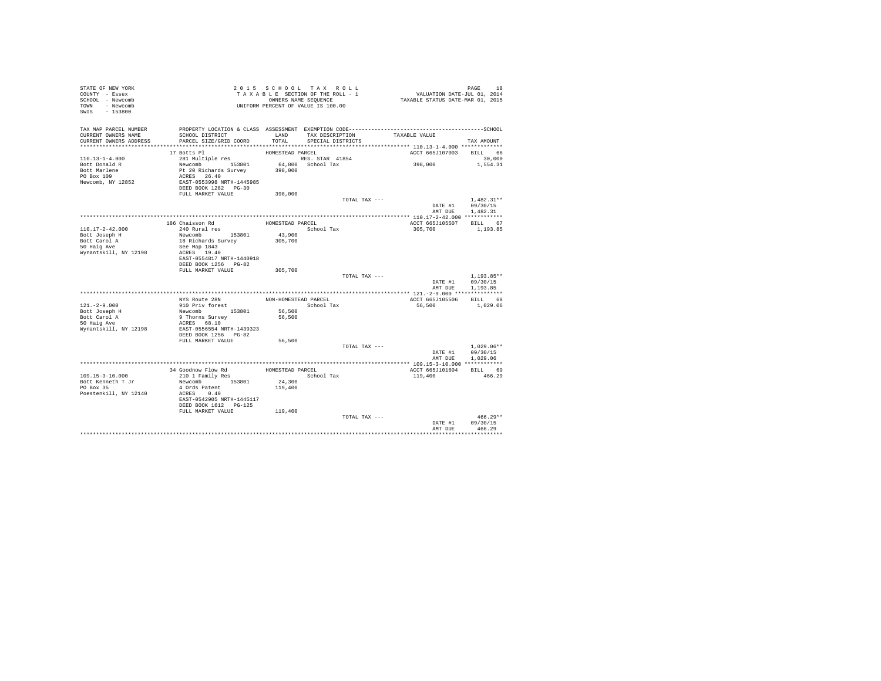```
STATE OF NEW YORK                    2 0 1 5   S C H O O L   T A X   R O L L                                     PAGE    18
COUNTY  - Essex                      T A X A B L E  SECTION OF THE ROLL - 1                      VALUATION DATE-JUL 01, 2014
SCHOOL  - Newcomb                          OWNERS NAME SEQUENCE                               TAXABLE STATUS DATE-MAR 01, 2015
TOWN    - Newcomb                    UNIFORM PERCENT OF VALUE IS 100.00
SWIS    - 153800

TAX MAP PARCEL NUMBER          PROPERTY LOCATION & CLASS  ASSESSMENT  EXEMPTION CODE------------------------------------------SCHOOL
CURRENT OWNERS NAME            SCHOOL DISTRICT             LAND       TAX DESCRIPTION            TAXABLE VALUE
CURRENT OWNERS ADDRESS         PARCEL SIZE/GRID COORD      TOTAL      SPECIAL DISTRICTS                                TAX AMOUNT
*********************************************************************************************** 110.13-1-4.000 *************
                               17 Botts Pl                 HOMESTEAD PARCEL                      ACCT 665J107003    BILL   66
110.13-1-4.000                 281 Multiple res                     RES. STAR  41854                                    30,000
Bott Donald R                  Newcomb        153801        64,800  School Tax                    398,000             1,554.31
Bott Marlene                   Pt 20 Richards Survey       398,000
PO Box 109                     ACRES   26.40
Newcomb, NY 12852              EAST-0553998 NRTH-1445985
                               DEED BOOK 1282   PG-30
                               FULL MARKET VALUE           398,000
                                                                          TOTAL TAX ---                               1,482.31**
                                                                                                    DATE #1          09/30/15
                                                                                                    AMT DUE          1,482.31
*********************************************************************************************** 110.17-2-42.000 ************
                               186 Chaisson Rd             HOMESTEAD PARCEL                      ACCT 665J105507    BILL   67
110.17-2-42.000                240 Rural res                        School Tax                    305,700             1,193.85
Bott Joseph H                  Newcomb        153801        43,900
Bott Carol A                   18 Richards Survey          305,700
50 Haig Ave                    See Map 1843
Wynantskill, NY 12198          ACRES   19.40
                               EAST-0554817 NRTH-1440918
                               DEED BOOK 1256   PG-82
                               FULL MARKET VALUE           305,700
                                                                          TOTAL TAX ---                               1,193.85**
                                                                                                    DATE #1          09/30/15
                                                                                                    AMT DUE          1,193.85
*********************************************************************************************** 121.-2-9.000 ***************
                               NYS Route 28N               NON-HOMESTEAD PARCEL                  ACCT 665J105506    BILL   68
121.-2-9.000                   910 Priv forest                      School Tax                     56,500             1,029.06
Bott Joseph H                  Newcomb        153801        56,500
Bott Carol A                   9 Thorns Survey              56,500
50 Haig Ave                    ACRES   68.10
Wynantskill, NY 12198          EAST-0556554 NRTH-1439323
                               DEED BOOK 1256   PG-82
                               FULL MARKET VALUE            56,500
                                                                          TOTAL TAX ---                               1,029.06**
                                                                                                    DATE #1          09/30/15
                                                                                                    AMT DUE          1,029.06
*********************************************************************************************** 109.15-3-10.000 ************
                               34 Goodnow Flow Rd          HOMESTEAD PARCEL                      ACCT 665J101604    BILL   69
109.15-3-10.000                210 1 Family Res                     School Tax                    119,400               466.29
Bott Kenneth T Jr              Newcomb        153801        24,300
PO Box 35                      4 Ords Patent               119,400
Poestenkill, NY 12140          ACRES    0.40
                               EAST-0542905 NRTH-1445117
                               DEED BOOK 1612   PG-125
                               FULL MARKET VALUE           119,400
                                                                          TOTAL TAX ---                                 466.29**
                                                                                                    DATE #1          09/30/15
                                                                                                    AMT DUE            466.29
****************************************************************************************************************************
```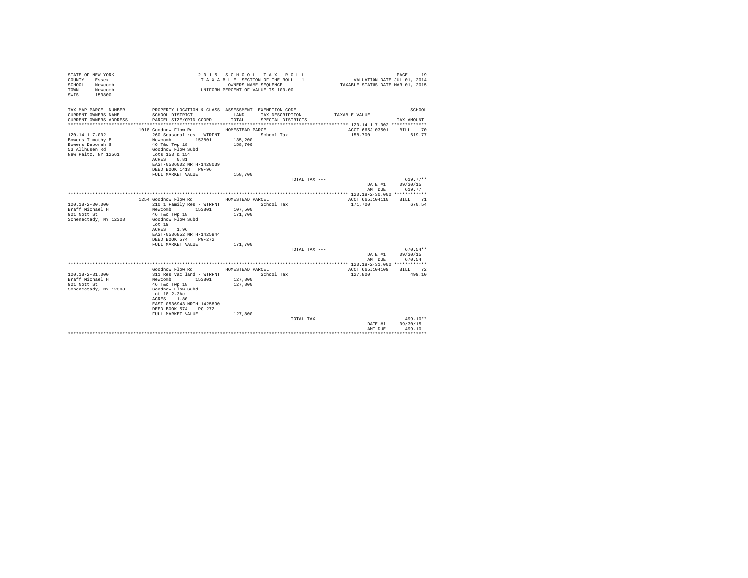STATE OF NEW YORK
COUNTY - Essex
SCHOOL - Newcomb
TOWN - Newcomb
SWIS - 153800

2 0 1 5 S C H O O L T A X R O L L
T A X A B L E SECTION OF THE ROLL - 1
OWNERS NAME SEQUENCE
UNIFORM PERCENT OF VALUE IS 100.00

VALUATION DATE-JUL 01, 2014
TAXABLE STATUS DATE-MAR 01, 2015

| TAX MAP PARCEL NUMBER / CURRENT OWNERS NAME / CURRENT OWNERS ADDRESS | PROPERTY LOCATION & CLASS / SCHOOL DISTRICT / PARCEL SIZE/GRID COORD | ASSESSMENT LAND / TOTAL | EXEMPTION CODE / TAX DESCRIPTION / SPECIAL DISTRICTS | TAXABLE VALUE | TAX AMOUNT |
|---|---|---|---|---|---|
| **120.14-1-7.002** | 1018 Goodnow Flow Rd | HOMESTEAD PARCEL | | ACCT 665J103501 | BILL 70 |
| 120.14-1-7.002 | 260 Seasonal res - WTRFNT | | School Tax | 158,700 | 619.77 |
| Bowers Timothy B | Newcomb 153801 | 135,200 | | | |
| Bowers Deborah G | 46 T&c Twp 18 | 158,700 | | | |
| 53 Allhusen Rd | Goodnow Flow Subd | | | | |
| New Paltz, NY 12561 | Lots 153 & 154 | | | | |
| | ACRES 0.81 | | | | |
| | EAST-0536002 NRTH-1428039 | | | | |
| | DEED BOOK 1413 PG-96 | | | | |
| | FULL MARKET VALUE | 158,700 | | | |
| | | | TOTAL TAX --- | | 619.77** |
| | | | | DATE #1 | 09/30/15 |
| | | | | AMT DUE | 619.77 |
| **120.18-2-30.000** | 1254 Goodnow Flow Rd | HOMESTEAD PARCEL | | ACCT 665J104110 | BILL 71 |
| 120.18-2-30.000 | 210 1 Family Res - WTRFNT | | School Tax | 171,700 | 670.54 |
| Braff Michael H | Newcomb 153801 | 107,500 | | | |
| 921 Nott St | 46 T&c Twp 18 | 171,700 | | | |
| Schenectady, NY 12308 | Goodnow Flow Subd | | | | |
| | Lot 19 | | | | |
| | ACRES 1.96 | | | | |
| | EAST-0536852 NRTH-1425944 | | | | |
| | DEED BOOK 574 PG-272 | | | | |
| | FULL MARKET VALUE | 171,700 | | | |
| | | | TOTAL TAX --- | | 670.54** |
| | | | | DATE #1 | 09/30/15 |
| | | | | AMT DUE | 670.54 |
| **120.18-2-31.000** | Goodnow Flow Rd | HOMESTEAD PARCEL | | ACCT 665J104109 | BILL 72 |
| 120.18-2-31.000 | 311 Res vac land - WTRFNT | | School Tax | 127,800 | 499.10 |
| Braff Michael H | Newcomb 153801 | 127,800 | | | |
| 921 Nott St | 46 T&c Twp 18 | 127,800 | | | |
| Schenectady, NY 12308 | Goodnow Flow Subd | | | | |
| | Lot 18 2.3Ac | | | | |
| | ACRES 1.80 | | | | |
| | EAST-0536943 NRTH-1425890 | | | | |
| | DEED BOOK 574 PG-272 | | | | |
| | FULL MARKET VALUE | 127,800 | | | |
| | | | TOTAL TAX --- | | 499.10** |
| | | | | DATE #1 | 09/30/15 |
| | | | | AMT DUE | 499.10 |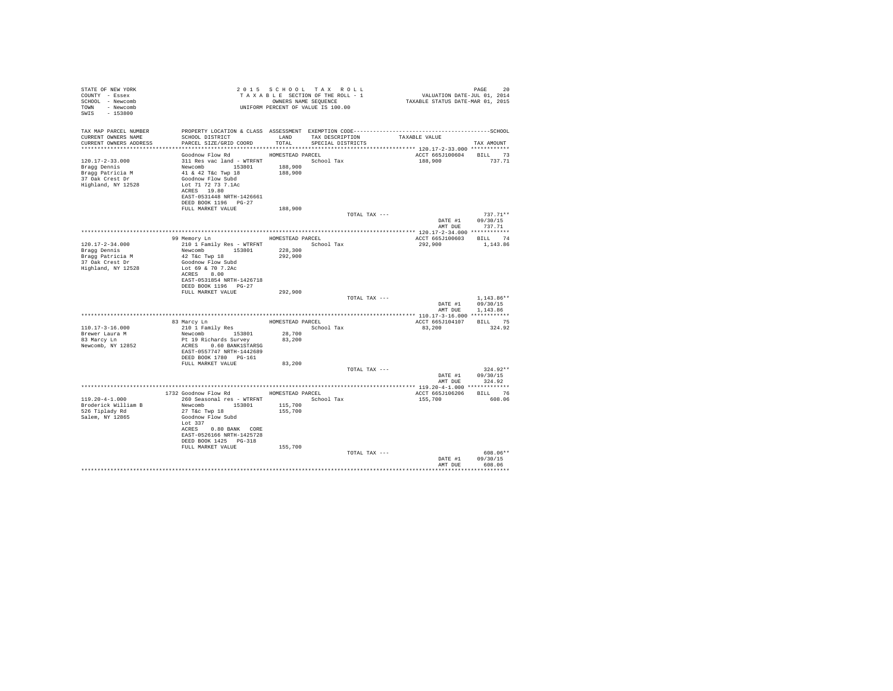STATE OF NEW YORK
COUNTY - Essex
SCHOOL - Newcomb
TOWN - Newcomb
SWIS - 153800

2 0 1 5 S C H O O L T A X R O L L
T A X A B L E SECTION OF THE ROLL - 1
OWNERS NAME SEQUENCE
UNIFORM PERCENT OF VALUE IS 100.00

VALUATION DATE-JUL 01, 2014
TAXABLE STATUS DATE-MAR 01, 2015

| TAX MAP PARCEL NUMBER / CURRENT OWNERS NAME / CURRENT OWNERS ADDRESS | PROPERTY LOCATION & CLASS / SCHOOL DISTRICT / PARCEL SIZE/GRID COORD | ASSESSMENT LAND / TOTAL | EXEMPTION CODE / TAX DESCRIPTION / SPECIAL DISTRICTS | TAXABLE VALUE | SCHOOL TAX AMOUNT |
|---|---|---|---|---|---|
| **120.17-2-33.000** | Goodnow Flow Rd | HOMESTEAD PARCEL | | ACCT 665J100604 | BILL 73 |
| 120.17-2-33.000 | 311 Res vac land - WTRFNT | | School Tax | 188,900 | 737.71 |
| Bragg Dennis | Newcomb 153801 | 188,900 | | | |
| Bragg Patricia M | 41 & 42 T&c Twp 18 | 188,900 | | | |
| 37 Oak Crest Dr | Goodnow Flow Subd | | | | |
| Highland, NY 12528 | Lot 71 72 73 7.1Ac | | | | |
| | ACRES 19.80 | | | | |
| | EAST-0531448 NRTH-1426661 | | | | |
| | DEED BOOK 1196 PG-27 | | | | |
| | FULL MARKET VALUE | 188,900 | | | |
| | | | TOTAL TAX --- | | 737.71** |
| | | | | DATE #1 | 09/30/15 |
| | | | | AMT DUE | 737.71 |
| **120.17-2-34.000** | 99 Memory Ln | HOMESTEAD PARCEL | | ACCT 665J100603 | BILL 74 |
| 120.17-2-34.000 | 210 1 Family Res - WTRFNT | | School Tax | 292,900 | 1,143.86 |
| Bragg Dennis | Newcomb 153801 | 228,300 | | | |
| Bragg Patricia M | 42 T&c Twp 18 | 292,900 | | | |
| 37 Oak Crest Dr | Goodnow Flow Subd | | | | |
| Highland, NY 12528 | Lot 69 & 70 7.2Ac | | | | |
| | ACRES 8.00 | | | | |
| | EAST-0531854 NRTH-1426718 | | | | |
| | DEED BOOK 1196 PG-27 | | | | |
| | FULL MARKET VALUE | 292,900 | | | |
| | | | TOTAL TAX --- | | 1,143.86** |
| | | | | DATE #1 | 09/30/15 |
| | | | | AMT DUE | 1,143.86 |
| **110.17-3-16.000** | 83 Marcy Ln | HOMESTEAD PARCEL | | ACCT 665J104107 | BILL 75 |
| 110.17-3-16.000 | 210 1 Family Res | | School Tax | 83,200 | 324.92 |
| Brewer Laura M | Newcomb 153801 | 28,700 | | | |
| 83 Marcy Ln | Pt 19 Richards Survey | 83,200 | | | |
| Newcomb, NY 12852 | ACRES 0.60 BANK1STARSG | | | | |
| | EAST-0557747 NRTH-1442689 | | | | |
| | DEED BOOK 1780 PG-161 | | | | |
| | FULL MARKET VALUE | 83,200 | | | |
| | | | TOTAL TAX --- | | 324.92** |
| | | | | DATE #1 | 09/30/15 |
| | | | | AMT DUE | 324.92 |
| **119.20-4-1.000** | 1732 Goodnow Flow Rd | HOMESTEAD PARCEL | | ACCT 665J106206 | BILL 76 |
| 119.20-4-1.000 | 260 Seasonal res - WTRFNT | | School Tax | 155,700 | 608.06 |
| Broderick William B | Newcomb 153801 | 115,700 | | | |
| 526 Tiplady Rd | 27 T&c Twp 18 | 155,700 | | | |
| Salem, NY 12865 | Goodnow Flow Subd | | | | |
| | Lot 337 | | | | |
| | ACRES 0.80 BANK CORE | | | | |
| | EAST-0526166 NRTH-1425728 | | | | |
| | DEED BOOK 1425 PG-318 | | | | |
| | FULL MARKET VALUE | 155,700 | | | |
| | | | TOTAL TAX --- | | 608.06** |
| | | | | DATE #1 | 09/30/15 |
| | | | | AMT DUE | 608.06 |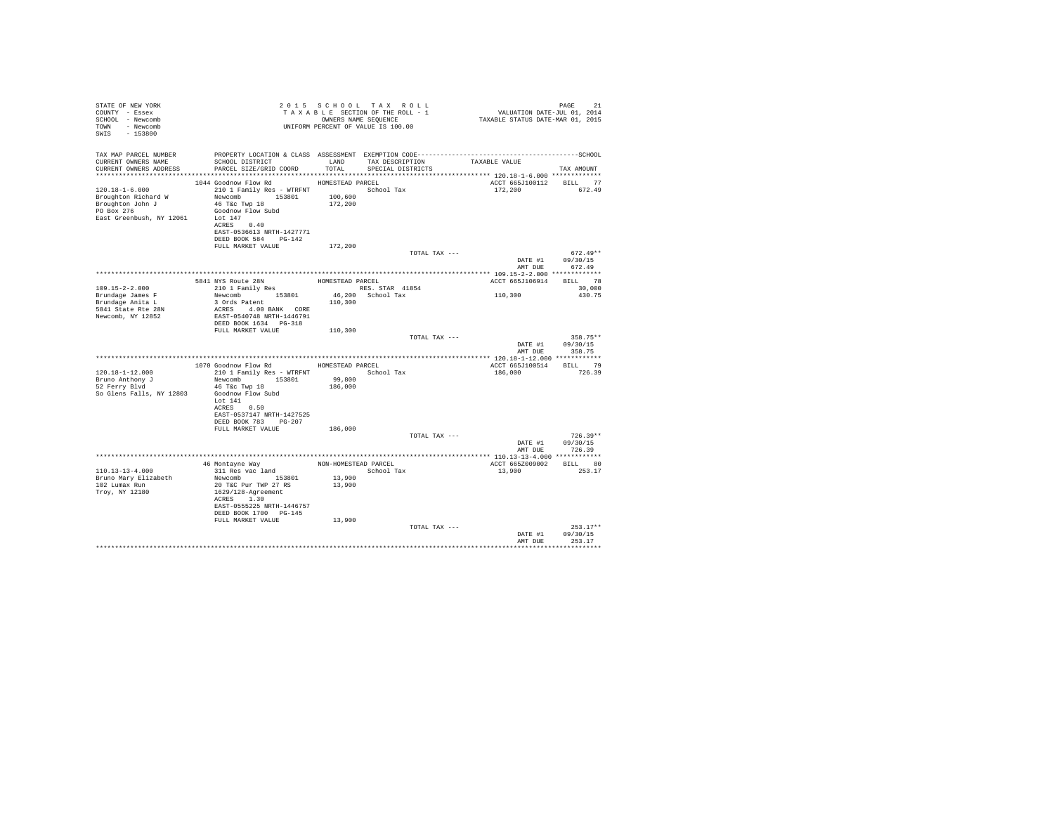STATE OF NEW YORK
COUNTY - Essex
SCHOOL - Newcomb
TOWN - Newcomb
SWIS - 153800

2 0 1 5 S C H O O L T A X R O L L
T A X A B L E SECTION OF THE ROLL - 1
OWNERS NAME SEQUENCE
UNIFORM PERCENT OF VALUE IS 100.00

VALUATION DATE-JUL 01, 2014
TAXABLE STATUS DATE-MAR 01, 2015

| TAX MAP PARCEL NUMBER / CURRENT OWNERS NAME / CURRENT OWNERS ADDRESS | PROPERTY LOCATION & CLASS / SCHOOL DISTRICT / PARCEL SIZE/GRID COORD | ASSESSMENT LAND / TOTAL | EXEMPTION CODE / TAX DESCRIPTION / SPECIAL DISTRICTS | TAXABLE VALUE | TAX AMOUNT |
|---|---|---|---|---|---|
| **120.18-1-6.000** | 1044 Goodnow Flow Rd | HOMESTEAD PARCEL | | ACCT 665J100112 | BILL 77 |
| 120.18-1-6.000 | 210 1 Family Res - WTRFNT | | School Tax | 172,200 | 672.49 |
| Broughton Richard W | Newcomb 153801 | 100,600 | | | |
| Broughton John J | 46 T&c Twp 18 | 172,200 | | | |
| PO Box 276 | Goodnow Flow Subd | | | | |
| East Greenbush, NY 12061 | Lot 147 | | | | |
| | ACRES 0.40 | | | | |
| | EAST-0536613 NRTH-1427771 | | | | |
| | DEED BOOK 584 PG-142 | | | | |
| | FULL MARKET VALUE | 172,200 | | | |
| | | | TOTAL TAX --- | | 672.49** |
| | | | | DATE #1 | 09/30/15 |
| | | | | AMT DUE | 672.49 |
| **109.15-2-2.000** | 5841 NYS Route 28N | HOMESTEAD PARCEL | | ACCT 665J106914 | BILL 78 |
| 109.15-2-2.000 | 210 1 Family Res | | RES. STAR 41854 | | 30,000 |
| Brundage James F | Newcomb 153801 | 46,200 | School Tax | 110,300 | 430.75 |
| Brundage Anita L | 3 Ords Patent | 110,300 | | | |
| 5841 State Rte 28N | ACRES 4.00 BANK CORE | | | | |
| Newcomb, NY 12852 | EAST-0540748 NRTH-1446791 | | | | |
| | DEED BOOK 1634 PG-318 | | | | |
| | FULL MARKET VALUE | 110,300 | | | |
| | | | TOTAL TAX --- | | 358.75** |
| | | | | DATE #1 | 09/30/15 |
| | | | | AMT DUE | 358.75 |
| **120.18-1-12.000** | 1070 Goodnow Flow Rd | HOMESTEAD PARCEL | | ACCT 665J100514 | BILL 79 |
| 120.18-1-12.000 | 210 1 Family Res - WTRFNT | | School Tax | 186,000 | 726.39 |
| Bruno Anthony J | Newcomb 153801 | 99,800 | | | |
| 52 Ferry Blvd | 46 T&c Twp 18 | 186,000 | | | |
| So Glens Falls, NY 12803 | Goodnow Flow Subd | | | | |
| | Lot 141 | | | | |
| | ACRES 0.50 | | | | |
| | EAST-0537147 NRTH-1427525 | | | | |
| | DEED BOOK 783 PG-207 | | | | |
| | FULL MARKET VALUE | 186,000 | | | |
| | | | TOTAL TAX --- | | 726.39** |
| | | | | DATE #1 | 09/30/15 |
| | | | | AMT DUE | 726.39 |
| **110.13-13-4.000** | 46 Montayne Way | NON-HOMESTEAD PARCEL | | ACCT 665Z009002 | BILL 80 |
| 110.13-13-4.000 | 311 Res vac land | | School Tax | 13,900 | 253.17 |
| Bruno Mary Elizabeth | Newcomb 153801 | 13,900 | | | |
| 102 Lumax Run | 20 T&C Pur TWP 27 RS | 13,900 | | | |
| Troy, NY 12180 | 1629/128-Agreement | | | | |
| | ACRES 1.30 | | | | |
| | EAST-0555225 NRTH-1446757 | | | | |
| | DEED BOOK 1700 PG-145 | | | | |
| | FULL MARKET VALUE | 13,900 | | | |
| | | | TOTAL TAX --- | | 253.17** |
| | | | | DATE #1 | 09/30/15 |
| | | | | AMT DUE | 253.17 |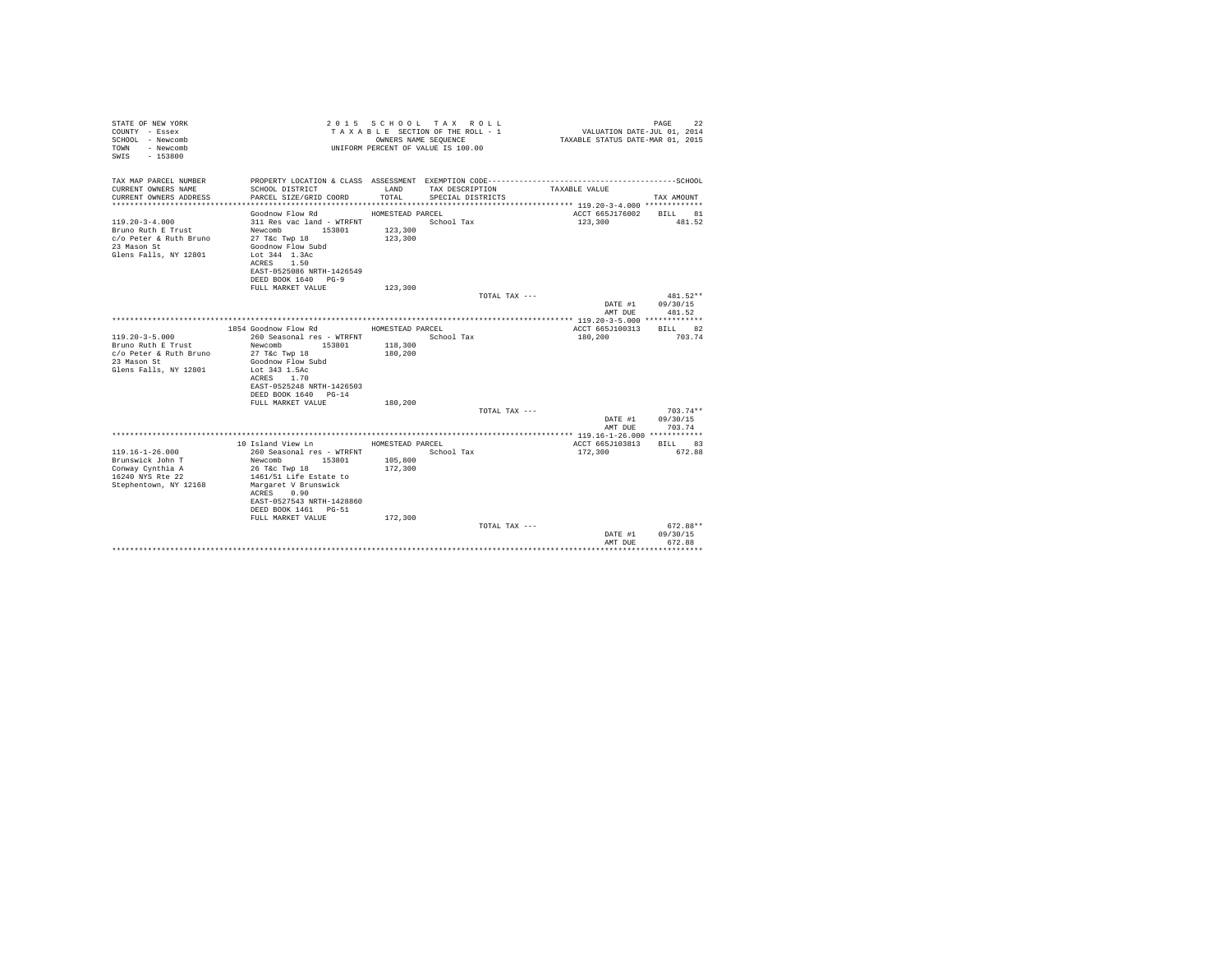```
STATE OF NEW YORK                    2 0 1 5   S C H O O L   T A X   R O L L                             PAGE    22
COUNTY  - Essex                        T A X A B L E  SECTION OF THE ROLL - 1              VALUATION DATE-JUL 01, 2014
SCHOOL  - Newcomb                              OWNERS NAME SEQUENCE                    TAXABLE STATUS DATE-MAR 01, 2015
TOWN    - Newcomb                        UNIFORM PERCENT OF VALUE IS 100.00
SWIS    - 153800

TAX MAP PARCEL NUMBER          PROPERTY LOCATION & CLASS  ASSESSMENT  EXEMPTION CODE------------------------------------------------SCHOOL
CURRENT OWNERS NAME            SCHOOL DISTRICT               LAND      TAX DESCRIPTION            TAXABLE VALUE
CURRENT OWNERS ADDRESS         PARCEL SIZE/GRID COORD        TOTAL     SPECIAL DISTRICTS                                   TAX AMOUNT
****************************************************************************************************** 119.20-3-4.000 *************
                               Goodnow Flow Rd           HOMESTEAD PARCEL                          ACCT 665J176002    BILL    81
119.20-3-4.000                 311 Res vac land - WTRFNT              School Tax                    123,300               481.52
Bruno Ruth E Trust             Newcomb        153801       123,300
c/o Peter & Ruth Bruno         27 T&c Twp 18               123,300
23 Mason St                    Goodnow Flow Subd
Glens Falls, NY 12801          Lot 344  1.3Ac
                               ACRES    1.50
                               EAST-0525086 NRTH-1426549
                               DEED BOOK 1640   PG-9
                               FULL MARKET VALUE           123,300
                                                                       TOTAL TAX ---                                  481.52**
                                                                                                      DATE #1       09/30/15
                                                                                                      AMT DUE         481.52
****************************************************************************************************** 119.20-3-5.000 *************
                          1854 Goodnow Flow Rd           HOMESTEAD PARCEL                          ACCT 665J100313    BILL    82
119.20-3-5.000                 260 Seasonal res - WTRFNT              School Tax                    180,200               703.74
Bruno Ruth E Trust             Newcomb        153801       118,300
c/o Peter & Ruth Bruno         27 T&c Twp 18               180,200
23 Mason St                    Goodnow Flow Subd
Glens Falls, NY 12801          Lot 343 1.5Ac
                               ACRES    1.70
                               EAST-0525248 NRTH-1426503
                               DEED BOOK 1640   PG-14
                               FULL MARKET VALUE           180,200
                                                                       TOTAL TAX ---                                  703.74**
                                                                                                      DATE #1       09/30/15
                                                                                                      AMT DUE         703.74
****************************************************************************************************** 119.16-1-26.000 ************
                            10 Island View Ln            HOMESTEAD PARCEL                          ACCT 665J103813    BILL    83
119.16-1-26.000                260 Seasonal res - WTRFNT              School Tax                    172,300               672.88
Brunswick John T               Newcomb        153801       105,800
Conway Cynthia A               26 T&c Twp 18               172,300
16240 NYS Rte 22               1461/51 Life Estate to
Stephentown, NY 12168          Margaret V Brunswick
                               ACRES    0.90
                               EAST-0527543 NRTH-1428860
                               DEED BOOK 1461   PG-51
                               FULL MARKET VALUE           172,300
                                                                       TOTAL TAX ---                                  672.88**
                                                                                                      DATE #1       09/30/15
                                                                                                      AMT DUE         672.88
************************************************************************************************************************************
```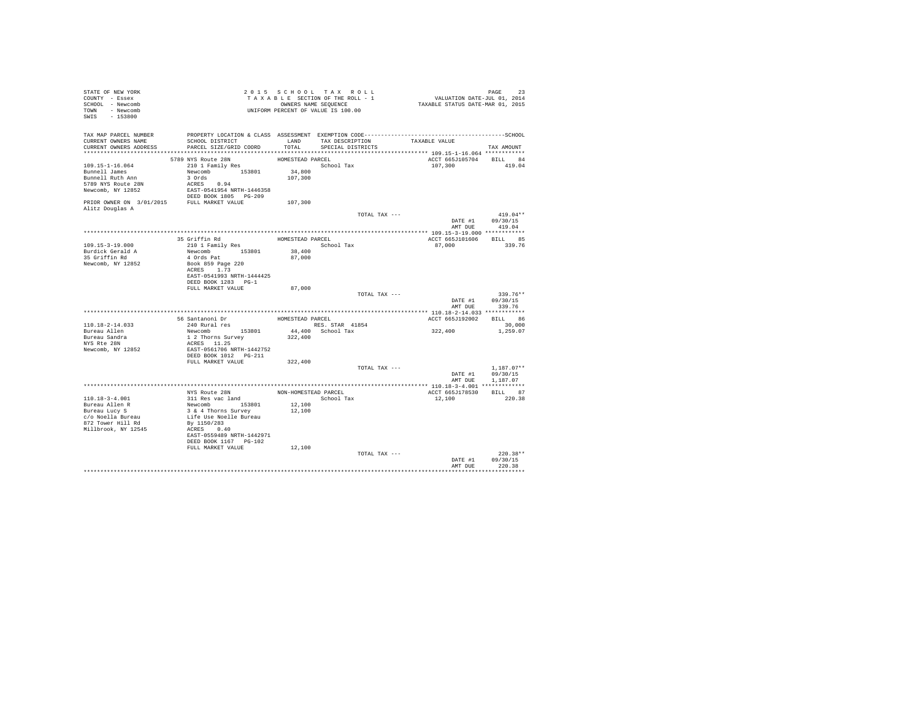STATE OF NEW YORK
COUNTY - Essex
SCHOOL - Newcomb
TOWN - Newcomb
SWIS - 153800

2 0 1 5 S C H O O L T A X R O L L
T A X A B L E SECTION OF THE ROLL - 1
OWNERS NAME SEQUENCE
UNIFORM PERCENT OF VALUE IS 100.00

VALUATION DATE-JUL 01, 2014
TAXABLE STATUS DATE-MAR 01, 2015

| TAX MAP PARCEL NUMBER<br>CURRENT OWNERS NAME<br>CURRENT OWNERS ADDRESS | PROPERTY LOCATION & CLASS<br>SCHOOL DISTRICT<br>PARCEL SIZE/GRID COORD | ASSESSMENT<br>LAND<br>TOTAL | EXEMPTION CODE<br>TAX DESCRIPTION<br>SPECIAL DISTRICTS | TAXABLE VALUE | SCHOOL<br><br>TAX AMOUNT |
|---|---|---|---|---|---|
| **109.15-1-16.064** | 5789 NYS Route 28N | HOMESTEAD PARCEL | | ACCT 665J105704 | BILL 84 |
| Bunnell James | 210 1 Family Res | | School Tax | 107,300 | 419.04 |
| Bunnell Ruth Ann | Newcomb 153801 | 34,800 | | | |
| 5789 NYS Route 28N | 3 Ords | 107,300 | | | |
| Newcomb, NY 12852 | ACRES 0.94 | | | | |
| | EAST-0541954 NRTH-1446358 | | | | |
| | DEED BOOK 1805 PG-209 | | | | |
| PRIOR OWNER ON 3/01/2015 | FULL MARKET VALUE | 107,300 | | | |
| Alitz Douglas A | | | | | |
| | | | TOTAL TAX --- | | 419.04** |
| | | | | DATE #1 | 09/30/15 |
| | | | | AMT DUE | 419.04 |
| **109.15-3-19.000** | 35 Griffin Rd | HOMESTEAD PARCEL | | ACCT 665J101606 | BILL 85 |
| Burdick Gerald A | 210 1 Family Res | | School Tax | 87,000 | 339.76 |
| 35 Griffin Rd | Newcomb 153801 | 38,400 | | | |
| Newcomb, NY 12852 | 4 Ords Pat | 87,000 | | | |
| | Book 859 Page 220 | | | | |
| | ACRES 1.73 | | | | |
| | EAST-0541993 NRTH-1444425 | | | | |
| | DEED BOOK 1283 PG-1 | | | | |
| | FULL MARKET VALUE | 87,000 | | | |
| | | | TOTAL TAX --- | | 339.76** |
| | | | | DATE #1 | 09/30/15 |
| | | | | AMT DUE | 339.76 |
| **110.18-2-14.033** | 56 Santanoni Dr | HOMESTEAD PARCEL | | ACCT 665J192002 | BILL 86 |
| Bureau Allen | 240 Rural res | | RES. STAR 41854 | | 30,000 |
| Bureau Sandra | Newcomb 153801 | 44,400 | School Tax | 322,400 | 1,259.07 |
| NYS Rte 28N | 1 2 Thorns Survey | 322,400 | | | |
| Newcomb, NY 12852 | ACRES 11.25 | | | | |
| | EAST-0561706 NRTH-1442752 | | | | |
| | DEED BOOK 1012 PG-211 | | | | |
| | FULL MARKET VALUE | 322,400 | | | |
| | | | TOTAL TAX --- | | 1,187.07** |
| | | | | DATE #1 | 09/30/15 |
| | | | | AMT DUE | 1,187.07 |
| **110.18-3-4.001** | NYS Route 28N | NON-HOMESTEAD PARCEL | | ACCT 665J178530 | BILL 87 |
| Bureau Allen R | 311 Res vac land | | School Tax | 12,100 | 220.38 |
| Bureau Lucy S | Newcomb 153801 | 12,100 | | | |
| c/o Noella Bureau | 3 & 4 Thorns Survey | 12,100 | | | |
| 872 Tower Hill Rd | Life Use Noelle Bureau | | | | |
| Millbrook, NY 12545 | By 1150/283 | | | | |
| | ACRES 0.40 | | | | |
| | EAST-0559489 NRTH-1442971 | | | | |
| | DEED BOOK 1167 PG-102 | | | | |
| | FULL MARKET VALUE | 12,100 | | | |
| | | | TOTAL TAX --- | | 220.38** |
| | | | | DATE #1 | 09/30/15 |
| | | | | AMT DUE | 220.38 |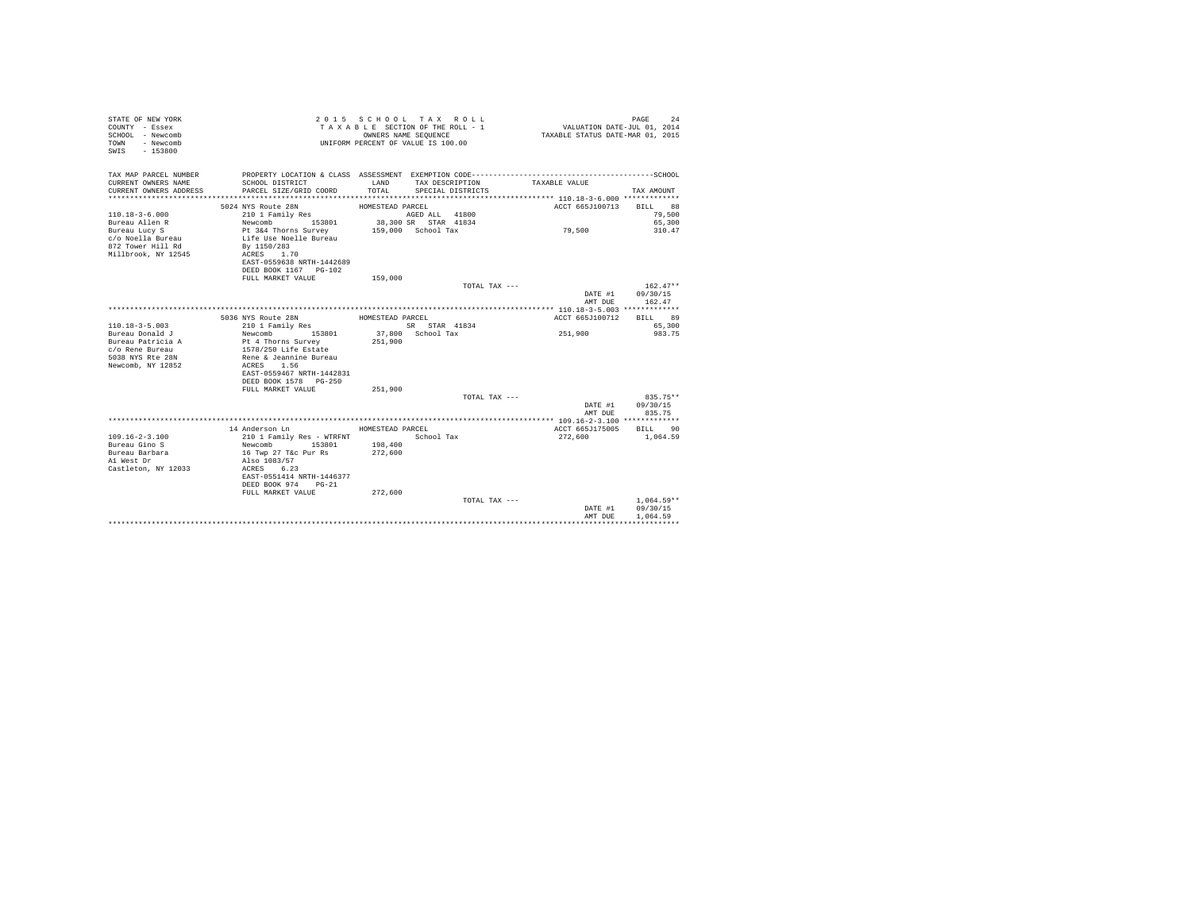STATE OF NEW YORK
COUNTY - Essex
SCHOOL - Newcomb
TOWN - Newcomb
SWIS - 153800

2015 SCHOOL TAX ROLL
TAXABLE SECTION OF THE ROLL - 1
OWNERS NAME SEQUENCE
UNIFORM PERCENT OF VALUE IS 100.00

VALUATION DATE-JUL 01, 2014
TAXABLE STATUS DATE-MAR 01, 2015

| TAX MAP PARCEL NUMBER / CURRENT OWNERS NAME / CURRENT OWNERS ADDRESS | PROPERTY LOCATION & CLASS / SCHOOL DISTRICT / PARCEL SIZE/GRID COORD | ASSESSMENT LAND / TOTAL | EXEMPTION CODE / TAX DESCRIPTION / SPECIAL DISTRICTS | TAXABLE VALUE | TAX AMOUNT |
|---|---|---|---|---|---|
| ******** 110.18-3-6.000 ******** | | | | | |
| | 5024 NYS Route 28N | HOMESTEAD PARCEL | | ACCT 665J100713 | BILL 88 |
| 110.18-3-6.000 | 210 1 Family Res | | AGED ALL 41800 | | 79,500 |
| Bureau Allen R | Newcomb 153801 | 38,300 | SR STAR 41834 | | 65,300 |
| Bureau Lucy S | Pt 3&4 Thorns Survey | 159,000 | School Tax | 79,500 | 310.47 |
| c/o Noella Bureau | Life Use Noelle Bureau | | | | |
| 872 Tower Hill Rd | By 1150/283 | | | | |
| Millbrook, NY 12545 | ACRES 1.70 | | | | |
| | EAST-0559638 NRTH-1442689 | | | | |
| | DEED BOOK 1167 PG-102 | | | | |
| | FULL MARKET VALUE | 159,000 | | | |
| | | | TOTAL TAX --- | | 162.47** |
| | | | | DATE #1 | 09/30/15 |
| | | | | AMT DUE | 162.47 |
| ******** 110.18-3-5.003 ******** | | | | | |
| | 5036 NYS Route 28N | HOMESTEAD PARCEL | | ACCT 665J100712 | BILL 89 |
| 110.18-3-5.003 | 210 1 Family Res | | SR STAR 41834 | | 65,300 |
| Bureau Donald J | Newcomb 153801 | 37,800 | School Tax | 251,900 | 983.75 |
| Bureau Patricia A | Pt 4 Thorns Survey | 251,900 | | | |
| c/o Rene Bureau | 1578/250 Life Estate | | | | |
| 5038 NYS Rte 28N | Rene & Jeannine Bureau | | | | |
| Newcomb, NY 12852 | ACRES 1.56 | | | | |
| | EAST-0559467 NRTH-1442831 | | | | |
| | DEED BOOK 1578 PG-250 | | | | |
| | FULL MARKET VALUE | 251,900 | | | |
| | | | TOTAL TAX --- | | 835.75** |
| | | | | DATE #1 | 09/30/15 |
| | | | | AMT DUE | 835.75 |
| ******** 109.16-2-3.100 ******** | | | | | |
| | 14 Anderson Ln | HOMESTEAD PARCEL | | ACCT 665J175005 | BILL 90 |
| 109.16-2-3.100 | 210 1 Family Res - WTRFNT | | School Tax | 272,600 | 1,064.59 |
| Bureau Gino S | Newcomb 153801 | 198,400 | | | |
| Bureau Barbara | 16 Twp 27 T&c Pur Rs | 272,600 | | | |
| A1 West Dr | Also 1083/57 | | | | |
| Castleton, NY 12033 | ACRES 6.23 | | | | |
| | EAST-0551414 NRTH-1446377 | | | | |
| | DEED BOOK 974 PG-21 | | | | |
| | FULL MARKET VALUE | 272,600 | | | |
| | | | TOTAL TAX --- | | 1,064.59** |
| | | | | DATE #1 | 09/30/15 |
| | | | | AMT DUE | 1,064.59 |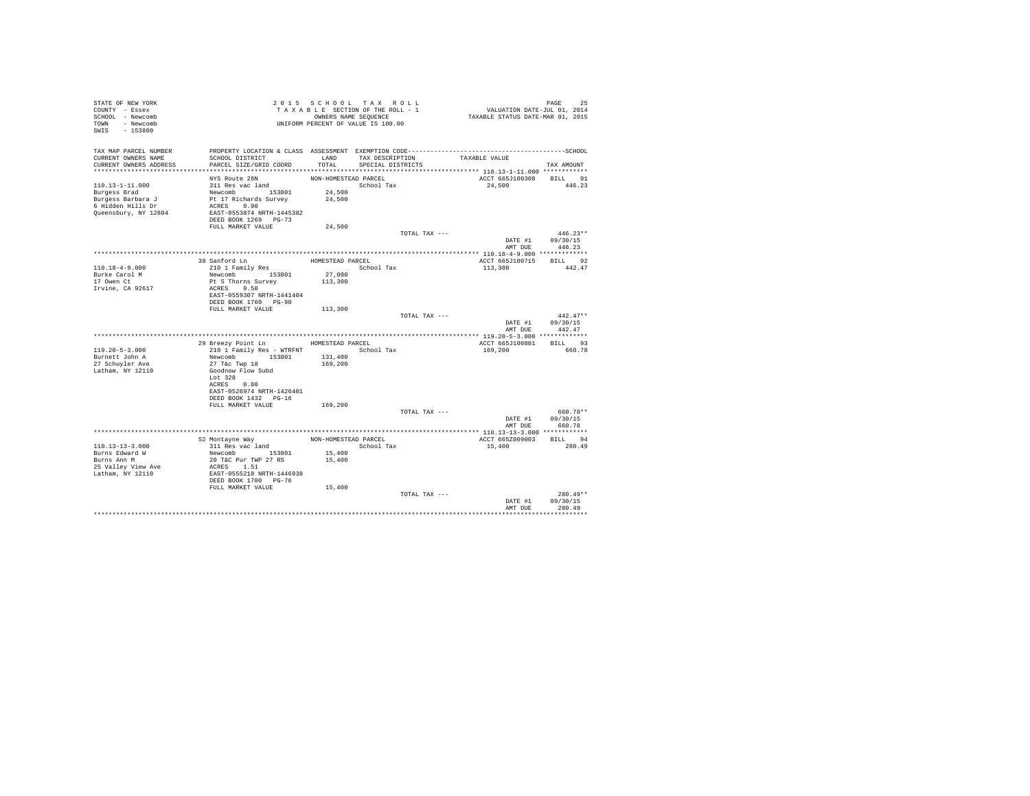STATE OF NEW YORK
COUNTY - Essex
SCHOOL - Newcomb
TOWN - Newcomb
SWIS - 153800

2 0 1 5 S C H O O L T A X R O L L
T A X A B L E SECTION OF THE ROLL - 1
OWNERS NAME SEQUENCE
UNIFORM PERCENT OF VALUE IS 100.00

VALUATION DATE-JUL 01, 2014
TAXABLE STATUS DATE-MAR 01, 2015

| TAX MAP PARCEL NUMBER / CURRENT OWNERS NAME / CURRENT OWNERS ADDRESS | PROPERTY LOCATION & CLASS / SCHOOL DISTRICT / PARCEL SIZE/GRID COORD | ASSESSMENT LAND / TOTAL | EXEMPTION CODE / TAX DESCRIPTION / SPECIAL DISTRICTS | TAXABLE VALUE | SCHOOL TAX AMOUNT |
|---|---|---|---|---|---|
| 110.13-1-11.000 | NYS Route 28N | NON-HOMESTEAD PARCEL | | ACCT 665J100308 | BILL 91 |
| 110.13-1-11.000 | 311 Res vac land | | School Tax | 24,500 | 446.23 |
| Burgess Brad | Newcomb 153801 | 24,500 | | | |
| Burgess Barbara J | Pt 17 Richards Survey | 24,500 | | | |
| 6 Hidden Hills Dr | ACRES 0.90 | | | | |
| Queensbury, NY 12804 | EAST-0553874 NRTH-1445382 | | | | |
| | DEED BOOK 1269 PG-73 | | | | |
| | FULL MARKET VALUE | 24,500 | | | |
| | | | TOTAL TAX --- | | 446.23** |
| | | | | DATE #1 | 09/30/15 |
| | | | | AMT DUE | 446.23 |
| 110.18-4-9.000 | 39 Sanford Ln | HOMESTEAD PARCEL | | ACCT 665J100715 | BILL 92 |
| 110.18-4-9.000 | 210 1 Family Res | | School Tax | 113,300 | 442.47 |
| Burke Carol M | Newcomb 153801 | 27,000 | | | |
| 17 Owen Ct | Pt 5 Thorns Survey | 113,300 | | | |
| Irvine, CA 92617 | ACRES 0.50 | | | | |
| | EAST-0559307 NRTH-1441404 | | | | |
| | DEED BOOK 1760 PG-90 | | | | |
| | FULL MARKET VALUE | 113,300 | | | |
| | | | TOTAL TAX --- | | 442.47** |
| | | | | DATE #1 | 09/30/15 |
| | | | | AMT DUE | 442.47 |
| 119.20-5-3.000 | 29 Breezy Point Ln | HOMESTEAD PARCEL | | ACCT 665J100801 | BILL 93 |
| 119.20-5-3.000 | 210 1 Family Res - WTRFNT | | School Tax | 169,200 | 660.78 |
| Burnett John A | Newcomb 153801 | 131,400 | | | |
| 27 Schuyler Ave | 27 T&c Twp 18 | 169,200 | | | |
| Latham, NY 12110 | Goodnow Flow Subd | | | | |
| | Lot 328 | | | | |
| | ACRES 0.80 | | | | |
| | EAST-0526974 NRTH-1426401 | | | | |
| | DEED BOOK 1432 PG-16 | | | | |
| | FULL MARKET VALUE | 169,200 | | | |
| | | | TOTAL TAX --- | | 660.78** |
| | | | | DATE #1 | 09/30/15 |
| | | | | AMT DUE | 660.78 |
| 110.13-13-3.000 | 52 Montayne Way | NON-HOMESTEAD PARCEL | | ACCT 665Z009003 | BILL 94 |
| 110.13-13-3.000 | 311 Res vac land | | School Tax | 15,400 | 280.49 |
| Burns Edward W | Newcomb 153801 | 15,400 | | | |
| Burns Ann M | 20 T&C Pur TWP 27 RS | 15,400 | | | |
| 25 Valley View Ave | ACRES 1.51 | | | | |
| Latham, NY 12110 | EAST-0555218 NRTH-1446938 | | | | |
| | DEED BOOK 1700 PG-76 | | | | |
| | FULL MARKET VALUE | 15,400 | | | |
| | | | TOTAL TAX --- | | 280.49** |
| | | | | DATE #1 | 09/30/15 |
| | | | | AMT DUE | 280.49 |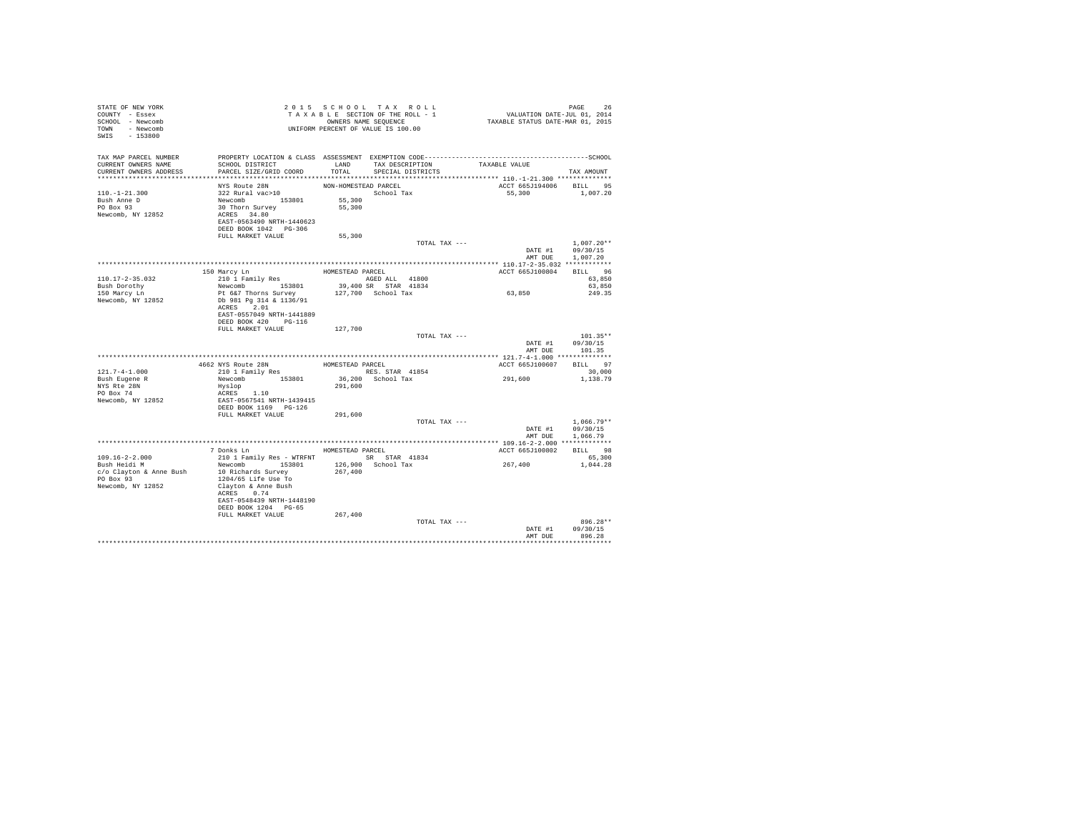```
STATE OF NEW YORK                      2 0 1 5   S C H O O L   T A X   R O L L                                  PAGE    26
COUNTY  - Essex                         T A X A B L E  SECTION OF THE ROLL - 1                  VALUATION DATE-JUL 01, 2014
SCHOOL  - Newcomb                               OWNERS NAME SEQUENCE                      TAXABLE STATUS DATE-MAR 01, 2015
TOWN    - Newcomb                         UNIFORM PERCENT OF VALUE IS 100.00
SWIS    - 153800

TAX MAP PARCEL NUMBER     PROPERTY LOCATION & CLASS  ASSESSMENT  EXEMPTION CODE------------------------------------------------SCHOOL
CURRENT OWNERS NAME       SCHOOL DISTRICT              LAND      TAX DESCRIPTION            TAXABLE VALUE
CURRENT OWNERS ADDRESS    PARCEL SIZE/GRID COORD       TOTAL     SPECIAL DISTRICTS                                      TAX AMOUNT
******************************************************************************************** 110.-1-21.300 **************
                          NYS Route 28N              NON-HOMESTEAD PARCEL                      ACCT 665J194006     BILL   95
110.-1-21.300             322 Rural vac>10                            School Tax                 55,300              1,007.20
Bush Anne D               Newcomb      153801          55,300
PO Box 93                 30 Thorn Survey              55,300
Newcomb, NY 12852         ACRES  34.80
                          EAST-0563490 NRTH-1440623
                          DEED BOOK 1042   PG-306
                          FULL MARKET VALUE            55,300
                                                                          TOTAL TAX ---                                1,007.20**
                                                                                                     DATE #1      09/30/15
                                                                                                     AMT DUE      1,007.20
******************************************************************************************** 110.17-2-35.032 ************
                          150 Marcy Ln               HOMESTEAD PARCEL                          ACCT 665J100804     BILL   96
110.17-2-35.032           210 1 Family Res                  AGED ALL   41800                                       63,850
Bush Dorothy              Newcomb      153801          39,400 SR   STAR  41834                                     63,850
150 Marcy Ln              Pt 6&7 Thorns Survey        127,700   School Tax                 63,850                 249.35
Newcomb, NY 12852         Db 981 Pg 314 & 1136/91
                          ACRES   2.01
                          EAST-0557049 NRTH-1441889
                          DEED BOOK 420    PG-116
                          FULL MARKET VALUE           127,700
                                                                          TOTAL TAX ---                                  101.35**
                                                                                                     DATE #1      09/30/15
                                                                                                     AMT DUE        101.35
******************************************************************************************** 121.7-4-1.000 **************
                          4662 NYS Route 28N         HOMESTEAD PARCEL                          ACCT 665J100607     BILL   97
121.7-4-1.000             210 1 Family Res                  RES. STAR  41854                                       30,000
Bush Eugene R             Newcomb      153801          36,200   School Tax                291,600               1,138.79
NYS Rte 28N               Hyslop                      291,600
PO Box 74                 ACRES   1.10
Newcomb, NY 12852         EAST-0567541 NRTH-1439415
                          DEED BOOK 1169   PG-126
                          FULL MARKET VALUE           291,600
                                                                          TOTAL TAX ---                                1,066.79**
                                                                                                     DATE #1      09/30/15
                                                                                                     AMT DUE      1,066.79
******************************************************************************************** 109.16-2-2.000 *************
                          7 Donks Ln                 HOMESTEAD PARCEL                          ACCT 665J100802     BILL   98
109.16-2-2.000            210 1 Family Res - WTRFNT         SR   STAR  41834                                       65,300
Bush Heidi M              Newcomb      153801         126,900   School Tax                267,400               1,044.28
c/o Clayton & Anne Bush   10 Richards Survey          267,400
PO Box 93                 1204/65 Life Use To
Newcomb, NY 12852         Clayton & Anne Bush
                          ACRES   0.74
                          EAST-0548439 NRTH-1448190
                          DEED BOOK 1204   PG-65
                          FULL MARKET VALUE           267,400
                                                                          TOTAL TAX ---                                  896.28**
                                                                                                     DATE #1      09/30/15
                                                                                                     AMT DUE        896.28
****************************************************************************************************************************
```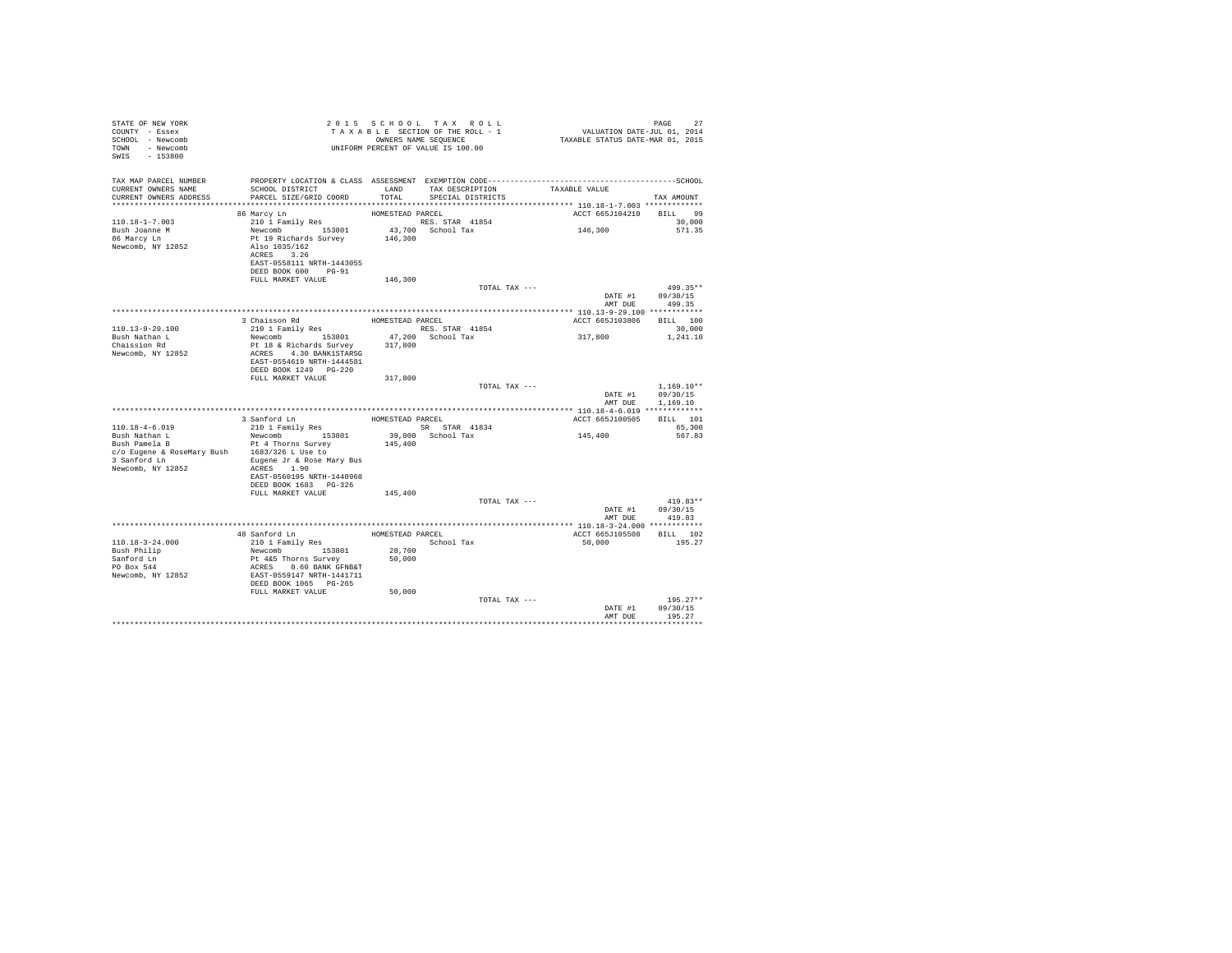STATE OF NEW YORK
COUNTY - Essex
SCHOOL - Newcomb
TOWN - Newcomb
SWIS - 153800

2 0 1 5 S C H O O L T A X R O L L
T A X A B L E SECTION OF THE ROLL - 1
OWNERS NAME SEQUENCE
UNIFORM PERCENT OF VALUE IS 100.00

VALUATION DATE-JUL 01, 2014
TAXABLE STATUS DATE-MAR 01, 2015

| TAX MAP PARCEL NUMBER / CURRENT OWNERS NAME / CURRENT OWNERS ADDRESS | PROPERTY LOCATION & CLASS / SCHOOL DISTRICT / PARCEL SIZE/GRID COORD | ASSESSMENT LAND / TOTAL | EXEMPTION CODE / TAX DESCRIPTION / SPECIAL DISTRICTS | TAXABLE VALUE | TAX AMOUNT (SCHOOL) |
|---|---|---|---|---|---|
| **110.18-1-7.003** | 86 Marcy Ln | HOMESTEAD PARCEL | | ACCT 665J104210 | BILL 99 |
| 110.18-1-7.003 | 210 1 Family Res | | RES. STAR 41854 | | 30,000 |
| Bush Joanne M | Newcomb 153801 | 43,700 | School Tax | 146,300 | 571.35 |
| 86 Marcy Ln | Pt 19 Richards Survey | 146,300 | | | |
| Newcomb, NY 12852 | Also 1035/162 | | | | |
| | ACRES 3.26 | | | | |
| | EAST-0558111 NRTH-1443055 | | | | |
| | DEED BOOK 600 PG-91 | | | | |
| | FULL MARKET VALUE | 146,300 | | | |
| | | | TOTAL TAX --- | | 499.35** |
| | | | | DATE #1 | 09/30/15 |
| | | | | AMT DUE | 499.35 |
| **110.13-9-29.100** | 3 Chaisson Rd | HOMESTEAD PARCEL | | ACCT 665J103806 | BILL 100 |
| 110.13-9-29.100 | 210 1 Family Res | | RES. STAR 41854 | | 30,000 |
| Bush Nathan L | Newcomb 153801 | 47,200 | School Tax | 317,800 | 1,241.10 |
| Chaission Rd | Pt 18 & Richards Survey | 317,800 | | | |
| Newcomb, NY 12852 | ACRES 4.30 BANK1STARSG | | | | |
| | EAST-0554619 NRTH-1444581 | | | | |
| | DEED BOOK 1249 PG-220 | | | | |
| | FULL MARKET VALUE | 317,800 | | | |
| | | | TOTAL TAX --- | | 1,169.10** |
| | | | | DATE #1 | 09/30/15 |
| | | | | AMT DUE | 1,169.10 |
| **110.18-4-6.019** | 3 Sanford Ln | HOMESTEAD PARCEL | | ACCT 665J100505 | BILL 101 |
| 110.18-4-6.019 | 210 1 Family Res | | SR STAR 41834 | | 65,300 |
| Bush Nathan L | Newcomb 153801 | 39,000 | School Tax | 145,400 | 567.83 |
| Bush Pamela B | Pt 4 Thorns Survey | 145,400 | | | |
| c/o Eugene & RoseMary Bush | 1683/326 L Use to | | | | |
| 3 Sanford Ln | Eugene Jr & Rose Mary Bus | | | | |
| Newcomb, NY 12852 | ACRES 1.90 | | | | |
| | EAST-0560195 NRTH-1440968 | | | | |
| | DEED BOOK 1683 PG-326 | | | | |
| | FULL MARKET VALUE | 145,400 | | | |
| | | | TOTAL TAX --- | | 419.83** |
| | | | | DATE #1 | 09/30/15 |
| | | | | AMT DUE | 419.83 |
| **110.18-3-24.000** | 48 Sanford Ln | HOMESTEAD PARCEL | | ACCT 665J105508 | BILL 102 |
| 110.18-3-24.000 | 210 1 Family Res | | School Tax | 50,000 | 195.27 |
| Bush Philip | Newcomb 153801 | 28,700 | | | |
| Sanford Ln | Pt 4&5 Thorns Survey | 50,000 | | | |
| PO Box 544 | ACRES 0.60 BANK GFNB&T | | | | |
| Newcomb, NY 12852 | EAST-0559147 NRTH-1441711 | | | | |
| | DEED BOOK 1065 PG-265 | | | | |
| | FULL MARKET VALUE | 50,000 | | | |
| | | | TOTAL TAX --- | | 195.27** |
| | | | | DATE #1 | 09/30/15 |
| | | | | AMT DUE | 195.27 |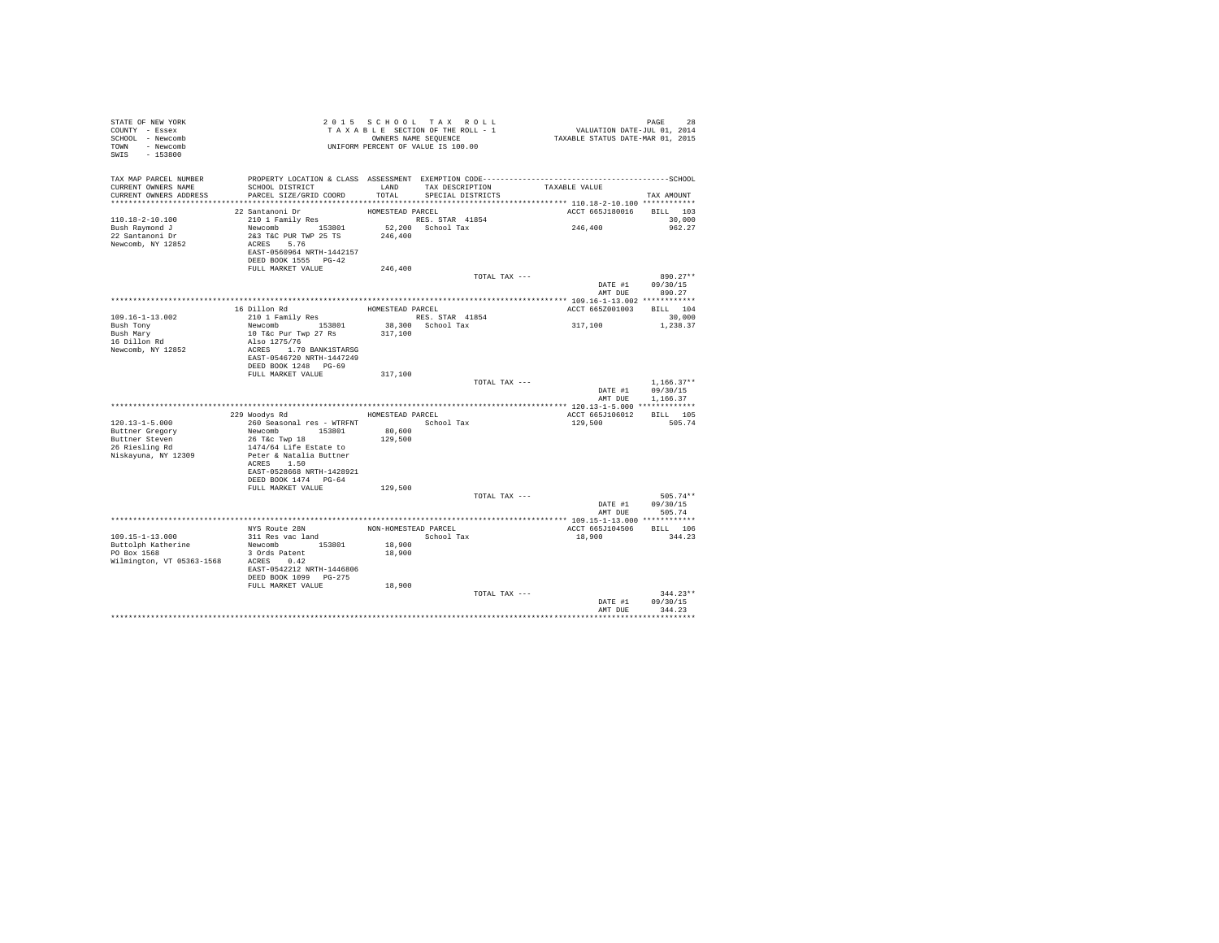```
STATE OF NEW YORK                    2 0 1 5   S C H O O L   T A X   R O L L                                  PAGE    28
COUNTY  - Essex                       T A X A B L E  SECTION OF THE ROLL - 1                  VALUATION DATE-JUL 01, 2014
SCHOOL  - Newcomb                            OWNERS NAME SEQUENCE                          TAXABLE STATUS DATE-MAR 01, 2015
TOWN    - Newcomb                       UNIFORM PERCENT OF VALUE IS 100.00
SWIS    - 153800

TAX MAP PARCEL NUMBER        PROPERTY LOCATION & CLASS  ASSESSMENT  EXEMPTION CODE-----------------------------------------------SCHOOL
CURRENT OWNERS NAME          SCHOOL DISTRICT              LAND      TAX DESCRIPTION            TAXABLE VALUE
CURRENT OWNERS ADDRESS       PARCEL SIZE/GRID COORD       TOTAL     SPECIAL DISTRICTS                                        TAX AMOUNT
*********************************************************************************************** 110.18-2-10.100 ************
                             22 Santanoni Dr               HOMESTEAD PARCEL                         ACCT 665J180016    BILL  103
110.18-2-10.100              210 1 Family Res                      RES. STAR  41854                                    30,000
Bush Raymond J               Newcomb         153801        52,200  School Tax                       246,400            962.27
22 Santanoni Dr              2&3 T&C PUR TWP 25 TS        246,400
Newcomb, NY 12852            ACRES    5.76
                             EAST-0560964 NRTH-1442157
                             DEED BOOK 1555   PG-42
                             FULL MARKET VALUE            246,400
                                                                          TOTAL TAX ---                                  890.27**
                                                                                                         DATE #1       09/30/15
                                                                                                         AMT DUE         890.27
*********************************************************************************************** 109.16-1-13.002 ************
                             16 Dillon Rd                  HOMESTEAD PARCEL                         ACCT 665Z001003    BILL  104
109.16-1-13.002              210 1 Family Res                      RES. STAR  41854                                    30,000
Bush Tony                    Newcomb         153801        38,300  School Tax                       317,100          1,238.37
Bush Mary                    10 T&c Pur Twp 27 Rs         317,100
16 Dillon Rd                 Also 1275/76
Newcomb, NY 12852            ACRES    1.70 BANK1STARSG
                             EAST-0546720 NRTH-1447249
                             DEED BOOK 1248   PG-69
                             FULL MARKET VALUE            317,100
                                                                          TOTAL TAX ---                                1,166.37**
                                                                                                         DATE #1       09/30/15
                                                                                                         AMT DUE       1,166.37
*********************************************************************************************** 120.13-1-5.000 *************
                             229 Woodys Rd                 HOMESTEAD PARCEL                         ACCT 665J106012    BILL  105
120.13-1-5.000               260 Seasonal res - WTRFNT             School Tax                       129,500            505.74
Buttner Gregory              Newcomb         153801        80,600
Buttner Steven               26 T&c Twp 18                129,500
26 Riesling Rd               1474/64 Life Estate to
Niskayuna, NY 12309          Peter & Natalia Buttner
                             ACRES    1.50
                             EAST-0528668 NRTH-1428921
                             DEED BOOK 1474   PG-64
                             FULL MARKET VALUE            129,500
                                                                          TOTAL TAX ---                                  505.74**
                                                                                                         DATE #1       09/30/15
                                                                                                         AMT DUE         505.74
*********************************************************************************************** 109.15-1-13.000 ************
                             NYS Route 28N                 NON-HOMESTEAD PARCEL                     ACCT 665J104506    BILL  106
109.15-1-13.000              311 Res vac land                      School Tax                        18,900            344.23
Buttolph Katherine           Newcomb         153801        18,900
PO Box 1568                  3 Ords Patent                 18,900
Wilmington, VT 05363-1568    ACRES    0.42
                             EAST-0542212 NRTH-1446806
                             DEED BOOK 1099   PG-275
                             FULL MARKET VALUE             18,900
                                                                          TOTAL TAX ---                                  344.23**
                                                                                                         DATE #1       09/30/15
                                                                                                         AMT DUE         344.23
****************************************************************************************************************************
```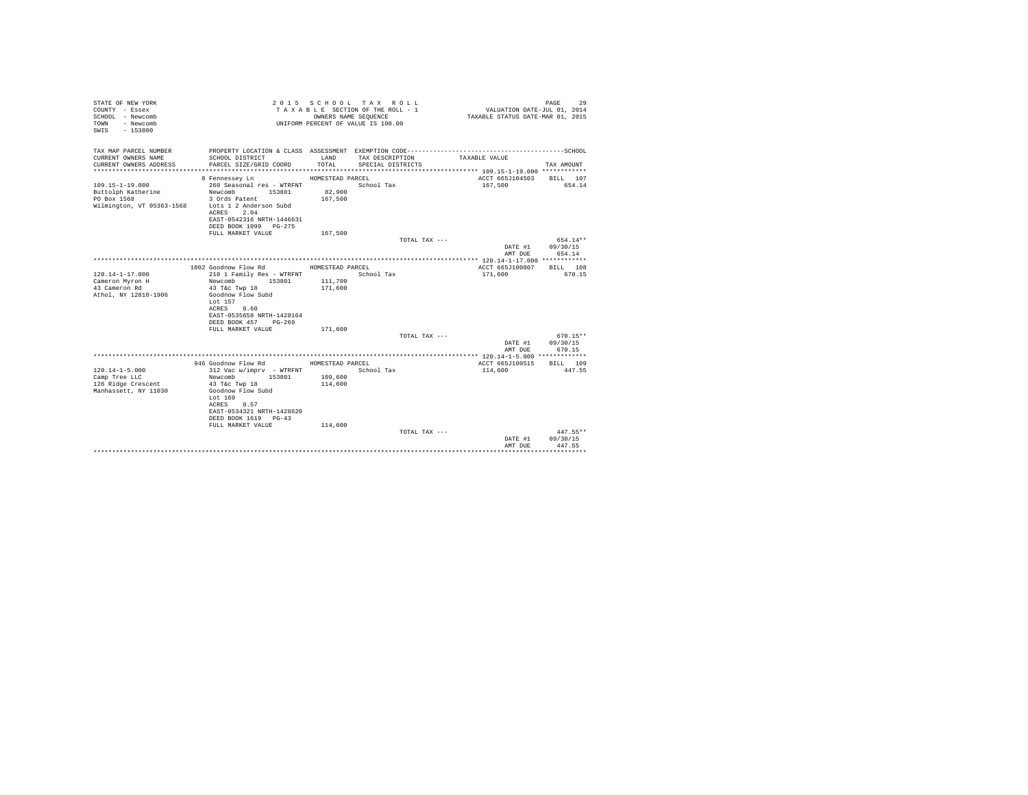STATE OF NEW YORK
COUNTY - Essex
SCHOOL - Newcomb
TOWN - Newcomb
SWIS - 153800

2 0 1 5 S C H O O L T A X R O L L
T A X A B L E SECTION OF THE ROLL - 1
OWNERS NAME SEQUENCE
UNIFORM PERCENT OF VALUE IS 100.00

VALUATION DATE-JUL 01, 2014
TAXABLE STATUS DATE-MAR 01, 2015

| TAX MAP PARCEL NUMBER / CURRENT OWNERS NAME / CURRENT OWNERS ADDRESS | PROPERTY LOCATION & CLASS / SCHOOL DISTRICT / PARCEL SIZE/GRID COORD | ASSESSMENT LAND / TOTAL | EXEMPTION CODE / TAX DESCRIPTION / SPECIAL DISTRICTS | TAXABLE VALUE | SCHOOL TAX AMOUNT |
|---|---|---|---|---|---|
| **109.15-1-19.000** | 8 Fennessey Ln | HOMESTEAD PARCEL | | ACCT 665J104503 | BILL 107 |
| 109.15-1-19.000 | 260 Seasonal res - WTRFNT | | School Tax | 167,500 | 654.14 |
| Buttolph Katherine | Newcomb 153801 | 82,900 | | | |
| PO Box 1568 | 3 Ords Patent | 167,500 | | | |
| Wilmington, VT 05363-1568 | Lots 1 2 Anderson Subd | | | | |
| | ACRES 2.04 | | | | |
| | EAST-0542316 NRTH-1446631 | | | | |
| | DEED BOOK 1099 PG-275 | | | | |
| | FULL MARKET VALUE | 167,500 | | | |
| | | | TOTAL TAX --- | | 654.14** |
| | | | | DATE #1 | 09/30/15 |
| | | | | AMT DUE | 654.14 |
| **120.14-1-17.000** | 1002 Goodnow Flow Rd | HOMESTEAD PARCEL | | ACCT 665J100807 | BILL 108 |
| 120.14-1-17.000 | 210 1 Family Res - WTRFNT | | School Tax | 171,600 | 670.15 |
| Cameron Myron H | Newcomb 153801 | 111,700 | | | |
| 43 Cameron Rd | 43 T&c Twp 18 | 171,600 | | | |
| Athol, NY 12810-1906 | Goodnow Flow Subd | | | | |
| | Lot 157 | | | | |
| | ACRES 0.60 | | | | |
| | EAST-0535658 NRTH-1428164 | | | | |
| | DEED BOOK 457 PG-269 | | | | |
| | FULL MARKET VALUE | 171,600 | | | |
| | | | TOTAL TAX --- | | 670.15** |
| | | | | DATE #1 | 09/30/15 |
| | | | | AMT DUE | 670.15 |
| **120.14-1-5.000** | 946 Goodnow Flow Rd | HOMESTEAD PARCEL | | ACCT 665J100515 | BILL 109 |
| 120.14-1-5.000 | 312 Vac w/imprv - WTRFNT | | School Tax | 114,600 | 447.55 |
| Camp Tree LLC | Newcomb 153801 | 109,600 | | | |
| 126 Ridge Crescent | 43 T&c Twp 18 | 114,600 | | | |
| Manhassett, NY 11030 | Goodnow Flow Subd | | | | |
| | Lot 169 | | | | |
| | ACRES 0.57 | | | | |
| | EAST-0534321 NRTH-1428620 | | | | |
| | DEED BOOK 1619 PG-43 | | | | |
| | FULL MARKET VALUE | 114,600 | | | |
| | | | TOTAL TAX --- | | 447.55** |
| | | | | DATE #1 | 09/30/15 |
| | | | | AMT DUE | 447.55 |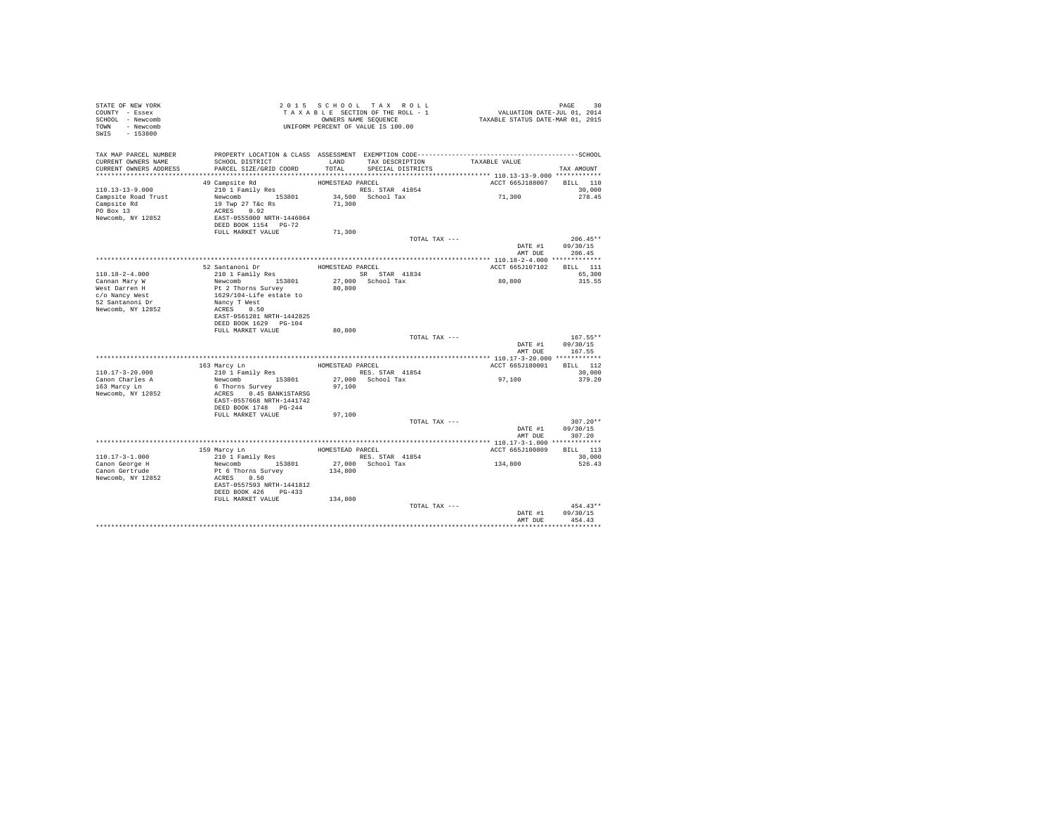STATE OF NEW YORK
COUNTY - Essex
SCHOOL - Newcomb
TOWN - Newcomb
SWIS - 153800

2015 SCHOOL TAX ROLL
TAXABLE SECTION OF THE ROLL - 1
OWNERS NAME SEQUENCE
UNIFORM PERCENT OF VALUE IS 100.00

VALUATION DATE-JUL 01, 2014
TAXABLE STATUS DATE-MAR 01, 2015

| TAX MAP PARCEL NUMBER / CURRENT OWNERS NAME / CURRENT OWNERS ADDRESS | PROPERTY LOCATION & CLASS / SCHOOL DISTRICT / PARCEL SIZE/GRID COORD | ASSESSMENT LAND / TOTAL | EXEMPTION CODE / TAX DESCRIPTION / SPECIAL DISTRICTS | TAXABLE VALUE | TAX AMOUNT (SCHOOL) |
|---|---|---|---|---|---|
| 110.13-13-9.000 | 49 Campsite Rd | HOMESTEAD PARCEL | | ACCT 665J188007 | BILL 110 |
| | 210 1 Family Res | | RES. STAR 41854 | | 30,000 |
| Campsite Road Trust | Newcomb 153801 | 34,500 | School Tax | 71,300 | 278.45 |
| Campsite Rd | 19 Twp 27 T&c Rs | 71,300 | | | |
| PO Box 13 | ACRES 0.92 | | | | |
| Newcomb, NY 12852 | EAST-0555000 NRTH-1446064 | | | | |
| | DEED BOOK 1154 PG-72 | | | | |
| | FULL MARKET VALUE | 71,300 | | | |
| | | | TOTAL TAX --- | | 206.45** |
| | | | | DATE #1 | 09/30/15 |
| | | | | AMT DUE | 206.45 |
| 110.18-2-4.000 | 52 Santanoni Dr | HOMESTEAD PARCEL | | ACCT 665J107102 | BILL 111 |
| | 210 1 Family Res | | SR STAR 41834 | | 65,300 |
| Cannan Mary W | Newcomb 153801 | 27,000 | School Tax | 80,800 | 315.55 |
| West Darren H | Pt 2 Thorns Survey | 80,800 | | | |
| c/o Nancy West | 1629/104-Life estate to | | | | |
| 52 Santanoni Dr | Nancy T West | | | | |
| Newcomb, NY 12852 | ACRES 0.50 | | | | |
| | EAST-0561281 NRTH-1442825 | | | | |
| | DEED BOOK 1629 PG-104 | | | | |
| | FULL MARKET VALUE | 80,800 | | | |
| | | | TOTAL TAX --- | | 167.55** |
| | | | | DATE #1 | 09/30/15 |
| | | | | AMT DUE | 167.55 |
| 110.17-3-20.000 | 163 Marcy Ln | HOMESTEAD PARCEL | | ACCT 665J180001 | BILL 112 |
| | 210 1 Family Res | | RES. STAR 41854 | | 30,000 |
| Canon Charles A | Newcomb 153801 | 27,000 | School Tax | 97,100 | 379.20 |
| 163 Marcy Ln | 6 Thorns Survey | 97,100 | | | |
| Newcomb, NY 12852 | ACRES 0.45 BANK1STARSG | | | | |
| | EAST-0557668 NRTH-1441742 | | | | |
| | DEED BOOK 1748 PG-244 | | | | |
| | FULL MARKET VALUE | 97,100 | | | |
| | | | TOTAL TAX --- | | 307.20** |
| | | | | DATE #1 | 09/30/15 |
| | | | | AMT DUE | 307.20 |
| 110.17-3-1.000 | 159 Marcy Ln | HOMESTEAD PARCEL | | ACCT 665J100809 | BILL 113 |
| | 210 1 Family Res | | RES. STAR 41854 | | 30,000 |
| Canon George H | Newcomb 153801 | 27,000 | School Tax | 134,800 | 526.43 |
| Canon Gertrude | Pt 6 Thorns Survey | 134,800 | | | |
| Newcomb, NY 12852 | ACRES 0.50 | | | | |
| | EAST-0557593 NRTH-1441812 | | | | |
| | DEED BOOK 426 PG-433 | | | | |
| | FULL MARKET VALUE | 134,800 | | | |
| | | | TOTAL TAX --- | | 454.43** |
| | | | | DATE #1 | 09/30/15 |
| | | | | AMT DUE | 454.43 |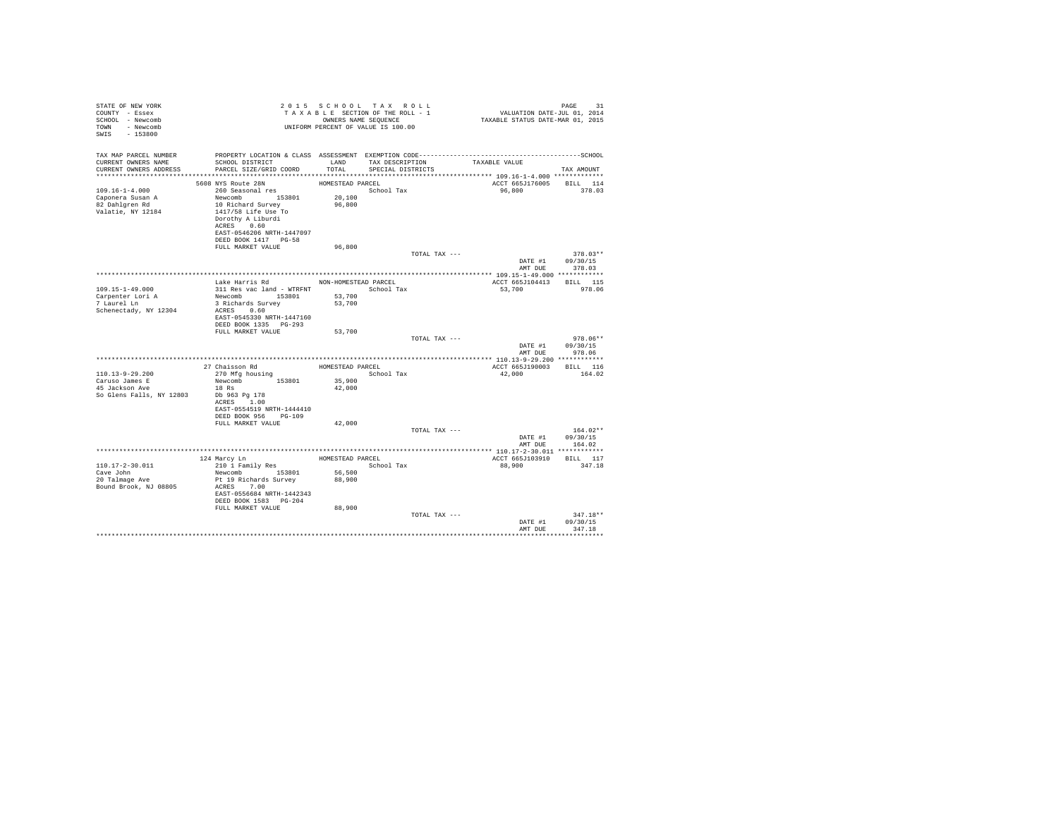STATE OF NEW YORK
COUNTY - Essex
SCHOOL - Newcomb
TOWN - Newcomb
SWIS - 153800

2015 SCHOOL TAX ROLL
TAXABLE SECTION OF THE ROLL - 1
OWNERS NAME SEQUENCE
UNIFORM PERCENT OF VALUE IS 100.00

VALUATION DATE-JUL 01, 2014
TAXABLE STATUS DATE-MAR 01, 2015

| TAX MAP PARCEL NUMBER / CURRENT OWNERS NAME / CURRENT OWNERS ADDRESS | PROPERTY LOCATION & CLASS / SCHOOL DISTRICT / PARCEL SIZE/GRID COORD | ASSESSMENT LAND / TOTAL | EXEMPTION CODE / TAX DESCRIPTION / SPECIAL DISTRICTS | TAXABLE VALUE | TAX AMOUNT |
|---|---|---|---|---|---|
| 109.16-1-4.000 | 5608 NYS Route 28N | HOMESTEAD PARCEL | | ACCT 665J176005 | BILL 114 |
| Caponera Susan A | 260 Seasonal res | | School Tax | 96,800 | 378.03 |
| 82 Dahlgren Rd | Newcomb 153801 | 20,100 | | | |
| Valatie, NY 12184 | 10 Richard Survey | 96,800 | | | |
| | 1417/58 Life Use To | | | | |
| | Dorothy A Liburdi | | | | |
| | ACRES 0.60 | | | | |
| | EAST-0546206 NRTH-1447097 | | | | |
| | DEED BOOK 1417 PG-58 | | | | |
| | FULL MARKET VALUE | 96,800 | | | |
| | | | TOTAL TAX --- | | 378.03** |
| | | | | DATE #1 | 09/30/15 |
| | | | | AMT DUE | 378.03 |
| 109.15-1-49.000 | Lake Harris Rd | NON-HOMESTEAD PARCEL | | ACCT 665J104413 | BILL 115 |
| Carpenter Lori A | 311 Res vac land - WTRFNT | | School Tax | 53,700 | 978.06 |
| 7 Laurel Ln | Newcomb 153801 | 53,700 | | | |
| Schenectady, NY 12304 | 3 Richards Survey | 53,700 | | | |
| | ACRES 0.60 | | | | |
| | EAST-0545330 NRTH-1447160 | | | | |
| | DEED BOOK 1335 PG-293 | | | | |
| | FULL MARKET VALUE | 53,700 | | | |
| | | | TOTAL TAX --- | | 978.06** |
| | | | | DATE #1 | 09/30/15 |
| | | | | AMT DUE | 978.06 |
| 110.13-9-29.200 | 27 Chaisson Rd | HOMESTEAD PARCEL | | ACCT 665J190003 | BILL 116 |
| Caruso James E | 270 Mfg housing | | School Tax | 42,000 | 164.02 |
| 45 Jackson Ave | Newcomb 153801 | 35,900 | | | |
| So Glens Falls, NY 12803 | 18 Rs | 42,000 | | | |
| | Db 963 Pg 178 | | | | |
| | ACRES 1.00 | | | | |
| | EAST-0554519 NRTH-1444410 | | | | |
| | DEED BOOK 956 PG-109 | | | | |
| | FULL MARKET VALUE | 42,000 | | | |
| | | | TOTAL TAX --- | | 164.02** |
| | | | | DATE #1 | 09/30/15 |
| | | | | AMT DUE | 164.02 |
| 110.17-2-30.011 | 124 Marcy Ln | HOMESTEAD PARCEL | | ACCT 665J103910 | BILL 117 |
| Cave John | 210 1 Family Res | | School Tax | 88,900 | 347.18 |
| 20 Talmage Ave | Newcomb 153801 | 56,500 | | | |
| Bound Brook, NJ 08805 | Pt 19 Richards Survey | 88,900 | | | |
| | ACRES 7.00 | | | | |
| | EAST-0556684 NRTH-1442343 | | | | |
| | DEED BOOK 1583 PG-204 | | | | |
| | FULL MARKET VALUE | 88,900 | | | |
| | | | TOTAL TAX --- | | 347.18** |
| | | | | DATE #1 | 09/30/15 |
| | | | | AMT DUE | 347.18 |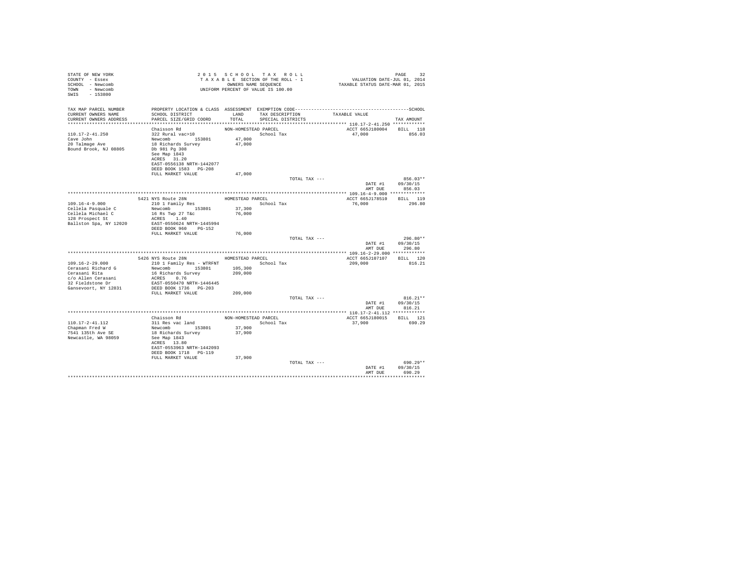STATE OF NEW YORK
COUNTY - Essex
SCHOOL - Newcomb
TOWN - Newcomb
SWIS - 153800

2015 SCHOOL TAX ROLL
TAXABLE SECTION OF THE ROLL - 1
OWNERS NAME SEQUENCE
UNIFORM PERCENT OF VALUE IS 100.00

VALUATION DATE-JUL 01, 2014
TAXABLE STATUS DATE-MAR 01, 2015

| TAX MAP PARCEL NUMBER / CURRENT OWNERS NAME / CURRENT OWNERS ADDRESS | PROPERTY LOCATION & CLASS / SCHOOL DISTRICT / PARCEL SIZE/GRID COORD | ASSESSMENT LAND / TOTAL | EXEMPTION CODE / TAX DESCRIPTION / SPECIAL DISTRICTS | TAXABLE VALUE | TAX AMOUNT |
|---|---|---|---|---|---|
| 110.17-2-41.250 | Chaisson Rd | NON-HOMESTEAD PARCEL | | ACCT 665J180004 | BILL 118 |
| | 322 Rural vac>10 | | School Tax | 47,000 | 856.03 |
| Cave John | Newcomb 153801 | 47,000 | | | |
| 20 Talmage Ave | 18 Richards Survey | 47,000 | | | |
| Bound Brook, NJ 08805 | Db 981 Pg 308 | | | | |
| | See Map 1843 | | | | |
| | ACRES 31.20 | | | | |
| | EAST-0556138 NRTH-1442077 | | | | |
| | DEED BOOK 1583 PG-208 | | | | |
| | FULL MARKET VALUE | 47,000 | | | |
| | | | TOTAL TAX --- | | 856.03** |
| | | | | DATE #1 | 09/30/15 |
| | | | | AMT DUE | 856.03 |
| 109.16-4-9.000 | 5421 NYS Route 28N | HOMESTEAD PARCEL | | ACCT 665J178510 | BILL 119 |
| | 210 1 Family Res | | School Tax | 76,000 | 296.80 |
| Cellela Pasquale C | Newcomb 153801 | 37,300 | | | |
| Cellela Michael C | 16 Rs Twp 27 T&c | 76,000 | | | |
| 128 Prospect St | ACRES 1.40 | | | | |
| Ballston Spa, NY 12020 | EAST-0550624 NRTH-1445994 | | | | |
| | DEED BOOK 960 PG-152 | | | | |
| | FULL MARKET VALUE | 76,000 | | | |
| | | | TOTAL TAX --- | | 296.80** |
| | | | | DATE #1 | 09/30/15 |
| | | | | AMT DUE | 296.80 |
| 109.16-2-29.000 | 5426 NYS Route 28N | HOMESTEAD PARCEL | | ACCT 665J107107 | BILL 120 |
| | 210 1 Family Res - WTRFNT | | School Tax | 209,000 | 816.21 |
| Cerasani Richard G | Newcomb 153801 | 105,300 | | | |
| Cerasani Rita | 16 Richards Survey | 209,000 | | | |
| c/o Allen Cerasani | ACRES 0.76 | | | | |
| 32 Fieldstone Dr | EAST-0550470 NRTH-1446445 | | | | |
| Gansevoort, NY 12831 | DEED BOOK 1736 PG-203 | | | | |
| | FULL MARKET VALUE | 209,000 | | | |
| | | | TOTAL TAX --- | | 816.21** |
| | | | | DATE #1 | 09/30/15 |
| | | | | AMT DUE | 816.21 |
| 110.17-2-41.112 | Chaisson Rd | NON-HOMESTEAD PARCEL | | ACCT 665J180015 | BILL 121 |
| | 311 Res vac land | | School Tax | 37,900 | 690.29 |
| Chapman Fred W | Newcomb 153801 | 37,900 | | | |
| 7541 135th Ave SE | 18 Richards Survey | 37,900 | | | |
| Newcastle, WA 98059 | See Map 1843 | | | | |
| | ACRES 13.80 | | | | |
| | EAST-0553963 NRTH-1442093 | | | | |
| | DEED BOOK 1718 PG-119 | | | | |
| | FULL MARKET VALUE | 37,900 | | | |
| | | | TOTAL TAX --- | | 690.29** |
| | | | | DATE #1 | 09/30/15 |
| | | | | AMT DUE | 690.29 |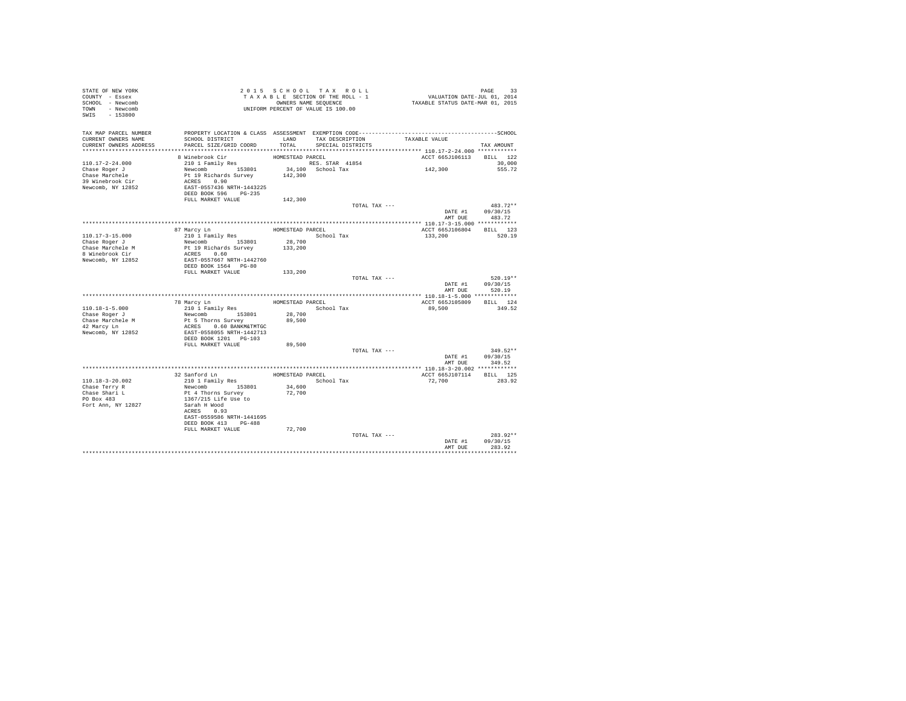STATE OF NEW YORK
COUNTY - Essex
SCHOOL - Newcomb
TOWN - Newcomb
SWIS - 153800

2015 SCHOOL TAX ROLL
TAXABLE SECTION OF THE ROLL - 1
OWNERS NAME SEQUENCE
UNIFORM PERCENT OF VALUE IS 100.00

VALUATION DATE-JUL 01, 2014
TAXABLE STATUS DATE-MAR 01, 2015

| TAX MAP PARCEL NUMBER / CURRENT OWNERS NAME / CURRENT OWNERS ADDRESS | PROPERTY LOCATION & CLASS / SCHOOL DISTRICT / PARCEL SIZE/GRID COORD | ASSESSMENT LAND / TOTAL | EXEMPTION CODE / TAX DESCRIPTION / SPECIAL DISTRICTS | TAXABLE VALUE | TAX AMOUNT |
|---|---|---|---|---|---|
| **110.17-2-24.000** | 8 Winebrook Cir | HOMESTEAD PARCEL | | ACCT 665J106113 | BILL 122 |
| 110.17-2-24.000 | 210 1 Family Res | | RES. STAR 41854 | | 30,000 |
| Chase Roger J | Newcomb 153801 | 34,100 | School Tax | 142,300 | 555.72 |
| Chase Marchele | Pt 19 Richards Survey | 142,300 | | | |
| 39 Winebrook Cir | ACRES 0.90 | | | | |
| Newcomb, NY 12852 | EAST-0557436 NRTH-1443225 | | | | |
| | DEED BOOK 596 PG-235 | | | | |
| | FULL MARKET VALUE | 142,300 | | | |
| | | | TOTAL TAX --- | | 483.72** |
| | | | | DATE #1 | 09/30/15 |
| | | | | AMT DUE | 483.72 |
| **110.17-3-15.000** | 87 Marcy Ln | HOMESTEAD PARCEL | | ACCT 665J106804 | BILL 123 |
| 110.17-3-15.000 | 210 1 Family Res | | School Tax | 133,200 | 520.19 |
| Chase Roger J | Newcomb 153801 | 28,700 | | | |
| Chase Marchele M | Pt 19 Richards Survey | 133,200 | | | |
| 8 Winebrook Cir | ACRES 0.60 | | | | |
| Newcomb, NY 12852 | EAST-0557667 NRTH-1442760 | | | | |
| | DEED BOOK 1564 PG-80 | | | | |
| | FULL MARKET VALUE | 133,200 | | | |
| | | | TOTAL TAX --- | | 520.19** |
| | | | | DATE #1 | 09/30/15 |
| | | | | AMT DUE | 520.19 |
| **110.18-1-5.000** | 78 Marcy Ln | HOMESTEAD PARCEL | | ACCT 665J105809 | BILL 124 |
| 110.18-1-5.000 | 210 1 Family Res | | School Tax | 89,500 | 349.52 |
| Chase Roger J | Newcomb 153801 | 28,700 | | | |
| Chase Marchele M | Pt 5 Thorns Survey | 89,500 | | | |
| 42 Marcy Ln | ACRES 0.60 BANKM&TMTGC | | | | |
| Newcomb, NY 12852 | EAST-0558055 NRTH-1442713 | | | | |
| | DEED BOOK 1201 PG-103 | | | | |
| | FULL MARKET VALUE | 89,500 | | | |
| | | | TOTAL TAX --- | | 349.52** |
| | | | | DATE #1 | 09/30/15 |
| | | | | AMT DUE | 349.52 |
| **110.18-3-20.002** | 32 Sanford Ln | HOMESTEAD PARCEL | | ACCT 665J107114 | BILL 125 |
| 110.18-3-20.002 | 210 1 Family Res | | School Tax | 72,700 | 283.92 |
| Chase Terry R | Newcomb 153801 | 34,600 | | | |
| Chase Shari L | Pt 4 Thorns Survey | 72,700 | | | |
| PO Box 483 | 1367/215 Life Use to | | | | |
| Fort Ann, NY 12827 | Sarah H Wood | | | | |
| | ACRES 0.93 | | | | |
| | EAST-0559586 NRTH-1441695 | | | | |
| | DEED BOOK 413 PG-488 | | | | |
| | FULL MARKET VALUE | 72,700 | | | |
| | | | TOTAL TAX --- | | 283.92** |
| | | | | DATE #1 | 09/30/15 |
| | | | | AMT DUE | 283.92 |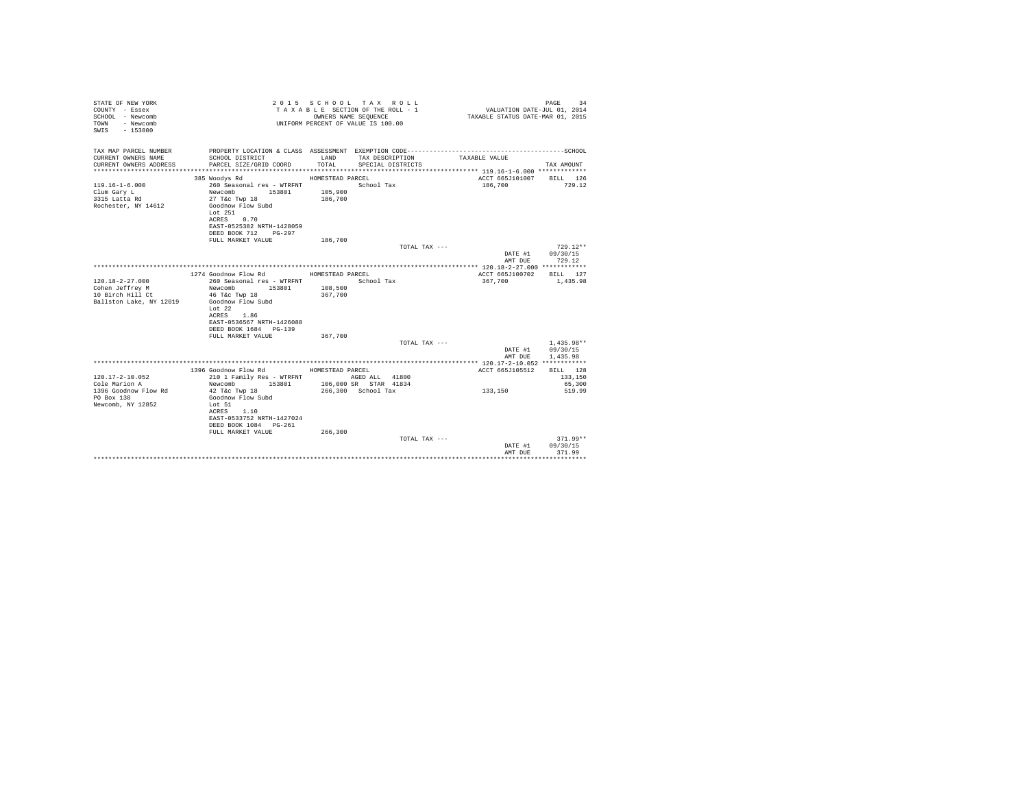STATE OF NEW YORK
COUNTY - Essex
SCHOOL - Newcomb
TOWN - Newcomb
SWIS - 153800

2 0 1 5 S C H O O L T A X R O L L
T A X A B L E SECTION OF THE ROLL - 1
OWNERS NAME SEQUENCE
UNIFORM PERCENT OF VALUE IS 100.00

VALUATION DATE-JUL 01, 2014
TAXABLE STATUS DATE-MAR 01, 2015

| TAX MAP PARCEL NUMBER / CURRENT OWNERS NAME / CURRENT OWNERS ADDRESS | PROPERTY LOCATION & CLASS / SCHOOL DISTRICT / PARCEL SIZE/GRID COORD | ASSESSMENT LAND / TOTAL | EXEMPTION CODE / TAX DESCRIPTION / SPECIAL DISTRICTS | TAXABLE VALUE | TAX AMOUNT |
|---|---|---|---|---|---|
| 119.16-1-6.000 | 385 Woodys Rd | HOMESTEAD PARCEL | | ACCT 665J101007 | BILL 126 |
| Clum Gary L | 260 Seasonal res - WTRFNT | | School Tax | 186,700 | 729.12 |
| 3315 Latta Rd | Newcomb 153801 | 105,900 | | | |
| Rochester, NY 14612 | 27 T&c Twp 18 | 186,700 | | | |
| | Goodnow Flow Subd | | | | |
| | Lot 251 | | | | |
| | ACRES 0.70 | | | | |
| | EAST-0525382 NRTH-1428059 | | | | |
| | DEED BOOK 712 PG-297 | | | | |
| | FULL MARKET VALUE | 186,700 | | | |
| | | | TOTAL TAX --- | | 729.12** |
| | | | | DATE #1 | 09/30/15 |
| | | | | AMT DUE | 729.12 |
| 120.18-2-27.000 | 1274 Goodnow Flow Rd | HOMESTEAD PARCEL | | ACCT 665J100702 | BILL 127 |
| Cohen Jeffrey M | 260 Seasonal res - WTRFNT | | School Tax | 367,700 | 1,435.98 |
| 10 Birch Hill Ct | Newcomb 153801 | 108,500 | | | |
| Ballston Lake, NY 12019 | 46 T&c Twp 18 | 367,700 | | | |
| | Goodnow Flow Subd | | | | |
| | Lot 22 | | | | |
| | ACRES 1.86 | | | | |
| | EAST-0536567 NRTH-1426088 | | | | |
| | DEED BOOK 1684 PG-139 | | | | |
| | FULL MARKET VALUE | 367,700 | | | |
| | | | TOTAL TAX --- | | 1,435.98** |
| | | | | DATE #1 | 09/30/15 |
| | | | | AMT DUE | 1,435.98 |
| 120.17-2-10.052 | 1396 Goodnow Flow Rd | HOMESTEAD PARCEL | | ACCT 665J105512 | BILL 128 |
| Cole Marion A | 210 1 Family Res - WTRFNT | | AGED ALL 41800 | | 133,150 |
| 1396 Goodnow Flow Rd | Newcomb 153801 | 106,000 | SR STAR 41834 | | 65,300 |
| PO Box 138 | 42 T&c Twp 18 | 266,300 | School Tax | 133,150 | 519.99 |
| Newcomb, NY 12852 | Goodnow Flow Subd | | | | |
| | Lot 51 | | | | |
| | ACRES 1.10 | | | | |
| | EAST-0533752 NRTH-1427024 | | | | |
| | DEED BOOK 1084 PG-261 | | | | |
| | FULL MARKET VALUE | 266,300 | | | |
| | | | TOTAL TAX --- | | 371.99** |
| | | | | DATE #1 | 09/30/15 |
| | | | | AMT DUE | 371.99 |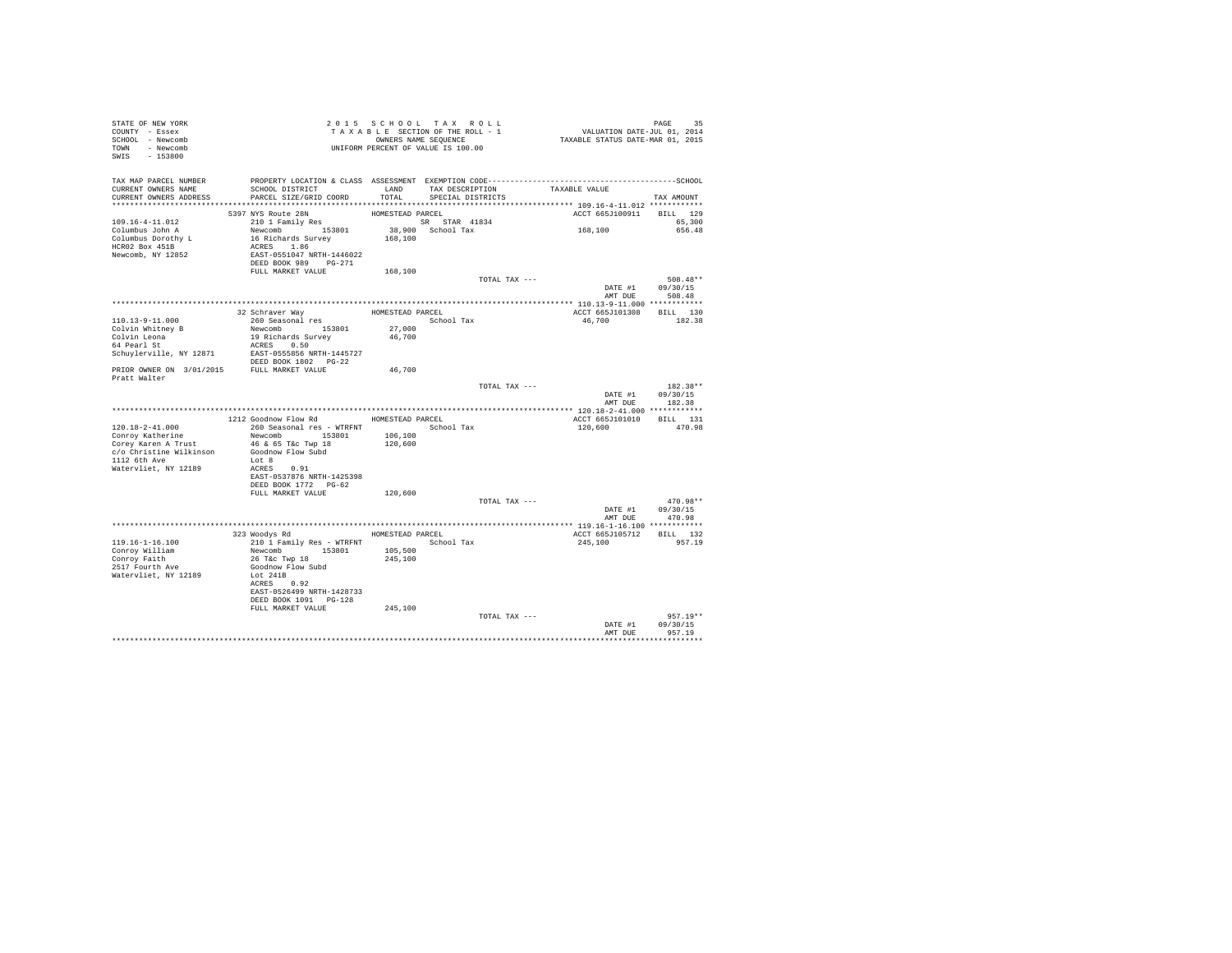STATE OF NEW YORK
COUNTY - Essex
SCHOOL - Newcomb
TOWN - Newcomb
SWIS - 153800

2 0 1 5 S C H O O L T A X R O L L
T A X A B L E SECTION OF THE ROLL - 1
OWNERS NAME SEQUENCE
UNIFORM PERCENT OF VALUE IS 100.00

VALUATION DATE-JUL 01, 2014
TAXABLE STATUS DATE-MAR 01, 2015

| TAX MAP PARCEL NUMBER / CURRENT OWNERS NAME / CURRENT OWNERS ADDRESS | PROPERTY LOCATION & CLASS / SCHOOL DISTRICT / PARCEL SIZE/GRID COORD | ASSESSMENT LAND / TOTAL | EXEMPTION CODE / TAX DESCRIPTION / SPECIAL DISTRICTS | TAXABLE VALUE | TAX AMOUNT |
|---|---|---|---|---|---|
| **109.16-4-11.012** | 5397 NYS Route 28N | HOMESTEAD PARCEL | | ACCT 665J100911 | BILL 129 |
| 109.16-4-11.012 | 210 1 Family Res | | SR STAR 41834 | | 65,300 |
| Columbus John A | Newcomb 153801 | 38,900 | School Tax | 168,100 | 656.48 |
| Columbus Dorothy L | 16 Richards Survey | 168,100 | | | |
| HCR02 Box 451B | ACRES 1.86 | | | | |
| Newcomb, NY 12852 | EAST-0551047 NRTH-1446022 | | | | |
| | DEED BOOK 989 PG-271 | | | | |
| | FULL MARKET VALUE | 168,100 | | | |
| | | | TOTAL TAX --- | | 508.48** |
| | | | | DATE #1 | 09/30/15 |
| | | | | AMT DUE | 508.48 |
| **110.13-9-11.000** | 32 Schraver Way | HOMESTEAD PARCEL | | ACCT 665J101308 | BILL 130 |
| 110.13-9-11.000 | 260 Seasonal res | | School Tax | 46,700 | 182.38 |
| Colvin Whitney B | Newcomb 153801 | 27,000 | | | |
| Colvin Leona | 19 Richards Survey | 46,700 | | | |
| 64 Pearl St | ACRES 0.50 | | | | |
| Schuylerville, NY 12871 | EAST-0555856 NRTH-1445727 | | | | |
| | DEED BOOK 1802 PG-22 | | | | |
| PRIOR OWNER ON 3/01/2015 | FULL MARKET VALUE | 46,700 | | | |
| Pratt Walter | | | | | |
| | | | TOTAL TAX --- | | 182.38** |
| | | | | DATE #1 | 09/30/15 |
| | | | | AMT DUE | 182.38 |
| **120.18-2-41.000** | 1212 Goodnow Flow Rd | HOMESTEAD PARCEL | | ACCT 665J101010 | BILL 131 |
| 120.18-2-41.000 | 260 Seasonal res - WTRFNT | | School Tax | 120,600 | 470.98 |
| Conroy Katherine | Newcomb 153801 | 106,100 | | | |
| Corey Karen A Trust | 46 & 65 T&c Twp 18 | 120,600 | | | |
| c/o Christine Wilkinson | Goodnow Flow Subd | | | | |
| 1112 6th Ave | Lot 8 | | | | |
| Watervliet, NY 12189 | ACRES 0.91 | | | | |
| | EAST-0537876 NRTH-1425398 | | | | |
| | DEED BOOK 1772 PG-62 | | | | |
| | FULL MARKET VALUE | 120,600 | | | |
| | | | TOTAL TAX --- | | 470.98** |
| | | | | DATE #1 | 09/30/15 |
| | | | | AMT DUE | 470.98 |
| **119.16-1-16.100** | 323 Woodys Rd | HOMESTEAD PARCEL | | ACCT 665J105712 | BILL 132 |
| 119.16-1-16.100 | 210 1 Family Res - WTRFNT | | School Tax | 245,100 | 957.19 |
| Conroy William | Newcomb 153801 | 105,500 | | | |
| Conroy Faith | 26 T&c Twp 18 | 245,100 | | | |
| 2517 Fourth Ave | Goodnow Flow Subd | | | | |
| Watervliet, NY 12189 | Lot 241B | | | | |
| | ACRES 0.92 | | | | |
| | EAST-0526499 NRTH-1428733 | | | | |
| | DEED BOOK 1091 PG-128 | | | | |
| | FULL MARKET VALUE | 245,100 | | | |
| | | | TOTAL TAX --- | | 957.19** |
| | | | | DATE #1 | 09/30/15 |
| | | | | AMT DUE | 957.19 |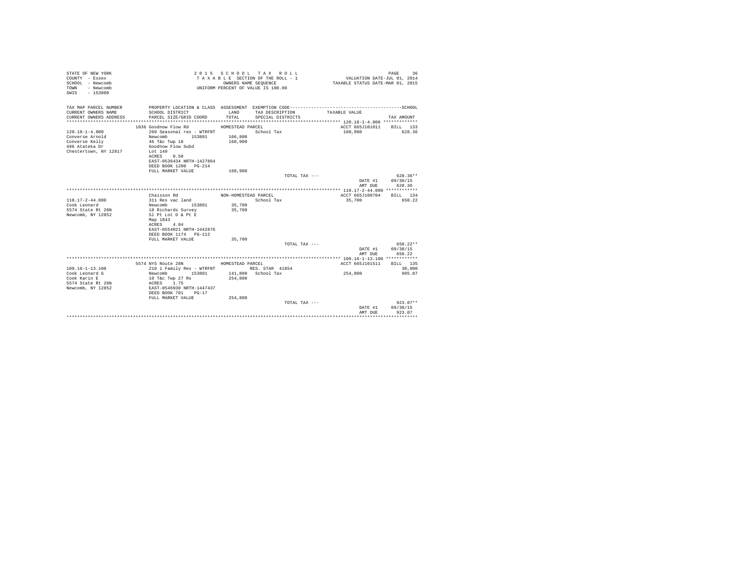```
STATE OF NEW YORK                        2 0 1 5   S C H O O L   T A X   R O L L                                PAGE    36
COUNTY  - Essex                           T A X A B L E SECTION OF THE ROLL - 1                 VALUATION DATE-JUL 01, 2014
SCHOOL  - Newcomb                                 OWNERS NAME SEQUENCE                        TAXABLE STATUS DATE-MAR 01, 2015
TOWN    - Newcomb                          UNIFORM PERCENT OF VALUE IS 100.00
SWIS    - 153800

TAX MAP PARCEL NUMBER         PROPERTY LOCATION & CLASS  ASSESSMENT  EXEMPTION CODE-----------------------------------------SCHOOL
CURRENT OWNERS NAME           SCHOOL DISTRICT              LAND      TAX DESCRIPTION            TAXABLE VALUE
CURRENT OWNERS ADDRESS        PARCEL SIZE/GRID COORD       TOTAL     SPECIAL DISTRICTS                                TAX AMOUNT
****************************************************************************************************** 120.18-1-4.000 *************
                        1036 Goodnow Flow Rd            HOMESTEAD PARCEL                            ACCT 665J101011    BILL   133
120.18-1-4.000               260 Seasonal res - WTRFNT             School Tax                       160,900              628.36
Converse Arnold              Newcomb        153801       106,800
Converse Kelly               46 T&c Twp 18               160,900
496 Atateka Dr               Goodnow Flow Subd
Chestertown, NY 12817        Lot 149
                             ACRES    0.50
                             EAST-0536434 NRTH-1427864
                             DEED BOOK 1200   PG-214
                             FULL MARKET VALUE           160,900
                                                                          TOTAL TAX ---                                  628.36**
                                                                                                        DATE #1      09/30/15
                                                                                                        AMT DUE        628.36
****************************************************************************************************** 110.17-2-44.000 ************
                             Chaisson Rd                NON-HOMESTEAD PARCEL                        ACCT 665J100704    BILL   134
110.17-2-44.000              311 Res vac land                      School Tax                        35,700              650.22
Cook Leonard                 Newcomb        153801        35,700
5574 State Rt 28N            18 Richards Survey           35,700
Newcomb, NY 12852            Sl Pt Lot D & Pt E
                             Map 1843
                             ACRES    4.04
                             EAST-0554021 NRTH-1442876
                             DEED BOOK 1174   PG-112
                             FULL MARKET VALUE            35,700
                                                                          TOTAL TAX ---                                  650.22**
                                                                                                        DATE #1      09/30/15
                                                                                                        AMT DUE        650.22
****************************************************************************************************** 109.16-1-13.100 ************
                        5574 NYS Route 28N              HOMESTEAD PARCEL                            ACCT 665J101511    BILL   135
109.16-1-13.100              210 1 Family Res - WTRFNT             RES. STAR  41854                                    30,000
Cook Leonard G               Newcomb        153801       141,800   School Tax                       254,800              995.07
Cook Karin E                 10 T&c Twp 27 Rs            254,800
5574 State Rt 28N            ACRES    1.75
Newcomb, NY 12852            EAST-0546930 NRTH-1447437
                             DEED BOOK 701    PG-17
                             FULL MARKET VALUE           254,800
                                                                          TOTAL TAX ---                                  923.07**
                                                                                                        DATE #1      09/30/15
                                                                                                        AMT DUE        923.07
************************************************************************************************************************************
```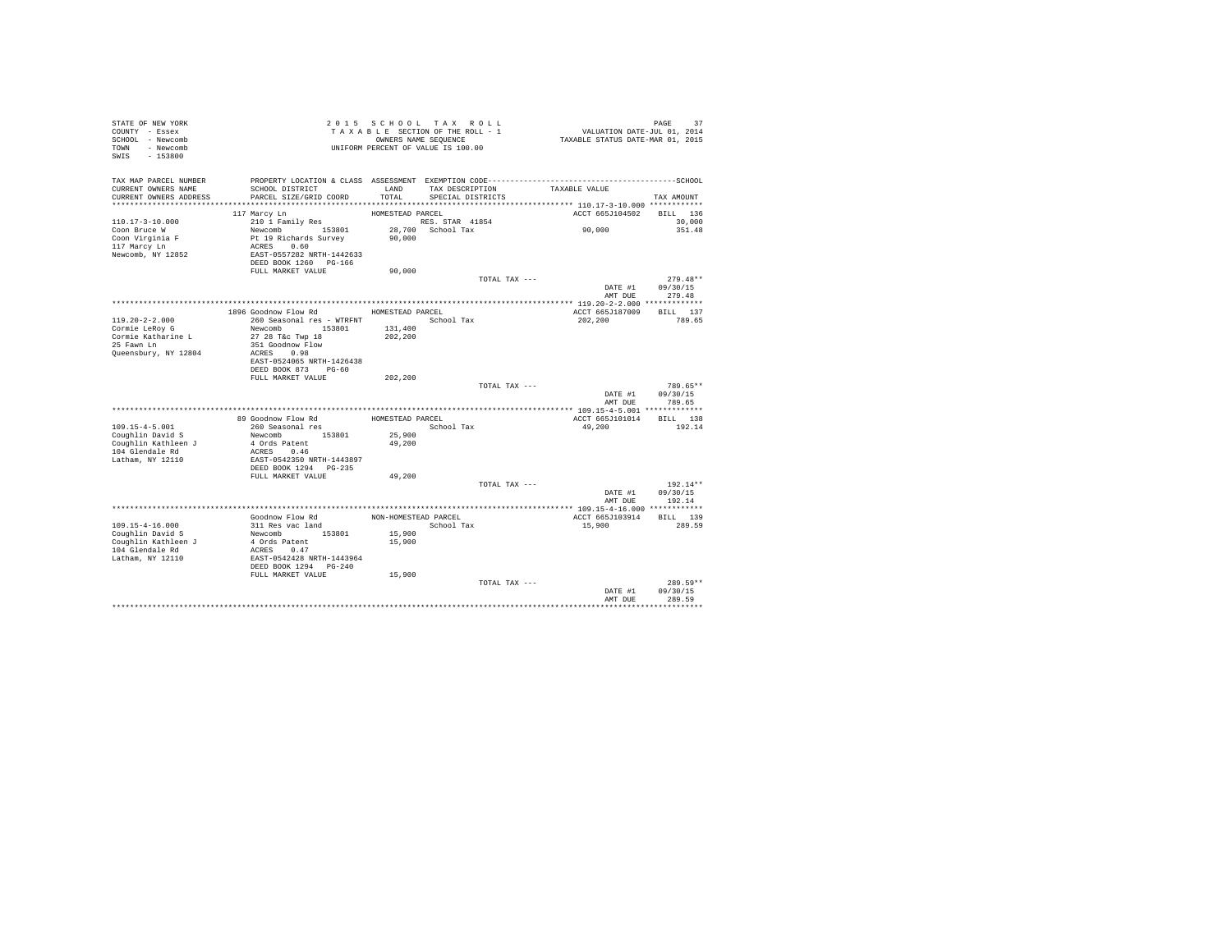STATE OF NEW YORK
COUNTY - Essex
SCHOOL - Newcomb
TOWN - Newcomb
SWIS - 153800

2 0 1 5 S C H O O L T A X R O L L
T A X A B L E SECTION OF THE ROLL - 1
OWNERS NAME SEQUENCE
UNIFORM PERCENT OF VALUE IS 100.00

VALUATION DATE-JUL 01, 2014
TAXABLE STATUS DATE-MAR 01, 2015

| TAX MAP PARCEL NUMBER / CURRENT OWNERS NAME / CURRENT OWNERS ADDRESS | PROPERTY LOCATION & CLASS / SCHOOL DISTRICT / PARCEL SIZE/GRID COORD | ASSESSMENT LAND / TOTAL | EXEMPTION CODE / TAX DESCRIPTION / SPECIAL DISTRICTS | TAXABLE VALUE | SCHOOL TAX AMOUNT |
|---|---|---|---|---|---|
| **110.17-3-10.000** | 117 Marcy Ln | HOMESTEAD PARCEL | | ACCT 665J104502 | BILL 136 |
| 110.17-3-10.000 | 210 1 Family Res | | RES. STAR 41854 | | 30,000 |
| Coon Bruce W | Newcomb 153801 | 28,700 | School Tax | 90,000 | 351.48 |
| Coon Virginia F | Pt 19 Richards Survey | 90,000 | | | |
| 117 Marcy Ln | ACRES 0.60 | | | | |
| Newcomb, NY 12852 | EAST-0557282 NRTH-1442633 | | | | |
| | DEED BOOK 1260 PG-166 | | | | |
| | FULL MARKET VALUE | 90,000 | | | |
| | | | TOTAL TAX --- | | 279.48** |
| | | | | DATE #1 | 09/30/15 |
| | | | | AMT DUE | 279.48 |
| **119.20-2-2.000** | 1896 Goodnow Flow Rd | HOMESTEAD PARCEL | | ACCT 665J187009 | BILL 137 |
| 119.20-2-2.000 | 260 Seasonal res - WTRFNT | | School Tax | 202,200 | 789.65 |
| Cormie LeRoy G | Newcomb 153801 | 131,400 | | | |
| Cormie Katharine L | 27 28 T&c Twp 18 | 202,200 | | | |
| 25 Fawn Ln | 351 Goodnow Flow | | | | |
| Queensbury, NY 12804 | ACRES 0.98 | | | | |
| | EAST-0524065 NRTH-1426438 | | | | |
| | DEED BOOK 873 PG-60 | | | | |
| | FULL MARKET VALUE | 202,200 | | | |
| | | | TOTAL TAX --- | | 789.65** |
| | | | | DATE #1 | 09/30/15 |
| | | | | AMT DUE | 789.65 |
| **109.15-4-5.001** | 89 Goodnow Flow Rd | HOMESTEAD PARCEL | | ACCT 665J101014 | BILL 138 |
| 109.15-4-5.001 | 260 Seasonal res | | School Tax | 49,200 | 192.14 |
| Coughlin David S | Newcomb 153801 | 25,900 | | | |
| Coughlin Kathleen J | 4 Ords Patent | 49,200 | | | |
| 104 Glendale Rd | ACRES 0.46 | | | | |
| Latham, NY 12110 | EAST-0542350 NRTH-1443897 | | | | |
| | DEED BOOK 1294 PG-235 | | | | |
| | FULL MARKET VALUE | 49,200 | | | |
| | | | TOTAL TAX --- | | 192.14** |
| | | | | DATE #1 | 09/30/15 |
| | | | | AMT DUE | 192.14 |
| **109.15-4-16.000** | Goodnow Flow Rd | NON-HOMESTEAD PARCEL | | ACCT 665J103914 | BILL 139 |
| 109.15-4-16.000 | 311 Res vac land | | School Tax | 15,900 | 289.59 |
| Coughlin David S | Newcomb 153801 | 15,900 | | | |
| Coughlin Kathleen J | 4 Ords Patent | 15,900 | | | |
| 104 Glendale Rd | ACRES 0.47 | | | | |
| Latham, NY 12110 | EAST-0542428 NRTH-1443964 | | | | |
| | DEED BOOK 1294 PG-240 | | | | |
| | FULL MARKET VALUE | 15,900 | | | |
| | | | TOTAL TAX --- | | 289.59** |
| | | | | DATE #1 | 09/30/15 |
| | | | | AMT DUE | 289.59 |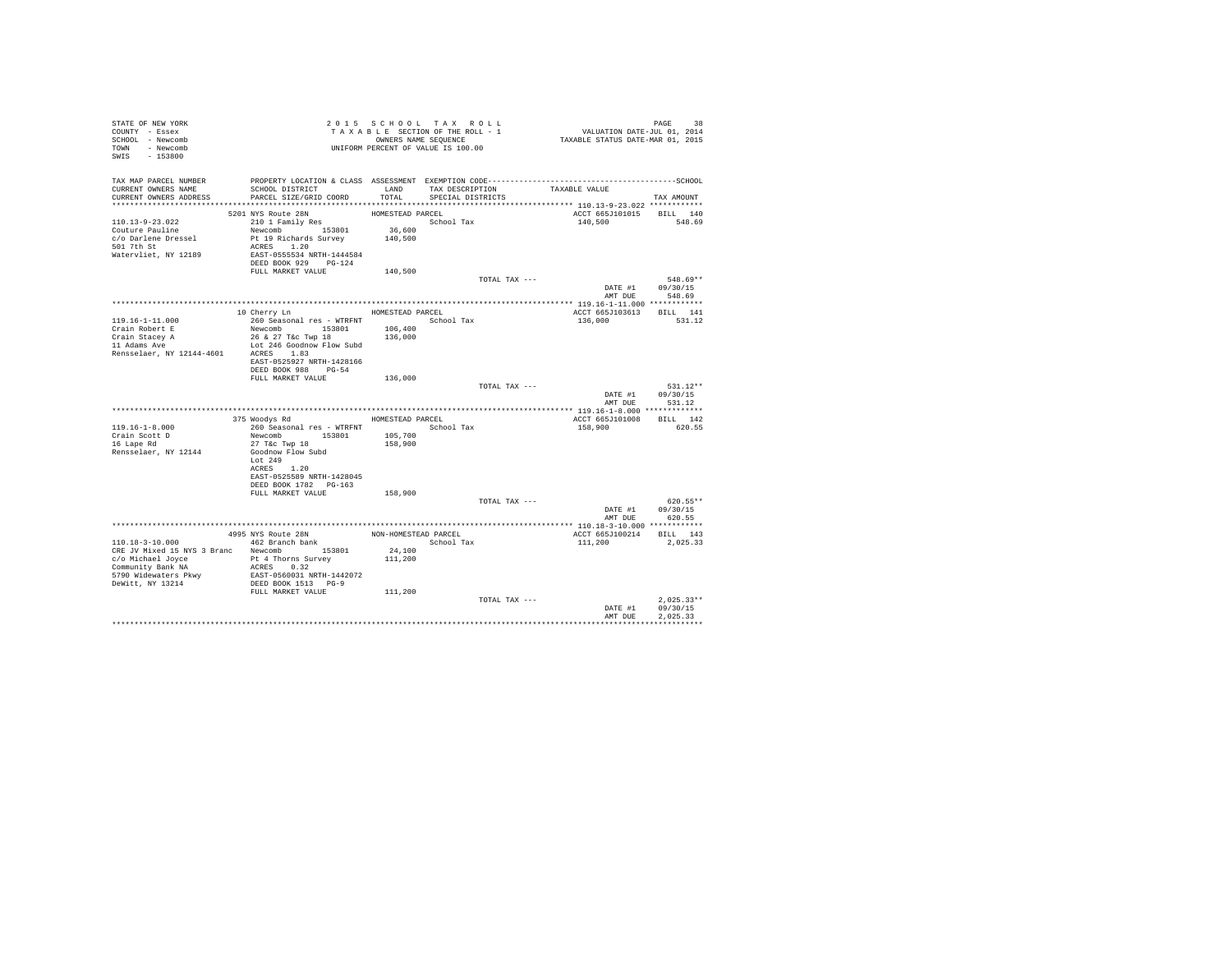STATE OF NEW YORK
COUNTY - Essex
SCHOOL - Newcomb
TOWN - Newcomb
SWIS - 153800

2 0 1 5 S C H O O L T A X R O L L
T A X A B L E SECTION OF THE ROLL - 1
OWNERS NAME SEQUENCE
UNIFORM PERCENT OF VALUE IS 100.00

VALUATION DATE-JUL 01, 2014
TAXABLE STATUS DATE-MAR 01, 2015

| TAX MAP PARCEL NUMBER / CURRENT OWNERS NAME / CURRENT OWNERS ADDRESS | PROPERTY LOCATION & CLASS / SCHOOL DISTRICT / PARCEL SIZE/GRID COORD | ASSESSMENT LAND / TOTAL | EXEMPTION CODE / TAX DESCRIPTION / SPECIAL DISTRICTS | TAXABLE VALUE | TAX AMOUNT |
|---|---|---|---|---|---|
| **110.13-9-23.022** | 5201 NYS Route 28N | HOMESTEAD PARCEL | | ACCT 665J101015 | BILL 140 |
| 110.13-9-23.022 | 210 1 Family Res | | School Tax | 140,500 | 548.69 |
| Couture Pauline | Newcomb 153801 | 36,600 | | | |
| c/o Darlene Dressel | Pt 19 Richards Survey | 140,500 | | | |
| 501 7th St | ACRES 1.20 | | | | |
| Watervliet, NY 12189 | EAST-0555534 NRTH-1444584 | | | | |
| | DEED BOOK 929 PG-124 | | | | |
| | FULL MARKET VALUE | 140,500 | | | |
| | | | TOTAL TAX --- | | 548.69** |
| | | | | DATE #1 | 09/30/15 |
| | | | | AMT DUE | 548.69 |
| **119.16-1-11.000** | 10 Cherry Ln | HOMESTEAD PARCEL | | ACCT 665J103613 | BILL 141 |
| 119.16-1-11.000 | 260 Seasonal res - WTRFNT | | School Tax | 136,000 | 531.12 |
| Crain Robert E | Newcomb 153801 | 106,400 | | | |
| Crain Stacey A | 26 & 27 T&c Twp 18 | 136,000 | | | |
| 11 Adams Ave | Lot 246 Goodnow Flow Subd | | | | |
| Rensselaer, NY 12144-4601 | ACRES 1.83 | | | | |
| | EAST-0525927 NRTH-1428166 | | | | |
| | DEED BOOK 980 PG-54 | | | | |
| | FULL MARKET VALUE | 136,000 | | | |
| | | | TOTAL TAX --- | | 531.12** |
| | | | | DATE #1 | 09/30/15 |
| | | | | AMT DUE | 531.12 |
| **119.16-1-8.000** | 375 Woodys Rd | HOMESTEAD PARCEL | | ACCT 665J101008 | BILL 142 |
| 119.16-1-8.000 | 260 Seasonal res - WTRFNT | | School Tax | 158,900 | 620.55 |
| Crain Scott D | Newcomb 153801 | 105,700 | | | |
| 16 Lape Rd | 27 T&c Twp 18 | 158,900 | | | |
| Rensselaer, NY 12144 | Goodnow Flow Subd | | | | |
| | Lot 249 | | | | |
| | ACRES 1.20 | | | | |
| | EAST-0525589 NRTH-1428045 | | | | |
| | DEED BOOK 1782 PG-163 | | | | |
| | FULL MARKET VALUE | 158,900 | | | |
| | | | TOTAL TAX --- | | 620.55** |
| | | | | DATE #1 | 09/30/15 |
| | | | | AMT DUE | 620.55 |
| **110.18-3-10.000** | 4995 NYS Route 28N | NON-HOMESTEAD PARCEL | | ACCT 665J100214 | BILL 143 |
| 110.18-3-10.000 | 462 Branch bank | | School Tax | 111,200 | 2,025.33 |
| CRE JV Mixed 15 NYS 3 Branc | Newcomb 153801 | 24,100 | | | |
| c/o Michael Joyce | Pt 4 Thorns Survey | 111,200 | | | |
| Community Bank NA | ACRES 0.32 | | | | |
| 5790 Widewaters Pkwy | EAST-0560031 NRTH-1442072 | | | | |
| DeWitt, NY 13214 | DEED BOOK 1513 PG-9 | | | | |
| | FULL MARKET VALUE | 111,200 | | | |
| | | | TOTAL TAX --- | | 2,025.33** |
| | | | | DATE #1 | 09/30/15 |
| | | | | AMT DUE | 2,025.33 |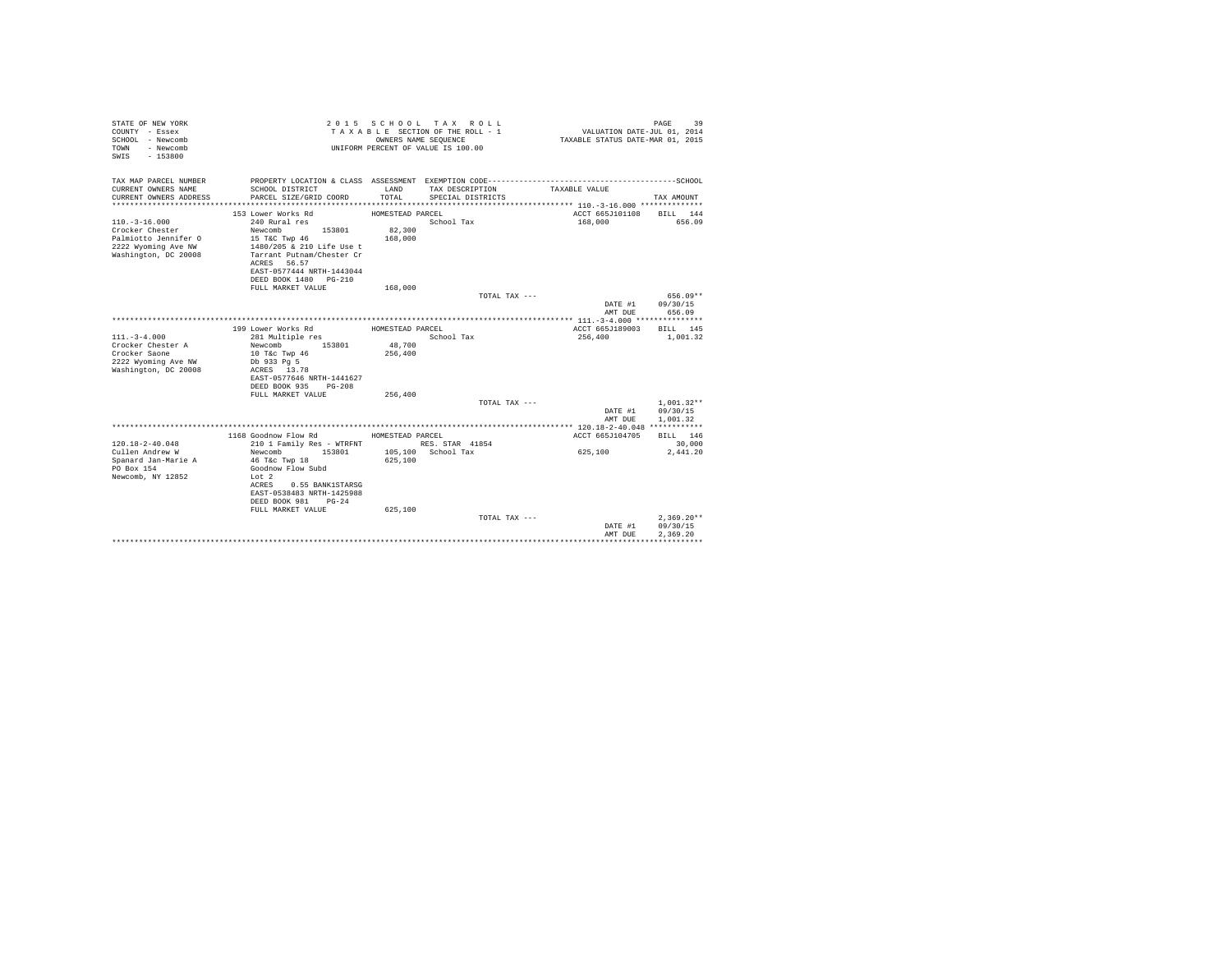```
STATE OF NEW YORK                          2 0 1 5   S C H O O L   T A X   R O L L                              PAGE    39
COUNTY  - Essex                            T A X A B L E SECTION OF THE ROLL - 1                 VALUATION DATE-JUL 01, 2014
SCHOOL  - Newcomb                                   OWNERS NAME SEQUENCE                      TAXABLE STATUS DATE-MAR 01, 2015
TOWN    - Newcomb                          UNIFORM PERCENT OF VALUE IS 100.00
SWIS    - 153800

TAX MAP PARCEL NUMBER          PROPERTY LOCATION & CLASS  ASSESSMENT  EXEMPTION CODE------------------------------------------------SCHOOL
CURRENT OWNERS NAME            SCHOOL DISTRICT              LAND      TAX DESCRIPTION              TAXABLE VALUE
CURRENT OWNERS ADDRESS         PARCEL SIZE/GRID COORD       TOTAL     SPECIAL DISTRICTS                                        TAX AMOUNT
************************************************************************************************************ 110.-3-16.000 **************
                               153 Lower Works Rd            HOMESTEAD PARCEL                              ACCT 665J101108    BILL  144
110.-3-16.000                  240 Rural res                            School Tax                         168,000               656.09
Crocker Chester                Newcomb        153801         82,300
Palmiotto Jennifer O           15 T&C Twp 46                168,000
2222 Wyoming Ave NW            1480/205 & 210 Life Use t
Washington, DC 20008           Tarrant Putnam/Chester Cr
                               ACRES   56.57
                               EAST-0577444 NRTH-1443044
                               DEED BOOK 1480   PG-210
                               FULL MARKET VALUE            168,000
                                                                           TOTAL TAX ---                                  656.09**
                                                                                                     DATE #1     09/30/15
                                                                                                     AMT DUE       656.09
************************************************************************************************************ 111.-3-4.000 ***************
                               199 Lower Works Rd            HOMESTEAD PARCEL                              ACCT 665J189003    BILL  145
111.-3-4.000                   281 Multiple res                         School Tax                         256,400             1,001.32
Crocker Chester A              Newcomb        153801         48,700
Crocker Saone                  10 T&c Twp 46                256,400
2222 Wyoming Ave NW            Db 933 Pg 5
Washington, DC 20008           ACRES   13.78
                               EAST-0577646 NRTH-1441627
                               DEED BOOK 935    PG-208
                               FULL MARKET VALUE            256,400
                                                                           TOTAL TAX ---                                1,001.32**
                                                                                                     DATE #1     09/30/15
                                                                                                     AMT DUE     1,001.32
************************************************************************************************************ 120.18-2-40.048 ************
                               1168 Goodnow Flow Rd          HOMESTEAD PARCEL                              ACCT 665J104705    BILL  146
120.18-2-40.048                210 1 Family Res - WTRFNT                RES. STAR  41854                                    30,000
Cullen Andrew W                Newcomb        153801        105,100     School Tax                         625,100             2,441.20
Spanard Jan-Marie A            46 T&c Twp 18                625,100
PO Box 154                     Goodnow Flow Subd
Newcomb, NY 12852              Lot 2
                               ACRES    0.55 BANK1STARSG
                               EAST-0538483 NRTH-1425988
                               DEED BOOK 981    PG-24
                               FULL MARKET VALUE            625,100
                                                                           TOTAL TAX ---                                2,369.20**
                                                                                                     DATE #1     09/30/15
                                                                                                     AMT DUE     2,369.20
******************************************************************************************************************************************
```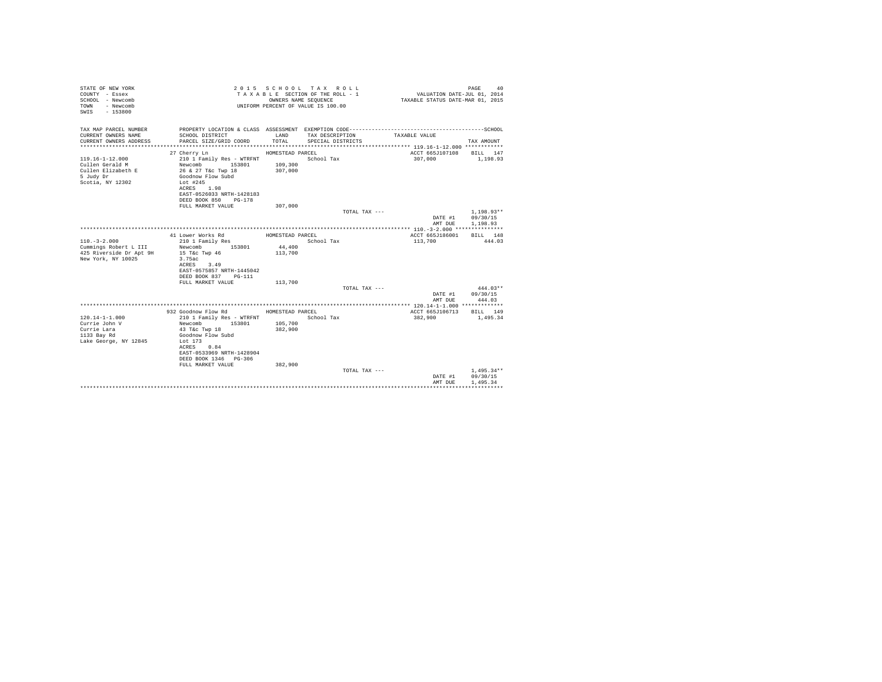STATE OF NEW YORK
COUNTY - Essex
SCHOOL - Newcomb
TOWN - Newcomb
SWIS - 153800

2 0 1 5 S C H O O L T A X R O L L
T A X A B L E SECTION OF THE ROLL - 1
OWNERS NAME SEQUENCE
UNIFORM PERCENT OF VALUE IS 100.00

VALUATION DATE-JUL 01, 2014
TAXABLE STATUS DATE-MAR 01, 2015

| TAX MAP PARCEL NUMBER<br>CURRENT OWNERS NAME<br>CURRENT OWNERS ADDRESS | PROPERTY LOCATION & CLASS<br>SCHOOL DISTRICT<br>PARCEL SIZE/GRID COORD | ASSESSMENT<br>LAND<br>TOTAL | EXEMPTION CODE<br>TAX DESCRIPTION<br>SPECIAL DISTRICTS | TAXABLE VALUE | SCHOOL<br>TAX AMOUNT |
|---|---|---|---|---|---|
| **119.16-1-12.000** | 27 Cherry Ln | HOMESTEAD PARCEL | | ACCT 665J107108 | BILL 147 |
| 119.16-1-12.000 | 210 1 Family Res - WTRFNT | | School Tax | 307,000 | 1,198.93 |
| Cullen Gerald M | Newcomb 153801 | 109,300 | | | |
| Cullen Elizabeth E | 26 & 27 T&c Twp 18 | 307,000 | | | |
| 5 Judy Dr | Goodnow Flow Subd | | | | |
| Scotia, NY 12302 | Lot #245 | | | | |
| | ACRES 1.98 | | | | |
| | EAST-0526033 NRTH-1428183 | | | | |
| | DEED BOOK 850 PG-178 | | | | |
| | FULL MARKET VALUE | 307,000 | | | |
| | | | TOTAL TAX --- | | 1,198.93** |
| | | | | DATE #1 | 09/30/15 |
| | | | | AMT DUE | 1,198.93 |
| **110.-3-2.000** | 41 Lower Works Rd | HOMESTEAD PARCEL | | ACCT 665J186001 | BILL 148 |
| 110.-3-2.000 | 210 1 Family Res | | School Tax | 113,700 | 444.03 |
| Cummings Robert L III | Newcomb 153801 | 44,400 | | | |
| 425 Riverside Dr Apt 9H | 15 T&c Twp 46 | 113,700 | | | |
| New York, NY 10025 | 3.75ac | | | | |
| | ACRES 3.49 | | | | |
| | EAST-0575857 NRTH-1445042 | | | | |
| | DEED BOOK 837 PG-111 | | | | |
| | FULL MARKET VALUE | 113,700 | | | |
| | | | TOTAL TAX --- | | 444.03** |
| | | | | DATE #1 | 09/30/15 |
| | | | | AMT DUE | 444.03 |
| **120.14-1-1.000** | 932 Goodnow Flow Rd | HOMESTEAD PARCEL | | ACCT 665J106713 | BILL 149 |
| 120.14-1-1.000 | 210 1 Family Res - WTRFNT | | School Tax | 382,900 | 1,495.34 |
| Currie John V | Newcomb 153801 | 105,700 | | | |
| Currie Lara | 43 T&c Twp 18 | 382,900 | | | |
| 1133 Bay Rd | Goodnow Flow Subd | | | | |
| Lake George, NY 12845 | Lot 173 | | | | |
| | ACRES 0.84 | | | | |
| | EAST-0533969 NRTH-1428904 | | | | |
| | DEED BOOK 1346 PG-306 | | | | |
| | FULL MARKET VALUE | 382,900 | | | |
| | | | TOTAL TAX --- | | 1,495.34** |
| | | | | DATE #1 | 09/30/15 |
| | | | | AMT DUE | 1,495.34 |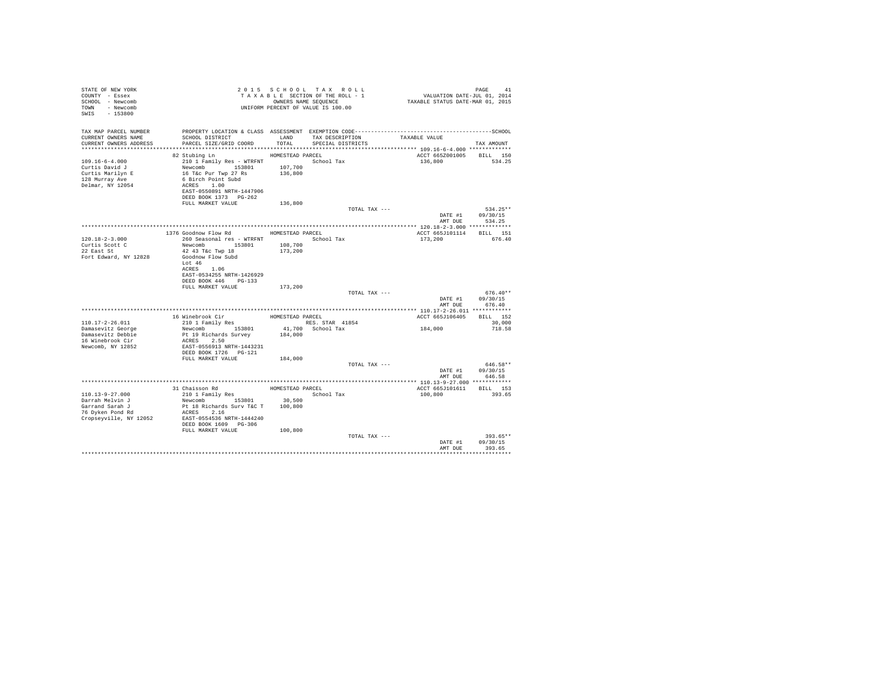STATE OF NEW YORK
COUNTY - Essex
SCHOOL - Newcomb
TOWN - Newcomb
SWIS - 153800

2 0 1 5 S C H O O L T A X R O L L
T A X A B L E SECTION OF THE ROLL - 1
OWNERS NAME SEQUENCE
UNIFORM PERCENT OF VALUE IS 100.00

VALUATION DATE-JUL 01, 2014
TAXABLE STATUS DATE-MAR 01, 2015

| TAX MAP PARCEL NUMBER / CURRENT OWNERS NAME / CURRENT OWNERS ADDRESS | PROPERTY LOCATION & CLASS / SCHOOL DISTRICT / PARCEL SIZE/GRID COORD | ASSESSMENT LAND / TOTAL | EXEMPTION CODE / TAX DESCRIPTION / SPECIAL DISTRICTS | TAXABLE VALUE | TAX AMOUNT |
|---|---|---|---|---|---|
| **109.16-6-4.000** | 82 Stubing Ln | HOMESTEAD PARCEL | | ACCT 665Z001005 | BILL 150 |
| 109.16-6-4.000 | 210 1 Family Res - WTRFNT | | School Tax | 136,800 | 534.25 |
| Curtis David J | Newcomb 153801 | 107,700 | | | |
| Curtis Marilyn E | 16 T&c Pur Twp 27 Rs | 136,800 | | | |
| 128 Murray Ave | 6 Birch Point Subd | | | | |
| Delmar, NY 12054 | ACRES 1.00 | | | | |
| | EAST-0550891 NRTH-1447906 | | | | |
| | DEED BOOK 1373 PG-262 | | | | |
| | FULL MARKET VALUE | 136,800 | | | |
| | | | TOTAL TAX --- | | 534.25** |
| | | | | DATE #1 | 09/30/15 |
| | | | | AMT DUE | 534.25 |
| **120.18-2-3.000** | 1376 Goodnow Flow Rd | HOMESTEAD PARCEL | | ACCT 665J101114 | BILL 151 |
| 120.18-2-3.000 | 260 Seasonal res - WTRFNT | | School Tax | 173,200 | 676.40 |
| Curtis Scott C | Newcomb 153801 | 108,700 | | | |
| 22 East St | 42 43 T&c Twp 18 | 173,200 | | | |
| Fort Edward, NY 12828 | Goodnow Flow Subd | | | | |
| | Lot 46 | | | | |
| | ACRES 1.06 | | | | |
| | EAST-0534255 NRTH-1426929 | | | | |
| | DEED BOOK 446 PG-133 | | | | |
| | FULL MARKET VALUE | 173,200 | | | |
| | | | TOTAL TAX --- | | 676.40** |
| | | | | DATE #1 | 09/30/15 |
| | | | | AMT DUE | 676.40 |
| **110.17-2-26.011** | 16 Winebrook Cir | HOMESTEAD PARCEL | | ACCT 665J106405 | BILL 152 |
| 110.17-2-26.011 | 210 1 Family Res | | RES. STAR 41854 | | 30,000 |
| Damasevitz George | Newcomb 153801 | 41,700 | School Tax | 184,000 | 718.58 |
| Damasevitz Debbie | Pt 19 Richards Survey | 184,000 | | | |
| 16 Winebrook Cir | ACRES 2.50 | | | | |
| Newcomb, NY 12852 | EAST-0556913 NRTH-1443231 | | | | |
| | DEED BOOK 1726 PG-121 | | | | |
| | FULL MARKET VALUE | 184,000 | | | |
| | | | TOTAL TAX --- | | 646.58** |
| | | | | DATE #1 | 09/30/15 |
| | | | | AMT DUE | 646.58 |
| **110.13-9-27.000** | 31 Chaisson Rd | HOMESTEAD PARCEL | | ACCT 665J101611 | BILL 153 |
| 110.13-9-27.000 | 210 1 Family Res | | School Tax | 100,800 | 393.65 |
| Darrah Melvin J | Newcomb 153801 | 30,500 | | | |
| Garrand Sarah J | Pt 18 Richards Surv T&C T | 100,800 | | | |
| 76 Dyken Pond Rd | ACRES 2.16 | | | | |
| Cropseyville, NY 12052 | EAST-0554536 NRTH-1444240 | | | | |
| | DEED BOOK 1609 PG-306 | | | | |
| | FULL MARKET VALUE | 100,800 | | | |
| | | | TOTAL TAX --- | | 393.65** |
| | | | | DATE #1 | 09/30/15 |
| | | | | AMT DUE | 393.65 |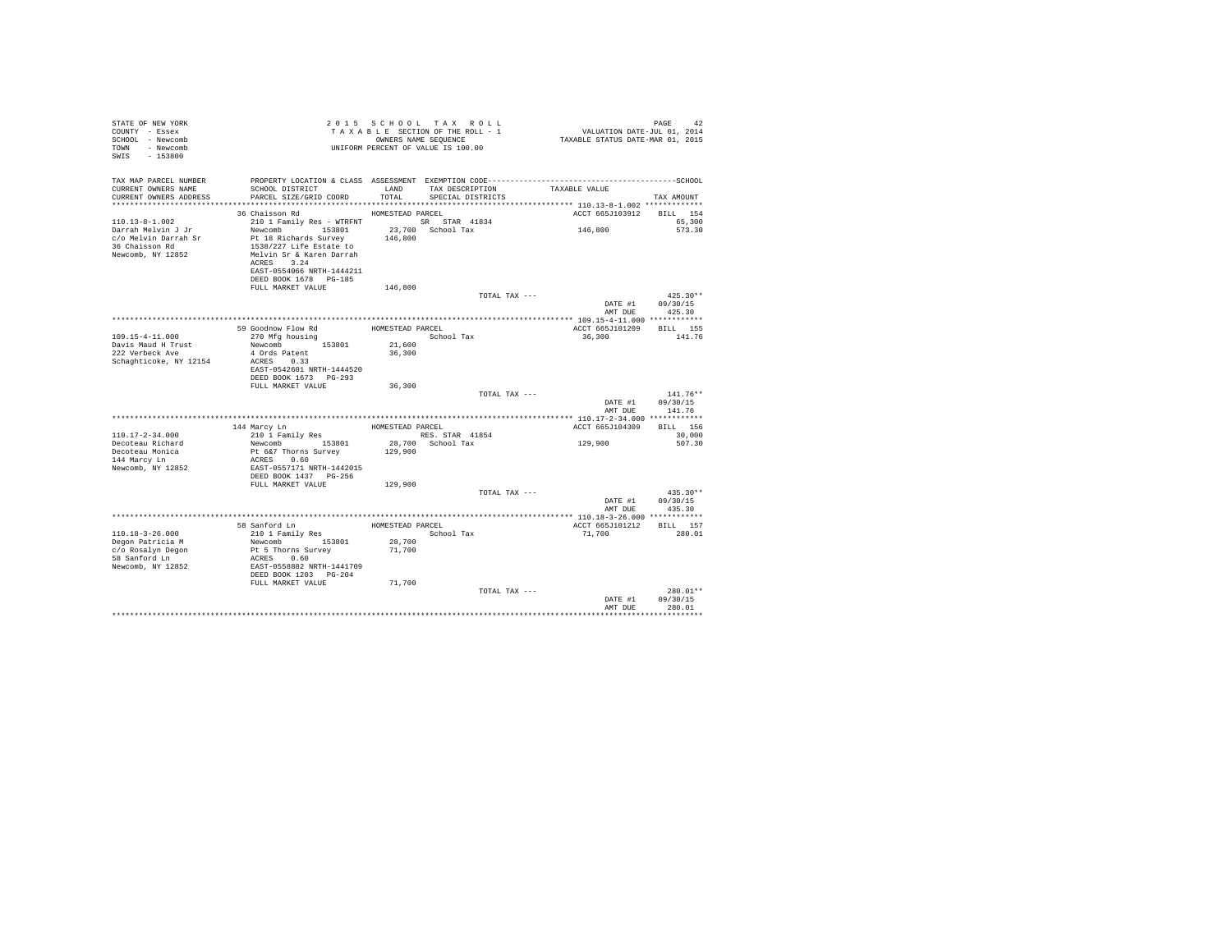STATE OF NEW YORK
COUNTY - Essex
SCHOOL - Newcomb
TOWN - Newcomb
SWIS - 153800

2 0 1 5 S C H O O L T A X R O L L
T A X A B L E SECTION OF THE ROLL - 1
OWNERS NAME SEQUENCE
UNIFORM PERCENT OF VALUE IS 100.00

VALUATION DATE-JUL 01, 2014
TAXABLE STATUS DATE-MAR 01, 2015

| TAX MAP PARCEL NUMBER / CURRENT OWNERS NAME / CURRENT OWNERS ADDRESS | PROPERTY LOCATION & CLASS / SCHOOL DISTRICT / PARCEL SIZE/GRID COORD | ASSESSMENT LAND / TOTAL | EXEMPTION CODE / TAX DESCRIPTION / SPECIAL DISTRICTS | TAXABLE VALUE | TAX AMOUNT |
|---|---|---|---|---|---|
| **110.13-8-1.002** | 36 Chaisson Rd | HOMESTEAD PARCEL | | ACCT 665J103912 | BILL 154 |
| 110.13-8-1.002 | 210 1 Family Res - WTRFNT | | SR STAR 41834 | | 65,300 |
| Darrah Melvin J Jr | Newcomb 153801 | 23,700 | School Tax | 146,800 | 573.30 |
| c/o Melvin Darrah Sr | Pt 18 Richards Survey | 146,800 | | | |
| 36 Chaisson Rd | 1538/227 Life Estate to | | | | |
| Newcomb, NY 12852 | Melvin Sr & Karen Darrah | | | | |
| | ACRES 3.24 | | | | |
| | EAST-0554066 NRTH-1444211 | | | | |
| | DEED BOOK 1678 PG-185 | | | | |
| | FULL MARKET VALUE | 146,800 | | | |
| | | | TOTAL TAX --- | | 425.30** |
| | | | | DATE #1 | 09/30/15 |
| | | | | AMT DUE | 425.30 |
| **109.15-4-11.000** | 59 Goodnow Flow Rd | HOMESTEAD PARCEL | | ACCT 665J101209 | BILL 155 |
| 109.15-4-11.000 | 270 Mfg housing | | School Tax | 36,300 | 141.76 |
| Davis Maud H Trust | Newcomb 153801 | 21,600 | | | |
| 222 Verbeck Ave | 4 Ords Patent | 36,300 | | | |
| Schaghticoke, NY 12154 | ACRES 0.33 | | | | |
| | EAST-0542601 NRTH-1444520 | | | | |
| | DEED BOOK 1673 PG-293 | | | | |
| | FULL MARKET VALUE | 36,300 | | | |
| | | | TOTAL TAX --- | | 141.76** |
| | | | | DATE #1 | 09/30/15 |
| | | | | AMT DUE | 141.76 |
| **110.17-2-34.000** | 144 Marcy Ln | HOMESTEAD PARCEL | | ACCT 665J104309 | BILL 156 |
| 110.17-2-34.000 | 210 1 Family Res | | RES. STAR 41854 | | 30,000 |
| Decoteau Richard | Newcomb 153801 | 28,700 | School Tax | 129,900 | 507.30 |
| Decoteau Monica | Pt 6&7 Thorns Survey | 129,900 | | | |
| 144 Marcy Ln | ACRES 0.60 | | | | |
| Newcomb, NY 12852 | EAST-0557171 NRTH-1442015 | | | | |
| | DEED BOOK 1437 PG-256 | | | | |
| | FULL MARKET VALUE | 129,900 | | | |
| | | | TOTAL TAX --- | | 435.30** |
| | | | | DATE #1 | 09/30/15 |
| | | | | AMT DUE | 435.30 |
| **110.18-3-26.000** | 58 Sanford Ln | HOMESTEAD PARCEL | | ACCT 665J101212 | BILL 157 |
| 110.18-3-26.000 | 210 1 Family Res | | School Tax | 71,700 | 280.01 |
| Degon Patricia M | Newcomb 153801 | 28,700 | | | |
| c/o Rosalyn Degon | Pt 5 Thorns Survey | 71,700 | | | |
| 58 Sanford Ln | ACRES 0.60 | | | | |
| Newcomb, NY 12852 | EAST-0558882 NRTH-1441709 | | | | |
| | DEED BOOK 1203 PG-204 | | | | |
| | FULL MARKET VALUE | 71,700 | | | |
| | | | TOTAL TAX --- | | 280.01** |
| | | | | DATE #1 | 09/30/15 |
| | | | | AMT DUE | 280.01 |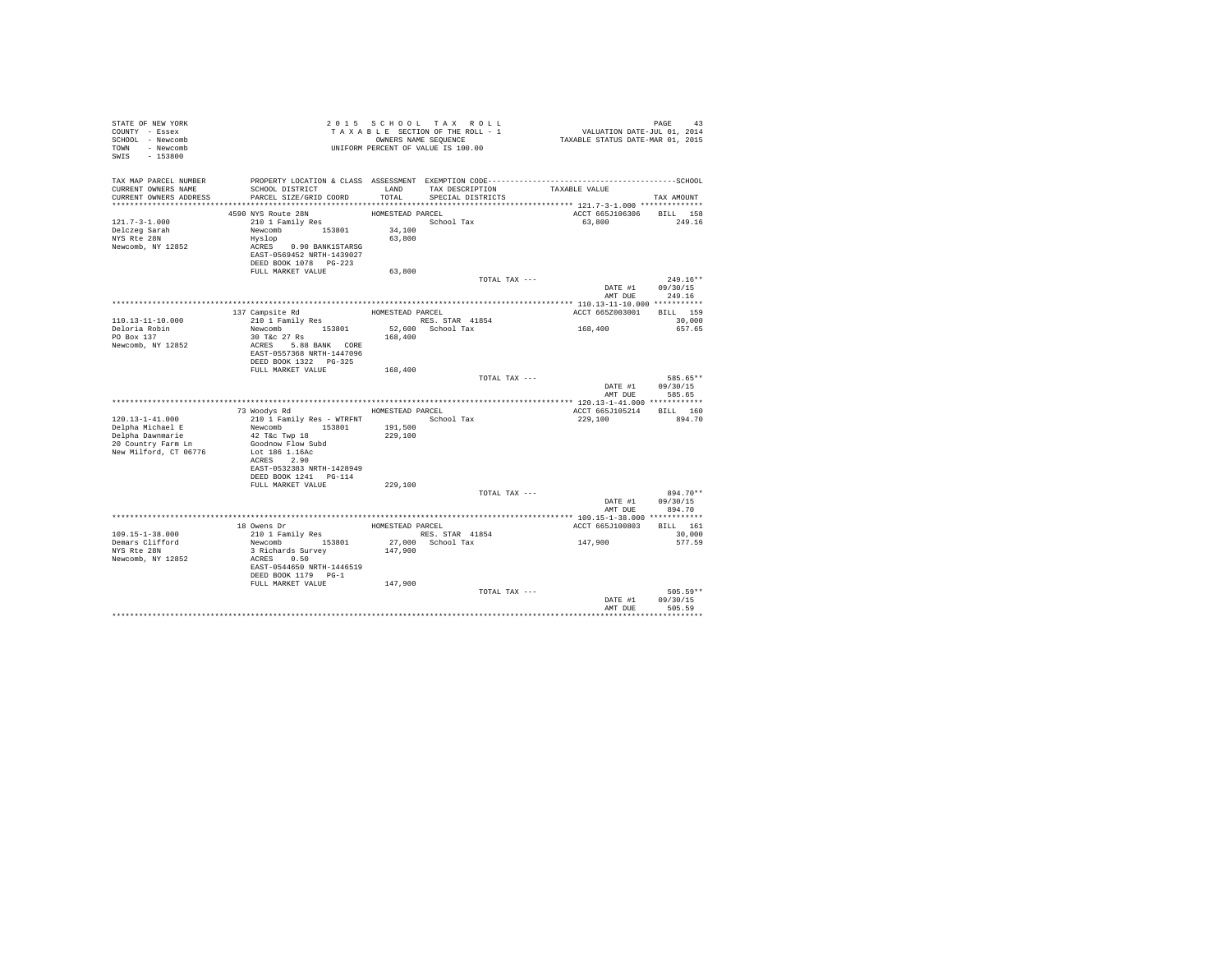STATE OF NEW YORK
COUNTY - Essex
SCHOOL - Newcomb
TOWN - Newcomb
SWIS - 153800

2 0 1 5 S C H O O L T A X R O L L
T A X A B L E SECTION OF THE ROLL - 1
OWNERS NAME SEQUENCE
UNIFORM PERCENT OF VALUE IS 100.00

VALUATION DATE-JUL 01, 2014
TAXABLE STATUS DATE-MAR 01, 2015

| TAX MAP PARCEL NUMBER / CURRENT OWNERS NAME / CURRENT OWNERS ADDRESS | PROPERTY LOCATION & CLASS / SCHOOL DISTRICT / PARCEL SIZE/GRID COORD | ASSESSMENT LAND / TOTAL | EXEMPTION CODE / TAX DESCRIPTION / SPECIAL DISTRICTS | TAXABLE VALUE | TAX AMOUNT |
|---|---|---|---|---|---|
| **121.7-3-1.000** | 4590 NYS Route 28N | HOMESTEAD PARCEL | | ACCT 665J106306 | BILL 158 |
| 121.7-3-1.000 | 210 1 Family Res | | School Tax | 63,800 | 249.16 |
| Delczeg Sarah | Newcomb 153801 | 34,100 | | | |
| NYS Rte 28N | Hyslop | 63,800 | | | |
| Newcomb, NY 12852 | ACRES 0.90 BANK1STARSG | | | | |
| | EAST-0569452 NRTH-1439027 | | | | |
| | DEED BOOK 1078 PG-223 | | | | |
| | FULL MARKET VALUE | 63,800 | | | |
| | | | TOTAL TAX --- | | 249.16** |
| | | | | DATE #1 | 09/30/15 |
| | | | | AMT DUE | 249.16 |
| **110.13-11-10.000** | 137 Campsite Rd | HOMESTEAD PARCEL | | ACCT 665Z003001 | BILL 159 |
| 110.13-11-10.000 | 210 1 Family Res | | RES. STAR 41854 | | 30,000 |
| Deloria Robin | Newcomb 153801 | 52,600 | School Tax | 168,400 | 657.65 |
| PO Box 137 | 30 T&c 27 Rs | 168,400 | | | |
| Newcomb, NY 12852 | ACRES 5.88 BANK CORE | | | | |
| | EAST-0557368 NRTH-1447096 | | | | |
| | DEED BOOK 1322 PG-325 | | | | |
| | FULL MARKET VALUE | 168,400 | | | |
| | | | TOTAL TAX --- | | 585.65** |
| | | | | DATE #1 | 09/30/15 |
| | | | | AMT DUE | 585.65 |
| **120.13-1-41.000** | 73 Woodys Rd | HOMESTEAD PARCEL | | ACCT 665J105214 | BILL 160 |
| 120.13-1-41.000 | 210 1 Family Res - WTRFNT | | School Tax | 229,100 | 894.70 |
| Delpha Michael E | Newcomb 153801 | 191,500 | | | |
| Delpha Dawnmarie | 42 T&c Twp 18 | 229,100 | | | |
| 20 Country Farm Ln | Goodnow Flow Subd | | | | |
| New Milford, CT 06776 | Lot 186 1.16Ac | | | | |
| | ACRES 2.90 | | | | |
| | EAST-0532383 NRTH-1428949 | | | | |
| | DEED BOOK 1241 PG-114 | | | | |
| | FULL MARKET VALUE | 229,100 | | | |
| | | | TOTAL TAX --- | | 894.70** |
| | | | | DATE #1 | 09/30/15 |
| | | | | AMT DUE | 894.70 |
| **109.15-1-38.000** | 18 Owens Dr | HOMESTEAD PARCEL | | ACCT 665J100803 | BILL 161 |
| 109.15-1-38.000 | 210 1 Family Res | | RES. STAR 41854 | | 30,000 |
| Demars Clifford | Newcomb 153801 | 27,000 | School Tax | 147,900 | 577.59 |
| NYS Rte 28N | 3 Richards Survey | 147,900 | | | |
| Newcomb, NY 12852 | ACRES 0.50 | | | | |
| | EAST-0544650 NRTH-1446519 | | | | |
| | DEED BOOK 1179 PG-1 | | | | |
| | FULL MARKET VALUE | 147,900 | | | |
| | | | TOTAL TAX --- | | 505.59** |
| | | | | DATE #1 | 09/30/15 |
| | | | | AMT DUE | 505.59 |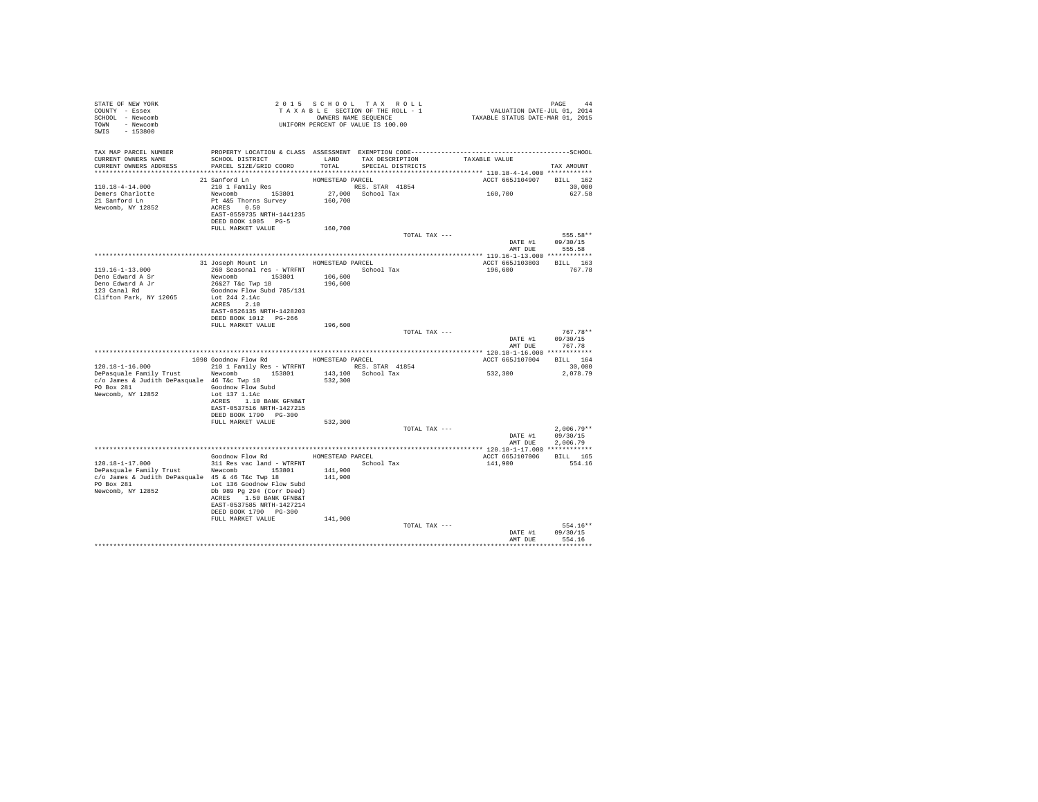STATE OF NEW YORK
COUNTY - Essex
SCHOOL - Newcomb
TOWN - Newcomb
SWIS - 153800

2 0 1 5 S C H O O L T A X R O L L
T A X A B L E SECTION OF THE ROLL - 1
OWNERS NAME SEQUENCE
UNIFORM PERCENT OF VALUE IS 100.00

VALUATION DATE-JUL 01, 2014
TAXABLE STATUS DATE-MAR 01, 2015

| TAX MAP PARCEL NUMBER / CURRENT OWNERS NAME / CURRENT OWNERS ADDRESS | PROPERTY LOCATION & CLASS / SCHOOL DISTRICT / PARCEL SIZE/GRID COORD | ASSESSMENT LAND / TOTAL | EXEMPTION CODE / TAX DESCRIPTION / SPECIAL DISTRICTS | TAXABLE VALUE | SCHOOL TAX AMOUNT |
|---|---|---|---|---|---|
| **110.18-4-14.000** | 21 Sanford Ln | HOMESTEAD PARCEL | | ACCT 665J104907 | BILL 162 |
| 110.18-4-14.000 | 210 1 Family Res | | RES. STAR 41854 | | 30,000 |
| Demers Charlotte | Newcomb 153801 | 27,000 | School Tax | 160,700 | 627.58 |
| 21 Sanford Ln | Pt 4&5 Thorns Survey | 160,700 | | | |
| Newcomb, NY 12852 | ACRES 0.50 | | | | |
| | EAST-0559735 NRTH-1441235 | | | | |
| | DEED BOOK 1005 PG-5 | | | | |
| | FULL MARKET VALUE | 160,700 | | | |
| | | | TOTAL TAX --- | | 555.58** |
| | | | | DATE #1 | 09/30/15 |
| | | | | AMT DUE | 555.58 |
| **119.16-1-13.000** | 31 Joseph Mount Ln | HOMESTEAD PARCEL | | ACCT 665J103803 | BILL 163 |
| 119.16-1-13.000 | 260 Seasonal res - WTRFNT | | School Tax | 196,600 | 767.78 |
| Deno Edward A Sr | Newcomb 153801 | 106,600 | | | |
| Deno Edward A Jr | 26&27 T&c Twp 18 | 196,600 | | | |
| 123 Canal Rd | Goodnow Flow Subd 785/131 | | | | |
| Clifton Park, NY 12065 | Lot 244 2.1Ac | | | | |
| | ACRES 2.10 | | | | |
| | EAST-0526135 NRTH-1428203 | | | | |
| | DEED BOOK 1012 PG-266 | | | | |
| | FULL MARKET VALUE | 196,600 | | | |
| | | | TOTAL TAX --- | | 767.78** |
| | | | | DATE #1 | 09/30/15 |
| | | | | AMT DUE | 767.78 |
| **120.18-1-16.000** | 1098 Goodnow Flow Rd | HOMESTEAD PARCEL | | ACCT 665J107004 | BILL 164 |
| 120.18-1-16.000 | 210 1 Family Res - WTRFNT | | RES. STAR 41854 | | 30,000 |
| DePasquale Family Trust | Newcomb 153801 | 143,100 | School Tax | 532,300 | 2,078.79 |
| c/o James & Judith DePasquale | 46 T&c Twp 18 | 532,300 | | | |
| PO Box 281 | Goodnow Flow Subd | | | | |
| Newcomb, NY 12852 | Lot 137 1.1Ac | | | | |
| | ACRES 1.10 BANK GFNB&T | | | | |
| | EAST-0537516 NRTH-1427215 | | | | |
| | DEED BOOK 1790 PG-300 | | | | |
| | FULL MARKET VALUE | 532,300 | | | |
| | | | TOTAL TAX --- | | 2,006.79** |
| | | | | DATE #1 | 09/30/15 |
| | | | | AMT DUE | 2,006.79 |
| **120.18-1-17.000** | Goodnow Flow Rd | HOMESTEAD PARCEL | | ACCT 665J107006 | BILL 165 |
| 120.18-1-17.000 | 311 Res vac land - WTRFNT | | School Tax | 141,900 | 554.16 |
| DePasquale Family Trust | Newcomb 153801 | 141,900 | | | |
| c/o James & Judith DePasquale | 45 & 46 T&c Twp 18 | 141,900 | | | |
| PO Box 281 | Lot 136 Goodnow Flow Subd | | | | |
| Newcomb, NY 12852 | Db 989 Pg 294 (Corr Deed) | | | | |
| | ACRES 1.50 BANK GFNB&T | | | | |
| | EAST-0537585 NRTH-1427214 | | | | |
| | DEED BOOK 1790 PG-300 | | | | |
| | FULL MARKET VALUE | 141,900 | | | |
| | | | TOTAL TAX --- | | 554.16** |
| | | | | DATE #1 | 09/30/15 |
| | | | | AMT DUE | 554.16 |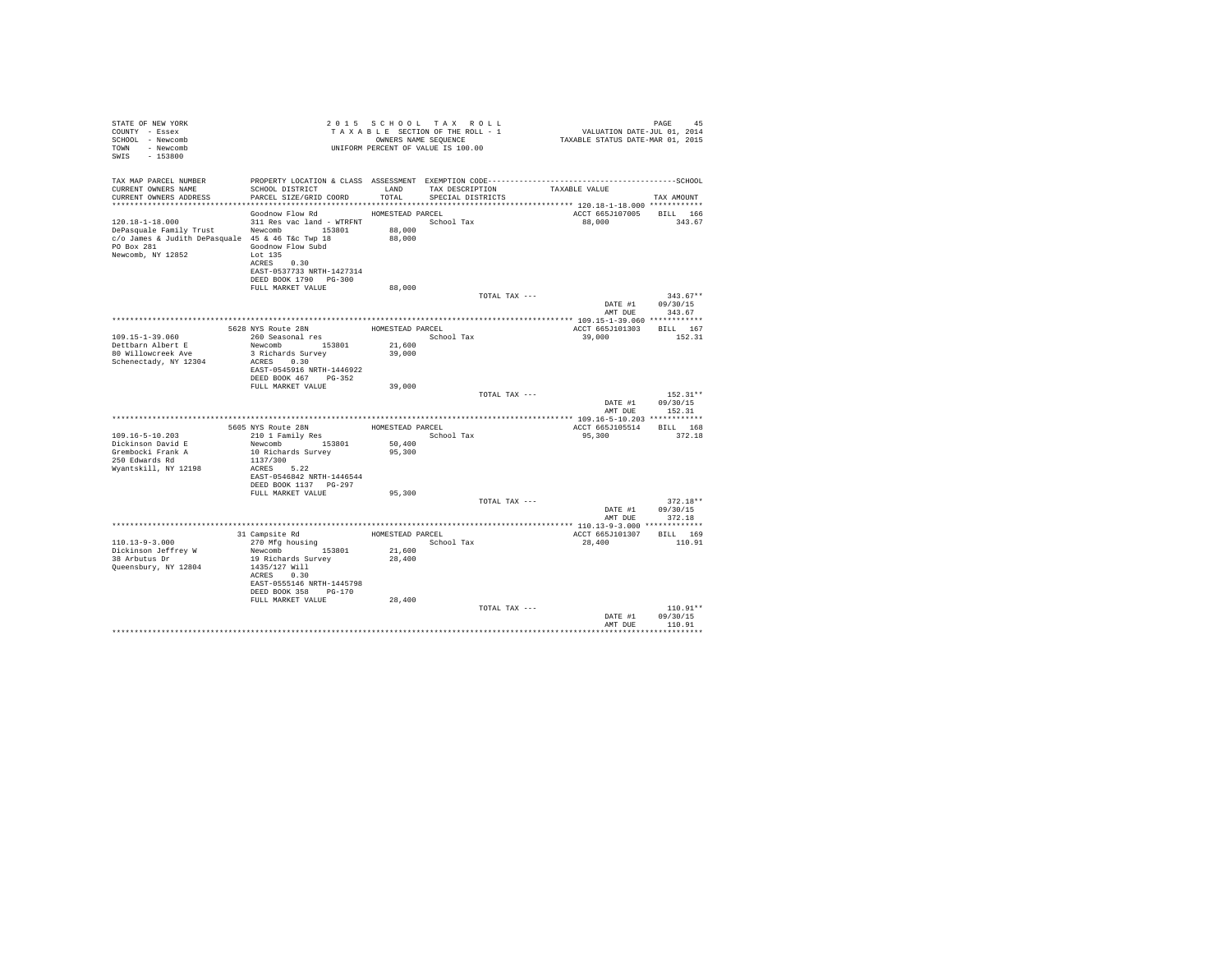```
STATE OF NEW YORK                          2 0 1 5   S C H O O L   T A X   R O L L                                PAGE    45
COUNTY  - Essex                            T A X A B L E SECTION OF THE ROLL - 1                VALUATION DATE-JUL 01, 2014
SCHOOL  - Newcomb                                  OWNERS NAME SEQUENCE                       TAXABLE STATUS DATE-MAR 01, 2015
TOWN    - Newcomb                          UNIFORM PERCENT OF VALUE IS 100.00
SWIS    - 153800

TAX MAP PARCEL NUMBER          PROPERTY LOCATION & CLASS  ASSESSMENT  EXEMPTION CODE------------------------------------------------SCHOOL
CURRENT OWNERS NAME            SCHOOL DISTRICT               LAND      TAX DESCRIPTION            TAXABLE VALUE
CURRENT OWNERS ADDRESS         PARCEL SIZE/GRID COORD        TOTAL     SPECIAL DISTRICTS                                   TAX AMOUNT
*************************************************************************************************** 120.18-1-18.000 ************
                               Goodnow Flow Rd             HOMESTEAD PARCEL                         ACCT 665J107005     BILL  166
120.18-1-18.000                311 Res vac land - WTRFNT              School Tax                     88,000               343.67
DePasquale Family Trust        Newcomb        153801        88,000
c/o James & Judith DePasquale  45 & 46 T&c Twp 18           88,000
PO Box 281                     Goodnow Flow Subd
Newcomb, NY 12852              Lot 135
                               ACRES    0.30
                               EAST-0537733 NRTH-1427314
                               DEED BOOK 1790   PG-300
                               FULL MARKET VALUE            88,000
                                                                           TOTAL TAX ---                                  343.67**
                                                                                                       DATE #1         09/30/15
                                                                                                       AMT DUE           343.67
*************************************************************************************************** 109.15-1-39.060 ************
                          5628 NYS Route 28N               HOMESTEAD PARCEL                         ACCT 665J101303     BILL  167
109.15-1-39.060                260 Seasonal res                       School Tax                     39,000               152.31
Dettbarn Albert E              Newcomb        153801        21,600
80 Willowcreek Ave             3 Richards Survey            39,000
Schenectady, NY 12304          ACRES    0.30
                               EAST-0545916 NRTH-1446922
                               DEED BOOK 467    PG-352
                               FULL MARKET VALUE            39,000
                                                                           TOTAL TAX ---                                  152.31**
                                                                                                       DATE #1         09/30/15
                                                                                                       AMT DUE           152.31
*************************************************************************************************** 109.16-5-10.203 ************
                          5605 NYS Route 28N               HOMESTEAD PARCEL                         ACCT 665J105514     BILL  168
109.16-5-10.203                210 1 Family Res                       School Tax                     95,300               372.18
Dickinson David E              Newcomb        153801        50,400
Grembocki Frank A              10 Richards Survey           95,300
250 Edwards Rd                 1137/300
Wyantskill, NY 12198           ACRES    5.22
                               EAST-0546842 NRTH-1446544
                               DEED BOOK 1137   PG-297
                               FULL MARKET VALUE            95,300
                                                                           TOTAL TAX ---                                  372.18**
                                                                                                       DATE #1         09/30/15
                                                                                                       AMT DUE           372.18
*************************************************************************************************** 110.13-9-3.000 *************
                            31 Campsite Rd                 HOMESTEAD PARCEL                         ACCT 665J101307     BILL  169
110.13-9-3.000                 270 Mfg housing                        School Tax                     28,400               110.91
Dickinson Jeffrey W            Newcomb        153801        21,600
38 Arbutus Dr                  19 Richards Survey           28,400
Queensbury, NY 12804           1435/127 Will
                               ACRES    0.30
                               EAST-0555146 NRTH-1445798
                               DEED BOOK 358    PG-170
                               FULL MARKET VALUE            28,400
                                                                           TOTAL TAX ---                                  110.91**
                                                                                                       DATE #1         09/30/15
                                                                                                       AMT DUE           110.91
********************************************************************************************************************************
```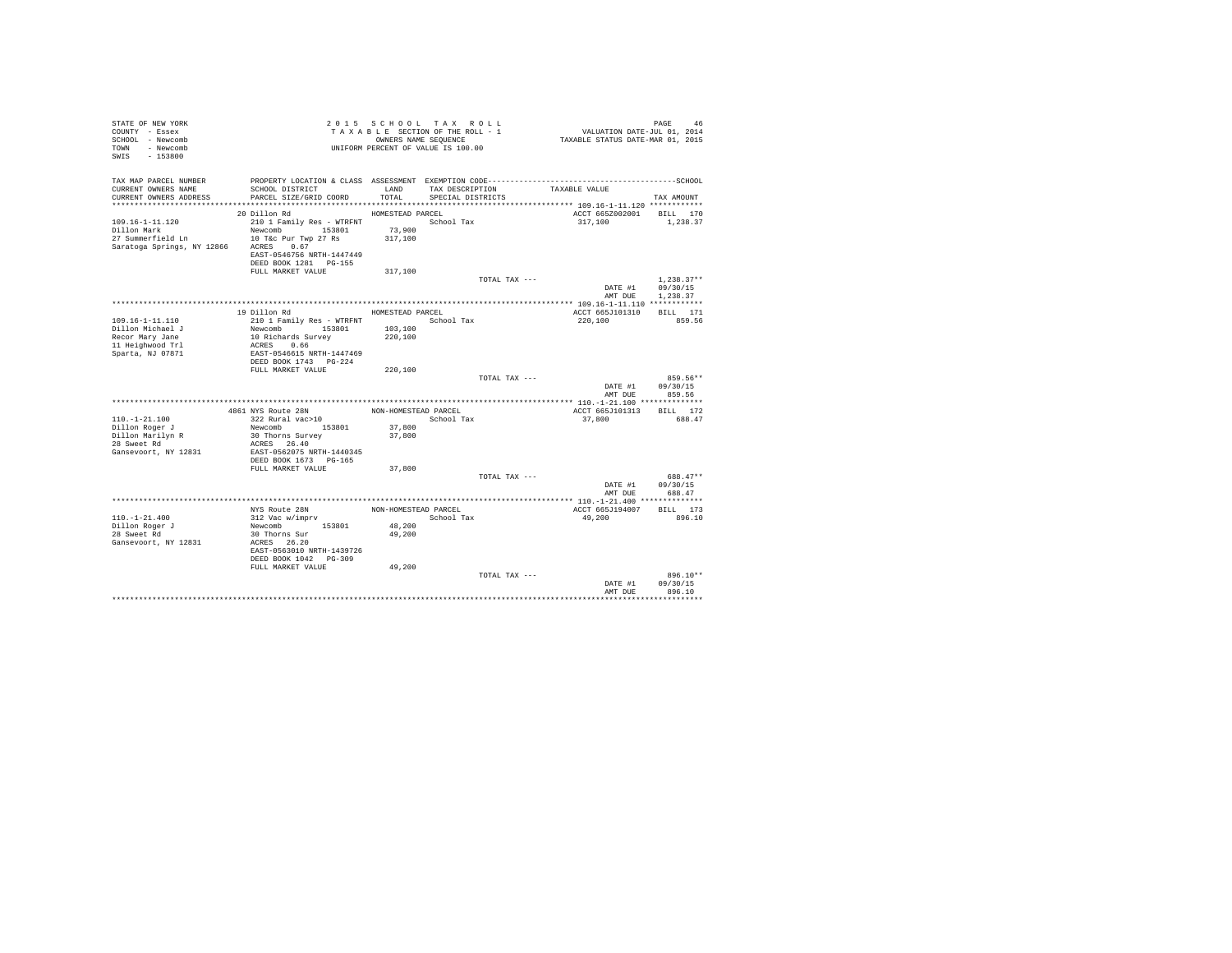STATE OF NEW YORK
COUNTY - Essex
SCHOOL - Newcomb
TOWN - Newcomb
SWIS - 153800

2015 SCHOOL TAX ROLL
TAXABLE SECTION OF THE ROLL - 1
OWNERS NAME SEQUENCE
UNIFORM PERCENT OF VALUE IS 100.00

VALUATION DATE-JUL 01, 2014
TAXABLE STATUS DATE-MAR 01, 2015

| TAX MAP PARCEL NUMBER<br>CURRENT OWNERS NAME<br>CURRENT OWNERS ADDRESS | PROPERTY LOCATION & CLASS<br>SCHOOL DISTRICT<br>PARCEL SIZE/GRID COORD | ASSESSMENT<br>LAND<br>TOTAL | EXEMPTION CODE<br>TAX DESCRIPTION<br>SPECIAL DISTRICTS | TAXABLE VALUE | SCHOOL<br>TAX AMOUNT |
|---|---|---|---|---|---|
| **109.16-1-11.120** | 20 Dillon Rd | HOMESTEAD PARCEL | | ACCT 665Z002001 | BILL 170 |
| Dillon Mark | 210 1 Family Res - WTRFNT | | School Tax | 317,100 | 1,238.37 |
| 27 Summerfield Ln | Newcomb 153801 | 73,900 | | | |
| Saratoga Springs, NY 12866 | 10 T&c Pur Twp 27 Rs | 317,100 | | | |
| | ACRES 0.67 | | | | |
| | EAST-0546756 NRTH-1447449 | | | | |
| | DEED BOOK 1281 PG-155 | | | | |
| | FULL MARKET VALUE | 317,100 | | | |
| | | | TOTAL TAX --- | | 1,238.37** |
| | | | | DATE #1 | 09/30/15 |
| | | | | AMT DUE | 1,238.37 |
| **109.16-1-11.110** | 19 Dillon Rd | HOMESTEAD PARCEL | | ACCT 665J101310 | BILL 171 |
| Dillon Michael J | 210 1 Family Res - WTRFNT | | School Tax | 220,100 | 859.56 |
| Recor Mary Jane | Newcomb 153801 | 103,100 | | | |
| 11 Heighwood Trl | 10 Richards Survey | 220,100 | | | |
| Sparta, NJ 07871 | ACRES 0.66 | | | | |
| | EAST-0546615 NRTH-1447469 | | | | |
| | DEED BOOK 1743 PG-224 | | | | |
| | FULL MARKET VALUE | 220,100 | | | |
| | | | TOTAL TAX --- | | 859.56** |
| | | | | DATE #1 | 09/30/15 |
| | | | | AMT DUE | 859.56 |
| **110.-1-21.100** | 4861 NYS Route 28N | NON-HOMESTEAD PARCEL | | ACCT 665J101313 | BILL 172 |
| Dillon Roger J | 322 Rural vac>10 | | School Tax | 37,800 | 688.47 |
| Dillon Marilyn R | Newcomb 153801 | 37,800 | | | |
| 28 Sweet Rd | 30 Thorns Survey | 37,800 | | | |
| Gansevoort, NY 12831 | ACRES 26.40 | | | | |
| | EAST-0562075 NRTH-1440345 | | | | |
| | DEED BOOK 1673 PG-165 | | | | |
| | FULL MARKET VALUE | 37,800 | | | |
| | | | TOTAL TAX --- | | 688.47** |
| | | | | DATE #1 | 09/30/15 |
| | | | | AMT DUE | 688.47 |
| **110.-1-21.400** | NYS Route 28N | NON-HOMESTEAD PARCEL | | ACCT 665J194007 | BILL 173 |
| Dillon Roger J | 312 Vac w/imprv | | School Tax | 49,200 | 896.10 |
| 28 Sweet Rd | Newcomb 153801 | 48,200 | | | |
| Gansevoort, NY 12831 | 30 Thorns Sur | 49,200 | | | |
| | ACRES 26.20 | | | | |
| | EAST-0563010 NRTH-1439726 | | | | |
| | DEED BOOK 1042 PG-309 | | | | |
| | FULL MARKET VALUE | 49,200 | | | |
| | | | TOTAL TAX --- | | 896.10** |
| | | | | DATE #1 | 09/30/15 |
| | | | | AMT DUE | 896.10 |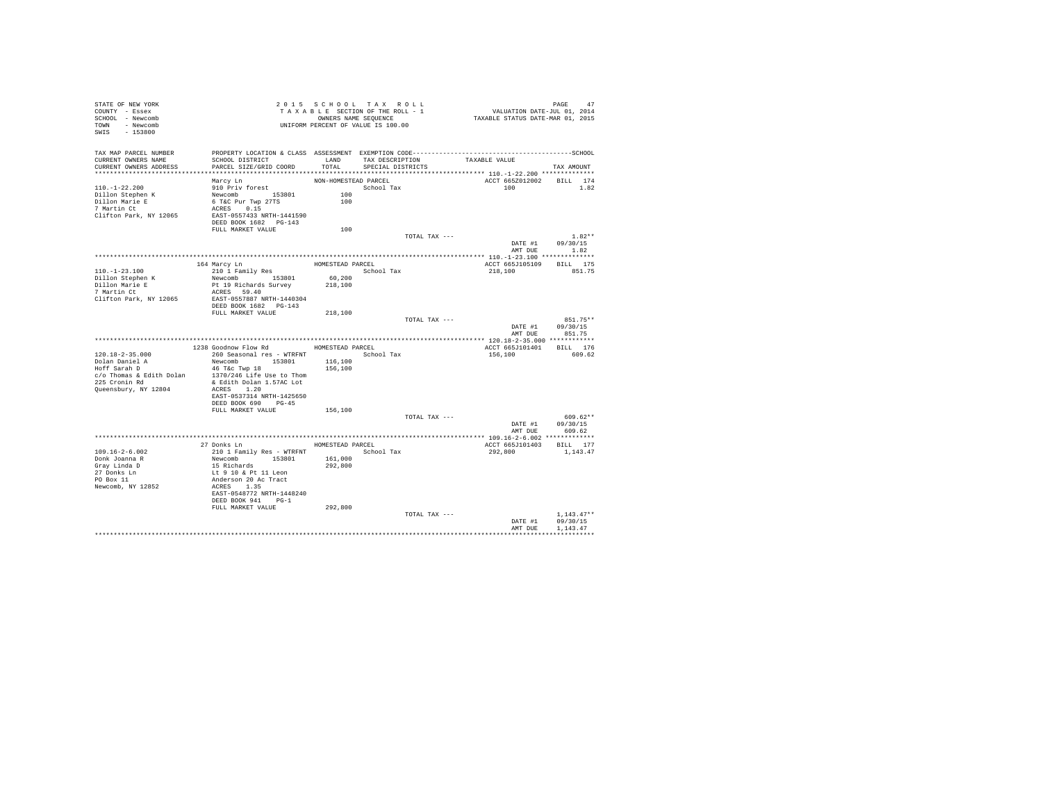STATE OF NEW YORK
COUNTY - Essex
SCHOOL - Newcomb
TOWN - Newcomb
SWIS - 153800

2 0 1 5 S C H O O L T A X R O L L
T A X A B L E SECTION OF THE ROLL - 1
OWNERS NAME SEQUENCE
UNIFORM PERCENT OF VALUE IS 100.00

VALUATION DATE-JUL 01, 2014
TAXABLE STATUS DATE-MAR 01, 2015

| TAX MAP PARCEL NUMBER / CURRENT OWNERS NAME / CURRENT OWNERS ADDRESS | PROPERTY LOCATION & CLASS / SCHOOL DISTRICT / PARCEL SIZE/GRID COORD | ASSESSMENT LAND / TOTAL | EXEMPTION CODE / TAX DESCRIPTION / SPECIAL DISTRICTS | TAXABLE VALUE | SCHOOL TAX AMOUNT |
|---|---|---|---|---|---|
| **110.-1-22.200** | Marcy Ln | NON-HOMESTEAD PARCEL | | ACCT 665Z012002 | BILL 174 |
| 110.-1-22.200 | 910 Priv forest | | School Tax | 100 | 1.82 |
| Dillon Stephen K | Newcomb 153801 | 100 | | | |
| Dillon Marie E | 6 T&C Pur Twp 27TS | 100 | | | |
| 7 Martin Ct | ACRES 0.15 | | | | |
| Clifton Park, NY 12065 | EAST-0557433 NRTH-1441590 | | | | |
| | DEED BOOK 1682 PG-143 | | | | |
| | FULL MARKET VALUE | 100 | | | |
| | | | TOTAL TAX --- | | 1.82** |
| | | | | DATE #1 | 09/30/15 |
| | | | | AMT DUE | 1.82 |
| **110.-1-23.100** | 164 Marcy Ln | HOMESTEAD PARCEL | | ACCT 665J105109 | BILL 175 |
| 110.-1-23.100 | 210 1 Family Res | | School Tax | 218,100 | 851.75 |
| Dillon Stephen K | Newcomb 153801 | 60,200 | | | |
| Dillon Marie E | Pt 19 Richards Survey | 218,100 | | | |
| 7 Martin Ct | ACRES 59.40 | | | | |
| Clifton Park, NY 12065 | EAST-0557887 NRTH-1440304 | | | | |
| | DEED BOOK 1682 PG-143 | | | | |
| | FULL MARKET VALUE | 218,100 | | | |
| | | | TOTAL TAX --- | | 851.75** |
| | | | | DATE #1 | 09/30/15 |
| | | | | AMT DUE | 851.75 |
| **120.18-2-35.000** | 1238 Goodnow Flow Rd | HOMESTEAD PARCEL | | ACCT 665J101401 | BILL 176 |
| 120.18-2-35.000 | 260 Seasonal res - WTRFNT | | School Tax | 156,100 | 609.62 |
| Dolan Daniel A | Newcomb 153801 | 116,100 | | | |
| Hoff Sarah D | 46 T&c Twp 18 | 156,100 | | | |
| c/o Thomas & Edith Dolan | 1370/246 Life Use to Thom | | | | |
| 225 Cronin Rd | & Edith Dolan 1.57AC Lot | | | | |
| Queensbury, NY 12804 | ACRES 1.20 | | | | |
| | EAST-0537314 NRTH-1425650 | | | | |
| | DEED BOOK 690 PG-45 | | | | |
| | FULL MARKET VALUE | 156,100 | | | |
| | | | TOTAL TAX --- | | 609.62** |
| | | | | DATE #1 | 09/30/15 |
| | | | | AMT DUE | 609.62 |
| **109.16-2-6.002** | 27 Donks Ln | HOMESTEAD PARCEL | | ACCT 665J101403 | BILL 177 |
| 109.16-2-6.002 | 210 1 Family Res - WTRFNT | | School Tax | 292,800 | 1,143.47 |
| Donk Joanna R | Newcomb 153801 | 161,000 | | | |
| Gray Linda D | 15 Richards | 292,800 | | | |
| 27 Donks Ln | Lt 9 10 & Pt 11 Leon | | | | |
| PO Box 11 | Anderson 20 Ac Tract | | | | |
| Newcomb, NY 12852 | ACRES 1.35 | | | | |
| | EAST-0548772 NRTH-1448240 | | | | |
| | DEED BOOK 941 PG-1 | | | | |
| | FULL MARKET VALUE | 292,800 | | | |
| | | | TOTAL TAX --- | | 1,143.47** |
| | | | | DATE #1 | 09/30/15 |
| | | | | AMT DUE | 1,143.47 |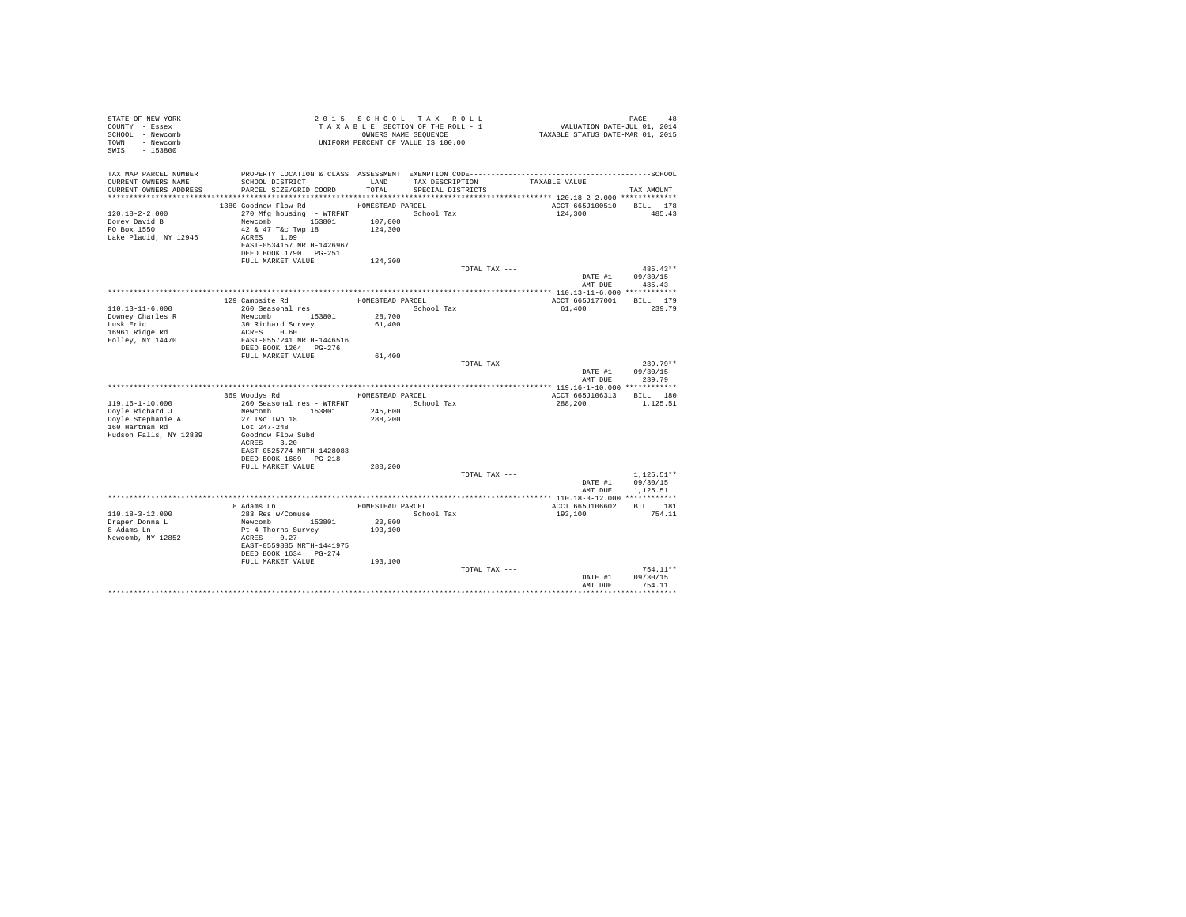STATE OF NEW YORK
COUNTY - Essex
SCHOOL - Newcomb
TOWN - Newcomb
SWIS - 153800

2015 SCHOOL TAX ROLL
TAXABLE SECTION OF THE ROLL - 1
OWNERS NAME SEQUENCE
UNIFORM PERCENT OF VALUE IS 100.00

VALUATION DATE-JUL 01, 2014
TAXABLE STATUS DATE-MAR 01, 2015

| TAX MAP PARCEL NUMBER / CURRENT OWNERS NAME / CURRENT OWNERS ADDRESS | PROPERTY LOCATION & CLASS / SCHOOL DISTRICT / PARCEL SIZE/GRID COORD | ASSESSMENT LAND / TOTAL | EXEMPTION CODE / TAX DESCRIPTION / SPECIAL DISTRICTS | TAXABLE VALUE | TAX AMOUNT |
|---|---|---|---|---|---|
| **120.18-2-2.000** | 1380 Goodnow Flow Rd | HOMESTEAD PARCEL | | ACCT 665J100510 | BILL 178 |
| 120.18-2-2.000 | 270 Mfg housing - WTRFNT | | School Tax | 124,300 | 485.43 |
| Dorey David B | Newcomb 153801 | 107,000 | | | |
| PO Box 1550 | 42 & 47 T&c Twp 18 | 124,300 | | | |
| Lake Placid, NY 12946 | ACRES 1.09 | | | | |
| | EAST-0534157 NRTH-1426967 | | | | |
| | DEED BOOK 1790 PG-251 | | | | |
| | FULL MARKET VALUE | 124,300 | | | |
| | | | TOTAL TAX --- | | 485.43** |
| | | | | DATE #1 | 09/30/15 |
| | | | | AMT DUE | 485.43 |
| **110.13-11-6.000** | 129 Campsite Rd | HOMESTEAD PARCEL | | ACCT 665J177001 | BILL 179 |
| 110.13-11-6.000 | 260 Seasonal res | | School Tax | 61,400 | 239.79 |
| Downey Charles R | Newcomb 153801 | 28,700 | | | |
| Lusk Eric | 30 Richard Survey | 61,400 | | | |
| 16961 Ridge Rd | ACRES 0.60 | | | | |
| Holley, NY 14470 | EAST-0557241 NRTH-1446516 | | | | |
| | DEED BOOK 1264 PG-276 | | | | |
| | FULL MARKET VALUE | 61,400 | | | |
| | | | TOTAL TAX --- | | 239.79** |
| | | | | DATE #1 | 09/30/15 |
| | | | | AMT DUE | 239.79 |
| **119.16-1-10.000** | 369 Woodys Rd | HOMESTEAD PARCEL | | ACCT 665J106313 | BILL 180 |
| 119.16-1-10.000 | 260 Seasonal res - WTRFNT | | School Tax | 288,200 | 1,125.51 |
| Doyle Richard J | Newcomb 153801 | 245,600 | | | |
| Doyle Stephanie A | 27 T&c Twp 18 | 288,200 | | | |
| 160 Hartman Rd | Lot 247-248 | | | | |
| Hudson Falls, NY 12839 | Goodnow Flow Subd | | | | |
| | ACRES 3.20 | | | | |
| | EAST-0525774 NRTH-1428083 | | | | |
| | DEED BOOK 1689 PG-218 | | | | |
| | FULL MARKET VALUE | 288,200 | | | |
| | | | TOTAL TAX --- | | 1,125.51** |
| | | | | DATE #1 | 09/30/15 |
| | | | | AMT DUE | 1,125.51 |
| **110.18-3-12.000** | 8 Adams Ln | HOMESTEAD PARCEL | | ACCT 665J106602 | BILL 181 |
| 110.18-3-12.000 | 283 Res w/Comuse | | School Tax | 193,100 | 754.11 |
| Draper Donna L | Newcomb 153801 | 20,800 | | | |
| 8 Adams Ln | Pt 4 Thorns Survey | 193,100 | | | |
| Newcomb, NY 12852 | ACRES 0.27 | | | | |
| | EAST-0559885 NRTH-1441975 | | | | |
| | DEED BOOK 1634 PG-274 | | | | |
| | FULL MARKET VALUE | 193,100 | | | |
| | | | TOTAL TAX --- | | 754.11** |
| | | | | DATE #1 | 09/30/15 |
| | | | | AMT DUE | 754.11 |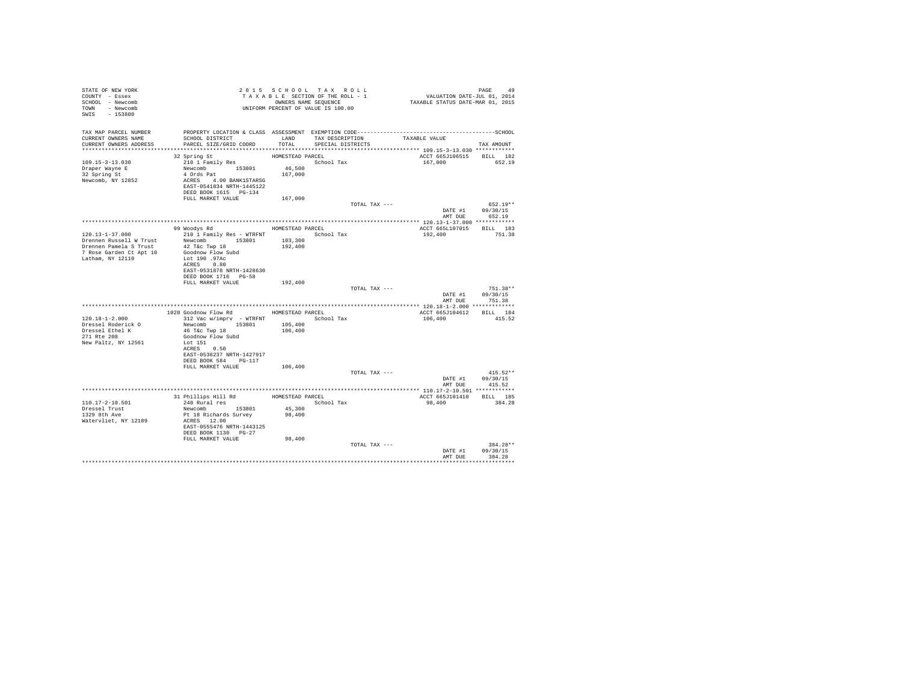STATE OF NEW YORK
COUNTY - Essex
SCHOOL - Newcomb
TOWN - Newcomb
SWIS - 153800

2015 SCHOOL TAX ROLL
TAXABLE SECTION OF THE ROLL - 1
OWNERS NAME SEQUENCE
UNIFORM PERCENT OF VALUE IS 100.00

VALUATION DATE-JUL 01, 2014
TAXABLE STATUS DATE-MAR 01, 2015

| TAX MAP PARCEL NUMBER / CURRENT OWNERS NAME / CURRENT OWNERS ADDRESS | PROPERTY LOCATION & CLASS / SCHOOL DISTRICT / PARCEL SIZE/GRID COORD | ASSESSMENT LAND / TOTAL | EXEMPTION CODE / TAX DESCRIPTION / SPECIAL DISTRICTS | TAXABLE VALUE | TAX AMOUNT |
|---|---|---|---|---|---|
| **109.15-3-13.030** | 32 Spring St | HOMESTEAD PARCEL | | ACCT 665J106515 | BILL 182 |
| Draper Wayne E | 210 1 Family Res | | School Tax | 167,000 | 652.19 |
| 32 Spring St | Newcomb 153801 | 46,500 | | | |
| Newcomb, NY 12852 | 4 Ords Pat | 167,000 | | | |
| | ACRES 4.00 BANK1STARSG | | | | |
| | EAST-0541834 NRTH-1445122 | | | | |
| | DEED BOOK 1615 PG-134 | | | | |
| | FULL MARKET VALUE | 167,000 | | | |
| | | | TOTAL TAX --- | | 652.19** |
| | | | | DATE #1 | 09/30/15 |
| | | | | AMT DUE | 652.19 |
| **120.13-1-37.000** | 99 Woodys Rd | HOMESTEAD PARCEL | | ACCT 665L107015 | BILL 183 |
| Drennen Russell W Trust | 210 1 Family Res - WTRFNT | | School Tax | 192,400 | 751.38 |
| Drennen Pamela S Trust | Newcomb 153801 | 103,300 | | | |
| 7 Rose Garden Ct Apt 10 | 42 T&c Twp 18 | 192,400 | | | |
| Latham, NY 12110 | Goodnow Flow Subd | | | | |
| | Lot 190 .97Ac | | | | |
| | ACRES 0.80 | | | | |
| | EAST-0531878 NRTH-1428630 | | | | |
| | DEED BOOK 1716 PG-58 | | | | |
| | FULL MARKET VALUE | 192,400 | | | |
| | | | TOTAL TAX --- | | 751.38** |
| | | | | DATE #1 | 09/30/15 |
| | | | | AMT DUE | 751.38 |
| **120.18-1-2.000** | 1028 Goodnow Flow Rd | HOMESTEAD PARCEL | | ACCT 665J104612 | BILL 184 |
| Dressel Roderick O | 312 Vac w/imprv - WTRFNT | | School Tax | 106,400 | 415.52 |
| Dressel Ethel K | Newcomb 153801 | 105,400 | | | |
| 271 Rte 208 | 46 T&c Twp 18 | 106,400 | | | |
| New Paltz, NY 12561 | Goodnow Flow Subd | | | | |
| | Lot 151 | | | | |
| | ACRES 0.50 | | | | |
| | EAST-0536237 NRTH-1427917 | | | | |
| | DEED BOOK 584 PG-117 | | | | |
| | FULL MARKET VALUE | 106,400 | | | |
| | | | TOTAL TAX --- | | 415.52** |
| | | | | DATE #1 | 09/30/15 |
| | | | | AMT DUE | 415.52 |
| **110.17-2-10.501** | 31 Phillips Hill Rd | HOMESTEAD PARCEL | | ACCT 665J101410 | BILL 185 |
| Dressel Trust | 240 Rural res | | School Tax | 98,400 | 384.28 |
| 1329 8th Ave | Newcomb 153801 | 45,300 | | | |
| Watervliet, NY 12189 | Pt 18 Richards Survey | 98,400 | | | |
| | ACRES 12.00 | | | | |
| | EAST-0555476 NRTH-1443125 | | | | |
| | DEED BOOK 1130 PG-27 | | | | |
| | FULL MARKET VALUE | 98,400 | | | |
| | | | TOTAL TAX --- | | 384.28** |
| | | | | DATE #1 | 09/30/15 |
| | | | | AMT DUE | 384.28 |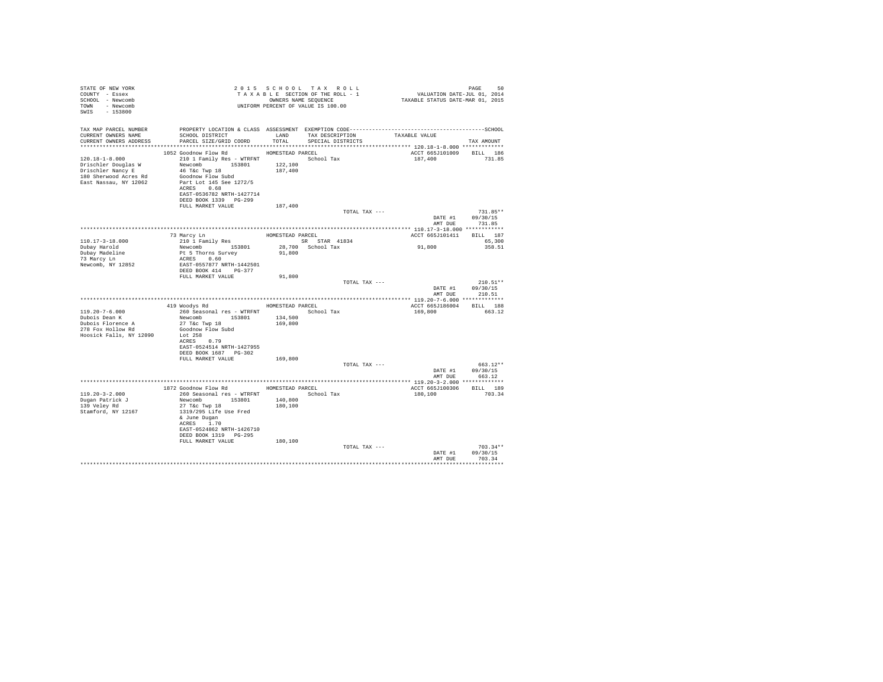STATE OF NEW YORK
COUNTY - Essex
SCHOOL - Newcomb
TOWN - Newcomb
SWIS - 153800

2015 SCHOOL TAX ROLL
TAXABLE SECTION OF THE ROLL - 1
OWNERS NAME SEQUENCE
UNIFORM PERCENT OF VALUE IS 100.00

VALUATION DATE-JUL 01, 2014
TAXABLE STATUS DATE-MAR 01, 2015

| TAX MAP PARCEL NUMBER / CURRENT OWNERS NAME / CURRENT OWNERS ADDRESS | PROPERTY LOCATION & CLASS / SCHOOL DISTRICT / PARCEL SIZE/GRID COORD | ASSESSMENT LAND / TOTAL | EXEMPTION CODE / TAX DESCRIPTION / SPECIAL DISTRICTS | TAXABLE VALUE | TAX AMOUNT |
|---|---|---|---|---|---|
| 120.18-1-8.000 | 1052 Goodnow Flow Rd | HOMESTEAD PARCEL | | ACCT 665J101009 | BILL 186 |
| Drischler Douglas W | 210 1 Family Res - WTRFNT | | School Tax | 187,400 | 731.85 |
| Drischler Nancy E | Newcomb 153801 | 122,100 | | | |
| 180 Sherwood Acres Rd | 46 T&c Twp 18 | 187,400 | | | |
| East Nassau, NY 12062 | Goodnow Flow Subd | | | | |
| | Part Lot 145 See 1272/5 | | | | |
| | ACRES 0.68 | | | | |
| | EAST-0536782 NRTH-1427714 | | | | |
| | DEED BOOK 1339 PG-299 | | | | |
| | FULL MARKET VALUE | 187,400 | | | |
| | | | TOTAL TAX --- | | 731.85** |
| | | | | DATE #1 | 09/30/15 |
| | | | | AMT DUE | 731.85 |
| 110.17-3-18.000 | 73 Marcy Ln | HOMESTEAD PARCEL | | ACCT 665J101411 | BILL 187 |
| Dubay Harold | 210 1 Family Res | | SR STAR 41834 | | 65,300 |
| Dubay Madeline | Newcomb 153801 | 28,700 | School Tax | 91,800 | 358.51 |
| 73 Marcy Ln | Pt 5 Thorns Survey | 91,800 | | | |
| Newcomb, NY 12852 | ACRES 0.60 | | | | |
| | EAST-0557877 NRTH-1442501 | | | | |
| | DEED BOOK 414 PG-377 | | | | |
| | FULL MARKET VALUE | 91,800 | | | |
| | | | TOTAL TAX --- | | 210.51** |
| | | | | DATE #1 | 09/30/15 |
| | | | | AMT DUE | 210.51 |
| 119.20-7-6.000 | 419 Woodys Rd | HOMESTEAD PARCEL | | ACCT 665J186004 | BILL 188 |
| Dubois Dean K | 260 Seasonal res - WTRFNT | | School Tax | 169,800 | 663.12 |
| Dubois Florence A | Newcomb 153801 | 134,500 | | | |
| 278 Fox Hollow Rd | 27 T&c Twp 18 | 169,800 | | | |
| Hoosick Falls, NY 12090 | Goodnow Flow Subd | | | | |
| | Lot 258 | | | | |
| | ACRES 0.79 | | | | |
| | EAST-0524514 NRTH-1427955 | | | | |
| | DEED BOOK 1687 PG-302 | | | | |
| | FULL MARKET VALUE | 169,800 | | | |
| | | | TOTAL TAX --- | | 663.12** |
| | | | | DATE #1 | 09/30/15 |
| | | | | AMT DUE | 663.12 |
| 119.20-3-2.000 | 1872 Goodnow Flow Rd | HOMESTEAD PARCEL | | ACCT 665J100306 | BILL 189 |
| Dugan Patrick J | 260 Seasonal res - WTRFNT | | School Tax | 180,100 | 703.34 |
| 139 Veley Rd | Newcomb 153801 | 140,800 | | | |
| Stamford, NY 12167 | 27 T&c Twp 18 | 180,100 | | | |
| | 1319/295 Life Use Fred | | | | |
| | & June Dugan | | | | |
| | ACRES 1.70 | | | | |
| | EAST-0524862 NRTH-1426710 | | | | |
| | DEED BOOK 1319 PG-295 | | | | |
| | FULL MARKET VALUE | 180,100 | | | |
| | | | TOTAL TAX --- | | 703.34** |
| | | | | DATE #1 | 09/30/15 |
| | | | | AMT DUE | 703.34 |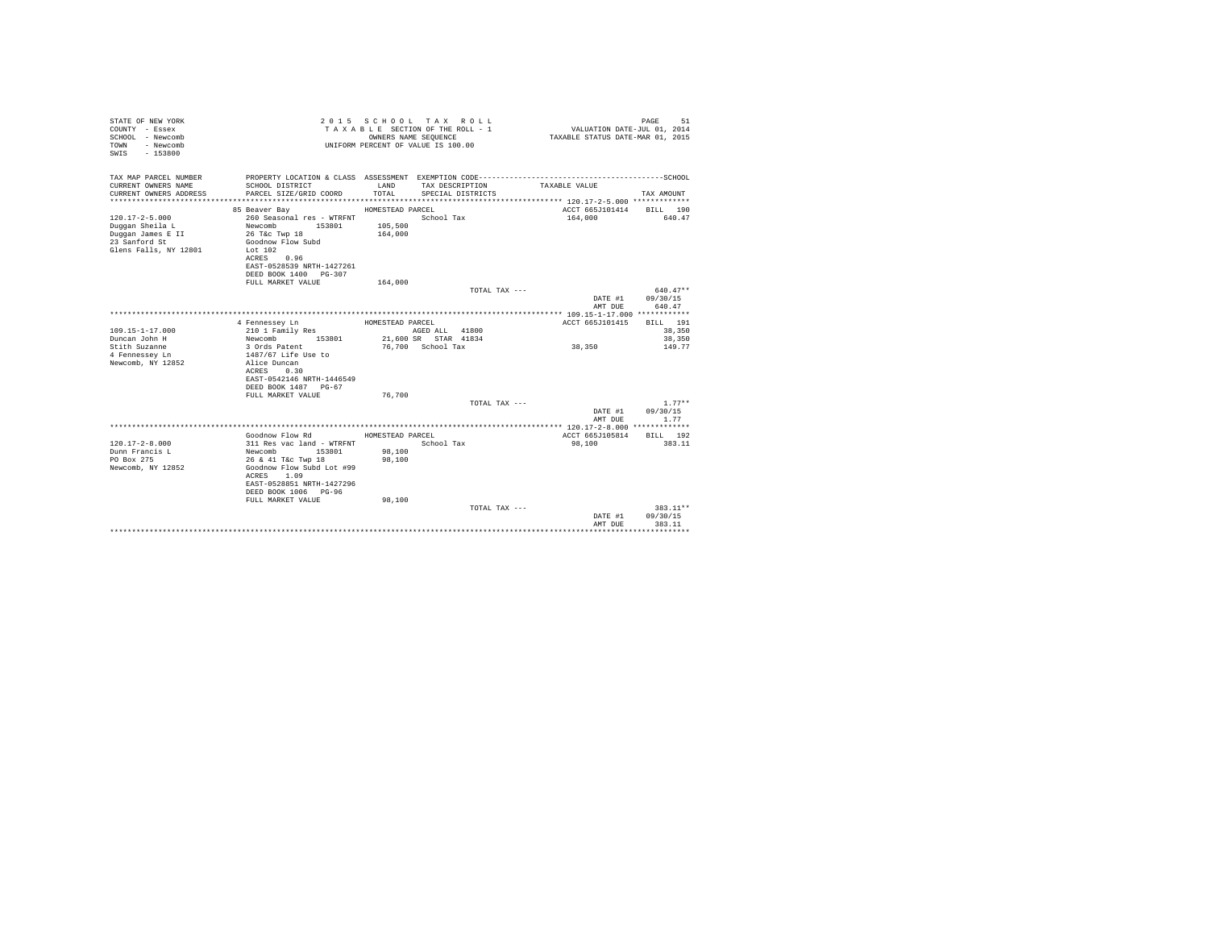```
STATE OF NEW YORK                    2 0 1 5   S C H O O L   T A X   R O L L                                   PAGE    51
COUNTY  - Essex                      T A X A B L E SECTION OF THE ROLL - 1                    VALUATION DATE-JUL 01, 2014
SCHOOL  - Newcomb                          OWNERS NAME SEQUENCE                          TAXABLE STATUS DATE-MAR 01, 2015
TOWN    - Newcomb                    UNIFORM PERCENT OF VALUE IS 100.00
SWIS    - 153800

TAX MAP PARCEL NUMBER          PROPERTY LOCATION & CLASS  ASSESSMENT  EXEMPTION CODE----------------------------------------SCHOOL
CURRENT OWNERS NAME            SCHOOL DISTRICT               LAND      TAX DESCRIPTION           TAXABLE VALUE
CURRENT OWNERS ADDRESS         PARCEL SIZE/GRID COORD        TOTAL     SPECIAL DISTRICTS                                 TAX AMOUNT
*********************************************************************************************** 120.17-2-5.000 *************
                               85 Beaver Bay              HOMESTEAD PARCEL                         ACCT 665J101414    BILL  190
120.17-2-5.000                 260 Seasonal res - WTRFNT                School Tax                  164,000               640.47
Duggan Sheila L                Newcomb        153801       105,500
Duggan James E II              26 T&c Twp 18               164,000
23 Sanford St                  Goodnow Flow Subd
Glens Falls, NY 12801          Lot 102
                               ACRES    0.96
                               EAST-0528539 NRTH-1427261
                               DEED BOOK 1400   PG-307
                               FULL MARKET VALUE           164,000
                                                                       TOTAL TAX ---                                   640.47**
                                                                                                   DATE #1      09/30/15
                                                                                                   AMT DUE        640.47
*********************************************************************************************** 109.15-1-17.000 ************
                               4 Fennessey Ln             HOMESTEAD PARCEL                         ACCT 665J101415    BILL  191
109.15-1-17.000                210 1 Family Res                  AGED ALL   41800                                   38,350
Duncan John H                  Newcomb        153801        21,600 SR   STAR  41834                                  38,350
Stith Suzanne                  3 Ords Patent                76,700  School Tax                       38,350               149.77
4 Fennessey Ln                 1487/67 Life Use to
Newcomb, NY 12852              Alice Duncan
                               ACRES    0.30
                               EAST-0542146 NRTH-1446549
                               DEED BOOK 1487   PG-67
                               FULL MARKET VALUE            76,700
                                                                       TOTAL TAX ---                                     1.77**
                                                                                                   DATE #1      09/30/15
                                                                                                   AMT DUE          1.77
*********************************************************************************************** 120.17-2-8.000 *************
                               Goodnow Flow Rd            HOMESTEAD PARCEL                         ACCT 665J105814    BILL  192
120.17-2-8.000                 311 Res vac land - WTRFNT                School Tax                   98,100               383.11
Dunn Francis L                 Newcomb        153801        98,100
PO Box 275                     26 & 41 T&c Twp 18           98,100
Newcomb, NY 12852              Goodnow Flow Subd Lot #99
                               ACRES    1.09
                               EAST-0528851 NRTH-1427296
                               DEED BOOK 1006   PG-96
                               FULL MARKET VALUE            98,100
                                                                       TOTAL TAX ---                                   383.11**
                                                                                                   DATE #1      09/30/15
                                                                                                   AMT DUE        383.11
******************************************************************************************************************************
```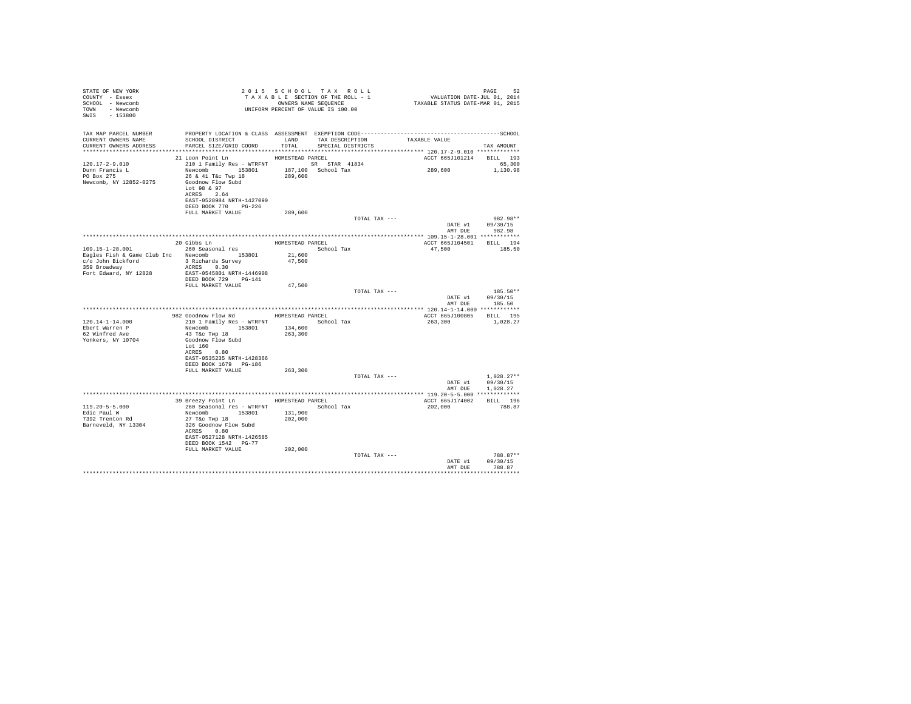STATE OF NEW YORK
COUNTY - Essex
SCHOOL - Newcomb
TOWN - Newcomb
SWIS - 153800

2 0 1 5   S C H O O L   T A X   R O L L
T A X A B L E  SECTION OF THE ROLL - 1
OWNERS NAME SEQUENCE
UNIFORM PERCENT OF VALUE IS 100.00

VALUATION DATE-JUL 01, 2014
TAXABLE STATUS DATE-MAR 01, 2015

| TAX MAP PARCEL NUMBER / CURRENT OWNERS NAME / CURRENT OWNERS ADDRESS | PROPERTY LOCATION & CLASS / SCHOOL DISTRICT / PARCEL SIZE/GRID COORD | ASSESSMENT LAND / TOTAL | EXEMPTION CODE / TAX DESCRIPTION / SPECIAL DISTRICTS | TAXABLE VALUE | TAX AMOUNT |
|---|---|---|---|---|---|
| 120.17-2-9.010 | 21 Loon Point Ln | HOMESTEAD PARCEL | | ACCT 665J101214 | BILL 193 |
| Dunn Francis L | 210 1 Family Res - WTRFNT | | SR STAR 41834 | | 65,300 |
| PO Box 275 | Newcomb 153801 | 187,100 | School Tax | 289,600 | 1,130.98 |
| Newcomb, NY 12852-0275 | 26 & 41 T&c Twp 18 | 289,600 | | | |
| | Goodnow Flow Subd | | | | |
| | Lot 98 & 97 | | | | |
| | ACRES 2.64 | | | | |
| | EAST-0528984 NRTH-1427090 | | | | |
| | DEED BOOK 770 PG-226 | | | | |
| | FULL MARKET VALUE | 289,600 | | | |
| | | | TOTAL TAX --- | | 982.98** |
| | | | | DATE #1 | 09/30/15 |
| | | | | AMT DUE | 982.98 |
| 109.15-1-28.001 | 20 Gibbs Ln | HOMESTEAD PARCEL | | ACCT 665J104501 | BILL 194 |
| Eagles Fish & Game Club Inc | 260 Seasonal res | | School Tax | 47,500 | 185.50 |
| c/o John Bickford | Newcomb 153801 | 21,600 | | | |
| 359 Broadway | 3 Richards Survey | 47,500 | | | |
| Fort Edward, NY 12828 | ACRES 0.30 | | | | |
| | EAST-0545801 NRTH-1446908 | | | | |
| | DEED BOOK 729 PG-141 | | | | |
| | FULL MARKET VALUE | 47,500 | | | |
| | | | TOTAL TAX --- | | 185.50** |
| | | | | DATE #1 | 09/30/15 |
| | | | | AMT DUE | 185.50 |
| 120.14-1-14.000 | 982 Goodnow Flow Rd | HOMESTEAD PARCEL | | ACCT 665J100805 | BILL 195 |
| Ebert Warren P | 210 1 Family Res - WTRFNT | | School Tax | 263,300 | 1,028.27 |
| 62 Winfred Ave | Newcomb 153801 | 134,600 | | | |
| Yonkers, NY 10704 | 43 T&c Twp 18 | 263,300 | | | |
| | Goodnow Flow Subd | | | | |
| | Lot 160 | | | | |
| | ACRES 0.80 | | | | |
| | EAST-0535235 NRTH-1428366 | | | | |
| | DEED BOOK 1679 PG-186 | | | | |
| | FULL MARKET VALUE | 263,300 | | | |
| | | | TOTAL TAX --- | | 1,028.27** |
| | | | | DATE #1 | 09/30/15 |
| | | | | AMT DUE | 1,028.27 |
| 119.20-5-5.000 | 39 Breezy Point Ln | HOMESTEAD PARCEL | | ACCT 665J174002 | BILL 196 |
| Edic Paul W | 260 Seasonal res - WTRFNT | | School Tax | 202,000 | 788.87 |
| 7392 Trenton Rd | Newcomb 153801 | 131,900 | | | |
| Barneveld, NY 13304 | 27 T&c Twp 18 | 202,000 | | | |
| | 326 Goodnow Flow Subd | | | | |
| | ACRES 0.80 | | | | |
| | EAST-0527128 NRTH-1426585 | | | | |
| | DEED BOOK 1542 PG-77 | | | | |
| | FULL MARKET VALUE | 202,000 | | | |
| | | | TOTAL TAX --- | | 788.87** |
| | | | | DATE #1 | 09/30/15 |
| | | | | AMT DUE | 788.87 |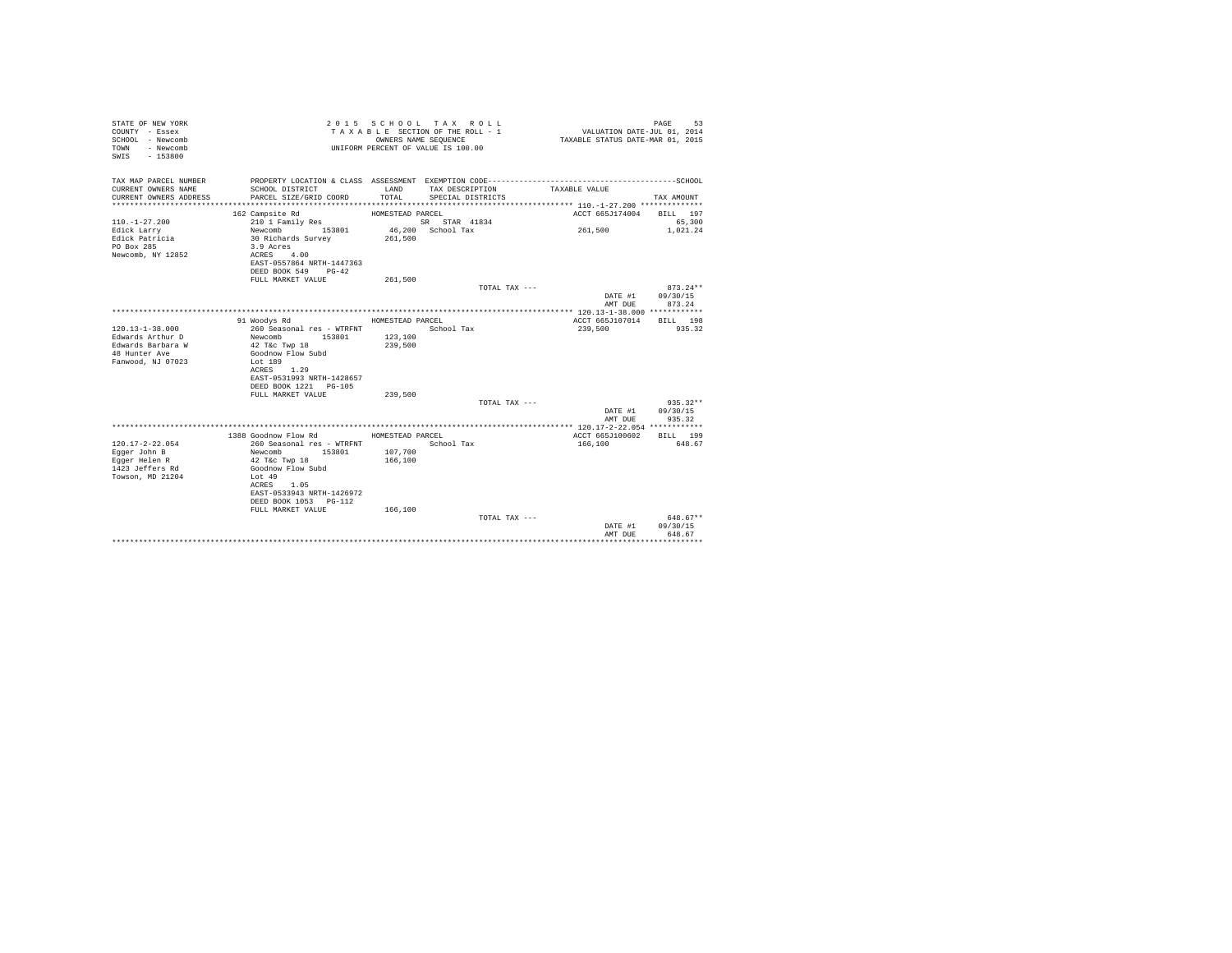STATE OF NEW YORK
COUNTY - Essex
SCHOOL - Newcomb
TOWN - Newcomb
SWIS - 153800

2 0 1 5 S C H O O L T A X R O L L
T A X A B L E SECTION OF THE ROLL - 1
OWNERS NAME SEQUENCE
UNIFORM PERCENT OF VALUE IS 100.00

VALUATION DATE-JUL 01, 2014
TAXABLE STATUS DATE-MAR 01, 2015

| TAX MAP PARCEL NUMBER / CURRENT OWNERS NAME / CURRENT OWNERS ADDRESS | PROPERTY LOCATION & CLASS / SCHOOL DISTRICT / PARCEL SIZE/GRID COORD | ASSESSMENT LAND / TOTAL | EXEMPTION CODE / TAX DESCRIPTION / SPECIAL DISTRICTS | TAXABLE VALUE | TAX AMOUNT (SCHOOL) |
|---|---|---|---|---|---|
| **110.-1-27.200** | 162 Campsite Rd — HOMESTEAD PARCEL | | | ACCT 665J174004 | BILL 197 |
| 110.-1-27.200 | 210 1 Family Res | | SR STAR 41834 | | 65,300 |
| Edick Larry | Newcomb 153801 | 46,200 | School Tax | 261,500 | 1,021.24 |
| Edick Patricia | 30 Richards Survey | 261,500 | | | |
| PO Box 285 | 3.9 Acres | | | | |
| Newcomb, NY 12852 | ACRES 4.00 | | | | |
| | EAST-0557864 NRTH-1447363 | | | | |
| | DEED BOOK 549 PG-42 | | | | |
| | FULL MARKET VALUE | 261,500 | | | |
| | | | TOTAL TAX --- | | 873.24** |
| | | | | DATE #1 | 09/30/15 |
| | | | | AMT DUE | 873.24 |
| **120.13-1-38.000** | 91 Woodys Rd — HOMESTEAD PARCEL | | | ACCT 665J107014 | BILL 198 |
| 120.13-1-38.000 | 260 Seasonal res - WTRFNT | | School Tax | 239,500 | 935.32 |
| Edwards Arthur D | Newcomb 153801 | 123,100 | | | |
| Edwards Barbara W | 42 T&c Twp 18 | 239,500 | | | |
| 48 Hunter Ave | Goodnow Flow Subd | | | | |
| Fanwood, NJ 07023 | Lot 189 | | | | |
| | ACRES 1.29 | | | | |
| | EAST-0531993 NRTH-1428657 | | | | |
| | DEED BOOK 1221 PG-105 | | | | |
| | FULL MARKET VALUE | 239,500 | | | |
| | | | TOTAL TAX --- | | 935.32** |
| | | | | DATE #1 | 09/30/15 |
| | | | | AMT DUE | 935.32 |
| **120.17-2-22.054** | 1388 Goodnow Flow Rd — HOMESTEAD PARCEL | | | ACCT 665J100602 | BILL 199 |
| 120.17-2-22.054 | 260 Seasonal res - WTRFNT | | School Tax | 166,100 | 648.67 |
| Egger John B | Newcomb 153801 | 107,700 | | | |
| Egger Helen R | 42 T&c Twp 18 | 166,100 | | | |
| 1423 Jeffers Rd | Goodnow Flow Subd | | | | |
| Towson, MD 21204 | Lot 49 | | | | |
| | ACRES 1.05 | | | | |
| | EAST-0533943 NRTH-1426972 | | | | |
| | DEED BOOK 1053 PG-112 | | | | |
| | FULL MARKET VALUE | 166,100 | | | |
| | | | TOTAL TAX --- | | 648.67** |
| | | | | DATE #1 | 09/30/15 |
| | | | | AMT DUE | 648.67 |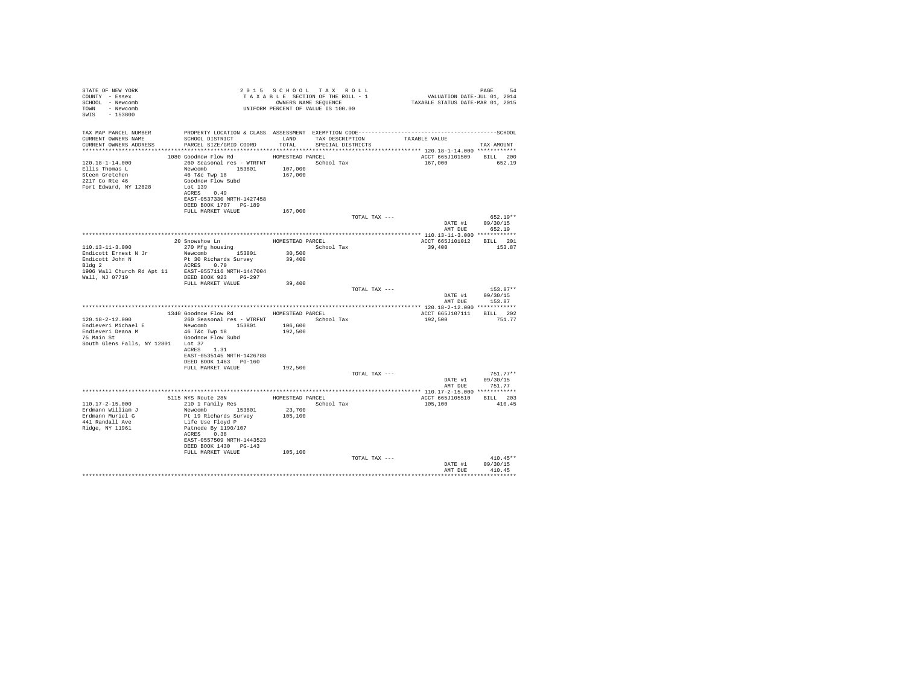STATE OF NEW YORK
COUNTY - Essex
SCHOOL - Newcomb
TOWN - Newcomb
SWIS - 153800

2 0 1 5 S C H O O L T A X R O L L
T A X A B L E SECTION OF THE ROLL - 1
OWNERS NAME SEQUENCE
UNIFORM PERCENT OF VALUE IS 100.00

VALUATION DATE-JUL 01, 2014
TAXABLE STATUS DATE-MAR 01, 2015

| TAX MAP PARCEL NUMBER / CURRENT OWNERS NAME / CURRENT OWNERS ADDRESS | PROPERTY LOCATION & CLASS / SCHOOL DISTRICT / PARCEL SIZE/GRID COORD | ASSESSMENT LAND / TOTAL | EXEMPTION CODE / TAX DESCRIPTION / SPECIAL DISTRICTS | TAXABLE VALUE | TAX AMOUNT |
|---|---|---|---|---|---|
| **120.18-1-14.000** | 1080 Goodnow Flow Rd | HOMESTEAD PARCEL | | ACCT 665J101509 | BILL 200 |
| 120.18-1-14.000 | 260 Seasonal res - WTRFNT | | School Tax | 167,000 | 652.19 |
| Ellis Thomas L | Newcomb 153801 | 107,000 | | | |
| Steen Gretchen | 46 T&c Twp 18 | 167,000 | | | |
| 2217 Co Rte 46 | Goodnow Flow Subd | | | | |
| Fort Edward, NY 12828 | Lot 139 | | | | |
| | ACRES 0.49 | | | | |
| | EAST-0537330 NRTH-1427458 | | | | |
| | DEED BOOK 1707 PG-189 | | | | |
| | FULL MARKET VALUE | 167,000 | | | |
| | | | TOTAL TAX --- | | 652.19** |
| | | | | DATE #1 | 09/30/15 |
| | | | | AMT DUE | 652.19 |
| **110.13-11-3.000** | 20 Snowshoe Ln | HOMESTEAD PARCEL | | ACCT 665J101012 | BILL 201 |
| 110.13-11-3.000 | 270 Mfg housing | | School Tax | 39,400 | 153.87 |
| Endicott Ernest N Jr | Newcomb 153801 | 30,500 | | | |
| Endicott John N | Pt 30 Richards Survey | 39,400 | | | |
| Bldg 2 | ACRES 0.70 | | | | |
| 1906 Wall Church Rd Apt 11 | EAST-0557116 NRTH-1447004 | | | | |
| Wall, NJ 07719 | DEED BOOK 923 PG-297 | | | | |
| | FULL MARKET VALUE | 39,400 | | | |
| | | | TOTAL TAX --- | | 153.87** |
| | | | | DATE #1 | 09/30/15 |
| | | | | AMT DUE | 153.87 |
| **120.18-2-12.000** | 1340 Goodnow Flow Rd | HOMESTEAD PARCEL | | ACCT 665J107111 | BILL 202 |
| 120.18-2-12.000 | 260 Seasonal res - WTRFNT | | School Tax | 192,500 | 751.77 |
| Endieveri Michael E | Newcomb 153801 | 106,600 | | | |
| Endieveri Deana M | 46 T&c Twp 18 | 192,500 | | | |
| 75 Main St | Goodnow Flow Subd | | | | |
| South Glens Falls, NY 12801 | Lot 37 | | | | |
| | ACRES 1.31 | | | | |
| | EAST-0535145 NRTH-1426788 | | | | |
| | DEED BOOK 1463 PG-160 | | | | |
| | FULL MARKET VALUE | 192,500 | | | |
| | | | TOTAL TAX --- | | 751.77** |
| | | | | DATE #1 | 09/30/15 |
| | | | | AMT DUE | 751.77 |
| **110.17-2-15.000** | 5115 NYS Route 28N | HOMESTEAD PARCEL | | ACCT 665J105510 | BILL 203 |
| 110.17-2-15.000 | 210 1 Family Res | | School Tax | 105,100 | 410.45 |
| Erdmann William J | Newcomb 153801 | 23,700 | | | |
| Erdmann Muriel G | Pt 19 Richards Survey | 105,100 | | | |
| 441 Randall Ave | Life Use Floyd P | | | | |
| Ridge, NY 11961 | Patnode By 1190/107 | | | | |
| | ACRES 0.38 | | | | |
| | EAST-0557509 NRTH-1443523 | | | | |
| | DEED BOOK 1430 PG-143 | | | | |
| | FULL MARKET VALUE | 105,100 | | | |
| | | | TOTAL TAX --- | | 410.45** |
| | | | | DATE #1 | 09/30/15 |
| | | | | AMT DUE | 410.45 |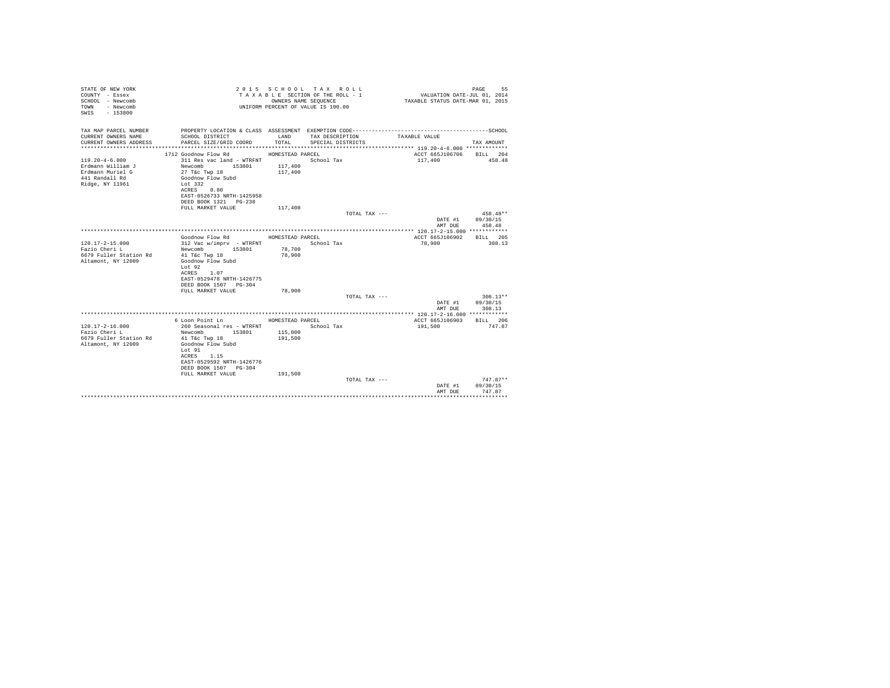STATE OF NEW YORK
COUNTY - Essex
SCHOOL - Newcomb
TOWN - Newcomb
SWIS - 153800

2 0 1 5 S C H O O L T A X R O L L
T A X A B L E SECTION OF THE ROLL - 1
OWNERS NAME SEQUENCE
UNIFORM PERCENT OF VALUE IS 100.00

VALUATION DATE-JUL 01, 2014
TAXABLE STATUS DATE-MAR 01, 2015

| TAX MAP PARCEL NUMBER<br>CURRENT OWNERS NAME<br>CURRENT OWNERS ADDRESS | PROPERTY LOCATION & CLASS<br>SCHOOL DISTRICT<br>PARCEL SIZE/GRID COORD | ASSESSMENT<br>LAND<br>TOTAL | EXEMPTION CODE<br>TAX DESCRIPTION<br>SPECIAL DISTRICTS | TAXABLE VALUE | SCHOOL<br>TAX AMOUNT |
|---|---|---|---|---|---|
| **119.20-4-6.000** | 1712 Goodnow Flow Rd | HOMESTEAD PARCEL | | ACCT 665J106706 | BILL 204 |
| 119.20-4-6.000 | 311 Res vac land - WTRFNT | | School Tax | 117,400 | 458.48 |
| Erdmann William J | Newcomb 153801 | 117,400 | | | |
| Erdmann Muriel G | 27 T&c Twp 18 | 117,400 | | | |
| 441 Randall Rd | Goodnow Flow Subd | | | | |
| Ridge, NY 11961 | Lot 332 | | | | |
| | ACRES 0.80 | | | | |
| | EAST-0526733 NRTH-1425958 | | | | |
| | DEED BOOK 1321 PG-238 | | | | |
| | FULL MARKET VALUE | 117,400 | | | |
| | | | TOTAL TAX --- | | 458.48** |
| | | | | DATE #1 | 09/30/15 |
| | | | | AMT DUE | 458.48 |
| **120.17-2-15.000** | Goodnow Flow Rd | HOMESTEAD PARCEL | | ACCT 665J106902 | BILL 205 |
| 120.17-2-15.000 | 312 Vac w/imprv - WTRFNT | | School Tax | 78,900 | 308.13 |
| Fazio Cheri L | Newcomb 153801 | 78,700 | | | |
| 6679 Fuller Station Rd | 41 T&c Twp 18 | 78,900 | | | |
| Altamont, NY 12009 | Goodnow Flow Subd | | | | |
| | Lot 92 | | | | |
| | ACRES 1.07 | | | | |
| | EAST-0529478 NRTH-1426775 | | | | |
| | DEED BOOK 1507 PG-304 | | | | |
| | FULL MARKET VALUE | 78,900 | | | |
| | | | TOTAL TAX --- | | 308.13** |
| | | | | DATE #1 | 09/30/15 |
| | | | | AMT DUE | 308.13 |
| **120.17-2-16.000** | 6 Loon Point Ln | HOMESTEAD PARCEL | | ACCT 665J106903 | BILL 206 |
| 120.17-2-16.000 | 260 Seasonal res - WTRFNT | | School Tax | 191,500 | 747.87 |
| Fazio Cheri L | Newcomb 153801 | 115,000 | | | |
| 6679 Fuller Station Rd | 41 T&c Twp 18 | 191,500 | | | |
| Altamont, NY 12009 | Goodnow Flow Subd | | | | |
| | Lot 91 | | | | |
| | ACRES 1.15 | | | | |
| | EAST-0529592 NRTH-1426776 | | | | |
| | DEED BOOK 1507 PG-304 | | | | |
| | FULL MARKET VALUE | 191,500 | | | |
| | | | TOTAL TAX --- | | 747.87** |
| | | | | DATE #1 | 09/30/15 |
| | | | | AMT DUE | 747.87 |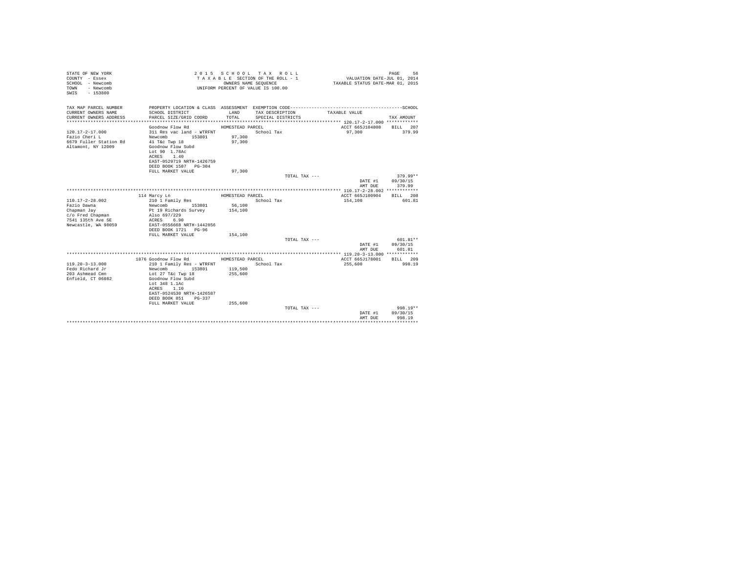```
STATE OF NEW YORK                              2 0 1 5   S C H O O L   T A X   R O L L                              PAGE    56
COUNTY  - Essex                                T A X A B L E  SECTION OF THE ROLL - 1                VALUATION DATE-JUL 01, 2014
SCHOOL  - Newcomb                                     OWNERS NAME SEQUENCE                        TAXABLE STATUS DATE-MAR 01, 2015
TOWN    - Newcomb                              UNIFORM PERCENT OF VALUE IS 100.00
SWIS    - 153800

TAX MAP PARCEL NUMBER          PROPERTY LOCATION & CLASS  ASSESSMENT  EXEMPTION CODE------------------------------------------SCHOOL
CURRENT OWNERS NAME            SCHOOL DISTRICT              LAND      TAX DESCRIPTION           TAXABLE VALUE
CURRENT OWNERS ADDRESS         PARCEL SIZE/GRID COORD       TOTAL     SPECIAL DISTRICTS                                  TAX AMOUNT
*************************************************************************************************** 120.17-2-17.000 ************
                               Goodnow Flow Rd           HOMESTEAD PARCEL                           ACCT 665J104808    BILL  207
120.17-2-17.000                311 Res vac land - WTRFNT              School Tax                    97,300              379.99
Fazio Cheri L                  Newcomb       153801        97,300
6679 Fuller Station Rd         41 T&c Twp 18               97,300
Altamont, NY 12009             Goodnow Flow Subd
                               Lot 90  1.78Ac
                               ACRES    1.40
                               EAST-0529719 NRTH-1426759
                               DEED BOOK 1507   PG-304
                               FULL MARKET VALUE           97,300
                                                                      TOTAL TAX ---                                     379.99**
                                                                                                     DATE #1     09/30/15
                                                                                                     AMT DUE       379.99
*************************************************************************************************** 110.17-2-28.002 ************
                           114 Marcy Ln                  HOMESTEAD PARCEL                           ACCT 665J100904    BILL  208
110.17-2-28.002                210 1 Family Res                       School Tax                    154,100             601.81
Fazio Dawna                    Newcomb       153801        56,100
Chapman Jay                    Pt 19 Richards Survey      154,100
c/o Fred Chapman               Also 697/229
7541 135th Ave SE              ACRES    6.90
Newcastle, WA 98059            EAST-0556668 NRTH-1442856
                               DEED BOOK 1721   PG-96
                               FULL MARKET VALUE          154,100
                                                                      TOTAL TAX ---                                     601.81**
                                                                                                     DATE #1     09/30/15
                                                                                                     AMT DUE       601.81
*************************************************************************************************** 119.20-3-13.000 ************
                          1876 Goodnow Flow Rd           HOMESTEAD PARCEL                           ACCT 665J178001    BILL  209
119.20-3-13.000                210 1 Family Res - WTRFNT              School Tax                    255,600             998.19
Fedo Richard Jr                Newcomb       153801       119,500
203 Ashmead Cmn                Lot 27 T&c Twp 18          255,600
Enfield, CT 06082              Goodnow Flow Subd
                               Lot 348 1.1Ac
                               ACRES    1.10
                               EAST-0524530 NRTH-1426587
                               DEED BOOK 851    PG-337
                               FULL MARKET VALUE          255,600
                                                                      TOTAL TAX ---                                     998.19**
                                                                                                     DATE #1     09/30/15
                                                                                                     AMT DUE       998.19
********************************************************************************************************************************
```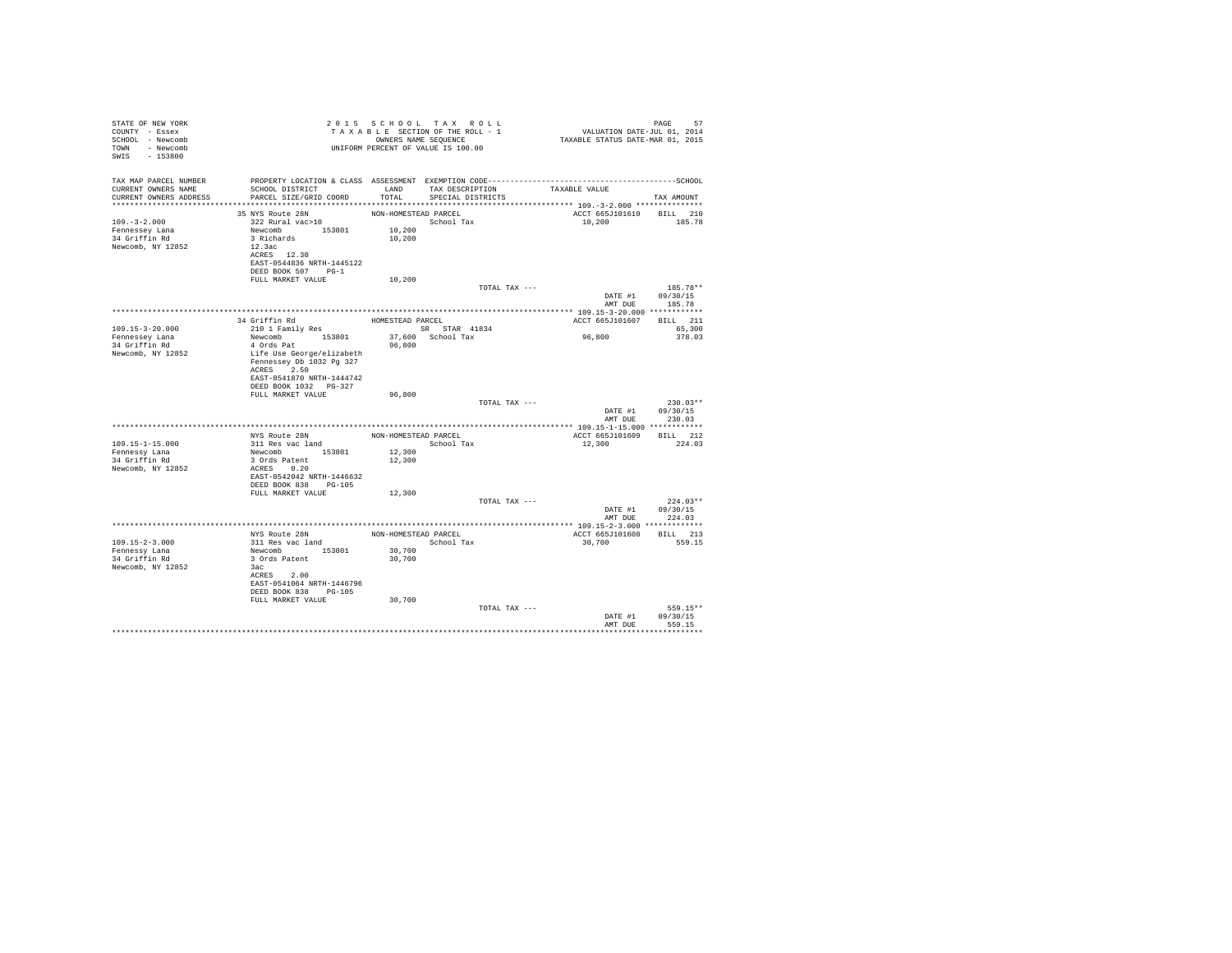STATE OF NEW YORK
COUNTY - Essex
SCHOOL - Newcomb
TOWN - Newcomb
SWIS - 153800

2 0 1 5 S C H O O L T A X R O L L
T A X A B L E SECTION OF THE ROLL - 1
OWNERS NAME SEQUENCE
UNIFORM PERCENT OF VALUE IS 100.00

PAGE 57
VALUATION DATE-JUL 01, 2014
TAXABLE STATUS DATE-MAR 01, 2015

```
TAX MAP PARCEL NUMBER     PROPERTY LOCATION & CLASS  ASSESSMENT  EXEMPTION CODE-----------------------------------------------SCHOOL
CURRENT OWNERS NAME       SCHOOL DISTRICT               LAND      TAX DESCRIPTION            TAXABLE VALUE
CURRENT OWNERS ADDRESS    PARCEL SIZE/GRID COORD        TOTAL     SPECIAL DISTRICTS                                  TAX AMOUNT
*************************************************************************************************** 109.-3-2.000 ***************
                          35 NYS Route 28N              NON-HOMESTEAD PARCEL                 ACCT 665J101610    BILL  210
109.-3-2.000              322 Rural vac>10                        School Tax                  10,200               185.78
Fennessey Lana            Newcomb       153801          10,200
34 Griffin Rd             3 Richards                    10,200
Newcomb, NY 12852         12.3ac
                          ACRES   12.30
                          EAST-0544836 NRTH-1445122
                          DEED BOOK 507    PG-1
                          FULL MARKET VALUE             10,200
                                                                  TOTAL TAX ---                                    185.78**
                                                                                             DATE #1       09/30/15
                                                                                             AMT DUE         185.78
*************************************************************************************************** 109.15-3-20.000 ************
                          34 Griffin Rd                 HOMESTEAD PARCEL                     ACCT 665J101607    BILL  211
109.15-3-20.000           210 1 Family Res                        SR   STAR  41834                              65,300
Fennessey Lana            Newcomb       153801          37,600   School Tax                  96,800               378.03
34 Griffin Rd             4 Ords Pat                    96,800
Newcomb, NY 12852         Life Use George/elizabeth
                          Fennessey Db 1032 Pg 327
                          ACRES    2.50
                          EAST-0541870 NRTH-1444742
                          DEED BOOK 1032   PG-327
                          FULL MARKET VALUE             96,800
                                                                  TOTAL TAX ---                                    230.03**
                                                                                             DATE #1       09/30/15
                                                                                             AMT DUE         230.03
*************************************************************************************************** 109.15-1-15.000 ************
                          NYS Route 28N                 NON-HOMESTEAD PARCEL                 ACCT 665J101609    BILL  212
109.15-1-15.000           311 Res vac land                        School Tax                  12,300               224.03
Fennessy Lana             Newcomb       153801          12,300
34 Griffin Rd             3 Ords Patent                 12,300
Newcomb, NY 12852         ACRES    0.20
                          EAST-0542042 NRTH-1446632
                          DEED BOOK 838    PG-105
                          FULL MARKET VALUE             12,300
                                                                  TOTAL TAX ---                                    224.03**
                                                                                             DATE #1       09/30/15
                                                                                             AMT DUE         224.03
*************************************************************************************************** 109.15-2-3.000 *************
                          NYS Route 28N                 NON-HOMESTEAD PARCEL                 ACCT 665J101608    BILL  213
109.15-2-3.000            311 Res vac land                        School Tax                  30,700               559.15
Fennessy Lana             Newcomb       153801          30,700
34 Griffin Rd             3 Ords Patent                 30,700
Newcomb, NY 12852         3ac
                          ACRES    2.00
                          EAST-0541064 NRTH-1446796
                          DEED BOOK 838    PG-105
                          FULL MARKET VALUE             30,700
                                                                  TOTAL TAX ---                                    559.15**
                                                                                             DATE #1       09/30/15
                                                                                             AMT DUE         559.15
********************************************************************************************************************************
```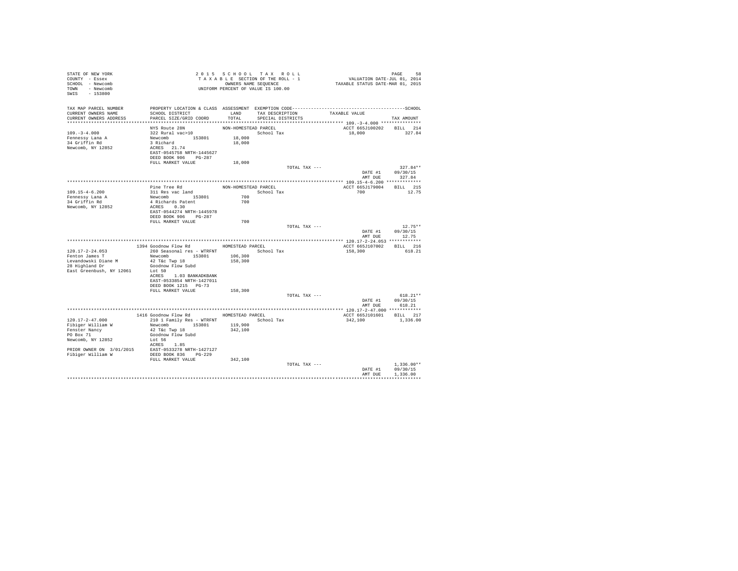STATE OF NEW YORK
COUNTY - Essex
SCHOOL - Newcomb
TOWN - Newcomb
SWIS - 153800

2 0 1 5 S C H O O L T A X R O L L
T A X A B L E SECTION OF THE ROLL - 1
OWNERS NAME SEQUENCE
UNIFORM PERCENT OF VALUE IS 100.00

VALUATION DATE-JUL 01, 2014
TAXABLE STATUS DATE-MAR 01, 2015

```
TAX MAP PARCEL NUMBER      PROPERTY LOCATION & CLASS  ASSESSMENT  EXEMPTION CODE-----------------------------------------------SCHOOL
CURRENT OWNERS NAME        SCHOOL DISTRICT               LAND      TAX DESCRIPTION           TAXABLE VALUE
CURRENT OWNERS ADDRESS     PARCEL SIZE/GRID COORD        TOTAL     SPECIAL DISTRICTS                                    TAX AMOUNT
*********************************************************************************************** 109.-3-4.000 ***************
                           NYS Route 28N              NON-HOMESTEAD PARCEL                        ACCT 665J100202    BILL  214
109.-3-4.000               322 Rural vac>10                       School Tax                      18,000              327.84
Fennessy Lana A            Newcomb       153801        18,000
34 Griffin Rd              3 Richard                   18,000
Newcomb, NY 12852          ACRES   21.74
                           EAST-0545758 NRTH-1445627
                           DEED BOOK 906    PG-287
                           FULL MARKET VALUE           18,000
                                                                  TOTAL TAX ---                                      327.84**
                                                                                                 DATE #1       09/30/15
                                                                                                 AMT DUE         327.84
*********************************************************************************************** 109.15-4-6.200 *************
                           Pine Tree Rd               NON-HOMESTEAD PARCEL                        ACCT 665J179004    BILL  215
109.15-4-6.200             311 Res vac land                       School Tax                         700               12.75
Fennessy Lana A            Newcomb       153801           700
34 Griffin Rd              4 Richards Patent              700
Newcomb, NY 12852          ACRES    0.30
                           EAST-0544274 NRTH-1445978
                           DEED BOOK 906    PG-287
                           FULL MARKET VALUE              700
                                                                  TOTAL TAX ---                                       12.75**
                                                                                                 DATE #1       09/30/15
                                                                                                 AMT DUE          12.75
*********************************************************************************************** 120.17-2-24.053 ************
                      1394 Goodnow Flow Rd            HOMESTEAD PARCEL                            ACCT 665J107002    BILL  216
120.17-2-24.053            260 Seasonal res - WTRFNT              School Tax                      158,300             618.21
Fenton James T             Newcomb       153801       106,300
Levandowski Diane M        42 T&c Twp 18              158,300
28 Highland Dr             Goodnow Flow Subd
East Greenbush, NY 12061   Lot 50
                           ACRES    1.03 BANKADKBANK
                           EAST-0533854 NRTH-1427011
                           DEED BOOK 1215   PG-73
                           FULL MARKET VALUE          158,300
                                                                  TOTAL TAX ---                                      618.21**
                                                                                                 DATE #1       09/30/15
                                                                                                 AMT DUE         618.21
*********************************************************************************************** 120.17-2-47.000 ************
                      1416 Goodnow Flow Rd            HOMESTEAD PARCEL                            ACCT 665J101601    BILL  217
120.17-2-47.000            210 1 Family Res - WTRFNT              School Tax                      342,100           1,336.00
Fibiger William W          Newcomb       153801       119,900
Fenster Nancy              42 T&c Twp 18              342,100
PO Box 71                  Goodnow Flow Subd
Newcomb, NY 12852          Lot 56
                           ACRES    1.85
PRIOR OWNER ON 3/01/2015   EAST-0533278 NRTH-1427127
Fibiger William W          DEED BOOK 836    PG-229
                           FULL MARKET VALUE          342,100
                                                                  TOTAL TAX ---                                    1,336.00**
                                                                                                 DATE #1       09/30/15
                                                                                                 AMT DUE       1,336.00
****************************************************************************************************************************
```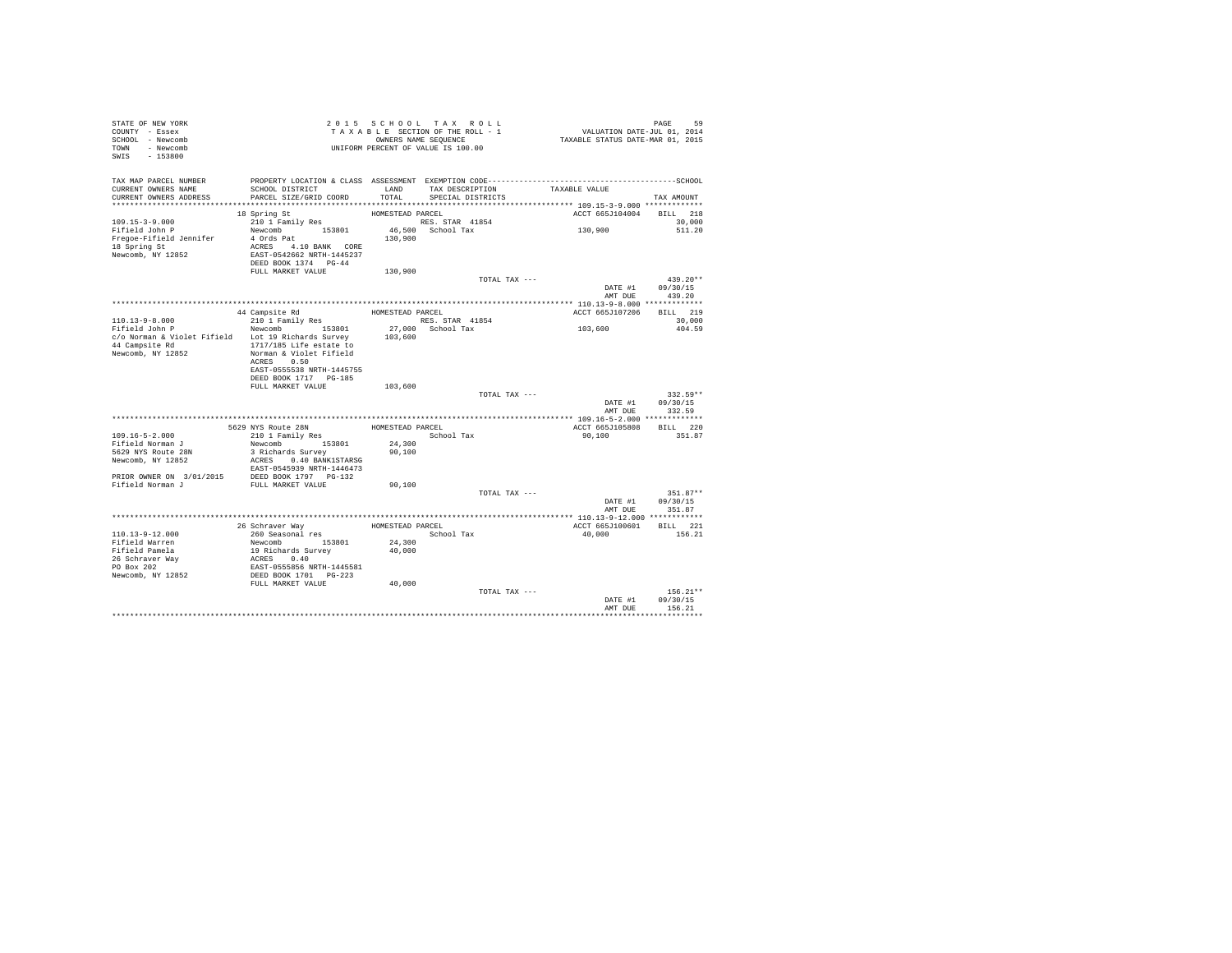STATE OF NEW YORK
COUNTY - Essex
SCHOOL - Newcomb
TOWN - Newcomb
SWIS - 153800

2 0 1 5 S C H O O L T A X R O L L
T A X A B L E SECTION OF THE ROLL - 1
OWNERS NAME SEQUENCE
UNIFORM PERCENT OF VALUE IS 100.00

VALUATION DATE-JUL 01, 2014
TAXABLE STATUS DATE-MAR 01, 2015

| TAX MAP PARCEL NUMBER / CURRENT OWNERS NAME / CURRENT OWNERS ADDRESS | PROPERTY LOCATION & CLASS / SCHOOL DISTRICT / PARCEL SIZE/GRID COORD | ASSESSMENT LAND / TOTAL | EXEMPTION CODE / TAX DESCRIPTION / SPECIAL DISTRICTS | TAXABLE VALUE | SCHOOL TAX AMOUNT |
|---|---|---|---|---|---|
| **109.15-3-9.000** | 18 Spring St — HOMESTEAD PARCEL | | | ACCT 665J104004 | BILL 218 |
| Fifield John P | 210 1 Family Res | | RES. STAR 41854 | | 30,000 |
| Fregoe-Fifield Jennifer | Newcomb 153801 | 46,500 | School Tax | 130,900 | 511.20 |
| 18 Spring St | 4 Ords Pat | 130,900 | | | |
| Newcomb, NY 12852 | ACRES 4.10 BANK CORE | | | | |
| | EAST-0542662 NRTH-1445237 | | | | |
| | DEED BOOK 1374 PG-44 | | | | |
| | FULL MARKET VALUE | 130,900 | | | |
| | | | TOTAL TAX --- | | 439.20** |
| | | | | DATE #1 | 09/30/15 |
| | | | | AMT DUE | 439.20 |
| **110.13-9-8.000** | 44 Campsite Rd — HOMESTEAD PARCEL | | | ACCT 665J107206 | BILL 219 |
| Fifield John P | 210 1 Family Res | | RES. STAR 41854 | | 30,000 |
| c/o Norman & Violet Fifield | Newcomb 153801 | 27,000 | School Tax | 103,600 | 404.59 |
| 44 Campsite Rd | Lot 19 Richards Survey | 103,600 | | | |
| Newcomb, NY 12852 | 1717/185 Life estate to | | | | |
| | Norman & Violet Fifield | | | | |
| | ACRES 0.50 | | | | |
| | EAST-0555538 NRTH-1445755 | | | | |
| | DEED BOOK 1717 PG-185 | | | | |
| | FULL MARKET VALUE | 103,600 | | | |
| | | | TOTAL TAX --- | | 332.59** |
| | | | | DATE #1 | 09/30/15 |
| | | | | AMT DUE | 332.59 |
| **109.16-5-2.000** | 5629 NYS Route 28N — HOMESTEAD PARCEL | | | ACCT 665J105808 | BILL 220 |
| Fifield Norman J | 210 1 Family Res | | School Tax | 90,100 | 351.87 |
| 5629 NYS Route 28N | Newcomb 153801 | 24,300 | | | |
| Newcomb, NY 12852 | 3 Richards Survey | 90,100 | | | |
| | ACRES 0.40 BANK1STARSG | | | | |
| | EAST-0545939 NRTH-1446473 | | | | |
| PRIOR OWNER ON 3/01/2015 | DEED BOOK 1797 PG-132 | | | | |
| Fifield Norman J | FULL MARKET VALUE | 90,100 | | | |
| | | | TOTAL TAX --- | | 351.87** |
| | | | | DATE #1 | 09/30/15 |
| | | | | AMT DUE | 351.87 |
| **110.13-9-12.000** | 26 Schraver Way — HOMESTEAD PARCEL | | | ACCT 665J100601 | BILL 221 |
| Fifield Warren | 260 Seasonal res | | School Tax | 40,000 | 156.21 |
| Fifield Pamela | Newcomb 153801 | 24,300 | | | |
| 26 Schraver Way | 19 Richards Survey | 40,000 | | | |
| PO Box 202 | ACRES 0.40 | | | | |
| Newcomb, NY 12852 | EAST-0555856 NRTH-1445581 | | | | |
| | DEED BOOK 1701 PG-223 | | | | |
| | FULL MARKET VALUE | 40,000 | | | |
| | | | TOTAL TAX --- | | 156.21** |
| | | | | DATE #1 | 09/30/15 |
| | | | | AMT DUE | 156.21 |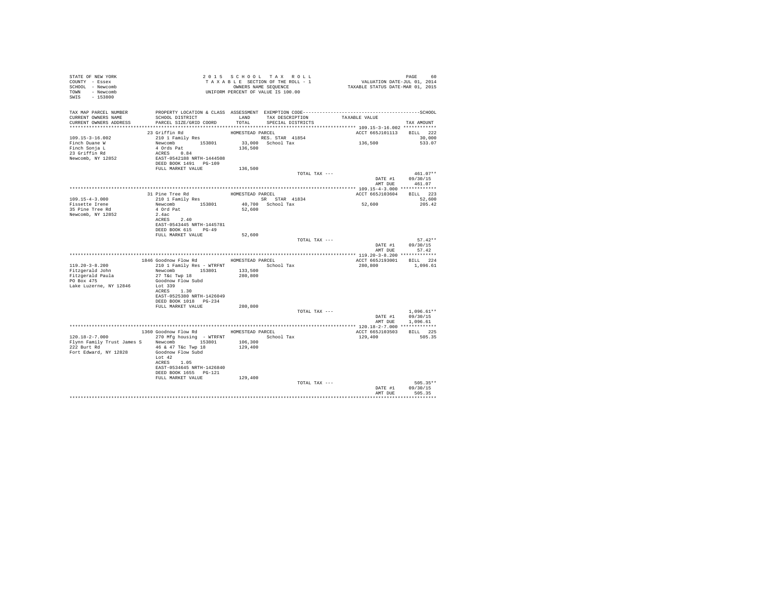STATE OF NEW YORK
COUNTY - Essex
SCHOOL - Newcomb
TOWN - Newcomb
SWIS - 153800

2015 SCHOOL TAX ROLL
TAXABLE SECTION OF THE ROLL - 1
OWNERS NAME SEQUENCE
UNIFORM PERCENT OF VALUE IS 100.00

VALUATION DATE-JUL 01, 2014
TAXABLE STATUS DATE-MAR 01, 2015

| TAX MAP PARCEL NUMBER / CURRENT OWNERS NAME / CURRENT OWNERS ADDRESS | PROPERTY LOCATION & CLASS / SCHOOL DISTRICT / PARCEL SIZE/GRID COORD | ASSESSMENT LAND / TOTAL | EXEMPTION CODE / TAX DESCRIPTION / SPECIAL DISTRICTS | TAXABLE VALUE | TAX AMOUNT |
|---|---|---|---|---|---|
| **109.15-3-16.002** | 23 Griffin Rd | HOMESTEAD PARCEL | | ACCT 665J101113 | BILL 222 |
| Finch Duane W | 210 1 Family Res | | RES. STAR 41854 | | 30,000 |
| Finch Sonja L | Newcomb 153801 | 33,000 | School Tax | 136,500 | 533.07 |
| 23 Griffin Rd | 4 Ords Pat | 136,500 | | | |
| Newcomb, NY 12852 | ACRES 0.84 | | | | |
| | EAST-0542188 NRTH-1444508 | | | | |
| | DEED BOOK 1491 PG-109 | | | | |
| | FULL MARKET VALUE | 136,500 | | | |
| | | | TOTAL TAX --- | | 461.07** |
| | | | | DATE #1 | 09/30/15 |
| | | | | AMT DUE | 461.07 |
| **109.15-4-3.000** | 31 Pine Tree Rd | HOMESTEAD PARCEL | | ACCT 665J103604 | BILL 223 |
| Fissette Irene | 210 1 Family Res | | SR STAR 41834 | | 52,600 |
| 35 Pine Tree Rd | Newcomb 153801 | 40,700 | School Tax | 52,600 | 205.42 |
| Newcomb, NY 12852 | 4 Ord Pat | 52,600 | | | |
| | 2.4ac | | | | |
| | ACRES 2.40 | | | | |
| | EAST-0543445 NRTH-1445781 | | | | |
| | DEED BOOK 615 PG-49 | | | | |
| | FULL MARKET VALUE | 52,600 | | | |
| | | | TOTAL TAX --- | | 57.42** |
| | | | | DATE #1 | 09/30/15 |
| | | | | AMT DUE | 57.42 |
| **119.20-3-8.200** | 1846 Goodnow Flow Rd | HOMESTEAD PARCEL | | ACCT 665J193001 | BILL 224 |
| Fitzgerald John | 210 1 Family Res - WTRFNT | | School Tax | 280,800 | 1,096.61 |
| Fitzgerald Paula | Newcomb 153801 | 133,500 | | | |
| PO Box 475 | 27 T&c Twp 18 | 280,800 | | | |
| Lake Luzerne, NY 12846 | Goodnow Flow Subd | | | | |
| | Lot 339 | | | | |
| | ACRES 1.30 | | | | |
| | EAST-0525380 NRTH-1426049 | | | | |
| | DEED BOOK 1018 PG-234 | | | | |
| | FULL MARKET VALUE | 280,800 | | | |
| | | | TOTAL TAX --- | | 1,096.61** |
| | | | | DATE #1 | 09/30/15 |
| | | | | AMT DUE | 1,096.61 |
| **120.18-2-7.000** | 1360 Goodnow Flow Rd | HOMESTEAD PARCEL | | ACCT 665J103503 | BILL 225 |
| Flynn Family Trust James S | 270 Mfg housing - WTRFNT | | School Tax | 129,400 | 505.35 |
| 222 Burt Rd | Newcomb 153801 | 106,300 | | | |
| Fort Edward, NY 12828 | 46 & 47 T&c Twp 18 | 129,400 | | | |
| | Goodnow Flow Subd | | | | |
| | Lot 42 | | | | |
| | ACRES 1.05 | | | | |
| | EAST-0534645 NRTH-1426840 | | | | |
| | DEED BOOK 1655 PG-121 | | | | |
| | FULL MARKET VALUE | 129,400 | | | |
| | | | TOTAL TAX --- | | 505.35** |
| | | | | DATE #1 | 09/30/15 |
| | | | | AMT DUE | 505.35 |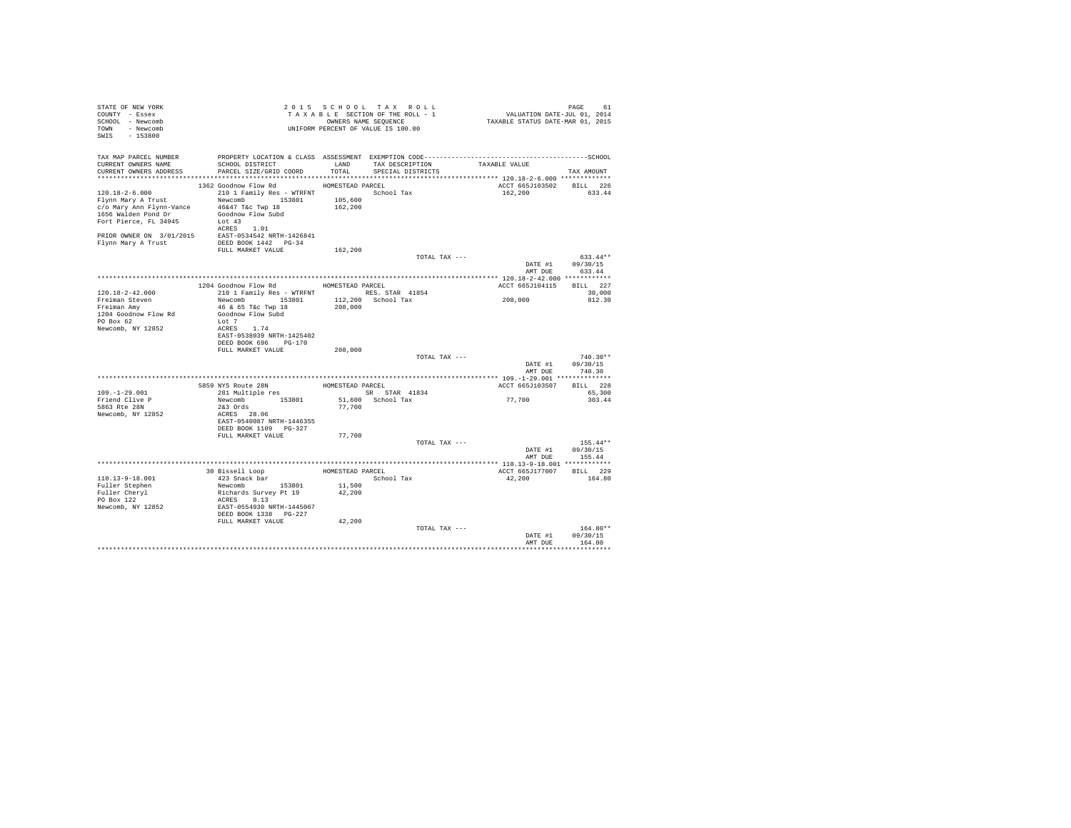STATE OF NEW YORK
COUNTY - Essex
SCHOOL - Newcomb
TOWN - Newcomb
SWIS - 153800

2015 SCHOOL TAX ROLL
TAXABLE SECTION OF THE ROLL - 1
OWNERS NAME SEQUENCE
UNIFORM PERCENT OF VALUE IS 100.00

VALUATION DATE-JUL 01, 2014
TAXABLE STATUS DATE-MAR 01, 2015

| TAX MAP PARCEL NUMBER / CURRENT OWNERS NAME / CURRENT OWNERS ADDRESS | PROPERTY LOCATION & CLASS / SCHOOL DISTRICT / PARCEL SIZE/GRID COORD | ASSESSMENT LAND / TOTAL | EXEMPTION CODE / TAX DESCRIPTION / SPECIAL DISTRICTS | TAXABLE VALUE | SCHOOL TAX AMOUNT |
|---|---|---|---|---|---|
| **120.18-2-6.000** | 1362 Goodnow Flow Rd | HOMESTEAD PARCEL | | ACCT 665J103502 | BILL 226 |
| 120.18-2-6.000 | 210 1 Family Res - WTRFNT | | School Tax | 162,200 | 633.44 |
| Flynn Mary A Trust | Newcomb 153801 | 105,600 | | | |
| c/o Mary Ann Flynn-Vance | 46&47 T&c Twp 18 | 162,200 | | | |
| 1656 Walden Pond Dr | Goodnow Flow Subd | | | | |
| Fort Pierce, FL 34945 | Lot 43 | | | | |
| | ACRES 1.01 | | | | |
| PRIOR OWNER ON 3/01/2015 | EAST-0534542 NRTH-1426841 | | | | |
| Flynn Mary A Trust | DEED BOOK 1442 PG-34 | | | | |
| | FULL MARKET VALUE | 162,200 | | | |
| | | | TOTAL TAX --- | | 633.44** |
| | | | | DATE #1 | 09/30/15 |
| | | | | AMT DUE | 633.44 |
| **120.18-2-42.000** | 1204 Goodnow Flow Rd | HOMESTEAD PARCEL | | ACCT 665J104115 | BILL 227 |
| 120.18-2-42.000 | 210 1 Family Res - WTRFNT | | RES. STAR 41854 | | 30,000 |
| Freiman Steven | Newcomb 153801 | 112,200 | School Tax | 208,000 | 812.30 |
| Freiman Amy | 46 & 65 T&c Twp 18 | 208,000 | | | |
| 1204 Goodnow Flow Rd | Goodnow Flow Subd | | | | |
| PO Box 62 | Lot 7 | | | | |
| Newcomb, NY 12852 | ACRES 1.74 | | | | |
| | EAST-0538039 NRTH-1425402 | | | | |
| | DEED BOOK 696 PG-170 | | | | |
| | FULL MARKET VALUE | 208,000 | | | |
| | | | TOTAL TAX --- | | 740.30** |
| | | | | DATE #1 | 09/30/15 |
| | | | | AMT DUE | 740.30 |
| **109.-1-29.001** | 5859 NYS Route 28N | HOMESTEAD PARCEL | | ACCT 665J103507 | BILL 228 |
| 109.-1-29.001 | 281 Multiple res | | SR STAR 41834 | | 65,300 |
| Friend Clive P | Newcomb 153801 | 51,600 | School Tax | 77,700 | 303.44 |
| 5863 Rte 28N | 2&3 Ords | 77,700 | | | |
| Newcomb, NY 12852 | ACRES 28.06 | | | | |
| | EAST-0540087 NRTH-1446355 | | | | |
| | DEED BOOK 1109 PG-327 | | | | |
| | FULL MARKET VALUE | 77,700 | | | |
| | | | TOTAL TAX --- | | 155.44** |
| | | | | DATE #1 | 09/30/15 |
| | | | | AMT DUE | 155.44 |
| **110.13-9-18.001** | 30 Bissell Loop | HOMESTEAD PARCEL | | ACCT 665J177007 | BILL 229 |
| 110.13-9-18.001 | 423 Snack bar | | School Tax | 42,200 | 164.80 |
| Fuller Stephen | Newcomb 153801 | 11,500 | | | |
| Fuller Cheryl | Richards Survey Pt 19 | 42,200 | | | |
| PO Box 122 | ACRES 0.13 | | | | |
| Newcomb, NY 12852 | EAST-0554930 NRTH-1445067 | | | | |
| | DEED BOOK 1338 PG-227 | | | | |
| | FULL MARKET VALUE | 42,200 | | | |
| | | | TOTAL TAX --- | | 164.80** |
| | | | | DATE #1 | 09/30/15 |
| | | | | AMT DUE | 164.80 |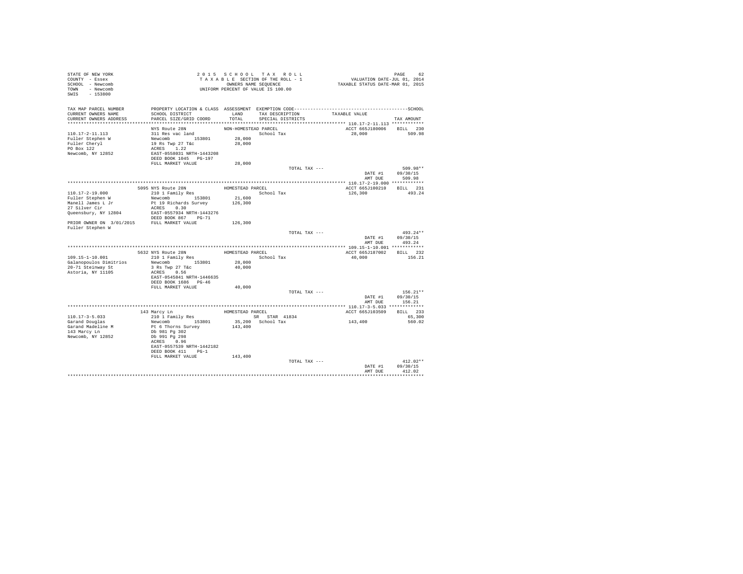STATE OF NEW YORK
COUNTY - Essex
SCHOOL - Newcomb
TOWN - Newcomb
SWIS - 153800

2015 SCHOOL TAX ROLL
TAXABLE SECTION OF THE ROLL - 1
OWNERS NAME SEQUENCE
UNIFORM PERCENT OF VALUE IS 100.00

VALUATION DATE-JUL 01, 2014
TAXABLE STATUS DATE-MAR 01, 2015

| TAX MAP PARCEL NUMBER / CURRENT OWNERS NAME / CURRENT OWNERS ADDRESS | PROPERTY LOCATION & CLASS / SCHOOL DISTRICT / PARCEL SIZE/GRID COORD | ASSESSMENT LAND / TOTAL | EXEMPTION CODE / TAX DESCRIPTION / SPECIAL DISTRICTS | TAXABLE VALUE | TAX AMOUNT |
|---|---|---|---|---|---|
| **110.17-2-11.113** | NYS Route 28N | NON-HOMESTEAD PARCEL | | ACCT 665J180006 | BILL 230 |
| 110.17-2-11.113 | 311 Res vac land | | School Tax | 28,000 | 509.98 |
| Fuller Stephen W | Newcomb 153801 | 28,000 | | | |
| Fuller Cheryl | 19 Rs Twp 27 T&c | 28,000 | | | |
| PO Box 122 | ACRES 1.22 | | | | |
| Newcomb, NY 12852 | EAST-0558031 NRTH-1443208 | | | | |
| | DEED BOOK 1045 PG-197 | | | | |
| | FULL MARKET VALUE | 28,000 | | | |
| | | | TOTAL TAX --- | | 509.98** |
| | | | | DATE #1 | 09/30/15 |
| | | | | AMT DUE | 509.98 |
| **110.17-2-19.000** | 5095 NYS Route 28N | HOMESTEAD PARCEL | | ACCT 665J100210 | BILL 231 |
| 110.17-2-19.000 | 210 1 Family Res | | School Tax | 126,300 | 493.24 |
| Fuller Stephen W | Newcomb 153801 | 21,600 | | | |
| Manell James L Jr | Pt 19 Richards Survey | 126,300 | | | |
| 27 Silver Cir | ACRES 0.30 | | | | |
| Queensbury, NY 12804 | EAST-0557934 NRTH-1443276 | | | | |
| | DEED BOOK 867 PG-71 | | | | |
| PRIOR OWNER ON 3/01/2015 | FULL MARKET VALUE | 126,300 | | | |
| Fuller Stephen W | | | | | |
| | | | TOTAL TAX --- | | 493.24** |
| | | | | DATE #1 | 09/30/15 |
| | | | | AMT DUE | 493.24 |
| **109.15-1-10.001** | 5632 NYS Route 28N | HOMESTEAD PARCEL | | ACCT 665J187002 | BILL 232 |
| 109.15-1-10.001 | 210 1 Family Res | | School Tax | 40,000 | 156.21 |
| Galanopoulos Dimitrios | Newcomb 153801 | 28,000 | | | |
| 20-71 Steinway St | 3 Rs Twp 27 T&c | 40,000 | | | |
| Astoria, NY 11105 | ACRES 0.56 | | | | |
| | EAST-0545841 NRTH-1446635 | | | | |
| | DEED BOOK 1686 PG-46 | | | | |
| | FULL MARKET VALUE | 40,000 | | | |
| | | | TOTAL TAX --- | | 156.21** |
| | | | | DATE #1 | 09/30/15 |
| | | | | AMT DUE | 156.21 |
| **110.17-3-5.033** | 143 Marcy Ln | HOMESTEAD PARCEL | | ACCT 665J103509 | BILL 233 |
| 110.17-3-5.033 | 210 1 Family Res | | SR STAR 41834 | | 65,300 |
| Garand Douglas | Newcomb 153801 | 35,200 | School Tax | 143,400 | 560.02 |
| Garand Madeline M | Pt 6 Thorns Survey | 143,400 | | | |
| 143 Marcy Ln | Db 981 Pg 302 | | | | |
| Newcomb, NY 12852 | Db 991 Pg 298 | | | | |
| | ACRES 0.96 | | | | |
| | EAST-0557539 NRTH-1442182 | | | | |
| | DEED BOOK 411 PG-1 | | | | |
| | FULL MARKET VALUE | 143,400 | | | |
| | | | TOTAL TAX --- | | 412.02** |
| | | | | DATE #1 | 09/30/15 |
| | | | | AMT DUE | 412.02 |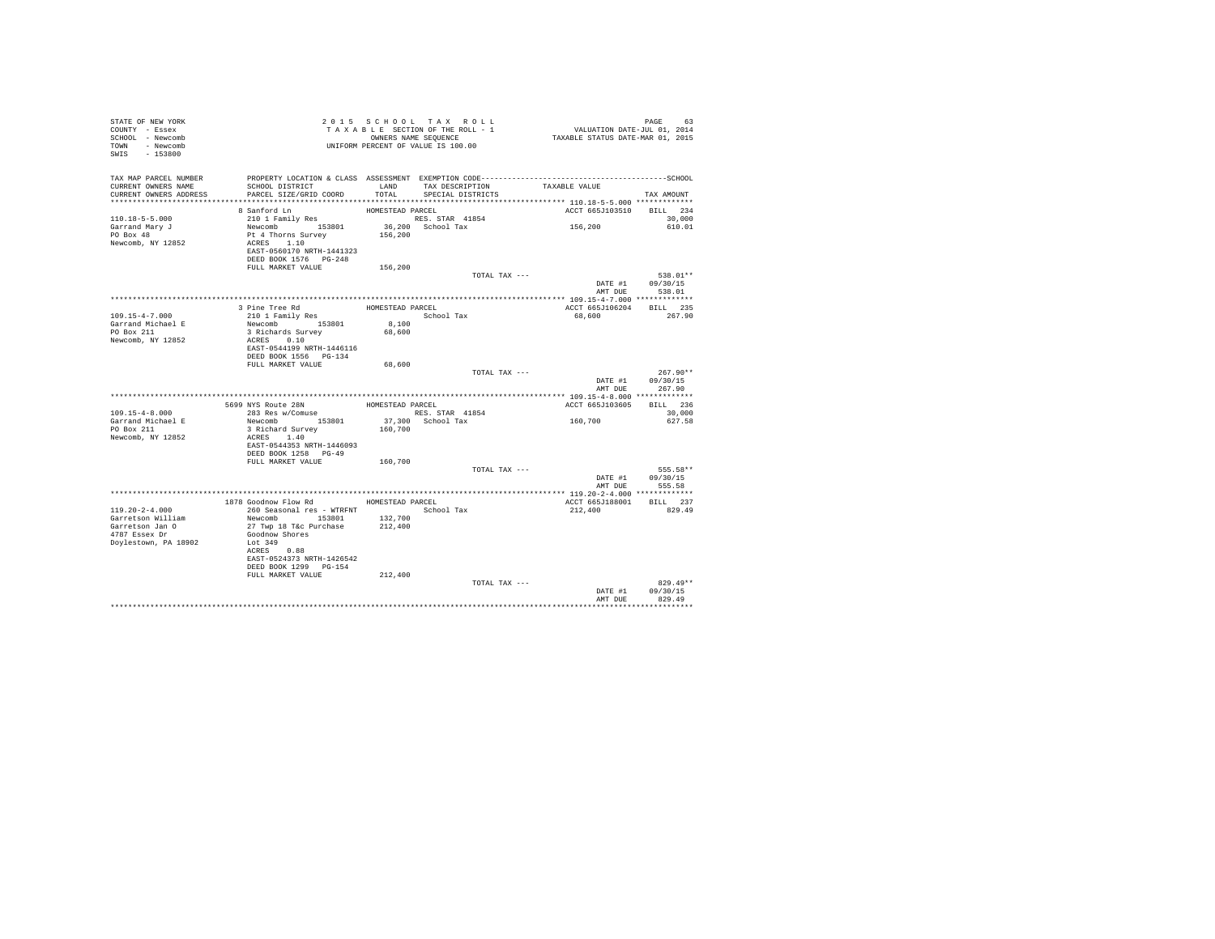STATE OF NEW YORK
COUNTY - Essex
SCHOOL - Newcomb
TOWN - Newcomb
SWIS - 153800

2 0 1 5 S C H O O L T A X R O L L
T A X A B L E SECTION OF THE ROLL - 1
OWNERS NAME SEQUENCE
UNIFORM PERCENT OF VALUE IS 100.00

VALUATION DATE-JUL 01, 2014
TAXABLE STATUS DATE-MAR 01, 2015

| TAX MAP PARCEL NUMBER / CURRENT OWNERS NAME / CURRENT OWNERS ADDRESS | PROPERTY LOCATION & CLASS / SCHOOL DISTRICT / PARCEL SIZE/GRID COORD | ASSESSMENT LAND / TOTAL | EXEMPTION CODE / TAX DESCRIPTION / SPECIAL DISTRICTS | TAXABLE VALUE | SCHOOL TAX AMOUNT |
|---|---|---|---|---|---|
| 110.18-5-5.000 | 8 Sanford Ln | HOMESTEAD PARCEL | | ACCT 665J103510 | BILL 234 |
| Garrand Mary J | 210 1 Family Res | | RES. STAR 41854 | | 30,000 |
| PO Box 48 | Newcomb 153801 | 36,200 | School Tax | 156,200 | 610.01 |
| Newcomb, NY 12852 | Pt 4 Thorns Survey | 156,200 | | | |
| | ACRES 1.10 | | | | |
| | EAST-0560170 NRTH-1441323 | | | | |
| | DEED BOOK 1576 PG-248 | | | | |
| | FULL MARKET VALUE | 156,200 | | | |
| | | | TOTAL TAX --- | | 538.01** |
| | | | | DATE #1 | 09/30/15 |
| | | | | AMT DUE | 538.01 |
| 109.15-4-7.000 | 3 Pine Tree Rd | HOMESTEAD PARCEL | | ACCT 665J106204 | BILL 235 |
| Garrand Michael E | 210 1 Family Res | | School Tax | 68,600 | 267.90 |
| PO Box 211 | Newcomb 153801 | 8,100 | | | |
| Newcomb, NY 12852 | 3 Richards Survey | 68,600 | | | |
| | ACRES 0.10 | | | | |
| | EAST-0544199 NRTH-1446116 | | | | |
| | DEED BOOK 1556 PG-134 | | | | |
| | FULL MARKET VALUE | 68,600 | | | |
| | | | TOTAL TAX --- | | 267.90** |
| | | | | DATE #1 | 09/30/15 |
| | | | | AMT DUE | 267.90 |
| 109.15-4-8.000 | 5699 NYS Route 28N | HOMESTEAD PARCEL | | ACCT 665J103605 | BILL 236 |
| Garrand Michael E | 283 Res w/Comuse | | RES. STAR 41854 | | 30,000 |
| PO Box 211 | Newcomb 153801 | 37,300 | School Tax | 160,700 | 627.58 |
| Newcomb, NY 12852 | 3 Richard Survey | 160,700 | | | |
| | ACRES 1.40 | | | | |
| | EAST-0544353 NRTH-1446093 | | | | |
| | DEED BOOK 1258 PG-49 | | | | |
| | FULL MARKET VALUE | 160,700 | | | |
| | | | TOTAL TAX --- | | 555.58** |
| | | | | DATE #1 | 09/30/15 |
| | | | | AMT DUE | 555.58 |
| 119.20-2-4.000 | 1878 Goodnow Flow Rd | HOMESTEAD PARCEL | | ACCT 665J188001 | BILL 237 |
| Garretson William | 260 Seasonal res - WTRFNT | | School Tax | 212,400 | 829.49 |
| Garretson Jan O | Newcomb 153801 | 132,700 | | | |
| 4787 Essex Dr | 27 Twp 18 T&c Purchase | 212,400 | | | |
| Doylestown, PA 18902 | Goodnow Shores | | | | |
| | Lot 349 | | | | |
| | ACRES 0.88 | | | | |
| | EAST-0524373 NRTH-1426542 | | | | |
| | DEED BOOK 1299 PG-154 | | | | |
| | FULL MARKET VALUE | 212,400 | | | |
| | | | TOTAL TAX --- | | 829.49** |
| | | | | DATE #1 | 09/30/15 |
| | | | | AMT DUE | 829.49 |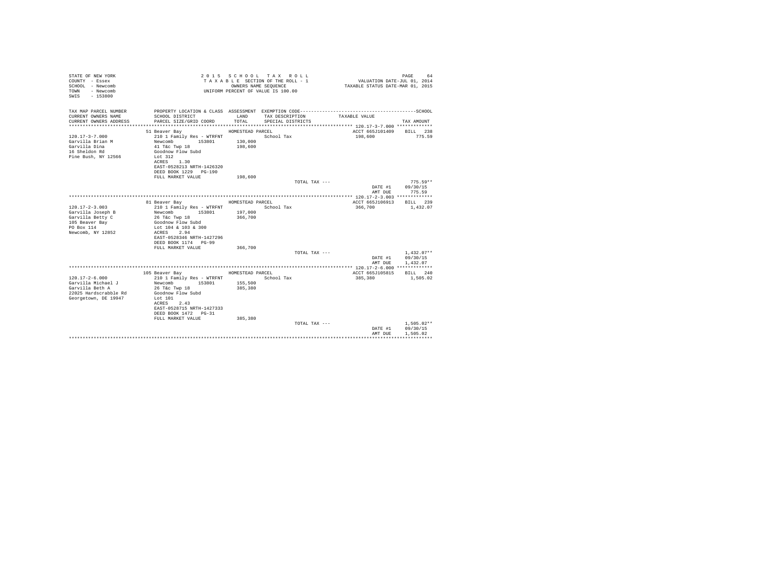STATE OF NEW YORK
COUNTY - Essex
SCHOOL - Newcomb
TOWN - Newcomb
SWIS - 153800

2 0 1 5 S C H O O L T A X R O L L
T A X A B L E SECTION OF THE ROLL - 1
OWNERS NAME SEQUENCE
UNIFORM PERCENT OF VALUE IS 100.00

VALUATION DATE-JUL 01, 2014
TAXABLE STATUS DATE-MAR 01, 2015

| TAX MAP PARCEL NUMBER / CURRENT OWNERS NAME / CURRENT OWNERS ADDRESS | PROPERTY LOCATION & CLASS / SCHOOL DISTRICT / PARCEL SIZE/GRID COORD | ASSESSMENT LAND / TOTAL | EXEMPTION CODE / TAX DESCRIPTION / SPECIAL DISTRICTS | TAXABLE VALUE | SCHOOL TAX AMOUNT |
|---|---|---|---|---|---|
| 120.17-3-7.000 | 51 Beaver Bay | HOMESTEAD PARCEL | | ACCT 665J101409 | BILL 238 |
| Garvilla Brian M | 210 1 Family Res - WTRFNT | | School Tax | 198,600 | 775.59 |
| Garvilla Dina | Newcomb 153801 | 130,000 | | | |
| 16 Sheldon Rd | 41 T&c Twp 18 | 198,600 | | | |
| Pine Bush, NY 12566 | Goodnow Flow Subd | | | | |
| | Lot 312 | | | | |
| | ACRES 1.30 | | | | |
| | EAST-0528213 NRTH-1426320 | | | | |
| | DEED BOOK 1229 PG-190 | | | | |
| | FULL MARKET VALUE | 198,600 | | | |
| | | | TOTAL TAX --- | | 775.59** |
| | | | | DATE #1 | 09/30/15 |
| | | | | AMT DUE | 775.59 |
| 120.17-2-3.003 | 81 Beaver Bay | HOMESTEAD PARCEL | | ACCT 665J106913 | BILL 239 |
| Garvilla Joseph B | 210 1 Family Res - WTRFNT | | School Tax | 366,700 | 1,432.07 |
| Garvilla Betty C | Newcomb 153801 | 197,000 | | | |
| 105 Beaver Bay | 26 T&c Twp 18 | 366,700 | | | |
| PO Box 114 | Goodnow Flow Subd | | | | |
| Newcomb, NY 12852 | Lot 104 & 103 & 300 | | | | |
| | ACRES 2.94 | | | | |
| | EAST-0528346 NRTH-1427296 | | | | |
| | DEED BOOK 1174 PG-99 | | | | |
| | FULL MARKET VALUE | 366,700 | | | |
| | | | TOTAL TAX --- | | 1,432.07** |
| | | | | DATE #1 | 09/30/15 |
| | | | | AMT DUE | 1,432.07 |
| 120.17-2-6.000 | 105 Beaver Bay | HOMESTEAD PARCEL | | ACCT 665J105815 | BILL 240 |
| Garvilla Michael J | 210 1 Family Res - WTRFNT | | School Tax | 385,380 | 1,505.02 |
| Garvilla Beth A | Newcomb 153801 | 155,500 | | | |
| 22025 Hardscrabble Rd | 26 T&c Twp 18 | 385,380 | | | |
| Georgetown, DE 19947 | Goodnow Flow Subd | | | | |
| | Lot 101 | | | | |
| | ACRES 2.43 | | | | |
| | EAST-0528715 NRTH-1427333 | | | | |
| | DEED BOOK 1472 PG-31 | | | | |
| | FULL MARKET VALUE | 385,380 | | | |
| | | | TOTAL TAX --- | | 1,505.02** |
| | | | | DATE #1 | 09/30/15 |
| | | | | AMT DUE | 1,505.02 |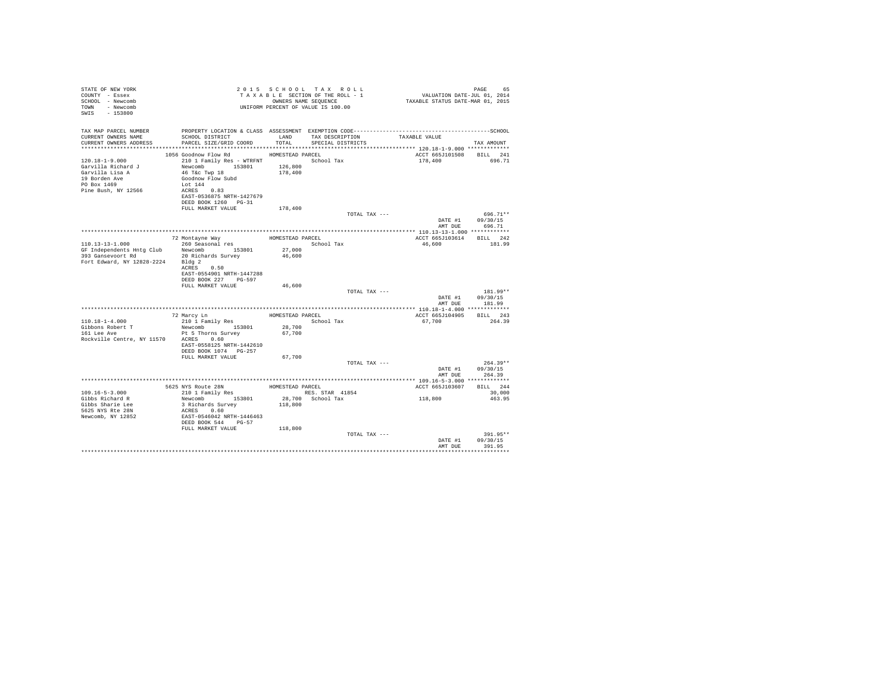```
STATE OF NEW YORK                    2 0 1 5   S C H O O L   T A X   R O L L                          PAGE    65
COUNTY  - Essex                      T A X A B L E  SECTION OF THE ROLL - 1              VALUATION DATE-JUL 01, 2014
SCHOOL  - Newcomb                          OWNERS NAME SEQUENCE                     TAXABLE STATUS DATE-MAR 01, 2015
TOWN    - Newcomb                    UNIFORM PERCENT OF VALUE IS 100.00
SWIS    - 153800

TAX MAP PARCEL NUMBER          PROPERTY LOCATION & CLASS  ASSESSMENT  EXEMPTION CODE------------------------------------------SCHOOL
CURRENT OWNERS NAME            SCHOOL DISTRICT              LAND      TAX DESCRIPTION            TAXABLE VALUE
CURRENT OWNERS ADDRESS         PARCEL SIZE/GRID COORD       TOTAL     SPECIAL DISTRICTS                                    TAX AMOUNT
******************************************************************************************** 120.18-1-9.000 ************
                          1056 Goodnow Flow Rd            HOMESTEAD PARCEL                         ACCT 665J101508    BILL  241
120.18-1-9.000                 210 1 Family Res - WTRFNT             School Tax                     178,400              696.71
Garvilla Richard J             Newcomb        153801      126,800
Garvilla Lisa A                46 T&c Twp 18              178,400
19 Borden Ave                  Goodnow Flow Subd
PO Box 1469                    Lot 144
Pine Bush, NY 12566            ACRES    0.83
                               EAST-0536875 NRTH-1427679
                               DEED BOOK 1260   PG-31
                               FULL MARKET VALUE          178,400
                                                                          TOTAL TAX ---                                  696.71**
                                                                                                         DATE #1     09/30/15
                                                                                                         AMT DUE       696.71
******************************************************************************************** 110.13-13-1.000 ***********
                          72 Montayne Way                 HOMESTEAD PARCEL                         ACCT 665J103614    BILL  242
110.13-13-1.000                260 Seasonal res                      School Tax                      46,600              181.99
GF Independents Hntg Club      Newcomb        153801       27,000
393 Gansevoort Rd              20 Richards Survey           46,600
Fort Edward, NY 12828-2224     Bldg 2
                               ACRES    0.50
                               EAST-0554901 NRTH-1447288
                               DEED BOOK 227    PG-597
                               FULL MARKET VALUE           46,600
                                                                          TOTAL TAX ---                                  181.99**
                                                                                                         DATE #1     09/30/15
                                                                                                         AMT DUE       181.99
******************************************************************************************** 110.18-1-4.000 ************
                          72 Marcy Ln                     HOMESTEAD PARCEL                         ACCT 665J104905    BILL  243
110.18-1-4.000                 210 1 Family Res                      School Tax                      67,700              264.39
Gibbons Robert T               Newcomb        153801       28,700
161 Lee Ave                    Pt 5 Thorns Survey           67,700
Rockville Centre, NY 11570     ACRES    0.60
                               EAST-0558125 NRTH-1442610
                               DEED BOOK 1074   PG-257
                               FULL MARKET VALUE           67,700
                                                                          TOTAL TAX ---                                  264.39**
                                                                                                         DATE #1     09/30/15
                                                                                                         AMT DUE       264.39
******************************************************************************************** 109.16-5-3.000 ************
                          5625 NYS Route 28N              HOMESTEAD PARCEL                         ACCT 665J103607    BILL  244
109.16-5-3.000                 210 1 Family Res                      RES. STAR  41854                                     30,000
Gibbs Richard R                Newcomb        153801       28,700    School Tax                     118,800              463.95
Gibbs Sharie Lee               3 Richards Survey           118,800
5625 NYS Rte 28N               ACRES    0.60
Newcomb, NY 12852              EAST-0546042 NRTH-1446463
                               DEED BOOK 544    PG-57
                               FULL MARKET VALUE          118,800
                                                                          TOTAL TAX ---                                  391.95**
                                                                                                         DATE #1     09/30/15
                                                                                                         AMT DUE       391.95
************************************************************************************************************************
```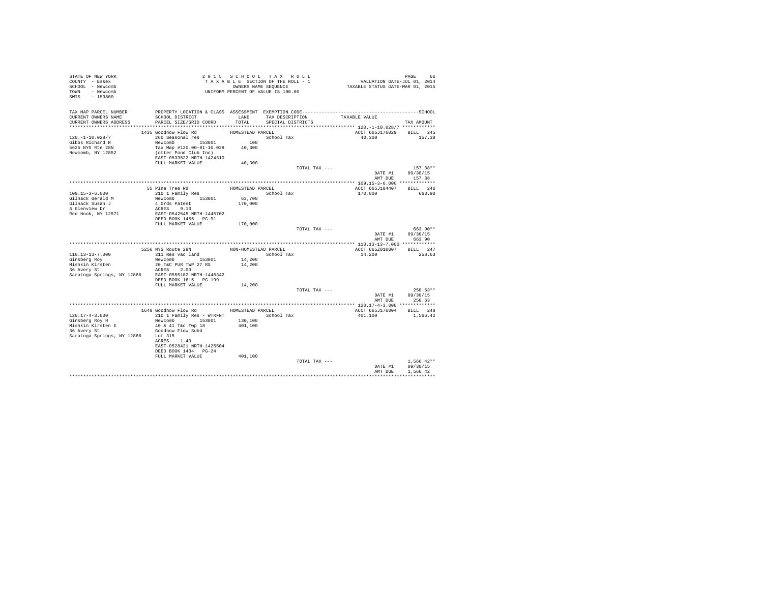```
STATE OF NEW YORK                        2 0 1 5   S C H O O L   T A X   R O L L                                 PAGE     66
COUNTY  - Essex                          T A X A B L E  SECTION OF THE ROLL - 1                  VALUATION DATE-JUL 01, 2014
SCHOOL  - Newcomb                              OWNERS NAME SEQUENCE                           TAXABLE STATUS DATE-MAR 01, 2015
TOWN    - Newcomb                         UNIFORM PERCENT OF VALUE IS 100.00
SWIS    - 153800

TAX MAP PARCEL NUMBER          PROPERTY LOCATION & CLASS  ASSESSMENT  EXEMPTION CODE------------------------------------------------SCHOOL
CURRENT OWNERS NAME            SCHOOL DISTRICT              LAND       TAX DESCRIPTION             TAXABLE VALUE
CURRENT OWNERS ADDRESS         PARCEL SIZE/GRID COORD       TOTAL      SPECIAL DISTRICTS                                      TAX AMOUNT
******************************************************************************************************* 120.-1-10.028/7 ************
                         1435 Goodnow Flow Rd            HOMESTEAD PARCEL                              ACCT 665J176029    BILL   245
120.-1-10.028/7                260 Seasonal res                         School Tax                      40,300              157.38
Gibbs Richard R                Newcomb          153801         100
5625 NYS Rte 28N               Tax Map #120.00-01-10.028    40,300
Newcomb, NY 12852              (otter Pond Club Inc)
                               EAST-0533522 NRTH-1424310
                               FULL MARKET VALUE            40,300
                                                                          TOTAL TAX ---                                     157.38**
                                                                                                         DATE #1        09/30/15
                                                                                                         AMT DUE          157.38
******************************************************************************************************* 109.15-3-6.000 *************
                         55 Pine Tree Rd                 HOMESTEAD PARCEL                              ACCT 665J104407    BILL   246
109.15-3-6.000                 210 1 Family Res                         School Tax                     170,000              663.90
Gilnack Gerald M               Newcomb          153801      63,700
Gilnack Susan J                4 Ords Patent               170,000
6 Glenview Dr                  ACRES     9.10
Red Hook, NY 12571             EAST-0542545 NRTH-1445702
                               DEED BOOK 1455   PG-91
                               FULL MARKET VALUE           170,000
                                                                          TOTAL TAX ---                                     663.90**
                                                                                                         DATE #1        09/30/15
                                                                                                         AMT DUE          663.90
******************************************************************************************************* 110.13-13-7.000 ************
                         5256 NYS Route 28N              NON-HOMESTEAD PARCEL                          ACCT 665Z010007    BILL   247
110.13-13-7.000                311 Res vac land                         School Tax                      14,200              258.63
Ginsberg Roy                   Newcomb          153801      14,200
Mishkin Kirsten                20 T&C PUR TWP 27 RS         14,200
36 Avery St                    ACRES     2.00
Saratoga Springs, NY 12866     EAST-0555182 NRTH-1446342
                               DEED BOOK 1615   PG-199
                               FULL MARKET VALUE            14,200
                                                                          TOTAL TAX ---                                     258.63**
                                                                                                         DATE #1        09/30/15
                                                                                                         AMT DUE          258.63
******************************************************************************************************* 120.17-4-3.000 *************
                         1640 Goodnow Flow Rd            HOMESTEAD PARCEL                              ACCT 665J176004    BILL   248
120.17-4-3.000                 210 1 Family Res - WTRFNT                School Tax                     401,100            1,566.42
Ginsberg Roy H                 Newcomb          153801     130,100
Mishkin Kirsten E              40 & 41 T&c Twp 18          401,100
36 Avery St                    Goodnow Flow Subd
Saratoga Springs, NY 12866     Lot 315
                               ACRES     1.40
                               EAST-0528421 NRTH-1425504
                               DEED BOOK 1434   PG-24
                               FULL MARKET VALUE           401,100
                                                                          TOTAL TAX ---                                   1,566.42**
                                                                                                         DATE #1        09/30/15
                                                                                                         AMT DUE        1,566.42
************************************************************************************************************************************
```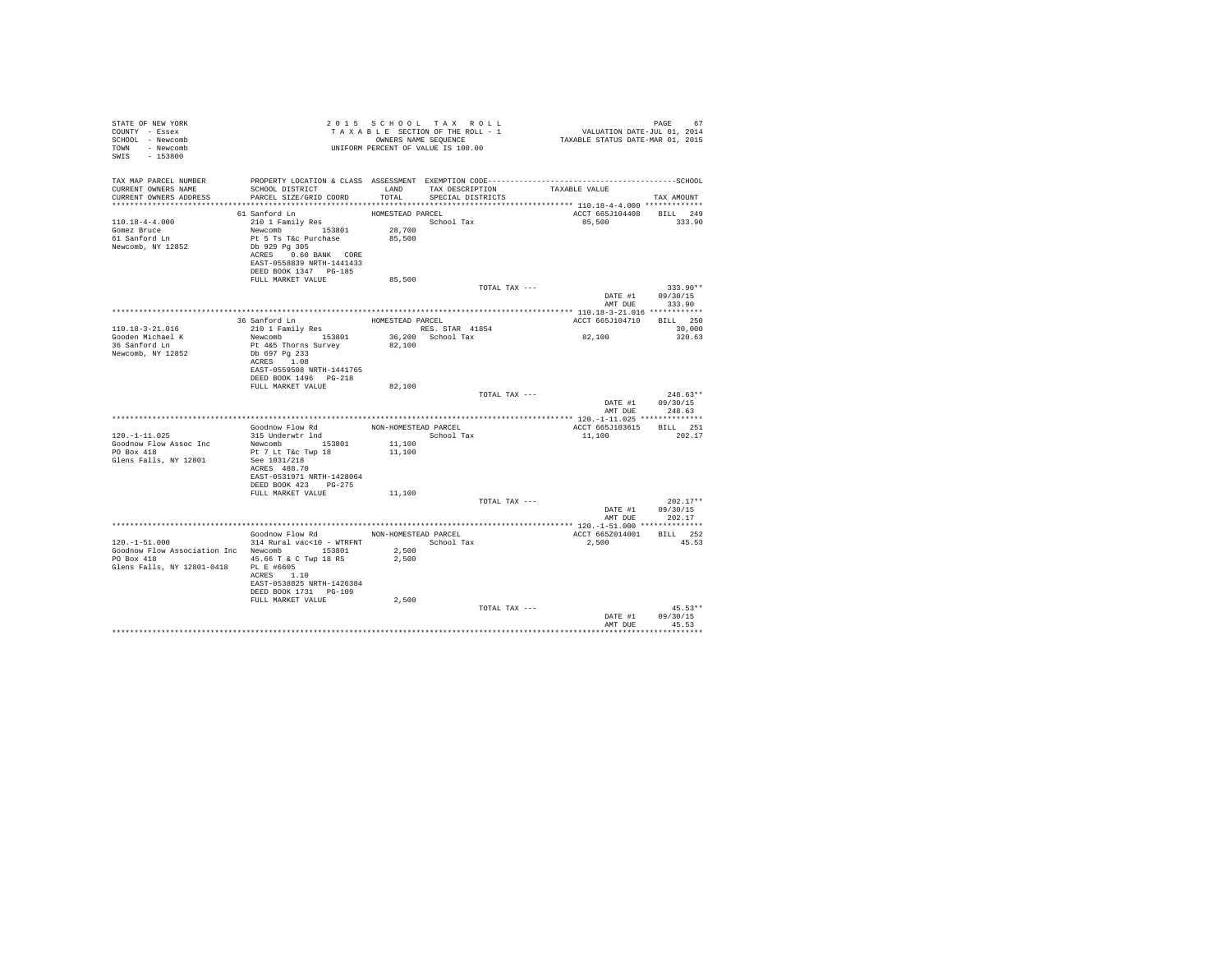STATE OF NEW YORK
COUNTY - Essex
SCHOOL - Newcomb
TOWN - Newcomb
SWIS - 153800

2015 SCHOOL TAX ROLL
TAXABLE SECTION OF THE ROLL - 1
OWNERS NAME SEQUENCE
UNIFORM PERCENT OF VALUE IS 100.00

VALUATION DATE-JUL 01, 2014
TAXABLE STATUS DATE-MAR 01, 2015

| TAX MAP PARCEL NUMBER / CURRENT OWNERS NAME / CURRENT OWNERS ADDRESS | PROPERTY LOCATION & CLASS / SCHOOL DISTRICT / PARCEL SIZE/GRID COORD | ASSESSMENT LAND / TOTAL | EXEMPTION CODE / TAX DESCRIPTION / SPECIAL DISTRICTS | TAXABLE VALUE | TAX AMOUNT |
|---|---|---|---|---|---|
| 110.18-4-4.000 | 61 Sanford Ln | HOMESTEAD PARCEL | | ACCT 665J104408 | BILL 249 |
| Gomez Bruce | 210 1 Family Res | | School Tax | 85,500 | 333.90 |
| 61 Sanford Ln | Newcomb 153801 | 28,700 | | | |
| Newcomb, NY 12852 | Pt 5 Ts T&c Purchase | 85,500 | | | |
| | Db 929 Pg 305 | | | | |
| | ACRES 0.60 BANK CORE | | | | |
| | EAST-0558839 NRTH-1441433 | | | | |
| | DEED BOOK 1347 PG-185 | | | | |
| | FULL MARKET VALUE | 85,500 | | | |
| | | | TOTAL TAX --- | | 333.90** |
| | | | | DATE #1 | 09/30/15 |
| | | | | AMT DUE | 333.90 |
| 110.18-3-21.016 | 36 Sanford Ln | HOMESTEAD PARCEL | | ACCT 665J104710 | BILL 250 |
| Gooden Michael K | 210 1 Family Res | | RES. STAR 41854 | | 30,000 |
| 36 Sanford Ln | Newcomb 153801 | 36,200 | School Tax | 82,100 | 320.63 |
| Newcomb, NY 12852 | Pt 4&5 Thorns Survey | 82,100 | | | |
| | Db 697 Pg 233 | | | | |
| | ACRES 1.08 | | | | |
| | EAST-0559508 NRTH-1441765 | | | | |
| | DEED BOOK 1496 PG-218 | | | | |
| | FULL MARKET VALUE | 82,100 | | | |
| | | | TOTAL TAX --- | | 248.63** |
| | | | | DATE #1 | 09/30/15 |
| | | | | AMT DUE | 248.63 |
| 120.-1-11.025 | Goodnow Flow Rd | NON-HOMESTEAD PARCEL | | ACCT 665J103615 | BILL 251 |
| Goodnow Flow Assoc Inc | 315 Underwtr lnd | | School Tax | 11,100 | 202.17 |
| PO Box 418 | Newcomb 153801 | 11,100 | | | |
| Glens Falls, NY 12801 | Pt 7 Lt T&c Twp 18 | 11,100 | | | |
| | See 1031/218 | | | | |
| | ACRES 488.70 | | | | |
| | EAST-0531971 NRTH-1428064 | | | | |
| | DEED BOOK 423 PG-275 | | | | |
| | FULL MARKET VALUE | 11,100 | | | |
| | | | TOTAL TAX --- | | 202.17** |
| | | | | DATE #1 | 09/30/15 |
| | | | | AMT DUE | 202.17 |
| 120.-1-51.000 | Goodnow Flow Rd | NON-HOMESTEAD PARCEL | | ACCT 665Z014001 | BILL 252 |
| Goodnow Flow Association Inc | 314 Rural vac<10 - WTRFNT | | School Tax | 2,500 | 45.53 |
| PO Box 418 | Newcomb 153801 | 2,500 | | | |
| Glens Falls, NY 12801-0418 | 45.66 T & C Twp 18 RS | 2,500 | | | |
| | PL E #6605 | | | | |
| | ACRES 1.10 | | | | |
| | EAST-0538825 NRTH-1426384 | | | | |
| | DEED BOOK 1731 PG-109 | | | | |
| | FULL MARKET VALUE | 2,500 | | | |
| | | | TOTAL TAX --- | | 45.53** |
| | | | | DATE #1 | 09/30/15 |
| | | | | AMT DUE | 45.53 |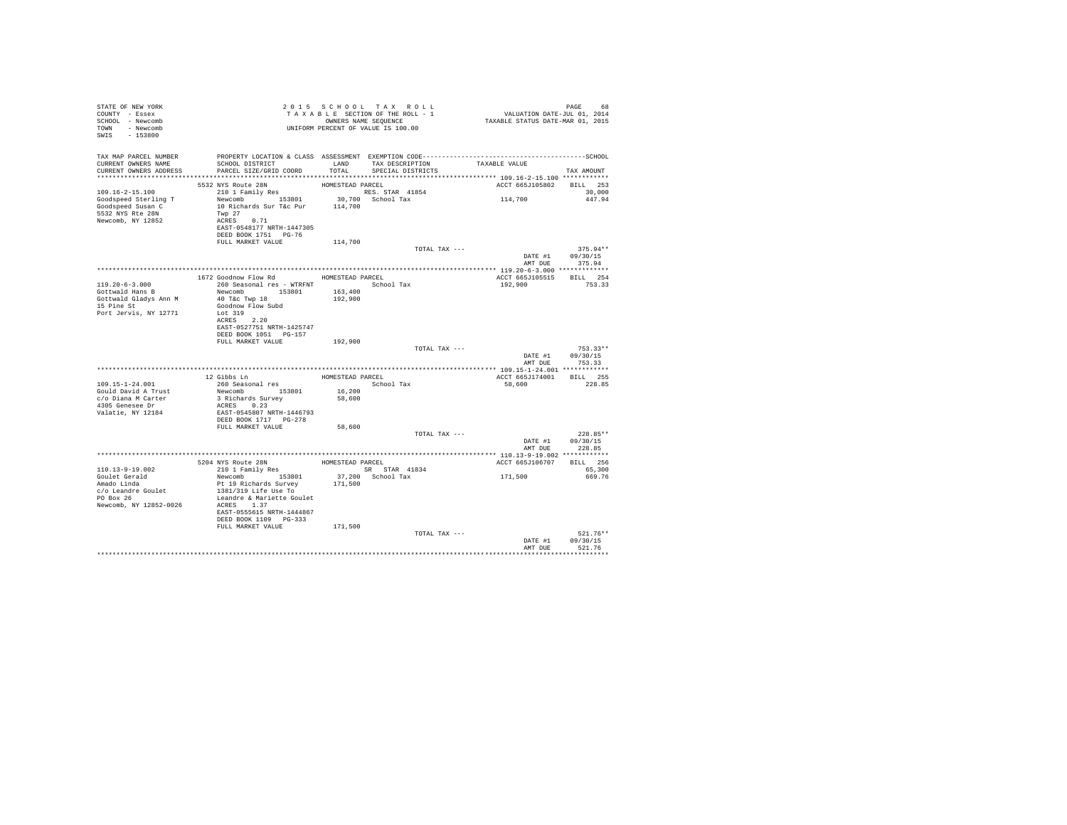STATE OF NEW YORK
COUNTY - Essex
SCHOOL - Newcomb
TOWN - Newcomb
SWIS - 153800

2015 SCHOOL TAX ROLL
TAXABLE SECTION OF THE ROLL - 1
OWNERS NAME SEQUENCE
UNIFORM PERCENT OF VALUE IS 100.00

VALUATION DATE-JUL 01, 2014
TAXABLE STATUS DATE-MAR 01, 2015

| TAX MAP PARCEL NUMBER / CURRENT OWNERS NAME / CURRENT OWNERS ADDRESS | PROPERTY LOCATION & CLASS / SCHOOL DISTRICT / PARCEL SIZE/GRID COORD | ASSESSMENT LAND / TOTAL | EXEMPTION CODE / TAX DESCRIPTION / SPECIAL DISTRICTS | TAXABLE VALUE | TAX AMOUNT |
|---|---|---|---|---|---|
| **109.16-2-15.100** | 5532 NYS Route 28N | HOMESTEAD PARCEL | | ACCT 665J105802 | BILL 253 |
| Goodspeed Sterling T | 210 1 Family Res | | RES. STAR 41854 | | 30,000 |
| Goodspeed Susan C | Newcomb 153801 | 30,700 | School Tax | 114,700 | 447.94 |
| 5532 NYS Rte 28N | 10 Richards Sur T&c Pur | 114,700 | | | |
| Newcomb, NY 12852 | Twp 27 | | | | |
| | ACRES 0.71 | | | | |
| | EAST-0548177 NRTH-1447305 | | | | |
| | DEED BOOK 1751 PG-76 | | | | |
| | FULL MARKET VALUE | 114,700 | | | |
| | | | TOTAL TAX --- | | 375.94** |
| | | | | DATE #1 | 09/30/15 |
| | | | | AMT DUE | 375.94 |
| **119.20-6-3.000** | 1672 Goodnow Flow Rd | HOMESTEAD PARCEL | | ACCT 665J105515 | BILL 254 |
| Gottwald Hans B | 260 Seasonal res - WTRFNT | | School Tax | 192,900 | 753.33 |
| Gottwald Gladys Ann M | Newcomb 153801 | 163,400 | | | |
| 15 Pine St | 40 T&c Twp 18 | 192,900 | | | |
| Port Jervis, NY 12771 | Goodnow Flow Subd | | | | |
| | Lot 319 | | | | |
| | ACRES 2.20 | | | | |
| | EAST-0527751 NRTH-1425747 | | | | |
| | DEED BOOK 1051 PG-157 | | | | |
| | FULL MARKET VALUE | 192,900 | | | |
| | | | TOTAL TAX --- | | 753.33** |
| | | | | DATE #1 | 09/30/15 |
| | | | | AMT DUE | 753.33 |
| **109.15-1-24.001** | 12 Gibbs Ln | HOMESTEAD PARCEL | | ACCT 665J174001 | BILL 255 |
| Gould David A Trust | 260 Seasonal res | | School Tax | 58,600 | 228.85 |
| c/o Diana M Carter | Newcomb 153801 | 16,200 | | | |
| 4305 Genesee Dr | 3 Richards Survey | 58,600 | | | |
| Valatie, NY 12184 | ACRES 0.23 | | | | |
| | EAST-0545807 NRTH-1446793 | | | | |
| | DEED BOOK 1717 PG-278 | | | | |
| | FULL MARKET VALUE | 58,600 | | | |
| | | | TOTAL TAX --- | | 228.85** |
| | | | | DATE #1 | 09/30/15 |
| | | | | AMT DUE | 228.85 |
| **110.13-9-19.002** | 5204 NYS Route 28N | HOMESTEAD PARCEL | | ACCT 665J106707 | BILL 256 |
| Goulet Gerald | 210 1 Family Res | | SR STAR 41834 | | 65,300 |
| Amado Linda | Newcomb 153801 | 37,200 | School Tax | 171,500 | 669.76 |
| c/o Leandre Goulet | Pt 19 Richards Survey | 171,500 | | | |
| PO Box 26 | 1381/319 Life Use To | | | | |
| Newcomb, NY 12852-0026 | Leandre & Mariette Goulet | | | | |
| | ACRES 1.37 | | | | |
| | EAST-0555615 NRTH-1444867 | | | | |
| | DEED BOOK 1109 PG-333 | | | | |
| | FULL MARKET VALUE | 171,500 | | | |
| | | | TOTAL TAX --- | | 521.76** |
| | | | | DATE #1 | 09/30/15 |
| | | | | AMT DUE | 521.76 |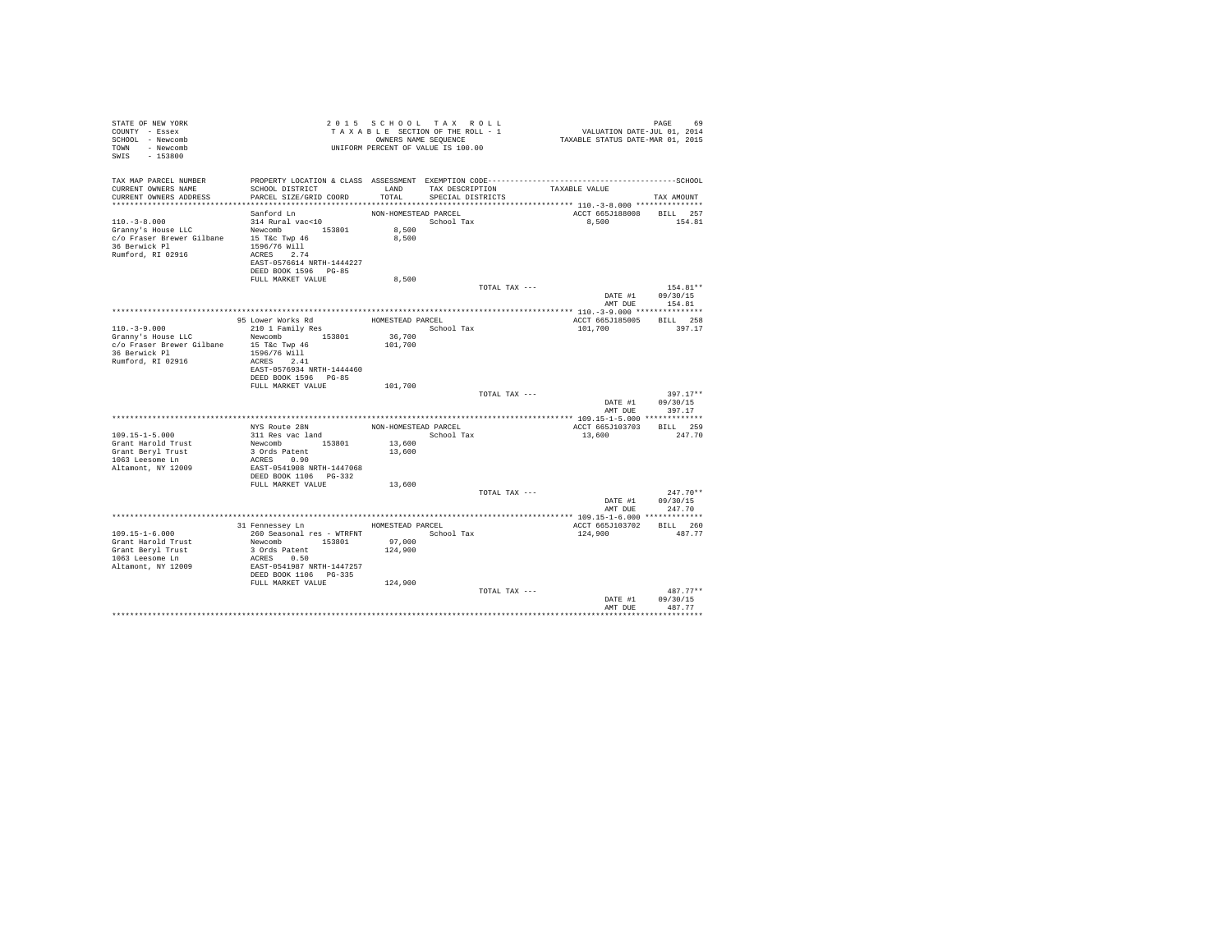STATE OF NEW YORK
COUNTY - Essex
SCHOOL - Newcomb
TOWN - Newcomb
SWIS - 153800

2 0 1 5 S C H O O L T A X R O L L
T A X A B L E SECTION OF THE ROLL - 1
OWNERS NAME SEQUENCE
UNIFORM PERCENT OF VALUE IS 100.00

VALUATION DATE-JUL 01, 2014
TAXABLE STATUS DATE-MAR 01, 2015

| TAX MAP PARCEL NUMBER / CURRENT OWNERS NAME / CURRENT OWNERS ADDRESS | PROPERTY LOCATION & CLASS / SCHOOL DISTRICT / PARCEL SIZE/GRID COORD | ASSESSMENT LAND / TOTAL | EXEMPTION CODE / TAX DESCRIPTION / SPECIAL DISTRICTS | TAXABLE VALUE | TAX AMOUNT |
|---|---|---|---|---|---|
| 110.-3-8.000 | Sanford Ln | NON-HOMESTEAD PARCEL | | ACCT 665J188008 | BILL 257 |
| Granny's House LLC | 314 Rural vac<10 | | School Tax | 8,500 | 154.81 |
| c/o Fraser Brewer Gilbane | Newcomb 153801 | 8,500 | | | |
| 36 Berwick Pl | 15 T&c Twp 46 | 8,500 | | | |
| Rumford, RI 02916 | 1596/76 Will | | | | |
| | ACRES 2.74 | | | | |
| | EAST-0576614 NRTH-1444227 | | | | |
| | DEED BOOK 1596 PG-85 | | | | |
| | FULL MARKET VALUE | 8,500 | | | |
| | | | TOTAL TAX --- | | 154.81** |
| | | | | DATE #1 | 09/30/15 |
| | | | | AMT DUE | 154.81 |
| 110.-3-9.000 | 95 Lower Works Rd | HOMESTEAD PARCEL | | ACCT 665J185005 | BILL 258 |
| Granny's House LLC | 210 1 Family Res | | School Tax | 101,700 | 397.17 |
| c/o Fraser Brewer Gilbane | Newcomb 153801 | 36,700 | | | |
| 36 Berwick Pl | 15 T&c Twp 46 | 101,700 | | | |
| Rumford, RI 02916 | 1596/76 Will | | | | |
| | ACRES 2.41 | | | | |
| | EAST-0576934 NRTH-1444460 | | | | |
| | DEED BOOK 1596 PG-85 | | | | |
| | FULL MARKET VALUE | 101,700 | | | |
| | | | TOTAL TAX --- | | 397.17** |
| | | | | DATE #1 | 09/30/15 |
| | | | | AMT DUE | 397.17 |
| 109.15-1-5.000 | NYS Route 28N | NON-HOMESTEAD PARCEL | | ACCT 665J103703 | BILL 259 |
| Grant Harold Trust | 311 Res vac land | | School Tax | 13,600 | 247.70 |
| Grant Beryl Trust | Newcomb 153801 | 13,600 | | | |
| 1063 Leesome Ln | 3 Ords Patent | 13,600 | | | |
| Altamont, NY 12009 | ACRES 0.90 | | | | |
| | EAST-0541908 NRTH-1447068 | | | | |
| | DEED BOOK 1106 PG-332 | | | | |
| | FULL MARKET VALUE | 13,600 | | | |
| | | | TOTAL TAX --- | | 247.70** |
| | | | | DATE #1 | 09/30/15 |
| | | | | AMT DUE | 247.70 |
| 109.15-1-6.000 | 31 Fennessey Ln | HOMESTEAD PARCEL | | ACCT 665J103702 | BILL 260 |
| Grant Harold Trust | 260 Seasonal res - WTRFNT | | School Tax | 124,900 | 487.77 |
| Grant Beryl Trust | Newcomb 153801 | 97,000 | | | |
| 1063 Leesome Ln | 3 Ords Patent | 124,900 | | | |
| Altamont, NY 12009 | ACRES 0.50 | | | | |
| | EAST-0541987 NRTH-1447257 | | | | |
| | DEED BOOK 1106 PG-335 | | | | |
| | FULL MARKET VALUE | 124,900 | | | |
| | | | TOTAL TAX --- | | 487.77** |
| | | | | DATE #1 | 09/30/15 |
| | | | | AMT DUE | 487.77 |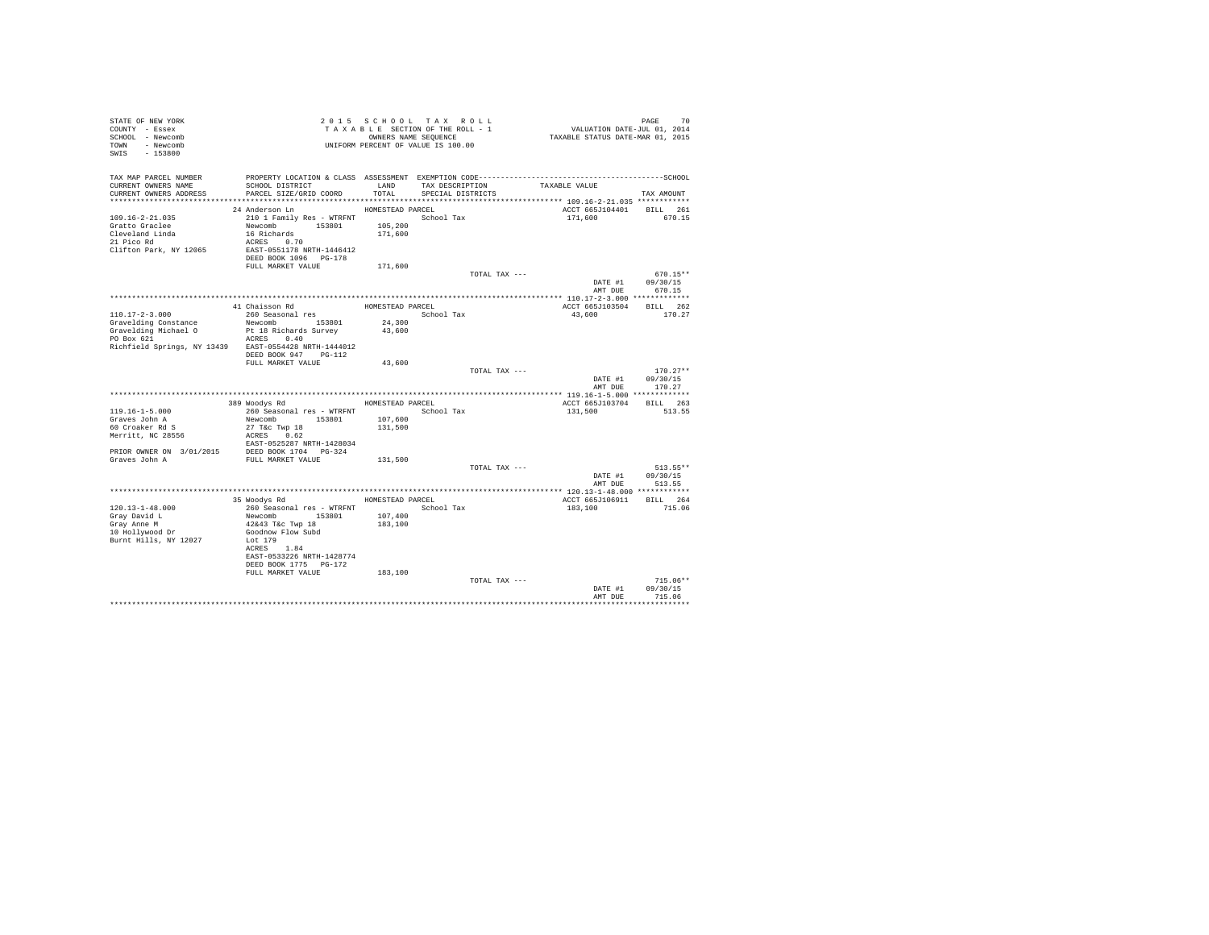STATE OF NEW YORK
COUNTY - Essex
SCHOOL - Newcomb
TOWN - Newcomb
SWIS - 153800

2 0 1 5 S C H O O L T A X R O L L
T A X A B L E SECTION OF THE ROLL - 1
OWNERS NAME SEQUENCE
UNIFORM PERCENT OF VALUE IS 100.00

VALUATION DATE-JUL 01, 2014
TAXABLE STATUS DATE-MAR 01, 2015

| TAX MAP PARCEL NUMBER / CURRENT OWNERS NAME / CURRENT OWNERS ADDRESS | PROPERTY LOCATION & CLASS / SCHOOL DISTRICT / PARCEL SIZE/GRID COORD | ASSESSMENT LAND / TOTAL | EXEMPTION CODE / TAX DESCRIPTION / SPECIAL DISTRICTS | TAXABLE VALUE | TAX AMOUNT (SCHOOL) |
|---|---|---|---|---|---|
| **109.16-2-21.035** | 24 Anderson Ln | HOMESTEAD PARCEL | | ACCT 665J104401 | BILL 261 |
| 109.16-2-21.035 | 210 1 Family Res - WTRFNT | | School Tax | 171,600 | 670.15 |
| Gratto Graclee | Newcomb 153801 | 105,200 | | | |
| Cleveland Linda | 16 Richards | 171,600 | | | |
| 21 Pico Rd | ACRES 0.70 | | | | |
| Clifton Park, NY 12065 | EAST-0551178 NRTH-1446412 | | | | |
| | DEED BOOK 1096 PG-178 | | | | |
| | FULL MARKET VALUE | 171,600 | | | |
| | | | TOTAL TAX --- | | 670.15** |
| | | | | DATE #1 | 09/30/15 |
| | | | | AMT DUE | 670.15 |
| **110.17-2-3.000** | 41 Chaisson Rd | HOMESTEAD PARCEL | | ACCT 665J103504 | BILL 262 |
| 110.17-2-3.000 | 260 Seasonal res | | School Tax | 43,600 | 170.27 |
| Gravelding Constance | Newcomb 153801 | 24,300 | | | |
| Gravelding Michael O | Pt 18 Richards Survey | 43,600 | | | |
| PO Box 621 | ACRES 0.40 | | | | |
| Richfield Springs, NY 13439 | EAST-0554428 NRTH-1444012 | | | | |
| | DEED BOOK 947 PG-112 | | | | |
| | FULL MARKET VALUE | 43,600 | | | |
| | | | TOTAL TAX --- | | 170.27** |
| | | | | DATE #1 | 09/30/15 |
| | | | | AMT DUE | 170.27 |
| **119.16-1-5.000** | 389 Woodys Rd | HOMESTEAD PARCEL | | ACCT 665J103704 | BILL 263 |
| 119.16-1-5.000 | 260 Seasonal res - WTRFNT | | School Tax | 131,500 | 513.55 |
| Graves John A | Newcomb 153801 | 107,600 | | | |
| 60 Croaker Rd S | 27 T&c Twp 18 | 131,500 | | | |
| Merritt, NC 28556 | ACRES 0.62 | | | | |
| | EAST-0525287 NRTH-1428034 | | | | |
| PRIOR OWNER ON 3/01/2015 | DEED BOOK 1704 PG-324 | | | | |
| Graves John A | FULL MARKET VALUE | 131,500 | | | |
| | | | TOTAL TAX --- | | 513.55** |
| | | | | DATE #1 | 09/30/15 |
| | | | | AMT DUE | 513.55 |
| **120.13-1-48.000** | 35 Woodys Rd | HOMESTEAD PARCEL | | ACCT 665J106911 | BILL 264 |
| 120.13-1-48.000 | 260 Seasonal res - WTRFNT | | School Tax | 183,100 | 715.06 |
| Gray David L | Newcomb 153801 | 107,400 | | | |
| Gray Anne M | 42&43 T&c Twp 18 | 183,100 | | | |
| 10 Hollywood Dr | Goodnow Flow Subd | | | | |
| Burnt Hills, NY 12027 | Lot 179 | | | | |
| | ACRES 1.84 | | | | |
| | EAST-0533226 NRTH-1428774 | | | | |
| | DEED BOOK 1775 PG-172 | | | | |
| | FULL MARKET VALUE | 183,100 | | | |
| | | | TOTAL TAX --- | | 715.06** |
| | | | | DATE #1 | 09/30/15 |
| | | | | AMT DUE | 715.06 |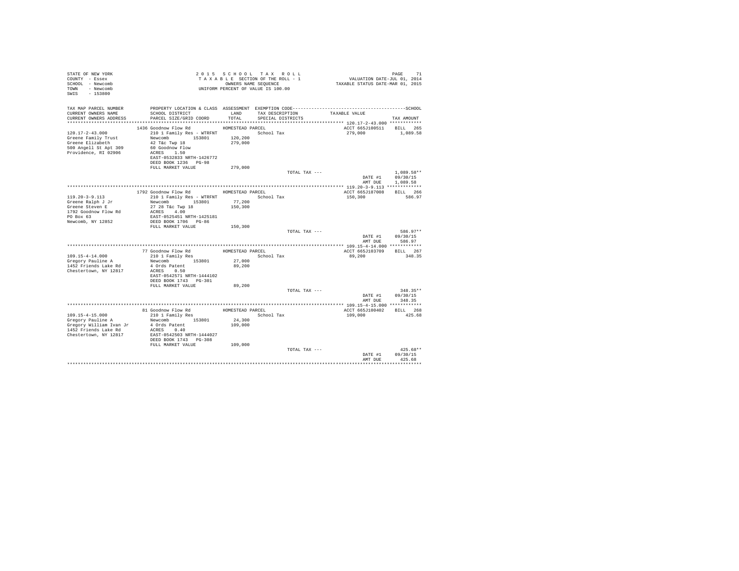STATE OF NEW YORK
COUNTY - Essex
SCHOOL - Newcomb
TOWN - Newcomb
SWIS - 153800

2015 SCHOOL TAX ROLL
TAXABLE SECTION OF THE ROLL - 1
OWNERS NAME SEQUENCE
UNIFORM PERCENT OF VALUE IS 100.00

VALUATION DATE-JUL 01, 2014
TAXABLE STATUS DATE-MAR 01, 2015

| TAX MAP PARCEL NUMBER / CURRENT OWNERS NAME / CURRENT OWNERS ADDRESS | PROPERTY LOCATION & CLASS / SCHOOL DISTRICT / PARCEL SIZE/GRID COORD | ASSESSMENT LAND / TOTAL | EXEMPTION CODE / TAX DESCRIPTION / SPECIAL DISTRICTS | TAXABLE VALUE | TAX AMOUNT |
|---|---|---|---|---|---|
| **120.17-2-43.000** | 1436 Goodnow Flow Rd | HOMESTEAD PARCEL | | ACCT 665J100511 | BILL 265 |
| 120.17-2-43.000 | 210 1 Family Res - WTRFNT | | School Tax | 279,000 | 1,089.58 |
| Greene Family Trust | Newcomb 153801 | 120,200 | | | |
| Greene Elizabeth | 42 T&c Twp 18 | 279,000 | | | |
| 500 Angell St Apt 309 | 60 Goodnow Flow | | | | |
| Providence, RI 02906 | ACRES 1.50 | | | | |
| | EAST-0532833 NRTH-1426772 | | | | |
| | DEED BOOK 1236 PG-98 | | | | |
| | FULL MARKET VALUE | 279,000 | | | |
| | | | TOTAL TAX --- | | 1,089.58** |
| | | | | DATE #1 | 09/30/15 |
| | | | | AMT DUE | 1,089.58 |
| **119.20-3-9.113** | 1792 Goodnow Flow Rd | HOMESTEAD PARCEL | | ACCT 665J187008 | BILL 266 |
| 119.20-3-9.113 | 210 1 Family Res - WTRFNT | | School Tax | 150,300 | 586.97 |
| Greene Ralph J Jr | Newcomb 153801 | 77,200 | | | |
| Greene Steven E | 27 28 T&c Twp 18 | 150,300 | | | |
| 1792 Goodnow Flow Rd | ACRES 4.00 | | | | |
| PO Box 63 | EAST-0525451 NRTH-1425181 | | | | |
| Newcomb, NY 12852 | DEED BOOK 1706 PG-86 | | | | |
| | FULL MARKET VALUE | 150,300 | | | |
| | | | TOTAL TAX --- | | 586.97** |
| | | | | DATE #1 | 09/30/15 |
| | | | | AMT DUE | 586.97 |
| **109.15-4-14.000** | 77 Goodnow Flow Rd | HOMESTEAD PARCEL | | ACCT 665J103709 | BILL 267 |
| 109.15-4-14.000 | 210 1 Family Res | | School Tax | 89,200 | 348.35 |
| Gregory Pauline A | Newcomb 153801 | 27,000 | | | |
| 1452 Friends Lake Rd | 4 Ords Patent | 89,200 | | | |
| Chestertown, NY 12817 | ACRES 0.50 | | | | |
| | EAST-0542571 NRTH-1444102 | | | | |
| | DEED BOOK 1743 PG-301 | | | | |
| | FULL MARKET VALUE | 89,200 | | | |
| | | | TOTAL TAX --- | | 348.35** |
| | | | | DATE #1 | 09/30/15 |
| | | | | AMT DUE | 348.35 |
| **109.15-4-15.000** | 81 Goodnow Flow Rd | HOMESTEAD PARCEL | | ACCT 665J100402 | BILL 268 |
| 109.15-4-15.000 | 210 1 Family Res | | School Tax | 109,000 | 425.68 |
| Gregory Pauline A | Newcomb 153801 | 24,300 | | | |
| Gregory William Ivan Jr | 4 Ords Patent | 109,000 | | | |
| 1452 Friends Lake Rd | ACRES 0.40 | | | | |
| Chestertown, NY 12817 | EAST-0542503 NRTH-1444027 | | | | |
| | DEED BOOK 1743 PG-308 | | | | |
| | FULL MARKET VALUE | 109,000 | | | |
| | | | TOTAL TAX --- | | 425.68** |
| | | | | DATE #1 | 09/30/15 |
| | | | | AMT DUE | 425.68 |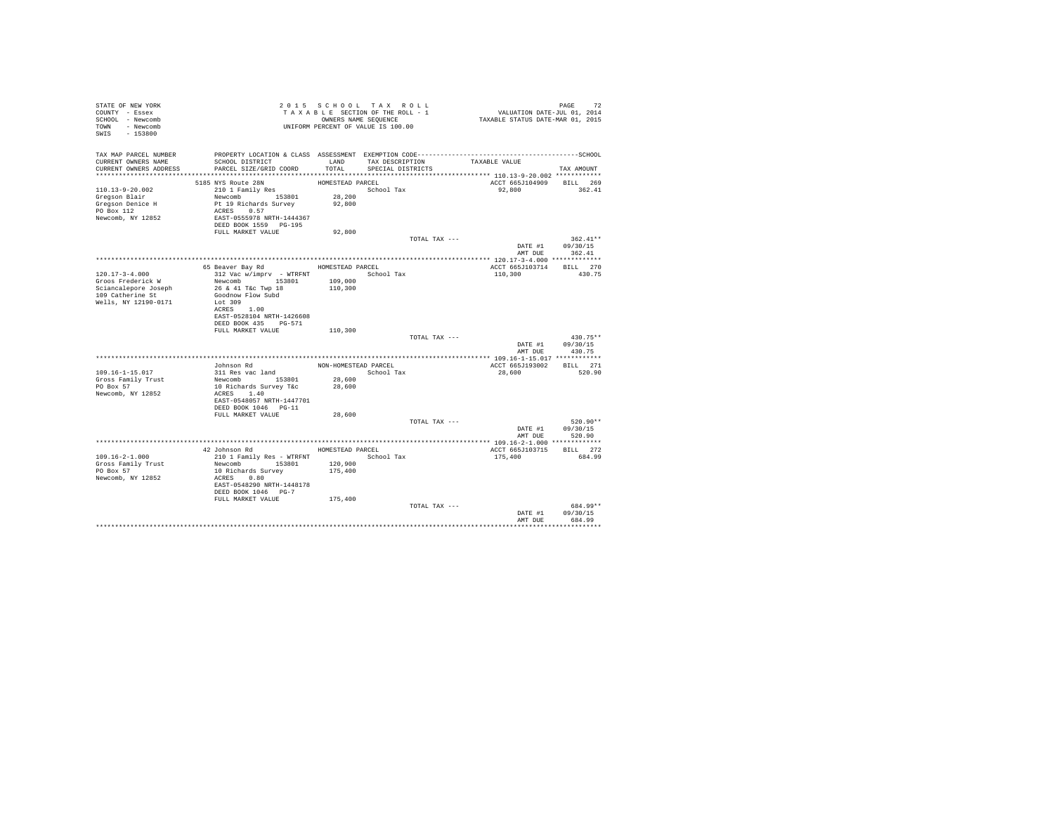STATE OF NEW YORK
COUNTY - Essex
SCHOOL - Newcomb
TOWN - Newcomb
SWIS - 153800

2 0 1 5 S C H O O L T A X R O L L
T A X A B L E SECTION OF THE ROLL - 1
OWNERS NAME SEQUENCE
UNIFORM PERCENT OF VALUE IS 100.00

VALUATION DATE-JUL 01, 2014
TAXABLE STATUS DATE-MAR 01, 2015

| TAX MAP PARCEL NUMBER / CURRENT OWNERS NAME / CURRENT OWNERS ADDRESS | PROPERTY LOCATION & CLASS / SCHOOL DISTRICT / PARCEL SIZE/GRID COORD | ASSESSMENT LAND / TOTAL | EXEMPTION CODE / TAX DESCRIPTION / SPECIAL DISTRICTS | TAXABLE VALUE | TAX AMOUNT |
|---|---|---|---|---|---|
| 110.13-9-20.002 | 5185 NYS Route 28N | HOMESTEAD PARCEL | | ACCT 665J104909 | BILL 269 |
| Gregson Blair | 210 1 Family Res | | School Tax | 92,800 | 362.41 |
| Gregson Denice H | Newcomb 153801 | 28,200 | | | |
| PO Box 112 | Pt 19 Richards Survey | 92,800 | | | |
| Newcomb, NY 12852 | ACRES 0.57 | | | | |
| | EAST-0555978 NRTH-1444367 | | | | |
| | DEED BOOK 1559 PG-195 | | | | |
| | FULL MARKET VALUE | 92,800 | | | |
| | | | TOTAL TAX --- | | 362.41** |
| | | | | DATE #1 | 09/30/15 |
| | | | | AMT DUE | 362.41 |
| 120.17-3-4.000 | 65 Beaver Bay Rd | HOMESTEAD PARCEL | | ACCT 665J103714 | BILL 270 |
| Groos Frederick W | 312 Vac w/imprv - WTRFNT | | School Tax | 110,300 | 430.75 |
| Sciancalepore Joseph | Newcomb 153801 | 109,000 | | | |
| 109 Catherine St | 26 & 41 T&c Twp 18 | 110,300 | | | |
| Wells, NY 12190-0171 | Goodnow Flow Subd | | | | |
| | Lot 309 | | | | |
| | ACRES 1.00 | | | | |
| | EAST-0528104 NRTH-1426608 | | | | |
| | DEED BOOK 435 PG-571 | | | | |
| | FULL MARKET VALUE | 110,300 | | | |
| | | | TOTAL TAX --- | | 430.75** |
| | | | | DATE #1 | 09/30/15 |
| | | | | AMT DUE | 430.75 |
| 109.16-1-15.017 | Johnson Rd | NON-HOMESTEAD PARCEL | | ACCT 665J193002 | BILL 271 |
| Gross Family Trust | 311 Res vac land | | School Tax | 28,600 | 520.90 |
| PO Box 57 | Newcomb 153801 | 28,600 | | | |
| Newcomb, NY 12852 | 10 Richards Survey T&c | 28,600 | | | |
| | ACRES 1.40 | | | | |
| | EAST-0548057 NRTH-1447701 | | | | |
| | DEED BOOK 1046 PG-11 | | | | |
| | FULL MARKET VALUE | 28,600 | | | |
| | | | TOTAL TAX --- | | 520.90** |
| | | | | DATE #1 | 09/30/15 |
| | | | | AMT DUE | 520.90 |
| 109.16-2-1.000 | 42 Johnson Rd | HOMESTEAD PARCEL | | ACCT 665J103715 | BILL 272 |
| Gross Family Trust | 210 1 Family Res - WTRFNT | | School Tax | 175,400 | 684.99 |
| PO Box 57 | Newcomb 153801 | 120,900 | | | |
| Newcomb, NY 12852 | 10 Richards Survey | 175,400 | | | |
| | ACRES 0.80 | | | | |
| | EAST-0548290 NRTH-1448178 | | | | |
| | DEED BOOK 1046 PG-7 | | | | |
| | FULL MARKET VALUE | 175,400 | | | |
| | | | TOTAL TAX --- | | 684.99** |
| | | | | DATE #1 | 09/30/15 |
| | | | | AMT DUE | 684.99 |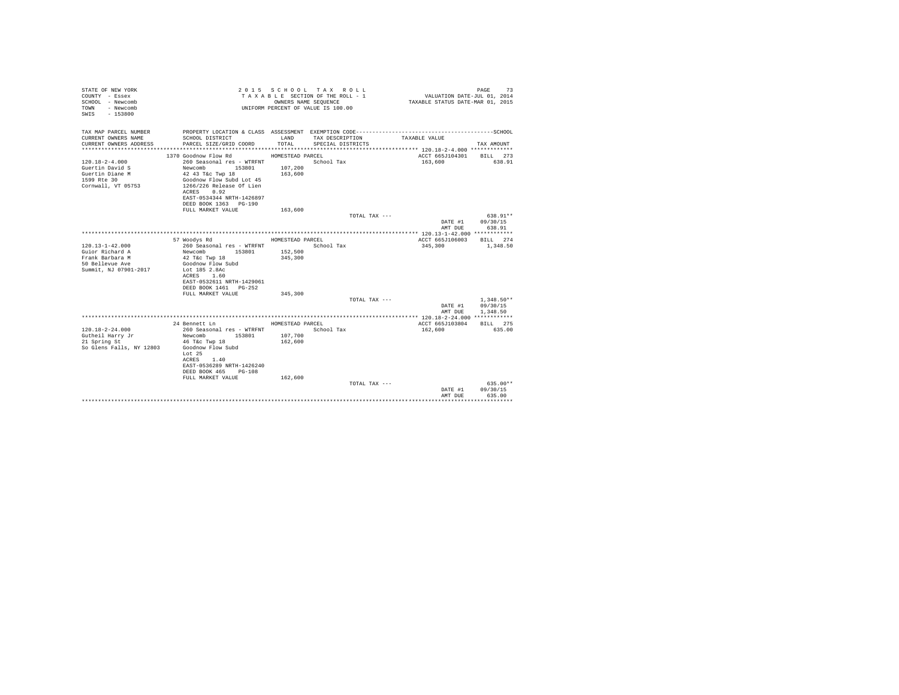STATE OF NEW YORK
COUNTY - Essex
SCHOOL - Newcomb
TOWN - Newcomb
SWIS - 153800

2 0 1 5 S C H O O L T A X R O L L
T A X A B L E SECTION OF THE ROLL - 1
OWNERS NAME SEQUENCE
UNIFORM PERCENT OF VALUE IS 100.00

VALUATION DATE-JUL 01, 2014
TAXABLE STATUS DATE-MAR 01, 2015

| TAX MAP PARCEL NUMBER / CURRENT OWNERS NAME / CURRENT OWNERS ADDRESS | PROPERTY LOCATION & CLASS / SCHOOL DISTRICT / PARCEL SIZE/GRID COORD | ASSESSMENT LAND / TOTAL | EXEMPTION CODE / TAX DESCRIPTION / SPECIAL DISTRICTS | TAXABLE VALUE | TAX AMOUNT |
|---|---|---|---|---|---|
| 120.18-2-4.000 | 1370 Goodnow Flow Rd | HOMESTEAD PARCEL | | ACCT 665J104301 | BILL 273 |
| 120.18-2-4.000 | 260 Seasonal res - WTRFNT | | School Tax | 163,600 | 638.91 |
| Guertin David S | Newcomb 153801 | 107,200 | | | |
| Guertin Diane M | 42 43 T&c Twp 18 | 163,600 | | | |
| 1599 Rte 30 | Goodnow Flow Subd Lot 45 | | | | |
| Cornwall, VT 05753 | 1266/226 Release Of Lien | | | | |
| | ACRES 0.92 | | | | |
| | EAST-0534344 NRTH-1426897 | | | | |
| | DEED BOOK 1363 PG-190 | | | | |
| | FULL MARKET VALUE | 163,600 | | | |
| | | | TOTAL TAX --- | | 638.91** |
| | | | | DATE #1 | 09/30/15 |
| | | | | AMT DUE | 638.91 |
| 120.13-1-42.000 | 57 Woodys Rd | HOMESTEAD PARCEL | | ACCT 665J106003 | BILL 274 |
| 120.13-1-42.000 | 260 Seasonal res - WTRFNT | | School Tax | 345,300 | 1,348.50 |
| Guior Richard A | Newcomb 153801 | 152,500 | | | |
| Frank Barbara M | 42 T&c Twp 18 | 345,300 | | | |
| 50 Bellevue Ave | Goodnow Flow Subd | | | | |
| Summit, NJ 07901-2017 | Lot 185 2.8Ac | | | | |
| | ACRES 1.60 | | | | |
| | EAST-0532611 NRTH-1429061 | | | | |
| | DEED BOOK 1461 PG-252 | | | | |
| | FULL MARKET VALUE | 345,300 | | | |
| | | | TOTAL TAX --- | | 1,348.50** |
| | | | | DATE #1 | 09/30/15 |
| | | | | AMT DUE | 1,348.50 |
| 120.18-2-24.000 | 24 Bennett Ln | HOMESTEAD PARCEL | | ACCT 665J103804 | BILL 275 |
| 120.18-2-24.000 | 260 Seasonal res - WTRFNT | | School Tax | 162,600 | 635.00 |
| Gutheil Harry Jr | Newcomb 153801 | 107,700 | | | |
| 21 Spring St | 46 T&c Twp 18 | 162,600 | | | |
| So Glens Falls, NY 12803 | Goodnow Flow Subd | | | | |
| | Lot 25 | | | | |
| | ACRES 1.40 | | | | |
| | EAST-0536289 NRTH-1426240 | | | | |
| | DEED BOOK 465 PG-108 | | | | |
| | FULL MARKET VALUE | 162,600 | | | |
| | | | TOTAL TAX --- | | 635.00** |
| | | | | DATE #1 | 09/30/15 |
| | | | | AMT DUE | 635.00 |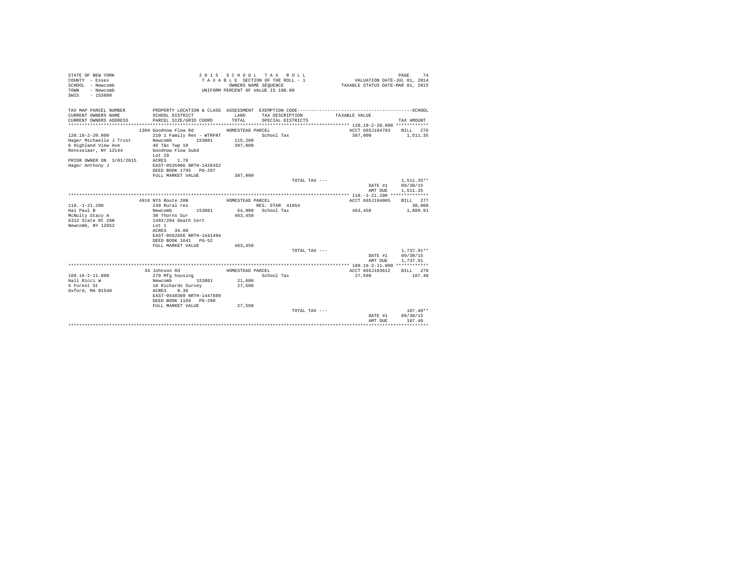STATE OF NEW YORK
COUNTY - Essex
SCHOOL - Newcomb
TOWN - Newcomb
SWIS - 153800

2 0 1 5 S C H O O L T A X R O L L
T A X A B L E SECTION OF THE ROLL - 1
OWNERS NAME SEQUENCE
UNIFORM PERCENT OF VALUE IS 100.00

VALUATION DATE-JUL 01, 2014
TAXABLE STATUS DATE-MAR 01, 2015

| TAX MAP PARCEL NUMBER / CURRENT OWNERS NAME / CURRENT OWNERS ADDRESS | PROPERTY LOCATION & CLASS / SCHOOL DISTRICT / PARCEL SIZE/GRID COORD | ASSESSMENT LAND / TOTAL | EXEMPTION CODE / TAX DESCRIPTION / SPECIAL DISTRICTS | TAXABLE VALUE | SCHOOL TAX AMOUNT |
|---|---|---|---|---|---|
| **120.18-2-20.000** | 1304 Goodnow Flow Rd | HOMESTEAD PARCEL | | ACCT 665J104703 | BILL 276 |
| 120.18-2-20.000 | 210 1 Family Res - WTRFNT | | School Tax | 387,000 | 1,511.35 |
| Hager Michaelle J Trust | Newcomb 153801 | 115,200 | | | |
| 6 Highland View Ave | 46 T&c Twp 18 | 387,000 | | | |
| Rensselaer, NY 12144 | Goodnow Flow Subd | | | | |
| | Lot 29 | | | | |
| PRIOR OWNER ON 3/01/2015 | ACRES 1.70 | | | | |
| Hager Anthony J | EAST-0535906 NRTH-1426452 | | | | |
| | DEED BOOK 1795 PG-297 | | | | |
| | FULL MARKET VALUE | 387,000 | | | |
| | | | TOTAL TAX --- | | 1,511.35** |
| | | | | DATE #1 | 09/30/15 |
| | | | | AMT DUE | 1,511.35 |
| **110.-1-21.200** | 4916 NYS Route 28N | HOMESTEAD PARCEL | | ACCT 665J194005 | BILL 277 |
| 110.-1-21.200 | 240 Rural res | | RES. STAR 41854 | | 30,000 |
| Hai Paul B | Newcomb 153801 | 64,000 | School Tax | 463,450 | 1,809.91 |
| McNulty Stacy A | 30 Thorns Sur | 463,450 | | | |
| 6312 State Rt 28N | 1492/204 Death Cert | | | | |
| Newcomb, NY 12852 | Lot 1 | | | | |
| | ACRES 34.80 | | | | |
| | EAST-0562656 NRTH-1441494 | | | | |
| | DEED BOOK 1641 PG-52 | | | | |
| | FULL MARKET VALUE | 463,450 | | | |
| | | | TOTAL TAX --- | | 1,737.91** |
| | | | | DATE #1 | 09/30/15 |
| | | | | AMT DUE | 1,737.91 |
| **109.16-2-11.000** | 34 Johnson Rd | HOMESTEAD PARCEL | | ACCT 665J103612 | BILL 278 |
| 109.16-2-11.000 | 270 Mfg housing | | School Tax | 27,500 | 107.40 |
| Hall Ricci W | Newcomb 153801 | 21,600 | | | |
| 5 Forest St | 10 Richards Survey | 27,500 | | | |
| Oxford, MA 01540 | ACRES 0.30 | | | | |
| | EAST-0548309 NRTH-1447889 | | | | |
| | DEED BOOK 1169 PG-290 | | | | |
| | FULL MARKET VALUE | 27,500 | | | |
| | | | TOTAL TAX --- | | 107.40** |
| | | | | DATE #1 | 09/30/15 |
| | | | | AMT DUE | 107.40 |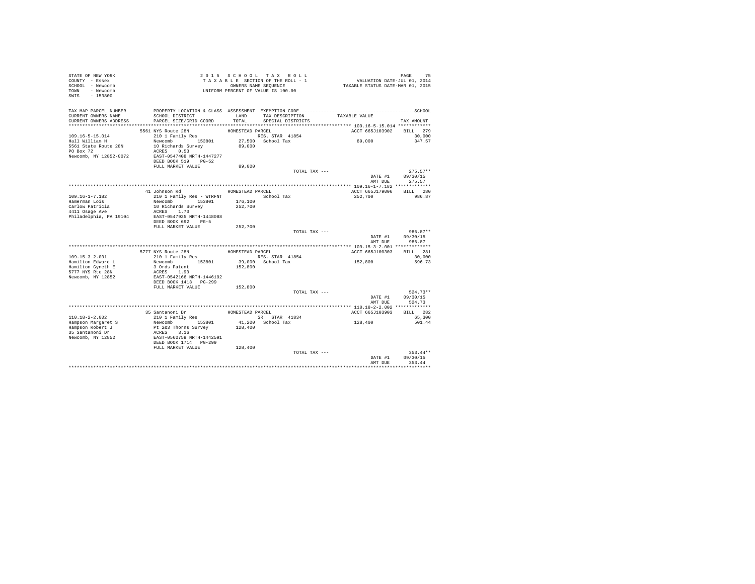```
STATE OF NEW YORK                    2 0 1 5   S C H O O L   T A X   R O L L                          PAGE    75
COUNTY  - Essex                      T A X A B L E  SECTION OF THE ROLL - 1            VALUATION DATE-JUL 01, 2014
SCHOOL  - Newcomb                         OWNERS NAME SEQUENCE                     TAXABLE STATUS DATE-MAR 01, 2015
TOWN    - Newcomb                    UNIFORM PERCENT OF VALUE IS 100.00
SWIS    - 153800

TAX MAP PARCEL NUMBER     PROPERTY LOCATION & CLASS  ASSESSMENT  EXEMPTION CODE-----------------------------------------------SCHOOL
CURRENT OWNERS NAME       SCHOOL DISTRICT             LAND      TAX DESCRIPTION            TAXABLE VALUE
CURRENT OWNERS ADDRESS    PARCEL SIZE/GRID COORD      TOTAL     SPECIAL DISTRICTS                                      TAX AMOUNT
*********************************************************************************************** 109.16-5-15.014 ************
                          5561 NYS Route 28N           HOMESTEAD PARCEL                          ACCT 665J103902    BILL  279
109.16-5-15.014           210 1 Family Res                  RES. STAR 41854                                           30,000
Hall William H            Newcomb       153801        27,500  School Tax                         89,000               347.57
5561 State Route 28N      10 Richards Survey          89,000
PO Box 72                 ACRES    0.53
Newcomb, NY 12852-0072    EAST-0547408 NRTH-1447277
                          DEED BOOK 519    PG-52
                          FULL MARKET VALUE           89,000
                                                                  TOTAL TAX ---                                       275.57**
                                                                                                 DATE #1           09/30/15
                                                                                                 AMT DUE             275.57
*********************************************************************************************** 109.16-1-7.182 *************
                          41 Johnson Rd                HOMESTEAD PARCEL                          ACCT 665J179006    BILL  280
109.16-1-7.182            210 1 Family Res - WTRFNT         School Tax                          252,700               986.87
Hamerman Lois             Newcomb       153801       176,100
Carlow Patricia           10 Richards Survey         252,700
4411 Osage Ave            ACRES    1.70
Philadelphia, PA 19104    EAST-0547925 NRTH-1448088
                          DEED BOOK 692    PG-5
                          FULL MARKET VALUE          252,700
                                                                  TOTAL TAX ---                                       986.87**
                                                                                                 DATE #1           09/30/15
                                                                                                 AMT DUE             986.87
*********************************************************************************************** 109.15-3-2.001 *************
                          5777 NYS Route 28N           HOMESTEAD PARCEL                          ACCT 665J100303    BILL  281
109.15-3-2.001            210 1 Family Res                  RES. STAR 41854                                           30,000
Hamilton Edward L         Newcomb       153801        39,000  School Tax                        152,800               596.73
Hamilton Gyneth E         3 Ords Patent              152,800
5777 NYS Rte 28N          ACRES    1.90
Newcomb, NY 12852         EAST-0542166 NRTH-1446192
                          DEED BOOK 1413   PG-299
                          FULL MARKET VALUE          152,800
                                                                  TOTAL TAX ---                                       524.73**
                                                                                                 DATE #1           09/30/15
                                                                                                 AMT DUE             524.73
*********************************************************************************************** 110.18-2-2.002 *************
                          35 Santanoni Dr              HOMESTEAD PARCEL                          ACCT 665J103903    BILL  282
110.18-2-2.002            210 1 Family Res                  SR   STAR 41834                                           65,300
Hampson Margaret S        Newcomb       153801        41,200  School Tax                        128,400               501.44
Hampson Robert J          Pt 2&3 Thorns Survey       128,400
35 Santanoni Dr           ACRES    3.16
Newcomb, NY 12852         EAST-0560759 NRTH-1442591
                          DEED BOOK 1714   PG-299
                          FULL MARKET VALUE          128,400
                                                                  TOTAL TAX ---                                       353.44**
                                                                                                 DATE #1           09/30/15
                                                                                                 AMT DUE             353.44
****************************************************************************************************************************
```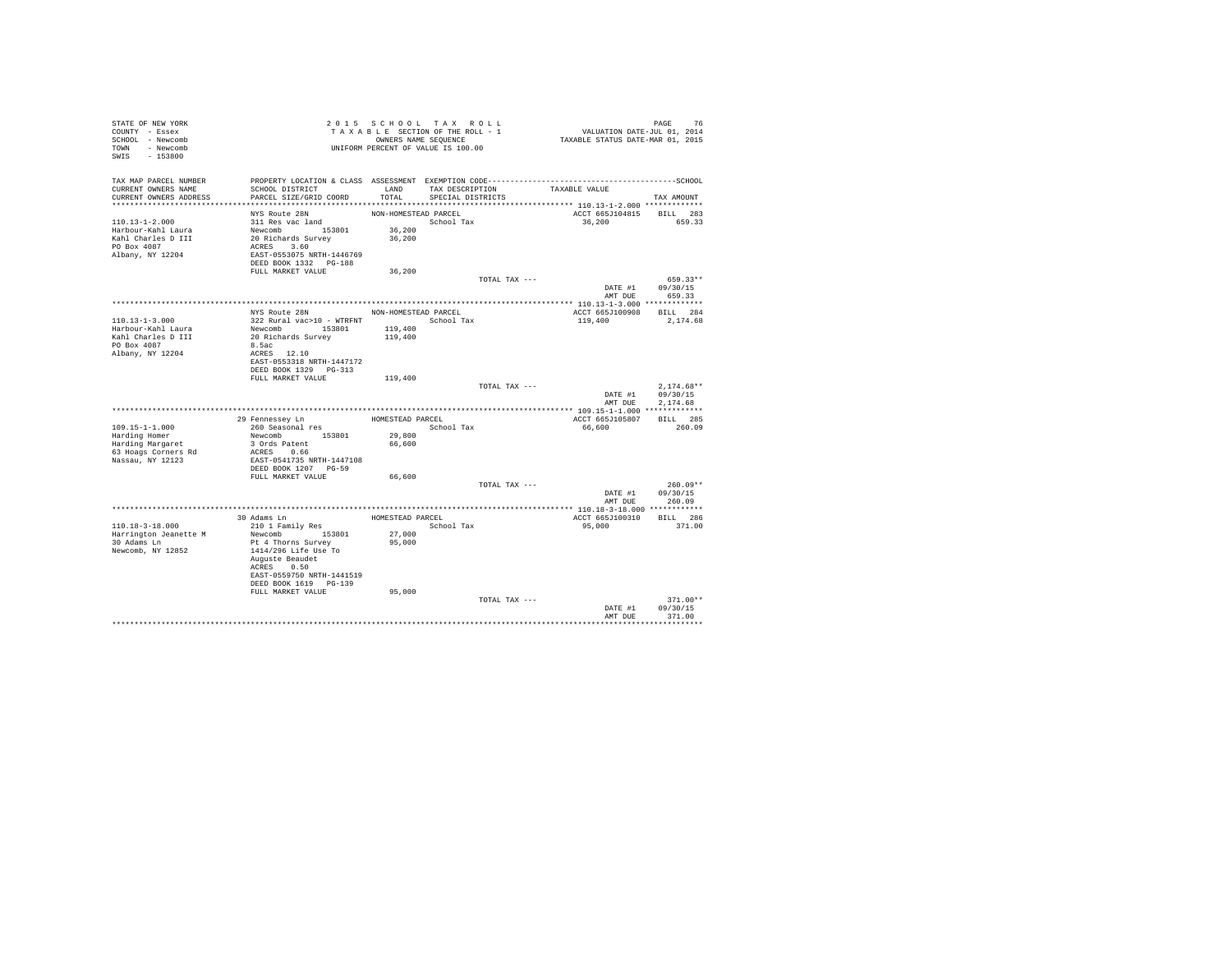STATE OF NEW YORK
COUNTY - Essex
SCHOOL - Newcomb
TOWN - Newcomb
SWIS - 153800

2 0 1 5 S C H O O L T A X R O L L
T A X A B L E SECTION OF THE ROLL - 1
OWNERS NAME SEQUENCE
UNIFORM PERCENT OF VALUE IS 100.00

VALUATION DATE-JUL 01, 2014
TAXABLE STATUS DATE-MAR 01, 2015

| TAX MAP PARCEL NUMBER / CURRENT OWNERS NAME / CURRENT OWNERS ADDRESS | PROPERTY LOCATION & CLASS / SCHOOL DISTRICT / PARCEL SIZE/GRID COORD | ASSESSMENT LAND / TOTAL | EXEMPTION CODE / TAX DESCRIPTION / SPECIAL DISTRICTS | TAXABLE VALUE | TAX AMOUNT |
|---|---|---|---|---|---|
| 110.13-1-2.000 | NYS Route 28N | NON-HOMESTEAD PARCEL | | ACCT 665J104815 | BILL 283 |
| Harbour-Kahl Laura | 311 Res vac land | | School Tax | 36,200 | 659.33 |
| Kahl Charles D III | Newcomb 153801 | 36,200 | | | |
| PO Box 4087 | 20 Richards Survey | 36,200 | | | |
| Albany, NY 12204 | ACRES 3.60 | | | | |
| | EAST-0553075 NRTH-1446769 | | | | |
| | DEED BOOK 1332 PG-188 | | | | |
| | FULL MARKET VALUE | 36,200 | | | |
| | | | TOTAL TAX --- | | 659.33** |
| | | | | DATE #1 | 09/30/15 |
| | | | | AMT DUE | 659.33 |
| 110.13-1-3.000 | NYS Route 28N | NON-HOMESTEAD PARCEL | | ACCT 665J100908 | BILL 284 |
| Harbour-Kahl Laura | 322 Rural vac>10 - WTRFNT | | School Tax | 119,400 | 2,174.68 |
| Kahl Charles D III | Newcomb 153801 | 119,400 | | | |
| PO Box 4087 | 20 Richards Survey | 119,400 | | | |
| Albany, NY 12204 | 8.5ac | | | | |
| | ACRES 12.10 | | | | |
| | EAST-0553318 NRTH-1447172 | | | | |
| | DEED BOOK 1329 PG-313 | | | | |
| | FULL MARKET VALUE | 119,400 | | | |
| | | | TOTAL TAX --- | | 2,174.68** |
| | | | | DATE #1 | 09/30/15 |
| | | | | AMT DUE | 2,174.68 |
| 109.15-1-1.000 | 29 Fennessey Ln | HOMESTEAD PARCEL | | ACCT 665J105807 | BILL 285 |
| Harding Homer | 260 Seasonal res | | School Tax | 66,600 | 260.09 |
| Harding Margaret | Newcomb 153801 | 29,800 | | | |
| 63 Hoags Corners Rd | 3 Ords Patent | 66,600 | | | |
| Nassau, NY 12123 | ACRES 0.66 | | | | |
| | EAST-0541735 NRTH-1447108 | | | | |
| | DEED BOOK 1207 PG-59 | | | | |
| | FULL MARKET VALUE | 66,600 | | | |
| | | | TOTAL TAX --- | | 260.09** |
| | | | | DATE #1 | 09/30/15 |
| | | | | AMT DUE | 260.09 |
| 110.18-3-18.000 | 30 Adams Ln | HOMESTEAD PARCEL | | ACCT 665J100310 | BILL 286 |
| Harrington Jeanette M | 210 1 Family Res | | School Tax | 95,000 | 371.00 |
| 30 Adams Ln | Newcomb 153801 | 27,000 | | | |
| Newcomb, NY 12852 | Pt 4 Thorns Survey | 95,000 | | | |
| | 1414/296 Life Use To | | | | |
| | Auguste Beaudet | | | | |
| | ACRES 0.50 | | | | |
| | EAST-0559750 NRTH-1441519 | | | | |
| | DEED BOOK 1619 PG-139 | | | | |
| | FULL MARKET VALUE | 95,000 | | | |
| | | | TOTAL TAX --- | | 371.00** |
| | | | | DATE #1 | 09/30/15 |
| | | | | AMT DUE | 371.00 |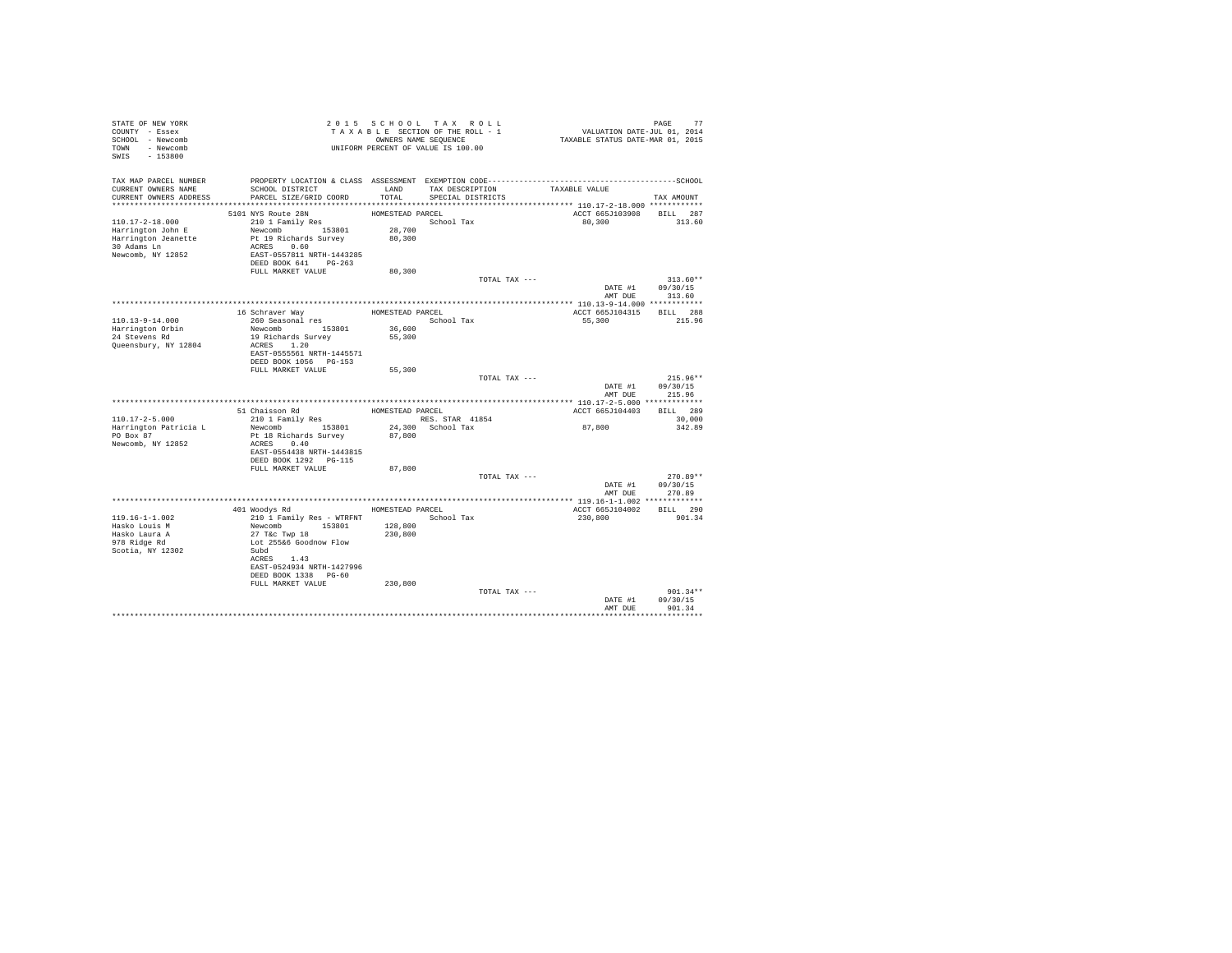STATE OF NEW YORK
COUNTY - Essex
SCHOOL - Newcomb
TOWN - Newcomb
SWIS - 153800

# 2015 SCHOOL TAX ROLL

TAXABLE SECTION OF THE ROLL - 1
OWNERS NAME SEQUENCE
UNIFORM PERCENT OF VALUE IS 100.00

VALUATION DATE-JUL 01, 2014
TAXABLE STATUS DATE-MAR 01, 2015

| TAX MAP PARCEL NUMBER / CURRENT OWNERS NAME / CURRENT OWNERS ADDRESS | PROPERTY LOCATION & CLASS / SCHOOL DISTRICT / PARCEL SIZE/GRID COORD | ASSESSMENT LAND / TOTAL | EXEMPTION CODE / TAX DESCRIPTION / SPECIAL DISTRICTS | TAXABLE VALUE | SCHOOL TAX AMOUNT |
|---|---|---|---|---|---|
| **110.17-2-18.000** | 5101 NYS Route 28N | HOMESTEAD PARCEL | | ACCT 665J103908 | BILL 287 |
| Harrington John E | 210 1 Family Res | | School Tax | 80,300 | 313.60 |
| Harrington Jeanette | Newcomb 153801 | 28,700 | | | |
| 30 Adams Ln | Pt 19 Richards Survey | 80,300 | | | |
| Newcomb, NY 12852 | ACRES 0.60 | | | | |
| | EAST-0557811 NRTH-1443285 | | | | |
| | DEED BOOK 641 PG-263 | | | | |
| | FULL MARKET VALUE | 80,300 | | | |
| | | | TOTAL TAX --- | | 313.60** |
| | | | | DATE #1 | 09/30/15 |
| | | | | AMT DUE | 313.60 |
| **110.13-9-14.000** | 16 Schraver Way | HOMESTEAD PARCEL | | ACCT 665J104315 | BILL 288 |
| Harrington Orbin | 260 Seasonal res | | School Tax | 55,300 | 215.96 |
| 24 Stevens Rd | Newcomb 153801 | 36,600 | | | |
| Queensbury, NY 12804 | 19 Richards Survey | 55,300 | | | |
| | ACRES 1.20 | | | | |
| | EAST-0555561 NRTH-1445571 | | | | |
| | DEED BOOK 1056 PG-153 | | | | |
| | FULL MARKET VALUE | 55,300 | | | |
| | | | TOTAL TAX --- | | 215.96** |
| | | | | DATE #1 | 09/30/15 |
| | | | | AMT DUE | 215.96 |
| **110.17-2-5.000** | 51 Chaisson Rd | HOMESTEAD PARCEL | | ACCT 665J104403 | BILL 289 |
| Harrington Patricia L | 210 1 Family Res | | RES. STAR 41854 | | 30,000 |
| PO Box 87 | Newcomb 153801 | 24,300 | School Tax | 87,800 | 342.89 |
| Newcomb, NY 12852 | Pt 18 Richards Survey | 87,800 | | | |
| | ACRES 0.40 | | | | |
| | EAST-0554438 NRTH-1443815 | | | | |
| | DEED BOOK 1292 PG-115 | | | | |
| | FULL MARKET VALUE | 87,800 | | | |
| | | | TOTAL TAX --- | | 270.89** |
| | | | | DATE #1 | 09/30/15 |
| | | | | AMT DUE | 270.89 |
| **119.16-1-1.002** | 401 Woodys Rd | HOMESTEAD PARCEL | | ACCT 665J104002 | BILL 290 |
| Hasko Louis M | 210 1 Family Res - WTRFNT | | School Tax | 230,800 | 901.34 |
| Hasko Laura A | Newcomb 153801 | 128,800 | | | |
| 978 Ridge Rd | 27 T&c Twp 18 | 230,800 | | | |
| Scotia, NY 12302 | Lot 25&6 Goodnow Flow | | | | |
| | Subd | | | | |
| | ACRES 1.43 | | | | |
| | EAST-0524934 NRTH-1427996 | | | | |
| | DEED BOOK 1338 PG-60 | | | | |
| | FULL MARKET VALUE | 230,800 | | | |
| | | | TOTAL TAX --- | | 901.34** |
| | | | | DATE #1 | 09/30/15 |
| | | | | AMT DUE | 901.34 |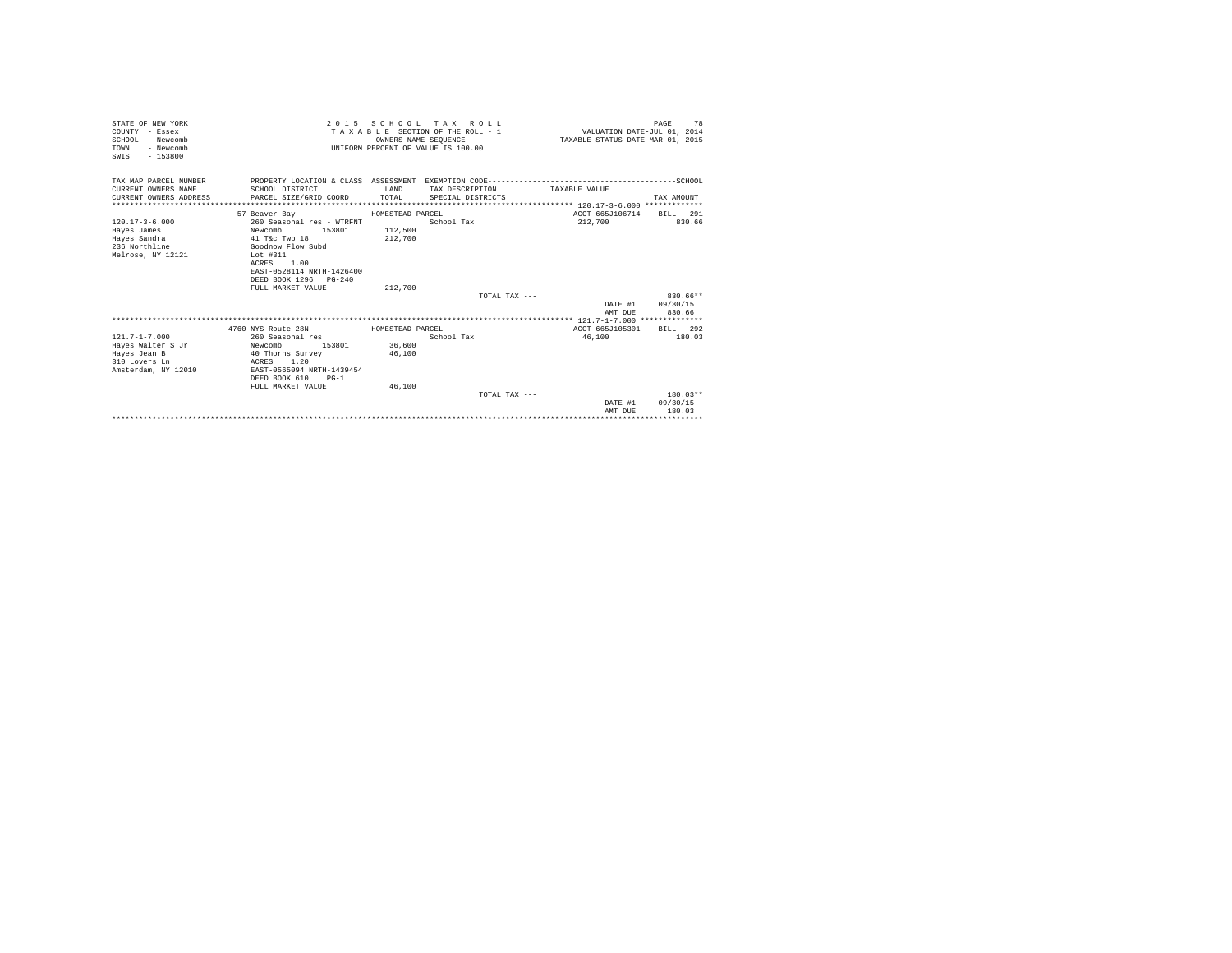STATE OF NEW YORK
COUNTY - Essex
SCHOOL - Newcomb
TOWN - Newcomb
SWIS - 153800

2 0 1 5 S C H O O L T A X R O L L
T A X A B L E SECTION OF THE ROLL - 1
OWNERS NAME SEQUENCE
UNIFORM PERCENT OF VALUE IS 100.00

VALUATION DATE-JUL 01, 2014
TAXABLE STATUS DATE-MAR 01, 2015

| TAX MAP PARCEL NUMBER / CURRENT OWNERS NAME / CURRENT OWNERS ADDRESS | PROPERTY LOCATION & CLASS / SCHOOL DISTRICT / PARCEL SIZE/GRID COORD | ASSESSMENT LAND / TOTAL | EXEMPTION CODE / TAX DESCRIPTION / SPECIAL DISTRICTS | TAXABLE VALUE | TAX AMOUNT |
|---|---|---|---|---|---|
| 120.17-3-6.000 | 57 Beaver Bay | HOMESTEAD PARCEL | | ACCT 665J106714 | BILL 291 |
| | 260 Seasonal res - WTRFNT | | School Tax | 212,700 | 830.66 |
| Hayes James | Newcomb 153801 | 112,500 | | | |
| Hayes Sandra | 41 T&c Twp 18 | 212,700 | | | |
| 236 Northline | Goodnow Flow Subd | | | | |
| Melrose, NY 12121 | Lot #311 | | | | |
| | ACRES 1.00 | | | | |
| | EAST-0528114 NRTH-1426400 | | | | |
| | DEED BOOK 1296 PG-240 | | | | |
| | FULL MARKET VALUE | 212,700 | | | |
| | | | TOTAL TAX --- | | 830.66** |
| | | | | DATE #1 | 09/30/15 |
| | | | | AMT DUE | 830.66 |
| 121.7-1-7.000 | 4760 NYS Route 28N | HOMESTEAD PARCEL | | ACCT 665J105301 | BILL 292 |
| | 260 Seasonal res | | School Tax | 46,100 | 180.03 |
| Hayes Walter S Jr | Newcomb 153801 | 36,600 | | | |
| Hayes Jean B | 40 Thorns Survey | 46,100 | | | |
| 310 Lovers Ln | ACRES 1.20 | | | | |
| Amsterdam, NY 12010 | EAST-0565094 NRTH-1439454 | | | | |
| | DEED BOOK 610 PG-1 | | | | |
| | FULL MARKET VALUE | 46,100 | | | |
| | | | TOTAL TAX --- | | 180.03** |
| | | | | DATE #1 | 09/30/15 |
| | | | | AMT DUE | 180.03 |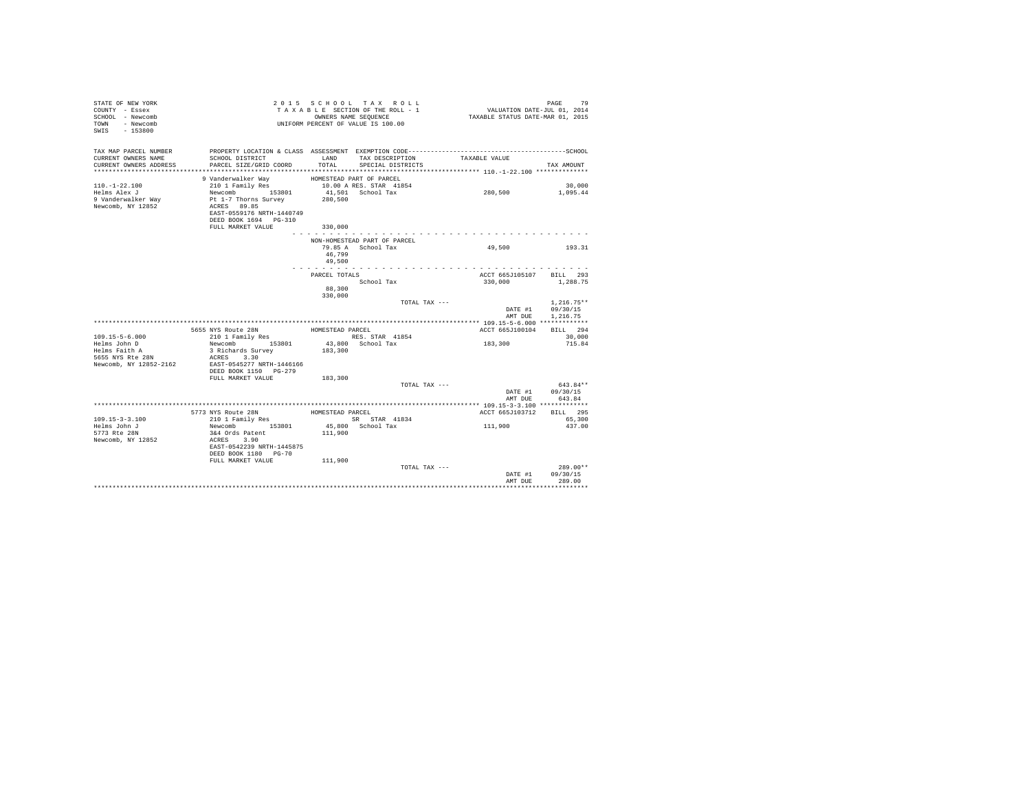STATE OF NEW YORK
COUNTY - Essex
SCHOOL - Newcomb
TOWN - Newcomb
SWIS - 153800

2015 SCHOOL TAX ROLL
TAXABLE SECTION OF THE ROLL - 1
OWNERS NAME SEQUENCE
UNIFORM PERCENT OF VALUE IS 100.00

VALUATION DATE-JUL 01, 2014
TAXABLE STATUS DATE-MAR 01, 2015

```
TAX MAP PARCEL NUMBER     PROPERTY LOCATION & CLASS  ASSESSMENT  EXEMPTION CODE------------------------------------------------SCHOOL
CURRENT OWNERS NAME       SCHOOL DISTRICT               LAND     TAX DESCRIPTION            TAXABLE VALUE
CURRENT OWNERS ADDRESS    PARCEL SIZE/GRID COORD        TOTAL    SPECIAL DISTRICTS                                      TAX AMOUNT
****************************************************************************************************** 110.-1-22.100 **************
                          9 Vanderwalker Way          HOMESTEAD PART OF PARCEL
110.-1-22.100             210 1 Family Res             10.00 A RES. STAR  41854                                             30,000
Helms Alex J              Newcomb        153801        41,501   School Tax                  280,500                        1,095.44
9 Vanderwalker Way        Pt 1-7 Thorns Survey        280,500
Newcomb, NY 12852         ACRES  89.85
                          EAST-0559176 NRTH-1440749
                          DEED BOOK 1694   PG-310
                          FULL MARKET VALUE           330,000
                                                     - - - - - - - - - - - - - - - - - - - - - - - - - - - - - - - - - - - - - - -
                                                      NON-HOMESTEAD PART OF PARCEL
                                                       79.85 A   School Tax                  49,500                          193.31
                                                       46,799
                                                       49,500
                                                     - - - - - - - - - - - - - - - - - - - - - - - - - - - - - - - - - - - - - - -
                                                      PARCEL TOTALS                          ACCT 665J105107     BILL  293
                                                                 School Tax                  330,000                        1,288.75
                                                       88,300
                                                      330,000
                                                                            TOTAL TAX ---                                 1,216.75**
                                                                                                    DATE #1         09/30/15
                                                                                                    AMT DUE         1,216.75
****************************************************************************************************** 109.15-5-6.000 *************
                          5655 NYS Route 28N          HOMESTEAD PARCEL                       ACCT 665J100104     BILL  294
109.15-5-6.000            210 1 Family Res                      RES. STAR  41854                                            30,000
Helms John D              Newcomb        153801        43,800   School Tax                  183,300                          715.84
Helms Faith A             3 Richards Survey           183,300
5655 NYS Rte 28N          ACRES   3.30
Newcomb, NY 12852-2162    EAST-0545277 NRTH-1446166
                          DEED BOOK 1150   PG-279
                          FULL MARKET VALUE           183,300
                                                                            TOTAL TAX ---                                   643.84**
                                                                                                    DATE #1         09/30/15
                                                                                                    AMT DUE           643.84
****************************************************************************************************** 109.15-3-3.100 *************
                          5773 NYS Route 28N          HOMESTEAD PARCEL                       ACCT 665J103712     BILL  295
109.15-3-3.100            210 1 Family Res                      SR  STAR  41834                                             65,300
Helms John J              Newcomb        153801        45,800   School Tax                  111,900                          437.00
5773 Rte 28N              3&4 Ords Patent             111,900
Newcomb, NY 12852         ACRES   3.90
                          EAST-0542239 NRTH-1445875
                          DEED BOOK 1180   PG-70
                          FULL MARKET VALUE           111,900
                                                                            TOTAL TAX ---                                   289.00**
                                                                                                    DATE #1         09/30/15
                                                                                                    AMT DUE           289.00
************************************************************************************************************************************
```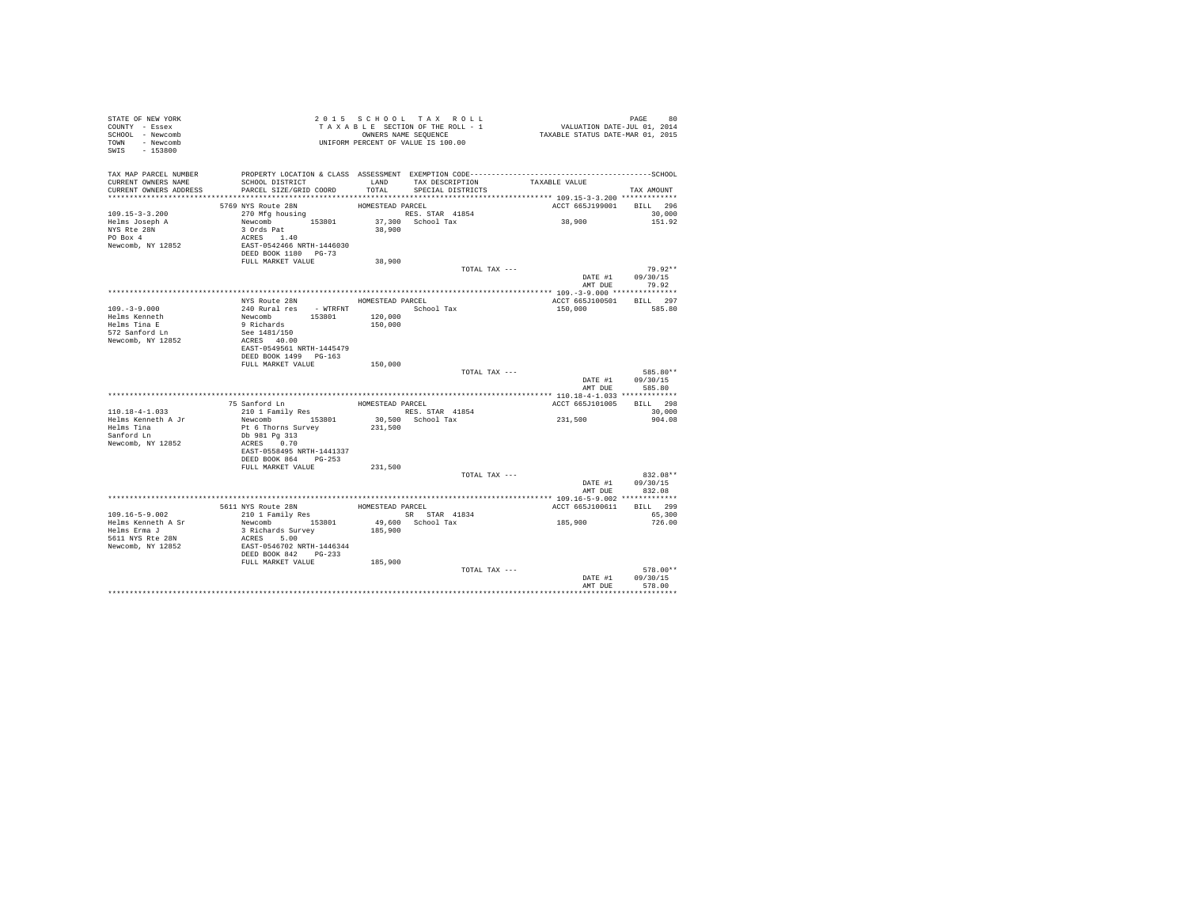```
STATE OF NEW YORK                          2 0 1 5   S C H O O L   T A X   R O L L                                    PAGE    80
COUNTY  - Essex                              T A X A B L E  SECTION OF THE ROLL - 1                      VALUATION DATE-JUL 01, 2014
SCHOOL  - Newcomb                                    OWNERS NAME SEQUENCE                              TAXABLE STATUS DATE-MAR 01, 2015
TOWN    - Newcomb                               UNIFORM PERCENT OF VALUE IS 100.00
SWIS    - 153800

TAX MAP PARCEL NUMBER          PROPERTY LOCATION & CLASS  ASSESSMENT  EXEMPTION CODE------------------------------------------------SCHOOL
CURRENT OWNERS NAME            SCHOOL DISTRICT              LAND      TAX DESCRIPTION            TAXABLE VALUE
CURRENT OWNERS ADDRESS         PARCEL SIZE/GRID COORD       TOTAL     SPECIAL DISTRICTS                                    TAX AMOUNT
*********************************************************************************************** 109.15-3-3.200 *************
                          5769 NYS Route 28N              HOMESTEAD PARCEL                              ACCT 665J199001    BILL  296
109.15-3-3.200                 270 Mfg housing                        RES. STAR  41854                                       30,000
Helms Joseph A                 Newcomb          153801      37,300    School Tax                      38,900                 151.92
NYS Rte 28N                    3 Ords Pat                   38,900
PO Box 4                       ACRES    1.40
Newcomb, NY 12852              EAST-0542466 NRTH-1446030
                               DEED BOOK 1180   PG-73
                               FULL MARKET VALUE            38,900
                                                                           TOTAL TAX ---                                     79.92**
                                                                                                          DATE #1        09/30/15
                                                                                                          AMT DUE           79.92
*********************************************************************************************** 109.-3-9.000 ***************
                               NYS Route 28N              HOMESTEAD PARCEL                              ACCT 665J100501    BILL  297
109.-3-9.000                   240 Rural res    - WTRFNT              School Tax                      150,000                585.80
Helms Kenneth                  Newcomb          153801     120,000
Helms Tina E                   9 Richards                  150,000
572 Sanford Ln                 See 1481/150
Newcomb, NY 12852              ACRES   40.00
                               EAST-0549561 NRTH-1445479
                               DEED BOOK 1499   PG-163
                               FULL MARKET VALUE           150,000
                                                                           TOTAL TAX ---                                    585.80**
                                                                                                          DATE #1        09/30/15
                                                                                                          AMT DUE          585.80
*********************************************************************************************** 110.18-4-1.033 *************
                            75 Sanford Ln                 HOMESTEAD PARCEL                              ACCT 665J101005    BILL  298
110.18-4-1.033                 210 1 Family Res                       RES. STAR  41854                                       30,000
Helms Kenneth A Jr             Newcomb          153801      30,500    School Tax                      231,500                904.08
Helms Tina                     Pt 6 Thorns Survey          231,500
Sanford Ln                     Db 981 Pg 313
Newcomb, NY 12852              ACRES    0.70
                               EAST-0558495 NRTH-1441337
                               DEED BOOK 864    PG-253
                               FULL MARKET VALUE           231,500
                                                                           TOTAL TAX ---                                    832.08**
                                                                                                          DATE #1        09/30/15
                                                                                                          AMT DUE          832.08
*********************************************************************************************** 109.16-5-9.002 *************
                          5611 NYS Route 28N              HOMESTEAD PARCEL                              ACCT 665J100611    BILL  299
109.16-5-9.002                 210 1 Family Res                       SR   STAR  41834                                       65,300
Helms Kenneth A Sr             Newcomb          153801      49,600    School Tax                      185,900                726.00
Helms Erma J                   3 Richards Survey           185,900
5611 NYS Rte 28N               ACRES    5.00
Newcomb, NY 12852              EAST-0546702 NRTH-1446344
                               DEED BOOK 842    PG-233
                               FULL MARKET VALUE           185,900
                                                                           TOTAL TAX ---                                    578.00**
                                                                                                          DATE #1        09/30/15
                                                                                                          AMT DUE          578.00
************************************************************************************************************************************
```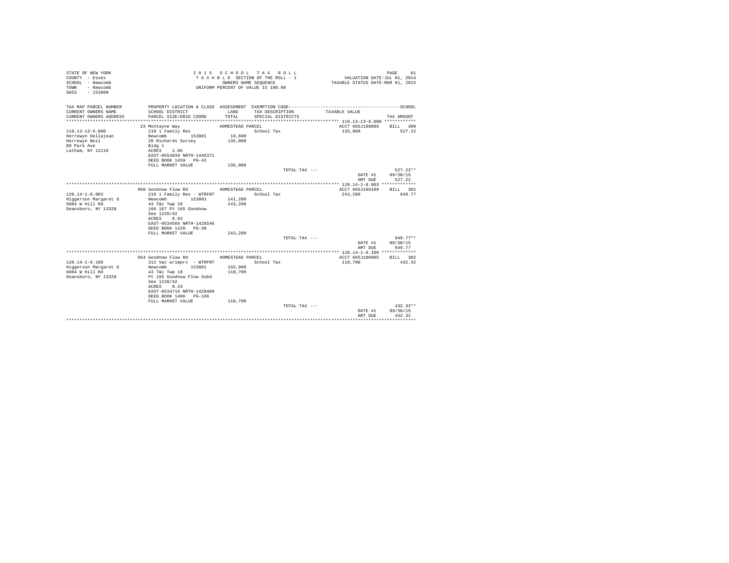STATE OF NEW YORK
COUNTY - Essex
SCHOOL - Newcomb
TOWN - Newcomb
SWIS - 153800

2 0 1 5 S C H O O L T A X R O L L
T A X A B L E SECTION OF THE ROLL - 1
OWNERS NAME SEQUENCE
UNIFORM PERCENT OF VALUE IS 100.00

VALUATION DATE-JUL 01, 2014
TAXABLE STATUS DATE-MAR 01, 2015

| TAX MAP PARCEL NUMBER / CURRENT OWNERS NAME / CURRENT OWNERS ADDRESS | PROPERTY LOCATION & CLASS / SCHOOL DISTRICT / PARCEL SIZE/GRID COORD | ASSESSMENT LAND / TOTAL | EXEMPTION CODE / TAX DESCRIPTION / SPECIAL DISTRICTS | TAXABLE VALUE | SCHOOL TAX AMOUNT |
|---|---|---|---|---|---|
| 110.13-13-6.000 | 23 Montayne Way | HOMESTEAD PARCEL | | ACCT 665J188005 | BILL 300 |
| Herrewyn Dellajean | 210 1 Family Res | | School Tax | 135,000 | 527.22 |
| Herrewyn Neil | Newcomb 153801 | 19,600 | | | |
| 80 Park Ave | 20 Richards Survey | 135,000 | | | |
| Latham, NY 12110 | Bldg 1 | | | | |
| | ACRES 2.66 | | | | |
| | EAST-0554839 NRTH-1446371 | | | | |
| | DEED BOOK 1459 PG-42 | | | | |
| | FULL MARKET VALUE | 135,000 | | | |
| | | | TOTAL TAX --- | | 527.22** |
| | | | | DATE #1 | 09/30/15 |
| | | | | AMT DUE | 527.22 |
| 120.14-1-8.003 | 960 Goodnow Flow Rd | HOMESTEAD PARCEL | | ACCT 665J106109 | BILL 301 |
| Higgerson Margaret G | 210 1 Family Res - WTRFNT | | School Tax | 243,200 | 949.77 |
| 6804 W Hill Rd | Newcomb 153801 | 141,200 | | | |
| Deansboro, NY 13328 | 43 T&c Twp 18 | 243,200 | | | |
| | 166 167 Pt 165 Goodnow | | | | |
| | See 1220/42 | | | | |
| | ACRES 0.93 | | | | |
| | EAST-0534566 NRTH-1428546 | | | | |
| | DEED BOOK 1220 PG-38 | | | | |
| | FULL MARKET VALUE | 243,200 | | | |
| | | | TOTAL TAX --- | | 949.77** |
| | | | | DATE #1 | 09/30/15 |
| | | | | AMT DUE | 949.77 |
| 120.14-1-9.100 | 964 Goodnow Flow Rd | HOMESTEAD PARCEL | | ACCT 665J100905 | BILL 302 |
| Higgerson Margaret G | 312 Vac w/imprv - WTRFNT | | School Tax | 110,700 | 432.32 |
| 6804 W Hill Rd | Newcomb 153801 | 102,900 | | | |
| Deansboro, NY 13328 | 43 T&c Twp 18 | 110,700 | | | |
| | Pt 165 Goodnow Flow Subd | | | | |
| | See 1220/42 | | | | |
| | ACRES 0.43 | | | | |
| | EAST-0534716 NRTH-1428489 | | | | |
| | DEED BOOK 1406 PG-166 | | | | |
| | FULL MARKET VALUE | 110,700 | | | |
| | | | TOTAL TAX --- | | 432.32** |
| | | | | DATE #1 | 09/30/15 |
| | | | | AMT DUE | 432.32 |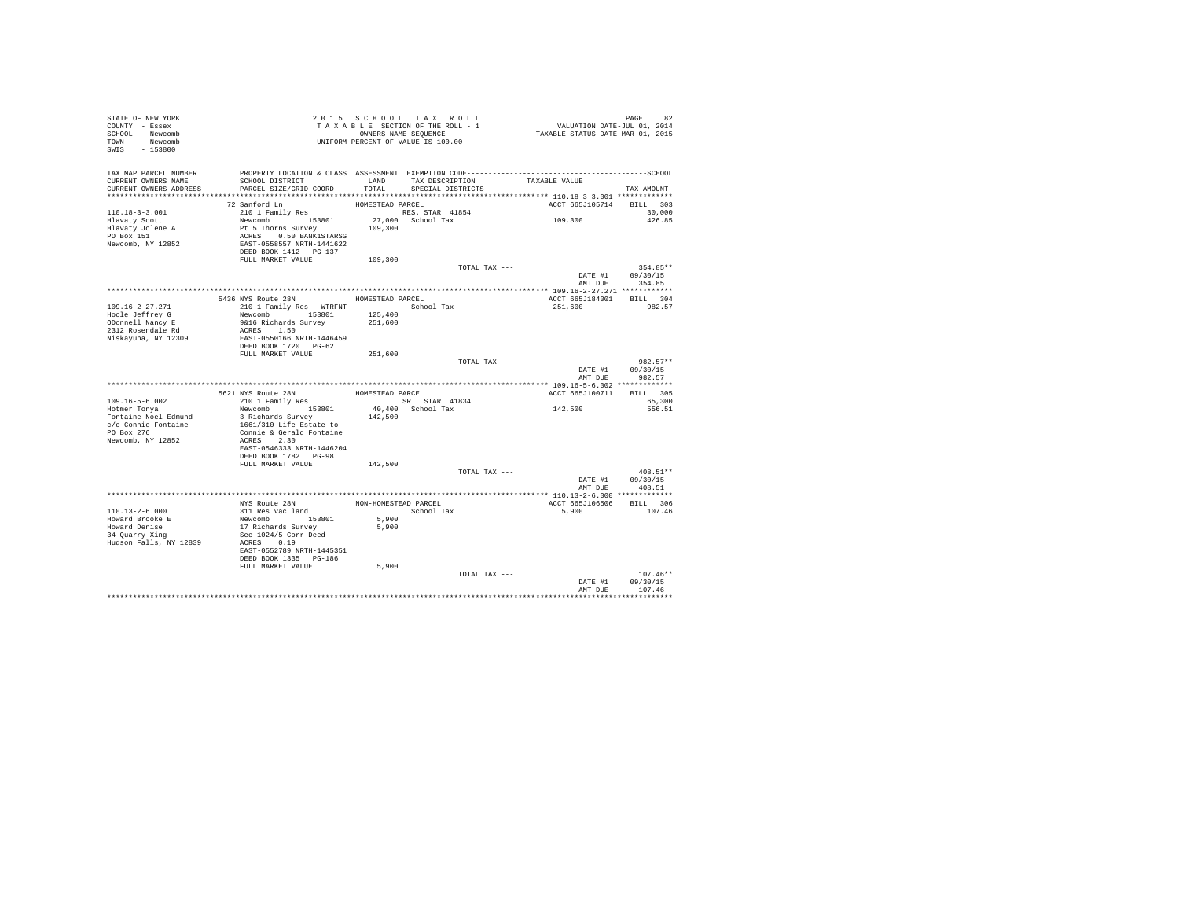```
STATE OF NEW YORK                    2 0 1 5   S C H O O L   T A X   R O L L                                    PAGE    82
COUNTY  - Essex                      T A X A B L E SECTION OF THE ROLL - 1                   VALUATION DATE-JUL 01, 2014
SCHOOL  - Newcomb                           OWNERS NAME SEQUENCE                        TAXABLE STATUS DATE-MAR 01, 2015
TOWN    - Newcomb                    UNIFORM PERCENT OF VALUE IS 100.00
SWIS    - 153800

TAX MAP PARCEL NUMBER          PROPERTY LOCATION & CLASS  ASSESSMENT  EXEMPTION CODE------------------------------------------------SCHOOL
CURRENT OWNERS NAME            SCHOOL DISTRICT             LAND       TAX DESCRIPTION            TAXABLE VALUE
CURRENT OWNERS ADDRESS         PARCEL SIZE/GRID COORD      TOTAL      SPECIAL DISTRICTS                                    TAX AMOUNT
************************************************************************************************ 110.18-3-3.001 *************
                    72 Sanford Ln                  HOMESTEAD PARCEL                          ACCT 665J105714     BILL  303
110.18-3-3.001             210 1 Family Res                       RES. STAR 41854                                      30,000
Hlavaty Scott              Newcomb        153801        27,000   School Tax                   109,300                   426.85
Hlavaty Jolene A           Pt 5 Thorns Survey          109,300
PO Box 151                 ACRES    0.50 BANK1STARSG
Newcomb, NY 12852          EAST-0558557 NRTH-1441622
                           DEED BOOK 1412   PG-137
                           FULL MARKET VALUE           109,300
                                                                     TOTAL TAX ---                                     354.85**
                                                                                                  DATE #1      09/30/15
                                                                                                  AMT DUE        354.85
************************************************************************************************ 109.16-2-27.271 ************
                    5436 NYS Route 28N             HOMESTEAD PARCEL                          ACCT 665J184001     BILL  304
109.16-2-27.271            210 1 Family Res - WTRFNT              School Tax                   251,600                   982.57
Hoole Jeffrey G            Newcomb        153801       125,400
ODonnell Nancy E           9&16 Richards Survey        251,600
2312 Rosendale Rd          ACRES    1.50
Niskayuna, NY 12309        EAST-0550166 NRTH-1446459
                           DEED BOOK 1720   PG-62
                           FULL MARKET VALUE           251,600
                                                                     TOTAL TAX ---                                     982.57**
                                                                                                  DATE #1      09/30/15
                                                                                                  AMT DUE        982.57
************************************************************************************************ 109.16-5-6.002 *************
                    5621 NYS Route 28N             HOMESTEAD PARCEL                          ACCT 665J100711     BILL  305
109.16-5-6.002             210 1 Family Res                       SR  STAR 41834                                       65,300
Hotmer Tonya               Newcomb        153801        40,400   School Tax                   142,500                   556.51
Fontaine Noel Edmund       3 Richards Survey           142,500
c/o Connie Fontaine        1661/310-Life Estate to
PO Box 276                 Connie & Gerald Fontaine
Newcomb, NY 12852          ACRES    2.30
                           EAST-0546333 NRTH-1446204
                           DEED BOOK 1782   PG-98
                           FULL MARKET VALUE           142,500
                                                                     TOTAL TAX ---                                     408.51**
                                                                                                  DATE #1      09/30/15
                                                                                                  AMT DUE        408.51
************************************************************************************************ 110.13-2-6.000 *************
                    NYS Route 28N                  NON-HOMESTEAD PARCEL                      ACCT 665J106506     BILL  306
110.13-2-6.000             311 Res vac land                       School Tax                     5,900                   107.46
Howard Brooke E            Newcomb        153801         5,900
Howard Denise              17 Richards Survey            5,900
34 Quarry Xing             See 1024/5 Corr Deed
Hudson Falls, NY 12839     ACRES    0.19
                           EAST-0552789 NRTH-1445351
                           DEED BOOK 1335   PG-186
                           FULL MARKET VALUE             5,900
                                                                     TOTAL TAX ---                                     107.46**
                                                                                                  DATE #1      09/30/15
                                                                                                  AMT DUE        107.46
******************************************************************************************************************************
```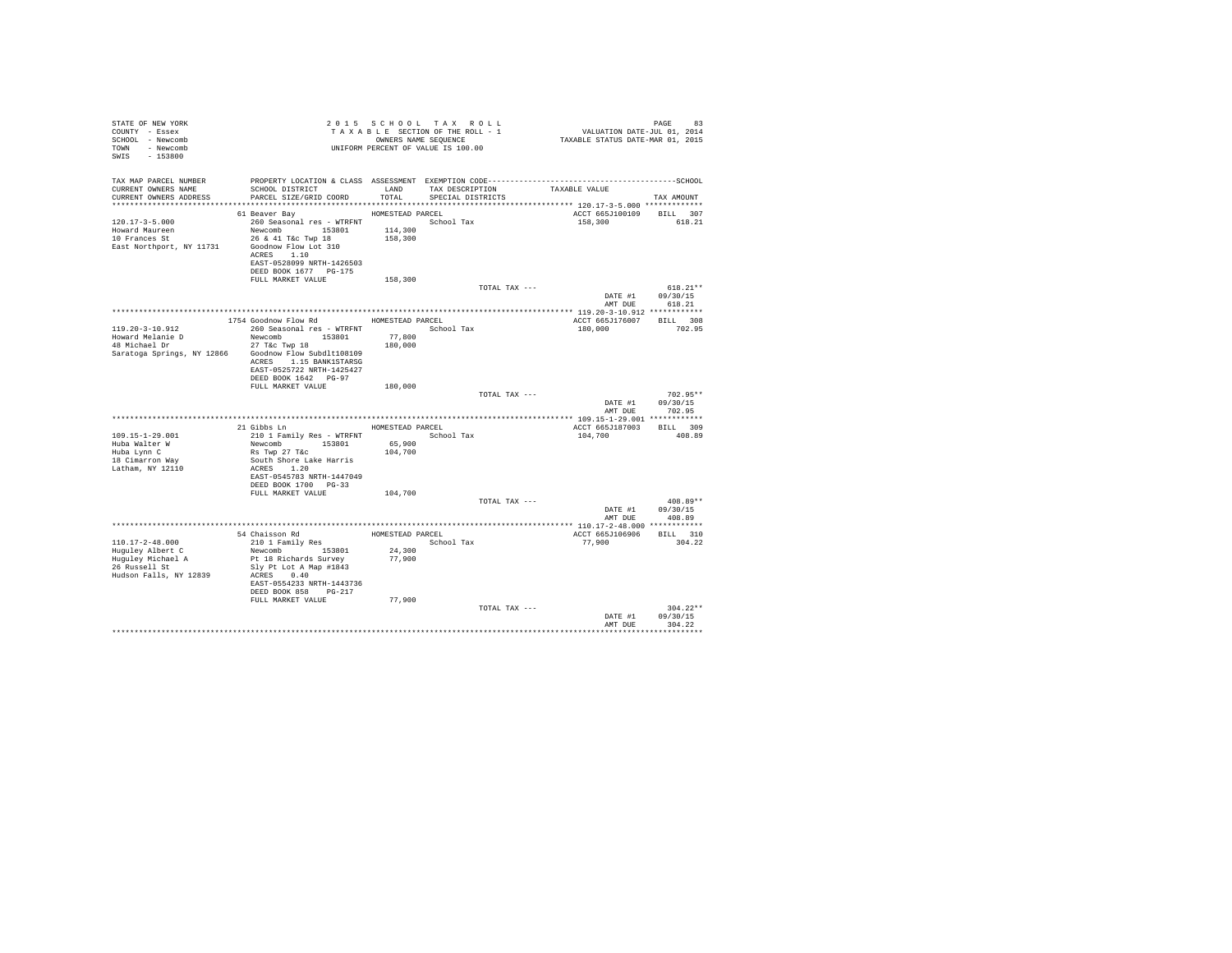STATE OF NEW YORK
COUNTY - Essex
SCHOOL - Newcomb
TOWN - Newcomb
SWIS - 153800

2015 SCHOOL TAX ROLL
TAXABLE SECTION OF THE ROLL - 1
OWNERS NAME SEQUENCE
UNIFORM PERCENT OF VALUE IS 100.00

VALUATION DATE-JUL 01, 2014
TAXABLE STATUS DATE-MAR 01, 2015

| TAX MAP PARCEL NUMBER / CURRENT OWNERS NAME / CURRENT OWNERS ADDRESS | PROPERTY LOCATION & CLASS / SCHOOL DISTRICT / PARCEL SIZE/GRID COORD | ASSESSMENT LAND / TOTAL | EXEMPTION CODE / TAX DESCRIPTION / SPECIAL DISTRICTS | TAXABLE VALUE | TAX AMOUNT |
|---|---|---|---|---|---|
| 120.17-3-5.000 | 61 Beaver Bay | HOMESTEAD PARCEL | | ACCT 665J100109 | BILL 307 |
| Howard Maureen | 260 Seasonal res - WTRFNT | | School Tax | 158,300 | 618.21 |
| 10 Frances St | Newcomb 153801 | 114,300 | | | |
| East Northport, NY 11731 | 26 & 41 T&c Twp 18 | 158,300 | | | |
| | Goodnow Flow Lot 310 | | | | |
| | ACRES 1.10 | | | | |
| | EAST-0528099 NRTH-1426503 | | | | |
| | DEED BOOK 1677 PG-175 | | | | |
| | FULL MARKET VALUE | 158,300 | | | |
| | | | TOTAL TAX --- | | 618.21** |
| | | | | DATE #1 | 09/30/15 |
| | | | | AMT DUE | 618.21 |
| 119.20-3-10.912 | 1754 Goodnow Flow Rd | HOMESTEAD PARCEL | | ACCT 665J176007 | BILL 308 |
| Howard Melanie D | 260 Seasonal res - WTRFNT | | School Tax | 180,000 | 702.95 |
| 48 Michael Dr | Newcomb 153801 | 77,800 | | | |
| Saratoga Springs, NY 12866 | 27 T&c Twp 18 | 180,000 | | | |
| | Goodnow Flow Subdlt108109 | | | | |
| | ACRES 1.15 BANK1STARSG | | | | |
| | EAST-0525722 NRTH-1425427 | | | | |
| | DEED BOOK 1642 PG-97 | | | | |
| | FULL MARKET VALUE | 180,000 | | | |
| | | | TOTAL TAX --- | | 702.95** |
| | | | | DATE #1 | 09/30/15 |
| | | | | AMT DUE | 702.95 |
| 109.15-1-29.001 | 21 Gibbs Ln | HOMESTEAD PARCEL | | ACCT 665J187003 | BILL 309 |
| Huba Walter W | 210 1 Family Res - WTRFNT | | School Tax | 104,700 | 408.89 |
| Huba Lynn C | Newcomb 153801 | 65,900 | | | |
| 18 Cimarron Way | Rs Twp 27 T&c | 104,700 | | | |
| Latham, NY 12110 | South Shore Lake Harris | | | | |
| | ACRES 1.20 | | | | |
| | EAST-0545783 NRTH-1447049 | | | | |
| | DEED BOOK 1700 PG-33 | | | | |
| | FULL MARKET VALUE | 104,700 | | | |
| | | | TOTAL TAX --- | | 408.89** |
| | | | | DATE #1 | 09/30/15 |
| | | | | AMT DUE | 408.89 |
| 110.17-2-48.000 | 54 Chaisson Rd | HOMESTEAD PARCEL | | ACCT 665J106906 | BILL 310 |
| Huguley Albert C | 210 1 Family Res | | School Tax | 77,900 | 304.22 |
| Huguley Michael A | Newcomb 153801 | 24,300 | | | |
| 26 Russell St | Pt 18 Richards Survey | 77,900 | | | |
| Hudson Falls, NY 12839 | Sly Pt Lot A Map #1843 | | | | |
| | ACRES 0.40 | | | | |
| | EAST-0554233 NRTH-1443736 | | | | |
| | DEED BOOK 858 PG-217 | | | | |
| | FULL MARKET VALUE | 77,900 | | | |
| | | | TOTAL TAX --- | | 304.22** |
| | | | | DATE #1 | 09/30/15 |
| | | | | AMT DUE | 304.22 |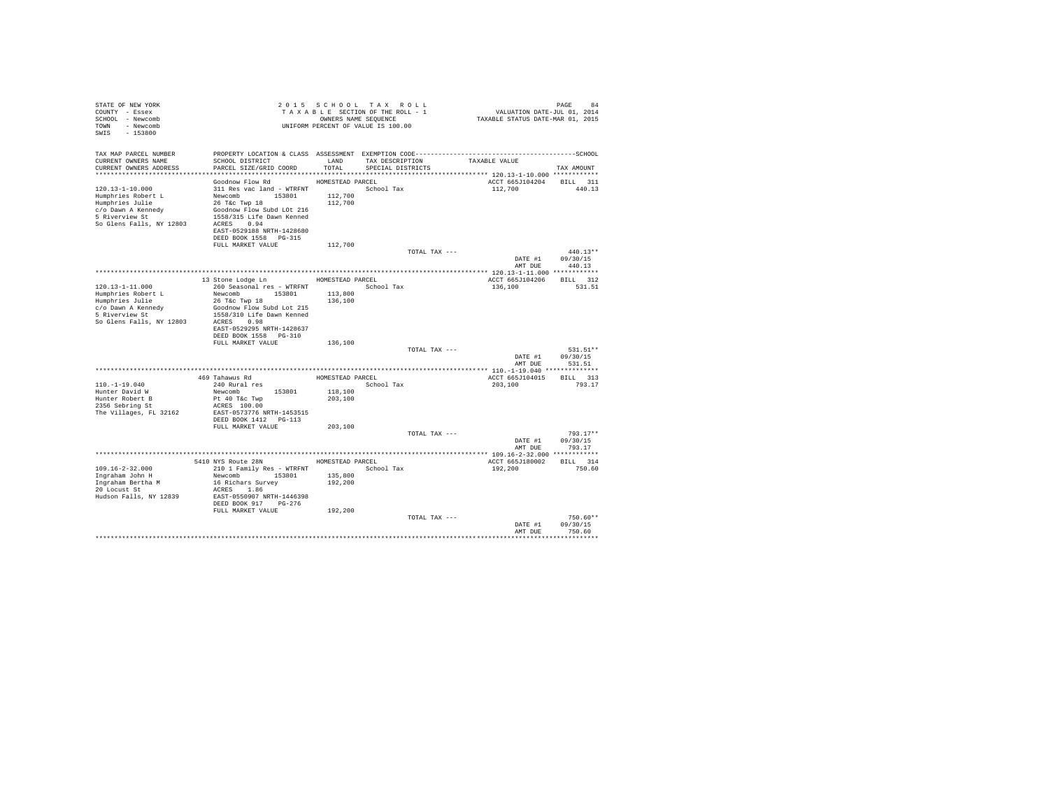```
STATE OF NEW YORK                    2 0 1 5   S C H O O L   T A X   R O L L                                    PAGE    84
COUNTY  - Essex                      T A X A B L E  SECTION OF THE ROLL - 1                   VALUATION DATE-JUL 01, 2014
SCHOOL  - Newcomb                           OWNERS NAME SEQUENCE                             TAXABLE STATUS DATE-MAR 01, 2015
TOWN    - Newcomb                      UNIFORM PERCENT OF VALUE IS 100.00
SWIS    - 153800

TAX MAP PARCEL NUMBER         PROPERTY LOCATION & CLASS  ASSESSMENT  EXEMPTION CODE------------------------------------------------SCHOOL
CURRENT OWNERS NAME           SCHOOL DISTRICT              LAND      TAX DESCRIPTION           TAXABLE VALUE
CURRENT OWNERS ADDRESS        PARCEL SIZE/GRID COORD       TOTAL     SPECIAL DISTRICTS                                   TAX AMOUNT
*********************************************************************************************** 120.13-1-10.000 ************
                              Goodnow Flow Rd             HOMESTEAD PARCEL                          ACCT 665J104204     BILL  311
120.13-1-10.000               311 Res vac land - WTRFNT             School Tax                       112,700               440.13
Humphries Robert L            Newcomb          153801      112,700
Humphries Julie               26 T&c Twp 18                112,700
c/o Dawn A Kennedy            Goodnow Flow Subd LOt 216
5 Riverview St                1558/315 Life Dawn Kenned
So Glens Falls, NY 12803      ACRES     0.94
                              EAST-0529188 NRTH-1428680
                              DEED BOOK 1558   PG-315
                              FULL MARKET VALUE            112,700
                                                                        TOTAL TAX ---                                  440.13**
                                                                                                     DATE #1       09/30/15
                                                                                                     AMT DUE         440.13
*********************************************************************************************** 120.13-1-11.000 ************
                              13 Stone Lodge Ln           HOMESTEAD PARCEL                          ACCT 665J104206     BILL  312
120.13-1-11.000               260 Seasonal res - WTRFNT             School Tax                       136,100               531.51
Humphries Robert L            Newcomb          153801      113,800
Humphries Julie               26 T&c Twp 18                136,100
c/o Dawn A Kennedy            Goodnow Flow Subd Lot 215
5 Riverview St                1558/310 Life Dawn Kenned
So Glens Falls, NY 12803      ACRES     0.98
                              EAST-0529295 NRTH-1428637
                              DEED BOOK 1558   PG-310
                              FULL MARKET VALUE            136,100
                                                                        TOTAL TAX ---                                  531.51**
                                                                                                     DATE #1       09/30/15
                                                                                                     AMT DUE         531.51
*********************************************************************************************** 110.-1-19.040 **************
                              469 Tahawus Rd              HOMESTEAD PARCEL                          ACCT 665J104015     BILL  313
110.-1-19.040                 240 Rural res                         School Tax                       203,100               793.17
Hunter David W                Newcomb          153801      118,100
Hunter Robert B               Pt 40 T&c Twp                203,100
2356 Sebring St               ACRES   100.00
The Villages, FL 32162        EAST-0573776 NRTH-1453515
                              DEED BOOK 1412   PG-113
                              FULL MARKET VALUE            203,100
                                                                        TOTAL TAX ---                                  793.17**
                                                                                                     DATE #1       09/30/15
                                                                                                     AMT DUE         793.17
*********************************************************************************************** 109.16-2-32.000 ************
                              5410 NYS Route 28N          HOMESTEAD PARCEL                          ACCT 665J180002     BILL  314
109.16-2-32.000               210 1 Family Res - WTRFNT             School Tax                       192,200               750.60
Ingraham John H               Newcomb          153801      135,800
Ingraham Bertha M             16 Richars Survey            192,200
20 Locust St                  ACRES     1.86
Hudson Falls, NY 12839        EAST-0550907 NRTH-1446398
                              DEED BOOK 917    PG-276
                              FULL MARKET VALUE            192,200
                                                                        TOTAL TAX ---                                  750.60**
                                                                                                     DATE #1       09/30/15
                                                                                                     AMT DUE         750.60
****************************************************************************************************************************
```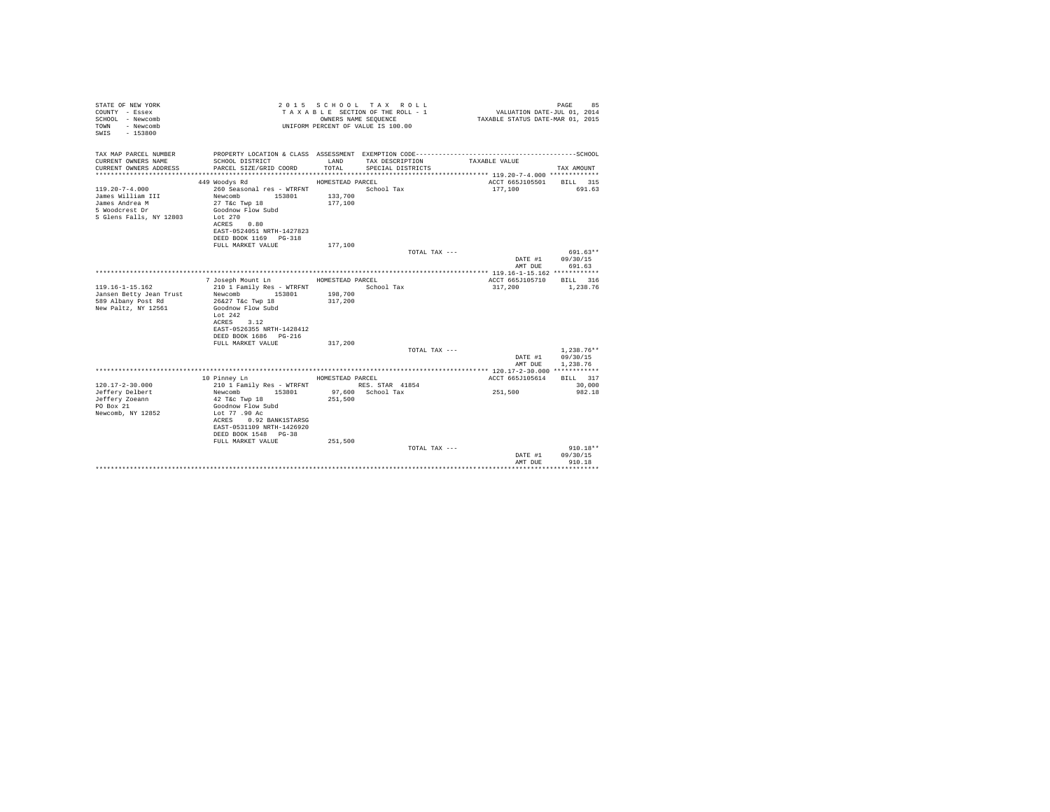STATE OF NEW YORK
COUNTY - Essex
SCHOOL - Newcomb
TOWN - Newcomb
SWIS - 153800

2 0 1 5 S C H O O L T A X R O L L
T A X A B L E SECTION OF THE ROLL - 1
OWNERS NAME SEQUENCE
UNIFORM PERCENT OF VALUE IS 100.00

VALUATION DATE-JUL 01, 2014
TAXABLE STATUS DATE-MAR 01, 2015

| TAX MAP PARCEL NUMBER / CURRENT OWNERS NAME / CURRENT OWNERS ADDRESS | PROPERTY LOCATION & CLASS / SCHOOL DISTRICT / PARCEL SIZE/GRID COORD | ASSESSMENT LAND / TOTAL | EXEMPTION CODE / TAX DESCRIPTION / SPECIAL DISTRICTS | TAXABLE VALUE | TAX AMOUNT |
|---|---|---|---|---|---|
| **119.20-7-4.000** | 449 Woodys Rd | HOMESTEAD PARCEL | | ACCT 665J105501 | BILL 315 |
| 119.20-7-4.000 | 260 Seasonal res - WTRFNT | | School Tax | 177,100 | 691.63 |
| James William III | Newcomb 153801 | 133,700 | | | |
| James Andrea M | 27 T&c Twp 18 | 177,100 | | | |
| 5 Woodcrest Dr | Goodnow Flow Subd | | | | |
| S Glens Falls, NY 12803 | Lot 270 | | | | |
| | ACRES 0.80 | | | | |
| | EAST-0524051 NRTH-1427823 | | | | |
| | DEED BOOK 1169 PG-318 | | | | |
| | FULL MARKET VALUE | 177,100 | | | |
| | | | TOTAL TAX --- | | 691.63** |
| | | | | DATE #1 | 09/30/15 |
| | | | | AMT DUE | 691.63 |
| **119.16-1-15.162** | 7 Joseph Mount Ln | HOMESTEAD PARCEL | | ACCT 665J105710 | BILL 316 |
| 119.16-1-15.162 | 210 1 Family Res - WTRFNT | | School Tax | 317,200 | 1,238.76 |
| Jansen Betty Jean Trust | Newcomb 153801 | 198,700 | | | |
| 589 Albany Post Rd | 26&27 T&c Twp 18 | 317,200 | | | |
| New Paltz, NY 12561 | Goodnow Flow Subd | | | | |
| | Lot 242 | | | | |
| | ACRES 3.12 | | | | |
| | EAST-0526355 NRTH-1428412 | | | | |
| | DEED BOOK 1686 PG-216 | | | | |
| | FULL MARKET VALUE | 317,200 | | | |
| | | | TOTAL TAX --- | | 1,238.76** |
| | | | | DATE #1 | 09/30/15 |
| | | | | AMT DUE | 1,238.76 |
| **120.17-2-30.000** | 10 Pinney Ln | HOMESTEAD PARCEL | | ACCT 665J105614 | BILL 317 |
| 120.17-2-30.000 | 210 1 Family Res - WTRFNT | | RES. STAR 41854 | | 30,000 |
| Jeffery Delbert | Newcomb 153801 | 97,600 | School Tax | 251,500 | 982.18 |
| Jeffery Zoeann | 42 T&c Twp 18 | 251,500 | | | |
| PO Box 21 | Goodnow Flow Subd | | | | |
| Newcomb, NY 12852 | Lot 77 .90 Ac | | | | |
| | ACRES 0.92 BANK1STARSG | | | | |
| | EAST-0531109 NRTH-1426920 | | | | |
| | DEED BOOK 1548 PG-38 | | | | |
| | FULL MARKET VALUE | 251,500 | | | |
| | | | TOTAL TAX --- | | 910.18** |
| | | | | DATE #1 | 09/30/15 |
| | | | | AMT DUE | 910.18 |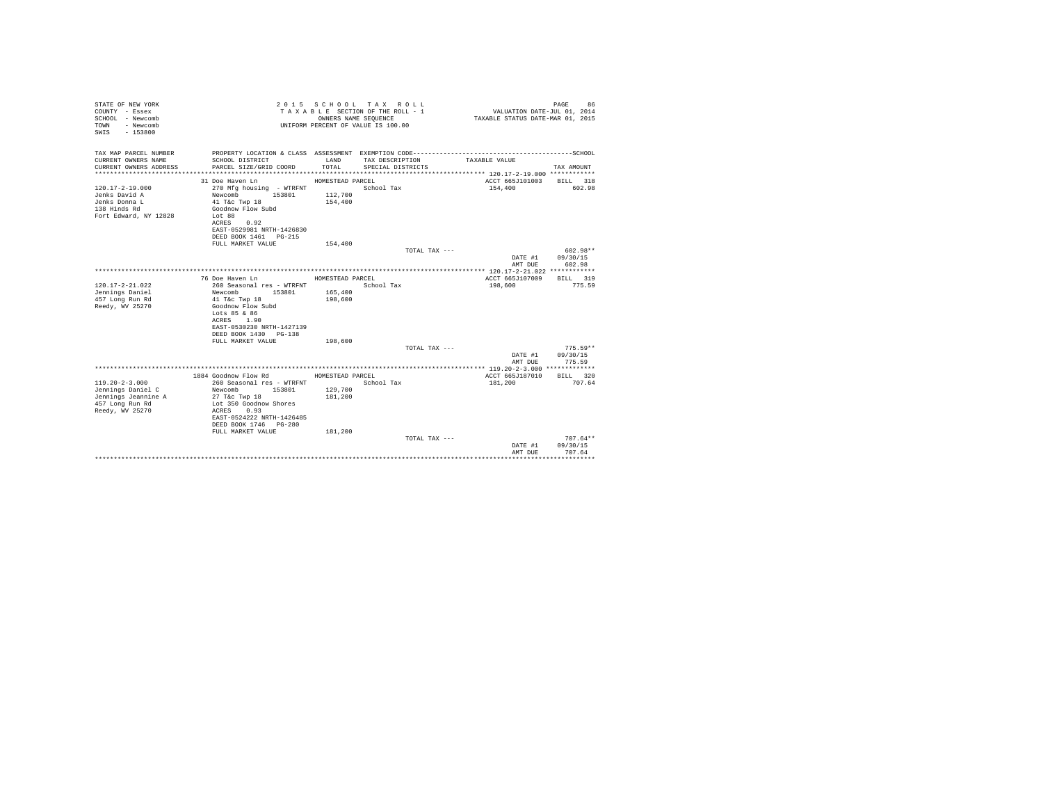STATE OF NEW YORK
COUNTY - Essex
SCHOOL - Newcomb
TOWN - Newcomb
SWIS - 153800

2 0 1 5 S C H O O L T A X R O L L
T A X A B L E SECTION OF THE ROLL - 1
OWNERS NAME SEQUENCE
UNIFORM PERCENT OF VALUE IS 100.00

VALUATION DATE-JUL 01, 2014
TAXABLE STATUS DATE-MAR 01, 2015

| TAX MAP PARCEL NUMBER<br>CURRENT OWNERS NAME<br>CURRENT OWNERS ADDRESS | PROPERTY LOCATION & CLASS<br>SCHOOL DISTRICT<br>PARCEL SIZE/GRID COORD | ASSESSMENT<br>LAND<br>TOTAL | EXEMPTION CODE<br>TAX DESCRIPTION<br>SPECIAL DISTRICTS | TAXABLE VALUE | SCHOOL<br>TAX AMOUNT |
|---|---|---|---|---|---|
| 120.17-2-19.000 | 31 Doe Haven Ln | HOMESTEAD PARCEL | | ACCT 665J101003 | BILL 318 |
| 120.17-2-19.000 | 270 Mfg housing - WTRFNT | | School Tax | 154,400 | 602.98 |
| Jenks David A | Newcomb 153801 | 112,700 | | | |
| Jenks Donna L | 41 T&c Twp 18 | 154,400 | | | |
| 138 Hinds Rd | Goodnow Flow Subd | | | | |
| Fort Edward, NY 12828 | Lot 88 | | | | |
| | ACRES 0.92 | | | | |
| | EAST-0529981 NRTH-1426830 | | | | |
| | DEED BOOK 1461 PG-215 | | | | |
| | FULL MARKET VALUE | 154,400 | | | |
| | | | TOTAL TAX --- | | 602.98** |
| | | | | DATE #1 | 09/30/15 |
| | | | | AMT DUE | 602.98 |
| 120.17-2-21.022 | 76 Doe Haven Ln | HOMESTEAD PARCEL | | ACCT 665J107009 | BILL 319 |
| 120.17-2-21.022 | 260 Seasonal res - WTRFNT | | School Tax | 198,600 | 775.59 |
| Jennings Daniel | Newcomb 153801 | 165,400 | | | |
| 457 Long Run Rd | 41 T&c Twp 18 | 198,600 | | | |
| Reedy, WV 25270 | Goodnow Flow Subd | | | | |
| | Lots 85 & 86 | | | | |
| | ACRES 1.90 | | | | |
| | EAST-0530230 NRTH-1427139 | | | | |
| | DEED BOOK 1430 PG-138 | | | | |
| | FULL MARKET VALUE | 198,600 | | | |
| | | | TOTAL TAX --- | | 775.59** |
| | | | | DATE #1 | 09/30/15 |
| | | | | AMT DUE | 775.59 |
| 119.20-2-3.000 | 1884 Goodnow Flow Rd | HOMESTEAD PARCEL | | ACCT 665J187010 | BILL 320 |
| 119.20-2-3.000 | 260 Seasonal res - WTRFNT | | School Tax | 181,200 | 707.64 |
| Jennings Daniel C | Newcomb 153801 | 129,700 | | | |
| Jennings Jeannine A | 27 T&c Twp 18 | 181,200 | | | |
| 457 Long Run Rd | Lot 350 Goodnow Shores | | | | |
| Reedy, WV 25270 | ACRES 0.93 | | | | |
| | EAST-0524222 NRTH-1426485 | | | | |
| | DEED BOOK 1746 PG-280 | | | | |
| | FULL MARKET VALUE | 181,200 | | | |
| | | | TOTAL TAX --- | | 707.64** |
| | | | | DATE #1 | 09/30/15 |
| | | | | AMT DUE | 707.64 |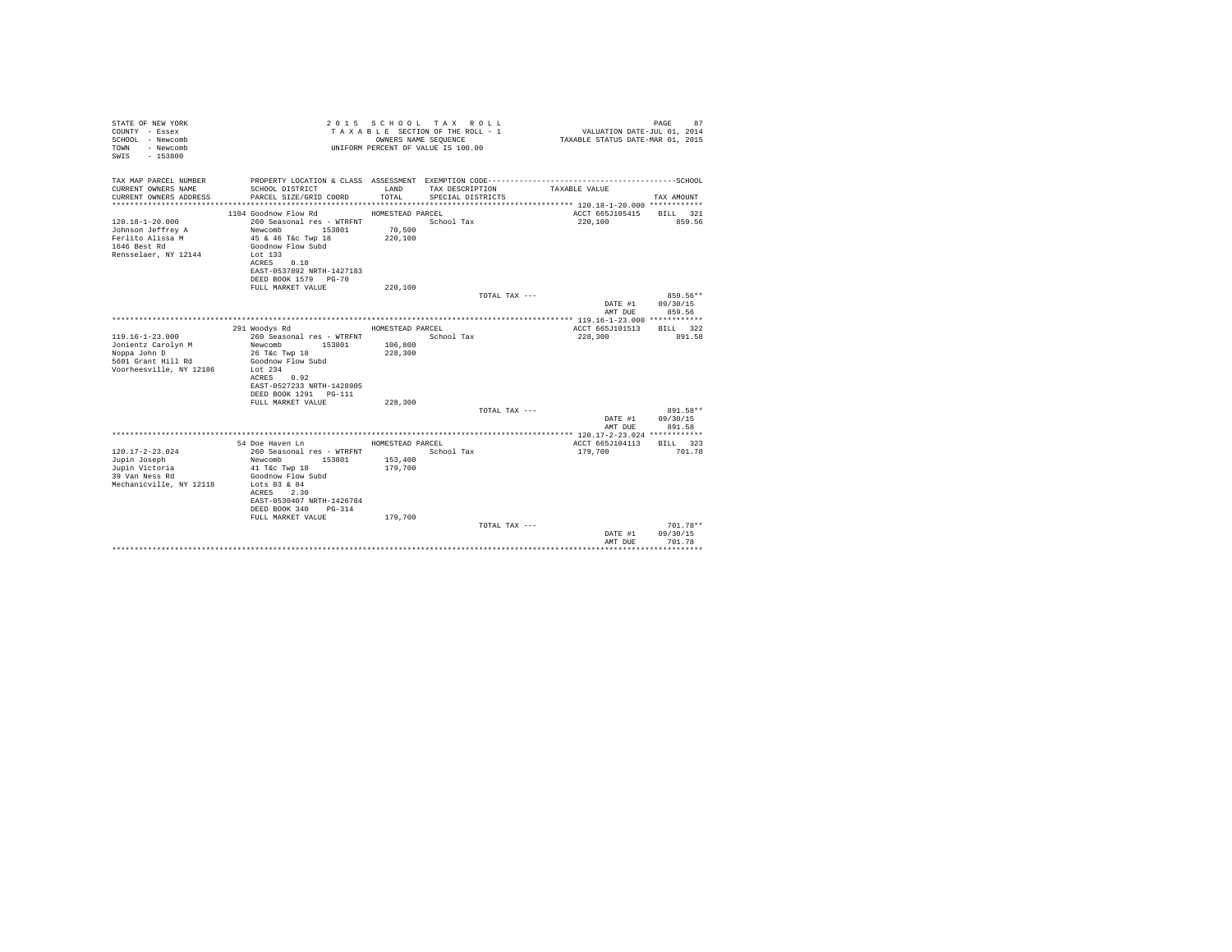STATE OF NEW YORK
COUNTY - Essex
SCHOOL - Newcomb
TOWN - Newcomb
SWIS - 153800

2 0 1 5 S C H O O L T A X R O L L
T A X A B L E SECTION OF THE ROLL - 1
OWNERS NAME SEQUENCE
UNIFORM PERCENT OF VALUE IS 100.00

VALUATION DATE-JUL 01, 2014
TAXABLE STATUS DATE-MAR 01, 2015

| TAX MAP PARCEL NUMBER / CURRENT OWNERS NAME / CURRENT OWNERS ADDRESS | PROPERTY LOCATION & CLASS / SCHOOL DISTRICT / PARCEL SIZE/GRID COORD | ASSESSMENT LAND / TOTAL | EXEMPTION CODE / TAX DESCRIPTION / SPECIAL DISTRICTS | TAXABLE VALUE | TAX AMOUNT |
|---|---|---|---|---|---|
| **120.18-1-20.000** | 1104 Goodnow Flow Rd | HOMESTEAD PARCEL | | ACCT 665J105415 | BILL 321 |
| 120.18-1-20.000 | 260 Seasonal res - WTRFNT | | School Tax | 220,100 | 859.56 |
| Johnson Jeffrey A | Newcomb 153801 | 70,500 | | | |
| Ferlito Alissa M | 45 & 46 T&c Twp 18 | 220,100 | | | |
| 1646 Best Rd | Goodnow Flow Subd | | | | |
| Rensselaer, NY 12144 | Lot 133 | | | | |
| | ACRES 0.18 | | | | |
| | EAST-0537892 NRTH-1427183 | | | | |
| | DEED BOOK 1579 PG-70 | | | | |
| | FULL MARKET VALUE | 220,100 | | | |
| | | | TOTAL TAX --- | | 859.56** |
| | | | | DATE #1 | 09/30/15 |
| | | | | AMT DUE | 859.56 |
| **119.16-1-23.000** | 291 Woodys Rd | HOMESTEAD PARCEL | | ACCT 665J101513 | BILL 322 |
| 119.16-1-23.000 | 260 Seasonal res - WTRFNT | | School Tax | 228,300 | 891.58 |
| Jonientz Carolyn M | Newcomb 153801 | 106,800 | | | |
| Noppa John D | 26 T&c Twp 18 | 228,300 | | | |
| 5601 Grant Hill Rd | Goodnow Flow Subd | | | | |
| Voorheesville, NY 12186 | Lot 234 | | | | |
| | ACRES 0.92 | | | | |
| | EAST-0527233 NRTH-1428905 | | | | |
| | DEED BOOK 1291 PG-111 | | | | |
| | FULL MARKET VALUE | 228,300 | | | |
| | | | TOTAL TAX --- | | 891.58** |
| | | | | DATE #1 | 09/30/15 |
| | | | | AMT DUE | 891.58 |
| **120.17-2-23.024** | 54 Doe Haven Ln | HOMESTEAD PARCEL | | ACCT 665J104113 | BILL 323 |
| 120.17-2-23.024 | 260 Seasonal res - WTRFNT | | School Tax | 179,700 | 701.78 |
| Jupin Joseph | Newcomb 153801 | 153,400 | | | |
| Jupin Victoria | 41 T&c Twp 18 | 179,700 | | | |
| 39 Van Ness Rd | Goodnow Flow Subd | | | | |
| Mechanicville, NY 12118 | Lots 83 & 84 | | | | |
| | ACRES 2.30 | | | | |
| | EAST-0530407 NRTH-1426784 | | | | |
| | DEED BOOK 340 PG-314 | | | | |
| | FULL MARKET VALUE | 179,700 | | | |
| | | | TOTAL TAX --- | | 701.78** |
| | | | | DATE #1 | 09/30/15 |
| | | | | AMT DUE | 701.78 |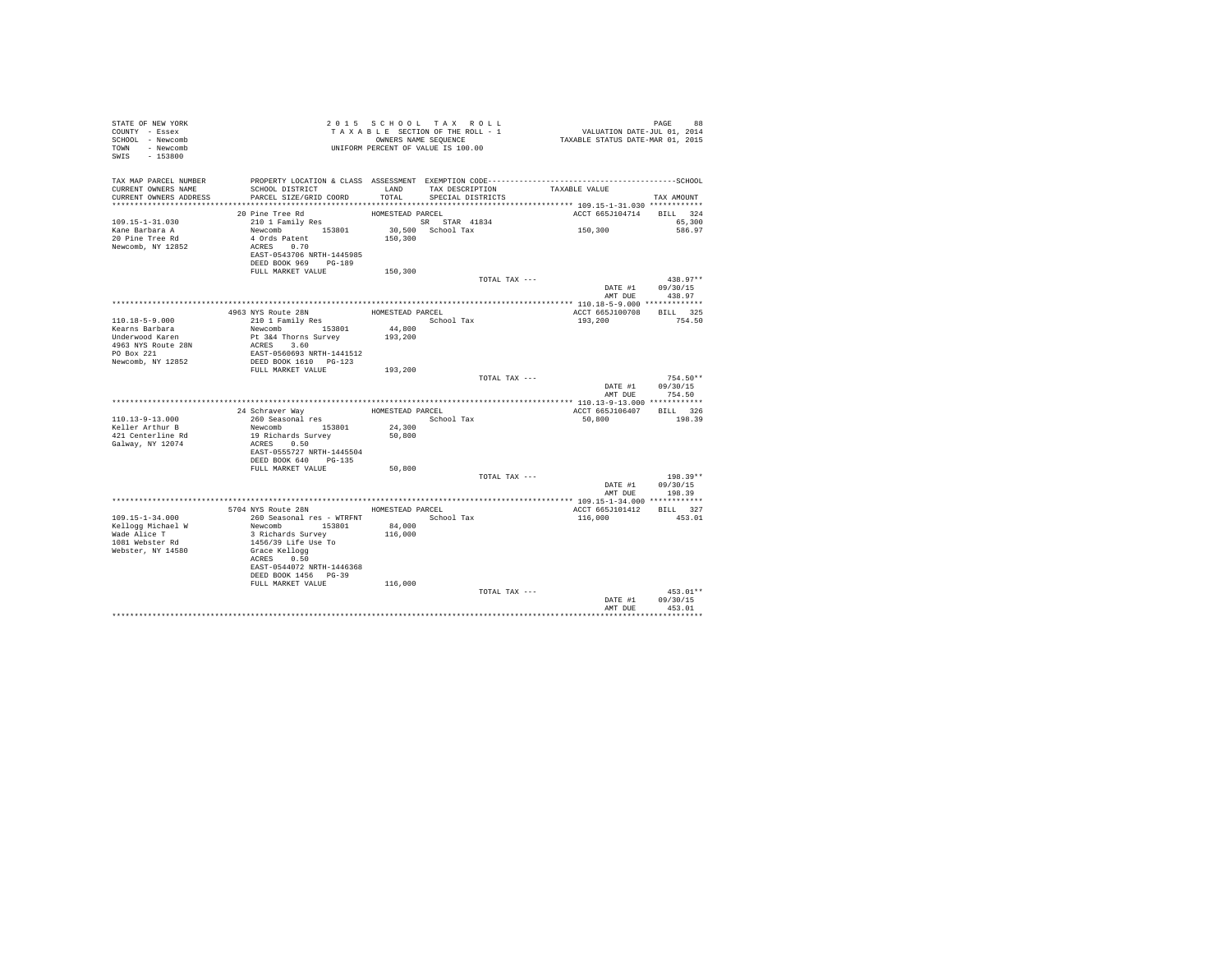STATE OF NEW YORK
COUNTY - Essex
SCHOOL - Newcomb
TOWN - Newcomb
SWIS - 153800

2 0 1 5 S C H O O L T A X R O L L
T A X A B L E SECTION OF THE ROLL - 1
OWNERS NAME SEQUENCE
UNIFORM PERCENT OF VALUE IS 100.00

VALUATION DATE-JUL 01, 2014
TAXABLE STATUS DATE-MAR 01, 2015

| TAX MAP PARCEL NUMBER / CURRENT OWNERS NAME / CURRENT OWNERS ADDRESS | PROPERTY LOCATION & CLASS / SCHOOL DISTRICT / PARCEL SIZE/GRID COORD | ASSESSMENT LAND / TOTAL | EXEMPTION CODE / TAX DESCRIPTION / SPECIAL DISTRICTS | TAXABLE VALUE | TAX AMOUNT |
|---|---|---|---|---|---|
| 109.15-1-31.030 | 20 Pine Tree Rd | HOMESTEAD PARCEL | | ACCT 665J104714 | BILL 324 |
| Kane Barbara A | 210 1 Family Res | | SR STAR 41834 | | 65,300 |
| 20 Pine Tree Rd | Newcomb 153801 | 30,500 | School Tax | 150,300 | 586.97 |
| Newcomb, NY 12852 | 4 Ords Patent | 150,300 | | | |
| | ACRES 0.70 | | | | |
| | EAST-0543706 NRTH-1445985 | | | | |
| | DEED BOOK 969 PG-189 | | | | |
| | FULL MARKET VALUE | 150,300 | | | |
| | | | TOTAL TAX --- | | 438.97** |
| | | | | DATE #1 | 09/30/15 |
| | | | | AMT DUE | 438.97 |
| 110.18-5-9.000 | 4963 NYS Route 28N | HOMESTEAD PARCEL | | ACCT 665J100708 | BILL 325 |
| Kearns Barbara | 210 1 Family Res | | School Tax | 193,200 | 754.50 |
| Underwood Karen | Newcomb 153801 | 44,800 | | | |
| 4963 NYS Route 28N | Pt 3&4 Thorns Survey | 193,200 | | | |
| PO Box 221 | ACRES 3.60 | | | | |
| Newcomb, NY 12852 | EAST-0560693 NRTH-1441512 | | | | |
| | DEED BOOK 1610 PG-123 | | | | |
| | FULL MARKET VALUE | 193,200 | | | |
| | | | TOTAL TAX --- | | 754.50** |
| | | | | DATE #1 | 09/30/15 |
| | | | | AMT DUE | 754.50 |
| 110.13-9-13.000 | 24 Schraver Way | HOMESTEAD PARCEL | | ACCT 665J106407 | BILL 326 |
| Keller Arthur B | 260 Seasonal res | | School Tax | 50,800 | 198.39 |
| 421 Centerline Rd | Newcomb 153801 | 24,300 | | | |
| Galway, NY 12074 | 19 Richards Survey | 50,800 | | | |
| | ACRES 0.50 | | | | |
| | EAST-0555727 NRTH-1445504 | | | | |
| | DEED BOOK 640 PG-135 | | | | |
| | FULL MARKET VALUE | 50,800 | | | |
| | | | TOTAL TAX --- | | 198.39** |
| | | | | DATE #1 | 09/30/15 |
| | | | | AMT DUE | 198.39 |
| 109.15-1-34.000 | 5704 NYS Route 28N | HOMESTEAD PARCEL | | ACCT 665J101412 | BILL 327 |
| Kellogg Michael W | 260 Seasonal res - WTRFNT | | School Tax | 116,000 | 453.01 |
| Wade Alice T | Newcomb 153801 | 84,000 | | | |
| 1081 Webster Rd | 3 Richards Survey | 116,000 | | | |
| Webster, NY 14580 | 1456/39 Life Use To | | | | |
| | Grace Kellogg | | | | |
| | ACRES 0.50 | | | | |
| | EAST-0544072 NRTH-1446368 | | | | |
| | DEED BOOK 1456 PG-39 | | | | |
| | FULL MARKET VALUE | 116,000 | | | |
| | | | TOTAL TAX --- | | 453.01** |
| | | | | DATE #1 | 09/30/15 |
| | | | | AMT DUE | 453.01 |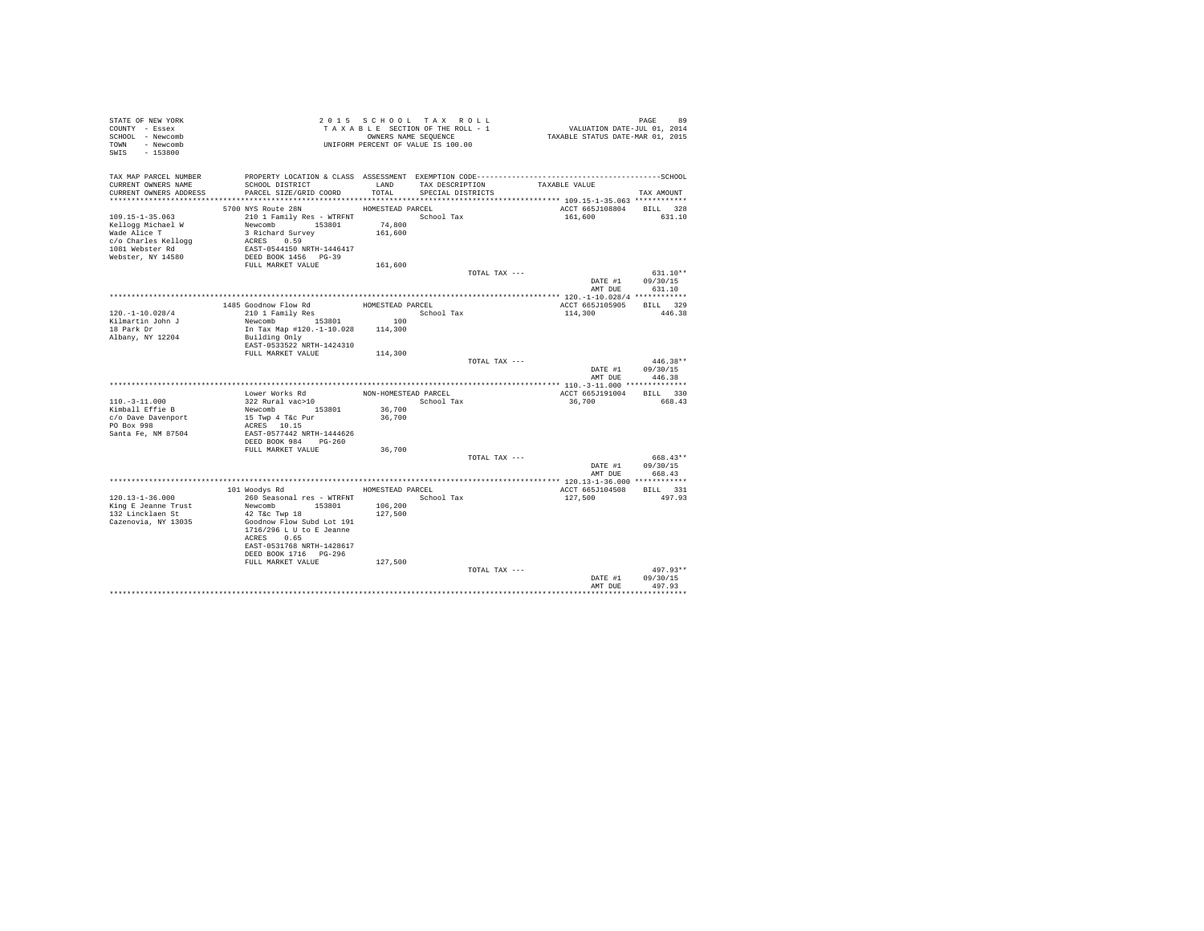STATE OF NEW YORK
COUNTY - Essex
SCHOOL - Newcomb
TOWN - Newcomb
SWIS - 153800

2 0 1 5 S C H O O L T A X R O L L
T A X A B L E SECTION OF THE ROLL - 1
OWNERS NAME SEQUENCE
UNIFORM PERCENT OF VALUE IS 100.00

VALUATION DATE-JUL 01, 2014
TAXABLE STATUS DATE-MAR 01, 2015

| TAX MAP PARCEL NUMBER / CURRENT OWNERS NAME / CURRENT OWNERS ADDRESS | PROPERTY LOCATION & CLASS / SCHOOL DISTRICT / PARCEL SIZE/GRID COORD | ASSESSMENT LAND / TOTAL | EXEMPTION CODE / TAX DESCRIPTION / SPECIAL DISTRICTS | TAXABLE VALUE | SCHOOL TAX AMOUNT |
|---|---|---|---|---|---|
| **109.15-1-35.063** | 5700 NYS Route 28N | HOMESTEAD PARCEL | | ACCT 665J108804 | BILL 328 |
| 109.15-1-35.063 | 210 1 Family Res - WTRFNT | | School Tax | 161,600 | 631.10 |
| Kellogg Michael W | Newcomb 153801 | 74,800 | | | |
| Wade Alice T | 3 Richard Survey | 161,600 | | | |
| c/o Charles Kellogg | ACRES 0.59 | | | | |
| 1081 Webster Rd | EAST-0544150 NRTH-1446417 | | | | |
| Webster, NY 14580 | DEED BOOK 1456 PG-39 | | | | |
| | FULL MARKET VALUE | 161,600 | | | |
| | | | TOTAL TAX --- | | 631.10** |
| | | | | DATE #1 | 09/30/15 |
| | | | | AMT DUE | 631.10 |
| **120.-1-10.028/4** | 1485 Goodnow Flow Rd | HOMESTEAD PARCEL | | ACCT 665J105905 | BILL 329 |
| 120.-1-10.028/4 | 210 1 Family Res | | School Tax | 114,300 | 446.38 |
| Kilmartin John J | Newcomb 153801 | 100 | | | |
| 18 Park Dr | In Tax Map #120.-1-10.028 | 114,300 | | | |
| Albany, NY 12204 | Building Only | | | | |
| | EAST-0533522 NRTH-1424310 | | | | |
| | FULL MARKET VALUE | 114,300 | | | |
| | | | TOTAL TAX --- | | 446.38** |
| | | | | DATE #1 | 09/30/15 |
| | | | | AMT DUE | 446.38 |
| **110.-3-11.000** | Lower Works Rd | NON-HOMESTEAD PARCEL | | ACCT 665J191004 | BILL 330 |
| 110.-3-11.000 | 322 Rural vac>10 | | School Tax | 36,700 | 668.43 |
| Kimball Effie B | Newcomb 153801 | 36,700 | | | |
| c/o Dave Davenport | 15 Twp 4 T&c Pur | 36,700 | | | |
| PO Box 998 | ACRES 10.15 | | | | |
| Santa Fe, NM 87504 | EAST-0577442 NRTH-1444626 | | | | |
| | DEED BOOK 984 PG-260 | | | | |
| | FULL MARKET VALUE | 36,700 | | | |
| | | | TOTAL TAX --- | | 668.43** |
| | | | | DATE #1 | 09/30/15 |
| | | | | AMT DUE | 668.43 |
| **120.13-1-36.000** | 101 Woodys Rd | HOMESTEAD PARCEL | | ACCT 665J104508 | BILL 331 |
| 120.13-1-36.000 | 260 Seasonal res - WTRFNT | | School Tax | 127,500 | 497.93 |
| King E Jeanne Trust | Newcomb 153801 | 106,200 | | | |
| 132 Lincklaen St | 42 T&c Twp 18 | 127,500 | | | |
| Cazenovia, NY 13035 | Goodnow Flow Subd Lot 191 | | | | |
| | 1716/296 L U to E Jeanne | | | | |
| | ACRES 0.65 | | | | |
| | EAST-0531768 NRTH-1428617 | | | | |
| | DEED BOOK 1716 PG-296 | | | | |
| | FULL MARKET VALUE | 127,500 | | | |
| | | | TOTAL TAX --- | | 497.93** |
| | | | | DATE #1 | 09/30/15 |
| | | | | AMT DUE | 497.93 |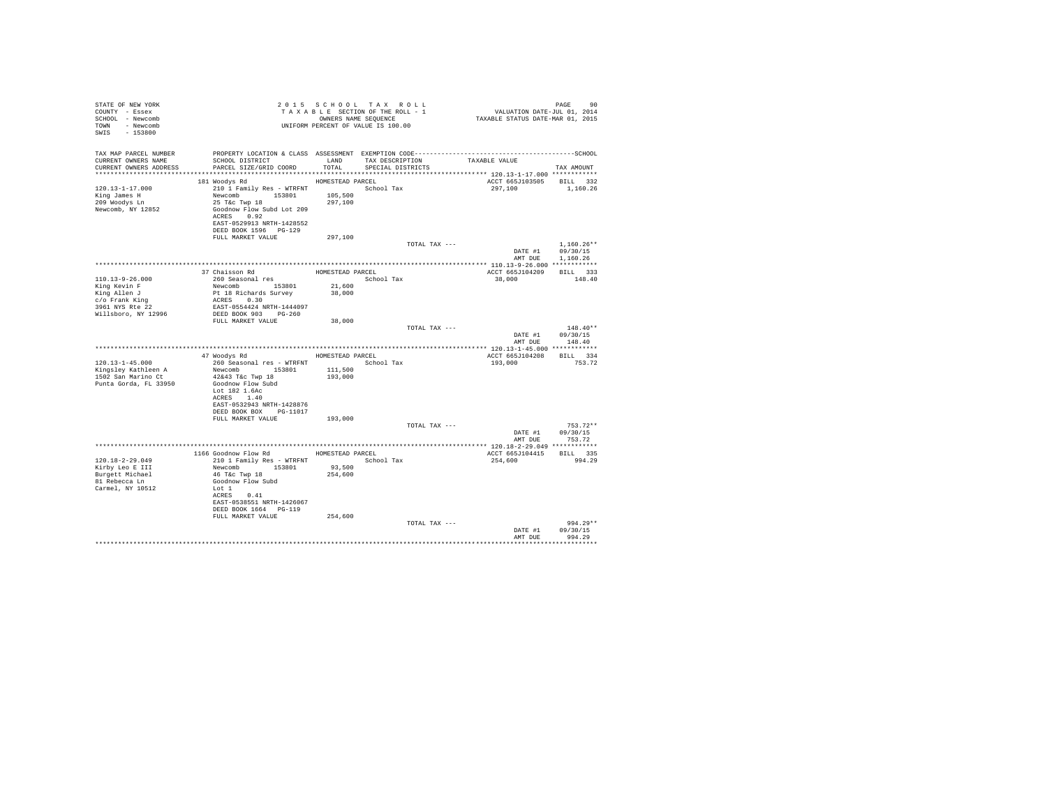STATE OF NEW YORK
COUNTY - Essex
SCHOOL - Newcomb
TOWN - Newcomb
SWIS - 153800

2 0 1 5 S C H O O L T A X R O L L
T A X A B L E SECTION OF THE ROLL - 1
OWNERS NAME SEQUENCE
UNIFORM PERCENT OF VALUE IS 100.00

VALUATION DATE-JUL 01, 2014
TAXABLE STATUS DATE-MAR 01, 2015

| TAX MAP PARCEL NUMBER / CURRENT OWNERS NAME / CURRENT OWNERS ADDRESS | PROPERTY LOCATION & CLASS / SCHOOL DISTRICT / PARCEL SIZE/GRID COORD | ASSESSMENT LAND / TOTAL | EXEMPTION CODE / TAX DESCRIPTION / SPECIAL DISTRICTS | TAXABLE VALUE | TAX AMOUNT |
|---|---|---|---|---|---|
| 120.13-1-17.000 | 181 Woodys Rd | HOMESTEAD PARCEL | | ACCT 665J103505 | BILL 332 |
| King James H | 210 1 Family Res - WTRFNT | | School Tax | 297,100 | 1,160.26 |
| 209 Woodys Ln | Newcomb 153801 | 105,500 | | | |
| Newcomb, NY 12852 | 25 T&c Twp 18 | 297,100 | | | |
| | Goodnow Flow Subd Lot 209 | | | | |
| | ACRES 0.92 | | | | |
| | EAST-0529913 NRTH-1428552 | | | | |
| | DEED BOOK 1596 PG-129 | | | | |
| | FULL MARKET VALUE | 297,100 | | | |
| | | | TOTAL TAX --- | | 1,160.26** |
| | | | | DATE #1 | 09/30/15 |
| | | | | AMT DUE | 1,160.26 |
| 110.13-9-26.000 | 37 Chaisson Rd | HOMESTEAD PARCEL | | ACCT 665J104209 | BILL 333 |
| King Kevin F | 260 Seasonal res | | School Tax | 38,000 | 148.40 |
| King Allen J | Newcomb 153801 | 21,600 | | | |
| c/o Frank King | Pt 18 Richards Survey | 38,000 | | | |
| 3961 NYS Rte 22 | ACRES 0.30 | | | | |
| Willsboro, NY 12996 | EAST-0554424 NRTH-1444097 | | | | |
| | DEED BOOK 903 PG-260 | | | | |
| | FULL MARKET VALUE | 38,000 | | | |
| | | | TOTAL TAX --- | | 148.40** |
| | | | | DATE #1 | 09/30/15 |
| | | | | AMT DUE | 148.40 |
| 120.13-1-45.000 | 47 Woodys Rd | HOMESTEAD PARCEL | | ACCT 665J104208 | BILL 334 |
| Kingsley Kathleen A | 260 Seasonal res - WTRFNT | | School Tax | 193,000 | 753.72 |
| 1502 San Marino Ct | Newcomb 153801 | 111,500 | | | |
| Punta Gorda, FL 33950 | 42&43 T&c Twp 18 | 193,000 | | | |
| | Goodnow Flow Subd | | | | |
| | Lot 182 1.6Ac | | | | |
| | ACRES 1.40 | | | | |
| | EAST-0532943 NRTH-1428876 | | | | |
| | DEED BOOK BOX PG-11017 | | | | |
| | FULL MARKET VALUE | 193,000 | | | |
| | | | TOTAL TAX --- | | 753.72** |
| | | | | DATE #1 | 09/30/15 |
| | | | | AMT DUE | 753.72 |
| 120.18-2-29.049 | 1166 Goodnow Flow Rd | HOMESTEAD PARCEL | | ACCT 665J104415 | BILL 335 |
| Kirby Leo E III | 210 1 Family Res - WTRFNT | | School Tax | 254,600 | 994.29 |
| Burgett Michael | Newcomb 153801 | 93,500 | | | |
| 81 Rebecca Ln | 46 T&c Twp 18 | 254,600 | | | |
| Carmel, NY 10512 | Goodnow Flow Subd | | | | |
| | Lot 1 | | | | |
| | ACRES 0.41 | | | | |
| | EAST-0538551 NRTH-1426067 | | | | |
| | DEED BOOK 1664 PG-119 | | | | |
| | FULL MARKET VALUE | 254,600 | | | |
| | | | TOTAL TAX --- | | 994.29** |
| | | | | DATE #1 | 09/30/15 |
| | | | | AMT DUE | 994.29 |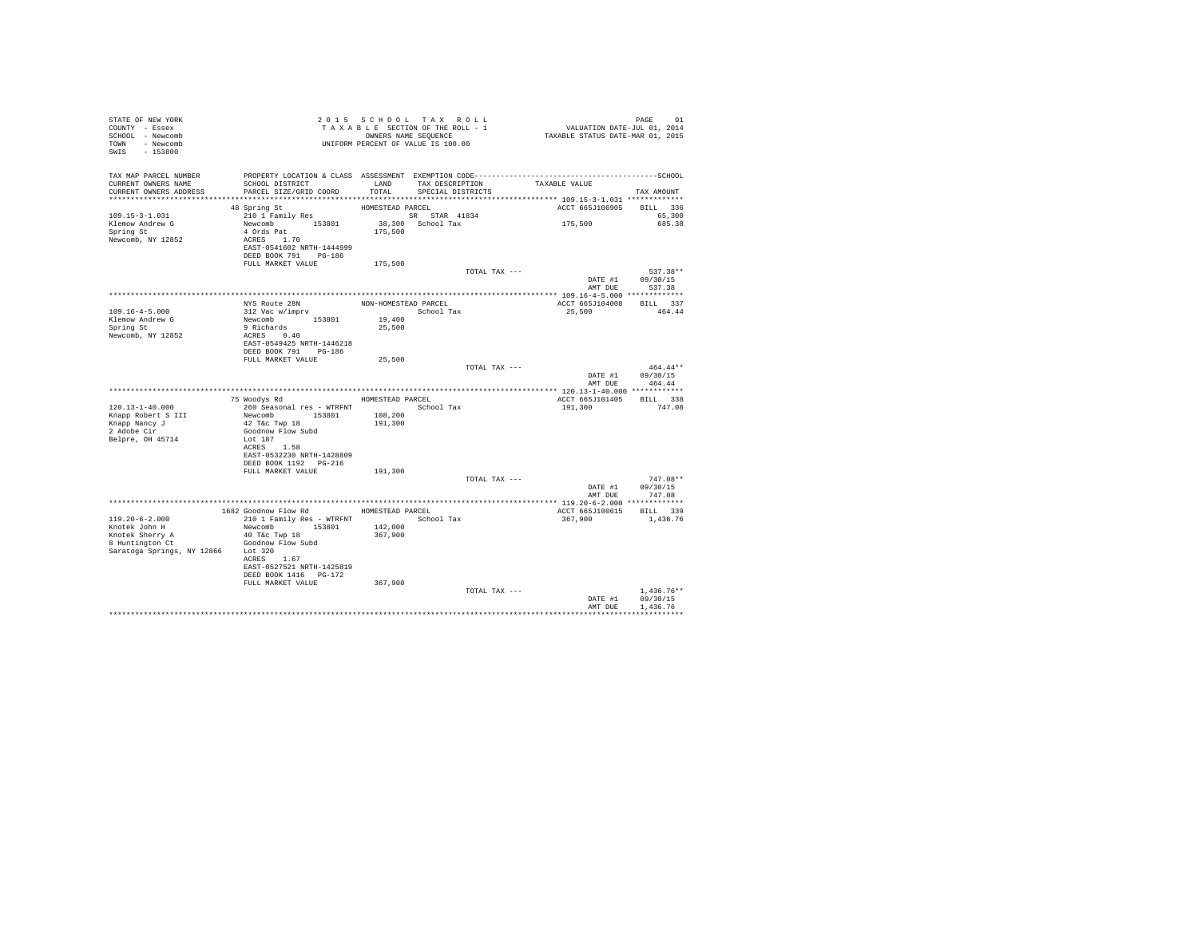STATE OF NEW YORK
COUNTY - Essex
SCHOOL - Newcomb
TOWN - Newcomb
SWIS - 153800

2 0 1 5 S C H O O L T A X R O L L
T A X A B L E SECTION OF THE ROLL - 1
OWNERS NAME SEQUENCE
UNIFORM PERCENT OF VALUE IS 100.00

VALUATION DATE-JUL 01, 2014
TAXABLE STATUS DATE-MAR 01, 2015

| TAX MAP PARCEL NUMBER / CURRENT OWNERS NAME / CURRENT OWNERS ADDRESS | PROPERTY LOCATION & CLASS / SCHOOL DISTRICT / PARCEL SIZE/GRID COORD | ASSESSMENT LAND / TOTAL | EXEMPTION CODE / TAX DESCRIPTION / SPECIAL DISTRICTS | TAXABLE VALUE | SCHOOL TAX AMOUNT |
|---|---|---|---|---|---|
| 109.15-3-1.031 | 48 Spring St | HOMESTEAD PARCEL | | ACCT 665J106905 | BILL 336 |
| Klemow Andrew G | 210 1 Family Res | | SR STAR 41834 | | 65,300 |
| Spring St | Newcomb 153801 | 38,300 | School Tax | 175,500 | 685.38 |
| Newcomb, NY 12852 | 4 Ords Pat | 175,500 | | | |
| | ACRES 1.70 | | | | |
| | EAST-0541602 NRTH-1444999 | | | | |
| | DEED BOOK 791 PG-186 | | | | |
| | FULL MARKET VALUE | 175,500 | | | |
| | | | TOTAL TAX --- | | 537.38** |
| | | | | DATE #1 | 09/30/15 |
| | | | | AMT DUE | 537.38 |
| 109.16-4-5.000 | NYS Route 28N | NON-HOMESTEAD PARCEL | | ACCT 665J104008 | BILL 337 |
| Klemow Andrew G | 312 Vac w/imprv | | School Tax | 25,500 | 464.44 |
| Spring St | Newcomb 153801 | 19,400 | | | |
| Newcomb, NY 12852 | 9 Richards | 25,500 | | | |
| | ACRES 0.40 | | | | |
| | EAST-0549425 NRTH-1446218 | | | | |
| | DEED BOOK 791 PG-186 | | | | |
| | FULL MARKET VALUE | 25,500 | | | |
| | | | TOTAL TAX --- | | 464.44** |
| | | | | DATE #1 | 09/30/15 |
| | | | | AMT DUE | 464.44 |
| 120.13-1-40.000 | 75 Woodys Rd | HOMESTEAD PARCEL | | ACCT 665J101405 | BILL 338 |
| Knapp Robert S III | 260 Seasonal res - WTRFNT | | School Tax | 191,300 | 747.08 |
| Knapp Nancy J | Newcomb 153801 | 108,200 | | | |
| 2 Adobe Cir | 42 T&c Twp 18 | 191,300 | | | |
| Belpre, OH 45714 | Goodnow Flow Subd | | | | |
| | Lot 187 | | | | |
| | ACRES 1.58 | | | | |
| | EAST-0532230 NRTH-1428809 | | | | |
| | DEED BOOK 1192 PG-216 | | | | |
| | FULL MARKET VALUE | 191,300 | | | |
| | | | TOTAL TAX --- | | 747.08** |
| | | | | DATE #1 | 09/30/15 |
| | | | | AMT DUE | 747.08 |
| 119.20-6-2.000 | 1682 Goodnow Flow Rd | HOMESTEAD PARCEL | | ACCT 665J100615 | BILL 339 |
| Knotek John H | 210 1 Family Res - WTRFNT | | School Tax | 367,900 | 1,436.76 |
| Knotek Sherry A | Newcomb 153801 | 142,000 | | | |
| 8 Huntington Ct | 40 T&c Twp 18 | 367,900 | | | |
| Saratoga Springs, NY 12866 | Goodnow Flow Subd | | | | |
| | Lot 320 | | | | |
| | ACRES 1.67 | | | | |
| | EAST-0527521 NRTH-1425819 | | | | |
| | DEED BOOK 1416 PG-172 | | | | |
| | FULL MARKET VALUE | 367,900 | | | |
| | | | TOTAL TAX --- | | 1,436.76** |
| | | | | DATE #1 | 09/30/15 |
| | | | | AMT DUE | 1,436.76 |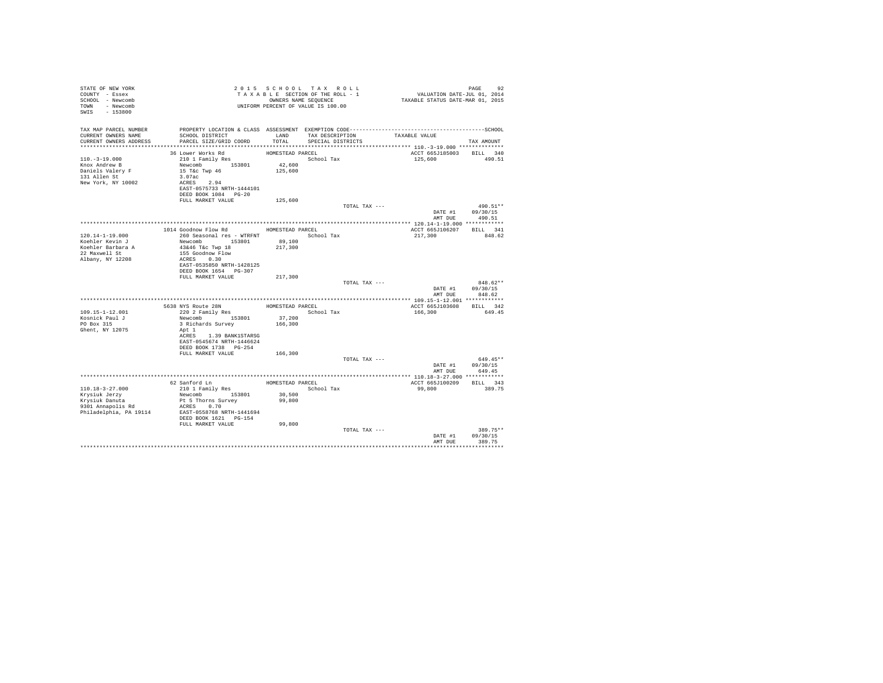STATE OF NEW YORK
COUNTY - Essex
SCHOOL - Newcomb
TOWN - Newcomb
SWIS - 153800

2 0 1 5 S C H O O L T A X R O L L
T A X A B L E SECTION OF THE ROLL - 1
OWNERS NAME SEQUENCE
UNIFORM PERCENT OF VALUE IS 100.00

VALUATION DATE-JUL 01, 2014
TAXABLE STATUS DATE-MAR 01, 2015

| TAX MAP PARCEL NUMBER / CURRENT OWNERS NAME / CURRENT OWNERS ADDRESS | PROPERTY LOCATION & CLASS / SCHOOL DISTRICT / PARCEL SIZE/GRID COORD | ASSESSMENT LAND / TOTAL | EXEMPTION CODE / TAX DESCRIPTION / SPECIAL DISTRICTS | TAXABLE VALUE | TAX AMOUNT |
|---|---|---|---|---|---|
| 110.-3-19.000 | 36 Lower Works Rd | HOMESTEAD PARCEL | | ACCT 665J185003 | BILL 340 |
| Knox Andrew B | 210 1 Family Res | | School Tax | 125,600 | 490.51 |
| Daniels Valery F | Newcomb 153801 | 42,600 | | | |
| 131 Allen St | 15 T&c Twp 46 | 125,600 | | | |
| New York, NY 10002 | 3.07ac | | | | |
| | ACRES 2.94 | | | | |
| | EAST-0575733 NRTH-1444101 | | | | |
| | DEED BOOK 1084 PG-20 | | | | |
| | FULL MARKET VALUE | 125,600 | | | |
| | | | TOTAL TAX --- | | 490.51** |
| | | | | DATE #1 | 09/30/15 |
| | | | | AMT DUE | 490.51 |
| 120.14-1-19.000 | 1014 Goodnow Flow Rd | HOMESTEAD PARCEL | | ACCT 665J106207 | BILL 341 |
| Koehler Kevin J | 260 Seasonal res - WTRFNT | | School Tax | 217,300 | 848.62 |
| Koehler Barbara A | Newcomb 153801 | 89,100 | | | |
| 22 Maxwell St | 43&46 T&c Twp 18 | 217,300 | | | |
| Albany, NY 12208 | 155 Goodnow Flow | | | | |
| | ACRES 0.30 | | | | |
| | EAST-0535850 NRTH-1428125 | | | | |
| | DEED BOOK 1654 PG-307 | | | | |
| | FULL MARKET VALUE | 217,300 | | | |
| | | | TOTAL TAX --- | | 848.62** |
| | | | | DATE #1 | 09/30/15 |
| | | | | AMT DUE | 848.62 |
| 109.15-1-12.001 | 5638 NYS Route 28N | HOMESTEAD PARCEL | | ACCT 665J103608 | BILL 342 |
| Kosnick Paul J | 220 2 Family Res | | School Tax | 166,300 | 649.45 |
| PO Box 315 | Newcomb 153801 | 37,200 | | | |
| Ghent, NY 12075 | 3 Richards Survey | 166,300 | | | |
| | Apt 1 | | | | |
| | ACRES 1.39 BANK1STARSG | | | | |
| | EAST-0545674 NRTH-1446624 | | | | |
| | DEED BOOK 1738 PG-254 | | | | |
| | FULL MARKET VALUE | 166,300 | | | |
| | | | TOTAL TAX --- | | 649.45** |
| | | | | DATE #1 | 09/30/15 |
| | | | | AMT DUE | 649.45 |
| 110.18-3-27.000 | 62 Sanford Ln | HOMESTEAD PARCEL | | ACCT 665J100209 | BILL 343 |
| Krysiuk Jerzy | 210 1 Family Res | | School Tax | 99,800 | 389.75 |
| Krysiuk Danuta | Newcomb 153801 | 30,500 | | | |
| 9301 Annapolis Rd | Pt 5 Thorns Survey | 99,800 | | | |
| Philadelphia, PA 19114 | ACRES 0.70 | | | | |
| | EAST-0558768 NRTH-1441694 | | | | |
| | DEED BOOK 1621 PG-154 | | | | |
| | FULL MARKET VALUE | 99,800 | | | |
| | | | TOTAL TAX --- | | 389.75** |
| | | | | DATE #1 | 09/30/15 |
| | | | | AMT DUE | 389.75 |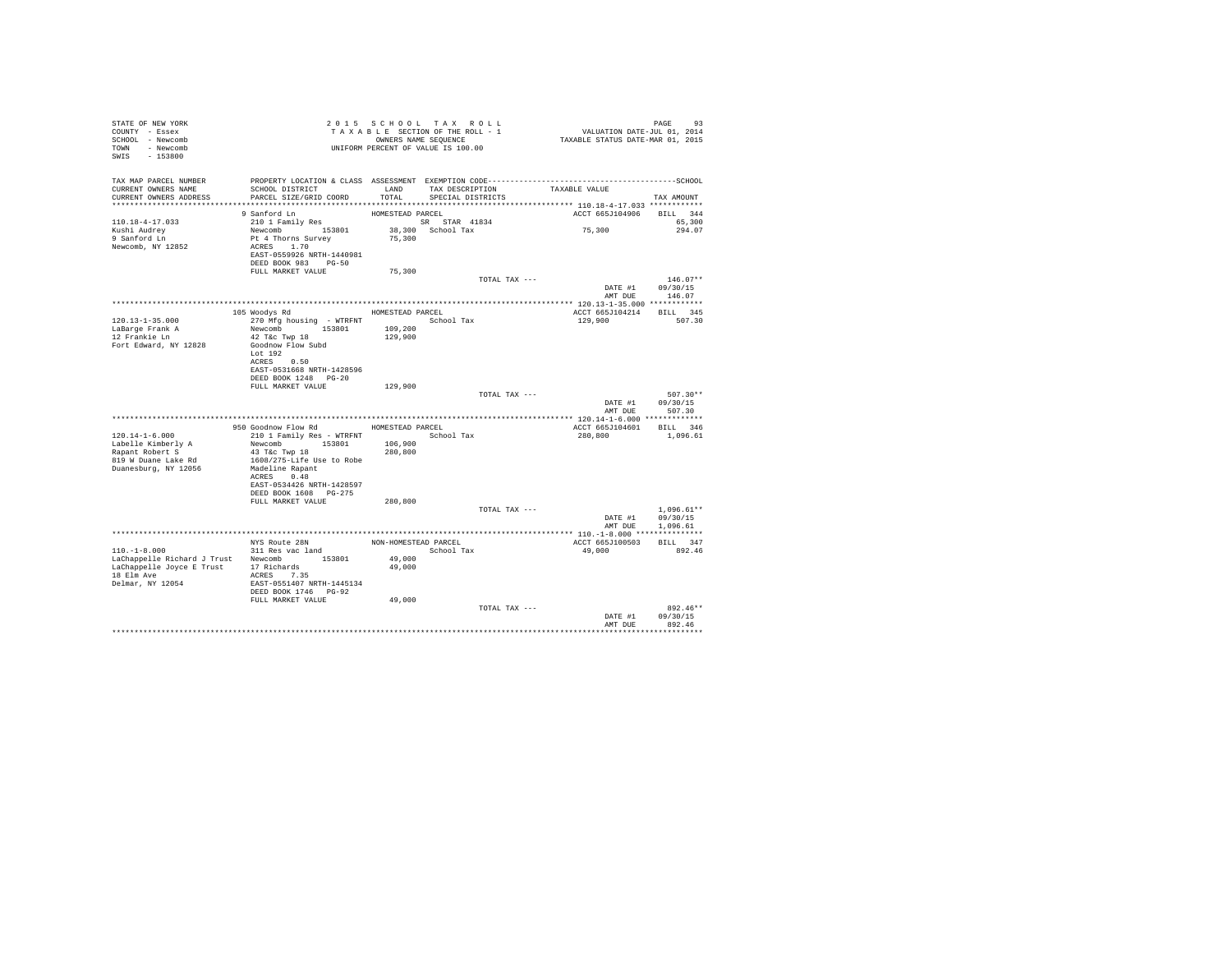STATE OF NEW YORK
COUNTY - Essex
SCHOOL - Newcomb
TOWN - Newcomb
SWIS - 153800

2 0 1 5 S C H O O L T A X R O L L
T A X A B L E SECTION OF THE ROLL - 1
OWNERS NAME SEQUENCE
UNIFORM PERCENT OF VALUE IS 100.00

VALUATION DATE-JUL 01, 2014
TAXABLE STATUS DATE-MAR 01, 2015

| TAX MAP PARCEL NUMBER / CURRENT OWNERS NAME / CURRENT OWNERS ADDRESS | PROPERTY LOCATION & CLASS / SCHOOL DISTRICT / PARCEL SIZE/GRID COORD | ASSESSMENT LAND / TOTAL | EXEMPTION CODE / TAX DESCRIPTION / SPECIAL DISTRICTS | TAXABLE VALUE | TAX AMOUNT |
|---|---|---|---|---|---|
| | 9 Sanford Ln | HOMESTEAD PARCEL | | ACCT 665J104906 | BILL 344 |
| 110.18-4-17.033 | 210 1 Family Res | | SR STAR 41834 | | 65,300 |
| Kushi Audrey | Newcomb 153801 | 38,300 | School Tax | 75,300 | 294.07 |
| 9 Sanford Ln | Pt 4 Thorns Survey | 75,300 | | | |
| Newcomb, NY 12852 | ACRES 1.70 | | | | |
| | EAST-0559926 NRTH-1440981 | | | | |
| | DEED BOOK 983 PG-50 | | | | |
| | FULL MARKET VALUE | 75,300 | | | |
| | | | TOTAL TAX --- | | 146.07** |
| | | | | DATE #1 | 09/30/15 |
| | | | | AMT DUE | 146.07 |
| | 105 Woodys Rd | HOMESTEAD PARCEL | | ACCT 665J104214 | BILL 345 |
| 120.13-1-35.000 | 270 Mfg housing - WTRFNT | | School Tax | 129,900 | 507.30 |
| LaBarge Frank A | Newcomb 153801 | 109,200 | | | |
| 12 Frankie Ln | 42 T&c Twp 18 | 129,900 | | | |
| Fort Edward, NY 12828 | Goodnow Flow Subd | | | | |
| | Lot 192 | | | | |
| | ACRES 0.50 | | | | |
| | EAST-0531668 NRTH-1428596 | | | | |
| | DEED BOOK 1248 PG-20 | | | | |
| | FULL MARKET VALUE | 129,900 | | | |
| | | | TOTAL TAX --- | | 507.30** |
| | | | | DATE #1 | 09/30/15 |
| | | | | AMT DUE | 507.30 |
| | 950 Goodnow Flow Rd | HOMESTEAD PARCEL | | ACCT 665J104601 | BILL 346 |
| 120.14-1-6.000 | 210 1 Family Res - WTRFNT | | School Tax | 280,800 | 1,096.61 |
| Labelle Kimberly A | Newcomb 153801 | 106,900 | | | |
| Rapant Robert S | 43 T&c Twp 18 | 280,800 | | | |
| 819 W Duane Lake Rd | 1608/275-Life Use to Robe | | | | |
| Duanesburg, NY 12056 | Madeline Rapant | | | | |
| | ACRES 0.48 | | | | |
| | EAST-0534426 NRTH-1428597 | | | | |
| | DEED BOOK 1608 PG-275 | | | | |
| | FULL MARKET VALUE | 280,800 | | | |
| | | | TOTAL TAX --- | | 1,096.61** |
| | | | | DATE #1 | 09/30/15 |
| | | | | AMT DUE | 1,096.61 |
| | NYS Route 28N | NON-HOMESTEAD PARCEL | | ACCT 665J100503 | BILL 347 |
| 110.-1-8.000 | 311 Res vac land | | School Tax | 49,000 | 892.46 |
| LaChappelle Richard J Trust | Newcomb 153801 | 49,000 | | | |
| LaChappelle Joyce E Trust | 17 Richards | 49,000 | | | |
| 18 Elm Ave | ACRES 7.35 | | | | |
| Delmar, NY 12054 | EAST-0551407 NRTH-1445134 | | | | |
| | DEED BOOK 1746 PG-92 | | | | |
| | FULL MARKET VALUE | 49,000 | | | |
| | | | TOTAL TAX --- | | 892.46** |
| | | | | DATE #1 | 09/30/15 |
| | | | | AMT DUE | 892.46 |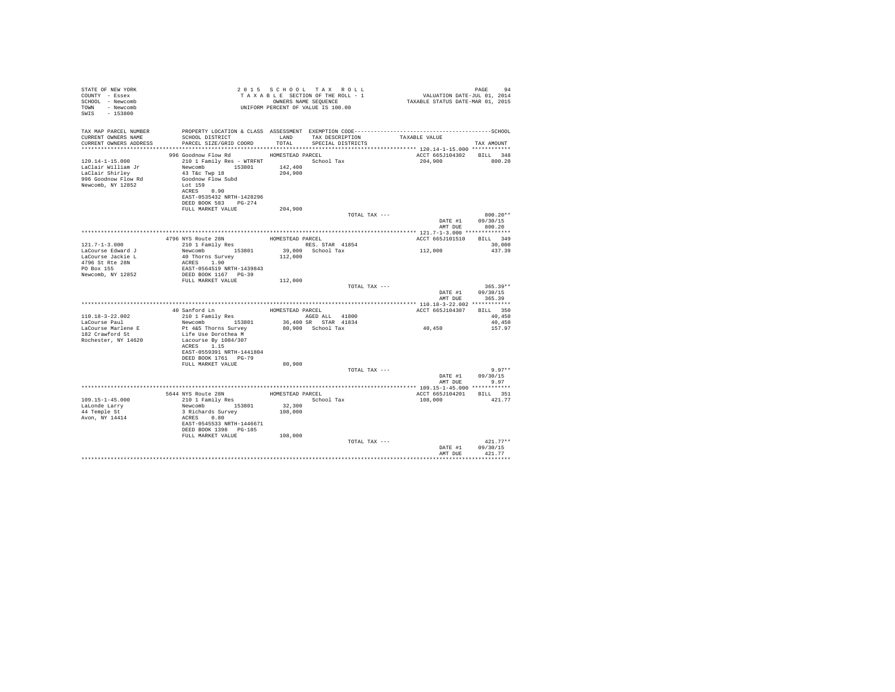STATE OF NEW YORK
COUNTY - Essex
SCHOOL - Newcomb
TOWN - Newcomb
SWIS - 153800

2 0 1 5 S C H O O L T A X R O L L
T A X A B L E SECTION OF THE ROLL - 1
OWNERS NAME SEQUENCE
UNIFORM PERCENT OF VALUE IS 100.00

VALUATION DATE-JUL 01, 2014
TAXABLE STATUS DATE-MAR 01, 2015

| TAX MAP PARCEL NUMBER / CURRENT OWNERS NAME / CURRENT OWNERS ADDRESS | PROPERTY LOCATION & CLASS / SCHOOL DISTRICT / PARCEL SIZE/GRID COORD | ASSESSMENT LAND / TOTAL | EXEMPTION CODE / TAX DESCRIPTION / SPECIAL DISTRICTS | TAXABLE VALUE | TAX AMOUNT |
|---|---|---|---|---|---|
| 120.14-1-15.000 | 996 Goodnow Flow Rd | HOMESTEAD PARCEL | | ACCT 665J104302 | BILL 348 |
| LaClair William Jr | 210 1 Family Res - WTRFNT | | School Tax | 204,900 | 800.20 |
| LaClair Shirley | Newcomb 153801 | 142,400 | | | |
| 996 Goodnow Flow Rd | 43 T&c Twp 18 | 204,900 | | | |
| Newcomb, NY 12852 | Goodnow Flow Subd | | | | |
| | Lot 159 | | | | |
| | ACRES 0.90 | | | | |
| | EAST-0535432 NRTH-1428296 | | | | |
| | DEED BOOK 583 PG-274 | | | | |
| | FULL MARKET VALUE | 204,900 | | | |
| | | | TOTAL TAX --- | | 800.20** |
| | | | | DATE #1 | 09/30/15 |
| | | | | AMT DUE | 800.20 |
| 121.7-1-3.000 | 4796 NYS Route 28N | HOMESTEAD PARCEL | | ACCT 665J101510 | BILL 349 |
| LaCourse Edward J | 210 1 Family Res | | RES. STAR 41854 | | 30,000 |
| LaCourse Jackie L | Newcomb 153801 | 39,000 | School Tax | 112,000 | 437.39 |
| 4796 St Rte 28N | 40 Thorns Survey | 112,000 | | | |
| PO Box 155 | ACRES 1.90 | | | | |
| Newcomb, NY 12852 | EAST-0564519 NRTH-1439843 | | | | |
| | DEED BOOK 1167 PG-39 | | | | |
| | FULL MARKET VALUE | 112,000 | | | |
| | | | TOTAL TAX --- | | 365.39** |
| | | | | DATE #1 | 09/30/15 |
| | | | | AMT DUE | 365.39 |
| 110.18-3-22.002 | 40 Sanford Ln | HOMESTEAD PARCEL | | ACCT 665J104307 | BILL 350 |
| LaCourse Paul | 210 1 Family Res | | AGED ALL 41800 | | 40,450 |
| LaCourse Marlene E | Newcomb 153801 | 36,400 | SR STAR 41834 | | 40,450 |
| 182 Crawford St | Pt 4&5 Thorns Survey | 80,900 | School Tax | 40,450 | 157.97 |
| Rochester, NY 14620 | Life Use Dorothea M | | | | |
| | Lacourse By 1084/307 | | | | |
| | ACRES 1.15 | | | | |
| | EAST-0559391 NRTH-1441804 | | | | |
| | DEED BOOK 1761 PG-79 | | | | |
| | FULL MARKET VALUE | 80,900 | | | |
| | | | TOTAL TAX --- | | 9.97** |
| | | | | DATE #1 | 09/30/15 |
| | | | | AMT DUE | 9.97 |
| 109.15-1-45.000 | 5644 NYS Route 28N | HOMESTEAD PARCEL | | ACCT 665J104201 | BILL 351 |
| LaLonde Larry | 210 1 Family Res | | School Tax | 108,000 | 421.77 |
| 44 Temple St | Newcomb 153801 | 32,300 | | | |
| Avon, NY 14414 | 3 Richards Survey | 108,000 | | | |
| | ACRES 0.80 | | | | |
| | EAST-0545533 NRTH-1446671 | | | | |
| | DEED BOOK 1398 PG-185 | | | | |
| | FULL MARKET VALUE | 108,000 | | | |
| | | | TOTAL TAX --- | | 421.77** |
| | | | | DATE #1 | 09/30/15 |
| | | | | AMT DUE | 421.77 |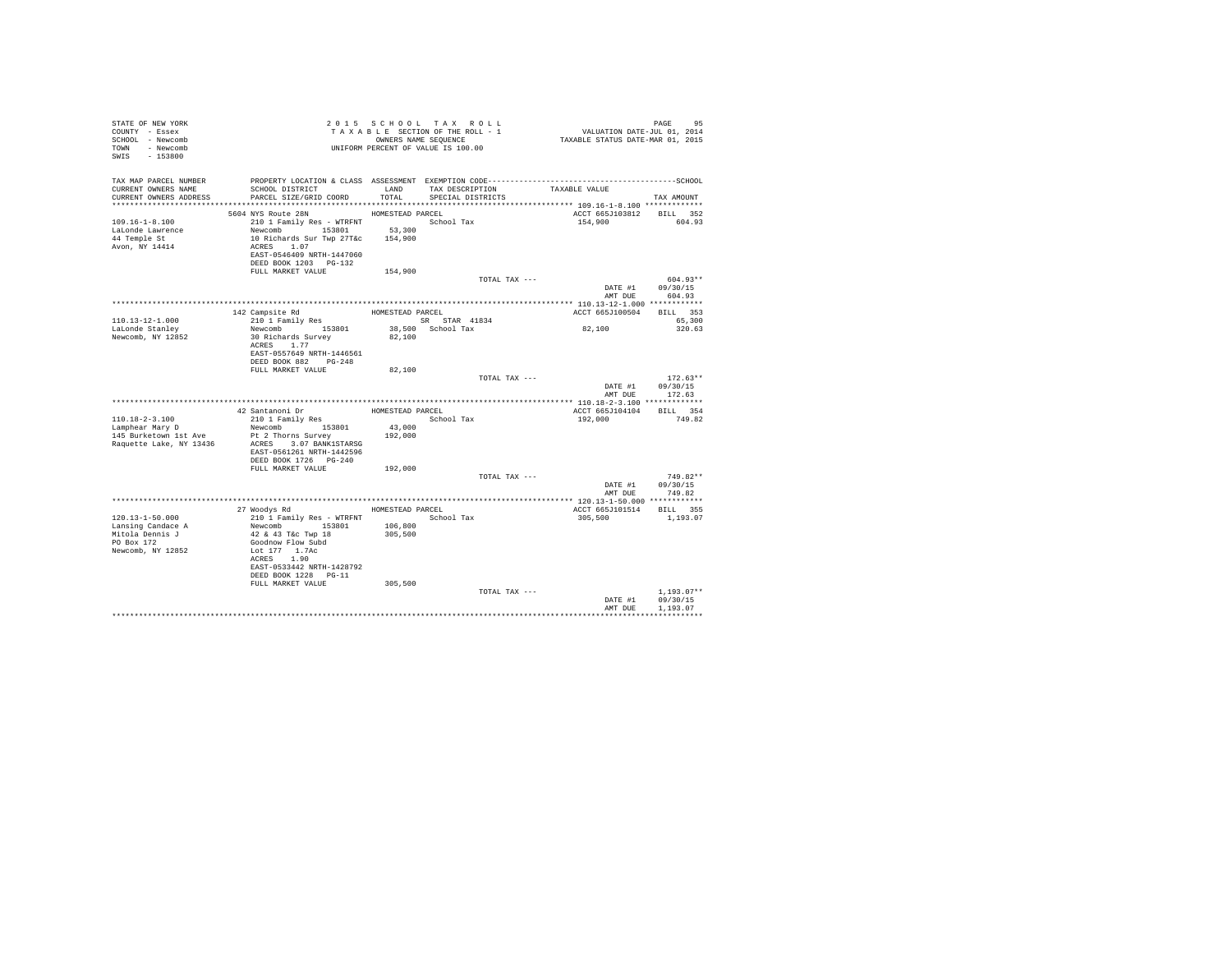STATE OF NEW YORK
COUNTY - Essex
SCHOOL - Newcomb
TOWN - Newcomb
SWIS - 153800

2 0 1 5 S C H O O L T A X R O L L
T A X A B L E SECTION OF THE ROLL - 1
OWNERS NAME SEQUENCE
UNIFORM PERCENT OF VALUE IS 100.00

VALUATION DATE-JUL 01, 2014
TAXABLE STATUS DATE-MAR 01, 2015

| TAX MAP PARCEL NUMBER / CURRENT OWNERS NAME / CURRENT OWNERS ADDRESS | PROPERTY LOCATION & CLASS / SCHOOL DISTRICT / PARCEL SIZE/GRID COORD | ASSESSMENT LAND / TOTAL | EXEMPTION CODE / TAX DESCRIPTION / SPECIAL DISTRICTS | TAXABLE VALUE | TAX AMOUNT |
|---|---|---|---|---|---|
| 109.16-1-8.100 | 5604 NYS Route 28N | HOMESTEAD PARCEL | | ACCT 665J103812 | BILL 352 |
| | 210 1 Family Res - WTRFNT | | School Tax | 154,900 | 604.93 |
| LaLonde Lawrence | Newcomb 153801 | 53,300 | | | |
| 44 Temple St | 10 Richards Sur Twp 27T&c | 154,900 | | | |
| Avon, NY 14414 | ACRES 1.07 | | | | |
| | EAST-0546409 NRTH-1447060 | | | | |
| | DEED BOOK 1203 PG-132 | | | | |
| | FULL MARKET VALUE | 154,900 | | | |
| | | | TOTAL TAX --- | | 604.93** |
| | | | | DATE #1 | 09/30/15 |
| | | | | AMT DUE | 604.93 |
| 110.13-12-1.000 | 142 Campsite Rd | HOMESTEAD PARCEL | | ACCT 665J100504 | BILL 353 |
| | 210 1 Family Res | | SR STAR 41834 | | 65,300 |
| LaLonde Stanley | Newcomb 153801 | 38,500 | School Tax | 82,100 | 320.63 |
| Newcomb, NY 12852 | 30 Richards Survey | 82,100 | | | |
| | ACRES 1.77 | | | | |
| | EAST-0557649 NRTH-1446561 | | | | |
| | DEED BOOK 882 PG-248 | | | | |
| | FULL MARKET VALUE | 82,100 | | | |
| | | | TOTAL TAX --- | | 172.63** |
| | | | | DATE #1 | 09/30/15 |
| | | | | AMT DUE | 172.63 |
| 110.18-2-3.100 | 42 Santanoni Dr | HOMESTEAD PARCEL | | ACCT 665J104104 | BILL 354 |
| | 210 1 Family Res | | School Tax | 192,000 | 749.82 |
| Lamphear Mary D | Newcomb 153801 | 43,000 | | | |
| 145 Burketown 1st Ave | Pt 2 Thorns Survey | 192,000 | | | |
| Raquette Lake, NY 13436 | ACRES 3.07 BANK1STARSG | | | | |
| | EAST-0561261 NRTH-1442596 | | | | |
| | DEED BOOK 1726 PG-240 | | | | |
| | FULL MARKET VALUE | 192,000 | | | |
| | | | TOTAL TAX --- | | 749.82** |
| | | | | DATE #1 | 09/30/15 |
| | | | | AMT DUE | 749.82 |
| 120.13-1-50.000 | 27 Woodys Rd | HOMESTEAD PARCEL | | ACCT 665J101514 | BILL 355 |
| | 210 1 Family Res - WTRFNT | | School Tax | 305,500 | 1,193.07 |
| Lansing Candace A | Newcomb 153801 | 106,800 | | | |
| Mitola Dennis J | 42 & 43 T&c Twp 18 | 305,500 | | | |
| PO Box 172 | Goodnow Flow Subd | | | | |
| Newcomb, NY 12852 | Lot 177 1.7Ac | | | | |
| | ACRES 1.90 | | | | |
| | EAST-0533442 NRTH-1428792 | | | | |
| | DEED BOOK 1228 PG-11 | | | | |
| | FULL MARKET VALUE | 305,500 | | | |
| | | | TOTAL TAX --- | | 1,193.07** |
| | | | | DATE #1 | 09/30/15 |
| | | | | AMT DUE | 1,193.07 |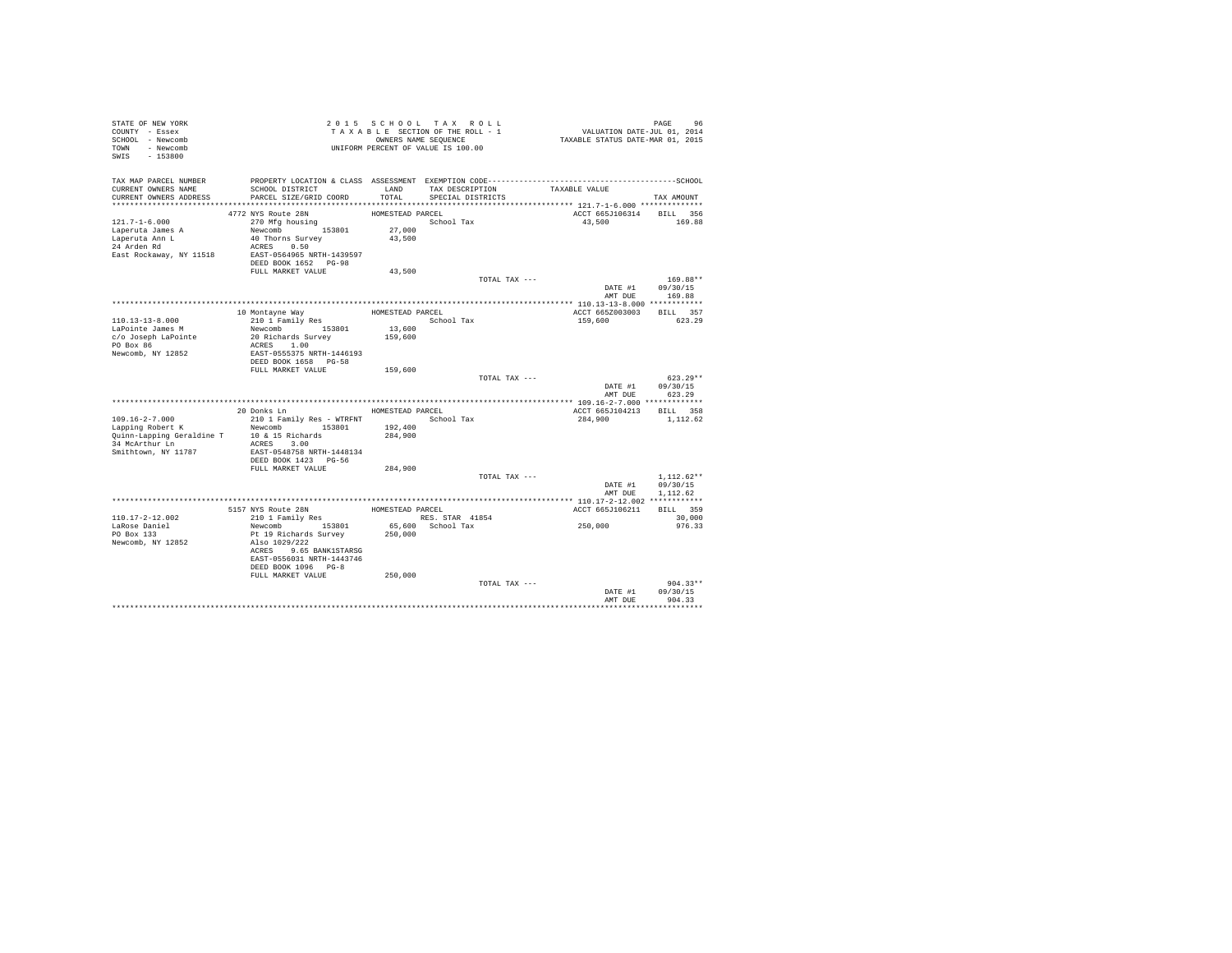```
STATE OF NEW YORK                    2 0 1 5   S C H O O L   T A X   R O L L                                    PAGE    96
COUNTY  - Essex                      T A X A B L E  SECTION OF THE ROLL - 1                    VALUATION DATE-JUL 01, 2014
SCHOOL  - Newcomb                            OWNERS NAME SEQUENCE                           TAXABLE STATUS DATE-MAR 01, 2015
TOWN    - Newcomb                      UNIFORM PERCENT OF VALUE IS 100.00
SWIS    - 153800

TAX MAP PARCEL NUMBER          PROPERTY LOCATION & CLASS  ASSESSMENT  EXEMPTION CODE------------------------------------------------SCHOOL
CURRENT OWNERS NAME            SCHOOL DISTRICT               LAND      TAX DESCRIPTION            TAXABLE VALUE
CURRENT OWNERS ADDRESS         PARCEL SIZE/GRID COORD        TOTAL     SPECIAL DISTRICTS                                    TAX AMOUNT
*********************************************************************************************** 121.7-1-6.000 **************
                          4772 NYS Route 28N             HOMESTEAD PARCEL                          ACCT 665J106314    BILL  356
121.7-1-6.000                  270 Mfg housing                          School Tax                 43,500               169.88
Laperuta James A               Newcomb         153801       27,000
Laperuta Ann L                 40 Thorns Survey             43,500
24 Arden Rd                    ACRES    0.50
East Rockaway, NY 11518        EAST-0564965 NRTH-1439597
                               DEED BOOK 1652   PG-98
                               FULL MARKET VALUE            43,500
                                                                          TOTAL TAX ---                                  169.88**
                                                                                                   DATE #1       09/30/15
                                                                                                   AMT DUE         169.88
*********************************************************************************************** 110.13-13-8.000 ************
                          10 Montayne Way                HOMESTEAD PARCEL                          ACCT 665Z003003    BILL  357
110.13-13-8.000                210 1 Family Res                         School Tax                159,600               623.29
LaPointe James M               Newcomb         153801       13,600
c/o Joseph LaPointe            20 Richards Survey          159,600
PO Box 86                      ACRES    1.00
Newcomb, NY 12852              EAST-0555375 NRTH-1446193
                               DEED BOOK 1658   PG-58
                               FULL MARKET VALUE           159,600
                                                                          TOTAL TAX ---                                  623.29**
                                                                                                   DATE #1       09/30/15
                                                                                                   AMT DUE         623.29
*********************************************************************************************** 109.16-2-7.000 *************
                          20 Donks Ln                    HOMESTEAD PARCEL                          ACCT 665J104213    BILL  358
109.16-2-7.000                 210 1 Family Res - WTRFNT                School Tax                284,900             1,112.62
Lapping Robert K               Newcomb         153801      192,400
Quinn-Lapping Geraldine T      10 & 15 Richards            284,900
34 McArthur Ln                 ACRES    3.00
Smithtown, NY 11787            EAST-0548758 NRTH-1448134
                               DEED BOOK 1423   PG-56
                               FULL MARKET VALUE           284,900
                                                                          TOTAL TAX ---                                1,112.62**
                                                                                                   DATE #1       09/30/15
                                                                                                   AMT DUE       1,112.62
*********************************************************************************************** 110.17-2-12.002 ************
                          5157 NYS Route 28N             HOMESTEAD PARCEL                          ACCT 665J106211    BILL  359
110.17-2-12.002                210 1 Family Res                     RES. STAR  41854                                   30,000
LaRose Daniel                  Newcomb         153801       65,600    School Tax                250,000               976.33
PO Box 133                     Pt 19 Richards Survey       250,000
Newcomb, NY 12852              Also 1029/222
                               ACRES    9.65 BANK1STARSG
                               EAST-0556031 NRTH-1443746
                               DEED BOOK 1096   PG-8
                               FULL MARKET VALUE           250,000
                                                                          TOTAL TAX ---                                  904.33**
                                                                                                   DATE #1       09/30/15
                                                                                                   AMT DUE         904.33
****************************************************************************************************************************
```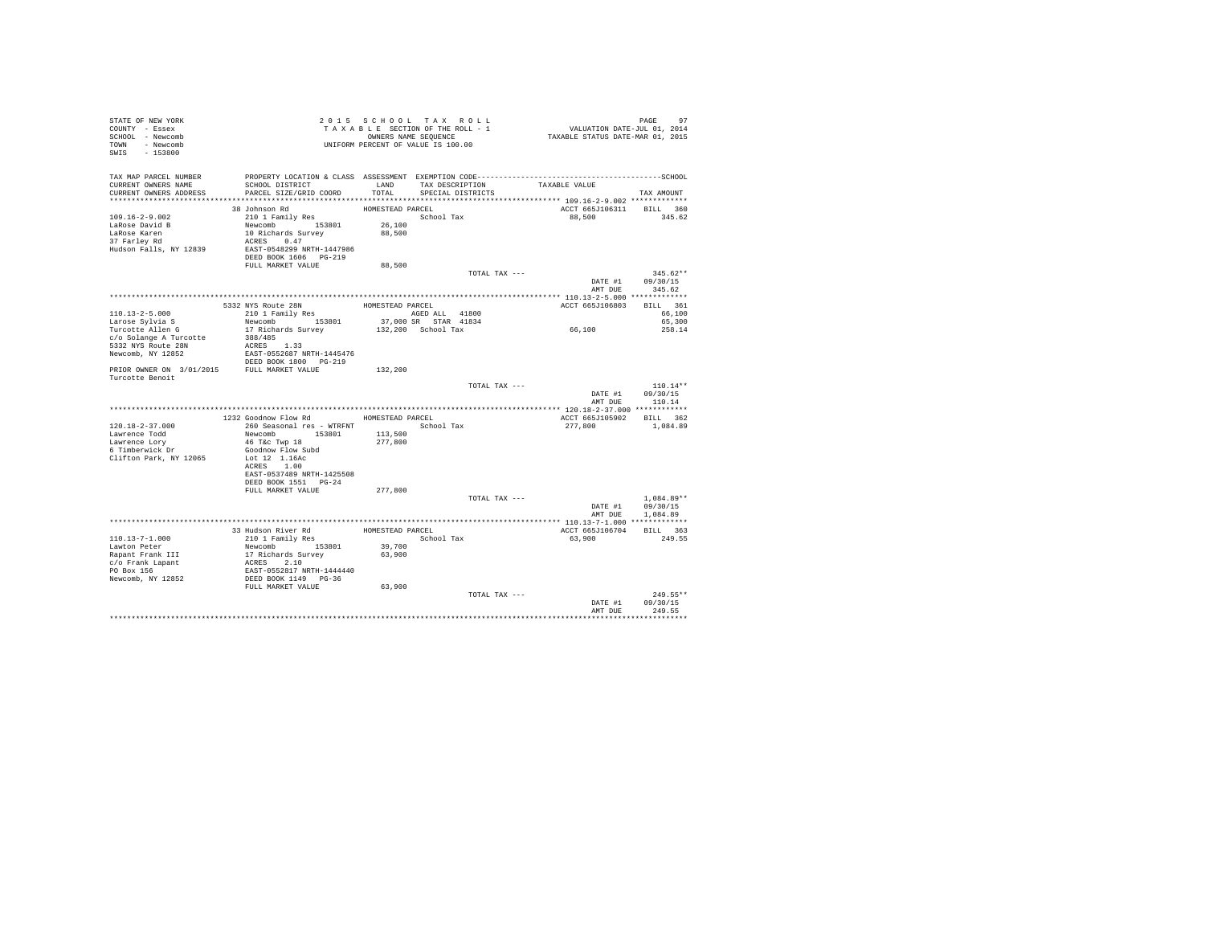STATE OF NEW YORK
COUNTY - Essex
SCHOOL - Newcomb
TOWN - Newcomb
SWIS - 153800

2015 SCHOOL TAX ROLL
TAXABLE SECTION OF THE ROLL - 1
OWNERS NAME SEQUENCE
UNIFORM PERCENT OF VALUE IS 100.00

VALUATION DATE-JUL 01, 2014
TAXABLE STATUS DATE-MAR 01, 2015

| TAX MAP PARCEL NUMBER / CURRENT OWNERS NAME / CURRENT OWNERS ADDRESS | PROPERTY LOCATION & CLASS / SCHOOL DISTRICT / PARCEL SIZE/GRID COORD | ASSESSMENT LAND / TOTAL | EXEMPTION CODE / TAX DESCRIPTION / SPECIAL DISTRICTS | TAXABLE VALUE | TAX AMOUNT |
|---|---|---|---|---|---|
| **109.16-2-9.002** | 38 Johnson Rd | HOMESTEAD PARCEL | | ACCT 665J106311 | BILL 360 |
| LaRose David B | 210 1 Family Res | | School Tax | 88,500 | 345.62 |
| LaRose Karen | Newcomb 153801 | 26,100 | | | |
| 37 Farley Rd | 10 Richards Survey | 88,500 | | | |
| Hudson Falls, NY 12839 | ACRES 0.47 | | | | |
| | EAST-0548299 NRTH-1447986 | | | | |
| | DEED BOOK 1606 PG-219 | | | | |
| | FULL MARKET VALUE | 88,500 | | | |
| | | | TOTAL TAX --- | | 345.62** |
| | | | | DATE #1 | 09/30/15 |
| | | | | AMT DUE | 345.62 |
| **110.13-2-5.000** | 5332 NYS Route 28N | HOMESTEAD PARCEL | | ACCT 665J106803 | BILL 361 |
| Larose Sylvia S | 210 1 Family Res | | AGED ALL 41800 | | 66,100 |
| Turcotte Allen G | Newcomb 153801 | 37,000 | SR STAR 41834 | | 65,300 |
| c/o Solange A Turcotte | 17 Richards Survey | 132,200 | School Tax | 66,100 | 258.14 |
| 5332 NYS Route 28N | 388/485 | | | | |
| Newcomb, NY 12852 | ACRES 1.33 | | | | |
| | EAST-0552687 NRTH-1445476 | | | | |
| | DEED BOOK 1800 PG-219 | | | | |
| PRIOR OWNER ON 3/01/2015 | FULL MARKET VALUE | 132,200 | | | |
| Turcotte Benoit | | | | | |
| | | | TOTAL TAX --- | | 110.14** |
| | | | | DATE #1 | 09/30/15 |
| | | | | AMT DUE | 110.14 |
| **120.18-2-37.000** | 1232 Goodnow Flow Rd | HOMESTEAD PARCEL | | ACCT 665J105902 | BILL 362 |
| Lawrence Todd | 260 Seasonal res - WTRFNT | | School Tax | 277,800 | 1,084.89 |
| Lawrence Lory | Newcomb 153801 | 113,500 | | | |
| 6 Timberwick Dr | 46 T&c Twp 18 | 277,800 | | | |
| Clifton Park, NY 12065 | Goodnow Flow Subd | | | | |
| | Lot 12 1.16Ac | | | | |
| | ACRES 1.00 | | | | |
| | EAST-0537489 NRTH-1425508 | | | | |
| | DEED BOOK 1551 PG-24 | | | | |
| | FULL MARKET VALUE | 277,800 | | | |
| | | | TOTAL TAX --- | | 1,084.89** |
| | | | | DATE #1 | 09/30/15 |
| | | | | AMT DUE | 1,084.89 |
| **110.13-7-1.000** | 33 Hudson River Rd | HOMESTEAD PARCEL | | ACCT 665J106704 | BILL 363 |
| Lawton Peter | 210 1 Family Res | | School Tax | 63,900 | 249.55 |
| Rapant Frank III | Newcomb 153801 | 39,700 | | | |
| c/o Frank Lapant | 17 Richards Survey | 63,900 | | | |
| PO Box 156 | ACRES 2.10 | | | | |
| Newcomb, NY 12852 | EAST-0552817 NRTH-1444440 | | | | |
| | DEED BOOK 1149 PG-36 | | | | |
| | FULL MARKET VALUE | 63,900 | | | |
| | | | TOTAL TAX --- | | 249.55** |
| | | | | DATE #1 | 09/30/15 |
| | | | | AMT DUE | 249.55 |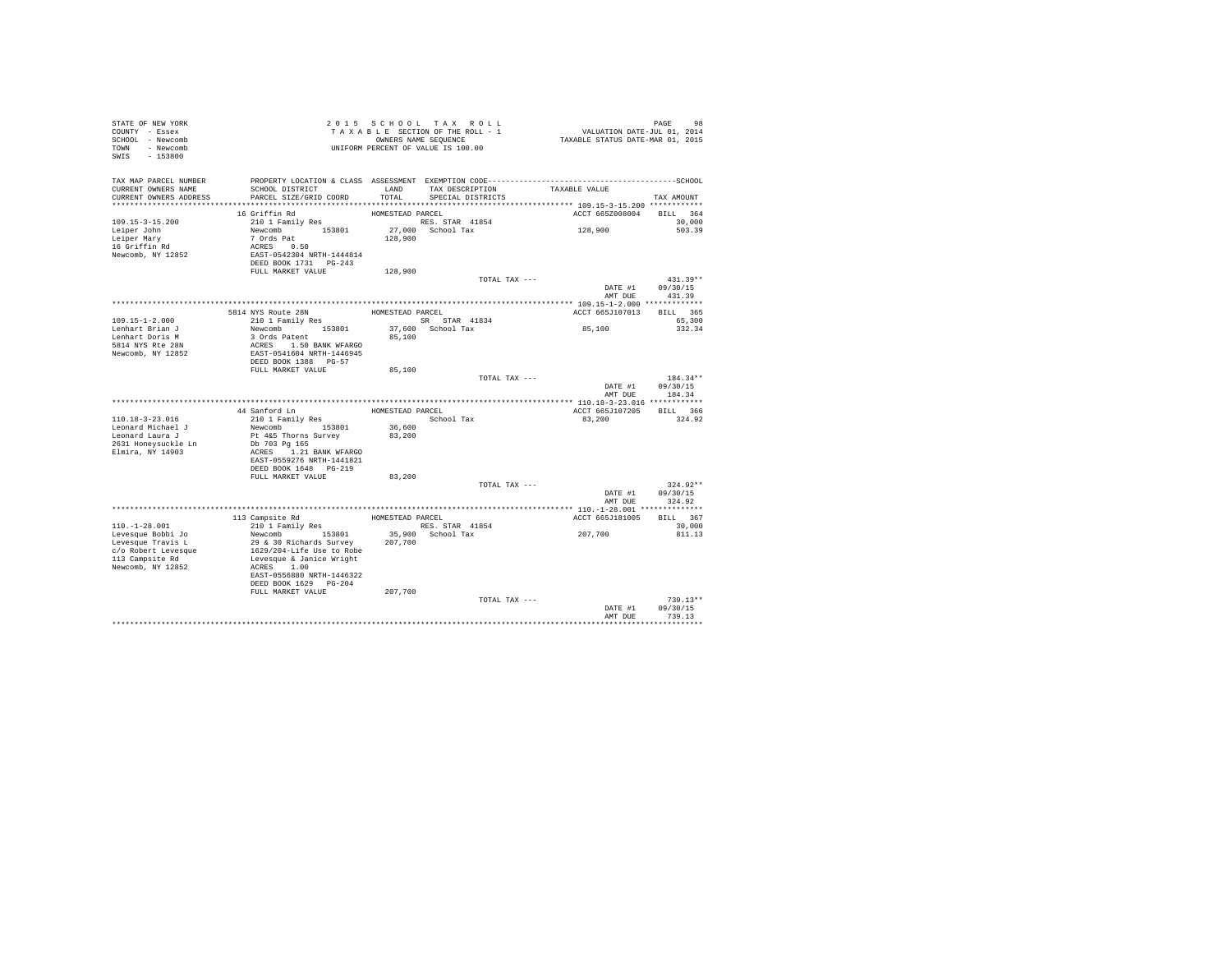STATE OF NEW YORK
COUNTY - Essex
SCHOOL - Newcomb
TOWN - Newcomb
SWIS - 153800

2015 SCHOOL TAX ROLL
TAXABLE SECTION OF THE ROLL - 1
OWNERS NAME SEQUENCE
UNIFORM PERCENT OF VALUE IS 100.00

VALUATION DATE-JUL 01, 2014
TAXABLE STATUS DATE-MAR 01, 2015

| TAX MAP PARCEL NUMBER / CURRENT OWNERS NAME / CURRENT OWNERS ADDRESS | PROPERTY LOCATION & CLASS / SCHOOL DISTRICT / PARCEL SIZE/GRID COORD | ASSESSMENT LAND / TOTAL | EXEMPTION CODE / TAX DESCRIPTION / SPECIAL DISTRICTS | TAXABLE VALUE | TAX AMOUNT |
|---|---|---|---|---|---|
| **109.15-3-15.200** | 16 Griffin Rd | HOMESTEAD PARCEL | | ACCT 665Z008004 | BILL 364 |
| 109.15-3-15.200 | 210 1 Family Res | | RES. STAR 41854 | | 30,000 |
| Leiper John | Newcomb 153801 | 27,000 | School Tax | 128,900 | 503.39 |
| Leiper Mary | 7 Ords Pat | 128,900 | | | |
| 16 Griffin Rd | ACRES 0.50 | | | | |
| Newcomb, NY 12852 | EAST-0542304 NRTH-1444814 | | | | |
| | DEED BOOK 1731 PG-243 | | | | |
| | FULL MARKET VALUE | 128,900 | | | |
| | | | TOTAL TAX --- | | 431.39** |
| | | | | DATE #1 | 09/30/15 |
| | | | | AMT DUE | 431.39 |
| **109.15-1-2.000** | 5814 NYS Route 28N | HOMESTEAD PARCEL | | ACCT 665J107013 | BILL 365 |
| 109.15-1-2.000 | 210 1 Family Res | | SR STAR 41834 | | 65,300 |
| Lenhart Brian J | Newcomb 153801 | 37,600 | School Tax | 85,100 | 332.34 |
| Lenhart Doris M | 3 Ords Patent | 85,100 | | | |
| 5814 NYS Rte 28N | ACRES 1.50 BANK WFARGO | | | | |
| Newcomb, NY 12852 | EAST-0541604 NRTH-1446945 | | | | |
| | DEED BOOK 1388 PG-57 | | | | |
| | FULL MARKET VALUE | 85,100 | | | |
| | | | TOTAL TAX --- | | 184.34** |
| | | | | DATE #1 | 09/30/15 |
| | | | | AMT DUE | 184.34 |
| **110.18-3-23.016** | 44 Sanford Ln | HOMESTEAD PARCEL | | ACCT 665J107205 | BILL 366 |
| 110.18-3-23.016 | 210 1 Family Res | | School Tax | 83,200 | 324.92 |
| Leonard Michael J | Newcomb 153801 | 36,600 | | | |
| Leonard Laura J | Pt 4&5 Thorns Survey | 83,200 | | | |
| 2631 Honeysuckle Ln | Db 703 Pg 165 | | | | |
| Elmira, NY 14903 | ACRES 1.21 BANK WFARGO | | | | |
| | EAST-0559276 NRTH-1441821 | | | | |
| | DEED BOOK 1648 PG-219 | | | | |
| | FULL MARKET VALUE | 83,200 | | | |
| | | | TOTAL TAX --- | | 324.92** |
| | | | | DATE #1 | 09/30/15 |
| | | | | AMT DUE | 324.92 |
| **110.-1-28.001** | 113 Campsite Rd | HOMESTEAD PARCEL | | ACCT 665J181005 | BILL 367 |
| 110.-1-28.001 | 210 1 Family Res | | RES. STAR 41854 | | 30,000 |
| Levesque Bobbi Jo | Newcomb 153801 | 35,900 | School Tax | 207,700 | 811.13 |
| Levesque Travis L | 29 & 30 Richards Survey | 207,700 | | | |
| c/o Robert Levesque | 1629/204-Life Use to Robe | | | | |
| 113 Campsite Rd | Levesque & Janice Wright | | | | |
| Newcomb, NY 12852 | ACRES 1.00 | | | | |
| | EAST-0556880 NRTH-1446322 | | | | |
| | DEED BOOK 1629 PG-204 | | | | |
| | FULL MARKET VALUE | 207,700 | | | |
| | | | TOTAL TAX --- | | 739.13** |
| | | | | DATE #1 | 09/30/15 |
| | | | | AMT DUE | 739.13 |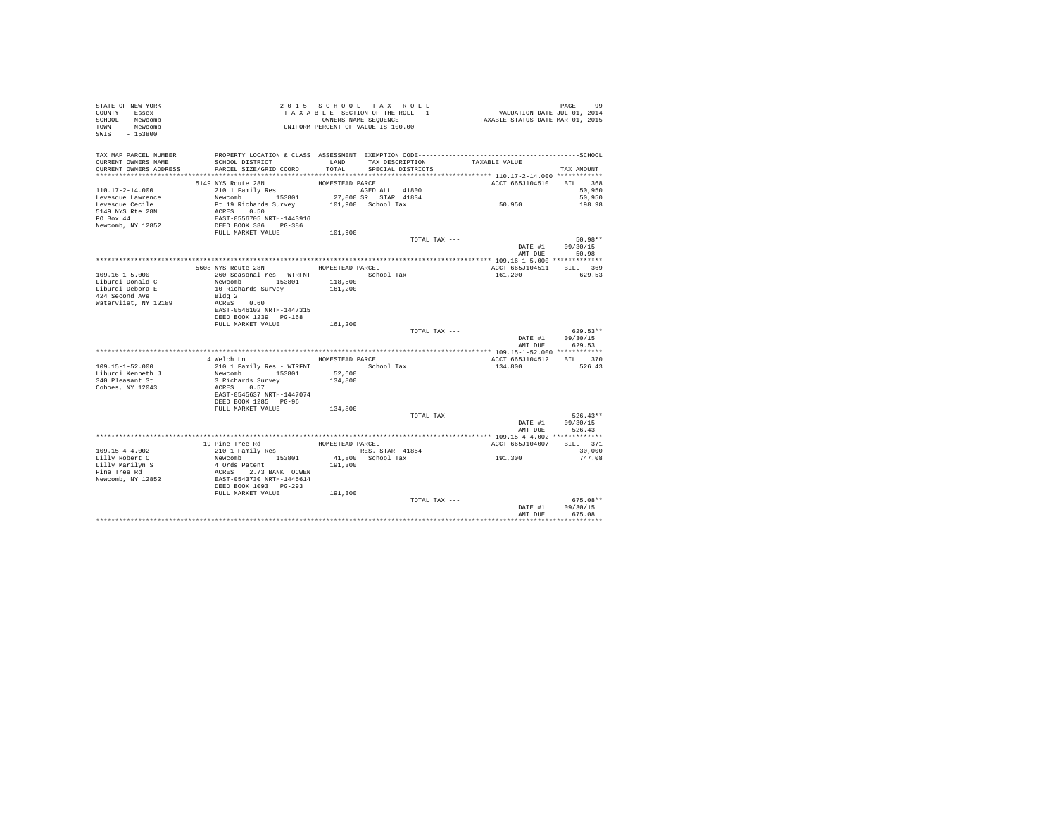STATE OF NEW YORK
COUNTY - Essex
SCHOOL - Newcomb
TOWN - Newcomb
SWIS - 153800

2015 SCHOOL TAX ROLL
TAXABLE SECTION OF THE ROLL - 1
OWNERS NAME SEQUENCE
UNIFORM PERCENT OF VALUE IS 100.00

VALUATION DATE-JUL 01, 2014
TAXABLE STATUS DATE-MAR 01, 2015

| TAX MAP PARCEL NUMBER / CURRENT OWNERS NAME / CURRENT OWNERS ADDRESS | PROPERTY LOCATION & CLASS / SCHOOL DISTRICT / PARCEL SIZE/GRID COORD | ASSESSMENT LAND / TOTAL | EXEMPTION CODE / TAX DESCRIPTION / SPECIAL DISTRICTS | TAXABLE VALUE | TAX AMOUNT |
|---|---|---|---|---|---|
| 110.17-2-14.000 | 5149 NYS Route 28N | HOMESTEAD PARCEL | | ACCT 665J104510 | BILL 368 |
| Levesque Lawrence | 210 1 Family Res | | AGED ALL 41800 | | 50,950 |
| Levesque Cecile | Newcomb 153801 | 27,000 | SR STAR 41834 | | 50,950 |
| 5149 NYS Rte 28N | Pt 19 Richards Survey | 101,900 | School Tax | 50,950 | 198.98 |
| PO Box 44 | ACRES 0.50 | | | | |
| Newcomb, NY 12852 | EAST-0556705 NRTH-1443916 | | | | |
| | DEED BOOK 386 PG-386 | | | | |
| | FULL MARKET VALUE | 101,900 | | | |
| | | | TOTAL TAX --- | | 50.98** |
| | | | | DATE #1 | 09/30/15 |
| | | | | AMT DUE | 50.98 |
| 109.16-1-5.000 | 5608 NYS Route 28N | HOMESTEAD PARCEL | | ACCT 665J104511 | BILL 369 |
| Liburdi Donald C | 260 Seasonal res - WTRFNT | | School Tax | 161,200 | 629.53 |
| Liburdi Debora E | Newcomb 153801 | 118,500 | | | |
| 424 Second Ave | 10 Richards Survey | 161,200 | | | |
| Watervliet, NY 12189 | Bldg 2 | | | | |
| | ACRES 0.60 | | | | |
| | EAST-0546102 NRTH-1447315 | | | | |
| | DEED BOOK 1239 PG-168 | | | | |
| | FULL MARKET VALUE | 161,200 | | | |
| | | | TOTAL TAX --- | | 629.53** |
| | | | | DATE #1 | 09/30/15 |
| | | | | AMT DUE | 629.53 |
| 109.15-1-52.000 | 4 Welch Ln | HOMESTEAD PARCEL | | ACCT 665J104512 | BILL 370 |
| Liburdi Kenneth J | 210 1 Family Res - WTRFNT | | School Tax | 134,800 | 526.43 |
| 340 Pleasant St | Newcomb 153801 | 52,600 | | | |
| Cohoes, NY 12043 | 3 Richards Survey | 134,800 | | | |
| | ACRES 0.57 | | | | |
| | EAST-0545637 NRTH-1447074 | | | | |
| | DEED BOOK 1285 PG-96 | | | | |
| | FULL MARKET VALUE | 134,800 | | | |
| | | | TOTAL TAX --- | | 526.43** |
| | | | | DATE #1 | 09/30/15 |
| | | | | AMT DUE | 526.43 |
| 109.15-4-4.002 | 19 Pine Tree Rd | HOMESTEAD PARCEL | | ACCT 665J104007 | BILL 371 |
| Lilly Robert C | 210 1 Family Res | | RES. STAR 41854 | | 30,000 |
| Lilly Marilyn S | Newcomb 153801 | 41,800 | School Tax | 191,300 | 747.08 |
| Pine Tree Rd | 4 Ords Patent | 191,300 | | | |
| Newcomb, NY 12852 | ACRES 2.73 BANK OCWEN | | | | |
| | EAST-0543730 NRTH-1445614 | | | | |
| | DEED BOOK 1093 PG-293 | | | | |
| | FULL MARKET VALUE | 191,300 | | | |
| | | | TOTAL TAX --- | | 675.08** |
| | | | | DATE #1 | 09/30/15 |
| | | | | AMT DUE | 675.08 |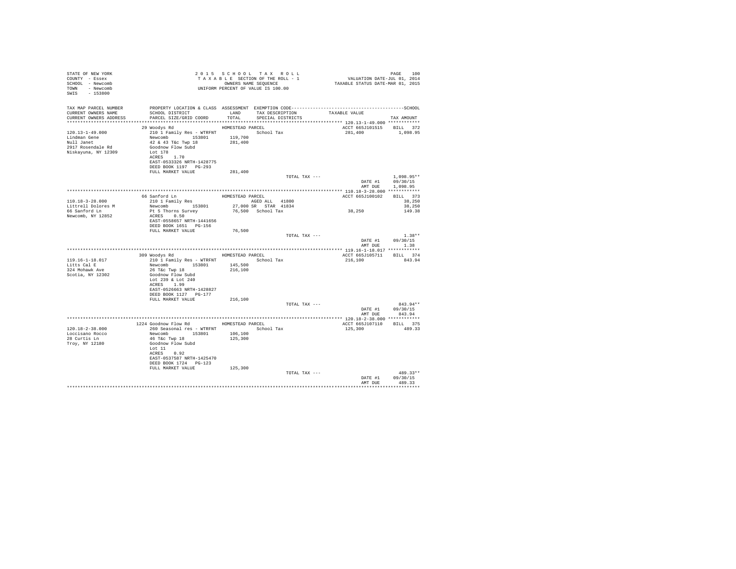STATE OF NEW YORK
COUNTY - Essex
SCHOOL - Newcomb
TOWN - Newcomb
SWIS - 153800

2 0 1 5 S C H O O L T A X R O L L
T A X A B L E SECTION OF THE ROLL - 1
OWNERS NAME SEQUENCE
UNIFORM PERCENT OF VALUE IS 100.00

VALUATION DATE-JUL 01, 2014
TAXABLE STATUS DATE-MAR 01, 2015

| TAX MAP PARCEL NUMBER / CURRENT OWNERS NAME / CURRENT OWNERS ADDRESS | PROPERTY LOCATION & CLASS / SCHOOL DISTRICT / PARCEL SIZE/GRID COORD | ASSESSMENT LAND / TOTAL | EXEMPTION CODE / TAX DESCRIPTION / SPECIAL DISTRICTS | TAXABLE VALUE | TAX AMOUNT |
|---|---|---|---|---|---|
| **120.13-1-49.000** | 29 Woodys Rd | HOMESTEAD PARCEL | | ACCT 665J101515 | BILL 372 |
| 120.13-1-49.000 | 210 1 Family Res - WTRFNT | | School Tax | 281,400 | 1,098.95 |
| Lindman Gene | Newcomb 153801 | 119,700 | | | |
| Null Janet | 42 & 43 T&c Twp 18 | 281,400 | | | |
| 2917 Rosendale Rd | Goodnow Flow Subd | | | | |
| Niskayuna, NY 12309 | Lot 178 | | | | |
| | ACRES 1.70 | | | | |
| | EAST-0533326 NRTH-1428775 | | | | |
| | DEED BOOK 1197 PG-293 | | | | |
| | FULL MARKET VALUE | 281,400 | | | |
| | | | TOTAL TAX --- | | 1,098.95** |
| | | | | DATE #1 | 09/30/15 |
| | | | | AMT DUE | 1,098.95 |
| **110.18-3-28.000** | 66 Sanford Ln | HOMESTEAD PARCEL | | ACCT 665J100102 | BILL 373 |
| 110.18-3-28.000 | 210 1 Family Res | | AGED ALL 41800 | | 38,250 |
| Littrell Dolores M | Newcomb 153801 | 27,000 | SR STAR 41834 | | 38,250 |
| 66 Sanford Ln | Pt 5 Thorns Survey | 76,500 | School Tax | 38,250 | 149.38 |
| Newcomb, NY 12852 | ACRES 0.50 | | | | |
| | EAST-0558657 NRTH-1441656 | | | | |
| | DEED BOOK 1651 PG-156 | | | | |
| | FULL MARKET VALUE | 76,500 | | | |
| | | | TOTAL TAX --- | | 1.38** |
| | | | | DATE #1 | 09/30/15 |
| | | | | AMT DUE | 1.38 |
| **119.16-1-18.017** | 309 Woodys Rd | HOMESTEAD PARCEL | | ACCT 665J105711 | BILL 374 |
| 119.16-1-18.017 | 210 1 Family Res - WTRFNT | | School Tax | 216,100 | 843.94 |
| Litts Cal E | Newcomb 153801 | 145,500 | | | |
| 324 Mohawk Ave | 26 T&c Twp 18 | 216,100 | | | |
| Scotia, NY 12302 | Goodnow Flow Subd | | | | |
| | Lot 239 & Lot 240 | | | | |
| | ACRES 1.99 | | | | |
| | EAST-0526663 NRTH-1428827 | | | | |
| | DEED BOOK 1127 PG-177 | | | | |
| | FULL MARKET VALUE | 216,100 | | | |
| | | | TOTAL TAX --- | | 843.94** |
| | | | | DATE #1 | 09/30/15 |
| | | | | AMT DUE | 843.94 |
| **120.18-2-38.000** | 1224 Goodnow Flow Rd | HOMESTEAD PARCEL | | ACCT 665J107110 | BILL 375 |
| 120.18-2-38.000 | 260 Seasonal res - WTRFNT | | School Tax | 125,300 | 489.33 |
| Loccisano Rocco | Newcomb 153801 | 106,100 | | | |
| 28 Curtis Ln | 46 T&c Twp 18 | 125,300 | | | |
| Troy, NY 12180 | Goodnow Flow Subd | | | | |
| | Lot 11 | | | | |
| | ACRES 0.92 | | | | |
| | EAST-0537587 NRTH-1425470 | | | | |
| | DEED BOOK 1724 PG-123 | | | | |
| | FULL MARKET VALUE | 125,300 | | | |
| | | | TOTAL TAX --- | | 489.33** |
| | | | | DATE #1 | 09/30/15 |
| | | | | AMT DUE | 489.33 |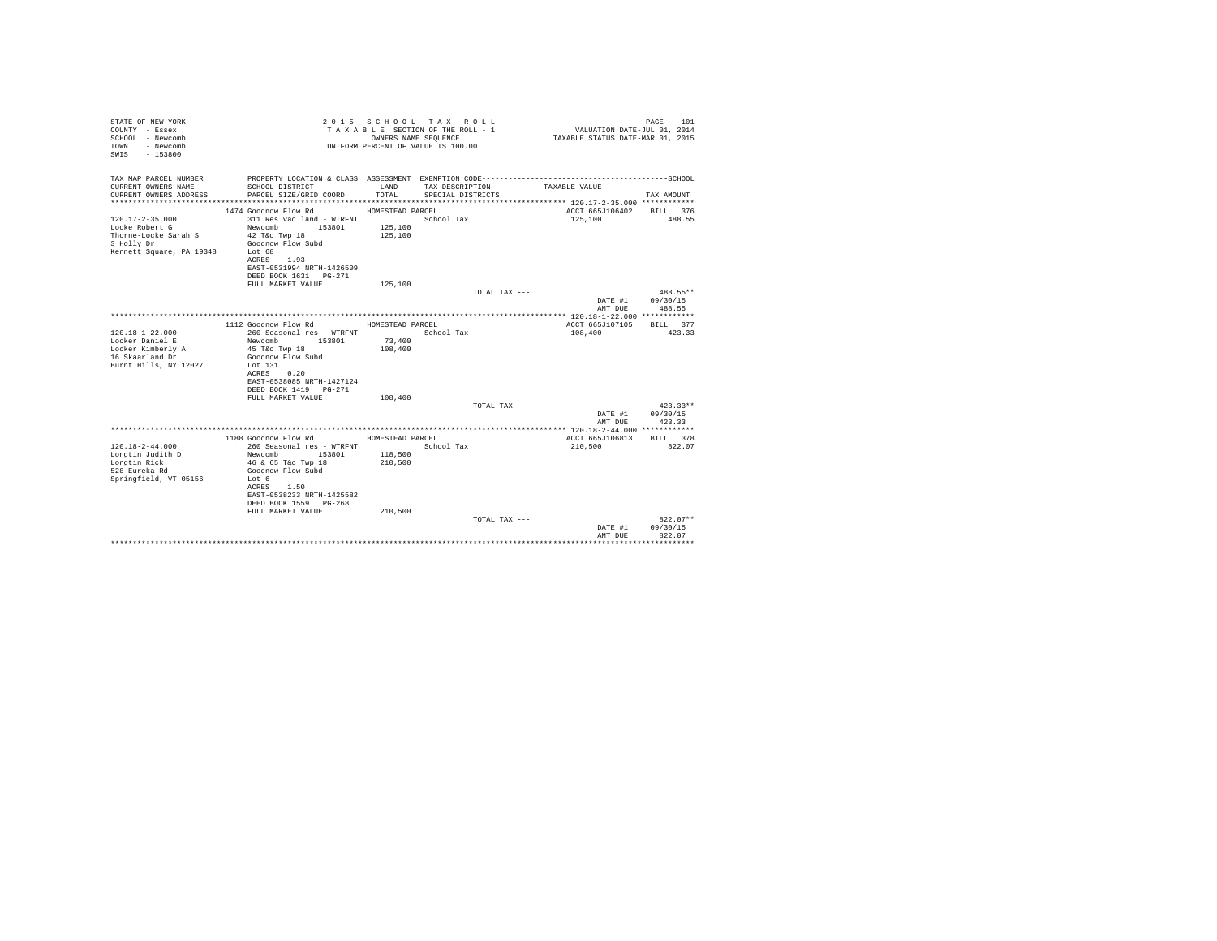STATE OF NEW YORK
COUNTY - Essex
SCHOOL - Newcomb
TOWN - Newcomb
SWIS - 153800

2 0 1 5 S C H O O L T A X R O L L
T A X A B L E SECTION OF THE ROLL - 1
OWNERS NAME SEQUENCE
UNIFORM PERCENT OF VALUE IS 100.00

VALUATION DATE-JUL 01, 2014
TAXABLE STATUS DATE-MAR 01, 2015

| TAX MAP PARCEL NUMBER / CURRENT OWNERS NAME / CURRENT OWNERS ADDRESS | PROPERTY LOCATION & CLASS / SCHOOL DISTRICT / PARCEL SIZE/GRID COORD | ASSESSMENT LAND / TOTAL | EXEMPTION CODE / TAX DESCRIPTION / SPECIAL DISTRICTS | TAXABLE VALUE | SCHOOL TAX AMOUNT |
|---|---|---|---|---|---|
| **120.17-2-35.000** | 1474 Goodnow Flow Rd | HOMESTEAD PARCEL | | ACCT 665J106402 | BILL 376 |
| 120.17-2-35.000 | 311 Res vac land - WTRFNT | | School Tax | 125,100 | 488.55 |
| Locke Robert G | Newcomb 153801 | 125,100 | | | |
| Thorne-Locke Sarah S | 42 T&c Twp 18 | 125,100 | | | |
| 3 Holly Dr | Goodnow Flow Subd | | | | |
| Kennett Square, PA 19348 | Lot 68 | | | | |
| | ACRES 1.93 | | | | |
| | EAST-0531994 NRTH-1426509 | | | | |
| | DEED BOOK 1631 PG-271 | | | | |
| | FULL MARKET VALUE | 125,100 | | | |
| | | | TOTAL TAX --- | | 488.55** |
| | | | | DATE #1 | 09/30/15 |
| | | | | AMT DUE | 488.55 |
| **120.18-1-22.000** | 1112 Goodnow Flow Rd | HOMESTEAD PARCEL | | ACCT 665J107105 | BILL 377 |
| 120.18-1-22.000 | 260 Seasonal res - WTRFNT | | School Tax | 108,400 | 423.33 |
| Locker Daniel E | Newcomb 153801 | 73,400 | | | |
| Locker Kimberly A | 45 T&c Twp 18 | 108,400 | | | |
| 16 Skaarland Dr | Goodnow Flow Subd | | | | |
| Burnt Hills, NY 12027 | Lot 131 | | | | |
| | ACRES 0.20 | | | | |
| | EAST-0538085 NRTH-1427124 | | | | |
| | DEED BOOK 1419 PG-271 | | | | |
| | FULL MARKET VALUE | 108,400 | | | |
| | | | TOTAL TAX --- | | 423.33** |
| | | | | DATE #1 | 09/30/15 |
| | | | | AMT DUE | 423.33 |
| **120.18-2-44.000** | 1188 Goodnow Flow Rd | HOMESTEAD PARCEL | | ACCT 665J106813 | BILL 378 |
| 120.18-2-44.000 | 260 Seasonal res - WTRFNT | | School Tax | 210,500 | 822.07 |
| Longtin Judith D | Newcomb 153801 | 118,500 | | | |
| Longtin Rick | 46 & 65 T&c Twp 18 | 210,500 | | | |
| 528 Eureka Rd | Goodnow Flow Subd | | | | |
| Springfield, VT 05156 | Lot 6 | | | | |
| | ACRES 1.50 | | | | |
| | EAST-0538233 NRTH-1425582 | | | | |
| | DEED BOOK 1559 PG-268 | | | | |
| | FULL MARKET VALUE | 210,500 | | | |
| | | | TOTAL TAX --- | | 822.07** |
| | | | | DATE #1 | 09/30/15 |
| | | | | AMT DUE | 822.07 |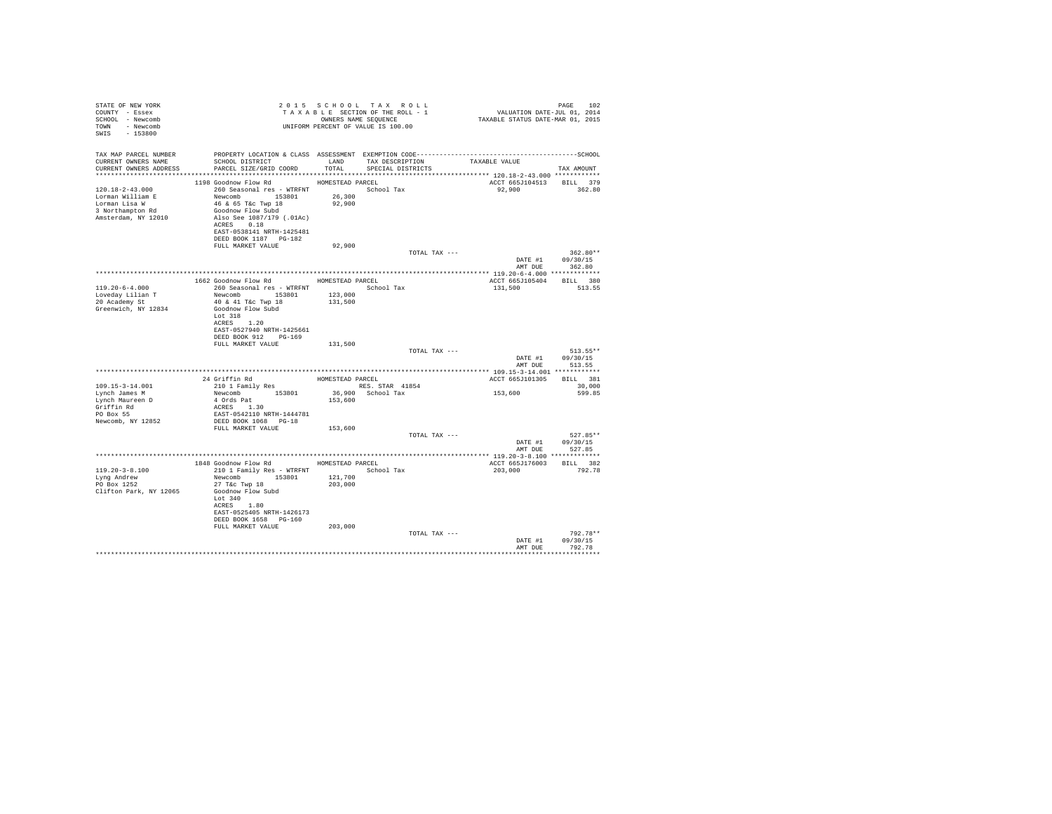STATE OF NEW YORK
COUNTY - Essex
SCHOOL - Newcomb
TOWN - Newcomb
SWIS - 153800

2 0 1 5 S C H O O L T A X R O L L
T A X A B L E SECTION OF THE ROLL - 1
OWNERS NAME SEQUENCE
UNIFORM PERCENT OF VALUE IS 100.00

VALUATION DATE-JUL 01, 2014
TAXABLE STATUS DATE-MAR 01, 2015

| TAX MAP PARCEL NUMBER / CURRENT OWNERS NAME / CURRENT OWNERS ADDRESS | PROPERTY LOCATION & CLASS / SCHOOL DISTRICT / PARCEL SIZE/GRID COORD | ASSESSMENT LAND / TOTAL | EXEMPTION CODE / TAX DESCRIPTION / SPECIAL DISTRICTS | TAXABLE VALUE | TAX AMOUNT |
|---|---|---|---|---|---|
| **120.18-2-43.000** | 1198 Goodnow Flow Rd — HOMESTEAD PARCEL | | | ACCT 665J104513 | BILL 379 |
| 120.18-2-43.000 | 260 Seasonal res - WTRFNT | | School Tax | 92,900 | 362.80 |
| Lorman William E | Newcomb 153801 | 26,300 | | | |
| Lorman Lisa W | 46 & 65 T&c Twp 18 | 92,900 | | | |
| 3 Northampton Rd | Goodnow Flow Subd | | | | |
| Amsterdam, NY 12010 | Also See 1087/179 (.01Ac) | | | | |
| | ACRES 0.18 | | | | |
| | EAST-0538141 NRTH-1425481 | | | | |
| | DEED BOOK 1187 PG-182 | | | | |
| | FULL MARKET VALUE | 92,900 | | | |
| | | | TOTAL TAX --- | | 362.80** |
| | | | | DATE #1 | 09/30/15 |
| | | | | AMT DUE | 362.80 |
| **119.20-6-4.000** | 1662 Goodnow Flow Rd — HOMESTEAD PARCEL | | | ACCT 665J105404 | BILL 380 |
| 119.20-6-4.000 | 260 Seasonal res - WTRFNT | | School Tax | 131,500 | 513.55 |
| Loveday Lilian T | Newcomb 153801 | 123,000 | | | |
| 20 Academy St | 40 & 41 T&c Twp 18 | 131,500 | | | |
| Greenwich, NY 12834 | Goodnow Flow Subd | | | | |
| | Lot 318 | | | | |
| | ACRES 1.20 | | | | |
| | EAST-0527940 NRTH-1425661 | | | | |
| | DEED BOOK 912 PG-169 | | | | |
| | FULL MARKET VALUE | 131,500 | | | |
| | | | TOTAL TAX --- | | 513.55** |
| | | | | DATE #1 | 09/30/15 |
| | | | | AMT DUE | 513.55 |
| **109.15-3-14.001** | 24 Griffin Rd — HOMESTEAD PARCEL | | | ACCT 665J101305 | BILL 381 |
| 109.15-3-14.001 | 210 1 Family Res | | RES. STAR 41854 | | 30,000 |
| Lynch James M | Newcomb 153801 | 36,900 | School Tax | 153,600 | 599.85 |
| Lynch Maureen D | 4 Ords Pat | 153,600 | | | |
| Griffin Rd | ACRES 1.30 | | | | |
| PO Box 55 | EAST-0542110 NRTH-1444781 | | | | |
| Newcomb, NY 12852 | DEED BOOK 1068 PG-18 | | | | |
| | FULL MARKET VALUE | 153,600 | | | |
| | | | TOTAL TAX --- | | 527.85** |
| | | | | DATE #1 | 09/30/15 |
| | | | | AMT DUE | 527.85 |
| **119.20-3-8.100** | 1848 Goodnow Flow Rd — HOMESTEAD PARCEL | | | ACCT 665J176003 | BILL 382 |
| 119.20-3-8.100 | 210 1 Family Res - WTRFNT | | School Tax | 203,000 | 792.78 |
| Lyng Andrew | Newcomb 153801 | 121,700 | | | |
| PO Box 1252 | 27 T&c Twp 18 | 203,000 | | | |
| Clifton Park, NY 12065 | Goodnow Flow Subd | | | | |
| | Lot 340 | | | | |
| | ACRES 1.80 | | | | |
| | EAST-0525405 NRTH-1426173 | | | | |
| | DEED BOOK 1658 PG-160 | | | | |
| | FULL MARKET VALUE | 203,000 | | | |
| | | | TOTAL TAX --- | | 792.78** |
| | | | | DATE #1 | 09/30/15 |
| | | | | AMT DUE | 792.78 |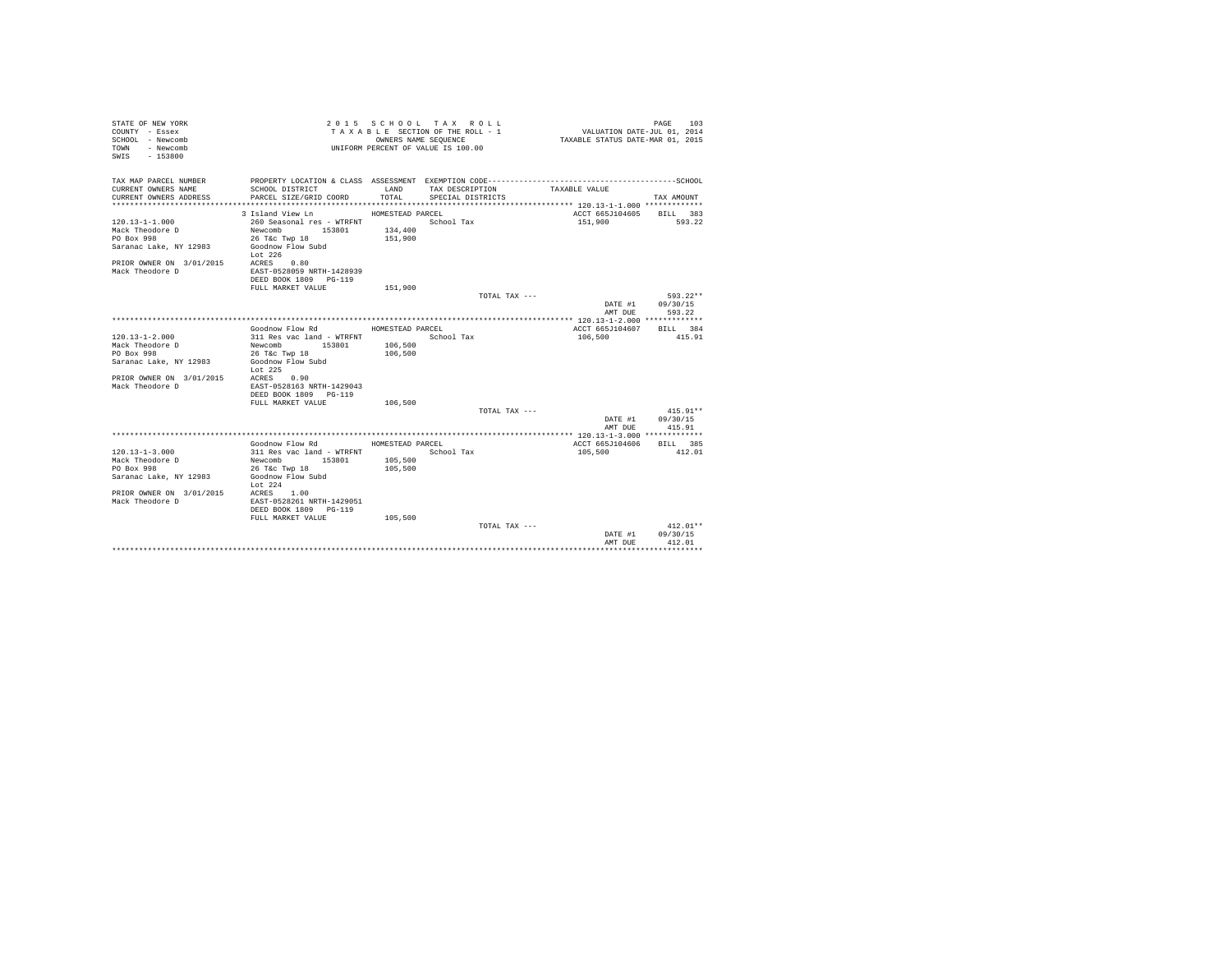STATE OF NEW YORK
COUNTY - Essex
SCHOOL - Newcomb
TOWN - Newcomb
SWIS - 153800

2 0 1 5 S C H O O L T A X R O L L
T A X A B L E SECTION OF THE ROLL - 1
OWNERS NAME SEQUENCE
UNIFORM PERCENT OF VALUE IS 100.00

VALUATION DATE-JUL 01, 2014
TAXABLE STATUS DATE-MAR 01, 2015

| TAX MAP PARCEL NUMBER / CURRENT OWNERS NAME / CURRENT OWNERS ADDRESS | PROPERTY LOCATION & CLASS / SCHOOL DISTRICT / PARCEL SIZE/GRID COORD | ASSESSMENT LAND / TOTAL | EXEMPTION CODE / TAX DESCRIPTION / SPECIAL DISTRICTS | TAXABLE VALUE | SCHOOL TAX AMOUNT |
|---|---|---|---|---|---|
| **120.13-1-1.000** | 3 Island View Ln | HOMESTEAD PARCEL | | ACCT 665J104605 | BILL 383 |
| 120.13-1-1.000 | 260 Seasonal res - WTRFNT | | School Tax | 151,900 | 593.22 |
| Mack Theodore D | Newcomb 153801 | 134,400 | | | |
| PO Box 998 | 26 T&c Twp 18 | 151,900 | | | |
| Saranac Lake, NY 12983 | Goodnow Flow Subd | | | | |
| | Lot 226 | | | | |
| PRIOR OWNER ON 3/01/2015 | ACRES 0.80 | | | | |
| Mack Theodore D | EAST-0528059 NRTH-1428939 | | | | |
| | DEED BOOK 1809 PG-119 | | | | |
| | FULL MARKET VALUE | 151,900 | | | |
| | | | TOTAL TAX --- | | 593.22** |
| | | | | DATE #1 | 09/30/15 |
| | | | | AMT DUE | 593.22 |
| **120.13-1-2.000** | Goodnow Flow Rd | HOMESTEAD PARCEL | | ACCT 665J104607 | BILL 384 |
| 120.13-1-2.000 | 311 Res vac land - WTRFNT | | School Tax | 106,500 | 415.91 |
| Mack Theodore D | Newcomb 153801 | 106,500 | | | |
| PO Box 998 | 26 T&c Twp 18 | 106,500 | | | |
| Saranac Lake, NY 12983 | Goodnow Flow Subd | | | | |
| | Lot 225 | | | | |
| PRIOR OWNER ON 3/01/2015 | ACRES 0.90 | | | | |
| Mack Theodore D | EAST-0528163 NRTH-1429043 | | | | |
| | DEED BOOK 1809 PG-119 | | | | |
| | FULL MARKET VALUE | 106,500 | | | |
| | | | TOTAL TAX --- | | 415.91** |
| | | | | DATE #1 | 09/30/15 |
| | | | | AMT DUE | 415.91 |
| **120.13-1-3.000** | Goodnow Flow Rd | HOMESTEAD PARCEL | | ACCT 665J104606 | BILL 385 |
| 120.13-1-3.000 | 311 Res vac land - WTRFNT | | School Tax | 105,500 | 412.01 |
| Mack Theodore D | Newcomb 153801 | 105,500 | | | |
| PO Box 998 | 26 T&c Twp 18 | 105,500 | | | |
| Saranac Lake, NY 12983 | Goodnow Flow Subd | | | | |
| | Lot 224 | | | | |
| PRIOR OWNER ON 3/01/2015 | ACRES 1.00 | | | | |
| Mack Theodore D | EAST-0528261 NRTH-1429051 | | | | |
| | DEED BOOK 1809 PG-119 | | | | |
| | FULL MARKET VALUE | 105,500 | | | |
| | | | TOTAL TAX --- | | 412.01** |
| | | | | DATE #1 | 09/30/15 |
| | | | | AMT DUE | 412.01 |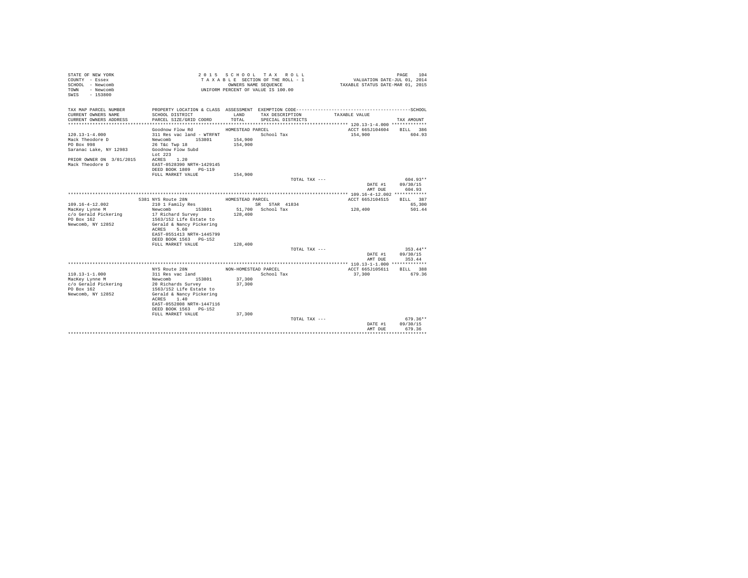```
STATE OF NEW YORK                    2 0 1 5   S C H O O L   T A X   R O L L                              PAGE   104
COUNTY  - Essex                       T A X A B L E  SECTION OF THE ROLL - 1                  VALUATION DATE-JUL 01, 2014
SCHOOL  - Newcomb                              OWNERS NAME SEQUENCE                      TAXABLE STATUS DATE-MAR 01, 2015
TOWN    - Newcomb                      UNIFORM PERCENT OF VALUE IS 100.00
SWIS    - 153800

TAX MAP PARCEL NUMBER      PROPERTY LOCATION & CLASS  ASSESSMENT  EXEMPTION CODE-----------------------------------------------SCHOOL
CURRENT OWNERS NAME        SCHOOL DISTRICT              LAND      TAX DESCRIPTION            TAXABLE VALUE
CURRENT OWNERS ADDRESS     PARCEL SIZE/GRID COORD       TOTAL     SPECIAL DISTRICTS                                    TAX AMOUNT
*************************************************************************************************** 120.13-1-4.000 *************
                           Goodnow Flow Rd            HOMESTEAD PARCEL                           ACCT 665J104604    BILL   386
120.13-1-4.000             311 Res vac land - WTRFNT              School Tax                     154,900                 604.93
Mack Theodore D            Newcomb        153801       154,900
PO Box 998                 26 T&c Twp 18               154,900
Saranac Lake, NY 12983     Goodnow Flow Subd
                           Lot 223
PRIOR OWNER ON  3/01/2015  ACRES     1.20
Mack Theodore D            EAST-0528390 NRTH-1429145
                           DEED BOOK 1809   PG-119
                           FULL MARKET VALUE           154,900
                                                                     TOTAL TAX ---                                    604.93**
                                                                                                    DATE #1        09/30/15
                                                                                                    AMT DUE          604.93
*************************************************************************************************** 109.16-4-12.002 ************
                     5381 NYS Route 28N            HOMESTEAD PARCEL                           ACCT 665J104515    BILL   387
109.16-4-12.002            210 1 Family Res                 SR  STAR  41834                                          65,300
MacKey Lynne M             Newcomb        153801        51,700   School Tax                      128,400                 501.44
c/o Gerald Pickering       17 Richard Survey           128,400
PO Box 162                 1563/152 Life Estate to
Newcomb, NY 12852          Gerald & Nancy Pickering
                           ACRES     5.60
                           EAST-0551413 NRTH-1445799
                           DEED BOOK 1563   PG-152
                           FULL MARKET VALUE           128,400
                                                                     TOTAL TAX ---                                    353.44**
                                                                                                    DATE #1        09/30/15
                                                                                                    AMT DUE          353.44
*************************************************************************************************** 110.13-1-1.000 *************
                           NYS Route 28N              NON-HOMESTEAD PARCEL                       ACCT 665J105611    BILL   388
110.13-1-1.000             311 Res vac land                       School Tax                      37,300                 679.36
MacKey Lynne M             Newcomb        153801        37,300
c/o Gerald Pickering       20 Richards Survey           37,300
PO Box 162                 1563/152 Life Estate to
Newcomb, NY 12852          Gerald & Nancy Pickering
                           ACRES     1.40
                           EAST-0552808 NRTH-1447116
                           DEED BOOK 1563   PG-152
                           FULL MARKET VALUE            37,300
                                                                     TOTAL TAX ---                                    679.36**
                                                                                                    DATE #1        09/30/15
                                                                                                    AMT DUE          679.36
********************************************************************************************************************************
```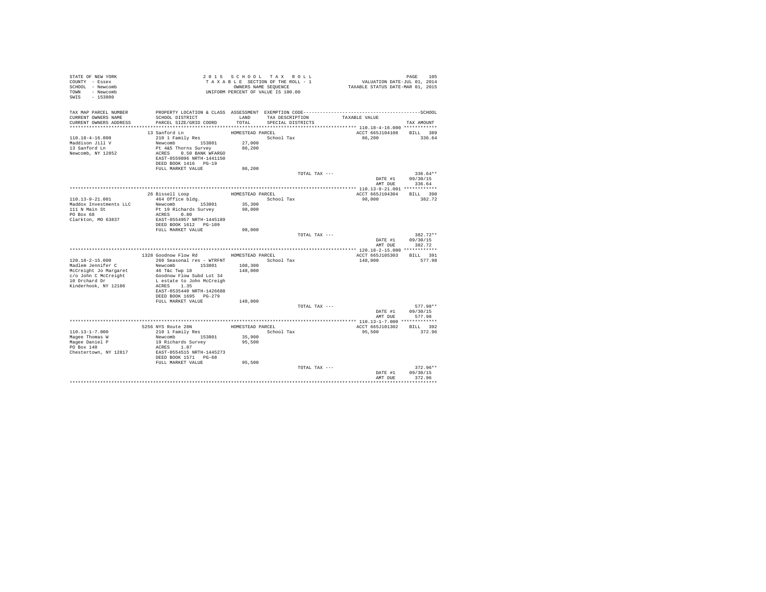STATE OF NEW YORK | 2 0 1 5 S C H O O L T A X R O L L | VALUATION DATE-JUL 01, 2014
COUNTY - Essex | T A X A B L E SECTION OF THE ROLL - 1 | TAXABLE STATUS DATE-MAR 01, 2015
SCHOOL - Newcomb | OWNERS NAME SEQUENCE
TOWN - Newcomb | UNIFORM PERCENT OF VALUE IS 100.00
SWIS - 153800

| TAX MAP PARCEL NUMBER / CURRENT OWNERS NAME / CURRENT OWNERS ADDRESS | PROPERTY LOCATION & CLASS / SCHOOL DISTRICT / PARCEL SIZE/GRID COORD | ASSESSMENT LAND / TOTAL | EXEMPTION CODE / TAX DESCRIPTION / SPECIAL DISTRICTS | TAXABLE VALUE | SCHOOL TAX AMOUNT |
|---|---|---|---|---|---|
| 110.18-4-16.000 | 13 Sanford Ln | HOMESTEAD PARCEL | | ACCT 665J104108 | BILL 389 |
| 110.18-4-16.000 | 210 1 Family Res | | School Tax | 86,200 | 336.64 |
| Maddison Jill V | Newcomb 153801 | 27,000 | | | |
| 13 Sanford Ln | Pt 4&5 Thorns Survey | 86,200 | | | |
| Newcomb, NY 12852 | ACRES 0.50 BANK WFARGO | | | | |
| | EAST-0559896 NRTH-1441150 | | | | |
| | DEED BOOK 1416 PG-19 | | | | |
| | FULL MARKET VALUE | 86,200 | | | |
| | | | TOTAL TAX --- | | 336.64** |
| | | | | DATE #1 | 09/30/15 |
| | | | | AMT DUE | 336.64 |
| 110.13-9-21.001 | 26 Bissell Loop | HOMESTEAD PARCEL | | ACCT 665J104304 | BILL 390 |
| 110.13-9-21.001 | 464 Office bldg. | | School Tax | 98,000 | 382.72 |
| Maddox Investments LLC | Newcomb 153801 | 35,300 | | | |
| 111 N Main St | Pt 19 Richards Survey | 98,000 | | | |
| PO Box 68 | ACRES 0.80 | | | | |
| Clarkton, MO 63837 | EAST-0554957 NRTH-1445189 | | | | |
| | DEED BOOK 1612 PG-109 | | | | |
| | FULL MARKET VALUE | 98,000 | | | |
| | | | TOTAL TAX --- | | 382.72** |
| | | | | DATE #1 | 09/30/15 |
| | | | | AMT DUE | 382.72 |
| 120.18-2-15.000 | 1328 Goodnow Flow Rd | HOMESTEAD PARCEL | | ACCT 665J105303 | BILL 391 |
| 120.18-2-15.000 | 260 Seasonal res - WTRFNT | | School Tax | 148,000 | 577.98 |
| Madlem Jennifer C | Newcomb 153801 | 108,300 | | | |
| McCreight Jo Margaret | 46 T&c Twp 18 | 148,000 | | | |
| c/o John C McCreight | Goodnow Flow Subd Lot 34 | | | | |
| 10 Orchard Dr | L estate to John McCreigh | | | | |
| Kinderhook, NY 12106 | ACRES 1.35 | | | | |
| | EAST-0535440 NRTH-1426688 | | | | |
| | DEED BOOK 1695 PG-279 | | | | |
| | FULL MARKET VALUE | 148,000 | | | |
| | | | TOTAL TAX --- | | 577.98** |
| | | | | DATE #1 | 09/30/15 |
| | | | | AMT DUE | 577.98 |
| 110.13-1-7.000 | 5256 NYS Route 28N | HOMESTEAD PARCEL | | ACCT 665J101302 | BILL 392 |
| 110.13-1-7.000 | 210 1 Family Res | | School Tax | 95,500 | 372.96 |
| Magee Thomas W | Newcomb 153801 | 35,900 | | | |
| Magee Daniel P | 19 Richards Survey | 95,500 | | | |
| PO Box 140 | ACRES 1.07 | | | | |
| Chestertown, NY 12817 | EAST-0554515 NRTH-1445273 | | | | |
| | DEED BOOK 1571 PG-68 | | | | |
| | FULL MARKET VALUE | 95,500 | | | |
| | | | TOTAL TAX --- | | 372.96** |
| | | | | DATE #1 | 09/30/15 |
| | | | | AMT DUE | 372.96 |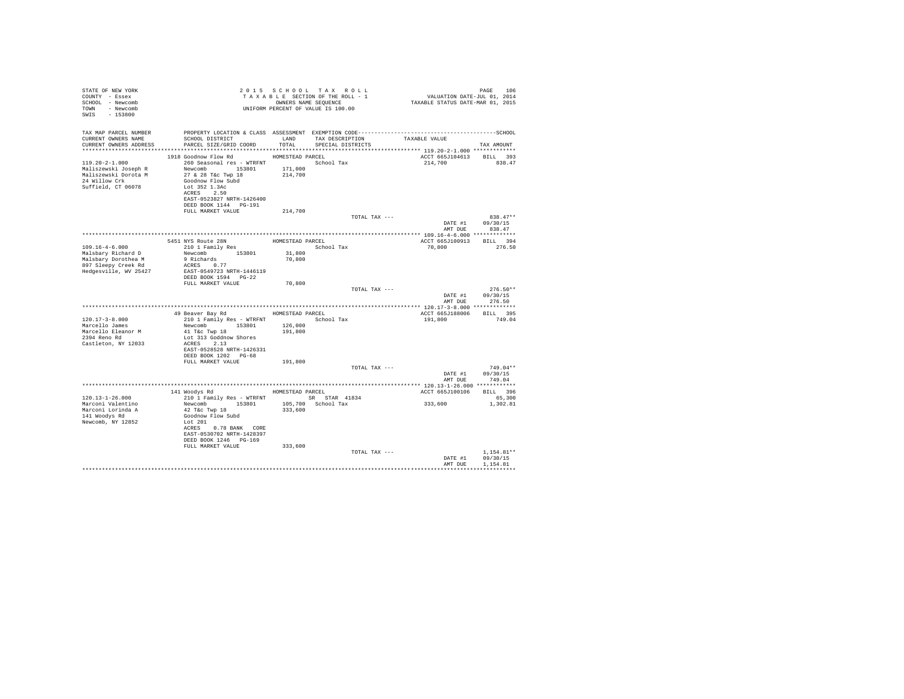STATE OF NEW YORK
COUNTY - Essex
SCHOOL - Newcomb
TOWN - Newcomb
SWIS - 153800

2015 SCHOOL TAX ROLL
TAXABLE SECTION OF THE ROLL - 1
OWNERS NAME SEQUENCE
UNIFORM PERCENT OF VALUE IS 100.00

VALUATION DATE-JUL 01, 2014
TAXABLE STATUS DATE-MAR 01, 2015

| TAX MAP PARCEL NUMBER / CURRENT OWNERS NAME / CURRENT OWNERS ADDRESS | PROPERTY LOCATION & CLASS / SCHOOL DISTRICT / PARCEL SIZE/GRID COORD | ASSESSMENT LAND / TOTAL | EXEMPTION CODE / TAX DESCRIPTION / SPECIAL DISTRICTS | TAXABLE VALUE | TAX AMOUNT |
|---|---|---|---|---|---|
| **119.20-2-1.000** | 1918 Goodnow Flow Rd | HOMESTEAD PARCEL | | ACCT 665J104613 | BILL 393 |
| 119.20-2-1.000 | 260 Seasonal res - WTRFNT | | School Tax | 214,700 | 838.47 |
| Maliszewski Joseph R | Newcomb 153801 | 171,000 | | | |
| Maliszewski Dorota M | 27 & 28 T&c Twp 18 | 214,700 | | | |
| 24 Willow Crk | Goodnow Flow Subd | | | | |
| Suffield, CT 06078 | Lot 352 1.3Ac | | | | |
| | ACRES 2.50 | | | | |
| | EAST-0523827 NRTH-1426400 | | | | |
| | DEED BOOK 1144 PG-191 | | | | |
| | FULL MARKET VALUE | 214,700 | | | |
| | | | TOTAL TAX --- | | 838.47** |
| | | | | DATE #1 | 09/30/15 |
| | | | | AMT DUE | 838.47 |
| **109.16-4-6.000** | 5451 NYS Route 28N | HOMESTEAD PARCEL | | ACCT 665J100913 | BILL 394 |
| 109.16-4-6.000 | 210 1 Family Res | | School Tax | 70,800 | 276.50 |
| Malsbary Richard D | Newcomb 153801 | 31,800 | | | |
| Malsbary Dorothea M | 9 Richards | 70,800 | | | |
| 897 Sleepy Creek Rd | ACRES 0.77 | | | | |
| Hedgesville, WV 25427 | EAST-0549723 NRTH-1446119 | | | | |
| | DEED BOOK 1594 PG-22 | | | | |
| | FULL MARKET VALUE | 70,800 | | | |
| | | | TOTAL TAX --- | | 276.50** |
| | | | | DATE #1 | 09/30/15 |
| | | | | AMT DUE | 276.50 |
| **120.17-3-8.000** | 49 Beaver Bay Rd | HOMESTEAD PARCEL | | ACCT 665J188006 | BILL 395 |
| 120.17-3-8.000 | 210 1 Family Res - WTRFNT | | School Tax | 191,800 | 749.04 |
| Marcello James | Newcomb 153801 | 126,000 | | | |
| Marcello Eleanor M | 41 T&c Twp 18 | 191,800 | | | |
| 2394 Reno Rd | Lot 313 Goddnow Shores | | | | |
| Castleton, NY 12033 | ACRES 2.13 | | | | |
| | EAST-0528528 NRTH-1426331 | | | | |
| | DEED BOOK 1202 PG-68 | | | | |
| | FULL MARKET VALUE | 191,800 | | | |
| | | | TOTAL TAX --- | | 749.04** |
| | | | | DATE #1 | 09/30/15 |
| | | | | AMT DUE | 749.04 |
| **120.13-1-26.000** | 141 Woodys Rd | HOMESTEAD PARCEL | | ACCT 665J100106 | BILL 396 |
| 120.13-1-26.000 | 210 1 Family Res - WTRFNT | | SR STAR 41834 | | 65,300 |
| Marconi Valentino | Newcomb 153801 | 105,700 | School Tax | 333,600 | 1,302.81 |
| Marconi Lorinda A | 42 T&c Twp 18 | 333,600 | | | |
| 141 Woodys Rd | Goodnow Flow Subd | | | | |
| Newcomb, NY 12852 | Lot 201 | | | | |
| | ACRES 0.78 BANK CORE | | | | |
| | EAST-0530702 NRTH-1428397 | | | | |
| | DEED BOOK 1246 PG-169 | | | | |
| | FULL MARKET VALUE | 333,600 | | | |
| | | | TOTAL TAX --- | | 1,154.81** |
| | | | | DATE #1 | 09/30/15 |
| | | | | AMT DUE | 1,154.81 |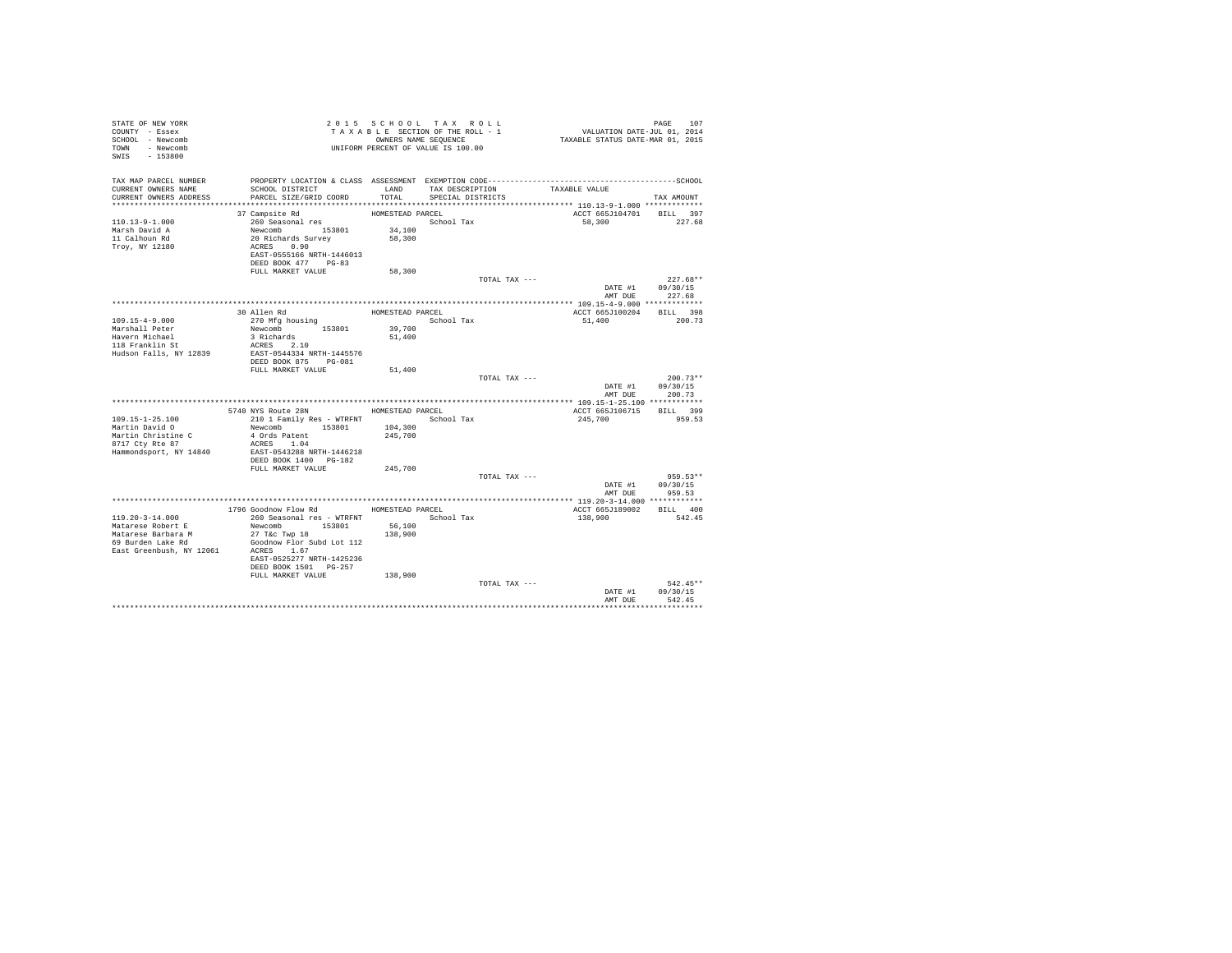STATE OF NEW YORK
COUNTY - Essex
SCHOOL - Newcomb
TOWN - Newcomb
SWIS - 153800

2 0 1 5  S C H O O L  T A X  R O L L
T A X A B L E  SECTION OF THE ROLL - 1
OWNERS NAME SEQUENCE
UNIFORM PERCENT OF VALUE IS 100.00

VALUATION DATE-JUL 01, 2014
TAXABLE STATUS DATE-MAR 01, 2015

| TAX MAP PARCEL NUMBER / CURRENT OWNERS NAME / CURRENT OWNERS ADDRESS | PROPERTY LOCATION & CLASS / SCHOOL DISTRICT / PARCEL SIZE/GRID COORD | ASSESSMENT LAND / TOTAL | EXEMPTION CODE / TAX DESCRIPTION / SPECIAL DISTRICTS | TAXABLE VALUE | TAX AMOUNT |
|---|---|---|---|---|---|
| 110.13-9-1.000 | 37 Campsite Rd | HOMESTEAD PARCEL | | ACCT 665J104701 | BILL 397 |
| Marsh David A | 260 Seasonal res | | School Tax | 58,300 | 227.68 |
| 11 Calhoun Rd | Newcomb 153801 | 34,100 | | | |
| Troy, NY 12180 | 20 Richards Survey | 58,300 | | | |
| | ACRES 0.90 | | | | |
| | EAST-0555166 NRTH-1446013 | | | | |
| | DEED BOOK 477 PG-83 | | | | |
| | FULL MARKET VALUE | 58,300 | | | |
| | | | TOTAL TAX --- | | 227.68** |
| | | | | DATE #1 | 09/30/15 |
| | | | | AMT DUE | 227.68 |
| 109.15-4-9.000 | 30 Allen Rd | HOMESTEAD PARCEL | | ACCT 665J100204 | BILL 398 |
| Marshall Peter | 270 Mfg housing | | School Tax | 51,400 | 200.73 |
| Havern Michael | Newcomb 153801 | 39,700 | | | |
| 118 Franklin St | 3 Richards | 51,400 | | | |
| Hudson Falls, NY 12839 | ACRES 2.10 | | | | |
| | EAST-0544334 NRTH-1445576 | | | | |
| | DEED BOOK 875 PG-081 | | | | |
| | FULL MARKET VALUE | 51,400 | | | |
| | | | TOTAL TAX --- | | 200.73** |
| | | | | DATE #1 | 09/30/15 |
| | | | | AMT DUE | 200.73 |
| 109.15-1-25.100 | 5740 NYS Route 28N | HOMESTEAD PARCEL | | ACCT 665J106715 | BILL 399 |
| Martin David O | 210 1 Family Res - WTRFNT | | School Tax | 245,700 | 959.53 |
| Martin Christine C | Newcomb 153801 | 104,300 | | | |
| 8717 Cty Rte 87 | 4 Ords Patent | 245,700 | | | |
| Hammondsport, NY 14840 | ACRES 1.04 | | | | |
| | EAST-0543288 NRTH-1446218 | | | | |
| | DEED BOOK 1400 PG-182 | | | | |
| | FULL MARKET VALUE | 245,700 | | | |
| | | | TOTAL TAX --- | | 959.53** |
| | | | | DATE #1 | 09/30/15 |
| | | | | AMT DUE | 959.53 |
| 119.20-3-14.000 | 1796 Goodnow Flow Rd | HOMESTEAD PARCEL | | ACCT 665J189002 | BILL 400 |
| Matarese Robert E | 260 Seasonal res - WTRFNT | | School Tax | 138,900 | 542.45 |
| Matarese Barbara M | Newcomb 153801 | 56,100 | | | |
| 69 Burden Lake Rd | 27 T&c Twp 18 | 138,900 | | | |
| East Greenbush, NY 12061 | Goodnow Flor Subd Lot 112 | | | | |
| | ACRES 1.67 | | | | |
| | EAST-0525277 NRTH-1425236 | | | | |
| | DEED BOOK 1501 PG-257 | | | | |
| | FULL MARKET VALUE | 138,900 | | | |
| | | | TOTAL TAX --- | | 542.45** |
| | | | | DATE #1 | 09/30/15 |
| | | | | AMT DUE | 542.45 |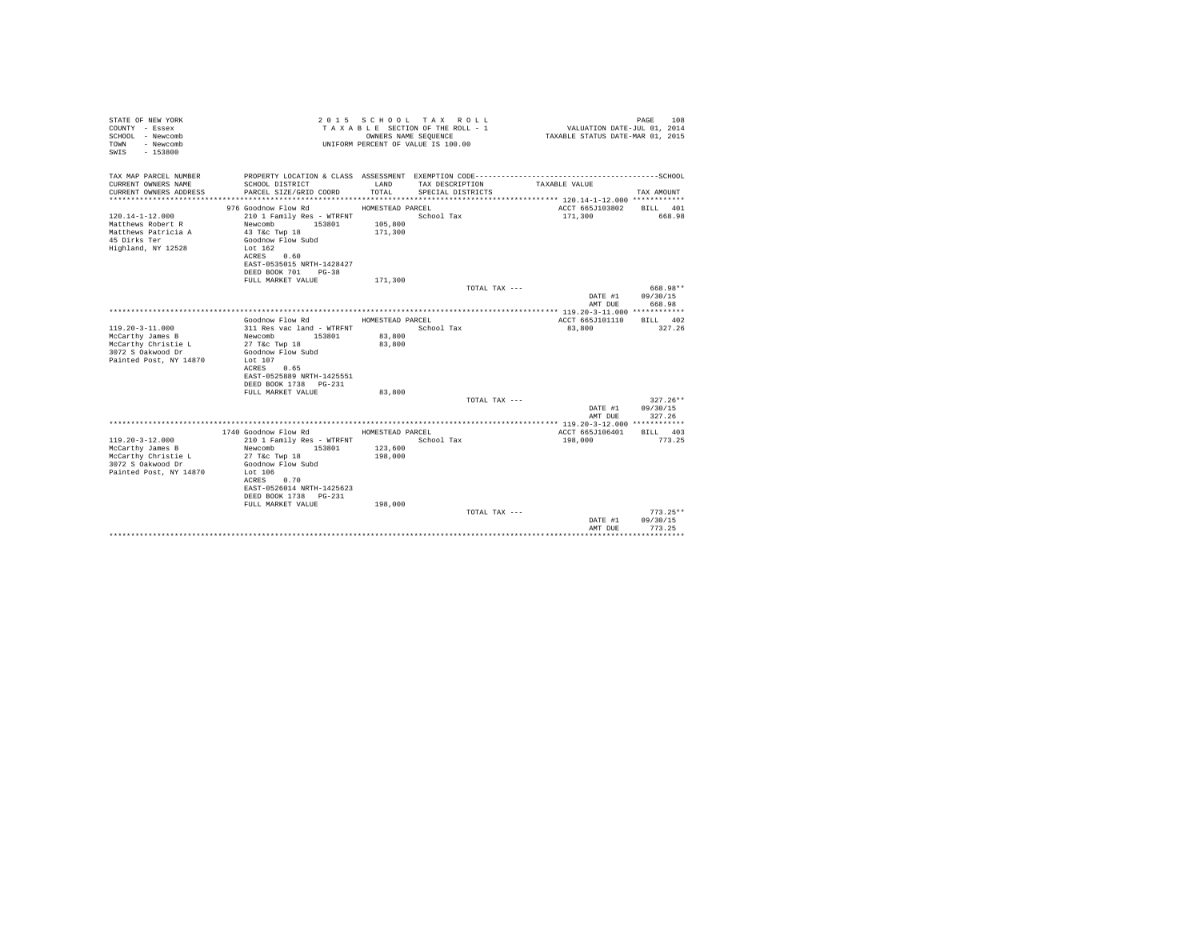STATE OF NEW YORK — 2 0 1 5 S C H O O L T A X R O L L
COUNTY - Essex — T A X A B L E SECTION OF THE ROLL - 1 — VALUATION DATE-JUL 01, 2014
SCHOOL - Newcomb — OWNERS NAME SEQUENCE — TAXABLE STATUS DATE-MAR 01, 2015
TOWN - Newcomb — UNIFORM PERCENT OF VALUE IS 100.00
SWIS - 153800

| TAX MAP PARCEL NUMBER / CURRENT OWNERS NAME / CURRENT OWNERS ADDRESS | PROPERTY LOCATION & CLASS / SCHOOL DISTRICT / PARCEL SIZE/GRID COORD | ASSESSMENT LAND / TOTAL | EXEMPTION CODE / TAX DESCRIPTION / SPECIAL DISTRICTS | TAXABLE VALUE | SCHOOL TAX AMOUNT |
|---|---|---|---|---|---|
| **120.14-1-12.000** | 976 Goodnow Flow Rd | HOMESTEAD PARCEL | | ACCT 665J103802 | BILL 401 |
| 120.14-1-12.000 | 210 1 Family Res - WTRFNT | | School Tax | 171,300 | 668.98 |
| Matthews Robert R | Newcomb 153801 | 105,800 | | | |
| Matthews Patricia A | 43 T&c Twp 18 | 171,300 | | | |
| 45 Dirks Ter | Goodnow Flow Subd | | | | |
| Highland, NY 12528 | Lot 162 | | | | |
| | ACRES 0.60 | | | | |
| | EAST-0535015 NRTH-1428427 | | | | |
| | DEED BOOK 701 PG-38 | | | | |
| | FULL MARKET VALUE | 171,300 | | | |
| | | | TOTAL TAX --- | | 668.98** |
| | | | | DATE #1 | 09/30/15 |
| | | | | AMT DUE | 668.98 |
| **119.20-3-11.000** | Goodnow Flow Rd | HOMESTEAD PARCEL | | ACCT 665J101110 | BILL 402 |
| 119.20-3-11.000 | 311 Res vac land - WTRFNT | | School Tax | 83,800 | 327.26 |
| McCarthy James B | Newcomb 153801 | 83,800 | | | |
| McCarthy Christie L | 27 T&c Twp 18 | 83,800 | | | |
| 3072 S Oakwood Dr | Goodnow Flow Subd | | | | |
| Painted Post, NY 14870 | Lot 107 | | | | |
| | ACRES 0.65 | | | | |
| | EAST-0525889 NRTH-1425551 | | | | |
| | DEED BOOK 1738 PG-231 | | | | |
| | FULL MARKET VALUE | 83,800 | | | |
| | | | TOTAL TAX --- | | 327.26** |
| | | | | DATE #1 | 09/30/15 |
| | | | | AMT DUE | 327.26 |
| **119.20-3-12.000** | 1740 Goodnow Flow Rd | HOMESTEAD PARCEL | | ACCT 665J106401 | BILL 403 |
| 119.20-3-12.000 | 210 1 Family Res - WTRFNT | | School Tax | 198,000 | 773.25 |
| McCarthy James B | Newcomb 153801 | 123,600 | | | |
| McCarthy Christie L | 27 T&c Twp 18 | 198,000 | | | |
| 3072 S Oakwood Dr | Goodnow Flow Subd | | | | |
| Painted Post, NY 14870 | Lot 106 | | | | |
| | ACRES 0.70 | | | | |
| | EAST-0526014 NRTH-1425623 | | | | |
| | DEED BOOK 1738 PG-231 | | | | |
| | FULL MARKET VALUE | 198,000 | | | |
| | | | TOTAL TAX --- | | 773.25** |
| | | | | DATE #1 | 09/30/15 |
| | | | | AMT DUE | 773.25 |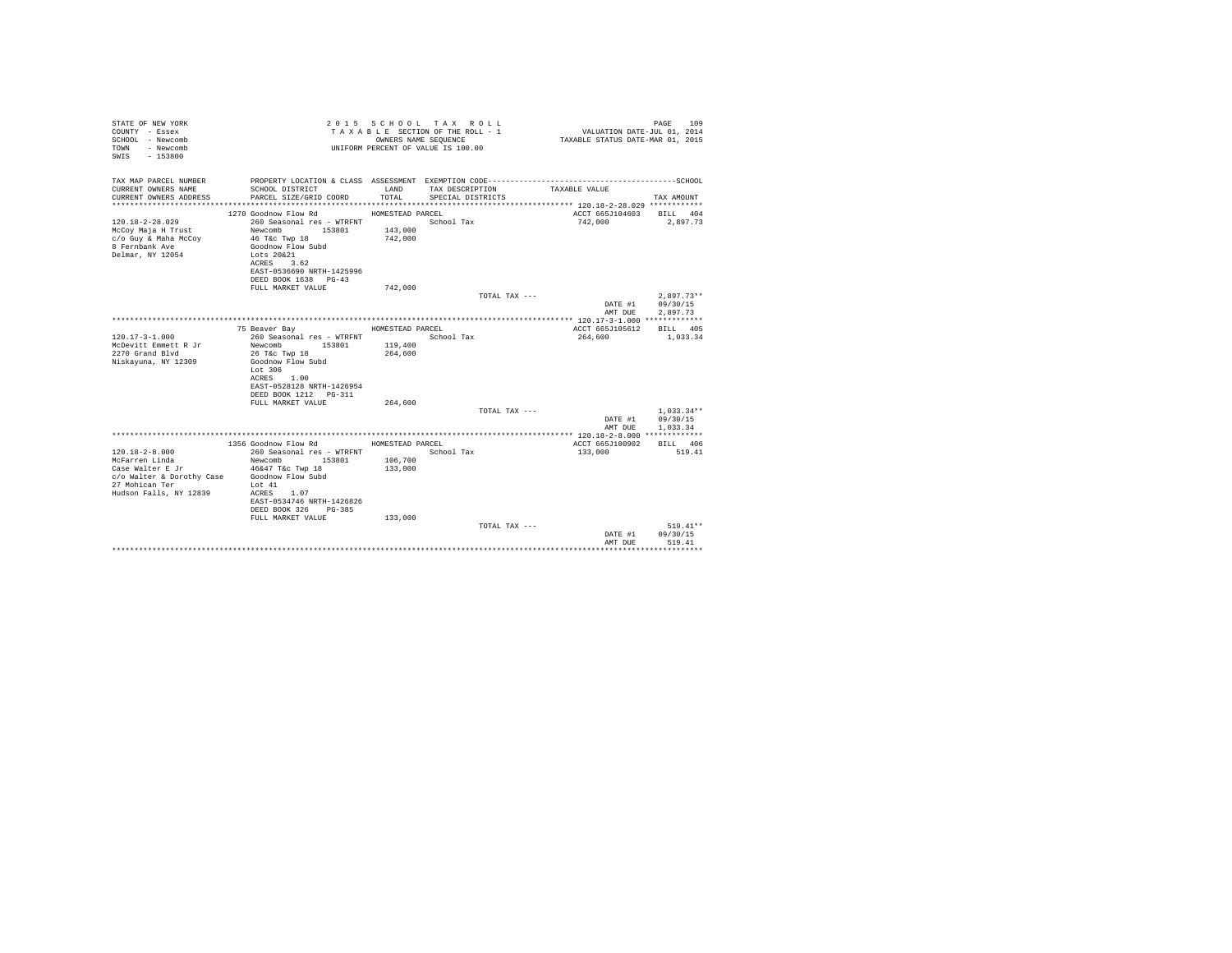STATE OF NEW YORK
COUNTY - Essex
SCHOOL - Newcomb
TOWN - Newcomb
SWIS - 153800

2 0 1 5 S C H O O L T A X R O L L
T A X A B L E SECTION OF THE ROLL - 1
OWNERS NAME SEQUENCE
UNIFORM PERCENT OF VALUE IS 100.00

VALUATION DATE-JUL 01, 2014
TAXABLE STATUS DATE-MAR 01, 2015

| TAX MAP PARCEL NUMBER<br>CURRENT OWNERS NAME<br>CURRENT OWNERS ADDRESS | PROPERTY LOCATION & CLASS<br>SCHOOL DISTRICT<br>PARCEL SIZE/GRID COORD | ASSESSMENT<br>LAND<br>TOTAL | EXEMPTION CODE<br>TAX DESCRIPTION<br>SPECIAL DISTRICTS | TAXABLE VALUE | SCHOOL<br>TAX AMOUNT |
|---|---|---|---|---|---|
| 120.18-2-28.029 | 1270 Goodnow Flow Rd | HOMESTEAD PARCEL | | ACCT 665J104603 | BILL 404 |
| McCoy Maja H Trust | 260 Seasonal res - WTRFNT | | School Tax | 742,000 | 2,897.73 |
| c/o Guy & Maha McCoy | Newcomb 153801 | 143,000 | | | |
| 8 Fernbank Ave | 46 T&c Twp 18 | 742,000 | | | |
| Delmar, NY 12054 | Goodnow Flow Subd | | | | |
| | Lots 20&21 | | | | |
| | ACRES 3.62 | | | | |
| | EAST-0536690 NRTH-1425996 | | | | |
| | DEED BOOK 1638 PG-43 | | | | |
| | FULL MARKET VALUE | 742,000 | | | |
| | | | TOTAL TAX --- | | 2,897.73** |
| | | | | DATE #1 | 09/30/15 |
| | | | | AMT DUE | 2,897.73 |
| 120.17-3-1.000 | 75 Beaver Bay | HOMESTEAD PARCEL | | ACCT 665J105612 | BILL 405 |
| McDevitt Emmett R Jr | 260 Seasonal res - WTRFNT | | School Tax | 264,600 | 1,033.34 |
| 2270 Grand Blvd | Newcomb 153801 | 119,400 | | | |
| Niskayuna, NY 12309 | 26 T&c Twp 18 | 264,600 | | | |
| | Goodnow Flow Subd | | | | |
| | Lot 306 | | | | |
| | ACRES 1.00 | | | | |
| | EAST-0528128 NRTH-1426954 | | | | |
| | DEED BOOK 1212 PG-311 | | | | |
| | FULL MARKET VALUE | 264,600 | | | |
| | | | TOTAL TAX --- | | 1,033.34** |
| | | | | DATE #1 | 09/30/15 |
| | | | | AMT DUE | 1,033.34 |
| 120.18-2-8.000 | 1356 Goodnow Flow Rd | HOMESTEAD PARCEL | | ACCT 665J100902 | BILL 406 |
| McFarren Linda | 260 Seasonal res - WTRFNT | | School Tax | 133,000 | 519.41 |
| Case Walter E Jr | Newcomb 153801 | 106,700 | | | |
| c/o Walter & Dorothy Case | 46&47 T&c Twp 18 | 133,000 | | | |
| 27 Mohican Ter | Goodnow Flow Subd | | | | |
| Hudson Falls, NY 12839 | Lot 41 | | | | |
| | ACRES 1.07 | | | | |
| | EAST-0534746 NRTH-1426826 | | | | |
| | DEED BOOK 326 PG-385 | | | | |
| | FULL MARKET VALUE | 133,000 | | | |
| | | | TOTAL TAX --- | | 519.41** |
| | | | | DATE #1 | 09/30/15 |
| | | | | AMT DUE | 519.41 |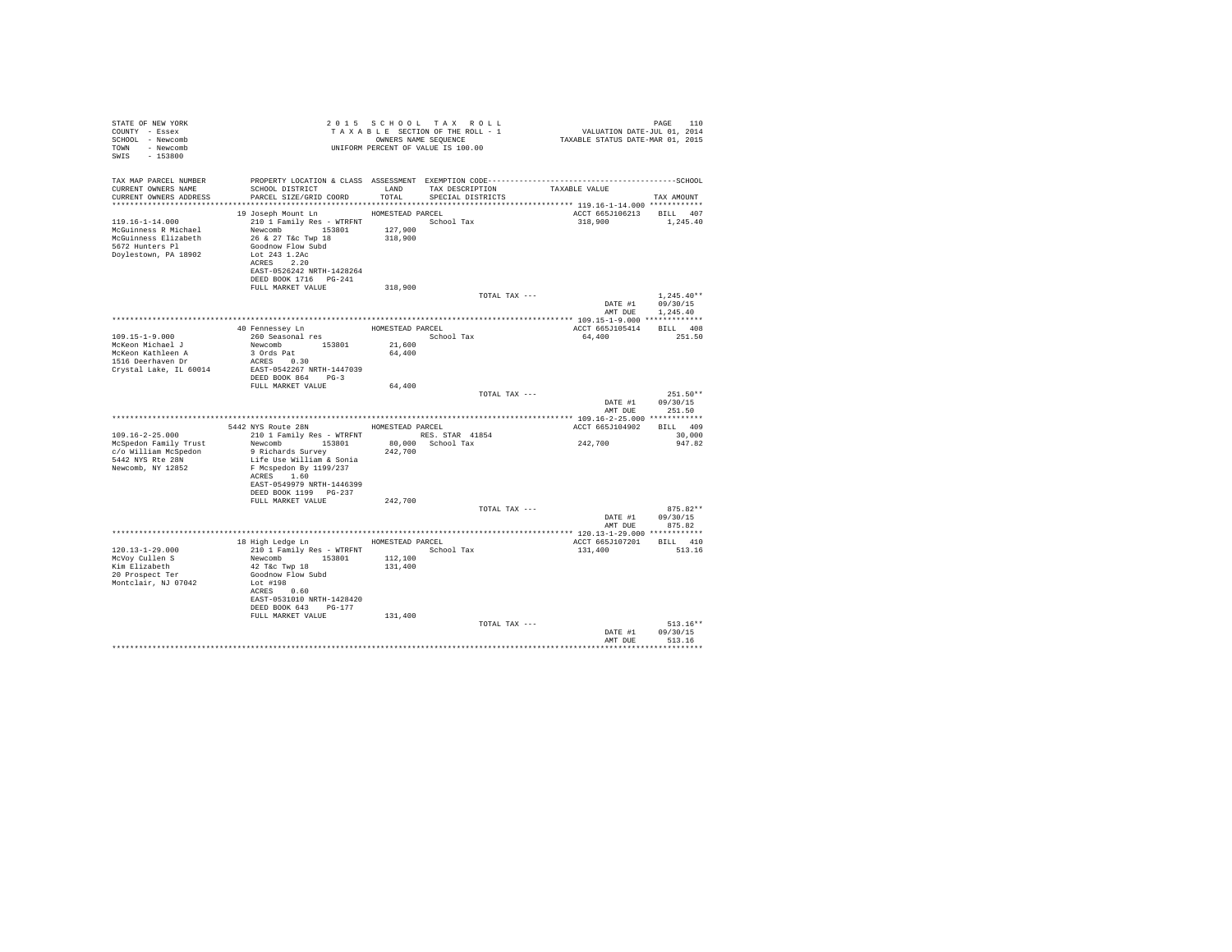STATE OF NEW YORK
COUNTY - Essex
SCHOOL - Newcomb
TOWN - Newcomb
SWIS - 153800

2 0 1 5  S C H O O L  T A X  R O L L
T A X A B L E  SECTION OF THE ROLL - 1
OWNERS NAME SEQUENCE
UNIFORM PERCENT OF VALUE IS 100.00

VALUATION DATE-JUL 01, 2014
TAXABLE STATUS DATE-MAR 01, 2015

| TAX MAP PARCEL NUMBER / CURRENT OWNERS NAME / CURRENT OWNERS ADDRESS | PROPERTY LOCATION & CLASS / SCHOOL DISTRICT / PARCEL SIZE/GRID COORD | ASSESSMENT LAND / TOTAL | EXEMPTION CODE / TAX DESCRIPTION / SPECIAL DISTRICTS | TAXABLE VALUE | SCHOOL TAX AMOUNT |
|---|---|---|---|---|---|
| **119.16-1-14.000** | 19 Joseph Mount Ln | HOMESTEAD PARCEL | | ACCT 665J106213 | BILL 407 |
| 119.16-1-14.000 | 210 1 Family Res - WTRFNT | | School Tax | 318,900 | 1,245.40 |
| McGuinness R Michael | Newcomb 153801 | 127,900 | | | |
| McGuinness Elizabeth | 26 & 27 T&c Twp 18 | 318,900 | | | |
| 5672 Hunters Pl | Goodnow Flow Subd | | | | |
| Doylestown, PA 18902 | Lot 243 1.2Ac | | | | |
| | ACRES 2.20 | | | | |
| | EAST-0526242 NRTH-1428264 | | | | |
| | DEED BOOK 1716 PG-241 | | | | |
| | FULL MARKET VALUE | 318,900 | | | |
| | | | TOTAL TAX --- | | 1,245.40** |
| | | | | DATE #1 | 09/30/15 |
| | | | | AMT DUE | 1,245.40 |
| **109.15-1-9.000** | 40 Fennessey Ln | HOMESTEAD PARCEL | | ACCT 665J105414 | BILL 408 |
| 109.15-1-9.000 | 260 Seasonal res | | School Tax | 64,400 | 251.50 |
| McKeon Michael J | Newcomb 153801 | 21,600 | | | |
| McKeon Kathleen A | 3 Ords Pat | 64,400 | | | |
| 1516 Deerhaven Dr | ACRES 0.30 | | | | |
| Crystal Lake, IL 60014 | EAST-0542267 NRTH-1447039 | | | | |
| | DEED BOOK 864 PG-3 | | | | |
| | FULL MARKET VALUE | 64,400 | | | |
| | | | TOTAL TAX --- | | 251.50** |
| | | | | DATE #1 | 09/30/15 |
| | | | | AMT DUE | 251.50 |
| **109.16-2-25.000** | 5442 NYS Route 28N | HOMESTEAD PARCEL | | ACCT 665J104902 | BILL 409 |
| 109.16-2-25.000 | 210 1 Family Res - WTRFNT | | RES. STAR 41854 | | 30,000 |
| McSpedon Family Trust | Newcomb 153801 | 80,000 | School Tax | 242,700 | 947.82 |
| c/o William McSpedon | 9 Richards Survey | 242,700 | | | |
| 5442 NYS Rte 28N | Life Use William & Sonia | | | | |
| Newcomb, NY 12852 | F Mcspedon By 1199/237 | | | | |
| | ACRES 1.60 | | | | |
| | EAST-0549979 NRTH-1446399 | | | | |
| | DEED BOOK 1199 PG-237 | | | | |
| | FULL MARKET VALUE | 242,700 | | | |
| | | | TOTAL TAX --- | | 875.82** |
| | | | | DATE #1 | 09/30/15 |
| | | | | AMT DUE | 875.82 |
| **120.13-1-29.000** | 18 High Ledge Ln | HOMESTEAD PARCEL | | ACCT 665J107201 | BILL 410 |
| 120.13-1-29.000 | 210 1 Family Res - WTRFNT | | School Tax | 131,400 | 513.16 |
| McVoy Cullen S | Newcomb 153801 | 112,100 | | | |
| Kim Elizabeth | 42 T&c Twp 18 | 131,400 | | | |
| 20 Prospect Ter | Goodnow Flow Subd | | | | |
| Montclair, NJ 07042 | Lot #198 | | | | |
| | ACRES 0.60 | | | | |
| | EAST-0531010 NRTH-1428420 | | | | |
| | DEED BOOK 643 PG-177 | | | | |
| | FULL MARKET VALUE | 131,400 | | | |
| | | | TOTAL TAX --- | | 513.16** |
| | | | | DATE #1 | 09/30/15 |
| | | | | AMT DUE | 513.16 |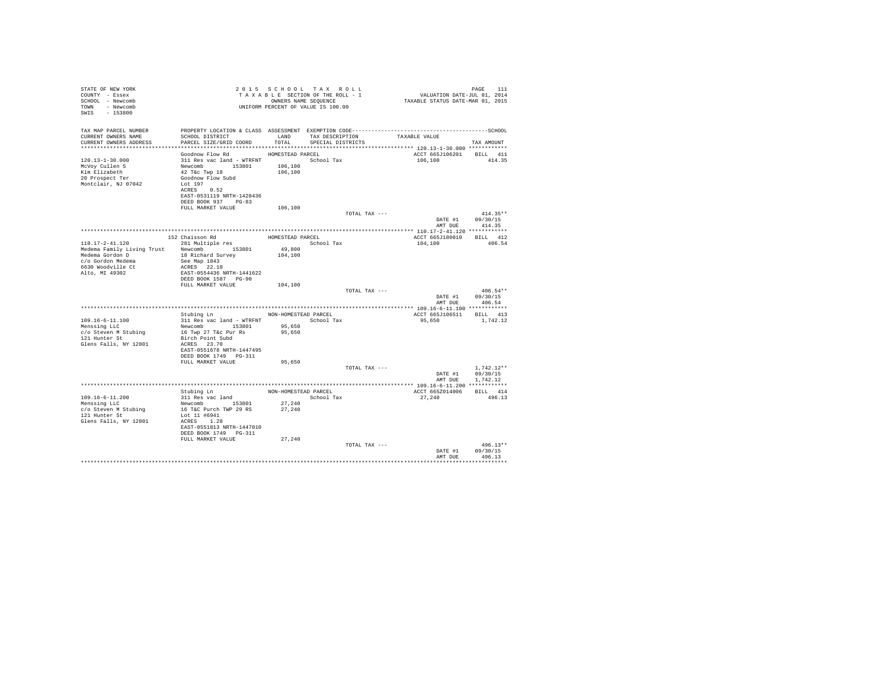STATE OF NEW YORK
COUNTY - Essex
SCHOOL - Newcomb
TOWN - Newcomb
SWIS - 153800

2 0 1 5 S C H O O L T A X R O L L
T A X A B L E SECTION OF THE ROLL - 1
OWNERS NAME SEQUENCE
UNIFORM PERCENT OF VALUE IS 100.00

VALUATION DATE-JUL 01, 2014
TAXABLE STATUS DATE-MAR 01, 2015

| TAX MAP PARCEL NUMBER / CURRENT OWNERS NAME / CURRENT OWNERS ADDRESS | PROPERTY LOCATION & CLASS / SCHOOL DISTRICT / PARCEL SIZE/GRID COORD | ASSESSMENT LAND / TOTAL | EXEMPTION CODE / TAX DESCRIPTION / SPECIAL DISTRICTS | TAXABLE VALUE | TAX AMOUNT |
|---|---|---|---|---|---|
| **120.13-1-30.000** | Goodnow Flow Rd | HOMESTEAD PARCEL | | ACCT 665J106201 | BILL 411 |
| 120.13-1-30.000 | 311 Res vac land - WTRFNT | | School Tax | 106,100 | 414.35 |
| McVoy Cullen S | Newcomb 153801 | 106,100 | | | |
| Kim Elizabeth | 42 T&c Twp 18 | 106,100 | | | |
| 20 Prospect Ter | Goodnow Flow Subd | | | | |
| Montclair, NJ 07042 | Lot 197 | | | | |
| | ACRES 0.52 | | | | |
| | EAST-0531119 NRTH-1428436 | | | | |
| | DEED BOOK 937 PG-83 | | | | |
| | FULL MARKET VALUE | 106,100 | | | |
| | | | TOTAL TAX --- | | 414.35** |
| | | | | DATE #1 | 09/30/15 |
| | | | | AMT DUE | 414.35 |
| **110.17-2-41.120** | 152 Chaisson Rd | HOMESTEAD PARCEL | | ACCT 665J180010 | BILL 412 |
| 110.17-2-41.120 | 281 Multiple res | | School Tax | 104,100 | 406.54 |
| Medema Family Living Trust | Newcomb 153801 | 49,800 | | | |
| Medema Gordon D | 18 Richard Survey | 104,100 | | | |
| c/o Gordon Medema | See Map 1843 | | | | |
| 6630 Woodville Ct | ACRES 22.10 | | | | |
| Alto, MI 49302 | EAST-0554436 NRTH-1441622 | | | | |
| | DEED BOOK 1587 PG-90 | | | | |
| | FULL MARKET VALUE | 104,100 | | | |
| | | | TOTAL TAX --- | | 406.54** |
| | | | | DATE #1 | 09/30/15 |
| | | | | AMT DUE | 406.54 |
| **109.16-6-11.100** | Stubing Ln | NON-HOMESTEAD PARCEL | | ACCT 665J106511 | BILL 413 |
| 109.16-6-11.100 | 311 Res vac land - WTRFNT | | School Tax | 95,650 | 1,742.12 |
| Menssing LLC | Newcomb 153801 | 95,650 | | | |
| c/o Steven M Stubing | 16 Twp 27 T&c Pur Rs | 95,650 | | | |
| 121 Hunter St | Birch Point Subd | | | | |
| Glens Falls, NY 12801 | ACRES 23.70 | | | | |
| | EAST-0551678 NRTH-1447495 | | | | |
| | DEED BOOK 1749 PG-311 | | | | |
| | FULL MARKET VALUE | 95,650 | | | |
| | | | TOTAL TAX --- | | 1,742.12** |
| | | | | DATE #1 | 09/30/15 |
| | | | | AMT DUE | 1,742.12 |
| **109.16-6-11.200** | Stubing Ln | NON-HOMESTEAD PARCEL | | ACCT 665Z014006 | BILL 414 |
| 109.16-6-11.200 | 311 Res vac land | | School Tax | 27,240 | 496.13 |
| Menssing LLC | Newcomb 153801 | 27,240 | | | |
| c/o Steven M Stubing | 16 T&C Purch TWP 29 RS | 27,240 | | | |
| 121 Hunter St | Lot 11 #6941 | | | | |
| Glens Falls, NY 12801 | ACRES 1.28 | | | | |
| | EAST-0551813 NRTH-1447010 | | | | |
| | DEED BOOK 1749 PG-311 | | | | |
| | FULL MARKET VALUE | 27,240 | | | |
| | | | TOTAL TAX --- | | 496.13** |
| | | | | DATE #1 | 09/30/15 |
| | | | | AMT DUE | 496.13 |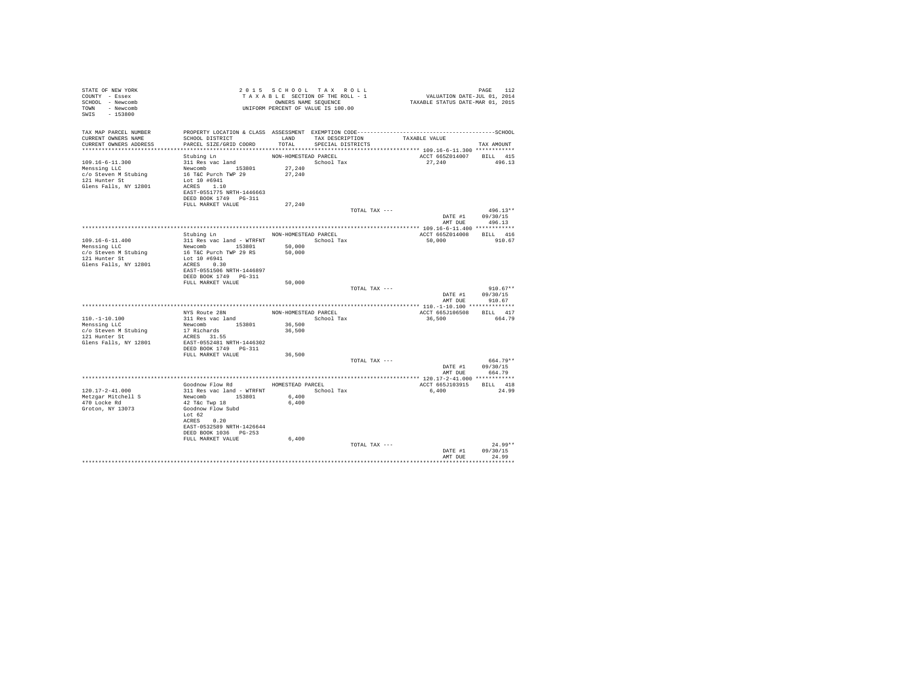STATE OF NEW YORK
COUNTY - Essex
SCHOOL - Newcomb
TOWN - Newcomb
SWIS - 153800

2 0 1 5 S C H O O L T A X R O L L
T A X A B L E SECTION OF THE ROLL - 1
OWNERS NAME SEQUENCE
UNIFORM PERCENT OF VALUE IS 100.00

VALUATION DATE-JUL 01, 2014
TAXABLE STATUS DATE-MAR 01, 2015

| TAX MAP PARCEL NUMBER / CURRENT OWNERS NAME / CURRENT OWNERS ADDRESS | PROPERTY LOCATION & CLASS / SCHOOL DISTRICT / PARCEL SIZE/GRID COORD | ASSESSMENT LAND / TOTAL | EXEMPTION CODE / TAX DESCRIPTION / SPECIAL DISTRICTS | TAXABLE VALUE | TAX AMOUNT |
|---|---|---|---|---|---|
| **109.16-6-11.300** | Stubing Ln | NON-HOMESTEAD PARCEL | | ACCT 665Z014007 | BILL 415 |
| 109.16-6-11.300 | 311 Res vac land | | School Tax | 27,240 | 496.13 |
| Menssing LLC | Newcomb 153801 | 27,240 | | | |
| c/o Steven M Stubing | 16 T&C Purch TWP 29 | 27,240 | | | |
| 121 Hunter St | Lot 10 #6941 | | | | |
| Glens Falls, NY 12801 | ACRES 1.10 | | | | |
| | EAST-0551775 NRTH-1446663 | | | | |
| | DEED BOOK 1749 PG-311 | | | | |
| | FULL MARKET VALUE | 27,240 | | | |
| | | | TOTAL TAX --- | | 496.13** |
| | | | | DATE #1 | 09/30/15 |
| | | | | AMT DUE | 496.13 |
| **109.16-6-11.400** | Stubing Ln | NON-HOMESTEAD PARCEL | | ACCT 665Z014008 | BILL 416 |
| 109.16-6-11.400 | 311 Res vac land - WTRFNT | | School Tax | 50,000 | 910.67 |
| Menssing LLC | Newcomb 153801 | 50,000 | | | |
| c/o Steven M Stubing | 16 T&C Purch TWP 29 RS | 50,000 | | | |
| 121 Hunter St | Lot 10 #6941 | | | | |
| Glens Falls, NY 12801 | ACRES 0.30 | | | | |
| | EAST-0551506 NRTH-1446897 | | | | |
| | DEED BOOK 1749 PG-311 | | | | |
| | FULL MARKET VALUE | 50,000 | | | |
| | | | TOTAL TAX --- | | 910.67** |
| | | | | DATE #1 | 09/30/15 |
| | | | | AMT DUE | 910.67 |
| **110.-1-10.100** | NYS Route 28N | NON-HOMESTEAD PARCEL | | ACCT 665J106508 | BILL 417 |
| 110.-1-10.100 | 311 Res vac land | | School Tax | 36,500 | 664.79 |
| Menssing LLC | Newcomb 153801 | 36,500 | | | |
| c/o Steven M Stubing | 17 Richards | 36,500 | | | |
| 121 Hunter St | ACRES 31.55 | | | | |
| Glens Falls, NY 12801 | EAST-0552481 NRTH-1446302 | | | | |
| | DEED BOOK 1749 PG-311 | | | | |
| | FULL MARKET VALUE | 36,500 | | | |
| | | | TOTAL TAX --- | | 664.79** |
| | | | | DATE #1 | 09/30/15 |
| | | | | AMT DUE | 664.79 |
| **120.17-2-41.000** | Goodnow Flow Rd | HOMESTEAD PARCEL | | ACCT 665J103915 | BILL 418 |
| 120.17-2-41.000 | 311 Res vac land - WTRFNT | | School Tax | 6,400 | 24.99 |
| Metzgar Mitchell S | Newcomb 153801 | 6,400 | | | |
| 470 Locke Rd | 42 T&c Twp 18 | 6,400 | | | |
| Groton, NY 13073 | Goodnow Flow Subd | | | | |
| | Lot 62 | | | | |
| | ACRES 0.20 | | | | |
| | EAST-0532589 NRTH-1426644 | | | | |
| | DEED BOOK 1036 PG-253 | | | | |
| | FULL MARKET VALUE | 6,400 | | | |
| | | | TOTAL TAX --- | | 24.99** |
| | | | | DATE #1 | 09/30/15 |
| | | | | AMT DUE | 24.99 |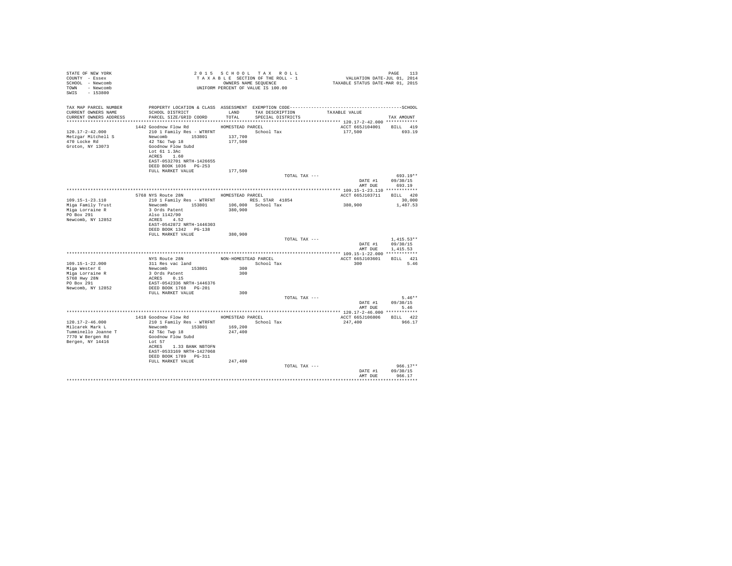STATE OF NEW YORK
COUNTY - Essex
SCHOOL - Newcomb
TOWN - Newcomb
SWIS - 153800

2 0 1 5 S C H O O L T A X R O L L
T A X A B L E SECTION OF THE ROLL - 1
OWNERS NAME SEQUENCE
UNIFORM PERCENT OF VALUE IS 100.00

VALUATION DATE-JUL 01, 2014
TAXABLE STATUS DATE-MAR 01, 2015

| TAX MAP PARCEL NUMBER / CURRENT OWNERS NAME / CURRENT OWNERS ADDRESS | PROPERTY LOCATION & CLASS / SCHOOL DISTRICT / PARCEL SIZE/GRID COORD | ASSESSMENT LAND / TOTAL | EXEMPTION CODE / TAX DESCRIPTION / SPECIAL DISTRICTS | TAXABLE VALUE | TAX AMOUNT |
|---|---|---|---|---|---|
| **120.17-2-42.000** | 1442 Goodnow Flow Rd | HOMESTEAD PARCEL | | ACCT 665J104001 | BILL 419 |
| 120.17-2-42.000 | 210 1 Family Res - WTRFNT | | School Tax | 177,500 | 693.19 |
| Metzgar Mitchell S | Newcomb 153801 | 137,700 | | | |
| 470 Locke Rd | 42 T&c Twp 18 | 177,500 | | | |
| Groton, NY 13073 | Goodnow Flow Subd | | | | |
| | Lot 61 1.3Ac | | | | |
| | ACRES 1.60 | | | | |
| | EAST-0532701 NRTH-1426655 | | | | |
| | DEED BOOK 1036 PG-253 | | | | |
| | FULL MARKET VALUE | 177,500 | | | |
| | | | TOTAL TAX --- | | 693.19** |
| | | | | DATE #1 | 09/30/15 |
| | | | | AMT DUE | 693.19 |
| **109.15-1-23.110** | 5768 NYS Route 28N | HOMESTEAD PARCEL | | ACCT 665J103711 | BILL 420 |
| 109.15-1-23.110 | 210 1 Family Res - WTRFNT | | RES. STAR 41854 | | 30,000 |
| Miga Family Trust | Newcomb 153801 | 106,000 | School Tax | 380,900 | 1,487.53 |
| Miga Lorraine R | 3 Ords Patent | 380,900 | | | |
| PO Box 291 | Also 1142/90 | | | | |
| Newcomb, NY 12852 | ACRES 4.52 | | | | |
| | EAST-0542872 NRTH-1446303 | | | | |
| | DEED BOOK 1342 PG-138 | | | | |
| | FULL MARKET VALUE | 380,900 | | | |
| | | | TOTAL TAX --- | | 1,415.53** |
| | | | | DATE #1 | 09/30/15 |
| | | | | AMT DUE | 1,415.53 |
| **109.15-1-22.000** | NYS Route 28N | NON-HOMESTEAD PARCEL | | ACCT 665J103601 | BILL 421 |
| 109.15-1-22.000 | 311 Res vac land | | School Tax | 300 | 5.46 |
| Miga Wester E | Newcomb 153801 | 300 | | | |
| Miga Lorraine R | 3 Ords Patent | 300 | | | |
| 5768 Hwy 28N | ACRES 0.15 | | | | |
| PO Box 291 | EAST-0542336 NRTH-1446376 | | | | |
| Newcomb, NY 12852 | DEED BOOK 1768 PG-201 | | | | |
| | FULL MARKET VALUE | 300 | | | |
| | | | TOTAL TAX --- | | 5.46** |
| | | | | DATE #1 | 09/30/15 |
| | | | | AMT DUE | 5.46 |
| **120.17-2-46.000** | 1418 Goodnow Flow Rd | HOMESTEAD PARCEL | | ACCT 665J106806 | BILL 422 |
| 120.17-2-46.000 | 210 1 Family Res - WTRFNT | | School Tax | 247,400 | 966.17 |
| Milcarek Mark L | Newcomb 153801 | 169,200 | | | |
| Tumminello Joanne T | 42 T&c Twp 18 | 247,400 | | | |
| 7770 W Bergen Rd | Goodnow Flow Subd | | | | |
| Bergen, NY 14416 | Lot 57 | | | | |
| | ACRES 1.33 BANK NBTOFN | | | | |
| | EAST-0533169 NRTH-1427068 | | | | |
| | DEED BOOK 1789 PG-311 | | | | |
| | FULL MARKET VALUE | 247,400 | | | |
| | | | TOTAL TAX --- | | 966.17** |
| | | | | DATE #1 | 09/30/15 |
| | | | | AMT DUE | 966.17 |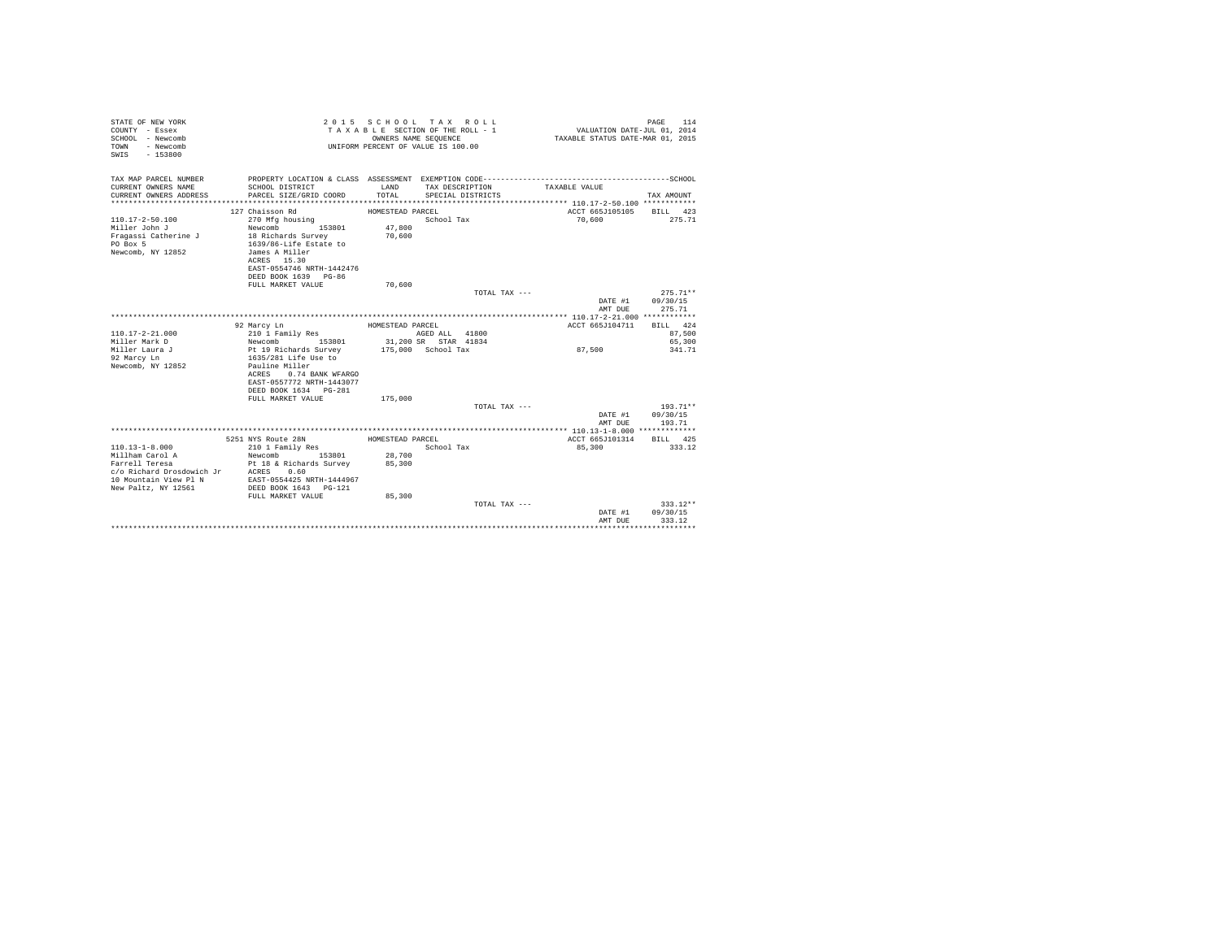```
STATE OF NEW YORK                                    2 0 1 5   S C H O O L   T A X   R O L L                                     PAGE   114
COUNTY  - Essex                                      T A X A B L E  SECTION OF THE ROLL - 1                      VALUATION DATE-JUL 01, 2014
SCHOOL  - Newcomb                                           OWNERS NAME SEQUENCE                          TAXABLE STATUS DATE-MAR 01, 2015
TOWN    - Newcomb                                    UNIFORM PERCENT OF VALUE IS 100.00
SWIS    - 153800

TAX MAP PARCEL NUMBER          PROPERTY LOCATION & CLASS  ASSESSMENT  EXEMPTION CODE------------------------------------------------SCHOOL
CURRENT OWNERS NAME            SCHOOL DISTRICT               LAND      TAX DESCRIPTION            TAXABLE VALUE
CURRENT OWNERS ADDRESS         PARCEL SIZE/GRID COORD        TOTAL     SPECIAL DISTRICTS                                         TAX AMOUNT
****************************************************************************************************** 110.17-2-50.100 ************
                          127 Chaisson Rd                 HOMESTEAD PARCEL                                  ACCT 665J105105    BILL  423
110.17-2-50.100                270 Mfg housing                          School Tax                         70,600             275.71
Miller John J                  Newcomb         153801        47,800
Fragassi Catherine J           18 Richards Survey            70,600
PO Box 5                       1639/86-Life Estate to
Newcomb, NY 12852              James A Miller
                               ACRES   15.30
                               EAST-0554746 NRTH-1442476
                               DEED BOOK 1639   PG-86
                               FULL MARKET VALUE             70,600
                                                                               TOTAL TAX ---                                  275.71**
                                                                                                          DATE #1        09/30/15
                                                                                                          AMT DUE          275.71
****************************************************************************************************** 110.17-2-21.000 ************
                          92 Marcy Ln                     HOMESTEAD PARCEL                                  ACCT 665J104711    BILL  424
110.17-2-21.000                210 1 Family Res                   AGED ALL   41800                                              87,500
Miller Mark D                  Newcomb         153801        31,200 SR   STAR  41834                                              65,300
Miller Laura J                 Pt 19 Richards Survey        175,000  School Tax                         87,500             341.71
92 Marcy Ln                    1635/281 Life Use to
Newcomb, NY 12852              Pauline Miller
                               ACRES    0.74 BANK WFARGO
                               EAST-0557772 NRTH-1443077
                               DEED BOOK 1634   PG-281
                               FULL MARKET VALUE            175,000
                                                                               TOTAL TAX ---                                  193.71**
                                                                                                          DATE #1        09/30/15
                                                                                                          AMT DUE          193.71
****************************************************************************************************** 110.13-1-8.000 *************
                          5251 NYS Route 28N              HOMESTEAD PARCEL                                  ACCT 665J101314    BILL  425
110.13-1-8.000                 210 1 Family Res                         School Tax                         85,300             333.12
Millham Carol A                Newcomb         153801        28,700
Farrell Teresa                 Pt 18 & Richards Survey       85,300
c/o Richard Drosdowich Jr      ACRES    0.60
10 Mountain View Pl N          EAST-0554425 NRTH-1444967
New Paltz, NY 12561            DEED BOOK 1643   PG-121
                               FULL MARKET VALUE             85,300
                                                                               TOTAL TAX ---                                  333.12**
                                                                                                          DATE #1        09/30/15
                                                                                                          AMT DUE          333.12
************************************************************************************************************************************
```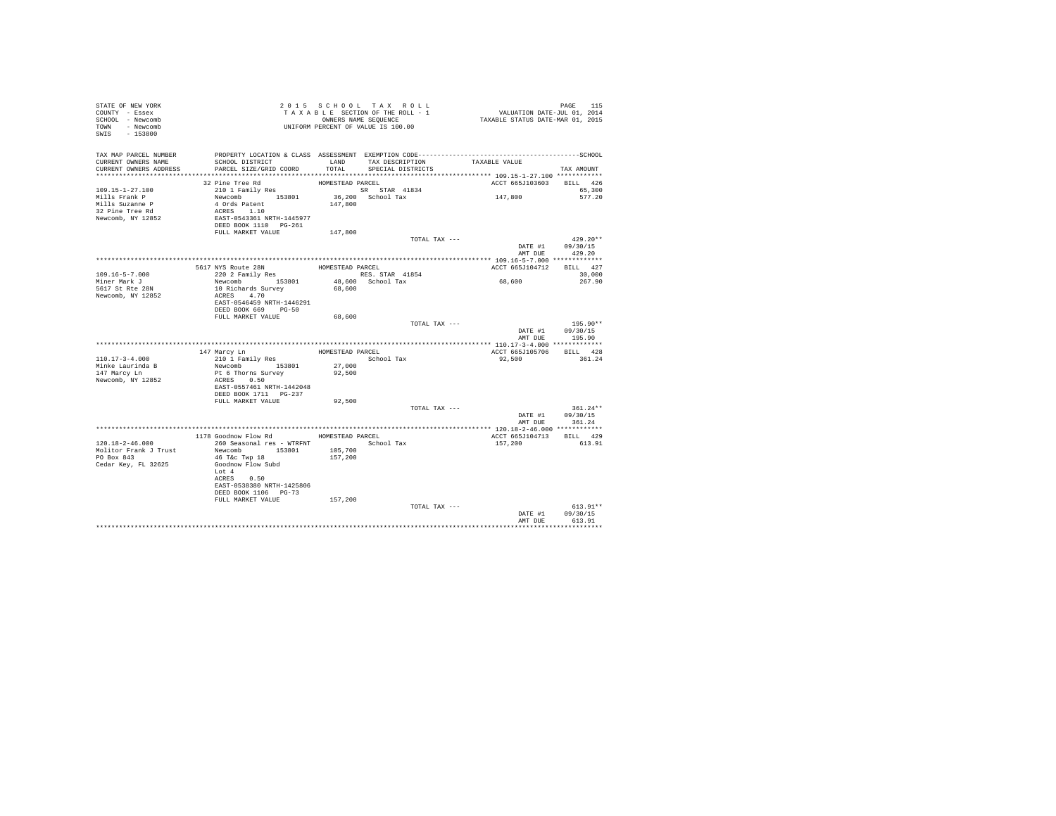STATE OF NEW YORK
COUNTY - Essex
SCHOOL - Newcomb
TOWN - Newcomb
SWIS - 153800

2015 SCHOOL TAX ROLL
TAXABLE SECTION OF THE ROLL - 1
OWNERS NAME SEQUENCE
UNIFORM PERCENT OF VALUE IS 100.00

VALUATION DATE-JUL 01, 2014
TAXABLE STATUS DATE-MAR 01, 2015

| TAX MAP PARCEL NUMBER / CURRENT OWNERS NAME / CURRENT OWNERS ADDRESS | PROPERTY LOCATION & CLASS / SCHOOL DISTRICT / PARCEL SIZE/GRID COORD | ASSESSMENT LAND / TOTAL | EXEMPTION CODE / TAX DESCRIPTION / SPECIAL DISTRICTS | TAXABLE VALUE | SCHOOL / TAX AMOUNT |
|---|---|---|---|---|---|
| 109.15-1-27.100 | 32 Pine Tree Rd | HOMESTEAD PARCEL | | ACCT 665J103603 | BILL 426 |
| Mills Frank P | 210 1 Family Res | | SR STAR 41834 | | 65,300 |
| Mills Suzanne P | Newcomb 153801 | 36,200 | School Tax | 147,800 | 577.20 |
| 32 Pine Tree Rd | 4 Ords Patent | 147,800 | | | |
| Newcomb, NY 12852 | ACRES 1.10 | | | | |
| | EAST-0543361 NRTH-1445977 | | | | |
| | DEED BOOK 1110 PG-261 | | | | |
| | FULL MARKET VALUE | 147,800 | | | |
| | | | TOTAL TAX --- | | 429.20** |
| | | | | DATE #1 | 09/30/15 |
| | | | | AMT DUE | 429.20 |
| 109.16-5-7.000 | 5617 NYS Route 28N | HOMESTEAD PARCEL | | ACCT 665J104712 | BILL 427 |
| Miner Mark J | 220 2 Family Res | | RES. STAR 41854 | | 30,000 |
| 5617 St Rte 28N | Newcomb 153801 | 48,600 | School Tax | 68,600 | 267.90 |
| Newcomb, NY 12852 | 10 Richards Survey | 68,600 | | | |
| | ACRES 4.70 | | | | |
| | EAST-0546459 NRTH-1446291 | | | | |
| | DEED BOOK 669 PG-50 | | | | |
| | FULL MARKET VALUE | 68,600 | | | |
| | | | TOTAL TAX --- | | 195.90** |
| | | | | DATE #1 | 09/30/15 |
| | | | | AMT DUE | 195.90 |
| 110.17-3-4.000 | 147 Marcy Ln | HOMESTEAD PARCEL | | ACCT 665J105706 | BILL 428 |
| Minke Laurinda B | 210 1 Family Res | | School Tax | 92,500 | 361.24 |
| 147 Marcy Ln | Newcomb 153801 | 27,000 | | | |
| Newcomb, NY 12852 | Pt 6 Thorns Survey | 92,500 | | | |
| | ACRES 0.50 | | | | |
| | EAST-0557461 NRTH-1442048 | | | | |
| | DEED BOOK 1711 PG-237 | | | | |
| | FULL MARKET VALUE | 92,500 | | | |
| | | | TOTAL TAX --- | | 361.24** |
| | | | | DATE #1 | 09/30/15 |
| | | | | AMT DUE | 361.24 |
| 120.18-2-46.000 | 1178 Goodnow Flow Rd | HOMESTEAD PARCEL | | ACCT 665J104713 | BILL 429 |
| Molitor Frank J Trust | 260 Seasonal res - WTRFNT | | School Tax | 157,200 | 613.91 |
| PO Box 843 | Newcomb 153801 | 105,700 | | | |
| Cedar Key, FL 32625 | 46 T&c Twp 18 | 157,200 | | | |
| | Goodnow Flow Subd | | | | |
| | Lot 4 | | | | |
| | ACRES 0.50 | | | | |
| | EAST-0538380 NRTH-1425806 | | | | |
| | DEED BOOK 1106 PG-73 | | | | |
| | FULL MARKET VALUE | 157,200 | | | |
| | | | TOTAL TAX --- | | 613.91** |
| | | | | DATE #1 | 09/30/15 |
| | | | | AMT DUE | 613.91 |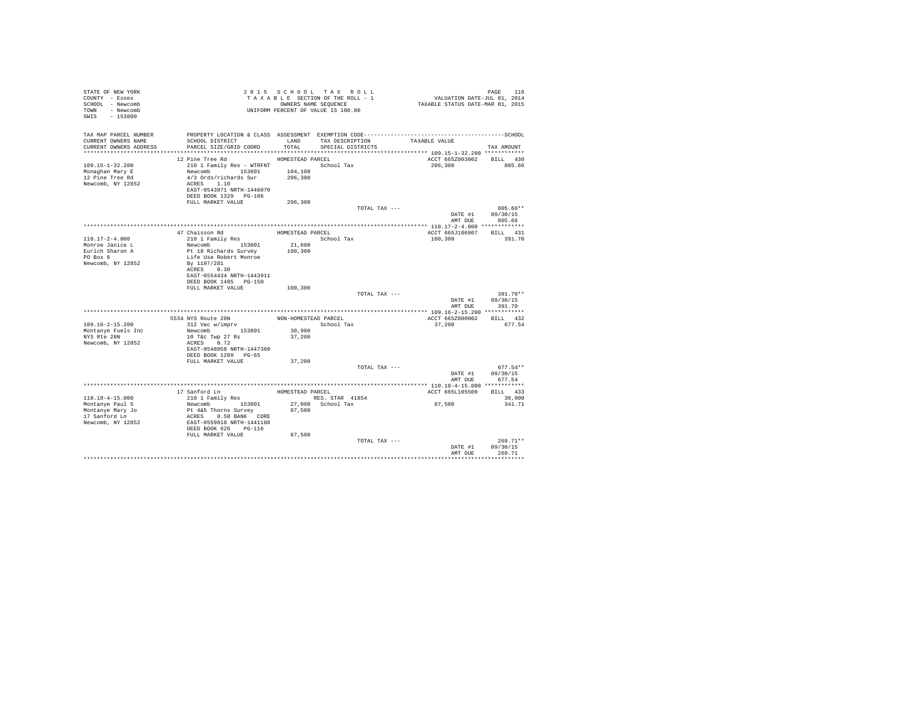STATE OF NEW YORK
COUNTY - Essex
SCHOOL - Newcomb
TOWN - Newcomb
SWIS - 153800

2 0 1 5 S C H O O L T A X R O L L
T A X A B L E SECTION OF THE ROLL - 1
OWNERS NAME SEQUENCE
UNIFORM PERCENT OF VALUE IS 100.00

VALUATION DATE-JUL 01, 2014
TAXABLE STATUS DATE-MAR 01, 2015

```
TAX MAP PARCEL NUMBER     PROPERTY LOCATION & CLASS  ASSESSMENT  EXEMPTION CODE-----------------------------------------------SCHOOL
CURRENT OWNERS NAME       SCHOOL DISTRICT              LAND      TAX DESCRIPTION            TAXABLE VALUE
CURRENT OWNERS ADDRESS    PARCEL SIZE/GRID COORD       TOTAL     SPECIAL DISTRICTS                                    TAX AMOUNT
************************************************************************************************ 109.15-1-32.200 ************
                          12 Pine Tree Rd              HOMESTEAD PARCEL                          ACCT 665Z003002    BILL  430
109.15-1-32.200           210 1 Family Res - WTRFNT              School Tax                       206,300              805.66
Monaghan Mary E           Newcomb        153801        104,100
12 Pine Tree Rd           4/3 Ords/richards Sur        206,300
Newcomb, NY 12852         ACRES    1.10
                          EAST-0543971 NRTH-1446070
                          DEED BOOK 1329   PG-106
                          FULL MARKET VALUE            206,300
                                                                         TOTAL TAX ---                                 805.66**
                                                                                                    DATE #1       09/30/15
                                                                                                    AMT DUE         805.66
************************************************************************************************ 110.17-2-4.000 *************
                          47 Chaisson Rd               HOMESTEAD PARCEL                          ACCT 665J106907    BILL  431
110.17-2-4.000            210 1 Family Res                        School Tax                       100,300              391.70
Monroe Janice L           Newcomb        153801         21,600
Eurich Sharon A           Pt 18 Richards Survey        100,300
PO Box 6                  Life Use Robert Monroe
Newcomb, NY 12852         By 1197/281
                          ACRES    0.30
                          EAST-0554434 NRTH-1443911
                          DEED BOOK 1485   PG-150
                          FULL MARKET VALUE            100,300
                                                                         TOTAL TAX ---                                 391.70**
                                                                                                    DATE #1       09/30/15
                                                                                                    AMT DUE         391.70
************************************************************************************************ 109.16-2-15.200 ************
                          5534 NYS Route 28N           NON-HOMESTEAD PARCEL                      ACCT 665Z000002    BILL  432
109.16-2-15.200           312 Vac w/imprv                         School Tax                        37,200              677.54
Montanye Fuels Inc        Newcomb        153801         30,900
NYS Rte 28N               10 T&c Twp 27 Rs              37,200
Newcomb, NY 12852         ACRES    0.72
                          EAST-0548058 NRTH-1447360
                          DEED BOOK 1209   PG-65
                          FULL MARKET VALUE             37,200
                                                                         TOTAL TAX ---                                 677.54**
                                                                                                    DATE #1       09/30/15
                                                                                                    AMT DUE         677.54
************************************************************************************************ 110.18-4-15.000 ************
                          17 Sanford Ln                HOMESTEAD PARCEL                          ACCT 665L105509    BILL  433
110.18-4-15.000           210 1 Family Res                        RES. STAR 41854                                     30,000
Montanye Paul S           Newcomb        153801         27,000    School Tax                        87,500              341.71
Montanye Mary Jo          Pt 4&5 Thorns Survey          87,500
17 Sanford Ln             ACRES    0.50 BANK    CORE
Newcomb, NY 12852         EAST-0559818 NRTH-1441188
                          DEED BOOK 926    PG-116
                          FULL MARKET VALUE             87,500
                                                                         TOTAL TAX ---                                 269.71**
                                                                                                    DATE #1       09/30/15
                                                                                                    AMT DUE         269.71
******************************************************************************************************************************
```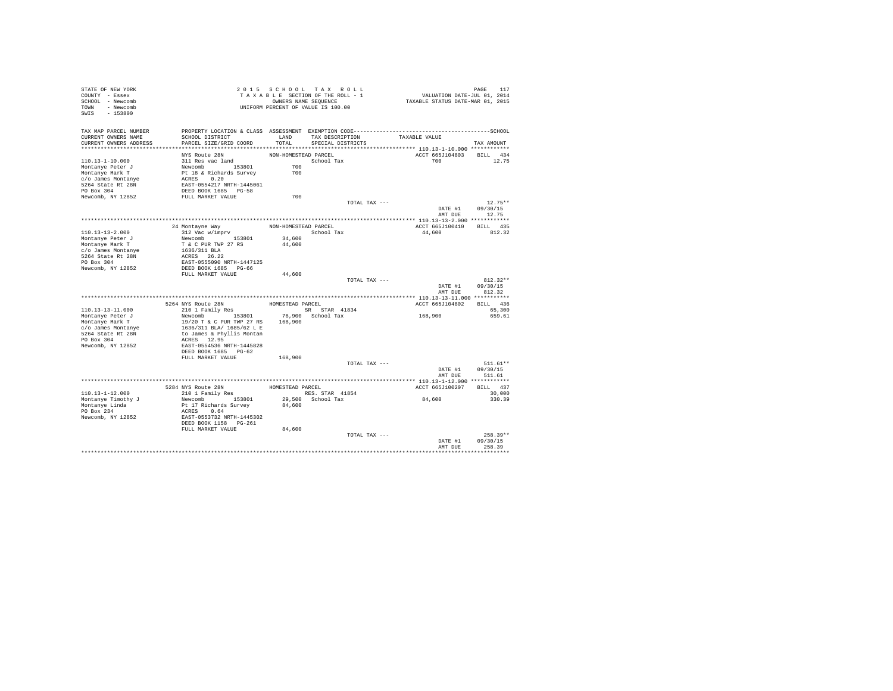```
STATE OF NEW YORK                    2 0 1 5   S C H O O L   T A X   R O L L                                  PAGE   117
COUNTY  - Essex                      T A X A B L E  SECTION OF THE ROLL - 1                    VALUATION DATE-JUL 01, 2014
SCHOOL  - Newcomb                             OWNERS NAME SEQUENCE                          TAXABLE STATUS DATE-MAR 01, 2015
TOWN    - Newcomb                        UNIFORM PERCENT OF VALUE IS 100.00
SWIS    - 153800

TAX MAP PARCEL NUMBER      PROPERTY LOCATION & CLASS  ASSESSMENT  EXEMPTION CODE------------------------------------------------SCHOOL
CURRENT OWNERS NAME        SCHOOL DISTRICT               LAND      TAX DESCRIPTION             TAXABLE VALUE
CURRENT OWNERS ADDRESS     PARCEL SIZE/GRID COORD        TOTAL     SPECIAL DISTRICTS                                       TAX AMOUNT
************************************************************************************************* 110.13-1-10.000 ************
                           NYS Route 28N               NON-HOMESTEAD PARCEL                        ACCT 665J104803     BILL   434
110.13-1-10.000            311 Res vac land                          School Tax                         700               12.75
Montanye Peter J           Newcomb        153801          700
Montanye Mark T            Pt 18 & Richards Survey        700
c/o James Montanye         ACRES    0.20
5264 State Rt 28N          EAST-0554217 NRTH-1445061
PO Box 304                 DEED BOOK 1685   PG-58
Newcomb, NY 12852          FULL MARKET VALUE              700
                                                                          TOTAL TAX ---                                   12.75**
                                                                                                        DATE #1       09/30/15
                                                                                                        AMT DUE          12.75
************************************************************************************************* 110.13-13-2.000 ************
                           24 Montayne Way             NON-HOMESTEAD PARCEL                        ACCT 665J100410     BILL   435
110.13-13-2.000            312 Vac w/imprv                           School Tax                      44,600              812.32
Montanye Peter J           Newcomb        153801       34,600
Montanye Mark T            T & C PUR TWP 27 RS         44,600
c/o James Montanye         1636/311 BLA
5264 State Rt 28N          ACRES   26.22
PO Box 304                 EAST-0555090 NRTH-1447125
Newcomb, NY 12852          DEED BOOK 1685   PG-66
                           FULL MARKET VALUE           44,600
                                                                          TOTAL TAX ---                                  812.32**
                                                                                                        DATE #1       09/30/15
                                                                                                        AMT DUE         812.32
************************************************************************************************* 110.13-13-11.000 ***********
                           5264 NYS Route 28N          HOMESTEAD PARCEL                            ACCT 665J104802     BILL   436
110.13-13-11.000           210 1 Family Res                      SR  STAR  41834                                        65,300
Montanye Peter J           Newcomb        153801       76,900   School Tax                      168,900              659.61
Montanye Mark T            19/20 T & C PUR TWP 27 RS  168,900
c/o James Montanye         1636/311 BLA/ 1685/62 L E
5264 State Rt 28N          to James & Phyllis Montan
PO Box 304                 ACRES   12.95
Newcomb, NY 12852          EAST-0554536 NRTH-1445828
                           DEED BOOK 1685   PG-62
                           FULL MARKET VALUE          168,900
                                                                          TOTAL TAX ---                                  511.61**
                                                                                                        DATE #1       09/30/15
                                                                                                        AMT DUE         511.61
************************************************************************************************* 110.13-1-12.000 ************
                           5284 NYS Route 28N          HOMESTEAD PARCEL                            ACCT 665J100207     BILL   437
110.13-1-12.000            210 1 Family Res                      RES. STAR  41854                                       30,000
Montanye Timothy J         Newcomb        153801       29,500   School Tax                       84,600              330.39
Montanye Linda             Pt 17 Richards Survey       84,600
PO Box 234                 ACRES    0.64
Newcomb, NY 12852          EAST-0553732 NRTH-1445302
                           DEED BOOK 1158   PG-261
                           FULL MARKET VALUE           84,600
                                                                          TOTAL TAX ---                                  258.39**
                                                                                                        DATE #1       09/30/15
                                                                                                        AMT DUE         258.39
*******************************************************************************************************************************
```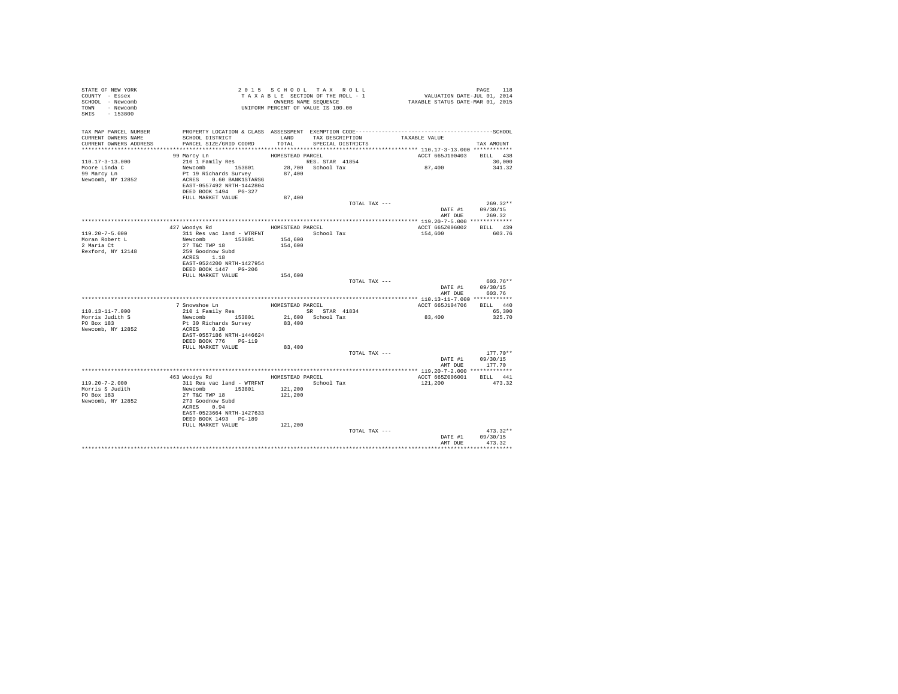STATE OF NEW YORK
COUNTY - Essex
SCHOOL - Newcomb
TOWN - Newcomb
SWIS - 153800

2 0 1 5 S C H O O L T A X R O L L
T A X A B L E SECTION OF THE ROLL - 1
OWNERS NAME SEQUENCE
UNIFORM PERCENT OF VALUE IS 100.00

VALUATION DATE-JUL 01, 2014
TAXABLE STATUS DATE-MAR 01, 2015

| TAX MAP PARCEL NUMBER / CURRENT OWNERS NAME / CURRENT OWNERS ADDRESS | PROPERTY LOCATION & CLASS / SCHOOL DISTRICT / PARCEL SIZE/GRID COORD | ASSESSMENT LAND / TOTAL | EXEMPTION CODE / TAX DESCRIPTION / SPECIAL DISTRICTS | TAXABLE VALUE | TAX AMOUNT |
|---|---|---|---|---|---|
| 110.17-3-13.000 | 99 Marcy Ln | HOMESTEAD PARCEL | | ACCT 665J100403 | BILL 438 |
| Moore Linda C | 210 1 Family Res | | RES. STAR 41854 | | 30,000 |
| 99 Marcy Ln | Newcomb 153801 | 28,700 | School Tax | 87,400 | 341.32 |
| Newcomb, NY 12852 | Pt 19 Richards Survey | 87,400 | | | |
| | ACRES 0.60 BANK1STARSG | | | | |
| | EAST-0557492 NRTH-1442804 | | | | |
| | DEED BOOK 1494 PG-327 | | | | |
| | FULL MARKET VALUE | 87,400 | | | |
| | | | TOTAL TAX --- | | 269.32** |
| | | | | DATE #1 | 09/30/15 |
| | | | | AMT DUE | 269.32 |
| 119.20-7-5.000 | 427 Woodys Rd | HOMESTEAD PARCEL | | ACCT 665Z006002 | BILL 439 |
| Moran Robert L | 311 Res vac land - WTRFNT | | School Tax | 154,600 | 603.76 |
| 2 Maria Ct | Newcomb 153801 | 154,600 | | | |
| Rexford, NY 12148 | 27 T&C TWP 18 | 154,600 | | | |
| | 259 Goodnow Subd | | | | |
| | ACRES 1.18 | | | | |
| | EAST-0524200 NRTH-1427954 | | | | |
| | DEED BOOK 1447 PG-206 | | | | |
| | FULL MARKET VALUE | 154,600 | | | |
| | | | TOTAL TAX --- | | 603.76** |
| | | | | DATE #1 | 09/30/15 |
| | | | | AMT DUE | 603.76 |
| 110.13-11-7.000 | 7 Snowshoe Ln | HOMESTEAD PARCEL | | ACCT 665J104706 | BILL 440 |
| Morris Judith S | 210 1 Family Res | | SR STAR 41834 | | 65,300 |
| PO Box 183 | Newcomb 153801 | 21,600 | School Tax | 83,400 | 325.70 |
| Newcomb, NY 12852 | Pt 30 Richards Survey | 83,400 | | | |
| | ACRES 0.30 | | | | |
| | EAST-0557186 NRTH-1446624 | | | | |
| | DEED BOOK 776 PG-119 | | | | |
| | FULL MARKET VALUE | 83,400 | | | |
| | | | TOTAL TAX --- | | 177.70** |
| | | | | DATE #1 | 09/30/15 |
| | | | | AMT DUE | 177.70 |
| 119.20-7-2.000 | 463 Woodys Rd | HOMESTEAD PARCEL | | ACCT 665Z006001 | BILL 441 |
| Morris S Judith | 311 Res vac land - WTRFNT | | School Tax | 121,200 | 473.32 |
| PO Box 183 | Newcomb 153801 | 121,200 | | | |
| Newcomb, NY 12852 | 27 T&C TWP 18 | 121,200 | | | |
| | 273 Goodnow Subd | | | | |
| | ACRES 0.94 | | | | |
| | EAST-0523664 NRTH-1427633 | | | | |
| | DEED BOOK 1493 PG-189 | | | | |
| | FULL MARKET VALUE | 121,200 | | | |
| | | | TOTAL TAX --- | | 473.32** |
| | | | | DATE #1 | 09/30/15 |
| | | | | AMT DUE | 473.32 |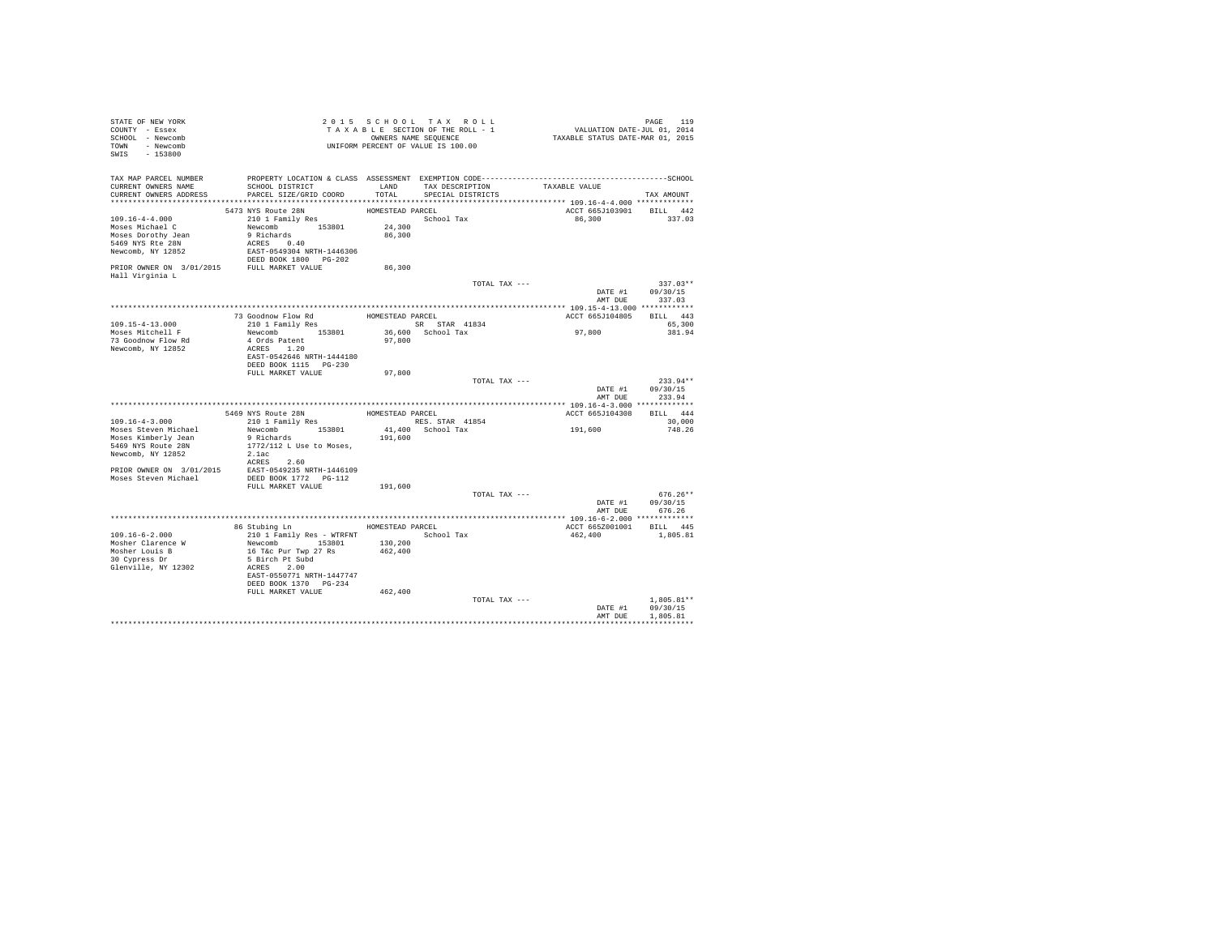STATE OF NEW YORK
COUNTY - Essex
SCHOOL - Newcomb
TOWN - Newcomb
SWIS - 153800

2015 SCHOOL TAX ROLL
TAXABLE SECTION OF THE ROLL - 1
OWNERS NAME SEQUENCE
UNIFORM PERCENT OF VALUE IS 100.00

VALUATION DATE-JUL 01, 2014
TAXABLE STATUS DATE-MAR 01, 2015

```
TAX MAP PARCEL NUMBER     PROPERTY LOCATION & CLASS  ASSESSMENT  EXEMPTION CODE------------------------------------------SCHOOL
CURRENT OWNERS NAME       SCHOOL DISTRICT              LAND      TAX DESCRIPTION          TAXABLE VALUE
CURRENT OWNERS ADDRESS    PARCEL SIZE/GRID COORD       TOTAL     SPECIAL DISTRICTS                                  TAX AMOUNT
****************************************************************************************** 109.16-4-4.000 *************
                          5473 NYS Route 28N           HOMESTEAD PARCEL                    ACCT 665J103901    BILL  442
109.16-4-4.000            210 1 Family Res                        School Tax                86,300               337.03
Moses Michael C           Newcomb       153801        24,300
Moses Dorothy Jean        9 Richards                  86,300
5469 NYS Rte 28N          ACRES    0.40
Newcomb, NY 12852         EAST-0549304 NRTH-1446306
                          DEED BOOK 1800   PG-202
PRIOR OWNER ON 3/01/2015  FULL MARKET VALUE           86,300
Hall Virginia L
                                                                  TOTAL TAX ---                                337.03**
                                                                                            DATE #1        09/30/15
                                                                                            AMT DUE          337.03
****************************************************************************************** 109.15-4-13.000 ************
                          73 Goodnow Flow Rd           HOMESTEAD PARCEL                    ACCT 665J104805    BILL  443
109.15-4-13.000           210 1 Family Res                        SR   STAR  41834                             65,300
Moses Mitchell F          Newcomb       153801        36,600  School Tax                   97,800               381.94
73 Goodnow Flow Rd        4 Ords Patent               97,800
Newcomb, NY 12852         ACRES    1.20
                          EAST-0542646 NRTH-1444180
                          DEED BOOK 1115   PG-230
                          FULL MARKET VALUE           97,800
                                                                  TOTAL TAX ---                                233.94**
                                                                                            DATE #1        09/30/15
                                                                                            AMT DUE          233.94
****************************************************************************************** 109.16-4-3.000 *************
                          5469 NYS Route 28N           HOMESTEAD PARCEL                    ACCT 665J104308    BILL  444
109.16-4-3.000            210 1 Family Res                        RES. STAR  41854                             30,000
Moses Steven Michael      Newcomb       153801        41,400  School Tax                  191,600               748.26
Moses Kimberly Jean       9 Richards                 191,600
5469 NYS Route 28N        1772/112 L Use to Moses,
Newcomb, NY 12852         2.1ac
                          ACRES    2.60
PRIOR OWNER ON 3/01/2015  EAST-0549235 NRTH-1446109
Moses Steven Michael      DEED BOOK 1772   PG-112
                          FULL MARKET VALUE          191,600
                                                                  TOTAL TAX ---                                676.26**
                                                                                            DATE #1        09/30/15
                                                                                            AMT DUE          676.26
****************************************************************************************** 109.16-6-2.000 *************
                          86 Stubing Ln                HOMESTEAD PARCEL                    ACCT 665Z001001    BILL  445
109.16-6-2.000            210 1 Family Res - WTRFNT               School Tax               462,400             1,805.81
Mosher Clarence W         Newcomb       153801       130,200
Mosher Louis B            16 T&c Pur Twp 27 Rs       462,400
30 Cypress Dr             5 Birch Pt Subd
Glenville, NY 12302       ACRES    2.00
                          EAST-0550771 NRTH-1447747
                          DEED BOOK 1370   PG-234
                          FULL MARKET VALUE          462,400
                                                                  TOTAL TAX ---                              1,805.81**
                                                                                            DATE #1        09/30/15
                                                                                            AMT DUE        1,805.81
************************************************************************************************************************
```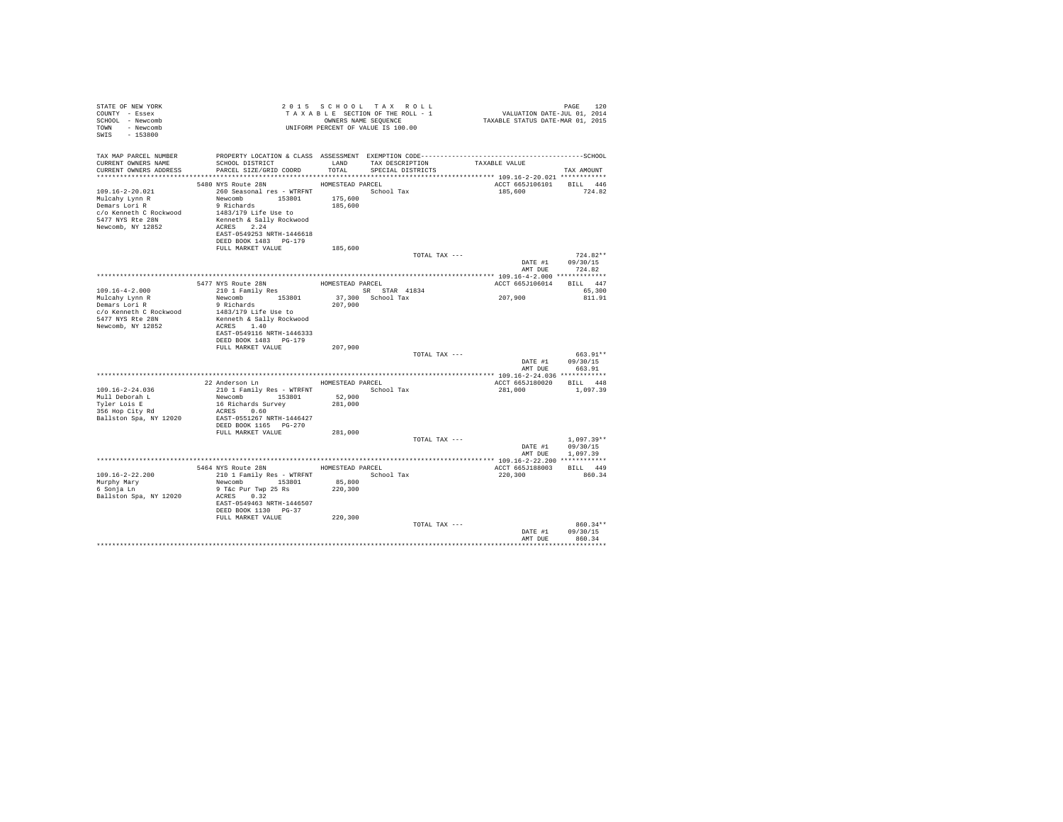STATE OF NEW YORK
COUNTY - Essex
SCHOOL - Newcomb
TOWN - Newcomb
SWIS - 153800

2 0 1 5 S C H O O L T A X R O L L
T A X A B L E SECTION OF THE ROLL - 1
OWNERS NAME SEQUENCE
UNIFORM PERCENT OF VALUE IS 100.00

VALUATION DATE-JUL 01, 2014
TAXABLE STATUS DATE-MAR 01, 2015

| TAX MAP PARCEL NUMBER / CURRENT OWNERS NAME / CURRENT OWNERS ADDRESS | PROPERTY LOCATION & CLASS / SCHOOL DISTRICT / PARCEL SIZE/GRID COORD | ASSESSMENT LAND / TOTAL | EXEMPTION CODE / TAX DESCRIPTION / SPECIAL DISTRICTS | TAXABLE VALUE | TAX AMOUNT |
|---|---|---|---|---|---|
| **109.16-2-20.021** | 5480 NYS Route 28N | HOMESTEAD PARCEL | | ACCT 665J106101 | BILL 446 |
| Mulcahy Lynn R | 260 Seasonal res - WTRFNT | | School Tax | 185,600 | 724.82 |
| Demars Lori R | Newcomb 153801 | 175,600 | | | |
| c/o Kenneth C Rockwood | 9 Richards | 185,600 | | | |
| 5477 NYS Rte 28N | 1483/179 Life Use to | | | | |
| Newcomb, NY 12852 | Kenneth & Sally Rockwood | | | | |
| | ACRES 2.24 | | | | |
| | EAST-0549253 NRTH-1446618 | | | | |
| | DEED BOOK 1483 PG-179 | | | | |
| | FULL MARKET VALUE | 185,600 | | | |
| | | | TOTAL TAX --- | | 724.82** |
| | | | | DATE #1 | 09/30/15 |
| | | | | AMT DUE | 724.82 |
| **109.16-4-2.000** | 5477 NYS Route 28N | HOMESTEAD PARCEL | | ACCT 665J106014 | BILL 447 |
| Mulcahy Lynn R | 210 1 Family Res | | SR STAR 41834 | | 65,300 |
| Demars Lori R | Newcomb 153801 | 37,300 | School Tax | 207,900 | 811.91 |
| c/o Kenneth C Rockwood | 9 Richards | 207,900 | | | |
| 5477 NYS Rte 28N | 1483/179 Life Use to | | | | |
| Newcomb, NY 12852 | Kenneth & Sally Rockwood | | | | |
| | ACRES 1.40 | | | | |
| | EAST-0549116 NRTH-1446333 | | | | |
| | DEED BOOK 1483 PG-179 | | | | |
| | FULL MARKET VALUE | 207,900 | | | |
| | | | TOTAL TAX --- | | 663.91** |
| | | | | DATE #1 | 09/30/15 |
| | | | | AMT DUE | 663.91 |
| **109.16-2-24.036** | 22 Anderson Ln | HOMESTEAD PARCEL | | ACCT 665J180020 | BILL 448 |
| Mull Deborah L | 210 1 Family Res - WTRFNT | | School Tax | 281,000 | 1,097.39 |
| Tyler Lois E | Newcomb 153801 | 52,900 | | | |
| 356 Hop City Rd | 16 Richards Survey | 281,000 | | | |
| Ballston Spa, NY 12020 | ACRES 0.60 | | | | |
| | EAST-0551267 NRTH-1446427 | | | | |
| | DEED BOOK 1165 PG-270 | | | | |
| | FULL MARKET VALUE | 281,000 | | | |
| | | | TOTAL TAX --- | | 1,097.39** |
| | | | | DATE #1 | 09/30/15 |
| | | | | AMT DUE | 1,097.39 |
| **109.16-2-22.200** | 5464 NYS Route 28N | HOMESTEAD PARCEL | | ACCT 665J188003 | BILL 449 |
| Murphy Mary | 210 1 Family Res - WTRFNT | | School Tax | 220,300 | 860.34 |
| 6 Sonja Ln | Newcomb 153801 | 85,800 | | | |
| Ballston Spa, NY 12020 | 9 T&c Pur Twp 25 Rs | 220,300 | | | |
| | ACRES 0.32 | | | | |
| | EAST-0549463 NRTH-1446507 | | | | |
| | DEED BOOK 1130 PG-37 | | | | |
| | FULL MARKET VALUE | 220,300 | | | |
| | | | TOTAL TAX --- | | 860.34** |
| | | | | DATE #1 | 09/30/15 |
| | | | | AMT DUE | 860.34 |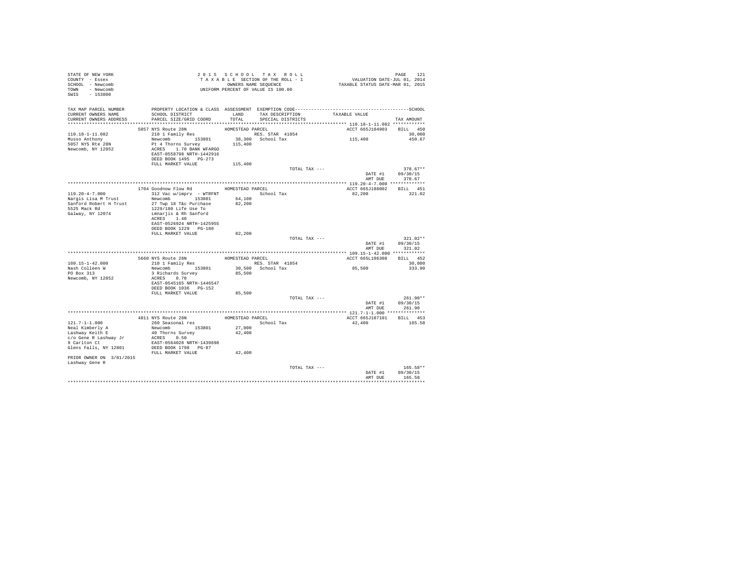STATE OF NEW YORK
COUNTY - Essex
SCHOOL - Newcomb
TOWN - Newcomb
SWIS - 153800

2015 SCHOOL TAX ROLL
TAXABLE SECTION OF THE ROLL - 1
OWNERS NAME SEQUENCE
UNIFORM PERCENT OF VALUE IS 100.00

VALUATION DATE-JUL 01, 2014
TAXABLE STATUS DATE-MAR 01, 2015

| TAX MAP PARCEL NUMBER / CURRENT OWNERS NAME / CURRENT OWNERS ADDRESS | PROPERTY LOCATION & CLASS / SCHOOL DISTRICT / PARCEL SIZE/GRID COORD | ASSESSMENT LAND / TOTAL | EXEMPTION CODE / TAX DESCRIPTION / SPECIAL DISTRICTS | TAXABLE VALUE | TAX AMOUNT |
|---|---|---|---|---|---|
| 110.18-1-11.082 | 5057 NYS Route 28N | HOMESTEAD PARCEL | | ACCT 665J104903 | BILL 450 |
| Musso Anthony | 210 1 Family Res | | RES. STAR 41854 | | 30,000 |
| 5057 NYS Rte 28N | Newcomb 153801 | 38,300 | School Tax | 115,400 | 450.67 |
| Newcomb, NY 12852 | Pt 4 Thorns Survey | 115,400 | | | |
| | ACRES 1.70 BANK WFARGO | | | | |
| | EAST-0558798 NRTH-1442916 | | | | |
| | DEED BOOK 1495 PG-273 | | | | |
| | FULL MARKET VALUE | 115,400 | | | |
| | | | TOTAL TAX --- | | 378.67** |
| | | | | DATE #1 | 09/30/15 |
| | | | | AMT DUE | 378.67 |
| 119.20-4-7.000 | 1704 Goodnow Flow Rd | HOMESTEAD PARCEL | | ACCT 665J188002 | BILL 451 |
| Nargis Lisa M Trust | 312 Vac w/imprv - WTRFNT | | School Tax | 82,200 | 321.02 |
| Sanford Robert H Trust | Newcomb 153801 | 64,100 | | | |
| 5525 Mack Rd | 27 Twp 18 T&c Purchase | 82,200 | | | |
| Galway, NY 12074 | 1229/180 Life Use To | | | | |
| | Lmnarjis & Rh Sanford | | | | |
| | ACRES 1.40 | | | | |
| | EAST-0526924 NRTH-1425955 | | | | |
| | DEED BOOK 1229 PG-180 | | | | |
| | FULL MARKET VALUE | 82,200 | | | |
| | | | TOTAL TAX --- | | 321.02** |
| | | | | DATE #1 | 09/30/15 |
| | | | | AMT DUE | 321.02 |
| 109.15-1-42.000 | 5660 NYS Route 28N | HOMESTEAD PARCEL | | ACCT 665L106308 | BILL 452 |
| Nash Colleen W | 210 1 Family Res | | RES. STAR 41854 | | 30,000 |
| PO Box 313 | Newcomb 153801 | 30,500 | School Tax | 85,500 | 333.90 |
| Newcomb, NY 12852 | 3 Richards Survey | 85,500 | | | |
| | ACRES 0.70 | | | | |
| | EAST-0545165 NRTH-1446547 | | | | |
| | DEED BOOK 1036 PG-152 | | | | |
| | FULL MARKET VALUE | 85,500 | | | |
| | | | TOTAL TAX --- | | 261.90** |
| | | | | DATE #1 | 09/30/15 |
| | | | | AMT DUE | 261.90 |
| 121.7-1-1.000 | 4811 NYS Route 28N | HOMESTEAD PARCEL | | ACCT 665J107101 | BILL 453 |
| Neal Kimberly A | 260 Seasonal res | | School Tax | 42,400 | 165.58 |
| Lashway Keith E | Newcomb 153801 | 27,000 | | | |
| c/o Gene R Lashway Jr | 40 Thorns Survey | 42,400 | | | |
| 9 Carlton Ct | ACRES 0.50 | | | | |
| Glens Falls, NY 12801 | EAST-0564028 NRTH-1439698 | | | | |
| | DEED BOOK 1798 PG-87 | | | | |
| | FULL MARKET VALUE | 42,400 | | | |
| PRIOR OWNER ON 3/01/2015 | | | | | |
| Lashway Gene R | | | | | |
| | | | TOTAL TAX --- | | 165.58** |
| | | | | DATE #1 | 09/30/15 |
| | | | | AMT DUE | 165.58 |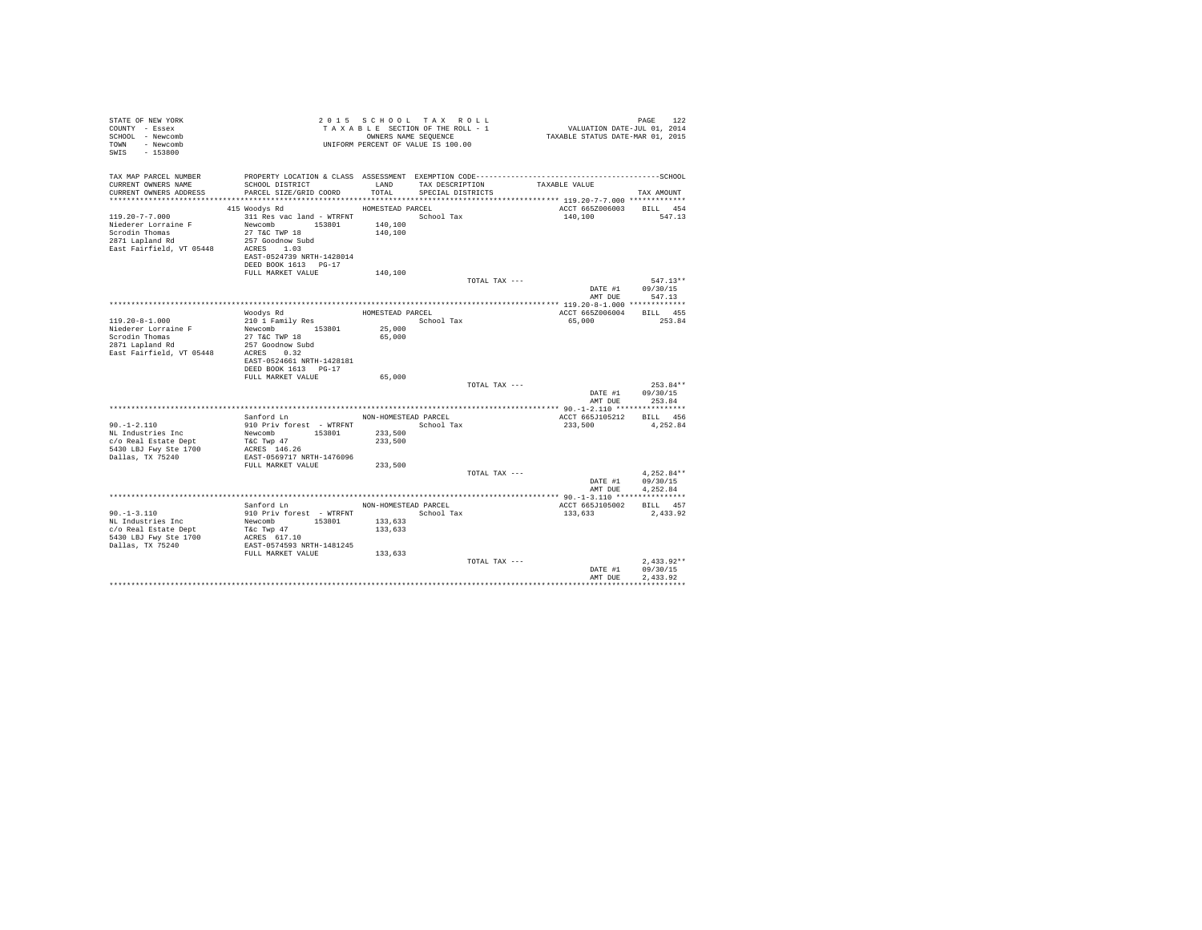```
STATE OF NEW YORK                    2 0 1 5   S C H O O L   T A X   R O L L                                    PAGE   122
COUNTY  - Essex                       T A X A B L E  SECTION OF THE ROLL - 1                 VALUATION DATE-JUL 01, 2014
SCHOOL  - Newcomb                            OWNERS NAME SEQUENCE                          TAXABLE STATUS DATE-MAR 01, 2015
TOWN    - Newcomb                       UNIFORM PERCENT OF VALUE IS 100.00
SWIS    - 153800

TAX MAP PARCEL NUMBER      PROPERTY LOCATION & CLASS  ASSESSMENT  EXEMPTION CODE------------------------------------------------SCHOOL
CURRENT OWNERS NAME        SCHOOL DISTRICT              LAND      TAX DESCRIPTION            TAXABLE VALUE
CURRENT OWNERS ADDRESS     PARCEL SIZE/GRID COORD       TOTAL     SPECIAL DISTRICTS                                        TAX AMOUNT
*********************************************************************************************** 119.20-7-7.000 *************
                           415 Woodys Rd                HOMESTEAD PARCEL                         ACCT 665Z006003    BILL  454
119.20-7-7.000             311 Res vac land - WTRFNT              School Tax                     140,100                547.13
Niederer Lorraine F        Newcomb      153801      140,100
Scrodin Thomas             27 T&C TWP 18            140,100
2871 Lapland Rd            257 Goodnow Subd
East Fairfield, VT 05448   ACRES    1.03
                           EAST-0524739 NRTH-1428014
                           DEED BOOK 1613   PG-17
                           FULL MARKET VALUE        140,100
                                                                     TOTAL TAX ---                                       547.13**
                                                                                                 DATE #1             09/30/15
                                                                                                 AMT DUE               547.13
*********************************************************************************************** 119.20-8-1.000 *************
                           Woodys Rd                    HOMESTEAD PARCEL                         ACCT 665Z006004    BILL  455
119.20-8-1.000             210 1 Family Res                       School Tax                     65,000                 253.84
Niederer Lorraine F        Newcomb      153801       25,000
Scrodin Thomas             27 T&C TWP 18             65,000
2871 Lapland Rd            257 Goodnow Subd
East Fairfield, VT 05448   ACRES    0.32
                           EAST-0524661 NRTH-1428181
                           DEED BOOK 1613   PG-17
                           FULL MARKET VALUE         65,000
                                                                     TOTAL TAX ---                                       253.84**
                                                                                                 DATE #1             09/30/15
                                                                                                 AMT DUE               253.84
*********************************************************************************************** 90.-1-2.110 ****************
                           Sanford Ln                   NON-HOMESTEAD PARCEL                     ACCT 665J105212    BILL  456
90.-1-2.110                910 Priv forest  - WTRFNT              School Tax                     233,500              4,252.84
NL Industries Inc          Newcomb      153801      233,500
c/o Real Estate Dept       T&C Twp 47               233,500
5430 LBJ Fwy Ste 1700      ACRES  146.26
Dallas, TX 75240           EAST-0569717 NRTH-1476096
                           FULL MARKET VALUE        233,500
                                                                     TOTAL TAX ---                                     4,252.84**
                                                                                                 DATE #1             09/30/15
                                                                                                 AMT DUE             4,252.84
*********************************************************************************************** 90.-1-3.110 ****************
                           Sanford Ln                   NON-HOMESTEAD PARCEL                     ACCT 665J105002    BILL  457
90.-1-3.110                910 Priv forest  - WTRFNT              School Tax                     133,633              2,433.92
NL Industries Inc          Newcomb      153801      133,633
c/o Real Estate Dept       T&c Twp 47               133,633
5430 LBJ Fwy Ste 1700      ACRES  617.10
Dallas, TX 75240           EAST-0574593 NRTH-1481245
                           FULL MARKET VALUE        133,633
                                                                     TOTAL TAX ---                                     2,433.92**
                                                                                                 DATE #1             09/30/15
                                                                                                 AMT DUE             2,433.92
******************************************************************************************************************************
```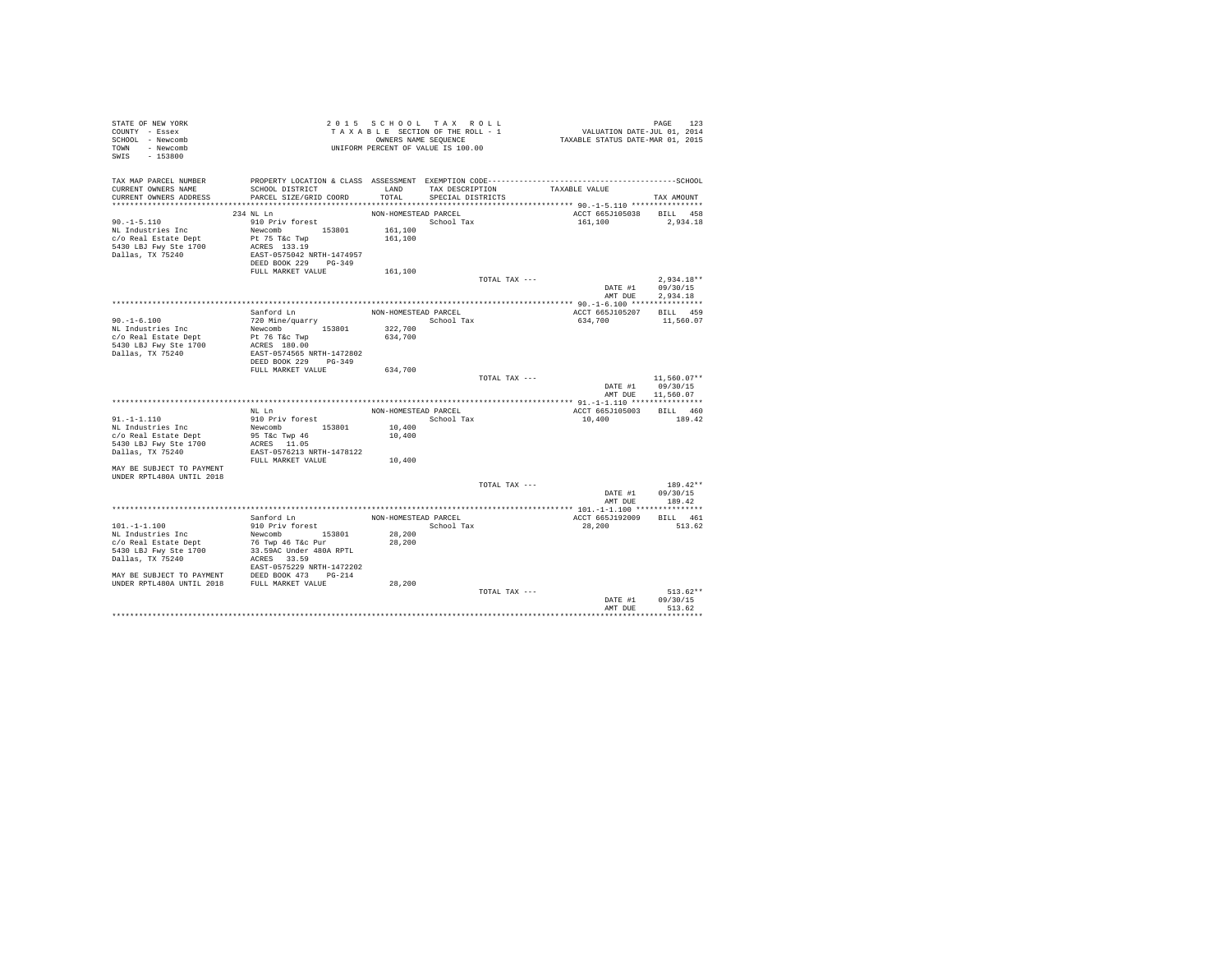STATE OF NEW YORK
COUNTY - Essex
SCHOOL - Newcomb
TOWN - Newcomb
SWIS - 153800

2015 SCHOOL TAX ROLL
TAXABLE SECTION OF THE ROLL - 1
OWNERS NAME SEQUENCE
UNIFORM PERCENT OF VALUE IS 100.00

VALUATION DATE-JUL 01, 2014
TAXABLE STATUS DATE-MAR 01, 2015

| TAX MAP PARCEL NUMBER / CURRENT OWNERS NAME / CURRENT OWNERS ADDRESS | PROPERTY LOCATION & CLASS / SCHOOL DISTRICT / PARCEL SIZE/GRID COORD | ASSESSMENT LAND / TOTAL | EXEMPTION CODE / TAX DESCRIPTION / SPECIAL DISTRICTS | TAXABLE VALUE | SCHOOL TAX AMOUNT |
|---|---|---|---|---|---|
| 90.-1-5.110 | 234 NL Ln | NON-HOMESTEAD PARCEL | | ACCT 665J105038 | BILL 458 |
| NL Industries Inc | 910 Priv forest | | School Tax | 161,100 | 2,934.18 |
| c/o Real Estate Dept | Newcomb 153801 | 161,100 | | | |
| 5430 LBJ Fwy Ste 1700 | Pt 75 T&c Twp | 161,100 | | | |
| Dallas, TX 75240 | ACRES 133.19 | | | | |
| | EAST-0575042 NRTH-1474957 | | | | |
| | DEED BOOK 229 PG-349 | | | | |
| | FULL MARKET VALUE | 161,100 | | | |
| | | | TOTAL TAX --- | | 2,934.18** |
| | | | | DATE #1 | 09/30/15 |
| | | | | AMT DUE | 2,934.18 |
| 90.-1-6.100 | Sanford Ln | NON-HOMESTEAD PARCEL | | ACCT 665J105207 | BILL 459 |
| NL Industries Inc | 720 Mine/quarry | | School Tax | 634,700 | 11,560.07 |
| c/o Real Estate Dept | Newcomb 153801 | 322,700 | | | |
| 5430 LBJ Fwy Ste 1700 | Pt 76 T&c Twp | 634,700 | | | |
| Dallas, TX 75240 | ACRES 180.00 | | | | |
| | EAST-0574565 NRTH-1472802 | | | | |
| | DEED BOOK 229 PG-349 | | | | |
| | FULL MARKET VALUE | 634,700 | | | |
| | | | TOTAL TAX --- | | 11,560.07** |
| | | | | DATE #1 | 09/30/15 |
| | | | | AMT DUE | 11,560.07 |
| 91.-1-1.110 | NL Ln | NON-HOMESTEAD PARCEL | | ACCT 665J105003 | BILL 460 |
| NL Industries Inc | 910 Priv forest | | School Tax | 10,400 | 189.42 |
| c/o Real Estate Dept | Newcomb 153801 | 10,400 | | | |
| 5430 LBJ Fwy Ste 1700 | 95 T&c Twp 46 | 10,400 | | | |
| Dallas, TX 75240 | ACRES 11.05 | | | | |
| | EAST-0576213 NRTH-1478122 | | | | |
| | FULL MARKET VALUE | 10,400 | | | |
| MAY BE SUBJECT TO PAYMENT UNDER RPTL480A UNTIL 2018 | | | | | |
| | | | TOTAL TAX --- | | 189.42** |
| | | | | DATE #1 | 09/30/15 |
| | | | | AMT DUE | 189.42 |
| 101.-1-1.100 | Sanford Ln | NON-HOMESTEAD PARCEL | | ACCT 665J192009 | BILL 461 |
| NL Industries Inc | 910 Priv forest | | School Tax | 28,200 | 513.62 |
| c/o Real Estate Dept | Newcomb 153801 | 28,200 | | | |
| 5430 LBJ Fwy Ste 1700 | 76 Twp 46 T&c Pur | 28,200 | | | |
| Dallas, TX 75240 | 33.59AC Under 480A RPTL | | | | |
| | ACRES 33.59 | | | | |
| | EAST-0575229 NRTH-1472202 | | | | |
| MAY BE SUBJECT TO PAYMENT | DEED BOOK 473 PG-214 | | | | |
| UNDER RPTL480A UNTIL 2018 | FULL MARKET VALUE | 28,200 | | | |
| | | | TOTAL TAX --- | | 513.62** |
| | | | | DATE #1 | 09/30/15 |
| | | | | AMT DUE | 513.62 |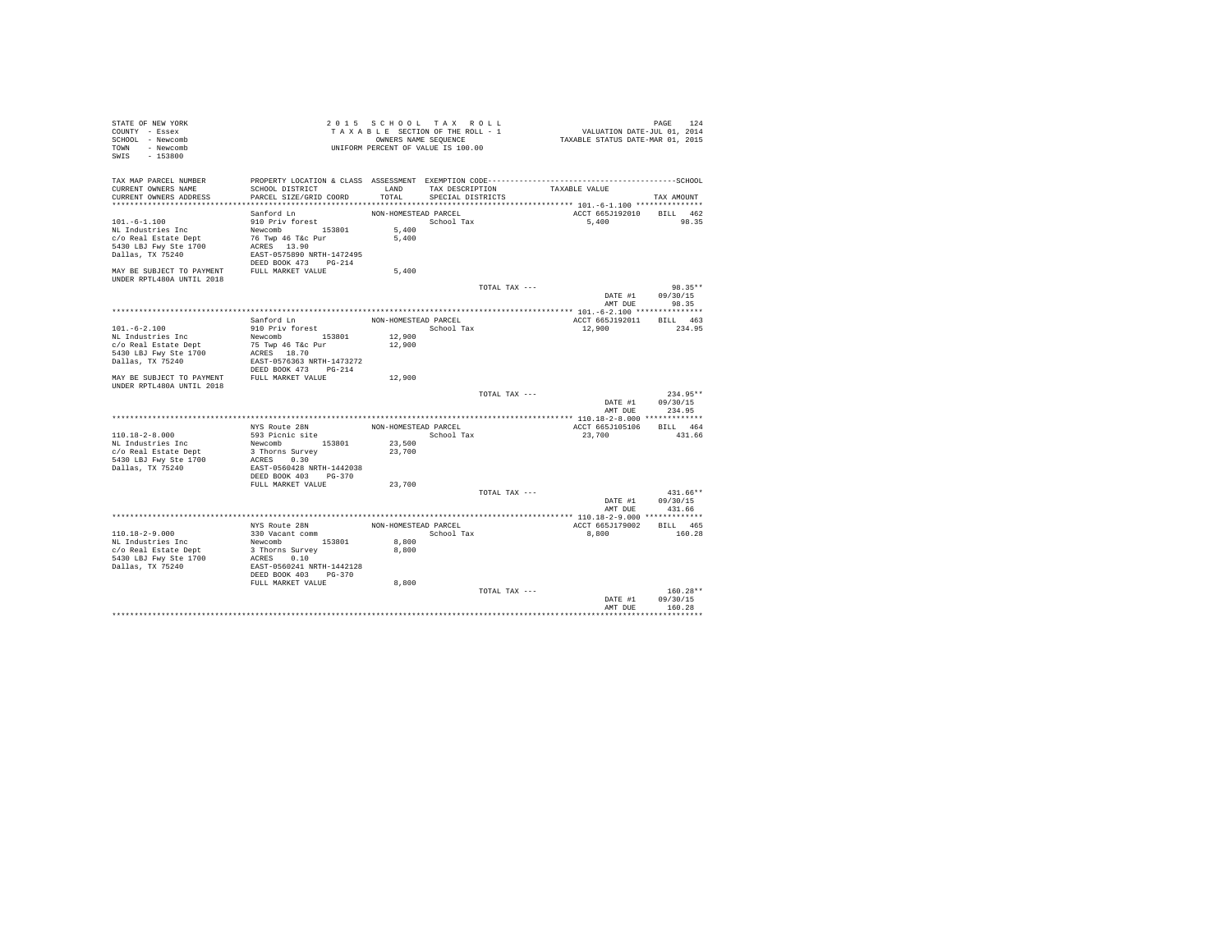STATE OF NEW YORK
COUNTY - Essex
SCHOOL - Newcomb
TOWN - Newcomb
SWIS - 153800

2015 SCHOOL TAX ROLL
TAXABLE SECTION OF THE ROLL - 1
OWNERS NAME SEQUENCE
UNIFORM PERCENT OF VALUE IS 100.00

VALUATION DATE-JUL 01, 2014
TAXABLE STATUS DATE-MAR 01, 2015

```
TAX MAP PARCEL NUMBER       PROPERTY LOCATION & CLASS  ASSESSMENT  EXEMPTION CODE------------------------------------------SCHOOL
CURRENT OWNERS NAME         SCHOOL DISTRICT              LAND      TAX DESCRIPTION           TAXABLE VALUE
CURRENT OWNERS ADDRESS      PARCEL SIZE/GRID COORD       TOTAL     SPECIAL DISTRICTS                                   TAX AMOUNT
*************************************************************************************************** 101.-6-1.100 ***************
                            Sanford Ln                  NON-HOMESTEAD PARCEL                      ACCT 665J192010    BILL  462
101.-6-1.100                910 Priv forest                        School Tax                          5,400              98.35
NL Industries Inc           Newcomb        153801         5,400
c/o Real Estate Dept        76 Twp 46 T&c Pur             5,400
5430 LBJ Fwy Ste 1700       ACRES  13.90
Dallas, TX 75240            EAST-0575890 NRTH-1472495
                            DEED BOOK 473    PG-214
MAY BE SUBJECT TO PAYMENT   FULL MARKET VALUE             5,400
UNDER RPTL480A UNTIL 2018
                                                                      TOTAL TAX ---                                   98.35**
                                                                                                   DATE #1       09/30/15
                                                                                                   AMT DUE          98.35
*************************************************************************************************** 101.-6-2.100 ***************
                            Sanford Ln                  NON-HOMESTEAD PARCEL                      ACCT 665J192011    BILL  463
101.-6-2.100                910 Priv forest                        School Tax                         12,900             234.95
NL Industries Inc           Newcomb        153801        12,900
c/o Real Estate Dept        75 Twp 46 T&c Pur            12,900
5430 LBJ Fwy Ste 1700       ACRES  18.70
Dallas, TX 75240            EAST-0576363 NRTH-1473272
                            DEED BOOK 473    PG-214
MAY BE SUBJECT TO PAYMENT   FULL MARKET VALUE            12,900
UNDER RPTL480A UNTIL 2018
                                                                      TOTAL TAX ---                                  234.95**
                                                                                                   DATE #1       09/30/15
                                                                                                   AMT DUE         234.95
*************************************************************************************************** 110.18-2-8.000 *************
                            NYS Route 28N               NON-HOMESTEAD PARCEL                      ACCT 665J105106    BILL  464
110.18-2-8.000              593 Picnic site                        School Tax                         23,700             431.66
NL Industries Inc           Newcomb        153801        23,500
c/o Real Estate Dept        3 Thorns Survey              23,700
5430 LBJ Fwy Ste 1700       ACRES   0.30
Dallas, TX 75240            EAST-0560428 NRTH-1442038
                            DEED BOOK 403    PG-370
                            FULL MARKET VALUE            23,700
                                                                      TOTAL TAX ---                                  431.66**
                                                                                                   DATE #1       09/30/15
                                                                                                   AMT DUE         431.66
*************************************************************************************************** 110.18-2-9.000 *************
                            NYS Route 28N               NON-HOMESTEAD PARCEL                      ACCT 665J179002    BILL  465
110.18-2-9.000              330 Vacant comm                        School Tax                          8,800             160.28
NL Industries Inc           Newcomb        153801         8,800
c/o Real Estate Dept        3 Thorns Survey               8,800
5430 LBJ Fwy Ste 1700       ACRES   0.10
Dallas, TX 75240            EAST-0560241 NRTH-1442128
                            DEED BOOK 403    PG-370
                            FULL MARKET VALUE             8,800
                                                                      TOTAL TAX ---                                  160.28**
                                                                                                   DATE #1       09/30/15
                                                                                                   AMT DUE         160.28
********************************************************************************************************************************
```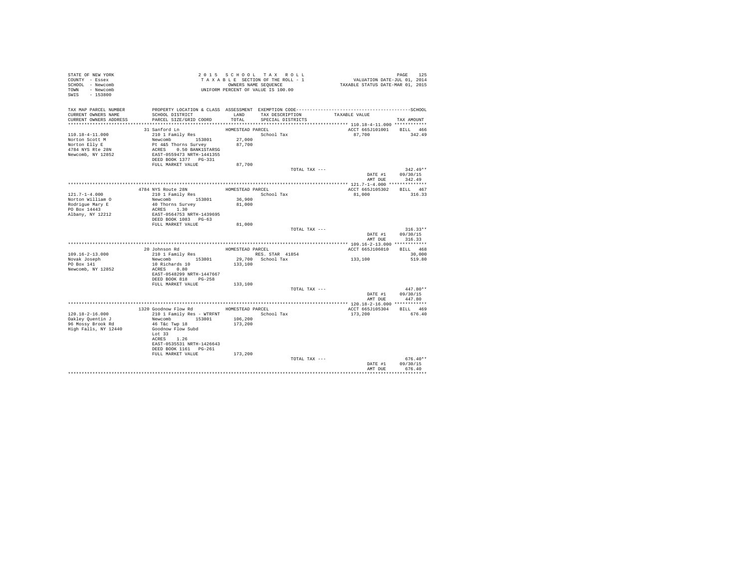STATE OF NEW YORK
COUNTY - Essex
SCHOOL - Newcomb
TOWN - Newcomb
SWIS - 153800

2015 SCHOOL TAX ROLL
TAXABLE SECTION OF THE ROLL - 1
OWNERS NAME SEQUENCE
UNIFORM PERCENT OF VALUE IS 100.00

VALUATION DATE-JUL 01, 2014
TAXABLE STATUS DATE-MAR 01, 2015

| TAX MAP PARCEL NUMBER / CURRENT OWNERS NAME / CURRENT OWNERS ADDRESS | PROPERTY LOCATION & CLASS / SCHOOL DISTRICT / PARCEL SIZE/GRID COORD | ASSESSMENT LAND / TOTAL | EXEMPTION CODE / TAX DESCRIPTION / SPECIAL DISTRICTS | TAXABLE VALUE | TAX AMOUNT |
|---|---|---|---|---|---|
| **110.18-4-11.000** | 31 Sanford Ln | HOMESTEAD PARCEL | | ACCT 665J101001 | BILL 466 |
| 110.18-4-11.000 | 210 1 Family Res | | School Tax | 87,700 | 342.49 |
| Norton Scott M | Newcomb 153801 | 27,000 | | | |
| Norton Elly E | Pt 4&5 Thorns Survey | 87,700 | | | |
| 4784 NYS Rte 28N | ACRES 0.50 BANK1STARSG | | | | |
| Newcomb, NY 12852 | EAST-0559473 NRTH-1441355 | | | | |
| | DEED BOOK 1377 PG-331 | | | | |
| | FULL MARKET VALUE | 87,700 | | | |
| | | | TOTAL TAX --- | | 342.49** |
| | | | | DATE #1 | 09/30/15 |
| | | | | AMT DUE | 342.49 |
| **121.7-1-4.000** | 4784 NYS Route 28N | HOMESTEAD PARCEL | | ACCT 665J105302 | BILL 467 |
| 121.7-1-4.000 | 210 1 Family Res | | School Tax | 81,000 | 316.33 |
| Norton William O | Newcomb 153801 | 36,900 | | | |
| Rodrigue Mary E | 40 Thorns Survey | 81,000 | | | |
| PO Box 14443 | ACRES 1.30 | | | | |
| Albany, NY 12212 | EAST-0564753 NRTH-1439695 | | | | |
| | DEED BOOK 1083 PG-63 | | | | |
| | FULL MARKET VALUE | 81,000 | | | |
| | | | TOTAL TAX --- | | 316.33** |
| | | | | DATE #1 | 09/30/15 |
| | | | | AMT DUE | 316.33 |
| **109.16-2-13.000** | 20 Johnson Rd | HOMESTEAD PARCEL | | ACCT 665J106010 | BILL 468 |
| 109.16-2-13.000 | 210 1 Family Res | | RES. STAR 41854 | | 30,000 |
| Novak Joseph | Newcomb 153801 | 29,700 | School Tax | 133,100 | 519.80 |
| PO Box 141 | 10 Richards 10 | 133,100 | | | |
| Newcomb, NY 12852 | ACRES 0.80 | | | | |
| | EAST-0548299 NRTH-1447667 | | | | |
| | DEED BOOK 818 PG-258 | | | | |
| | FULL MARKET VALUE | 133,100 | | | |
| | | | TOTAL TAX --- | | 447.80** |
| | | | | DATE #1 | 09/30/15 |
| | | | | AMT DUE | 447.80 |
| **120.18-2-16.000** | 1320 Goodnow Flow Rd | HOMESTEAD PARCEL | | ACCT 665J105304 | BILL 469 |
| 120.18-2-16.000 | 210 1 Family Res - WTRFNT | | School Tax | 173,200 | 676.40 |
| Oakley Quentin J | Newcomb 153801 | 106,200 | | | |
| 96 Mossy Brook Rd | 46 T&c Twp 18 | 173,200 | | | |
| High Falls, NY 12440 | Goodnow Flow Subd | | | | |
| | Lot 33 | | | | |
| | ACRES 1.26 | | | | |
| | EAST-0535531 NRTH-1426643 | | | | |
| | DEED BOOK 1161 PG-261 | | | | |
| | FULL MARKET VALUE | 173,200 | | | |
| | | | TOTAL TAX --- | | 676.40** |
| | | | | DATE #1 | 09/30/15 |
| | | | | AMT DUE | 676.40 |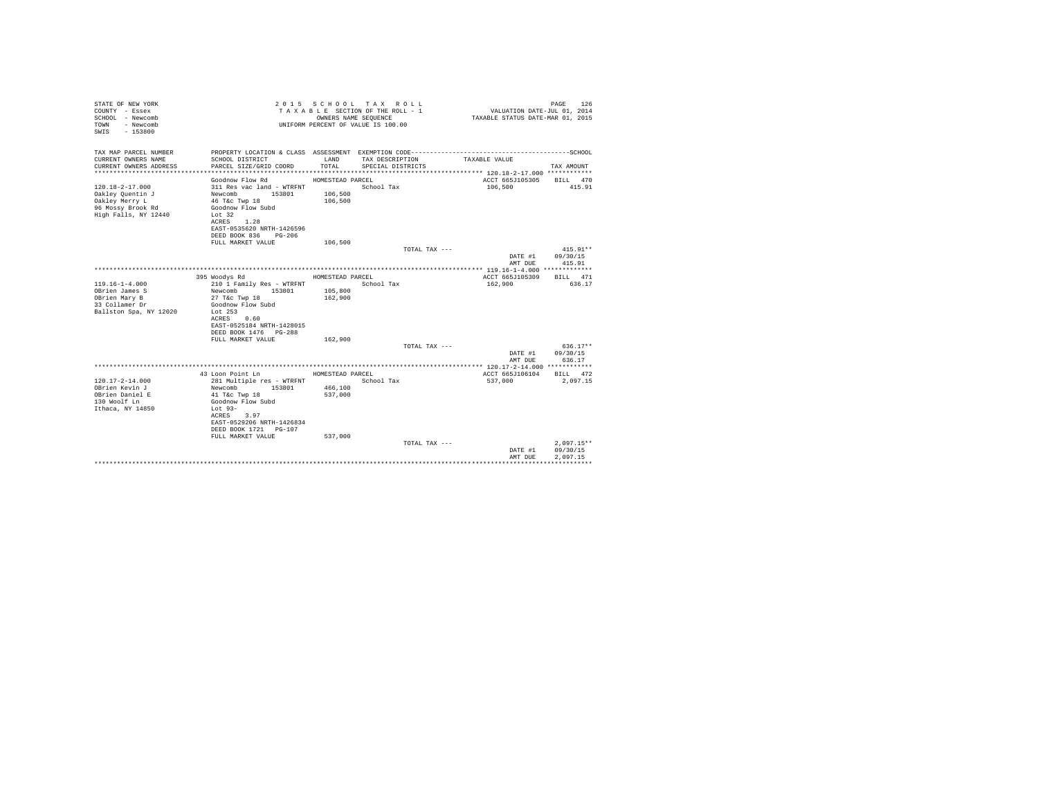STATE OF NEW YORK
COUNTY - Essex
SCHOOL - Newcomb
TOWN - Newcomb
SWIS - 153800

2 0 1 5 S C H O O L T A X R O L L
T A X A B L E SECTION OF THE ROLL - 1
OWNERS NAME SEQUENCE
UNIFORM PERCENT OF VALUE IS 100.00

VALUATION DATE-JUL 01, 2014
TAXABLE STATUS DATE-MAR 01, 2015

| TAX MAP PARCEL NUMBER / CURRENT OWNERS NAME / CURRENT OWNERS ADDRESS | PROPERTY LOCATION & CLASS / SCHOOL DISTRICT / PARCEL SIZE/GRID COORD | ASSESSMENT LAND / TOTAL | EXEMPTION CODE / TAX DESCRIPTION / SPECIAL DISTRICTS | TAXABLE VALUE | TAX AMOUNT |
|---|---|---|---|---|---|
| **120.18-2-17.000** | Goodnow Flow Rd | HOMESTEAD PARCEL | | ACCT 665J105305 | BILL 470 |
| 120.18-2-17.000 | 311 Res vac land - WTRFNT | | School Tax | 106,500 | 415.91 |
| Oakley Quentin J | Newcomb 153801 | 106,500 | | | |
| Oakley Merry L | 46 T&c Twp 18 | 106,500 | | | |
| 96 Mossy Brook Rd | Goodnow Flow Subd | | | | |
| High Falls, NY 12440 | Lot 32 | | | | |
| | ACRES 1.28 | | | | |
| | EAST-0535620 NRTH-1426596 | | | | |
| | DEED BOOK 836 PG-206 | | | | |
| | FULL MARKET VALUE | 106,500 | | | |
| | | | TOTAL TAX --- | | 415.91** |
| | | | | DATE #1 | 09/30/15 |
| | | | | AMT DUE | 415.91 |
| **119.16-1-4.000** | 395 Woodys Rd | HOMESTEAD PARCEL | | ACCT 665J105309 | BILL 471 |
| 119.16-1-4.000 | 210 1 Family Res - WTRFNT | | School Tax | 162,900 | 636.17 |
| OBrien James S | Newcomb 153801 | 105,800 | | | |
| OBrien Mary B | 27 T&c Twp 18 | 162,900 | | | |
| 33 Collamer Dr | Goodnow Flow Subd | | | | |
| Ballston Spa, NY 12020 | Lot 253 | | | | |
| | ACRES 0.60 | | | | |
| | EAST-0525184 NRTH-1428015 | | | | |
| | DEED BOOK 1476 PG-288 | | | | |
| | FULL MARKET VALUE | 162,900 | | | |
| | | | TOTAL TAX --- | | 636.17** |
| | | | | DATE #1 | 09/30/15 |
| | | | | AMT DUE | 636.17 |
| **120.17-2-14.000** | 43 Loon Point Ln | HOMESTEAD PARCEL | | ACCT 665J106104 | BILL 472 |
| 120.17-2-14.000 | 281 Multiple res - WTRFNT | | School Tax | 537,000 | 2,097.15 |
| OBrien Kevin J | Newcomb 153801 | 466,100 | | | |
| OBrien Daniel E | 41 T&c Twp 18 | 537,000 | | | |
| 130 Woolf Ln | Goodnow Flow Subd | | | | |
| Ithaca, NY 14850 | Lot 93- | | | | |
| | ACRES 3.97 | | | | |
| | EAST-0529206 NRTH-1426834 | | | | |
| | DEED BOOK 1721 PG-107 | | | | |
| | FULL MARKET VALUE | 537,000 | | | |
| | | | TOTAL TAX --- | | 2,097.15** |
| | | | | DATE #1 | 09/30/15 |
| | | | | AMT DUE | 2,097.15 |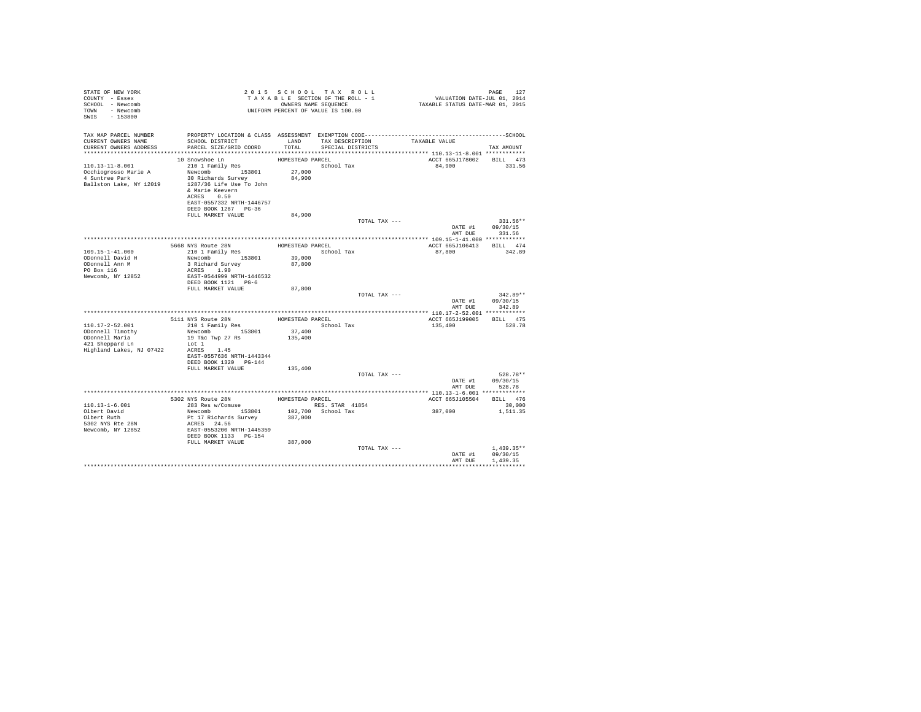```
STATE OF NEW YORK                          2 0 1 5   S C H O O L   T A X   R O L L                                  PAGE    127
COUNTY  - Essex                             T A X A B L E  SECTION OF THE ROLL - 1                 VALUATION DATE-JUL 01, 2014
SCHOOL  - Newcomb                                  OWNERS NAME SEQUENCE                          TAXABLE STATUS DATE-MAR 01, 2015
TOWN    - Newcomb                           UNIFORM PERCENT OF VALUE IS 100.00
SWIS    - 153800

TAX MAP PARCEL NUMBER          PROPERTY LOCATION & CLASS  ASSESSMENT  EXEMPTION CODE------------------------------------------------SCHOOL
CURRENT OWNERS NAME            SCHOOL DISTRICT              LAND      TAX DESCRIPTION              TAXABLE VALUE
CURRENT OWNERS ADDRESS         PARCEL SIZE/GRID COORD       TOTAL     SPECIAL DISTRICTS                                         TAX AMOUNT
****************************************************************************************************** 110.13-11-8.001 ************
                               10 Snowshoe Ln               HOMESTEAD PARCEL                           ACCT 665J178002     BILL   473
110.13-11-8.001                210 1 Family Res                        School Tax                       84,900                331.56
Occhiogrosso Marie A           Newcomb        153801         27,000
4 Suntree Park                 30 Richards Survey            84,900
Ballston Lake, NY 12019        1287/36 Life Use To John
                               & Marie Keevern
                               ACRES    0.50
                               EAST-0557332 NRTH-1446757
                               DEED BOOK 1287   PG-36
                               FULL MARKET VALUE             84,900
                                                                          TOTAL TAX ---                                       331.56**
                                                                                                           DATE #1          09/30/15
                                                                                                           AMT DUE            331.56
****************************************************************************************************** 109.15-1-41.000 ************
                               5668 NYS Route 28N           HOMESTEAD PARCEL                           ACCT 665J106413     BILL   474
109.15-1-41.000                210 1 Family Res                        School Tax                       87,800                342.89
ODonnell David H               Newcomb        153801         39,000
ODonnell Ann M                 3 Richard Survey              87,800
PO Box 116                     ACRES    1.90
Newcomb, NY 12852              EAST-0544999 NRTH-1446532
                               DEED BOOK 1121   PG-6
                               FULL MARKET VALUE             87,800
                                                                          TOTAL TAX ---                                       342.89**
                                                                                                           DATE #1          09/30/15
                                                                                                           AMT DUE            342.89
****************************************************************************************************** 110.17-2-52.001 ************
                               5111 NYS Route 28N           HOMESTEAD PARCEL                           ACCT 665J199005     BILL   475
110.17-2-52.001                210 1 Family Res                        School Tax                      135,400                528.78
ODonnell Timothy               Newcomb        153801         37,400
ODonnell Maria                 19 T&c Twp 27 Rs             135,400
421 Sheppard Ln                Lot 1
Highland Lakes, NJ 07422       ACRES    1.45
                               EAST-0557636 NRTH-1443344
                               DEED BOOK 1320   PG-144
                               FULL MARKET VALUE            135,400
                                                                          TOTAL TAX ---                                       528.78**
                                                                                                           DATE #1          09/30/15
                                                                                                           AMT DUE            528.78
****************************************************************************************************** 110.13-1-6.001 *************
                               5302 NYS Route 28N           HOMESTEAD PARCEL                           ACCT 665J105504     BILL   476
110.13-1-6.001                 283 Res w/Comuse                        RES. STAR  41854                                        30,000
Olbert David                   Newcomb        153801        102,700    School Tax                      387,000              1,511.35
Olbert Ruth                    Pt 17 Richards Survey        387,000
5302 NYS Rte 28N               ACRES   24.56
Newcomb, NY 12852              EAST-0553200 NRTH-1445359
                               DEED BOOK 1133   PG-154
                               FULL MARKET VALUE            387,000
                                                                          TOTAL TAX ---                                     1,439.35**
                                                                                                           DATE #1          09/30/15
                                                                                                           AMT DUE          1,439.35
************************************************************************************************************************************
```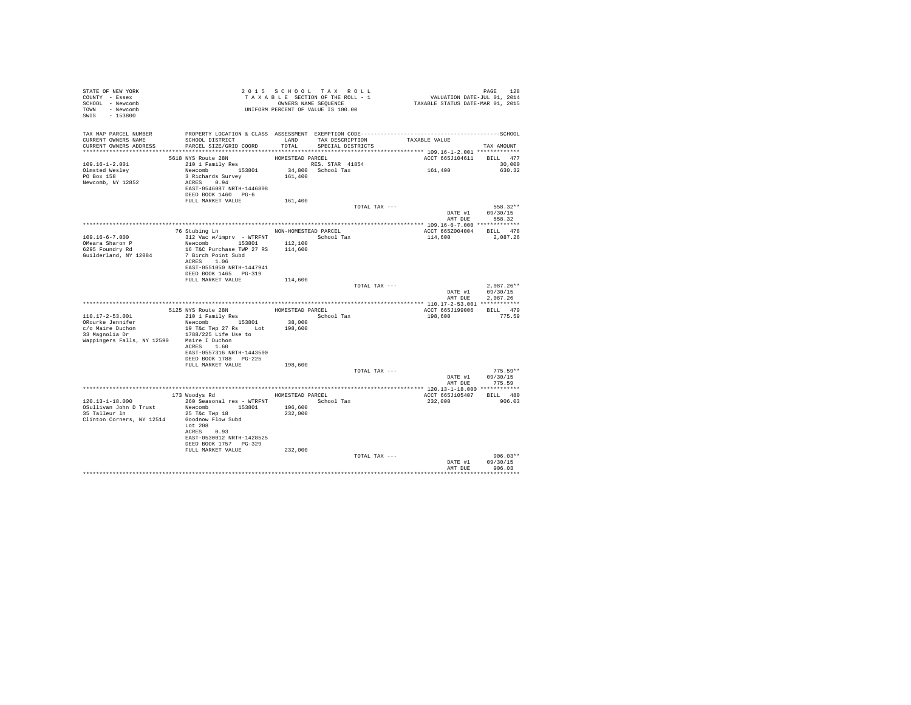STATE OF NEW YORK
COUNTY - Essex
SCHOOL - Newcomb
TOWN - Newcomb
SWIS - 153800

2015 SCHOOL TAX ROLL
TAXABLE SECTION OF THE ROLL - 1
OWNERS NAME SEQUENCE
UNIFORM PERCENT OF VALUE IS 100.00

VALUATION DATE-JUL 01, 2014
TAXABLE STATUS DATE-MAR 01, 2015

| TAX MAP PARCEL NUMBER / CURRENT OWNERS NAME / CURRENT OWNERS ADDRESS | PROPERTY LOCATION & CLASS / SCHOOL DISTRICT / PARCEL SIZE/GRID COORD | ASSESSMENT LAND / TOTAL | EXEMPTION CODE / TAX DESCRIPTION / SPECIAL DISTRICTS | TAXABLE VALUE | TAX AMOUNT |
|---|---|---|---|---|---|
| 109.16-1-2.001 | 5618 NYS Route 28N | HOMESTEAD PARCEL | | ACCT 665J104611 | BILL 477 |
| Olmsted Wesley | 210 1 Family Res | | RES. STAR 41854 | | 30,000 |
| PO Box 158 | Newcomb 153801 | 34,800 | School Tax | 161,400 | 630.32 |
| Newcomb, NY 12852 | 3 Richards Survey | 161,400 | | | |
| | ACRES 0.94 | | | | |
| | EAST-0546087 NRTH-1446808 | | | | |
| | DEED BOOK 1460 PG-6 | | | | |
| | FULL MARKET VALUE | 161,400 | | | |
| | | | TOTAL TAX --- | | 558.32** |
| | | | | DATE #1 | 09/30/15 |
| | | | | AMT DUE | 558.32 |
| 109.16-6-7.000 | 76 Stubing Ln | NON-HOMESTEAD PARCEL | | ACCT 665Z004004 | BILL 478 |
| OMeara Sharon P | 312 Vac w/imprv - WTRFNT | | School Tax | 114,600 | 2,087.26 |
| 6295 Foundry Rd | Newcomb 153801 | 112,100 | | | |
| Guilderland, NY 12084 | 16 T&C Purchase TWP 27 RS | 114,600 | | | |
| | 7 Birch Point Subd | | | | |
| | ACRES 1.06 | | | | |
| | EAST-0551050 NRTH-1447941 | | | | |
| | DEED BOOK 1465 PG-319 | | | | |
| | FULL MARKET VALUE | 114,600 | | | |
| | | | TOTAL TAX --- | | 2,087.26** |
| | | | | DATE #1 | 09/30/15 |
| | | | | AMT DUE | 2,087.26 |
| 110.17-2-53.001 | 5125 NYS Route 28N | HOMESTEAD PARCEL | | ACCT 665J199006 | BILL 479 |
| ORourke Jennifer | 210 1 Family Res | | School Tax | 198,600 | 775.59 |
| c/o Maire Duchon | Newcomb 153801 | 38,000 | | | |
| 33 Magnolia Dr | 19 T&c Twp 27 Rs Lot | 198,600 | | | |
| Wappingers Falls, NY 12590 | 1788/225 Life Use to | | | | |
| | Maire I Duchon | | | | |
| | ACRES 1.60 | | | | |
| | EAST-0557316 NRTH-1443500 | | | | |
| | DEED BOOK 1788 PG-225 | | | | |
| | FULL MARKET VALUE | 198,600 | | | |
| | | | TOTAL TAX --- | | 775.59** |
| | | | | DATE #1 | 09/30/15 |
| | | | | AMT DUE | 775.59 |
| 120.13-1-18.000 | 173 Woodys Rd | HOMESTEAD PARCEL | | ACCT 665J105407 | BILL 480 |
| OSullivan John D Trust | 260 Seasonal res - WTRFNT | | School Tax | 232,000 | 906.03 |
| 35 Talleur ln | Newcomb 153801 | 106,600 | | | |
| Clinton Corners, NY 12514 | 25 T&c Twp 18 | 232,000 | | | |
| | Goodnow Flow Subd | | | | |
| | Lot 208 | | | | |
| | ACRES 0.93 | | | | |
| | EAST-0530012 NRTH-1428525 | | | | |
| | DEED BOOK 1757 PG-329 | | | | |
| | FULL MARKET VALUE | 232,000 | | | |
| | | | TOTAL TAX --- | | 906.03** |
| | | | | DATE #1 | 09/30/15 |
| | | | | AMT DUE | 906.03 |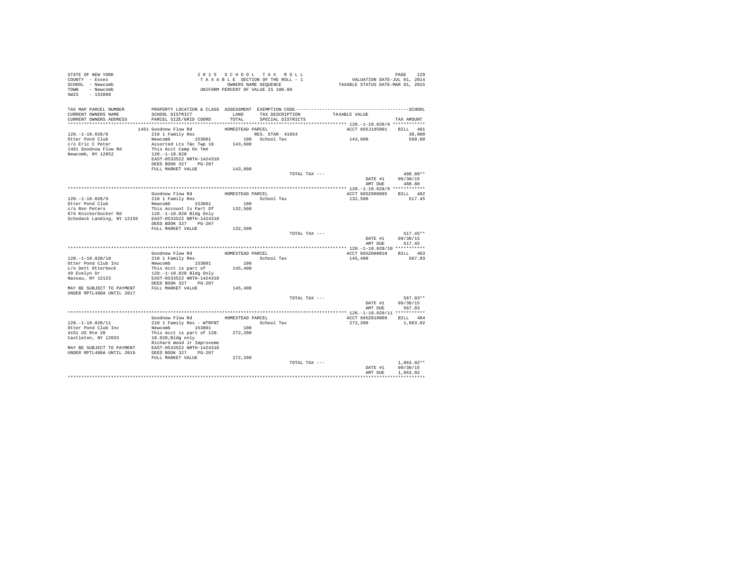STATE OF NEW YORK
COUNTY - Essex
SCHOOL - Newcomb
TOWN - Newcomb
SWIS - 153800

2015 SCHOOL TAX ROLL
TAXABLE SECTION OF THE ROLL - 1
OWNERS NAME SEQUENCE
UNIFORM PERCENT OF VALUE IS 100.00

VALUATION DATE-JUL 01, 2014
TAXABLE STATUS DATE-MAR 01, 2015

| TAX MAP PARCEL NUMBER / CURRENT OWNERS NAME / CURRENT OWNERS ADDRESS | PROPERTY LOCATION & CLASS / SCHOOL DISTRICT / PARCEL SIZE/GRID COORD | ASSESSMENT LAND / TOTAL | EXEMPTION CODE / TAX DESCRIPTION / SPECIAL DISTRICTS | TAXABLE VALUE | SCHOOL TAX AMOUNT |
|---|---|---|---|---|---|
| **120.-1-10.028/8** | 1461 Goodnow Flow Rd — HOMESTEAD PARCEL | | | ACCT 665J195001 | BILL 481 |
| 120.-1-10.028/8 | 210 1 Family Res | | RES. STAR 41854 | | 30,000 |
| Otter Pond Club | Newcomb 153801 | 100 | School Tax | 143,600 | 560.80 |
| c/o Eric C Peter | Assorted Lts T&c Twp 18 | 143,600 | | | |
| 1461 Goodnow Flow Rd | This Acct Camp On Tm# | | | | |
| Newcomb, NY 12852 | 120.-1-10.028 | | | | |
| | EAST-0533522 NRTH-1424310 | | | | |
| | DEED BOOK 327 PG-207 | | | | |
| | FULL MARKET VALUE | 143,600 | | | |
| | | | TOTAL TAX --- | | 488.80** |
| | | | | DATE #1 | 09/30/15 |
| | | | | AMT DUE | 488.80 |
| **120.-1-10.028/9** | Goodnow Flow Rd — HOMESTEAD PARCEL | | | ACCT 665Z000005 | BILL 482 |
| 120.-1-10.028/9 | 210 1 Family Res | | School Tax | 132,500 | 517.45 |
| Otter Pond Club | Newcomb 153801 | 100 | | | |
| c/o Ron Peters | This Account Is Part Of | 132,500 | | | |
| 674 Knickerbocker Rd | 120.-1-10.028 Bldg Only | | | | |
| Schodack Landing, NY 12156 | EAST-0533522 NRTH-1424310 | | | | |
| | DEED BOOK 327 PG-207 | | | | |
| | FULL MARKET VALUE | 132,500 | | | |
| | | | TOTAL TAX --- | | 517.45** |
| | | | | DATE #1 | 09/30/15 |
| | | | | AMT DUE | 517.45 |
| **120.-1-10.028/10** | Goodnow Flow Rd — HOMESTEAD PARCEL | | | ACCT 665Z008010 | BILL 483 |
| 120.-1-10.028/10 | 210 1 Family Res | | School Tax | 145,400 | 567.83 |
| Otter Pond Club Inc | Newcomb 153801 | 100 | | | |
| c/o Dett Otterbeck | This Acct is part of | 145,400 | | | |
| 49 Evelyn Dr | 120.-1-10.028 Bldg Only | | | | |
| Nassau, NY 12123 | EAST-0533522 NRTH-1424310 | | | | |
| | DEED BOOK 327 PG-207 | | | | |
| MAY BE SUBJECT TO PAYMENT | FULL MARKET VALUE | 145,400 | | | |
| UNDER RPTL480A UNTIL 2017 | | | | | |
| | | | TOTAL TAX --- | | 567.83** |
| | | | | DATE #1 | 09/30/15 |
| | | | | AMT DUE | 567.83 |
| **120.-1-10.028/11** | Goodnow Flow Rd — HOMESTEAD PARCEL | | | ACCT 665Z010009 | BILL 484 |
| 120.-1-10.028/11 | 210 1 Family Res - WTRFNT | | School Tax | 272,200 | 1,063.02 |
| Otter Pond Club Inc | Newcomb 153801 | 100 | | | |
| 4151 US Rte 20 | This Acct is part of 120. | 272,200 | | | |
| Castleton, NY 12033 | 10.028;Bldg only | | | | |
| | Richard Wood Jr Improveme | | | | |
| MAY BE SUBJECT TO PAYMENT | EAST-0533522 NRTH-1424310 | | | | |
| UNDER RPTL480A UNTIL 2019 | DEED BOOK 327 PG-207 | | | | |
| | FULL MARKET VALUE | 272,200 | | | |
| | | | TOTAL TAX --- | | 1,063.02** |
| | | | | DATE #1 | 09/30/15 |
| | | | | AMT DUE | 1,063.02 |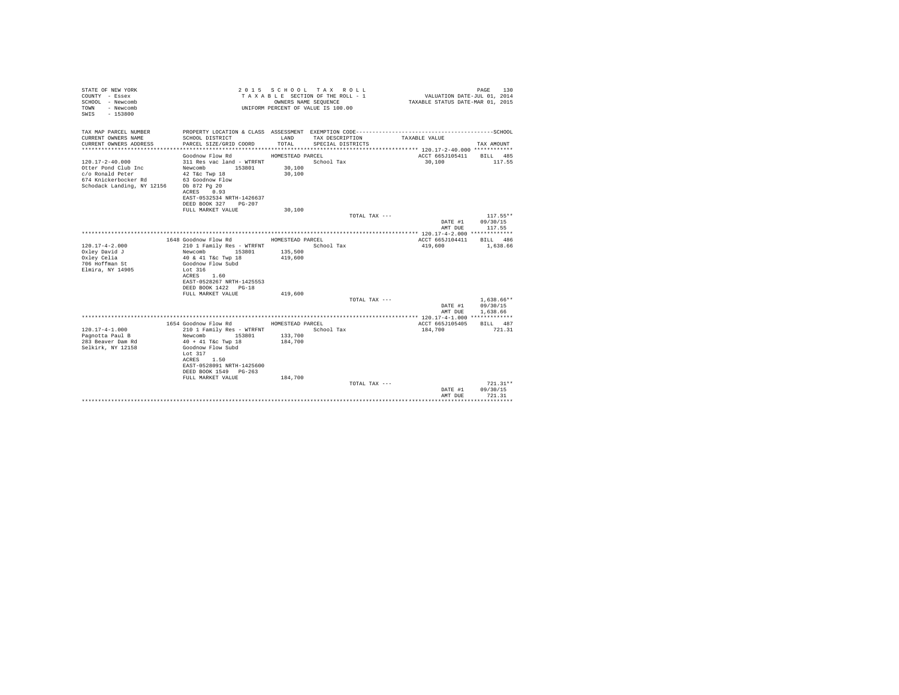STATE OF NEW YORK
COUNTY - Essex
SCHOOL - Newcomb
TOWN - Newcomb
SWIS - 153800

2015 SCHOOL TAX ROLL
TAXABLE SECTION OF THE ROLL - 1
OWNERS NAME SEQUENCE
UNIFORM PERCENT OF VALUE IS 100.00

VALUATION DATE-JUL 01, 2014
TAXABLE STATUS DATE-MAR 01, 2015

| TAX MAP PARCEL NUMBER / CURRENT OWNERS NAME / CURRENT OWNERS ADDRESS | PROPERTY LOCATION & CLASS / SCHOOL DISTRICT / PARCEL SIZE/GRID COORD | ASSESSMENT LAND / TOTAL | EXEMPTION CODE / TAX DESCRIPTION / SPECIAL DISTRICTS | TAXABLE VALUE | TAX AMOUNT |
|---|---|---|---|---|---|
| **120.17-2-40.000** | Goodnow Flow Rd | HOMESTEAD PARCEL | | ACCT 665J105411 | BILL 485 |
| 120.17-2-40.000 | 311 Res vac land - WTRFNT | | School Tax | 30,100 | 117.55 |
| Otter Pond Club Inc | Newcomb 153801 | 30,100 | | | |
| c/o Ronald Peter | 42 T&c Twp 18 | 30,100 | | | |
| 674 Knickerbocker Rd | 63 Goodnow Flow | | | | |
| Schodack Landing, NY 12156 | Db 872 Pg 20 | | | | |
| | ACRES 0.93 | | | | |
| | EAST-0532534 NRTH-1426637 | | | | |
| | DEED BOOK 327 PG-207 | | | | |
| | FULL MARKET VALUE | 30,100 | | | |
| | | | TOTAL TAX --- | | 117.55** |
| | | | | DATE #1 | 09/30/15 |
| | | | | AMT DUE | 117.55 |
| **120.17-4-2.000** | 1648 Goodnow Flow Rd | HOMESTEAD PARCEL | | ACCT 665J104411 | BILL 486 |
| 120.17-4-2.000 | 210 1 Family Res - WTRFNT | | School Tax | 419,600 | 1,638.66 |
| Oxley David J | Newcomb 153801 | 135,500 | | | |
| Oxley Celia | 40 & 41 T&c Twp 18 | 419,600 | | | |
| 706 Hoffman St | Goodnow Flow Subd | | | | |
| Elmira, NY 14905 | Lot 316 | | | | |
| | ACRES 1.60 | | | | |
| | EAST-0528267 NRTH-1425553 | | | | |
| | DEED BOOK 1422 PG-18 | | | | |
| | FULL MARKET VALUE | 419,600 | | | |
| | | | TOTAL TAX --- | | 1,638.66** |
| | | | | DATE #1 | 09/30/15 |
| | | | | AMT DUE | 1,638.66 |
| **120.17-4-1.000** | 1654 Goodnow Flow Rd | HOMESTEAD PARCEL | | ACCT 665J105405 | BILL 487 |
| 120.17-4-1.000 | 210 1 Family Res - WTRFNT | | School Tax | 184,700 | 721.31 |
| Pagnotta Paul B | Newcomb 153801 | 133,700 | | | |
| 283 Beaver Dam Rd | 40 + 41 T&c Twp 18 | 184,700 | | | |
| Selkirk, NY 12158 | Goodnow Flow Subd | | | | |
| | Lot 317 | | | | |
| | ACRES 1.50 | | | | |
| | EAST-0528091 NRTH-1425600 | | | | |
| | DEED BOOK 1549 PG-263 | | | | |
| | FULL MARKET VALUE | 184,700 | | | |
| | | | TOTAL TAX --- | | 721.31** |
| | | | | DATE #1 | 09/30/15 |
| | | | | AMT DUE | 721.31 |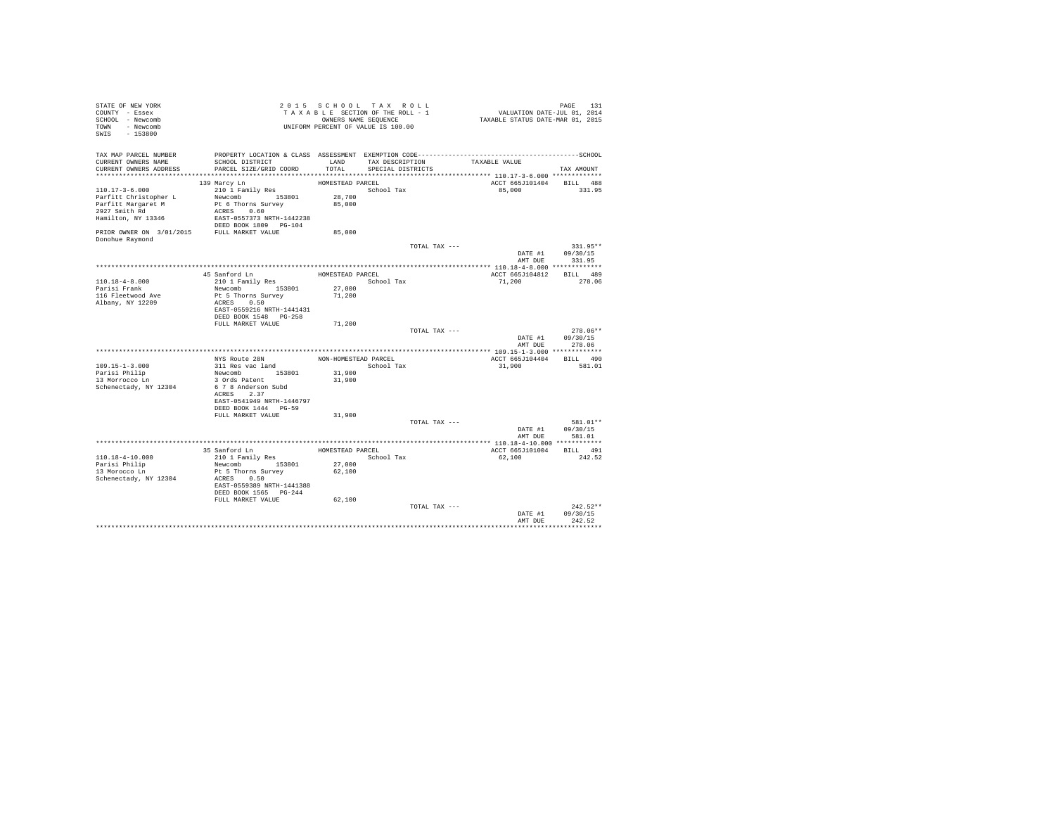STATE OF NEW YORK
COUNTY - Essex
SCHOOL - Newcomb
TOWN - Newcomb
SWIS - 153800

2 0 1 5 S C H O O L T A X R O L L
T A X A B L E SECTION OF THE ROLL - 1
OWNERS NAME SEQUENCE
UNIFORM PERCENT OF VALUE IS 100.00

VALUATION DATE-JUL 01, 2014
TAXABLE STATUS DATE-MAR 01, 2015

| TAX MAP PARCEL NUMBER / CURRENT OWNERS NAME / CURRENT OWNERS ADDRESS | PROPERTY LOCATION & CLASS / SCHOOL DISTRICT / PARCEL SIZE/GRID COORD | ASSESSMENT LAND / TOTAL | EXEMPTION CODE / TAX DESCRIPTION / SPECIAL DISTRICTS | TAXABLE VALUE | SCHOOL TAX AMOUNT |
|---|---|---|---|---|---|
| 110.17-3-6.000 | 139 Marcy Ln | HOMESTEAD PARCEL | | ACCT 665J101404 | BILL 488 |
| Parfitt Christopher L | 210 1 Family Res | | School Tax | 85,000 | 331.95 |
| Parfitt Margaret M | Newcomb 153801 | 28,700 | | | |
| 2927 Smith Rd | Pt 6 Thorns Survey | 85,000 | | | |
| Hamilton, NY 13346 | ACRES 0.60 | | | | |
| | EAST-0557373 NRTH-1442238 | | | | |
| | DEED BOOK 1809 PG-104 | | | | |
| PRIOR OWNER ON 3/01/2015 | FULL MARKET VALUE | 85,000 | | | |
| Donohue Raymond | | | | | |
| | | | TOTAL TAX --- | | 331.95** |
| | | | | DATE #1 | 09/30/15 |
| | | | | AMT DUE | 331.95 |
| 110.18-4-8.000 | 45 Sanford Ln | HOMESTEAD PARCEL | | ACCT 665J104812 | BILL 489 |
| Parisi Frank | 210 1 Family Res | | School Tax | 71,200 | 278.06 |
| 116 Fleetwood Ave | Newcomb 153801 | 27,000 | | | |
| Albany, NY 12209 | Pt 5 Thorns Survey | 71,200 | | | |
| | ACRES 0.50 | | | | |
| | EAST-0559216 NRTH-1441431 | | | | |
| | DEED BOOK 1548 PG-258 | | | | |
| | FULL MARKET VALUE | 71,200 | | | |
| | | | TOTAL TAX --- | | 278.06** |
| | | | | DATE #1 | 09/30/15 |
| | | | | AMT DUE | 278.06 |
| 109.15-1-3.000 | NYS Route 28N | NON-HOMESTEAD PARCEL | | ACCT 665J104404 | BILL 490 |
| Parisi Philip | 311 Res vac land | | School Tax | 31,900 | 581.01 |
| 13 Morrocco Ln | Newcomb 153801 | 31,900 | | | |
| Schenectady, NY 12304 | 3 Ords Patent | 31,900 | | | |
| | 6 7 8 Anderson Subd | | | | |
| | ACRES 2.37 | | | | |
| | EAST-0541949 NRTH-1446797 | | | | |
| | DEED BOOK 1444 PG-59 | | | | |
| | FULL MARKET VALUE | 31,900 | | | |
| | | | TOTAL TAX --- | | 581.01** |
| | | | | DATE #1 | 09/30/15 |
| | | | | AMT DUE | 581.01 |
| 110.18-4-10.000 | 35 Sanford Ln | HOMESTEAD PARCEL | | ACCT 665J101004 | BILL 491 |
| Parisi Philip | 210 1 Family Res | | School Tax | 62,100 | 242.52 |
| 13 Morocco Ln | Newcomb 153801 | 27,000 | | | |
| Schenectady, NY 12304 | Pt 5 Thorns Survey | 62,100 | | | |
| | ACRES 0.50 | | | | |
| | EAST-0559389 NRTH-1441388 | | | | |
| | DEED BOOK 1565 PG-244 | | | | |
| | FULL MARKET VALUE | 62,100 | | | |
| | | | TOTAL TAX --- | | 242.52** |
| | | | | DATE #1 | 09/30/15 |
| | | | | AMT DUE | 242.52 |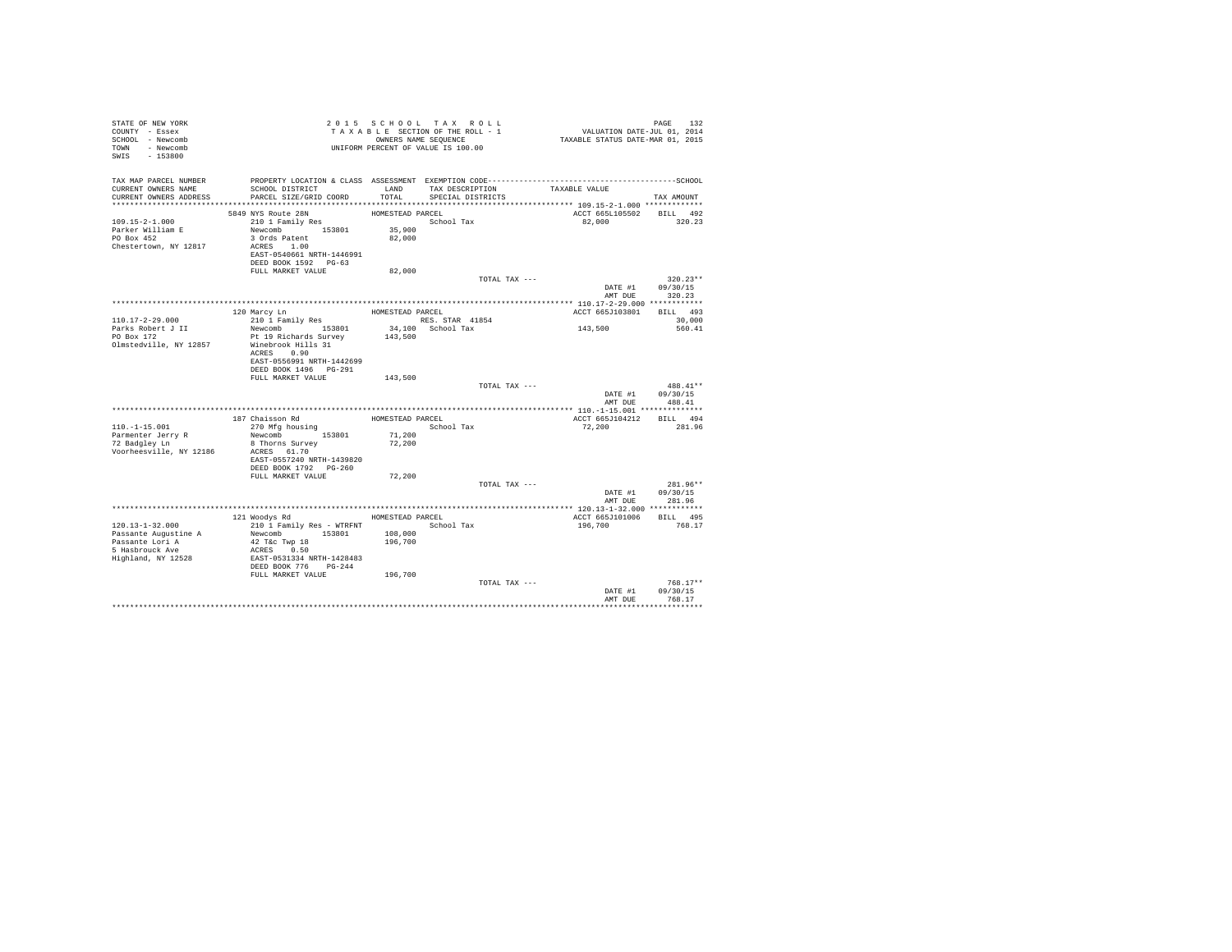STATE OF NEW YORK
COUNTY - Essex
SCHOOL - Newcomb
TOWN - Newcomb
SWIS - 153800

2015 SCHOOL TAX ROLL
TAXABLE SECTION OF THE ROLL - 1
OWNERS NAME SEQUENCE
UNIFORM PERCENT OF VALUE IS 100.00

VALUATION DATE-JUL 01, 2014
TAXABLE STATUS DATE-MAR 01, 2015

| TAX MAP PARCEL NUMBER / CURRENT OWNERS NAME / CURRENT OWNERS ADDRESS | PROPERTY LOCATION & CLASS / SCHOOL DISTRICT / PARCEL SIZE/GRID COORD | ASSESSMENT LAND / TOTAL | EXEMPTION CODE / TAX DESCRIPTION / SPECIAL DISTRICTS | TAXABLE VALUE | TAX AMOUNT |
|---|---|---|---|---|---|
| 109.15-2-1.000 | 5849 NYS Route 28N | HOMESTEAD PARCEL | | ACCT 665L105502 | BILL 492 |
| Parker William E | 210 1 Family Res | | School Tax | 82,000 | 320.23 |
| PO Box 452 | Newcomb 153801 | 35,900 | | | |
| Chestertown, NY 12817 | 3 Ords Patent | 82,000 | | | |
| | ACRES 1.00 | | | | |
| | EAST-0540661 NRTH-1446991 | | | | |
| | DEED BOOK 1592 PG-63 | | | | |
| | FULL MARKET VALUE | 82,000 | | | |
| | | | TOTAL TAX --- | | 320.23** |
| | | | | DATE #1 | 09/30/15 |
| | | | | AMT DUE | 320.23 |
| 110.17-2-29.000 | 120 Marcy Ln | HOMESTEAD PARCEL | | ACCT 665J103801 | BILL 493 |
| Parks Robert J II | 210 1 Family Res | | RES. STAR 41854 | | 30,000 |
| PO Box 172 | Newcomb 153801 | 34,100 | School Tax | 143,500 | 560.41 |
| Olmstedville, NY 12857 | Pt 19 Richards Survey | 143,500 | | | |
| | Winebrook Hills 31 | | | | |
| | ACRES 0.90 | | | | |
| | EAST-0556991 NRTH-1442699 | | | | |
| | DEED BOOK 1496 PG-291 | | | | |
| | FULL MARKET VALUE | 143,500 | | | |
| | | | TOTAL TAX --- | | 488.41** |
| | | | | DATE #1 | 09/30/15 |
| | | | | AMT DUE | 488.41 |
| 110.-1-15.001 | 187 Chaisson Rd | HOMESTEAD PARCEL | | ACCT 665J104212 | BILL 494 |
| Parmenter Jerry R | 270 Mfg housing | | School Tax | 72,200 | 281.96 |
| 72 Badgley Ln | Newcomb 153801 | 71,200 | | | |
| Voorheesville, NY 12186 | 8 Thorns Survey | 72,200 | | | |
| | ACRES 61.70 | | | | |
| | EAST-0557240 NRTH-1439820 | | | | |
| | DEED BOOK 1792 PG-260 | | | | |
| | FULL MARKET VALUE | 72,200 | | | |
| | | | TOTAL TAX --- | | 281.96** |
| | | | | DATE #1 | 09/30/15 |
| | | | | AMT DUE | 281.96 |
| 120.13-1-32.000 | 121 Woodys Rd | HOMESTEAD PARCEL | | ACCT 665J101006 | BILL 495 |
| Passante Augustine A | 210 1 Family Res - WTRFNT | | School Tax | 196,700 | 768.17 |
| Passante Lori A | Newcomb 153801 | 108,000 | | | |
| 5 Hasbrouck Ave | 42 T&c Twp 18 | 196,700 | | | |
| Highland, NY 12528 | ACRES 0.50 | | | | |
| | EAST-0531334 NRTH-1428483 | | | | |
| | DEED BOOK 776 PG-244 | | | | |
| | FULL MARKET VALUE | 196,700 | | | |
| | | | TOTAL TAX --- | | 768.17** |
| | | | | DATE #1 | 09/30/15 |
| | | | | AMT DUE | 768.17 |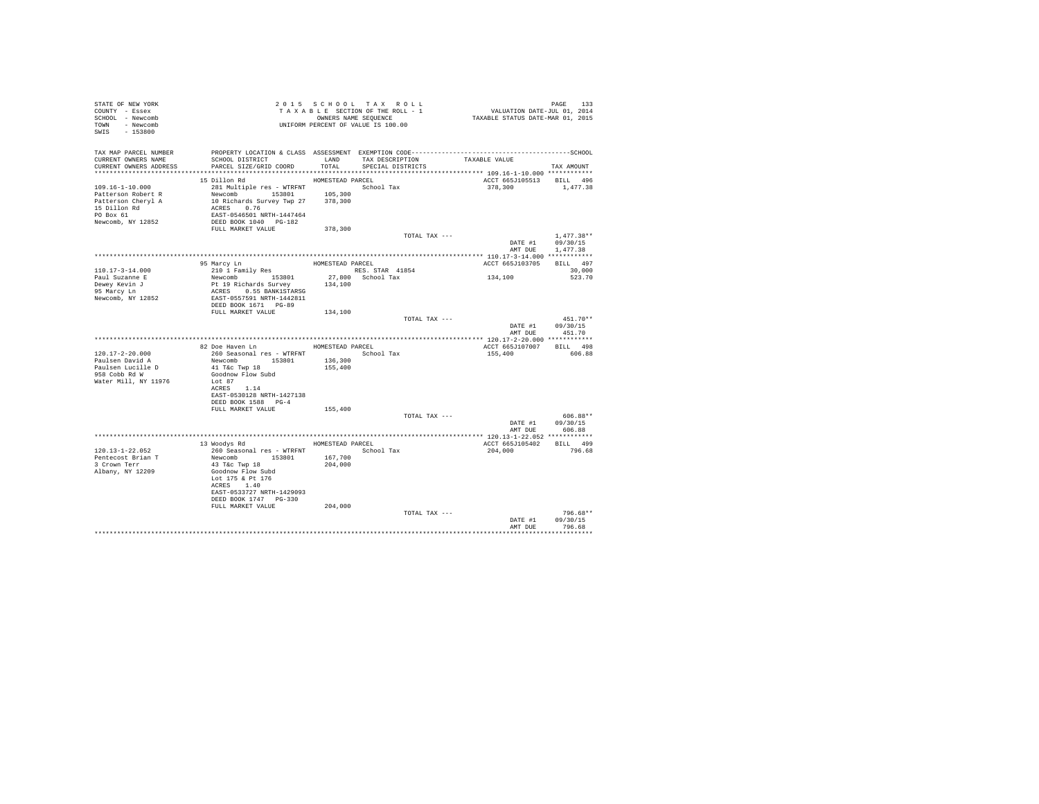STATE OF NEW YORK
COUNTY - Essex
SCHOOL - Newcomb
TOWN - Newcomb
SWIS - 153800

2015 SCHOOL TAX ROLL
TAXABLE SECTION OF THE ROLL - 1
OWNERS NAME SEQUENCE
UNIFORM PERCENT OF VALUE IS 100.00

VALUATION DATE-JUL 01, 2014
TAXABLE STATUS DATE-MAR 01, 2015

```
TAX MAP PARCEL NUMBER     PROPERTY LOCATION & CLASS  ASSESSMENT  EXEMPTION CODE------------------------------------------------SCHOOL
CURRENT OWNERS NAME       SCHOOL DISTRICT              LAND      TAX DESCRIPTION            TAXABLE VALUE
CURRENT OWNERS ADDRESS    PARCEL SIZE/GRID COORD       TOTAL     SPECIAL DISTRICTS                                      TAX AMOUNT
*********************************************************************************************** 109.16-1-10.000 ************
                          15 Dillon Rd                 HOMESTEAD PARCEL                           ACCT 665J105513    BILL  496
109.16-1-10.000           281 Multiple res - WTRFNT              School Tax                       378,300               1,477.38
Patterson Robert R        Newcomb         153801        105,300
Patterson Cheryl A        10 Richards Survey Twp 27     378,300
15 Dillon Rd              ACRES    0.76
PO Box 61                 EAST-0546501 NRTH-1447464
Newcomb, NY 12852         DEED BOOK 1040   PG-182
                          FULL MARKET VALUE             378,300
                                                                     TOTAL TAX ---                                    1,477.38**
                                                                                                    DATE #1           09/30/15
                                                                                                    AMT DUE           1,477.38
*********************************************************************************************** 110.17-3-14.000 ************
                          95 Marcy Ln                  HOMESTEAD PARCEL                           ACCT 665J103705    BILL  497
110.17-3-14.000           210 1 Family Res                       RES. STAR  41854                                          30,000
Paul Suzanne E            Newcomb         153801         27,800  School Tax                       134,100                 523.70
Dewey Kevin J             Pt 19 Richards Survey         134,100
95 Marcy Ln               ACRES    0.55 BANK1STARSG
Newcomb, NY 12852         EAST-0557591 NRTH-1442811
                          DEED BOOK 1671   PG-89
                          FULL MARKET VALUE             134,100
                                                                     TOTAL TAX ---                                      451.70**
                                                                                                    DATE #1           09/30/15
                                                                                                    AMT DUE             451.70
*********************************************************************************************** 120.17-2-20.000 ************
                          82 Doe Haven Ln              HOMESTEAD PARCEL                           ACCT 665J107007    BILL  498
120.17-2-20.000           260 Seasonal res - WTRFNT              School Tax                       155,400                 606.88
Paulsen David A           Newcomb         153801        136,300
Paulsen Lucille D         41 T&c Twp 18                 155,400
958 Cobb Rd W             Goodnow Flow Subd
Water Mill, NY 11976      Lot 87
                          ACRES    1.14
                          EAST-0530128 NRTH-1427138
                          DEED BOOK 1588   PG-4
                          FULL MARKET VALUE             155,400
                                                                     TOTAL TAX ---                                      606.88**
                                                                                                    DATE #1           09/30/15
                                                                                                    AMT DUE             606.88
*********************************************************************************************** 120.13-1-22.052 ************
                          13 Woodys Rd                 HOMESTEAD PARCEL                           ACCT 665J105402    BILL  499
120.13-1-22.052           260 Seasonal res - WTRFNT              School Tax                       204,000                 796.68
Pentecost Brian T         Newcomb         153801        167,700
3 Crown Terr              43 T&c Twp 18                 204,000
Albany, NY 12209          Goodnow Flow Subd
                          Lot 175 & Pt 176
                          ACRES    1.40
                          EAST-0533727 NRTH-1429093
                          DEED BOOK 1747   PG-330
                          FULL MARKET VALUE             204,000
                                                                     TOTAL TAX ---                                      796.68**
                                                                                                    DATE #1           09/30/15
                                                                                                    AMT DUE             796.68
******************************************************************************************************************************
```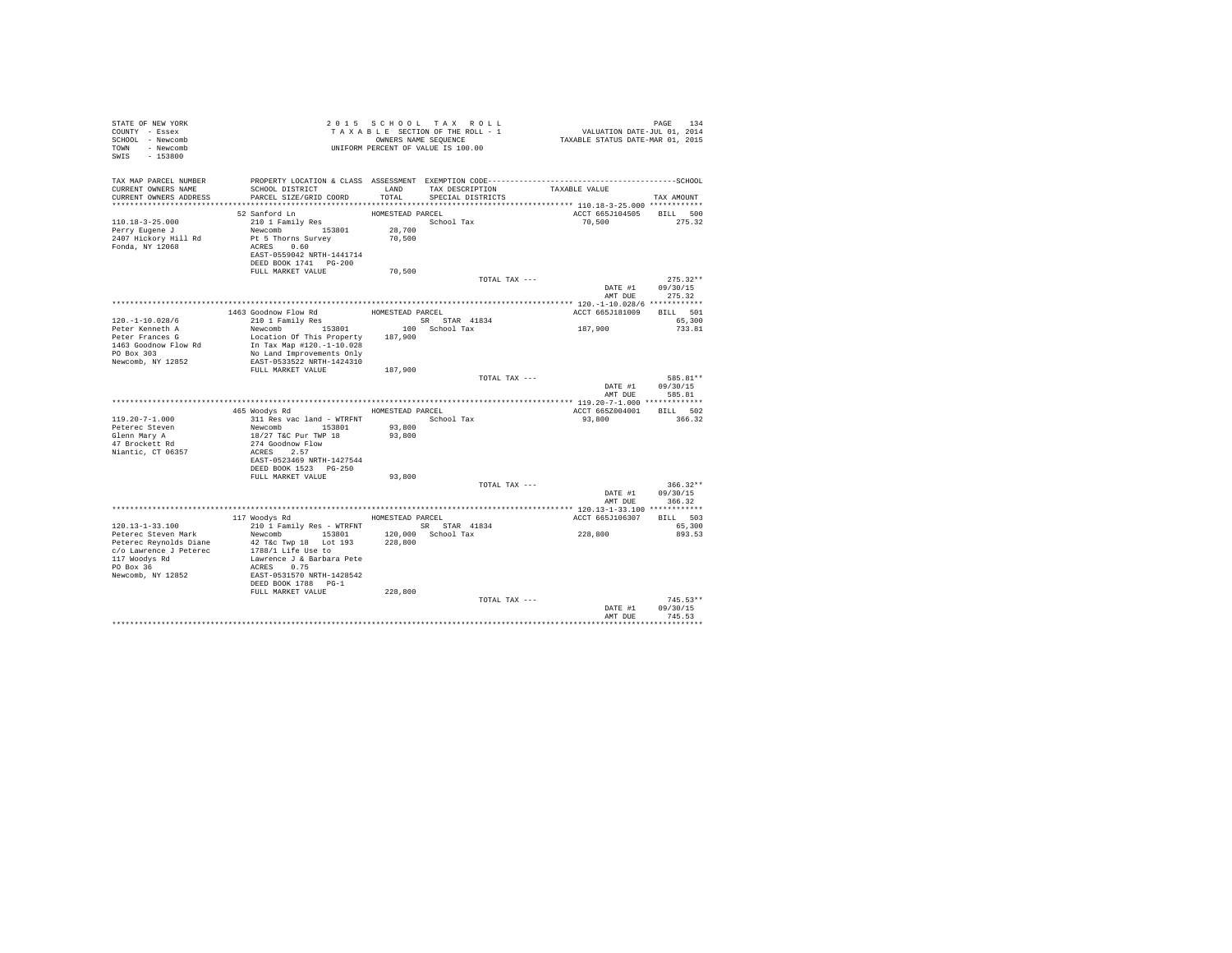STATE OF NEW YORK
COUNTY - Essex
SCHOOL - Newcomb
TOWN - Newcomb
SWIS - 153800

2 0 1 5 S C H O O L T A X R O L L
T A X A B L E SECTION OF THE ROLL - 1
OWNERS NAME SEQUENCE
UNIFORM PERCENT OF VALUE IS 100.00

VALUATION DATE-JUL 01, 2014
TAXABLE STATUS DATE-MAR 01, 2015

| TAX MAP PARCEL NUMBER / CURRENT OWNERS NAME / CURRENT OWNERS ADDRESS | PROPERTY LOCATION & CLASS / SCHOOL DISTRICT / PARCEL SIZE/GRID COORD | ASSESSMENT LAND / TOTAL | EXEMPTION CODE / TAX DESCRIPTION / SPECIAL DISTRICTS | TAXABLE VALUE | TAX AMOUNT |
|---|---|---|---|---|---|
| **110.18-3-25.000** | 52 Sanford Ln | HOMESTEAD PARCEL | | ACCT 665J104505 | BILL 500 |
| 110.18-3-25.000 | 210 1 Family Res | | School Tax | 70,500 | 275.32 |
| Perry Eugene J | Newcomb 153801 | 28,700 | | | |
| 2407 Hickory Hill Rd | Pt 5 Thorns Survey | 70,500 | | | |
| Fonda, NY 12068 | ACRES 0.60 | | | | |
| | EAST-0559042 NRTH-1441714 | | | | |
| | DEED BOOK 1741 PG-200 | | | | |
| | FULL MARKET VALUE | 70,500 | | | |
| | | | TOTAL TAX --- | | 275.32** |
| | | | | DATE #1 | 09/30/15 |
| | | | | AMT DUE | 275.32 |
| **120.-1-10.028/6** | 1463 Goodnow Flow Rd | HOMESTEAD PARCEL | | ACCT 665J181009 | BILL 501 |
| 120.-1-10.028/6 | 210 1 Family Res | | SR STAR 41834 | | 65,300 |
| Peter Kenneth A | Newcomb 153801 | 100 | School Tax | 187,900 | 733.81 |
| Peter Frances G | Location Of This Property | 187,900 | | | |
| 1463 Goodnow Flow Rd | In Tax Map #120.-1-10.028 | | | | |
| PO Box 303 | No Land Improvements Only | | | | |
| Newcomb, NY 12852 | EAST-0533522 NRTH-1424310 | | | | |
| | FULL MARKET VALUE | 187,900 | | | |
| | | | TOTAL TAX --- | | 585.81** |
| | | | | DATE #1 | 09/30/15 |
| | | | | AMT DUE | 585.81 |
| **119.20-7-1.000** | 465 Woodys Rd | HOMESTEAD PARCEL | | ACCT 665Z004001 | BILL 502 |
| 119.20-7-1.000 | 311 Res vac land - WTRFNT | | School Tax | 93,800 | 366.32 |
| Peterec Steven | Newcomb 153801 | 93,800 | | | |
| Glenn Mary A | 18/27 T&C Pur TWP 18 | 93,800 | | | |
| 47 Brockett Rd | 274 Goodnow Flow | | | | |
| Niantic, CT 06357 | ACRES 2.57 | | | | |
| | EAST-0523469 NRTH-1427544 | | | | |
| | DEED BOOK 1523 PG-250 | | | | |
| | FULL MARKET VALUE | 93,800 | | | |
| | | | TOTAL TAX --- | | 366.32** |
| | | | | DATE #1 | 09/30/15 |
| | | | | AMT DUE | 366.32 |
| **120.13-1-33.100** | 117 Woodys Rd | HOMESTEAD PARCEL | | ACCT 665J106307 | BILL 503 |
| 120.13-1-33.100 | 210 1 Family Res - WTRFNT | | SR STAR 41834 | | 65,300 |
| Peterec Steven Mark | Newcomb 153801 | 120,000 | School Tax | 228,800 | 893.53 |
| Peterec Reynolds Diane | 42 T&c Twp 18 Lot 193 | 228,800 | | | |
| c/o Lawrence J Peterec | 1788/1 Life Use to | | | | |
| 117 Woodys Rd | Lawrence J & Barbara Pete | | | | |
| PO Box 36 | ACRES 0.75 | | | | |
| Newcomb, NY 12852 | EAST-0531570 NRTH-1428542 | | | | |
| | DEED BOOK 1788 PG-1 | | | | |
| | FULL MARKET VALUE | 228,800 | | | |
| | | | TOTAL TAX --- | | 745.53** |
| | | | | DATE #1 | 09/30/15 |
| | | | | AMT DUE | 745.53 |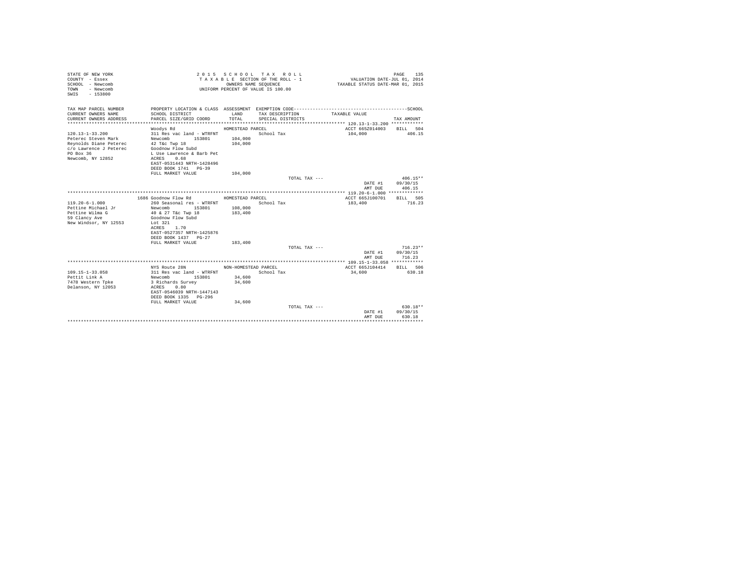```
STATE OF NEW YORK                          2 0 1 5   S C H O O L   T A X   R O L L                                   PAGE   135
COUNTY  - Essex                            T A X A B L E  SECTION OF THE ROLL - 1                  VALUATION DATE-JUL 01, 2014
SCHOOL  - Newcomb                                 OWNERS NAME SEQUENCE                          TAXABLE STATUS DATE-MAR 01, 2015
TOWN    - Newcomb                          UNIFORM PERCENT OF VALUE IS 100.00
SWIS    - 153800

TAX MAP PARCEL NUMBER       PROPERTY LOCATION & CLASS  ASSESSMENT  EXEMPTION CODE------------------------------------------------SCHOOL
CURRENT OWNERS NAME         SCHOOL DISTRICT              LAND      TAX DESCRIPTION            TAXABLE VALUE
CURRENT OWNERS ADDRESS      PARCEL SIZE/GRID COORD       TOTAL     SPECIAL DISTRICTS                                     TAX AMOUNT
****************************************************************************************************** 120.13-1-33.200 ************
                            Woodys Rd                  HOMESTEAD PARCEL                          ACCT 665Z014003    BILL   504
120.13-1-33.200             311 Res vac land - WTRFNT                 School Tax                   104,000               406.15
Peterec Steven Mark         Newcomb        153801       104,000
Reynolds Diane Peterec      42 T&c Twp 18               104,000
c/o Lawrence J Peterec      Goodnow Flow Subd
PO Box 36                   L Use Lawrence & Barb Pet
Newcomb, NY 12852           ACRES    0.68
                            EAST-0531443 NRTH-1428496
                            DEED BOOK 1741   PG-39
                            FULL MARKET VALUE           104,000
                                                                     TOTAL TAX ---                                    406.15**
                                                                                                DATE #1    09/30/15
                                                                                                AMT DUE      406.15
****************************************************************************************************** 119.20-6-1.000 *************
                         1686 Goodnow Flow Rd          HOMESTEAD PARCEL                          ACCT 665J100701    BILL   505
119.20-6-1.000              260 Seasonal res - WTRFNT                 School Tax                   183,400               716.23
Pettine Michael Jr          Newcomb        153801       108,000
Pettine Wilma G             40 & 27 T&c Twp 18          183,400
59 Clancy Ave               Goodnow Flow Subd
New Windsor, NY 12553       Lot 321
                            ACRES    1.70
                            EAST-0527357 NRTH-1425876
                            DEED BOOK 1437   PG-27
                            FULL MARKET VALUE           183,400
                                                                     TOTAL TAX ---                                    716.23**
                                                                                                DATE #1    09/30/15
                                                                                                AMT DUE      716.23
****************************************************************************************************** 109.15-1-33.058 ************
                            NYS Route 28N              NON-HOMESTEAD PARCEL                      ACCT 665J104414    BILL   506
109.15-1-33.058             311 Res vac land - WTRFNT                 School Tax                    34,600               630.18
Pettit Link A               Newcomb        153801        34,600
7478 Western Tpke           3 Richards Survey            34,600
Delanson, NY 12053          ACRES    0.80
                            EAST-0546039 NRTH-1447143
                            DEED BOOK 1335   PG-296
                            FULL MARKET VALUE            34,600
                                                                     TOTAL TAX ---                                    630.18**
                                                                                                DATE #1    09/30/15
                                                                                                AMT DUE      630.18
************************************************************************************************************************************
```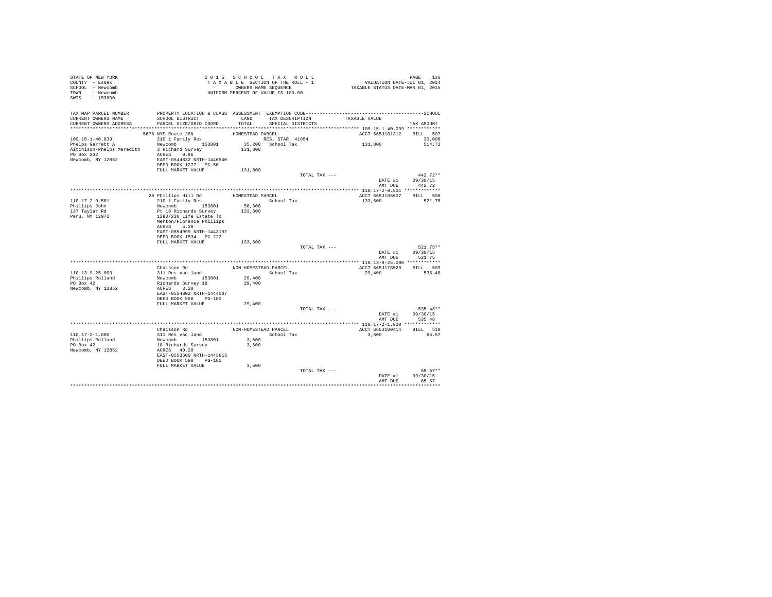STATE OF NEW YORK
COUNTY - Essex
SCHOOL - Newcomb
TOWN - Newcomb
SWIS - 153800

2 0 1 5 S C H O O L T A X R O L L
T A X A B L E SECTION OF THE ROLL - 1
OWNERS NAME SEQUENCE
UNIFORM PERCENT OF VALUE IS 100.00

VALUATION DATE-JUL 01, 2014
TAXABLE STATUS DATE-MAR 01, 2015

| TAX MAP PARCEL NUMBER / CURRENT OWNERS NAME / CURRENT OWNERS ADDRESS | PROPERTY LOCATION & CLASS / SCHOOL DISTRICT / PARCEL SIZE/GRID COORD | ASSESSMENT LAND / TOTAL | EXEMPTION CODE / TAX DESCRIPTION / SPECIAL DISTRICTS | TAXABLE VALUE | SCHOOL TAX AMOUNT |
|---|---|---|---|---|---|
| 109.15-1-40.039 | 5676 NYS Route 28N | HOMESTEAD PARCEL | | ACCT 665J101312 | BILL 507 |
| Phelps Garrett A | 210 1 Family Res | | RES. STAR 41854 | | 30,000 |
| Aitchison-Phelps Meredith | Newcomb 153801 | 35,200 | School Tax | 131,800 | 514.72 |
| PO Box 232 | 3 Richard Survey | 131,800 | | | |
| Newcomb, NY 12852 | ACRES 0.96 | | | | |
| | EAST-0544832 NRTH-1446540 | | | | |
| | DEED BOOK 1277 PG-50 | | | | |
| | FULL MARKET VALUE | 131,800 | | | |
| | | | TOTAL TAX --- | | 442.72** |
| | | | | DATE #1 | 09/30/15 |
| | | | | AMT DUE | 442.72 |
| 110.17-2-9.501 | 28 Phillips Hill Rd | HOMESTEAD PARCEL | | ACCT 665J105607 | BILL 508 |
| Phillips John | 210 1 Family Res | | School Tax | 133,600 | 521.75 |
| 137 Taylar Rd | Newcomb 153801 | 50,600 | | | |
| Peru, NY 12972 | Pt 18 Richards Survey | 133,600 | | | |
| | 1290/230 Life Estate To | | | | |
| | Merton/Florence Phillips | | | | |
| | ACRES 5.30 | | | | |
| | EAST-0554999 NRTH-1443197 | | | | |
| | DEED BOOK 1534 PG-222 | | | | |
| | FULL MARKET VALUE | 133,600 | | | |
| | | | TOTAL TAX --- | | 521.75** |
| | | | | DATE #1 | 09/30/15 |
| | | | | AMT DUE | 521.75 |
| 110.13-9-25.000 | Chaisson Rd | NON-HOMESTEAD PARCEL | | ACCT 665J178529 | BILL 509 |
| Phillips Rolland | 311 Res vac land | | School Tax | 29,400 | 535.48 |
| PO Box 42 | Newcomb 153801 | 29,400 | | | |
| Newcomb, NY 12852 | Richards Survey 18 | 29,400 | | | |
| | ACRES 3.20 | | | | |
| | EAST-0554802 NRTH-1444007 | | | | |
| | DEED BOOK 590 PG-180 | | | | |
| | FULL MARKET VALUE | 29,400 | | | |
| | | | TOTAL TAX --- | | 535.48** |
| | | | | DATE #1 | 09/30/15 |
| | | | | AMT DUE | 535.48 |
| 110.17-2-1.000 | Chaisson Rd | NON-HOMESTEAD PARCEL | | ACCT 665J100414 | BILL 510 |
| Phillips Rolland | 311 Res vac land | | School Tax | 3,600 | 65.57 |
| PO Box 42 | Newcomb 153801 | 3,600 | | | |
| Newcomb, NY 12852 | 18 Richards Survey | 3,600 | | | |
| | ACRES 40.20 | | | | |
| | EAST-0553600 NRTH-1443613 | | | | |
| | DEED BOOK 590 PG-180 | | | | |
| | FULL MARKET VALUE | 3,600 | | | |
| | | | TOTAL TAX --- | | 65.57** |
| | | | | DATE #1 | 09/30/15 |
| | | | | AMT DUE | 65.57 |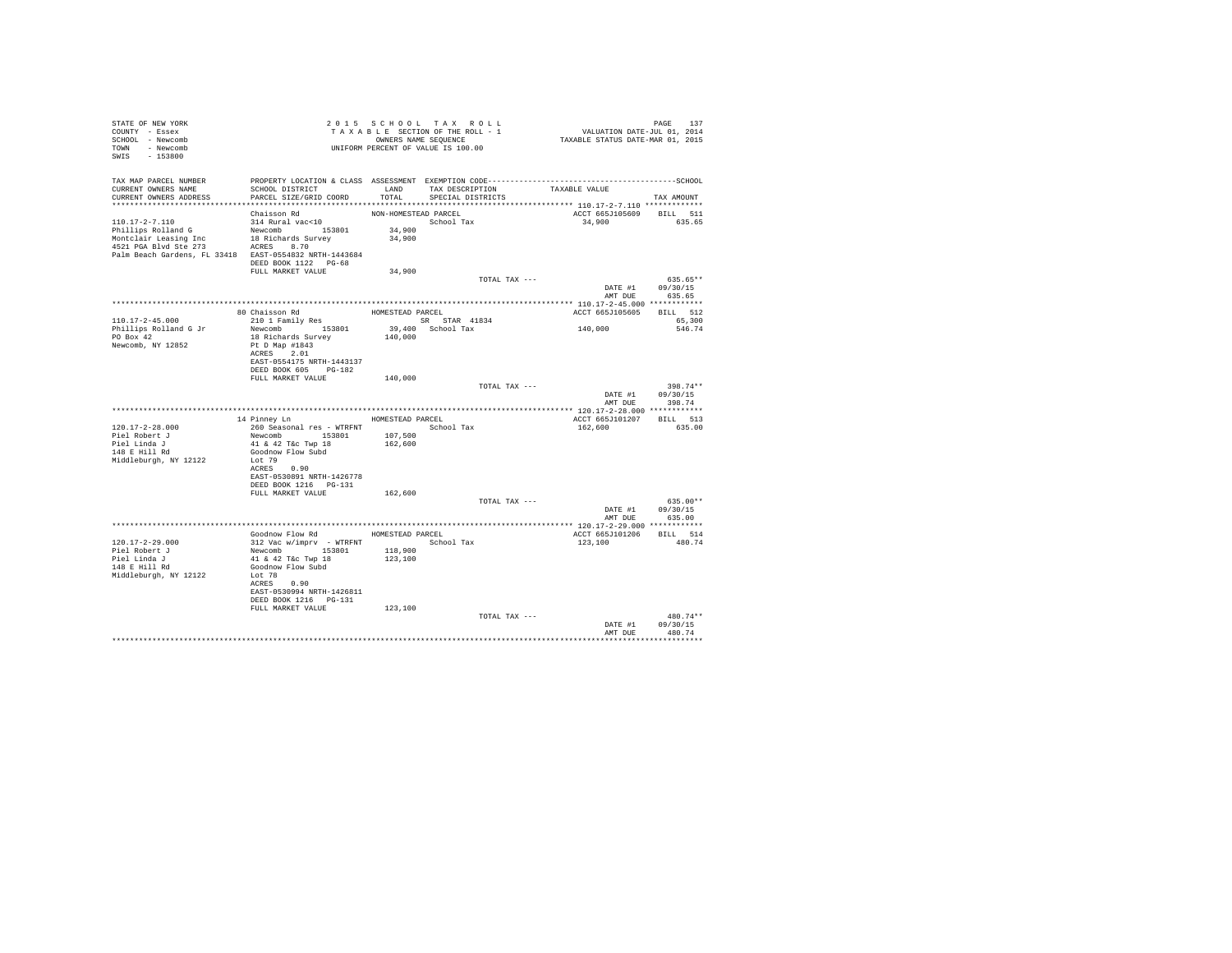STATE OF NEW YORK
COUNTY - Essex
SCHOOL - Newcomb
TOWN - Newcomb
SWIS - 153800

2015 SCHOOL TAX ROLL
TAXABLE SECTION OF THE ROLL - 1
OWNERS NAME SEQUENCE
UNIFORM PERCENT OF VALUE IS 100.00

VALUATION DATE-JUL 01, 2014
TAXABLE STATUS DATE-MAR 01, 2015

| TAX MAP PARCEL NUMBER / CURRENT OWNERS NAME / CURRENT OWNERS ADDRESS | PROPERTY LOCATION & CLASS / SCHOOL DISTRICT / PARCEL SIZE/GRID COORD | ASSESSMENT LAND / TOTAL | EXEMPTION CODE / TAX DESCRIPTION / SPECIAL DISTRICTS | TAXABLE VALUE | TAX AMOUNT |
|---|---|---|---|---|---|
| **110.17-2-7.110** | Chaisson Rd | NON-HOMESTEAD PARCEL | | ACCT 665J105609 | BILL 511 |
| 110.17-2-7.110 | 314 Rural vac<10 | | School Tax | 34,900 | 635.65 |
| Phillips Rolland G | Newcomb 153801 | 34,900 | | | |
| Montclair Leasing Inc | 18 Richards Survey | 34,900 | | | |
| 4521 PGA Blvd Ste 273 | ACRES 8.70 | | | | |
| Palm Beach Gardens, FL 33418 | EAST-0554832 NRTH-1443684 | | | | |
| | DEED BOOK 1122 PG-68 | | | | |
| | FULL MARKET VALUE | 34,900 | | | |
| | | | TOTAL TAX --- | | 635.65** |
| | | | | DATE #1 | 09/30/15 |
| | | | | AMT DUE | 635.65 |
| **110.17-2-45.000** | 80 Chaisson Rd | HOMESTEAD PARCEL | | ACCT 665J105605 | BILL 512 |
| 110.17-2-45.000 | 210 1 Family Res | | SR STAR 41834 | | 65,300 |
| Phillips Rolland G Jr | Newcomb 153801 | 39,400 | School Tax | 140,000 | 546.74 |
| PO Box 42 | 18 Richards Survey | 140,000 | | | |
| Newcomb, NY 12852 | Pt D Map #1843 | | | | |
| | ACRES 2.01 | | | | |
| | EAST-0554175 NRTH-1443137 | | | | |
| | DEED BOOK 605 PG-182 | | | | |
| | FULL MARKET VALUE | 140,000 | | | |
| | | | TOTAL TAX --- | | 398.74** |
| | | | | DATE #1 | 09/30/15 |
| | | | | AMT DUE | 398.74 |
| **120.17-2-28.000** | 14 Pinney Ln | HOMESTEAD PARCEL | | ACCT 665J101207 | BILL 513 |
| 120.17-2-28.000 | 260 Seasonal res - WTRFNT | | School Tax | 162,600 | 635.00 |
| Piel Robert J | Newcomb 153801 | 107,500 | | | |
| Piel Linda J | 41 & 42 T&c Twp 18 | 162,600 | | | |
| 148 E Hill Rd | Goodnow Flow Subd | | | | |
| Middleburgh, NY 12122 | Lot 79 | | | | |
| | ACRES 0.90 | | | | |
| | EAST-0530891 NRTH-1426778 | | | | |
| | DEED BOOK 1216 PG-131 | | | | |
| | FULL MARKET VALUE | 162,600 | | | |
| | | | TOTAL TAX --- | | 635.00** |
| | | | | DATE #1 | 09/30/15 |
| | | | | AMT DUE | 635.00 |
| **120.17-2-29.000** | Goodnow Flow Rd | HOMESTEAD PARCEL | | ACCT 665J101206 | BILL 514 |
| 120.17-2-29.000 | 312 Vac w/imprv - WTRFNT | | School Tax | 123,100 | 480.74 |
| Piel Robert J | Newcomb 153801 | 118,900 | | | |
| Piel Linda J | 41 & 42 T&c Twp 18 | 123,100 | | | |
| 148 E Hill Rd | Goodnow Flow Subd | | | | |
| Middleburgh, NY 12122 | Lot 78 | | | | |
| | ACRES 0.90 | | | | |
| | EAST-0530994 NRTH-1426811 | | | | |
| | DEED BOOK 1216 PG-131 | | | | |
| | FULL MARKET VALUE | 123,100 | | | |
| | | | TOTAL TAX --- | | 480.74** |
| | | | | DATE #1 | 09/30/15 |
| | | | | AMT DUE | 480.74 |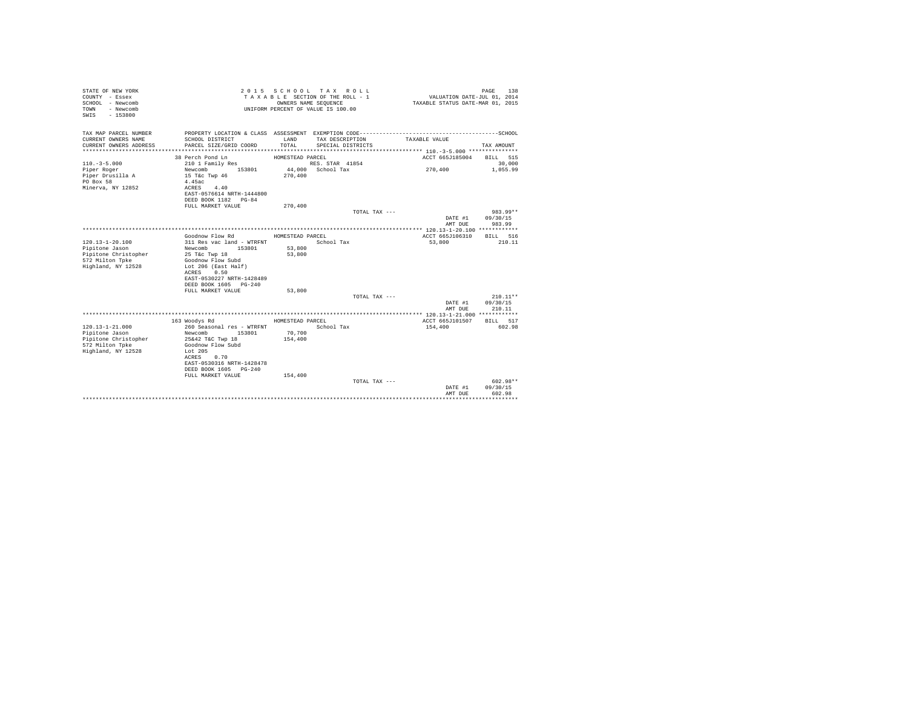STATE OF NEW YORK
COUNTY - Essex
SCHOOL - Newcomb
TOWN - Newcomb
SWIS - 153800

2015 SCHOOL TAX ROLL
TAXABLE SECTION OF THE ROLL - 1
OWNERS NAME SEQUENCE
UNIFORM PERCENT OF VALUE IS 100.00

VALUATION DATE-JUL 01, 2014
TAXABLE STATUS DATE-MAR 01, 2015

| TAX MAP PARCEL NUMBER / CURRENT OWNERS NAME / CURRENT OWNERS ADDRESS | PROPERTY LOCATION & CLASS / SCHOOL DISTRICT / PARCEL SIZE/GRID COORD | ASSESSMENT LAND / TOTAL | EXEMPTION CODE / TAX DESCRIPTION / SPECIAL DISTRICTS | TAXABLE VALUE | TAX AMOUNT |
|---|---|---|---|---|---|
| **110.-3-5.000** | 38 Perch Pond Ln — HOMESTEAD PARCEL | | | ACCT 665J185004 | BILL 515 |
| 110.-3-5.000 | 210 1 Family Res | | RES. STAR 41854 | | 30,000 |
| Piper Roger | Newcomb 153801 | 44,000 | School Tax | 270,400 | 1,055.99 |
| Piper Drusilla A | 15 T&c Twp 46 | 270,400 | | | |
| PO Box 58 | 4.45ac | | | | |
| Minerva, NY 12852 | ACRES 4.40 | | | | |
| | EAST-0576614 NRTH-1444800 | | | | |
| | DEED BOOK 1182 PG-84 | | | | |
| | FULL MARKET VALUE | 270,400 | | | |
| | | | TOTAL TAX --- | | 983.99** |
| | | | | DATE #1 | 09/30/15 |
| | | | | AMT DUE | 983.99 |
| **120.13-1-20.100** | Goodnow Flow Rd — HOMESTEAD PARCEL | | | ACCT 665J106310 | BILL 516 |
| 120.13-1-20.100 | 311 Res vac land - WTRFNT | | School Tax | 53,800 | 210.11 |
| Pipitone Jason | Newcomb 153801 | 53,800 | | | |
| Pipitone Christopher | 25 T&c Twp 18 | 53,800 | | | |
| 572 Milton Tpke | Goodnow Flow Subd | | | | |
| Highland, NY 12528 | Lot 206 (East Half) | | | | |
| | ACRES 0.50 | | | | |
| | EAST-0530227 NRTH-1428489 | | | | |
| | DEED BOOK 1605 PG-240 | | | | |
| | FULL MARKET VALUE | 53,800 | | | |
| | | | TOTAL TAX --- | | 210.11** |
| | | | | DATE #1 | 09/30/15 |
| | | | | AMT DUE | 210.11 |
| **120.13-1-21.000** | 163 Woodys Rd — HOMESTEAD PARCEL | | | ACCT 665J101507 | BILL 517 |
| 120.13-1-21.000 | 260 Seasonal res - WTRFNT | | School Tax | 154,400 | 602.98 |
| Pipitone Jason | Newcomb 153801 | 70,700 | | | |
| Pipitone Christopher | 25&42 T&C Twp 18 | 154,400 | | | |
| 572 Milton Tpke | Goodnow Flow Subd | | | | |
| Highland, NY 12528 | Lot 205 | | | | |
| | ACRES 0.70 | | | | |
| | EAST-0530316 NRTH-1428478 | | | | |
| | DEED BOOK 1605 PG-240 | | | | |
| | FULL MARKET VALUE | 154,400 | | | |
| | | | TOTAL TAX --- | | 602.98** |
| | | | | DATE #1 | 09/30/15 |
| | | | | AMT DUE | 602.98 |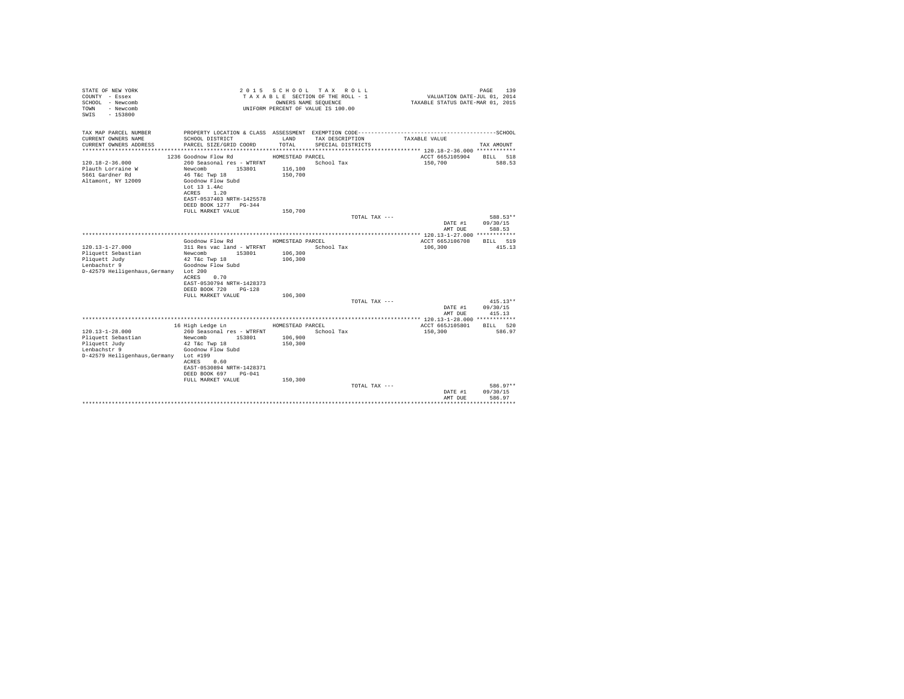```
STATE OF NEW YORK                        2 0 1 5   S C H O O L   T A X   R O L L                                    PAGE   139
COUNTY  - Essex                          T A X A B L E  SECTION OF THE ROLL - 1                   VALUATION DATE-JUL 01, 2014
SCHOOL  - Newcomb                              OWNERS NAME SEQUENCE                             TAXABLE STATUS DATE-MAR 01, 2015
TOWN    - Newcomb                        UNIFORM PERCENT OF VALUE IS 100.00
SWIS    - 153800

TAX MAP PARCEL NUMBER          PROPERTY LOCATION & CLASS  ASSESSMENT  EXEMPTION CODE------------------------------------------------SCHOOL
CURRENT OWNERS NAME            SCHOOL DISTRICT               LAND     TAX DESCRIPTION            TAXABLE VALUE
CURRENT OWNERS ADDRESS         PARCEL SIZE/GRID COORD        TOTAL    SPECIAL DISTRICTS                                      TAX AMOUNT
************************************************************************************************ 120.18-2-36.000 ************
                               1236 Goodnow Flow Rd          HOMESTEAD PARCEL                        ACCT 665J105904    BILL   518
120.18-2-36.000                260 Seasonal res - WTRFNT             School Tax                      150,700               588.53
Plauth Lorraine W              Newcomb       153801        116,100
5661 Gardner Rd                46 T&c Twp 18               150,700
Altamont, NY 12009             Goodnow Flow Subd
                               Lot 13 1.4Ac
                               ACRES    1.20
                               EAST-0537403 NRTH-1425578
                               DEED BOOK 1277   PG-344
                               FULL MARKET VALUE           150,700
                                                                         TOTAL TAX ---                                    588.53**
                                                                                                      DATE #1         09/30/15
                                                                                                      AMT DUE           588.53
************************************************************************************************ 120.13-1-27.000 ************
                               Goodnow Flow Rd               HOMESTEAD PARCEL                        ACCT 665J106708    BILL   519
120.13-1-27.000                311 Res vac land - WTRFNT             School Tax                      106,300               415.13
Pliquett Sebastian             Newcomb       153801        106,300
Pliquett Judy                  42 T&c Twp 18               106,300
Lenbachstr 9                   Goodnow Flow Subd
D-42579 Heiligenhaus,Germany   Lot 200
                               ACRES    0.70
                               EAST-0530794 NRTH-1428373
                               DEED BOOK 720    PG-128
                               FULL MARKET VALUE           106,300
                                                                         TOTAL TAX ---                                    415.13**
                                                                                                      DATE #1         09/30/15
                                                                                                      AMT DUE           415.13
************************************************************************************************ 120.13-1-28.000 ************
                               16 High Ledge Ln              HOMESTEAD PARCEL                        ACCT 665J105801    BILL   520
120.13-1-28.000                260 Seasonal res - WTRFNT             School Tax                      150,300               586.97
Pliquett Sebastian             Newcomb       153801        106,900
Pliquett Judy                  42 T&c Twp 18               150,300
Lenbachstr 9                   Goodnow Flow Subd
D-42579 Heiligenhaus,Germany   Lot #199
                               ACRES    0.60
                               EAST-0530894 NRTH-1428371
                               DEED BOOK 697    PG-041
                               FULL MARKET VALUE           150,300
                                                                         TOTAL TAX ---                                    586.97**
                                                                                                      DATE #1         09/30/15
                                                                                                      AMT DUE           586.97
********************************************************************************************************************************
```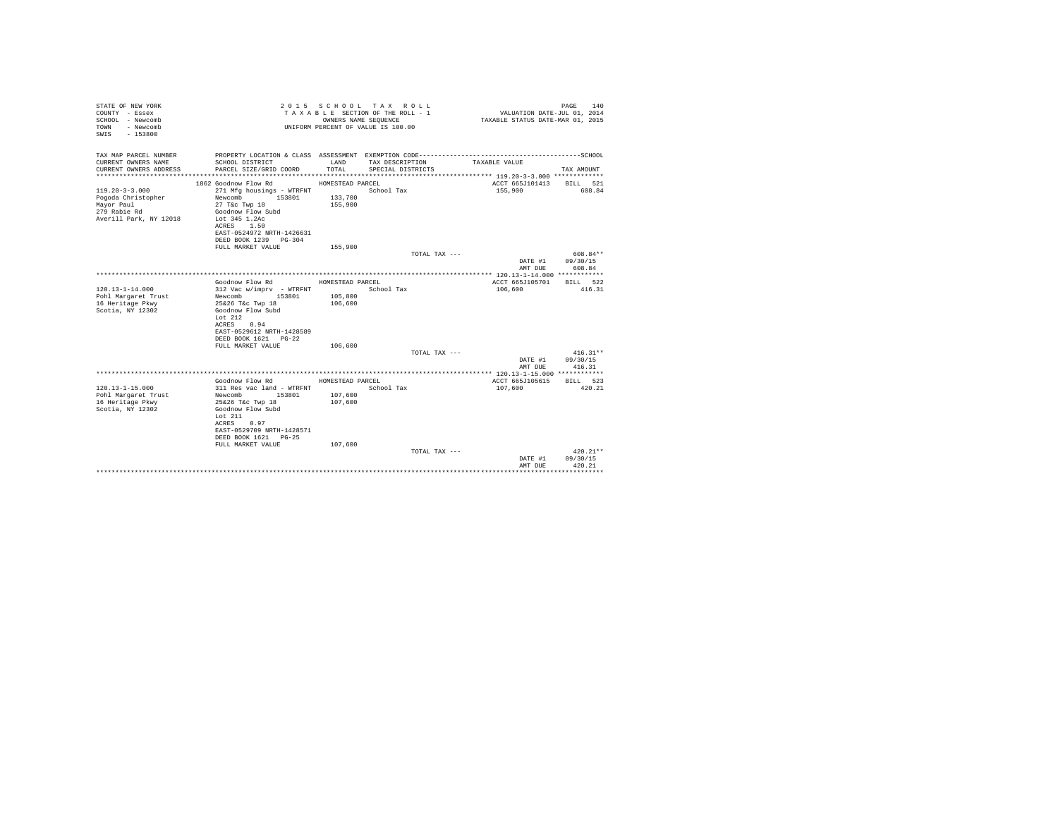STATE OF NEW YORK
COUNTY - Essex
SCHOOL - Newcomb
TOWN - Newcomb
SWIS - 153800

2 0 1 5 S C H O O L T A X R O L L
T A X A B L E SECTION OF THE ROLL - 1
OWNERS NAME SEQUENCE
UNIFORM PERCENT OF VALUE IS 100.00

VALUATION DATE-JUL 01, 2014
TAXABLE STATUS DATE-MAR 01, 2015

| TAX MAP PARCEL NUMBER / CURRENT OWNERS NAME / CURRENT OWNERS ADDRESS | PROPERTY LOCATION & CLASS / SCHOOL DISTRICT / PARCEL SIZE/GRID COORD | ASSESSMENT LAND / TOTAL | EXEMPTION CODE / TAX DESCRIPTION / SPECIAL DISTRICTS | TAXABLE VALUE | SCHOOL TAX AMOUNT |
|---|---|---|---|---|---|
| **119.20-3-3.000** | 1862 Goodnow Flow Rd | HOMESTEAD PARCEL | | ACCT 665J101413 | BILL 521 |
| Pogoda Christopher | 271 Mfg housings - WTRFNT | | School Tax | 155,900 | 608.84 |
| Mayor Paul | Newcomb 153801 | 133,700 | | | |
| 279 Rabie Rd | 27 T&c Twp 18 | 155,900 | | | |
| Averill Park, NY 12018 | Goodnow Flow Subd | | | | |
| | Lot 345 1.2Ac | | | | |
| | ACRES 1.50 | | | | |
| | EAST-0524972 NRTH-1426631 | | | | |
| | DEED BOOK 1239 PG-304 | | | | |
| | FULL MARKET VALUE | 155,900 | | | |
| | | | TOTAL TAX --- | | 608.84** |
| | | | | DATE #1 | 09/30/15 |
| | | | | AMT DUE | 608.84 |
| **120.13-1-14.000** | Goodnow Flow Rd | HOMESTEAD PARCEL | | ACCT 665J105701 | BILL 522 |
| Pohl Margaret Trust | 312 Vac w/imprv - WTRFNT | | School Tax | 106,600 | 416.31 |
| 16 Heritage Pkwy | Newcomb 153801 | 105,800 | | | |
| Scotia, NY 12302 | 25&26 T&c Twp 18 | 106,600 | | | |
| | Goodnow Flow Subd | | | | |
| | Lot 212 | | | | |
| | ACRES 0.94 | | | | |
| | EAST-0529612 NRTH-1428589 | | | | |
| | DEED BOOK 1621 PG-22 | | | | |
| | FULL MARKET VALUE | 106,600 | | | |
| | | | TOTAL TAX --- | | 416.31** |
| | | | | DATE #1 | 09/30/15 |
| | | | | AMT DUE | 416.31 |
| **120.13-1-15.000** | Goodnow Flow Rd | HOMESTEAD PARCEL | | ACCT 665J105615 | BILL 523 |
| Pohl Margaret Trust | 311 Res vac land - WTRFNT | | School Tax | 107,600 | 420.21 |
| 16 Heritage Pkwy | Newcomb 153801 | 107,600 | | | |
| Scotia, NY 12302 | 25&26 T&c Twp 18 | 107,600 | | | |
| | Goodnow Flow Subd | | | | |
| | Lot 211 | | | | |
| | ACRES 0.97 | | | | |
| | EAST-0529709 NRTH-1428571 | | | | |
| | DEED BOOK 1621 PG-25 | | | | |
| | FULL MARKET VALUE | 107,600 | | | |
| | | | TOTAL TAX --- | | 420.21** |
| | | | | DATE #1 | 09/30/15 |
| | | | | AMT DUE | 420.21 |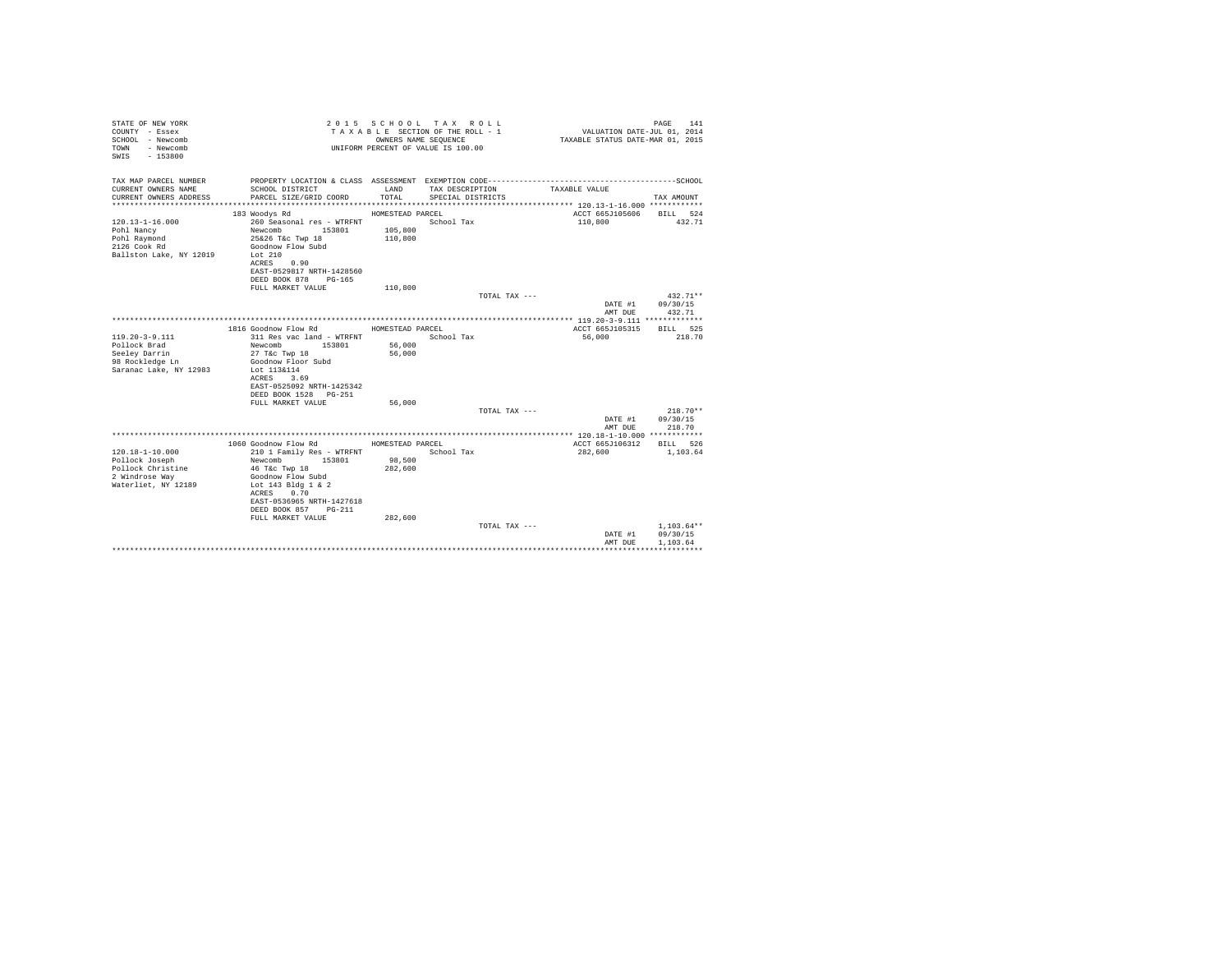STATE OF NEW YORK
COUNTY - Essex
SCHOOL - Newcomb
TOWN - Newcomb
SWIS - 153800

2 0 1 5 S C H O O L T A X R O L L
T A X A B L E SECTION OF THE ROLL - 1
OWNERS NAME SEQUENCE
UNIFORM PERCENT OF VALUE IS 100.00

VALUATION DATE-JUL 01, 2014
TAXABLE STATUS DATE-MAR 01, 2015

| TAX MAP PARCEL NUMBER / CURRENT OWNERS NAME / CURRENT OWNERS ADDRESS | PROPERTY LOCATION & CLASS / SCHOOL DISTRICT / PARCEL SIZE/GRID COORD | ASSESSMENT LAND / TOTAL | EXEMPTION CODE / TAX DESCRIPTION / SPECIAL DISTRICTS | TAXABLE VALUE | SCHOOL TAX AMOUNT |
|---|---|---|---|---|---|
| **120.13-1-16.000** | 183 Woodys Rd | HOMESTEAD PARCEL | | ACCT 665J105606 | BILL 524 |
| 120.13-1-16.000 | 260 Seasonal res - WTRFNT | | School Tax | 110,800 | 432.71 |
| Pohl Nancy | Newcomb 153801 | 105,800 | | | |
| Pohl Raymond | 25&26 T&c Twp 18 | 110,800 | | | |
| 2126 Cook Rd | Goodnow Flow Subd | | | | |
| Ballston Lake, NY 12019 | Lot 210 | | | | |
| | ACRES 0.90 | | | | |
| | EAST-0529817 NRTH-1428560 | | | | |
| | DEED BOOK 878 PG-165 | | | | |
| | FULL MARKET VALUE | 110,800 | | | |
| | | | TOTAL TAX --- | | 432.71** |
| | | | | DATE #1 | 09/30/15 |
| | | | | AMT DUE | 432.71 |
| **119.20-3-9.111** | 1816 Goodnow Flow Rd | HOMESTEAD PARCEL | | ACCT 665J105315 | BILL 525 |
| 119.20-3-9.111 | 311 Res vac land - WTRFNT | | School Tax | 56,000 | 218.70 |
| Pollock Brad | Newcomb 153801 | 56,000 | | | |
| Seeley Darrin | 27 T&c Twp 18 | 56,000 | | | |
| 98 Rockledge Ln | Goodnow Floor Subd | | | | |
| Saranac Lake, NY 12983 | Lot 113&114 | | | | |
| | ACRES 3.69 | | | | |
| | EAST-0525092 NRTH-1425342 | | | | |
| | DEED BOOK 1528 PG-251 | | | | |
| | FULL MARKET VALUE | 56,000 | | | |
| | | | TOTAL TAX --- | | 218.70** |
| | | | | DATE #1 | 09/30/15 |
| | | | | AMT DUE | 218.70 |
| **120.18-1-10.000** | 1060 Goodnow Flow Rd | HOMESTEAD PARCEL | | ACCT 665J106312 | BILL 526 |
| 120.18-1-10.000 | 210 1 Family Res - WTRFNT | | School Tax | 282,600 | 1,103.64 |
| Pollock Joseph | Newcomb 153801 | 98,500 | | | |
| Pollock Christine | 46 T&c Twp 18 | 282,600 | | | |
| 2 Windrose Way | Goodnow Flow Subd | | | | |
| Waterliet, NY 12189 | Lot 143 Bldg 1 & 2 | | | | |
| | ACRES 0.70 | | | | |
| | EAST-0536965 NRTH-1427618 | | | | |
| | DEED BOOK 857 PG-211 | | | | |
| | FULL MARKET VALUE | 282,600 | | | |
| | | | TOTAL TAX --- | | 1,103.64** |
| | | | | DATE #1 | 09/30/15 |
| | | | | AMT DUE | 1,103.64 |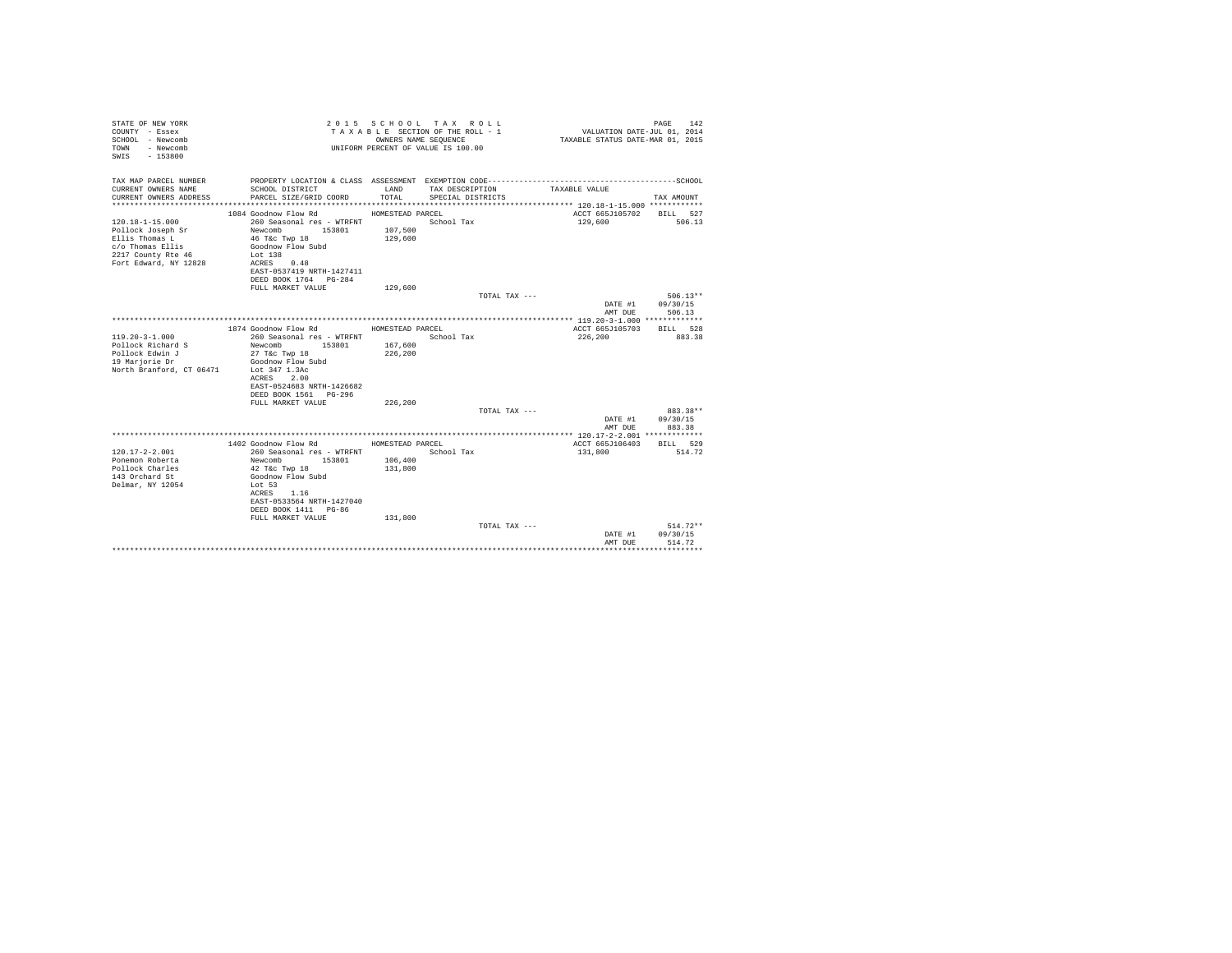STATE OF NEW YORK
COUNTY - Essex
SCHOOL - Newcomb
TOWN - Newcomb
SWIS - 153800

2 0 1 5 S C H O O L T A X R O L L
T A X A B L E SECTION OF THE ROLL - 1
OWNERS NAME SEQUENCE
UNIFORM PERCENT OF VALUE IS 100.00

VALUATION DATE-JUL 01, 2014
TAXABLE STATUS DATE-MAR 01, 2015

| TAX MAP PARCEL NUMBER<br>CURRENT OWNERS NAME<br>CURRENT OWNERS ADDRESS | PROPERTY LOCATION & CLASS<br>SCHOOL DISTRICT<br>PARCEL SIZE/GRID COORD | ASSESSMENT<br>LAND<br>TOTAL | EXEMPTION CODE<br>TAX DESCRIPTION<br>SPECIAL DISTRICTS | TAXABLE VALUE | SCHOOL<br>TAX AMOUNT |
|---|---|---|---|---|---|
| **120.18-1-15.000** | 1084 Goodnow Flow Rd | HOMESTEAD PARCEL | | ACCT 665J105702 | BILL 527 |
| 120.18-1-15.000 | 260 Seasonal res - WTRFNT | | School Tax | 129,600 | 506.13 |
| Pollock Joseph Sr | Newcomb 153801 | 107,500 | | | |
| Ellis Thomas L | 46 T&c Twp 18 | 129,600 | | | |
| c/o Thomas Ellis | Goodnow Flow Subd | | | | |
| 2217 County Rte 46 | Lot 138 | | | | |
| Fort Edward, NY 12828 | ACRES 0.48 | | | | |
| | EAST-0537419 NRTH-1427411 | | | | |
| | DEED BOOK 1764 PG-284 | | | | |
| | FULL MARKET VALUE | 129,600 | | | |
| | | | TOTAL TAX --- | | 506.13** |
| | | | | DATE #1 | 09/30/15 |
| | | | | AMT DUE | 506.13 |
| **119.20-3-1.000** | 1874 Goodnow Flow Rd | HOMESTEAD PARCEL | | ACCT 665J105703 | BILL 528 |
| 119.20-3-1.000 | 260 Seasonal res - WTRFNT | | School Tax | 226,200 | 883.38 |
| Pollock Richard S | Newcomb 153801 | 167,600 | | | |
| Pollock Edwin J | 27 T&c Twp 18 | 226,200 | | | |
| 19 Marjorie Dr | Goodnow Flow Subd | | | | |
| North Branford, CT 06471 | Lot 347 1.3Ac | | | | |
| | ACRES 2.00 | | | | |
| | EAST-0524683 NRTH-1426682 | | | | |
| | DEED BOOK 1561 PG-296 | | | | |
| | FULL MARKET VALUE | 226,200 | | | |
| | | | TOTAL TAX --- | | 883.38** |
| | | | | DATE #1 | 09/30/15 |
| | | | | AMT DUE | 883.38 |
| **120.17-2-2.001** | 1402 Goodnow Flow Rd | HOMESTEAD PARCEL | | ACCT 665J106403 | BILL 529 |
| 120.17-2-2.001 | 260 Seasonal res - WTRFNT | | School Tax | 131,800 | 514.72 |
| Ponemon Roberta | Newcomb 153801 | 106,400 | | | |
| Pollock Charles | 42 T&c Twp 18 | 131,800 | | | |
| 143 Orchard St | Goodnow Flow Subd | | | | |
| Delmar, NY 12054 | Lot 53 | | | | |
| | ACRES 1.16 | | | | |
| | EAST-0533564 NRTH-1427040 | | | | |
| | DEED BOOK 1411 PG-86 | | | | |
| | FULL MARKET VALUE | 131,800 | | | |
| | | | TOTAL TAX --- | | 514.72** |
| | | | | DATE #1 | 09/30/15 |
| | | | | AMT DUE | 514.72 |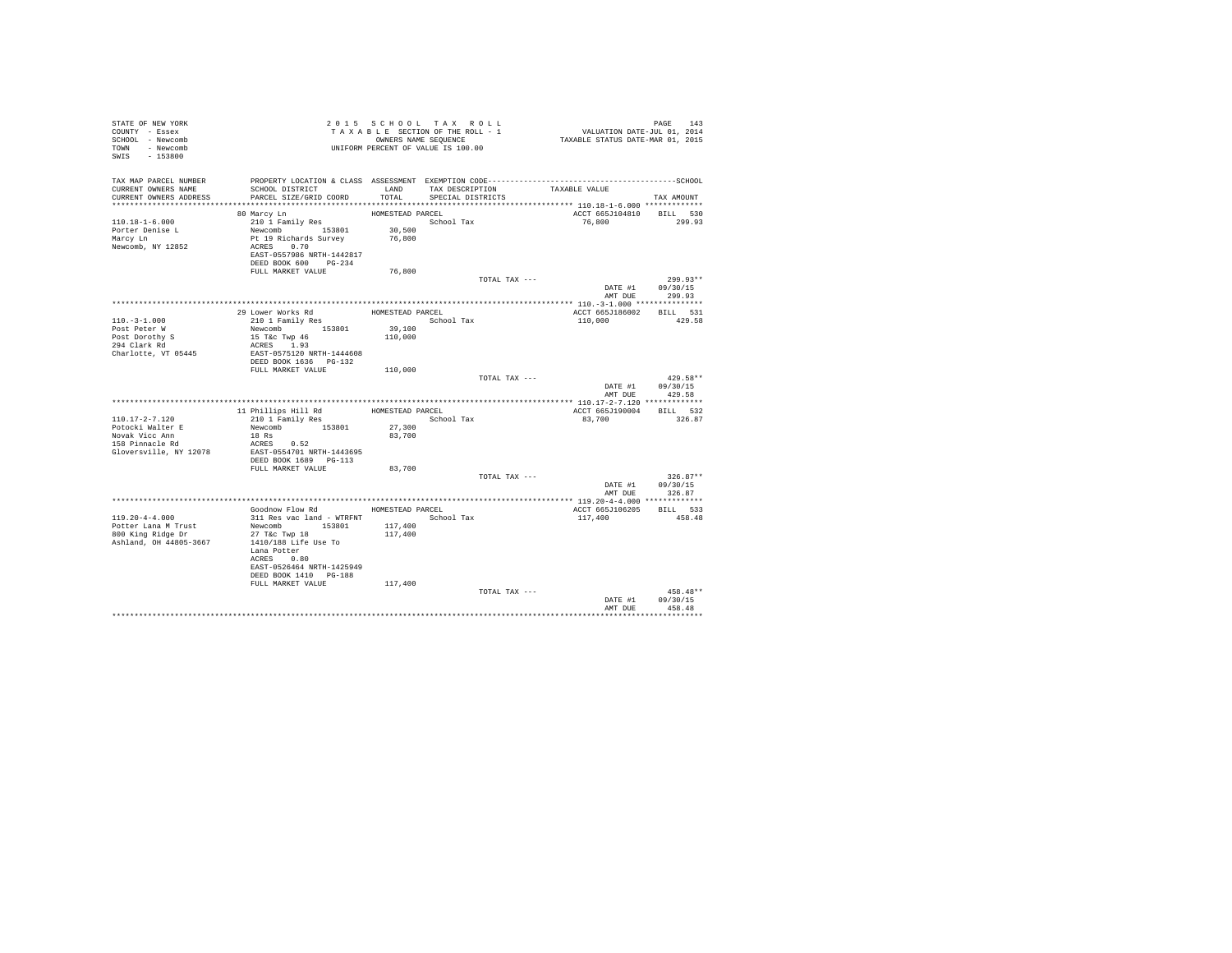STATE OF NEW YORK
COUNTY - Essex
SCHOOL - Newcomb
TOWN - Newcomb
SWIS - 153800

2 0 1 5 S C H O O L T A X R O L L
T A X A B L E SECTION OF THE ROLL - 1
OWNERS NAME SEQUENCE
UNIFORM PERCENT OF VALUE IS 100.00

VALUATION DATE-JUL 01, 2014
TAXABLE STATUS DATE-MAR 01, 2015

| TAX MAP PARCEL NUMBER / CURRENT OWNERS NAME / CURRENT OWNERS ADDRESS | PROPERTY LOCATION & CLASS / SCHOOL DISTRICT / PARCEL SIZE/GRID COORD | ASSESSMENT LAND / TOTAL | EXEMPTION CODE / TAX DESCRIPTION / SPECIAL DISTRICTS | TAXABLE VALUE | TAX AMOUNT |
|---|---|---|---|---|---|
| 110.18-1-6.000 | 80 Marcy Ln | HOMESTEAD PARCEL | | ACCT 665J104810 | BILL 530 |
| Porter Denise L | 210 1 Family Res | | School Tax | 76,800 | 299.93 |
| Marcy Ln | Newcomb 153801 | 30,500 | | | |
| Newcomb, NY 12852 | Pt 19 Richards Survey | 76,800 | | | |
| | ACRES 0.70 | | | | |
| | EAST-0557986 NRTH-1442817 | | | | |
| | DEED BOOK 600 PG-234 | | | | |
| | FULL MARKET VALUE | 76,800 | | | |
| | | | TOTAL TAX --- | | 299.93** |
| | | | | DATE #1 | 09/30/15 |
| | | | | AMT DUE | 299.93 |
| 110.-3-1.000 | 29 Lower Works Rd | HOMESTEAD PARCEL | | ACCT 665J186002 | BILL 531 |
| Post Peter W | 210 1 Family Res | | School Tax | 110,000 | 429.58 |
| Post Dorothy S | Newcomb 153801 | 39,100 | | | |
| 294 Clark Rd | 15 T&c Twp 46 | 110,000 | | | |
| Charlotte, VT 05445 | ACRES 1.93 | | | | |
| | EAST-0575120 NRTH-1444608 | | | | |
| | DEED BOOK 1636 PG-132 | | | | |
| | FULL MARKET VALUE | 110,000 | | | |
| | | | TOTAL TAX --- | | 429.58** |
| | | | | DATE #1 | 09/30/15 |
| | | | | AMT DUE | 429.58 |
| 110.17-2-7.120 | 11 Phillips Hill Rd | HOMESTEAD PARCEL | | ACCT 665J190004 | BILL 532 |
| Potocki Walter E | 210 1 Family Res | | School Tax | 83,700 | 326.87 |
| Novak Vicc Ann | Newcomb 153801 | 27,300 | | | |
| 158 Pinnacle Rd | 18 Rs | 83,700 | | | |
| Gloversville, NY 12078 | ACRES 0.52 | | | | |
| | EAST-0554701 NRTH-1443695 | | | | |
| | DEED BOOK 1689 PG-113 | | | | |
| | FULL MARKET VALUE | 83,700 | | | |
| | | | TOTAL TAX --- | | 326.87** |
| | | | | DATE #1 | 09/30/15 |
| | | | | AMT DUE | 326.87 |
| 119.20-4-4.000 | Goodnow Flow Rd | HOMESTEAD PARCEL | | ACCT 665J106205 | BILL 533 |
| Potter Lana M Trust | 311 Res vac land - WTRFNT | | School Tax | 117,400 | 458.48 |
| 800 King Ridge Dr | Newcomb 153801 | 117,400 | | | |
| Ashland, OH 44805-3667 | 27 T&c Twp 18 | 117,400 | | | |
| | 1410/188 Life Use To | | | | |
| | Lana Potter | | | | |
| | ACRES 0.80 | | | | |
| | EAST-0526464 NRTH-1425949 | | | | |
| | DEED BOOK 1410 PG-188 | | | | |
| | FULL MARKET VALUE | 117,400 | | | |
| | | | TOTAL TAX --- | | 458.48** |
| | | | | DATE #1 | 09/30/15 |
| | | | | AMT DUE | 458.48 |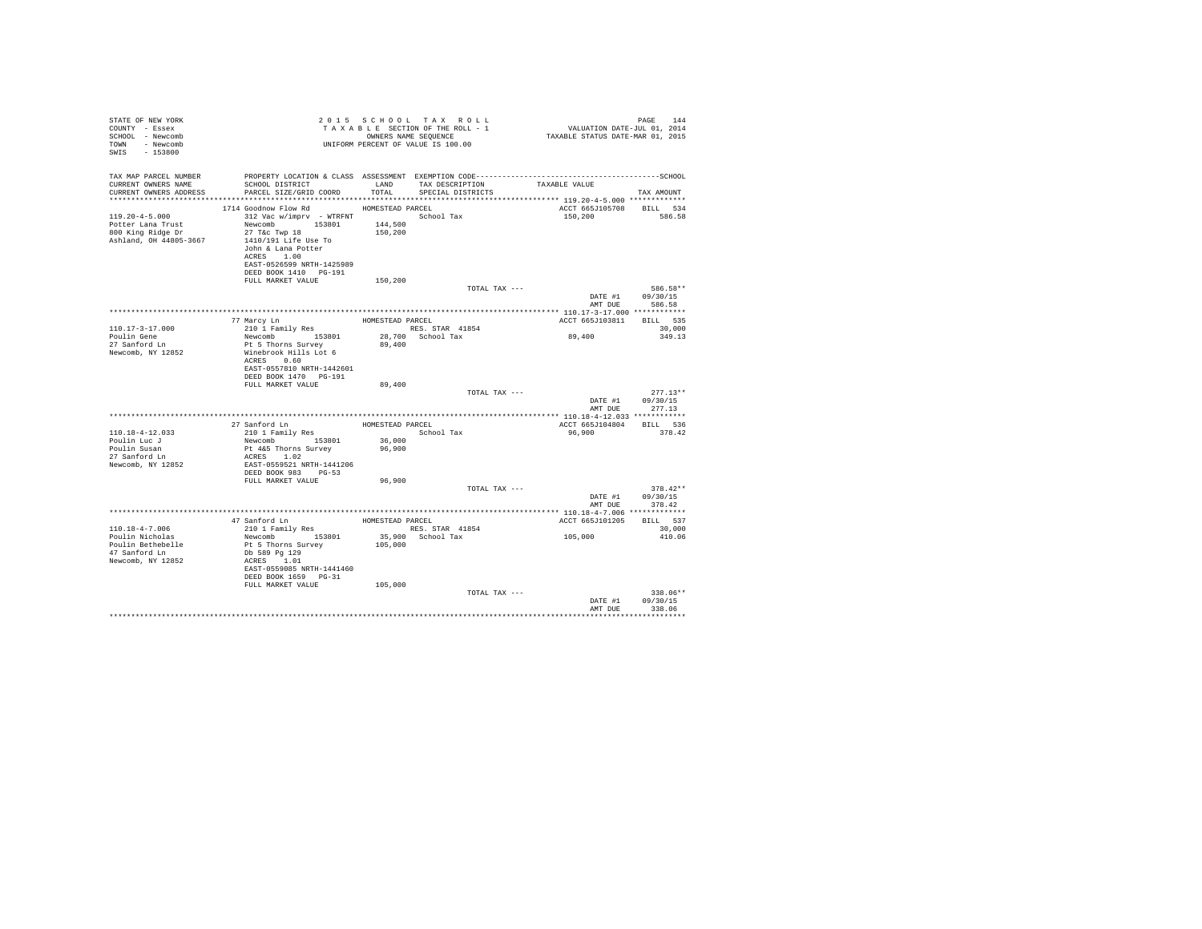STATE OF NEW YORK
COUNTY - Essex
SCHOOL - Newcomb
TOWN - Newcomb
SWIS - 153800

2 0 1 5 S C H O O L T A X R O L L
T A X A B L E SECTION OF THE ROLL - 1
OWNERS NAME SEQUENCE
UNIFORM PERCENT OF VALUE IS 100.00

VALUATION DATE-JUL 01, 2014
TAXABLE STATUS DATE-MAR 01, 2015

| TAX MAP PARCEL NUMBER / CURRENT OWNERS NAME / CURRENT OWNERS ADDRESS | PROPERTY LOCATION & CLASS / SCHOOL DISTRICT / PARCEL SIZE/GRID COORD | ASSESSMENT LAND / TOTAL | EXEMPTION CODE / TAX DESCRIPTION / SPECIAL DISTRICTS | TAXABLE VALUE | TAX AMOUNT |
|---|---|---|---|---|---|
| ************ 119.20-4-5.000 ************ | | | | | |
| | 1714 Goodnow Flow Rd | HOMESTEAD PARCEL | | ACCT 665J105708 | BILL 534 |
| 119.20-4-5.000 | 312 Vac w/imprv - WTRFNT | | School Tax | 150,200 | 586.58 |
| Potter Lana Trust | Newcomb 153801 | 144,500 | | | |
| 800 King Ridge Dr | 27 T&c Twp 18 | 150,200 | | | |
| Ashland, OH 44805-3667 | 1410/191 Life Use To | | | | |
| | John & Lana Potter | | | | |
| | ACRES 1.00 | | | | |
| | EAST-0526599 NRTH-1425989 | | | | |
| | DEED BOOK 1410 PG-191 | | | | |
| | FULL MARKET VALUE | 150,200 | | | |
| | | | TOTAL TAX --- | | 586.58** |
| | | | | DATE #1 | 09/30/15 |
| | | | | AMT DUE | 586.58 |
| ************ 110.17-3-17.000 ************ | | | | | |
| | 77 Marcy Ln | HOMESTEAD PARCEL | | ACCT 665J103811 | BILL 535 |
| 110.17-3-17.000 | 210 1 Family Res | | RES. STAR 41854 | | 30,000 |
| Poulin Gene | Newcomb 153801 | 28,700 | School Tax | 89,400 | 349.13 |
| 27 Sanford Ln | Pt 5 Thorns Survey | 89,400 | | | |
| Newcomb, NY 12852 | Winebrook Hills Lot 6 | | | | |
| | ACRES 0.60 | | | | |
| | EAST-0557810 NRTH-1442601 | | | | |
| | DEED BOOK 1470 PG-191 | | | | |
| | FULL MARKET VALUE | 89,400 | | | |
| | | | TOTAL TAX --- | | 277.13** |
| | | | | DATE #1 | 09/30/15 |
| | | | | AMT DUE | 277.13 |
| ************ 110.18-4-12.033 ************ | | | | | |
| | 27 Sanford Ln | HOMESTEAD PARCEL | | ACCT 665J104804 | BILL 536 |
| 110.18-4-12.033 | 210 1 Family Res | | School Tax | 96,900 | 378.42 |
| Poulin Luc J | Newcomb 153801 | 36,000 | | | |
| Poulin Susan | Pt 4&5 Thorns Survey | 96,900 | | | |
| 27 Sanford Ln | ACRES 1.02 | | | | |
| Newcomb, NY 12852 | EAST-0559521 NRTH-1441206 | | | | |
| | DEED BOOK 983 PG-53 | | | | |
| | FULL MARKET VALUE | 96,900 | | | |
| | | | TOTAL TAX --- | | 378.42** |
| | | | | DATE #1 | 09/30/15 |
| | | | | AMT DUE | 378.42 |
| ************ 110.18-4-7.006 ************ | | | | | |
| | 47 Sanford Ln | HOMESTEAD PARCEL | | ACCT 665J101205 | BILL 537 |
| 110.18-4-7.006 | 210 1 Family Res | | RES. STAR 41854 | | 30,000 |
| Poulin Nicholas | Newcomb 153801 | 35,900 | School Tax | 105,000 | 410.06 |
| Poulin Bethebelle | Pt 5 Thorns Survey | 105,000 | | | |
| 47 Sanford Ln | Db 589 Pg 129 | | | | |
| Newcomb, NY 12852 | ACRES 1.01 | | | | |
| | EAST-0559085 NRTH-1441460 | | | | |
| | DEED BOOK 1659 PG-31 | | | | |
| | FULL MARKET VALUE | 105,000 | | | |
| | | | TOTAL TAX --- | | 338.06** |
| | | | | DATE #1 | 09/30/15 |
| | | | | AMT DUE | 338.06 |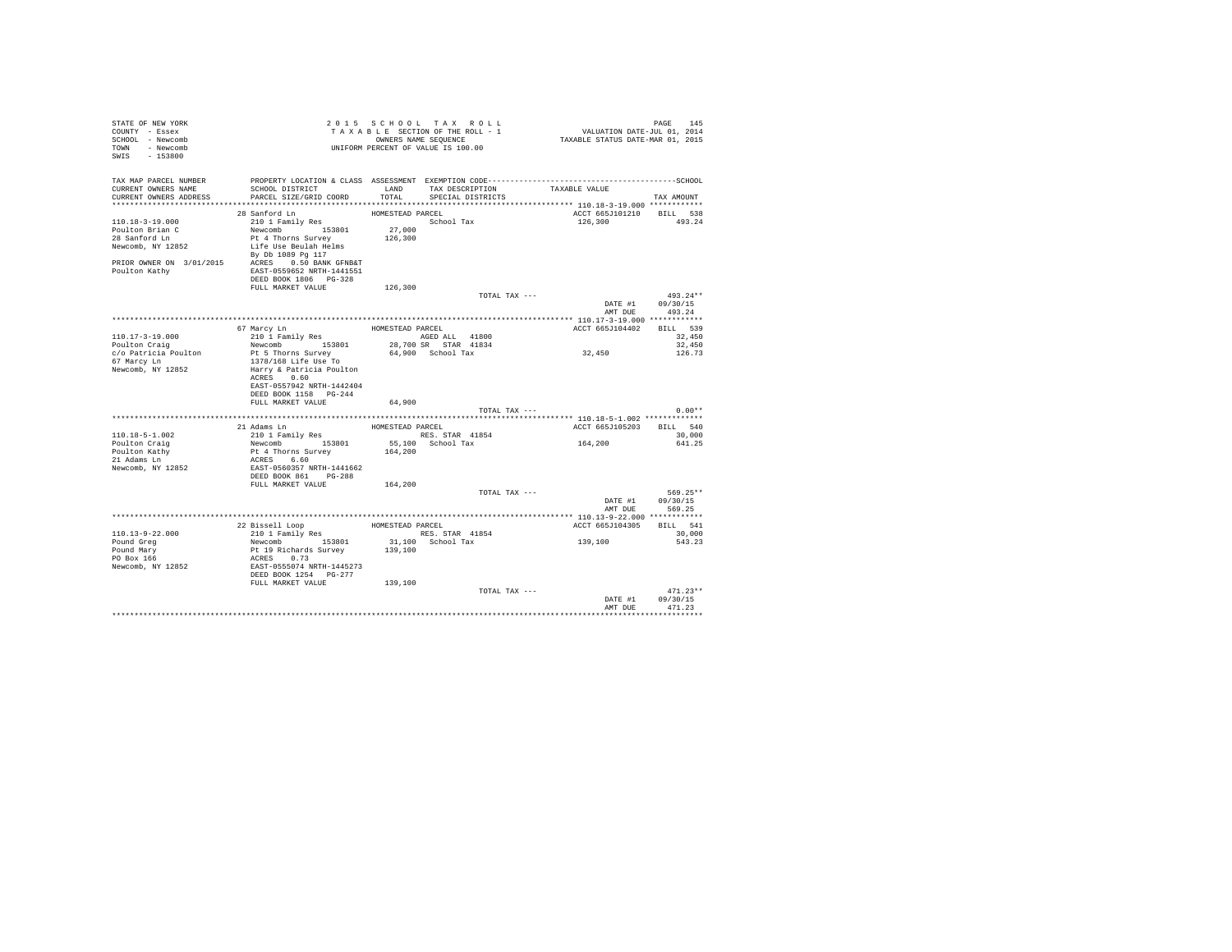STATE OF NEW YORK
COUNTY - Essex
SCHOOL - Newcomb
TOWN - Newcomb
SWIS - 153800

2015 SCHOOL TAX ROLL
TAXABLE SECTION OF THE ROLL - 1
OWNERS NAME SEQUENCE
UNIFORM PERCENT OF VALUE IS 100.00

VALUATION DATE-JUL 01, 2014
TAXABLE STATUS DATE-MAR 01, 2015

| TAX MAP PARCEL NUMBER / CURRENT OWNERS NAME / CURRENT OWNERS ADDRESS | PROPERTY LOCATION & CLASS / SCHOOL DISTRICT / PARCEL SIZE/GRID COORD | ASSESSMENT LAND / TOTAL | EXEMPTION CODE / TAX DESCRIPTION / SPECIAL DISTRICTS | TAXABLE VALUE | TAX AMOUNT |
|---|---|---|---|---|---|
| **110.18-3-19.000** | 28 Sanford Ln | HOMESTEAD PARCEL | | ACCT 665J101210 | BILL 538 |
| 110.18-3-19.000 | 210 1 Family Res | | School Tax | 126,300 | 493.24 |
| Poulton Brian C | Newcomb 153801 | 27,000 | | | |
| 28 Sanford Ln | Pt 4 Thorns Survey | 126,300 | | | |
| Newcomb, NY 12852 | Life Use Beulah Helms | | | | |
| | By Db 1089 Pg 117 | | | | |
| PRIOR OWNER ON 3/01/2015 | ACRES 0.50 BANK GFNB&T | | | | |
| Poulton Kathy | EAST-0559652 NRTH-1441551 | | | | |
| | DEED BOOK 1806 PG-328 | | | | |
| | FULL MARKET VALUE | 126,300 | | | |
| | | | TOTAL TAX --- | | 493.24** |
| | | | | DATE #1 | 09/30/15 |
| | | | | AMT DUE | 493.24 |
| **110.17-3-19.000** | 67 Marcy Ln | HOMESTEAD PARCEL | | ACCT 665J104402 | BILL 539 |
| 110.17-3-19.000 | 210 1 Family Res | | AGED ALL 41800 | | 32,450 |
| Poulton Craig | Newcomb 153801 | 28,700 | SR STAR 41834 | | 32,450 |
| c/o Patricia Poulton | Pt 5 Thorns Survey | 64,900 | School Tax | 32,450 | 126.73 |
| 67 Marcy Ln | 1378/168 Life Use To | | | | |
| Newcomb, NY 12852 | Harry & Patricia Poulton | | | | |
| | ACRES 0.60 | | | | |
| | EAST-0557942 NRTH-1442404 | | | | |
| | DEED BOOK 1158 PG-244 | | | | |
| | FULL MARKET VALUE | 64,900 | | | |
| | | | TOTAL TAX --- | | 0.00** |
| **110.18-5-1.002** | 21 Adams Ln | HOMESTEAD PARCEL | | ACCT 665J105203 | BILL 540 |
| 110.18-5-1.002 | 210 1 Family Res | | RES. STAR 41854 | | 30,000 |
| Poulton Craig | Newcomb 153801 | 55,100 | School Tax | 164,200 | 641.25 |
| Poulton Kathy | Pt 4 Thorns Survey | 164,200 | | | |
| 21 Adams Ln | ACRES 6.60 | | | | |
| Newcomb, NY 12852 | EAST-0560357 NRTH-1441662 | | | | |
| | DEED BOOK 861 PG-288 | | | | |
| | FULL MARKET VALUE | 164,200 | | | |
| | | | TOTAL TAX --- | | 569.25** |
| | | | | DATE #1 | 09/30/15 |
| | | | | AMT DUE | 569.25 |
| **110.13-9-22.000** | 22 Bissell Loop | HOMESTEAD PARCEL | | ACCT 665J104305 | BILL 541 |
| 110.13-9-22.000 | 210 1 Family Res | | RES. STAR 41854 | | 30,000 |
| Pound Greg | Newcomb 153801 | 31,100 | School Tax | 139,100 | 543.23 |
| Pound Mary | Pt 19 Richards Survey | 139,100 | | | |
| PO Box 166 | ACRES 0.73 | | | | |
| Newcomb, NY 12852 | EAST-0555074 NRTH-1445273 | | | | |
| | DEED BOOK 1254 PG-277 | | | | |
| | FULL MARKET VALUE | 139,100 | | | |
| | | | TOTAL TAX --- | | 471.23** |
| | | | | DATE #1 | 09/30/15 |
| | | | | AMT DUE | 471.23 |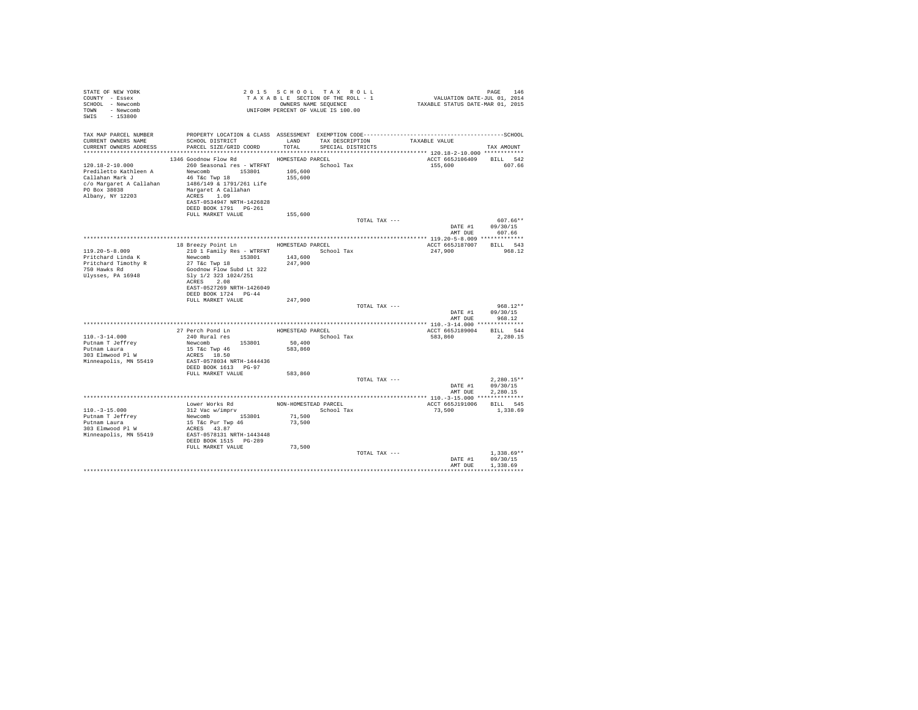STATE OF NEW YORK
COUNTY - Essex
SCHOOL - Newcomb
TOWN - Newcomb
SWIS - 153800

2015 SCHOOL TAX ROLL
TAXABLE SECTION OF THE ROLL - 1
OWNERS NAME SEQUENCE
UNIFORM PERCENT OF VALUE IS 100.00

VALUATION DATE-JUL 01, 2014
TAXABLE STATUS DATE-MAR 01, 2015

| TAX MAP PARCEL NUMBER / CURRENT OWNERS NAME / CURRENT OWNERS ADDRESS | PROPERTY LOCATION & CLASS / SCHOOL DISTRICT / PARCEL SIZE/GRID COORD | ASSESSMENT LAND / TOTAL | EXEMPTION CODE / TAX DESCRIPTION / SPECIAL DISTRICTS | TAXABLE VALUE | TAX AMOUNT |
|---|---|---|---|---|---|
| **120.18-2-10.000** | 1346 Goodnow Flow Rd | HOMESTEAD PARCEL | | ACCT 665J106409 | BILL 542 |
| 120.18-2-10.000 | 260 Seasonal res - WTRFNT | | School Tax | 155,600 | 607.66 |
| Prediletto Kathleen A | Newcomb 153801 | 105,600 | | | |
| Callahan Mark J | 46 T&c Twp 18 | 155,600 | | | |
| c/o Margaret A Callahan | 1486/149 & 1791/261 Life | | | | |
| PO Box 38038 | Margaret A Callahan | | | | |
| Albany, NY 12203 | ACRES 1.09 | | | | |
| | EAST-0534947 NRTH-1426828 | | | | |
| | DEED BOOK 1791 PG-261 | | | | |
| | FULL MARKET VALUE | 155,600 | | | |
| | | | TOTAL TAX --- | | 607.66** |
| | | | | DATE #1 | 09/30/15 |
| | | | | AMT DUE | 607.66 |
| **119.20-5-8.009** | 18 Breezy Point Ln | HOMESTEAD PARCEL | | ACCT 665J187007 | BILL 543 |
| 119.20-5-8.009 | 210 1 Family Res - WTRFNT | | School Tax | 247,900 | 968.12 |
| Pritchard Linda K | Newcomb 153801 | 143,600 | | | |
| Pritchard Timothy R | 27 T&c Twp 18 | 247,900 | | | |
| 750 Hawks Rd | Goodnow Flow Subd Lt 322 | | | | |
| Ulysses, PA 16948 | Sly 1/2 323 1024/251 | | | | |
| | ACRES 2.08 | | | | |
| | EAST-0527269 NRTH-1426049 | | | | |
| | DEED BOOK 1724 PG-44 | | | | |
| | FULL MARKET VALUE | 247,900 | | | |
| | | | TOTAL TAX --- | | 968.12** |
| | | | | DATE #1 | 09/30/15 |
| | | | | AMT DUE | 968.12 |
| **110.-3-14.000** | 27 Perch Pond Ln | HOMESTEAD PARCEL | | ACCT 665J189004 | BILL 544 |
| 110.-3-14.000 | 240 Rural res | | School Tax | 583,860 | 2,280.15 |
| Putnam T Jeffrey | Newcomb 153801 | 50,400 | | | |
| Putnam Laura | 15 T&c Twp 46 | 583,860 | | | |
| 303 Elmwood Pl W | ACRES 18.50 | | | | |
| Minneapolis, MN 55419 | EAST-0578034 NRTH-1444436 | | | | |
| | DEED BOOK 1613 PG-97 | | | | |
| | FULL MARKET VALUE | 583,860 | | | |
| | | | TOTAL TAX --- | | 2,280.15** |
| | | | | DATE #1 | 09/30/15 |
| | | | | AMT DUE | 2,280.15 |
| **110.-3-15.000** | Lower Works Rd | NON-HOMESTEAD PARCEL | | ACCT 665J191006 | BILL 545 |
| 110.-3-15.000 | 312 Vac w/imprv | | School Tax | 73,500 | 1,338.69 |
| Putnam T Jeffrey | Newcomb 153801 | 71,500 | | | |
| Putnam Laura | 15 T&c Pur Twp 46 | 73,500 | | | |
| 303 Elmwood Pl W | ACRES 43.87 | | | | |
| Minneapolis, MN 55419 | EAST-0578131 NRTH-1443448 | | | | |
| | DEED BOOK 1515 PG-289 | | | | |
| | FULL MARKET VALUE | 73,500 | | | |
| | | | TOTAL TAX --- | | 1,338.69** |
| | | | | DATE #1 | 09/30/15 |
| | | | | AMT DUE | 1,338.69 |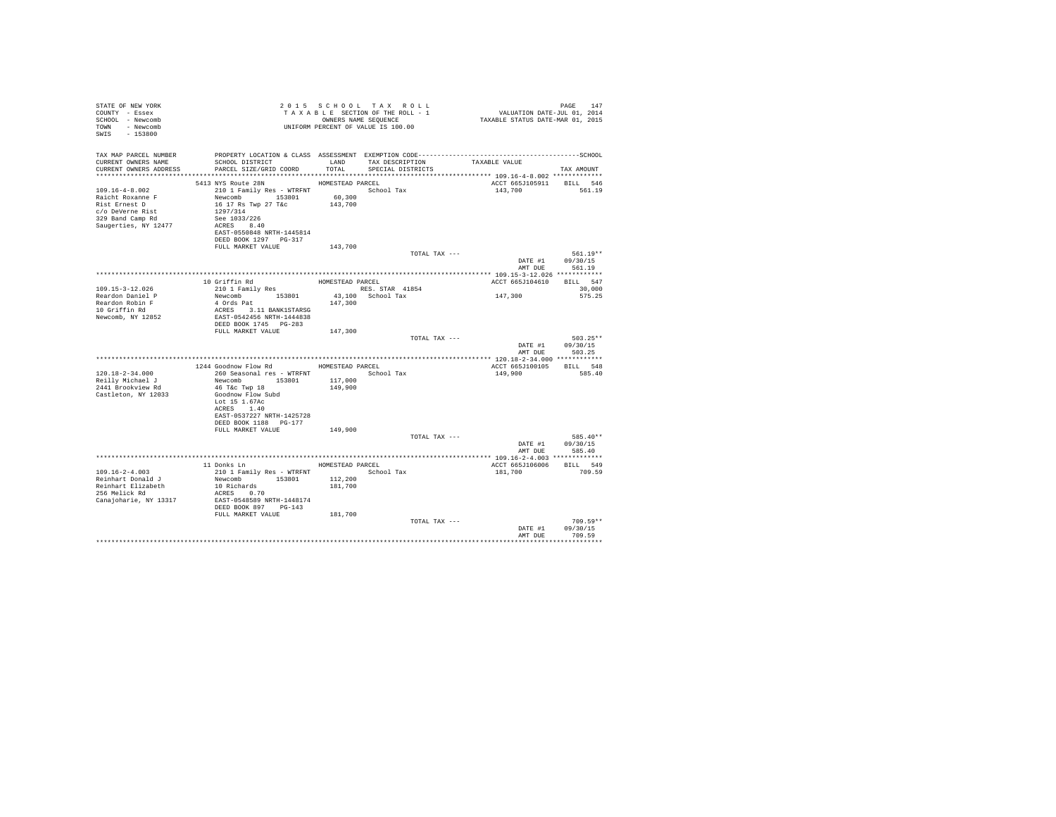STATE OF NEW YORK
COUNTY - Essex
SCHOOL - Newcomb
TOWN - Newcomb
SWIS - 153800

2 0 1 5 S C H O O L T A X R O L L
T A X A B L E SECTION OF THE ROLL - 1
OWNERS NAME SEQUENCE
UNIFORM PERCENT OF VALUE IS 100.00

VALUATION DATE-JUL 01, 2014
TAXABLE STATUS DATE-MAR 01, 2015

| TAX MAP PARCEL NUMBER / CURRENT OWNERS NAME / CURRENT OWNERS ADDRESS | PROPERTY LOCATION & CLASS / SCHOOL DISTRICT / PARCEL SIZE/GRID COORD | ASSESSMENT LAND / TOTAL | EXEMPTION CODE / TAX DESCRIPTION / SPECIAL DISTRICTS | TAXABLE VALUE | TAX AMOUNT |
|---|---|---|---|---|---|
| 109.16-4-8.002 | 5413 NYS Route 28N | HOMESTEAD PARCEL | | ACCT 665J105911 | BILL 546 |
| Raicht Roxanne F | 210 1 Family Res - WTRFNT | | School Tax | 143,700 | 561.19 |
| Rist Ernest D | Newcomb 153801 | 60,300 | | | |
| c/o DeVerne Rist | 16 17 Rs Twp 27 T&c | 143,700 | | | |
| 329 Band Camp Rd | 1297/314 | | | | |
| Saugerties, NY 12477 | See 1033/226 | | | | |
| | ACRES 8.40 | | | | |
| | EAST-0550848 NRTH-1445814 | | | | |
| | DEED BOOK 1297 PG-317 | | | | |
| | FULL MARKET VALUE | 143,700 | | | |
| | | | TOTAL TAX --- | | 561.19** |
| | | | | DATE #1 | 09/30/15 |
| | | | | AMT DUE | 561.19 |
| 109.15-3-12.026 | 10 Griffin Rd | HOMESTEAD PARCEL | | ACCT 665J104610 | BILL 547 |
| Reardon Daniel P | 210 1 Family Res | | RES. STAR 41854 | | 30,000 |
| Reardon Robin F | Newcomb 153801 | 43,100 | School Tax | 147,300 | 575.25 |
| 10 Griffin Rd | 4 Ords Pat | 147,300 | | | |
| Newcomb, NY 12852 | ACRES 3.11 BANK1STARSG | | | | |
| | EAST-0542456 NRTH-1444838 | | | | |
| | DEED BOOK 1745 PG-283 | | | | |
| | FULL MARKET VALUE | 147,300 | | | |
| | | | TOTAL TAX --- | | 503.25** |
| | | | | DATE #1 | 09/30/15 |
| | | | | AMT DUE | 503.25 |
| 120.18-2-34.000 | 1244 Goodnow Flow Rd | HOMESTEAD PARCEL | | ACCT 665J100105 | BILL 548 |
| Reilly Michael J | 260 Seasonal res - WTRFNT | | School Tax | 149,900 | 585.40 |
| 2441 Brookview Rd | Newcomb 153801 | 117,000 | | | |
| Castleton, NY 12033 | 46 T&c Twp 18 | 149,900 | | | |
| | Goodnow Flow Subd | | | | |
| | Lot 15 1.67Ac | | | | |
| | ACRES 1.40 | | | | |
| | EAST-0537227 NRTH-1425728 | | | | |
| | DEED BOOK 1188 PG-177 | | | | |
| | FULL MARKET VALUE | 149,900 | | | |
| | | | TOTAL TAX --- | | 585.40** |
| | | | | DATE #1 | 09/30/15 |
| | | | | AMT DUE | 585.40 |
| 109.16-2-4.003 | 11 Donks Ln | HOMESTEAD PARCEL | | ACCT 665J106006 | BILL 549 |
| Reinhart Donald J | 210 1 Family Res - WTRFNT | | School Tax | 181,700 | 709.59 |
| Reinhart Elizabeth | Newcomb 153801 | 112,200 | | | |
| 256 Melick Rd | 10 Richards | 181,700 | | | |
| Canajoharie, NY 13317 | ACRES 0.70 | | | | |
| | EAST-0548589 NRTH-1448174 | | | | |
| | DEED BOOK 897 PG-143 | | | | |
| | FULL MARKET VALUE | 181,700 | | | |
| | | | TOTAL TAX --- | | 709.59** |
| | | | | DATE #1 | 09/30/15 |
| | | | | AMT DUE | 709.59 |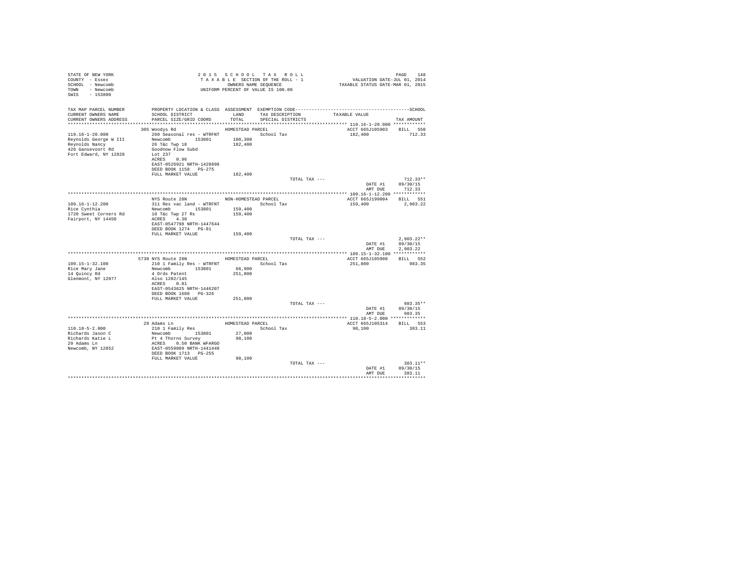STATE OF NEW YORK
COUNTY - Essex
SCHOOL - Newcomb
TOWN - Newcomb
SWIS - 153800

2 0 1 5 S C H O O L T A X R O L L
T A X A B L E SECTION OF THE ROLL - 1
OWNERS NAME SEQUENCE
UNIFORM PERCENT OF VALUE IS 100.00

VALUATION DATE-JUL 01, 2014
TAXABLE STATUS DATE-MAR 01, 2015

| TAX MAP PARCEL NUMBER / CURRENT OWNERS NAME / CURRENT OWNERS ADDRESS | PROPERTY LOCATION & CLASS / SCHOOL DISTRICT / PARCEL SIZE/GRID COORD | ASSESSMENT LAND / TOTAL | EXEMPTION CODE / TAX DESCRIPTION / SPECIAL DISTRICTS | TAXABLE VALUE | TAX AMOUNT |
|---|---|---|---|---|---|
| **119.16-1-20.000** | 305 Woodys Rd | HOMESTEAD PARCEL | | ACCT 665J105903 | BILL 550 |
| 119.16-1-20.000 | 260 Seasonal res - WTRFNT | | School Tax | 182,400 | 712.33 |
| Reynolds George W III | Newcomb 153801 | 108,300 | | | |
| Reynolds Nancy | 26 T&c Twp 18 | 182,400 | | | |
| 426 Gansevoort Rd | Goodnow Flow Subd | | | | |
| Fort Edward, NY 12828 | Lot 237 | | | | |
| | ACRES 0.96 | | | | |
| | EAST-0526921 NRTH-1428898 | | | | |
| | DEED BOOK 1158 PG-275 | | | | |
| | FULL MARKET VALUE | 182,400 | | | |
| | | | TOTAL TAX --- | | 712.33** |
| | | | | DATE #1 | 09/30/15 |
| | | | | AMT DUE | 712.33 |
| **109.16-1-12.200** | NYS Route 28N | NON-HOMESTEAD PARCEL | | ACCT 665J199004 | BILL 551 |
| 109.16-1-12.200 | 311 Res vac land - WTRFNT | | School Tax | 159,400 | 2,903.22 |
| Rice Cynthia | Newcomb 153801 | 159,400 | | | |
| 1720 Sweet Corners Rd | 10 T&c Twp 27 Rs | 159,400 | | | |
| Fairport, NY 14450 | ACRES 4.38 | | | | |
| | EAST-0547798 NRTH-1447644 | | | | |
| | DEED BOOK 1274 PG-81 | | | | |
| | FULL MARKET VALUE | 159,400 | | | |
| | | | TOTAL TAX --- | | 2,903.22** |
| | | | | DATE #1 | 09/30/15 |
| | | | | AMT DUE | 2,903.22 |
| **109.15-1-32.100** | 5730 NYS Route 28N | HOMESTEAD PARCEL | | ACCT 665J105908 | BILL 552 |
| 109.15-1-32.100 | 210 1 Family Res - WTRFNT | | School Tax | 251,800 | 983.35 |
| Rice Mary Jane | Newcomb 153801 | 66,900 | | | |
| 14 Quincy Rd | 4 Ords Patent | 251,800 | | | |
| Glenmont, NY 12077 | Also 1202/145 | | | | |
| | ACRES 0.81 | | | | |
| | EAST-0543625 NRTH-1446207 | | | | |
| | DEED BOOK 1688 PG-326 | | | | |
| | FULL MARKET VALUE | 251,800 | | | |
| | | | TOTAL TAX --- | | 983.35** |
| | | | | DATE #1 | 09/30/15 |
| | | | | AMT DUE | 983.35 |
| **110.18-5-2.000** | 29 Adams Ln | HOMESTEAD PARCEL | | ACCT 665J105314 | BILL 553 |
| 110.18-5-2.000 | 210 1 Family Res | | School Tax | 98,100 | 383.11 |
| Richards Jason C | Newcomb 153801 | 27,000 | | | |
| Richards Katie L | Pt 4 Thorns Survey | 98,100 | | | |
| 29 Adams Ln | ACRES 0.50 BANK WFARGO | | | | |
| Newcomb, NY 12852 | EAST-0559889 NRTH-1441449 | | | | |
| | DEED BOOK 1713 PG-255 | | | | |
| | FULL MARKET VALUE | 98,100 | | | |
| | | | TOTAL TAX --- | | 383.11** |
| | | | | DATE #1 | 09/30/15 |
| | | | | AMT DUE | 383.11 |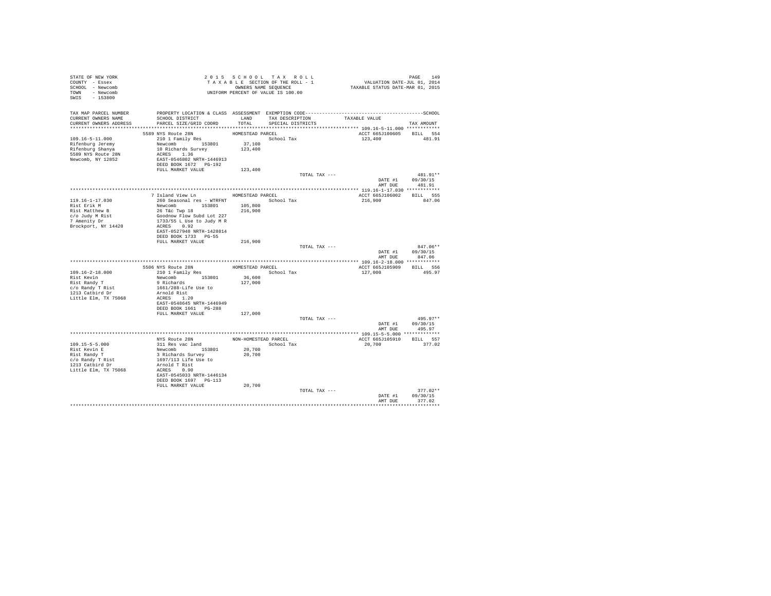STATE OF NEW YORK
COUNTY - Essex
SCHOOL - Newcomb
TOWN - Newcomb
SWIS - 153800

2 0 1 5 S C H O O L T A X R O L L
T A X A B L E SECTION OF THE ROLL - 1
OWNERS NAME SEQUENCE
UNIFORM PERCENT OF VALUE IS 100.00

VALUATION DATE-JUL 01, 2014
TAXABLE STATUS DATE-MAR 01, 2015

| TAX MAP PARCEL NUMBER / CURRENT OWNERS NAME / CURRENT OWNERS ADDRESS | PROPERTY LOCATION & CLASS / SCHOOL DISTRICT / PARCEL SIZE/GRID COORD | ASSESSMENT LAND / TOTAL | EXEMPTION CODE / TAX DESCRIPTION / SPECIAL DISTRICTS | TAXABLE VALUE | TAX AMOUNT |
|---|---|---|---|---|---|
| 109.16-5-11.000 | 5589 NYS Route 28N | HOMESTEAD PARCEL | | ACCT 665J100605 | BILL 554 |
| Rifenburg Jeremy | 210 1 Family Res | | School Tax | 123,400 | 481.91 |
| Rifenburg Shanya | Newcomb 153801 | 37,100 | | | |
| 5589 NYS Route 28N | 10 Richards Survey | 123,400 | | | |
| Newcomb, NY 12852 | ACRES 1.36 | | | | |
| | EAST-0546802 NRTH-1446913 | | | | |
| | DEED BOOK 1672 PG-192 | | | | |
| | FULL MARKET VALUE | 123,400 | | | |
| | | | TOTAL TAX --- | | 481.91** |
| | | | | DATE #1 | 09/30/15 |
| | | | | AMT DUE | 481.91 |
| 119.16-1-17.030 | 7 Island View Ln | HOMESTEAD PARCEL | | ACCT 665J106002 | BILL 555 |
| Rist Erik M | 260 Seasonal res - WTRFNT | | School Tax | 216,900 | 847.06 |
| Rist Matthew B | Newcomb 153801 | 105,800 | | | |
| c/o Judy M Rist | 26 T&c Twp 18 | 216,900 | | | |
| 7 Amenity Dr | Goodnow Flow Subd Lot 227 | | | | |
| Brockport, NY 14420 | 1733/55 L Use to Judy M R | | | | |
| | ACRES 0.92 | | | | |
| | EAST-0527948 NRTH-1428814 | | | | |
| | DEED BOOK 1733 PG-55 | | | | |
| | FULL MARKET VALUE | 216,900 | | | |
| | | | TOTAL TAX --- | | 847.06** |
| | | | | DATE #1 | 09/30/15 |
| | | | | AMT DUE | 847.06 |
| 109.16-2-18.000 | 5506 NYS Route 28N | HOMESTEAD PARCEL | | ACCT 665J105909 | BILL 556 |
| Rist Kevin | 210 1 Family Res | | School Tax | 127,000 | 495.97 |
| Rist Randy T | Newcomb 153801 | 36,600 | | | |
| c/o Randy T Rist | 9 Richards | 127,000 | | | |
| 1213 Catbird Dr | 1661/288-Life Use to | | | | |
| Little Elm, TX 75068 | Arnold Rist | | | | |
| | ACRES 1.20 | | | | |
| | EAST-0548645 NRTH-1446949 | | | | |
| | DEED BOOK 1661 PG-288 | | | | |
| | FULL MARKET VALUE | 127,000 | | | |
| | | | TOTAL TAX --- | | 495.97** |
| | | | | DATE #1 | 09/30/15 |
| | | | | AMT DUE | 495.97 |
| 109.15-5-5.000 | NYS Route 28N | NON-HOMESTEAD PARCEL | | ACCT 665J105910 | BILL 557 |
| Rist Kevin E | 311 Res vac land | | School Tax | 20,700 | 377.02 |
| Rist Randy T | Newcomb 153801 | 20,700 | | | |
| c/o Randy T Rist | 3 Richards Survey | 20,700 | | | |
| 1213 Catbird Dr | 1697/113 Life Use to | | | | |
| Little Elm, TX 75068 | Arnold T Rist | | | | |
| | ACRES 0.90 | | | | |
| | EAST-0545033 NRTH-1446134 | | | | |
| | DEED BOOK 1697 PG-113 | | | | |
| | FULL MARKET VALUE | 20,700 | | | |
| | | | TOTAL TAX --- | | 377.02** |
| | | | | DATE #1 | 09/30/15 |
| | | | | AMT DUE | 377.02 |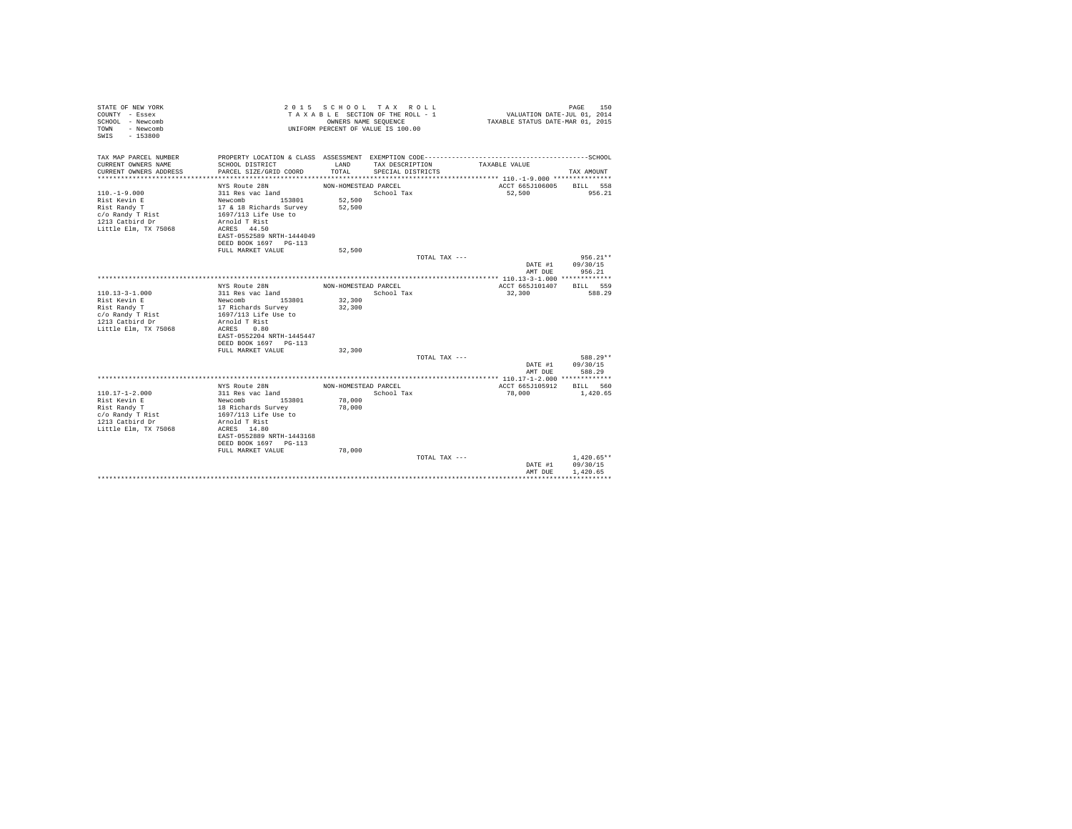STATE OF NEW YORK
COUNTY - Essex
SCHOOL - Newcomb
TOWN - Newcomb
SWIS - 153800

2 0 1 5 S C H O O L T A X R O L L
T A X A B L E SECTION OF THE ROLL - 1
OWNERS NAME SEQUENCE
UNIFORM PERCENT OF VALUE IS 100.00

VALUATION DATE-JUL 01, 2014
TAXABLE STATUS DATE-MAR 01, 2015

| TAX MAP PARCEL NUMBER<br>CURRENT OWNERS NAME<br>CURRENT OWNERS ADDRESS | PROPERTY LOCATION & CLASS<br>SCHOOL DISTRICT<br>PARCEL SIZE/GRID COORD | ASSESSMENT<br>LAND<br>TOTAL | EXEMPTION CODE<br>TAX DESCRIPTION<br>SPECIAL DISTRICTS | TAXABLE VALUE | SCHOOL<br>TAX AMOUNT |
|---|---|---|---|---|---|
| **110.-1-9.000** | NYS Route 28N | NON-HOMESTEAD PARCEL | | ACCT 665J106005 | BILL 558 |
| 110.-1-9.000 | 311 Res vac land | | School Tax | 52,500 | 956.21 |
| Rist Kevin E | Newcomb 153801 | 52,500 | | | |
| Rist Randy T | 17 & 18 Richards Survey | 52,500 | | | |
| c/o Randy T Rist | 1697/113 Life Use to | | | | |
| 1213 Catbird Dr | Arnold T Rist | | | | |
| Little Elm, TX 75068 | ACRES 44.50 | | | | |
| | EAST-0552589 NRTH-1444049 | | | | |
| | DEED BOOK 1697 PG-113 | | | | |
| | FULL MARKET VALUE | 52,500 | | | |
| | | | TOTAL TAX --- | | 956.21** |
| | | | | DATE #1 | 09/30/15 |
| | | | | AMT DUE | 956.21 |
| **110.13-3-1.000** | NYS Route 28N | NON-HOMESTEAD PARCEL | | ACCT 665J101407 | BILL 559 |
| 110.13-3-1.000 | 311 Res vac land | | School Tax | 32,300 | 588.29 |
| Rist Kevin E | Newcomb 153801 | 32,300 | | | |
| Rist Randy T | 17 Richards Survey | 32,300 | | | |
| c/o Randy T Rist | 1697/113 Life Use to | | | | |
| 1213 Catbird Dr | Arnold T Rist | | | | |
| Little Elm, TX 75068 | ACRES 0.80 | | | | |
| | EAST-0552204 NRTH-1445447 | | | | |
| | DEED BOOK 1697 PG-113 | | | | |
| | FULL MARKET VALUE | 32,300 | | | |
| | | | TOTAL TAX --- | | 588.29** |
| | | | | DATE #1 | 09/30/15 |
| | | | | AMT DUE | 588.29 |
| **110.17-1-2.000** | NYS Route 28N | NON-HOMESTEAD PARCEL | | ACCT 665J105912 | BILL 560 |
| 110.17-1-2.000 | 311 Res vac land | | School Tax | 78,000 | 1,420.65 |
| Rist Kevin E | Newcomb 153801 | 78,000 | | | |
| Rist Randy T | 18 Richards Survey | 78,000 | | | |
| c/o Randy T Rist | 1697/113 Life Use to | | | | |
| 1213 Catbird Dr | Arnold T Rist | | | | |
| Little Elm, TX 75068 | ACRES 14.80 | | | | |
| | EAST-0552889 NRTH-1443168 | | | | |
| | DEED BOOK 1697 PG-113 | | | | |
| | FULL MARKET VALUE | 78,000 | | | |
| | | | TOTAL TAX --- | | 1,420.65** |
| | | | | DATE #1 | 09/30/15 |
| | | | | AMT DUE | 1,420.65 |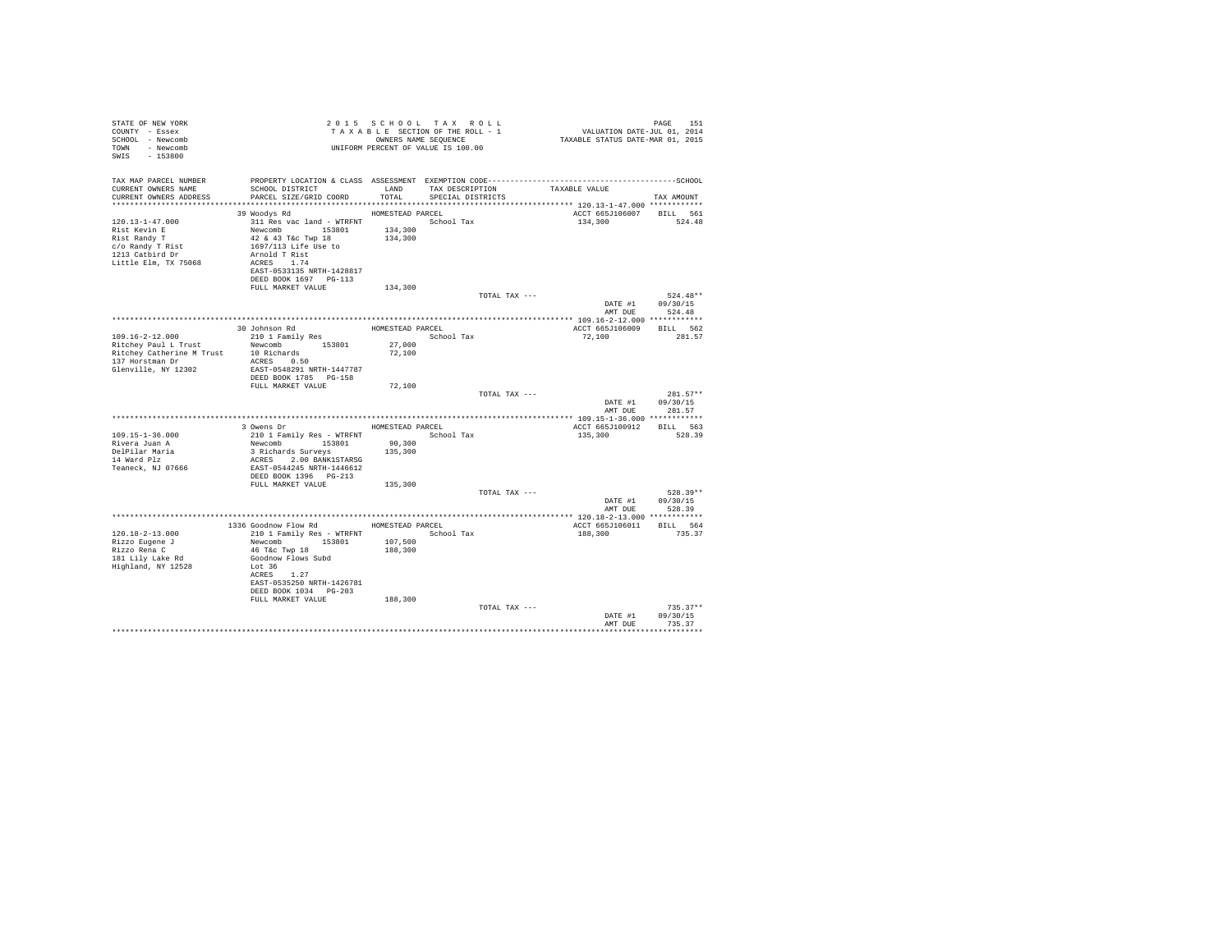STATE OF NEW YORK
COUNTY - Essex
SCHOOL - Newcomb
TOWN - Newcomb
SWIS - 153800

2015 SCHOOL TAX ROLL
TAXABLE SECTION OF THE ROLL - 1
OWNERS NAME SEQUENCE
UNIFORM PERCENT OF VALUE IS 100.00

VALUATION DATE-JUL 01, 2014
TAXABLE STATUS DATE-MAR 01, 2015

| TAX MAP PARCEL NUMBER / CURRENT OWNERS NAME / CURRENT OWNERS ADDRESS | PROPERTY LOCATION & CLASS / SCHOOL DISTRICT / PARCEL SIZE/GRID COORD | ASSESSMENT LAND / TOTAL | EXEMPTION CODE / TAX DESCRIPTION / SPECIAL DISTRICTS | TAXABLE VALUE | TAX AMOUNT |
|---|---|---|---|---|---|
| **120.13-1-47.000** | 39 Woodys Rd | HOMESTEAD PARCEL | | ACCT 665J106007 | BILL 561 |
| 120.13-1-47.000 | 311 Res vac land - WTRFNT | | School Tax | 134,300 | 524.48 |
| Rist Kevin E | Newcomb 153801 | 134,300 | | | |
| Rist Randy T | 42 & 43 T&c Twp 18 | 134,300 | | | |
| c/o Randy T Rist | 1697/113 Life Use to | | | | |
| 1213 Catbird Dr | Arnold T Rist | | | | |
| Little Elm, TX 75068 | ACRES 1.74 | | | | |
| | EAST-0533135 NRTH-1428817 | | | | |
| | DEED BOOK 1697 PG-113 | | | | |
| | FULL MARKET VALUE | 134,300 | | | |
| | | | TOTAL TAX --- | | 524.48** |
| | | | | DATE #1 | 09/30/15 |
| | | | | AMT DUE | 524.48 |
| **109.16-2-12.000** | 30 Johnson Rd | HOMESTEAD PARCEL | | ACCT 665J106009 | BILL 562 |
| 109.16-2-12.000 | 210 1 Family Res | | School Tax | 72,100 | 281.57 |
| Ritchey Paul L Trust | Newcomb 153801 | 27,000 | | | |
| Ritchey Catherine M Trust | 10 Richards | 72,100 | | | |
| 137 Horstman Dr | ACRES 0.50 | | | | |
| Glenville, NY 12302 | EAST-0548291 NRTH-1447787 | | | | |
| | DEED BOOK 1785 PG-158 | | | | |
| | FULL MARKET VALUE | 72,100 | | | |
| | | | TOTAL TAX --- | | 281.57** |
| | | | | DATE #1 | 09/30/15 |
| | | | | AMT DUE | 281.57 |
| **109.15-1-36.000** | 3 Owens Dr | HOMESTEAD PARCEL | | ACCT 665J100912 | BILL 563 |
| 109.15-1-36.000 | 210 1 Family Res - WTRFNT | | School Tax | 135,300 | 528.39 |
| Rivera Juan A | Newcomb 153801 | 90,300 | | | |
| DelPilar Maria | 3 Richards Surveys | 135,300 | | | |
| 14 Ward Plz | ACRES 2.00 BANK1STARSG | | | | |
| Teaneck, NJ 07666 | EAST-0544245 NRTH-1446612 | | | | |
| | DEED BOOK 1396 PG-213 | | | | |
| | FULL MARKET VALUE | 135,300 | | | |
| | | | TOTAL TAX --- | | 528.39** |
| | | | | DATE #1 | 09/30/15 |
| | | | | AMT DUE | 528.39 |
| **120.18-2-13.000** | 1336 Goodnow Flow Rd | HOMESTEAD PARCEL | | ACCT 665J106011 | BILL 564 |
| 120.18-2-13.000 | 210 1 Family Res - WTRFNT | | School Tax | 188,300 | 735.37 |
| Rizzo Eugene J | Newcomb 153801 | 107,500 | | | |
| Rizzo Rena C | 46 T&c Twp 18 | 188,300 | | | |
| 181 Lily Lake Rd | Goodnow Flows Subd | | | | |
| Highland, NY 12528 | Lot 36 | | | | |
| | ACRES 1.27 | | | | |
| | EAST-0535250 NRTH-1426781 | | | | |
| | DEED BOOK 1034 PG-203 | | | | |
| | FULL MARKET VALUE | 188,300 | | | |
| | | | TOTAL TAX --- | | 735.37** |
| | | | | DATE #1 | 09/30/15 |
| | | | | AMT DUE | 735.37 |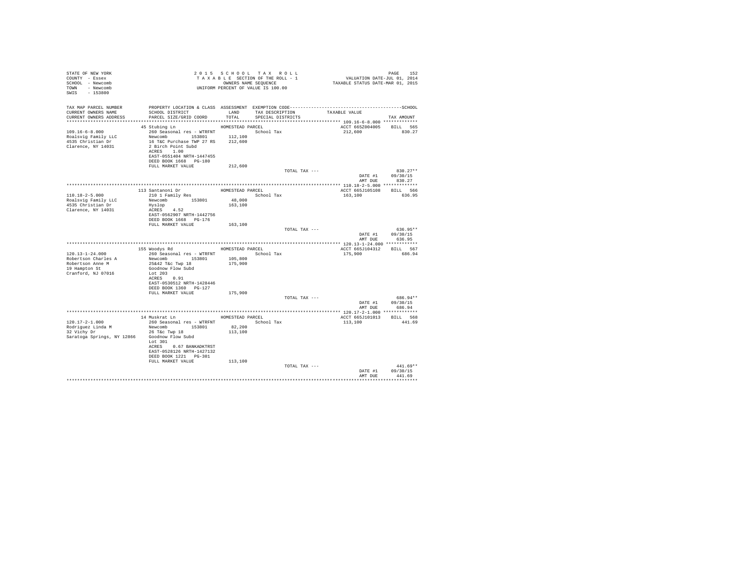STATE OF NEW YORK
COUNTY - Essex
SCHOOL - Newcomb
TOWN - Newcomb
SWIS - 153800

2 0 1 5 S C H O O L T A X R O L L
T A X A B L E SECTION OF THE ROLL - 1
OWNERS NAME SEQUENCE
UNIFORM PERCENT OF VALUE IS 100.00

VALUATION DATE-JUL 01, 2014
TAXABLE STATUS DATE-MAR 01, 2015

| TAX MAP PARCEL NUMBER / CURRENT OWNERS NAME / CURRENT OWNERS ADDRESS | PROPERTY LOCATION & CLASS / SCHOOL DISTRICT / PARCEL SIZE/GRID COORD | ASSESSMENT LAND / TOTAL | EXEMPTION CODE / TAX DESCRIPTION / SPECIAL DISTRICTS | TAXABLE VALUE | SCHOOL TAX AMOUNT |
|---|---|---|---|---|---|
| 109.16-6-8.000 | 45 Stubing Ln | HOMESTEAD PARCEL | | ACCT 665Z004005 | BILL 565 |
| Roalsvig Family LLC | 260 Seasonal res - WTRFNT | | School Tax | 212,600 | 830.27 |
| 4535 Christian Dr | Newcomb 153801 | 112,100 | | | |
| Clarence, NY 14031 | 16 T&C Purchase TWP 27 RS | 212,600 | | | |
| | 2 Birch Point Subd | | | | |
| | ACRES 1.00 | | | | |
| | EAST-0551404 NRTH-1447455 | | | | |
| | DEED BOOK 1668 PG-180 | | | | |
| | FULL MARKET VALUE | 212,600 | | | |
| | | | TOTAL TAX --- | | 830.27** |
| | | | | DATE #1 | 09/30/15 |
| | | | | AMT DUE | 830.27 |
| 110.18-2-5.000 | 113 Santanoni Dr | HOMESTEAD PARCEL | | ACCT 665J105108 | BILL 566 |
| Roalsvig Family LLC | 210 1 Family Res | | School Tax | 163,100 | 636.95 |
| 4535 Christian Dr | Newcomb 153801 | 48,000 | | | |
| Clarence, NY 14031 | Hyslop | 163,100 | | | |
| | ACRES 4.52 | | | | |
| | EAST-0562907 NRTH-1442756 | | | | |
| | DEED BOOK 1668 PG-176 | | | | |
| | FULL MARKET VALUE | 163,100 | | | |
| | | | TOTAL TAX --- | | 636.95** |
| | | | | DATE #1 | 09/30/15 |
| | | | | AMT DUE | 636.95 |
| 120.13-1-24.000 | 155 Woodys Rd | HOMESTEAD PARCEL | | ACCT 665J104312 | BILL 567 |
| Robertson Charles A | 260 Seasonal res - WTRFNT | | School Tax | 175,900 | 686.94 |
| Robertson Anne M | Newcomb 153801 | 105,800 | | | |
| 19 Hampton St | 25&42 T&c Twp 18 | 175,900 | | | |
| Cranford, NJ 07016 | Goodnow Flow Subd | | | | |
| | Lot 203 | | | | |
| | ACRES 0.91 | | | | |
| | EAST-0530512 NRTH-1428446 | | | | |
| | DEED BOOK 1360 PG-127 | | | | |
| | FULL MARKET VALUE | 175,900 | | | |
| | | | TOTAL TAX --- | | 686.94** |
| | | | | DATE #1 | 09/30/15 |
| | | | | AMT DUE | 686.94 |
| 120.17-2-1.000 | 14 Muskrat Ln | HOMESTEAD PARCEL | | ACCT 665J101013 | BILL 568 |
| Rodriguez Linda M | 260 Seasonal res - WTRFNT | | School Tax | 113,100 | 441.69 |
| 32 Vichy Dr | Newcomb 153801 | 82,200 | | | |
| Saratoga Springs, NY 12866 | 26 T&c Twp 18 | 113,100 | | | |
| | Goodnow Flow Subd | | | | |
| | Lot 301 | | | | |
| | ACRES 0.67 BANKADKTRST | | | | |
| | EAST-0528126 NRTH-1427132 | | | | |
| | DEED BOOK 1221 PG-301 | | | | |
| | FULL MARKET VALUE | 113,100 | | | |
| | | | TOTAL TAX --- | | 441.69** |
| | | | | DATE #1 | 09/30/15 |
| | | | | AMT DUE | 441.69 |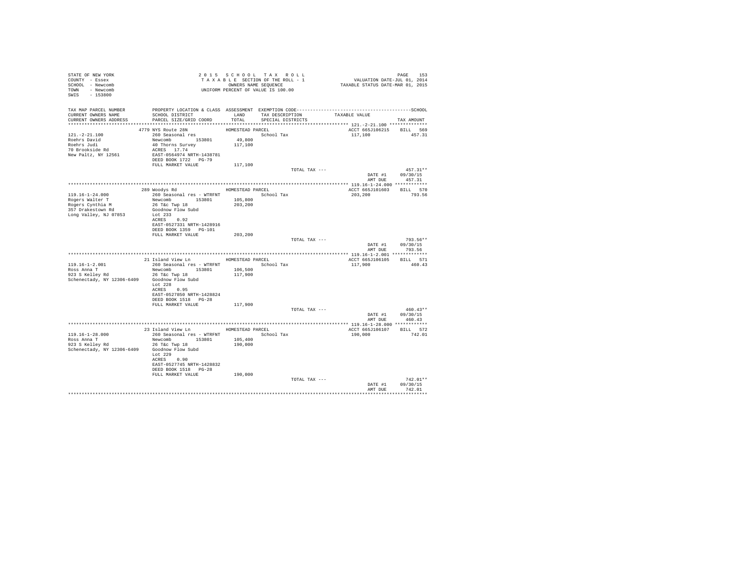STATE OF NEW YORK
COUNTY - Essex
SCHOOL - Newcomb
TOWN - Newcomb
SWIS - 153800

2 0 1 5 S C H O O L T A X R O L L
T A X A B L E SECTION OF THE ROLL - 1
OWNERS NAME SEQUENCE
UNIFORM PERCENT OF VALUE IS 100.00

VALUATION DATE-JUL 01, 2014
TAXABLE STATUS DATE-MAR 01, 2015

| TAX MAP PARCEL NUMBER<br>CURRENT OWNERS NAME<br>CURRENT OWNERS ADDRESS | PROPERTY LOCATION & CLASS<br>SCHOOL DISTRICT<br>PARCEL SIZE/GRID COORD | ASSESSMENT<br>LAND<br>TOTAL | EXEMPTION CODE<br>TAX DESCRIPTION<br>SPECIAL DISTRICTS | TAXABLE VALUE | SCHOOL<br><br>TAX AMOUNT |
|---|---|---|---|---|---|
| **121.-2-21.100** | 4779 NYS Route 28N | HOMESTEAD PARCEL | | ACCT 665J106215 | BILL 569 |
| 121.-2-21.100 | 260 Seasonal res | | School Tax | 117,100 | 457.31 |
| Roehrs David | Newcomb 153801 | 49,800 | | | |
| Roehrs Judi | 40 Thorns Survey | 117,100 | | | |
| 70 Brookside Rd | ACRES 17.74 | | | | |
| New Paltz, NY 12561 | EAST-0564974 NRTH-1438781 | | | | |
| | DEED BOOK 1722 PG-79 | | | | |
| | FULL MARKET VALUE | 117,100 | | | |
| | | | TOTAL TAX --- | | 457.31** |
| | | | | DATE #1 | 09/30/15 |
| | | | | AMT DUE | 457.31 |
| **119.16-1-24.000** | 289 Woodys Rd | HOMESTEAD PARCEL | | ACCT 665J101603 | BILL 570 |
| 119.16-1-24.000 | 260 Seasonal res - WTRFNT | | School Tax | 203,200 | 793.56 |
| Rogers Walter T | Newcomb 153801 | 105,800 | | | |
| Rogers Cynthia M | 26 T&c Twp 18 | 203,200 | | | |
| 357 Drakestown Rd | Goodnow Flow Subd | | | | |
| Long Valley, NJ 07853 | Lot 233 | | | | |
| | ACRES 0.92 | | | | |
| | EAST-0527331 NRTH-1428916 | | | | |
| | DEED BOOK 1359 PG-101 | | | | |
| | FULL MARKET VALUE | 203,200 | | | |
| | | | TOTAL TAX --- | | 793.56** |
| | | | | DATE #1 | 09/30/15 |
| | | | | AMT DUE | 793.56 |
| **119.16-1-2.001** | 21 Island View Ln | HOMESTEAD PARCEL | | ACCT 665J106105 | BILL 571 |
| 119.16-1-2.001 | 260 Seasonal res - WTRFNT | | School Tax | 117,900 | 460.43 |
| Ross Anna T | Newcomb 153801 | 106,500 | | | |
| 923 S Kelley Rd | 26 T&c Twp 18 | 117,900 | | | |
| Schenectady, NY 12306-6409 | Goodnow Flow Subd | | | | |
| | Lot 228 | | | | |
| | ACRES 0.95 | | | | |
| | EAST-0527850 NRTH-1428824 | | | | |
| | DEED BOOK 1518 PG-28 | | | | |
| | FULL MARKET VALUE | 117,900 | | | |
| | | | TOTAL TAX --- | | 460.43** |
| | | | | DATE #1 | 09/30/15 |
| | | | | AMT DUE | 460.43 |
| **119.16-1-28.000** | 23 Island View Ln | HOMESTEAD PARCEL | | ACCT 665J106107 | BILL 572 |
| 119.16-1-28.000 | 260 Seasonal res - WTRFNT | | School Tax | 190,000 | 742.01 |
| Ross Anna T | Newcomb 153801 | 105,400 | | | |
| 923 S Kelley Rd | 26 T&c Twp 18 | 190,000 | | | |
| Schenectady, NY 12306-6409 | Goodnow Flow Subd | | | | |
| | Lot 229 | | | | |
| | ACRES 0.90 | | | | |
| | EAST-0527745 NRTH-1428832 | | | | |
| | DEED BOOK 1518 PG-28 | | | | |
| | FULL MARKET VALUE | 190,000 | | | |
| | | | TOTAL TAX --- | | 742.01** |
| | | | | DATE #1 | 09/30/15 |
| | | | | AMT DUE | 742.01 |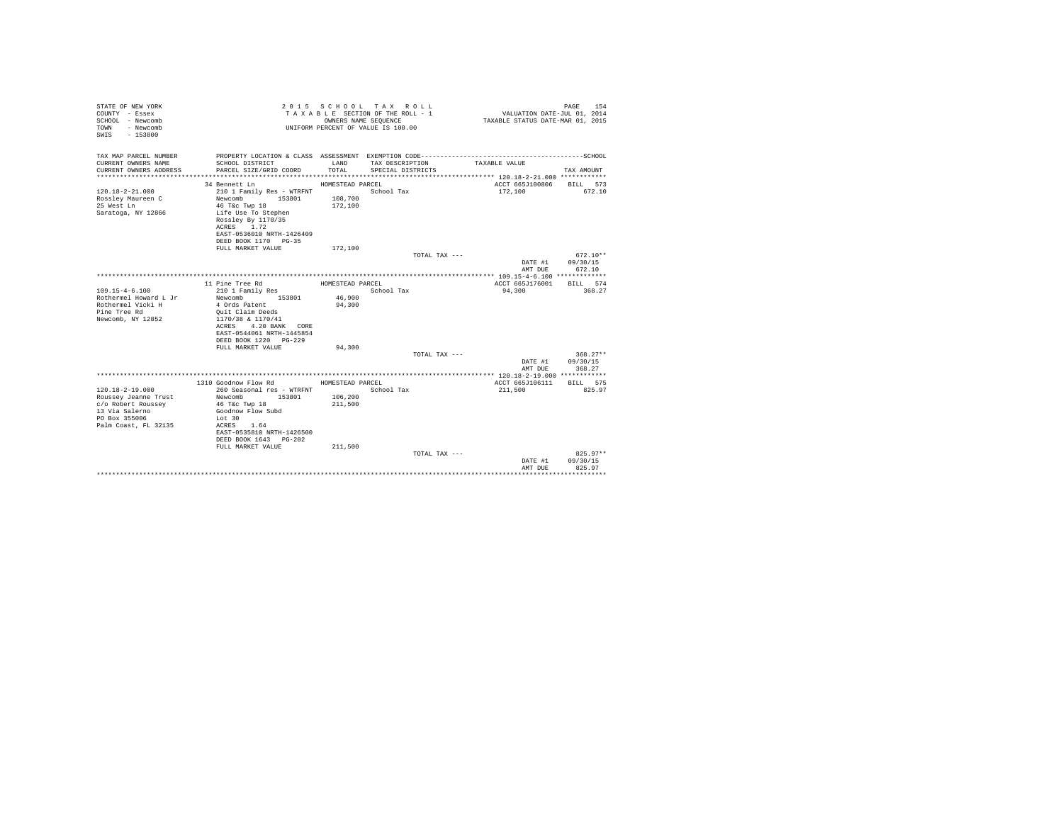STATE OF NEW YORK
COUNTY - Essex
SCHOOL - Newcomb
TOWN - Newcomb
SWIS - 153800

2 0 1 5 S C H O O L T A X R O L L
T A X A B L E SECTION OF THE ROLL - 1
OWNERS NAME SEQUENCE
UNIFORM PERCENT OF VALUE IS 100.00

VALUATION DATE-JUL 01, 2014
TAXABLE STATUS DATE-MAR 01, 2015

| TAX MAP PARCEL NUMBER / CURRENT OWNERS NAME / CURRENT OWNERS ADDRESS | PROPERTY LOCATION & CLASS / SCHOOL DISTRICT / PARCEL SIZE/GRID COORD | ASSESSMENT LAND / TOTAL | EXEMPTION CODE / TAX DESCRIPTION / SPECIAL DISTRICTS | TAXABLE VALUE | TAX AMOUNT |
|---|---|---|---|---|---|
| 120.18-2-21.000 | 34 Bennett Ln | HOMESTEAD PARCEL | | ACCT 665J100806 | BILL 573 |
| 120.18-2-21.000 | 210 1 Family Res - WTRFNT | | School Tax | 172,100 | 672.10 |
| Rossley Maureen C | Newcomb 153801 | 108,700 | | | |
| 25 West Ln | 46 T&c Twp 18 | 172,100 | | | |
| Saratoga, NY 12866 | Life Use To Stephen | | | | |
| | Rossley By 1170/35 | | | | |
| | ACRES 1.72 | | | | |
| | EAST-0536010 NRTH-1426409 | | | | |
| | DEED BOOK 1170 PG-35 | | | | |
| | FULL MARKET VALUE | 172,100 | | | |
| | | | TOTAL TAX --- | | 672.10** |
| | | | | DATE #1 | 09/30/15 |
| | | | | AMT DUE | 672.10 |
| 109.15-4-6.100 | 11 Pine Tree Rd | HOMESTEAD PARCEL | | ACCT 665J176001 | BILL 574 |
| 109.15-4-6.100 | 210 1 Family Res | | School Tax | 94,300 | 368.27 |
| Rothermel Howard L Jr | Newcomb 153801 | 46,900 | | | |
| Rothermel Vicki H | 4 Ords Patent | 94,300 | | | |
| Pine Tree Rd | Quit Claim Deeds | | | | |
| Newcomb, NY 12852 | 1170/38 & 1170/41 | | | | |
| | ACRES 4.20 BANK CORE | | | | |
| | EAST-0544061 NRTH-1445854 | | | | |
| | DEED BOOK 1220 PG-229 | | | | |
| | FULL MARKET VALUE | 94,300 | | | |
| | | | TOTAL TAX --- | | 368.27** |
| | | | | DATE #1 | 09/30/15 |
| | | | | AMT DUE | 368.27 |
| 120.18-2-19.000 | 1310 Goodnow Flow Rd | HOMESTEAD PARCEL | | ACCT 665J106111 | BILL 575 |
| 120.18-2-19.000 | 260 Seasonal res - WTRFNT | | School Tax | 211,500 | 825.97 |
| Roussey Jeanne Trust | Newcomb 153801 | 106,200 | | | |
| c/o Robert Roussey | 46 T&c Twp 18 | 211,500 | | | |
| 13 Via Salerno | Goodnow Flow Subd | | | | |
| PO Box 355006 | Lot 30 | | | | |
| Palm Coast, FL 32135 | ACRES 1.64 | | | | |
| | EAST-0535810 NRTH-1426500 | | | | |
| | DEED BOOK 1643 PG-202 | | | | |
| | FULL MARKET VALUE | 211,500 | | | |
| | | | TOTAL TAX --- | | 825.97** |
| | | | | DATE #1 | 09/30/15 |
| | | | | AMT DUE | 825.97 |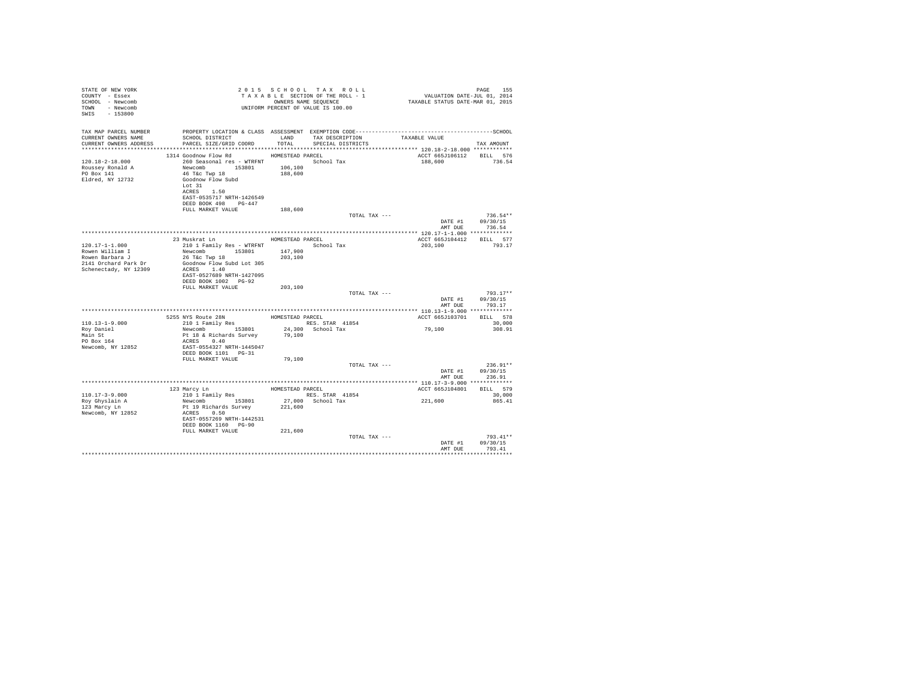```
STATE OF NEW YORK                                   2 0 1 5   S C H O O L   T A X   R O L L                                    PAGE   155
COUNTY  - Essex                                      T A X A B L E  SECTION OF THE ROLL - 1                      VALUATION DATE-JUL 01, 2014
SCHOOL  - Newcomb                                            OWNERS NAME SEQUENCE                          TAXABLE STATUS DATE-MAR 01, 2015
TOWN    - Newcomb                                      UNIFORM PERCENT OF VALUE IS 100.00
SWIS    - 153800

TAX MAP PARCEL NUMBER         PROPERTY LOCATION & CLASS  ASSESSMENT  EXEMPTION CODE------------------------------------------------SCHOOL
CURRENT OWNERS NAME           SCHOOL DISTRICT               LAND      TAX DESCRIPTION            TAXABLE VALUE
CURRENT OWNERS ADDRESS        PARCEL SIZE/GRID COORD        TOTAL     SPECIAL DISTRICTS                                      TAX AMOUNT
*********************************************************************************************************** 120.18-2-18.000 ************
                             1314 Goodnow Flow Rd              HOMESTEAD PARCEL                               ACCT 665J106112    BILL  576
120.18-2-18.000              260 Seasonal res - WTRFNT                 School Tax                              188,600             736.54
Roussey Ronald A             Newcomb        153801        106,100
PO Box 141                   46 T&c Twp 18                 188,600
Eldred, NY 12732             Goodnow Flow Subd
                             Lot 31
                             ACRES    1.50
                             EAST-0535717 NRTH-1426549
                             DEED BOOK 498    PG-447
                             FULL MARKET VALUE             188,600
                                                                           TOTAL TAX ---                                      736.54**
                                                                                                          DATE #1         09/30/15
                                                                                                          AMT DUE           736.54
*********************************************************************************************************** 120.17-1-1.000 *************
                             23 Muskrat Ln                     HOMESTEAD PARCEL                               ACCT 665J104412    BILL  577
120.17-1-1.000               210 1 Family Res - WTRFNT                 School Tax                              203,100             793.17
Rowen William I              Newcomb        153801        147,900
Rowen Barbara J              26 T&c Twp 18                 203,100
2141 Orchard Park Dr         Goodnow Flow Subd Lot 305
Schenectady, NY 12309        ACRES    1.40
                             EAST-0527689 NRTH-1427095
                             DEED BOOK 1002   PG-92
                             FULL MARKET VALUE             203,100
                                                                           TOTAL TAX ---                                      793.17**
                                                                                                          DATE #1         09/30/15
                                                                                                          AMT DUE           793.17
*********************************************************************************************************** 110.13-1-9.000 *************
                             5255 NYS Route 28N                HOMESTEAD PARCEL                               ACCT 665J103701    BILL  578
110.13-1-9.000               210 1 Family Res                          RES. STAR  41854                                         30,000
Roy Daniel                   Newcomb        153801         24,300    School Tax                                 79,100             308.91
Main St                      Pt 18 & Richards Survey        79,100
PO Box 164                   ACRES    0.40
Newcomb, NY 12852            EAST-0554327 NRTH-1445047
                             DEED BOOK 1101   PG-31
                             FULL MARKET VALUE              79,100
                                                                           TOTAL TAX ---                                      236.91**
                                                                                                          DATE #1         09/30/15
                                                                                                          AMT DUE           236.91
*********************************************************************************************************** 110.17-3-9.000 *************
                             123 Marcy Ln                      HOMESTEAD PARCEL                               ACCT 665J104801    BILL  579
110.17-3-9.000               210 1 Family Res                          RES. STAR  41854                                         30,000
Roy Ghyslain A               Newcomb        153801         27,000    School Tax                                221,600             865.41
123 Marcy Ln                 Pt 19 Richards Survey         221,600
Newcomb, NY 12852            ACRES    0.50
                             EAST-0557269 NRTH-1442531
                             DEED BOOK 1160   PG-90
                             FULL MARKET VALUE             221,600
                                                                           TOTAL TAX ---                                      793.41**
                                                                                                          DATE #1         09/30/15
                                                                                                          AMT DUE           793.41
****************************************************************************************************************************************
```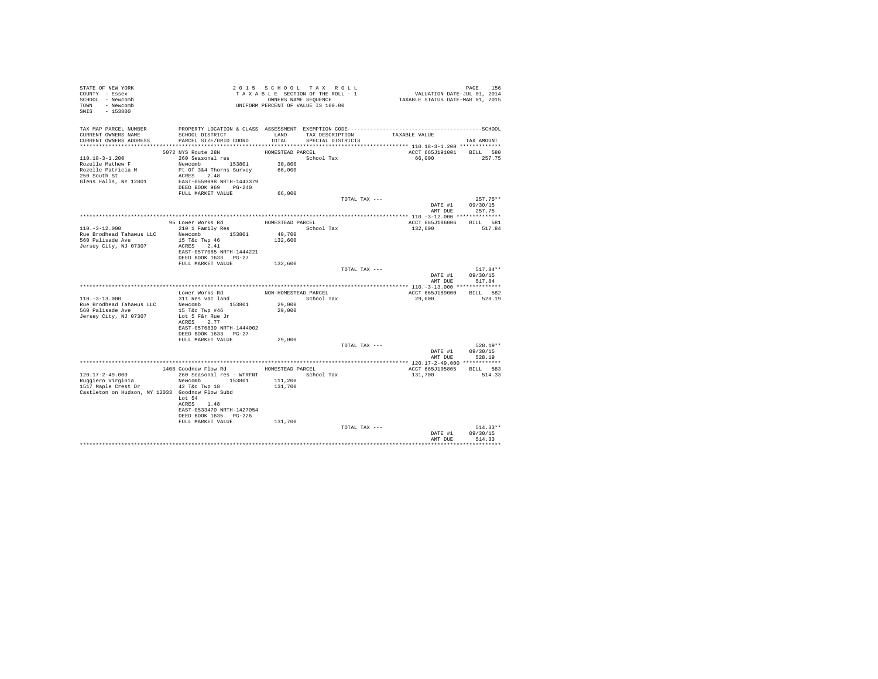STATE OF NEW YORK
COUNTY - Essex
SCHOOL - Newcomb
TOWN - Newcomb
SWIS - 153800

2015 SCHOOL TAX ROLL
TAXABLE SECTION OF THE ROLL - 1
OWNERS NAME SEQUENCE
UNIFORM PERCENT OF VALUE IS 100.00

VALUATION DATE-JUL 01, 2014
TAXABLE STATUS DATE-MAR 01, 2015

| TAX MAP PARCEL NUMBER / CURRENT OWNERS NAME / CURRENT OWNERS ADDRESS | PROPERTY LOCATION & CLASS / SCHOOL DISTRICT / PARCEL SIZE/GRID COORD | ASSESSMENT LAND / TOTAL | EXEMPTION CODE / TAX DESCRIPTION / SPECIAL DISTRICTS | TAXABLE VALUE | TAX AMOUNT |
|---|---|---|---|---|---|
| 110.18-3-1.200 | 5072 NYS Route 28N | HOMESTEAD PARCEL | | ACCT 665J191001 | BILL 580 |
| Rozelle Mathew F | 260 Seasonal res | | School Tax | 66,000 | 257.75 |
| Rozelle Patricia M | Newcomb 153801 | 30,800 | | | |
| 250 South St | Pt Of 3&4 Thorns Survey | 66,000 | | | |
| Glens Falls, NY 12801 | ACRES 2.48 | | | | |
| | EAST-0559098 NRTH-1443379 | | | | |
| | DEED BOOK 969 PG-240 | | | | |
| | FULL MARKET VALUE | 66,000 | | | |
| | | | TOTAL TAX --- | | 257.75** |
| | | | | DATE #1 | 09/30/15 |
| | | | | AMT DUE | 257.75 |
| 110.-3-12.000 | 95 Lower Works Rd | HOMESTEAD PARCEL | | ACCT 665J186006 | BILL 581 |
| Rue Brodhead Tahawus LLC | 210 1 Family Res | | School Tax | 132,600 | 517.84 |
| 560 Palisade Ave | Newcomb 153801 | 40,700 | | | |
| Jersey City, NJ 07307 | 15 T&c Twp 46 | 132,600 | | | |
| | ACRES 2.41 | | | | |
| | EAST-0577085 NRTH-1444221 | | | | |
| | DEED BOOK 1633 PG-27 | | | | |
| | FULL MARKET VALUE | 132,600 | | | |
| | | | TOTAL TAX --- | | 517.84** |
| | | | | DATE #1 | 09/30/15 |
| | | | | AMT DUE | 517.84 |
| 110.-3-13.000 | Lower Works Rd | NON-HOMESTEAD PARCEL | | ACCT 665J189000 | BILL 582 |
| Rue Brodhead Tahawus LLC | 311 Res vac land | | School Tax | 29,000 | 528.19 |
| 560 Palisade Ave | Newcomb 153801 | 29,000 | | | |
| Jersey City, NJ 07307 | 15 T&c Twp #46 | 29,000 | | | |
| | Lot 5 F&r Rue Jr | | | | |
| | ACRES 2.77 | | | | |
| | EAST-0576839 NRTH-1444002 | | | | |
| | DEED BOOK 1633 PG-27 | | | | |
| | FULL MARKET VALUE | 29,000 | | | |
| | | | TOTAL TAX --- | | 528.19** |
| | | | | DATE #1 | 09/30/15 |
| | | | | AMT DUE | 528.19 |
| 120.17-2-49.000 | 1408 Goodnow Flow Rd | HOMESTEAD PARCEL | | ACCT 665J105805 | BILL 583 |
| Ruggiero Virginia | 260 Seasonal res - WTRFNT | | School Tax | 131,700 | 514.33 |
| 1517 Maple Crest Dr | Newcomb 153801 | 111,200 | | | |
| Castleton on Hudson, NY 12033 | 42 T&c Twp 18 | 131,700 | | | |
| | Goodnow Flow Subd | | | | |
| | Lot 54 | | | | |
| | ACRES 1.40 | | | | |
| | EAST-0533470 NRTH-1427054 | | | | |
| | DEED BOOK 1635 PG-226 | | | | |
| | FULL MARKET VALUE | 131,700 | | | |
| | | | TOTAL TAX --- | | 514.33** |
| | | | | DATE #1 | 09/30/15 |
| | | | | AMT DUE | 514.33 |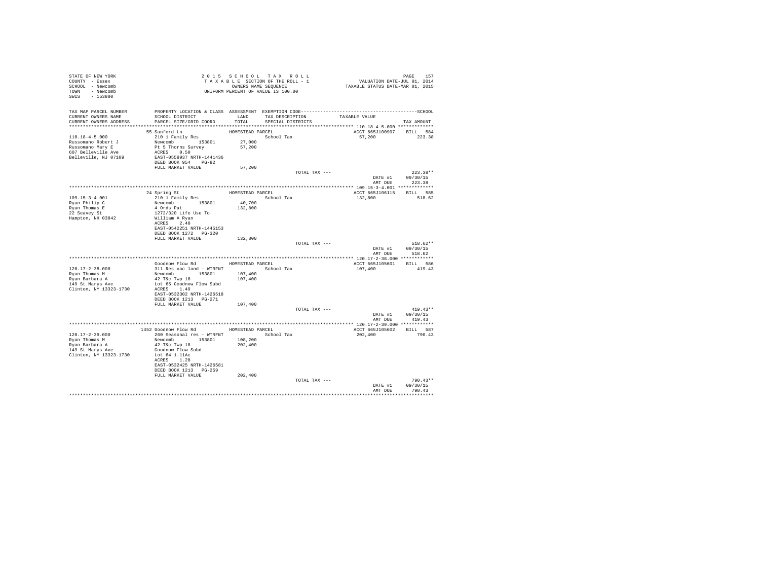STATE OF NEW YORK
COUNTY - Essex
SCHOOL - Newcomb
TOWN - Newcomb
SWIS - 153800

2 0 1 5 S C H O O L T A X R O L L
T A X A B L E SECTION OF THE ROLL - 1
OWNERS NAME SEQUENCE
UNIFORM PERCENT OF VALUE IS 100.00

VALUATION DATE-JUL 01, 2014
TAXABLE STATUS DATE-MAR 01, 2015

| TAX MAP PARCEL NUMBER / CURRENT OWNERS NAME / CURRENT OWNERS ADDRESS | PROPERTY LOCATION & CLASS / SCHOOL DISTRICT / PARCEL SIZE/GRID COORD | ASSESSMENT LAND / TOTAL | EXEMPTION CODE / TAX DESCRIPTION / SPECIAL DISTRICTS | TAXABLE VALUE | SCHOOL TAX AMOUNT |
|---|---|---|---|---|---|
| **110.18-4-5.000** | 55 Sanford Ln | HOMESTEAD PARCEL | | ACCT 665J100907 | BILL 584 |
| Russomano Robert J | 210 1 Family Res | | School Tax | 57,200 | 223.38 |
| Russomano Mary E | Newcomb 153801 | 27,000 | | | |
| 607 Belleville Ave | Pt 5 Thorns Survey | 57,200 | | | |
| Belleville, NJ 07109 | ACRES 0.50 | | | | |
| | EAST-0558937 NRTH-1441436 | | | | |
| | DEED BOOK 954 PG-82 | | | | |
| | FULL MARKET VALUE | 57,200 | | | |
| | | | TOTAL TAX --- | | 223.38** |
| | | | | DATE #1 | 09/30/15 |
| | | | | AMT DUE | 223.38 |
| **109.15-3-4.001** | 24 Spring St | HOMESTEAD PARCEL | | ACCT 665J106115 | BILL 585 |
| Ryan Philip C | 210 1 Family Res | | School Tax | 132,800 | 518.62 |
| Ryan Thomas E | Newcomb 153801 | 40,700 | | | |
| 22 Seavey St | 4 Ords Pat | 132,800 | | | |
| Hampton, NH 03842 | 1272/320 Life Use To | | | | |
| | William A Ryan | | | | |
| | ACRES 2.40 | | | | |
| | EAST-0542251 NRTH-1445153 | | | | |
| | DEED BOOK 1272 PG-320 | | | | |
| | FULL MARKET VALUE | 132,800 | | | |
| | | | TOTAL TAX --- | | 518.62** |
| | | | | DATE #1 | 09/30/15 |
| | | | | AMT DUE | 518.62 |
| **120.17-2-38.000** | Goodnow Flow Rd | HOMESTEAD PARCEL | | ACCT 665J105601 | BILL 586 |
| Ryan Thomas M | 311 Res vac land - WTRFNT | | School Tax | 107,400 | 419.43 |
| Ryan Barbara A | Newcomb 153801 | 107,400 | | | |
| 149 St Marys Ave | 42 T&c Twp 18 | 107,400 | | | |
| Clinton, NY 13323-1730 | Lot 65 Goodnow Flow Subd | | | | |
| | ACRES 1.49 | | | | |
| | EAST-0532302 NRTH-1426518 | | | | |
| | DEED BOOK 1213 PG-271 | | | | |
| | FULL MARKET VALUE | 107,400 | | | |
| | | | TOTAL TAX --- | | 419.43** |
| | | | | DATE #1 | 09/30/15 |
| | | | | AMT DUE | 419.43 |
| **120.17-2-39.000** | 1452 Goodnow Flow Rd | HOMESTEAD PARCEL | | ACCT 665J105602 | BILL 587 |
| Ryan Thomas M | 260 Seasonal res - WTRFNT | | School Tax | 202,400 | 790.43 |
| Ryan Barbara A | Newcomb 153801 | 108,200 | | | |
| 149 St Marys Ave | 42 T&c Twp 18 | 202,400 | | | |
| Clinton, NY 13323-1730 | Goodnow Flow Subd | | | | |
| | Lot 64 1.11Ac | | | | |
| | ACRES 1.28 | | | | |
| | EAST-0532425 NRTH-1426581 | | | | |
| | DEED BOOK 1213 PG-259 | | | | |
| | FULL MARKET VALUE | 202,400 | | | |
| | | | TOTAL TAX --- | | 790.43** |
| | | | | DATE #1 | 09/30/15 |
| | | | | AMT DUE | 790.43 |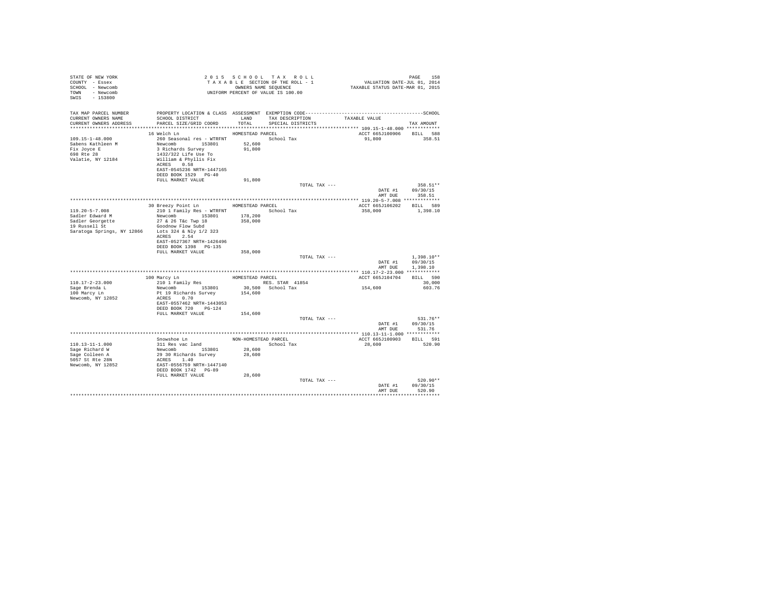STATE OF NEW YORK
COUNTY - Essex
SCHOOL - Newcomb
TOWN - Newcomb
SWIS - 153800

2015 SCHOOL TAX ROLL
TAXABLE SECTION OF THE ROLL - 1
OWNERS NAME SEQUENCE
UNIFORM PERCENT OF VALUE IS 100.00

VALUATION DATE-JUL 01, 2014
TAXABLE STATUS DATE-MAR 01, 2015

| TAX MAP PARCEL NUMBER / CURRENT OWNERS NAME / CURRENT OWNERS ADDRESS | PROPERTY LOCATION & CLASS / SCHOOL DISTRICT / PARCEL SIZE/GRID COORD | ASSESSMENT LAND / TOTAL | EXEMPTION CODE / TAX DESCRIPTION / SPECIAL DISTRICTS | TAXABLE VALUE | TAX AMOUNT |
|---|---|---|---|---|---|
| | 16 Welch Ln | HOMESTEAD PARCEL | | ACCT 665J100906 | BILL 588 |
| 109.15-1-48.000 | 260 Seasonal res - WTRFNT | | School Tax | 91,800 | 358.51 |
| Sabens Kathleen M | Newcomb 153801 | 52,600 | | | |
| Fix Joyce E | 3 Richards Survey | 91,800 | | | |
| 698 Rte 28 | 1432/322 Life Use To | | | | |
| Valatie, NY 12184 | William & Phyllis Fix | | | | |
| | ACRES 0.58 | | | | |
| | EAST-0545236 NRTH-1447165 | | | | |
| | DEED BOOK 1529 PG-40 | | | | |
| | FULL MARKET VALUE | 91,800 | | | |
| | | | TOTAL TAX --- | | 358.51** |
| | | | | DATE #1 | 09/30/15 |
| | | | | AMT DUE | 358.51 |
| | 30 Breezy Point Ln | HOMESTEAD PARCEL | | ACCT 665J106202 | BILL 589 |
| 119.20-5-7.008 | 210 1 Family Res - WTRFNT | | School Tax | 358,000 | 1,398.10 |
| Sadler Edward M | Newcomb 153801 | 178,200 | | | |
| Sadler Georgette | 27 & 26 T&c Twp 18 | 358,000 | | | |
| 19 Russell St | Goodnow Flow Subd | | | | |
| Saratoga Springs, NY 12866 | Lots 324 & Nly 1/2 323 | | | | |
| | ACRES 2.54 | | | | |
| | EAST-0527367 NRTH-1426496 | | | | |
| | DEED BOOK 1398 PG-135 | | | | |
| | FULL MARKET VALUE | 358,000 | | | |
| | | | TOTAL TAX --- | | 1,398.10** |
| | | | | DATE #1 | 09/30/15 |
| | | | | AMT DUE | 1,398.10 |
| | 100 Marcy Ln | HOMESTEAD PARCEL | | ACCT 665J104704 | BILL 590 |
| 110.17-2-23.000 | 210 1 Family Res | | RES. STAR 41854 | | 30,000 |
| Sage Brenda L | Newcomb 153801 | 30,500 | School Tax | 154,600 | 603.76 |
| 100 Marcy Ln | Pt 19 Richards Survey | 154,600 | | | |
| Newcomb, NY 12852 | ACRES 0.70 | | | | |
| | EAST-0557462 NRTH-1443053 | | | | |
| | DEED BOOK 720 PG-124 | | | | |
| | FULL MARKET VALUE | 154,600 | | | |
| | | | TOTAL TAX --- | | 531.76** |
| | | | | DATE #1 | 09/30/15 |
| | | | | AMT DUE | 531.76 |
| | Snowshoe Ln | NON-HOMESTEAD PARCEL | | ACCT 665J100903 | BILL 591 |
| 110.13-11-1.000 | 311 Res vac land | | School Tax | 28,600 | 520.90 |
| Sage Richard W | Newcomb 153801 | 28,600 | | | |
| Sage Colleen A | 29 30 Richards Survey | 28,600 | | | |
| 5057 St Rte 28N | ACRES 1.40 | | | | |
| Newcomb, NY 12852 | EAST-0556759 NRTH-1447140 | | | | |
| | DEED BOOK 1742 PG-89 | | | | |
| | FULL MARKET VALUE | 28,600 | | | |
| | | | TOTAL TAX --- | | 520.90** |
| | | | | DATE #1 | 09/30/15 |
| | | | | AMT DUE | 520.90 |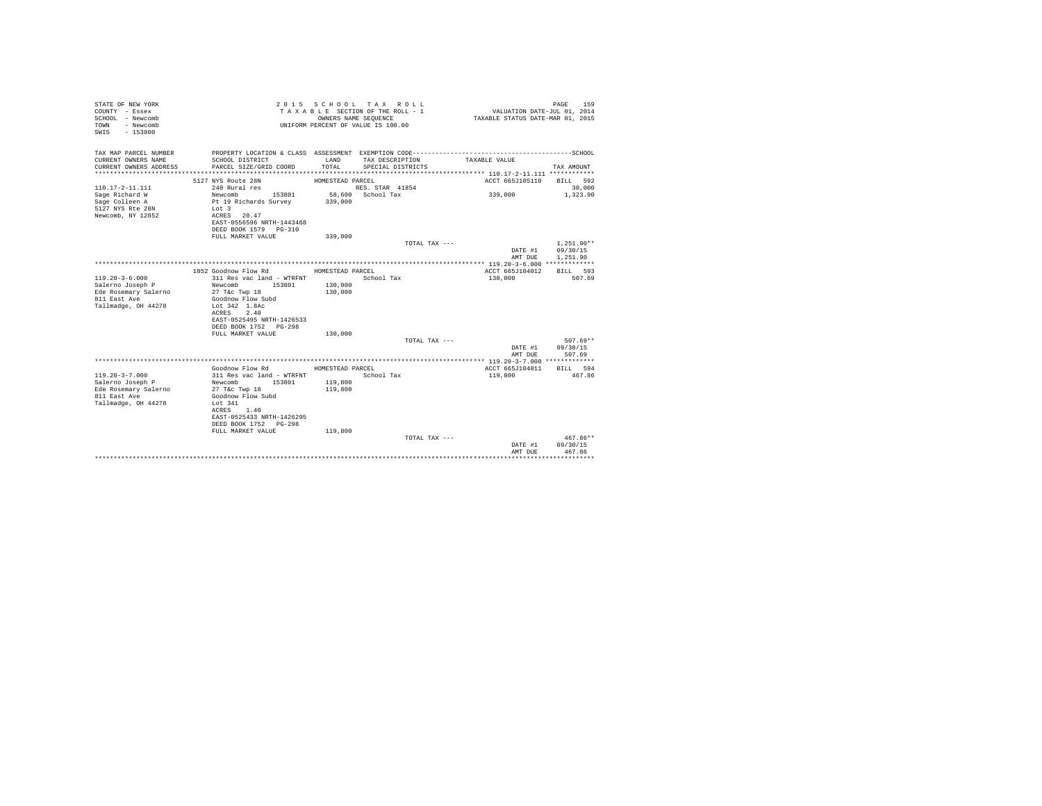STATE OF NEW YORK
COUNTY - Essex
SCHOOL - Newcomb
TOWN - Newcomb
SWIS - 153800

2 0 1 5 S C H O O L T A X R O L L
T A X A B L E SECTION OF THE ROLL - 1
OWNERS NAME SEQUENCE
UNIFORM PERCENT OF VALUE IS 100.00

VALUATION DATE-JUL 01, 2014
TAXABLE STATUS DATE-MAR 01, 2015

| TAX MAP PARCEL NUMBER / CURRENT OWNERS NAME / CURRENT OWNERS ADDRESS | PROPERTY LOCATION & CLASS / SCHOOL DISTRICT / PARCEL SIZE/GRID COORD | ASSESSMENT LAND / TOTAL | EXEMPTION CODE / TAX DESCRIPTION / SPECIAL DISTRICTS | TAXABLE VALUE | SCHOOL TAX AMOUNT |
|---|---|---|---|---|---|
| 110.17-2-11.111 | 5127 NYS Route 28N | HOMESTEAD PARCEL | | ACCT 665J105110 | BILL 592 |
| | 240 Rural res | | RES. STAR 41854 | | 30,000 |
| Sage Richard W | Newcomb 153801 | 58,600 | School Tax | 339,000 | 1,323.90 |
| Sage Colleen A | Pt 19 Richards Survey | 339,000 | | | |
| 5127 NYS Rte 28N | Lot 3 | | | | |
| Newcomb, NY 12852 | ACRES 20.47 | | | | |
| | EAST-0556596 NRTH-1443468 | | | | |
| | DEED BOOK 1579 PG-310 | | | | |
| | FULL MARKET VALUE | 339,000 | | | |
| | | | TOTAL TAX --- | | 1,251.90** |
| | | | | DATE #1 | 09/30/15 |
| | | | | AMT DUE | 1,251.90 |
| 119.20-3-6.000 | 1852 Goodnow Flow Rd | HOMESTEAD PARCEL | | ACCT 665J104012 | BILL 593 |
| | 311 Res vac land - WTRFNT | | School Tax | 130,000 | 507.69 |
| Salerno Joseph P | Newcomb 153801 | 130,000 | | | |
| Ede Rosemary Salerno | 27 T&c Twp 18 | 130,000 | | | |
| 811 East Ave | Goodnow Flow Subd | | | | |
| Tallmadge, OH 44278 | Lot 342 1.8Ac | | | | |
| | ACRES 2.40 | | | | |
| | EAST-0525495 NRTH-1426533 | | | | |
| | DEED BOOK 1752 PG-298 | | | | |
| | FULL MARKET VALUE | 130,000 | | | |
| | | | TOTAL TAX --- | | 507.69** |
| | | | | DATE #1 | 09/30/15 |
| | | | | AMT DUE | 507.69 |
| 119.20-3-7.000 | Goodnow Flow Rd | HOMESTEAD PARCEL | | ACCT 665J104011 | BILL 594 |
| | 311 Res vac land - WTRFNT | | School Tax | 119,800 | 467.86 |
| Salerno Joseph P | Newcomb 153801 | 119,800 | | | |
| Ede Rosemary Salerno | 27 T&c Twp 18 | 119,800 | | | |
| 811 East Ave | Goodnow Flow Subd | | | | |
| Tallmadge, OH 44278 | Lot 341 | | | | |
| | ACRES 1.40 | | | | |
| | EAST-0525433 NRTH-1426295 | | | | |
| | DEED BOOK 1752 PG-298 | | | | |
| | FULL MARKET VALUE | 119,800 | | | |
| | | | TOTAL TAX --- | | 467.86** |
| | | | | DATE #1 | 09/30/15 |
| | | | | AMT DUE | 467.86 |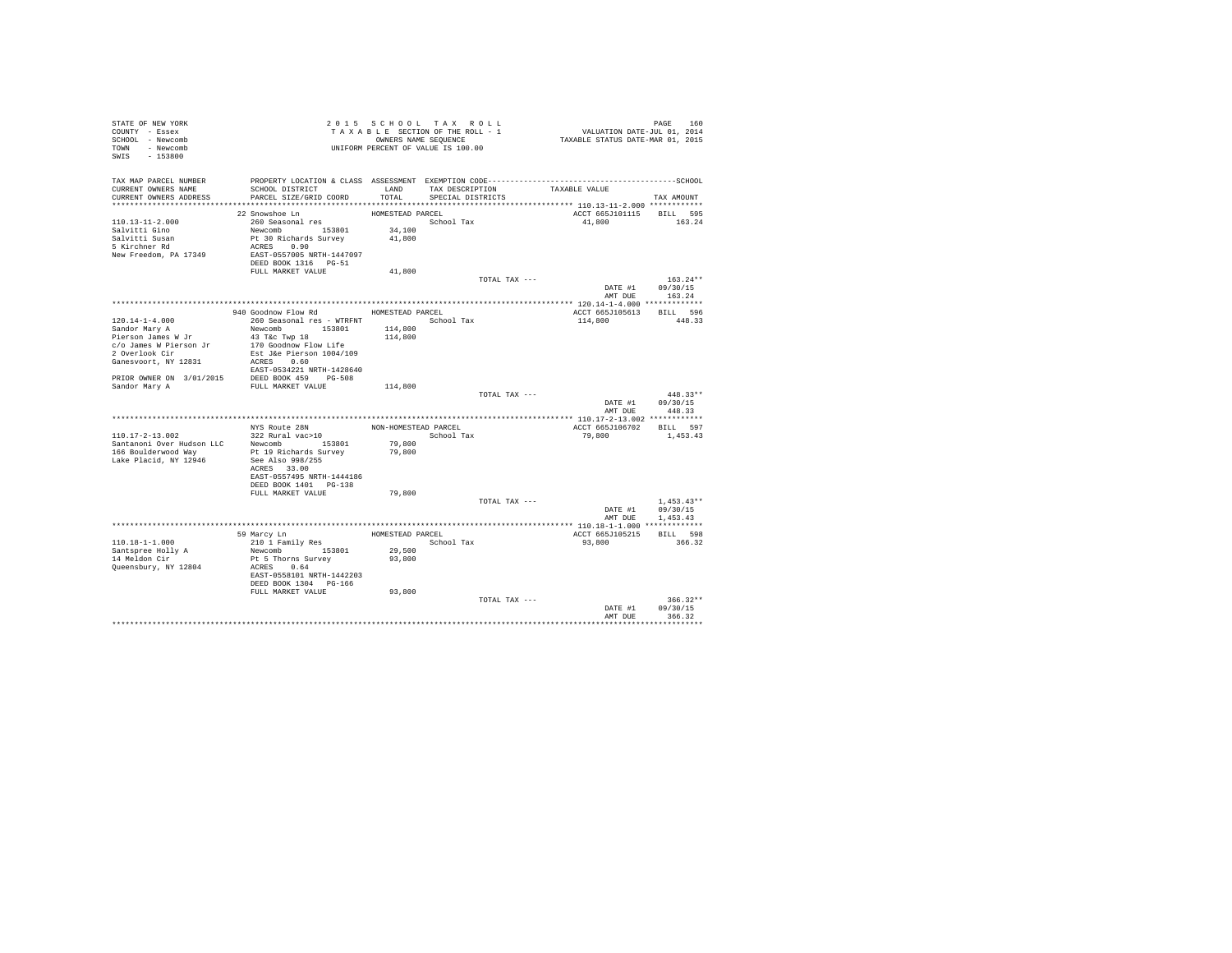STATE OF NEW YORK
COUNTY - Essex
SCHOOL - Newcomb
TOWN - Newcomb
SWIS - 153800

2 0 1 5 S C H O O L T A X R O L L
T A X A B L E SECTION OF THE ROLL - 1
OWNERS NAME SEQUENCE
UNIFORM PERCENT OF VALUE IS 100.00

VALUATION DATE-JUL 01, 2014
TAXABLE STATUS DATE-MAR 01, 2015

| TAX MAP PARCEL NUMBER / CURRENT OWNERS NAME / CURRENT OWNERS ADDRESS | PROPERTY LOCATION & CLASS / SCHOOL DISTRICT / PARCEL SIZE/GRID COORD | ASSESSMENT LAND / TOTAL | EXEMPTION CODE / TAX DESCRIPTION / SPECIAL DISTRICTS | TAXABLE VALUE | TAX AMOUNT |
|---|---|---|---|---|---|
| 110.13-11-2.000 | 22 Snowshoe Ln | HOMESTEAD PARCEL | | ACCT 665J101115 | BILL 595 |
| Salvitti Gino | 260 Seasonal res | | School Tax | 41,800 | 163.24 |
| Salvitti Susan | Newcomb 153801 | 34,100 | | | |
| 5 Kirchner Rd | Pt 30 Richards Survey | 41,800 | | | |
| New Freedom, PA 17349 | ACRES 0.90 | | | | |
| | EAST-0557005 NRTH-1447097 | | | | |
| | DEED BOOK 1316 PG-51 | | | | |
| | FULL MARKET VALUE | 41,800 | | | |
| | | | TOTAL TAX --- | | 163.24** |
| | | | | DATE #1 | 09/30/15 |
| | | | | AMT DUE | 163.24 |
| 120.14-1-4.000 | 940 Goodnow Flow Rd | HOMESTEAD PARCEL | | ACCT 665J105613 | BILL 596 |
| Sandor Mary A | 260 Seasonal res - WTRFNT | | School Tax | 114,800 | 448.33 |
| Pierson James W Jr | Newcomb 153801 | 114,800 | | | |
| c/o James W Pierson Jr | 43 T&c Twp 18 | 114,800 | | | |
| 2 Overlook Cir | 170 Goodnow Flow Life | | | | |
| Ganesvoort, NY 12831 | Est J&e Pierson 1004/109 | | | | |
| | ACRES 0.60 | | | | |
| | EAST-0534221 NRTH-1428640 | | | | |
| PRIOR OWNER ON 3/01/2015 | DEED BOOK 459 PG-508 | | | | |
| Sandor Mary A | FULL MARKET VALUE | 114,800 | | | |
| | | | TOTAL TAX --- | | 448.33** |
| | | | | DATE #1 | 09/30/15 |
| | | | | AMT DUE | 448.33 |
| 110.17-2-13.002 | NYS Route 28N | NON-HOMESTEAD PARCEL | | ACCT 665J106702 | BILL 597 |
| Santanoni Over Hudson LLC | 322 Rural vac>10 | | School Tax | 79,800 | 1,453.43 |
| 166 Boulderwood Way | Newcomb 153801 | 79,800 | | | |
| Lake Placid, NY 12946 | Pt 19 Richards Survey | 79,800 | | | |
| | See Also 998/255 | | | | |
| | ACRES 33.00 | | | | |
| | EAST-0557495 NRTH-1444186 | | | | |
| | DEED BOOK 1401 PG-138 | | | | |
| | FULL MARKET VALUE | 79,800 | | | |
| | | | TOTAL TAX --- | | 1,453.43** |
| | | | | DATE #1 | 09/30/15 |
| | | | | AMT DUE | 1,453.43 |
| 110.18-1-1.000 | 59 Marcy Ln | HOMESTEAD PARCEL | | ACCT 665J105215 | BILL 598 |
| Santspree Holly A | 210 1 Family Res | | School Tax | 93,800 | 366.32 |
| 14 Meldon Cir | Newcomb 153801 | 29,500 | | | |
| Queensbury, NY 12804 | Pt 5 Thorns Survey | 93,800 | | | |
| | ACRES 0.64 | | | | |
| | EAST-0558101 NRTH-1442203 | | | | |
| | DEED BOOK 1304 PG-166 | | | | |
| | FULL MARKET VALUE | 93,800 | | | |
| | | | TOTAL TAX --- | | 366.32** |
| | | | | DATE #1 | 09/30/15 |
| | | | | AMT DUE | 366.32 |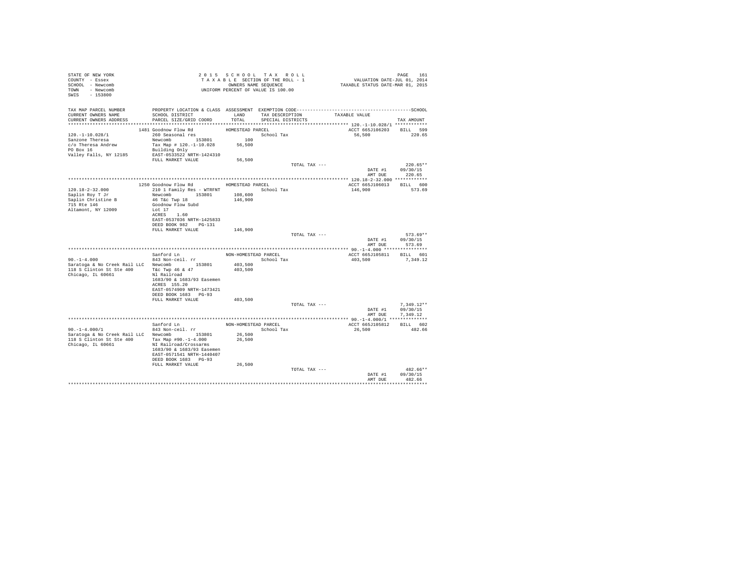STATE OF NEW YORK
COUNTY - Essex
SCHOOL - Newcomb
TOWN - Newcomb
SWIS - 153800

2 0 1 5 S C H O O L T A X R O L L
T A X A B L E SECTION OF THE ROLL - 1
OWNERS NAME SEQUENCE
UNIFORM PERCENT OF VALUE IS 100.00

VALUATION DATE-JUL 01, 2014
TAXABLE STATUS DATE-MAR 01, 2015

| TAX MAP PARCEL NUMBER / CURRENT OWNERS NAME / CURRENT OWNERS ADDRESS | PROPERTY LOCATION & CLASS / SCHOOL DISTRICT / PARCEL SIZE/GRID COORD | ASSESSMENT LAND / TOTAL | EXEMPTION CODE / TAX DESCRIPTION / SPECIAL DISTRICTS | TAXABLE VALUE | TAX AMOUNT |
|---|---|---|---|---|---|
| 120.-1-10.028/1 | 1481 Goodnow Flow Rd | HOMESTEAD PARCEL | | ACCT 665J106203 | BILL 599 |
| | 260 Seasonal res | | School Tax | 56,500 | 220.65 |
| Sanzone Theresa | Newcomb 153801 | 100 | | | |
| c/o Theresa Andrew | Tax Map # 120.-1-10.028 | 56,500 | | | |
| PO Box 16 | Building Only | | | | |
| Valley Falls, NY 12185 | EAST-0533522 NRTH-1424310 | | | | |
| | FULL MARKET VALUE | 56,500 | | | |
| | | | TOTAL TAX --- | | 220.65** |
| | | | | DATE #1 | 09/30/15 |
| | | | | AMT DUE | 220.65 |
| 120.18-2-32.000 | 1250 Goodnow Flow Rd | HOMESTEAD PARCEL | | ACCT 665J106013 | BILL 600 |
| | 210 1 Family Res - WTRFNT | | School Tax | 146,900 | 573.69 |
| Saplin Roy T Jr | Newcomb 153801 | 108,600 | | | |
| Saplin Christine B | 46 T&c Twp 18 | 146,900 | | | |
| 715 Rte 146 | Goodnow Flow Subd | | | | |
| Altamont, NY 12009 | Lot 17 | | | | |
| | ACRES 1.60 | | | | |
| | EAST-0537036 NRTH-1425833 | | | | |
| | DEED BOOK 982 PG-131 | | | | |
| | FULL MARKET VALUE | 146,900 | | | |
| | | | TOTAL TAX --- | | 573.69** |
| | | | | DATE #1 | 09/30/15 |
| | | | | AMT DUE | 573.69 |
| 90.-1-4.000 | Sanford Ln | NON-HOMESTEAD PARCEL | | ACCT 665J105811 | BILL 601 |
| | 843 Non-ceil. rr | | School Tax | 403,500 | 7,349.12 |
| Saratoga & No Creek Rail LLC | Newcomb 153801 | 403,500 | | | |
| 118 S Clinton St Ste 400 | T&c Twp 46 & 47 | 403,500 | | | |
| Chicago, IL 60661 | Nl Railroad | | | | |
| | 1683/90 & 1683/93 Easemen | | | | |
| | ACRES 155.20 | | | | |
| | EAST-0574909 NRTH-1473421 | | | | |
| | DEED BOOK 1683 PG-93 | | | | |
| | FULL MARKET VALUE | 403,500 | | | |
| | | | TOTAL TAX --- | | 7,349.12** |
| | | | | DATE #1 | 09/30/15 |
| | | | | AMT DUE | 7,349.12 |
| 90.-1-4.000/1 | Sanford Ln | NON-HOMESTEAD PARCEL | | ACCT 665J105812 | BILL 602 |
| | 843 Non-ceil. rr | | School Tax | 26,500 | 482.66 |
| Saratoga & No Creek Rail LLC | Newcomb 153801 | 26,500 | | | |
| 118 S Clinton St Ste 400 | Tax Map #90.-1-4.000 | 26,500 | | | |
| Chicago, IL 60661 | NI Railroad/Crossarms | | | | |
| | 1683/90 & 1683/93 Easemen | | | | |
| | EAST-0571541 NRTH-1440407 | | | | |
| | DEED BOOK 1683 PG-93 | | | | |
| | FULL MARKET VALUE | 26,500 | | | |
| | | | TOTAL TAX --- | | 482.66** |
| | | | | DATE #1 | 09/30/15 |
| | | | | AMT DUE | 482.66 |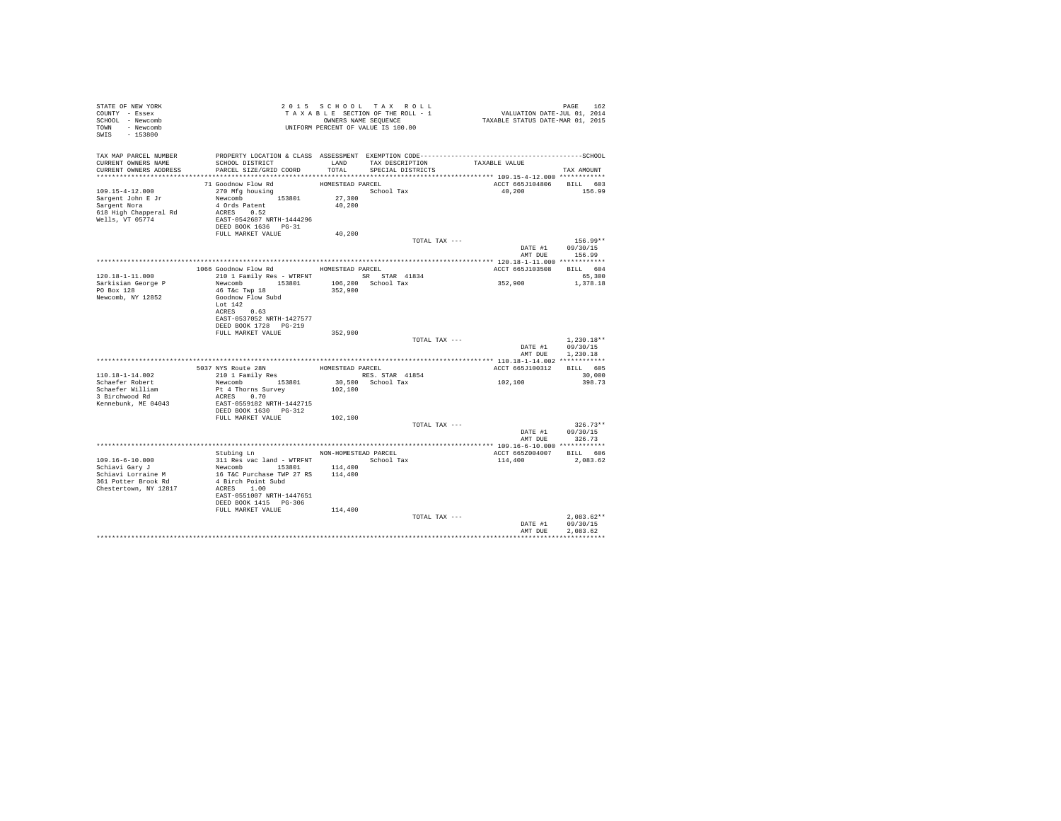STATE OF NEW YORK
COUNTY - Essex
SCHOOL - Newcomb
TOWN - Newcomb
SWIS - 153800

2 0 1 5 S C H O O L T A X R O L L
T A X A B L E SECTION OF THE ROLL - 1
OWNERS NAME SEQUENCE
UNIFORM PERCENT OF VALUE IS 100.00

VALUATION DATE-JUL 01, 2014
TAXABLE STATUS DATE-MAR 01, 2015

| TAX MAP PARCEL NUMBER / CURRENT OWNERS NAME / CURRENT OWNERS ADDRESS | PROPERTY LOCATION & CLASS / SCHOOL DISTRICT / PARCEL SIZE/GRID COORD | ASSESSMENT LAND / TOTAL | EXEMPTION CODE / TAX DESCRIPTION / SPECIAL DISTRICTS | TAXABLE VALUE | SCHOOL TAX AMOUNT |
|---|---|---|---|---|---|
| 109.15-4-12.000 | 71 Goodnow Flow Rd | HOMESTEAD PARCEL | | ACCT 665J104806 | BILL 603 |
| Sargent John E Jr | 270 Mfg housing | | School Tax | 40,200 | 156.99 |
| Sargent Nora | Newcomb 153801 | 27,300 | | | |
| 618 High Chapperal Rd | 4 Ords Patent | 40,200 | | | |
| Wells, VT 05774 | ACRES 0.52 | | | | |
| | EAST-0542687 NRTH-1444296 | | | | |
| | DEED BOOK 1636 PG-31 | | | | |
| | FULL MARKET VALUE | 40,200 | | | |
| | | | TOTAL TAX --- | | 156.99** |
| | | | | DATE #1 | 09/30/15 |
| | | | | AMT DUE | 156.99 |
| 120.18-1-11.000 | 1066 Goodnow Flow Rd | HOMESTEAD PARCEL | | ACCT 665J103508 | BILL 604 |
| Sarkisian George P | 210 1 Family Res - WTRFNT | | SR STAR 41834 | | 65,300 |
| PO Box 128 | Newcomb 153801 | 106,200 | School Tax | 352,900 | 1,378.18 |
| Newcomb, NY 12852 | 46 T&c Twp 18 | 352,900 | | | |
| | Goodnow Flow Subd | | | | |
| | Lot 142 | | | | |
| | ACRES 0.63 | | | | |
| | EAST-0537052 NRTH-1427577 | | | | |
| | DEED BOOK 1728 PG-219 | | | | |
| | FULL MARKET VALUE | 352,900 | | | |
| | | | TOTAL TAX --- | | 1,230.18** |
| | | | | DATE #1 | 09/30/15 |
| | | | | AMT DUE | 1,230.18 |
| 110.18-1-14.002 | 5037 NYS Route 28N | HOMESTEAD PARCEL | | ACCT 665J100312 | BILL 605 |
| Schaefer Robert | 210 1 Family Res | | RES. STAR 41854 | | 30,000 |
| Schaefer William | Newcomb 153801 | 30,500 | School Tax | 102,100 | 398.73 |
| 3 Birchwood Rd | Pt 4 Thorns Survey | 102,100 | | | |
| Kennebunk, ME 04043 | ACRES 0.70 | | | | |
| | EAST-0559182 NRTH-1442715 | | | | |
| | DEED BOOK 1630 PG-312 | | | | |
| | FULL MARKET VALUE | 102,100 | | | |
| | | | TOTAL TAX --- | | 326.73** |
| | | | | DATE #1 | 09/30/15 |
| | | | | AMT DUE | 326.73 |
| 109.16-6-10.000 | Stubing Ln | NON-HOMESTEAD PARCEL | | ACCT 665Z004007 | BILL 606 |
| Schiavi Gary J | 311 Res vac land - WTRFNT | | School Tax | 114,400 | 2,083.62 |
| Schiavi Lorraine M | Newcomb 153801 | 114,400 | | | |
| 361 Potter Brook Rd | 16 T&C Purchase TWP 27 RS | 114,400 | | | |
| Chestertown, NY 12817 | 4 Birch Point Subd | | | | |
| | ACRES 1.00 | | | | |
| | EAST-0551007 NRTH-1447651 | | | | |
| | DEED BOOK 1415 PG-306 | | | | |
| | FULL MARKET VALUE | 114,400 | | | |
| | | | TOTAL TAX --- | | 2,083.62** |
| | | | | DATE #1 | 09/30/15 |
| | | | | AMT DUE | 2,083.62 |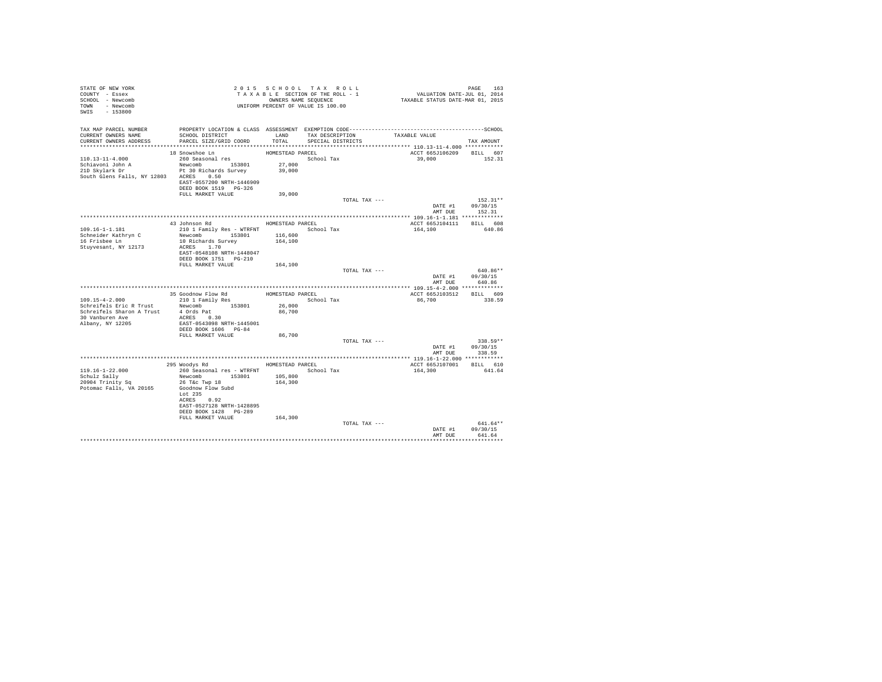STATE OF NEW YORK
COUNTY - Essex
SCHOOL - Newcomb
TOWN - Newcomb
SWIS - 153800

2 0 1 5 S C H O O L T A X R O L L
T A X A B L E SECTION OF THE ROLL - 1
OWNERS NAME SEQUENCE
UNIFORM PERCENT OF VALUE IS 100.00

VALUATION DATE-JUL 01, 2014
TAXABLE STATUS DATE-MAR 01, 2015

| TAX MAP PARCEL NUMBER / CURRENT OWNERS NAME / CURRENT OWNERS ADDRESS | PROPERTY LOCATION & CLASS / SCHOOL DISTRICT / PARCEL SIZE/GRID COORD | ASSESSMENT LAND / TOTAL | EXEMPTION CODE / TAX DESCRIPTION / SPECIAL DISTRICTS | TAXABLE VALUE | SCHOOL TAX AMOUNT |
|---|---|---|---|---|---|
| **110.13-11-4.000** | 18 Snowshoe Ln | HOMESTEAD PARCEL | | ACCT 665J106209 | BILL 607 |
| 110.13-11-4.000 | 260 Seasonal res | | School Tax | 39,000 | 152.31 |
| Schiavoni John A | Newcomb 153801 | 27,000 | | | |
| 21D Skylark Dr | Pt 30 Richards Survey | 39,000 | | | |
| South Glens Falls, NY 12803 | ACRES 0.50 | | | | |
| | EAST-0557200 NRTH-1446909 | | | | |
| | DEED BOOK 1519 PG-326 | | | | |
| | FULL MARKET VALUE | 39,000 | | | |
| | | | TOTAL TAX --- | | 152.31** |
| | | | | DATE #1 | 09/30/15 |
| | | | | AMT DUE | 152.31 |
| **109.16-1-1.181** | 43 Johnson Rd | HOMESTEAD PARCEL | | ACCT 665J104111 | BILL 608 |
| 109.16-1-1.181 | 210 1 Family Res - WTRFNT | | School Tax | 164,100 | 640.86 |
| Schneider Kathryn C | Newcomb 153801 | 116,600 | | | |
| 16 Frisbee Ln | 10 Richards Survey | 164,100 | | | |
| Stuyvesant, NY 12173 | ACRES 1.70 | | | | |
| | EAST-0548108 NRTH-1448047 | | | | |
| | DEED BOOK 1751 PG-210 | | | | |
| | FULL MARKET VALUE | 164,100 | | | |
| | | | TOTAL TAX --- | | 640.86** |
| | | | | DATE #1 | 09/30/15 |
| | | | | AMT DUE | 640.86 |
| **109.15-4-2.000** | 35 Goodnow Flow Rd | HOMESTEAD PARCEL | | ACCT 665J103512 | BILL 609 |
| 109.15-4-2.000 | 210 1 Family Res | | School Tax | 86,700 | 338.59 |
| Schreifels Eric R Trust | Newcomb 153801 | 26,000 | | | |
| Schreifels Sharon A Trust | 4 Ords Pat | 86,700 | | | |
| 30 Vanburen Ave | ACRES 0.30 | | | | |
| Albany, NY 12205 | EAST-0543098 NRTH-1445001 | | | | |
| | DEED BOOK 1606 PG-84 | | | | |
| | FULL MARKET VALUE | 86,700 | | | |
| | | | TOTAL TAX --- | | 338.59** |
| | | | | DATE #1 | 09/30/15 |
| | | | | AMT DUE | 338.59 |
| **119.16-1-22.000** | 295 Woodys Rd | HOMESTEAD PARCEL | | ACCT 665J107001 | BILL 610 |
| 119.16-1-22.000 | 260 Seasonal res - WTRFNT | | School Tax | 164,300 | 641.64 |
| Schulz Sally | Newcomb 153801 | 105,800 | | | |
| 20904 Trinity Sq | 26 T&c Twp 18 | 164,300 | | | |
| Potomac Falls, VA 20165 | Goodnow Flow Subd | | | | |
| | Lot 235 | | | | |
| | ACRES 0.92 | | | | |
| | EAST-0527128 NRTH-1428895 | | | | |
| | DEED BOOK 1428 PG-289 | | | | |
| | FULL MARKET VALUE | 164,300 | | | |
| | | | TOTAL TAX --- | | 641.64** |
| | | | | DATE #1 | 09/30/15 |
| | | | | AMT DUE | 641.64 |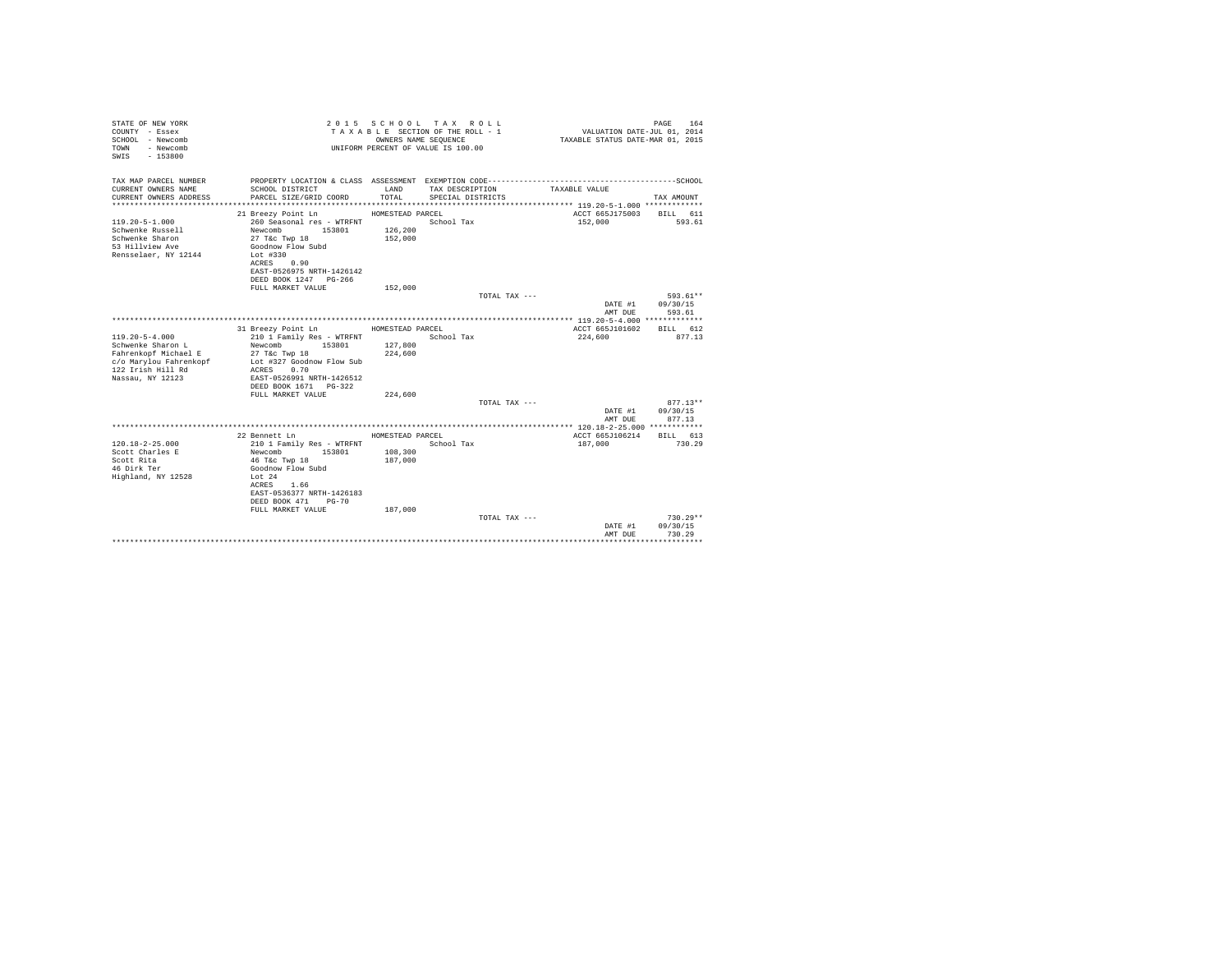STATE OF NEW YORK
COUNTY - Essex
SCHOOL - Newcomb
TOWN - Newcomb
SWIS - 153800

2 0 1 5 S C H O O L T A X R O L L
T A X A B L E SECTION OF THE ROLL - 1
OWNERS NAME SEQUENCE
UNIFORM PERCENT OF VALUE IS 100.00

VALUATION DATE-JUL 01, 2014
TAXABLE STATUS DATE-MAR 01, 2015

| TAX MAP PARCEL NUMBER / CURRENT OWNERS NAME / CURRENT OWNERS ADDRESS | PROPERTY LOCATION & CLASS / SCHOOL DISTRICT / PARCEL SIZE/GRID COORD | ASSESSMENT LAND / TOTAL | EXEMPTION CODE / TAX DESCRIPTION / SPECIAL DISTRICTS | TAXABLE VALUE | TAX AMOUNT |
|---|---|---|---|---|---|
| **119.20-5-1.000** | 21 Breezy Point Ln — HOMESTEAD PARCEL | | | ACCT 665J175003 | BILL 611 |
| 119.20-5-1.000 | 260 Seasonal res - WTRFNT | | School Tax | 152,000 | 593.61 |
| Schwenke Russell | Newcomb 153801 | 126,200 | | | |
| Schwenke Sharon | 27 T&c Twp 18 | 152,000 | | | |
| 53 Hillview Ave | Goodnow Flow Subd | | | | |
| Rensselaer, NY 12144 | Lot #330 | | | | |
| | ACRES 0.90 | | | | |
| | EAST-0526975 NRTH-1426142 | | | | |
| | DEED BOOK 1247 PG-266 | | | | |
| | FULL MARKET VALUE | 152,000 | | | |
| | | | TOTAL TAX --- | | 593.61** |
| | | | | DATE #1 | 09/30/15 |
| | | | | AMT DUE | 593.61 |
| **119.20-5-4.000** | 31 Breezy Point Ln — HOMESTEAD PARCEL | | | ACCT 665J101602 | BILL 612 |
| 119.20-5-4.000 | 210 1 Family Res - WTRFNT | | School Tax | 224,600 | 877.13 |
| Schwenke Sharon L | Newcomb 153801 | 127,800 | | | |
| Fahrenkopf Michael E | 27 T&c Twp 18 | 224,600 | | | |
| c/o Marylou Fahrenkopf | Lot #327 Goodnow Flow Sub | | | | |
| 122 Irish Hill Rd | ACRES 0.70 | | | | |
| Nassau, NY 12123 | EAST-0526991 NRTH-1426512 | | | | |
| | DEED BOOK 1671 PG-322 | | | | |
| | FULL MARKET VALUE | 224,600 | | | |
| | | | TOTAL TAX --- | | 877.13** |
| | | | | DATE #1 | 09/30/15 |
| | | | | AMT DUE | 877.13 |
| **120.18-2-25.000** | 22 Bennett Ln — HOMESTEAD PARCEL | | | ACCT 665J106214 | BILL 613 |
| 120.18-2-25.000 | 210 1 Family Res - WTRFNT | | School Tax | 187,000 | 730.29 |
| Scott Charles E | Newcomb 153801 | 108,300 | | | |
| Scott Rita | 46 T&c Twp 18 | 187,000 | | | |
| 46 Dirk Ter | Goodnow Flow Subd | | | | |
| Highland, NY 12528 | Lot 24 | | | | |
| | ACRES 1.66 | | | | |
| | EAST-0536377 NRTH-1426183 | | | | |
| | DEED BOOK 471 PG-70 | | | | |
| | FULL MARKET VALUE | 187,000 | | | |
| | | | TOTAL TAX --- | | 730.29** |
| | | | | DATE #1 | 09/30/15 |
| | | | | AMT DUE | 730.29 |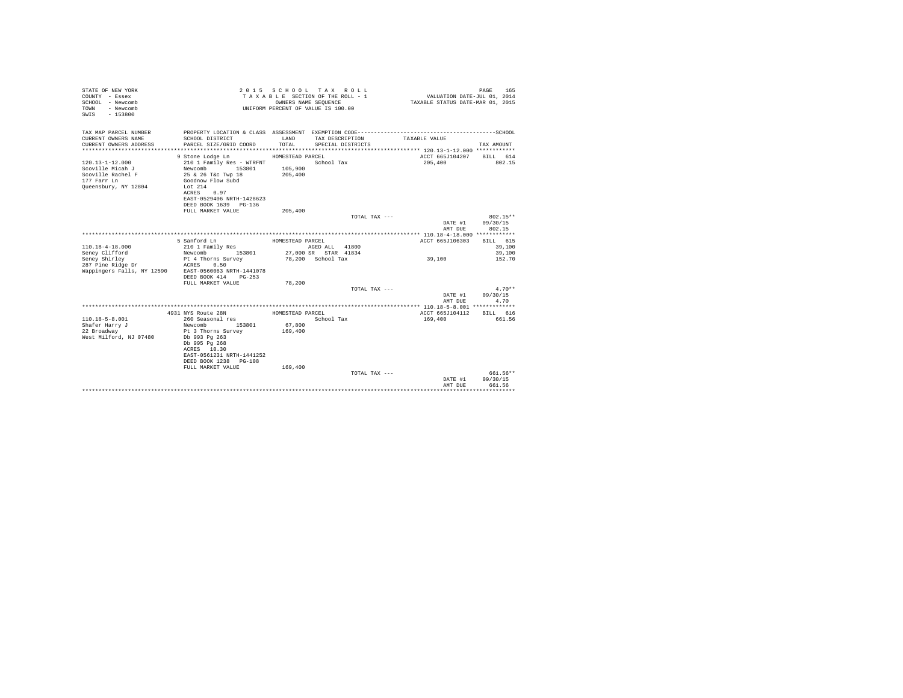STATE OF NEW YORK
COUNTY - Essex
SCHOOL - Newcomb
TOWN - Newcomb
SWIS - 153800

2 0 1 5 S C H O O L T A X R O L L
T A X A B L E SECTION OF THE ROLL - 1
OWNERS NAME SEQUENCE
UNIFORM PERCENT OF VALUE IS 100.00

VALUATION DATE-JUL 01, 2014
TAXABLE STATUS DATE-MAR 01, 2015

| TAX MAP PARCEL NUMBER / CURRENT OWNERS NAME / CURRENT OWNERS ADDRESS | PROPERTY LOCATION & CLASS / SCHOOL DISTRICT / PARCEL SIZE/GRID COORD | ASSESSMENT LAND / TOTAL | EXEMPTION CODE / TAX DESCRIPTION / SPECIAL DISTRICTS | TAXABLE VALUE | TAX AMOUNT |
|---|---|---|---|---|---|
| **120.13-1-12.000** | 9 Stone Lodge Ln | HOMESTEAD PARCEL | | ACCT 665J104207 | BILL 614 |
| 120.13-1-12.000 | 210 1 Family Res - WTRFNT | | School Tax | 205,400 | 802.15 |
| Scoville Micah J | Newcomb 153801 | 105,900 | | | |
| Scoville Rachel F | 25 & 26 T&c Twp 18 | 205,400 | | | |
| 177 Farr Ln | Goodnow Flow Subd | | | | |
| Queensbury, NY 12804 | Lot 214 | | | | |
| | ACRES 0.97 | | | | |
| | EAST-0529406 NRTH-1428623 | | | | |
| | DEED BOOK 1639 PG-136 | | | | |
| | FULL MARKET VALUE | 205,400 | | | |
| | | | TOTAL TAX --- | | 802.15** |
| | | | | DATE #1 | 09/30/15 |
| | | | | AMT DUE | 802.15 |
| **110.18-4-18.000** | 5 Sanford Ln | HOMESTEAD PARCEL | | ACCT 665J106303 | BILL 615 |
| 110.18-4-18.000 | 210 1 Family Res | | AGED ALL 41800 | | 39,100 |
| Seney Clifford | Newcomb 153801 | 27,000 | SR STAR 41834 | | 39,100 |
| Seney Shirley | Pt 4 Thorns Survey | 78,200 | School Tax | 39,100 | 152.70 |
| 287 Pine Ridge Dr | ACRES 0.50 | | | | |
| Wappingers Falls, NY 12590 | EAST-0560063 NRTH-1441078 | | | | |
| | DEED BOOK 414 PG-253 | | | | |
| | FULL MARKET VALUE | 78,200 | | | |
| | | | TOTAL TAX --- | | 4.70** |
| | | | | DATE #1 | 09/30/15 |
| | | | | AMT DUE | 4.70 |
| **110.18-5-8.001** | 4931 NYS Route 28N | HOMESTEAD PARCEL | | ACCT 665J104112 | BILL 616 |
| 110.18-5-8.001 | 260 Seasonal res | | School Tax | 169,400 | 661.56 |
| Shafer Harry J | Newcomb 153801 | 67,800 | | | |
| 22 Broadway | Pt 3 Thorns Survey | 169,400 | | | |
| West Milford, NJ 07480 | Db 993 Pg 263 | | | | |
| | Db 995 Pg 268 | | | | |
| | ACRES 10.30 | | | | |
| | EAST-0561231 NRTH-1441252 | | | | |
| | DEED BOOK 1238 PG-108 | | | | |
| | FULL MARKET VALUE | 169,400 | | | |
| | | | TOTAL TAX --- | | 661.56** |
| | | | | DATE #1 | 09/30/15 |
| | | | | AMT DUE | 661.56 |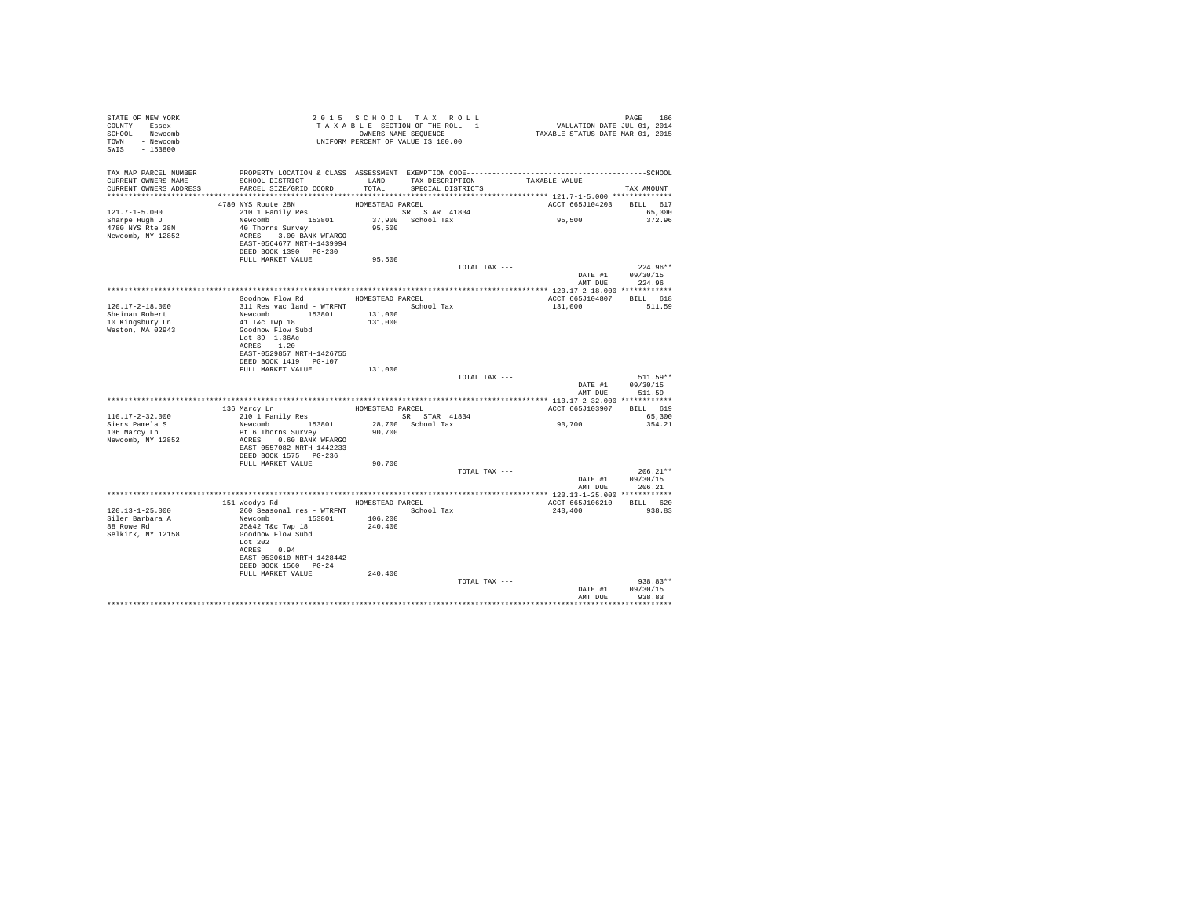STATE OF NEW YORK
COUNTY - Essex
SCHOOL - Newcomb
TOWN - Newcomb
SWIS - 153800

2 0 1 5 S C H O O L T A X R O L L
T A X A B L E SECTION OF THE ROLL - 1
OWNERS NAME SEQUENCE
UNIFORM PERCENT OF VALUE IS 100.00

VALUATION DATE-JUL 01, 2014
TAXABLE STATUS DATE-MAR 01, 2015

| TAX MAP PARCEL NUMBER / CURRENT OWNERS NAME / CURRENT OWNERS ADDRESS | PROPERTY LOCATION & CLASS / SCHOOL DISTRICT / PARCEL SIZE/GRID COORD | ASSESSMENT LAND / TOTAL | EXEMPTION CODE / TAX DESCRIPTION / SPECIAL DISTRICTS | TAXABLE VALUE | TAX AMOUNT |
|---|---|---|---|---|---|
| 121.7-1-5.000 | 4780 NYS Route 28N | HOMESTEAD PARCEL | | ACCT 665J104203 | BILL 617 |
| Sharpe Hugh J | 210 1 Family Res | | SR STAR 41834 | | 65,300 |
| 4780 NYS Rte 28N | Newcomb 153801 | 37,900 | School Tax | 95,500 | 372.96 |
| Newcomb, NY 12852 | 40 Thorns Survey | 95,500 | | | |
| | ACRES 3.00 BANK WFARGO | | | | |
| | EAST-0564677 NRTH-1439994 | | | | |
| | DEED BOOK 1390 PG-230 | | | | |
| | FULL MARKET VALUE | 95,500 | | | |
| | | | TOTAL TAX --- | | 224.96** |
| | | | | DATE #1 | 09/30/15 |
| | | | | AMT DUE | 224.96 |
| 120.17-2-18.000 | Goodnow Flow Rd | HOMESTEAD PARCEL | | ACCT 665J104807 | BILL 618 |
| Sheiman Robert | 311 Res vac land - WTRFNT | | School Tax | 131,000 | 511.59 |
| 10 Kingsbury Ln | Newcomb 153801 | 131,000 | | | |
| Weston, MA 02943 | 41 T&c Twp 18 | 131,000 | | | |
| | Goodnow Flow Subd | | | | |
| | Lot 89 1.36Ac | | | | |
| | ACRES 1.20 | | | | |
| | EAST-0529857 NRTH-1426755 | | | | |
| | DEED BOOK 1419 PG-107 | | | | |
| | FULL MARKET VALUE | 131,000 | | | |
| | | | TOTAL TAX --- | | 511.59** |
| | | | | DATE #1 | 09/30/15 |
| | | | | AMT DUE | 511.59 |
| 110.17-2-32.000 | 136 Marcy Ln | HOMESTEAD PARCEL | | ACCT 665J103907 | BILL 619 |
| Siers Pamela S | 210 1 Family Res | | SR STAR 41834 | | 65,300 |
| 136 Marcy Ln | Newcomb 153801 | 28,700 | School Tax | 90,700 | 354.21 |
| Newcomb, NY 12852 | Pt 6 Thorns Survey | 90,700 | | | |
| | ACRES 0.60 BANK WFARGO | | | | |
| | EAST-0557082 NRTH-1442233 | | | | |
| | DEED BOOK 1575 PG-236 | | | | |
| | FULL MARKET VALUE | 90,700 | | | |
| | | | TOTAL TAX --- | | 206.21** |
| | | | | DATE #1 | 09/30/15 |
| | | | | AMT DUE | 206.21 |
| 120.13-1-25.000 | 151 Woodys Rd | HOMESTEAD PARCEL | | ACCT 665J106210 | BILL 620 |
| Siler Barbara A | 260 Seasonal res - WTRFNT | | School Tax | 240,400 | 938.83 |
| 88 Rowe Rd | Newcomb 153801 | 106,200 | | | |
| Selkirk, NY 12158 | 25&42 T&c Twp 18 | 240,400 | | | |
| | Goodnow Flow Subd | | | | |
| | Lot 202 | | | | |
| | ACRES 0.94 | | | | |
| | EAST-0530610 NRTH-1428442 | | | | |
| | DEED BOOK 1560 PG-24 | | | | |
| | FULL MARKET VALUE | 240,400 | | | |
| | | | TOTAL TAX --- | | 938.83** |
| | | | | DATE #1 | 09/30/15 |
| | | | | AMT DUE | 938.83 |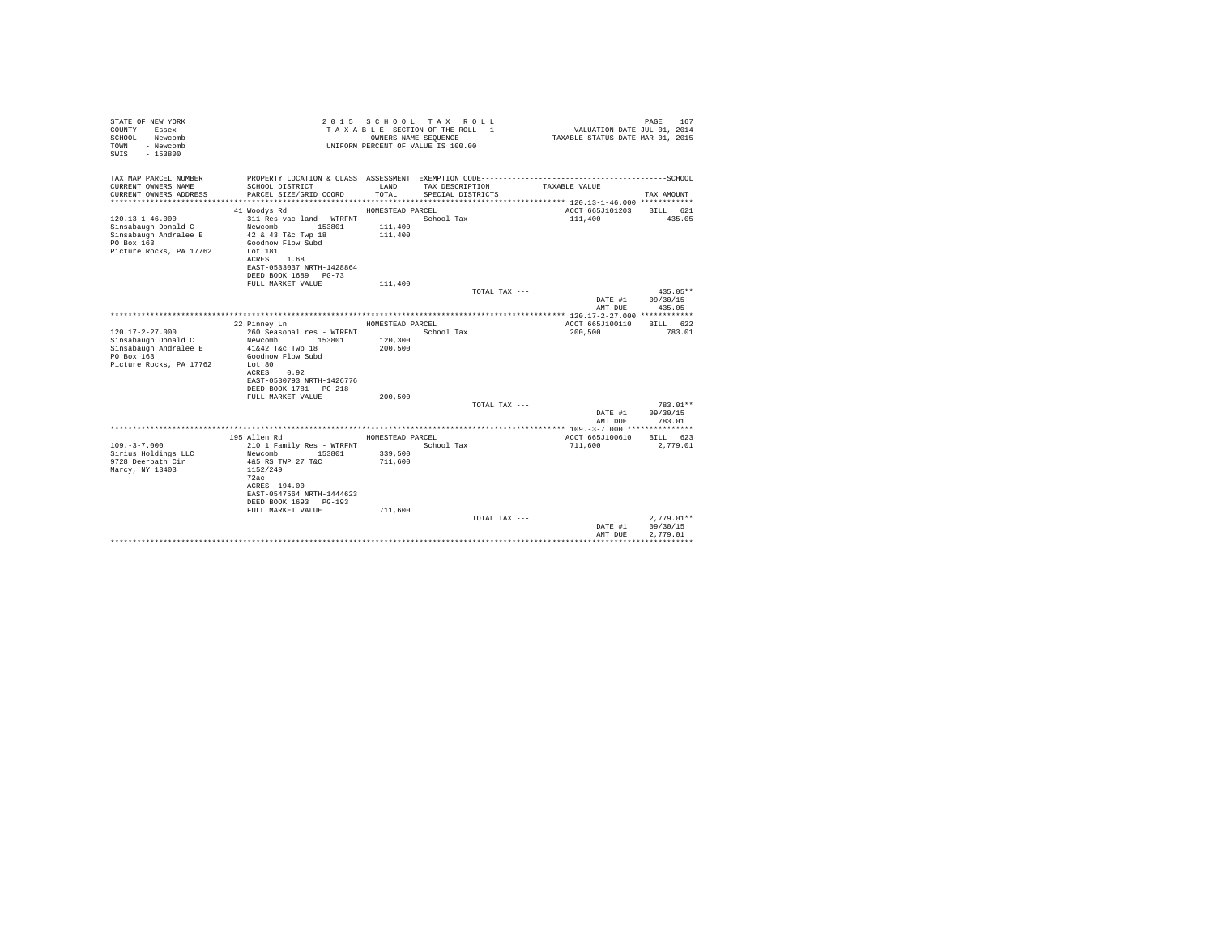STATE OF NEW YORK
COUNTY - Essex
SCHOOL - Newcomb
TOWN - Newcomb
SWIS - 153800

2 0 1 5 S C H O O L T A X R O L L
T A X A B L E SECTION OF THE ROLL - 1
OWNERS NAME SEQUENCE
UNIFORM PERCENT OF VALUE IS 100.00

VALUATION DATE-JUL 01, 2014
TAXABLE STATUS DATE-MAR 01, 2015

| TAX MAP PARCEL NUMBER / CURRENT OWNERS NAME / CURRENT OWNERS ADDRESS | PROPERTY LOCATION & CLASS / SCHOOL DISTRICT / PARCEL SIZE/GRID COORD | ASSESSMENT LAND / TOTAL | EXEMPTION CODE / TAX DESCRIPTION / SPECIAL DISTRICTS | TAXABLE VALUE | SCHOOL TAX AMOUNT |
|---|---|---|---|---|---|
| **120.13-1-46.000** | 41 Woodys Rd | HOMESTEAD PARCEL | | ACCT 665J101203 | BILL 621 |
| 120.13-1-46.000 | 311 Res vac land - WTRFNT | | School Tax | 111,400 | 435.05 |
| Sinsabaugh Donald C | Newcomb 153801 | 111,400 | | | |
| Sinsabaugh Andralee E | 42 & 43 T&c Twp 18 | 111,400 | | | |
| PO Box 163 | Goodnow Flow Subd | | | | |
| Picture Rocks, PA 17762 | Lot 181 | | | | |
| | ACRES 1.68 | | | | |
| | EAST-0533037 NRTH-1428864 | | | | |
| | DEED BOOK 1689 PG-73 | | | | |
| | FULL MARKET VALUE | 111,400 | | | |
| | | | TOTAL TAX --- | | 435.05** |
| | | | | DATE #1 | 09/30/15 |
| | | | | AMT DUE | 435.05 |
| **120.17-2-27.000** | 22 Pinney Ln | HOMESTEAD PARCEL | | ACCT 665J100110 | BILL 622 |
| 120.17-2-27.000 | 260 Seasonal res - WTRFNT | | School Tax | 200,500 | 783.01 |
| Sinsabaugh Donald C | Newcomb 153801 | 120,300 | | | |
| Sinsabaugh Andralee E | 41&42 T&c Twp 18 | 200,500 | | | |
| PO Box 163 | Goodnow Flow Subd | | | | |
| Picture Rocks, PA 17762 | Lot 80 | | | | |
| | ACRES 0.92 | | | | |
| | EAST-0530793 NRTH-1426776 | | | | |
| | DEED BOOK 1781 PG-218 | | | | |
| | FULL MARKET VALUE | 200,500 | | | |
| | | | TOTAL TAX --- | | 783.01** |
| | | | | DATE #1 | 09/30/15 |
| | | | | AMT DUE | 783.01 |
| **109.-3-7.000** | 195 Allen Rd | HOMESTEAD PARCEL | | ACCT 665J100610 | BILL 623 |
| 109.-3-7.000 | 210 1 Family Res - WTRFNT | | School Tax | 711,600 | 2,779.01 |
| Sirius Holdings LLC | Newcomb 153801 | 339,500 | | | |
| 9728 Deerpath Cir | 4&5 RS TWP 27 T&C | 711,600 | | | |
| Marcy, NY 13403 | 1152/249 | | | | |
| | 72ac | | | | |
| | ACRES 194.00 | | | | |
| | EAST-0547564 NRTH-1444623 | | | | |
| | DEED BOOK 1693 PG-193 | | | | |
| | FULL MARKET VALUE | 711,600 | | | |
| | | | TOTAL TAX --- | | 2,779.01** |
| | | | | DATE #1 | 09/30/15 |
| | | | | AMT DUE | 2,779.01 |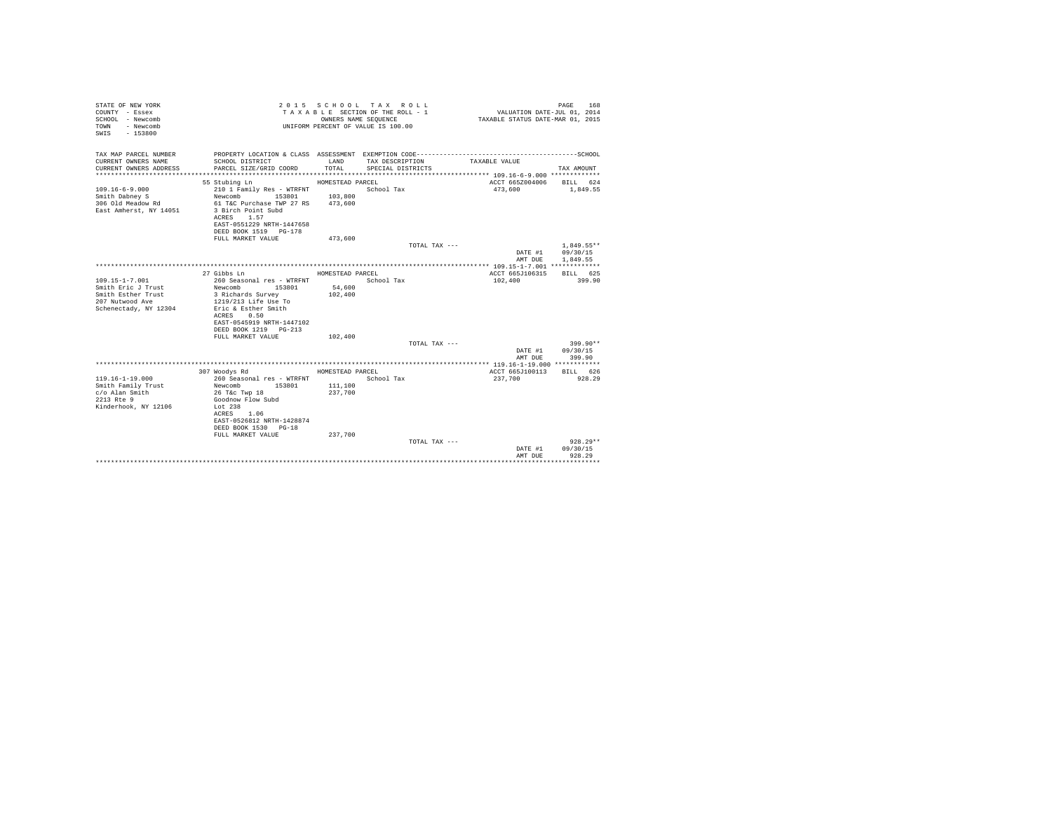STATE OF NEW YORK
COUNTY - Essex
SCHOOL - Newcomb
TOWN - Newcomb
SWIS - 153800

2 0 1 5 S C H O O L T A X R O L L
T A X A B L E SECTION OF THE ROLL - 1
OWNERS NAME SEQUENCE
UNIFORM PERCENT OF VALUE IS 100.00

VALUATION DATE-JUL 01, 2014
TAXABLE STATUS DATE-MAR 01, 2015

| TAX MAP PARCEL NUMBER / CURRENT OWNERS NAME / CURRENT OWNERS ADDRESS | PROPERTY LOCATION & CLASS / SCHOOL DISTRICT / PARCEL SIZE/GRID COORD | ASSESSMENT LAND / TOTAL | EXEMPTION CODE / TAX DESCRIPTION / SPECIAL DISTRICTS | TAXABLE VALUE | TAX AMOUNT |
|---|---|---|---|---|---|
| | 55 Stubing Ln | HOMESTEAD PARCEL | | ACCT 665Z004006 | BILL 624 |
| 109.16-6-9.000 | 210 1 Family Res - WTRFNT | | School Tax | 473,600 | 1,849.55 |
| Smith Dabney S | Newcomb 153801 | 103,800 | | | |
| 306 Old Meadow Rd | 61 T&C Purchase TWP 27 RS | 473,600 | | | |
| East Amherst, NY 14051 | 3 Birch Point Subd | | | | |
| | ACRES 1.57 | | | | |
| | EAST-0551229 NRTH-1447658 | | | | |
| | DEED BOOK 1519 PG-178 | | | | |
| | FULL MARKET VALUE | 473,600 | | | |
| | | | TOTAL TAX --- | | 1,849.55** |
| | | | | DATE #1 | 09/30/15 |
| | | | | AMT DUE | 1,849.55 |
| | 27 Gibbs Ln | HOMESTEAD PARCEL | | ACCT 665J106315 | BILL 625 |
| 109.15-1-7.001 | 260 Seasonal res - WTRFNT | | School Tax | 102,400 | 399.90 |
| Smith Eric J Trust | Newcomb 153801 | 54,600 | | | |
| Smith Esther Trust | 3 Richards Survey | 102,400 | | | |
| 207 Nutwood Ave | 1219/213 Life Use To | | | | |
| Schenectady, NY 12304 | Eric & Esther Smith | | | | |
| | ACRES 0.50 | | | | |
| | EAST-0545919 NRTH-1447102 | | | | |
| | DEED BOOK 1219 PG-213 | | | | |
| | FULL MARKET VALUE | 102,400 | | | |
| | | | TOTAL TAX --- | | 399.90** |
| | | | | DATE #1 | 09/30/15 |
| | | | | AMT DUE | 399.90 |
| | 307 Woodys Rd | HOMESTEAD PARCEL | | ACCT 665J100113 | BILL 626 |
| 119.16-1-19.000 | 260 Seasonal res - WTRFNT | | School Tax | 237,700 | 928.29 |
| Smith Family Trust | Newcomb 153801 | 111,100 | | | |
| c/o Alan Smith | 26 T&c Twp 18 | 237,700 | | | |
| 2213 Rte 9 | Goodnow Flow Subd | | | | |
| Kinderhook, NY 12106 | Lot 238 | | | | |
| | ACRES 1.06 | | | | |
| | EAST-0526812 NRTH-1428874 | | | | |
| | DEED BOOK 1530 PG-18 | | | | |
| | FULL MARKET VALUE | 237,700 | | | |
| | | | TOTAL TAX --- | | 928.29** |
| | | | | DATE #1 | 09/30/15 |
| | | | | AMT DUE | 928.29 |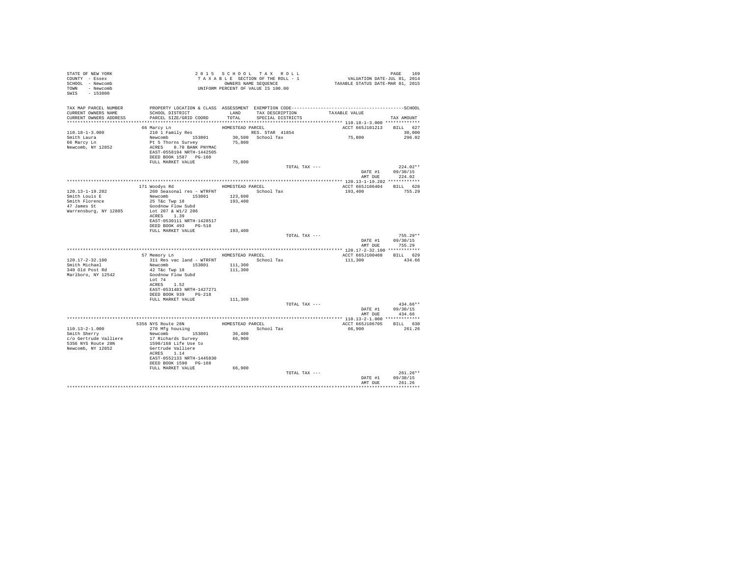STATE OF NEW YORK
COUNTY - Essex
SCHOOL - Newcomb
TOWN - Newcomb
SWIS - 153800

2 0 1 5 S C H O O L T A X R O L L
T A X A B L E SECTION OF THE ROLL - 1
OWNERS NAME SEQUENCE
UNIFORM PERCENT OF VALUE IS 100.00

VALUATION DATE-JUL 01, 2014
TAXABLE STATUS DATE-MAR 01, 2015

| TAX MAP PARCEL NUMBER / CURRENT OWNERS NAME / CURRENT OWNERS ADDRESS | PROPERTY LOCATION & CLASS / SCHOOL DISTRICT / PARCEL SIZE/GRID COORD | ASSESSMENT LAND / TOTAL | EXEMPTION CODE / TAX DESCRIPTION / SPECIAL DISTRICTS | TAXABLE VALUE | TAX AMOUNT |
|---|---|---|---|---|---|
| 110.18-1-3.000 | 66 Marcy Ln | HOMESTEAD PARCEL | | ACCT 665J101213 | BILL 627 |
| Smith Laura | 210 1 Family Res | | RES. STAR 41854 | | 30,000 |
| 66 Marcy Ln | Newcomb 153801 | 30,500 | School Tax | 75,800 | 296.02 |
| Newcomb, NY 12852 | Pt 5 Thorns Survey | 75,800 | | | |
| | ACRES 0.70 BANK PNYMAC | | | | |
| | EAST-0558194 NRTH-1442505 | | | | |
| | DEED BOOK 1587 PG-160 | | | | |
| | FULL MARKET VALUE | 75,800 | | | |
| | | | TOTAL TAX --- | | 224.02** |
| | | | | DATE #1 | 09/30/15 |
| | | | | AMT DUE | 224.02 |
| 120.13-1-19.202 | 171 Woodys Rd | HOMESTEAD PARCEL | | ACCT 665J106404 | BILL 628 |
| Smith Louis E | 260 Seasonal res - WTRFNT | | School Tax | 193,400 | 755.29 |
| Smith Florence | Newcomb 153801 | 123,600 | | | |
| 47 James St | 25 T&c Twp 18 | 193,400 | | | |
| Warrensburg, NY 12885 | Goodnow Flow Subd | | | | |
| | Lot 207 & W1/2 206 | | | | |
| | ACRES 1.39 | | | | |
| | EAST-0530111 NRTH-1428517 | | | | |
| | DEED BOOK 493 PG-518 | | | | |
| | FULL MARKET VALUE | 193,400 | | | |
| | | | TOTAL TAX --- | | 755.29** |
| | | | | DATE #1 | 09/30/15 |
| | | | | AMT DUE | 755.29 |
| 120.17-2-32.100 | 57 Memory Ln | HOMESTEAD PARCEL | | ACCT 665J100408 | BILL 629 |
| Smith Michael | 311 Res vac land - WTRFNT | | School Tax | 111,300 | 434.66 |
| 340 Old Post Rd | Newcomb 153801 | 111,300 | | | |
| Marlboro, NY 12542 | 42 T&c Twp 18 | 111,300 | | | |
| | Goodnow Flow Subd | | | | |
| | Lot 74 | | | | |
| | ACRES 1.52 | | | | |
| | EAST-0531483 NRTH-1427271 | | | | |
| | DEED BOOK 939 PG-218 | | | | |
| | FULL MARKET VALUE | 111,300 | | | |
| | | | TOTAL TAX --- | | 434.66** |
| | | | | DATE #1 | 09/30/15 |
| | | | | AMT DUE | 434.66 |
| 110.13-2-1.000 | 5356 NYS Route 28N | HOMESTEAD PARCEL | | ACCT 665J106705 | BILL 630 |
| Smith Sherry | 270 Mfg housing | | School Tax | 66,900 | 261.26 |
| c/o Gertrude Valliere | Newcomb 153801 | 36,400 | | | |
| 5356 NYS Route 28N | 17 Richards Survey | 66,900 | | | |
| Newcomb, NY 12852 | 1590/168 Life Use to | | | | |
| | Gertrude Valliere | | | | |
| | ACRES 1.14 | | | | |
| | EAST-0552133 NRTH-1445830 | | | | |
| | DEED BOOK 1590 PG-168 | | | | |
| | FULL MARKET VALUE | 66,900 | | | |
| | | | TOTAL TAX --- | | 261.26** |
| | | | | DATE #1 | 09/30/15 |
| | | | | AMT DUE | 261.26 |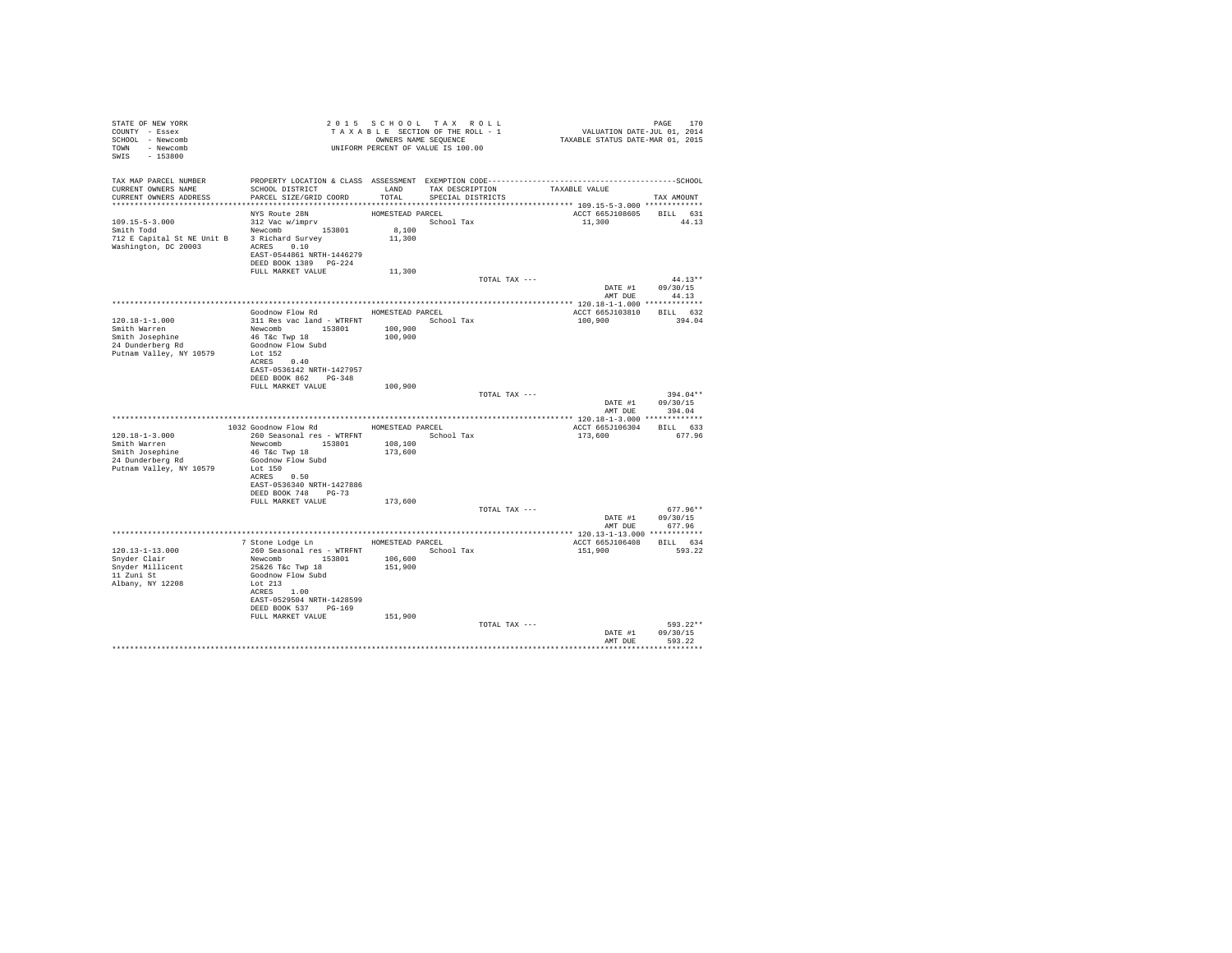STATE OF NEW YORK
COUNTY - Essex
SCHOOL - Newcomb
TOWN - Newcomb
SWIS - 153800

2015 SCHOOL TAX ROLL
TAXABLE SECTION OF THE ROLL - 1
OWNERS NAME SEQUENCE
UNIFORM PERCENT OF VALUE IS 100.00

VALUATION DATE-JUL 01, 2014
TAXABLE STATUS DATE-MAR 01, 2015

| TAX MAP PARCEL NUMBER / CURRENT OWNERS NAME / CURRENT OWNERS ADDRESS | PROPERTY LOCATION & CLASS / SCHOOL DISTRICT / PARCEL SIZE/GRID COORD | ASSESSMENT LAND / TOTAL | EXEMPTION CODE / TAX DESCRIPTION / SPECIAL DISTRICTS | TAXABLE VALUE | TAX AMOUNT |
|---|---|---|---|---|---|
| 109.15-5-3.000 | NYS Route 28N | HOMESTEAD PARCEL | | ACCT 665J108605 | BILL 631 |
| Smith Todd | 312 Vac w/imprv | | School Tax | 11,300 | 44.13 |
| 712 E Capital St NE Unit B | Newcomb 153801 | 8,100 | | | |
| Washington, DC 20003 | 3 Richard Survey | 11,300 | | | |
| | ACRES 0.10 | | | | |
| | EAST-0544861 NRTH-1446279 | | | | |
| | DEED BOOK 1389 PG-224 | | | | |
| | FULL MARKET VALUE | 11,300 | | | |
| | | | TOTAL TAX --- | | 44.13** |
| | | | | DATE #1 | 09/30/15 |
| | | | | AMT DUE | 44.13 |
| 120.18-1-1.000 | Goodnow Flow Rd | HOMESTEAD PARCEL | | ACCT 665J103810 | BILL 632 |
| Smith Warren | 311 Res vac land - WTRFNT | | School Tax | 100,900 | 394.04 |
| Smith Josephine | Newcomb 153801 | 100,900 | | | |
| 24 Dunderberg Rd | 46 T&c Twp 18 | 100,900 | | | |
| Putnam Valley, NY 10579 | Goodnow Flow Subd | | | | |
| | Lot 152 | | | | |
| | ACRES 0.40 | | | | |
| | EAST-0536142 NRTH-1427957 | | | | |
| | DEED BOOK 862 PG-348 | | | | |
| | FULL MARKET VALUE | 100,900 | | | |
| | | | TOTAL TAX --- | | 394.04** |
| | | | | DATE #1 | 09/30/15 |
| | | | | AMT DUE | 394.04 |
| 120.18-1-3.000 | 1032 Goodnow Flow Rd | HOMESTEAD PARCEL | | ACCT 665J106304 | BILL 633 |
| Smith Warren | 260 Seasonal res - WTRFNT | | School Tax | 173,600 | 677.96 |
| Smith Josephine | Newcomb 153801 | 108,100 | | | |
| 24 Dunderberg Rd | 46 T&c Twp 18 | 173,600 | | | |
| Putnam Valley, NY 10579 | Goodnow Flow Subd | | | | |
| | Lot 150 | | | | |
| | ACRES 0.50 | | | | |
| | EAST-0536340 NRTH-1427886 | | | | |
| | DEED BOOK 748 PG-73 | | | | |
| | FULL MARKET VALUE | 173,600 | | | |
| | | | TOTAL TAX --- | | 677.96** |
| | | | | DATE #1 | 09/30/15 |
| | | | | AMT DUE | 677.96 |
| 120.13-1-13.000 | 7 Stone Lodge Ln | HOMESTEAD PARCEL | | ACCT 665J106408 | BILL 634 |
| Snyder Clair | 260 Seasonal res - WTRFNT | | School Tax | 151,900 | 593.22 |
| Snyder Millicent | Newcomb 153801 | 106,600 | | | |
| 11 Zuni St | 25&26 T&c Twp 18 | 151,900 | | | |
| Albany, NY 12208 | Goodnow Flow Subd | | | | |
| | Lot 213 | | | | |
| | ACRES 1.00 | | | | |
| | EAST-0529504 NRTH-1428599 | | | | |
| | DEED BOOK 537 PG-169 | | | | |
| | FULL MARKET VALUE | 151,900 | | | |
| | | | TOTAL TAX --- | | 593.22** |
| | | | | DATE #1 | 09/30/15 |
| | | | | AMT DUE | 593.22 |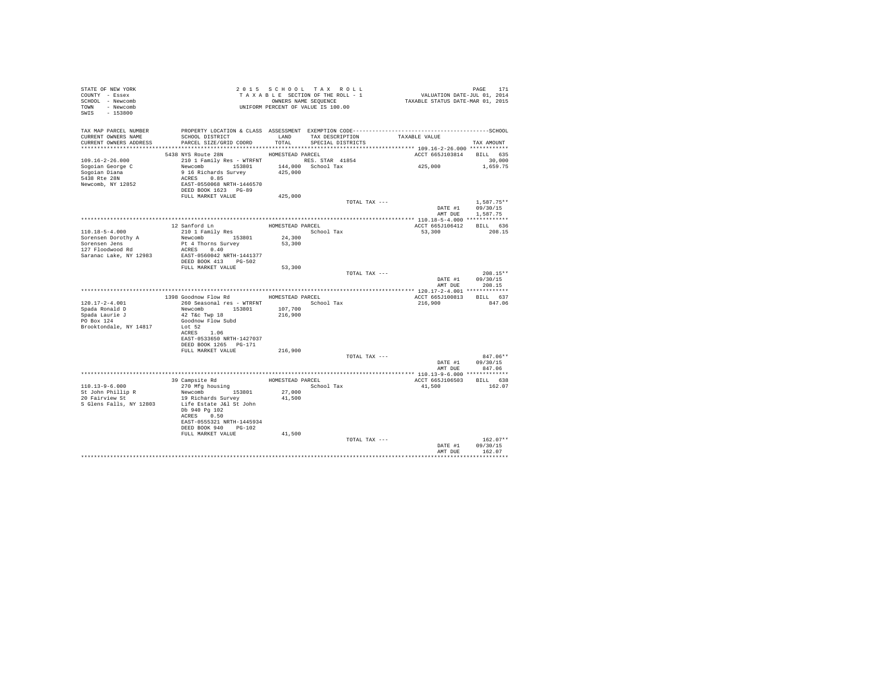STATE OF NEW YORK
COUNTY - Essex
SCHOOL - Newcomb
TOWN - Newcomb
SWIS - 153800

2 0 1 5 S C H O O L T A X R O L L
T A X A B L E SECTION OF THE ROLL - 1
OWNERS NAME SEQUENCE
UNIFORM PERCENT OF VALUE IS 100.00

VALUATION DATE-JUL 01, 2014
TAXABLE STATUS DATE-MAR 01, 2015

```
TAX MAP PARCEL NUMBER     PROPERTY LOCATION & CLASS  ASSESSMENT  EXEMPTION CODE------------------------------------------------SCHOOL
CURRENT OWNERS NAME       SCHOOL DISTRICT               LAND      TAX DESCRIPTION            TAXABLE VALUE
CURRENT OWNERS ADDRESS    PARCEL SIZE/GRID COORD       TOTAL      SPECIAL DISTRICTS                                        TAX AMOUNT
*********************************************************************************************** 109.16-2-26.000 ************
                          5438 NYS Route 28N            HOMESTEAD PARCEL                         ACCT 665J103814     BILL  635
109.16-2-26.000           210 1 Family Res - WTRFNT          RES. STAR  41854                                          30,000
Sogoian George C          Newcomb         153801       144,000   School Tax                   425,000               1,659.75
Sogoian Diana             9 16 Richards Survey         425,000
5438 Rte 28N              ACRES    0.85
Newcomb, NY 12852         EAST-0550068 NRTH-1446570
                          DEED BOOK 1623   PG-89
                          FULL MARKET VALUE            425,000
                                                                 TOTAL TAX ---                                       1,587.75**
                                                                                                 DATE #1            09/30/15
                                                                                                 AMT DUE            1,587.75
*********************************************************************************************** 110.18-5-4.000 *************
                          12 Sanford Ln                 HOMESTEAD PARCEL                         ACCT 665J106412     BILL  636
110.18-5-4.000            210 1 Family Res                       School Tax                    53,300                 208.15
Sorensen Dorothy A        Newcomb         153801        24,300
Sorensen Jens             Pt 4 Thorns Survey            53,300
127 Floodwood Rd          ACRES    0.40
Saranac Lake, NY 12983    EAST-0560042 NRTH-1441377
                          DEED BOOK 413    PG-502
                          FULL MARKET VALUE             53,300
                                                                 TOTAL TAX ---                                         208.15**
                                                                                                 DATE #1            09/30/15
                                                                                                 AMT DUE              208.15
*********************************************************************************************** 120.17-2-4.001 *************
                          1398 Goodnow Flow Rd          HOMESTEAD PARCEL                         ACCT 665J100813     BILL  637
120.17-2-4.001            260 Seasonal res - WTRFNT              School Tax                   216,900                 847.06
Spada Ronald D            Newcomb         153801       107,700
Spada Laurie J            42 T&c Twp 18                216,900
PO Box 124                Goodnow Flow Subd
Brooktondale, NY 14817    Lot 52
                          ACRES    1.06
                          EAST-0533650 NRTH-1427037
                          DEED BOOK 1265   PG-171
                          FULL MARKET VALUE            216,900
                                                                 TOTAL TAX ---                                         847.06**
                                                                                                 DATE #1            09/30/15
                                                                                                 AMT DUE              847.06
*********************************************************************************************** 110.13-9-6.000 *************
                          39 Campsite Rd                HOMESTEAD PARCEL                         ACCT 665J106503     BILL  638
110.13-9-6.000            270 Mfg housing                        School Tax                    41,500                 162.07
St John Phillip R         Newcomb         153801        27,000
20 Fairview St            19 Richards Survey            41,500
S Glens Falls, NY 12803   Life Estate J&l St John
                          Db 940 Pg 102
                          ACRES    0.50
                          EAST-0555321 NRTH-1445934
                          DEED BOOK 940    PG-102
                          FULL MARKET VALUE             41,500
                                                                 TOTAL TAX ---                                         162.07**
                                                                                                 DATE #1            09/30/15
                                                                                                 AMT DUE              162.07
****************************************************************************************************************************
```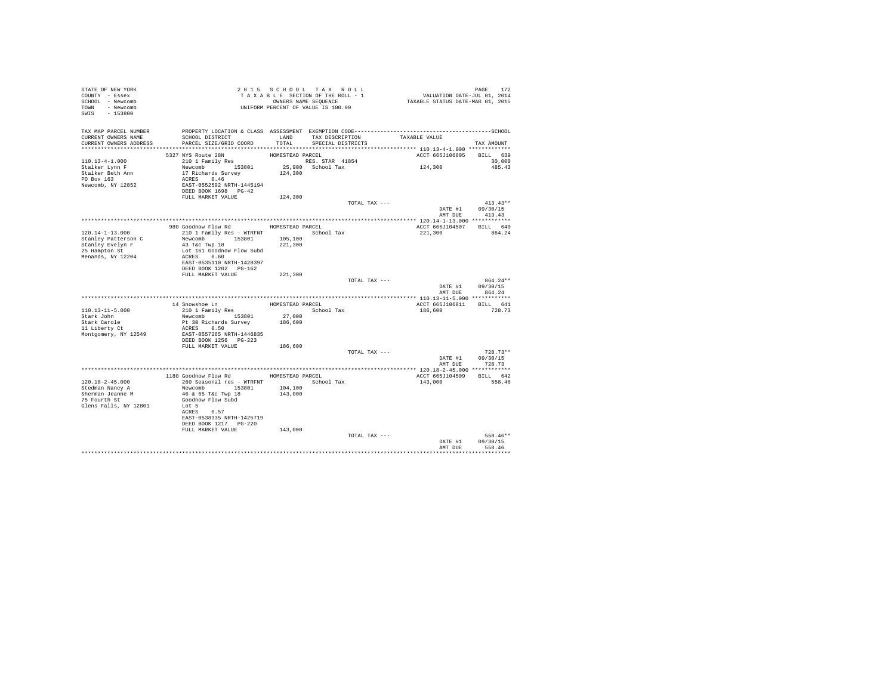STATE OF NEW YORK
COUNTY - Essex
SCHOOL - Newcomb
TOWN - Newcomb
SWIS - 153800

2 0 1 5 S C H O O L T A X R O L L
T A X A B L E SECTION OF THE ROLL - 1
OWNERS NAME SEQUENCE
UNIFORM PERCENT OF VALUE IS 100.00

VALUATION DATE-JUL 01, 2014
TAXABLE STATUS DATE-MAR 01, 2015

| TAX MAP PARCEL NUMBER / CURRENT OWNERS NAME / CURRENT OWNERS ADDRESS | PROPERTY LOCATION & CLASS / SCHOOL DISTRICT / PARCEL SIZE/GRID COORD | ASSESSMENT LAND / TOTAL | EXEMPTION CODE / TAX DESCRIPTION / SPECIAL DISTRICTS | TAXABLE VALUE | TAX AMOUNT |
|---|---|---|---|---|---|
| 110.13-4-1.000 | 5327 NYS Route 28N | HOMESTEAD PARCEL | | ACCT 665J106805 | BILL 639 |
| Stalker Lynn F | 210 1 Family Res | | RES. STAR 41854 | | 30,000 |
| Stalker Beth Ann | Newcomb 153801 | 25,900 | School Tax | 124,300 | 485.43 |
| PO Box 163 | 17 Richards Survey | 124,300 | | | |
| Newcomb, NY 12852 | ACRES 0.46 | | | | |
| | EAST-0552592 NRTH-1445194 | | | | |
| | DEED BOOK 1698 PG-42 | | | | |
| | FULL MARKET VALUE | 124,300 | | | |
| | | | TOTAL TAX --- | | 413.43** |
| | | | | DATE #1 | 09/30/15 |
| | | | | AMT DUE | 413.43 |
| 120.14-1-13.000 | 980 Goodnow Flow Rd | HOMESTEAD PARCEL | | ACCT 665J104507 | BILL 640 |
| Stanley Patterson C | 210 1 Family Res - WTRFNT | | School Tax | 221,300 | 864.24 |
| Stanley Evelyn F | Newcomb 153801 | 105,100 | | | |
| 25 Hampton St | 43 T&c Twp 18 | 221,300 | | | |
| Menands, NY 12204 | Lot 161 Goodnow Flow Subd | | | | |
| | ACRES 0.60 | | | | |
| | EAST-0535110 NRTH-1428397 | | | | |
| | DEED BOOK 1202 PG-162 | | | | |
| | FULL MARKET VALUE | 221,300 | | | |
| | | | TOTAL TAX --- | | 864.24** |
| | | | | DATE #1 | 09/30/15 |
| | | | | AMT DUE | 864.24 |
| 110.13-11-5.000 | 14 Snowshoe Ln | HOMESTEAD PARCEL | | ACCT 665J106811 | BILL 641 |
| Stark John | 210 1 Family Res | | School Tax | 186,600 | 728.73 |
| Stark Carole | Newcomb 153801 | 27,000 | | | |
| 11 Liberty Ct | Pt 30 Richards Survey | 186,600 | | | |
| Montgomery, NY 12549 | ACRES 0.50 | | | | |
| | EAST-0557265 NRTH-1446835 | | | | |
| | DEED BOOK 1256 PG-223 | | | | |
| | FULL MARKET VALUE | 186,600 | | | |
| | | | TOTAL TAX --- | | 728.73** |
| | | | | DATE #1 | 09/30/15 |
| | | | | AMT DUE | 728.73 |
| 120.18-2-45.000 | 1180 Goodnow Flow Rd | HOMESTEAD PARCEL | | ACCT 665J104509 | BILL 642 |
| Stedman Nancy A | 260 Seasonal res - WTRFNT | | School Tax | 143,000 | 558.46 |
| Sherman Jeanne M | Newcomb 153801 | 104,100 | | | |
| 75 Fourth St | 46 & 65 T&c Twp 18 | 143,000 | | | |
| Glens Falls, NY 12801 | Goodnow Flow Subd | | | | |
| | Lot 5 | | | | |
| | ACRES 0.57 | | | | |
| | EAST-0538335 NRTH-1425719 | | | | |
| | DEED BOOK 1217 PG-220 | | | | |
| | FULL MARKET VALUE | 143,000 | | | |
| | | | TOTAL TAX --- | | 558.46** |
| | | | | DATE #1 | 09/30/15 |
| | | | | AMT DUE | 558.46 |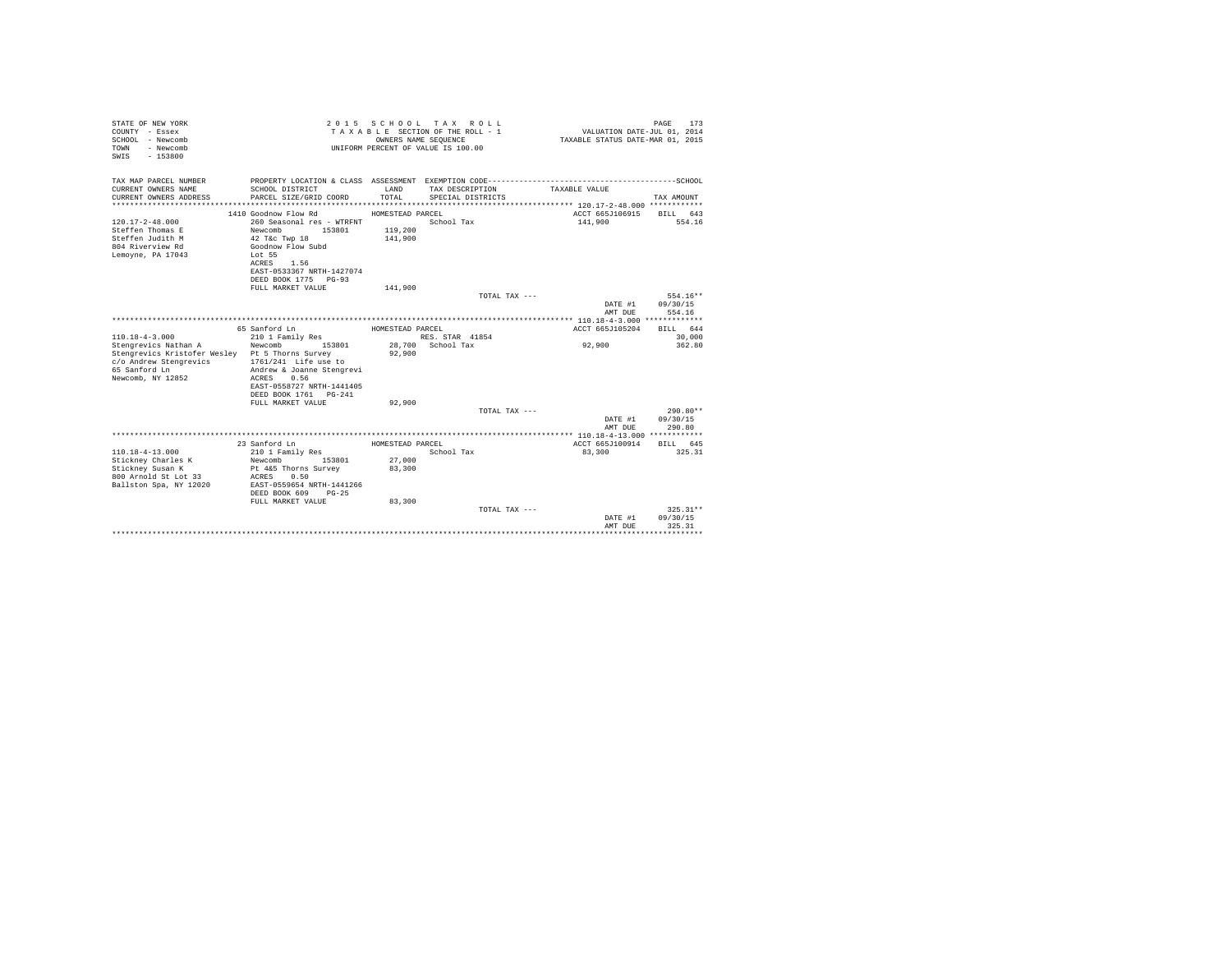STATE OF NEW YORK
COUNTY - Essex
SCHOOL - Newcomb
TOWN - Newcomb
SWIS - 153800

2015 SCHOOL TAX ROLL
TAXABLE SECTION OF THE ROLL - 1
OWNERS NAME SEQUENCE
UNIFORM PERCENT OF VALUE IS 100.00

VALUATION DATE-JUL 01, 2014
TAXABLE STATUS DATE-MAR 01, 2015

| TAX MAP PARCEL NUMBER / CURRENT OWNERS NAME / CURRENT OWNERS ADDRESS | PROPERTY LOCATION & CLASS / SCHOOL DISTRICT / PARCEL SIZE/GRID COORD | ASSESSMENT LAND / TOTAL | EXEMPTION CODE / TAX DESCRIPTION / SPECIAL DISTRICTS | TAXABLE VALUE | SCHOOL TAX AMOUNT |
|---|---|---|---|---|---|
| **120.17-2-48.000** | 1410 Goodnow Flow Rd | HOMESTEAD PARCEL | | ACCT 665J106915 | BILL 643 |
| 120.17-2-48.000 | 260 Seasonal res - WTRFNT | | School Tax | 141,900 | 554.16 |
| Steffen Thomas E | Newcomb 153801 | 119,200 | | | |
| Steffen Judith M | 42 T&c Twp 18 | 141,900 | | | |
| 804 Riverview Rd | Goodnow Flow Subd | | | | |
| Lemoyne, PA 17043 | Lot 55 | | | | |
| | ACRES 1.56 | | | | |
| | EAST-0533367 NRTH-1427074 | | | | |
| | DEED BOOK 1775 PG-93 | | | | |
| | FULL MARKET VALUE | 141,900 | | | |
| | | | TOTAL TAX --- | | 554.16** |
| | | | | DATE #1 | 09/30/15 |
| | | | | AMT DUE | 554.16 |
| **110.18-4-3.000** | 65 Sanford Ln | HOMESTEAD PARCEL | | ACCT 665J105204 | BILL 644 |
| 110.18-4-3.000 | 210 1 Family Res | | RES. STAR 41854 | | 30,000 |
| Stengrevics Nathan A | Newcomb 153801 | 28,700 | School Tax | 92,900 | 362.80 |
| Stengrevics Kristofer Wesley | Pt 5 Thorns Survey | 92,900 | | | |
| c/o Andrew Stengrevics | 1761/241 Life use to | | | | |
| 65 Sanford Ln | Andrew & Joanne Stengrevi | | | | |
| Newcomb, NY 12852 | ACRES 0.56 | | | | |
| | EAST-0558727 NRTH-1441405 | | | | |
| | DEED BOOK 1761 PG-241 | | | | |
| | FULL MARKET VALUE | 92,900 | | | |
| | | | TOTAL TAX --- | | 290.80** |
| | | | | DATE #1 | 09/30/15 |
| | | | | AMT DUE | 290.80 |
| **110.18-4-13.000** | 23 Sanford Ln | HOMESTEAD PARCEL | | ACCT 665J100914 | BILL 645 |
| 110.18-4-13.000 | 210 1 Family Res | | School Tax | 83,300 | 325.31 |
| Stickney Charles K | Newcomb 153801 | 27,000 | | | |
| Stickney Susan K | Pt 4&5 Thorns Survey | 83,300 | | | |
| 800 Arnold St Lot 33 | ACRES 0.50 | | | | |
| Ballston Spa, NY 12020 | EAST-0559654 NRTH-1441266 | | | | |
| | DEED BOOK 609 PG-25 | | | | |
| | FULL MARKET VALUE | 83,300 | | | |
| | | | TOTAL TAX --- | | 325.31** |
| | | | | DATE #1 | 09/30/15 |
| | | | | AMT DUE | 325.31 |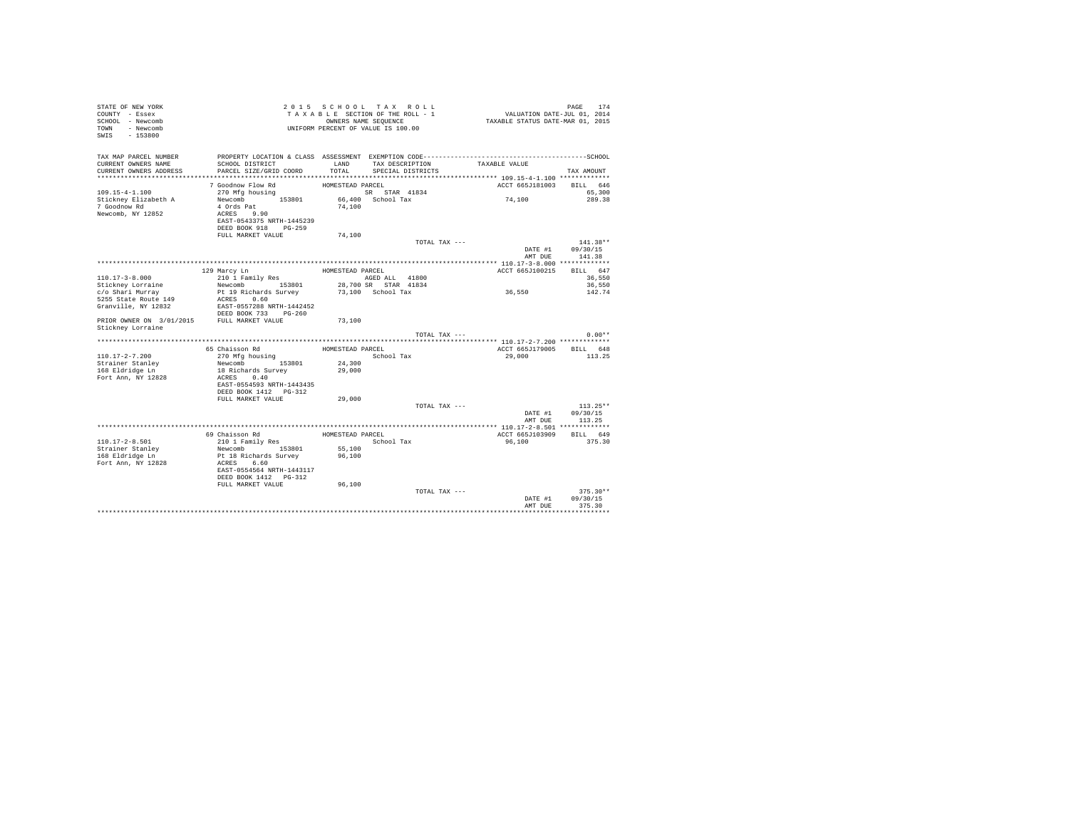STATE OF NEW YORK
COUNTY - Essex
SCHOOL - Newcomb
TOWN - Newcomb
SWIS - 153800

2 0 1 5 S C H O O L T A X R O L L
T A X A B L E SECTION OF THE ROLL - 1
OWNERS NAME SEQUENCE
UNIFORM PERCENT OF VALUE IS 100.00

VALUATION DATE-JUL 01, 2014
TAXABLE STATUS DATE-MAR 01, 2015

| TAX MAP PARCEL NUMBER / CURRENT OWNERS NAME / CURRENT OWNERS ADDRESS | PROPERTY LOCATION & CLASS / SCHOOL DISTRICT / PARCEL SIZE/GRID COORD | ASSESSMENT LAND / TOTAL | EXEMPTION CODE / TAX DESCRIPTION / SPECIAL DISTRICTS | TAXABLE VALUE | TAX AMOUNT |
|---|---|---|---|---|---|
| **109.15-4-1.100** | 7 Goodnow Flow Rd | HOMESTEAD PARCEL | | ACCT 665J181003 | BILL 646 |
| 109.15-4-1.100 | 270 Mfg housing | | SR STAR 41834 | | 65,300 |
| Stickney Elizabeth A | Newcomb 153801 | 66,400 | School Tax | 74,100 | 289.38 |
| 7 Goodnow Rd | 4 Ords Pat | 74,100 | | | |
| Newcomb, NY 12852 | ACRES 9.90 | | | | |
| | EAST-0543375 NRTH-1445239 | | | | |
| | DEED BOOK 918 PG-259 | | | | |
| | FULL MARKET VALUE | 74,100 | | | |
| | | | TOTAL TAX --- | | 141.38** |
| | | | | DATE #1 | 09/30/15 |
| | | | | AMT DUE | 141.38 |
| **110.17-3-8.000** | 129 Marcy Ln | HOMESTEAD PARCEL | | ACCT 665J100215 | BILL 647 |
| 110.17-3-8.000 | 210 1 Family Res | | AGED ALL 41800 | | 36,550 |
| Stickney Lorraine | Newcomb 153801 | 28,700 | SR STAR 41834 | | 36,550 |
| c/o Shari Murray | Pt 19 Richards Survey | 73,100 | School Tax | 36,550 | 142.74 |
| 5255 State Route 149 | ACRES 0.60 | | | | |
| Granville, NY 12832 | EAST-0557288 NRTH-1442452 | | | | |
| | DEED BOOK 733 PG-260 | | | | |
| PRIOR OWNER ON 3/01/2015 | FULL MARKET VALUE | 73,100 | | | |
| Stickney Lorraine | | | | | |
| | | | TOTAL TAX --- | | 0.00** |
| **110.17-2-7.200** | 65 Chaisson Rd | HOMESTEAD PARCEL | | ACCT 665J179005 | BILL 648 |
| 110.17-2-7.200 | 270 Mfg housing | | School Tax | 29,000 | 113.25 |
| Strainer Stanley | Newcomb 153801 | 24,300 | | | |
| 168 Eldridge Ln | 18 Richards Survey | 29,000 | | | |
| Fort Ann, NY 12828 | ACRES 0.40 | | | | |
| | EAST-0554593 NRTH-1443435 | | | | |
| | DEED BOOK 1412 PG-312 | | | | |
| | FULL MARKET VALUE | 29,000 | | | |
| | | | TOTAL TAX --- | | 113.25** |
| | | | | DATE #1 | 09/30/15 |
| | | | | AMT DUE | 113.25 |
| **110.17-2-8.501** | 69 Chaisson Rd | HOMESTEAD PARCEL | | ACCT 665J103909 | BILL 649 |
| 110.17-2-8.501 | 210 1 Family Res | | School Tax | 96,100 | 375.30 |
| Strainer Stanley | Newcomb 153801 | 55,100 | | | |
| 168 Eldridge Ln | Pt 18 Richards Survey | 96,100 | | | |
| Fort Ann, NY 12828 | ACRES 6.60 | | | | |
| | EAST-0554564 NRTH-1443117 | | | | |
| | DEED BOOK 1412 PG-312 | | | | |
| | FULL MARKET VALUE | 96,100 | | | |
| | | | TOTAL TAX --- | | 375.30** |
| | | | | DATE #1 | 09/30/15 |
| | | | | AMT DUE | 375.30 |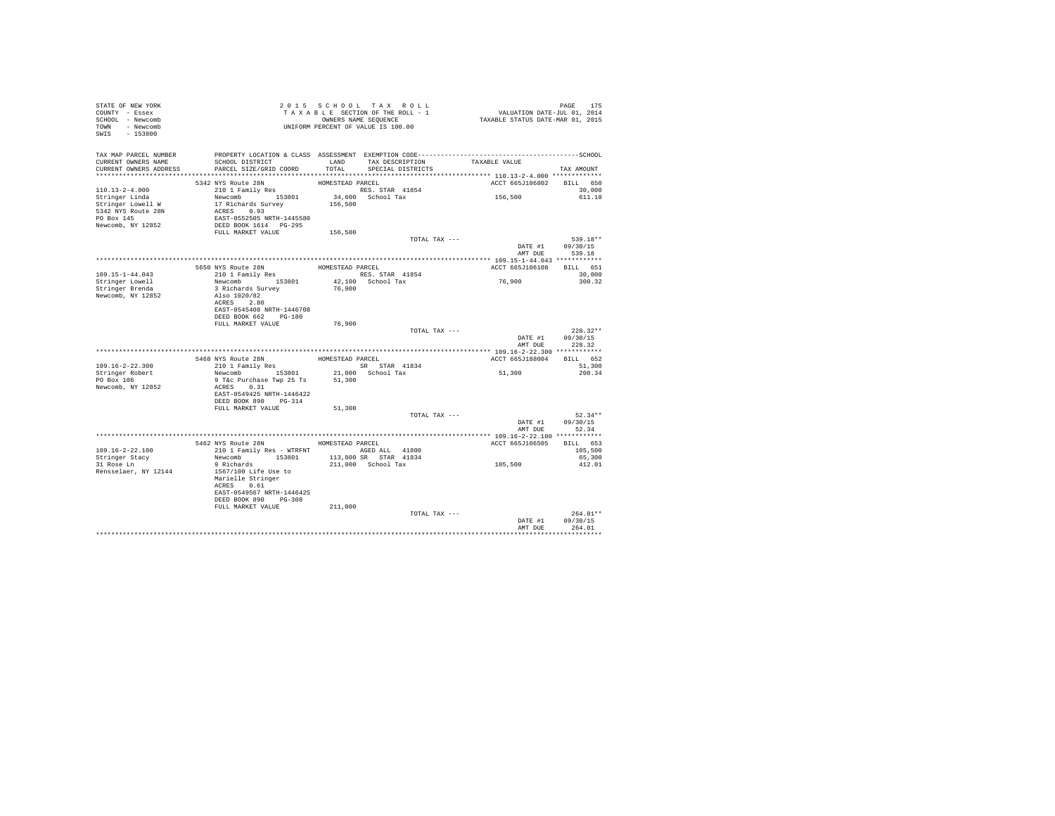STATE OF NEW YORK
COUNTY - Essex
SCHOOL - Newcomb
TOWN - Newcomb
SWIS - 153800

2 0 1 5 S C H O O L T A X R O L L
T A X A B L E SECTION OF THE ROLL - 1
OWNERS NAME SEQUENCE
UNIFORM PERCENT OF VALUE IS 100.00

VALUATION DATE-JUL 01, 2014
TAXABLE STATUS DATE-MAR 01, 2015

| TAX MAP PARCEL NUMBER / CURRENT OWNERS NAME / CURRENT OWNERS ADDRESS | PROPERTY LOCATION & CLASS / SCHOOL DISTRICT / PARCEL SIZE/GRID COORD | ASSESSMENT LAND / TOTAL | EXEMPTION CODE / TAX DESCRIPTION / SPECIAL DISTRICTS | TAXABLE VALUE | SCHOOL TAX AMOUNT |
|---|---|---|---|---|---|
| **110.13-2-4.000** | 5342 NYS Route 28N | HOMESTEAD PARCEL | | ACCT 665J106802 | BILL 650 |
| 110.13-2-4.000 | 210 1 Family Res | | RES. STAR 41854 | | 30,000 |
| Stringer Linda | Newcomb 153801 | 34,600 | School Tax | 156,500 | 611.18 |
| Stringer Lowell W | 17 Richards Survey | 156,500 | | | |
| 5342 NYS Route 28N | ACRES 0.93 | | | | |
| PO Box 145 | EAST-0552505 NRTH-1445580 | | | | |
| Newcomb, NY 12852 | DEED BOOK 1614 PG-295 | | | | |
| | FULL MARKET VALUE | 156,500 | | | |
| | | | TOTAL TAX --- | | 539.18** |
| | | | | DATE #1 | 09/30/15 |
| | | | | AMT DUE | 539.18 |
| **109.15-1-44.043** | 5650 NYS Route 28N | HOMESTEAD PARCEL | | ACCT 665J106108 | BILL 651 |
| 109.15-1-44.043 | 210 1 Family Res | | RES. STAR 41854 | | 30,000 |
| Stringer Lowell | Newcomb 153801 | 42,100 | School Tax | 76,900 | 300.32 |
| Stringer Brenda | 3 Richards Survey | 76,900 | | | |
| Newcomb, NY 12852 | Also 1020/82 | | | | |
| | ACRES 2.80 | | | | |
| | EAST-0545408 NRTH-1446708 | | | | |
| | DEED BOOK 662 PG-180 | | | | |
| | FULL MARKET VALUE | 76,900 | | | |
| | | | TOTAL TAX --- | | 228.32** |
| | | | | DATE #1 | 09/30/15 |
| | | | | AMT DUE | 228.32 |
| **109.16-2-22.300** | 5468 NYS Route 28N | HOMESTEAD PARCEL | | ACCT 665J188004 | BILL 652 |
| 109.16-2-22.300 | 210 1 Family Res | | SR STAR 41834 | | 51,300 |
| Stringer Robert | Newcomb 153801 | 21,000 | School Tax | 51,300 | 200.34 |
| PO Box 106 | 9 T&c Purchase Twp 25 Ts | 51,300 | | | |
| Newcomb, NY 12852 | ACRES 0.31 | | | | |
| | EAST-0549425 NRTH-1446422 | | | | |
| | DEED BOOK 890 PG-314 | | | | |
| | FULL MARKET VALUE | 51,300 | | | |
| | | | TOTAL TAX --- | | 52.34** |
| | | | | DATE #1 | 09/30/15 |
| | | | | AMT DUE | 52.34 |
| **109.16-2-22.100** | 5462 NYS Route 28N | HOMESTEAD PARCEL | | ACCT 665J106505 | BILL 653 |
| 109.16-2-22.100 | 210 1 Family Res - WTRFNT | | AGED ALL 41800 | | 105,500 |
| Stringer Stacy | Newcomb 153801 | 113,800 | SR STAR 41834 | | 65,300 |
| 31 Rose Ln | 9 Richards | 211,000 | School Tax | 105,500 | 412.01 |
| Rensselaer, NY 12144 | 1567/100 Life Use to | | | | |
| | Marielle Stringer | | | | |
| | ACRES 0.61 | | | | |
| | EAST-0549567 NRTH-1446425 | | | | |
| | DEED BOOK 890 PG-308 | | | | |
| | FULL MARKET VALUE | 211,000 | | | |
| | | | TOTAL TAX --- | | 264.01** |
| | | | | DATE #1 | 09/30/15 |
| | | | | AMT DUE | 264.01 |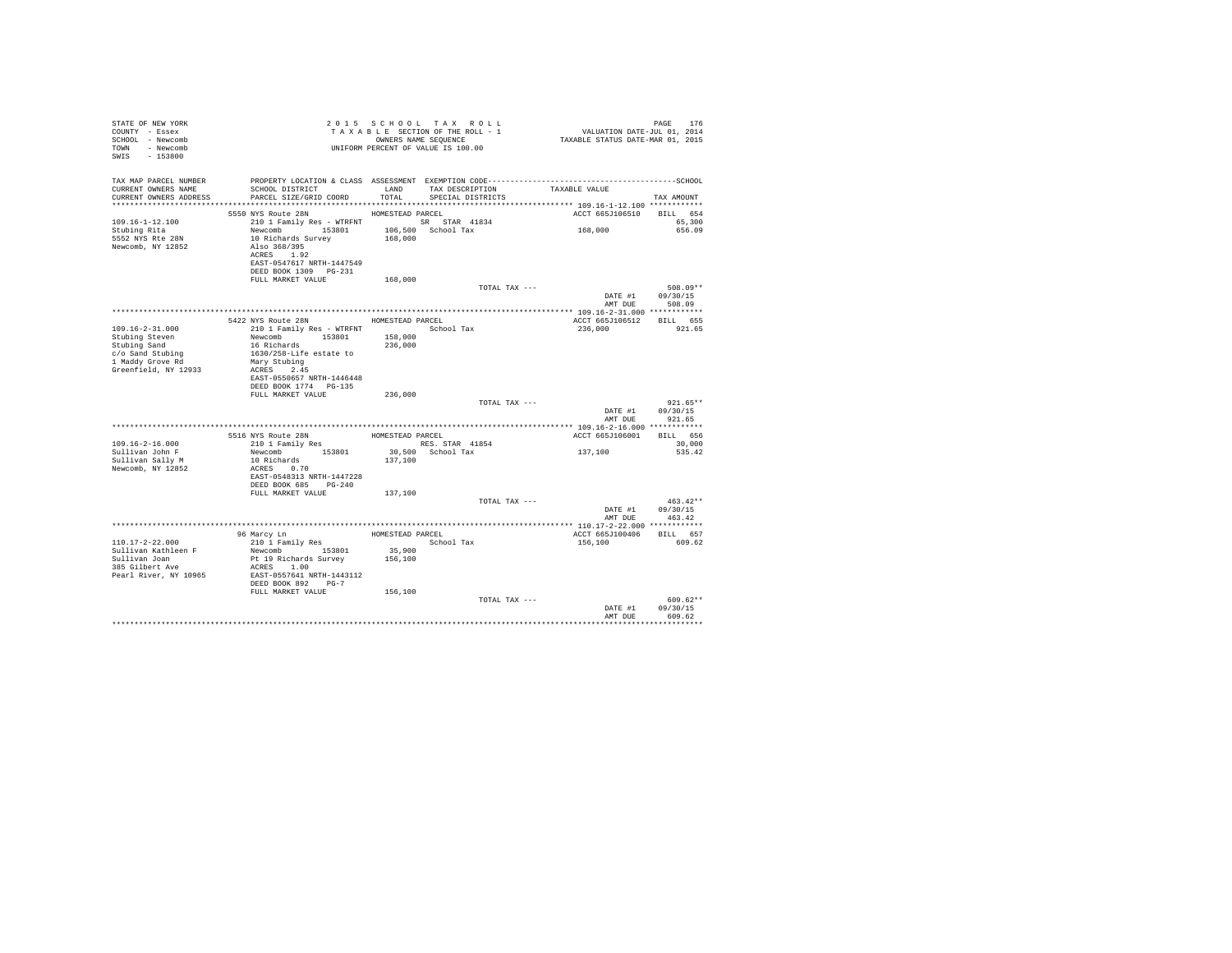STATE OF NEW YORK
COUNTY - Essex
SCHOOL - Newcomb
TOWN - Newcomb
SWIS - 153800

2015 SCHOOL TAX ROLL
TAXABLE SECTION OF THE ROLL - 1
OWNERS NAME SEQUENCE
UNIFORM PERCENT OF VALUE IS 100.00

VALUATION DATE-JUL 01, 2014
TAXABLE STATUS DATE-MAR 01, 2015

```
TAX MAP PARCEL NUMBER        PROPERTY LOCATION & CLASS  ASSESSMENT  EXEMPTION CODE------------------------------------------------SCHOOL
CURRENT OWNERS NAME          SCHOOL DISTRICT            LAND        TAX DESCRIPTION            TAXABLE VALUE
CURRENT OWNERS ADDRESS       PARCEL SIZE/GRID COORD     TOTAL       SPECIAL DISTRICTS                                        TAX AMOUNT
********************************************************************************************* 109.16-1-12.100 ************
                             5550 NYS Route 28N          HOMESTEAD PARCEL                          ACCT 665J106510     BILL  654
109.16-1-12.100              210 1 Family Res - WTRFNT            SR  STAR 41834                                          65,300
Stubing Rita                 Newcomb        153801      106,500   School Tax                  168,000                    656.09
5552 NYS Rte 28N             10 Richards Survey         168,000
Newcomb, NY 12852            Also 368/395
                             ACRES    1.92
                             EAST-0547617 NRTH-1447549
                             DEED BOOK 1309   PG-231
                             FULL MARKET VALUE          168,000
                                                                          TOTAL TAX ---                                  508.09**
                                                                                                      DATE #1        09/30/15
                                                                                                      AMT DUE          508.09
********************************************************************************************* 109.16-2-31.000 ************
                             5422 NYS Route 28N          HOMESTEAD PARCEL                          ACCT 665J106512     BILL  655
109.16-2-31.000              210 1 Family Res - WTRFNT            School Tax                  236,000                    921.65
Stubing Steven               Newcomb        153801      158,000
Stubing Sand                 16 Richards                236,000
c/o Sand Stubing             1630/258-Life estate to
1 Maddy Grove Rd             Mary Stubing
Greenfield, NY 12933         ACRES    2.45
                             EAST-0550657 NRTH-1446448
                             DEED BOOK 1774   PG-135
                             FULL MARKET VALUE          236,000
                                                                          TOTAL TAX ---                                  921.65**
                                                                                                      DATE #1        09/30/15
                                                                                                      AMT DUE          921.65
********************************************************************************************* 109.16-2-16.000 ************
                             5516 NYS Route 28N          HOMESTEAD PARCEL                          ACCT 665J106001     BILL  656
109.16-2-16.000              210 1 Family Res                     RES. STAR 41854                                         30,000
Sullivan John F              Newcomb        153801       30,500   School Tax                  137,100                    535.42
Sullivan Sally M             10 Richards                137,100
Newcomb, NY 12852            ACRES    0.70
                             EAST-0548313 NRTH-1447228
                             DEED BOOK 685    PG-240
                             FULL MARKET VALUE          137,100
                                                                          TOTAL TAX ---                                  463.42**
                                                                                                      DATE #1        09/30/15
                                                                                                      AMT DUE          463.42
********************************************************************************************* 110.17-2-22.000 ************
                             96 Marcy Ln                 HOMESTEAD PARCEL                          ACCT 665J100406     BILL  657
110.17-2-22.000              210 1 Family Res                     School Tax                  156,100                    609.62
Sullivan Kathleen F          Newcomb        153801       35,900
Sullivan Joan                Pt 19 Richards Survey      156,100
385 Gilbert Ave              ACRES    1.00
Pearl River, NY 10965        EAST-0557641 NRTH-1443112
                             DEED BOOK 892    PG-7
                             FULL MARKET VALUE          156,100
                                                                          TOTAL TAX ---                                  609.62**
                                                                                                      DATE #1        09/30/15
                                                                                                      AMT DUE          609.62
****************************************************************************************************************************
```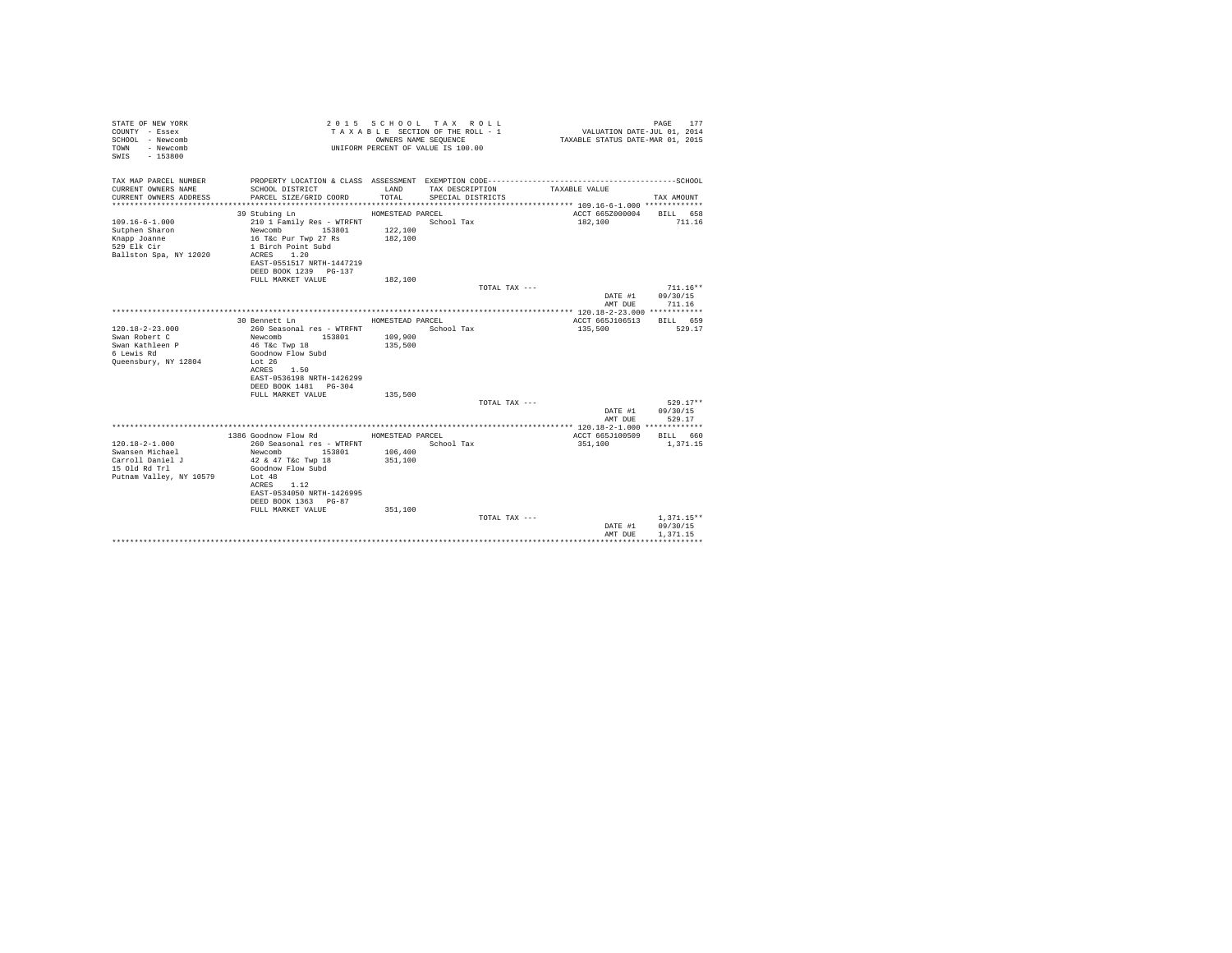```
STATE OF NEW YORK                          2 0 1 5   S C H O O L   T A X   R O L L                                    PAGE   177
COUNTY  - Essex                             T A X A B L E  SECTION OF THE ROLL - 1                  VALUATION DATE-JUL 01, 2014
SCHOOL  - Newcomb                                  OWNERS NAME SEQUENCE                       TAXABLE STATUS DATE-MAR 01, 2015
TOWN    - Newcomb                           UNIFORM PERCENT OF VALUE IS 100.00
SWIS    - 153800

TAX MAP PARCEL NUMBER          PROPERTY LOCATION & CLASS  ASSESSMENT  EXEMPTION CODE-----------------------------------------------SCHOOL
CURRENT OWNERS NAME            SCHOOL DISTRICT               LAND      TAX DESCRIPTION            TAXABLE VALUE
CURRENT OWNERS ADDRESS         PARCEL SIZE/GRID COORD        TOTAL     SPECIAL DISTRICTS                                      TAX AMOUNT
************************************************************************************************** 109.16-6-1.000 *************
                          39 Stubing Ln                  HOMESTEAD PARCEL                              ACCT 665Z000004    BILL  658
109.16-6-1.000                 210 1 Family Res - WTRFNT            School Tax                         182,100                711.16
Sutphen Sharon                 Newcomb       153801        122,100
Knapp Joanne                   16 T&c Pur Twp 27 Rs        182,100
529 Elk Cir                    1 Birch Point Subd
Ballston Spa, NY 12020         ACRES    1.20
                               EAST-0551517 NRTH-1447219
                               DEED BOOK 1239   PG-137
                               FULL MARKET VALUE           182,100
                                                                          TOTAL TAX ---                                   711.16**
                                                                                                         DATE #1      09/30/15
                                                                                                         AMT DUE        711.16
************************************************************************************************** 120.18-2-23.000 ************
                          30 Bennett Ln                  HOMESTEAD PARCEL                              ACCT 665J106513    BILL  659
120.18-2-23.000                260 Seasonal res - WTRFNT            School Tax                         135,500                529.17
Swan Robert C                  Newcomb       153801        109,900
Swan Kathleen P                46 T&c Twp 18               135,500
6 Lewis Rd                     Goodnow Flow Subd
Queensbury, NY 12804           Lot 26
                               ACRES    1.50
                               EAST-0536198 NRTH-1426299
                               DEED BOOK 1481   PG-304
                               FULL MARKET VALUE           135,500
                                                                          TOTAL TAX ---                                   529.17**
                                                                                                         DATE #1      09/30/15
                                                                                                         AMT DUE        529.17
************************************************************************************************** 120.18-2-1.000 *************
                        1386 Goodnow Flow Rd             HOMESTEAD PARCEL                              ACCT 665J100509    BILL  660
120.18-2-1.000                 260 Seasonal res - WTRFNT            School Tax                         351,100              1,371.15
Swansen Michael                Newcomb       153801        106,400
Carroll Daniel J               42 & 47 T&c Twp 18          351,100
15 Old Rd Trl                  Goodnow Flow Subd
Putnam Valley, NY 10579        Lot 48
                               ACRES    1.12
                               EAST-0534050 NRTH-1426995
                               DEED BOOK 1363   PG-87
                               FULL MARKET VALUE           351,100
                                                                          TOTAL TAX ---                                 1,371.15**
                                                                                                         DATE #1      09/30/15
                                                                                                         AMT DUE      1,371.15
********************************************************************************************************************************
```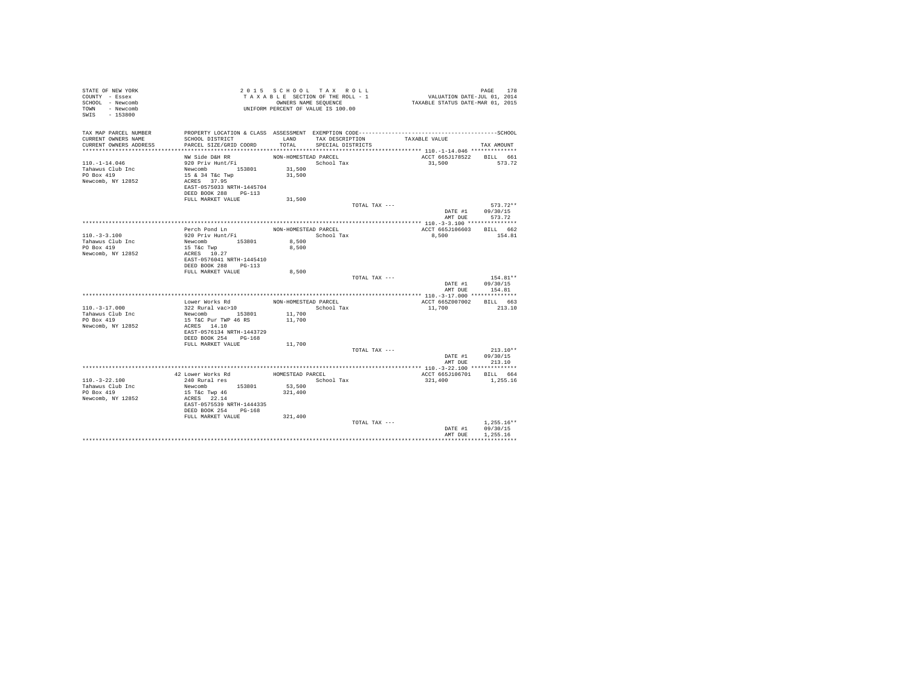STATE OF NEW YORK
COUNTY - Essex
SCHOOL - Newcomb
TOWN - Newcomb
SWIS - 153800

2015 SCHOOL TAX ROLL
TAXABLE SECTION OF THE ROLL - 1
OWNERS NAME SEQUENCE
UNIFORM PERCENT OF VALUE IS 100.00

VALUATION DATE-JUL 01, 2014
TAXABLE STATUS DATE-MAR 01, 2015

| TAX MAP PARCEL NUMBER / CURRENT OWNERS NAME / CURRENT OWNERS ADDRESS | PROPERTY LOCATION & CLASS / SCHOOL DISTRICT / PARCEL SIZE/GRID COORD | ASSESSMENT LAND / TOTAL | EXEMPTION CODE / TAX DESCRIPTION / SPECIAL DISTRICTS | TAXABLE VALUE | TAX AMOUNT |
|---|---|---|---|---|---|
| 110.-1-14.046 | NW Side D&H RR | NON-HOMESTEAD PARCEL | | ACCT 665J178522 | BILL 661 |
| Tahawus Club Inc | 920 Priv Hunt/Fi | | School Tax | 31,500 | 573.72 |
| PO Box 419 | Newcomb 153801 | 31,500 | | | |
| Newcomb, NY 12852 | 15 & 34 T&c Twp | 31,500 | | | |
| | ACRES 37.95 | | | | |
| | EAST-0575033 NRTH-1445704 | | | | |
| | DEED BOOK 288 PG-113 | | | | |
| | FULL MARKET VALUE | 31,500 | | | |
| | | | TOTAL TAX --- | | 573.72** |
| | | | | DATE #1 | 09/30/15 |
| | | | | AMT DUE | 573.72 |
| 110.-3-3.100 | Perch Pond Ln | NON-HOMESTEAD PARCEL | | ACCT 665J106603 | BILL 662 |
| Tahawus Club Inc | 920 Priv Hunt/Fi | | School Tax | 8,500 | 154.81 |
| PO Box 419 | Newcomb 153801 | 8,500 | | | |
| Newcomb, NY 12852 | 15 T&c Twp | 8,500 | | | |
| | ACRES 10.27 | | | | |
| | EAST-0576041 NRTH-1445410 | | | | |
| | DEED BOOK 288 PG-113 | | | | |
| | FULL MARKET VALUE | 8,500 | | | |
| | | | TOTAL TAX --- | | 154.81** |
| | | | | DATE #1 | 09/30/15 |
| | | | | AMT DUE | 154.81 |
| 110.-3-17.000 | Lower Works Rd | NON-HOMESTEAD PARCEL | | ACCT 665Z007002 | BILL 663 |
| Tahawus Club Inc | 322 Rural vac>10 | | School Tax | 11,700 | 213.10 |
| PO Box 419 | Newcomb 153801 | 11,700 | | | |
| Newcomb, NY 12852 | 15 T&C Pur TWP 46 RS | 11,700 | | | |
| | ACRES 14.10 | | | | |
| | EAST-0576134 NRTH-1443729 | | | | |
| | DEED BOOK 254 PG-168 | | | | |
| | FULL MARKET VALUE | 11,700 | | | |
| | | | TOTAL TAX --- | | 213.10** |
| | | | | DATE #1 | 09/30/15 |
| | | | | AMT DUE | 213.10 |
| 110.-3-22.100 | 42 Lower Works Rd | HOMESTEAD PARCEL | | ACCT 665J106701 | BILL 664 |
| Tahawus Club Inc | 240 Rural res | | School Tax | 321,400 | 1,255.16 |
| PO Box 419 | Newcomb 153801 | 53,500 | | | |
| Newcomb, NY 12852 | 15 T&c Twp 46 | 321,400 | | | |
| | ACRES 22.14 | | | | |
| | EAST-0575539 NRTH-1444335 | | | | |
| | DEED BOOK 254 PG-168 | | | | |
| | FULL MARKET VALUE | 321,400 | | | |
| | | | TOTAL TAX --- | | 1,255.16** |
| | | | | DATE #1 | 09/30/15 |
| | | | | AMT DUE | 1,255.16 |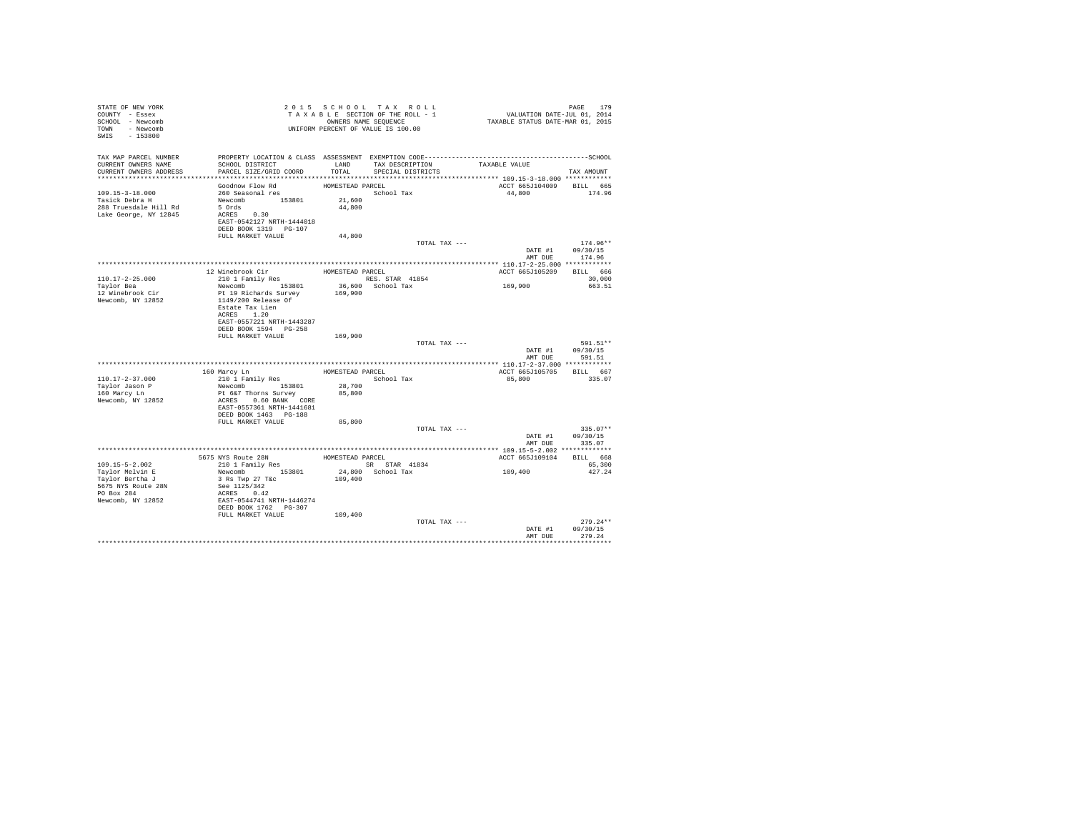STATE OF NEW YORK
COUNTY - Essex
SCHOOL - Newcomb
TOWN - Newcomb
SWIS - 153800

2 0 1 5 S C H O O L T A X R O L L
T A X A B L E SECTION OF THE ROLL - 1
OWNERS NAME SEQUENCE
UNIFORM PERCENT OF VALUE IS 100.00

VALUATION DATE-JUL 01, 2014
TAXABLE STATUS DATE-MAR 01, 2015

| TAX MAP PARCEL NUMBER<br>CURRENT OWNERS NAME<br>CURRENT OWNERS ADDRESS | PROPERTY LOCATION & CLASS<br>SCHOOL DISTRICT<br>PARCEL SIZE/GRID COORD | ASSESSMENT<br>LAND<br>TOTAL | EXEMPTION CODE<br>TAX DESCRIPTION<br>SPECIAL DISTRICTS | TAXABLE VALUE | SCHOOL<br>TAX AMOUNT |
|---|---|---|---|---|---|
| 109.15-3-18.000 | Goodnow Flow Rd | HOMESTEAD PARCEL | | ACCT 665J104009 | BILL 665 |
| Tasick Debra H | 260 Seasonal res | | School Tax | 44,800 | 174.96 |
| 288 Truesdale Hill Rd | Newcomb 153801 | 21,600 | | | |
| Lake George, NY 12845 | 5 Ords | 44,800 | | | |
| | ACRES 0.30 | | | | |
| | EAST-0542127 NRTH-1444018 | | | | |
| | DEED BOOK 1319 PG-107 | | | | |
| | FULL MARKET VALUE | 44,800 | | | |
| | | | TOTAL TAX --- | | 174.96** |
| | | | | DATE #1 | 09/30/15 |
| | | | | AMT DUE | 174.96 |
| 110.17-2-25.000 | 12 Winebrook Cir | HOMESTEAD PARCEL | | ACCT 665J105209 | BILL 666 |
| Taylor Bea | 210 1 Family Res | | RES. STAR 41854 | | 30,000 |
| 12 Winebrook Cir | Newcomb 153801 | 36,600 | School Tax | 169,900 | 663.51 |
| Newcomb, NY 12852 | Pt 19 Richards Survey | 169,900 | | | |
| | 1149/200 Release Of | | | | |
| | Estate Tax Lien | | | | |
| | ACRES 1.20 | | | | |
| | EAST-0557221 NRTH-1443287 | | | | |
| | DEED BOOK 1594 PG-258 | | | | |
| | FULL MARKET VALUE | 169,900 | | | |
| | | | TOTAL TAX --- | | 591.51** |
| | | | | DATE #1 | 09/30/15 |
| | | | | AMT DUE | 591.51 |
| 110.17-2-37.000 | 160 Marcy Ln | HOMESTEAD PARCEL | | ACCT 665J105705 | BILL 667 |
| Taylor Jason P | 210 1 Family Res | | School Tax | 85,800 | 335.07 |
| 160 Marcy Ln | Newcomb 153801 | 28,700 | | | |
| Newcomb, NY 12852 | Pt 6&7 Thorns Survey | 85,800 | | | |
| | ACRES 0.60 BANK CORE | | | | |
| | EAST-0557361 NRTH-1441681 | | | | |
| | DEED BOOK 1463 PG-188 | | | | |
| | FULL MARKET VALUE | 85,800 | | | |
| | | | TOTAL TAX --- | | 335.07** |
| | | | | DATE #1 | 09/30/15 |
| | | | | AMT DUE | 335.07 |
| 109.15-5-2.002 | 5675 NYS Route 28N | HOMESTEAD PARCEL | | ACCT 665J109104 | BILL 668 |
| Taylor Melvin E | 210 1 Family Res | | SR STAR 41834 | | 65,300 |
| Taylor Bertha J | Newcomb 153801 | 24,800 | School Tax | 109,400 | 427.24 |
| 5675 NYS Route 28N | 3 Rs Twp 27 T&c | 109,400 | | | |
| PO Box 284 | See 1125/342 | | | | |
| Newcomb, NY 12852 | ACRES 0.42 | | | | |
| | EAST-0544741 NRTH-1446274 | | | | |
| | DEED BOOK 1762 PG-307 | | | | |
| | FULL MARKET VALUE | 109,400 | | | |
| | | | TOTAL TAX --- | | 279.24** |
| | | | | DATE #1 | 09/30/15 |
| | | | | AMT DUE | 279.24 |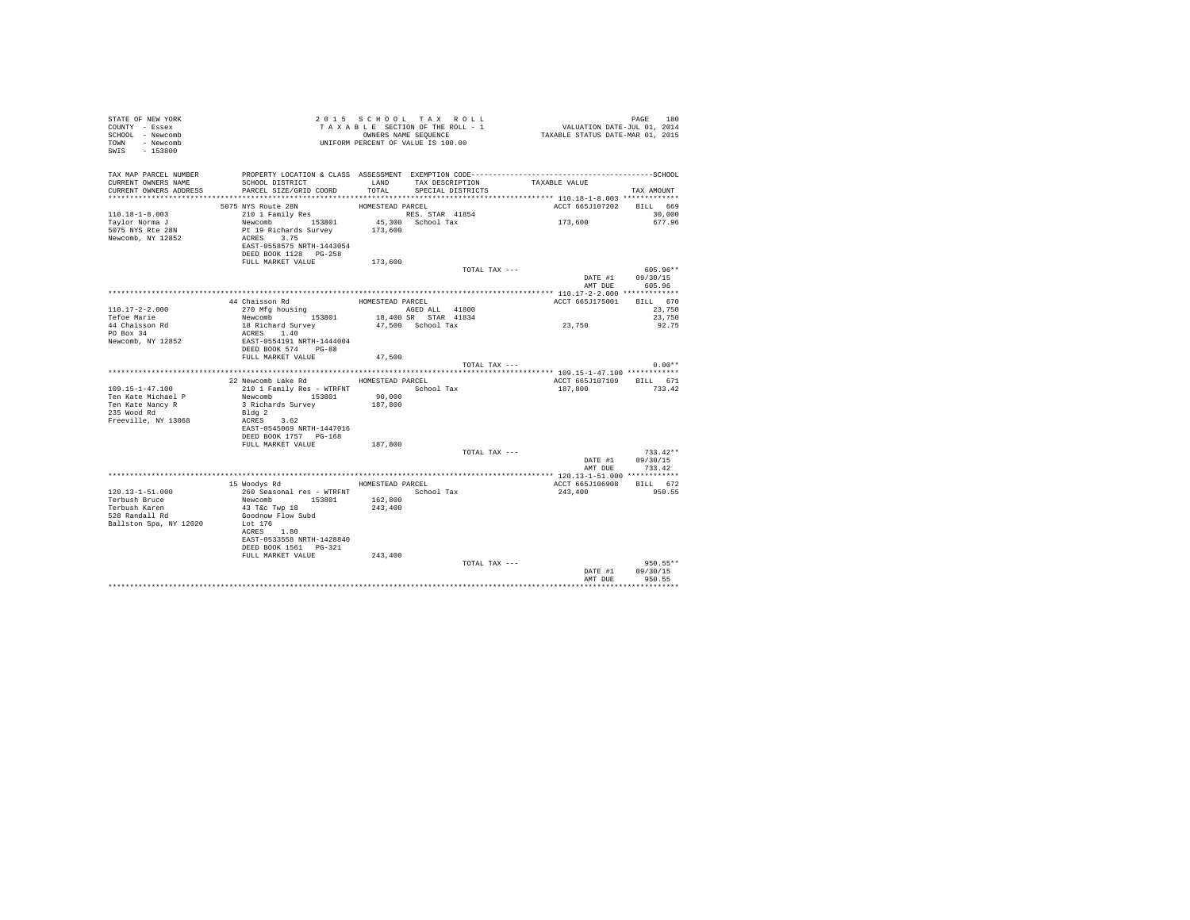STATE OF NEW YORK
COUNTY - Essex
SCHOOL - Newcomb
TOWN - Newcomb
SWIS - 153800

2015 SCHOOL TAX ROLL
TAXABLE SECTION OF THE ROLL - 1
OWNERS NAME SEQUENCE
UNIFORM PERCENT OF VALUE IS 100.00

VALUATION DATE-JUL 01, 2014
TAXABLE STATUS DATE-MAR 01, 2015

| TAX MAP PARCEL NUMBER / CURRENT OWNERS NAME / CURRENT OWNERS ADDRESS | PROPERTY LOCATION & CLASS / SCHOOL DISTRICT / PARCEL SIZE/GRID COORD | ASSESSMENT LAND / TOTAL | EXEMPTION CODE / TAX DESCRIPTION / SPECIAL DISTRICTS | TAXABLE VALUE | TAX AMOUNT (SCHOOL) |
|---|---|---|---|---|---|
| **110.18-1-8.003** | 5075 NYS Route 28N | HOMESTEAD PARCEL | | ACCT 665J107202 | BILL 669 |
| 110.18-1-8.003 | 210 1 Family Res | | RES. STAR 41854 | | 30,000 |
| Taylor Norma J | Newcomb 153801 | 45,300 | School Tax | 173,600 | 677.96 |
| 5075 NYS Rte 28N | Pt 19 Richards Survey | 173,600 | | | |
| Newcomb, NY 12852 | ACRES 3.75 | | | | |
| | EAST-0558575 NRTH-1443054 | | | | |
| | DEED BOOK 1128 PG-258 | | | | |
| | FULL MARKET VALUE | 173,600 | | | |
| | | | TOTAL TAX --- | | 605.96** |
| | | | | DATE #1 | 09/30/15 |
| | | | | AMT DUE | 605.96 |
| **110.17-2-2.000** | 44 Chaisson Rd | HOMESTEAD PARCEL | | ACCT 665J175001 | BILL 670 |
| 110.17-2-2.000 | 270 Mfg housing | | AGED ALL 41800 | | 23,750 |
| Tefoe Marie | Newcomb 153801 | 18,400 | SR STAR 41834 | | 23,750 |
| 44 Chaisson Rd | 18 Richard Survey | 47,500 | School Tax | 23,750 | 92.75 |
| PO Box 34 | ACRES 1.40 | | | | |
| Newcomb, NY 12852 | EAST-0554191 NRTH-1444004 | | | | |
| | DEED BOOK 574 PG-88 | | | | |
| | FULL MARKET VALUE | 47,500 | | | |
| | | | TOTAL TAX --- | | 0.00** |
| **109.15-1-47.100** | 22 Newcomb Lake Rd | HOMESTEAD PARCEL | | ACCT 665J107109 | BILL 671 |
| 109.15-1-47.100 | 210 1 Family Res - WTRFNT | | School Tax | 187,800 | 733.42 |
| Ten Kate Michael P | Newcomb 153801 | 90,000 | | | |
| Ten Kate Nancy R | 3 Richards Survey | 187,800 | | | |
| 235 Wood Rd | Bldg 2 | | | | |
| Freeville, NY 13068 | ACRES 3.62 | | | | |
| | EAST-0545069 NRTH-1447016 | | | | |
| | DEED BOOK 1757 PG-168 | | | | |
| | FULL MARKET VALUE | 187,800 | | | |
| | | | TOTAL TAX --- | | 733.42** |
| | | | | DATE #1 | 09/30/15 |
| | | | | AMT DUE | 733.42 |
| **120.13-1-51.000** | 15 Woodys Rd | HOMESTEAD PARCEL | | ACCT 665J106908 | BILL 672 |
| 120.13-1-51.000 | 260 Seasonal res - WTRFNT | | School Tax | 243,400 | 950.55 |
| Terbush Bruce | Newcomb 153801 | 162,800 | | | |
| Terbush Karen | 43 T&c Twp 18 | 243,400 | | | |
| 528 Randall Rd | Goodnow Flow Subd | | | | |
| Ballston Spa, NY 12020 | Lot 176 | | | | |
| | ACRES 1.80 | | | | |
| | EAST-0533558 NRTH-1428840 | | | | |
| | DEED BOOK 1561 PG-321 | | | | |
| | FULL MARKET VALUE | 243,400 | | | |
| | | | TOTAL TAX --- | | 950.55** |
| | | | | DATE #1 | 09/30/15 |
| | | | | AMT DUE | 950.55 |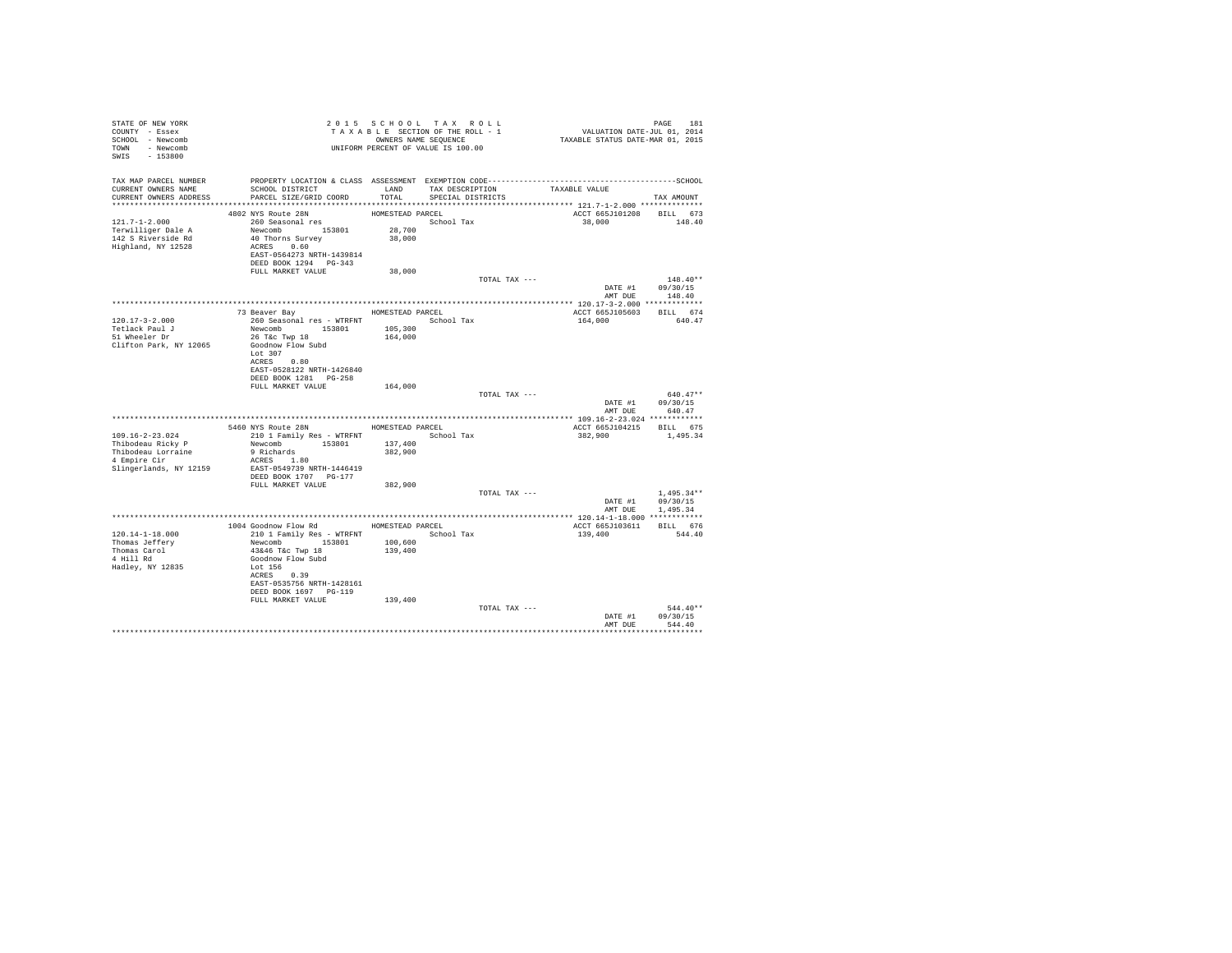STATE OF NEW YORK
COUNTY - Essex
SCHOOL - Newcomb
TOWN - Newcomb
SWIS - 153800

2015 SCHOOL TAX ROLL
TAXABLE SECTION OF THE ROLL - 1
OWNERS NAME SEQUENCE
UNIFORM PERCENT OF VALUE IS 100.00

VALUATION DATE-JUL 01, 2014
TAXABLE STATUS DATE-MAR 01, 2015

| TAX MAP PARCEL NUMBER / CURRENT OWNERS NAME / CURRENT OWNERS ADDRESS | PROPERTY LOCATION & CLASS / SCHOOL DISTRICT / PARCEL SIZE/GRID COORD | ASSESSMENT LAND / TOTAL | EXEMPTION CODE / TAX DESCRIPTION / SPECIAL DISTRICTS | TAXABLE VALUE | TAX AMOUNT |
|---|---|---|---|---|---|
| 121.7-1-2.000 | 4802 NYS Route 28N | HOMESTEAD PARCEL | | ACCT 665J101208 | BILL 673 |
| Terwilliger Dale A | 260 Seasonal res | | School Tax | 38,000 | 148.40 |
| 142 S Riverside Rd | Newcomb 153801 | 28,700 | | | |
| Highland, NY 12528 | 40 Thorns Survey | 38,000 | | | |
| | ACRES 0.60 | | | | |
| | EAST-0564273 NRTH-1439814 | | | | |
| | DEED BOOK 1294 PG-343 | | | | |
| | FULL MARKET VALUE | 38,000 | | | |
| | | | TOTAL TAX --- | | 148.40** |
| | | | | DATE #1 | 09/30/15 |
| | | | | AMT DUE | 148.40 |
| 120.17-3-2.000 | 73 Beaver Bay | HOMESTEAD PARCEL | | ACCT 665J105603 | BILL 674 |
| Tetlack Paul J | 260 Seasonal res - WTRFNT | | School Tax | 164,000 | 640.47 |
| 51 Wheeler Dr | Newcomb 153801 | 105,300 | | | |
| Clifton Park, NY 12065 | 26 T&c Twp 18 | 164,000 | | | |
| | Goodnow Flow Subd | | | | |
| | Lot 307 | | | | |
| | ACRES 0.80 | | | | |
| | EAST-0528122 NRTH-1426840 | | | | |
| | DEED BOOK 1281 PG-258 | | | | |
| | FULL MARKET VALUE | 164,000 | | | |
| | | | TOTAL TAX --- | | 640.47** |
| | | | | DATE #1 | 09/30/15 |
| | | | | AMT DUE | 640.47 |
| 109.16-2-23.024 | 5460 NYS Route 28N | HOMESTEAD PARCEL | | ACCT 665J104215 | BILL 675 |
| Thibodeau Ricky P | 210 1 Family Res - WTRFNT | | School Tax | 382,900 | 1,495.34 |
| Thibodeau Lorraine | Newcomb 153801 | 137,400 | | | |
| 4 Empire Cir | 9 Richards | 382,900 | | | |
| Slingerlands, NY 12159 | ACRES 1.80 | | | | |
| | EAST-0549739 NRTH-1446419 | | | | |
| | DEED BOOK 1707 PG-177 | | | | |
| | FULL MARKET VALUE | 382,900 | | | |
| | | | TOTAL TAX --- | | 1,495.34** |
| | | | | DATE #1 | 09/30/15 |
| | | | | AMT DUE | 1,495.34 |
| 120.14-1-18.000 | 1004 Goodnow Flow Rd | HOMESTEAD PARCEL | | ACCT 665J103611 | BILL 676 |
| Thomas Jeffery | 210 1 Family Res - WTRFNT | | School Tax | 139,400 | 544.40 |
| Thomas Carol | Newcomb 153801 | 100,600 | | | |
| 4 Hill Rd | 43&46 T&c Twp 18 | 139,400 | | | |
| Hadley, NY 12835 | Goodnow Flow Subd | | | | |
| | Lot 156 | | | | |
| | ACRES 0.39 | | | | |
| | EAST-0535756 NRTH-1428161 | | | | |
| | DEED BOOK 1697 PG-119 | | | | |
| | FULL MARKET VALUE | 139,400 | | | |
| | | | TOTAL TAX --- | | 544.40** |
| | | | | DATE #1 | 09/30/15 |
| | | | | AMT DUE | 544.40 |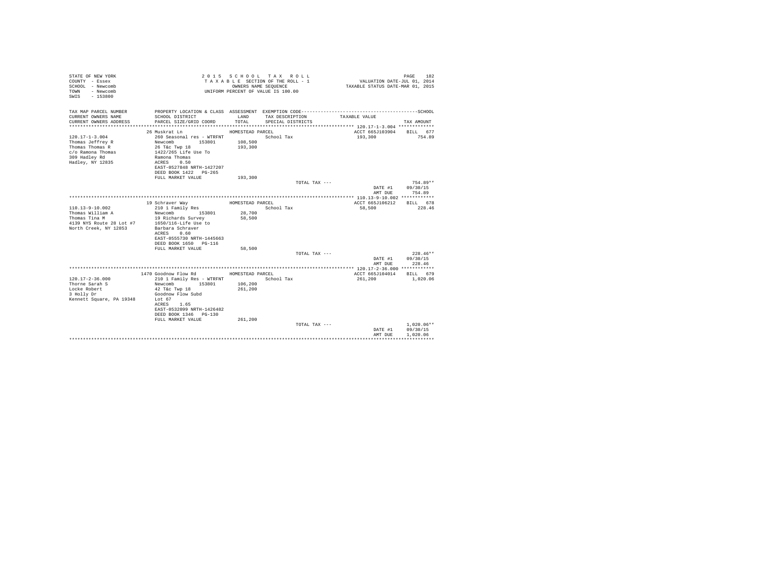STATE OF NEW YORK
COUNTY - Essex
SCHOOL - Newcomb
TOWN - Newcomb
SWIS - 153800

2015 SCHOOL TAX ROLL
TAXABLE SECTION OF THE ROLL - 1
OWNERS NAME SEQUENCE
UNIFORM PERCENT OF VALUE IS 100.00

VALUATION DATE-JUL 01, 2014
TAXABLE STATUS DATE-MAR 01, 2015

| TAX MAP PARCEL NUMBER / CURRENT OWNERS NAME / CURRENT OWNERS ADDRESS | PROPERTY LOCATION & CLASS / SCHOOL DISTRICT / PARCEL SIZE/GRID COORD | ASSESSMENT LAND / TOTAL | EXEMPTION CODE / TAX DESCRIPTION / SPECIAL DISTRICTS | TAXABLE VALUE | TAX AMOUNT |
|---|---|---|---|---|---|
| **120.17-1-3.004** | 26 Muskrat Ln | HOMESTEAD PARCEL | | ACCT 665J103904 | BILL 677 |
| 120.17-1-3.004 | 260 Seasonal res - WTRFNT | | School Tax | 193,300 | 754.89 |
| Thomas Jeffrey R | Newcomb 153801 | 108,500 | | | |
| Thomas Thomas R | 26 T&c Twp 18 | 193,300 | | | |
| c/o Ramona Thomas | 1422/265 Life Use To | | | | |
| 309 Hadley Rd | Ramona Thomas | | | | |
| Hadley, NY 12835 | ACRES 0.50 | | | | |
| | EAST-0527848 NRTH-1427207 | | | | |
| | DEED BOOK 1422 PG-265 | | | | |
| | FULL MARKET VALUE | 193,300 | | | |
| | | | TOTAL TAX --- | | 754.89** |
| | | | | DATE #1 | 09/30/15 |
| | | | | AMT DUE | 754.89 |
| **110.13-9-10.002** | 19 Schraver Way | HOMESTEAD PARCEL | | ACCT 665J106212 | BILL 678 |
| 110.13-9-10.002 | 210 1 Family Res | | School Tax | 58,500 | 228.46 |
| Thomas William A | Newcomb 153801 | 28,700 | | | |
| Thomas Tina M | 19 Richards Survey | 58,500 | | | |
| 4139 NYS Route 28 Lot #7 | 1650/116-Life Use to | | | | |
| North Creek, NY 12853 | Barbara Schraver | | | | |
| | ACRES 0.60 | | | | |
| | EAST-0555730 NRTH-1445663 | | | | |
| | DEED BOOK 1650 PG-116 | | | | |
| | FULL MARKET VALUE | 58,500 | | | |
| | | | TOTAL TAX --- | | 228.46** |
| | | | | DATE #1 | 09/30/15 |
| | | | | AMT DUE | 228.46 |
| **120.17-2-36.000** | 1470 Goodnow Flow Rd | HOMESTEAD PARCEL | | ACCT 665J104014 | BILL 679 |
| 120.17-2-36.000 | 210 1 Family Res - WTRFNT | | School Tax | 261,200 | 1,020.06 |
| Thorne Sarah S | Newcomb 153801 | 106,200 | | | |
| Locke Robert | 42 T&c Twp 18 | 261,200 | | | |
| 3 Holly Dr | Goodnow Flow Subd | | | | |
| Kennett Square, PA 19348 | Lot 67 | | | | |
| | ACRES 1.65 | | | | |
| | EAST-0532099 NRTH-1426482 | | | | |
| | DEED BOOK 1346 PG-130 | | | | |
| | FULL MARKET VALUE | 261,200 | | | |
| | | | TOTAL TAX --- | | 1,020.06** |
| | | | | DATE #1 | 09/30/15 |
| | | | | AMT DUE | 1,020.06 |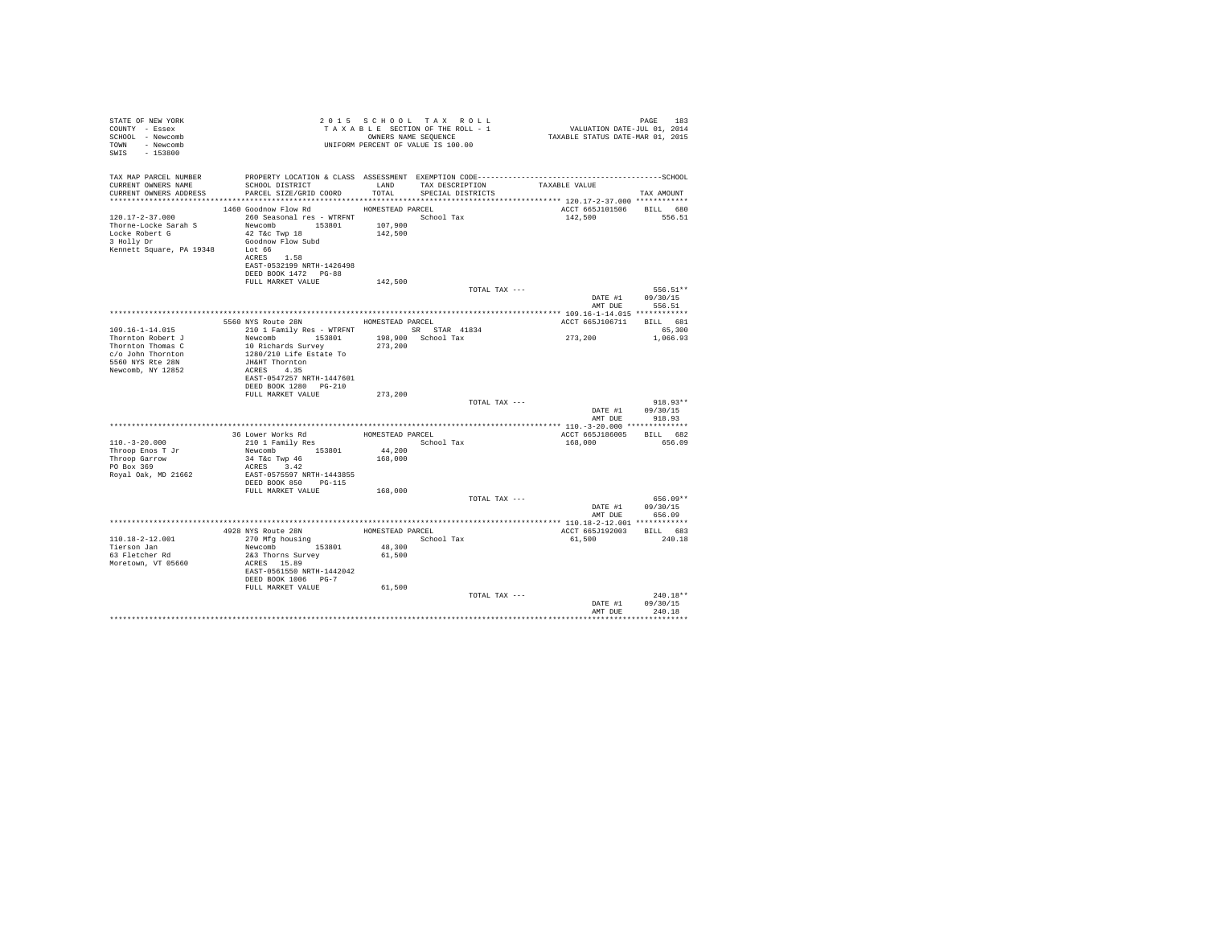STATE OF NEW YORK
COUNTY - Essex
SCHOOL - Newcomb
TOWN - Newcomb
SWIS - 153800

2 0 1 5 S C H O O L T A X R O L L
T A X A B L E SECTION OF THE ROLL - 1
OWNERS NAME SEQUENCE
UNIFORM PERCENT OF VALUE IS 100.00

VALUATION DATE-JUL 01, 2014
TAXABLE STATUS DATE-MAR 01, 2015

| TAX MAP PARCEL NUMBER / CURRENT OWNERS NAME / CURRENT OWNERS ADDRESS | PROPERTY LOCATION & CLASS / SCHOOL DISTRICT / PARCEL SIZE/GRID COORD | ASSESSMENT LAND / TOTAL | EXEMPTION CODE / TAX DESCRIPTION / SPECIAL DISTRICTS | TAXABLE VALUE | SCHOOL TAX AMOUNT |
|---|---|---|---|---|---|
| **120.17-2-37.000** | 1460 Goodnow Flow Rd | HOMESTEAD PARCEL | | ACCT 665J101506 | BILL 680 |
| 120.17-2-37.000 | 260 Seasonal res - WTRFNT | | School Tax | 142,500 | 556.51 |
| Thorne-Locke Sarah S | Newcomb 153801 | 107,900 | | | |
| Locke Robert G | 42 T&c Twp 18 | 142,500 | | | |
| 3 Holly Dr | Goodnow Flow Subd | | | | |
| Kennett Square, PA 19348 | Lot 66 | | | | |
| | ACRES 1.58 | | | | |
| | EAST-0532199 NRTH-1426498 | | | | |
| | DEED BOOK 1472 PG-88 | | | | |
| | FULL MARKET VALUE | 142,500 | | | |
| | | | TOTAL TAX --- | | 556.51** |
| | | | | DATE #1 | 09/30/15 |
| | | | | AMT DUE | 556.51 |
| **109.16-1-14.015** | 5560 NYS Route 28N | HOMESTEAD PARCEL | | ACCT 665J106711 | BILL 681 |
| 109.16-1-14.015 | 210 1 Family Res - WTRFNT | | SR STAR 41834 | | 65,300 |
| Thornton Robert J | Newcomb 153801 | 198,900 | School Tax | 273,200 | 1,066.93 |
| Thornton Thomas C | 10 Richards Survey | 273,200 | | | |
| c/o John Thornton | 1280/210 Life Estate To | | | | |
| 5560 NYS Rte 28N | JH&HT Thornton | | | | |
| Newcomb, NY 12852 | ACRES 4.35 | | | | |
| | EAST-0547257 NRTH-1447601 | | | | |
| | DEED BOOK 1280 PG-210 | | | | |
| | FULL MARKET VALUE | 273,200 | | | |
| | | | TOTAL TAX --- | | 918.93** |
| | | | | DATE #1 | 09/30/15 |
| | | | | AMT DUE | 918.93 |
| **110.-3-20.000** | 36 Lower Works Rd | HOMESTEAD PARCEL | | ACCT 665J186005 | BILL 682 |
| 110.-3-20.000 | 210 1 Family Res | | School Tax | 168,000 | 656.09 |
| Throop Enos T Jr | Newcomb 153801 | 44,200 | | | |
| Throop Garrow | 34 T&c Twp 46 | 168,000 | | | |
| PO Box 369 | ACRES 3.42 | | | | |
| Royal Oak, MD 21662 | EAST-0575597 NRTH-1443855 | | | | |
| | DEED BOOK 850 PG-115 | | | | |
| | FULL MARKET VALUE | 168,000 | | | |
| | | | TOTAL TAX --- | | 656.09** |
| | | | | DATE #1 | 09/30/15 |
| | | | | AMT DUE | 656.09 |
| **110.18-2-12.001** | 4928 NYS Route 28N | HOMESTEAD PARCEL | | ACCT 665J192003 | BILL 683 |
| 110.18-2-12.001 | 270 Mfg housing | | School Tax | 61,500 | 240.18 |
| Tierson Jan | Newcomb 153801 | 48,300 | | | |
| 63 Fletcher Rd | 2&3 Thorns Survey | 61,500 | | | |
| Moretown, VT 05660 | ACRES 15.89 | | | | |
| | EAST-0561550 NRTH-1442042 | | | | |
| | DEED BOOK 1006 PG-7 | | | | |
| | FULL MARKET VALUE | 61,500 | | | |
| | | | TOTAL TAX --- | | 240.18** |
| | | | | DATE #1 | 09/30/15 |
| | | | | AMT DUE | 240.18 |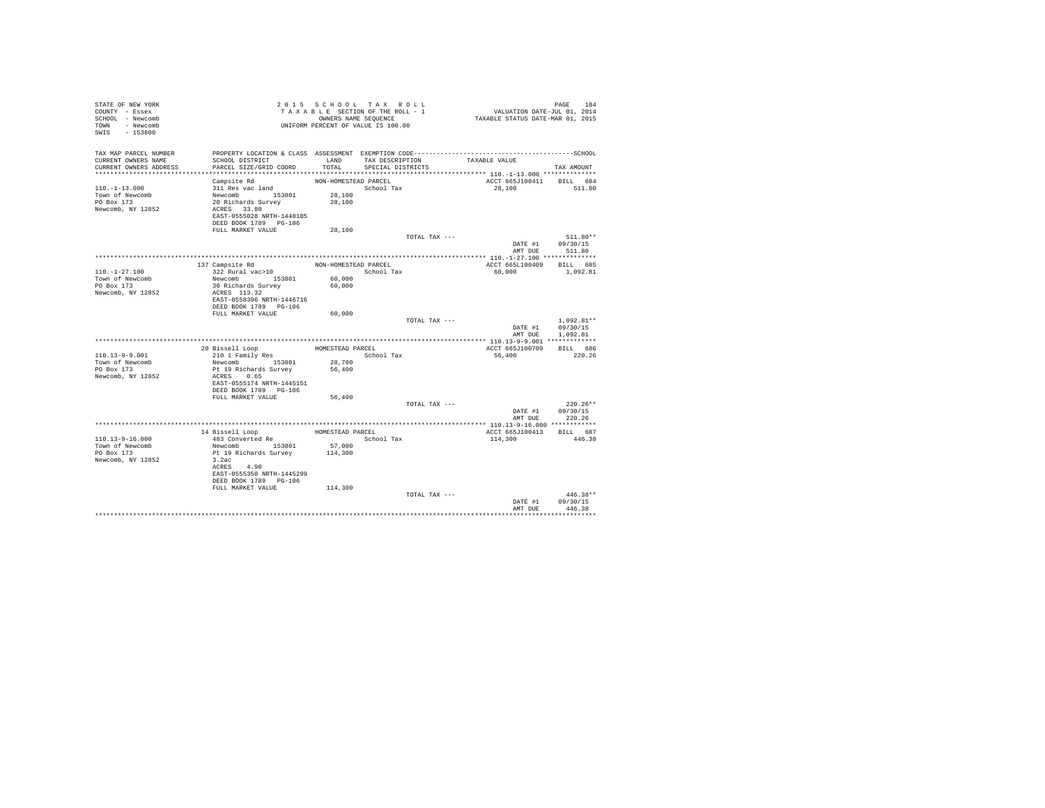STATE OF NEW YORK — 2 0 1 5 S C H O O L T A X R O L L
COUNTY - Essex — T A X A B L E SECTION OF THE ROLL - 1 — VALUATION DATE-JUL 01, 2014
SCHOOL - Newcomb — OWNERS NAME SEQUENCE — TAXABLE STATUS DATE-MAR 01, 2015
TOWN - Newcomb — UNIFORM PERCENT OF VALUE IS 100.00
SWIS - 153800

| TAX MAP PARCEL NUMBER / CURRENT OWNERS NAME / CURRENT OWNERS ADDRESS | PROPERTY LOCATION & CLASS / SCHOOL DISTRICT / PARCEL SIZE/GRID COORD | ASSESSMENT LAND / TOTAL | EXEMPTION CODE / TAX DESCRIPTION / SPECIAL DISTRICTS | TAXABLE VALUE | TAX AMOUNT |
|---|---|---|---|---|---|
| **110.-1-13.000** | Campsite Rd | NON-HOMESTEAD PARCEL | | ACCT 665J100411 | BILL 684 |
| 110.-1-13.000 | 311 Res vac land | | School Tax | 28,100 | 511.80 |
| Town of Newcomb | Newcomb 153801 | 28,100 | | | |
| PO Box 173 | 20 Richards Survey | 28,100 | | | |
| Newcomb, NY 12852 | ACRES 33.80 | | | | |
| | EAST-0555028 NRTH-1448185 | | | | |
| | DEED BOOK 1789 PG-106 | | | | |
| | FULL MARKET VALUE | 28,100 | | | |
| | | | TOTAL TAX --- | | 511.80** |
| | | | | DATE #1 | 09/30/15 |
| | | | | AMT DUE | 511.80 |
| **110.-1-27.100** | 137 Campsite Rd | NON-HOMESTEAD PARCEL | | ACCT 665L100409 | BILL 685 |
| 110.-1-27.100 | 322 Rural vac>10 | | School Tax | 60,000 | 1,092.81 |
| Town of Newcomb | Newcomb 153801 | 60,000 | | | |
| PO Box 173 | 30 Richards Survey | 60,000 | | | |
| Newcomb, NY 12852 | ACRES 113.32 | | | | |
| | EAST-0558396 NRTH-1446716 | | | | |
| | DEED BOOK 1789 PG-106 | | | | |
| | FULL MARKET VALUE | 60,000 | | | |
| | | | TOTAL TAX --- | | 1,092.81** |
| | | | | DATE #1 | 09/30/15 |
| | | | | AMT DUE | 1,092.81 |
| **110.13-9-9.001** | 20 Bissell Loop | HOMESTEAD PARCEL | | ACCT 665J100709 | BILL 686 |
| 110.13-9-9.001 | 210 1 Family Res | | School Tax | 56,400 | 220.26 |
| Town of Newcomb | Newcomb 153801 | 28,700 | | | |
| PO Box 173 | Pt 19 Richards Survey | 56,400 | | | |
| Newcomb, NY 12852 | ACRES 0.65 | | | | |
| | EAST-0555174 NRTH-1445151 | | | | |
| | DEED BOOK 1789 PG-106 | | | | |
| | FULL MARKET VALUE | 56,400 | | | |
| | | | TOTAL TAX --- | | 220.26** |
| | | | | DATE #1 | 09/30/15 |
| | | | | AMT DUE | 220.26 |
| **110.13-9-16.000** | 14 Bissell Loop | HOMESTEAD PARCEL | | ACCT 665J100413 | BILL 687 |
| 110.13-9-16.000 | 483 Converted Re | | School Tax | 114,300 | 446.38 |
| Town of Newcomb | Newcomb 153801 | 57,000 | | | |
| PO Box 173 | Pt 19 Richards Survey | 114,300 | | | |
| Newcomb, NY 12852 | 3.2ac | | | | |
| | ACRES 4.90 | | | | |
| | EAST-0555350 NRTH-1445299 | | | | |
| | DEED BOOK 1789 PG-106 | | | | |
| | FULL MARKET VALUE | 114,300 | | | |
| | | | TOTAL TAX --- | | 446.38** |
| | | | | DATE #1 | 09/30/15 |
| | | | | AMT DUE | 446.38 |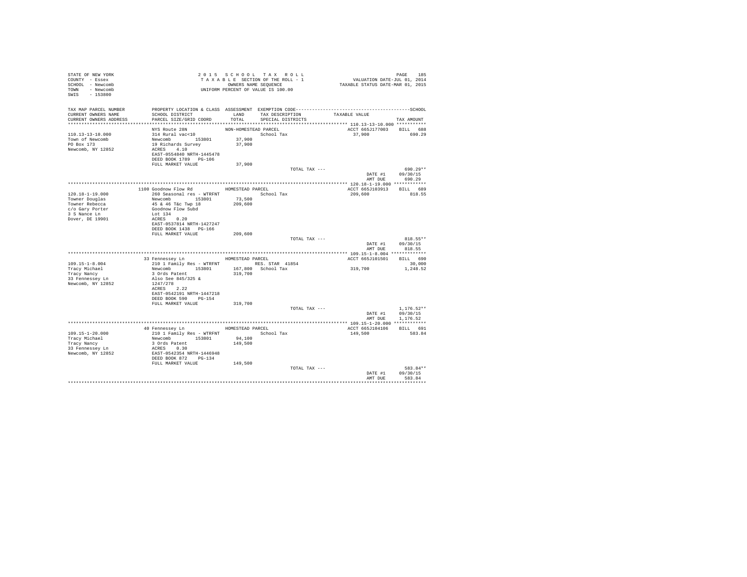STATE OF NEW YORK
COUNTY - Essex
SCHOOL - Newcomb
TOWN - Newcomb
SWIS - 153800

2015 SCHOOL TAX ROLL
TAXABLE SECTION OF THE ROLL - 1
OWNERS NAME SEQUENCE
UNIFORM PERCENT OF VALUE IS 100.00

VALUATION DATE-JUL 01, 2014
TAXABLE STATUS DATE-MAR 01, 2015

| TAX MAP PARCEL NUMBER<br>CURRENT OWNERS NAME<br>CURRENT OWNERS ADDRESS | PROPERTY LOCATION & CLASS<br>SCHOOL DISTRICT<br>PARCEL SIZE/GRID COORD | ASSESSMENT<br>LAND<br>TOTAL | EXEMPTION CODE<br>TAX DESCRIPTION<br>SPECIAL DISTRICTS | TAXABLE VALUE | SCHOOL<br>TAX AMOUNT |
|---|---|---|---|---|---|
| 110.13-13-10.000 | NYS Route 28N | NON-HOMESTEAD PARCEL | | ACCT 665J177003 | BILL 688 |
| Town of Newcomb | 314 Rural vac<10 | | School Tax | 37,900 | 690.29 |
| PO Box 173 | Newcomb 153801 | 37,900 | | | |
| Newcomb, NY 12852 | 19 Richards Survey | 37,900 | | | |
| | ACRES 4.10 | | | | |
| | EAST-0554840 NRTH-1445478 | | | | |
| | DEED BOOK 1789 PG-106 | | | | |
| | FULL MARKET VALUE | 37,900 | | | |
| | | | TOTAL TAX --- | | 690.29** |
| | | | | DATE #1 | 09/30/15 |
| | | | | AMT DUE | 690.29 |
| 120.18-1-19.000 | 1100 Goodnow Flow Rd | HOMESTEAD PARCEL | | ACCT 665J103913 | BILL 689 |
| Towner Douglas | 260 Seasonal res - WTRFNT | | School Tax | 209,600 | 818.55 |
| Towner Rebecca | Newcomb 153801 | 73,500 | | | |
| c/o Gary Porter | 45 & 46 T&c Twp 18 | 209,600 | | | |
| 3 S Nance Ln | Goodnow Flow Subd | | | | |
| Dover, DE 19901 | Lot 134 | | | | |
| | ACRES 0.20 | | | | |
| | EAST-0537814 NRTH-1427247 | | | | |
| | DEED BOOK 1438 PG-166 | | | | |
| | FULL MARKET VALUE | 209,600 | | | |
| | | | TOTAL TAX --- | | 818.55** |
| | | | | DATE #1 | 09/30/15 |
| | | | | AMT DUE | 818.55 |
| 109.15-1-8.004 | 33 Fennessey Ln | HOMESTEAD PARCEL | | ACCT 665J101501 | BILL 690 |
| Tracy Michael | 210 1 Family Res - WTRFNT | | RES. STAR 41854 | | 30,000 |
| Tracy Nancy | Newcomb 153801 | 167,800 | School Tax | 319,700 | 1,248.52 |
| 33 Fennessey Ln | 3 Ords Patent | 319,700 | | | |
| Newcomb, NY 12852 | Also See 845/325 & | | | | |
| | 1247/278 | | | | |
| | ACRES 2.22 | | | | |
| | EAST-0542191 NRTH-1447218 | | | | |
| | DEED BOOK 590 PG-154 | | | | |
| | FULL MARKET VALUE | 319,700 | | | |
| | | | TOTAL TAX --- | | 1,176.52** |
| | | | | DATE #1 | 09/30/15 |
| | | | | AMT DUE | 1,176.52 |
| 109.15-1-20.000 | 40 Fennessey Ln | HOMESTEAD PARCEL | | ACCT 665J104106 | BILL 691 |
| Tracy Michael | 210 1 Family Res - WTRFNT | | School Tax | 149,500 | 583.84 |
| Tracy Nancy | Newcomb 153801 | 94,100 | | | |
| 33 Fennessey Ln | 3 Ords Patent | 149,500 | | | |
| Newcomb, NY 12852 | ACRES 0.30 | | | | |
| | EAST-0542354 NRTH-1446948 | | | | |
| | DEED BOOK 872 PG-134 | | | | |
| | FULL MARKET VALUE | 149,500 | | | |
| | | | TOTAL TAX --- | | 583.84** |
| | | | | DATE #1 | 09/30/15 |
| | | | | AMT DUE | 583.84 |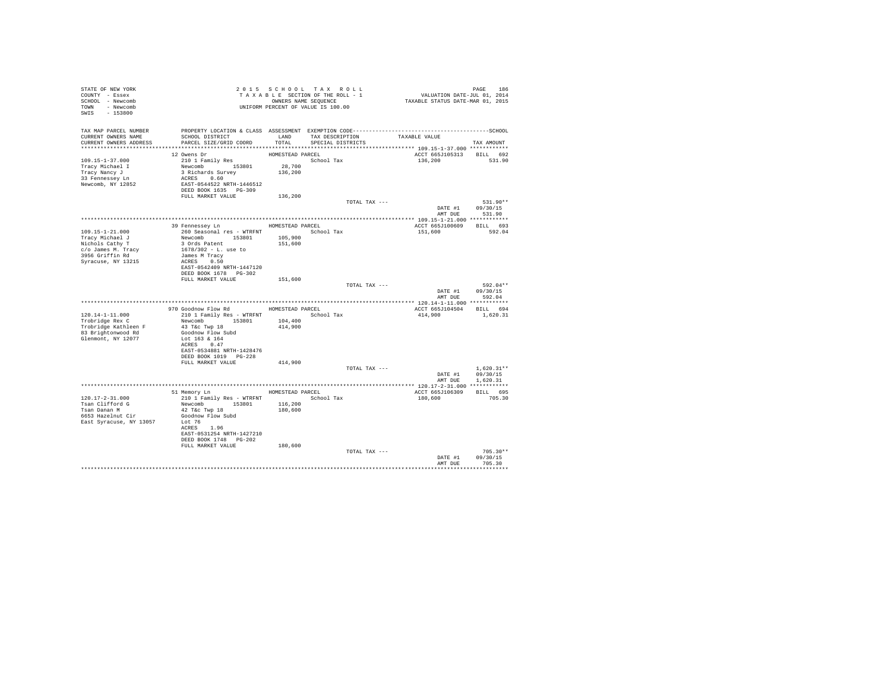STATE OF NEW YORK
COUNTY - Essex
SCHOOL - Newcomb
TOWN - Newcomb
SWIS - 153800

2 0 1 5 S C H O O L T A X R O L L
T A X A B L E SECTION OF THE ROLL - 1
OWNERS NAME SEQUENCE
UNIFORM PERCENT OF VALUE IS 100.00

VALUATION DATE-JUL 01, 2014
TAXABLE STATUS DATE-MAR 01, 2015

| TAX MAP PARCEL NUMBER / CURRENT OWNERS NAME / CURRENT OWNERS ADDRESS | PROPERTY LOCATION & CLASS / SCHOOL DISTRICT / PARCEL SIZE/GRID COORD | ASSESSMENT LAND / TOTAL | EXEMPTION CODE / TAX DESCRIPTION / SPECIAL DISTRICTS | TAXABLE VALUE | TAX AMOUNT |
|---|---|---|---|---|---|
| **109.15-1-37.000** | 12 Owens Dr | HOMESTEAD PARCEL | | ACCT 665J105313 | BILL 692 |
| 109.15-1-37.000 | 210 1 Family Res | | School Tax | 136,200 | 531.90 |
| Tracy Michael I | Newcomb 153801 | 28,700 | | | |
| Tracy Nancy J | 3 Richards Survey | 136,200 | | | |
| 33 Fennessey Ln | ACRES 0.60 | | | | |
| Newcomb, NY 12852 | EAST-0544522 NRTH-1446512 | | | | |
| | DEED BOOK 1635 PG-309 | | | | |
| | FULL MARKET VALUE | 136,200 | | | |
| | | | TOTAL TAX --- | | 531.90** |
| | | | | DATE #1 | 09/30/15 |
| | | | | AMT DUE | 531.90 |
| **109.15-1-21.000** | 39 Fennessey Ln | HOMESTEAD PARCEL | | ACCT 665J100609 | BILL 693 |
| 109.15-1-21.000 | 260 Seasonal res - WTRFNT | | School Tax | 151,600 | 592.04 |
| Tracy Michael J | Newcomb 153801 | 105,900 | | | |
| Nichols Cathy T | 3 Ords Patent | 151,600 | | | |
| c/o James M. Tracy | 1678/302 - L. use to | | | | |
| 3956 Griffin Rd | James M Tracy | | | | |
| Syracuse, NY 13215 | ACRES 0.50 | | | | |
| | EAST-0542409 NRTH-1447120 | | | | |
| | DEED BOOK 1678 PG-302 | | | | |
| | FULL MARKET VALUE | 151,600 | | | |
| | | | TOTAL TAX --- | | 592.04** |
| | | | | DATE #1 | 09/30/15 |
| | | | | AMT DUE | 592.04 |
| **120.14-1-11.000** | 970 Goodnow Flow Rd | HOMESTEAD PARCEL | | ACCT 665J104504 | BILL 694 |
| 120.14-1-11.000 | 210 1 Family Res - WTRFNT | | School Tax | 414,900 | 1,620.31 |
| Trobridge Rex C | Newcomb 153801 | 104,400 | | | |
| Trobridge Kathleen F | 43 T&c Twp 18 | 414,900 | | | |
| 83 Brightonwood Rd | Goodnow Flow Subd | | | | |
| Glenmont, NY 12077 | Lot 163 & 164 | | | | |
| | ACRES 0.47 | | | | |
| | EAST-0534881 NRTH-1428476 | | | | |
| | DEED BOOK 1019 PG-228 | | | | |
| | FULL MARKET VALUE | 414,900 | | | |
| | | | TOTAL TAX --- | | 1,620.31** |
| | | | | DATE #1 | 09/30/15 |
| | | | | AMT DUE | 1,620.31 |
| **120.17-2-31.000** | 51 Memory Ln | HOMESTEAD PARCEL | | ACCT 665J106309 | BILL 695 |
| 120.17-2-31.000 | 210 1 Family Res - WTRFNT | | School Tax | 180,600 | 705.30 |
| Tsan Clifford G | Newcomb 153801 | 116,200 | | | |
| Tsan Danan M | 42 T&c Twp 18 | 180,600 | | | |
| 6653 Hazelnut Cir | Goodnow Flow Subd | | | | |
| East Syracuse, NY 13057 | Lot 76 | | | | |
| | ACRES 1.96 | | | | |
| | EAST-0531254 NRTH-1427210 | | | | |
| | DEED BOOK 1748 PG-202 | | | | |
| | FULL MARKET VALUE | 180,600 | | | |
| | | | TOTAL TAX --- | | 705.30** |
| | | | | DATE #1 | 09/30/15 |
| | | | | AMT DUE | 705.30 |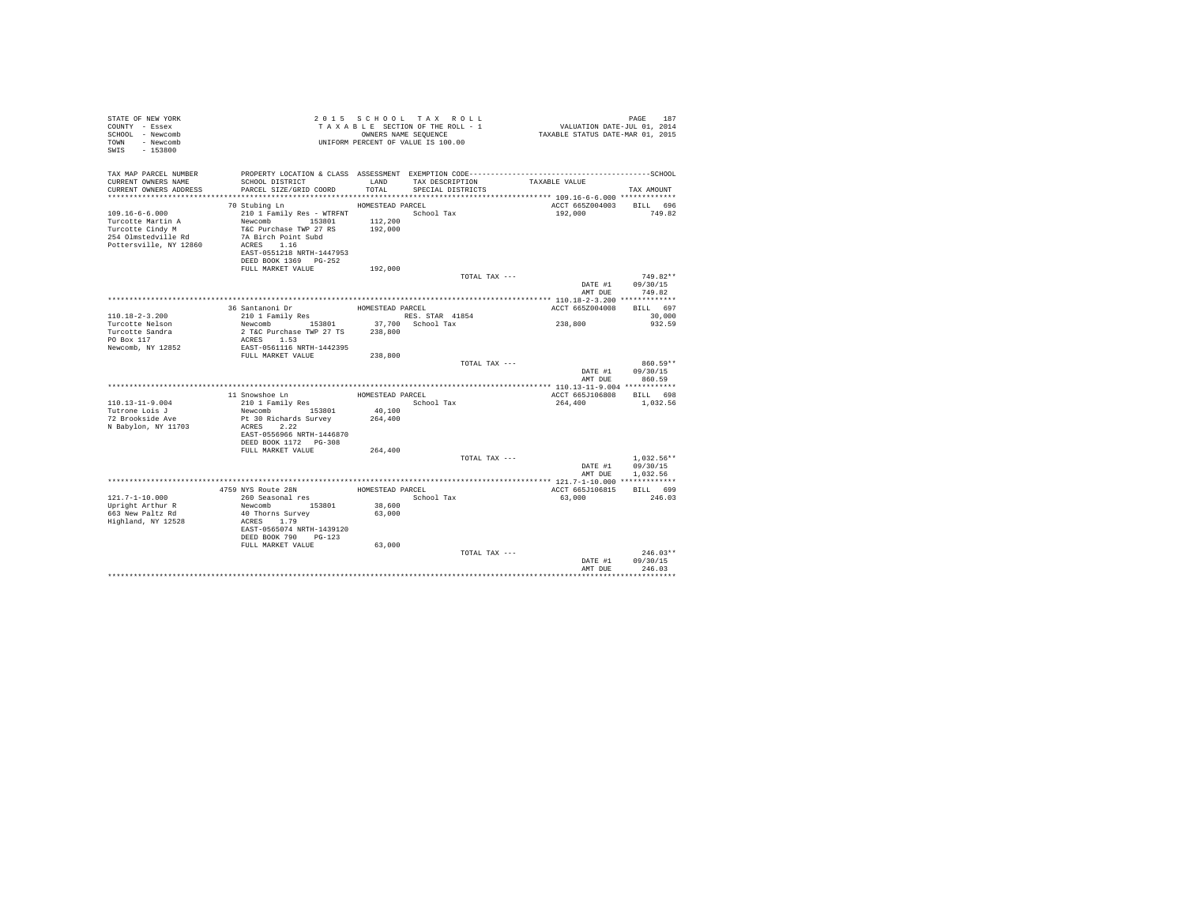STATE OF NEW YORK
COUNTY - Essex
SCHOOL - Newcomb
TOWN - Newcomb
SWIS - 153800

2015 SCHOOL TAX ROLL
TAXABLE SECTION OF THE ROLL - 1
OWNERS NAME SEQUENCE
UNIFORM PERCENT OF VALUE IS 100.00

VALUATION DATE-JUL 01, 2014
TAXABLE STATUS DATE-MAR 01, 2015

| TAX MAP PARCEL NUMBER / CURRENT OWNERS NAME / CURRENT OWNERS ADDRESS | PROPERTY LOCATION & CLASS / SCHOOL DISTRICT / PARCEL SIZE/GRID COORD | ASSESSMENT LAND / TOTAL | EXEMPTION CODE / TAX DESCRIPTION / SPECIAL DISTRICTS | TAXABLE VALUE | TAX AMOUNT |
|---|---|---|---|---|---|
| **109.16-6-6.000** | 70 Stubing Ln | HOMESTEAD PARCEL | | ACCT 665Z004003 | BILL 696 |
| 109.16-6-6.000 | 210 1 Family Res - WTRFNT | | School Tax | 192,000 | 749.82 |
| Turcotte Martin A | Newcomb 153801 | 112,200 | | | |
| Turcotte Cindy M | T&C Purchase TWP 27 RS | 192,000 | | | |
| 254 Olmstedville Rd | 7A Birch Point Subd | | | | |
| Pottersville, NY 12860 | ACRES 1.16 | | | | |
| | EAST-0551218 NRTH-1447953 | | | | |
| | DEED BOOK 1369 PG-252 | | | | |
| | FULL MARKET VALUE | 192,000 | | | |
| | | | TOTAL TAX --- | | 749.82** |
| | | | | DATE #1 | 09/30/15 |
| | | | | AMT DUE | 749.82 |
| **110.18-2-3.200** | 36 Santanoni Dr | HOMESTEAD PARCEL | | ACCT 665Z004008 | BILL 697 |
| 110.18-2-3.200 | 210 1 Family Res | | RES. STAR 41854 | | 30,000 |
| Turcotte Nelson | Newcomb 153801 | 37,700 | School Tax | 238,800 | 932.59 |
| Turcotte Sandra | 2 T&C Purchase TWP 27 TS | 238,800 | | | |
| PO Box 117 | ACRES 1.53 | | | | |
| Newcomb, NY 12852 | EAST-0561116 NRTH-1442395 | | | | |
| | FULL MARKET VALUE | 238,800 | | | |
| | | | TOTAL TAX --- | | 860.59** |
| | | | | DATE #1 | 09/30/15 |
| | | | | AMT DUE | 860.59 |
| **110.13-11-9.004** | 11 Snowshoe Ln | HOMESTEAD PARCEL | | ACCT 665J106808 | BILL 698 |
| 110.13-11-9.004 | 210 1 Family Res | | School Tax | 264,400 | 1,032.56 |
| Tutrone Lois J | Newcomb 153801 | 40,100 | | | |
| 72 Brookside Ave | Pt 30 Richards Survey | 264,400 | | | |
| N Babylon, NY 11703 | ACRES 2.22 | | | | |
| | EAST-0556966 NRTH-1446870 | | | | |
| | DEED BOOK 1172 PG-308 | | | | |
| | FULL MARKET VALUE | 264,400 | | | |
| | | | TOTAL TAX --- | | 1,032.56** |
| | | | | DATE #1 | 09/30/15 |
| | | | | AMT DUE | 1,032.56 |
| **121.7-1-10.000** | 4759 NYS Route 28N | HOMESTEAD PARCEL | | ACCT 665J106815 | BILL 699 |
| 121.7-1-10.000 | 260 Seasonal res | | School Tax | 63,000 | 246.03 |
| Upright Arthur R | Newcomb 153801 | 38,600 | | | |
| 663 New Paltz Rd | 40 Thorns Survey | 63,000 | | | |
| Highland, NY 12528 | ACRES 1.79 | | | | |
| | EAST-0565074 NRTH-1439120 | | | | |
| | DEED BOOK 790 PG-123 | | | | |
| | FULL MARKET VALUE | 63,000 | | | |
| | | | TOTAL TAX --- | | 246.03** |
| | | | | DATE #1 | 09/30/15 |
| | | | | AMT DUE | 246.03 |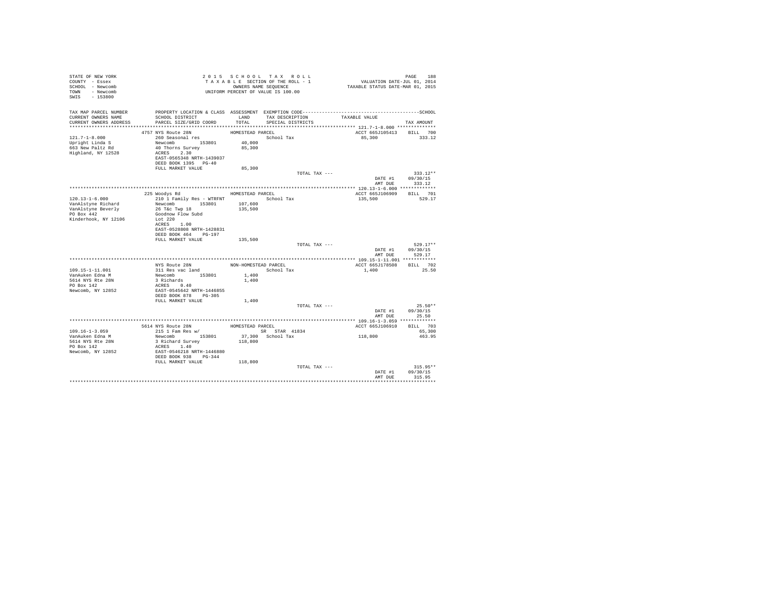STATE OF NEW YORK
COUNTY - Essex
SCHOOL - Newcomb
TOWN - Newcomb
SWIS - 153800

2015 SCHOOL TAX ROLL
TAXABLE SECTION OF THE ROLL - 1
OWNERS NAME SEQUENCE
UNIFORM PERCENT OF VALUE IS 100.00

VALUATION DATE-JUL 01, 2014
TAXABLE STATUS DATE-MAR 01, 2015

| TAX MAP PARCEL NUMBER / CURRENT OWNERS NAME / CURRENT OWNERS ADDRESS | PROPERTY LOCATION & CLASS / SCHOOL DISTRICT / PARCEL SIZE/GRID COORD | ASSESSMENT LAND / TOTAL | EXEMPTION CODE / TAX DESCRIPTION / SPECIAL DISTRICTS | TAXABLE VALUE | TAX AMOUNT |
|---|---|---|---|---|---|
| 121.7-1-8.000 | 4757 NYS Route 28N | HOMESTEAD PARCEL | | ACCT 665J105413 | BILL 700 |
| Upright Linda S | 260 Seasonal res | | School Tax | 85,300 | 333.12 |
| 663 New Paltz Rd | Newcomb 153801 | 40,000 | | | |
| Highland, NY 12528 | 40 Thorns Survey | 85,300 | | | |
| | ACRES 2.30 | | | | |
| | EAST-0565348 NRTH-1439037 | | | | |
| | DEED BOOK 1395 PG-40 | | | | |
| | FULL MARKET VALUE | 85,300 | | | |
| | | | TOTAL TAX --- | | 333.12** |
| | | | | DATE #1 | 09/30/15 |
| | | | | AMT DUE | 333.12 |
| 120.13-1-6.000 | 225 Woodys Rd | HOMESTEAD PARCEL | | ACCT 665J106909 | BILL 701 |
| VanAlstyne Richard | 210 1 Family Res - WTRFNT | | School Tax | 135,500 | 529.17 |
| VanAlstyne Beverly | Newcomb 153801 | 107,600 | | | |
| PO Box 442 | 26 T&c Twp 18 | 135,500 | | | |
| Kinderhook, NY 12106 | Goodnow Flow Subd | | | | |
| | Lot 220 | | | | |
| | ACRES 1.00 | | | | |
| | EAST-0528808 NRTH-1428831 | | | | |
| | DEED BOOK 464 PG-197 | | | | |
| | FULL MARKET VALUE | 135,500 | | | |
| | | | TOTAL TAX --- | | 529.17** |
| | | | | DATE #1 | 09/30/15 |
| | | | | AMT DUE | 529.17 |
| 109.15-1-11.001 | NYS Route 28N | NON-HOMESTEAD PARCEL | | ACCT 665J178508 | BILL 702 |
| VanAuken Edna M | 311 Res vac land | | School Tax | 1,400 | 25.50 |
| 5614 NYS Rte 28N | Newcomb 153801 | 1,400 | | | |
| PO Box 142 | 3 Richards | 1,400 | | | |
| Newcomb, NY 12852 | ACRES 0.40 | | | | |
| | EAST-0545642 NRTH-1446855 | | | | |
| | DEED BOOK 878 PG-305 | | | | |
| | FULL MARKET VALUE | 1,400 | | | |
| | | | TOTAL TAX --- | | 25.50** |
| | | | | DATE #1 | 09/30/15 |
| | | | | AMT DUE | 25.50 |
| 109.16-1-3.059 | 5614 NYS Route 28N | HOMESTEAD PARCEL | | ACCT 665J106910 | BILL 703 |
| VanAuken Edna M | 215 1 Fam Res w/ | | SR STAR 41834 | | 65,300 |
| 5614 NYS Rte 28N | Newcomb 153801 | 37,300 | School Tax | 118,800 | 463.95 |
| PO Box 142 | 3 Richard Survey | 118,800 | | | |
| Newcomb, NY 12852 | ACRES 1.40 | | | | |
| | EAST-0546218 NRTH-1446880 | | | | |
| | DEED BOOK 938 PG-344 | | | | |
| | FULL MARKET VALUE | 118,800 | | | |
| | | | TOTAL TAX --- | | 315.95** |
| | | | | DATE #1 | 09/30/15 |
| | | | | AMT DUE | 315.95 |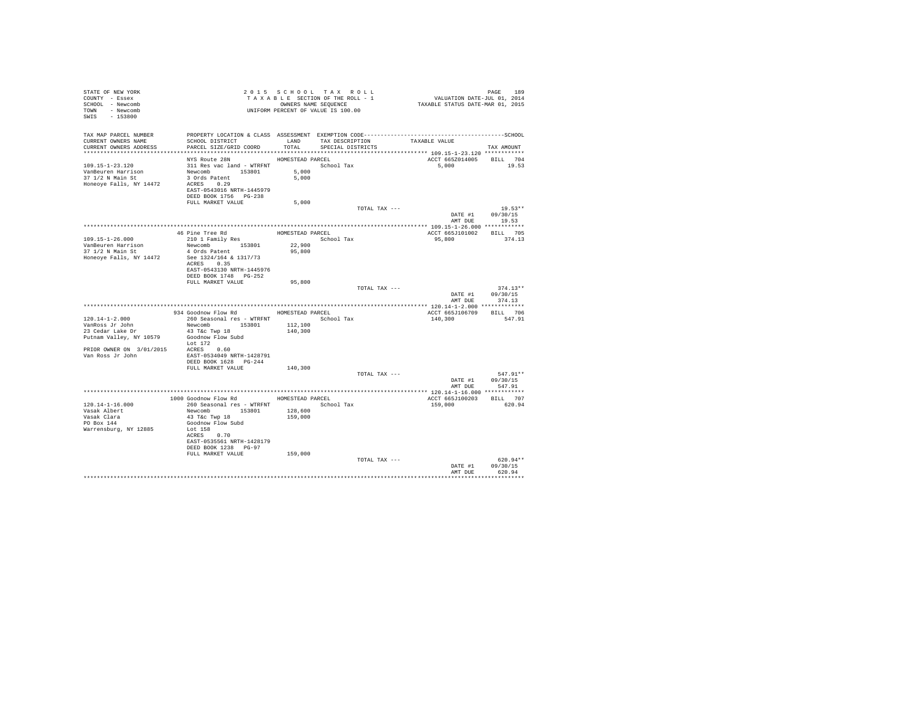STATE OF NEW YORK
COUNTY - Essex
SCHOOL - Newcomb
TOWN - Newcomb
SWIS - 153800

2 0 1 5 S C H O O L T A X R O L L
T A X A B L E SECTION OF THE ROLL - 1
OWNERS NAME SEQUENCE
UNIFORM PERCENT OF VALUE IS 100.00

VALUATION DATE-JUL 01, 2014
TAXABLE STATUS DATE-MAR 01, 2015

| TAX MAP PARCEL NUMBER / CURRENT OWNERS NAME / CURRENT OWNERS ADDRESS | PROPERTY LOCATION & CLASS / SCHOOL DISTRICT / PARCEL SIZE/GRID COORD | ASSESSMENT LAND / TOTAL | EXEMPTION CODE / TAX DESCRIPTION / SPECIAL DISTRICTS | TAXABLE VALUE | TAX AMOUNT |
|---|---|---|---|---|---|
| 109.15-1-23.120 | NYS Route 28N | HOMESTEAD PARCEL | | ACCT 665Z014005 | BILL 704 |
| 109.15-1-23.120 | 311 Res vac land - WTRFNT | | School Tax | 5,000 | 19.53 |
| VanBeuren Harrison | Newcomb 153801 | 5,000 | | | |
| 37 1/2 N Main St | 3 Ords Patent | 5,000 | | | |
| Honeoye Falls, NY 14472 | ACRES 0.29 | | | | |
| | EAST-0543016 NRTH-1445979 | | | | |
| | DEED BOOK 1756 PG-238 | | | | |
| | FULL MARKET VALUE | 5,000 | | | |
| | | | TOTAL TAX --- | | 19.53** |
| | | | | DATE #1 | 09/30/15 |
| | | | | AMT DUE | 19.53 |
| 109.15-1-26.000 | 46 Pine Tree Rd | HOMESTEAD PARCEL | | ACCT 665J101002 | BILL 705 |
| 109.15-1-26.000 | 210 1 Family Res | | School Tax | 95,800 | 374.13 |
| VanBeuren Harrison | Newcomb 153801 | 22,900 | | | |
| 37 1/2 N Main St | 4 Ords Patent | 95,800 | | | |
| Honeoye Falls, NY 14472 | See 1324/164 & 1317/73 | | | | |
| | ACRES 0.35 | | | | |
| | EAST-0543130 NRTH-1445976 | | | | |
| | DEED BOOK 1748 PG-252 | | | | |
| | FULL MARKET VALUE | 95,800 | | | |
| | | | TOTAL TAX --- | | 374.13** |
| | | | | DATE #1 | 09/30/15 |
| | | | | AMT DUE | 374.13 |
| 120.14-1-2.000 | 934 Goodnow Flow Rd | HOMESTEAD PARCEL | | ACCT 665J106709 | BILL 706 |
| 120.14-1-2.000 | 260 Seasonal res - WTRFNT | | School Tax | 140,300 | 547.91 |
| VanRoss Jr John | Newcomb 153801 | 112,100 | | | |
| 23 Cedar Lake Dr | 43 T&c Twp 18 | 140,300 | | | |
| Putnam Valley, NY 10579 | Goodnow Flow Subd | | | | |
| | Lot 172 | | | | |
| PRIOR OWNER ON 3/01/2015 | ACRES 0.60 | | | | |
| Van Ross Jr John | EAST-0534049 NRTH-1428791 | | | | |
| | DEED BOOK 1628 PG-244 | | | | |
| | FULL MARKET VALUE | 140,300 | | | |
| | | | TOTAL TAX --- | | 547.91** |
| | | | | DATE #1 | 09/30/15 |
| | | | | AMT DUE | 547.91 |
| 120.14-1-16.000 | 1000 Goodnow Flow Rd | HOMESTEAD PARCEL | | ACCT 665J100203 | BILL 707 |
| 120.14-1-16.000 | 260 Seasonal res - WTRFNT | | School Tax | 159,000 | 620.94 |
| Vasak Albert | Newcomb 153801 | 128,600 | | | |
| Vasak Clara | 43 T&c Twp 18 | 159,000 | | | |
| PO Box 144 | Goodnow Flow Subd | | | | |
| Warrensburg, NY 12885 | Lot 158 | | | | |
| | ACRES 0.70 | | | | |
| | EAST-0535561 NRTH-1428179 | | | | |
| | DEED BOOK 1238 PG-97 | | | | |
| | FULL MARKET VALUE | 159,000 | | | |
| | | | TOTAL TAX --- | | 620.94** |
| | | | | DATE #1 | 09/30/15 |
| | | | | AMT DUE | 620.94 |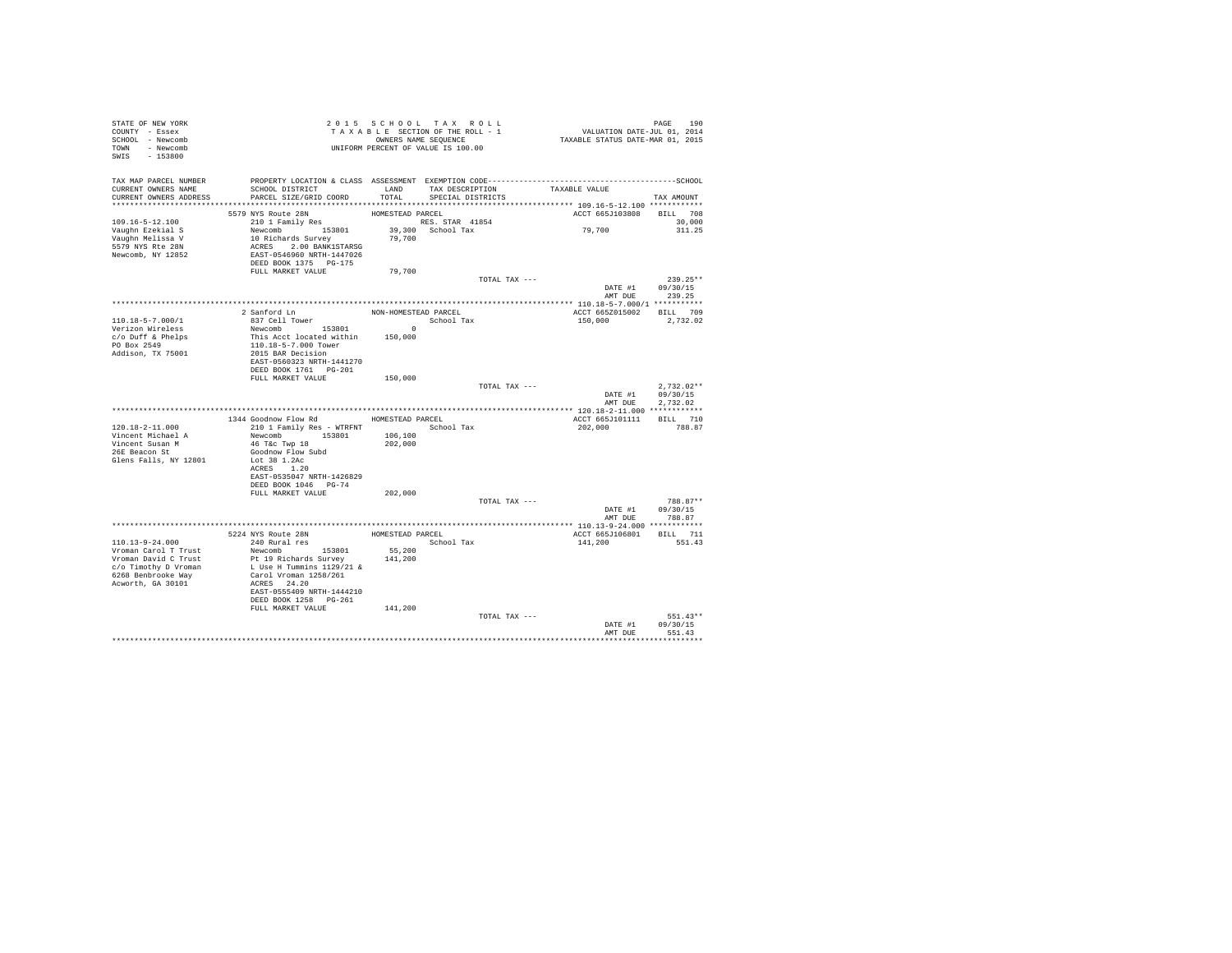STATE OF NEW YORK
COUNTY - Essex
SCHOOL - Newcomb
TOWN - Newcomb
SWIS - 153800

2015 SCHOOL TAX ROLL
TAXABLE SECTION OF THE ROLL - 1
OWNERS NAME SEQUENCE
UNIFORM PERCENT OF VALUE IS 100.00

VALUATION DATE-JUL 01, 2014
TAXABLE STATUS DATE-MAR 01, 2015

| TAX MAP PARCEL NUMBER / CURRENT OWNERS NAME / CURRENT OWNERS ADDRESS | PROPERTY LOCATION & CLASS / SCHOOL DISTRICT / PARCEL SIZE/GRID COORD | ASSESSMENT LAND / TOTAL | EXEMPTION CODE / TAX DESCRIPTION / SPECIAL DISTRICTS | TAXABLE VALUE | TAX AMOUNT |
|---|---|---|---|---|---|
| **109.16-5-12.100** | 5579 NYS Route 28N | HOMESTEAD PARCEL | | ACCT 665J103808 | BILL 708 |
| 109.16-5-12.100 | 210 1 Family Res | | RES. STAR 41854 | | 30,000 |
| Vaughn Ezekial S | Newcomb 153801 | 39,300 | School Tax | 79,700 | 311.25 |
| Vaughn Melissa V | 10 Richards Survey | 79,700 | | | |
| 5579 NYS Rte 28N | ACRES 2.00 BANK1STARSG | | | | |
| Newcomb, NY 12852 | EAST-0546960 NRTH-1447026 | | | | |
| | DEED BOOK 1375 PG-175 | | | | |
| | FULL MARKET VALUE | 79,700 | | | |
| | | | TOTAL TAX --- | | 239.25** |
| | | | | DATE #1 | 09/30/15 |
| | | | | AMT DUE | 239.25 |
| **110.18-5-7.000/1** | 2 Sanford Ln | NON-HOMESTEAD PARCEL | | ACCT 665Z015002 | BILL 709 |
| 110.18-5-7.000/1 | 837 Cell Tower | | School Tax | 150,000 | 2,732.02 |
| Verizon Wireless | Newcomb 153801 | 0 | | | |
| c/o Duff & Phelps | This Acct located within | 150,000 | | | |
| PO Box 2549 | 110.18-5-7.000 Tower | | | | |
| Addison, TX 75001 | 2015 BAR Decision | | | | |
| | EAST-0560323 NRTH-1441270 | | | | |
| | DEED BOOK 1761 PG-201 | | | | |
| | FULL MARKET VALUE | 150,000 | | | |
| | | | TOTAL TAX --- | | 2,732.02** |
| | | | | DATE #1 | 09/30/15 |
| | | | | AMT DUE | 2,732.02 |
| **120.18-2-11.000** | 1344 Goodnow Flow Rd | HOMESTEAD PARCEL | | ACCT 665J101111 | BILL 710 |
| 120.18-2-11.000 | 210 1 Family Res - WTRFNT | | School Tax | 202,000 | 788.87 |
| Vincent Michael A | Newcomb 153801 | 106,100 | | | |
| Vincent Susan M | 46 T&c Twp 18 | 202,000 | | | |
| 26E Beacon St | Goodnow Flow Subd | | | | |
| Glens Falls, NY 12801 | Lot 38 1.2Ac | | | | |
| | ACRES 1.20 | | | | |
| | EAST-0535047 NRTH-1426829 | | | | |
| | DEED BOOK 1046 PG-74 | | | | |
| | FULL MARKET VALUE | 202,000 | | | |
| | | | TOTAL TAX --- | | 788.87** |
| | | | | DATE #1 | 09/30/15 |
| | | | | AMT DUE | 788.87 |
| **110.13-9-24.000** | 5224 NYS Route 28N | HOMESTEAD PARCEL | | ACCT 665J106801 | BILL 711 |
| 110.13-9-24.000 | 240 Rural res | | School Tax | 141,200 | 551.43 |
| Vroman Carol T Trust | Newcomb 153801 | 55,200 | | | |
| Vroman David C Trust | Pt 19 Richards Survey | 141,200 | | | |
| c/o Timothy D Vroman | L Use H Tummins 1129/21 & | | | | |
| 6268 Benbrooke Way | Carol Vroman 1258/261 | | | | |
| Acworth, GA 30101 | ACRES 24.20 | | | | |
| | EAST-0555409 NRTH-1444210 | | | | |
| | DEED BOOK 1258 PG-261 | | | | |
| | FULL MARKET VALUE | 141,200 | | | |
| | | | TOTAL TAX --- | | 551.43** |
| | | | | DATE #1 | 09/30/15 |
| | | | | AMT DUE | 551.43 |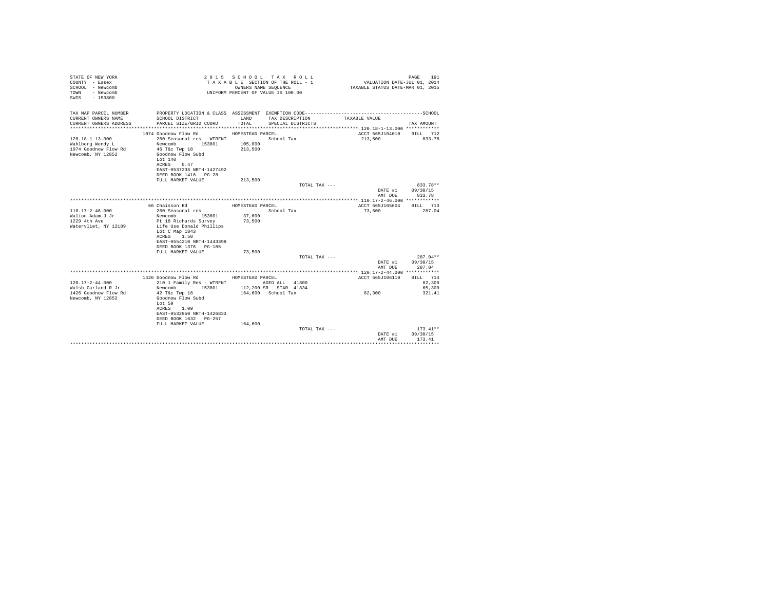```
STATE OF NEW YORK                                2 0 1 5   S C H O O L   T A X   R O L L                                  PAGE   191
COUNTY  - Essex                                  T A X A B L E  SECTION OF THE ROLL - 1                   VALUATION DATE-JUL 01, 2014
SCHOOL  - Newcomb                                        OWNERS NAME SEQUENCE                          TAXABLE STATUS DATE-MAR 01, 2015
TOWN    - Newcomb                                  UNIFORM PERCENT OF VALUE IS 100.00
SWIS    - 153800

TAX MAP PARCEL NUMBER          PROPERTY LOCATION & CLASS  ASSESSMENT  EXEMPTION CODE------------------------------------------------SCHOOL
CURRENT OWNERS NAME            SCHOOL DISTRICT               LAND      TAX DESCRIPTION              TAXABLE VALUE
CURRENT OWNERS ADDRESS         PARCEL SIZE/GRID COORD        TOTAL     SPECIAL DISTRICTS                                      TAX AMOUNT
******************************************************************************************************* 120.18-1-13.000 ************
                               1074 Goodnow Flow Rd            HOMESTEAD PARCEL                          ACCT 665J104010    BILL   712
120.18-1-13.000                260 Seasonal res - WTRFNT               School Tax                         213,500             833.78
Wahlberg Wendy L               Newcomb        153801         105,000
1074 Goodnow Flow Rd           46 T&c Twp 18                 213,500
Newcomb, NY 12852              Goodnow Flow Subd
                               Lot 140
                               ACRES    0.47
                               EAST-0537238 NRTH-1427492
                               DEED BOOK 1416   PG-28
                               FULL MARKET VALUE             213,500
                                                                              TOTAL TAX ---                                  833.78**
                                                                                                          DATE #1       09/30/15
                                                                                                          AMT DUE         833.78
******************************************************************************************************* 110.17-2-46.000 ************
                               66 Chaisson Rd                  HOMESTEAD PARCEL                          ACCT 665J105604    BILL   713
110.17-2-46.000                260 Seasonal res                        School Tax                          73,500             287.04
Walion Adam J Jr               Newcomb        153801          37,600
1229 4th Ave                   Pt 18 Richards Survey          73,500
Watervliet, NY 12189           Life Use Donald Phillips
                               Lot C Map 1843
                               ACRES    1.50
                               EAST-0554210 NRTH-1443398
                               DEED BOOK 1376   PG-185
                               FULL MARKET VALUE              73,500
                                                                              TOTAL TAX ---                                  287.04**
                                                                                                          DATE #1       09/30/15
                                                                                                          AMT DUE         287.04
******************************************************************************************************* 120.17-2-44.000 ************
                               1426 Goodnow Flow Rd            HOMESTEAD PARCEL                          ACCT 665J106110    BILL   714
120.17-2-44.000                210 1 Family Res - WTRFNT            AGED ALL   41800                                       82,300
Walsh Garland R Jr             Newcomb        153801         112,200 SR    STAR  41834                                      65,300
1426 Goodnow Flow Rd           42 T&c Twp 18                 164,600   School Tax                          82,300             321.41
Newcomb, NY 12852              Goodnow Flow Subd
                               Lot 59
                               ACRES    1.09
                               EAST-0532950 NRTH-1426833
                               DEED BOOK 1632   PG-257
                               FULL MARKET VALUE             164,600
                                                                              TOTAL TAX ---                                  173.41**
                                                                                                          DATE #1       09/30/15
                                                                                                          AMT DUE         173.41
************************************************************************************************************************************
```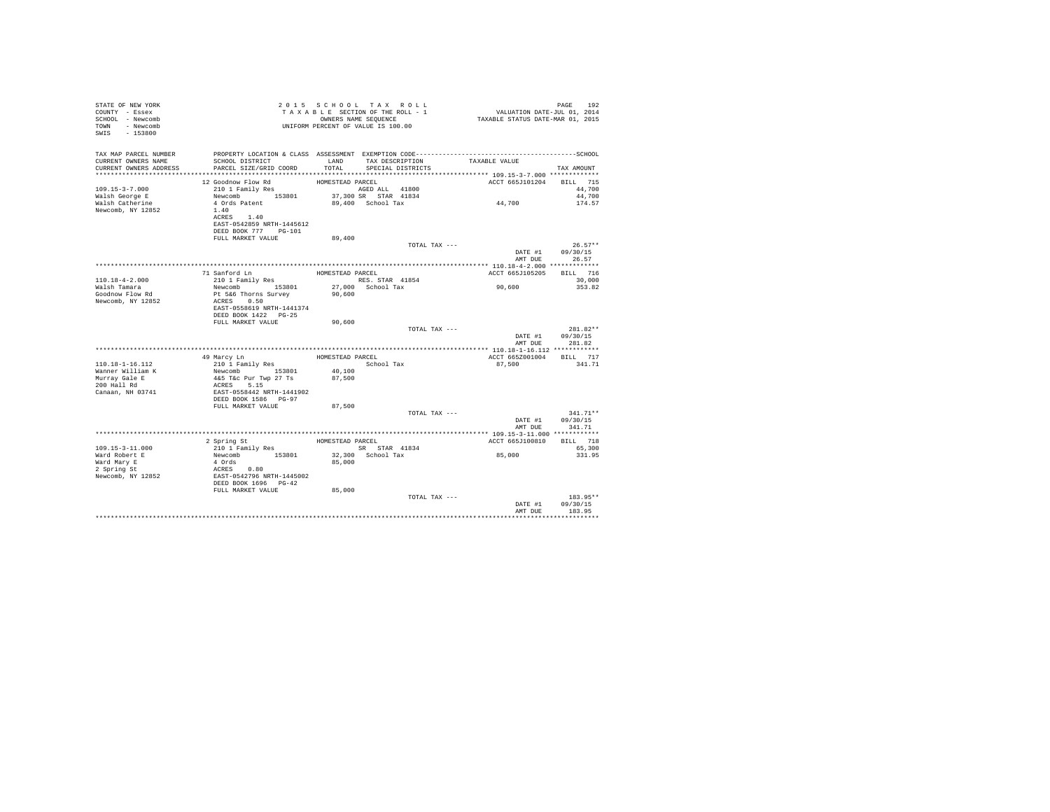STATE OF NEW YORK
COUNTY - Essex
SCHOOL - Newcomb
TOWN - Newcomb
SWIS - 153800

2 0 1 5 S C H O O L T A X R O L L
T A X A B L E SECTION OF THE ROLL - 1
OWNERS NAME SEQUENCE
UNIFORM PERCENT OF VALUE IS 100.00

VALUATION DATE-JUL 01, 2014
TAXABLE STATUS DATE-MAR 01, 2015

```
TAX MAP PARCEL NUMBER     PROPERTY LOCATION & CLASS  ASSESSMENT  EXEMPTION CODE------------------------------------------------SCHOOL
CURRENT OWNERS NAME       SCHOOL DISTRICT              LAND      TAX DESCRIPTION            TAXABLE VALUE
CURRENT OWNERS ADDRESS    PARCEL SIZE/GRID COORD       TOTAL     SPECIAL DISTRICTS                                      TAX AMOUNT
*********************************************************************************************** 109.15-3-7.000 ************
                          12 Goodnow Flow Rd           HOMESTEAD PARCEL                          ACCT 665J101204    BILL  715
109.15-3-7.000            210 1 Family Res                     AGED ALL  41800                                        44,700
Walsh George E            Newcomb        153801        37,300 SR  STAR  41834                                          44,700
Walsh Catherine           4 Ords Patent                89,400  School Tax                        44,700               174.57
Newcomb, NY 12852         1.40
                          ACRES     1.40
                          EAST-0542859 NRTH-1445612
                          DEED BOOK 777    PG-101
                          FULL MARKET VALUE             89,400
                                                                       TOTAL TAX ---                                26.57**
                                                                                                 DATE #1          09/30/15
                                                                                                 AMT DUE             26.57
*********************************************************************************************** 110.18-4-2.000 ************
                          71 Sanford Ln                HOMESTEAD PARCEL                          ACCT 665J105205    BILL  716
110.18-4-2.000            210 1 Family Res                     RES. STAR  41854                                       30,000
Walsh Tamara              Newcomb        153801        27,000  School Tax                        90,600               353.82
Goodnow Flow Rd           Pt 5&6 Thorns Survey         90,600
Newcomb, NY 12852         ACRES     0.50
                          EAST-0558619 NRTH-1441374
                          DEED BOOK 1422   PG-25
                          FULL MARKET VALUE             90,600
                                                                       TOTAL TAX ---                               281.82**
                                                                                                 DATE #1          09/30/15
                                                                                                 AMT DUE            281.82
*********************************************************************************************** 110.18-1-16.112 ***********
                          49 Marcy Ln                  HOMESTEAD PARCEL                          ACCT 665Z001004    BILL  717
110.18-1-16.112           210 1 Family Res                      School Tax                       87,500               341.71
Wanner William K          Newcomb        153801        40,100
Murray Gale E             4&5 T&c Pur Twp 27 Ts        87,500
200 Hall Rd               ACRES     5.15
Canaan, NH 03741          EAST-0558442 NRTH-1441902
                          DEED BOOK 1586   PG-97
                          FULL MARKET VALUE             87,500
                                                                       TOTAL TAX ---                               341.71**
                                                                                                 DATE #1          09/30/15
                                                                                                 AMT DUE            341.71
*********************************************************************************************** 109.15-3-11.000 ***********
                          2 Spring St                  HOMESTEAD PARCEL                          ACCT 665J100810    BILL  718
109.15-3-11.000           210 1 Family Res                     SR  STAR  41834                                        65,300
Ward Robert E             Newcomb        153801        32,300  School Tax                        85,000               331.95
Ward Mary E               4 Ords                       85,000
2 Spring St               ACRES     0.80
Newcomb, NY 12852         EAST-0542796 NRTH-1445002
                          DEED BOOK 1696   PG-42
                          FULL MARKET VALUE             85,000
                                                                       TOTAL TAX ---                               183.95**
                                                                                                 DATE #1          09/30/15
                                                                                                 AMT DUE            183.95
****************************************************************************************************************************
```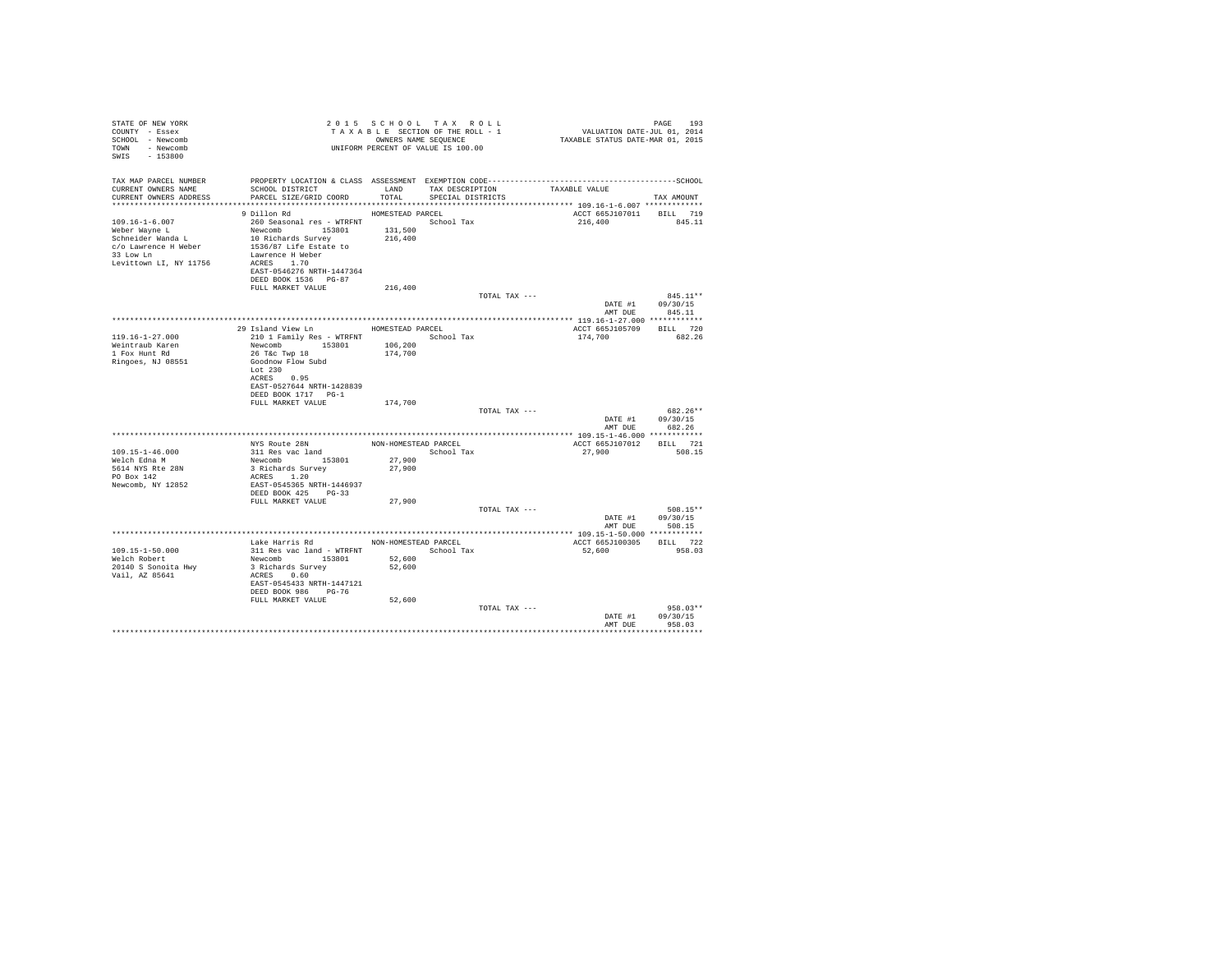STATE OF NEW YORK
COUNTY - Essex
SCHOOL - Newcomb
TOWN - Newcomb
SWIS - 153800

2015 SCHOOL TAX ROLL
TAXABLE SECTION OF THE ROLL - 1
OWNERS NAME SEQUENCE
UNIFORM PERCENT OF VALUE IS 100.00

VALUATION DATE-JUL 01, 2014
TAXABLE STATUS DATE-MAR 01, 2015

| TAX MAP PARCEL NUMBER<br>CURRENT OWNERS NAME<br>CURRENT OWNERS ADDRESS | PROPERTY LOCATION & CLASS<br>SCHOOL DISTRICT<br>PARCEL SIZE/GRID COORD | ASSESSMENT<br>LAND<br>TOTAL | EXEMPTION CODE<br>TAX DESCRIPTION<br>SPECIAL DISTRICTS | TAXABLE VALUE | SCHOOL<br>TAX AMOUNT |
|---|---|---|---|---|---|
| **109.16-1-6.007** | 9 Dillon Rd | HOMESTEAD PARCEL | | ACCT 665J107011 | BILL 719 |
| 109.16-1-6.007<br>Weber Wayne L<br>Schneider Wanda L<br>c/o Lawrence H Weber<br>33 Low Ln<br>Levittown LI, NY 11756 | 260 Seasonal res - WTRFNT<br>Newcomb 153801<br>10 Richards Survey<br>1536/87 Life Estate to<br>Lawrence H Weber<br>ACRES 1.70<br>EAST-0546276 NRTH-1447364<br>DEED BOOK 1536 PG-87<br>FULL MARKET VALUE | 131,500<br>216,400<br><br><br><br><br><br><br>216,400 | School Tax | 216,400 | 845.11 |
| | | | TOTAL TAX --- | | 845.11** |
| | | | | DATE #1 | 09/30/15 |
| | | | | AMT DUE | 845.11 |
| **119.16-1-27.000** | 29 Island View Ln | HOMESTEAD PARCEL | | ACCT 665J105709 | BILL 720 |
| 119.16-1-27.000<br>Weintraub Karen<br>1 Fox Hunt Rd<br>Ringoes, NJ 08551 | 210 1 Family Res - WTRFNT<br>Newcomb 153801<br>26 T&c Twp 18<br>Goodnow Flow Subd<br>Lot 230<br>ACRES 0.95<br>EAST-0527644 NRTH-1428839<br>DEED BOOK 1717 PG-1<br>FULL MARKET VALUE | 106,200<br>174,700<br><br><br><br><br><br><br>174,700 | School Tax | 174,700 | 682.26 |
| | | | TOTAL TAX --- | | 682.26** |
| | | | | DATE #1 | 09/30/15 |
| | | | | AMT DUE | 682.26 |
| **109.15-1-46.000** | NYS Route 28N | NON-HOMESTEAD PARCEL | | ACCT 665J107012 | BILL 721 |
| 109.15-1-46.000<br>Welch Edna M<br>5614 NYS Rte 28N<br>PO Box 142<br>Newcomb, NY 12852 | 311 Res vac land<br>Newcomb 153801<br>3 Richards Survey<br>ACRES 1.20<br>EAST-0545365 NRTH-1446937<br>DEED BOOK 425 PG-33<br>FULL MARKET VALUE | 27,900<br>27,900<br><br><br><br><br>27,900 | School Tax | 27,900 | 508.15 |
| | | | TOTAL TAX --- | | 508.15** |
| | | | | DATE #1 | 09/30/15 |
| | | | | AMT DUE | 508.15 |
| **109.15-1-50.000** | Lake Harris Rd | NON-HOMESTEAD PARCEL | | ACCT 665J100305 | BILL 722 |
| 109.15-1-50.000<br>Welch Robert<br>20140 S Sonoita Hwy<br>Vail, AZ 85641 | 311 Res vac land - WTRFNT<br>Newcomb 153801<br>3 Richards Survey<br>ACRES 0.60<br>EAST-0545433 NRTH-1447121<br>DEED BOOK 986 PG-76<br>FULL MARKET VALUE | 52,600<br>52,600<br><br><br><br><br>52,600 | School Tax | 52,600 | 958.03 |
| | | | TOTAL TAX --- | | 958.03** |
| | | | | DATE #1 | 09/30/15 |
| | | | | AMT DUE | 958.03 |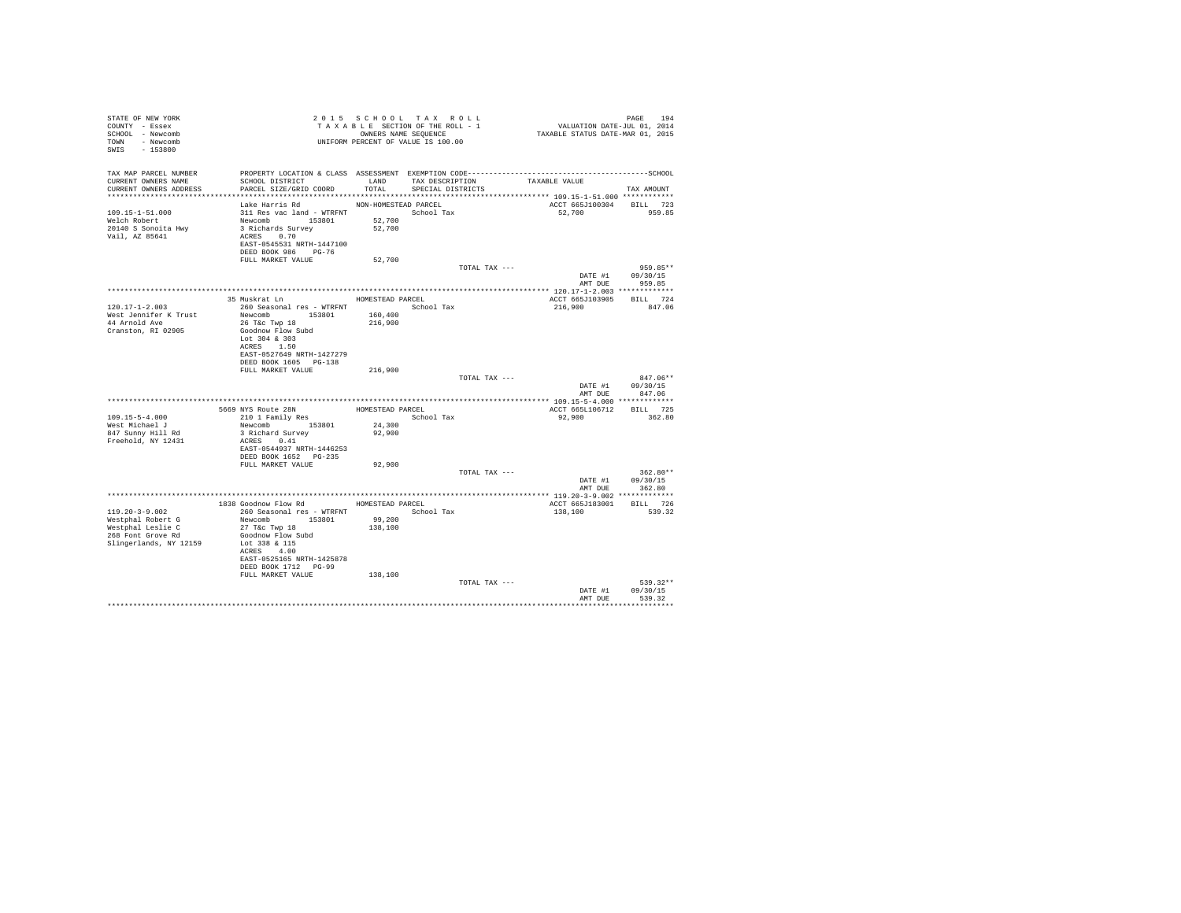STATE OF NEW YORK
COUNTY - Essex
SCHOOL - Newcomb
TOWN - Newcomb
SWIS - 153800

2015 SCHOOL TAX ROLL
TAXABLE SECTION OF THE ROLL - 1
OWNERS NAME SEQUENCE
UNIFORM PERCENT OF VALUE IS 100.00

VALUATION DATE-JUL 01, 2014
TAXABLE STATUS DATE-MAR 01, 2015

| TAX MAP PARCEL NUMBER / CURRENT OWNERS NAME / CURRENT OWNERS ADDRESS | PROPERTY LOCATION & CLASS / SCHOOL DISTRICT / PARCEL SIZE/GRID COORD | ASSESSMENT LAND / TOTAL | EXEMPTION CODE / TAX DESCRIPTION / SPECIAL DISTRICTS | TAXABLE VALUE | TAX AMOUNT |
|---|---|---|---|---|---|
| 109.15-1-51.000 | Lake Harris Rd | NON-HOMESTEAD PARCEL | | ACCT 665J100304 | BILL 723 |
| Welch Robert | 311 Res vac land - WTRFNT | | School Tax | 52,700 | 959.85 |
| 20140 S Sonoita Hwy | Newcomb 153801 | 52,700 | | | |
| Vail, AZ 85641 | 3 Richards Survey | 52,700 | | | |
| | ACRES 0.70 | | | | |
| | EAST-0545531 NRTH-1447100 | | | | |
| | DEED BOOK 986 PG-76 | | | | |
| | FULL MARKET VALUE | 52,700 | | | |
| | | | TOTAL TAX --- | | 959.85** |
| | | | | DATE #1 | 09/30/15 |
| | | | | AMT DUE | 959.85 |
| 120.17-1-2.003 | 35 Muskrat Ln | HOMESTEAD PARCEL | | ACCT 665J103905 | BILL 724 |
| West Jennifer K Trust | 260 Seasonal res - WTRFNT | | School Tax | 216,900 | 847.06 |
| 44 Arnold Ave | Newcomb 153801 | 160,400 | | | |
| Cranston, RI 02905 | 26 T&c Twp 18 | 216,900 | | | |
| | Goodnow Flow Subd | | | | |
| | Lot 304 & 303 | | | | |
| | ACRES 1.50 | | | | |
| | EAST-0527649 NRTH-1427279 | | | | |
| | DEED BOOK 1605 PG-138 | | | | |
| | FULL MARKET VALUE | 216,900 | | | |
| | | | TOTAL TAX --- | | 847.06** |
| | | | | DATE #1 | 09/30/15 |
| | | | | AMT DUE | 847.06 |
| 109.15-5-4.000 | 5669 NYS Route 28N | HOMESTEAD PARCEL | | ACCT 665L106712 | BILL 725 |
| West Michael J | 210 1 Family Res | | School Tax | 92,900 | 362.80 |
| 847 Sunny Hill Rd | Newcomb 153801 | 24,300 | | | |
| Freehold, NY 12431 | 3 Richard Survey | 92,900 | | | |
| | ACRES 0.41 | | | | |
| | EAST-0544937 NRTH-1446253 | | | | |
| | DEED BOOK 1652 PG-235 | | | | |
| | FULL MARKET VALUE | 92,900 | | | |
| | | | TOTAL TAX --- | | 362.80** |
| | | | | DATE #1 | 09/30/15 |
| | | | | AMT DUE | 362.80 |
| 119.20-3-9.002 | 1838 Goodnow Flow Rd | HOMESTEAD PARCEL | | ACCT 665J183001 | BILL 726 |
| Westphal Robert G | 260 Seasonal res - WTRFNT | | School Tax | 138,100 | 539.32 |
| Westphal Leslie C | Newcomb 153801 | 99,200 | | | |
| 268 Font Grove Rd | 27 T&c Twp 18 | 138,100 | | | |
| Slingerlands, NY 12159 | Goodnow Flow Subd | | | | |
| | Lot 338 & 115 | | | | |
| | ACRES 4.00 | | | | |
| | EAST-0525165 NRTH-1425878 | | | | |
| | DEED BOOK 1712 PG-99 | | | | |
| | FULL MARKET VALUE | 138,100 | | | |
| | | | TOTAL TAX --- | | 539.32** |
| | | | | DATE #1 | 09/30/15 |
| | | | | AMT DUE | 539.32 |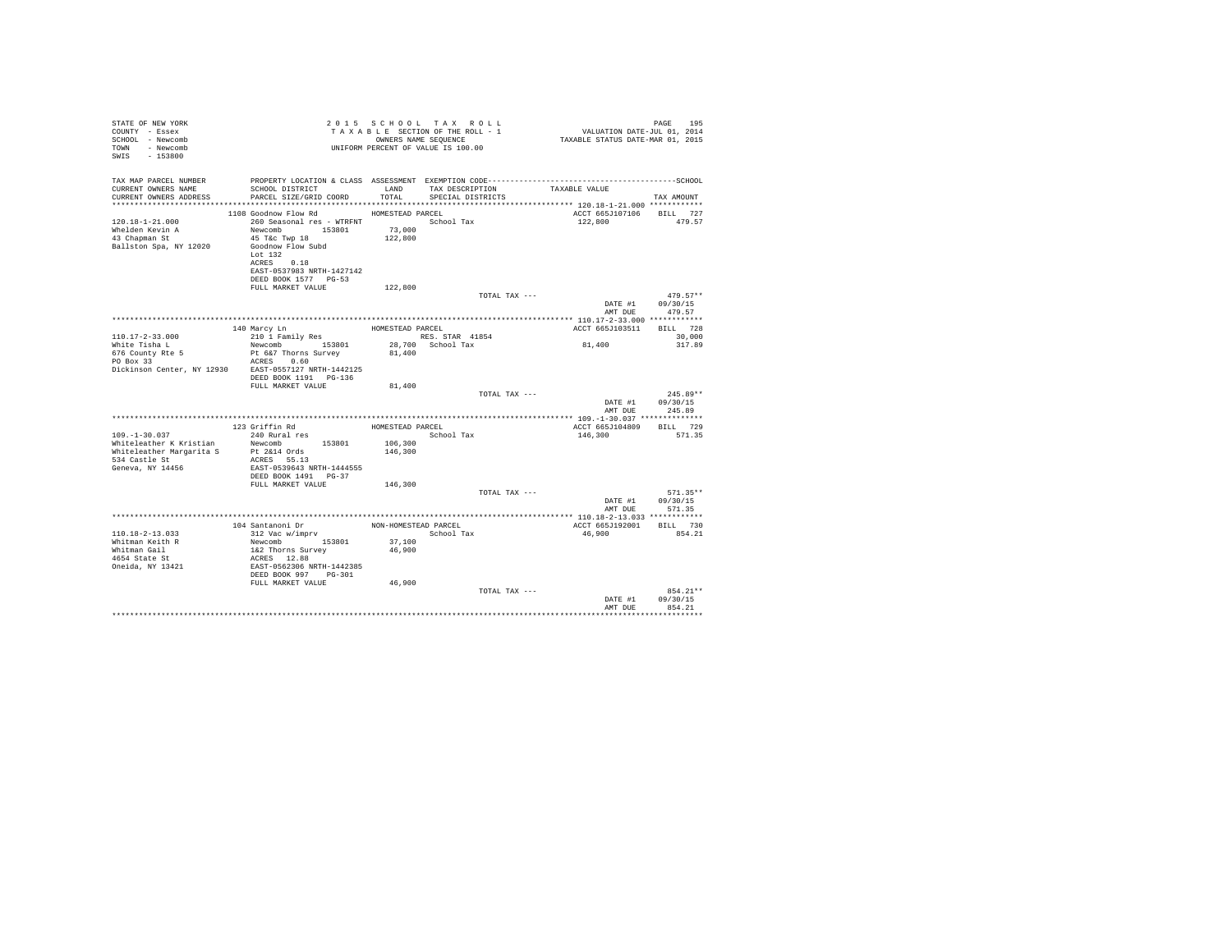STATE OF NEW YORK
COUNTY - Essex
SCHOOL - Newcomb
TOWN - Newcomb
SWIS - 153800

2015 SCHOOL TAX ROLL
TAXABLE SECTION OF THE ROLL - 1
OWNERS NAME SEQUENCE
UNIFORM PERCENT OF VALUE IS 100.00

PAGE 195
VALUATION DATE-JUL 01, 2014
TAXABLE STATUS DATE-MAR 01, 2015

| TAX MAP PARCEL NUMBER / CURRENT OWNERS NAME / CURRENT OWNERS ADDRESS | PROPERTY LOCATION & CLASS / SCHOOL DISTRICT / PARCEL SIZE/GRID COORD | ASSESSMENT LAND / TOTAL | EXEMPTION CODE / TAX DESCRIPTION / SPECIAL DISTRICTS | TAXABLE VALUE | TAX AMOUNT |
|---|---|---|---|---|---|
| 120.18-1-21.000 | 1108 Goodnow Flow Rd | HOMESTEAD PARCEL | | ACCT 665J107106 | BILL 727 |
| Whelden Kevin A | 260 Seasonal res - WTRFNT | | School Tax | 122,800 | 479.57 |
| 43 Chapman St | Newcomb 153801 | 73,000 | | | |
| Ballston Spa, NY 12020 | 45 T&c Twp 18 | 122,800 | | | |
| | Goodnow Flow Subd | | | | |
| | Lot 132 | | | | |
| | ACRES 0.18 | | | | |
| | EAST-0537983 NRTH-1427142 | | | | |
| | DEED BOOK 1577 PG-53 | | | | |
| | FULL MARKET VALUE | 122,800 | | | |
| | | | TOTAL TAX --- | | 479.57** |
| | | | | DATE #1 | 09/30/15 |
| | | | | AMT DUE | 479.57 |
| 110.17-2-33.000 | 140 Marcy Ln | HOMESTEAD PARCEL | | ACCT 665J103511 | BILL 728 |
| White Tisha L | 210 1 Family Res | | RES. STAR 41854 | | 30,000 |
| 676 County Rte 5 | Newcomb 153801 | 28,700 | School Tax | 81,400 | 317.89 |
| PO Box 33 | Pt 6&7 Thorns Survey | 81,400 | | | |
| Dickinson Center, NY 12930 | ACRES 0.60 | | | | |
| | EAST-0557127 NRTH-1442125 | | | | |
| | DEED BOOK 1191 PG-136 | | | | |
| | FULL MARKET VALUE | 81,400 | | | |
| | | | TOTAL TAX --- | | 245.89** |
| | | | | DATE #1 | 09/30/15 |
| | | | | AMT DUE | 245.89 |
| 109.-1-30.037 | 123 Griffin Rd | HOMESTEAD PARCEL | | ACCT 665J104809 | BILL 729 |
| Whiteleather K Kristian | 240 Rural res | | School Tax | 146,300 | 571.35 |
| Whiteleather Margarita S | Newcomb 153801 | 106,300 | | | |
| 534 Castle St | Pt 2&14 Ords | 146,300 | | | |
| Geneva, NY 14456 | ACRES 55.13 | | | | |
| | EAST-0539643 NRTH-1444555 | | | | |
| | DEED BOOK 1491 PG-37 | | | | |
| | FULL MARKET VALUE | 146,300 | | | |
| | | | TOTAL TAX --- | | 571.35** |
| | | | | DATE #1 | 09/30/15 |
| | | | | AMT DUE | 571.35 |
| 110.18-2-13.033 | 104 Santanoni Dr | NON-HOMESTEAD PARCEL | | ACCT 665J192001 | BILL 730 |
| Whitman Keith R | 312 Vac w/imprv | | School Tax | 46,900 | 854.21 |
| Whitman Gail | Newcomb 153801 | 37,100 | | | |
| 4654 State St | 1&2 Thorns Survey | 46,900 | | | |
| Oneida, NY 13421 | ACRES 12.88 | | | | |
| | EAST-0562306 NRTH-1442385 | | | | |
| | DEED BOOK 997 PG-301 | | | | |
| | FULL MARKET VALUE | 46,900 | | | |
| | | | TOTAL TAX --- | | 854.21** |
| | | | | DATE #1 | 09/30/15 |
| | | | | AMT DUE | 854.21 |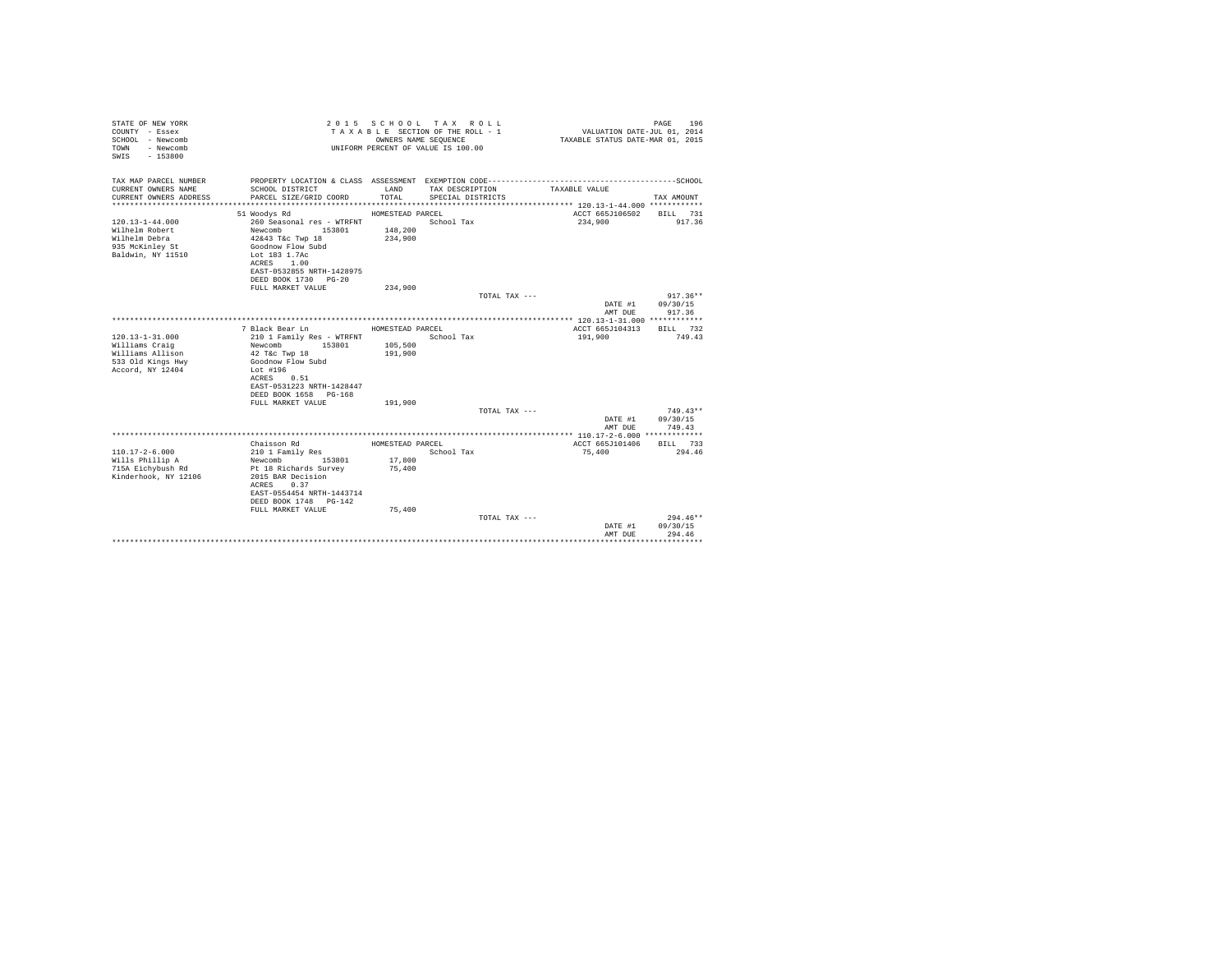STATE OF NEW YORK
COUNTY - Essex
SCHOOL - Newcomb
TOWN - Newcomb
SWIS - 153800

2 0 1 5 S C H O O L T A X R O L L
T A X A B L E SECTION OF THE ROLL - 1
OWNERS NAME SEQUENCE
UNIFORM PERCENT OF VALUE IS 100.00

VALUATION DATE-JUL 01, 2014
TAXABLE STATUS DATE-MAR 01, 2015

| TAX MAP PARCEL NUMBER / CURRENT OWNERS NAME / CURRENT OWNERS ADDRESS | PROPERTY LOCATION & CLASS / SCHOOL DISTRICT / PARCEL SIZE/GRID COORD | ASSESSMENT LAND / TOTAL | EXEMPTION CODE / TAX DESCRIPTION / SPECIAL DISTRICTS | TAXABLE VALUE | SCHOOL TAX AMOUNT |
|---|---|---|---|---|---|
| 120.13-1-44.000 | 51 Woodys Rd | HOMESTEAD PARCEL | | ACCT 665J106502 | BILL 731 |
| 120.13-1-44.000 | 260 Seasonal res - WTRFNT | | School Tax | 234,900 | 917.36 |
| Wilhelm Robert | Newcomb 153801 | 148,200 | | | |
| Wilhelm Debra | 42&43 T&c Twp 18 | 234,900 | | | |
| 935 McKinley St | Goodnow Flow Subd | | | | |
| Baldwin, NY 11510 | Lot 183 1.7Ac | | | | |
| | ACRES 1.00 | | | | |
| | EAST-0532855 NRTH-1428975 | | | | |
| | DEED BOOK 1730 PG-20 | | | | |
| | FULL MARKET VALUE | 234,900 | | | |
| | | | TOTAL TAX --- | | 917.36** |
| | | | | DATE #1 | 09/30/15 |
| | | | | AMT DUE | 917.36 |
| 120.13-1-31.000 | 7 Black Bear Ln | HOMESTEAD PARCEL | | ACCT 665J104313 | BILL 732 |
| 120.13-1-31.000 | 210 1 Family Res - WTRFNT | | School Tax | 191,900 | 749.43 |
| Williams Craig | Newcomb 153801 | 105,500 | | | |
| Williams Allison | 42 T&c Twp 18 | 191,900 | | | |
| 533 Old Kings Hwy | Goodnow Flow Subd | | | | |
| Accord, NY 12404 | Lot #196 | | | | |
| | ACRES 0.51 | | | | |
| | EAST-0531223 NRTH-1428447 | | | | |
| | DEED BOOK 1658 PG-168 | | | | |
| | FULL MARKET VALUE | 191,900 | | | |
| | | | TOTAL TAX --- | | 749.43** |
| | | | | DATE #1 | 09/30/15 |
| | | | | AMT DUE | 749.43 |
| 110.17-2-6.000 | Chaisson Rd | HOMESTEAD PARCEL | | ACCT 665J101406 | BILL 733 |
| 110.17-2-6.000 | 210 1 Family Res | | School Tax | 75,400 | 294.46 |
| Wills Phillip A | Newcomb 153801 | 17,800 | | | |
| 715A Eichybush Rd | Pt 18 Richards Survey | 75,400 | | | |
| Kinderhook, NY 12106 | 2015 BAR Decision | | | | |
| | ACRES 0.37 | | | | |
| | EAST-0554454 NRTH-1443714 | | | | |
| | DEED BOOK 1748 PG-142 | | | | |
| | FULL MARKET VALUE | 75,400 | | | |
| | | | TOTAL TAX --- | | 294.46** |
| | | | | DATE #1 | 09/30/15 |
| | | | | AMT DUE | 294.46 |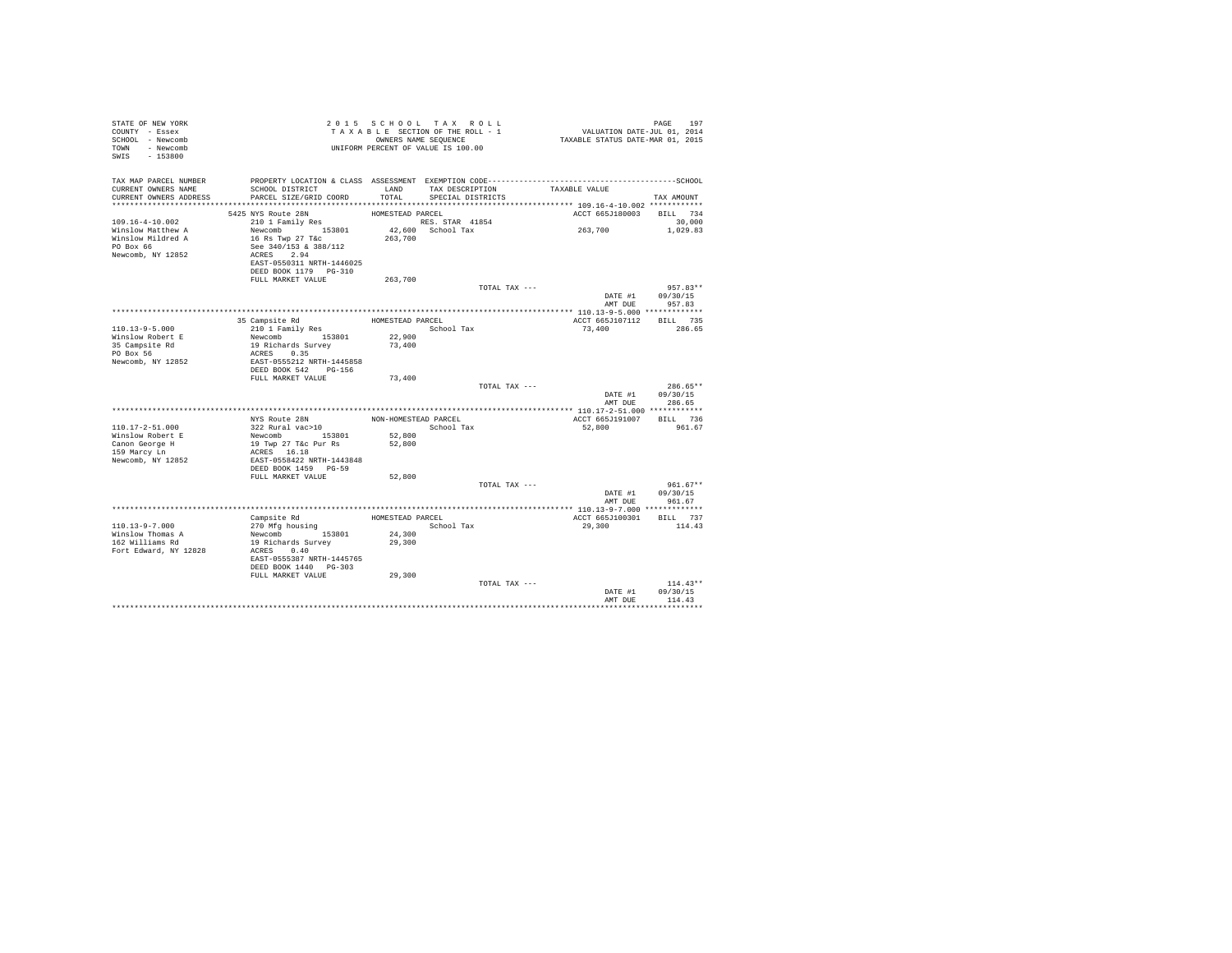STATE OF NEW YORK
COUNTY - Essex
SCHOOL - Newcomb
TOWN - Newcomb
SWIS - 153800

2 0 1 5 S C H O O L T A X R O L L
T A X A B L E SECTION OF THE ROLL - 1
OWNERS NAME SEQUENCE
UNIFORM PERCENT OF VALUE IS 100.00

VALUATION DATE-JUL 01, 2014
TAXABLE STATUS DATE-MAR 01, 2015

| TAX MAP PARCEL NUMBER / CURRENT OWNERS NAME / CURRENT OWNERS ADDRESS | PROPERTY LOCATION & CLASS / SCHOOL DISTRICT / PARCEL SIZE/GRID COORD | ASSESSMENT LAND / TOTAL | EXEMPTION CODE / TAX DESCRIPTION / SPECIAL DISTRICTS | TAXABLE VALUE | TAX AMOUNT |
|---|---|---|---|---|---|
| **109.16-4-10.002** | 5425 NYS Route 28N | HOMESTEAD PARCEL | | ACCT 665J180003 | BILL 734 |
| | 210 1 Family Res | | RES. STAR 41854 | | 30,000 |
| Winslow Matthew A | Newcomb 153801 | 42,600 | School Tax | 263,700 | 1,029.83 |
| Winslow Mildred A | 16 Rs Twp 27 T&c | 263,700 | | | |
| PO Box 66 | See 340/153 & 388/112 | | | | |
| Newcomb, NY 12852 | ACRES 2.94 | | | | |
| | EAST-0550311 NRTH-1446025 | | | | |
| | DEED BOOK 1179 PG-310 | | | | |
| | FULL MARKET VALUE | 263,700 | | | |
| | | | TOTAL TAX --- | | 957.83** |
| | | | | DATE #1 | 09/30/15 |
| | | | | AMT DUE | 957.83 |
| **110.13-9-5.000** | 35 Campsite Rd | HOMESTEAD PARCEL | | ACCT 665J107112 | BILL 735 |
| | 210 1 Family Res | | School Tax | 73,400 | 286.65 |
| Winslow Robert E | Newcomb 153801 | 22,900 | | | |
| 35 Campsite Rd | 19 Richards Survey | 73,400 | | | |
| PO Box 56 | ACRES 0.35 | | | | |
| Newcomb, NY 12852 | EAST-0555212 NRTH-1445858 | | | | |
| | DEED BOOK 542 PG-156 | | | | |
| | FULL MARKET VALUE | 73,400 | | | |
| | | | TOTAL TAX --- | | 286.65** |
| | | | | DATE #1 | 09/30/15 |
| | | | | AMT DUE | 286.65 |
| **110.17-2-51.000** | NYS Route 28N | NON-HOMESTEAD PARCEL | | ACCT 665J191007 | BILL 736 |
| | 322 Rural vac>10 | | School Tax | 52,800 | 961.67 |
| Winslow Robert E | Newcomb 153801 | 52,800 | | | |
| Canon George H | 19 Twp 27 T&c Pur Rs | 52,800 | | | |
| 159 Marcy Ln | ACRES 16.10 | | | | |
| Newcomb, NY 12852 | EAST-0558422 NRTH-1443848 | | | | |
| | DEED BOOK 1459 PG-59 | | | | |
| | FULL MARKET VALUE | 52,800 | | | |
| | | | TOTAL TAX --- | | 961.67** |
| | | | | DATE #1 | 09/30/15 |
| | | | | AMT DUE | 961.67 |
| **110.13-9-7.000** | Campsite Rd | HOMESTEAD PARCEL | | ACCT 665J100301 | BILL 737 |
| | 270 Mfg housing | | School Tax | 29,300 | 114.43 |
| Winslow Thomas A | Newcomb 153801 | 24,300 | | | |
| 162 Williams Rd | 19 Richards Survey | 29,300 | | | |
| Fort Edward, NY 12828 | ACRES 0.40 | | | | |
| | EAST-0555387 NRTH-1445765 | | | | |
| | DEED BOOK 1440 PG-303 | | | | |
| | FULL MARKET VALUE | 29,300 | | | |
| | | | TOTAL TAX --- | | 114.43** |
| | | | | DATE #1 | 09/30/15 |
| | | | | AMT DUE | 114.43 |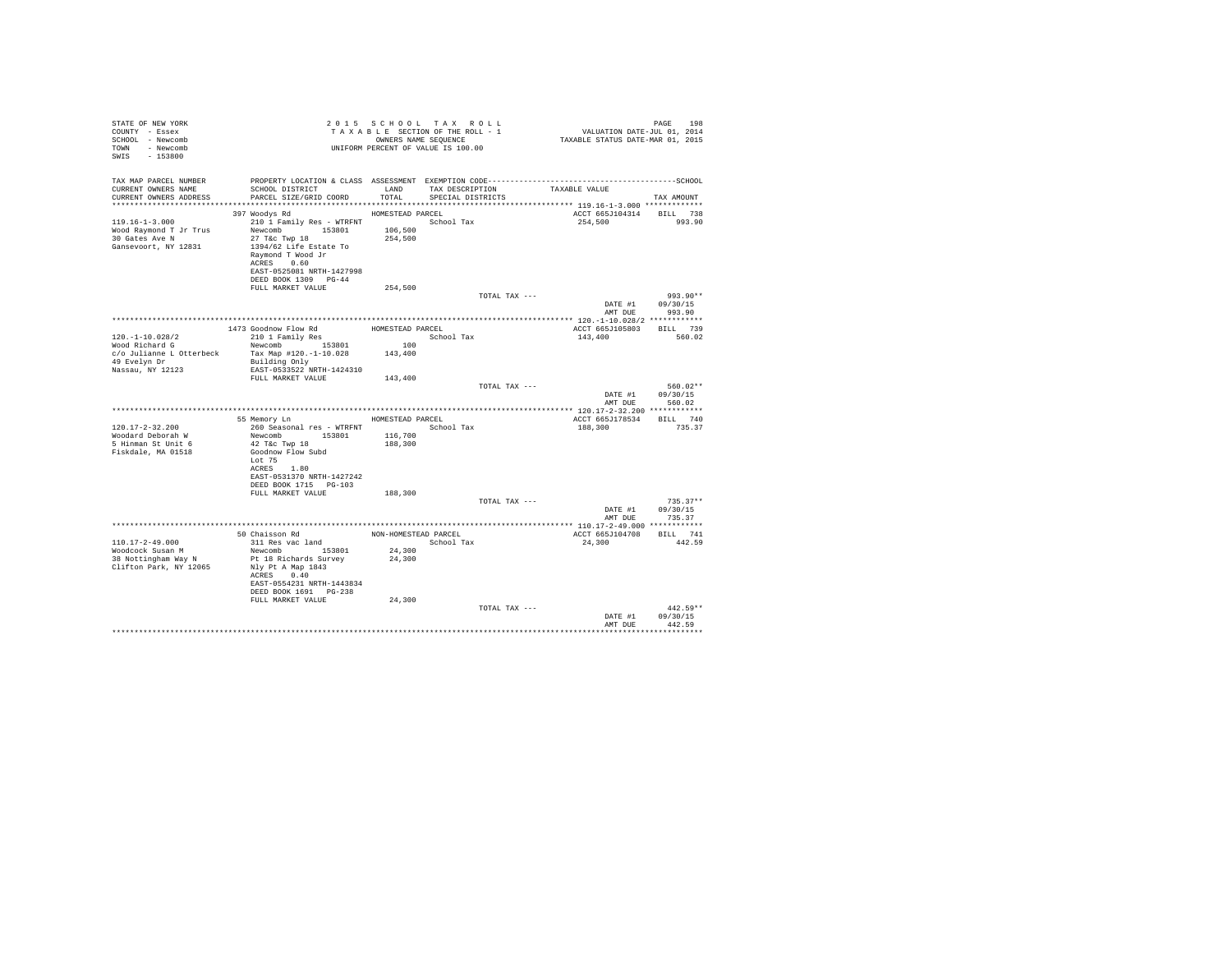STATE OF NEW YORK
COUNTY - Essex
SCHOOL - Newcomb
TOWN - Newcomb
SWIS - 153800

2 0 1 5 S C H O O L T A X R O L L
T A X A B L E SECTION OF THE ROLL - 1
OWNERS NAME SEQUENCE
UNIFORM PERCENT OF VALUE IS 100.00

VALUATION DATE-JUL 01, 2014
TAXABLE STATUS DATE-MAR 01, 2015

| TAX MAP PARCEL NUMBER / CURRENT OWNERS NAME / CURRENT OWNERS ADDRESS | PROPERTY LOCATION & CLASS / SCHOOL DISTRICT / PARCEL SIZE/GRID COORD | ASSESSMENT LAND / TOTAL | EXEMPTION CODE / TAX DESCRIPTION / SPECIAL DISTRICTS | TAXABLE VALUE | TAX AMOUNT |
|---|---|---|---|---|---|
| **119.16-1-3.000** | 397 Woodys Rd | HOMESTEAD PARCEL | | ACCT 665J104314 | BILL 738 |
| 119.16-1-3.000 | 210 1 Family Res - WTRFNT | | School Tax | 254,500 | 993.90 |
| Wood Raymond T Jr Trus | Newcomb 153801 | 106,500 | | | |
| 30 Gates Ave N | 27 T&c Twp 18 | 254,500 | | | |
| Gansevoort, NY 12831 | 1394/62 Life Estate To | | | | |
| | Raymond T Wood Jr | | | | |
| | ACRES 0.60 | | | | |
| | EAST-0525081 NRTH-1427998 | | | | |
| | DEED BOOK 1309 PG-44 | | | | |
| | FULL MARKET VALUE | 254,500 | | | |
| | | | TOTAL TAX --- | | 993.90** |
| | | | | DATE #1 | 09/30/15 |
| | | | | AMT DUE | 993.90 |
| **120.-1-10.028/2** | 1473 Goodnow Flow Rd | HOMESTEAD PARCEL | | ACCT 665J105803 | BILL 739 |
| 120.-1-10.028/2 | 210 1 Family Res | | School Tax | 143,400 | 560.02 |
| Wood Richard G | Newcomb 153801 | 100 | | | |
| c/o Julianne L Otterbeck | Tax Map #120.-1-10.028 | 143,400 | | | |
| 49 Evelyn Dr | Building Only | | | | |
| Nassau, NY 12123 | EAST-0533522 NRTH-1424310 | | | | |
| | FULL MARKET VALUE | 143,400 | | | |
| | | | TOTAL TAX --- | | 560.02** |
| | | | | DATE #1 | 09/30/15 |
| | | | | AMT DUE | 560.02 |
| **120.17-2-32.200** | 55 Memory Ln | HOMESTEAD PARCEL | | ACCT 665J178534 | BILL 740 |
| 120.17-2-32.200 | 260 Seasonal res - WTRFNT | | School Tax | 188,300 | 735.37 |
| Woodard Deborah W | Newcomb 153801 | 116,700 | | | |
| 5 Hinman St Unit 6 | 42 T&c Twp 18 | 188,300 | | | |
| Fiskdale, MA 01518 | Goodnow Flow Subd | | | | |
| | Lot 75 | | | | |
| | ACRES 1.80 | | | | |
| | EAST-0531370 NRTH-1427242 | | | | |
| | DEED BOOK 1715 PG-103 | | | | |
| | FULL MARKET VALUE | 188,300 | | | |
| | | | TOTAL TAX --- | | 735.37** |
| | | | | DATE #1 | 09/30/15 |
| | | | | AMT DUE | 735.37 |
| **110.17-2-49.000** | 50 Chaisson Rd | NON-HOMESTEAD PARCEL | | ACCT 665J104708 | BILL 741 |
| 110.17-2-49.000 | 311 Res vac land | | School Tax | 24,300 | 442.59 |
| Woodcock Susan M | Newcomb 153801 | 24,300 | | | |
| 38 Nottingham Way N | Pt 18 Richards Survey | 24,300 | | | |
| Clifton Park, NY 12065 | Nly Pt A Map 1843 | | | | |
| | ACRES 0.40 | | | | |
| | EAST-0554231 NRTH-1443834 | | | | |
| | DEED BOOK 1691 PG-238 | | | | |
| | FULL MARKET VALUE | 24,300 | | | |
| | | | TOTAL TAX --- | | 442.59** |
| | | | | DATE #1 | 09/30/15 |
| | | | | AMT DUE | 442.59 |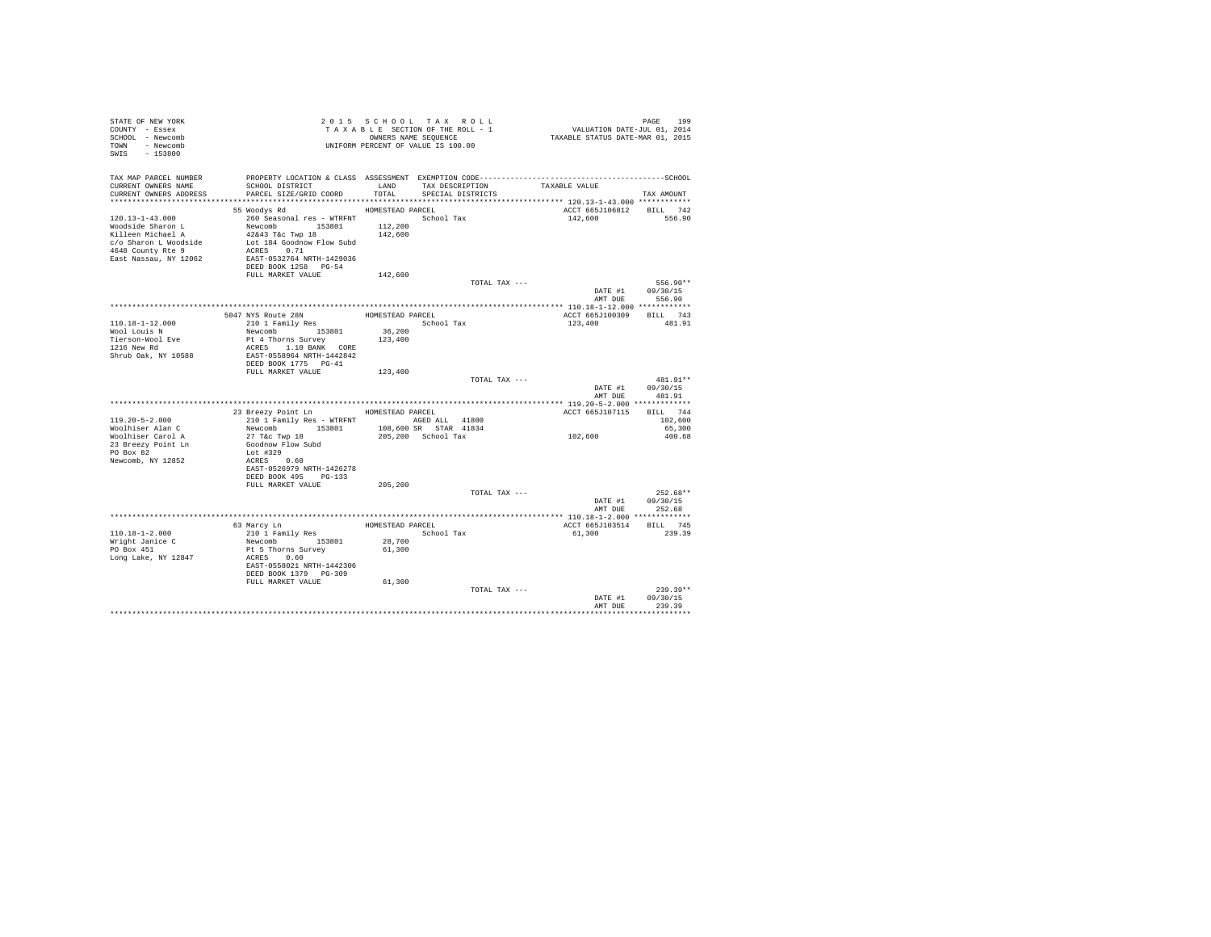STATE OF NEW YORK
COUNTY - Essex
SCHOOL - Newcomb
TOWN - Newcomb
SWIS - 153800

2 0 1 5 S C H O O L T A X R O L L
T A X A B L E SECTION OF THE ROLL - 1
OWNERS NAME SEQUENCE
UNIFORM PERCENT OF VALUE IS 100.00

VALUATION DATE-JUL 01, 2014
TAXABLE STATUS DATE-MAR 01, 2015

| TAX MAP PARCEL NUMBER / CURRENT OWNERS NAME / CURRENT OWNERS ADDRESS | PROPERTY LOCATION & CLASS / SCHOOL DISTRICT / PARCEL SIZE/GRID COORD | ASSESSMENT LAND / TOTAL | EXEMPTION CODE / TAX DESCRIPTION / SPECIAL DISTRICTS | TAXABLE VALUE | TAX AMOUNT |
|---|---|---|---|---|---|
| **120.13-1-43.000** | 55 Woodys Rd | HOMESTEAD PARCEL | | ACCT 665J106812 | BILL 742 |
| 120.13-1-43.000 | 260 Seasonal res - WTRFNT | | School Tax | 142,600 | 556.90 |
| Woodside Sharon L | Newcomb 153801 | 112,200 | | | |
| Killeen Michael A | 42&43 T&c Twp 18 | 142,600 | | | |
| c/o Sharon L Woodside | Lot 184 Goodnow Flow Subd | | | | |
| 4648 County Rte 9 | ACRES 0.71 | | | | |
| East Nassau, NY 12062 | EAST-0532764 NRTH-1429036 | | | | |
| | DEED BOOK 1258 PG-54 | | | | |
| | FULL MARKET VALUE | 142,600 | | | |
| | | | TOTAL TAX --- | | 556.90** |
| | | | | DATE #1 | 09/30/15 |
| | | | | AMT DUE | 556.90 |
| **110.18-1-12.000** | 5047 NYS Route 28N | HOMESTEAD PARCEL | | ACCT 665J100309 | BILL 743 |
| 110.18-1-12.000 | 210 1 Family Res | | School Tax | 123,400 | 481.91 |
| Wool Louis N | Newcomb 153801 | 36,200 | | | |
| Tierson-Wool Eve | Pt 4 Thorns Survey | 123,400 | | | |
| 1216 New Rd | ACRES 1.10 BANK CORE | | | | |
| Shrub Oak, NY 10588 | EAST-0558964 NRTH-1442842 | | | | |
| | DEED BOOK 1775 PG-41 | | | | |
| | FULL MARKET VALUE | 123,400 | | | |
| | | | TOTAL TAX --- | | 481.91** |
| | | | | DATE #1 | 09/30/15 |
| | | | | AMT DUE | 481.91 |
| **119.20-5-2.000** | 23 Breezy Point Ln | HOMESTEAD PARCEL | | ACCT 665J107115 | BILL 744 |
| 119.20-5-2.000 | 210 1 Family Res - WTRFNT | | AGED ALL 41800 | | 102,600 |
| Woolhiser Alan C | Newcomb 153801 | 108,600 | SR STAR 41834 | | 65,300 |
| Woolhiser Carol A | 27 T&c Twp 18 | 205,200 | School Tax | 102,600 | 400.68 |
| 23 Breezy Point Ln | Goodnow Flow Subd | | | | |
| PO Box 82 | Lot #329 | | | | |
| Newcomb, NY 12852 | ACRES 0.60 | | | | |
| | EAST-0526979 NRTH-1426278 | | | | |
| | DEED BOOK 495 PG-133 | | | | |
| | FULL MARKET VALUE | 205,200 | | | |
| | | | TOTAL TAX --- | | 252.68** |
| | | | | DATE #1 | 09/30/15 |
| | | | | AMT DUE | 252.68 |
| **110.18-1-2.000** | 63 Marcy Ln | HOMESTEAD PARCEL | | ACCT 665J103514 | BILL 745 |
| 110.18-1-2.000 | 210 1 Family Res | | School Tax | 61,300 | 239.39 |
| Wright Janice C | Newcomb 153801 | 28,700 | | | |
| PO Box 451 | Pt 5 Thorns Survey | 61,300 | | | |
| Long Lake, NY 12847 | ACRES 0.60 | | | | |
| | EAST-0558021 NRTH-1442306 | | | | |
| | DEED BOOK 1379 PG-309 | | | | |
| | FULL MARKET VALUE | 61,300 | | | |
| | | | TOTAL TAX --- | | 239.39** |
| | | | | DATE #1 | 09/30/15 |
| | | | | AMT DUE | 239.39 |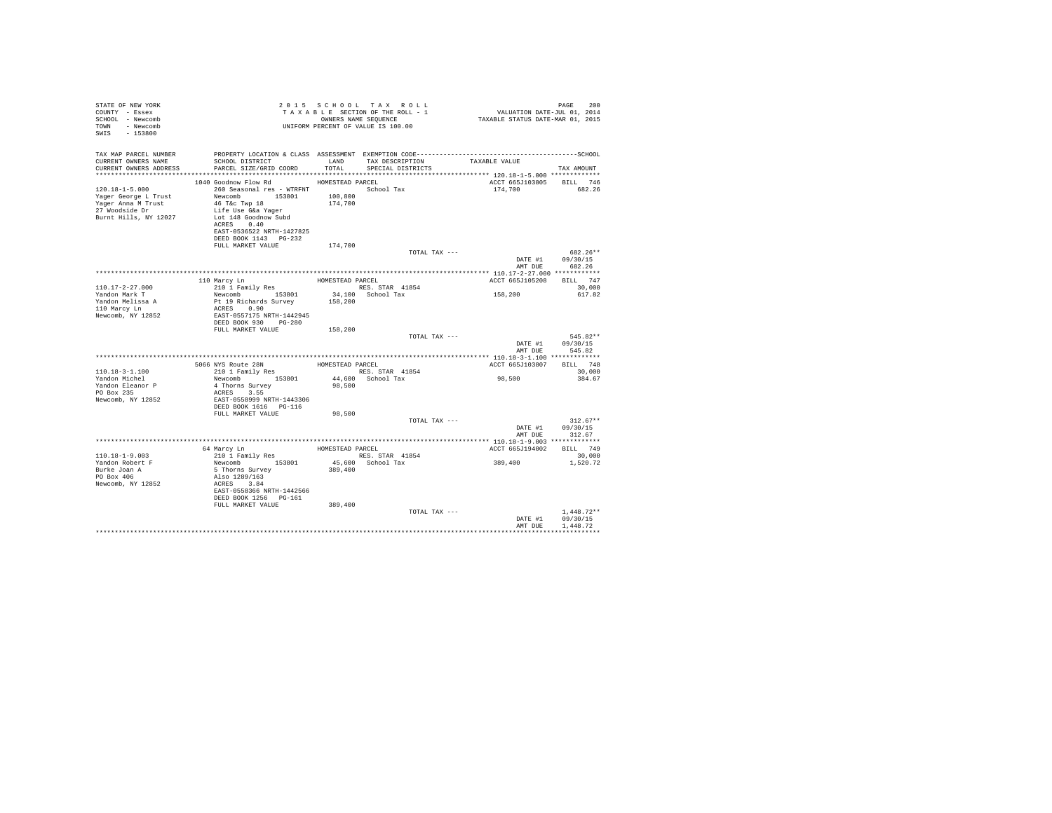STATE OF NEW YORK
COUNTY - Essex
SCHOOL - Newcomb
TOWN - Newcomb
SWIS - 153800

2 0 1 5 S C H O O L T A X R O L L
T A X A B L E SECTION OF THE ROLL - 1
OWNERS NAME SEQUENCE
UNIFORM PERCENT OF VALUE IS 100.00

VALUATION DATE-JUL 01, 2014
TAXABLE STATUS DATE-MAR 01, 2015

| TAX MAP PARCEL NUMBER / CURRENT OWNERS NAME / CURRENT OWNERS ADDRESS | PROPERTY LOCATION & CLASS / SCHOOL DISTRICT / PARCEL SIZE/GRID COORD | ASSESSMENT LAND / TOTAL | EXEMPTION CODE / TAX DESCRIPTION / SPECIAL DISTRICTS | TAXABLE VALUE | TAX AMOUNT |
|---|---|---|---|---|---|
| **120.18-1-5.000** | 1040 Goodnow Flow Rd | HOMESTEAD PARCEL | | ACCT 665J103805 | BILL 746 |
| 120.18-1-5.000 | 260 Seasonal res - WTRFNT | | School Tax | 174,700 | 682.26 |
| Yager George L Trust | Newcomb 153801 | 100,800 | | | |
| Yager Anna M Trust | 46 T&c Twp 18 | 174,700 | | | |
| 27 Woodside Dr | Life Use G&a Yager | | | | |
| Burnt Hills, NY 12027 | Lot 148 Goodnow Subd | | | | |
| | ACRES 0.40 | | | | |
| | EAST-0536522 NRTH-1427825 | | | | |
| | DEED BOOK 1143 PG-232 | | | | |
| | FULL MARKET VALUE | 174,700 | | | |
| | | | TOTAL TAX --- | | 682.26** |
| | | | | DATE #1 | 09/30/15 |
| | | | | AMT DUE | 682.26 |
| **110.17-2-27.000** | 110 Marcy Ln | HOMESTEAD PARCEL | | ACCT 665J105208 | BILL 747 |
| 110.17-2-27.000 | 210 1 Family Res | | RES. STAR 41854 | | 30,000 |
| Yandon Mark T | Newcomb 153801 | 34,100 | School Tax | 158,200 | 617.82 |
| Yandon Melissa A | Pt 19 Richards Survey | 158,200 | | | |
| 110 Marcy Ln | ACRES 0.90 | | | | |
| Newcomb, NY 12852 | EAST-0557175 NRTH-1442945 | | | | |
| | DEED BOOK 930 PG-280 | | | | |
| | FULL MARKET VALUE | 158,200 | | | |
| | | | TOTAL TAX --- | | 545.82** |
| | | | | DATE #1 | 09/30/15 |
| | | | | AMT DUE | 545.82 |
| **110.18-3-1.100** | 5066 NYS Route 28N | HOMESTEAD PARCEL | | ACCT 665J103807 | BILL 748 |
| 110.18-3-1.100 | 210 1 Family Res | | RES. STAR 41854 | | 30,000 |
| Yandon Michel | Newcomb 153801 | 44,600 | School Tax | 98,500 | 384.67 |
| Yandon Eleanor P | 4 Thorns Survey | 98,500 | | | |
| PO Box 235 | ACRES 3.55 | | | | |
| Newcomb, NY 12852 | EAST-0558999 NRTH-1443306 | | | | |
| | DEED BOOK 1616 PG-116 | | | | |
| | FULL MARKET VALUE | 98,500 | | | |
| | | | TOTAL TAX --- | | 312.67** |
| | | | | DATE #1 | 09/30/15 |
| | | | | AMT DUE | 312.67 |
| **110.18-1-9.003** | 64 Marcy Ln | HOMESTEAD PARCEL | | ACCT 665J194002 | BILL 749 |
| 110.18-1-9.003 | 210 1 Family Res | | RES. STAR 41854 | | 30,000 |
| Yandon Robert F | Newcomb 153801 | 45,600 | School Tax | 389,400 | 1,520.72 |
| Burke Joan A | 5 Thorns Survey | 389,400 | | | |
| PO Box 406 | Also 1289/163 | | | | |
| Newcomb, NY 12852 | ACRES 3.84 | | | | |
| | EAST-0558366 NRTH-1442566 | | | | |
| | DEED BOOK 1256 PG-161 | | | | |
| | FULL MARKET VALUE | 389,400 | | | |
| | | | TOTAL TAX --- | | 1,448.72** |
| | | | | DATE #1 | 09/30/15 |
| | | | | AMT DUE | 1,448.72 |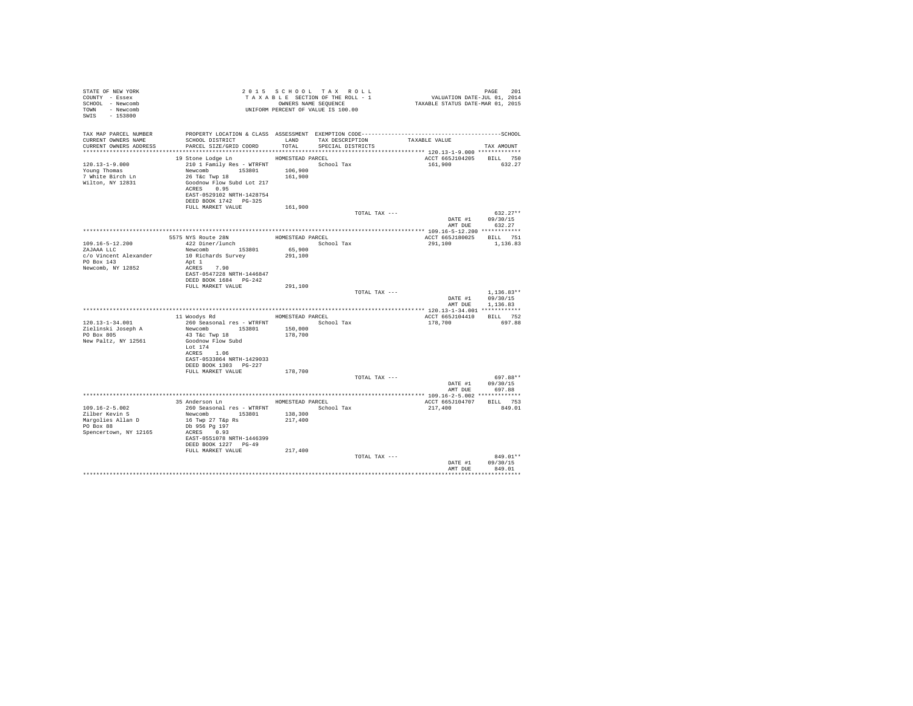STATE OF NEW YORK
COUNTY - Essex
SCHOOL - Newcomb
TOWN - Newcomb
SWIS - 153800

2 0 1 5 S C H O O L T A X R O L L
T A X A B L E SECTION OF THE ROLL - 1
OWNERS NAME SEQUENCE
UNIFORM PERCENT OF VALUE IS 100.00

VALUATION DATE-JUL 01, 2014
TAXABLE STATUS DATE-MAR 01, 2015

| TAX MAP PARCEL NUMBER / CURRENT OWNERS NAME / CURRENT OWNERS ADDRESS | PROPERTY LOCATION & CLASS / SCHOOL DISTRICT / PARCEL SIZE/GRID COORD | ASSESSMENT LAND / TOTAL | EXEMPTION CODE / TAX DESCRIPTION / SPECIAL DISTRICTS | TAXABLE VALUE | SCHOOL TAX AMOUNT |
|---|---|---|---|---|---|
| 120.13-1-9.000 | 19 Stone Lodge Ln | HOMESTEAD PARCEL | | ACCT 665J104205 | BILL 750 |
| Young Thomas | 210 1 Family Res - WTRFNT | | School Tax | 161,900 | 632.27 |
| 7 White Birch Ln | Newcomb 153801 | 106,900 | | | |
| Wilton, NY 12831 | 26 T&c Twp 18 | 161,900 | | | |
| | Goodnow Flow Subd Lot 217 | | | | |
| | ACRES 0.95 | | | | |
| | EAST-0529102 NRTH-1428754 | | | | |
| | DEED BOOK 1742 PG-325 | | | | |
| | FULL MARKET VALUE | 161,900 | | | |
| | | | TOTAL TAX --- | | 632.27** |
| | | | | DATE #1 | 09/30/15 |
| | | | | AMT DUE | 632.27 |
| 109.16-5-12.200 | 5575 NYS Route 28N | HOMESTEAD PARCEL | | ACCT 665J180025 | BILL 751 |
| ZAJAAA LLC | 422 Diner/lunch | | School Tax | 291,100 | 1,136.83 |
| c/o Vincent Alexander | Newcomb 153801 | 65,900 | | | |
| PO Box 143 | 10 Richards Survey | 291,100 | | | |
| Newcomb, NY 12852 | Apt 1 | | | | |
| | ACRES 7.90 | | | | |
| | EAST-0547228 NRTH-1446847 | | | | |
| | DEED BOOK 1684 PG-242 | | | | |
| | FULL MARKET VALUE | 291,100 | | | |
| | | | TOTAL TAX --- | | 1,136.83** |
| | | | | DATE #1 | 09/30/15 |
| | | | | AMT DUE | 1,136.83 |
| 120.13-1-34.001 | 11 Woodys Rd | HOMESTEAD PARCEL | | ACCT 665J104410 | BILL 752 |
| Zielinski Joseph A | 260 Seasonal res - WTRFNT | | School Tax | 178,700 | 697.88 |
| PO Box 805 | Newcomb 153801 | 150,000 | | | |
| New Paltz, NY 12561 | 43 T&c Twp 18 | 178,700 | | | |
| | Goodnow Flow Subd | | | | |
| | Lot 174 | | | | |
| | ACRES 1.06 | | | | |
| | EAST-0533864 NRTH-1429033 | | | | |
| | DEED BOOK 1303 PG-227 | | | | |
| | FULL MARKET VALUE | 178,700 | | | |
| | | | TOTAL TAX --- | | 697.88** |
| | | | | DATE #1 | 09/30/15 |
| | | | | AMT DUE | 697.88 |
| 109.16-2-5.002 | 35 Anderson Ln | HOMESTEAD PARCEL | | ACCT 665J104707 | BILL 753 |
| Zilber Kevin S | 260 Seasonal res - WTRFNT | | School Tax | 217,400 | 849.01 |
| Margolies Allan D | Newcomb 153801 | 138,300 | | | |
| PO Box 88 | 16 Twp 27 T&p Rs | 217,400 | | | |
| Spencertown, NY 12165 | Db 956 Pg 197 | | | | |
| | ACRES 0.93 | | | | |
| | EAST-0551078 NRTH-1446399 | | | | |
| | DEED BOOK 1227 PG-49 | | | | |
| | FULL MARKET VALUE | 217,400 | | | |
| | | | TOTAL TAX --- | | 849.01** |
| | | | | DATE #1 | 09/30/15 |
| | | | | AMT DUE | 849.01 |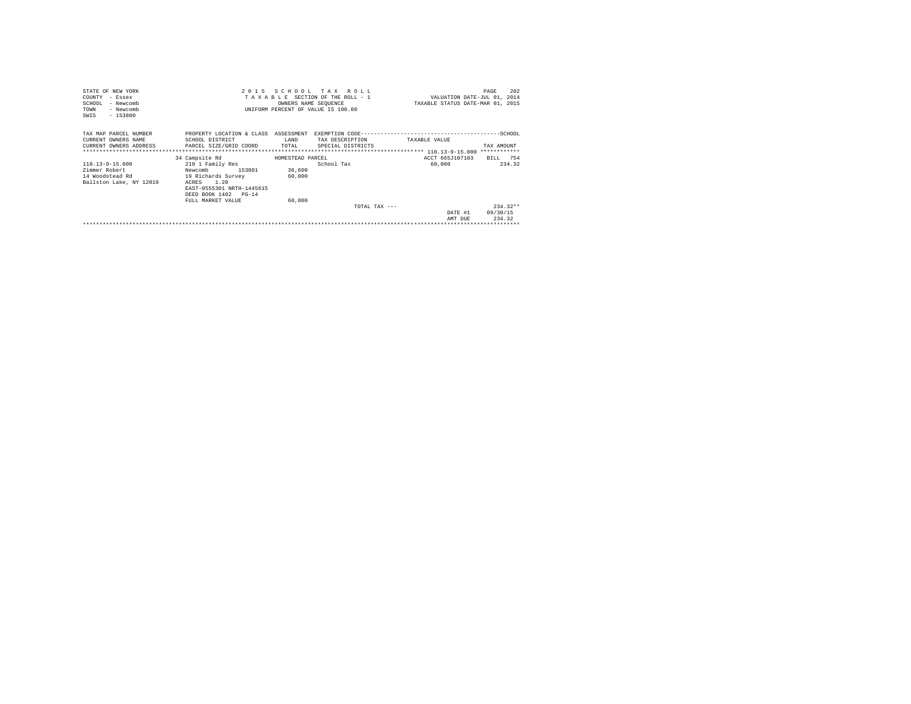STATE OF NEW YORK
COUNTY - Essex
SCHOOL - Newcomb
TOWN - Newcomb
SWIS - 153800

2015 SCHOOL TAX ROLL
TAXABLE SECTION OF THE ROLL - 1
OWNERS NAME SEQUENCE
UNIFORM PERCENT OF VALUE IS 100.00

VALUATION DATE-JUL 01, 2014
TAXABLE STATUS DATE-MAR 01, 2015

| TAX MAP PARCEL NUMBER / CURRENT OWNERS NAME / CURRENT OWNERS ADDRESS | PROPERTY LOCATION & CLASS / SCHOOL DISTRICT / PARCEL SIZE/GRID COORD | ASSESSMENT / LAND / TOTAL | EXEMPTION CODE / TAX DESCRIPTION / SPECIAL DISTRICTS | TAXABLE VALUE | TAX AMOUNT |
|---|---|---|---|---|---|
| 110.13-9-15.000 | 34 Campsite Rd | HOMESTEAD PARCEL | | ACCT 665J107103 | BILL 754 |
| 110.13-9-15.000 | 210 1 Family Res | | School Tax | 60,000 | 234.32 |
| Zimmer Robert | Newcomb 153801 | 36,600 | | | |
| 14 Woodstead Rd | 19 Richards Survey | 60,000 | | | |
| Ballston Lake, NY 12019 | ACRES 1.20 | | | | |
| | EAST-0555301 NRTH-1445615 | | | | |
| | DEED BOOK 1402 PG-14 | | | | |
| | FULL MARKET VALUE | 60,000 | | | |
| | | | TOTAL TAX --- | | 234.32** |
| | | | | DATE #1 | 09/30/15 |
| | | | | AMT DUE | 234.32 |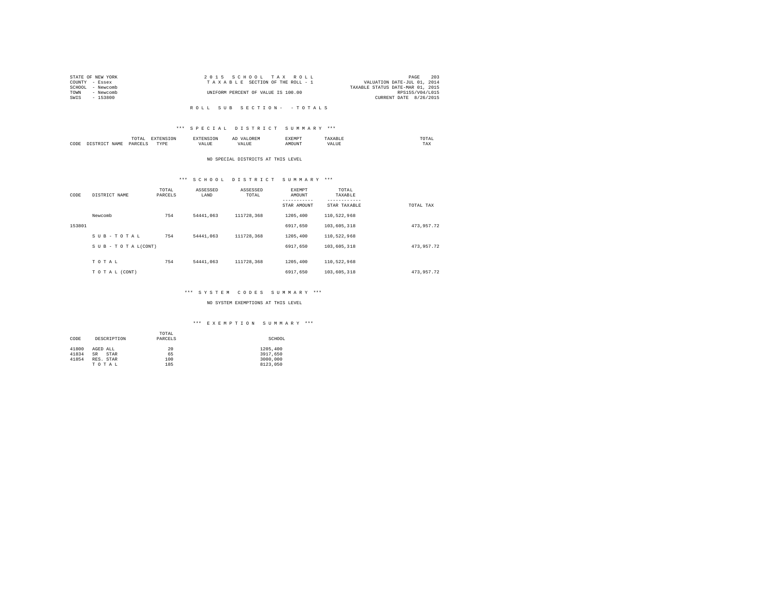STATE OF NEW YORK
COUNTY - Essex
SCHOOL - Newcomb
TOWN - Newcomb
SWIS - 153800

2 0 1 5 S C H O O L T A X R O L L
T A X A B L E SECTION OF THE ROLL - 1
UNIFORM PERCENT OF VALUE IS 100.00

VALUATION DATE-JUL 01, 2014
TAXABLE STATUS DATE-MAR 01, 2015
RPS155/V04/L015
CURRENT DATE 8/26/2015

R O L L S U B S E C T I O N - - T O T A L S

*** S P E C I A L D I S T R I C T S U M M A R Y ***

| CODE | DISTRICT NAME | TOTAL PARCELS | EXTENSION TYPE | EXTENSION VALUE | AD VALOREM VALUE | EXEMPT AMOUNT | TAXABLE VALUE | TOTAL TAX |
|---|---|---|---|---|---|---|---|---|

NO SPECIAL DISTRICTS AT THIS LEVEL

*** S C H O O L D I S T R I C T S U M M A R Y ***

| CODE | DISTRICT NAME | TOTAL PARCELS | ASSESSED LAND | ASSESSED TOTAL | EXEMPT AMOUNT / STAR AMOUNT | TOTAL TAXABLE / STAR TAXABLE | TOTAL TAX |
|---|---|---|---|---|---|---|---|
| | Newcomb | 754 | 54441,063 | 111728,368 | 1205,400 | 110,522,968 | |
| 153801 | | | | | 6917,650 | 103,605,318 | 473,957.72 |
| | S U B - T O T A L | 754 | 54441,063 | 111728,368 | 1205,400 | 110,522,968 | |
| | S U B - T O T A L(CONT) | | | | 6917,650 | 103,605,318 | 473,957.72 |
| | T O T A L | 754 | 54441,063 | 111728,368 | 1205,400 | 110,522,968 | |
| | T O T A L (CONT) | | | | 6917,650 | 103,605,318 | 473,957.72 |

*** S Y S T E M C O D E S S U M M A R Y ***

NO SYSTEM EXEMPTIONS AT THIS LEVEL

*** E X E M P T I O N S U M M A R Y ***

| CODE | DESCRIPTION | TOTAL PARCELS | SCHOOL |
|---|---|---|---|
| 41800 | AGED ALL | 20 | 1205,400 |
| 41834 | SR STAR | 65 | 3917,650 |
| 41854 | RES. STAR | 100 | 3000,000 |
| | T O T A L | 185 | 8123,050 |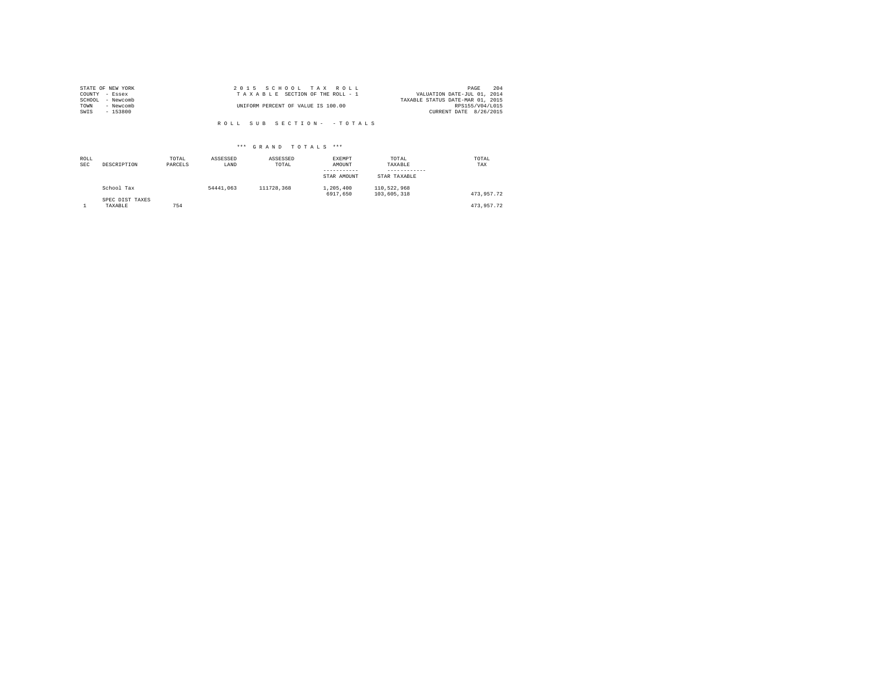STATE OF NEW YORK
COUNTY - Essex
SCHOOL - Newcomb
TOWN - Newcomb
SWIS - 153800

2 0 1 5 S C H O O L T A X R O L L
T A X A B L E SECTION OF THE ROLL - 1
UNIFORM PERCENT OF VALUE IS 100.00

PAGE 204
VALUATION DATE-JUL 01, 2014
TAXABLE STATUS DATE-MAR 01, 2015
RPS155/V04/L015
CURRENT DATE 8/26/2015

R O L L S U B S E C T I O N - - T O T A L S

*** G R A N D T O T A L S ***

| ROLL SEC | DESCRIPTION | TOTAL PARCELS | ASSESSED LAND | ASSESSED TOTAL | EXEMPT AMOUNT / STAR AMOUNT | TOTAL TAXABLE / STAR TAXABLE | TOTAL TAX |
|---|---|---|---|---|---|---|---|
| | School Tax | | 54441,063 | 111728,368 | 1,205,400<br>6917,650 | 110,522,968<br>103,605,318 | 473,957.72 |
| | SPEC DIST TAXES | | | | | | |
| 1 | TAXABLE | 754 | | | | | 473,957.72 |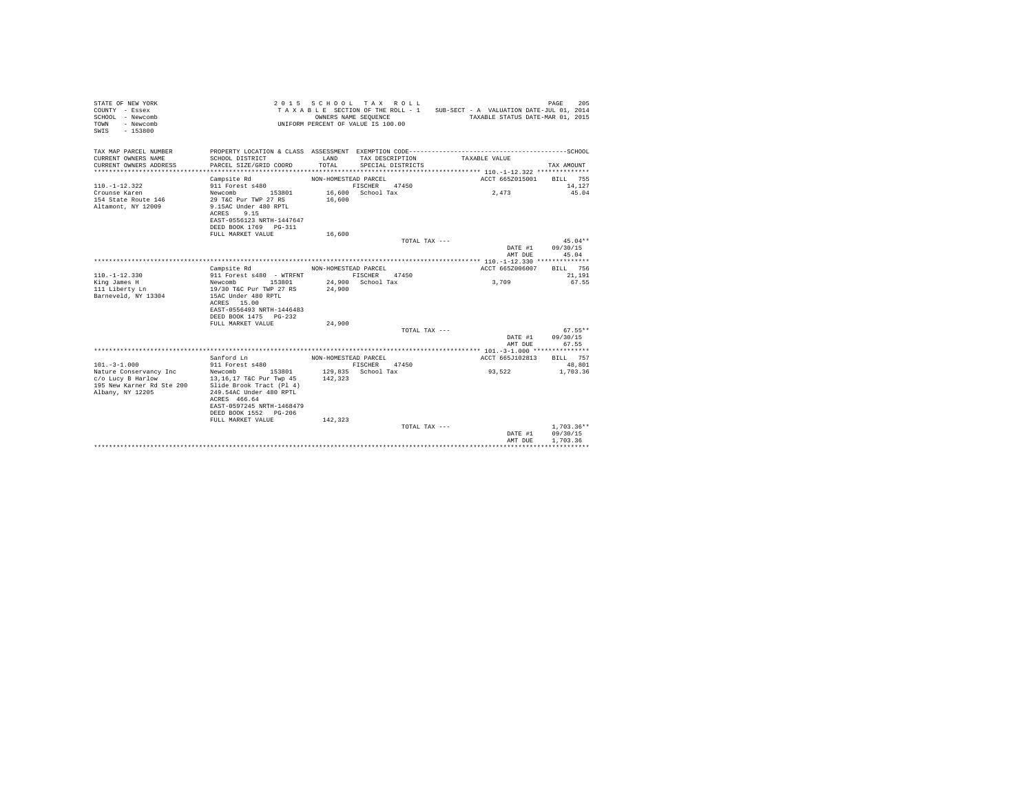STATE OF NEW YORK
COUNTY - Essex
SCHOOL - Newcomb
TOWN - Newcomb
SWIS - 153800

2015 SCHOOL TAX ROLL
TAXABLE SECTION OF THE ROLL - 1
OWNERS NAME SEQUENCE
UNIFORM PERCENT OF VALUE IS 100.00

SUB-SECT - A VALUATION DATE-JUL 01, 2014
TAXABLE STATUS DATE-MAR 01, 2015

| TAX MAP PARCEL NUMBER / CURRENT OWNERS NAME / CURRENT OWNERS ADDRESS | PROPERTY LOCATION & CLASS / SCHOOL DISTRICT / PARCEL SIZE/GRID COORD | ASSESSMENT LAND / TOTAL | EXEMPTION CODE / TAX DESCRIPTION / SPECIAL DISTRICTS | TAXABLE VALUE | TAX AMOUNT |
|---|---|---|---|---|---|
| | Campsite Rd | NON-HOMESTEAD PARCEL | | ACCT 665Z015001 | BILL 755 |
| 110.-1-12.322 | 911 Forest s480 | | FISCHER 47450 | | 14,127 |
| Crounse Karen | Newcomb 153801 | 16,600 | School Tax | 2,473 | 45.04 |
| 154 State Route 146 | 29 T&C Pur TWP 27 RS | 16,600 | | | |
| Altamont, NY 12009 | 9.15AC Under 480 RPTL | | | | |
| | ACRES 9.15 | | | | |
| | EAST-0556123 NRTH-1447647 | | | | |
| | DEED BOOK 1769 PG-311 | | | | |
| | FULL MARKET VALUE | 16,600 | | | |
| | | | TOTAL TAX --- | | 45.04** |
| | | | | DATE #1 | 09/30/15 |
| | | | | AMT DUE | 45.04 |
| | Campsite Rd | NON-HOMESTEAD PARCEL | | ACCT 665Z006007 | BILL 756 |
| 110.-1-12.330 | 911 Forest s480 - WTRFNT | | FISCHER 47450 | | 21,191 |
| King James H | Newcomb 153801 | 24,900 | School Tax | 3,709 | 67.55 |
| 111 Liberty Ln | 19/30 T&C Pur TWP 27 RS | 24,900 | | | |
| Barneveld, NY 13304 | 15AC Under 480 RPTL | | | | |
| | ACRES 15.00 | | | | |
| | EAST-0556493 NRTH-1446483 | | | | |
| | DEED BOOK 1475 PG-232 | | | | |
| | FULL MARKET VALUE | 24,900 | | | |
| | | | TOTAL TAX --- | | 67.55** |
| | | | | DATE #1 | 09/30/15 |
| | | | | AMT DUE | 67.55 |
| | Sanford Ln | NON-HOMESTEAD PARCEL | | ACCT 665J102813 | BILL 757 |
| 101.-3-1.000 | 911 Forest s480 | | FISCHER 47450 | | 48,801 |
| Nature Conservancy Inc | Newcomb 153801 | 129,835 | School Tax | 93,522 | 1,703.36 |
| c/o Lucy B Harlow | 13,16,17 T&C Pur Twp 45 | 142,323 | | | |
| 195 New Karner Rd Ste 200 | Slide Brook Tract (Pl 4) | | | | |
| Albany, NY 12205 | 249.54AC Under 480 RPTL | | | | |
| | ACRES 466.64 | | | | |
| | EAST-0597245 NRTH-1468479 | | | | |
| | DEED BOOK 1552 PG-206 | | | | |
| | FULL MARKET VALUE | 142,323 | | | |
| | | | TOTAL TAX --- | | 1,703.36** |
| | | | | DATE #1 | 09/30/15 |
| | | | | AMT DUE | 1,703.36 |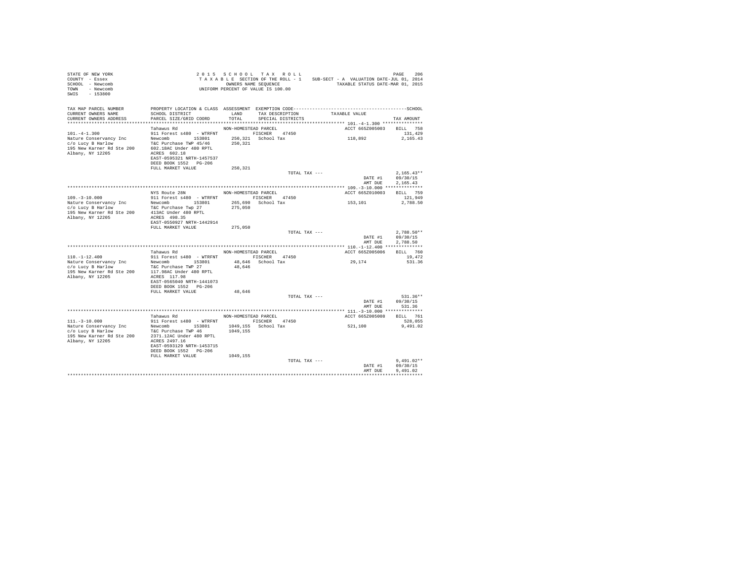```
STATE OF NEW YORK                          2 0 1 5   S C H O O L   T A X   R O L L                                    PAGE   206
COUNTY  - Essex                            T A X A B L E  SECTION OF THE ROLL - 1    SUB-SECT - A  VALUATION DATE-JUL 01, 2014
SCHOOL  - Newcomb                               OWNERS NAME SEQUENCE                        TAXABLE STATUS DATE-MAR 01, 2015
TOWN    - Newcomb                         UNIFORM PERCENT OF VALUE IS 100.00
SWIS    - 153800

TAX MAP PARCEL NUMBER        PROPERTY LOCATION & CLASS  ASSESSMENT  EXEMPTION CODE------------------------------------------------SCHOOL
CURRENT OWNERS NAME          SCHOOL DISTRICT               LAND      TAX DESCRIPTION            TAXABLE VALUE
CURRENT OWNERS ADDRESS       PARCEL SIZE/GRID COORD        TOTAL     SPECIAL DISTRICTS                                        TAX AMOUNT
****************************************************************************************************** 101.-4-1.300 ***************
                             Tahawus Rd                  NON-HOMESTEAD PARCEL                          ACCT 665Z005003     BILL   758
101.-4-1.300                 911 Forest s480  - WTRFNT          FISCHER    47450                                              131,429
Nature Conservancy Inc       Newcomb      153801           250,321  School Tax                     118,892                 2,165.43
c/o Lucy B Harlow            T&C Purchase TWP 45/46        250,321
195 New Karner Rd Ste 200    602.18AC Under 480 RPTL
Albany, NY 12205             ACRES  602.18
                             EAST-0595321 NRTH-1457537
                             DEED BOOK 1552   PG-206
                             FULL MARKET VALUE             250,321
                                                                        TOTAL TAX ---                                      2,165.43**
                                                                                                           DATE #1        09/30/15
                                                                                                           AMT DUE         2,165.43
****************************************************************************************************** 109.-3-10.000 **************
                             NYS Route 28N               NON-HOMESTEAD PARCEL                          ACCT 665Z010003     BILL   759
109.-3-10.000                911 Forest s480  - WTRFNT          FISCHER    47450                                              121,949
Nature Conservancy Inc       Newcomb      153801           265,690  School Tax                     153,101                 2,788.50
c/o Lucy B Harlow            T&C Purchase Twp 27           275,050
195 New Karner Rd Ste 200    413AC Under 480 RPTL
Albany, NY 12205             ACRES  498.35
                             EAST-0550927 NRTH-1442914
                             FULL MARKET VALUE             275,050
                                                                        TOTAL TAX ---                                      2,788.50**
                                                                                                           DATE #1        09/30/15
                                                                                                           AMT DUE         2,788.50
****************************************************************************************************** 110.-1-12.400 **************
                             Tahawus Rd                  NON-HOMESTEAD PARCEL                          ACCT 665Z005006     BILL   760
110.-1-12.400                911 Forest s480  - WTRFNT          FISCHER    47450                                               19,472
Nature Conservancy Inc       Newcomb      153801            48,646  School Tax                      29,174                   531.36
c/o Lucy B Harlow            T&C Purchase TWP 27            48,646
195 New Karner Rd Ste 200    117.98AC Under 480 RPTL
Albany, NY 12205             ACRES  117.98
                             EAST-0565040 NRTH-1441073
                             DEED BOOK 1552   PG-206
                             FULL MARKET VALUE              48,646
                                                                        TOTAL TAX ---                                        531.36**
                                                                                                           DATE #1        09/30/15
                                                                                                           AMT DUE           531.36
****************************************************************************************************** 111.-3-10.000 **************
                             Tahawus Rd                  NON-HOMESTEAD PARCEL                          ACCT 665Z005008     BILL   761
111.-3-10.000                911 Forest s480  - WTRFNT          FISCHER    47450                                              528,055
Nature Conservancy Inc       Newcomb      153801          1049,155  School Tax                     521,100                 9,491.02
c/o Lucy B Harlow            T&C Purchase TWP 46          1049,155
195 New Karner Rd Ste 200    2371.12AC Under 480 RPTL
Albany, NY 12205             ACRES 2497.16
                             EAST-0593129 NRTH-1453715
                             DEED BOOK 1552   PG-206
                             FULL MARKET VALUE            1049,155
                                                                        TOTAL TAX ---                                      9,491.02**
                                                                                                           DATE #1        09/30/15
                                                                                                           AMT DUE         9,491.02
************************************************************************************************************************************
```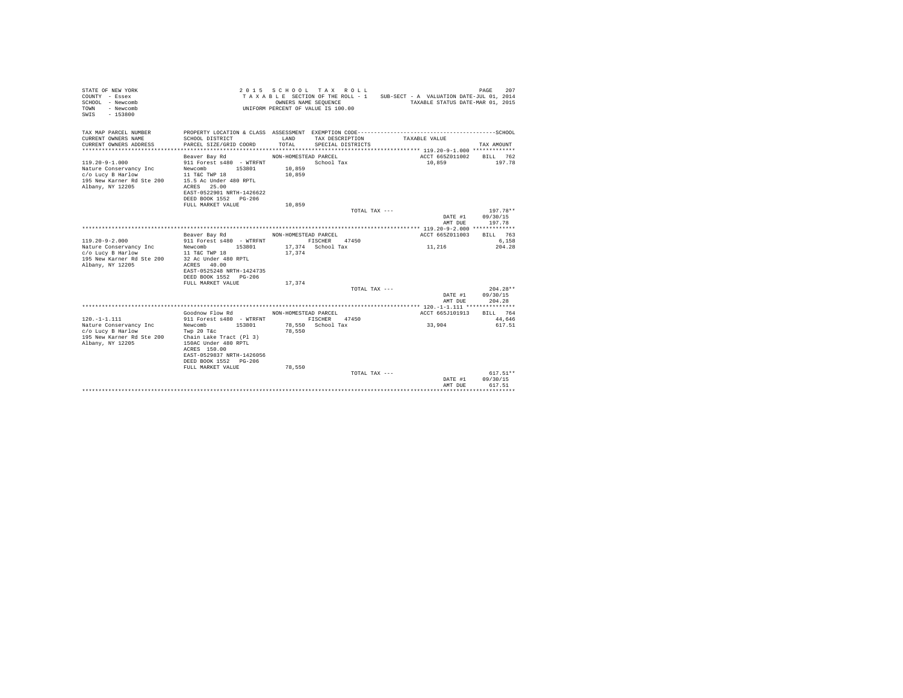```
STATE OF NEW YORK                                   2 0 1 5   S C H O O L   T A X   R O L L                                      PAGE   207
COUNTY  - Essex                                      T A X A B L E SECTION OF THE ROLL - 1    SUB-SECT - A  VALUATION DATE-JUL 01, 2014
SCHOOL  - Newcomb                                         OWNERS NAME SEQUENCE                    TAXABLE STATUS DATE-MAR 01, 2015
TOWN    - Newcomb                                    UNIFORM PERCENT OF VALUE IS 100.00
SWIS    - 153800

TAX MAP PARCEL NUMBER      PROPERTY LOCATION & CLASS  ASSESSMENT  EXEMPTION CODE-----------------------------------------SCHOOL
CURRENT OWNERS NAME        SCHOOL DISTRICT              LAND      TAX DESCRIPTION          TAXABLE VALUE
CURRENT OWNERS ADDRESS     PARCEL SIZE/GRID COORD       TOTAL     SPECIAL DISTRICTS                                    TAX AMOUNT
******************************************************************************************** 119.20-9-1.000 *************
                           Beaver Bay Rd              NON-HOMESTEAD PARCEL                     ACCT 665Z011002    BILL  762
119.20-9-1.000             911 Forest s480  - WTRFNT              School Tax                    10,859              197.78
Nature Conservancy Inc     Newcomb       153801         10,859
c/o Lucy B Harlow          11 T&C TWP 18                 10,859
195 New Karner Rd Ste 200  15.5 Ac Under 480 RPTL
Albany, NY 12205           ACRES   25.00
                           EAST-0522901 NRTH-1426622
                           DEED BOOK 1552   PG-206
                           FULL MARKET VALUE             10,859
                                                                       TOTAL TAX ---                                    197.78**
                                                                                                      DATE #1       09/30/15
                                                                                                      AMT DUE         197.78
******************************************************************************************** 119.20-9-2.000 *************
                           Beaver Bay Rd              NON-HOMESTEAD PARCEL                     ACCT 665Z011003    BILL  763
119.20-9-2.000             911 Forest s480  - WTRFNT             FISCHER    47450                                      6,158
Nature Conservancy Inc     Newcomb       153801         17,374  School Tax                      11,216              204.28
c/o Lucy B Harlow          11 T&C TWP 18                 17,374
195 New Karner Rd Ste 200  32 Ac Under 480 RPTL
Albany, NY 12205           ACRES   40.00
                           EAST-0525248 NRTH-1424735
                           DEED BOOK 1552   PG-206
                           FULL MARKET VALUE             17,374
                                                                       TOTAL TAX ---                                    204.28**
                                                                                                      DATE #1       09/30/15
                                                                                                      AMT DUE         204.28
******************************************************************************************** 120.-1-1.111 ***************
                           Goodnow Flow Rd            NON-HOMESTEAD PARCEL                     ACCT 665J101913    BILL  764
120.-1-1.111               911 Forest s480  - WTRFNT             FISCHER    47450                                     44,646
Nature Conservancy Inc     Newcomb       153801         78,550  School Tax                      33,904              617.51
c/o Lucy B Harlow          Twp 20 T&c                    78,550
195 New Karner Rd Ste 200  Chain Lake Tract (Pl 3)
Albany, NY 12205           150AC Under 480 RPTL
                           ACRES  150.00
                           EAST-0529837 NRTH-1426056
                           DEED BOOK 1552   PG-206
                           FULL MARKET VALUE             78,550
                                                                       TOTAL TAX ---                                    617.51**
                                                                                                      DATE #1       09/30/15
                                                                                                      AMT DUE         617.51
****************************************************************************************************************************
```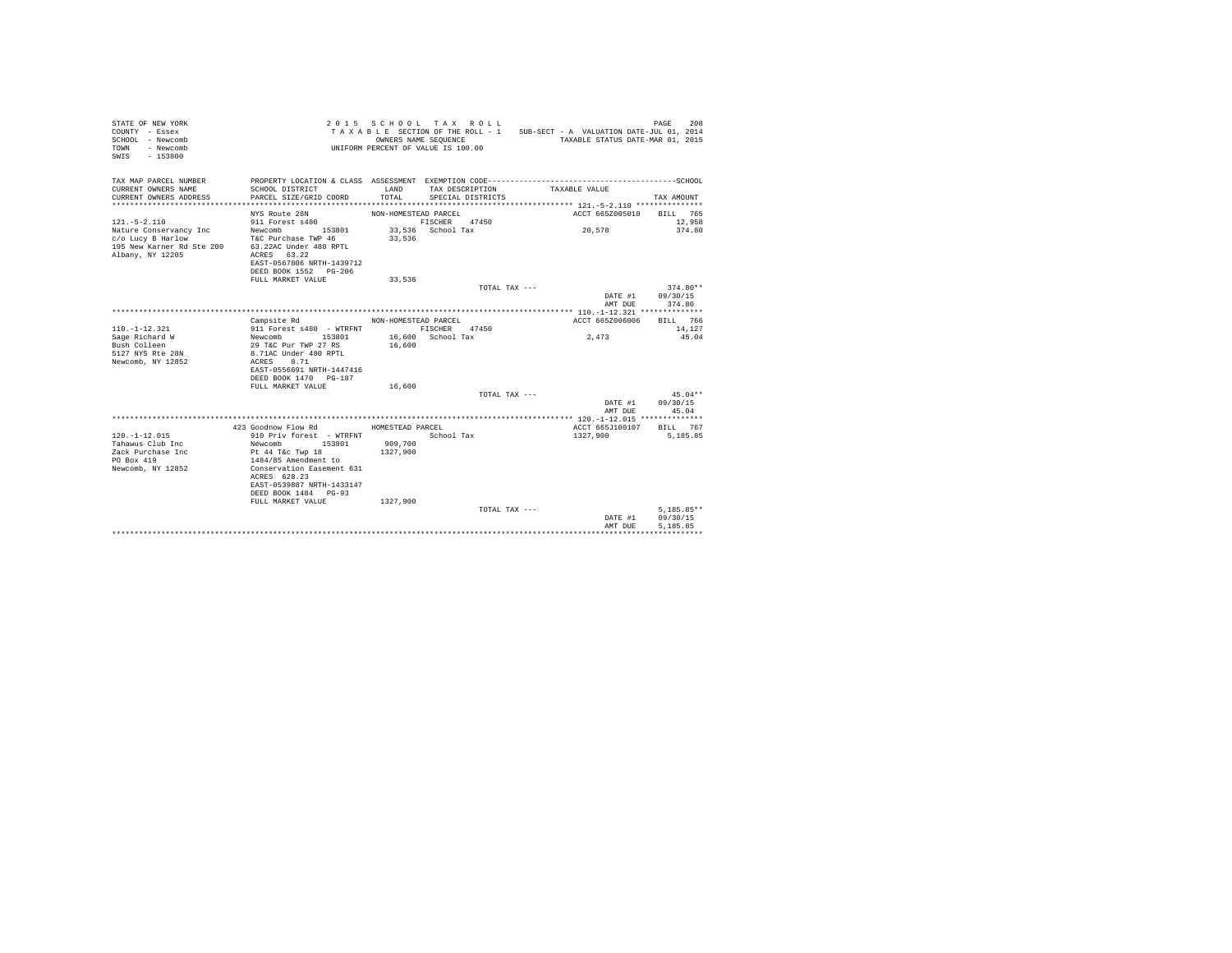```
STATE OF NEW YORK                        2 0 1 5   S C H O O L   T A X   R O L L                                       PAGE   208
COUNTY  - Essex                          T A X A B L E  SECTION OF THE ROLL - 1    SUB-SECT - A  VALUATION DATE-JUL 01, 2014
SCHOOL  - Newcomb                                  OWNERS NAME SEQUENCE                 TAXABLE STATUS DATE-MAR 01, 2015
TOWN    - Newcomb                             UNIFORM PERCENT OF VALUE IS 100.00
SWIS    - 153800

TAX MAP PARCEL NUMBER     PROPERTY LOCATION & CLASS  ASSESSMENT  EXEMPTION CODE------------------------------------------------SCHOOL
CURRENT OWNERS NAME       SCHOOL DISTRICT              LAND      TAX DESCRIPTION            TAXABLE VALUE
CURRENT OWNERS ADDRESS    PARCEL SIZE/GRID COORD       TOTAL     SPECIAL DISTRICTS                                         TAX AMOUNT
*********************************************************************************************** 121.-5-2.110 ***************
                          NYS Route 28N               NON-HOMESTEAD PARCEL                          ACCT 665Z005010    BILL  765
121.-5-2.110              911 Forest s480                       FISCHER    47450                                           12,958
Nature Conservancy Inc    Newcomb        153801        33,536   School Tax                           20,578               374.80
c/o Lucy B Harlow         T&C Purchase TWP 46          33,536
195 New Karner Rd Ste 200 63.22AC Under 480 RPTL
Albany, NY 12205          ACRES   63.22
                          EAST-0567806 NRTH-1439712
                          DEED BOOK 1552   PG-206
                          FULL MARKET VALUE            33,536
                                                                          TOTAL TAX ---                                   374.80**
                                                                                                         DATE #1       09/30/15
                                                                                                         AMT DUE         374.80
*********************************************************************************************** 110.-1-12.321 **************
                          Campsite Rd                 NON-HOMESTEAD PARCEL                          ACCT 665Z006006    BILL  766
110.-1-12.321             911 Forest s480  - WTRFNT             FISCHER    47450                                           14,127
Sage Richard W            Newcomb        153801        16,600   School Tax                            2,473                 45.04
Bush Colleen              29 T&C Pur TWP 27 RS         16,600
5127 NYS Rte 28N          8.71AC Under 480 RPTL
Newcomb, NY 12852         ACRES    8.71
                          EAST-0556691 NRTH-1447416
                          DEED BOOK 1470   PG-187
                          FULL MARKET VALUE            16,600
                                                                          TOTAL TAX ---                                    45.04**
                                                                                                         DATE #1       09/30/15
                                                                                                         AMT DUE          45.04
*********************************************************************************************** 120.-1-12.015 **************
                     423 Goodnow Flow Rd              HOMESTEAD PARCEL                              ACCT 665J100107    BILL  767
120.-1-12.015             910 Priv forest  - WTRFNT             School Tax                         1327,900             5,185.85
Tahawus Club Inc          Newcomb        153801       909,700
Zack Purchase Inc         Pt 44 T&c Twp 18           1327,900
PO Box 419                1484/85 Amendment to
Newcomb, NY 12852         Conservation Easement 631
                          ACRES  628.23
                          EAST-0539887 NRTH-1433147
                          DEED BOOK 1484   PG-93
                          FULL MARKET VALUE          1327,900
                                                                          TOTAL TAX ---                                 5,185.85**
                                                                                                         DATE #1       09/30/15
                                                                                                         AMT DUE       5,185.85
****************************************************************************************************************************
```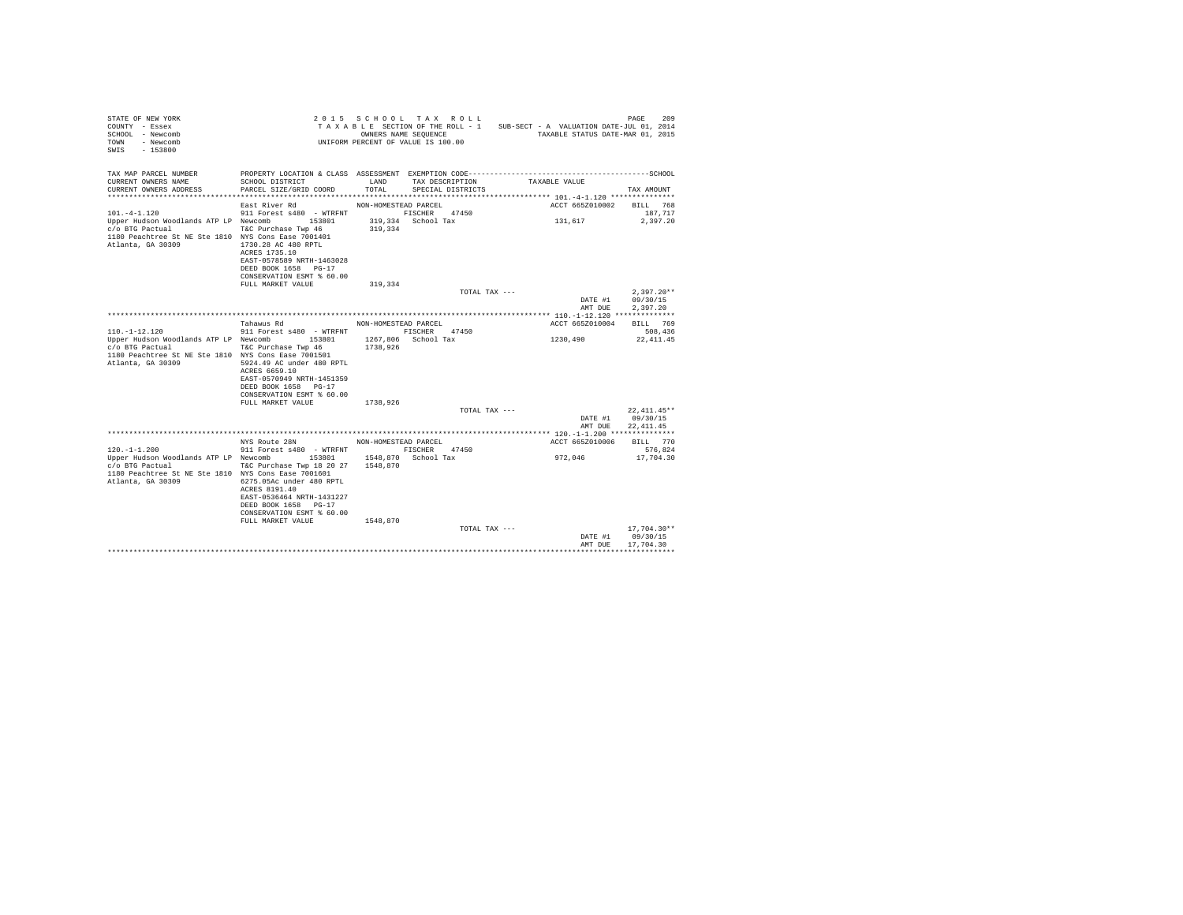STATE OF NEW YORK
COUNTY - Essex
SCHOOL - Newcomb
TOWN - Newcomb
SWIS - 153800

2 0 1 5 S C H O O L T A X R O L L
T A X A B L E SECTION OF THE ROLL - 1
OWNERS NAME SEQUENCE
UNIFORM PERCENT OF VALUE IS 100.00

SUB-SECT - A VALUATION DATE-JUL 01, 2014
TAXABLE STATUS DATE-MAR 01, 2015

| TAX MAP PARCEL NUMBER / CURRENT OWNERS NAME / CURRENT OWNERS ADDRESS | PROPERTY LOCATION & CLASS / SCHOOL DISTRICT / PARCEL SIZE/GRID COORD | ASSESSMENT LAND / TOTAL | EXEMPTION CODE / TAX DESCRIPTION / SPECIAL DISTRICTS | TAXABLE VALUE | SCHOOL TAX AMOUNT |
|---|---|---|---|---|---|
| **101.-4-1.120** | East River Rd | NON-HOMESTEAD PARCEL | | ACCT 665Z010002 | BILL 768 |
| 101.-4-1.120 | 911 Forest s480 - WTRFNT | | FISCHER 47450 | | 187,717 |
| Upper Hudson Woodlands ATP LP | Newcomb 153801 | 319,334 | School Tax | 131,617 | 2,397.20 |
| c/o BTG Pactual | T&C Purchase Twp 46 | 319,334 | | | |
| 1180 Peachtree St NE Ste 1810 | NYS Cons Ease 7001401 | | | | |
| Atlanta, GA 30309 | 1730.28 AC 480 RPTL | | | | |
| | ACRES 1735.10 | | | | |
| | EAST-0578589 NRTH-1463028 | | | | |
| | DEED BOOK 1658 PG-17 | | | | |
| | CONSERVATION ESMT % 60.00 | | | | |
| | FULL MARKET VALUE | 319,334 | | | |
| | | | TOTAL TAX --- | | 2,397.20** |
| | | | | DATE #1 | 09/30/15 |
| | | | | AMT DUE | 2,397.20 |
| **110.-1-12.120** | Tahawus Rd | NON-HOMESTEAD PARCEL | | ACCT 665Z010004 | BILL 769 |
| 110.-1-12.120 | 911 Forest s480 - WTRFNT | | FISCHER 47450 | | 508,436 |
| Upper Hudson Woodlands ATP LP | Newcomb 153801 | 1267,806 | School Tax | 1230,490 | 22,411.45 |
| c/o BTG Pactual | T&C Purchase Twp 46 | 1738,926 | | | |
| 1180 Peachtree St NE Ste 1810 | NYS Cons Ease 7001501 | | | | |
| Atlanta, GA 30309 | 5924.49 AC under 480 RPTL | | | | |
| | ACRES 6659.10 | | | | |
| | EAST-0570949 NRTH-1451359 | | | | |
| | DEED BOOK 1658 PG-17 | | | | |
| | CONSERVATION ESMT % 60.00 | | | | |
| | FULL MARKET VALUE | 1738,926 | | | |
| | | | TOTAL TAX --- | | 22,411.45** |
| | | | | DATE #1 | 09/30/15 |
| | | | | AMT DUE | 22,411.45 |
| **120.-1-1.200** | NYS Route 28N | NON-HOMESTEAD PARCEL | | ACCT 665Z010006 | BILL 770 |
| 120.-1-1.200 | 911 Forest s480 - WTRFNT | | FISCHER 47450 | | 576,824 |
| Upper Hudson Woodlands ATP LP | Newcomb 153801 | 1548,870 | School Tax | 972,046 | 17,704.30 |
| c/o BTG Pactual | T&C Purchase Twp 18 20 27 | 1548,870 | | | |
| 1180 Peachtree St NE Ste 1810 | NYS Cons Ease 7001601 | | | | |
| Atlanta, GA 30309 | 6275.05Ac under 480 RPTL | | | | |
| | ACRES 8191.40 | | | | |
| | EAST-0536464 NRTH-1431227 | | | | |
| | DEED BOOK 1658 PG-17 | | | | |
| | CONSERVATION ESMT % 60.00 | | | | |
| | FULL MARKET VALUE | 1548,870 | | | |
| | | | TOTAL TAX --- | | 17,704.30** |
| | | | | DATE #1 | 09/30/15 |
| | | | | AMT DUE | 17,704.30 |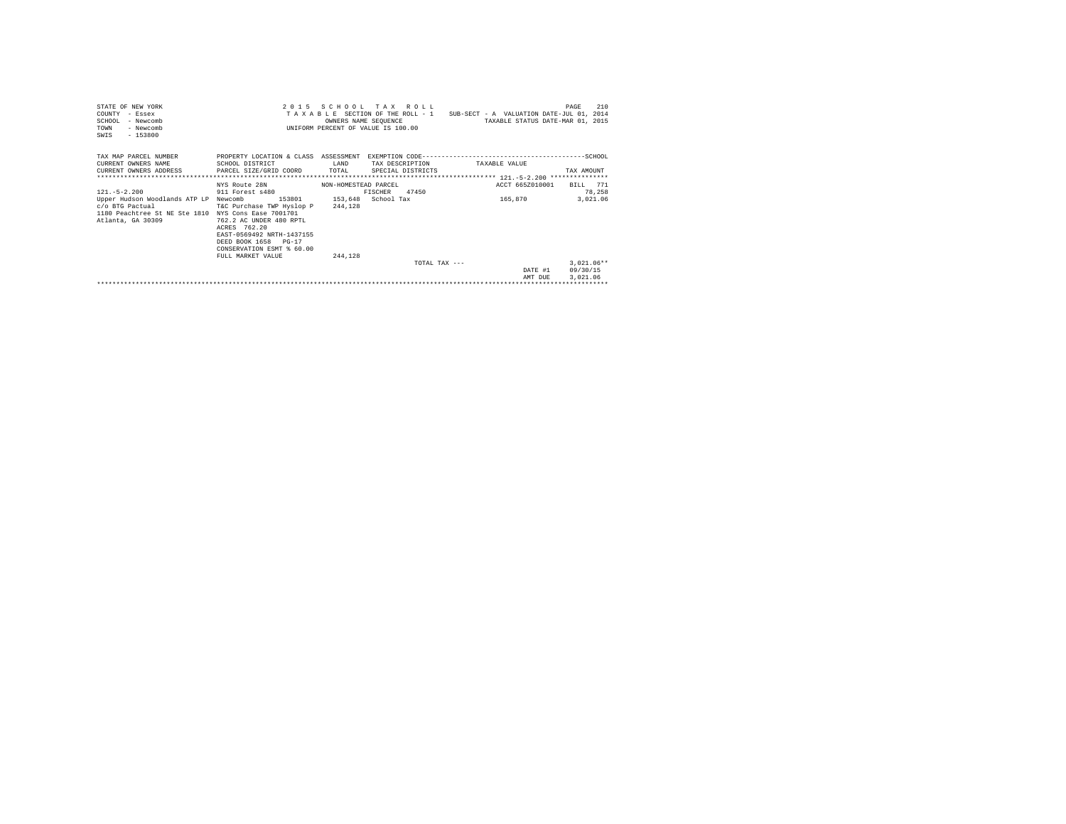STATE OF NEW YORK
COUNTY - Essex
SCHOOL - Newcomb
TOWN - Newcomb
SWIS - 153800

2 0 1 5 S C H O O L T A X R O L L
T A X A B L E SECTION OF THE ROLL - 1
OWNERS NAME SEQUENCE
UNIFORM PERCENT OF VALUE IS 100.00

SUB-SECT - A VALUATION DATE-JUL 01, 2014
TAXABLE STATUS DATE-MAR 01, 2015

| TAX MAP PARCEL NUMBER<br>CURRENT OWNERS NAME<br>CURRENT OWNERS ADDRESS | PROPERTY LOCATION & CLASS<br>SCHOOL DISTRICT<br>PARCEL SIZE/GRID COORD | ASSESSMENT<br>LAND<br>TOTAL | EXEMPTION CODE<br>TAX DESCRIPTION<br>SPECIAL DISTRICTS | TAXABLE VALUE | SCHOOL<br>TAX AMOUNT |
|---|---|---|---|---|---|
| | NYS Route 28N | NON-HOMESTEAD PARCEL | | ACCT 665Z010001 | BILL 771 |
| 121.-5-2.200 | 911 Forest s480 | | FISCHER 47450 | | 78,258 |
| Upper Hudson Woodlands ATP LP | Newcomb 153801 | 153,648 | School Tax | 165,870 | 3,021.06 |
| c/o BTG Pactual | T&C Purchase TWP Hyslop P | 244,128 | | | |
| 1180 Peachtree St NE Ste 1810 | NYS Cons Ease 7001701 | | | | |
| Atlanta, GA 30309 | 762.2 AC UNDER 480 RPTL | | | | |
| | ACRES 762.20 | | | | |
| | EAST-0569492 NRTH-1437155 | | | | |
| | DEED BOOK 1658 PG-17 | | | | |
| | CONSERVATION ESMT % 60.00 | | | | |
| | FULL MARKET VALUE | 244,128 | | | |
| | | | TOTAL TAX --- | | 3,021.06** |
| | | | | DATE #1 | 09/30/15 |
| | | | | AMT DUE | 3,021.06 |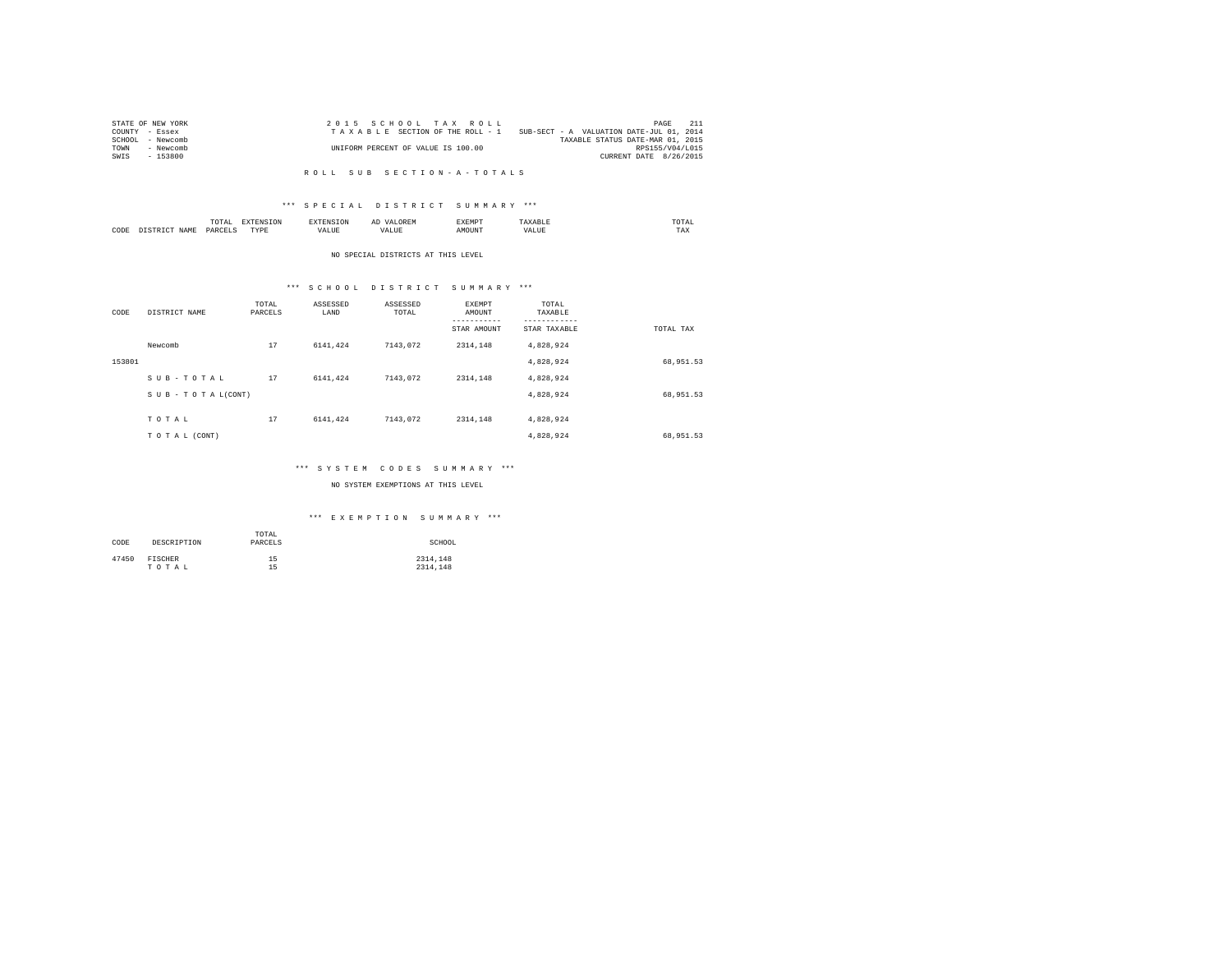STATE OF NEW YORK
COUNTY - Essex
SCHOOL - Newcomb
TOWN - Newcomb
SWIS - 153800

2 0 1 5 S C H O O L T A X R O L L
T A X A B L E SECTION OF THE ROLL - 1
UNIFORM PERCENT OF VALUE IS 100.00

SUB-SECT - A VALUATION DATE-JUL 01, 2014
TAXABLE STATUS DATE-MAR 01, 2015
RPS155/V04/L015
CURRENT DATE 8/26/2015

R O L L S U B S E C T I O N - A - T O T A L S

*** S P E C I A L D I S T R I C T S U M M A R Y ***

| CODE | DISTRICT NAME | TOTAL PARCELS | EXTENSION TYPE | EXTENSION VALUE | AD VALOREM VALUE | EXEMPT AMOUNT | TAXABLE VALUE | TOTAL TAX |
|---|---|---|---|---|---|---|---|---|

NO SPECIAL DISTRICTS AT THIS LEVEL

*** S C H O O L D I S T R I C T S U M M A R Y ***

| CODE | DISTRICT NAME | TOTAL PARCELS | ASSESSED LAND | ASSESSED TOTAL | EXEMPT AMOUNT / STAR AMOUNT | TOTAL TAXABLE / STAR TAXABLE | TOTAL TAX |
|---|---|---|---|---|---|---|---|
| | Newcomb | 17 | 6141,424 | 7143,072 | 2314,148 | 4,828,924 | |
| 153801 | | | | | | 4,828,924 | 68,951.53 |
| | S U B - T O T A L | 17 | 6141,424 | 7143,072 | 2314,148 | 4,828,924 | |
| | S U B - T O T A L(CONT) | | | | | 4,828,924 | 68,951.53 |
| | T O T A L | 17 | 6141,424 | 7143,072 | 2314,148 | 4,828,924 | |
| | T O T A L (CONT) | | | | | 4,828,924 | 68,951.53 |

*** S Y S T E M C O D E S S U M M A R Y ***

NO SYSTEM EXEMPTIONS AT THIS LEVEL

*** E X E M P T I O N S U M M A R Y ***

| CODE | DESCRIPTION | TOTAL PARCELS | SCHOOL |
|---|---|---|---|
| 47450 | FISCHER | 15 | 2314,148 |
| | T O T A L | 15 | 2314,148 |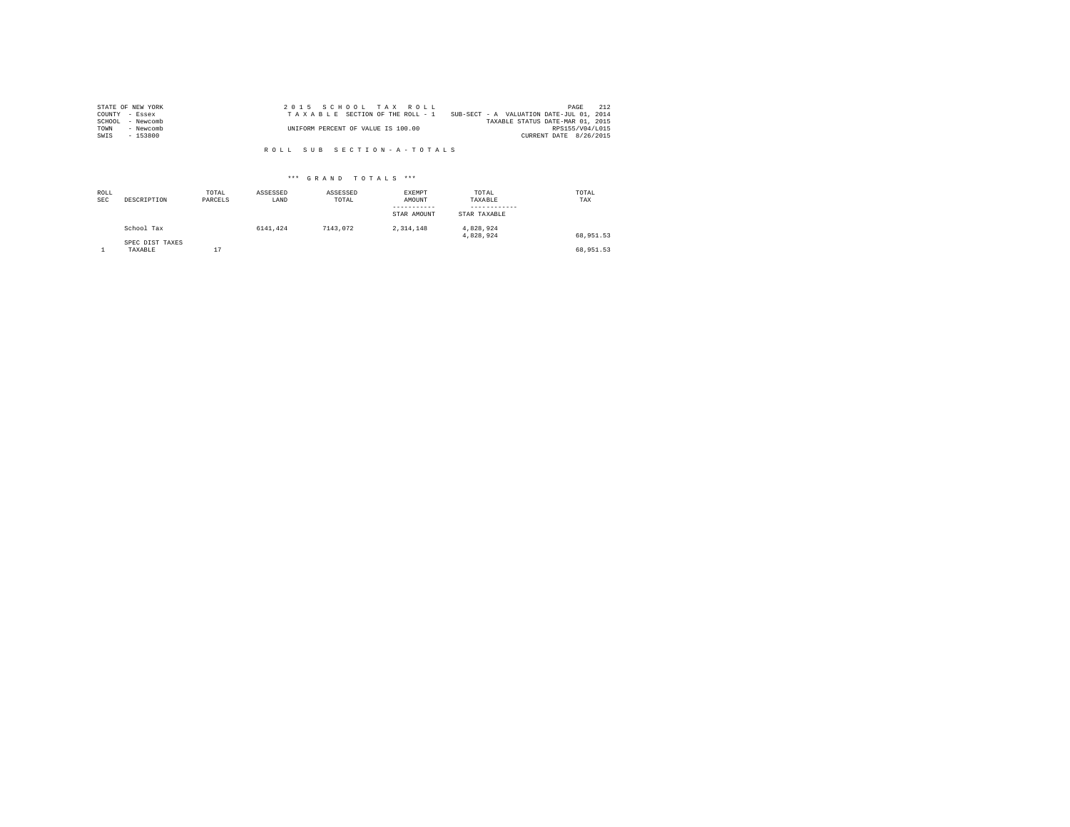STATE OF NEW YORK
COUNTY - Essex
SCHOOL - Newcomb
TOWN - Newcomb
SWIS - 153800

2015 SCHOOL TAX ROLL
TAXABLE SECTION OF THE ROLL - 1
UNIFORM PERCENT OF VALUE IS 100.00

SUB-SECT - A VALUATION DATE-JUL 01, 2014
TAXABLE STATUS DATE-MAR 01, 2015
RPS155/V04/L015
CURRENT DATE 8/26/2015

## ROLL SUB SECTION-A-TOTALS

### *** GRAND TOTALS ***

| ROLL SEC | DESCRIPTION | TOTAL PARCELS | ASSESSED LAND | ASSESSED TOTAL | EXEMPT AMOUNT / STAR AMOUNT | TOTAL TAXABLE / STAR TAXABLE | TOTAL TAX |
|---|---|---|---|---|---|---|---|
| | School Tax | | 6141,424 | 7143,072 | 2,314,148 | 4,828,924 | |
| | | | | | | 4,828,924 | 68,951.53 |
| | SPEC DIST TAXES | | | | | | |
| 1 | TAXABLE | 17 | | | | | 68,951.53 |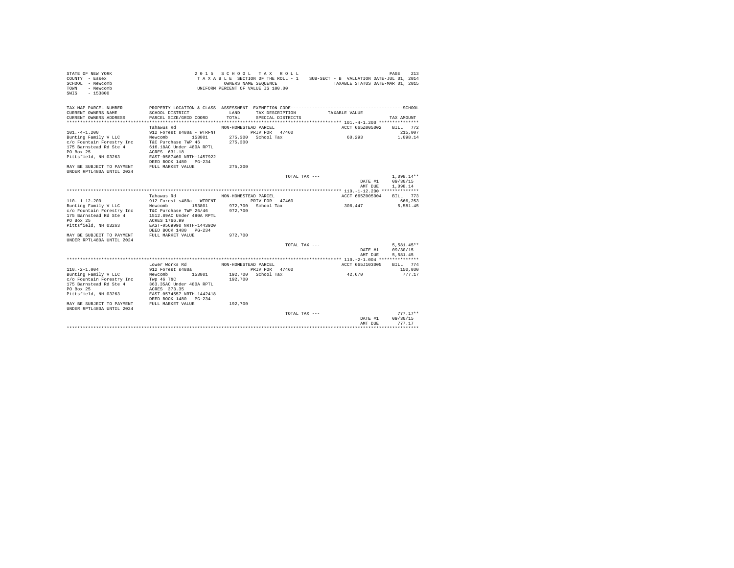STATE OF NEW YORK
COUNTY - Essex
SCHOOL - Newcomb
TOWN - Newcomb
SWIS - 153800

2 0 1 5 S C H O O L T A X R O L L
T A X A B L E SECTION OF THE ROLL - 1 SUB-SECT - B VALUATION DATE-JUL 01, 2014
OWNERS NAME SEQUENCE TAXABLE STATUS DATE-MAR 01, 2015
UNIFORM PERCENT OF VALUE IS 100.00

| TAX MAP PARCEL NUMBER / CURRENT OWNERS NAME / CURRENT OWNERS ADDRESS | PROPERTY LOCATION & CLASS / SCHOOL DISTRICT / PARCEL SIZE/GRID COORD | ASSESSMENT LAND / TOTAL | EXEMPTION CODE / TAX DESCRIPTION / SPECIAL DISTRICTS | TAXABLE VALUE | SCHOOL TAX AMOUNT |
|---|---|---|---|---|---|
| **101.-4-1.200** | Tahawus Rd | NON-HOMESTEAD PARCEL | | ACCT 665Z005002 | BILL 772 |
| 101.-4-1.200 | 912 Forest s480a - WTRFNT | | PRIV FOR 47460 | | 215,007 |
| Bunting Family V LLC | Newcomb 153801 | 275,300 | School Tax | 60,293 | 1,098.14 |
| c/o Fountain Forestry Inc | T&C Purchase TWP 46 | 275,300 | | | |
| 175 Barnstead Rd Ste 4 | 616.18AC Under 480A RPTL | | | | |
| PO Box 25 | ACRES 631.18 | | | | |
| Pittsfield, NH 03263 | EAST-0587460 NRTH-1457922 | | | | |
| | DEED BOOK 1480 PG-234 | | | | |
| MAY BE SUBJECT TO PAYMENT UNDER RPTL480A UNTIL 2024 | FULL MARKET VALUE | 275,300 | | | |
| | | | TOTAL TAX --- | | 1,098.14** |
| | | | | DATE #1 | 09/30/15 |
| | | | | AMT DUE | 1,098.14 |
| **110.-1-12.200** | Tahawus Rd | NON-HOMESTEAD PARCEL | | ACCT 665Z005004 | BILL 773 |
| 110.-1-12.200 | 912 Forest s480a - WTRFNT | | PRIV FOR 47460 | | 666,253 |
| Bunting Family V LLC | Newcomb 153801 | 972,700 | School Tax | 306,447 | 5,581.45 |
| c/o Fountain Forestry Inc | T&C Purchase TWP 26/46 | 972,700 | | | |
| 175 Barnstead Rd Ste 4 | 1512.89AC Under 480A RPTL | | | | |
| PO Box 25 | ACRES 1766.99 | | | | |
| Pittsfield, NH 03263 | EAST-0569990 NRTH-1443920 | | | | |
| | DEED BOOK 1480 PG-234 | | | | |
| MAY BE SUBJECT TO PAYMENT UNDER RPTL480A UNTIL 2024 | FULL MARKET VALUE | 972,700 | | | |
| | | | TOTAL TAX --- | | 5,581.45** |
| | | | | DATE #1 | 09/30/15 |
| | | | | AMT DUE | 5,581.45 |
| **110.-2-1.004** | Lower Works Rd | NON-HOMESTEAD PARCEL | | ACCT 665J103005 | BILL 774 |
| 110.-2-1.004 | 912 Forest s480a | | PRIV FOR 47460 | | 150,030 |
| Bunting Family V LLC | Newcomb 153801 | 192,700 | School Tax | 42,670 | 777.17 |
| c/o Fountain Forestry Inc | Twp 46 T&C | 192,700 | | | |
| 175 Barnstead Rd Ste 4 | 363.35AC Under 480A RPTL | | | | |
| PO Box 25 | ACRES 373.35 | | | | |
| Pittsfield, NH 03263 | EAST-0574557 NRTH-1442418 | | | | |
| | DEED BOOK 1480 PG-234 | | | | |
| MAY BE SUBJECT TO PAYMENT UNDER RPTL480A UNTIL 2024 | FULL MARKET VALUE | 192,700 | | | |
| | | | TOTAL TAX --- | | 777.17** |
| | | | | DATE #1 | 09/30/15 |
| | | | | AMT DUE | 777.17 |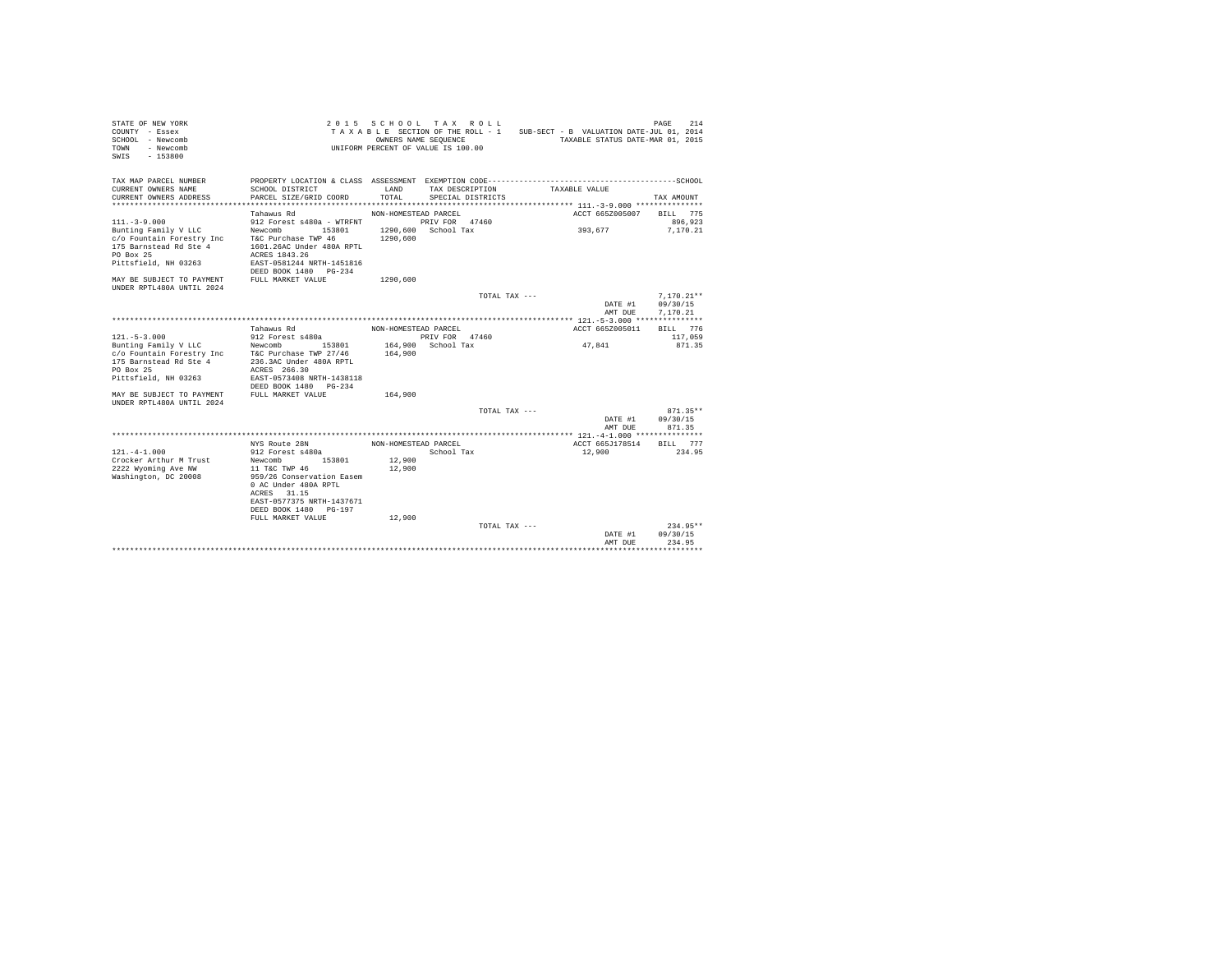STATE OF NEW YORK
COUNTY - Essex
SCHOOL - Newcomb
TOWN - Newcomb
SWIS - 153800

2 0 1 5 S C H O O L T A X R O L L
T A X A B L E SECTION OF THE ROLL - 1
OWNERS NAME SEQUENCE
UNIFORM PERCENT OF VALUE IS 100.00

SUB-SECT - B VALUATION DATE-JUL 01, 2014
TAXABLE STATUS DATE-MAR 01, 2015

| TAX MAP PARCEL NUMBER / CURRENT OWNERS NAME / CURRENT OWNERS ADDRESS | PROPERTY LOCATION & CLASS / SCHOOL DISTRICT / PARCEL SIZE/GRID COORD | ASSESSMENT LAND / TOTAL | EXEMPTION CODE / TAX DESCRIPTION / SPECIAL DISTRICTS | TAXABLE VALUE | TAX AMOUNT |
|---|---|---|---|---|---|
| **111.-3-9.000** | Tahawus Rd | NON-HOMESTEAD PARCEL | | ACCT 665Z005007 | BILL 775 |
| 111.-3-9.000 | 912 Forest s480a - WTRFNT | | PRIV FOR 47460 | | 896,923 |
| Bunting Family V LLC | Newcomb 153801 | 1290,600 | School Tax | 393,677 | 7,170.21 |
| c/o Fountain Forestry Inc | T&C Purchase TWP 46 | 1290,600 | | | |
| 175 Barnstead Rd Ste 4 | 1601.26AC Under 480A RPTL | | | | |
| PO Box 25 | ACRES 1843.26 | | | | |
| Pittsfield, NH 03263 | EAST-0581244 NRTH-1451816 | | | | |
| | DEED BOOK 1480 PG-234 | | | | |
| MAY BE SUBJECT TO PAYMENT UNDER RPTL480A UNTIL 2024 | FULL MARKET VALUE | 1290,600 | | | |
| | | | TOTAL TAX --- | | 7,170.21** |
| | | | | DATE #1 | 09/30/15 |
| | | | | AMT DUE | 7,170.21 |
| **121.-5-3.000** | Tahawus Rd | NON-HOMESTEAD PARCEL | | ACCT 665Z005011 | BILL 776 |
| 121.-5-3.000 | 912 Forest s480a | | PRIV FOR 47460 | | 117,059 |
| Bunting Family V LLC | Newcomb 153801 | 164,900 | School Tax | 47,841 | 871.35 |
| c/o Fountain Forestry Inc | T&C Purchase TWP 27/46 | 164,900 | | | |
| 175 Barnstead Rd Ste 4 | 236.3AC Under 480A RPTL | | | | |
| PO Box 25 | ACRES 266.30 | | | | |
| Pittsfield, NH 03263 | EAST-0573408 NRTH-1438118 | | | | |
| | DEED BOOK 1480 PG-234 | | | | |
| MAY BE SUBJECT TO PAYMENT UNDER RPTL480A UNTIL 2024 | FULL MARKET VALUE | 164,900 | | | |
| | | | TOTAL TAX --- | | 871.35** |
| | | | | DATE #1 | 09/30/15 |
| | | | | AMT DUE | 871.35 |
| **121.-4-1.000** | NYS Route 28N | NON-HOMESTEAD PARCEL | | ACCT 665J178514 | BILL 777 |
| 121.-4-1.000 | 912 Forest s480a | | School Tax | 12,900 | 234.95 |
| Crocker Arthur M Trust | Newcomb 153801 | 12,900 | | | |
| 2222 Wyoming Ave NW | 11 T&C TWP 46 | 12,900 | | | |
| Washington, DC 20008 | 959/26 Conservation Easem | | | | |
| | 0 AC Under 480A RPTL | | | | |
| | ACRES 31.15 | | | | |
| | EAST-0577375 NRTH-1437671 | | | | |
| | DEED BOOK 1480 PG-197 | | | | |
| | FULL MARKET VALUE | 12,900 | | | |
| | | | TOTAL TAX --- | | 234.95** |
| | | | | DATE #1 | 09/30/15 |
| | | | | AMT DUE | 234.95 |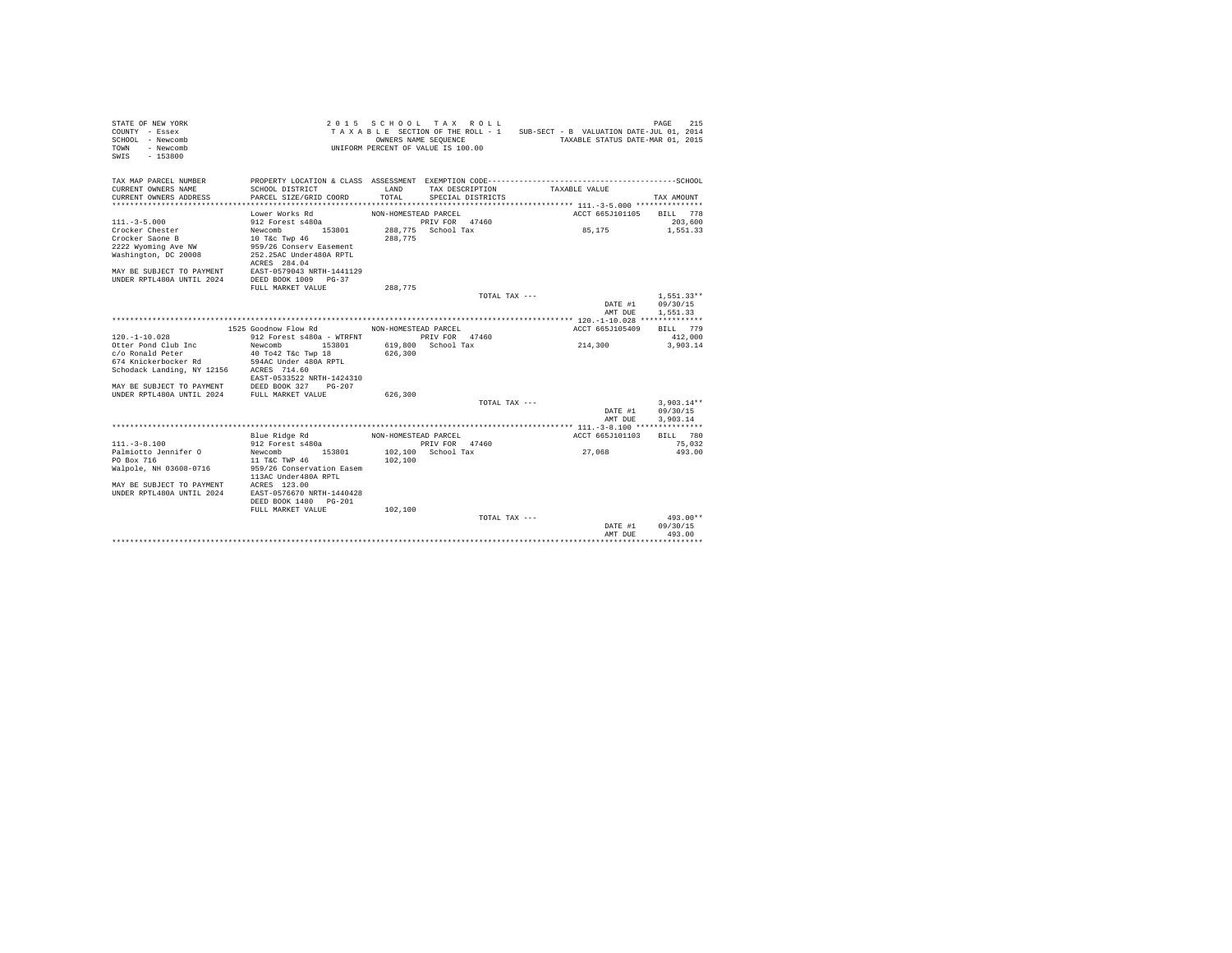```
STATE OF NEW YORK                          2 0 1 5   S C H O O L   T A X   R O L L                                   PAGE  215
COUNTY  - Essex                            T A X A B L E SECTION OF THE ROLL - 1    SUB-SECT - B  VALUATION DATE-JUL 01, 2014
SCHOOL  - Newcomb                                   OWNERS NAME SEQUENCE                  TAXABLE STATUS DATE-MAR 01, 2015
TOWN    - Newcomb                            UNIFORM PERCENT OF VALUE IS 100.00
SWIS    - 153800

TAX MAP PARCEL NUMBER          PROPERTY LOCATION & CLASS  ASSESSMENT  EXEMPTION CODE-----------------------------------------------SCHOOL
CURRENT OWNERS NAME            SCHOOL DISTRICT              LAND       TAX DESCRIPTION            TAXABLE VALUE
CURRENT OWNERS ADDRESS         PARCEL SIZE/GRID COORD       TOTAL      SPECIAL DISTRICTS                                         TAX AMOUNT
*************************************************************************************************** 111.-3-5.000 ***************
                               Lower Works Rd              NON-HOMESTEAD PARCEL                           ACCT 665J101105    BILL  778
111.-3-5.000                   912 Forest s480a                    PRIV FOR   47460                                             203,600
Crocker Chester                Newcomb         153801      288,775   School Tax                       85,175                1,551.33
Crocker Saone B                10 T&c Twp 46               288,775
2222 Wyoming Ave NW            959/26 Conserv Easement
Washington, DC 20008           252.25AC Under480A RPTL
                               ACRES  284.04
MAY BE SUBJECT TO PAYMENT      EAST-0579043 NRTH-1441129
UNDER RPTL480A UNTIL 2024      DEED BOOK 1009   PG-37
                               FULL MARKET VALUE           288,775
                                                                      TOTAL TAX ---                                        1,551.33**
                                                                                                          DATE #1         09/30/15
                                                                                                          AMT DUE         1,551.33
*************************************************************************************************** 120.-1-10.028 **************
                         1525 Goodnow Flow Rd              NON-HOMESTEAD PARCEL                           ACCT 665J105409    BILL  779
120.-1-10.028                  912 Forest s480a - WTRFNT           PRIV FOR   47460                                             412,000
Otter Pond Club Inc            Newcomb         153801      619,800   School Tax                      214,300                3,903.14
c/o Ronald Peter               40 To42 T&c Twp 18          626,300
674 Knickerbocker Rd           594AC Under 480A RPTL
Schodack Landing, NY 12156     ACRES  714.60
                               EAST-0533522 NRTH-1424310
MAY BE SUBJECT TO PAYMENT      DEED BOOK 327    PG-207
UNDER RPTL480A UNTIL 2024      FULL MARKET VALUE           626,300
                                                                      TOTAL TAX ---                                        3,903.14**
                                                                                                          DATE #1         09/30/15
                                                                                                          AMT DUE         3,903.14
*************************************************************************************************** 111.-3-8.100 ***************
                               Blue Ridge Rd               NON-HOMESTEAD PARCEL                           ACCT 665J101103    BILL  780
111.-3-8.100                   912 Forest s480a                    PRIV FOR   47460                                              75,032
Palmiotto Jennifer O           Newcomb         153801      102,100   School Tax                       27,068                  493.00
PO Box 716                     11 T&C TWP 46               102,100
Walpole, NH 03608-0716         959/26 Conservation Easem
                               113AC Under480A RPTL
MAY BE SUBJECT TO PAYMENT      ACRES  123.00
UNDER RPTL480A UNTIL 2024      EAST-0576670 NRTH-1440428
                               DEED BOOK 1480   PG-201
                               FULL MARKET VALUE           102,100
                                                                      TOTAL TAX ---                                          493.00**
                                                                                                          DATE #1         09/30/15
                                                                                                          AMT DUE           493.00
********************************************************************************************************************************
```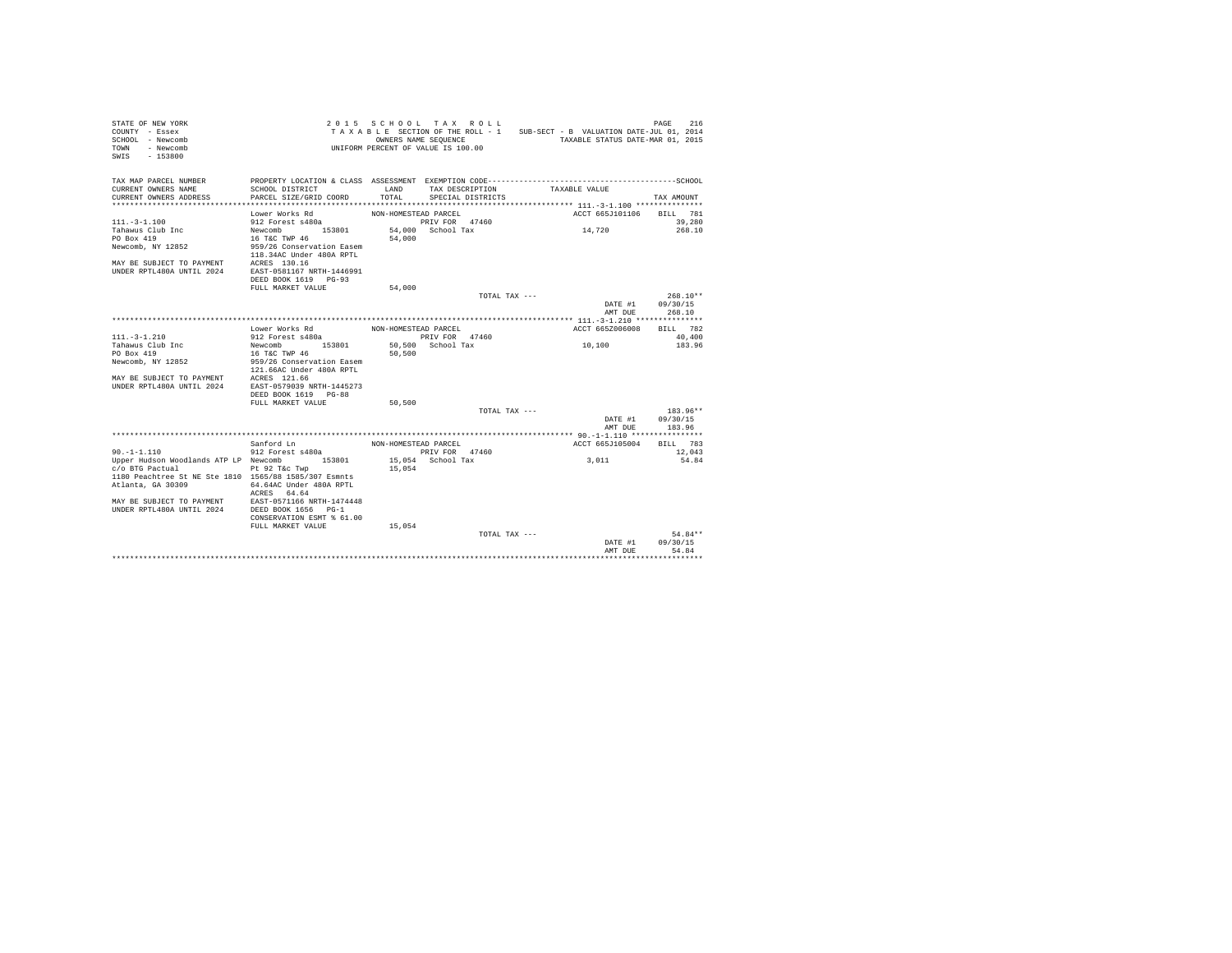STATE OF NEW YORK
COUNTY - Essex
SCHOOL - Newcomb
TOWN - Newcomb
SWIS - 153800

2015 SCHOOL TAX ROLL
TAXABLE SECTION OF THE ROLL - 1
OWNERS NAME SEQUENCE
UNIFORM PERCENT OF VALUE IS 100.00

SUB-SECT - B VALUATION DATE-JUL 01, 2014
TAXABLE STATUS DATE-MAR 01, 2015

| TAX MAP PARCEL NUMBER / CURRENT OWNERS NAME / CURRENT OWNERS ADDRESS | PROPERTY LOCATION & CLASS / SCHOOL DISTRICT / PARCEL SIZE/GRID COORD | ASSESSMENT LAND / TOTAL | EXEMPTION CODE / TAX DESCRIPTION / SPECIAL DISTRICTS | TAXABLE VALUE | TAX AMOUNT |
|---|---|---|---|---|---|
| **111.-3-1.100** | Lower Works Rd | NON-HOMESTEAD PARCEL | | ACCT 665J101106 | BILL 781 |
| 111.-3-1.100 | 912 Forest s480a | | PRIV FOR 47460 | | 39,280 |
| Tahawus Club Inc | Newcomb 153801 | 54,000 | School Tax | 14,720 | 268.10 |
| PO Box 419 | 16 T&C TWP 46 | 54,000 | | | |
| Newcomb, NY 12852 | 959/26 Conservation Easem | | | | |
| | 118.34AC Under 480A RPTL | | | | |
| MAY BE SUBJECT TO PAYMENT | ACRES 130.16 | | | | |
| UNDER RPTL480A UNTIL 2024 | EAST-0581167 NRTH-1446991 | | | | |
| | DEED BOOK 1619 PG-93 | | | | |
| | FULL MARKET VALUE | 54,000 | | | |
| | | | TOTAL TAX --- | | 268.10** |
| | | | | DATE #1 | 09/30/15 |
| | | | | AMT DUE | 268.10 |
| **111.-3-1.210** | Lower Works Rd | NON-HOMESTEAD PARCEL | | ACCT 665Z006008 | BILL 782 |
| 111.-3-1.210 | 912 Forest s480a | | PRIV FOR 47460 | | 40,400 |
| Tahawus Club Inc | Newcomb 153801 | 50,500 | School Tax | 10,100 | 183.96 |
| PO Box 419 | 16 T&C TWP 46 | 50,500 | | | |
| Newcomb, NY 12852 | 959/26 Conservation Easem | | | | |
| | 121.66AC Under 480A RPTL | | | | |
| MAY BE SUBJECT TO PAYMENT | ACRES 121.66 | | | | |
| UNDER RPTL480A UNTIL 2024 | EAST-0579039 NRTH-1445273 | | | | |
| | DEED BOOK 1619 PG-88 | | | | |
| | FULL MARKET VALUE | 50,500 | | | |
| | | | TOTAL TAX --- | | 183.96** |
| | | | | DATE #1 | 09/30/15 |
| | | | | AMT DUE | 183.96 |
| **90.-1-1.110** | Sanford Ln | NON-HOMESTEAD PARCEL | | ACCT 665J105004 | BILL 783 |
| 90.-1-1.110 | 912 Forest s480a | | PRIV FOR 47460 | | 12,043 |
| Upper Hudson Woodlands ATP LP | Newcomb 153801 | 15,054 | School Tax | 3,011 | 54.84 |
| c/o BTG Pactual | Pt 92 T&c Twp | 15,054 | | | |
| 1180 Peachtree St NE Ste 1810 | 1565/88 1585/307 Esmnts | | | | |
| Atlanta, GA 30309 | 64.64AC Under 480A RPTL | | | | |
| | ACRES 64.64 | | | | |
| MAY BE SUBJECT TO PAYMENT | EAST-0571166 NRTH-1474448 | | | | |
| UNDER RPTL480A UNTIL 2024 | DEED BOOK 1656 PG-1 | | | | |
| | CONSERVATION ESMT % 61.00 | | | | |
| | FULL MARKET VALUE | 15,054 | | | |
| | | | TOTAL TAX --- | | 54.84** |
| | | | | DATE #1 | 09/30/15 |
| | | | | AMT DUE | 54.84 |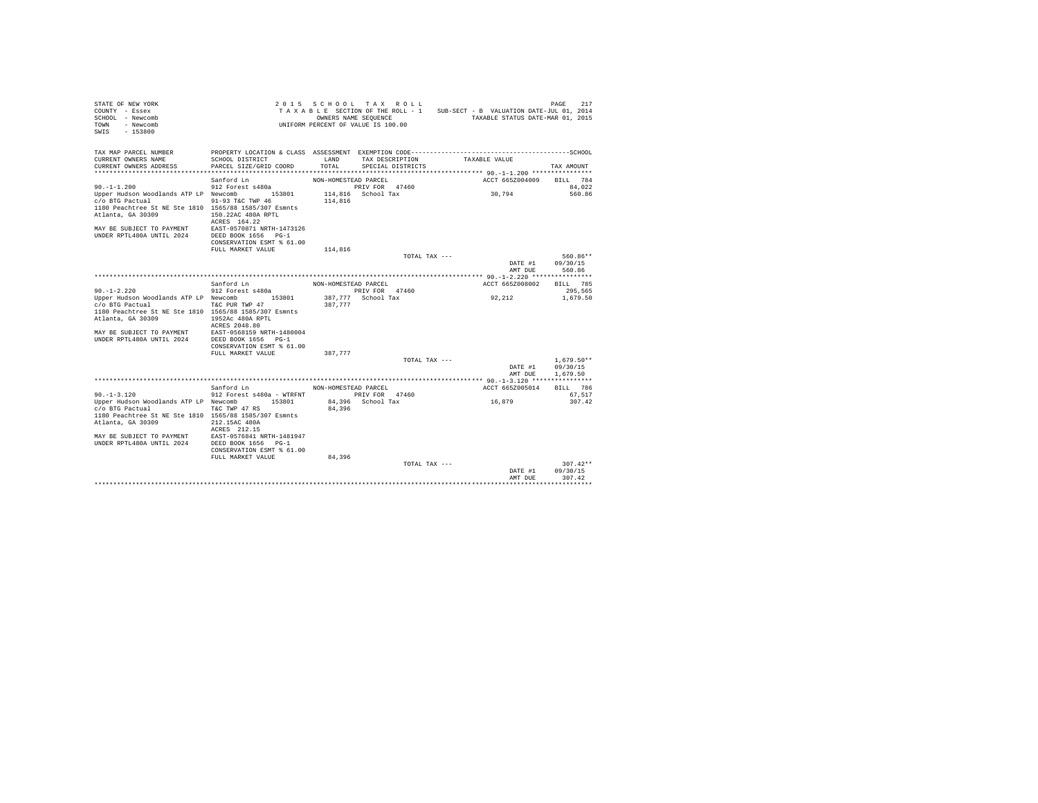STATE OF NEW YORK
COUNTY - Essex
SCHOOL - Newcomb
TOWN - Newcomb
SWIS - 153800

2015 SCHOOL TAX ROLL
TAXABLE SECTION OF THE ROLL - 1
OWNERS NAME SEQUENCE
UNIFORM PERCENT OF VALUE IS 100.00

SUB-SECT - B VALUATION DATE-JUL 01, 2014
TAXABLE STATUS DATE-MAR 01, 2015

```
TAX MAP PARCEL NUMBER        PROPERTY LOCATION & CLASS  ASSESSMENT  EXEMPTION CODE------------------------------------------SCHOOL
CURRENT OWNERS NAME          SCHOOL DISTRICT             LAND       TAX DESCRIPTION            TAXABLE VALUE
CURRENT OWNERS ADDRESS       PARCEL SIZE/GRID COORD      TOTAL      SPECIAL DISTRICTS                                  TAX AMOUNT
****************************************************************************************** 90.-1-1.200 ****************
                             Sanford Ln                  NON-HOMESTEAD PARCEL              ACCT 665Z004009    BILL  784
90.-1-1.200                  912 Forest s480a                     PRIV FOR  47460                                84,022
Upper Hudson Woodlands ATP LP Newcomb      153801       114,816  School Tax                30,794              560.86
c/o BTG Pactual              91-93 T&C TWP 46           114,816
1180 Peachtree St NE Ste 1810 1565/88 1585/307 Esmnts
Atlanta, GA 30309            150.22AC 480A RPTL
                             ACRES 164.22
MAY BE SUBJECT TO PAYMENT    EAST-0570871 NRTH-1473126
UNDER RPTL480A UNTIL 2024    DEED BOOK 1656   PG-1
                             CONSERVATION ESMT % 61.00
                             FULL MARKET VALUE          114,816
                                                                     TOTAL TAX ---                          560.86**
                                                                                          DATE #1       09/30/15
                                                                                          AMT DUE         560.86
****************************************************************************************** 90.-1-2.220 ****************
                             Sanford Ln                  NON-HOMESTEAD PARCEL              ACCT 665Z008002    BILL  785
90.-1-2.220                  912 Forest s480a                     PRIV FOR  47460                               295,565
Upper Hudson Woodlands ATP LP Newcomb      153801       387,777  School Tax                92,212            1,679.50
c/o BTG Pactual              T&C PUR TWP 47             387,777
1180 Peachtree St NE Ste 1810 1565/88 1585/307 Esmnts
Atlanta, GA 30309            1952Ac 480A RPTL
                             ACRES 2048.80
MAY BE SUBJECT TO PAYMENT    EAST-0568159 NRTH-1480004
UNDER RPTL480A UNTIL 2024    DEED BOOK 1656   PG-1
                             CONSERVATION ESMT % 61.00
                             FULL MARKET VALUE          387,777
                                                                     TOTAL TAX ---                        1,679.50**
                                                                                          DATE #1       09/30/15
                                                                                          AMT DUE       1,679.50
****************************************************************************************** 90.-1-3.120 ****************
                             Sanford Ln                  NON-HOMESTEAD PARCEL              ACCT 665Z005014    BILL  786
90.-1-3.120                  912 Forest s480a - WTRFNT            PRIV FOR  47460                                67,517
Upper Hudson Woodlands ATP LP Newcomb      153801        84,396  School Tax                16,879              307.42
c/o BTG Pactual              T&C TWP 47 RS               84,396
1180 Peachtree St NE Ste 1810 1565/88 1585/307 Esmnts
Atlanta, GA 30309            212.15AC 480A
                             ACRES 212.15
MAY BE SUBJECT TO PAYMENT    EAST-0576841 NRTH-1481947
UNDER RPTL480A UNTIL 2024    DEED BOOK 1656   PG-1
                             CONSERVATION ESMT % 61.00
                             FULL MARKET VALUE           84,396
                                                                     TOTAL TAX ---                          307.42**
                                                                                          DATE #1       09/30/15
                                                                                          AMT DUE         307.42
************************************************************************************************************************
```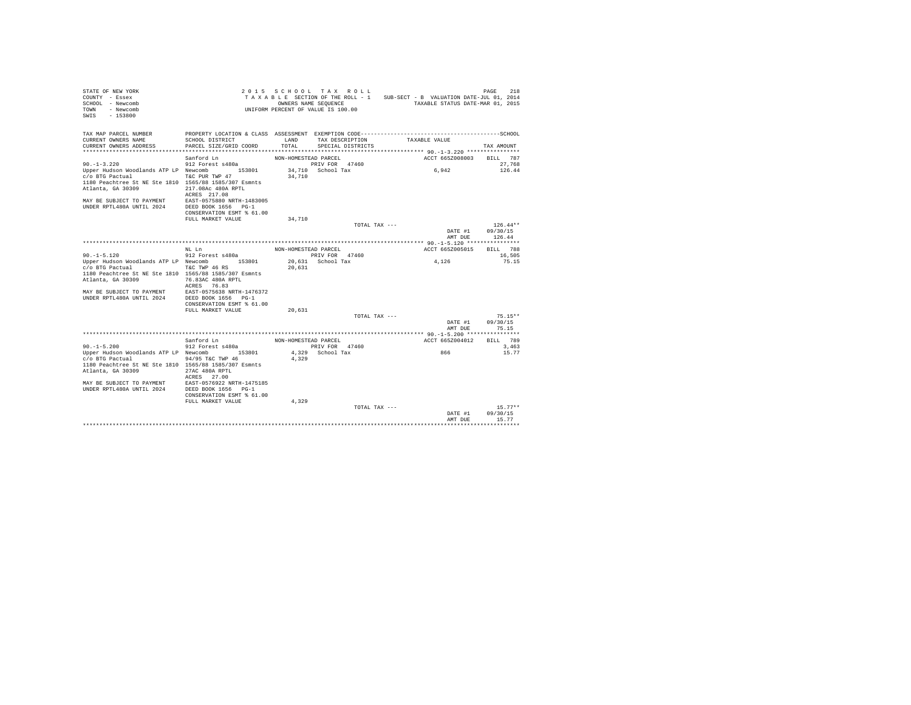STATE OF NEW YORK
COUNTY - Essex
SCHOOL - Newcomb
TOWN - Newcomb
SWIS - 153800

2015 SCHOOL TAX ROLL
TAXABLE SECTION OF THE ROLL - 1
OWNERS NAME SEQUENCE
UNIFORM PERCENT OF VALUE IS 100.00

SUB-SECT - B VALUATION DATE-JUL 01, 2014
TAXABLE STATUS DATE-MAR 01, 2015

| TAX MAP PARCEL NUMBER / CURRENT OWNERS NAME / CURRENT OWNERS ADDRESS | PROPERTY LOCATION & CLASS / SCHOOL DISTRICT / PARCEL SIZE/GRID COORD | ASSESSMENT LAND / TOTAL | EXEMPTION CODE / TAX DESCRIPTION / SPECIAL DISTRICTS | TAXABLE VALUE | SCHOOL TAX AMOUNT |
|---|---|---|---|---|---|
| ******** 90.-1-3.220 ******** | | | | | |
| | Sanford Ln | NON-HOMESTEAD PARCEL | | ACCT 665Z008003 | BILL 787 |
| 90.-1-3.220 | 912 Forest s480a | | PRIV FOR 47460 | | 27,768 |
| Upper Hudson Woodlands ATP LP | Newcomb 153801 | 34,710 | School Tax | 6,942 | 126.44 |
| c/o BTG Pactual | T&C PUR TWP 47 | 34,710 | | | |
| 1180 Peachtree St NE Ste 1810 | 1565/88 1585/307 Esmnts | | | | |
| Atlanta, GA 30309 | 217.08Ac 480A RPTL | | | | |
| | ACRES 217.08 | | | | |
| MAY BE SUBJECT TO PAYMENT | EAST-0575880 NRTH-1483005 | | | | |
| UNDER RPTL480A UNTIL 2024 | DEED BOOK 1656 PG-1 | | | | |
| | CONSERVATION ESMT % 61.00 | | | | |
| | FULL MARKET VALUE | 34,710 | | | |
| | | | TOTAL TAX --- | | 126.44** |
| | | | | DATE #1 | 09/30/15 |
| | | | | AMT DUE | 126.44 |
| ******** 90.-1-5.120 ******** | | | | | |
| | NL Ln | NON-HOMESTEAD PARCEL | | ACCT 665Z005015 | BILL 788 |
| 90.-1-5.120 | 912 Forest s480a | | PRIV FOR 47460 | | 16,505 |
| Upper Hudson Woodlands ATP LP | Newcomb 153801 | 20,631 | School Tax | 4,126 | 75.15 |
| c/o BTG Pactual | T&C TWP 46 RS | 20,631 | | | |
| 1180 Peachtree St NE Ste 1810 | 1565/88 1585/307 Esmnts | | | | |
| Atlanta, GA 30309 | 76.83AC 480A RPTL | | | | |
| | ACRES 76.83 | | | | |
| MAY BE SUBJECT TO PAYMENT | EAST-0575638 NRTH-1476372 | | | | |
| UNDER RPTL480A UNTIL 2024 | DEED BOOK 1656 PG-1 | | | | |
| | CONSERVATION ESMT % 61.00 | | | | |
| | FULL MARKET VALUE | 20,631 | | | |
| | | | TOTAL TAX --- | | 75.15** |
| | | | | DATE #1 | 09/30/15 |
| | | | | AMT DUE | 75.15 |
| ******** 90.-1-5.200 ******** | | | | | |
| | Sanford Ln | NON-HOMESTEAD PARCEL | | ACCT 665Z004012 | BILL 789 |
| 90.-1-5.200 | 912 Forest s480a | | PRIV FOR 47460 | | 3,463 |
| Upper Hudson Woodlands ATP LP | Newcomb 153801 | 4,329 | School Tax | 866 | 15.77 |
| c/o BTG Pactual | 94/95 T&C TWP 46 | 4,329 | | | |
| 1180 Peachtree St NE Ste 1810 | 1565/88 1585/307 Esmnts | | | | |
| Atlanta, GA 30309 | 27AC 480A RPTL | | | | |
| | ACRES 27.00 | | | | |
| MAY BE SUBJECT TO PAYMENT | EAST-0576922 NRTH-1475185 | | | | |
| UNDER RPTL480A UNTIL 2024 | DEED BOOK 1656 PG-1 | | | | |
| | CONSERVATION ESMT % 61.00 | | | | |
| | FULL MARKET VALUE | 4,329 | | | |
| | | | TOTAL TAX --- | | 15.77** |
| | | | | DATE #1 | 09/30/15 |
| | | | | AMT DUE | 15.77 |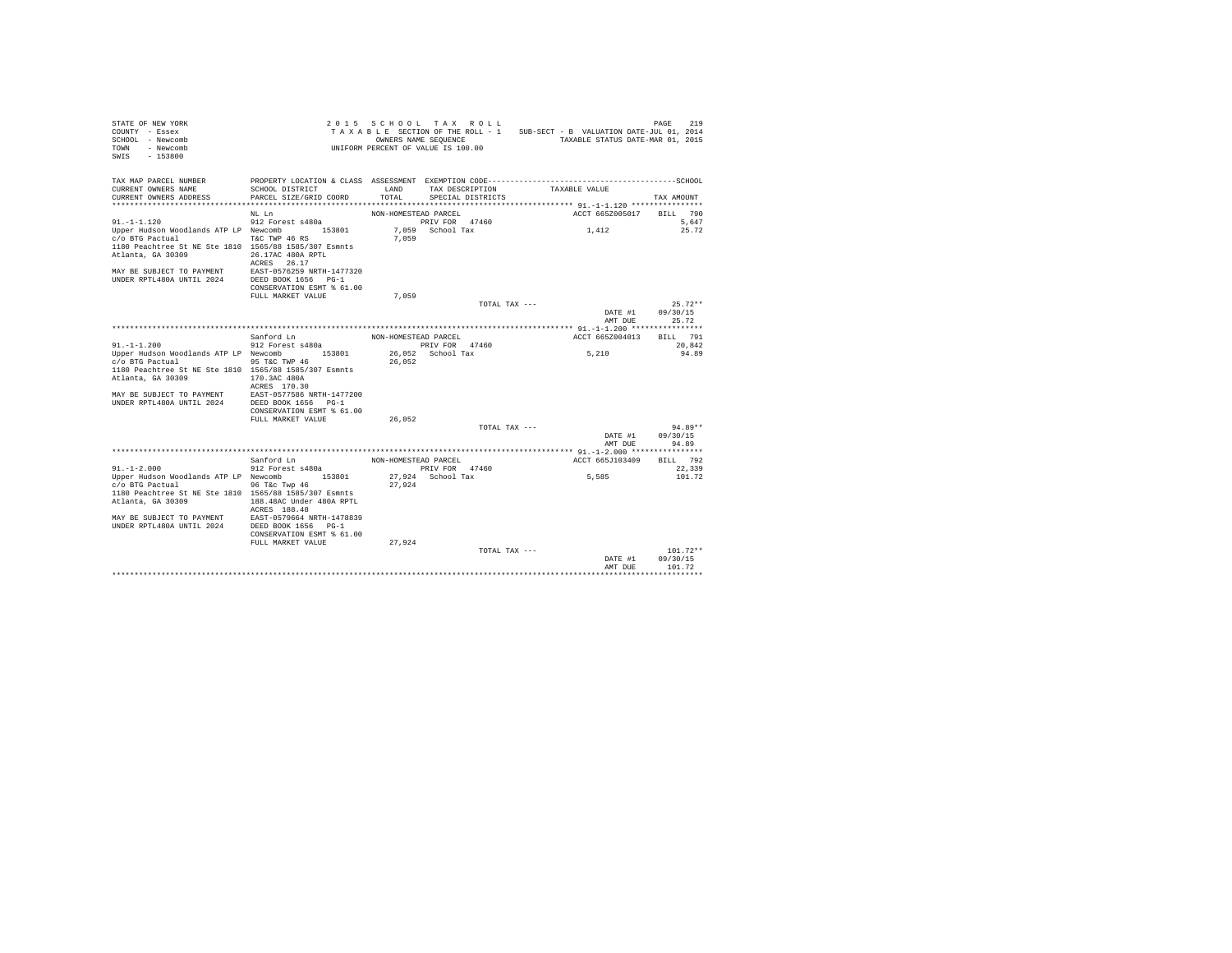STATE OF NEW YORK
COUNTY - Essex
SCHOOL - Newcomb
TOWN - Newcomb
SWIS - 153800

2015 SCHOOL TAX ROLL
TAXABLE SECTION OF THE ROLL - 1
OWNERS NAME SEQUENCE
UNIFORM PERCENT OF VALUE IS 100.00

SUB-SECT - B VALUATION DATE-JUL 01, 2014
TAXABLE STATUS DATE-MAR 01, 2015

| TAX MAP PARCEL NUMBER / CURRENT OWNERS NAME / CURRENT OWNERS ADDRESS | PROPERTY LOCATION & CLASS / SCHOOL DISTRICT / PARCEL SIZE/GRID COORD | ASSESSMENT LAND / TOTAL | EXEMPTION CODE / TAX DESCRIPTION / SPECIAL DISTRICTS | TAXABLE VALUE | TAX AMOUNT |
|---|---|---|---|---|---|
| **91.-1-1.120** | NL Ln | NON-HOMESTEAD PARCEL | | ACCT 665Z005017 | BILL 790 |
| 91.-1-1.120 | 912 Forest s480a | | PRIV FOR 47460 | | 5,647 |
| Upper Hudson Woodlands ATP LP | Newcomb 153801 | 7,059 | School Tax | 1,412 | 25.72 |
| c/o BTG Pactual | T&C TWP 46 RS | 7,059 | | | |
| 1180 Peachtree St NE Ste 1810 | 1565/88 1585/307 Esmnts | | | | |
| Atlanta, GA 30309 | 26.17AC 480A RPTL | | | | |
| | ACRES 26.17 | | | | |
| MAY BE SUBJECT TO PAYMENT | EAST-0576259 NRTH-1477320 | | | | |
| UNDER RPTL480A UNTIL 2024 | DEED BOOK 1656 PG-1 | | | | |
| | CONSERVATION ESMT % 61.00 | | | | |
| | FULL MARKET VALUE | 7,059 | | | |
| | | | TOTAL TAX --- | | 25.72** |
| | | | | DATE #1 | 09/30/15 |
| | | | | AMT DUE | 25.72 |
| **91.-1-1.200** | Sanford Ln | NON-HOMESTEAD PARCEL | | ACCT 665Z004013 | BILL 791 |
| 91.-1-1.200 | 912 Forest s480a | | PRIV FOR 47460 | | 20,842 |
| Upper Hudson Woodlands ATP LP | Newcomb 153801 | 26,052 | School Tax | 5,210 | 94.89 |
| c/o BTG Pactual | 95 T&C TWP 46 | 26,052 | | | |
| 1180 Peachtree St NE Ste 1810 | 1565/88 1585/307 Esmnts | | | | |
| Atlanta, GA 30309 | 170.3AC 480A | | | | |
| | ACRES 170.30 | | | | |
| MAY BE SUBJECT TO PAYMENT | EAST-0577586 NRTH-1477200 | | | | |
| UNDER RPTL480A UNTIL 2024 | DEED BOOK 1656 PG-1 | | | | |
| | CONSERVATION ESMT % 61.00 | | | | |
| | FULL MARKET VALUE | 26,052 | | | |
| | | | TOTAL TAX --- | | 94.89** |
| | | | | DATE #1 | 09/30/15 |
| | | | | AMT DUE | 94.89 |
| **91.-1-2.000** | Sanford Ln | NON-HOMESTEAD PARCEL | | ACCT 665J103409 | BILL 792 |
| 91.-1-2.000 | 912 Forest s480a | | PRIV FOR 47460 | | 22,339 |
| Upper Hudson Woodlands ATP LP | Newcomb 153801 | 27,924 | School Tax | 5,585 | 101.72 |
| c/o BTG Pactual | 96 T&c Twp 46 | 27,924 | | | |
| 1180 Peachtree St NE Ste 1810 | 1565/88 1585/307 Esmnts | | | | |
| Atlanta, GA 30309 | 188.48AC Under 480A RPTL | | | | |
| | ACRES 188.48 | | | | |
| MAY BE SUBJECT TO PAYMENT | EAST-0579664 NRTH-1478839 | | | | |
| UNDER RPTL480A UNTIL 2024 | DEED BOOK 1656 PG-1 | | | | |
| | CONSERVATION ESMT % 61.00 | | | | |
| | FULL MARKET VALUE | 27,924 | | | |
| | | | TOTAL TAX --- | | 101.72** |
| | | | | DATE #1 | 09/30/15 |
| | | | | AMT DUE | 101.72 |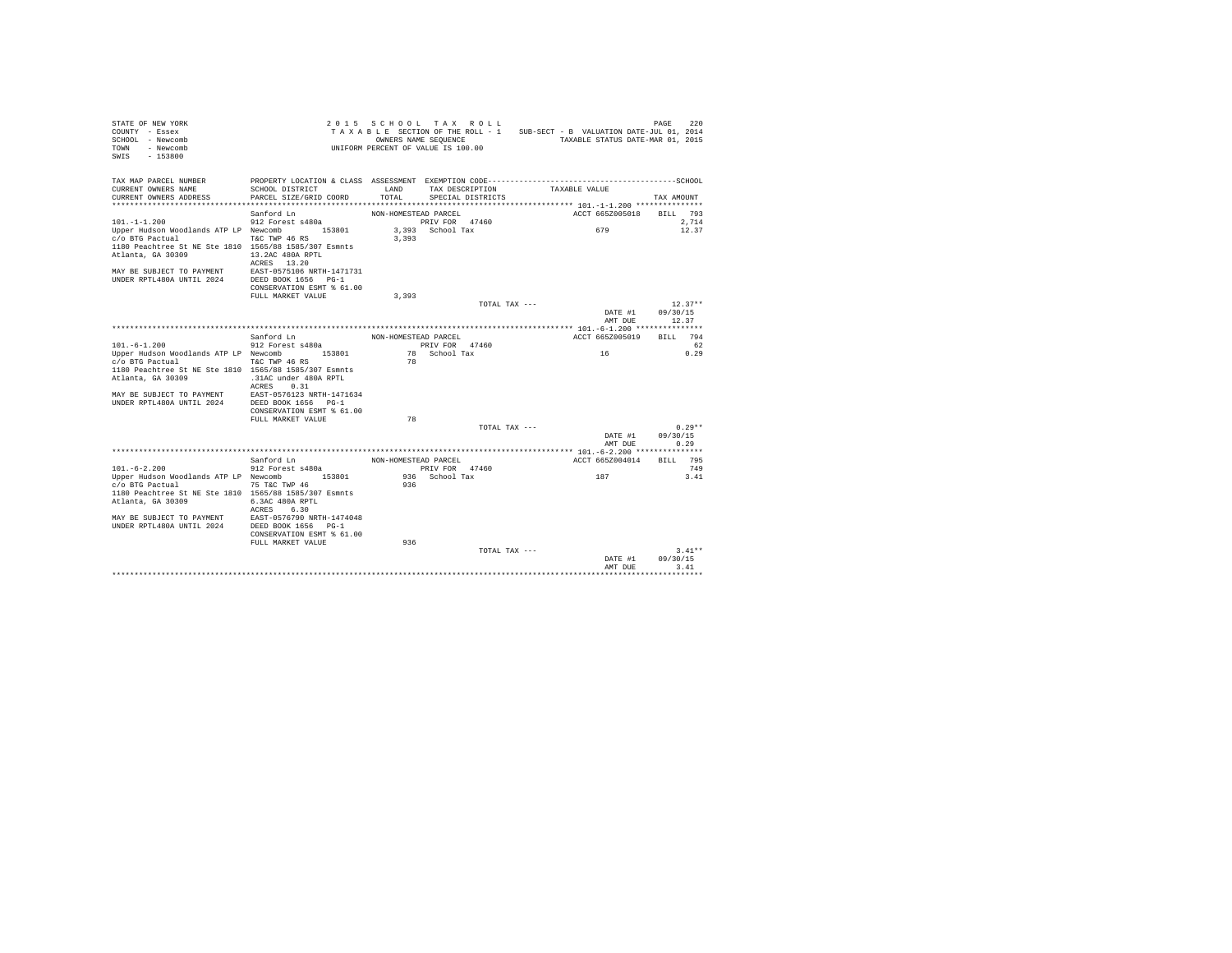STATE OF NEW YORK
COUNTY - Essex
SCHOOL - Newcomb
TOWN - Newcomb
SWIS - 153800

2 0 1 5 S C H O O L T A X R O L L
T A X A B L E SECTION OF THE ROLL - 1
OWNERS NAME SEQUENCE
UNIFORM PERCENT OF VALUE IS 100.00

SUB-SECT - B VALUATION DATE-JUL 01, 2014
TAXABLE STATUS DATE-MAR 01, 2015

| TAX MAP PARCEL NUMBER / CURRENT OWNERS NAME / CURRENT OWNERS ADDRESS | PROPERTY LOCATION & CLASS / SCHOOL DISTRICT / PARCEL SIZE/GRID COORD | ASSESSMENT LAND / TOTAL | EXEMPTION CODE / TAX DESCRIPTION / SPECIAL DISTRICTS | TAXABLE VALUE | SCHOOL TAX AMOUNT |
|---|---|---|---|---|---|
| **101.-1-1.200** | Sanford Ln | NON-HOMESTEAD PARCEL | | ACCT 665Z005018 | BILL 793 |
| 101.-1-1.200 | 912 Forest s480a | | PRIV FOR 47460 | | 2,714 |
| Upper Hudson Woodlands ATP LP | Newcomb 153801 | 3,393 | School Tax | 679 | 12.37 |
| c/o BTG Pactual | T&C TWP 46 RS | 3,393 | | | |
| 1180 Peachtree St NE Ste 1810 | 1565/88 1585/307 Esmnts | | | | |
| Atlanta, GA 30309 | 13.2AC 480A RPTL | | | | |
| | ACRES 13.20 | | | | |
| MAY BE SUBJECT TO PAYMENT | EAST-0575106 NRTH-1471731 | | | | |
| UNDER RPTL480A UNTIL 2024 | DEED BOOK 1656 PG-1 | | | | |
| | CONSERVATION ESMT % 61.00 | | | | |
| | FULL MARKET VALUE | 3,393 | | | |
| | | | TOTAL TAX --- | | 12.37** |
| | | | | DATE #1 | 09/30/15 |
| | | | | AMT DUE | 12.37 |
| **101.-6-1.200** | Sanford Ln | NON-HOMESTEAD PARCEL | | ACCT 665Z005019 | BILL 794 |
| 101.-6-1.200 | 912 Forest s480a | | PRIV FOR 47460 | | 62 |
| Upper Hudson Woodlands ATP LP | Newcomb 153801 | 78 | School Tax | 16 | 0.29 |
| c/o BTG Pactual | T&C TWP 46 RS | 78 | | | |
| 1180 Peachtree St NE Ste 1810 | 1565/88 1585/307 Esmnts | | | | |
| Atlanta, GA 30309 | .31AC under 480A RPTL | | | | |
| | ACRES 0.31 | | | | |
| MAY BE SUBJECT TO PAYMENT | EAST-0576123 NRTH-1471634 | | | | |
| UNDER RPTL480A UNTIL 2024 | DEED BOOK 1656 PG-1 | | | | |
| | CONSERVATION ESMT % 61.00 | | | | |
| | FULL MARKET VALUE | 78 | | | |
| | | | TOTAL TAX --- | | 0.29** |
| | | | | DATE #1 | 09/30/15 |
| | | | | AMT DUE | 0.29 |
| **101.-6-2.200** | Sanford Ln | NON-HOMESTEAD PARCEL | | ACCT 665Z004014 | BILL 795 |
| 101.-6-2.200 | 912 Forest s480a | | PRIV FOR 47460 | | 749 |
| Upper Hudson Woodlands ATP LP | Newcomb 153801 | 936 | School Tax | 187 | 3.41 |
| c/o BTG Pactual | 75 T&C TWP 46 | 936 | | | |
| 1180 Peachtree St NE Ste 1810 | 1565/88 1585/307 Esmnts | | | | |
| Atlanta, GA 30309 | 6.3AC 480A RPTL | | | | |
| | ACRES 6.30 | | | | |
| MAY BE SUBJECT TO PAYMENT | EAST-0576790 NRTH-1474048 | | | | |
| UNDER RPTL480A UNTIL 2024 | DEED BOOK 1656 PG-1 | | | | |
| | CONSERVATION ESMT % 61.00 | | | | |
| | FULL MARKET VALUE | 936 | | | |
| | | | TOTAL TAX --- | | 3.41** |
| | | | | DATE #1 | 09/30/15 |
| | | | | AMT DUE | 3.41 |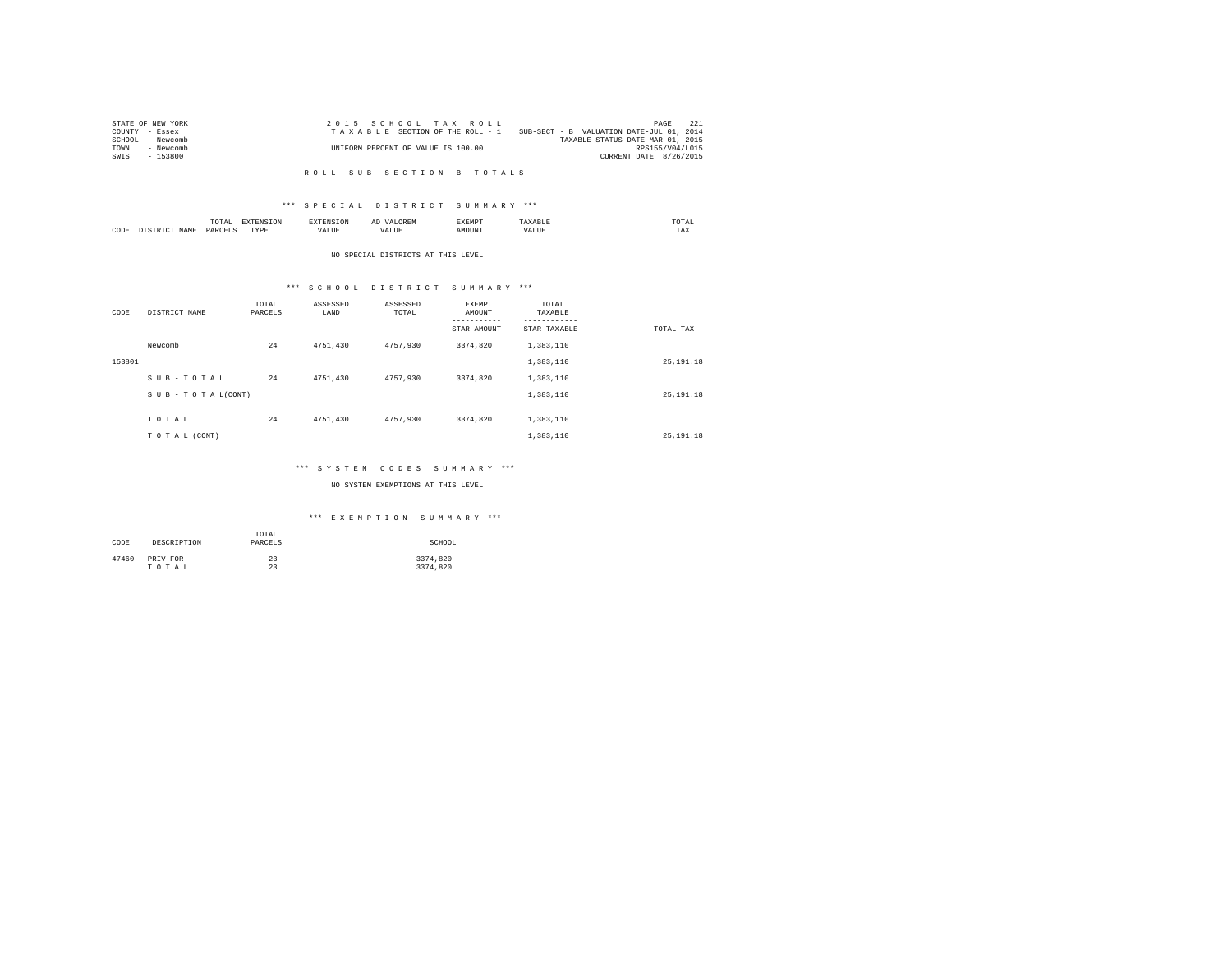STATE OF NEW YORK
COUNTY - Essex
SCHOOL - Newcomb
TOWN - Newcomb
SWIS - 153800

2 0 1 5 S C H O O L T A X R O L L
T A X A B L E SECTION OF THE ROLL - 1
UNIFORM PERCENT OF VALUE IS 100.00

SUB-SECT - B VALUATION DATE-JUL 01, 2014
TAXABLE STATUS DATE-MAR 01, 2015
RPS155/V04/L015
CURRENT DATE 8/26/2015

R O L L S U B S E C T I O N - B - T O T A L S

*** S P E C I A L D I S T R I C T S U M M A R Y ***

| CODE | DISTRICT NAME | TOTAL PARCELS | EXTENSION TYPE | EXTENSION VALUE | AD VALOREM VALUE | EXEMPT AMOUNT | TAXABLE VALUE | TOTAL TAX |
|---|---|---|---|---|---|---|---|---|

NO SPECIAL DISTRICTS AT THIS LEVEL

*** S C H O O L D I S T R I C T S U M M A R Y ***

| CODE | DISTRICT NAME | TOTAL PARCELS | ASSESSED LAND | ASSESSED TOTAL | EXEMPT AMOUNT / STAR AMOUNT | TOTAL TAXABLE / STAR TAXABLE | TOTAL TAX |
|---|---|---|---|---|---|---|---|
| | Newcomb | 24 | 4751,430 | 4757,930 | 3374,820 | 1,383,110 | |
| 153801 | | | | | | 1,383,110 | 25,191.18 |
| | S U B - T O T A L | 24 | 4751,430 | 4757,930 | 3374,820 | 1,383,110 | |
| | S U B - T O T A L(CONT) | | | | | 1,383,110 | 25,191.18 |
| | T O T A L | 24 | 4751,430 | 4757,930 | 3374,820 | 1,383,110 | |
| | T O T A L (CONT) | | | | | 1,383,110 | 25,191.18 |

*** S Y S T E M C O D E S S U M M A R Y ***

NO SYSTEM EXEMPTIONS AT THIS LEVEL

*** E X E M P T I O N S U M M A R Y ***

| CODE | DESCRIPTION | TOTAL PARCELS | SCHOOL |
|---|---|---|---|
| 47460 | PRIV FOR | 23 | 3374,820 |
| | T O T A L | 23 | 3374,820 |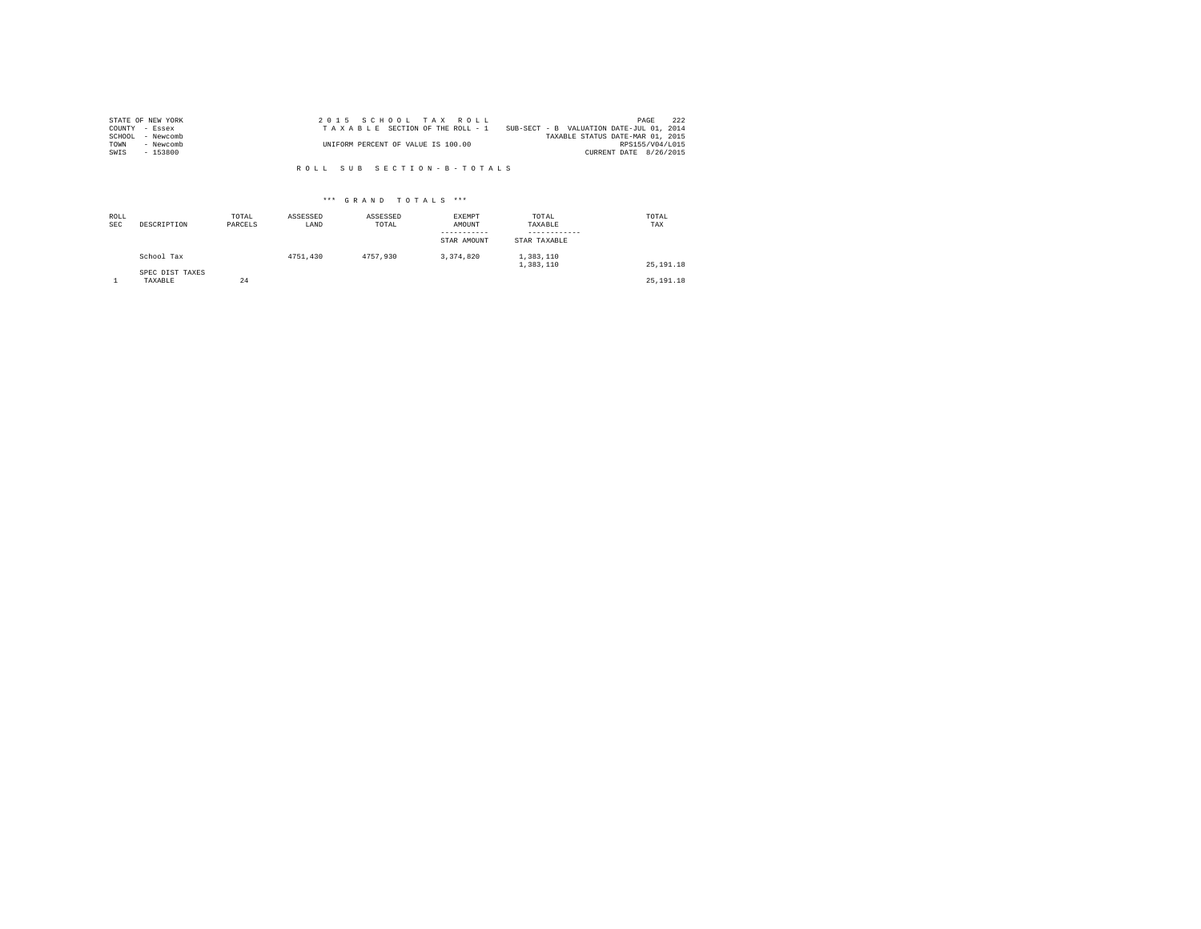STATE OF NEW YORK
COUNTY - Essex
SCHOOL - Newcomb
TOWN - Newcomb
SWIS - 153800

2015 SCHOOL TAX ROLL
TAXABLE SECTION OF THE ROLL - 1
UNIFORM PERCENT OF VALUE IS 100.00

SUB-SECT - B VALUATION DATE-JUL 01, 2014
TAXABLE STATUS DATE-MAR 01, 2015
RPS155/V04/L015
CURRENT DATE 8/26/2015

## ROLL SUB SECTION - B - TOTALS

### *** GRAND TOTALS ***

| ROLL SEC | DESCRIPTION | TOTAL PARCELS | ASSESSED LAND | ASSESSED TOTAL | EXEMPT AMOUNT / STAR AMOUNT | TOTAL TAXABLE / STAR TAXABLE | TOTAL TAX |
|---|---|---|---|---|---|---|---|
| | School Tax | | 4751,430 | 4757,930 | 3,374,820 | 1,383,110 | |
| | | | | | | 1,383,110 | 25,191.18 |
| | SPEC DIST TAXES | | | | | | |
| 1 | TAXABLE | 24 | | | | | 25,191.18 |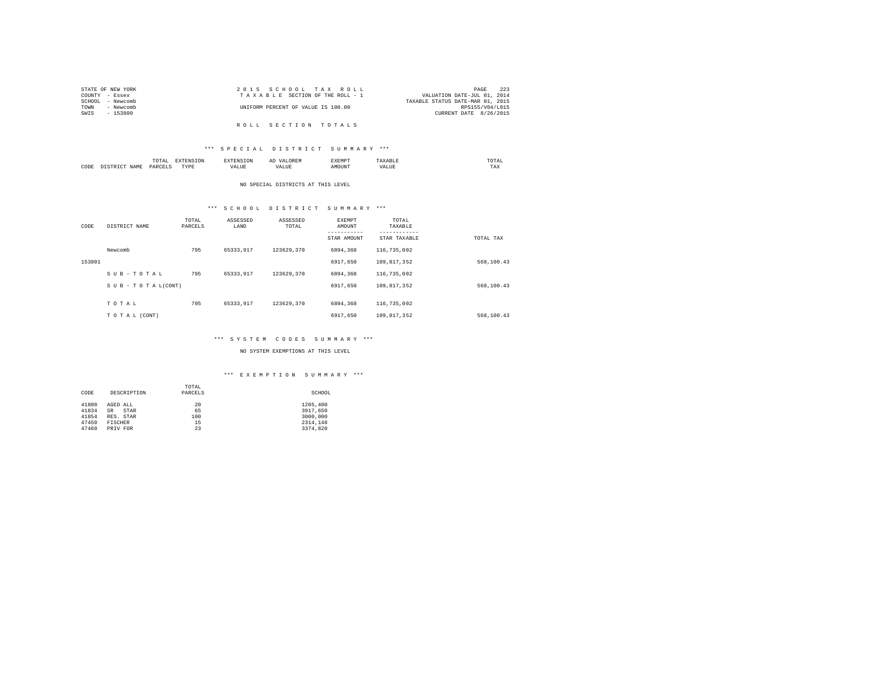STATE OF NEW YORK
COUNTY - Essex
SCHOOL - Newcomb
TOWN - Newcomb
SWIS - 153800

2 0 1 5 S C H O O L T A X R O L L
T A X A B L E SECTION OF THE ROLL - 1
UNIFORM PERCENT OF VALUE IS 100.00

VALUATION DATE-JUL 01, 2014
TAXABLE STATUS DATE-MAR 01, 2015
RPS155/V04/L015
CURRENT DATE 8/26/2015

R O L L S E C T I O N T O T A L S

*** S P E C I A L D I S T R I C T S U M M A R Y ***

| CODE | DISTRICT NAME | TOTAL PARCELS | EXTENSION TYPE | EXTENSION VALUE | AD VALOREM VALUE | EXEMPT AMOUNT | TAXABLE VALUE | TOTAL TAX |
|---|---|---|---|---|---|---|---|---|

NO SPECIAL DISTRICTS AT THIS LEVEL

*** S C H O O L D I S T R I C T S U M M A R Y ***

| CODE | DISTRICT NAME | TOTAL PARCELS | ASSESSED LAND | ASSESSED TOTAL | EXEMPT AMOUNT / STAR AMOUNT | TOTAL TAXABLE / STAR TAXABLE | TOTAL TAX |
|---|---|---|---|---|---|---|---|
| | Newcomb | 795 | 65333,917 | 123629,370 | 6894,368 | 116,735,002 | |
| 153801 | | | | | 6917,650 | 109,817,352 | 568,100.43 |
| | S U B - T O T A L | 795 | 65333,917 | 123629,370 | 6894,368 | 116,735,002 | |
| | S U B - T O T A L(CONT) | | | | 6917,650 | 109,817,352 | 568,100.43 |
| | T O T A L | 795 | 65333,917 | 123629,370 | 6894,368 | 116,735,002 | |
| | T O T A L (CONT) | | | | 6917,650 | 109,817,352 | 568,100.43 |

*** S Y S T E M C O D E S S U M M A R Y ***

NO SYSTEM EXEMPTIONS AT THIS LEVEL

*** E X E M P T I O N S U M M A R Y ***

| CODE | DESCRIPTION | TOTAL PARCELS | SCHOOL |
|---|---|---|---|
| 41800 | AGED ALL | 20 | 1205,400 |
| 41834 | SR STAR | 65 | 3917,650 |
| 41854 | RES. STAR | 100 | 3000,000 |
| 47450 | FISCHER | 15 | 2314,148 |
| 47460 | PRIV FOR | 23 | 3374,820 |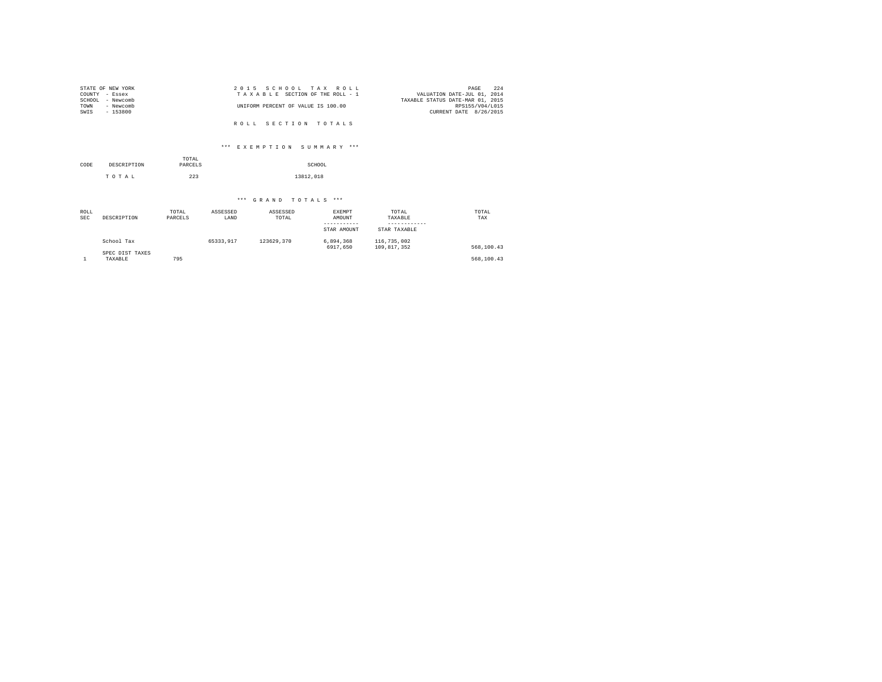STATE OF NEW YORK
COUNTY - Essex
SCHOOL - Newcomb
TOWN - Newcomb
SWIS - 153800

2 0 1 5 S C H O O L T A X R O L L
T A X A B L E SECTION OF THE ROLL - 1

UNIFORM PERCENT OF VALUE IS 100.00

VALUATION DATE-JUL 01, 2014
TAXABLE STATUS DATE-MAR 01, 2015
RPS155/V04/L015
CURRENT DATE 8/26/2015

R O L L S E C T I O N T O T A L S

*** E X E M P T I O N S U M M A R Y ***

| CODE | DESCRIPTION | TOTAL PARCELS | SCHOOL |
|---|---|---|---|
| | T O T A L | 223 | 13812,018 |

*** G R A N D T O T A L S ***

| ROLL SEC | DESCRIPTION | TOTAL PARCELS | ASSESSED LAND | ASSESSED TOTAL | EXEMPT AMOUNT / STAR AMOUNT | TOTAL TAXABLE / STAR TAXABLE | TOTAL TAX |
|---|---|---|---|---|---|---|---|
| | School Tax | | 65333,917 | 123629,370 | 6,894,368 | 116,735,002 | |
| | | | | | 6917,650 | 109,817,352 | 568,100.43 |
| | SPEC DIST TAXES | | | | | | |
| 1 | TAXABLE | 795 | | | | | 568,100.43 |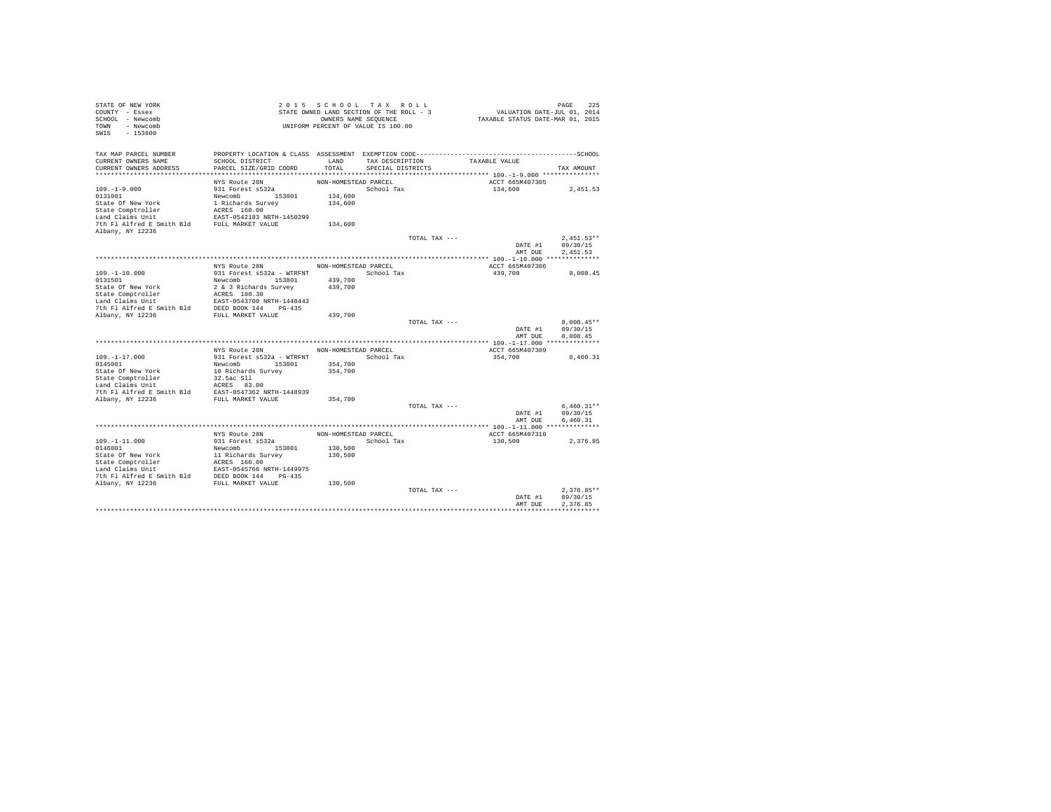```
STATE OF NEW YORK                          2 0 1 5   S C H O O L   T A X   R O L L                                    PAGE   225
COUNTY  - Essex                          STATE OWNED LAND SECTION OF THE ROLL - 3              VALUATION DATE-JUL 01, 2014
SCHOOL  - Newcomb                                 OWNERS NAME SEQUENCE                        TAXABLE STATUS DATE-MAR 01, 2015
TOWN    - Newcomb                          UNIFORM PERCENT OF VALUE IS 100.00
SWIS    - 153800

TAX MAP PARCEL NUMBER          PROPERTY LOCATION & CLASS  ASSESSMENT  EXEMPTION CODE------------------------------------------------SCHOOL
CURRENT OWNERS NAME            SCHOOL DISTRICT              LAND      TAX DESCRIPTION            TAXABLE VALUE
CURRENT OWNERS ADDRESS         PARCEL SIZE/GRID COORD       TOTAL     SPECIAL DISTRICTS                                   TAX AMOUNT
******************************************************************************************************* 109.-1-9.000 ***************
                               NYS Route 28N               NON-HOMESTEAD PARCEL                      ACCT 665M407305
109.-1-9.000                   931 Forest s532a                      School Tax                       134,600            2,451.53
0131001                        Newcomb       153801        134,600
State Of New York              1 Richards Survey           134,600
State Comptroller              ACRES  160.00
Land Claims Unit               EAST-0542183 NRTH-1450299
7th Fl Alfred E Smith Bld      FULL MARKET VALUE           134,600
Albany, NY 12236
                                                                         TOTAL TAX ---                                  2,451.53**
                                                                                                      DATE #1           09/30/15
                                                                                                      AMT DUE           2,451.53
******************************************************************************************************* 109.-1-10.000 **************
                               NYS Route 28N               NON-HOMESTEAD PARCEL                      ACCT 665M407306
109.-1-10.000                  931 Forest s532a - WTRFNT             School Tax                       439,700            8,008.45
0131501                        Newcomb       153801        439,700
State Of New York              2 & 3 Richards Survey       439,700
State Comptroller              ACRES  180.30
Land Claims Unit               EAST-0543700 NRTH-1448443
7th Fl Alfred E Smith Bld      DEED BOOK 144    PG-435
Albany, NY 12236               FULL MARKET VALUE           439,700
                                                                         TOTAL TAX ---                                  8,008.45**
                                                                                                      DATE #1           09/30/15
                                                                                                      AMT DUE           8,008.45
******************************************************************************************************* 109.-1-17.000 **************
                               NYS Route 28N               NON-HOMESTEAD PARCEL                      ACCT 665M407309
109.-1-17.000                  931 Forest s532a - WTRFNT             School Tax                       354,700            6,460.31
0145001                        Newcomb       153801        354,700
State Of New York              10 Richards Survey          354,700
State Comptroller              32.5ac Sll
Land Claims Unit               ACRES   83.00
7th Fl Alfred E Smith Bld      EAST-0547362 NRTH-1448939
Albany, NY 12236               FULL MARKET VALUE           354,700
                                                                         TOTAL TAX ---                                  6,460.31**
                                                                                                      DATE #1           09/30/15
                                                                                                      AMT DUE           6,460.31
******************************************************************************************************* 109.-1-11.000 **************
                               NYS Route 28N               NON-HOMESTEAD PARCEL                      ACCT 665M407310
109.-1-11.000                  931 Forest s532a                      School Tax                       130,500            2,376.85
0146001                        Newcomb       153801        130,500
State Of New York              11 Richards Survey          130,500
State Comptroller              ACRES  160.00
Land Claims Unit               EAST-0545766 NRTH-1449975
7th Fl Alfred E Smith Bld      DEED BOOK 144    PG-435
Albany, NY 12236               FULL MARKET VALUE           130,500
                                                                         TOTAL TAX ---                                  2,376.85**
                                                                                                      DATE #1           09/30/15
                                                                                                      AMT DUE           2,376.85
************************************************************************************************************************************
```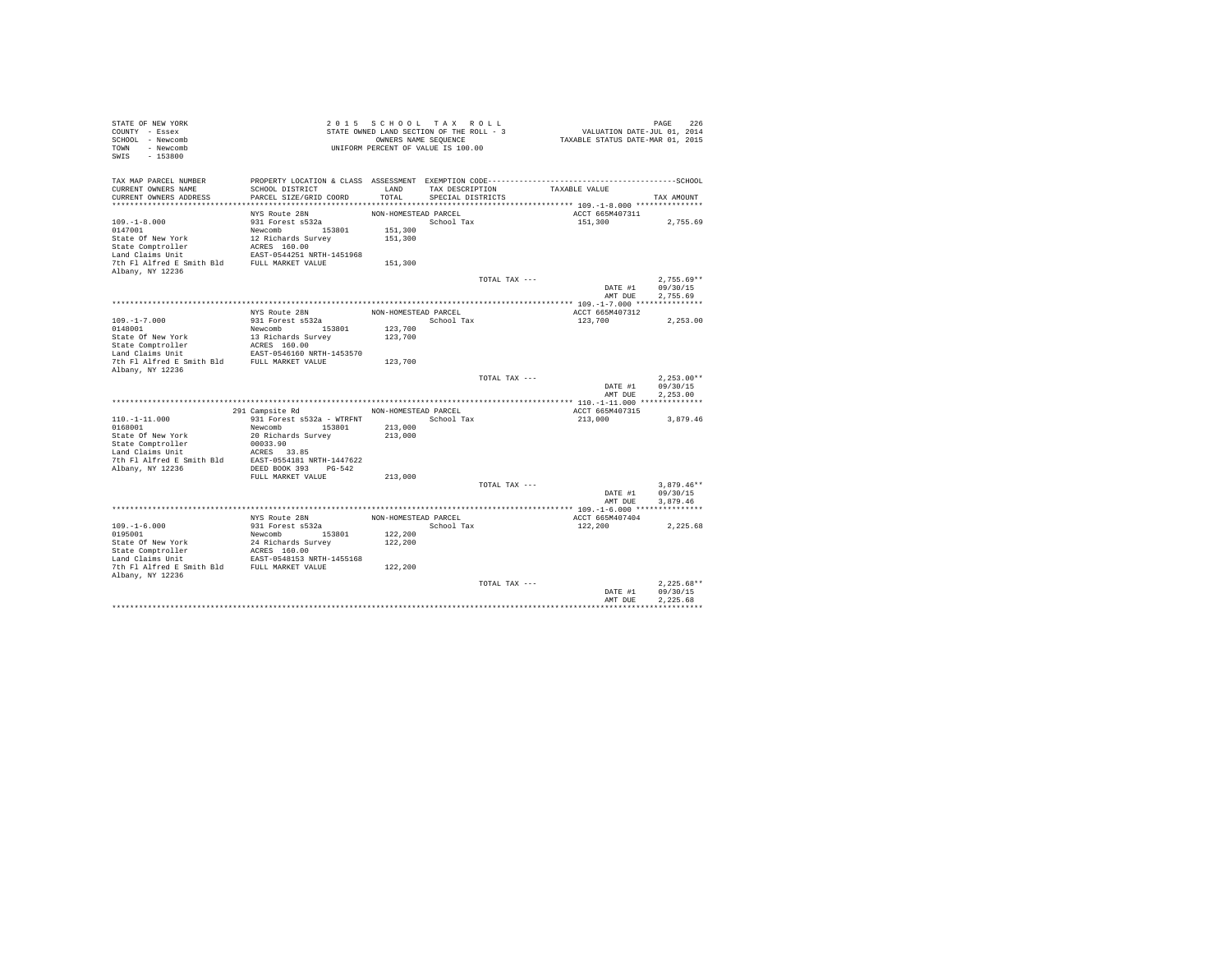STATE OF NEW YORK
COUNTY - Essex
SCHOOL - Newcomb
TOWN - Newcomb
SWIS - 153800

2 0 1 5 S C H O O L T A X R O L L
STATE OWNED LAND SECTION OF THE ROLL - 3
OWNERS NAME SEQUENCE
UNIFORM PERCENT OF VALUE IS 100.00

VALUATION DATE-JUL 01, 2014
TAXABLE STATUS DATE-MAR 01, 2015

| TAX MAP PARCEL NUMBER / CURRENT OWNERS NAME / CURRENT OWNERS ADDRESS | PROPERTY LOCATION & CLASS / SCHOOL DISTRICT / PARCEL SIZE/GRID COORD | ASSESSMENT LAND / TOTAL | EXEMPTION CODE / TAX DESCRIPTION / SPECIAL DISTRICTS | TAXABLE VALUE | TAX AMOUNT |
|---|---|---|---|---|---|
| **109.-1-8.000** | NYS Route 28N | NON-HOMESTEAD PARCEL | | ACCT 665M407311 | |
| 109.-1-8.000 | 931 Forest s532a | | School Tax | 151,300 | 2,755.69 |
| 0147001 | Newcomb 153801 | 151,300 | | | |
| State Of New York | 12 Richards Survey | 151,300 | | | |
| State Comptroller | ACRES 160.00 | | | | |
| Land Claims Unit | EAST-0544251 NRTH-1451968 | | | | |
| 7th Fl Alfred E Smith Bld | FULL MARKET VALUE | 151,300 | | | |
| Albany, NY 12236 | | | | | |
| | | | TOTAL TAX --- | | 2,755.69** |
| | | | | DATE #1 | 09/30/15 |
| | | | | AMT DUE | 2,755.69 |
| **109.-1-7.000** | NYS Route 28N | NON-HOMESTEAD PARCEL | | ACCT 665M407312 | |
| 109.-1-7.000 | 931 Forest s532a | | School Tax | 123,700 | 2,253.00 |
| 0148001 | Newcomb 153801 | 123,700 | | | |
| State Of New York | 13 Richards Survey | 123,700 | | | |
| State Comptroller | ACRES 160.00 | | | | |
| Land Claims Unit | EAST-0546160 NRTH-1453570 | | | | |
| 7th Fl Alfred E Smith Bld | FULL MARKET VALUE | 123,700 | | | |
| Albany, NY 12236 | | | | | |
| | | | TOTAL TAX --- | | 2,253.00** |
| | | | | DATE #1 | 09/30/15 |
| | | | | AMT DUE | 2,253.00 |
| **110.-1-11.000** | 291 Campsite Rd | NON-HOMESTEAD PARCEL | | ACCT 665M407315 | |
| 110.-1-11.000 | 931 Forest s532a - WTRFNT | | School Tax | 213,000 | 3,879.46 |
| 0168001 | Newcomb 153801 | 213,000 | | | |
| State Of New York | 20 Richards Survey | 213,000 | | | |
| State Comptroller | 00033.90 | | | | |
| Land Claims Unit | ACRES 33.85 | | | | |
| 7th Fl Alfred E Smith Bld | EAST-0554181 NRTH-1447622 | | | | |
| Albany, NY 12236 | DEED BOOK 393 PG-542 | | | | |
| | FULL MARKET VALUE | 213,000 | | | |
| | | | TOTAL TAX --- | | 3,879.46** |
| | | | | DATE #1 | 09/30/15 |
| | | | | AMT DUE | 3,879.46 |
| **109.-1-6.000** | NYS Route 28N | NON-HOMESTEAD PARCEL | | ACCT 665M407404 | |
| 109.-1-6.000 | 931 Forest s532a | | School Tax | 122,200 | 2,225.68 |
| 0195001 | Newcomb 153801 | 122,200 | | | |
| State Of New York | 24 Richards Survey | 122,200 | | | |
| State Comptroller | ACRES 160.00 | | | | |
| Land Claims Unit | EAST-0548153 NRTH-1455168 | | | | |
| 7th Fl Alfred E Smith Bld | FULL MARKET VALUE | 122,200 | | | |
| Albany, NY 12236 | | | | | |
| | | | TOTAL TAX --- | | 2,225.68** |
| | | | | DATE #1 | 09/30/15 |
| | | | | AMT DUE | 2,225.68 |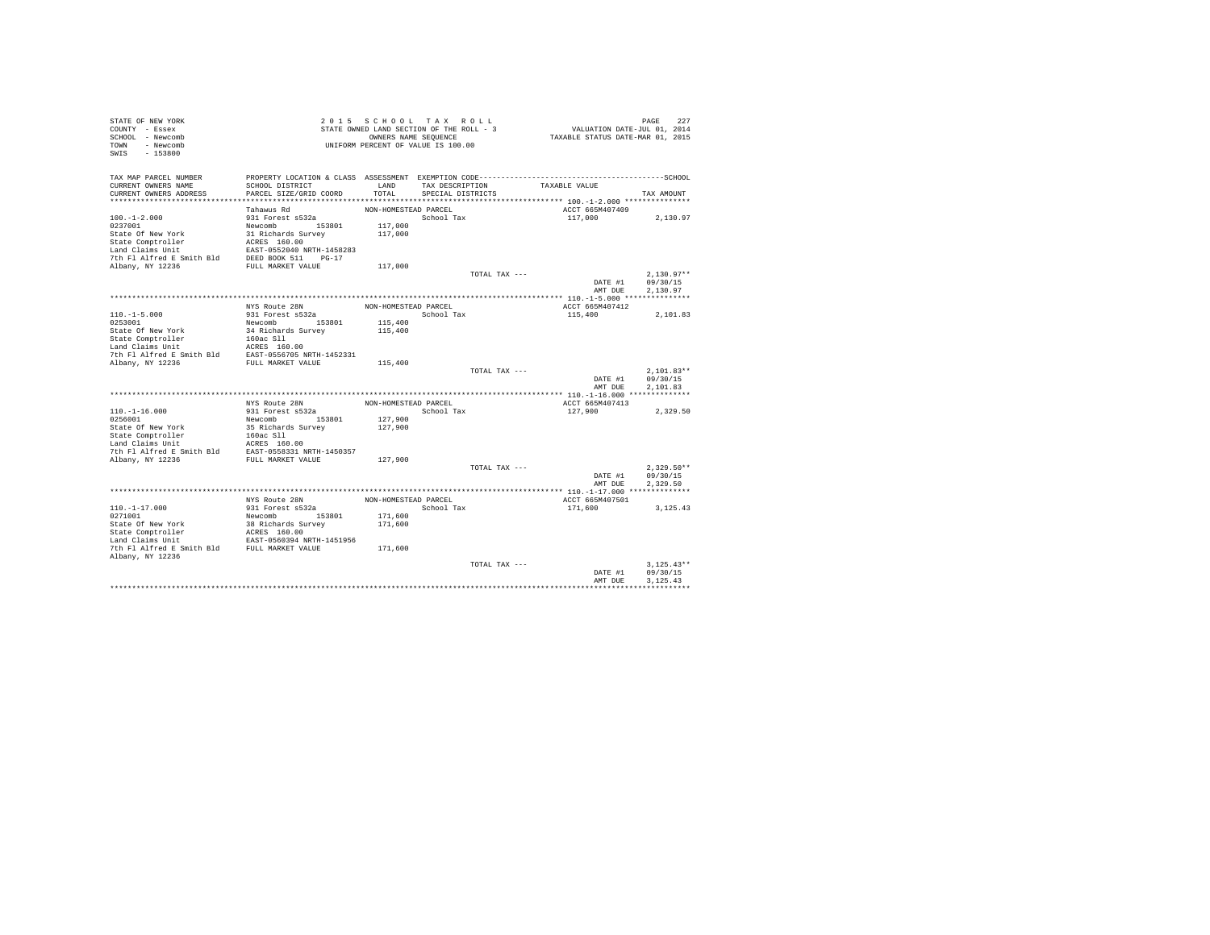STATE OF NEW YORK
COUNTY - Essex
SCHOOL - Newcomb
TOWN - Newcomb
SWIS - 153800

2 0 1 5 S C H O O L T A X R O L L
STATE OWNED LAND SECTION OF THE ROLL - 3
OWNERS NAME SEQUENCE
UNIFORM PERCENT OF VALUE IS 100.00

VALUATION DATE-JUL 01, 2014
TAXABLE STATUS DATE-MAR 01, 2015

| TAX MAP PARCEL NUMBER / CURRENT OWNERS NAME / CURRENT OWNERS ADDRESS | PROPERTY LOCATION & CLASS / SCHOOL DISTRICT / PARCEL SIZE/GRID COORD | ASSESSMENT LAND / TOTAL | EXEMPTION CODE / TAX DESCRIPTION / SPECIAL DISTRICTS | TAXABLE VALUE | TAX AMOUNT |
|---|---|---|---|---|---|
| **100.-1-2.000** | Tahawus Rd | NON-HOMESTEAD PARCEL | | ACCT 665M407409 | |
| 0237001 | 931 Forest s532a | | School Tax | 117,000 | 2,130.97 |
| State Of New York | Newcomb 153801 | 117,000 | | | |
| State Comptroller | 31 Richards Survey | 117,000 | | | |
| Land Claims Unit | ACRES 160.00 | | | | |
| 7th Fl Alfred E Smith Bld | EAST-0552040 NRTH-1458283 | | | | |
| Albany, NY 12236 | DEED BOOK 511 PG-17 | | | | |
| | FULL MARKET VALUE | 117,000 | | | |
| | | | TOTAL TAX --- | | 2,130.97** |
| | | | | DATE #1 | 09/30/15 |
| | | | | AMT DUE | 2,130.97 |
| **110.-1-5.000** | NYS Route 28N | NON-HOMESTEAD PARCEL | | ACCT 665M407412 | |
| 0253001 | 931 Forest s532a | | School Tax | 115,400 | 2,101.83 |
| State Of New York | Newcomb 153801 | 115,400 | | | |
| State Comptroller | 34 Richards Survey | 115,400 | | | |
| Land Claims Unit | 160ac Sll | | | | |
| 7th Fl Alfred E Smith Bld | ACRES 160.00 | | | | |
| Albany, NY 12236 | EAST-0556705 NRTH-1452331 | | | | |
| | FULL MARKET VALUE | 115,400 | | | |
| | | | TOTAL TAX --- | | 2,101.83** |
| | | | | DATE #1 | 09/30/15 |
| | | | | AMT DUE | 2,101.83 |
| **110.-1-16.000** | NYS Route 28N | NON-HOMESTEAD PARCEL | | ACCT 665M407413 | |
| 0256001 | 931 Forest s532a | | School Tax | 127,900 | 2,329.50 |
| State Of New York | Newcomb 153801 | 127,900 | | | |
| State Comptroller | 35 Richards Survey | 127,900 | | | |
| Land Claims Unit | 160ac Sll | | | | |
| 7th Fl Alfred E Smith Bld | ACRES 160.00 | | | | |
| Albany, NY 12236 | EAST-0558331 NRTH-1450357 | | | | |
| | FULL MARKET VALUE | 127,900 | | | |
| | | | TOTAL TAX --- | | 2,329.50** |
| | | | | DATE #1 | 09/30/15 |
| | | | | AMT DUE | 2,329.50 |
| **110.-1-17.000** | NYS Route 28N | NON-HOMESTEAD PARCEL | | ACCT 665M407501 | |
| 0271001 | 931 Forest s532a | | School Tax | 171,600 | 3,125.43 |
| State Of New York | Newcomb 153801 | 171,600 | | | |
| State Comptroller | 38 Richards Survey | 171,600 | | | |
| Land Claims Unit | ACRES 160.00 | | | | |
| 7th Fl Alfred E Smith Bld | EAST-0560394 NRTH-1451956 | | | | |
| Albany, NY 12236 | FULL MARKET VALUE | 171,600 | | | |
| | | | TOTAL TAX --- | | 3,125.43** |
| | | | | DATE #1 | 09/30/15 |
| | | | | AMT DUE | 3,125.43 |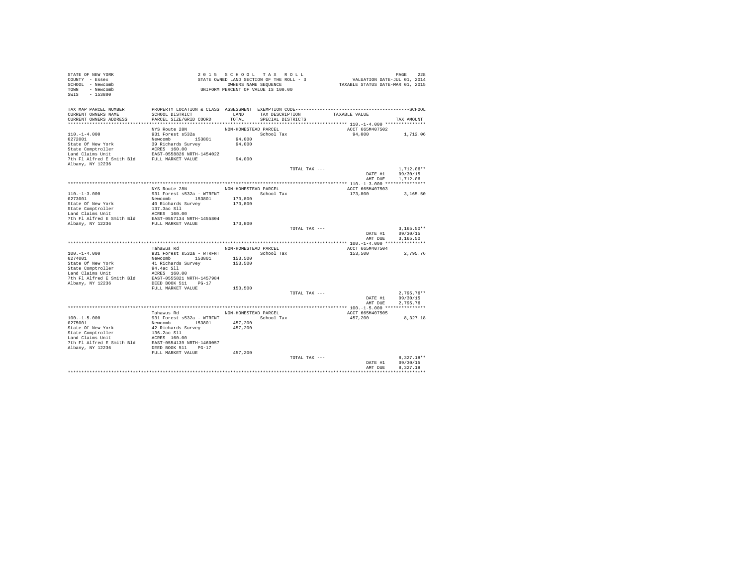```
STATE OF NEW YORK                          2 0 1 5   S C H O O L   T A X   R O L L                                  PAGE    228
COUNTY  - Essex                          STATE OWNED LAND SECTION OF THE ROLL - 3              VALUATION DATE-JUL 01, 2014
SCHOOL  - Newcomb                                  OWNERS NAME SEQUENCE                       TAXABLE STATUS DATE-MAR 01, 2015
TOWN    - Newcomb                              UNIFORM PERCENT OF VALUE IS 100.00
SWIS    - 153800

TAX MAP PARCEL NUMBER      PROPERTY LOCATION & CLASS  ASSESSMENT  EXEMPTION CODE------------------------------------------------SCHOOL
CURRENT OWNERS NAME        SCHOOL DISTRICT              LAND      TAX DESCRIPTION            TAXABLE VALUE
CURRENT OWNERS ADDRESS     PARCEL SIZE/GRID COORD       TOTAL     SPECIAL DISTRICTS                                        TAX AMOUNT
****************************************************************************************************** 110.-1-4.000 ***************
                           NYS Route 28N              NON-HOMESTEAD PARCEL                            ACCT 665M407502
110.-1-4.000               931 Forest s532a                       School Tax                          94,000           1,712.06
0272001                    Newcomb        153801         94,000
State Of New York          39 Richards Survey            94,000
State Comptroller          ACRES  160.00
Land Claims Unit           EAST-0558826 NRTH-1454022
7th Fl Alfred E Smith Bld  FULL MARKET VALUE             94,000
Albany, NY 12236
                                                                           TOTAL TAX ---                                 1,712.06**
                                                                                                         DATE #1        09/30/15
                                                                                                         AMT DUE        1,712.06
****************************************************************************************************** 110.-1-3.000 ***************
                           NYS Route 28N              NON-HOMESTEAD PARCEL                            ACCT 665M407503
110.-1-3.000               931 Forest s532a - WTRFNT              School Tax                         173,800           3,165.50
0273001                    Newcomb        153801        173,800
State Of New York          40 Richards Survey           173,800
State Comptroller          137.3ac Sll
Land Claims Unit           ACRES  160.00
7th Fl Alfred E Smith Bld  EAST-0557134 NRTH-1455804
Albany, NY 12236           FULL MARKET VALUE            173,800
                                                                           TOTAL TAX ---                                 3,165.50**
                                                                                                         DATE #1        09/30/15
                                                                                                         AMT DUE        3,165.50
****************************************************************************************************** 100.-1-4.000 ***************
                           Tahawus Rd                 NON-HOMESTEAD PARCEL                            ACCT 665M407504
100.-1-4.000               931 Forest s532a - WTRFNT              School Tax                         153,500           2,795.76
0274001                    Newcomb        153801        153,500
State Of New York          41 Richards Survey           153,500
State Comptroller          94.4ac Sll
Land Claims Unit           ACRES  160.00
7th Fl Alfred E Smith Bld  EAST-0555821 NRTH-1457984
Albany, NY 12236           DEED BOOK 511    PG-17
                           FULL MARKET VALUE            153,500
                                                                           TOTAL TAX ---                                 2,795.76**
                                                                                                         DATE #1        09/30/15
                                                                                                         AMT DUE        2,795.76
****************************************************************************************************** 100.-1-5.000 ***************
                           Tahawus Rd                 NON-HOMESTEAD PARCEL                            ACCT 665M407505
100.-1-5.000               931 Forest s532a - WTRFNT              School Tax                         457,200           8,327.18
0275001                    Newcomb        153801        457,200
State Of New York          42 Richards Survey           457,200
State Comptroller          136.2ac Sll
Land Claims Unit           ACRES  160.00
7th Fl Alfred E Smith Bld  EAST-0554139 NRTH-1460057
Albany, NY 12236           DEED BOOK 511    PG-17
                           FULL MARKET VALUE            457,200
                                                                           TOTAL TAX ---                                 8,327.18**
                                                                                                         DATE #1        09/30/15
                                                                                                         AMT DUE        8,327.18
************************************************************************************************************************************
```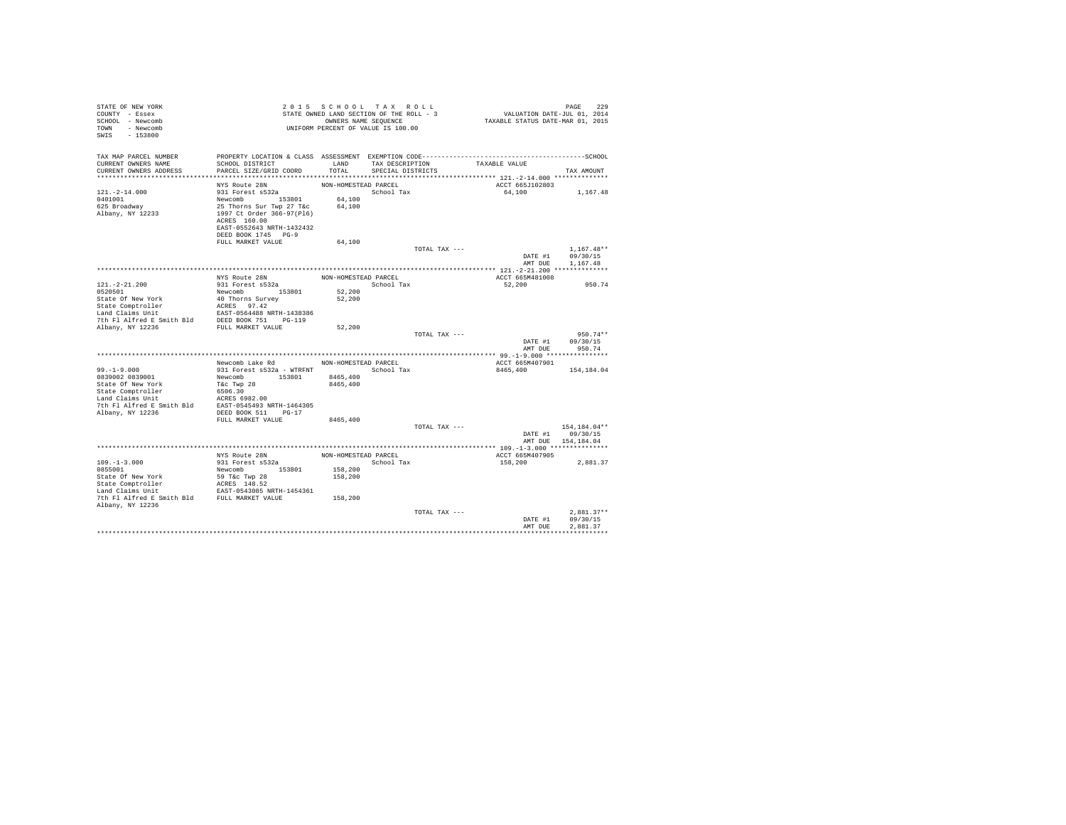STATE OF NEW YORK
COUNTY - Essex
SCHOOL - Newcomb
TOWN - Newcomb
SWIS - 153800

2 0 1 5 S C H O O L T A X R O L L
STATE OWNED LAND SECTION OF THE ROLL - 3
OWNERS NAME SEQUENCE
UNIFORM PERCENT OF VALUE IS 100.00

VALUATION DATE-JUL 01, 2014
TAXABLE STATUS DATE-MAR 01, 2015

| TAX MAP PARCEL NUMBER / CURRENT OWNERS NAME / CURRENT OWNERS ADDRESS | PROPERTY LOCATION & CLASS / SCHOOL DISTRICT / PARCEL SIZE/GRID COORD | ASSESSMENT LAND / TOTAL | EXEMPTION CODE / TAX DESCRIPTION / SPECIAL DISTRICTS | TAXABLE VALUE | SCHOOL TAX AMOUNT |
|---|---|---|---|---|---|
| **121.-2-14.000** | NYS Route 28N | NON-HOMESTEAD PARCEL | | ACCT 665J102803 | |
| 121.-2-14.000 | 931 Forest s532a | | School Tax | 64,100 | 1,167.48 |
| 0401001 | Newcomb 153801 | 64,100 | | | |
| 625 Broadway | 25 Thorns Sur Twp 27 T&c | 64,100 | | | |
| Albany, NY 12233 | 1997 Ct Order 366-97(Pl6) | | | | |
| | ACRES 160.00 | | | | |
| | EAST-0552643 NRTH-1432432 | | | | |
| | DEED BOOK 1745 PG-9 | | | | |
| | FULL MARKET VALUE | 64,100 | | | |
| | | | TOTAL TAX --- | | 1,167.48** |
| | | | | DATE #1 | 09/30/15 |
| | | | | AMT DUE | 1,167.48 |
| **121.-2-21.200** | NYS Route 28N | NON-HOMESTEAD PARCEL | | ACCT 665M481008 | |
| 121.-2-21.200 | 931 Forest s532a | | School Tax | 52,200 | 950.74 |
| 0520501 | Newcomb 153801 | 52,200 | | | |
| State Of New York | 40 Thorns Survey | 52,200 | | | |
| State Comptroller | ACRES 97.42 | | | | |
| Land Claims Unit | EAST-0564488 NRTH-1438386 | | | | |
| 7th Fl Alfred E Smith Bld | DEED BOOK 751 PG-119 | | | | |
| Albany, NY 12236 | FULL MARKET VALUE | 52,200 | | | |
| | | | TOTAL TAX --- | | 950.74** |
| | | | | DATE #1 | 09/30/15 |
| | | | | AMT DUE | 950.74 |
| **99.-1-9.000** | Newcomb Lake Rd | NON-HOMESTEAD PARCEL | | ACCT 665M407901 | |
| 99.-1-9.000 | 931 Forest s532a - WTRFNT | | School Tax | 8465,400 | 154,184.04 |
| 0839002 0839001 | Newcomb 153801 | 8465,400 | | | |
| State Of New York | T&c Twp 28 | 8465,400 | | | |
| State Comptroller | 6506.30 | | | | |
| Land Claims Unit | ACRES 6982.00 | | | | |
| 7th Fl Alfred E Smith Bld | EAST-0545493 NRTH-1464305 | | | | |
| Albany, NY 12236 | DEED BOOK 511 PG-17 | | | | |
| | FULL MARKET VALUE | 8465,400 | | | |
| | | | TOTAL TAX --- | | 154,184.04** |
| | | | | DATE #1 | 09/30/15 |
| | | | | AMT DUE | 154,184.04 |
| **109.-1-3.000** | NYS Route 28N | NON-HOMESTEAD PARCEL | | ACCT 665M407905 | |
| 109.-1-3.000 | 931 Forest s532a | | School Tax | 158,200 | 2,881.37 |
| 0855001 | Newcomb 153801 | 158,200 | | | |
| State Of New York | 59 T&c Twp 28 | 158,200 | | | |
| State Comptroller | ACRES 148.52 | | | | |
| Land Claims Unit | EAST-0543085 NRTH-1454361 | | | | |
| 7th Fl Alfred E Smith Bld | FULL MARKET VALUE | 158,200 | | | |
| Albany, NY 12236 | | | | | |
| | | | TOTAL TAX --- | | 2,881.37** |
| | | | | DATE #1 | 09/30/15 |
| | | | | AMT DUE | 2,881.37 |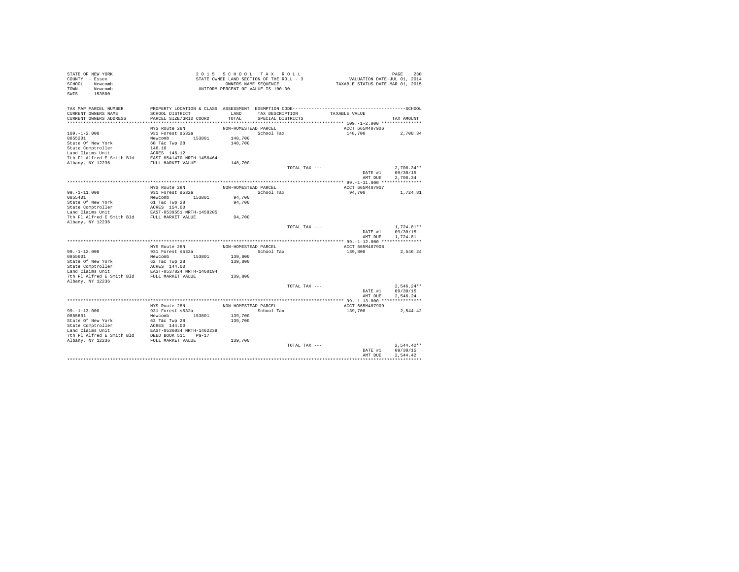STATE OF NEW YORK
COUNTY - Essex
SCHOOL - Newcomb
TOWN - Newcomb
SWIS - 153800

2015 SCHOOL TAX ROLL
STATE OWNED LAND SECTION OF THE ROLL - 3
OWNERS NAME SEQUENCE
UNIFORM PERCENT OF VALUE IS 100.00

VALUATION DATE-JUL 01, 2014
TAXABLE STATUS DATE-MAR 01, 2015

| TAX MAP PARCEL NUMBER / CURRENT OWNERS NAME / CURRENT OWNERS ADDRESS | PROPERTY LOCATION & CLASS / SCHOOL DISTRICT / PARCEL SIZE/GRID COORD | ASSESSMENT LAND / TOTAL | EXEMPTION CODE / TAX DESCRIPTION / SPECIAL DISTRICTS | TAXABLE VALUE | TAX AMOUNT |
|---|---|---|---|---|---|
| **109.-1-2.000** | NYS Route 28N | NON-HOMESTEAD PARCEL | | ACCT 665M407906 | |
| 109.-1-2.000 | 931 Forest s532a | | School Tax | 148,700 | 2,708.34 |
| 0855201 | Newcomb 153801 | 148,700 | | | |
| State Of New York | 60 T&c Twp 28 | 148,700 | | | |
| State Comptroller | 146.10 | | | | |
| Land Claims Unit | ACRES 146.12 | | | | |
| 7th Fl Alfred E Smith Bld | EAST-0541470 NRTH-1456464 | | | | |
| Albany, NY 12236 | FULL MARKET VALUE | 148,700 | | | |
| | | | TOTAL TAX --- | | 2,708.34** |
| | | | | DATE #1 | 09/30/15 |
| | | | | AMT DUE | 2,708.34 |
| **99.-1-11.000** | NYS Route 28N | NON-HOMESTEAD PARCEL | | ACCT 665M407907 | |
| 99.-1-11.000 | 931 Forest s532a | | School Tax | 94,700 | 1,724.81 |
| 0855401 | Newcomb 153801 | 94,700 | | | |
| State Of New York | 61 T&c Twp 28 | 94,700 | | | |
| State Comptroller | ACRES 154.00 | | | | |
| Land Claims Unit | EAST-0539551 NRTH-1458205 | | | | |
| 7th Fl Alfred E Smith Bld | FULL MARKET VALUE | 94,700 | | | |
| Albany, NY 12236 | | | | | |
| | | | TOTAL TAX --- | | 1,724.81** |
| | | | | DATE #1 | 09/30/15 |
| | | | | AMT DUE | 1,724.81 |
| **99.-1-12.000** | NYS Route 28N | NON-HOMESTEAD PARCEL | | ACCT 665M407908 | |
| 99.-1-12.000 | 931 Forest s532a | | School Tax | 139,800 | 2,546.24 |
| 0855601 | Newcomb 153801 | 139,800 | | | |
| State Of New York | 62 T&c Twp 28 | 139,800 | | | |
| State Comptroller | ACRES 144.00 | | | | |
| Land Claims Unit | EAST-0537824 NRTH-1460194 | | | | |
| 7th Fl Alfred E Smith Bld | FULL MARKET VALUE | 139,800 | | | |
| Albany, NY 12236 | | | | | |
| | | | TOTAL TAX --- | | 2,546.24** |
| | | | | DATE #1 | 09/30/15 |
| | | | | AMT DUE | 2,546.24 |
| **99.-1-13.000** | NYS Route 28N | NON-HOMESTEAD PARCEL | | ACCT 665M407909 | |
| 99.-1-13.000 | 931 Forest s532a | | School Tax | 139,700 | 2,544.42 |
| 0855801 | Newcomb 153801 | 139,700 | | | |
| State Of New York | 63 T&c Twp 28 | 139,700 | | | |
| State Comptroller | ACRES 144.00 | | | | |
| Land Claims Unit | EAST-0536034 NRTH-1462239 | | | | |
| 7th Fl Alfred E Smith Bld | DEED BOOK 511 PG-17 | | | | |
| Albany, NY 12236 | FULL MARKET VALUE | 139,700 | | | |
| | | | TOTAL TAX --- | | 2,544.42** |
| | | | | DATE #1 | 09/30/15 |
| | | | | AMT DUE | 2,544.42 |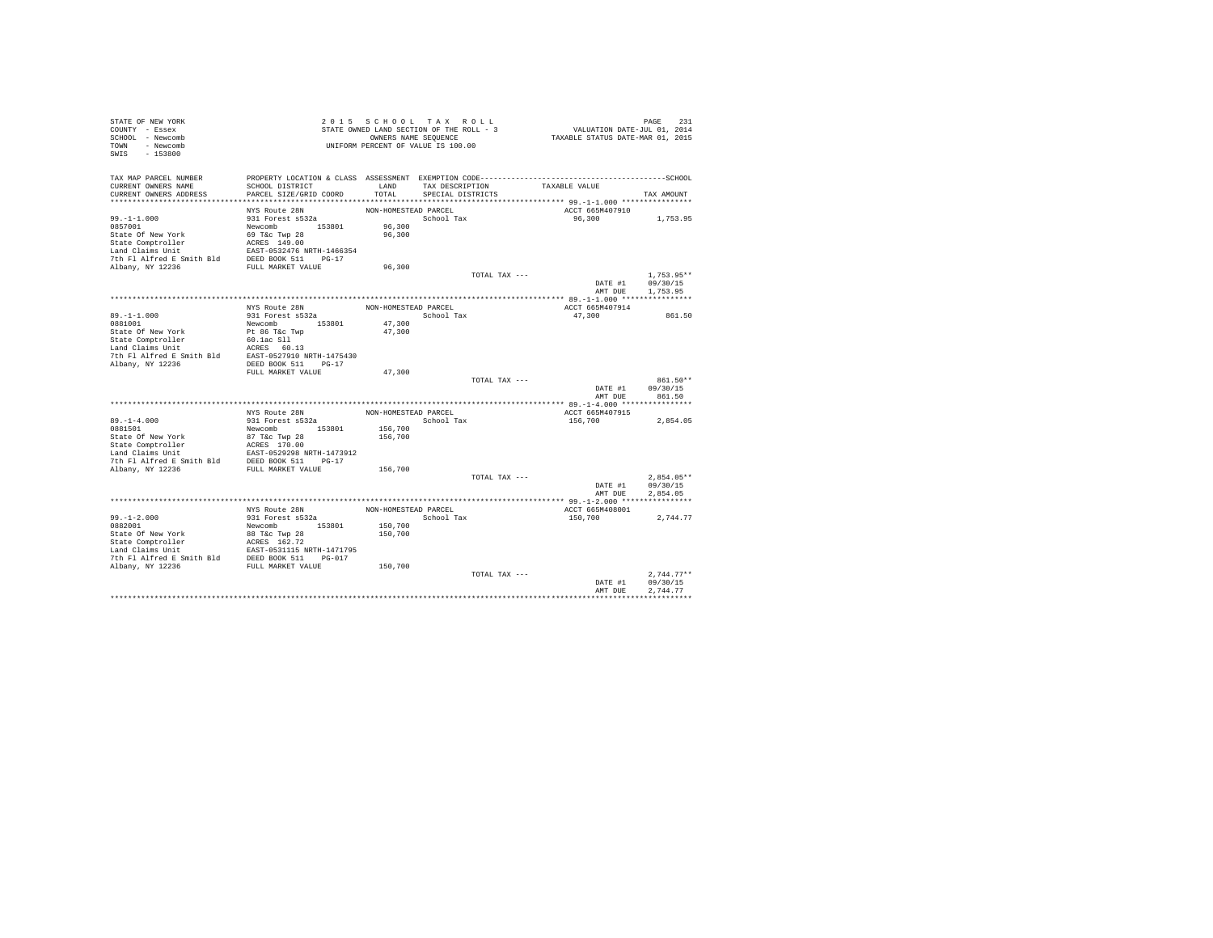STATE OF NEW YORK
COUNTY - Essex
SCHOOL - Newcomb
TOWN - Newcomb
SWIS - 153800

2015 SCHOOL TAX ROLL
STATE OWNED LAND SECTION OF THE ROLL - 3
OWNERS NAME SEQUENCE
UNIFORM PERCENT OF VALUE IS 100.00

VALUATION DATE-JUL 01, 2014
TAXABLE STATUS DATE-MAR 01, 2015

| TAX MAP PARCEL NUMBER / CURRENT OWNERS NAME / CURRENT OWNERS ADDRESS | PROPERTY LOCATION & CLASS / SCHOOL DISTRICT / PARCEL SIZE/GRID COORD | ASSESSMENT LAND / TOTAL | EXEMPTION CODE / TAX DESCRIPTION / SPECIAL DISTRICTS | TAXABLE VALUE | SCHOOL TAX AMOUNT |
|---|---|---|---|---|---|
| **99.-1-1.000** | NYS Route 28N | NON-HOMESTEAD PARCEL | | ACCT 665M407910 | |
| 99.-1-1.000 | 931 Forest s532a | | School Tax | 96,300 | 1,753.95 |
| 0857001 | Newcomb 153801 | 96,300 | | | |
| State Of New York | 69 T&c Twp 28 | 96,300 | | | |
| State Comptroller | ACRES 149.00 | | | | |
| Land Claims Unit | EAST-0532476 NRTH-1466354 | | | | |
| 7th Fl Alfred E Smith Bld | DEED BOOK 511 PG-17 | | | | |
| Albany, NY 12236 | FULL MARKET VALUE | 96,300 | | | |
| | | | TOTAL TAX --- | | 1,753.95** |
| | | | | DATE #1 | 09/30/15 |
| | | | | AMT DUE | 1,753.95 |
| **89.-1-1.000** | NYS Route 28N | NON-HOMESTEAD PARCEL | | ACCT 665M407914 | |
| 89.-1-1.000 | 931 Forest s532a | | School Tax | 47,300 | 861.50 |
| 0881001 | Newcomb 153801 | 47,300 | | | |
| State Of New York | Pt 86 T&c Twp | 47,300 | | | |
| State Comptroller | 60.1ac Sll | | | | |
| Land Claims Unit | ACRES 60.13 | | | | |
| 7th Fl Alfred E Smith Bld | EAST-0527910 NRTH-1475430 | | | | |
| Albany, NY 12236 | DEED BOOK 511 PG-17 | | | | |
| | FULL MARKET VALUE | 47,300 | | | |
| | | | TOTAL TAX --- | | 861.50** |
| | | | | DATE #1 | 09/30/15 |
| | | | | AMT DUE | 861.50 |
| **89.-1-4.000** | NYS Route 28N | NON-HOMESTEAD PARCEL | | ACCT 665M407915 | |
| 89.-1-4.000 | 931 Forest s532a | | School Tax | 156,700 | 2,854.05 |
| 0881501 | Newcomb 153801 | 156,700 | | | |
| State Of New York | 87 T&c Twp 28 | 156,700 | | | |
| State Comptroller | ACRES 170.00 | | | | |
| Land Claims Unit | EAST-0529298 NRTH-1473912 | | | | |
| 7th Fl Alfred E Smith Bld | DEED BOOK 511 PG-17 | | | | |
| Albany, NY 12236 | FULL MARKET VALUE | 156,700 | | | |
| | | | TOTAL TAX --- | | 2,854.05** |
| | | | | DATE #1 | 09/30/15 |
| | | | | AMT DUE | 2,854.05 |
| **99.-1-2.000** | NYS Route 28N | NON-HOMESTEAD PARCEL | | ACCT 665M408001 | |
| 99.-1-2.000 | 931 Forest s532a | | School Tax | 150,700 | 2,744.77 |
| 0882001 | Newcomb 153801 | 150,700 | | | |
| State Of New York | 88 T&c Twp 28 | 150,700 | | | |
| State Comptroller | ACRES 162.72 | | | | |
| Land Claims Unit | EAST-0531115 NRTH-1471795 | | | | |
| 7th Fl Alfred E Smith Bld | DEED BOOK 511 PG-017 | | | | |
| Albany, NY 12236 | FULL MARKET VALUE | 150,700 | | | |
| | | | TOTAL TAX --- | | 2,744.77** |
| | | | | DATE #1 | 09/30/15 |
| | | | | AMT DUE | 2,744.77 |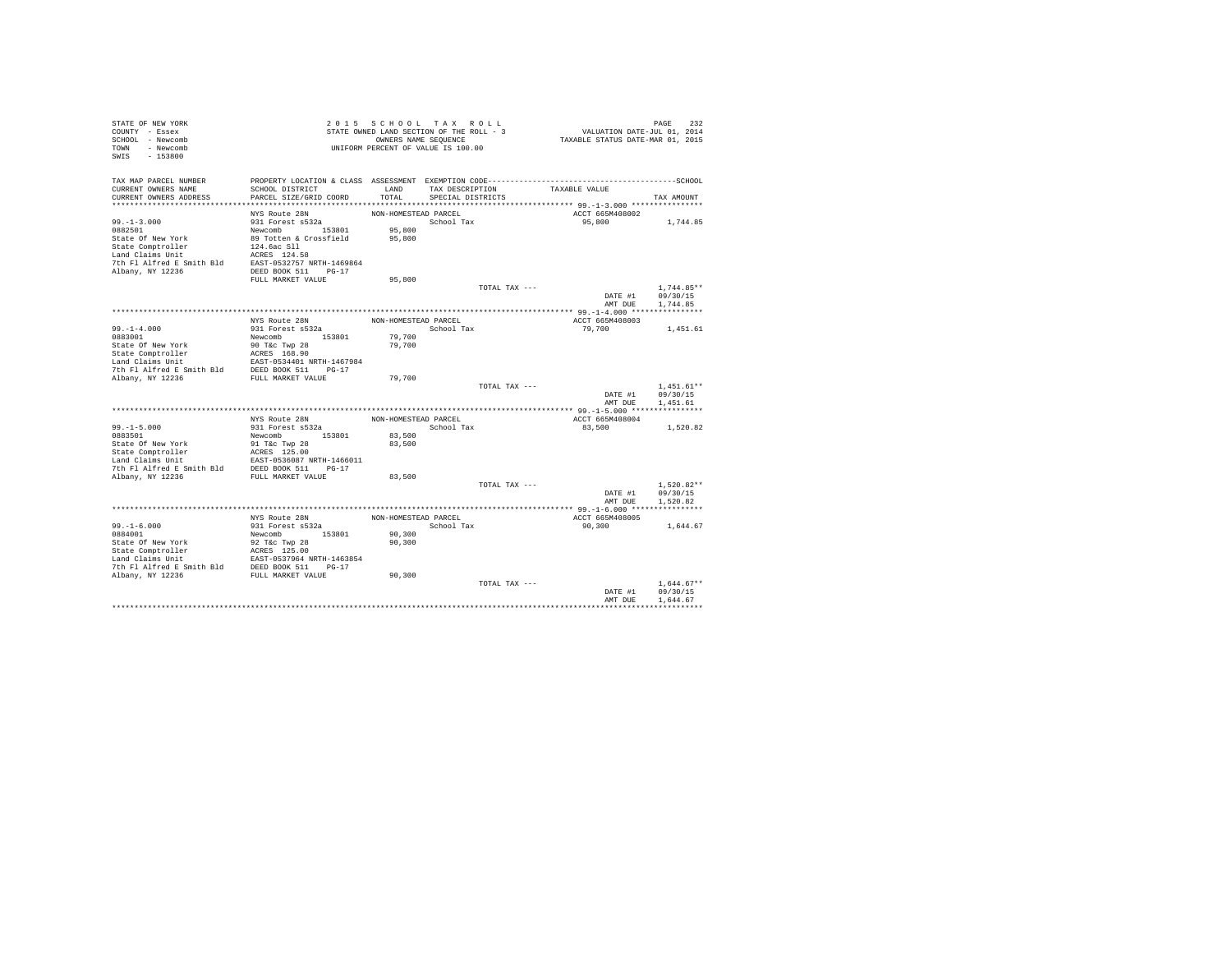STATE OF NEW YORK
COUNTY - Essex
SCHOOL - Newcomb
TOWN - Newcomb
SWIS - 153800

2 0 1 5 S C H O O L T A X R O L L
STATE OWNED LAND SECTION OF THE ROLL - 3
OWNERS NAME SEQUENCE
UNIFORM PERCENT OF VALUE IS 100.00

VALUATION DATE-JUL 01, 2014
TAXABLE STATUS DATE-MAR 01, 2015

| TAX MAP PARCEL NUMBER / CURRENT OWNERS NAME / CURRENT OWNERS ADDRESS | PROPERTY LOCATION & CLASS / SCHOOL DISTRICT / PARCEL SIZE/GRID COORD | ASSESSMENT LAND / TOTAL | EXEMPTION CODE / TAX DESCRIPTION / SPECIAL DISTRICTS | TAXABLE VALUE | TAX AMOUNT |
|---|---|---|---|---|---|
| **99.-1-3.000** | NYS Route 28N | NON-HOMESTEAD PARCEL | | ACCT 665M408002 | |
| 99.-1-3.000 | 931 Forest s532a | | School Tax | 95,800 | 1,744.85 |
| 0882501 | Newcomb 153801 | 95,800 | | | |
| State Of New York | 89 Totten & Crossfield | 95,800 | | | |
| State Comptroller | 124.6ac Sll | | | | |
| Land Claims Unit | ACRES 124.50 | | | | |
| 7th Fl Alfred E Smith Bld | EAST-0532757 NRTH-1469864 | | | | |
| Albany, NY 12236 | DEED BOOK 511 PG-17 | | | | |
| | FULL MARKET VALUE | 95,800 | | | |
| | | | TOTAL TAX --- | | 1,744.85** |
| | | | | DATE #1 | 09/30/15 |
| | | | | AMT DUE | 1,744.85 |
| **99.-1-4.000** | NYS Route 28N | NON-HOMESTEAD PARCEL | | ACCT 665M408003 | |
| 99.-1-4.000 | 931 Forest s532a | | School Tax | 79,700 | 1,451.61 |
| 0883001 | Newcomb 153801 | 79,700 | | | |
| State Of New York | 90 T&c Twp 28 | 79,700 | | | |
| State Comptroller | ACRES 168.90 | | | | |
| Land Claims Unit | EAST-0534401 NRTH-1467984 | | | | |
| 7th Fl Alfred E Smith Bld | DEED BOOK 511 PG-17 | | | | |
| Albany, NY 12236 | FULL MARKET VALUE | 79,700 | | | |
| | | | TOTAL TAX --- | | 1,451.61** |
| | | | | DATE #1 | 09/30/15 |
| | | | | AMT DUE | 1,451.61 |
| **99.-1-5.000** | NYS Route 28N | NON-HOMESTEAD PARCEL | | ACCT 665M408004 | |
| 99.-1-5.000 | 931 Forest s532a | | School Tax | 83,500 | 1,520.82 |
| 0883501 | Newcomb 153801 | 83,500 | | | |
| State Of New York | 91 T&c Twp 28 | 83,500 | | | |
| State Comptroller | ACRES 125.00 | | | | |
| Land Claims Unit | EAST-0536087 NRTH-1466011 | | | | |
| 7th Fl Alfred E Smith Bld | DEED BOOK 511 PG-17 | | | | |
| Albany, NY 12236 | FULL MARKET VALUE | 83,500 | | | |
| | | | TOTAL TAX --- | | 1,520.82** |
| | | | | DATE #1 | 09/30/15 |
| | | | | AMT DUE | 1,520.82 |
| **99.-1-6.000** | NYS Route 28N | NON-HOMESTEAD PARCEL | | ACCT 665M408005 | |
| 99.-1-6.000 | 931 Forest s532a | | School Tax | 90,300 | 1,644.67 |
| 0884001 | Newcomb 153801 | 90,300 | | | |
| State Of New York | 92 T&c Twp 28 | 90,300 | | | |
| State Comptroller | ACRES 125.00 | | | | |
| Land Claims Unit | EAST-0537964 NRTH-1463854 | | | | |
| 7th Fl Alfred E Smith Bld | DEED BOOK 511 PG-17 | | | | |
| Albany, NY 12236 | FULL MARKET VALUE | 90,300 | | | |
| | | | TOTAL TAX --- | | 1,644.67** |
| | | | | DATE #1 | 09/30/15 |
| | | | | AMT DUE | 1,644.67 |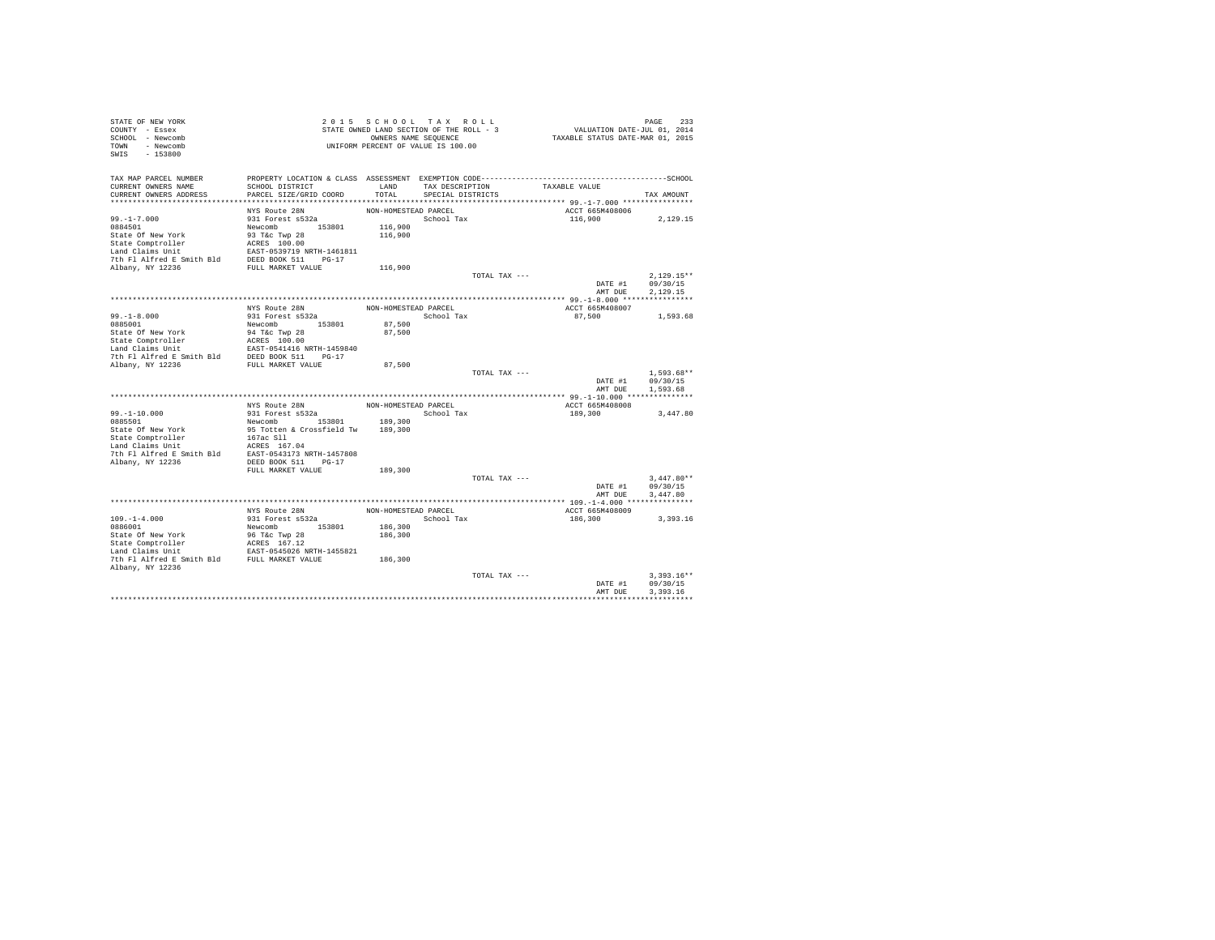STATE OF NEW YORK
COUNTY - Essex
SCHOOL - Newcomb
TOWN - Newcomb
SWIS - 153800

2 0 1 5 S C H O O L T A X R O L L
STATE OWNED LAND SECTION OF THE ROLL - 3
OWNERS NAME SEQUENCE
UNIFORM PERCENT OF VALUE IS 100.00

VALUATION DATE-JUL 01, 2014
TAXABLE STATUS DATE-MAR 01, 2015

| TAX MAP PARCEL NUMBER / CURRENT OWNERS NAME / CURRENT OWNERS ADDRESS | PROPERTY LOCATION & CLASS / SCHOOL DISTRICT / PARCEL SIZE/GRID COORD | ASSESSMENT LAND / TOTAL | EXEMPTION CODE / TAX DESCRIPTION / SPECIAL DISTRICTS | TAXABLE VALUE | SCHOOL TAX AMOUNT |
|---|---|---|---|---|---|
| 99.-1-7.000 | NYS Route 28N | NON-HOMESTEAD PARCEL | | ACCT 665M408006 | |
| 0884501 | 931 Forest s532a | | School Tax | 116,900 | 2,129.15 |
| State Of New York | Newcomb 153801 | 116,900 | | | |
| State Comptroller | 93 T&c Twp 28 | 116,900 | | | |
| Land Claims Unit | ACRES 100.00 | | | | |
| 7th Fl Alfred E Smith Bld | EAST-0539719 NRTH-1461811 | | | | |
| Albany, NY 12236 | DEED BOOK 511 PG-17 | | | | |
| | FULL MARKET VALUE | 116,900 | | | |
| | | | TOTAL TAX --- | | 2,129.15** |
| | | | | DATE #1 | 09/30/15 |
| | | | | AMT DUE | 2,129.15 |
| 99.-1-8.000 | NYS Route 28N | NON-HOMESTEAD PARCEL | | ACCT 665M408007 | |
| 0885001 | 931 Forest s532a | | School Tax | 87,500 | 1,593.68 |
| State Of New York | Newcomb 153801 | 87,500 | | | |
| State Comptroller | 94 T&c Twp 28 | 87,500 | | | |
| Land Claims Unit | ACRES 100.00 | | | | |
| 7th Fl Alfred E Smith Bld | EAST-0541416 NRTH-1459840 | | | | |
| Albany, NY 12236 | DEED BOOK 511 PG-17 | | | | |
| | FULL MARKET VALUE | 87,500 | | | |
| | | | TOTAL TAX --- | | 1,593.68** |
| | | | | DATE #1 | 09/30/15 |
| | | | | AMT DUE | 1,593.68 |
| 99.-1-10.000 | NYS Route 28N | NON-HOMESTEAD PARCEL | | ACCT 665M408008 | |
| 0885501 | 931 Forest s532a | | School Tax | 189,300 | 3,447.80 |
| State Of New York | Newcomb 153801 | 189,300 | | | |
| State Comptroller | 95 Totten & Crossfield Tw | 189,300 | | | |
| Land Claims Unit | 167ac Sll | | | | |
| 7th Fl Alfred E Smith Bld | ACRES 167.04 | | | | |
| Albany, NY 12236 | EAST-0543173 NRTH-1457808 | | | | |
| | DEED BOOK 511 PG-17 | | | | |
| | FULL MARKET VALUE | 189,300 | | | |
| | | | TOTAL TAX --- | | 3,447.80** |
| | | | | DATE #1 | 09/30/15 |
| | | | | AMT DUE | 3,447.80 |
| 109.-1-4.000 | NYS Route 28N | NON-HOMESTEAD PARCEL | | ACCT 665M408009 | |
| 0886001 | 931 Forest s532a | | School Tax | 186,300 | 3,393.16 |
| State Of New York | Newcomb 153801 | 186,300 | | | |
| State Comptroller | 96 T&c Twp 28 | 186,300 | | | |
| Land Claims Unit | ACRES 167.12 | | | | |
| 7th Fl Alfred E Smith Bld | EAST-0545026 NRTH-1455821 | | | | |
| Albany, NY 12236 | FULL MARKET VALUE | 186,300 | | | |
| | | | TOTAL TAX --- | | 3,393.16** |
| | | | | DATE #1 | 09/30/15 |
| | | | | AMT DUE | 3,393.16 |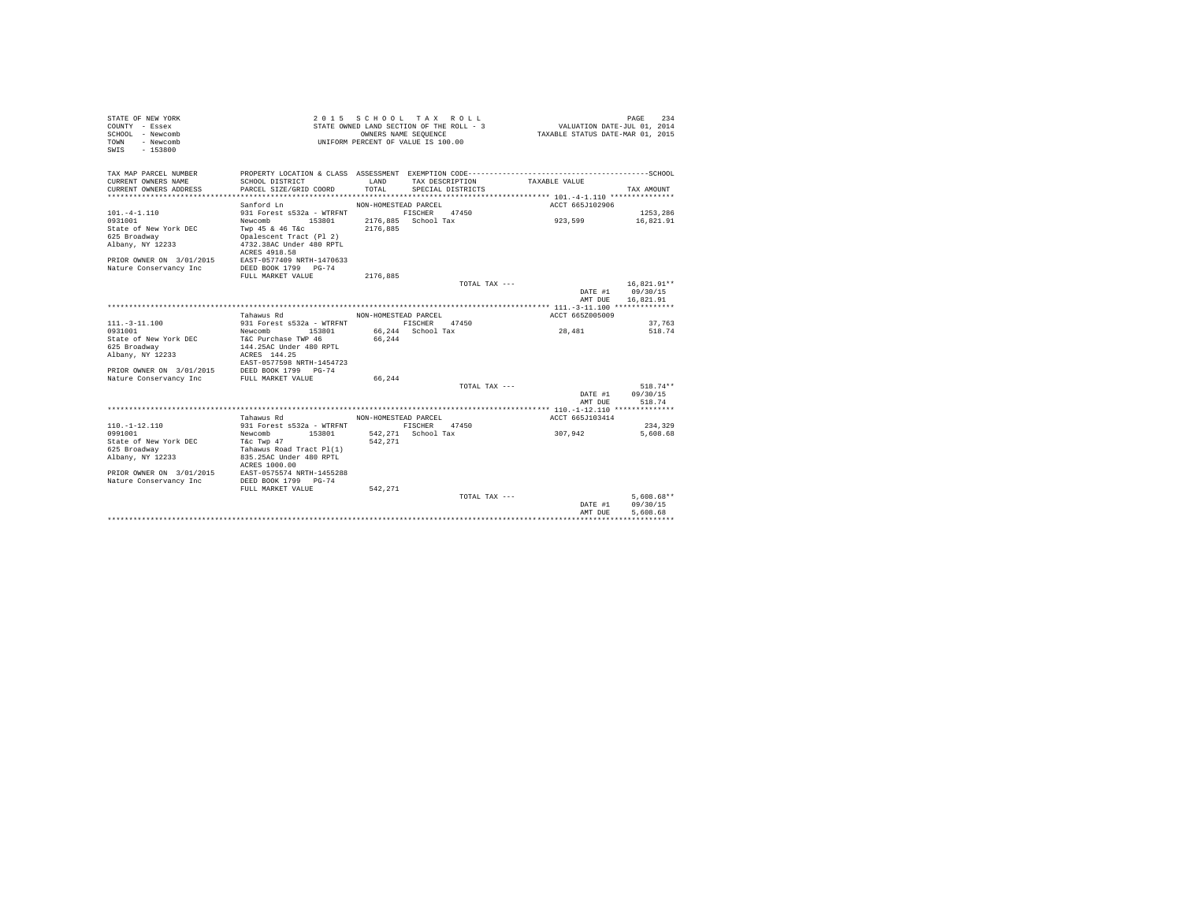STATE OF NEW YORK
COUNTY - Essex
SCHOOL - Newcomb
TOWN - Newcomb
SWIS - 153800

2 0 1 5 S C H O O L T A X R O L L
STATE OWNED LAND SECTION OF THE ROLL - 3
OWNERS NAME SEQUENCE
UNIFORM PERCENT OF VALUE IS 100.00

VALUATION DATE-JUL 01, 2014
TAXABLE STATUS DATE-MAR 01, 2015

| TAX MAP PARCEL NUMBER / CURRENT OWNERS NAME / CURRENT OWNERS ADDRESS | PROPERTY LOCATION & CLASS / SCHOOL DISTRICT / PARCEL SIZE/GRID COORD | ASSESSMENT LAND / TOTAL | EXEMPTION CODE / TAX DESCRIPTION / SPECIAL DISTRICTS | TAXABLE VALUE | SCHOOL / TAX AMOUNT |
|---|---|---|---|---|---|
| **101.-4-1.110** | Sanford Ln | NON-HOMESTEAD PARCEL | | ACCT 665J102906 | |
| 101.-4-1.110 | 931 Forest s532a - WTRFNT | | FISCHER 47450 | | 1253,286 |
| 0931001 | Newcomb 153801 | 2176,885 | School Tax | 923,599 | 16,821.91 |
| State of New York DEC | Twp 45 & 46 T&c | 2176,885 | | | |
| 625 Broadway | Opalescent Tract (Pl 2) | | | | |
| Albany, NY 12233 | 4732.38AC Under 480 RPTL | | | | |
| | ACRES 4918.58 | | | | |
| PRIOR OWNER ON 3/01/2015 | EAST-0577409 NRTH-1470633 | | | | |
| Nature Conservancy Inc | DEED BOOK 1799 PG-74 | | | | |
| | FULL MARKET VALUE | 2176,885 | | | |
| | | | TOTAL TAX --- | | 16,821.91** |
| | | | | DATE #1 | 09/30/15 |
| | | | | AMT DUE | 16,821.91 |
| **111.-3-11.100** | Tahawus Rd | NON-HOMESTEAD PARCEL | | ACCT 665Z005009 | |
| 111.-3-11.100 | 931 Forest s532a - WTRFNT | | FISCHER 47450 | | 37,763 |
| 0931001 | Newcomb 153801 | 66,244 | School Tax | 28,481 | 518.74 |
| State of New York DEC | T&C Purchase TWP 46 | 66,244 | | | |
| 625 Broadway | 144.25AC Under 480 RPTL | | | | |
| Albany, NY 12233 | ACRES 144.25 | | | | |
| | EAST-0577598 NRTH-1454723 | | | | |
| PRIOR OWNER ON 3/01/2015 | DEED BOOK 1799 PG-74 | | | | |
| Nature Conservancy Inc | FULL MARKET VALUE | 66,244 | | | |
| | | | TOTAL TAX --- | | 518.74** |
| | | | | DATE #1 | 09/30/15 |
| | | | | AMT DUE | 518.74 |
| **110.-1-12.110** | Tahawus Rd | NON-HOMESTEAD PARCEL | | ACCT 665J103414 | |
| 110.-1-12.110 | 931 Forest s532a - WTRFNT | | FISCHER 47450 | | 234,329 |
| 0991001 | Newcomb 153801 | 542,271 | School Tax | 307,942 | 5,608.68 |
| State of New York DEC | T&c Twp 47 | 542,271 | | | |
| 625 Broadway | Tahawus Road Tract Pl(1) | | | | |
| Albany, NY 12233 | 835.25AC Under 480 RPTL | | | | |
| | ACRES 1000.00 | | | | |
| PRIOR OWNER ON 3/01/2015 | EAST-0575574 NRTH-1455288 | | | | |
| Nature Conservancy Inc | DEED BOOK 1799 PG-74 | | | | |
| | FULL MARKET VALUE | 542,271 | | | |
| | | | TOTAL TAX --- | | 5,608.68** |
| | | | | DATE #1 | 09/30/15 |
| | | | | AMT DUE | 5,608.68 |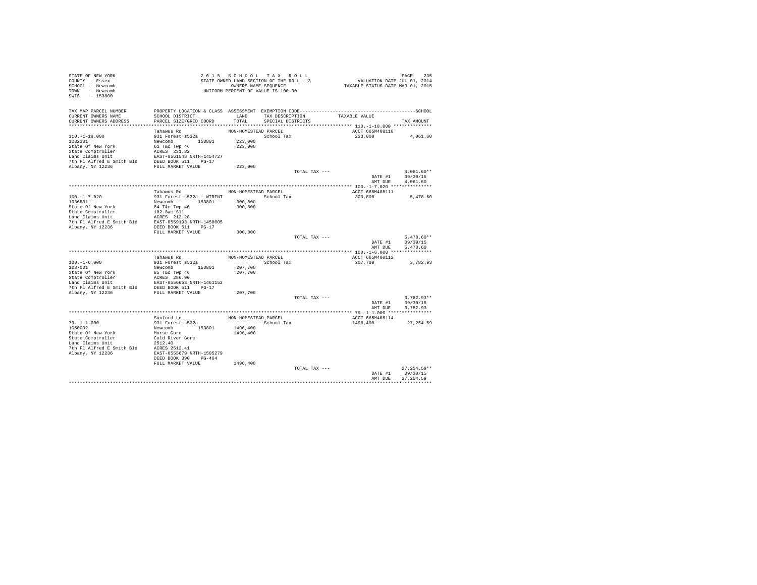```
STATE OF NEW YORK                    2 0 1 5   S C H O O L   T A X   R O L L                              PAGE    235
COUNTY  - Essex                      STATE OWNED LAND SECTION OF THE ROLL - 3             VALUATION DATE-JUL 01, 2014
SCHOOL  - Newcomb                            OWNERS NAME SEQUENCE                      TAXABLE STATUS DATE-MAR 01, 2015
TOWN    - Newcomb                     UNIFORM PERCENT OF VALUE IS 100.00
SWIS    - 153800

TAX MAP PARCEL NUMBER          PROPERTY LOCATION & CLASS  ASSESSMENT  EXEMPTION CODE------------------------------------------------SCHOOL
CURRENT OWNERS NAME            SCHOOL DISTRICT               LAND      TAX DESCRIPTION            TAXABLE VALUE
CURRENT OWNERS ADDRESS         PARCEL SIZE/GRID COORD        TOTAL     SPECIAL DISTRICTS                                    TAX AMOUNT
*********************************************************************************************** 110.-1-18.000 **************
                               Tahawus Rd                  NON-HOMESTEAD PARCEL                     ACCT 665M408110
110.-1-18.000                  931 Forest s532a                        School Tax                   223,000             4,061.60
1032201                        Newcomb        153801       223,000
State Of New York              61 T&c Twp 46               223,000
State Comptroller              ACRES  231.82
Land Claims Unit               EAST-0561548 NRTH-1454727
7th Fl Alfred E Smith Bld      DEED BOOK 511    PG-17
Albany, NY 12236               FULL MARKET VALUE           223,000
                                                                       TOTAL TAX ---                                   4,061.60**
                                                                                                      DATE #1          09/30/15
                                                                                                      AMT DUE          4,061.60
*********************************************************************************************** 100.-1-7.020 ***************
                               Tahawus Rd                  NON-HOMESTEAD PARCEL                     ACCT 665M408111
100.-1-7.020                   931 Forest s532a - WTRFNT               School Tax                   300,800             5,478.60
1036801                        Newcomb        153801       300,800
State Of New York              84 T&c Twp 46               300,800
State Comptroller              182.8ac Sll
Land Claims Unit               ACRES  212.28
7th Fl Alfred E Smith Bld      EAST-0559193 NRTH-1458005
Albany, NY 12236               DEED BOOK 511    PG-17
                               FULL MARKET VALUE           300,800
                                                                       TOTAL TAX ---                                   5,478.60**
                                                                                                      DATE #1          09/30/15
                                                                                                      AMT DUE          5,478.60
*********************************************************************************************** 100.-1-6.000 ***************
                               Tahawus Rd                  NON-HOMESTEAD PARCEL                     ACCT 665M408112
100.-1-6.000                   931 Forest s532a                        School Tax                   207,700             3,782.93
1037001                        Newcomb        153801       207,700
State Of New York              85 T&c Twp 46               207,700
State Comptroller              ACRES  286.90
Land Claims Unit               EAST-0556653 NRTH-1461152
7th Fl Alfred E Smith Bld      DEED BOOK 511    PG-17
Albany, NY 12236               FULL MARKET VALUE           207,700
                                                                       TOTAL TAX ---                                   3,782.93**
                                                                                                      DATE #1          09/30/15
                                                                                                      AMT DUE          3,782.93
*********************************************************************************************** 79.-1-1.000 ****************
                               Sanford Ln                  NON-HOMESTEAD PARCEL                     ACCT 665M408114
79.-1-1.000                    931 Forest s532a                        School Tax                   1496,400           27,254.59
1050002                        Newcomb        153801      1496,400
State Of New York              Morse Gore                 1496,400
State Comptroller              Cold River Gore
Land Claims Unit               2512.40
7th Fl Alfred E Smith Bld      ACRES 2512.41
Albany, NY 12236               EAST-0555679 NRTH-1505279
                               DEED BOOK 390    PG-464
                               FULL MARKET VALUE          1496,400
                                                                       TOTAL TAX ---                                  27,254.59**
                                                                                                      DATE #1          09/30/15
                                                                                                      AMT DUE         27,254.59
****************************************************************************************************************************
```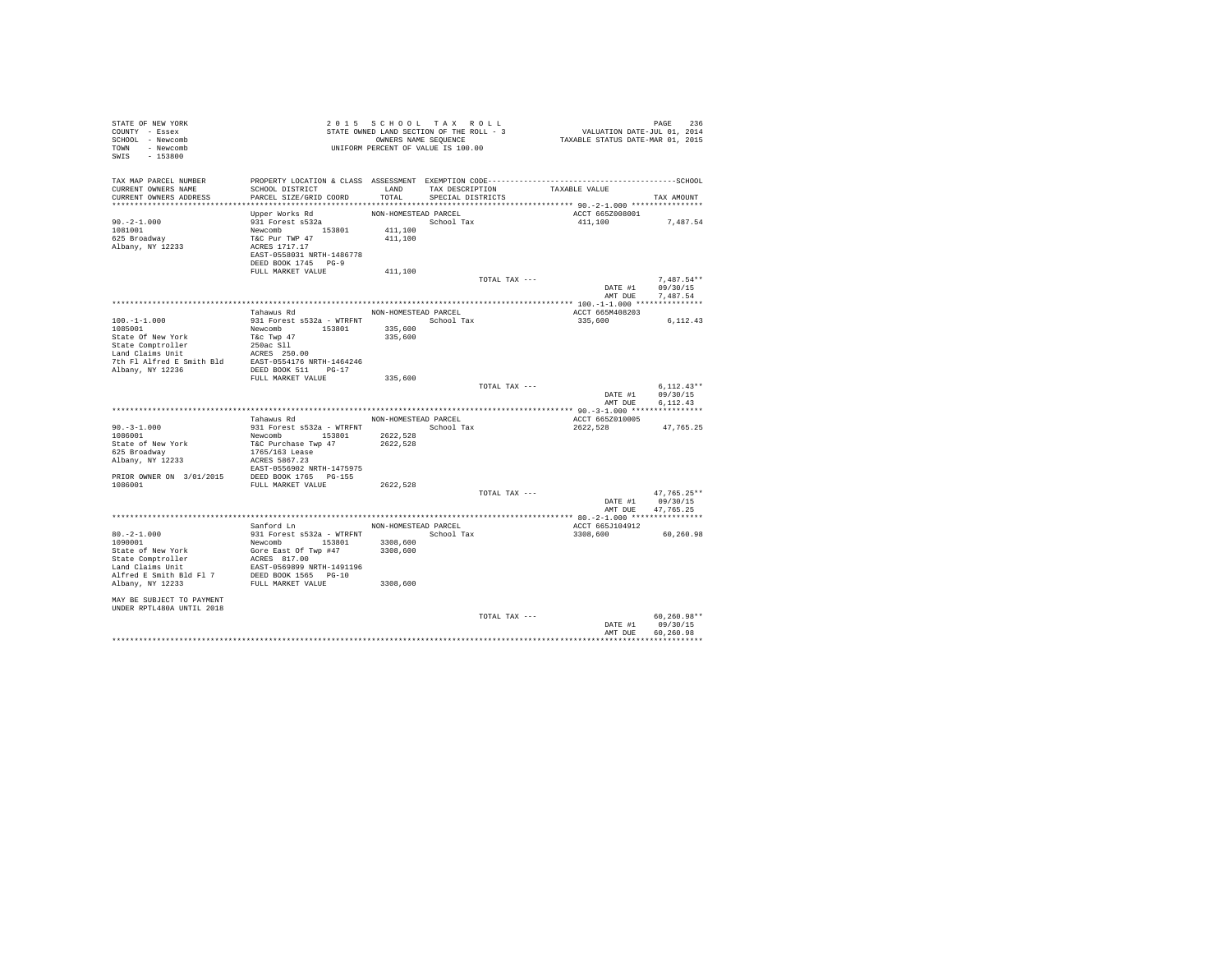STATE OF NEW YORK
COUNTY - Essex
SCHOOL - Newcomb
TOWN - Newcomb
SWIS - 153800

2015 SCHOOL TAX ROLL
STATE OWNED LAND SECTION OF THE ROLL - 3
OWNERS NAME SEQUENCE
UNIFORM PERCENT OF VALUE IS 100.00

VALUATION DATE-JUL 01, 2014
TAXABLE STATUS DATE-MAR 01, 2015

| TAX MAP PARCEL NUMBER / CURRENT OWNERS NAME / CURRENT OWNERS ADDRESS | PROPERTY LOCATION & CLASS / SCHOOL DISTRICT / PARCEL SIZE/GRID COORD | ASSESSMENT LAND / TOTAL | EXEMPTION CODE / TAX DESCRIPTION / SPECIAL DISTRICTS | TAXABLE VALUE | TAX AMOUNT |
|---|---|---|---|---|---|
| 90.-2-1.000 | Upper Works Rd | NON-HOMESTEAD PARCEL | | ACCT 665Z008001 | |
| 1081001 | 931 Forest s532a | | School Tax | 411,100 | 7,487.54 |
| 625 Broadway | Newcomb 153801 | 411,100 | | | |
| Albany, NY 12233 | T&C Pur TWP 47 | 411,100 | | | |
| | ACRES 1717.17 | | | | |
| | EAST-0558031 NRTH-1486778 | | | | |
| | DEED BOOK 1745 PG-9 | | | | |
| | FULL MARKET VALUE | 411,100 | | | |
| | | | TOTAL TAX --- | | 7,487.54** |
| | | | | DATE #1 | 09/30/15 |
| | | | | AMT DUE | 7,487.54 |
| 100.-1-1.000 | Tahawus Rd | NON-HOMESTEAD PARCEL | | ACCT 665M408203 | |
| 1085001 | 931 Forest s532a - WTRFNT | | School Tax | 335,600 | 6,112.43 |
| State Of New York | Newcomb 153801 | 335,600 | | | |
| State Comptroller | T&c Twp 47 | 335,600 | | | |
| Land Claims Unit | 250ac Sll | | | | |
| 7th Fl Alfred E Smith Bld | ACRES 250.00 | | | | |
| Albany, NY 12236 | EAST-0554176 NRTH-1464246 | | | | |
| | DEED BOOK 511 PG-17 | | | | |
| | FULL MARKET VALUE | 335,600 | | | |
| | | | TOTAL TAX --- | | 6,112.43** |
| | | | | DATE #1 | 09/30/15 |
| | | | | AMT DUE | 6,112.43 |
| 90.-3-1.000 | Tahawus Rd | NON-HOMESTEAD PARCEL | | ACCT 665Z010005 | |
| 1086001 | 931 Forest s532a - WTRFNT | | School Tax | 2622,528 | 47,765.25 |
| State of New York | Newcomb 153801 | 2622,528 | | | |
| 625 Broadway | T&C Purchase Twp 47 | 2622,528 | | | |
| Albany, NY 12233 | 1765/163 Lease | | | | |
| | ACRES 5867.23 | | | | |
| | EAST-0556902 NRTH-1475975 | | | | |
| PRIOR OWNER ON 3/01/2015 | DEED BOOK 1765 PG-155 | | | | |
| 1086001 | FULL MARKET VALUE | 2622,528 | | | |
| | | | TOTAL TAX --- | | 47,765.25** |
| | | | | DATE #1 | 09/30/15 |
| | | | | AMT DUE | 47,765.25 |
| 80.-2-1.000 | Sanford Ln | NON-HOMESTEAD PARCEL | | ACCT 665J104912 | |
| 1090001 | 931 Forest s532a - WTRFNT | | School Tax | 3308,600 | 60,260.98 |
| State of New York | Newcomb 153801 | 3308,600 | | | |
| State Comptroller | Gore East Of Twp #47 | 3308,600 | | | |
| Land Claims Unit | ACRES 817.00 | | | | |
| Alfred E Smith Bld Fl 7 | EAST-0569899 NRTH-1491196 | | | | |
| Albany, NY 12233 | DEED BOOK 1565 PG-10 | | | | |
| | FULL MARKET VALUE | 3308,600 | | | |
| MAY BE SUBJECT TO PAYMENT UNDER RPTL480A UNTIL 2018 | | | | | |
| | | | TOTAL TAX --- | | 60,260.98** |
| | | | | DATE #1 | 09/30/15 |
| | | | | AMT DUE | 60,260.98 |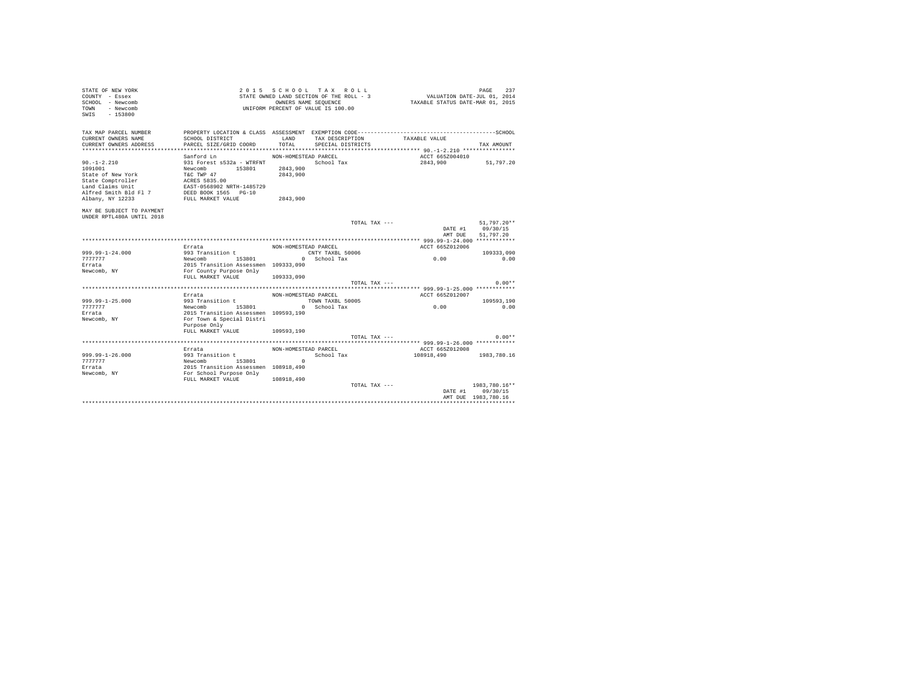```
STATE OF NEW YORK                          2 0 1 5   S C H O O L   T A X   R O L L                                     PAGE   237
COUNTY  - Essex                          STATE OWNED LAND SECTION OF THE ROLL - 3                    VALUATION DATE-JUL 01, 2014
SCHOOL  - Newcomb                                  OWNERS NAME SEQUENCE                          TAXABLE STATUS DATE-MAR 01, 2015
TOWN    - Newcomb                           UNIFORM PERCENT OF VALUE IS 100.00
SWIS    - 153800

TAX MAP PARCEL NUMBER          PROPERTY LOCATION & CLASS  ASSESSMENT  EXEMPTION CODE------------------------------------------------SCHOOL
CURRENT OWNERS NAME            SCHOOL DISTRICT              LAND      TAX DESCRIPTION           TAXABLE VALUE
CURRENT OWNERS ADDRESS         PARCEL SIZE/GRID COORD       TOTAL     SPECIAL DISTRICTS                                       TAX AMOUNT
********************************************************************************************************** 90.-1-2.210 ****************
                               Sanford Ln                 NON-HOMESTEAD PARCEL                      ACCT 665Z004010
90.-1-2.210                    931 Forest s532a - WTRFNT            School Tax                      2843,900            51,797.20
1091001                        Newcomb        153801       2843,900
State of New York              T&C TWP 47                  2843,900
State Comptroller              ACRES 5835.00
Land Claims Unit               EAST-0568902 NRTH-1485729
Alfred Smith Bld Fl 7          DEED BOOK 1565   PG-10
Albany, NY 12233               FULL MARKET VALUE           2843,900

MAY BE SUBJECT TO PAYMENT
UNDER RPTL480A UNTIL 2018
                                                                      TOTAL TAX ---                                       51,797.20**
                                                                                                             DATE #1       09/30/15
                                                                                                             AMT DUE      51,797.20
********************************************************************************************************** 999.99-1-24.000 ************
                               Errata                     NON-HOMESTEAD PARCEL                      ACCT 665Z012006
999.99-1-24.000                993 Transition t                     CNTY TAXBL 50006                                      109333,090
7777777                        Newcomb        153801             0  School Tax                          0.00                   0.00
Errata                         2015 Transition Assessmen  109333,090
Newcomb, NY                    For County Purpose Only
                               FULL MARKET VALUE          109333,090
                                                                      TOTAL TAX ---                                            0.00**
********************************************************************************************************** 999.99-1-25.000 ************
                               Errata                     NON-HOMESTEAD PARCEL                      ACCT 665Z012007
999.99-1-25.000                993 Transition t                     TOWN TAXBL 50005                                      109593,190
7777777                        Newcomb        153801             0  School Tax                          0.00                   0.00
Errata                         2015 Transition Assessmen  109593,190
Newcomb, NY                    For Town & Special Distri
                               Purpose Only
                               FULL MARKET VALUE          109593,190
                                                                      TOTAL TAX ---                                            0.00**
********************************************************************************************************** 999.99-1-26.000 ************
                               Errata                     NON-HOMESTEAD PARCEL                      ACCT 665Z012008
999.99-1-26.000                993 Transition t                     School Tax                    108918,490          1983,780.16
7777777                        Newcomb        153801             0
Errata                         2015 Transition Assessmen  108918,490
Newcomb, NY                    For School Purpose Only
                               FULL MARKET VALUE          108918,490
                                                                      TOTAL TAX ---                                     1983,780.16**
                                                                                                             DATE #1       09/30/15
                                                                                                             AMT DUE    1983,780.16
***************************************************************************************************************************************
```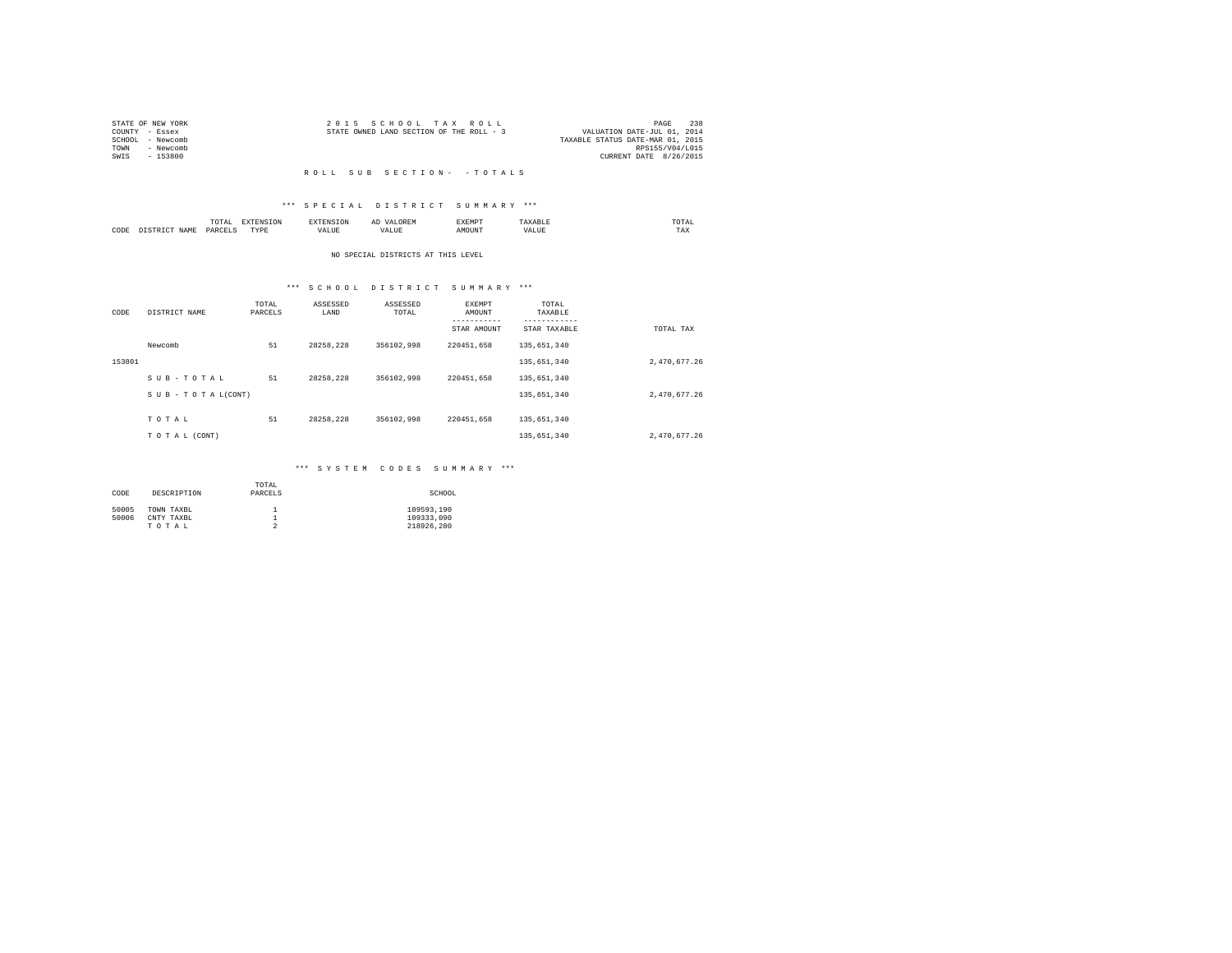STATE OF NEW YORK
COUNTY - Essex
SCHOOL - Newcomb
TOWN - Newcomb
SWIS - 153800

2 0 1 5 S C H O O L T A X R O L L
STATE OWNED LAND SECTION OF THE ROLL - 3

VALUATION DATE-JUL 01, 2014
TAXABLE STATUS DATE-MAR 01, 2015
RPS155/V04/L015
CURRENT DATE 8/26/2015

R O L L S U B S E C T I O N - - T O T A L S

*** S P E C I A L D I S T R I C T S U M M A R Y ***

| CODE | DISTRICT NAME | TOTAL PARCELS | EXTENSION TYPE | EXTENSION VALUE | AD VALOREM VALUE | EXEMPT AMOUNT | TAXABLE VALUE | TOTAL TAX |
|---|---|---|---|---|---|---|---|---|

NO SPECIAL DISTRICTS AT THIS LEVEL

*** S C H O O L D I S T R I C T S U M M A R Y ***

| CODE | DISTRICT NAME | TOTAL PARCELS | ASSESSED LAND | ASSESSED TOTAL | EXEMPT AMOUNT / STAR AMOUNT | TOTAL TAXABLE / STAR TAXABLE | TOTAL TAX |
|---|---|---|---|---|---|---|---|
| | Newcomb | 51 | 28258,228 | 356102,998 | 220451,658 | 135,651,340 | |
| 153801 | | | | | | 135,651,340 | 2,470,677.26 |
| | S U B - T O T A L | 51 | 28258,228 | 356102,998 | 220451,658 | 135,651,340 | |
| | S U B - T O T A L(CONT) | | | | | 135,651,340 | 2,470,677.26 |
| | T O T A L | 51 | 28258,228 | 356102,998 | 220451,658 | 135,651,340 | |
| | T O T A L (CONT) | | | | | 135,651,340 | 2,470,677.26 |

*** S Y S T E M C O D E S S U M M A R Y ***

| CODE | DESCRIPTION | TOTAL PARCELS | SCHOOL |
|---|---|---|---|
| 50005 | TOWN TAXBL | 1 | 109593,190 |
| 50006 | CNTY TAXBL | 1 | 109333,090 |
| | T O T A L | 2 | 218926,280 |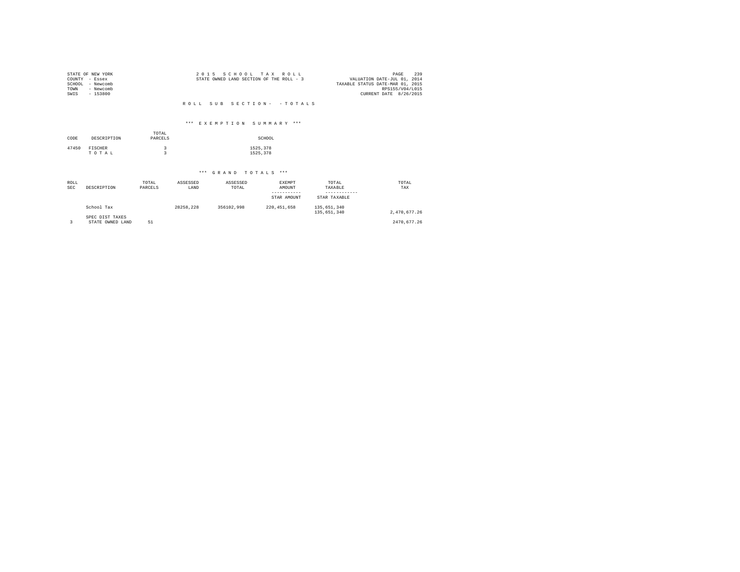STATE OF NEW YORK
COUNTY - Essex
SCHOOL - Newcomb
TOWN - Newcomb
SWIS - 153800

2 0 1 5 S C H O O L T A X R O L L
STATE OWNED LAND SECTION OF THE ROLL - 3

VALUATION DATE-JUL 01, 2014
TAXABLE STATUS DATE-MAR 01, 2015
RPS155/V04/L015
CURRENT DATE 8/26/2015

R O L L S U B S E C T I O N - - T O T A L S

*** E X E M P T I O N S U M M A R Y ***

| CODE | DESCRIPTION | TOTAL PARCELS | SCHOOL |
|---|---|---|---|
| 47450 | FISCHER | 3 | 1525,378 |
| | T O T A L | 3 | 1525,378 |

*** G R A N D T O T A L S ***

| ROLL SEC | DESCRIPTION | TOTAL PARCELS | ASSESSED LAND | ASSESSED TOTAL | EXEMPT AMOUNT / STAR AMOUNT | TOTAL TAXABLE / STAR TAXABLE | TOTAL TAX |
|---|---|---|---|---|---|---|---|
| | School Tax | | 28258,228 | 356102,998 | 220,451,658 | 135,651,340 | |
| | | | | | | 135,651,340 | 2,470,677.26 |
| | SPEC DIST TAXES | | | | | | |
| 3 | STATE OWNED LAND | 51 | | | | | 2470,677.26 |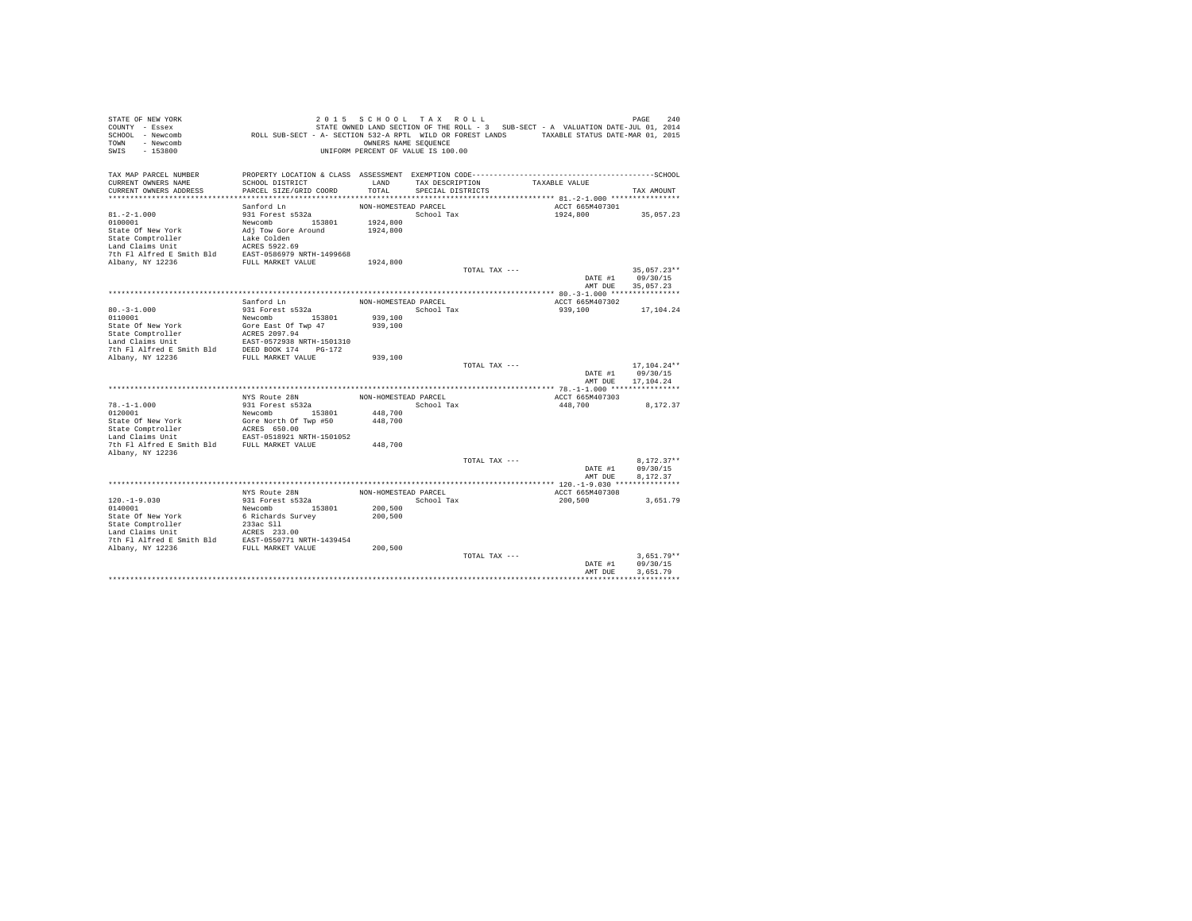```
STATE OF NEW YORK                        2 0 1 5   S C H O O L   T A X   R O L L                                    PAGE   240
COUNTY  - Essex                          STATE OWNED LAND SECTION OF THE ROLL - 3   SUB-SECT - A  VALUATION DATE-JUL 01, 2014
SCHOOL  - Newcomb              ROLL SUB-SECT - A- SECTION 532-A RPTL  WILD OR FOREST LANDS       TAXABLE STATUS DATE-MAR 01, 2015
TOWN    - Newcomb                                         OWNERS NAME SEQUENCE
SWIS    - 153800                                   UNIFORM PERCENT OF VALUE IS 100.00

TAX MAP PARCEL NUMBER          PROPERTY LOCATION & CLASS  ASSESSMENT  EXEMPTION CODE-----------------------------------------------SCHOOL
CURRENT OWNERS NAME            SCHOOL DISTRICT              LAND      TAX DESCRIPTION             TAXABLE VALUE
CURRENT OWNERS ADDRESS         PARCEL SIZE/GRID COORD       TOTAL     SPECIAL DISTRICTS                                        TAX AMOUNT
****************************************************************************************************** 81.-2-1.000 ****************
                               Sanford Ln                  NON-HOMESTEAD PARCEL                         ACCT 665M407301
81.-2-1.000                    931 Forest s532a                          School Tax                     1924,800            35,057.23
0100001                        Newcomb        153801       1924,800
State Of New York              Adj Tow Gore Around         1924,800
State Comptroller              Lake Colden
Land Claims Unit               ACRES 5922.69
7th Fl Alfred E Smith Bld      EAST-0586979 NRTH-1499668
Albany, NY 12236               FULL MARKET VALUE           1924,800
                                                                         TOTAL TAX ---                                      35,057.23**
                                                                                                              DATE #1        09/30/15
                                                                                                              AMT DUE       35,057.23
****************************************************************************************************** 80.-3-1.000 ****************
                               Sanford Ln                  NON-HOMESTEAD PARCEL                         ACCT 665M407302
80.-3-1.000                    931 Forest s532a                          School Tax                     939,100             17,104.24
0110001                        Newcomb        153801        939,100
State Of New York              Gore East Of Twp 47          939,100
State Comptroller              ACRES 2097.94
Land Claims Unit               EAST-0572938 NRTH-1501310
7th Fl Alfred E Smith Bld      DEED BOOK 174    PG-172
Albany, NY 12236               FULL MARKET VALUE            939,100
                                                                         TOTAL TAX ---                                      17,104.24**
                                                                                                              DATE #1        09/30/15
                                                                                                              AMT DUE       17,104.24
****************************************************************************************************** 78.-1-1.000 ****************
                               NYS Route 28N               NON-HOMESTEAD PARCEL                         ACCT 665M407303
78.-1-1.000                    931 Forest s532a                          School Tax                     448,700              8,172.37
0120001                        Newcomb        153801        448,700
State Of New York              Gore North Of Twp #50        448,700
State Comptroller              ACRES  650.00
Land Claims Unit               EAST-0518921 NRTH-1501052
7th Fl Alfred E Smith Bld      FULL MARKET VALUE            448,700
Albany, NY 12236
                                                                         TOTAL TAX ---                                       8,172.37**
                                                                                                              DATE #1        09/30/15
                                                                                                              AMT DUE        8,172.37
****************************************************************************************************** 120.-1-9.030 ***************
                               NYS Route 28N               NON-HOMESTEAD PARCEL                         ACCT 665M407308
120.-1-9.030                   931 Forest s532a                          School Tax                     200,500              3,651.79
0140001                        Newcomb        153801        200,500
State Of New York              6 Richards Survey            200,500
State Comptroller              233ac Sll
Land Claims Unit               ACRES  233.00
7th Fl Alfred E Smith Bld      EAST-0550771 NRTH-1439454
Albany, NY 12236               FULL MARKET VALUE            200,500
                                                                         TOTAL TAX ---                                       3,651.79**
                                                                                                              DATE #1        09/30/15
                                                                                                              AMT DUE        3,651.79
************************************************************************************************************************************
```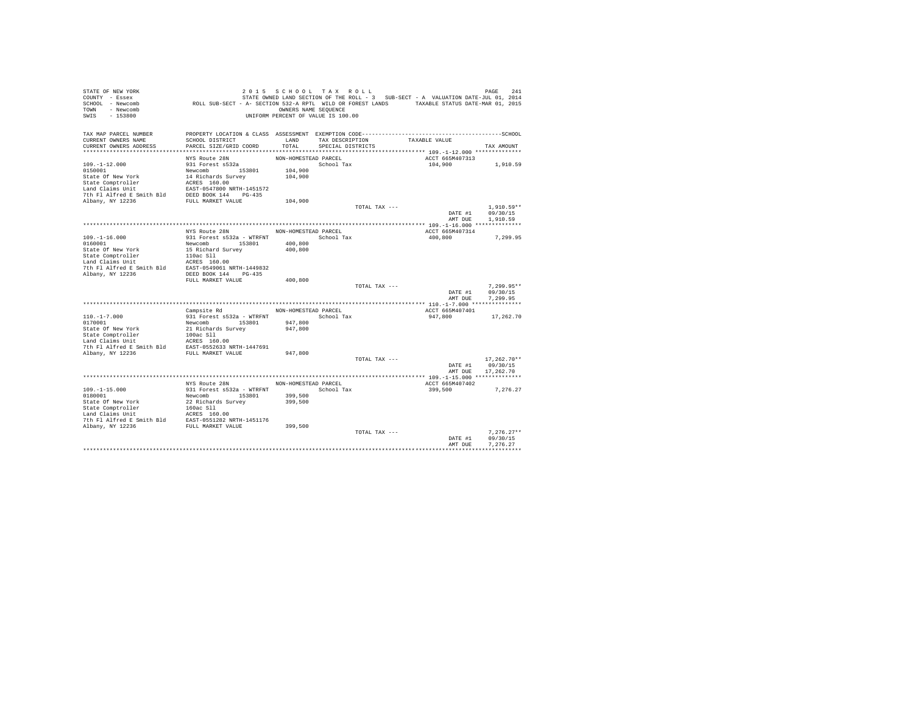STATE OF NEW YORK — 2 0 1 5 S C H O O L T A X R O L L — PAGE 241
COUNTY - Essex — STATE OWNED LAND SECTION OF THE ROLL - 3 SUB-SECT - A VALUATION DATE-JUL 01, 2014
SCHOOL - Newcomb — ROLL SUB-SECT - A- SECTION 532-A RPTL WILD OR FOREST LANDS — TAXABLE STATUS DATE-MAR 01, 2015
TOWN - Newcomb — OWNERS NAME SEQUENCE
SWIS - 153800 — UNIFORM PERCENT OF VALUE IS 100.00

| TAX MAP PARCEL NUMBER / CURRENT OWNERS NAME / CURRENT OWNERS ADDRESS | PROPERTY LOCATION & CLASS / SCHOOL DISTRICT / PARCEL SIZE/GRID COORD | ASSESSMENT LAND / TOTAL | EXEMPTION CODE / TAX DESCRIPTION / SPECIAL DISTRICTS | TAXABLE VALUE | TAX AMOUNT |
|---|---|---|---|---|---|
| 109.-1-12.000 | NYS Route 28N | NON-HOMESTEAD PARCEL | | ACCT 665M407313 | |
| 0150001 | 931 Forest s532a | | School Tax | 104,900 | 1,910.59 |
| State Of New York | Newcomb 153801 | 104,900 | | | |
| State Comptroller | 14 Richards Survey | 104,900 | | | |
| Land Claims Unit | ACRES 160.00 | | | | |
| 7th Fl Alfred E Smith Bld | EAST-0547800 NRTH-1451572 | | | | |
| Albany, NY 12236 | DEED BOOK 144 PG-435 | | | | |
| | FULL MARKET VALUE | 104,900 | | | |
| | | | TOTAL TAX --- | | 1,910.59** |
| | | | | DATE #1 | 09/30/15 |
| | | | | AMT DUE | 1,910.59 |
| 109.-1-16.000 | NYS Route 28N | NON-HOMESTEAD PARCEL | | ACCT 665M407314 | |
| 0160001 | 931 Forest s532a - WTRFNT | | School Tax | 400,800 | 7,299.95 |
| State Of New York | Newcomb 153801 | 400,800 | | | |
| State Comptroller | 15 Richard Survey | 400,800 | | | |
| Land Claims Unit | 110ac Sll | | | | |
| 7th Fl Alfred E Smith Bld | ACRES 160.00 | | | | |
| Albany, NY 12236 | EAST-0549061 NRTH-1449832 | | | | |
| | DEED BOOK 144 PG-435 | | | | |
| | FULL MARKET VALUE | 400,800 | | | |
| | | | TOTAL TAX --- | | 7,299.95** |
| | | | | DATE #1 | 09/30/15 |
| | | | | AMT DUE | 7,299.95 |
| 110.-1-7.000 | Campsite Rd | NON-HOMESTEAD PARCEL | | ACCT 665M407401 | |
| 0170001 | 931 Forest s532a - WTRFNT | | School Tax | 947,800 | 17,262.70 |
| State Of New York | Newcomb 153801 | 947,800 | | | |
| State Comptroller | 21 Richards Survey | 947,800 | | | |
| Land Claims Unit | 100ac Sll | | | | |
| 7th Fl Alfred E Smith Bld | ACRES 160.00 | | | | |
| Albany, NY 12236 | EAST-0552633 NRTH-1447691 | | | | |
| | FULL MARKET VALUE | 947,800 | | | |
| | | | TOTAL TAX --- | | 17,262.70** |
| | | | | DATE #1 | 09/30/15 |
| | | | | AMT DUE | 17,262.70 |
| 109.-1-15.000 | NYS Route 28N | NON-HOMESTEAD PARCEL | | ACCT 665M407402 | |
| 0180001 | 931 Forest s532a - WTRFNT | | School Tax | 399,500 | 7,276.27 |
| State Of New York | Newcomb 153801 | 399,500 | | | |
| State Comptroller | 22 Richards Survey | 399,500 | | | |
| Land Claims Unit | 160ac Sll | | | | |
| 7th Fl Alfred E Smith Bld | ACRES 160.00 | | | | |
| Albany, NY 12236 | EAST-0551282 NRTH-1451176 | | | | |
| | FULL MARKET VALUE | 399,500 | | | |
| | | | TOTAL TAX --- | | 7,276.27** |
| | | | | DATE #1 | 09/30/15 |
| | | | | AMT DUE | 7,276.27 |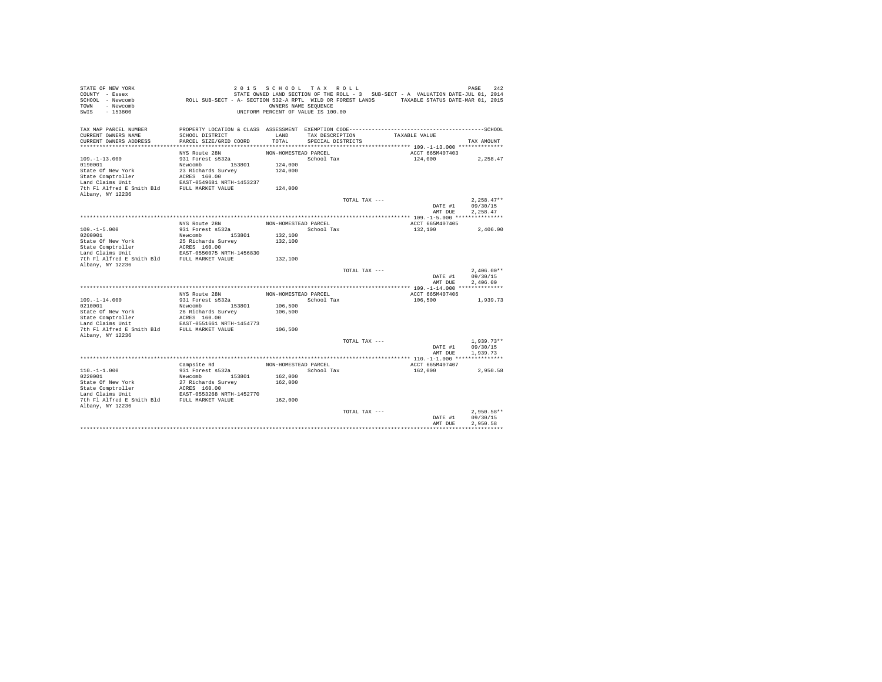STATE OF NEW YORK
COUNTY - Essex
SCHOOL - Newcomb
TOWN - Newcomb
SWIS - 153800

2 0 1 5 S C H O O L T A X R O L L
STATE OWNED LAND SECTION OF THE ROLL - 3 SUB-SECT - A VALUATION DATE-JUL 01, 2014
ROLL SUB-SECT - A- SECTION 532-A RPTL WILD OR FOREST LANDS TAXABLE STATUS DATE-MAR 01, 2015
OWNERS NAME SEQUENCE
UNIFORM PERCENT OF VALUE IS 100.00

| TAX MAP PARCEL NUMBER / CURRENT OWNERS NAME / CURRENT OWNERS ADDRESS | PROPERTY LOCATION & CLASS / SCHOOL DISTRICT / PARCEL SIZE/GRID COORD | ASSESSMENT LAND / TOTAL | EXEMPTION CODE / TAX DESCRIPTION / SPECIAL DISTRICTS | TAXABLE VALUE | TAX AMOUNT |
|---|---|---|---|---|---|
| **109.-1-13.000** | NYS Route 28N | NON-HOMESTEAD PARCEL | | ACCT 665M407403 | |
| 109.-1-13.000 | 931 Forest s532a | | School Tax | 124,000 | 2,258.47 |
| 0190001 | Newcomb 153801 | 124,000 | | | |
| State Of New York | 23 Richards Survey | 124,000 | | | |
| State Comptroller | ACRES 160.00 | | | | |
| Land Claims Unit | EAST-0549681 NRTH-1453237 | | | | |
| 7th Fl Alfred E Smith Bld | FULL MARKET VALUE | 124,000 | | | |
| Albany, NY 12236 | | | | | |
| | | | TOTAL TAX --- | | 2,258.47** |
| | | | | DATE #1 | 09/30/15 |
| | | | | AMT DUE | 2,258.47 |
| **109.-1-5.000** | NYS Route 28N | NON-HOMESTEAD PARCEL | | ACCT 665M407405 | |
| 109.-1-5.000 | 931 Forest s532a | | School Tax | 132,100 | 2,406.00 |
| 0200001 | Newcomb 153801 | 132,100 | | | |
| State Of New York | 25 Richards Survey | 132,100 | | | |
| State Comptroller | ACRES 160.00 | | | | |
| Land Claims Unit | EAST-0550075 NRTH-1456830 | | | | |
| 7th Fl Alfred E Smith Bld | FULL MARKET VALUE | 132,100 | | | |
| Albany, NY 12236 | | | | | |
| | | | TOTAL TAX --- | | 2,406.00** |
| | | | | DATE #1 | 09/30/15 |
| | | | | AMT DUE | 2,406.00 |
| **109.-1-14.000** | NYS Route 28N | NON-HOMESTEAD PARCEL | | ACCT 665M407406 | |
| 109.-1-14.000 | 931 Forest s532a | | School Tax | 106,500 | 1,939.73 |
| 0210001 | Newcomb 153801 | 106,500 | | | |
| State Of New York | 26 Richards Survey | 106,500 | | | |
| State Comptroller | ACRES 160.00 | | | | |
| Land Claims Unit | EAST-0551661 NRTH-1454773 | | | | |
| 7th Fl Alfred E Smith Bld | FULL MARKET VALUE | 106,500 | | | |
| Albany, NY 12236 | | | | | |
| | | | TOTAL TAX --- | | 1,939.73** |
| | | | | DATE #1 | 09/30/15 |
| | | | | AMT DUE | 1,939.73 |
| **110.-1-1.000** | Campsite Rd | NON-HOMESTEAD PARCEL | | ACCT 665M407407 | |
| 110.-1-1.000 | 931 Forest s532a | | School Tax | 162,000 | 2,950.58 |
| 0220001 | Newcomb 153801 | 162,000 | | | |
| State Of New York | 27 Richards Survey | 162,000 | | | |
| State Comptroller | ACRES 160.00 | | | | |
| Land Claims Unit | EAST-0553268 NRTH-1452770 | | | | |
| 7th Fl Alfred E Smith Bld | FULL MARKET VALUE | 162,000 | | | |
| Albany, NY 12236 | | | | | |
| | | | TOTAL TAX --- | | 2,950.58** |
| | | | | DATE #1 | 09/30/15 |
| | | | | AMT DUE | 2,950.58 |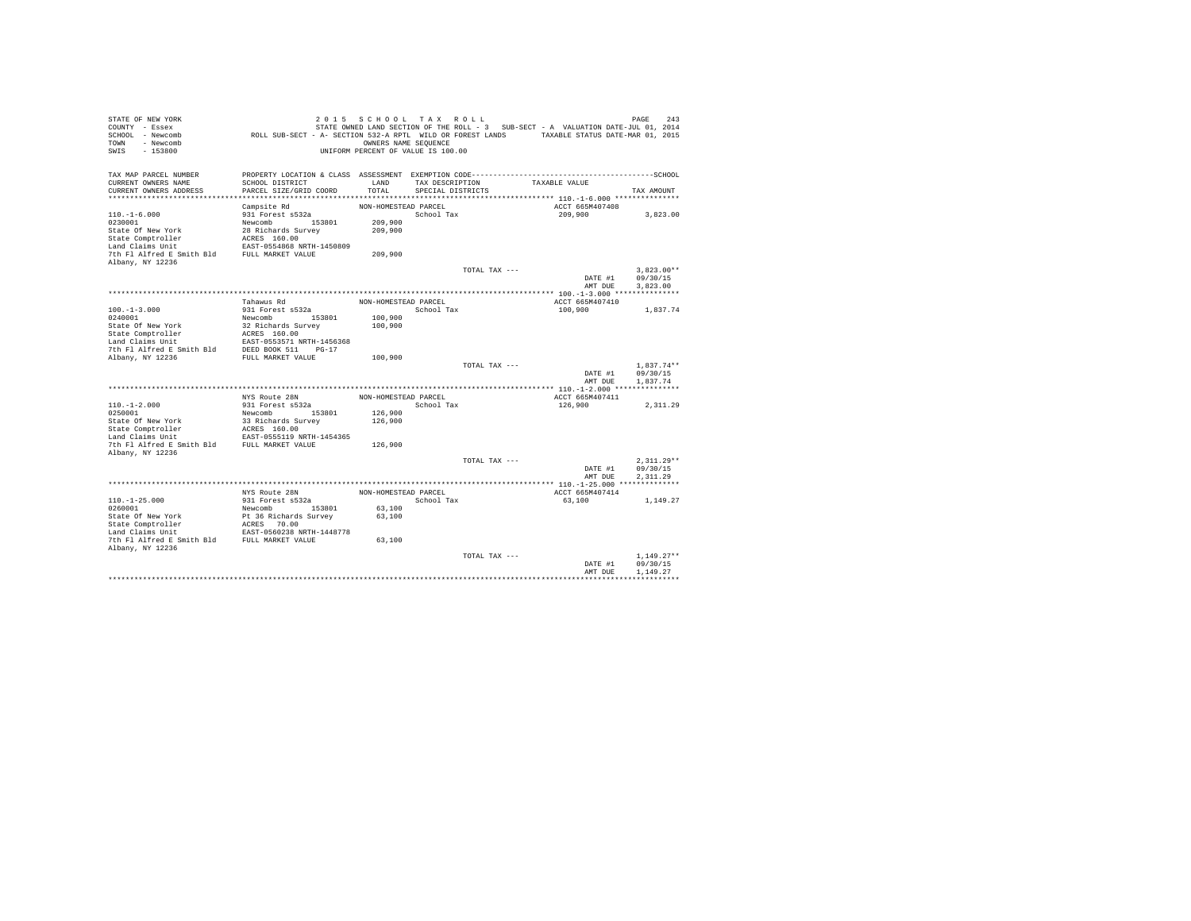```
STATE OF NEW YORK                    2 0 1 5   S C H O O L   T A X   R O L L                                    PAGE   243
COUNTY  - Essex                      STATE OWNED LAND SECTION OF THE ROLL - 3   SUB-SECT - A  VALUATION DATE-JUL 01, 2014
SCHOOL  - Newcomb          ROLL SUB-SECT - A- SECTION 532-A RPTL  WILD OR FOREST LANDS      TAXABLE STATUS DATE-MAR 01, 2015
TOWN    - Newcomb                                 OWNERS NAME SEQUENCE
SWIS    - 153800                               UNIFORM PERCENT OF VALUE IS 100.00

TAX MAP PARCEL NUMBER      PROPERTY LOCATION & CLASS  ASSESSMENT  EXEMPTION CODE-------------------------------------------SCHOOL
CURRENT OWNERS NAME        SCHOOL DISTRICT             LAND      TAX DESCRIPTION            TAXABLE VALUE
CURRENT OWNERS ADDRESS     PARCEL SIZE/GRID COORD      TOTAL     SPECIAL DISTRICTS                                    TAX AMOUNT
************************************************************************************************ 110.-1-6.000 ***************
                           Campsite Rd                 NON-HOMESTEAD PARCEL                      ACCT 665M407408
110.-1-6.000               931 Forest s532a                         School Tax                   209,900            3,823.00
0230001                    Newcomb        153801       209,900
State Of New York          28 Richards Survey          209,900
State Comptroller          ACRES  160.00
Land Claims Unit           EAST-0554868 NRTH-1450809
7th Fl Alfred E Smith Bld  FULL MARKET VALUE           209,900
Albany, NY 12236
                                                                   TOTAL TAX ---                                 3,823.00**
                                                                                               DATE #1           09/30/15
                                                                                               AMT DUE           3,823.00
************************************************************************************************ 100.-1-3.000 ***************
                           Tahawus Rd                  NON-HOMESTEAD PARCEL                      ACCT 665M407410
100.-1-3.000               931 Forest s532a                         School Tax                   100,900            1,837.74
0240001                    Newcomb        153801       100,900
State Of New York          32 Richards Survey          100,900
State Comptroller          ACRES  160.00
Land Claims Unit           EAST-0553571 NRTH-1456368
7th Fl Alfred E Smith Bld  DEED BOOK 511    PG-17
Albany, NY 12236           FULL MARKET VALUE           100,900
                                                                   TOTAL TAX ---                                 1,837.74**
                                                                                               DATE #1           09/30/15
                                                                                               AMT DUE           1,837.74
************************************************************************************************ 110.-1-2.000 ***************
                           NYS Route 28N               NON-HOMESTEAD PARCEL                      ACCT 665M407411
110.-1-2.000               931 Forest s532a                         School Tax                   126,900            2,311.29
0250001                    Newcomb        153801       126,900
State Of New York          33 Richards Survey          126,900
State Comptroller          ACRES  160.00
Land Claims Unit           EAST-0555119 NRTH-1454365
7th Fl Alfred E Smith Bld  FULL MARKET VALUE           126,900
Albany, NY 12236
                                                                   TOTAL TAX ---                                 2,311.29**
                                                                                               DATE #1           09/30/15
                                                                                               AMT DUE           2,311.29
************************************************************************************************ 110.-1-25.000 **************
                           NYS Route 28N               NON-HOMESTEAD PARCEL                      ACCT 665M407414
110.-1-25.000              931 Forest s532a                         School Tax                    63,100            1,149.27
0260001                    Newcomb        153801        63,100
State Of New York          Pt 36 Richards Survey        63,100
State Comptroller          ACRES   70.00
Land Claims Unit           EAST-0560238 NRTH-1448778
7th Fl Alfred E Smith Bld  FULL MARKET VALUE            63,100
Albany, NY 12236
                                                                   TOTAL TAX ---                                 1,149.27**
                                                                                               DATE #1           09/30/15
                                                                                               AMT DUE           1,149.27
******************************************************************************************************************************
```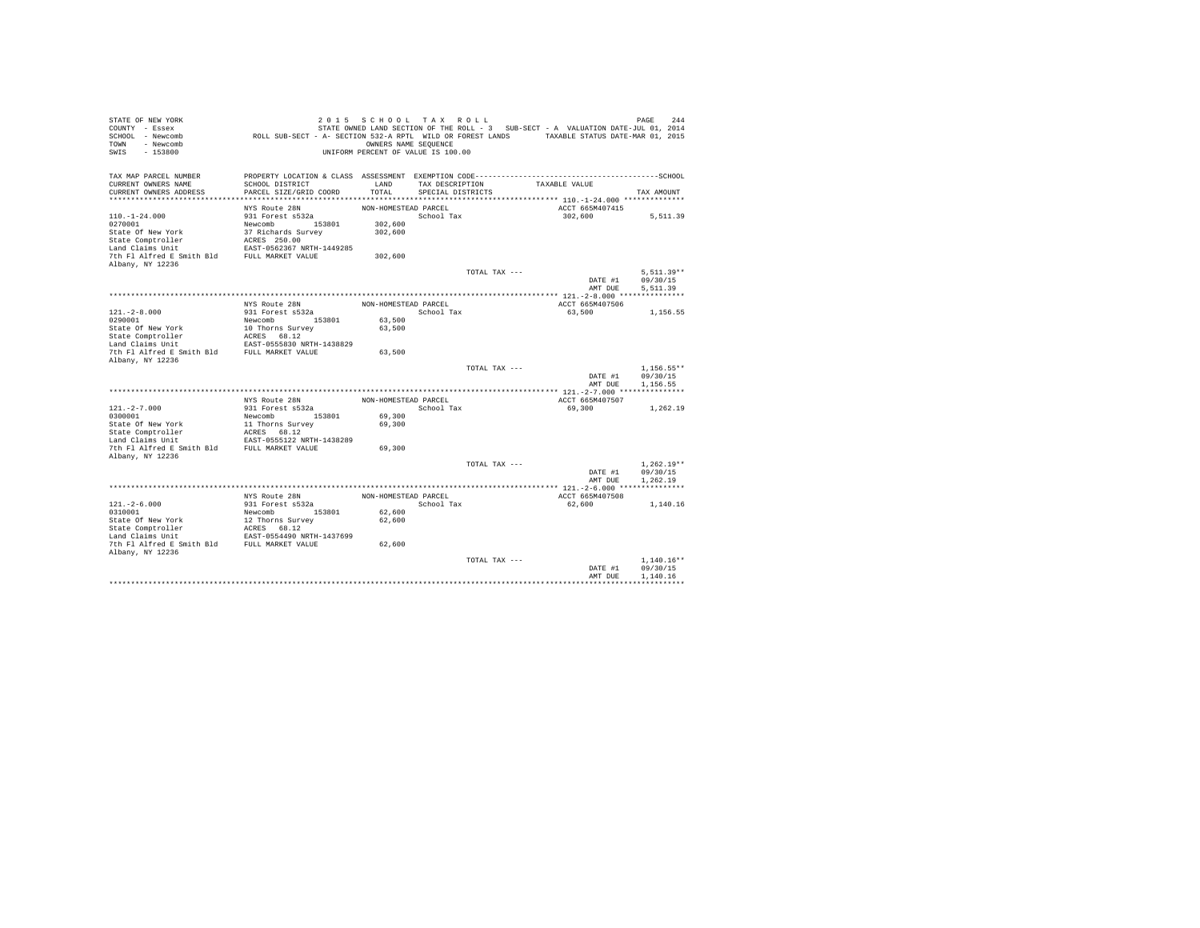STATE OF NEW YORK
COUNTY - Essex
SCHOOL - Newcomb
TOWN - Newcomb
SWIS - 153800

2 0 1 5   S C H O O L   T A X   R O L L
STATE OWNED LAND SECTION OF THE ROLL - 3   SUB-SECT - A  VALUATION DATE-JUL 01, 2014
ROLL SUB-SECT - A- SECTION 532-A RPTL  WILD OR FOREST LANDS   TAXABLE STATUS DATE-MAR 01, 2015
OWNERS NAME SEQUENCE
UNIFORM PERCENT OF VALUE IS 100.00

| TAX MAP PARCEL NUMBER / CURRENT OWNERS NAME / CURRENT OWNERS ADDRESS | PROPERTY LOCATION & CLASS / SCHOOL DISTRICT / PARCEL SIZE/GRID COORD | ASSESSMENT LAND / TOTAL | EXEMPTION CODE / TAX DESCRIPTION / SPECIAL DISTRICTS | TAXABLE VALUE | TAX AMOUNT |
|---|---|---|---|---|---|
| **110.-1-24.000** | NYS Route 28N | NON-HOMESTEAD PARCEL | | ACCT 665M407415 | |
| 110.-1-24.000 | 931 Forest s532a | | School Tax | 302,600 | 5,511.39 |
| 0270001 | Newcomb 153801 | 302,600 | | | |
| State Of New York | 37 Richards Survey | 302,600 | | | |
| State Comptroller | ACRES 250.00 | | | | |
| Land Claims Unit | EAST-0562367 NRTH-1449285 | | | | |
| 7th Fl Alfred E Smith Bld | FULL MARKET VALUE | 302,600 | | | |
| Albany, NY 12236 | | | | | |
| | | | TOTAL TAX --- | | 5,511.39** |
| | | | | DATE #1 | 09/30/15 |
| | | | | AMT DUE | 5,511.39 |
| **121.-2-8.000** | NYS Route 28N | NON-HOMESTEAD PARCEL | | ACCT 665M407506 | |
| 121.-2-8.000 | 931 Forest s532a | | School Tax | 63,500 | 1,156.55 |
| 0290001 | Newcomb 153801 | 63,500 | | | |
| State Of New York | 10 Thorns Survey | 63,500 | | | |
| State Comptroller | ACRES 68.12 | | | | |
| Land Claims Unit | EAST-0555830 NRTH-1438829 | | | | |
| 7th Fl Alfred E Smith Bld | FULL MARKET VALUE | 63,500 | | | |
| Albany, NY 12236 | | | | | |
| | | | TOTAL TAX --- | | 1,156.55** |
| | | | | DATE #1 | 09/30/15 |
| | | | | AMT DUE | 1,156.55 |
| **121.-2-7.000** | NYS Route 28N | NON-HOMESTEAD PARCEL | | ACCT 665M407507 | |
| 121.-2-7.000 | 931 Forest s532a | | School Tax | 69,300 | 1,262.19 |
| 0300001 | Newcomb 153801 | 69,300 | | | |
| State Of New York | 11 Thorns Survey | 69,300 | | | |
| State Comptroller | ACRES 68.12 | | | | |
| Land Claims Unit | EAST-0555122 NRTH-1438289 | | | | |
| 7th Fl Alfred E Smith Bld | FULL MARKET VALUE | 69,300 | | | |
| Albany, NY 12236 | | | | | |
| | | | TOTAL TAX --- | | 1,262.19** |
| | | | | DATE #1 | 09/30/15 |
| | | | | AMT DUE | 1,262.19 |
| **121.-2-6.000** | NYS Route 28N | NON-HOMESTEAD PARCEL | | ACCT 665M407508 | |
| 121.-2-6.000 | 931 Forest s532a | | School Tax | 62,600 | 1,140.16 |
| 0310001 | Newcomb 153801 | 62,600 | | | |
| State Of New York | 12 Thorns Survey | 62,600 | | | |
| State Comptroller | ACRES 68.12 | | | | |
| Land Claims Unit | EAST-0554490 NRTH-1437699 | | | | |
| 7th Fl Alfred E Smith Bld | FULL MARKET VALUE | 62,600 | | | |
| Albany, NY 12236 | | | | | |
| | | | TOTAL TAX --- | | 1,140.16** |
| | | | | DATE #1 | 09/30/15 |
| | | | | AMT DUE | 1,140.16 |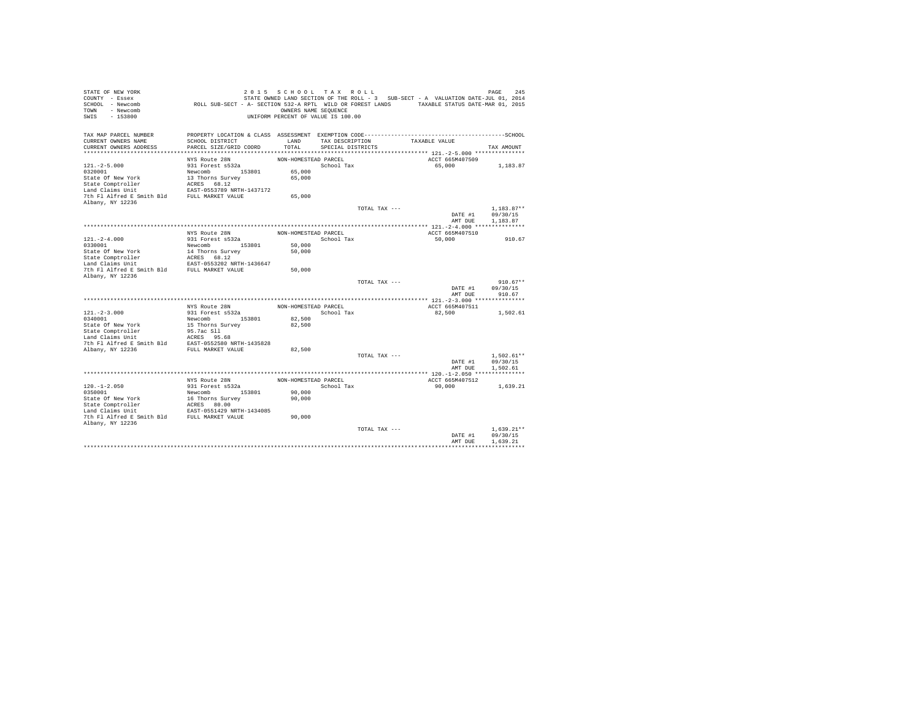STATE OF NEW YORK
COUNTY - Essex
SCHOOL - Newcomb
TOWN - Newcomb
SWIS - 153800

2015 SCHOOL TAX ROLL
STATE OWNED LAND SECTION OF THE ROLL - 3 SUB-SECT - A VALUATION DATE-JUL 01, 2014
ROLL SUB-SECT - A- SECTION 532-A RPTL WILD OR FOREST LANDS TAXABLE STATUS DATE-MAR 01, 2015
OWNERS NAME SEQUENCE
UNIFORM PERCENT OF VALUE IS 100.00

| TAX MAP PARCEL NUMBER / CURRENT OWNERS NAME / CURRENT OWNERS ADDRESS | PROPERTY LOCATION & CLASS / SCHOOL DISTRICT / PARCEL SIZE/GRID COORD | ASSESSMENT LAND / TOTAL | EXEMPTION CODE / TAX DESCRIPTION / SPECIAL DISTRICTS | SCHOOL TAXABLE VALUE | TAX AMOUNT |
|---|---|---|---|---|---|
| **121.-2-5.000** | NYS Route 28N | NON-HOMESTEAD PARCEL | | ACCT 665M407509 | |
| 121.-2-5.000 | 931 Forest s532a | | School Tax | 65,000 | 1,183.87 |
| 0320001 | Newcomb 153801 | 65,000 | | | |
| State Of New York | 13 Thorns Survey | 65,000 | | | |
| State Comptroller | ACRES 68.12 | | | | |
| Land Claims Unit | EAST-0553789 NRTH-1437172 | | | | |
| 7th Fl Alfred E Smith Bld | FULL MARKET VALUE | 65,000 | | | |
| Albany, NY 12236 | | | | | |
| | | | TOTAL TAX --- | | 1,183.87** |
| | | | | DATE #1 | 09/30/15 |
| | | | | AMT DUE | 1,183.87 |
| **121.-2-4.000** | NYS Route 28N | NON-HOMESTEAD PARCEL | | ACCT 665M407510 | |
| 121.-2-4.000 | 931 Forest s532a | | School Tax | 50,000 | 910.67 |
| 0330001 | Newcomb 153801 | 50,000 | | | |
| State Of New York | 14 Thorns Survey | 50,000 | | | |
| State Comptroller | ACRES 68.12 | | | | |
| Land Claims Unit | EAST-0553202 NRTH-1436647 | | | | |
| 7th Fl Alfred E Smith Bld | FULL MARKET VALUE | 50,000 | | | |
| Albany, NY 12236 | | | | | |
| | | | TOTAL TAX --- | | 910.67** |
| | | | | DATE #1 | 09/30/15 |
| | | | | AMT DUE | 910.67 |
| **121.-2-3.000** | NYS Route 28N | NON-HOMESTEAD PARCEL | | ACCT 665M407511 | |
| 121.-2-3.000 | 931 Forest s532a | | School Tax | 82,500 | 1,502.61 |
| 0340001 | Newcomb 153801 | 82,500 | | | |
| State Of New York | 15 Thorns Survey | 82,500 | | | |
| State Comptroller | 95.7ac Sll | | | | |
| Land Claims Unit | ACRES 95.68 | | | | |
| 7th Fl Alfred E Smith Bld | EAST-0552580 NRTH-1435828 | | | | |
| Albany, NY 12236 | FULL MARKET VALUE | 82,500 | | | |
| | | | TOTAL TAX --- | | 1,502.61** |
| | | | | DATE #1 | 09/30/15 |
| | | | | AMT DUE | 1,502.61 |
| **120.-1-2.050** | NYS Route 28N | NON-HOMESTEAD PARCEL | | ACCT 665M407512 | |
| 120.-1-2.050 | 931 Forest s532a | | School Tax | 90,000 | 1,639.21 |
| 0350001 | Newcomb 153801 | 90,000 | | | |
| State Of New York | 16 Thorns Survey | 90,000 | | | |
| State Comptroller | ACRES 80.00 | | | | |
| Land Claims Unit | EAST-0551429 NRTH-1434085 | | | | |
| 7th Fl Alfred E Smith Bld | FULL MARKET VALUE | 90,000 | | | |
| Albany, NY 12236 | | | | | |
| | | | TOTAL TAX --- | | 1,639.21** |
| | | | | DATE #1 | 09/30/15 |
| | | | | AMT DUE | 1,639.21 |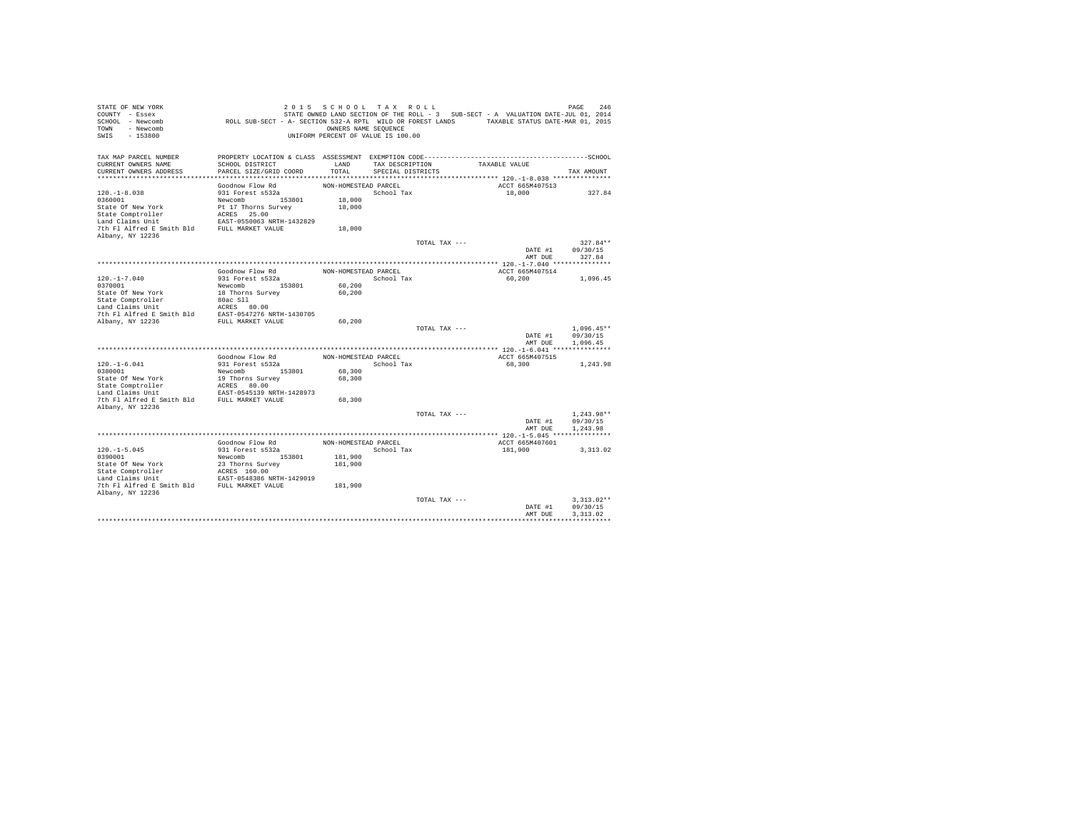STATE OF NEW YORK
COUNTY - Essex
SCHOOL - Newcomb
TOWN - Newcomb
SWIS - 153800

2 0 1 5 S C H O O L T A X R O L L
STATE OWNED LAND SECTION OF THE ROLL - 3 SUB-SECT - A VALUATION DATE-JUL 01, 2014
ROLL SUB-SECT - A- SECTION 532-A RPTL WILD OR FOREST LANDS TAXABLE STATUS DATE-MAR 01, 2015
OWNERS NAME SEQUENCE
UNIFORM PERCENT OF VALUE IS 100.00

| TAX MAP PARCEL NUMBER / CURRENT OWNERS NAME / CURRENT OWNERS ADDRESS | PROPERTY LOCATION & CLASS / SCHOOL DISTRICT / PARCEL SIZE/GRID COORD | ASSESSMENT LAND / TOTAL | EXEMPTION CODE / TAX DESCRIPTION / SPECIAL DISTRICTS | TAXABLE VALUE | TAX AMOUNT |
|---|---|---|---|---|---|
| **120.-1-8.038** | Goodnow Flow Rd | NON-HOMESTEAD PARCEL | | ACCT 665M407513 | |
| 120.-1-8.038 | 931 Forest s532a | | School Tax | 18,000 | 327.84 |
| 0360001 | Newcomb 153801 | 18,000 | | | |
| State Of New York | Pt 17 Thorns Survey | 18,000 | | | |
| State Comptroller | ACRES 25.00 | | | | |
| Land Claims Unit | EAST-0550063 NRTH-1432829 | | | | |
| 7th Fl Alfred E Smith Bld | FULL MARKET VALUE | 18,000 | | | |
| Albany, NY 12236 | | | | | |
| | | | TOTAL TAX --- | | 327.84** |
| | | | | DATE #1 | 09/30/15 |
| | | | | AMT DUE | 327.84 |
| **120.-1-7.040** | Goodnow Flow Rd | NON-HOMESTEAD PARCEL | | ACCT 665M407514 | |
| 120.-1-7.040 | 931 Forest s532a | | School Tax | 60,200 | 1,096.45 |
| 0370001 | Newcomb 153801 | 60,200 | | | |
| State Of New York | 18 Thorns Survey | 60,200 | | | |
| State Comptroller | 80ac Sll | | | | |
| Land Claims Unit | ACRES 80.00 | | | | |
| 7th Fl Alfred E Smith Bld | EAST-0547276 NRTH-1430705 | | | | |
| Albany, NY 12236 | FULL MARKET VALUE | 60,200 | | | |
| | | | TOTAL TAX --- | | 1,096.45** |
| | | | | DATE #1 | 09/30/15 |
| | | | | AMT DUE | 1,096.45 |
| **120.-1-6.041** | Goodnow Flow Rd | NON-HOMESTEAD PARCEL | | ACCT 665M407515 | |
| 120.-1-6.041 | 931 Forest s532a | | School Tax | 68,300 | 1,243.98 |
| 0380001 | Newcomb 153801 | 68,300 | | | |
| State Of New York | 19 Thorns Survey | 68,300 | | | |
| State Comptroller | ACRES 80.00 | | | | |
| Land Claims Unit | EAST-0545139 NRTH-1428973 | | | | |
| 7th Fl Alfred E Smith Bld | FULL MARKET VALUE | 68,300 | | | |
| Albany, NY 12236 | | | | | |
| | | | TOTAL TAX --- | | 1,243.98** |
| | | | | DATE #1 | 09/30/15 |
| | | | | AMT DUE | 1,243.98 |
| **120.-1-5.045** | Goodnow Flow Rd | NON-HOMESTEAD PARCEL | | ACCT 665M407601 | |
| 120.-1-5.045 | 931 Forest s532a | | School Tax | 181,900 | 3,313.02 |
| 0390001 | Newcomb 153801 | 181,900 | | | |
| State Of New York | 23 Thorns Survey | 181,900 | | | |
| State Comptroller | ACRES 160.00 | | | | |
| Land Claims Unit | EAST-0548386 NRTH-1429019 | | | | |
| 7th Fl Alfred E Smith Bld | FULL MARKET VALUE | 181,900 | | | |
| Albany, NY 12236 | | | | | |
| | | | TOTAL TAX --- | | 3,313.02** |
| | | | | DATE #1 | 09/30/15 |
| | | | | AMT DUE | 3,313.02 |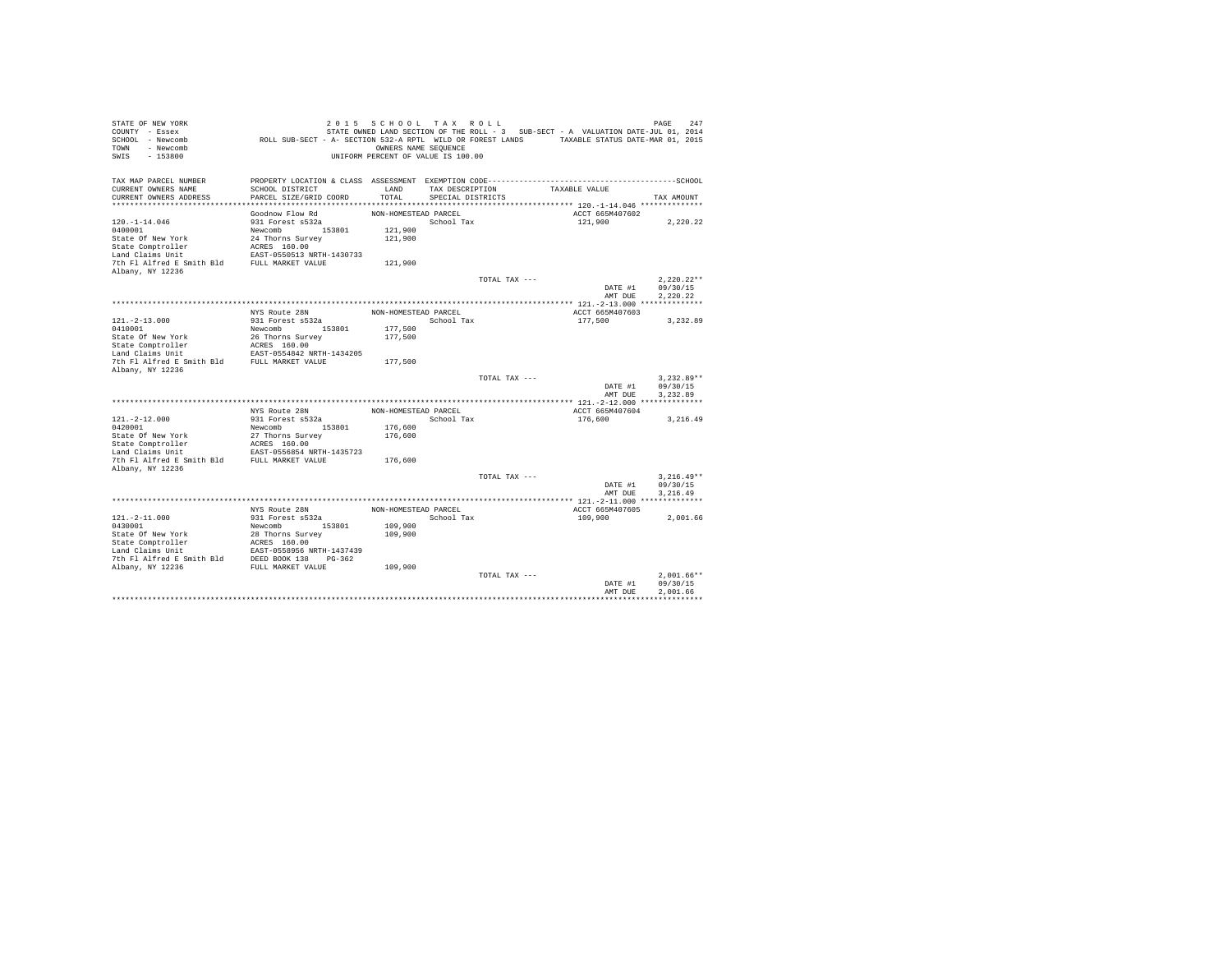STATE OF NEW YORK
COUNTY - Essex
SCHOOL - Newcomb
TOWN - Newcomb
SWIS - 153800

2 0 1 5 S C H O O L T A X R O L L
STATE OWNED LAND SECTION OF THE ROLL - 3 SUB-SECT - A VALUATION DATE-JUL 01, 2014
ROLL SUB-SECT - A- SECTION 532-A RPTL WILD OR FOREST LANDS TAXABLE STATUS DATE-MAR 01, 2015
OWNERS NAME SEQUENCE
UNIFORM PERCENT OF VALUE IS 100.00

| TAX MAP PARCEL NUMBER / CURRENT OWNERS NAME / CURRENT OWNERS ADDRESS | PROPERTY LOCATION & CLASS / SCHOOL DISTRICT / PARCEL SIZE/GRID COORD | ASSESSMENT LAND / TOTAL | EXEMPTION CODE / TAX DESCRIPTION / SPECIAL DISTRICTS | TAXABLE VALUE | TAX AMOUNT |
|---|---|---|---|---|---|
| 120.-1-14.046 | Goodnow Flow Rd | NON-HOMESTEAD PARCEL | | ACCT 665M407602 | |
| 0400001 | 931 Forest s532a | | School Tax | 121,900 | 2,220.22 |
| State Of New York | Newcomb 153801 | 121,900 | | | |
| State Comptroller | 24 Thorns Survey | 121,900 | | | |
| Land Claims Unit | ACRES 160.00 | | | | |
| 7th Fl Alfred E Smith Bld | EAST-0550513 NRTH-1430733 | | | | |
| Albany, NY 12236 | FULL MARKET VALUE | 121,900 | | | |
| | | | TOTAL TAX --- | | 2,220.22** |
| | | | | DATE #1 | 09/30/15 |
| | | | | AMT DUE | 2,220.22 |
| 121.-2-13.000 | NYS Route 28N | NON-HOMESTEAD PARCEL | | ACCT 665M407603 | |
| 0410001 | 931 Forest s532a | | School Tax | 177,500 | 3,232.89 |
| State Of New York | Newcomb 153801 | 177,500 | | | |
| State Comptroller | 26 Thorns Survey | 177,500 | | | |
| Land Claims Unit | ACRES 160.00 | | | | |
| 7th Fl Alfred E Smith Bld | EAST-0554842 NRTH-1434205 | | | | |
| Albany, NY 12236 | FULL MARKET VALUE | 177,500 | | | |
| | | | TOTAL TAX --- | | 3,232.89** |
| | | | | DATE #1 | 09/30/15 |
| | | | | AMT DUE | 3,232.89 |
| 121.-2-12.000 | NYS Route 28N | NON-HOMESTEAD PARCEL | | ACCT 665M407604 | |
| 0420001 | 931 Forest s532a | | School Tax | 176,600 | 3,216.49 |
| State Of New York | Newcomb 153801 | 176,600 | | | |
| State Comptroller | 27 Thorns Survey | 176,600 | | | |
| Land Claims Unit | ACRES 160.00 | | | | |
| 7th Fl Alfred E Smith Bld | EAST-0556854 NRTH-1435723 | | | | |
| Albany, NY 12236 | FULL MARKET VALUE | 176,600 | | | |
| | | | TOTAL TAX --- | | 3,216.49** |
| | | | | DATE #1 | 09/30/15 |
| | | | | AMT DUE | 3,216.49 |
| 121.-2-11.000 | NYS Route 28N | NON-HOMESTEAD PARCEL | | ACCT 665M407605 | |
| 0430001 | 931 Forest s532a | | School Tax | 109,900 | 2,001.66 |
| State Of New York | Newcomb 153801 | 109,900 | | | |
| State Comptroller | 28 Thorns Survey | 109,900 | | | |
| Land Claims Unit | ACRES 160.00 | | | | |
| 7th Fl Alfred E Smith Bld | EAST-0558956 NRTH-1437439 | | | | |
| Albany, NY 12236 | DEED BOOK 138 PG-362 | | | | |
| | FULL MARKET VALUE | 109,900 | | | |
| | | | TOTAL TAX --- | | 2,001.66** |
| | | | | DATE #1 | 09/30/15 |
| | | | | AMT DUE | 2,001.66 |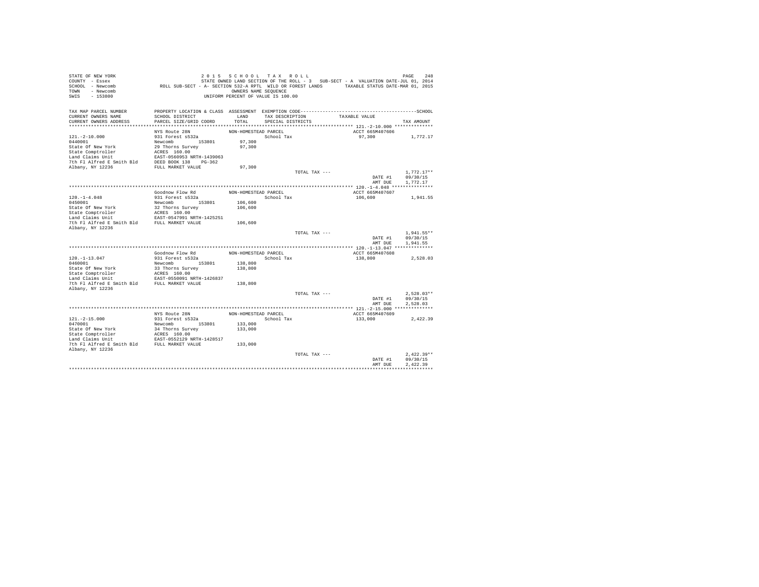STATE OF NEW YORK
COUNTY - Essex
SCHOOL - Newcomb
TOWN - Newcomb
SWIS - 153800

2015 SCHOOL TAX ROLL
STATE OWNED LAND SECTION OF THE ROLL - 3 SUB-SECT - A VALUATION DATE-JUL 01, 2014
ROLL SUB-SECT - A- SECTION 532-A RPTL WILD OR FOREST LANDS TAXABLE STATUS DATE-MAR 01, 2015
OWNERS NAME SEQUENCE
UNIFORM PERCENT OF VALUE IS 100.00

| TAX MAP PARCEL NUMBER / CURRENT OWNERS NAME / CURRENT OWNERS ADDRESS | PROPERTY LOCATION & CLASS / SCHOOL DISTRICT / PARCEL SIZE/GRID COORD | ASSESSMENT LAND / TOTAL | EXEMPTION CODE / TAX DESCRIPTION / SPECIAL DISTRICTS | TAXABLE VALUE | TAX AMOUNT |
|---|---|---|---|---|---|
| **121.-2-10.000** | NYS Route 28N | NON-HOMESTEAD PARCEL | | ACCT 665M407606 | |
| 0440001 | 931 Forest s532a | | School Tax | 97,300 | 1,772.17 |
| State Of New York | Newcomb 153801 | 97,300 | | | |
| State Comptroller | 29 Thorns Survey | 97,300 | | | |
| Land Claims Unit | ACRES 160.00 | | | | |
| 7th Fl Alfred E Smith Bld | EAST-0560953 NRTH-1439063 | | | | |
| Albany, NY 12236 | DEED BOOK 138 PG-362 | | | | |
| | FULL MARKET VALUE | 97,300 | | | |
| | | | TOTAL TAX --- | | 1,772.17** |
| | | | | DATE #1 | 09/30/15 |
| | | | | AMT DUE | 1,772.17 |
| **120.-1-4.048** | Goodnow Flow Rd | NON-HOMESTEAD PARCEL | | ACCT 665M407607 | |
| 0450001 | 931 Forest s532a | | School Tax | 106,600 | 1,941.55 |
| State Of New York | Newcomb 153801 | 106,600 | | | |
| State Comptroller | 32 Thorns Survey | 106,600 | | | |
| Land Claims Unit | ACRES 160.00 | | | | |
| 7th Fl Alfred E Smith Bld | EAST-0547991 NRTH-1425251 | | | | |
| Albany, NY 12236 | FULL MARKET VALUE | 106,600 | | | |
| | | | TOTAL TAX --- | | 1,941.55** |
| | | | | DATE #1 | 09/30/15 |
| | | | | AMT DUE | 1,941.55 |
| **120.-1-13.047** | Goodnow Flow Rd | NON-HOMESTEAD PARCEL | | ACCT 665M407608 | |
| 0460001 | 931 Forest s532a | | School Tax | 138,800 | 2,528.03 |
| State Of New York | Newcomb 153801 | 138,800 | | | |
| State Comptroller | 33 Thorns Survey | 138,800 | | | |
| Land Claims Unit | ACRES 160.00 | | | | |
| 7th Fl Alfred E Smith Bld | EAST-0550091 NRTH-1426837 | | | | |
| Albany, NY 12236 | FULL MARKET VALUE | 138,800 | | | |
| | | | TOTAL TAX --- | | 2,528.03** |
| | | | | DATE #1 | 09/30/15 |
| | | | | AMT DUE | 2,528.03 |
| **121.-2-15.000** | NYS Route 28N | NON-HOMESTEAD PARCEL | | ACCT 665M407609 | |
| 0470001 | 931 Forest s532a | | School Tax | 133,000 | 2,422.39 |
| State Of New York | Newcomb 153801 | 133,000 | | | |
| State Comptroller | 34 Thorns Survey | 133,000 | | | |
| Land Claims Unit | ACRES 160.00 | | | | |
| 7th Fl Alfred E Smith Bld | EAST-0552129 NRTH-1428517 | | | | |
| Albany, NY 12236 | FULL MARKET VALUE | 133,000 | | | |
| | | | TOTAL TAX --- | | 2,422.39** |
| | | | | DATE #1 | 09/30/15 |
| | | | | AMT DUE | 2,422.39 |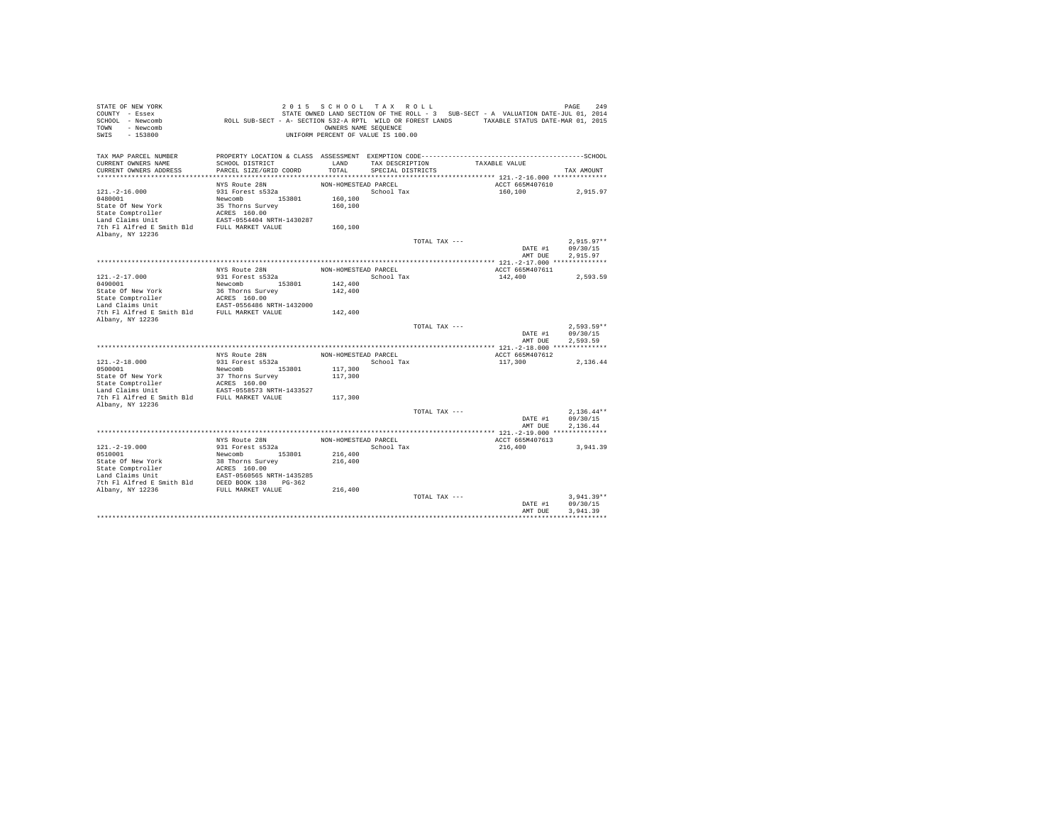STATE OF NEW YORK | 2 0 1 5   S C H O O L   T A X   R O L L
COUNTY - Essex | STATE OWNED LAND SECTION OF THE ROLL - 3   SUB-SECT - A  VALUATION DATE-JUL 01, 2014
SCHOOL - Newcomb | ROLL SUB-SECT - A- SECTION 532-A RPTL  WILD OR FOREST LANDS   TAXABLE STATUS DATE-MAR 01, 2015
TOWN - Newcomb | OWNERS NAME SEQUENCE
SWIS - 153800 | UNIFORM PERCENT OF VALUE IS 100.00

| TAX MAP PARCEL NUMBER / CURRENT OWNERS NAME / CURRENT OWNERS ADDRESS | PROPERTY LOCATION & CLASS / SCHOOL DISTRICT / PARCEL SIZE/GRID COORD | ASSESSMENT LAND / TOTAL | EXEMPTION CODE / TAX DESCRIPTION / SPECIAL DISTRICTS | TAXABLE VALUE | TAX AMOUNT |
|---|---|---|---|---|---|
| **121.-2-16.000** | NYS Route 28N | NON-HOMESTEAD PARCEL | | ACCT 665M407610 | |
| 121.-2-16.000 | 931 Forest s532a | | School Tax | 160,100 | 2,915.97 |
| 0480001 | Newcomb 153801 | 160,100 | | | |
| State Of New York | 35 Thorns Survey | 160,100 | | | |
| State Comptroller | ACRES 160.00 | | | | |
| Land Claims Unit | EAST-0554404 NRTH-1430287 | | | | |
| 7th Fl Alfred E Smith Bld | FULL MARKET VALUE | 160,100 | | | |
| Albany, NY 12236 | | | | | |
| | | | TOTAL TAX --- | | 2,915.97** |
| | | | | DATE #1 | 09/30/15 |
| | | | | AMT DUE | 2,915.97 |
| **121.-2-17.000** | NYS Route 28N | NON-HOMESTEAD PARCEL | | ACCT 665M407611 | |
| 121.-2-17.000 | 931 Forest s532a | | School Tax | 142,400 | 2,593.59 |
| 0490001 | Newcomb 153801 | 142,400 | | | |
| State Of New York | 36 Thorns Survey | 142,400 | | | |
| State Comptroller | ACRES 160.00 | | | | |
| Land Claims Unit | EAST-0556486 NRTH-1432000 | | | | |
| 7th Fl Alfred E Smith Bld | FULL MARKET VALUE | 142,400 | | | |
| Albany, NY 12236 | | | | | |
| | | | TOTAL TAX --- | | 2,593.59** |
| | | | | DATE #1 | 09/30/15 |
| | | | | AMT DUE | 2,593.59 |
| **121.-2-18.000** | NYS Route 28N | NON-HOMESTEAD PARCEL | | ACCT 665M407612 | |
| 121.-2-18.000 | 931 Forest s532a | | School Tax | 117,300 | 2,136.44 |
| 0500001 | Newcomb 153801 | 117,300 | | | |
| State Of New York | 37 Thorns Survey | 117,300 | | | |
| State Comptroller | ACRES 160.00 | | | | |
| Land Claims Unit | EAST-0558573 NRTH-1433527 | | | | |
| 7th Fl Alfred E Smith Bld | FULL MARKET VALUE | 117,300 | | | |
| Albany, NY 12236 | | | | | |
| | | | TOTAL TAX --- | | 2,136.44** |
| | | | | DATE #1 | 09/30/15 |
| | | | | AMT DUE | 2,136.44 |
| **121.-2-19.000** | NYS Route 28N | NON-HOMESTEAD PARCEL | | ACCT 665M407613 | |
| 121.-2-19.000 | 931 Forest s532a | | School Tax | 216,400 | 3,941.39 |
| 0510001 | Newcomb 153801 | 216,400 | | | |
| State Of New York | 38 Thorns Survey | 216,400 | | | |
| State Comptroller | ACRES 160.00 | | | | |
| Land Claims Unit | EAST-0560565 NRTH-1435285 | | | | |
| 7th Fl Alfred E Smith Bld | DEED BOOK 138 PG-362 | | | | |
| Albany, NY 12236 | FULL MARKET VALUE | 216,400 | | | |
| | | | TOTAL TAX --- | | 3,941.39** |
| | | | | DATE #1 | 09/30/15 |
| | | | | AMT DUE | 3,941.39 |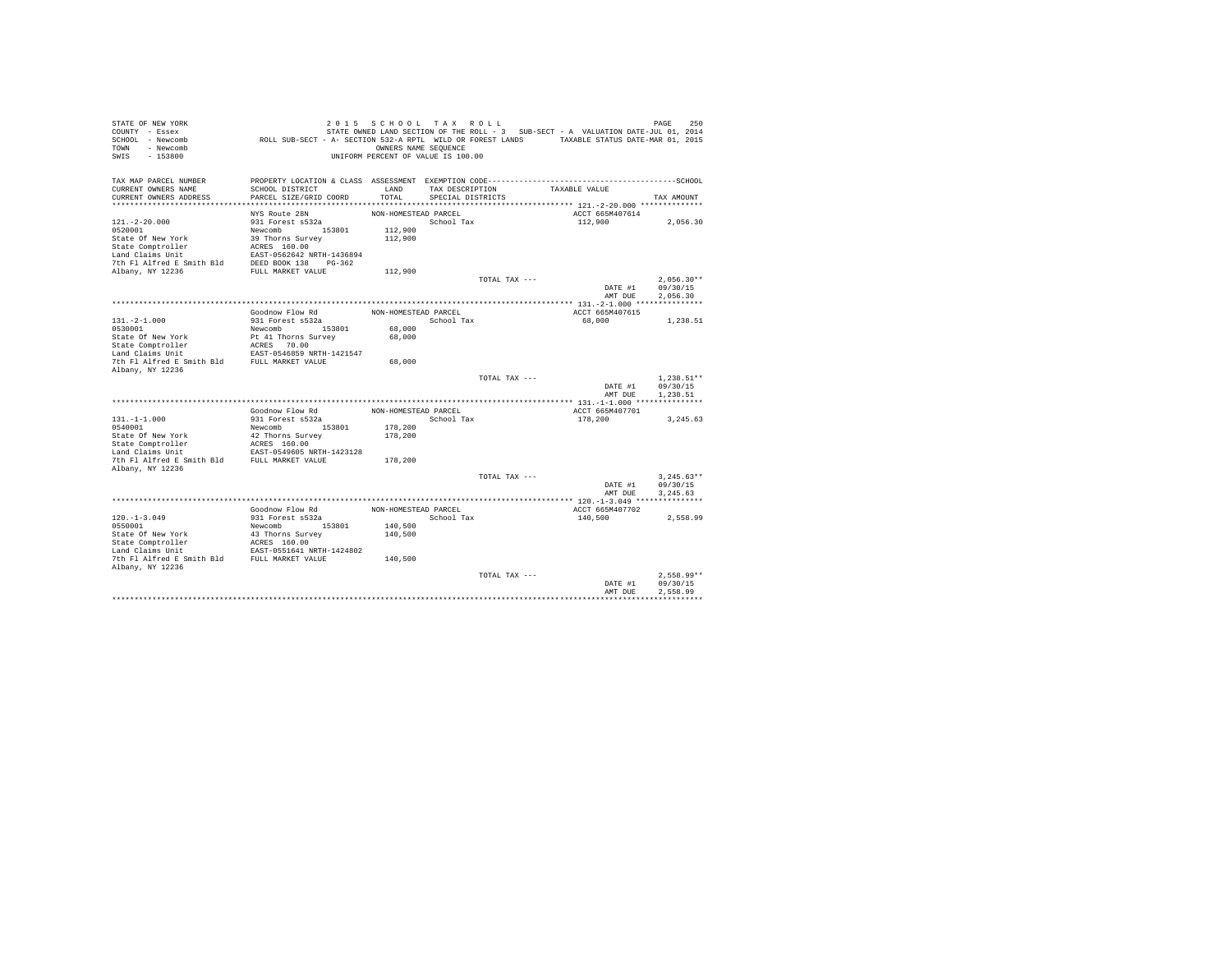STATE OF NEW YORK
COUNTY - Essex
SCHOOL - Newcomb
TOWN - Newcomb
SWIS - 153800

2 0 1 5 S C H O O L T A X R O L L
STATE OWNED LAND SECTION OF THE ROLL - 3 SUB-SECT - A VALUATION DATE-JUL 01, 2014
ROLL SUB-SECT - A- SECTION 532-A RPTL WILD OR FOREST LANDS TAXABLE STATUS DATE-MAR 01, 2015
OWNERS NAME SEQUENCE
UNIFORM PERCENT OF VALUE IS 100.00

| TAX MAP PARCEL NUMBER / CURRENT OWNERS NAME / CURRENT OWNERS ADDRESS | PROPERTY LOCATION & CLASS / SCHOOL DISTRICT / PARCEL SIZE/GRID COORD | ASSESSMENT LAND / TOTAL | EXEMPTION CODE / TAX DESCRIPTION / SPECIAL DISTRICTS | TAXABLE VALUE | TAX AMOUNT |
|---|---|---|---|---|---|
| 121.-2-20.000 | NYS Route 28N | NON-HOMESTEAD PARCEL | | ACCT 665M407614 | |
| 0520001 | 931 Forest s532a | | School Tax | 112,900 | 2,056.30 |
| State Of New York | Newcomb 153801 | 112,900 | | | |
| State Comptroller | 39 Thorns Survey | 112,900 | | | |
| Land Claims Unit | ACRES 160.00 | | | | |
| 7th Fl Alfred E Smith Bld | EAST-0562642 NRTH-1436894 | | | | |
| Albany, NY 12236 | DEED BOOK 138 PG-362 | | | | |
| | FULL MARKET VALUE | 112,900 | | | |
| | | | TOTAL TAX --- | | 2,056.30** |
| | | | | DATE #1 | 09/30/15 |
| | | | | AMT DUE | 2,056.30 |
| 131.-2-1.000 | Goodnow Flow Rd | NON-HOMESTEAD PARCEL | | ACCT 665M407615 | |
| 0530001 | 931 Forest s532a | | School Tax | 68,000 | 1,238.51 |
| State Of New York | Newcomb 153801 | 68,000 | | | |
| State Comptroller | Pt 41 Thorns Survey | 68,000 | | | |
| Land Claims Unit | ACRES 70.00 | | | | |
| 7th Fl Alfred E Smith Bld | EAST-0546859 NRTH-1421547 | | | | |
| Albany, NY 12236 | FULL MARKET VALUE | 68,000 | | | |
| | | | TOTAL TAX --- | | 1,238.51** |
| | | | | DATE #1 | 09/30/15 |
| | | | | AMT DUE | 1,238.51 |
| 131.-1-1.000 | Goodnow Flow Rd | NON-HOMESTEAD PARCEL | | ACCT 665M407701 | |
| 0540001 | 931 Forest s532a | | School Tax | 178,200 | 3,245.63 |
| State Of New York | Newcomb 153801 | 178,200 | | | |
| State Comptroller | 42 Thorns Survey | 178,200 | | | |
| Land Claims Unit | ACRES 160.00 | | | | |
| 7th Fl Alfred E Smith Bld | EAST-0549605 NRTH-1423128 | | | | |
| Albany, NY 12236 | FULL MARKET VALUE | 178,200 | | | |
| | | | TOTAL TAX --- | | 3,245.63** |
| | | | | DATE #1 | 09/30/15 |
| | | | | AMT DUE | 3,245.63 |
| 120.-1-3.049 | Goodnow Flow Rd | NON-HOMESTEAD PARCEL | | ACCT 665M407702 | |
| 0550001 | 931 Forest s532a | | School Tax | 140,500 | 2,558.99 |
| State Of New York | Newcomb 153801 | 140,500 | | | |
| State Comptroller | 43 Thorns Survey | 140,500 | | | |
| Land Claims Unit | ACRES 160.00 | | | | |
| 7th Fl Alfred E Smith Bld | EAST-0551641 NRTH-1424802 | | | | |
| Albany, NY 12236 | FULL MARKET VALUE | 140,500 | | | |
| | | | TOTAL TAX --- | | 2,558.99** |
| | | | | DATE #1 | 09/30/15 |
| | | | | AMT DUE | 2,558.99 |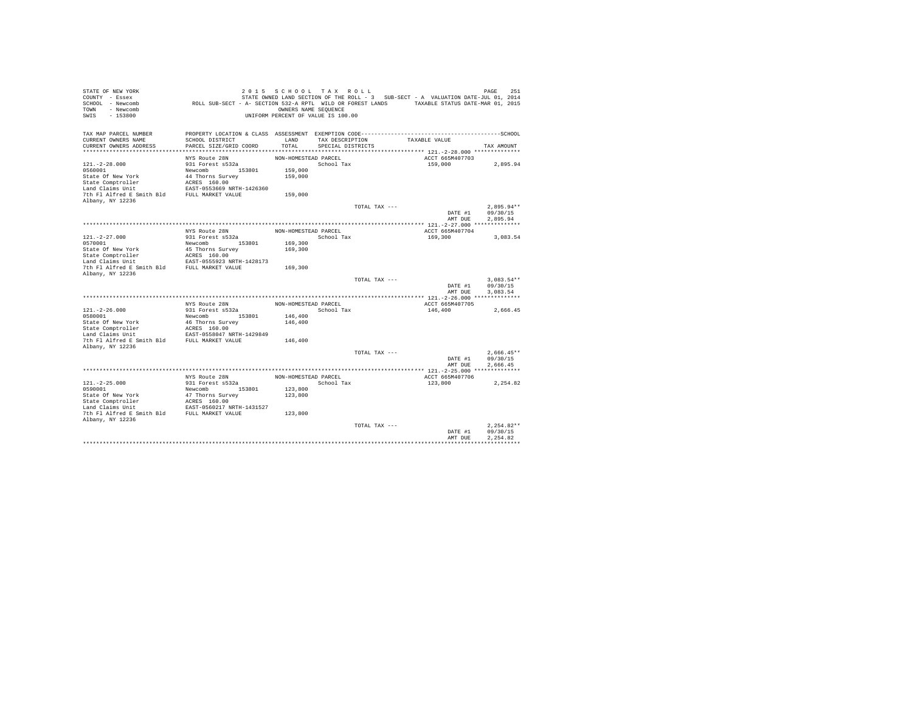STATE OF NEW YORK | COUNTY - Essex | SCHOOL - Newcomb | TOWN - Newcomb | SWIS - 153800

2 0 1 5 S C H O O L T A X R O L L
STATE OWNED LAND SECTION OF THE ROLL - 3 SUB-SECT - A VALUATION DATE-JUL 01, 2014
ROLL SUB-SECT - A- SECTION 532-A RPTL WILD OR FOREST LANDS TAXABLE STATUS DATE-MAR 01, 2015
OWNERS NAME SEQUENCE
UNIFORM PERCENT OF VALUE IS 100.00

| TAX MAP PARCEL NUMBER / CURRENT OWNERS NAME / CURRENT OWNERS ADDRESS | PROPERTY LOCATION & CLASS / SCHOOL DISTRICT / PARCEL SIZE/GRID COORD | ASSESSMENT LAND / TOTAL | EXEMPTION CODE / TAX DESCRIPTION / SPECIAL DISTRICTS | TAXABLE VALUE | TAX AMOUNT |
|---|---|---|---|---|---|
| **121.-2-28.000** | NYS Route 28N | NON-HOMESTEAD PARCEL | | ACCT 665M407703 | |
| 121.-2-28.000 | 931 Forest s532a | | School Tax | 159,000 | 2,895.94 |
| 0560001 | Newcomb 153801 | 159,000 | | | |
| State Of New York | 44 Thorns Survey | 159,000 | | | |
| State Comptroller | ACRES 160.00 | | | | |
| Land Claims Unit | EAST-0553669 NRTH-1426360 | | | | |
| 7th Fl Alfred E Smith Bld | FULL MARKET VALUE | 159,000 | | | |
| Albany, NY 12236 | | | | | |
| | | | TOTAL TAX --- | | 2,895.94** |
| | | | | DATE #1 | 09/30/15 |
| | | | | AMT DUE | 2,895.94 |
| **121.-2-27.000** | NYS Route 28N | NON-HOMESTEAD PARCEL | | ACCT 665M407704 | |
| 121.-2-27.000 | 931 Forest s532a | | School Tax | 169,300 | 3,083.54 |
| 0570001 | Newcomb 153801 | 169,300 | | | |
| State Of New York | 45 Thorns Survey | 169,300 | | | |
| State Comptroller | ACRES 160.00 | | | | |
| Land Claims Unit | EAST-0555923 NRTH-1428173 | | | | |
| 7th Fl Alfred E Smith Bld | FULL MARKET VALUE | 169,300 | | | |
| Albany, NY 12236 | | | | | |
| | | | TOTAL TAX --- | | 3,083.54** |
| | | | | DATE #1 | 09/30/15 |
| | | | | AMT DUE | 3,083.54 |
| **121.-2-26.000** | NYS Route 28N | NON-HOMESTEAD PARCEL | | ACCT 665M407705 | |
| 121.-2-26.000 | 931 Forest s532a | | School Tax | 146,400 | 2,666.45 |
| 0580001 | Newcomb 153801 | 146,400 | | | |
| State Of New York | 46 Thorns Survey | 146,400 | | | |
| State Comptroller | ACRES 160.00 | | | | |
| Land Claims Unit | EAST-0558047 NRTH-1429849 | | | | |
| 7th Fl Alfred E Smith Bld | FULL MARKET VALUE | 146,400 | | | |
| Albany, NY 12236 | | | | | |
| | | | TOTAL TAX --- | | 2,666.45** |
| | | | | DATE #1 | 09/30/15 |
| | | | | AMT DUE | 2,666.45 |
| **121.-2-25.000** | NYS Route 28N | NON-HOMESTEAD PARCEL | | ACCT 665M407706 | |
| 121.-2-25.000 | 931 Forest s532a | | School Tax | 123,800 | 2,254.82 |
| 0590001 | Newcomb 153801 | 123,800 | | | |
| State Of New York | 47 Thorns Survey | 123,800 | | | |
| State Comptroller | ACRES 160.00 | | | | |
| Land Claims Unit | EAST-0560217 NRTH-1431527 | | | | |
| 7th Fl Alfred E Smith Bld | FULL MARKET VALUE | 123,800 | | | |
| Albany, NY 12236 | | | | | |
| | | | TOTAL TAX --- | | 2,254.82** |
| | | | | DATE #1 | 09/30/15 |
| | | | | AMT DUE | 2,254.82 |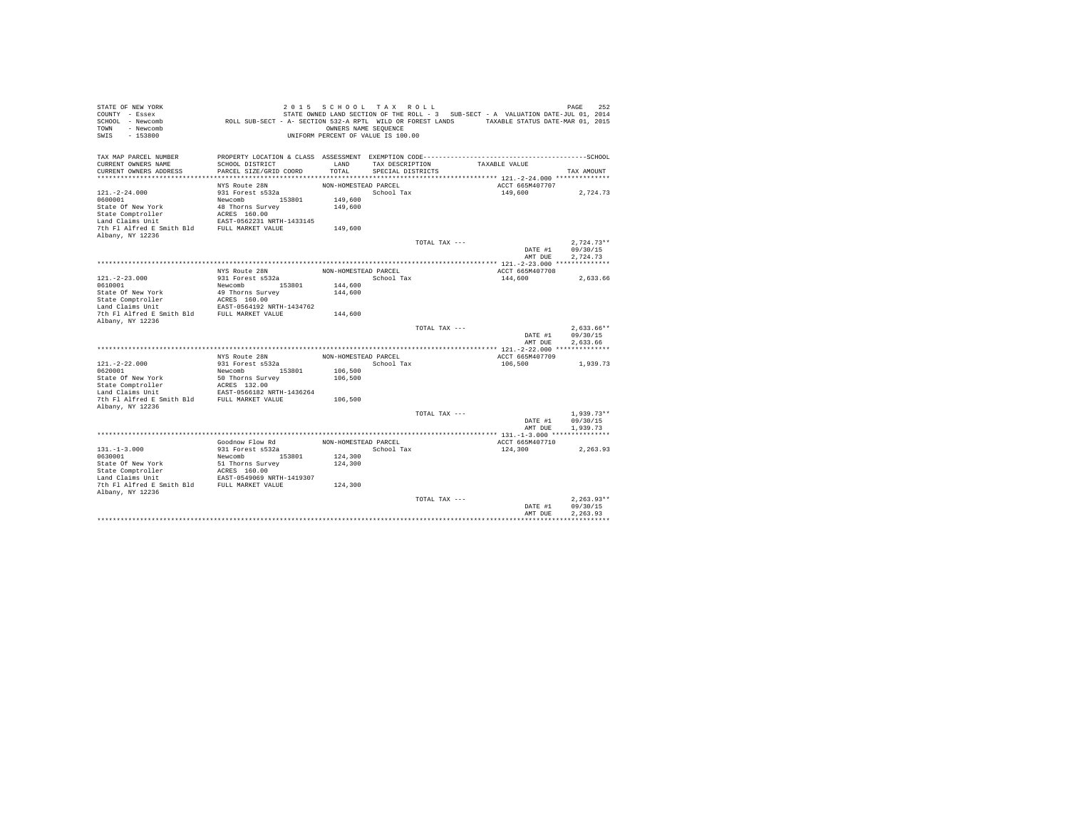STATE OF NEW YORK
COUNTY - Essex
SCHOOL - Newcomb
TOWN - Newcomb
SWIS - 153800

2 0 1 5 S C H O O L T A X R O L L

STATE OWNED LAND SECTION OF THE ROLL - 3 SUB-SECT - A VALUATION DATE-JUL 01, 2014

ROLL SUB-SECT - A- SECTION 532-A RPTL WILD OR FOREST LANDS TAXABLE STATUS DATE-MAR 01, 2015

OWNERS NAME SEQUENCE

UNIFORM PERCENT OF VALUE IS 100.00

| TAX MAP PARCEL NUMBER / CURRENT OWNERS NAME / CURRENT OWNERS ADDRESS | PROPERTY LOCATION & CLASS / SCHOOL DISTRICT / PARCEL SIZE/GRID COORD | ASSESSMENT LAND / TOTAL | EXEMPTION CODE / TAX DESCRIPTION / SPECIAL DISTRICTS | TAXABLE VALUE | TAX AMOUNT |
|---|---|---|---|---|---|
| **121.-2-24.000** | NYS Route 28N | NON-HOMESTEAD PARCEL | | ACCT 665M407707 | |
| 121.-2-24.000 | 931 Forest s532a | | School Tax | 149,600 | 2,724.73 |
| 0600001 | Newcomb 153801 | 149,600 | | | |
| State Of New York | 48 Thorns Survey | 149,600 | | | |
| State Comptroller | ACRES 160.00 | | | | |
| Land Claims Unit | EAST-0562231 NRTH-1433145 | | | | |
| 7th Fl Alfred E Smith Bld | FULL MARKET VALUE | 149,600 | | | |
| Albany, NY 12236 | | | | | |
| | | | TOTAL TAX --- | | 2,724.73** |
| | | | | DATE #1 | 09/30/15 |
| | | | | AMT DUE | 2,724.73 |
| **121.-2-23.000** | NYS Route 28N | NON-HOMESTEAD PARCEL | | ACCT 665M407708 | |
| 121.-2-23.000 | 931 Forest s532a | | School Tax | 144,600 | 2,633.66 |
| 0610001 | Newcomb 153801 | 144,600 | | | |
| State Of New York | 49 Thorns Survey | 144,600 | | | |
| State Comptroller | ACRES 160.00 | | | | |
| Land Claims Unit | EAST-0564192 NRTH-1434762 | | | | |
| 7th Fl Alfred E Smith Bld | FULL MARKET VALUE | 144,600 | | | |
| Albany, NY 12236 | | | | | |
| | | | TOTAL TAX --- | | 2,633.66** |
| | | | | DATE #1 | 09/30/15 |
| | | | | AMT DUE | 2,633.66 |
| **121.-2-22.000** | NYS Route 28N | NON-HOMESTEAD PARCEL | | ACCT 665M407709 | |
| 121.-2-22.000 | 931 Forest s532a | | School Tax | 106,500 | 1,939.73 |
| 0620001 | Newcomb 153801 | 106,500 | | | |
| State Of New York | 50 Thorns Survey | 106,500 | | | |
| State Comptroller | ACRES 132.00 | | | | |
| Land Claims Unit | EAST-0566182 NRTH-1436264 | | | | |
| 7th Fl Alfred E Smith Bld | FULL MARKET VALUE | 106,500 | | | |
| Albany, NY 12236 | | | | | |
| | | | TOTAL TAX --- | | 1,939.73** |
| | | | | DATE #1 | 09/30/15 |
| | | | | AMT DUE | 1,939.73 |
| **131.-1-3.000** | Goodnow Flow Rd | NON-HOMESTEAD PARCEL | | ACCT 665M407710 | |
| 131.-1-3.000 | 931 Forest s532a | | School Tax | 124,300 | 2,263.93 |
| 0630001 | Newcomb 153801 | 124,300 | | | |
| State Of New York | 51 Thorns Survey | 124,300 | | | |
| State Comptroller | ACRES 160.00 | | | | |
| Land Claims Unit | EAST-0549069 NRTH-1419307 | | | | |
| 7th Fl Alfred E Smith Bld | FULL MARKET VALUE | 124,300 | | | |
| Albany, NY 12236 | | | | | |
| | | | TOTAL TAX --- | | 2,263.93** |
| | | | | DATE #1 | 09/30/15 |
| | | | | AMT DUE | 2,263.93 |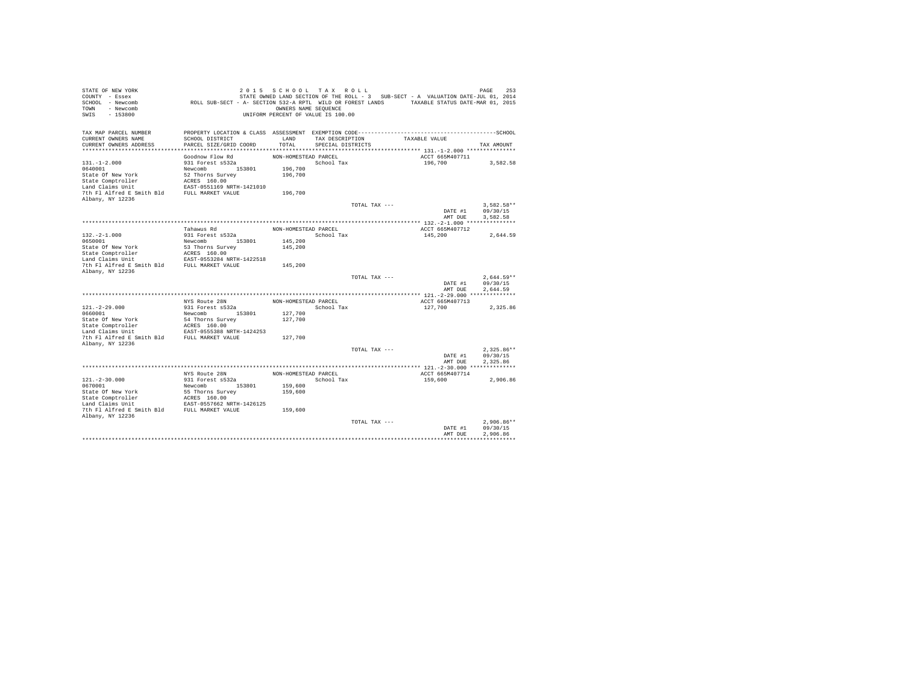STATE OF NEW YORK
COUNTY - Essex
SCHOOL - Newcomb
TOWN - Newcomb
SWIS - 153800

2 0 1 5 S C H O O L T A X R O L L
STATE OWNED LAND SECTION OF THE ROLL - 3 SUB-SECT - A VALUATION DATE-JUL 01, 2014
ROLL SUB-SECT - A- SECTION 532-A RPTL WILD OR FOREST LANDS TAXABLE STATUS DATE-MAR 01, 2015
OWNERS NAME SEQUENCE
UNIFORM PERCENT OF VALUE IS 100.00

| TAX MAP PARCEL NUMBER / CURRENT OWNERS NAME / CURRENT OWNERS ADDRESS | PROPERTY LOCATION & CLASS / SCHOOL DISTRICT / PARCEL SIZE/GRID COORD | ASSESSMENT LAND / TOTAL | EXEMPTION CODE / TAX DESCRIPTION / SPECIAL DISTRICTS | TAXABLE VALUE | TAX AMOUNT |
|---|---|---|---|---|---|
| 131.-1-2.000 | Goodnow Flow Rd | NON-HOMESTEAD PARCEL | | ACCT 665M407711 | |
| 131.-1-2.000 | 931 Forest s532a | | School Tax | 196,700 | 3,582.58 |
| 0640001 | Newcomb 153801 | 196,700 | | | |
| State Of New York | 52 Thorns Survey | 196,700 | | | |
| State Comptroller | ACRES 160.00 | | | | |
| Land Claims Unit | EAST-0551169 NRTH-1421010 | | | | |
| 7th Fl Alfred E Smith Bld | FULL MARKET VALUE | 196,700 | | | |
| Albany, NY 12236 | | | | | |
| | | | TOTAL TAX --- | | 3,582.58** |
| | | | | DATE #1 | 09/30/15 |
| | | | | AMT DUE | 3,582.58 |
| 132.-2-1.000 | Tahawus Rd | NON-HOMESTEAD PARCEL | | ACCT 665M407712 | |
| 132.-2-1.000 | 931 Forest s532a | | School Tax | 145,200 | 2,644.59 |
| 0650001 | Newcomb 153801 | 145,200 | | | |
| State Of New York | 53 Thorns Survey | 145,200 | | | |
| State Comptroller | ACRES 160.00 | | | | |
| Land Claims Unit | EAST-0553284 NRTH-1422518 | | | | |
| 7th Fl Alfred E Smith Bld | FULL MARKET VALUE | 145,200 | | | |
| Albany, NY 12236 | | | | | |
| | | | TOTAL TAX --- | | 2,644.59** |
| | | | | DATE #1 | 09/30/15 |
| | | | | AMT DUE | 2,644.59 |
| 121.-2-29.000 | NYS Route 28N | NON-HOMESTEAD PARCEL | | ACCT 665M407713 | |
| 121.-2-29.000 | 931 Forest s532a | | School Tax | 127,700 | 2,325.86 |
| 0660001 | Newcomb 153801 | 127,700 | | | |
| State Of New York | 54 Thorns Survey | 127,700 | | | |
| State Comptroller | ACRES 160.00 | | | | |
| Land Claims Unit | EAST-0555388 NRTH-1424253 | | | | |
| 7th Fl Alfred E Smith Bld | FULL MARKET VALUE | 127,700 | | | |
| Albany, NY 12236 | | | | | |
| | | | TOTAL TAX --- | | 2,325.86** |
| | | | | DATE #1 | 09/30/15 |
| | | | | AMT DUE | 2,325.86 |
| 121.-2-30.000 | NYS Route 28N | NON-HOMESTEAD PARCEL | | ACCT 665M407714 | |
| 121.-2-30.000 | 931 Forest s532a | | School Tax | 159,600 | 2,906.86 |
| 0670001 | Newcomb 153801 | 159,600 | | | |
| State Of New York | 55 Thorns Survey | 159,600 | | | |
| State Comptroller | ACRES 160.00 | | | | |
| Land Claims Unit | EAST-0557662 NRTH-1426125 | | | | |
| 7th Fl Alfred E Smith Bld | FULL MARKET VALUE | 159,600 | | | |
| Albany, NY 12236 | | | | | |
| | | | TOTAL TAX --- | | 2,906.86** |
| | | | | DATE #1 | 09/30/15 |
| | | | | AMT DUE | 2,906.86 |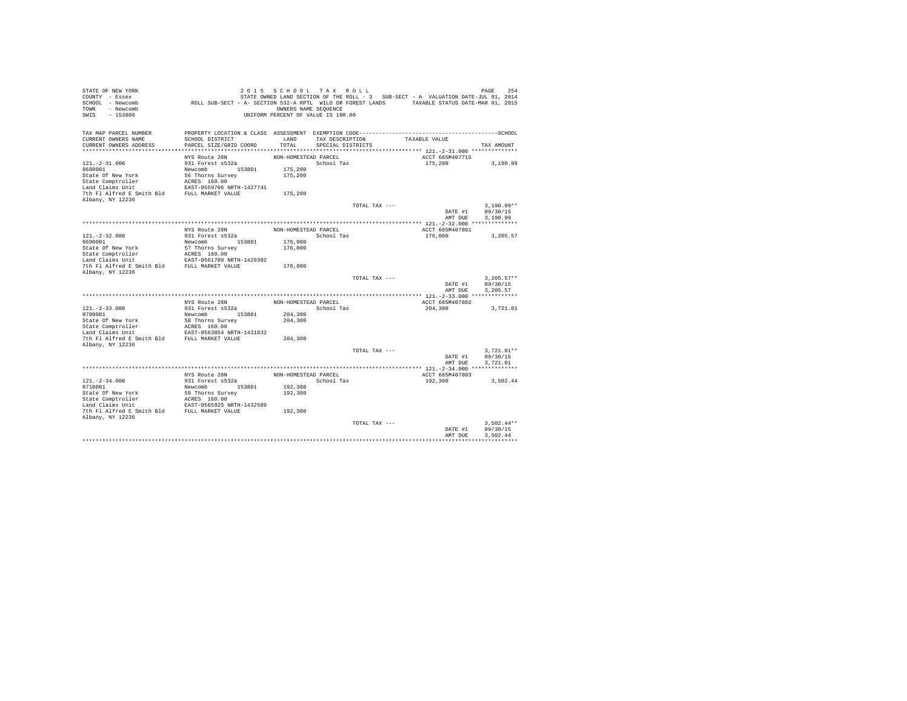STATE OF NEW YORK
COUNTY - Essex
SCHOOL - Newcomb
TOWN - Newcomb
SWIS - 153800

2 0 1 5 S C H O O L T A X R O L L
STATE OWNED LAND SECTION OF THE ROLL - 3 SUB-SECT - A VALUATION DATE-JUL 01, 2014
ROLL SUB-SECT - A- SECTION 532-A RPTL WILD OR FOREST LANDS TAXABLE STATUS DATE-MAR 01, 2015
OWNERS NAME SEQUENCE
UNIFORM PERCENT OF VALUE IS 100.00

| TAX MAP PARCEL NUMBER / CURRENT OWNERS NAME / CURRENT OWNERS ADDRESS | PROPERTY LOCATION & CLASS / SCHOOL DISTRICT / PARCEL SIZE/GRID COORD | ASSESSMENT LAND / TOTAL | EXEMPTION CODE / TAX DESCRIPTION / SPECIAL DISTRICTS | TAXABLE VALUE | TAX AMOUNT |
|---|---|---|---|---|---|
| **121.-2-31.000** | NYS Route 28N | NON-HOMESTEAD PARCEL | | ACCT 665M407715 | |
| 121.-2-31.000 | 931 Forest s532a | | School Tax | 175,200 | 3,190.99 |
| 0680001 | Newcomb 153801 | 175,200 | | | |
| State Of New York | 56 Thorns Survey | 175,200 | | | |
| State Comptroller | ACRES 160.00 | | | | |
| Land Claims Unit | EAST-0559706 NRTH-1427741 | | | | |
| 7th Fl Alfred E Smith Bld | FULL MARKET VALUE | 175,200 | | | |
| Albany, NY 12236 | | | | | |
| | | | TOTAL TAX --- | | 3,190.99** |
| | | | | DATE #1 | 09/30/15 |
| | | | | AMT DUE | 3,190.99 |
| **121.-2-32.000** | NYS Route 28N | NON-HOMESTEAD PARCEL | | ACCT 665M407801 | |
| 121.-2-32.000 | 931 Forest s532a | | School Tax | 176,000 | 3,205.57 |
| 0690001 | Newcomb 153801 | 176,000 | | | |
| State Of New York | 57 Thorns Survey | 176,000 | | | |
| State Comptroller | ACRES 160.00 | | | | |
| Land Claims Unit | EAST-0561780 NRTH-1429392 | | | | |
| 7th Fl Alfred E Smith Bld | FULL MARKET VALUE | 176,000 | | | |
| Albany, NY 12236 | | | | | |
| | | | TOTAL TAX --- | | 3,205.57** |
| | | | | DATE #1 | 09/30/15 |
| | | | | AMT DUE | 3,205.57 |
| **121.-2-33.000** | NYS Route 28N | NON-HOMESTEAD PARCEL | | ACCT 665M407802 | |
| 121.-2-33.000 | 931 Forest s532a | | School Tax | 204,300 | 3,721.01 |
| 0700001 | Newcomb 153801 | 204,300 | | | |
| State Of New York | 58 Thorns Survey | 204,300 | | | |
| State Comptroller | ACRES 160.00 | | | | |
| Land Claims Unit | EAST-0563854 NRTH-1431032 | | | | |
| 7th Fl Alfred E Smith Bld | FULL MARKET VALUE | 204,300 | | | |
| Albany, NY 12236 | | | | | |
| | | | TOTAL TAX --- | | 3,721.01** |
| | | | | DATE #1 | 09/30/15 |
| | | | | AMT DUE | 3,721.01 |
| **121.-2-34.000** | NYS Route 28N | NON-HOMESTEAD PARCEL | | ACCT 665M407803 | |
| 121.-2-34.000 | 931 Forest s532a | | School Tax | 192,300 | 3,502.44 |
| 0710001 | Newcomb 153801 | 192,300 | | | |
| State Of New York | 59 Thorns Survey | 192,300 | | | |
| State Comptroller | ACRES 160.00 | | | | |
| Land Claims Unit | EAST-0565925 NRTH-1432589 | | | | |
| 7th Fl Alfred E Smith Bld | FULL MARKET VALUE | 192,300 | | | |
| Albany, NY 12236 | | | | | |
| | | | TOTAL TAX --- | | 3,502.44** |
| | | | | DATE #1 | 09/30/15 |
| | | | | AMT DUE | 3,502.44 |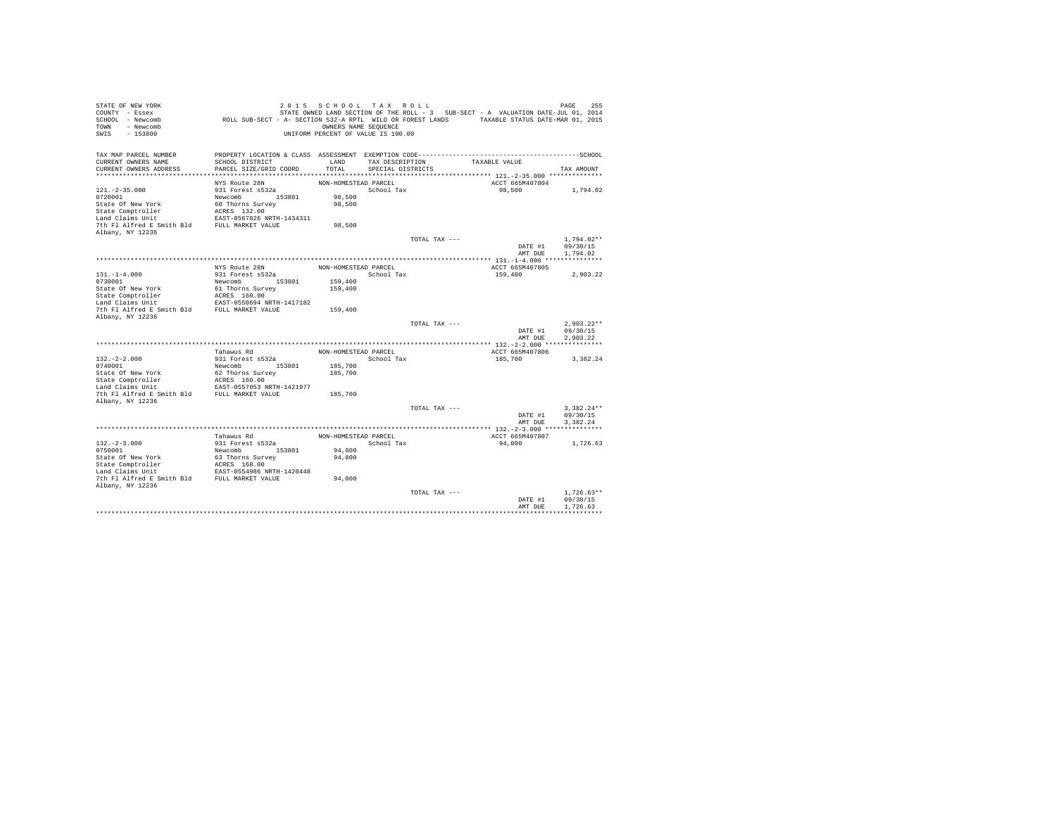STATE OF NEW YORK
COUNTY - Essex
SCHOOL - Newcomb
TOWN - Newcomb
SWIS - 153800

2 0 1 5   S C H O O L   T A X   R O L L
STATE OWNED LAND SECTION OF THE ROLL - 3   SUB-SECT - A  VALUATION DATE-JUL 01, 2014
ROLL SUB-SECT - A- SECTION 532-A RPTL WILD OR FOREST LANDS   TAXABLE STATUS DATE-MAR 01, 2015
OWNERS NAME SEQUENCE
UNIFORM PERCENT OF VALUE IS 100.00

| TAX MAP PARCEL NUMBER / CURRENT OWNERS NAME / CURRENT OWNERS ADDRESS | PROPERTY LOCATION & CLASS / SCHOOL DISTRICT / PARCEL SIZE/GRID COORD | ASSESSMENT LAND / TOTAL | EXEMPTION CODE / TAX DESCRIPTION / SPECIAL DISTRICTS | TAXABLE VALUE | TAX AMOUNT |
|---|---|---|---|---|---|
| **121.-2-35.000** | NYS Route 28N | NON-HOMESTEAD PARCEL | | ACCT 665M407804 | |
| 0720001 | 931 Forest s532a | | School Tax | 98,500 | 1,794.02 |
| State Of New York | Newcomb 153801 | 98,500 | | | |
| State Comptroller | 60 Thorns Survey | 98,500 | | | |
| Land Claims Unit | ACRES 132.00 | | | | |
| 7th Fl Alfred E Smith Bld | EAST-0567826 NRTH-1434311 | | | | |
| Albany, NY 12236 | FULL MARKET VALUE | 98,500 | | | |
| | | | TOTAL TAX --- | | 1,794.02** |
| | | | | DATE #1 | 09/30/15 |
| | | | | AMT DUE | 1,794.02 |
| **131.-1-4.000** | NYS Route 28N | NON-HOMESTEAD PARCEL | | ACCT 665M407805 | |
| 0730001 | 931 Forest s532a | | School Tax | 159,400 | 2,903.22 |
| State Of New York | Newcomb 153801 | 159,400 | | | |
| State Comptroller | 61 Thorns Survey | 159,400 | | | |
| Land Claims Unit | ACRES 160.00 | | | | |
| 7th Fl Alfred E Smith Bld | EAST-0550694 NRTH-1417182 | | | | |
| Albany, NY 12236 | FULL MARKET VALUE | 159,400 | | | |
| | | | TOTAL TAX --- | | 2,903.22** |
| | | | | DATE #1 | 09/30/15 |
| | | | | AMT DUE | 2,903.22 |
| **132.-2-2.000** | Tahawus Rd | NON-HOMESTEAD PARCEL | | ACCT 665M407806 | |
| 0740001 | 931 Forest s532a | | School Tax | 185,700 | 3,382.24 |
| State Of New York | Newcomb 153801 | 185,700 | | | |
| State Comptroller | 62 Thorns Survey | 185,700 | | | |
| Land Claims Unit | ACRES 160.00 | | | | |
| 7th Fl Alfred E Smith Bld | EAST-0557053 NRTH-1421977 | | | | |
| Albany, NY 12236 | FULL MARKET VALUE | 185,700 | | | |
| | | | TOTAL TAX --- | | 3,382.24** |
| | | | | DATE #1 | 09/30/15 |
| | | | | AMT DUE | 3,382.24 |
| **132.-2-3.000** | Tahawus Rd | NON-HOMESTEAD PARCEL | | ACCT 665M407807 | |
| 0750001 | 931 Forest s532a | | School Tax | 94,800 | 1,726.63 |
| State Of New York | Newcomb 153801 | 94,800 | | | |
| State Comptroller | 63 Thorns Survey | 94,800 | | | |
| Land Claims Unit | ACRES 160.00 | | | | |
| 7th Fl Alfred E Smith Bld | EAST-0554986 NRTH-1420448 | | | | |
| Albany, NY 12236 | FULL MARKET VALUE | 94,800 | | | |
| | | | TOTAL TAX --- | | 1,726.63** |
| | | | | DATE #1 | 09/30/15 |
| | | | | AMT DUE | 1,726.63 |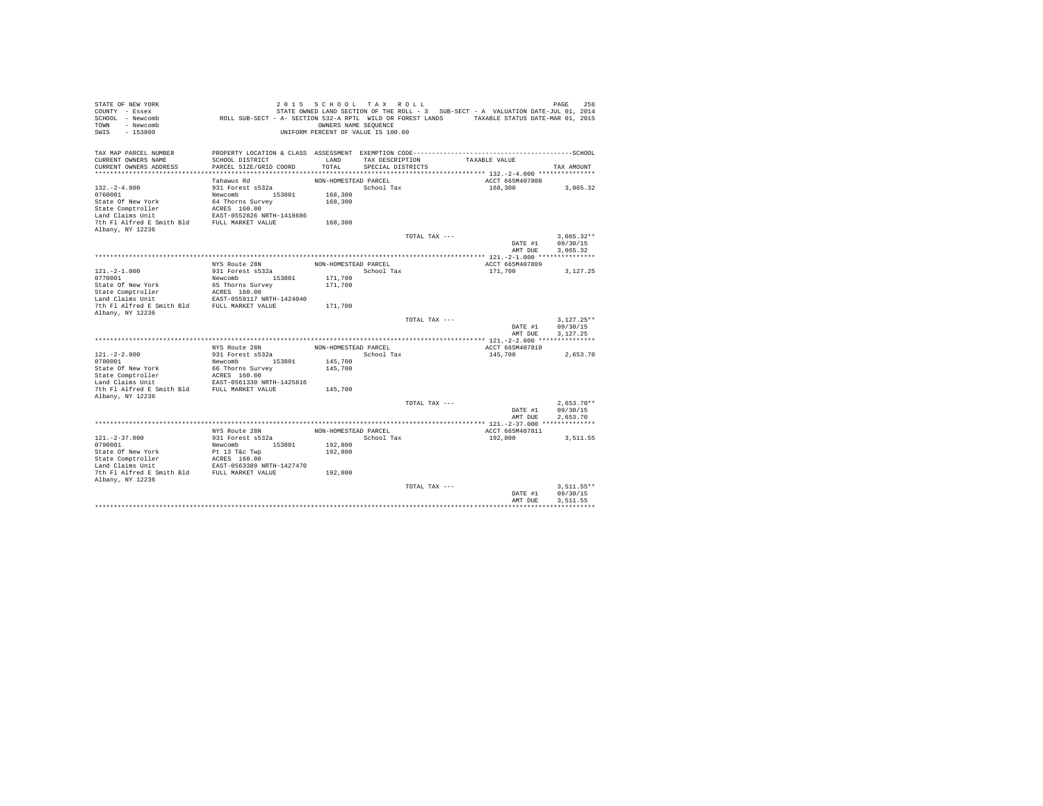STATE OF NEW YORK  
COUNTY - Essex  
SCHOOL - Newcomb  
TOWN - Newcomb  
SWIS - 153800

2 0 1 5 S C H O O L T A X R O L L  
STATE OWNED LAND SECTION OF THE ROLL - 3 SUB-SECT - A VALUATION DATE-JUL 01, 2014  
ROLL SUB-SECT - A- SECTION 532-A RPTL WILD OR FOREST LANDS TAXABLE STATUS DATE-MAR 01, 2015  
OWNERS NAME SEQUENCE  
UNIFORM PERCENT OF VALUE IS 100.00

| TAX MAP PARCEL NUMBER / CURRENT OWNERS NAME / CURRENT OWNERS ADDRESS | PROPERTY LOCATION & CLASS / SCHOOL DISTRICT / PARCEL SIZE/GRID COORD | ASSESSMENT LAND / TOTAL | EXEMPTION CODE / TAX DESCRIPTION / SPECIAL DISTRICTS | TAXABLE VALUE | TAX AMOUNT |
|---|---|---|---|---|---|
| **132.-2-4.000** | Tahawus Rd | NON-HOMESTEAD PARCEL | | ACCT 665M407808 | |
| 132.-2-4.000 | 931 Forest s532a | | School Tax | 168,300 | 3,065.32 |
| 0760001 | Newcomb 153801 | 168,300 | | | |
| State Of New York | 64 Thorns Survey | 168,300 | | | |
| State Comptroller | ACRES 160.00 | | | | |
| Land Claims Unit | EAST-0552826 NRTH-1418686 | | | | |
| 7th Fl Alfred E Smith Bld | FULL MARKET VALUE | 168,300 | | | |
| Albany, NY 12236 | | | | | |
| | | | TOTAL TAX --- | | 3,065.32** |
| | | | | DATE #1 | 09/30/15 |
| | | | | AMT DUE | 3,065.32 |
| **121.-2-1.000** | NYS Route 28N | NON-HOMESTEAD PARCEL | | ACCT 665M407809 | |
| 121.-2-1.000 | 931 Forest s532a | | School Tax | 171,700 | 3,127.25 |
| 0770001 | Newcomb 153801 | 171,700 | | | |
| State Of New York | 65 Thorns Survey | 171,700 | | | |
| State Comptroller | ACRES 160.00 | | | | |
| Land Claims Unit | EAST-0559117 NRTH-1424040 | | | | |
| 7th Fl Alfred E Smith Bld | FULL MARKET VALUE | 171,700 | | | |
| Albany, NY 12236 | | | | | |
| | | | TOTAL TAX --- | | 3,127.25** |
| | | | | DATE #1 | 09/30/15 |
| | | | | AMT DUE | 3,127.25 |
| **121.-2-2.000** | NYS Route 28N | NON-HOMESTEAD PARCEL | | ACCT 665M407810 | |
| 121.-2-2.000 | 931 Forest s532a | | School Tax | 145,700 | 2,653.70 |
| 0780001 | Newcomb 153801 | 145,700 | | | |
| State Of New York | 66 Thorns Survey | 145,700 | | | |
| State Comptroller | ACRES 160.00 | | | | |
| Land Claims Unit | EAST-0561330 NRTH-1425816 | | | | |
| 7th Fl Alfred E Smith Bld | FULL MARKET VALUE | 145,700 | | | |
| Albany, NY 12236 | | | | | |
| | | | TOTAL TAX --- | | 2,653.70** |
| | | | | DATE #1 | 09/30/15 |
| | | | | AMT DUE | 2,653.70 |
| **121.-2-37.000** | NYS Route 28N | NON-HOMESTEAD PARCEL | | ACCT 665M407811 | |
| 121.-2-37.000 | 931 Forest s532a | | School Tax | 192,800 | 3,511.55 |
| 0790001 | Newcomb 153801 | 192,800 | | | |
| State Of New York | Pt 13 T&c Twp | 192,800 | | | |
| State Comptroller | ACRES 160.00 | | | | |
| Land Claims Unit | EAST-0563389 NRTH-1427470 | | | | |
| 7th Fl Alfred E Smith Bld | FULL MARKET VALUE | 192,800 | | | |
| Albany, NY 12236 | | | | | |
| | | | TOTAL TAX --- | | 3,511.55** |
| | | | | DATE #1 | 09/30/15 |
| | | | | AMT DUE | 3,511.55 |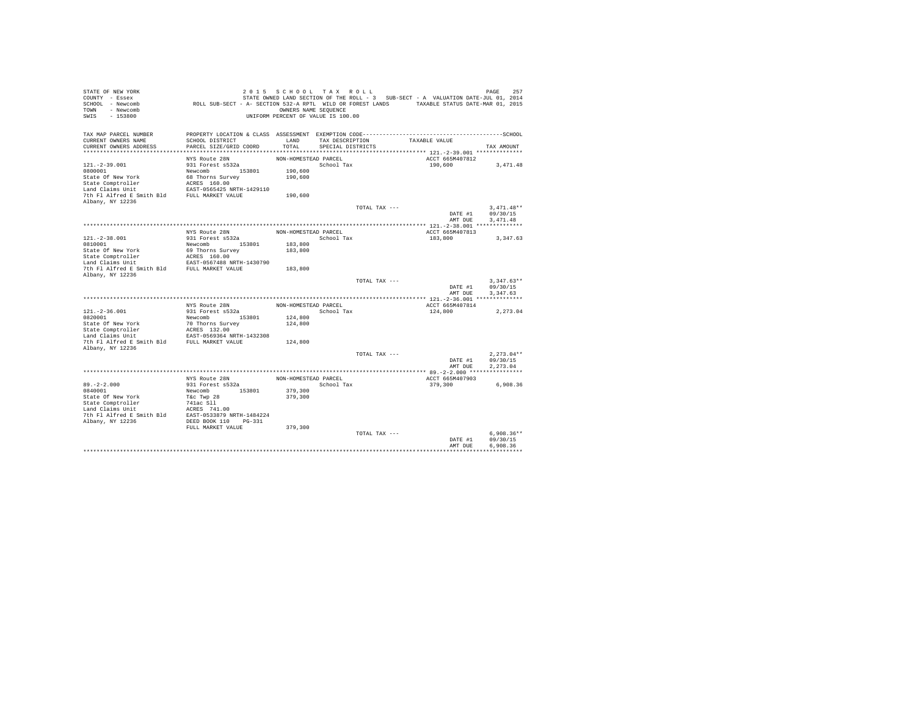STATE OF NEW YORK
COUNTY - Essex
SCHOOL - Newcomb
TOWN - Newcomb
SWIS - 153800

2015 SCHOOL TAX ROLL
STATE OWNED LAND SECTION OF THE ROLL - 3 SUB-SECT - A VALUATION DATE-JUL 01, 2014
ROLL SUB-SECT - A- SECTION 532-A RPTL WILD OR FOREST LANDS TAXABLE STATUS DATE-MAR 01, 2015
OWNERS NAME SEQUENCE
UNIFORM PERCENT OF VALUE IS 100.00

| TAX MAP PARCEL NUMBER / CURRENT OWNERS NAME / CURRENT OWNERS ADDRESS | PROPERTY LOCATION & CLASS / SCHOOL DISTRICT / PARCEL SIZE/GRID COORD | ASSESSMENT LAND / TOTAL | EXEMPTION CODE / TAX DESCRIPTION / SPECIAL DISTRICTS | TAXABLE VALUE | TAX AMOUNT |
|---|---|---|---|---|---|
| 121.-2-39.001 | NYS Route 28N | NON-HOMESTEAD PARCEL | | ACCT 665M407812 | |
| 0800001 | 931 Forest s532a | | School Tax | 190,600 | 3,471.48 |
| State Of New York | Newcomb 153801 | 190,600 | | | |
| State Comptroller | 68 Thorns Survey | 190,600 | | | |
| Land Claims Unit | ACRES 160.00 | | | | |
| 7th Fl Alfred E Smith Bld | EAST-0565425 NRTH-1429110 | | | | |
| Albany, NY 12236 | FULL MARKET VALUE | 190,600 | | | |
| | | | TOTAL TAX --- | | 3,471.48** |
| | | | | DATE #1 | 09/30/15 |
| | | | | AMT DUE | 3,471.48 |
| 121.-2-38.001 | NYS Route 28N | NON-HOMESTEAD PARCEL | | ACCT 665M407813 | |
| 0810001 | 931 Forest s532a | | School Tax | 183,800 | 3,347.63 |
| State Of New York | Newcomb 153801 | 183,800 | | | |
| State Comptroller | 69 Thorns Survey | 183,800 | | | |
| Land Claims Unit | ACRES 160.00 | | | | |
| 7th Fl Alfred E Smith Bld | EAST-0567488 NRTH-1430790 | | | | |
| Albany, NY 12236 | FULL MARKET VALUE | 183,800 | | | |
| | | | TOTAL TAX --- | | 3,347.63** |
| | | | | DATE #1 | 09/30/15 |
| | | | | AMT DUE | 3,347.63 |
| 121.-2-36.001 | NYS Route 28N | NON-HOMESTEAD PARCEL | | ACCT 665M407814 | |
| 0820001 | 931 Forest s532a | | School Tax | 124,800 | 2,273.04 |
| State Of New York | Newcomb 153801 | 124,800 | | | |
| State Comptroller | 70 Thorns Survey | 124,800 | | | |
| Land Claims Unit | ACRES 132.00 | | | | |
| 7th Fl Alfred E Smith Bld | EAST-0569364 NRTH-1432308 | | | | |
| Albany, NY 12236 | FULL MARKET VALUE | 124,800 | | | |
| | | | TOTAL TAX --- | | 2,273.04** |
| | | | | DATE #1 | 09/30/15 |
| | | | | AMT DUE | 2,273.04 |
| 89.-2-2.000 | NYS Route 28N | NON-HOMESTEAD PARCEL | | ACCT 665M407903 | |
| 0840001 | 931 Forest s532a | | School Tax | 379,300 | 6,908.36 |
| State Of New York | Newcomb 153801 | 379,300 | | | |
| State Comptroller | T&c Twp 28 | 379,300 | | | |
| Land Claims Unit | 741ac Sll | | | | |
| 7th Fl Alfred E Smith Bld | ACRES 741.00 | | | | |
| Albany, NY 12236 | EAST-0533879 NRTH-1484224 | | | | |
| | DEED BOOK 110 PG-331 | | | | |
| | FULL MARKET VALUE | 379,300 | | | |
| | | | TOTAL TAX --- | | 6,908.36** |
| | | | | DATE #1 | 09/30/15 |
| | | | | AMT DUE | 6,908.36 |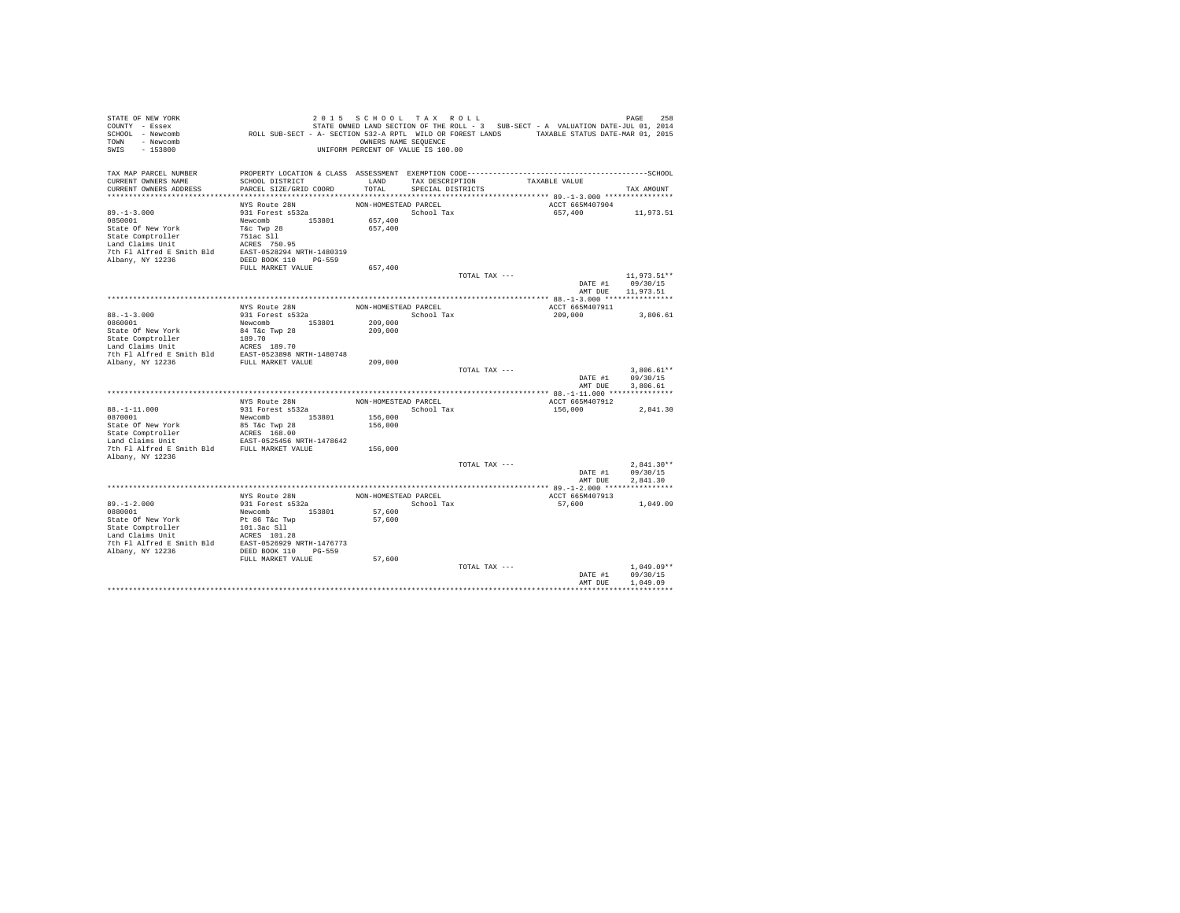STATE OF NEW YORK
COUNTY - Essex
SCHOOL - Newcomb
TOWN - Newcomb
SWIS - 153800

2015 SCHOOL TAX ROLL
STATE OWNED LAND SECTION OF THE ROLL - 3 SUB-SECT - A VALUATION DATE-JUL 01, 2014
ROLL SUB-SECT - A- SECTION 532-A RPTL WILD OR FOREST LANDS TAXABLE STATUS DATE-MAR 01, 2015
OWNERS NAME SEQUENCE
UNIFORM PERCENT OF VALUE IS 100.00

| TAX MAP PARCEL NUMBER / CURRENT OWNERS NAME / CURRENT OWNERS ADDRESS | PROPERTY LOCATION & CLASS / SCHOOL DISTRICT / PARCEL SIZE/GRID COORD | ASSESSMENT LAND / TOTAL | EXEMPTION CODE / TAX DESCRIPTION / SPECIAL DISTRICTS | TAXABLE VALUE | TAX AMOUNT (SCHOOL) |
|---|---|---|---|---|---|
| **89.-1-3.000** | NYS Route 28N | NON-HOMESTEAD PARCEL | | ACCT 665M407904 | |
| 0850001 | 931 Forest s532a | | School Tax | 657,400 | 11,973.51 |
| State Of New York | Newcomb 153801 | 657,400 | | | |
| State Comptroller | T&c Twp 28 | 657,400 | | | |
| Land Claims Unit | 751ac Sll | | | | |
| 7th Fl Alfred E Smith Bld | ACRES 750.95 | | | | |
| Albany, NY 12236 | EAST-0528294 NRTH-1480319 | | | | |
| | DEED BOOK 110 PG-559 | | | | |
| | FULL MARKET VALUE | 657,400 | | | |
| | | | TOTAL TAX --- | | 11,973.51** |
| | | | | DATE #1 | 09/30/15 |
| | | | | AMT DUE | 11,973.51 |
| **88.-1-3.000** | NYS Route 28N | NON-HOMESTEAD PARCEL | | ACCT 665M407911 | |
| 0860001 | 931 Forest s532a | | School Tax | 209,000 | 3,806.61 |
| State Of New York | Newcomb 153801 | 209,000 | | | |
| State Comptroller | 84 T&c Twp 28 | 209,000 | | | |
| Land Claims Unit | 189.70 | | | | |
| 7th Fl Alfred E Smith Bld | ACRES 189.70 | | | | |
| Albany, NY 12236 | EAST-0523898 NRTH-1480748 | | | | |
| | FULL MARKET VALUE | 209,000 | | | |
| | | | TOTAL TAX --- | | 3,806.61** |
| | | | | DATE #1 | 09/30/15 |
| | | | | AMT DUE | 3,806.61 |
| **88.-1-11.000** | NYS Route 28N | NON-HOMESTEAD PARCEL | | ACCT 665M407912 | |
| 0870001 | 931 Forest s532a | | School Tax | 156,000 | 2,841.30 |
| State Of New York | Newcomb 153801 | 156,000 | | | |
| State Comptroller | 85 T&c Twp 28 | 156,000 | | | |
| Land Claims Unit | ACRES 168.00 | | | | |
| 7th Fl Alfred E Smith Bld | EAST-0525456 NRTH-1478642 | | | | |
| Albany, NY 12236 | FULL MARKET VALUE | 156,000 | | | |
| | | | TOTAL TAX --- | | 2,841.30** |
| | | | | DATE #1 | 09/30/15 |
| | | | | AMT DUE | 2,841.30 |
| **89.-1-2.000** | NYS Route 28N | NON-HOMESTEAD PARCEL | | ACCT 665M407913 | |
| 0880001 | 931 Forest s532a | | School Tax | 57,600 | 1,049.09 |
| State Of New York | Newcomb 153801 | 57,600 | | | |
| State Comptroller | Pt 86 T&c Twp | 57,600 | | | |
| Land Claims Unit | 101.3ac Sll | | | | |
| 7th Fl Alfred E Smith Bld | ACRES 101.28 | | | | |
| Albany, NY 12236 | EAST-0526929 NRTH-1476773 | | | | |
| | DEED BOOK 110 PG-559 | | | | |
| | FULL MARKET VALUE | 57,600 | | | |
| | | | TOTAL TAX --- | | 1,049.09** |
| | | | | DATE #1 | 09/30/15 |
| | | | | AMT DUE | 1,049.09 |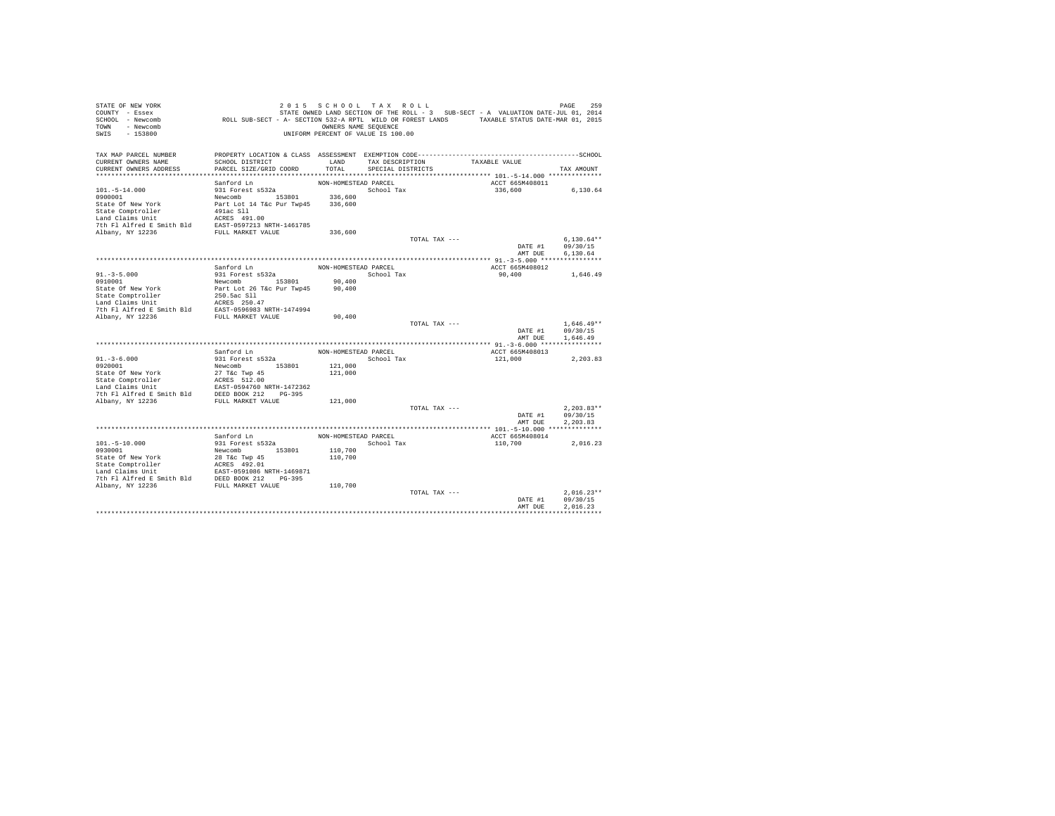STATE OF NEW YORK — 2015 SCHOOL TAX ROLL
COUNTY - Essex — STATE OWNED LAND SECTION OF THE ROLL - 3 SUB-SECT - A VALUATION DATE-JUL 01, 2014
SCHOOL - Newcomb — ROLL SUB-SECT - A- SECTION 532-A RPTL WILD OR FOREST LANDS — TAXABLE STATUS DATE-MAR 01, 2015
TOWN - Newcomb — OWNERS NAME SEQUENCE
SWIS - 153800 — UNIFORM PERCENT OF VALUE IS 100.00

| TAX MAP PARCEL NUMBER / CURRENT OWNERS NAME / CURRENT OWNERS ADDRESS | PROPERTY LOCATION & CLASS / SCHOOL DISTRICT / PARCEL SIZE/GRID COORD | ASSESSMENT LAND / TOTAL | EXEMPTION CODE / TAX DESCRIPTION / SPECIAL DISTRICTS | TAXABLE VALUE | TAX AMOUNT |
|---|---|---|---|---|---|
| 101.-5-14.000 | Sanford Ln | | NON-HOMESTEAD PARCEL | ACCT 665M408011 | |
| 0900001 | 931 Forest s532a | | School Tax | 336,600 | 6,130.64 |
| State Of New York | Newcomb 153801 | 336,600 | | | |
| State Comptroller | Part Lot 14 T&c Pur Twp45 | 336,600 | | | |
| Land Claims Unit | 491ac Sll | | | | |
| 7th Fl Alfred E Smith Bld | ACRES 491.00 | | | | |
| Albany, NY 12236 | EAST-0597213 NRTH-1461785 | | | | |
| | FULL MARKET VALUE | 336,600 | | | |
| | | | TOTAL TAX --- | | 6,130.64** |
| | | | | DATE #1 | 09/30/15 |
| | | | | AMT DUE | 6,130.64 |
| 91.-3-5.000 | Sanford Ln | | NON-HOMESTEAD PARCEL | ACCT 665M408012 | |
| 0910001 | 931 Forest s532a | | School Tax | 90,400 | 1,646.49 |
| State Of New York | Newcomb 153801 | 90,400 | | | |
| State Comptroller | Part Lot 26 T&c Pur Twp45 | 90,400 | | | |
| Land Claims Unit | 250.5ac Sll | | | | |
| 7th Fl Alfred E Smith Bld | ACRES 250.47 | | | | |
| Albany, NY 12236 | EAST-0596983 NRTH-1474994 | | | | |
| | FULL MARKET VALUE | 90,400 | | | |
| | | | TOTAL TAX --- | | 1,646.49** |
| | | | | DATE #1 | 09/30/15 |
| | | | | AMT DUE | 1,646.49 |
| 91.-3-6.000 | Sanford Ln | | NON-HOMESTEAD PARCEL | ACCT 665M408013 | |
| 0920001 | 931 Forest s532a | | School Tax | 121,000 | 2,203.83 |
| State Of New York | Newcomb 153801 | 121,000 | | | |
| State Comptroller | 27 T&c Twp 45 | 121,000 | | | |
| Land Claims Unit | ACRES 512.00 | | | | |
| 7th Fl Alfred E Smith Bld | EAST-0594760 NRTH-1472362 | | | | |
| Albany, NY 12236 | DEED BOOK 212 PG-395 | | | | |
| | FULL MARKET VALUE | 121,000 | | | |
| | | | TOTAL TAX --- | | 2,203.83** |
| | | | | DATE #1 | 09/30/15 |
| | | | | AMT DUE | 2,203.83 |
| 101.-5-10.000 | Sanford Ln | | NON-HOMESTEAD PARCEL | ACCT 665M408014 | |
| 0930001 | 931 Forest s532a | | School Tax | 110,700 | 2,016.23 |
| State Of New York | Newcomb 153801 | 110,700 | | | |
| State Comptroller | 28 T&c Twp 45 | 110,700 | | | |
| Land Claims Unit | ACRES 492.01 | | | | |
| 7th Fl Alfred E Smith Bld | EAST-0591086 NRTH-1469871 | | | | |
| Albany, NY 12236 | DEED BOOK 212 PG-395 | | | | |
| | FULL MARKET VALUE | 110,700 | | | |
| | | | TOTAL TAX --- | | 2,016.23** |
| | | | | DATE #1 | 09/30/15 |
| | | | | AMT DUE | 2,016.23 |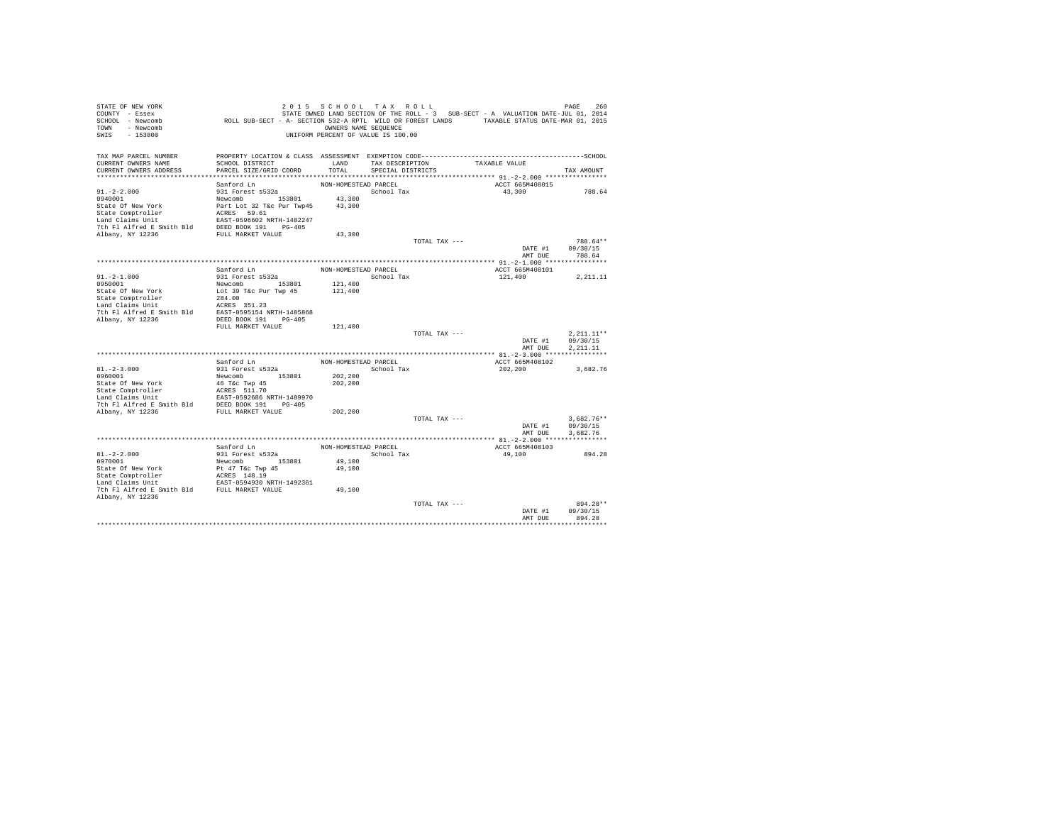```
STATE OF NEW YORK                    2 0 1 5   S C H O O L   T A X   R O L L                                        PAGE   260
COUNTY  - Essex                      STATE OWNED LAND SECTION OF THE ROLL - 3   SUB-SECT - A  VALUATION DATE-JUL 01, 2014
SCHOOL  - Newcomb            ROLL SUB-SECT - A- SECTION 532-A RPTL  WILD OR FOREST LANDS       TAXABLE STATUS DATE-MAR 01, 2015
TOWN    - Newcomb                                   OWNERS NAME SEQUENCE
SWIS    - 153800                               UNIFORM PERCENT OF VALUE IS 100.00

TAX MAP PARCEL NUMBER        PROPERTY LOCATION & CLASS  ASSESSMENT  EXEMPTION CODE-----------------------------------------------SCHOOL
CURRENT OWNERS NAME          SCHOOL DISTRICT              LAND      TAX DESCRIPTION           TAXABLE VALUE
CURRENT OWNERS ADDRESS       PARCEL SIZE/GRID COORD       TOTAL     SPECIAL DISTRICTS                                     TAX AMOUNT
*********************************************************************************************** 91.-2-2.000 ****************
                             Sanford Ln                  NON-HOMESTEAD PARCEL                    ACCT 665M408015
91.-2-2.000                  931 Forest s532a                       School Tax                   43,300                  788.64
0940001                      Newcomb        153801        43,300
State Of New York            Part Lot 32 T&c Pur Twp45    43,300
State Comptroller            ACRES   59.61
Land Claims Unit             EAST-0596602 NRTH-1482247
7th Fl Alfred E Smith Bld    DEED BOOK 191    PG-405
Albany, NY 12236             FULL MARKET VALUE            43,300
                                                                       TOTAL TAX ---                                     788.64**
                                                                                                   DATE #1          09/30/15
                                                                                                   AMT DUE            788.64
*********************************************************************************************** 91.-2-1.000 ****************
                             Sanford Ln                  NON-HOMESTEAD PARCEL                    ACCT 665M408101
91.-2-1.000                  931 Forest s532a                       School Tax                  121,400                2,211.11
0950001                      Newcomb        153801       121,400
State Of New York            Lot 39 T&c Pur Twp 45       121,400
State Comptroller            284.00
Land Claims Unit             ACRES  351.23
7th Fl Alfred E Smith Bld    EAST-0595154 NRTH-1485868
Albany, NY 12236             DEED BOOK 191    PG-405
                             FULL MARKET VALUE           121,400
                                                                       TOTAL TAX ---                                   2,211.11**
                                                                                                   DATE #1          09/30/15
                                                                                                   AMT DUE          2,211.11
*********************************************************************************************** 81.-2-3.000 ****************
                             Sanford Ln                  NON-HOMESTEAD PARCEL                    ACCT 665M408102
81.-2-3.000                  931 Forest s532a                       School Tax                  202,200                3,682.76
0960001                      Newcomb        153801       202,200
State Of New York            46 T&c Twp 45               202,200
State Comptroller            ACRES  511.70
Land Claims Unit             EAST-0592686 NRTH-1489970
7th Fl Alfred E Smith Bld    DEED BOOK 191    PG-405
Albany, NY 12236             FULL MARKET VALUE           202,200
                                                                       TOTAL TAX ---                                   3,682.76**
                                                                                                   DATE #1          09/30/15
                                                                                                   AMT DUE          3,682.76
*********************************************************************************************** 81.-2-2.000 ****************
                             Sanford Ln                  NON-HOMESTEAD PARCEL                    ACCT 665M408103
81.-2-2.000                  931 Forest s532a                       School Tax                   49,100                  894.28
0970001                      Newcomb        153801        49,100
State Of New York            Pt 47 T&c Twp 45             49,100
State Comptroller            ACRES  148.19
Land Claims Unit             EAST-0594930 NRTH-1492361
7th Fl Alfred E Smith Bld    FULL MARKET VALUE            49,100
Albany, NY 12236
                                                                       TOTAL TAX ---                                     894.28**
                                                                                                   DATE #1          09/30/15
                                                                                                   AMT DUE            894.28
****************************************************************************************************************************
```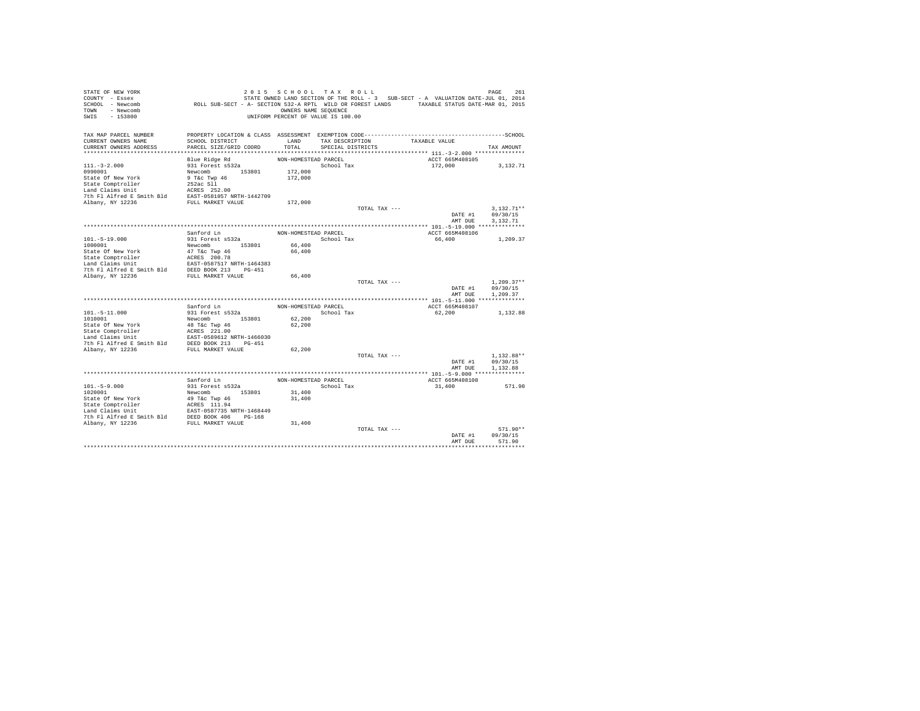STATE OF NEW YORK
COUNTY - Essex
SCHOOL - Newcomb
TOWN - Newcomb
SWIS - 153800

2 0 1 5 S C H O O L T A X R O L L
STATE OWNED LAND SECTION OF THE ROLL - 3 SUB-SECT - A VALUATION DATE-JUL 01, 2014
ROLL SUB-SECT - A- SECTION 532-A RPTL WILD OR FOREST LANDS TAXABLE STATUS DATE-MAR 01, 2015
OWNERS NAME SEQUENCE
UNIFORM PERCENT OF VALUE IS 100.00

| TAX MAP PARCEL NUMBER / CURRENT OWNERS NAME / CURRENT OWNERS ADDRESS | PROPERTY LOCATION & CLASS / SCHOOL DISTRICT / PARCEL SIZE/GRID COORD | ASSESSMENT LAND / TOTAL | EXEMPTION CODE / TAX DESCRIPTION / SPECIAL DISTRICTS | TAXABLE VALUE | TAX AMOUNT |
|---|---|---|---|---|---|
| **111.-3-2.000** | Blue Ridge Rd | NON-HOMESTEAD PARCEL | | ACCT 665M408105 | |
| 111.-3-2.000 | 931 Forest s532a | | School Tax | 172,000 | 3,132.71 |
| 0990001 | Newcomb 153801 | 172,000 | | | |
| State Of New York | 9 T&c Twp 46 | 172,000 | | | |
| State Comptroller | 252ac Sll | | | | |
| Land Claims Unit | ACRES 252.00 | | | | |
| 7th Fl Alfred E Smith Bld | EAST-0581057 NRTH-1442709 | | | | |
| Albany, NY 12236 | FULL MARKET VALUE | 172,000 | | | |
| | | | TOTAL TAX --- | | 3,132.71** |
| | | | | DATE #1 | 09/30/15 |
| | | | | AMT DUE | 3,132.71 |
| **101.-5-19.000** | Sanford Ln | NON-HOMESTEAD PARCEL | | ACCT 665M408106 | |
| 101.-5-19.000 | 931 Forest s532a | | School Tax | 66,400 | 1,209.37 |
| 1000001 | Newcomb 153801 | 66,400 | | | |
| State Of New York | 47 T&c Twp 46 | 66,400 | | | |
| State Comptroller | ACRES 200.78 | | | | |
| Land Claims Unit | EAST-0587517 NRTH-1464383 | | | | |
| 7th Fl Alfred E Smith Bld | DEED BOOK 213 PG-451 | | | | |
| Albany, NY 12236 | FULL MARKET VALUE | 66,400 | | | |
| | | | TOTAL TAX --- | | 1,209.37** |
| | | | | DATE #1 | 09/30/15 |
| | | | | AMT DUE | 1,209.37 |
| **101.-5-11.000** | Sanford Ln | NON-HOMESTEAD PARCEL | | ACCT 665M408107 | |
| 101.-5-11.000 | 931 Forest s532a | | School Tax | 62,200 | 1,132.88 |
| 1010001 | Newcomb 153801 | 62,200 | | | |
| State Of New York | 48 T&c Twp 46 | 62,200 | | | |
| State Comptroller | ACRES 221.00 | | | | |
| Land Claims Unit | EAST-0589612 NRTH-1466030 | | | | |
| 7th Fl Alfred E Smith Bld | DEED BOOK 213 PG-451 | | | | |
| Albany, NY 12236 | FULL MARKET VALUE | 62,200 | | | |
| | | | TOTAL TAX --- | | 1,132.88** |
| | | | | DATE #1 | 09/30/15 |
| | | | | AMT DUE | 1,132.88 |
| **101.-5-9.000** | Sanford Ln | NON-HOMESTEAD PARCEL | | ACCT 665M408108 | |
| 101.-5-9.000 | 931 Forest s532a | | School Tax | 31,400 | 571.90 |
| 1020001 | Newcomb 153801 | 31,400 | | | |
| State Of New York | 49 T&c Twp 46 | 31,400 | | | |
| State Comptroller | ACRES 111.94 | | | | |
| Land Claims Unit | EAST-0587735 NRTH-1468449 | | | | |
| 7th Fl Alfred E Smith Bld | DEED BOOK 406 PG-168 | | | | |
| Albany, NY 12236 | FULL MARKET VALUE | 31,400 | | | |
| | | | TOTAL TAX --- | | 571.90** |
| | | | | DATE #1 | 09/30/15 |
| | | | | AMT DUE | 571.90 |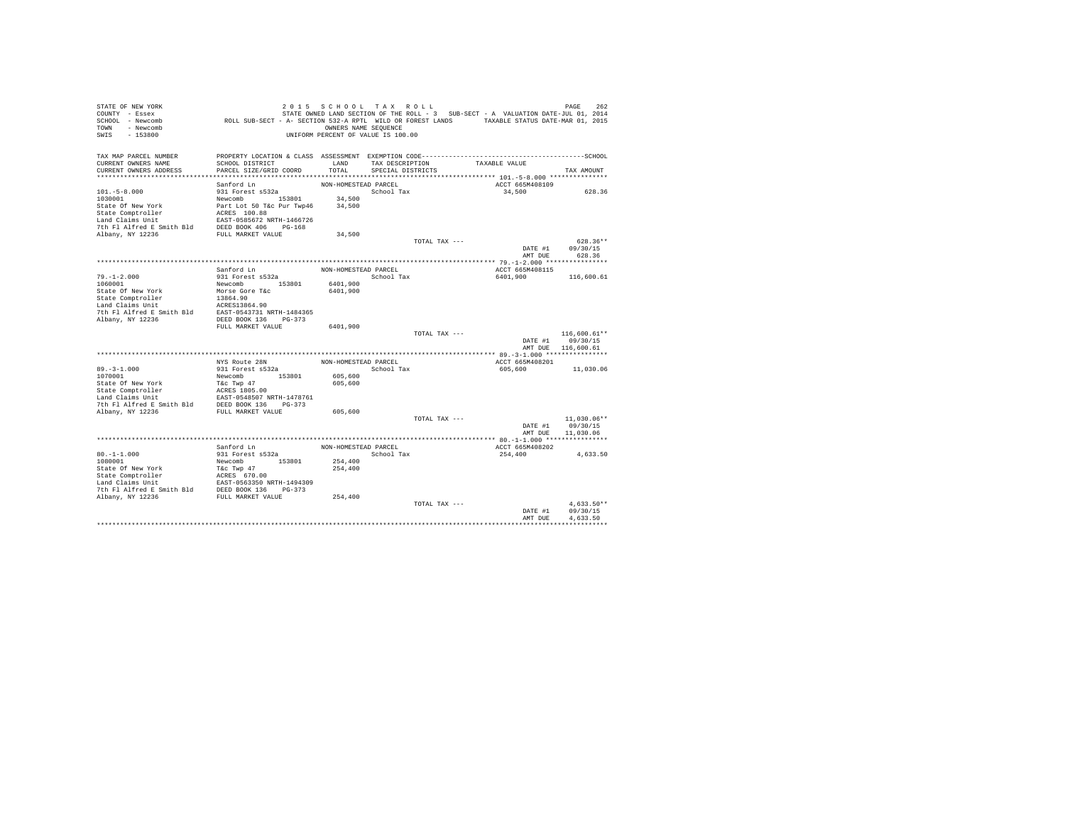STATE OF NEW YORK — 2015 SCHOOL TAX ROLL

COUNTY - Essex — STATE OWNED LAND SECTION OF THE ROLL - 3 SUB-SECT - A VALUATION DATE-JUL 01, 2014

SCHOOL - Newcomb — ROLL SUB-SECT - A- SECTION 532-A RPTL WILD OR FOREST LANDS — TAXABLE STATUS DATE-MAR 01, 2015

TOWN - Newcomb — OWNERS NAME SEQUENCE

SWIS - 153800 — UNIFORM PERCENT OF VALUE IS 100.00

| TAX MAP PARCEL NUMBER / CURRENT OWNERS NAME / CURRENT OWNERS ADDRESS | PROPERTY LOCATION & CLASS / SCHOOL DISTRICT / PARCEL SIZE/GRID COORD | ASSESSMENT LAND / TOTAL | EXEMPTION CODE / TAX DESCRIPTION / SPECIAL DISTRICTS | TAXABLE VALUE | SCHOOL TAX AMOUNT |
|---|---|---|---|---|---|
| **101.-5-8.000** | Sanford Ln | NON-HOMESTEAD PARCEL | | ACCT 665M408109 | |
| 101.-5-8.000 | 931 Forest s532a | | School Tax | 34,500 | 628.36 |
| 1030001 | Newcomb 153801 | 34,500 | | | |
| State Of New York | Part Lot 50 T&c Pur Twp46 | 34,500 | | | |
| State Comptroller | ACRES 100.88 | | | | |
| Land Claims Unit | EAST-0585672 NRTH-1466726 | | | | |
| 7th Fl Alfred E Smith Bld | DEED BOOK 406 PG-168 | | | | |
| Albany, NY 12236 | FULL MARKET VALUE | 34,500 | | | |
| | | | TOTAL TAX --- | | 628.36** |
| | | | | DATE #1 | 09/30/15 |
| | | | | AMT DUE | 628.36 |
| **79.-1-2.000** | Sanford Ln | NON-HOMESTEAD PARCEL | | ACCT 665M408115 | |
| 79.-1-2.000 | 931 Forest s532a | | School Tax | 6401,900 | 116,600.61 |
| 1060001 | Newcomb 153801 | 6401,900 | | | |
| State Of New York | Morse Gore T&c | 6401,900 | | | |
| State Comptroller | 13864.90 | | | | |
| Land Claims Unit | ACRES13864.90 | | | | |
| 7th Fl Alfred E Smith Bld | EAST-0543731 NRTH-1484365 | | | | |
| Albany, NY 12236 | DEED BOOK 136 PG-373 | | | | |
| | FULL MARKET VALUE | 6401,900 | | | |
| | | | TOTAL TAX --- | | 116,600.61** |
| | | | | DATE #1 | 09/30/15 |
| | | | | AMT DUE | 116,600.61 |
| **89.-3-1.000** | NYS Route 28N | NON-HOMESTEAD PARCEL | | ACCT 665M408201 | |
| 89.-3-1.000 | 931 Forest s532a | | School Tax | 605,600 | 11,030.06 |
| 1070001 | Newcomb 153801 | 605,600 | | | |
| State Of New York | T&c Twp 47 | 605,600 | | | |
| State Comptroller | ACRES 1805.00 | | | | |
| Land Claims Unit | EAST-0548507 NRTH-1478761 | | | | |
| 7th Fl Alfred E Smith Bld | DEED BOOK 136 PG-373 | | | | |
| Albany, NY 12236 | FULL MARKET VALUE | 605,600 | | | |
| | | | TOTAL TAX --- | | 11,030.06** |
| | | | | DATE #1 | 09/30/15 |
| | | | | AMT DUE | 11,030.06 |
| **80.-1-1.000** | Sanford Ln | NON-HOMESTEAD PARCEL | | ACCT 665M408202 | |
| 80.-1-1.000 | 931 Forest s532a | | School Tax | 254,400 | 4,633.50 |
| 1080001 | Newcomb 153801 | 254,400 | | | |
| State Of New York | T&c Twp 47 | 254,400 | | | |
| State Comptroller | ACRES 670.00 | | | | |
| Land Claims Unit | EAST-0563350 NRTH-1494309 | | | | |
| 7th Fl Alfred E Smith Bld | DEED BOOK 136 PG-373 | | | | |
| Albany, NY 12236 | FULL MARKET VALUE | 254,400 | | | |
| | | | TOTAL TAX --- | | 4,633.50** |
| | | | | DATE #1 | 09/30/15 |
| | | | | AMT DUE | 4,633.50 |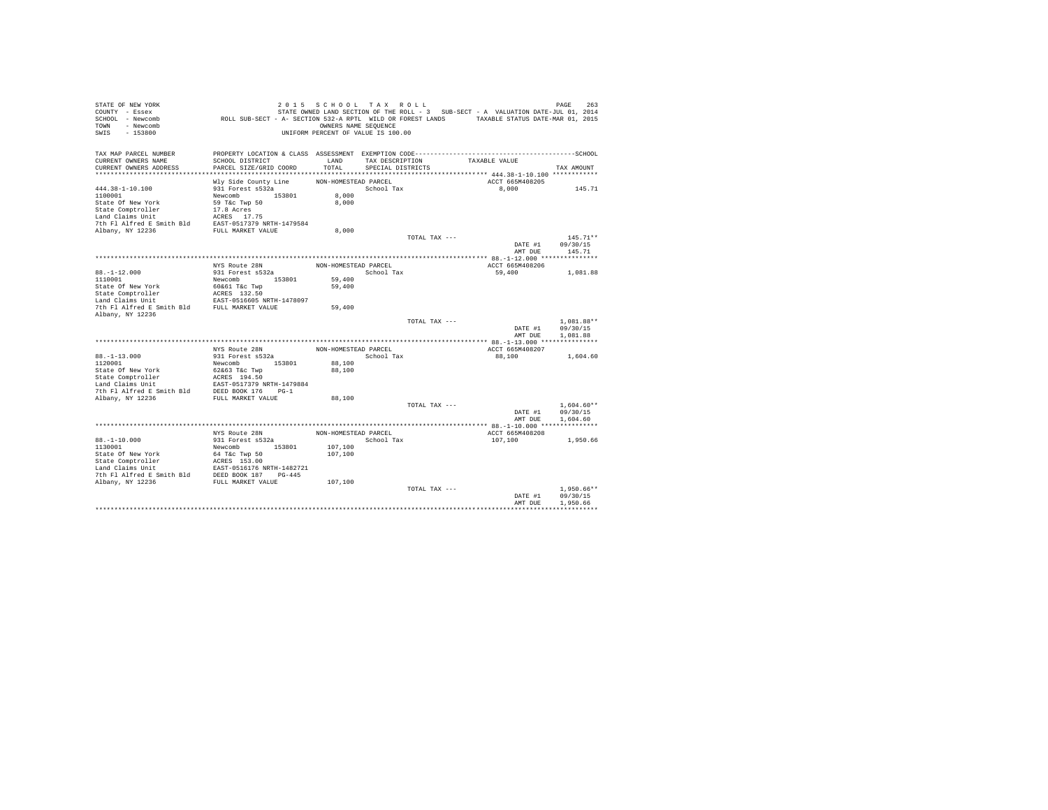STATE OF NEW YORK
COUNTY - Essex
SCHOOL - Newcomb
TOWN - Newcomb
SWIS - 153800

2015 SCHOOL TAX ROLL
STATE OWNED LAND SECTION OF THE ROLL - 3 SUB-SECT - A VALUATION DATE-JUL 01, 2014
ROLL SUB-SECT - A- SECTION 532-A RPTL WILD OR FOREST LANDS TAXABLE STATUS DATE-MAR 01, 2015
OWNERS NAME SEQUENCE
UNIFORM PERCENT OF VALUE IS 100.00

| TAX MAP PARCEL NUMBER / CURRENT OWNERS NAME / CURRENT OWNERS ADDRESS | PROPERTY LOCATION & CLASS / SCHOOL DISTRICT / PARCEL SIZE/GRID COORD | ASSESSMENT LAND / TOTAL | EXEMPTION CODE / TAX DESCRIPTION / SPECIAL DISTRICTS | TAXABLE VALUE | TAX AMOUNT |
|---|---|---|---|---|---|
| **444.38-1-10.100** | Wly Side County Line | NON-HOMESTEAD PARCEL | | ACCT 665M408205 | |
| 444.38-1-10.100 | 931 Forest s532a | | School Tax | 8,000 | 145.71 |
| 1100001 | Newcomb 153801 | 8,000 | | | |
| State Of New York | 59 T&c Twp 50 | 8,000 | | | |
| State Comptroller | 17.8 Acres | | | | |
| Land Claims Unit | ACRES 17.75 | | | | |
| 7th Fl Alfred E Smith Bld | EAST-0517379 NRTH-1479584 | | | | |
| Albany, NY 12236 | FULL MARKET VALUE | 8,000 | | | |
| | | | TOTAL TAX --- | | 145.71** |
| | | | | DATE #1 | 09/30/15 |
| | | | | AMT DUE | 145.71 |
| **88.-1-12.000** | NYS Route 28N | NON-HOMESTEAD PARCEL | | ACCT 665M408206 | |
| 88.-1-12.000 | 931 Forest s532a | | School Tax | 59,400 | 1,081.88 |
| 1110001 | Newcomb 153801 | 59,400 | | | |
| State Of New York | 60&61 T&c Twp | 59,400 | | | |
| State Comptroller | ACRES 132.50 | | | | |
| Land Claims Unit | EAST-0516605 NRTH-1478097 | | | | |
| 7th Fl Alfred E Smith Bld | FULL MARKET VALUE | 59,400 | | | |
| Albany, NY 12236 | | | | | |
| | | | TOTAL TAX --- | | 1,081.88** |
| | | | | DATE #1 | 09/30/15 |
| | | | | AMT DUE | 1,081.88 |
| **88.-1-13.000** | NYS Route 28N | NON-HOMESTEAD PARCEL | | ACCT 665M408207 | |
| 88.-1-13.000 | 931 Forest s532a | | School Tax | 88,100 | 1,604.60 |
| 1120001 | Newcomb 153801 | 88,100 | | | |
| State Of New York | 62&63 T&c Twp | 88,100 | | | |
| State Comptroller | ACRES 194.50 | | | | |
| Land Claims Unit | EAST-0517379 NRTH-1479884 | | | | |
| 7th Fl Alfred E Smith Bld | DEED BOOK 176 PG-1 | | | | |
| Albany, NY 12236 | FULL MARKET VALUE | 88,100 | | | |
| | | | TOTAL TAX --- | | 1,604.60** |
| | | | | DATE #1 | 09/30/15 |
| | | | | AMT DUE | 1,604.60 |
| **88.-1-10.000** | NYS Route 28N | NON-HOMESTEAD PARCEL | | ACCT 665M408208 | |
| 88.-1-10.000 | 931 Forest s532a | | School Tax | 107,100 | 1,950.66 |
| 1130001 | Newcomb 153801 | 107,100 | | | |
| State Of New York | 64 T&c Twp 50 | 107,100 | | | |
| State Comptroller | ACRES 153.00 | | | | |
| Land Claims Unit | EAST-0516176 NRTH-1482721 | | | | |
| 7th Fl Alfred E Smith Bld | DEED BOOK 187 PG-445 | | | | |
| Albany, NY 12236 | FULL MARKET VALUE | 107,100 | | | |
| | | | TOTAL TAX --- | | 1,950.66** |
| | | | | DATE #1 | 09/30/15 |
| | | | | AMT DUE | 1,950.66 |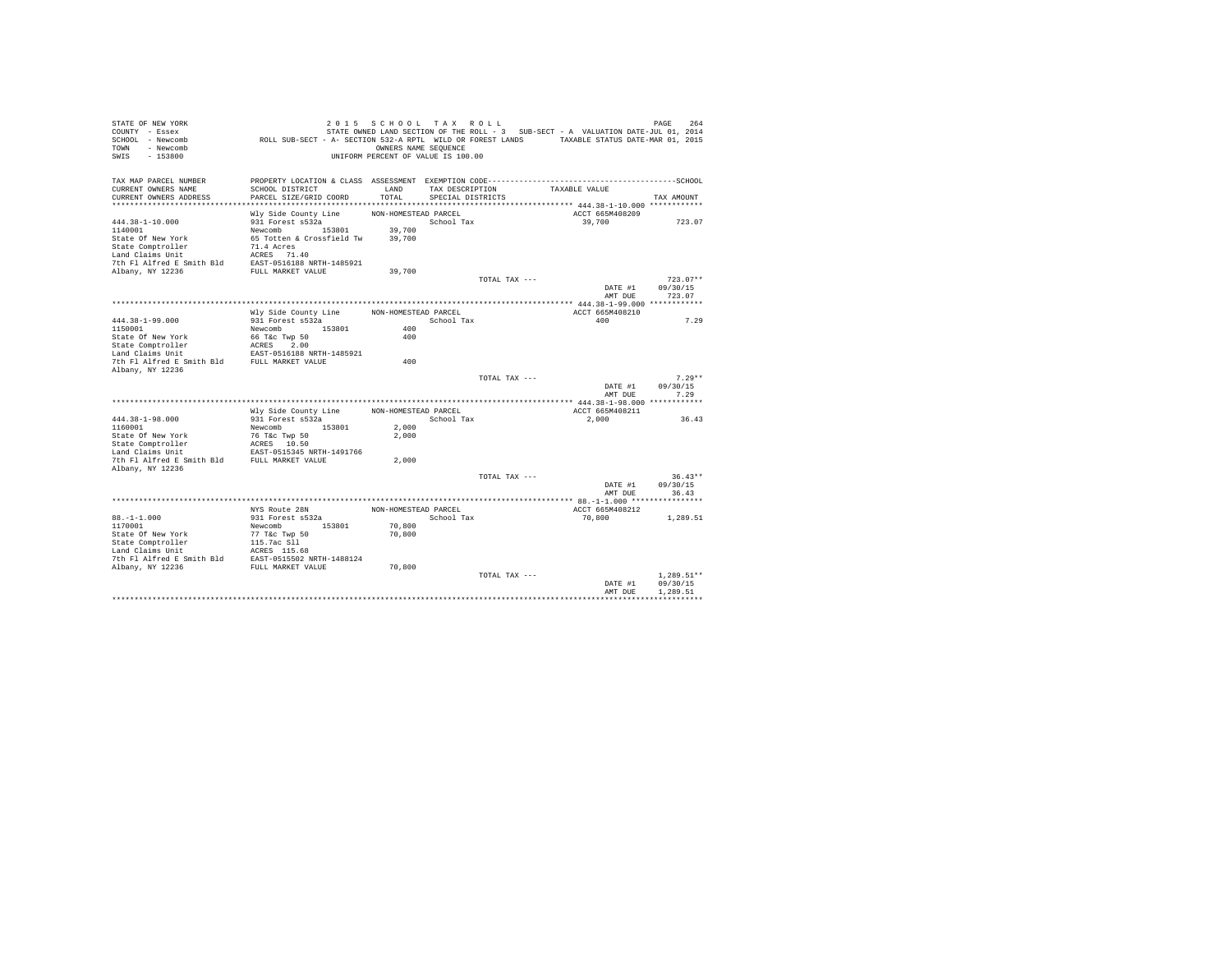```
STATE OF NEW YORK                          2 0 1 5   S C H O O L   T A X   R O L L                                    PAGE   264
COUNTY  - Essex                            STATE OWNED LAND SECTION OF THE ROLL - 3   SUB-SECT - A  VALUATION DATE-JUL 01, 2014
SCHOOL  - Newcomb              ROLL SUB-SECT - A- SECTION 532-A RPTL  WILD OR FOREST LANDS       TAXABLE STATUS DATE-MAR 01, 2015
TOWN    - Newcomb                                        OWNERS NAME SEQUENCE
SWIS    - 153800                                   UNIFORM PERCENT OF VALUE IS 100.00

TAX MAP PARCEL NUMBER          PROPERTY LOCATION & CLASS  ASSESSMENT  EXEMPTION CODE-----------------------------------------------SCHOOL
CURRENT OWNERS NAME            SCHOOL DISTRICT             LAND       TAX DESCRIPTION           TAXABLE VALUE
CURRENT OWNERS ADDRESS         PARCEL SIZE/GRID COORD      TOTAL      SPECIAL DISTRICTS                                      TAX AMOUNT
******************************************************************************************************* 444.38-1-10.000 ************
                               Wly Side County Line      NON-HOMESTEAD PARCEL                       ACCT 665M408209
444.38-1-10.000                931 Forest s532a                       School Tax                      39,700              723.07
1140001                        Newcomb        153801       39,700
State Of New York              65 Totten & Crossfield Tw   39,700
State Comptroller              71.4 Acres
Land Claims Unit               ACRES   71.40
7th Fl Alfred E Smith Bld      EAST-0516188 NRTH-1485921
Albany, NY 12236               FULL MARKET VALUE           39,700
                                                                      TOTAL TAX ---                                       723.07**
                                                                                                      DATE #1         09/30/15
                                                                                                      AMT DUE           723.07
******************************************************************************************************* 444.38-1-99.000 ************
                               Wly Side County Line      NON-HOMESTEAD PARCEL                       ACCT 665M408210
444.38-1-99.000                931 Forest s532a                       School Tax                         400                7.29
1150001                        Newcomb        153801          400
State Of New York              66 T&c Twp 50                  400
State Comptroller              ACRES    2.00
Land Claims Unit               EAST-0516188 NRTH-1485921
7th Fl Alfred E Smith Bld      FULL MARKET VALUE              400
Albany, NY 12236
                                                                      TOTAL TAX ---                                         7.29**
                                                                                                      DATE #1         09/30/15
                                                                                                      AMT DUE             7.29
******************************************************************************************************* 444.38-1-98.000 ************
                               Wly Side County Line      NON-HOMESTEAD PARCEL                       ACCT 665M408211
444.38-1-98.000                931 Forest s532a                       School Tax                       2,000               36.43
1160001                        Newcomb        153801        2,000
State Of New York              76 T&c Twp 50                2,000
State Comptroller              ACRES   10.50
Land Claims Unit               EAST-0515345 NRTH-1491766
7th Fl Alfred E Smith Bld      FULL MARKET VALUE            2,000
Albany, NY 12236
                                                                      TOTAL TAX ---                                        36.43**
                                                                                                      DATE #1         09/30/15
                                                                                                      AMT DUE            36.43
******************************************************************************************************* 88.-1-1.000 ****************
                               NYS Route 28N             NON-HOMESTEAD PARCEL                       ACCT 665M408212
88.-1-1.000                    931 Forest s532a                       School Tax                      70,800            1,289.51
1170001                        Newcomb        153801       70,800
State Of New York              77 T&c Twp 50               70,800
State Comptroller              115.7ac Sll
Land Claims Unit               ACRES  115.68
7th Fl Alfred E Smith Bld      EAST-0515502 NRTH-1488124
Albany, NY 12236               FULL MARKET VALUE           70,800
                                                                      TOTAL TAX ---                                     1,289.51**
                                                                                                      DATE #1         09/30/15
                                                                                                      AMT DUE         1,289.51
************************************************************************************************************************************
```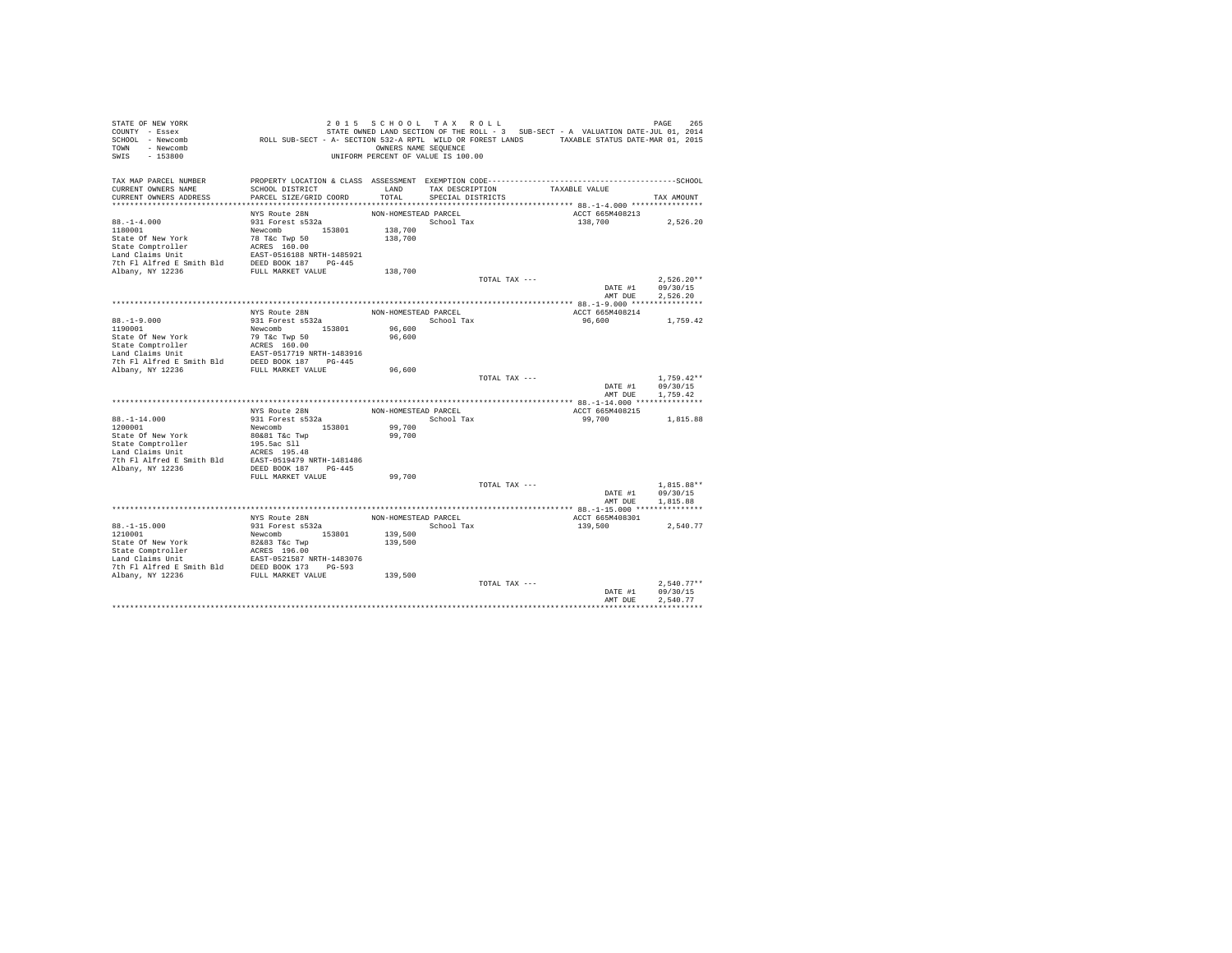STATE OF NEW YORK 2 0 1 5 S C H O O L T A X R O L L
COUNTY - Essex STATE OWNED LAND SECTION OF THE ROLL - 3 SUB-SECT - A VALUATION DATE-JUL 01, 2014
SCHOOL - Newcomb ROLL SUB-SECT - A- SECTION 532-A RPTL WILD OR FOREST LANDS TAXABLE STATUS DATE-MAR 01, 2015
TOWN - Newcomb OWNERS NAME SEQUENCE
SWIS - 153800 UNIFORM PERCENT OF VALUE IS 100.00

| TAX MAP PARCEL NUMBER / CURRENT OWNERS NAME / CURRENT OWNERS ADDRESS | PROPERTY LOCATION & CLASS / SCHOOL DISTRICT / PARCEL SIZE/GRID COORD | ASSESSMENT LAND / TOTAL | EXEMPTION CODE / TAX DESCRIPTION / SPECIAL DISTRICTS | TAXABLE VALUE | SCHOOL TAX AMOUNT |
|---|---|---|---|---|---|
| 88.-1-4.000 | NYS Route 28N | NON-HOMESTEAD PARCEL | | ACCT 665M408213 | |
| 1180001 | 931 Forest s532a | | School Tax | 138,700 | 2,526.20 |
| State Of New York | Newcomb 153801 | 138,700 | | | |
| State Comptroller | 78 T&c Twp 50 | 138,700 | | | |
| Land Claims Unit | ACRES 160.00 | | | | |
| 7th Fl Alfred E Smith Bld | EAST-0516188 NRTH-1485921 | | | | |
| Albany, NY 12236 | DEED BOOK 187 PG-445 | | | | |
| | FULL MARKET VALUE | 138,700 | | | |
| | | | TOTAL TAX --- | | 2,526.20** |
| | | | | DATE #1 | 09/30/15 |
| | | | | AMT DUE | 2,526.20 |
| 88.-1-9.000 | NYS Route 28N | NON-HOMESTEAD PARCEL | | ACCT 665M408214 | |
| 1190001 | 931 Forest s532a | | School Tax | 96,600 | 1,759.42 |
| State Of New York | Newcomb 153801 | 96,600 | | | |
| State Comptroller | 79 T&c Twp 50 | 96,600 | | | |
| Land Claims Unit | ACRES 160.00 | | | | |
| 7th Fl Alfred E Smith Bld | EAST-0517719 NRTH-1483916 | | | | |
| Albany, NY 12236 | DEED BOOK 187 PG-445 | | | | |
| | FULL MARKET VALUE | 96,600 | | | |
| | | | TOTAL TAX --- | | 1,759.42** |
| | | | | DATE #1 | 09/30/15 |
| | | | | AMT DUE | 1,759.42 |
| 88.-1-14.000 | NYS Route 28N | NON-HOMESTEAD PARCEL | | ACCT 665M408215 | |
| 1200001 | 931 Forest s532a | | School Tax | 99,700 | 1,815.88 |
| State Of New York | Newcomb 153801 | 99,700 | | | |
| State Comptroller | 80&81 T&c Twp | 99,700 | | | |
| Land Claims Unit | 195.5ac Sll | | | | |
| 7th Fl Alfred E Smith Bld | ACRES 195.40 | | | | |
| Albany, NY 12236 | EAST-0519479 NRTH-1481486 | | | | |
| | DEED BOOK 187 PG-445 | | | | |
| | FULL MARKET VALUE | 99,700 | | | |
| | | | TOTAL TAX --- | | 1,815.88** |
| | | | | DATE #1 | 09/30/15 |
| | | | | AMT DUE | 1,815.88 |
| 88.-1-15.000 | NYS Route 28N | NON-HOMESTEAD PARCEL | | ACCT 665M408301 | |
| 1210001 | 931 Forest s532a | | School Tax | 139,500 | 2,540.77 |
| State Of New York | Newcomb 153801 | 139,500 | | | |
| State Comptroller | 82&83 T&c Twp | 139,500 | | | |
| Land Claims Unit | ACRES 196.00 | | | | |
| 7th Fl Alfred E Smith Bld | EAST-0521587 NRTH-1483076 | | | | |
| Albany, NY 12236 | DEED BOOK 173 PG-593 | | | | |
| | FULL MARKET VALUE | 139,500 | | | |
| | | | TOTAL TAX --- | | 2,540.77** |
| | | | | DATE #1 | 09/30/15 |
| | | | | AMT DUE | 2,540.77 |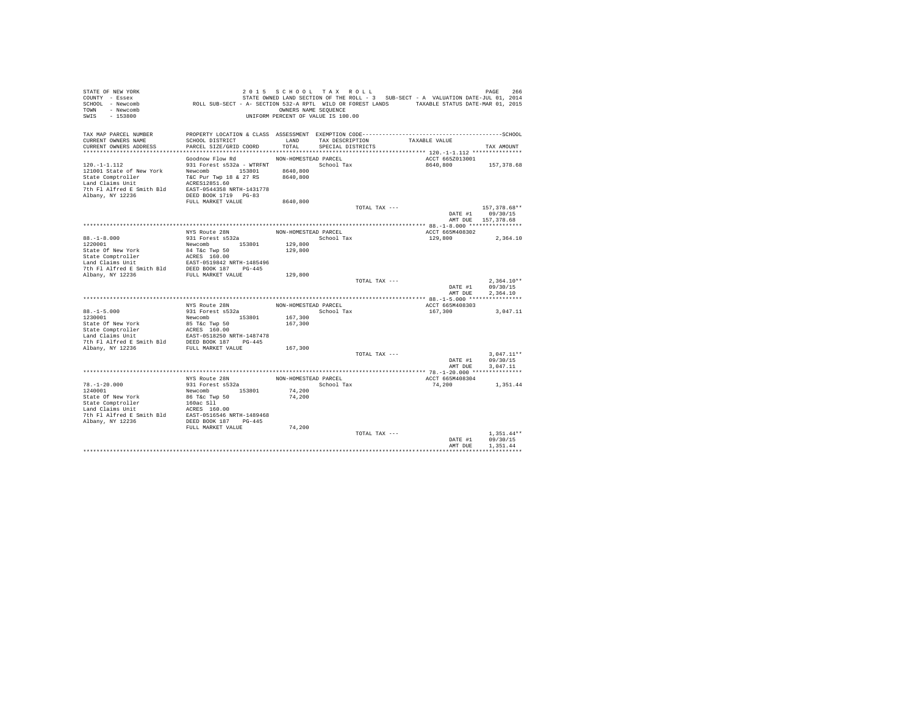```
STATE OF NEW YORK                    2 0 1 5   S C H O O L   T A X   R O L L                                          PAGE   266
COUNTY  - Essex                      STATE OWNED LAND SECTION OF THE ROLL - 3   SUB-SECT - A  VALUATION DATE-JUL 01, 2014
SCHOOL  - Newcomb          ROLL SUB-SECT - A- SECTION 532-A RPTL  WILD OR FOREST LANDS       TAXABLE STATUS DATE-MAR 01, 2015
TOWN    - Newcomb                                  OWNERS NAME SEQUENCE
SWIS    - 153800                              UNIFORM PERCENT OF VALUE IS 100.00

TAX MAP PARCEL NUMBER       PROPERTY LOCATION & CLASS  ASSESSMENT  EXEMPTION CODE-----------------------------------------------SCHOOL
CURRENT OWNERS NAME         SCHOOL DISTRICT              LAND      TAX DESCRIPTION            TAXABLE VALUE
CURRENT OWNERS ADDRESS      PARCEL SIZE/GRID COORD       TOTAL     SPECIAL DISTRICTS                                        TAX AMOUNT
*************************************************************************************************** 120.-1-1.112 ***************
                            Goodnow Flow Rd             NON-HOMESTEAD PARCEL                     ACCT 665Z013001
120.-1-1.112                931 Forest s532a - WTRFNT              School Tax                  8640,800          157,378.68
121001 State of New York    Newcomb         153801      8640,800
State Comptroller           T&C Pur Twp 18 & 27 RS      8640,800
Land Claims Unit            ACRES12851.60
7th Fl Alfred E Smith Bld   EAST-0544358 NRTH-1431778
Albany, NY 12236            DEED BOOK 1719   PG-83
                            FULL MARKET VALUE           8640,800
                                                                     TOTAL TAX ---                                    157,378.68**
                                                                                                         DATE #1        09/30/15
                                                                                                         AMT DUE      157,378.68
*************************************************************************************************** 88.-1-8.000 ****************
                            NYS Route 28N               NON-HOMESTEAD PARCEL                     ACCT 665M408302
88.-1-8.000                 931 Forest s532a                       School Tax                   129,800             2,364.10
1220001                     Newcomb         153801       129,800
State Of New York           84 T&c Twp 50                129,800
State Comptroller           ACRES  160.00
Land Claims Unit            EAST-0519842 NRTH-1485496
7th Fl Alfred E Smith Bld   DEED BOOK 187    PG-445
Albany, NY 12236            FULL MARKET VALUE            129,800
                                                                     TOTAL TAX ---                                      2,364.10**
                                                                                                         DATE #1        09/30/15
                                                                                                         AMT DUE        2,364.10
*************************************************************************************************** 88.-1-5.000 ****************
                            NYS Route 28N               NON-HOMESTEAD PARCEL                     ACCT 665M408303
88.-1-5.000                 931 Forest s532a                       School Tax                   167,300             3,047.11
1230001                     Newcomb         153801       167,300
State Of New York           85 T&c Twp 50                167,300
State Comptroller           ACRES  160.00
Land Claims Unit            EAST-0518250 NRTH-1487478
7th Fl Alfred E Smith Bld   DEED BOOK 187    PG-445
Albany, NY 12236            FULL MARKET VALUE            167,300
                                                                     TOTAL TAX ---                                      3,047.11**
                                                                                                         DATE #1        09/30/15
                                                                                                         AMT DUE        3,047.11
*************************************************************************************************** 78.-1-20.000 ***************
                            NYS Route 28N               NON-HOMESTEAD PARCEL                     ACCT 665M408304
78.-1-20.000                931 Forest s532a                       School Tax                    74,200             1,351.44
1240001                     Newcomb         153801        74,200
State Of New York           86 T&c Twp 50                 74,200
State Comptroller           160ac Sll
Land Claims Unit            ACRES  160.00
7th Fl Alfred E Smith Bld   EAST-0516546 NRTH-1489468
Albany, NY 12236            DEED BOOK 187    PG-445
                            FULL MARKET VALUE             74,200
                                                                     TOTAL TAX ---                                      1,351.44**
                                                                                                         DATE #1        09/30/15
                                                                                                         AMT DUE        1,351.44
********************************************************************************************************************************
```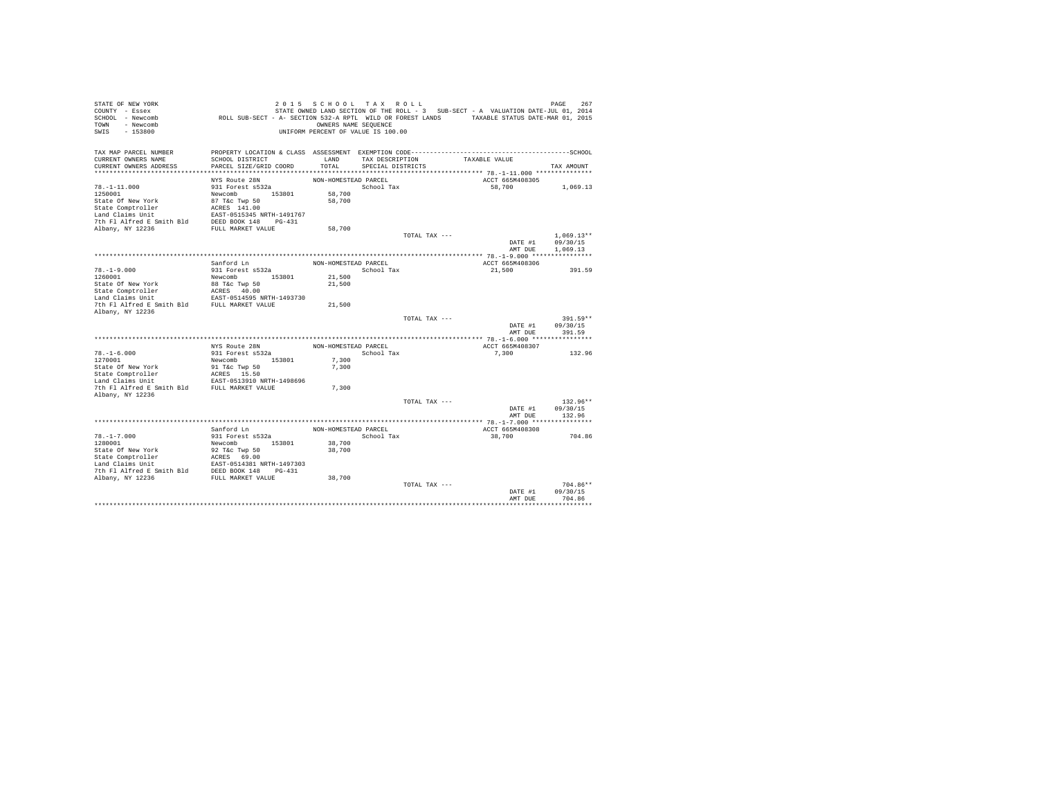STATE OF NEW YORK
COUNTY - Essex
SCHOOL - Newcomb
TOWN - Newcomb
SWIS - 153800

2 0 1 5 S C H O O L T A X R O L L
STATE OWNED LAND SECTION OF THE ROLL - 3 SUB-SECT - A VALUATION DATE-JUL 01, 2014
ROLL SUB-SECT - A- SECTION 532-A RPTL WILD OR FOREST LANDS TAXABLE STATUS DATE-MAR 01, 2015
OWNERS NAME SEQUENCE
UNIFORM PERCENT OF VALUE IS 100.00

| TAX MAP PARCEL NUMBER / CURRENT OWNERS NAME / CURRENT OWNERS ADDRESS | PROPERTY LOCATION & CLASS / SCHOOL DISTRICT / PARCEL SIZE/GRID COORD | ASSESSMENT LAND / TOTAL | EXEMPTION CODE / TAX DESCRIPTION / SPECIAL DISTRICTS | TAXABLE VALUE | TAX AMOUNT |
|---|---|---|---|---|---|
| 78.-1-11.000 | NYS Route 28N | NON-HOMESTEAD PARCEL | | ACCT 665M408305 | |
| 1250001 | 931 Forest s532a | | School Tax | 58,700 | 1,069.13 |
| State Of New York | Newcomb 153801 | 58,700 | | | |
| State Comptroller | 87 T&c Twp 50 | 58,700 | | | |
| Land Claims Unit | ACRES 141.00 | | | | |
| 7th Fl Alfred E Smith Bld | EAST-0515345 NRTH-1491767 | | | | |
| Albany, NY 12236 | DEED BOOK 148 PG-431 | | | | |
| | FULL MARKET VALUE | 58,700 | | | |
| | | | TOTAL TAX --- | | 1,069.13** |
| | | | | DATE #1 | 09/30/15 |
| | | | | AMT DUE | 1,069.13 |
| 78.-1-9.000 | Sanford Ln | NON-HOMESTEAD PARCEL | | ACCT 665M408306 | |
| 1260001 | 931 Forest s532a | | School Tax | 21,500 | 391.59 |
| State Of New York | Newcomb 153801 | 21,500 | | | |
| State Comptroller | 88 T&c Twp 50 | 21,500 | | | |
| Land Claims Unit | ACRES 40.00 | | | | |
| 7th Fl Alfred E Smith Bld | EAST-0514595 NRTH-1493730 | | | | |
| Albany, NY 12236 | FULL MARKET VALUE | 21,500 | | | |
| | | | TOTAL TAX --- | | 391.59** |
| | | | | DATE #1 | 09/30/15 |
| | | | | AMT DUE | 391.59 |
| 78.-1-6.000 | NYS Route 28N | NON-HOMESTEAD PARCEL | | ACCT 665M408307 | |
| 1270001 | 931 Forest s532a | | School Tax | 7,300 | 132.96 |
| State Of New York | Newcomb 153801 | 7,300 | | | |
| State Comptroller | 91 T&c Twp 50 | 7,300 | | | |
| Land Claims Unit | ACRES 15.50 | | | | |
| 7th Fl Alfred E Smith Bld | EAST-0513910 NRTH-1498696 | | | | |
| Albany, NY 12236 | FULL MARKET VALUE | 7,300 | | | |
| | | | TOTAL TAX --- | | 132.96** |
| | | | | DATE #1 | 09/30/15 |
| | | | | AMT DUE | 132.96 |
| 78.-1-7.000 | Sanford Ln | NON-HOMESTEAD PARCEL | | ACCT 665M408308 | |
| 1280001 | 931 Forest s532a | | School Tax | 38,700 | 704.86 |
| State Of New York | Newcomb 153801 | 38,700 | | | |
| State Comptroller | 92 T&c Twp 50 | 38,700 | | | |
| Land Claims Unit | ACRES 69.00 | | | | |
| 7th Fl Alfred E Smith Bld | EAST-0514381 NRTH-1497303 | | | | |
| Albany, NY 12236 | DEED BOOK 148 PG-431 | | | | |
| | FULL MARKET VALUE | 38,700 | | | |
| | | | TOTAL TAX --- | | 704.86** |
| | | | | DATE #1 | 09/30/15 |
| | | | | AMT DUE | 704.86 |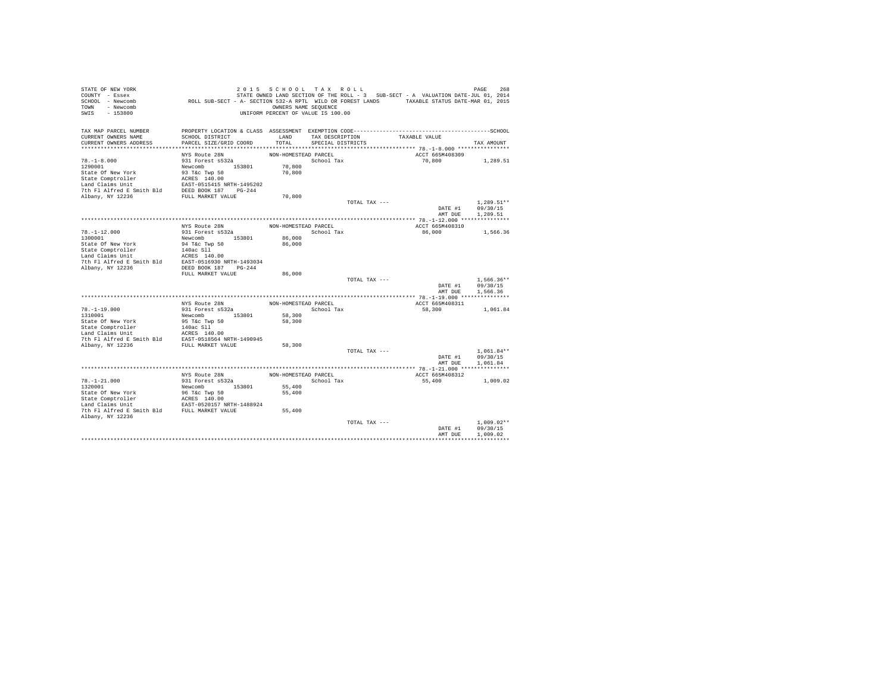STATE OF NEW YORK — 2 0 1 5 S C H O O L T A X R O L L
COUNTY - Essex — STATE OWNED LAND SECTION OF THE ROLL - 3 SUB-SECT - A VALUATION DATE-JUL 01, 2014
SCHOOL - Newcomb — ROLL SUB-SECT - A- SECTION 532-A RPTL WILD OR FOREST LANDS — TAXABLE STATUS DATE-MAR 01, 2015
TOWN - Newcomb — OWNERS NAME SEQUENCE
SWIS - 153800 — UNIFORM PERCENT OF VALUE IS 100.00

| TAX MAP PARCEL NUMBER / CURRENT OWNERS NAME / CURRENT OWNERS ADDRESS | PROPERTY LOCATION & CLASS / SCHOOL DISTRICT / PARCEL SIZE/GRID COORD | ASSESSMENT LAND / TOTAL | EXEMPTION CODE / TAX DESCRIPTION / SPECIAL DISTRICTS | TAXABLE VALUE | TAX AMOUNT |
|---|---|---|---|---|---|
| **78.-1-8.000** | NYS Route 28N | NON-HOMESTEAD PARCEL | | ACCT 665M408309 | |
| 78.-1-8.000 | 931 Forest s532a | | School Tax | 70,800 | 1,289.51 |
| 1290001 | Newcomb 153801 | 70,800 | | | |
| State Of New York | 93 T&c Twp 50 | 70,800 | | | |
| State Comptroller | ACRES 140.00 | | | | |
| Land Claims Unit | EAST-0515415 NRTH-1495202 | | | | |
| 7th Fl Alfred E Smith Bld | DEED BOOK 187 PG-244 | | | | |
| Albany, NY 12236 | FULL MARKET VALUE | 70,800 | | | |
| | | | TOTAL TAX --- | | 1,289.51** |
| | | | | DATE #1 | 09/30/15 |
| | | | | AMT DUE | 1,289.51 |
| **78.-1-12.000** | NYS Route 28N | NON-HOMESTEAD PARCEL | | ACCT 665M408310 | |
| 78.-1-12.000 | 931 Forest s532a | | School Tax | 86,000 | 1,566.36 |
| 1300001 | Newcomb 153801 | 86,000 | | | |
| State Of New York | 94 T&c Twp 50 | 86,000 | | | |
| State Comptroller | 140ac Sll | | | | |
| Land Claims Unit | ACRES 140.00 | | | | |
| 7th Fl Alfred E Smith Bld | EAST-0516930 NRTH-1493034 | | | | |
| Albany, NY 12236 | DEED BOOK 187 PG-244 | | | | |
| | FULL MARKET VALUE | 86,000 | | | |
| | | | TOTAL TAX --- | | 1,566.36** |
| | | | | DATE #1 | 09/30/15 |
| | | | | AMT DUE | 1,566.36 |
| **78.-1-19.000** | NYS Route 28N | NON-HOMESTEAD PARCEL | | ACCT 665M408311 | |
| 78.-1-19.000 | 931 Forest s532a | | School Tax | 58,300 | 1,061.84 |
| 1310001 | Newcomb 153801 | 58,300 | | | |
| State Of New York | 95 T&c Twp 50 | 58,300 | | | |
| State Comptroller | 140ac Sll | | | | |
| Land Claims Unit | ACRES 140.00 | | | | |
| 7th Fl Alfred E Smith Bld | EAST-0518564 NRTH-1490945 | | | | |
| Albany, NY 12236 | FULL MARKET VALUE | 58,300 | | | |
| | | | TOTAL TAX --- | | 1,061.84** |
| | | | | DATE #1 | 09/30/15 |
| | | | | AMT DUE | 1,061.84 |
| **78.-1-21.000** | NYS Route 28N | NON-HOMESTEAD PARCEL | | ACCT 665M408312 | |
| 78.-1-21.000 | 931 Forest s532a | | School Tax | 55,400 | 1,009.02 |
| 1320001 | Newcomb 153801 | 55,400 | | | |
| State Of New York | 96 T&c Twp 50 | 55,400 | | | |
| State Comptroller | ACRES 140.00 | | | | |
| Land Claims Unit | EAST-0520157 NRTH-1488924 | | | | |
| 7th Fl Alfred E Smith Bld | FULL MARKET VALUE | 55,400 | | | |
| Albany, NY 12236 | | | | | |
| | | | TOTAL TAX --- | | 1,009.02** |
| | | | | DATE #1 | 09/30/15 |
| | | | | AMT DUE | 1,009.02 |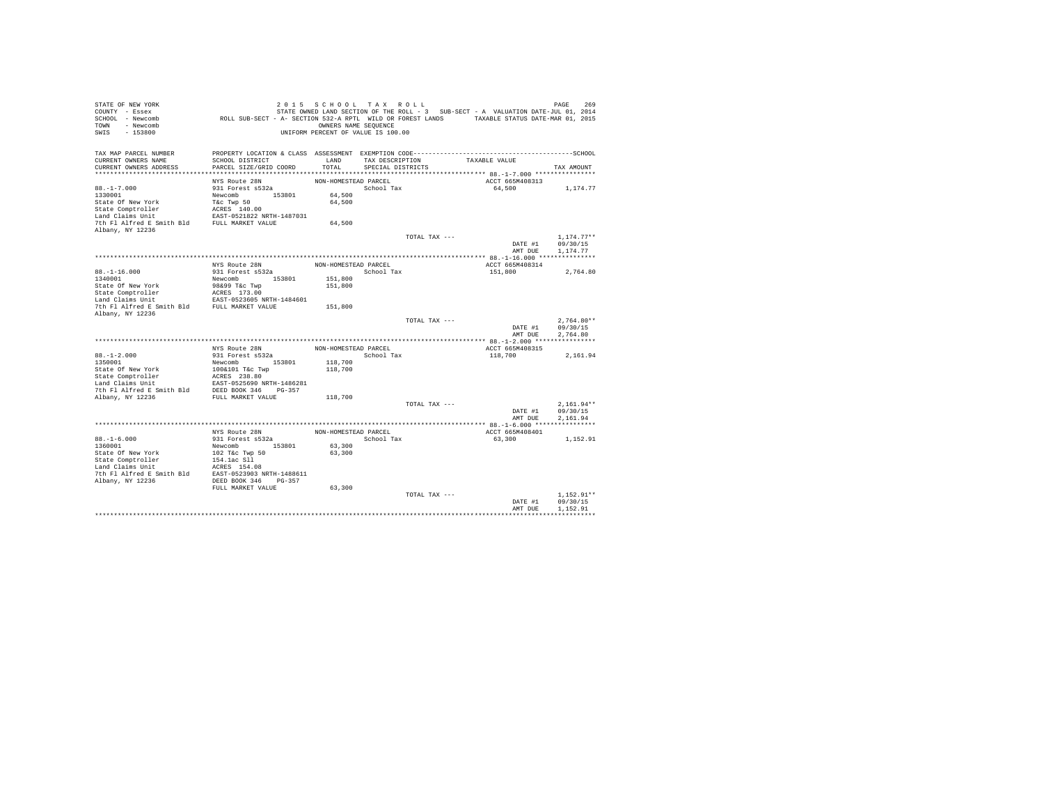```
STATE OF NEW YORK                          2 0 1 5   S C H O O L   T A X   R O L L                                        PAGE   269
COUNTY  - Essex                            STATE OWNED LAND SECTION OF THE ROLL - 3   SUB-SECT - A  VALUATION DATE-JUL 01, 2014
SCHOOL  - Newcomb              ROLL SUB-SECT - A- SECTION 532-A RPTL  WILD OR FOREST LANDS       TAXABLE STATUS DATE-MAR 01, 2015
TOWN    - Newcomb                                         OWNERS NAME SEQUENCE
SWIS    - 153800                                   UNIFORM PERCENT OF VALUE IS 100.00

TAX MAP PARCEL NUMBER          PROPERTY LOCATION & CLASS  ASSESSMENT  EXEMPTION CODE------------------------------------------------SCHOOL
CURRENT OWNERS NAME            SCHOOL DISTRICT              LAND      TAX DESCRIPTION            TAXABLE VALUE
CURRENT OWNERS ADDRESS         PARCEL SIZE/GRID COORD       TOTAL     SPECIAL DISTRICTS                                       TAX AMOUNT
****************************************************************************************************** 88.-1-7.000 ****************
                               NYS Route 28N               NON-HOMESTEAD PARCEL                           ACCT 665M408313
88.-1-7.000                    931 Forest s532a                         School Tax                         64,500         1,174.77
1330001                        Newcomb        153801        64,500
State Of New York              T&c Twp 50                   64,500
State Comptroller              ACRES  140.00
Land Claims Unit               EAST-0521822 NRTH-1487031
7th Fl Alfred E Smith Bld      FULL MARKET VALUE            64,500
Albany, NY 12236
                                                                        TOTAL TAX ---                                  1,174.77**
                                                                                                       DATE #1        09/30/15
                                                                                                       AMT DUE        1,174.77
****************************************************************************************************** 88.-1-16.000 ***************
                               NYS Route 28N               NON-HOMESTEAD PARCEL                           ACCT 665M408314
88.-1-16.000                   931 Forest s532a                         School Tax                        151,800         2,764.80
1340001                        Newcomb        153801       151,800
State Of New York              98&99 T&c Twp               151,800
State Comptroller              ACRES  173.00
Land Claims Unit               EAST-0523605 NRTH-1484601
7th Fl Alfred E Smith Bld      FULL MARKET VALUE           151,800
Albany, NY 12236
                                                                        TOTAL TAX ---                                  2,764.80**
                                                                                                       DATE #1        09/30/15
                                                                                                       AMT DUE        2,764.80
****************************************************************************************************** 88.-1-2.000 ****************
                               NYS Route 28N               NON-HOMESTEAD PARCEL                           ACCT 665M408315
88.-1-2.000                    931 Forest s532a                         School Tax                        118,700         2,161.94
1350001                        Newcomb        153801       118,700
State Of New York              100&101 T&c Twp             118,700
State Comptroller              ACRES  238.80
Land Claims Unit               EAST-0525690 NRTH-1486281
7th Fl Alfred E Smith Bld      DEED BOOK 346    PG-357
Albany, NY 12236               FULL MARKET VALUE           118,700
                                                                        TOTAL TAX ---                                  2,161.94**
                                                                                                       DATE #1        09/30/15
                                                                                                       AMT DUE        2,161.94
****************************************************************************************************** 88.-1-6.000 ****************
                               NYS Route 28N               NON-HOMESTEAD PARCEL                           ACCT 665M408401
88.-1-6.000                    931 Forest s532a                         School Tax                         63,300         1,152.91
1360001                        Newcomb        153801        63,300
State Of New York              102 T&c Twp 50               63,300
State Comptroller              154.1ac Sll
Land Claims Unit               ACRES  154.08
7th Fl Alfred E Smith Bld      EAST-0523903 NRTH-1488611
Albany, NY 12236               DEED BOOK 346    PG-357
                               FULL MARKET VALUE            63,300
                                                                        TOTAL TAX ---                                  1,152.91**
                                                                                                       DATE #1        09/30/15
                                                                                                       AMT DUE        1,152.91
************************************************************************************************************************************
```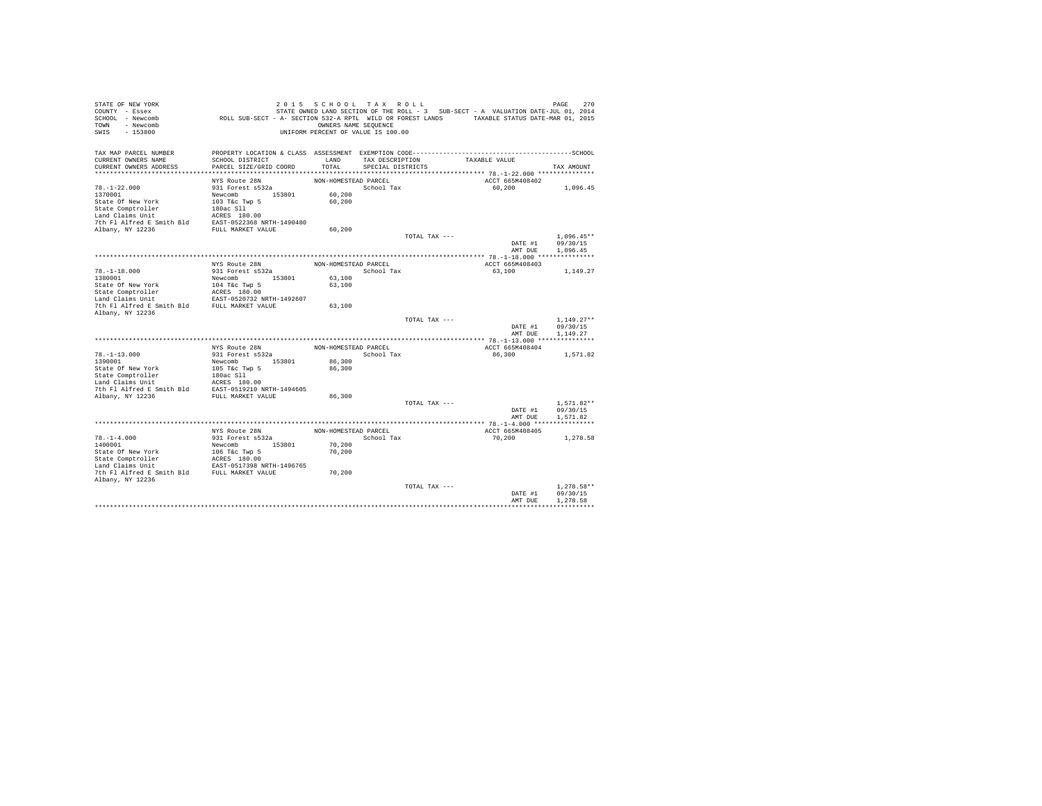STATE OF NEW YORK 2 0 1 5 S C H O O L T A X R O L L
COUNTY - Essex STATE OWNED LAND SECTION OF THE ROLL - 3 SUB-SECT - A VALUATION DATE-JUL 01, 2014
SCHOOL - Newcomb ROLL SUB-SECT - A- SECTION 532-A RPTL WILD OR FOREST LANDS TAXABLE STATUS DATE-MAR 01, 2015
TOWN - Newcomb OWNERS NAME SEQUENCE
SWIS - 153800 UNIFORM PERCENT OF VALUE IS 100.00

| TAX MAP PARCEL NUMBER / CURRENT OWNERS NAME / CURRENT OWNERS ADDRESS | PROPERTY LOCATION & CLASS / SCHOOL DISTRICT / PARCEL SIZE/GRID COORD | ASSESSMENT LAND / TOTAL | EXEMPTION CODE / TAX DESCRIPTION / SPECIAL DISTRICTS | TAXABLE VALUE | TAX AMOUNT |
|---|---|---|---|---|---|
| 78.-1-22.000 | NYS Route 28N | NON-HOMESTEAD PARCEL | | ACCT 665M408402 | |
| 78.-1-22.000 | 931 Forest s532a | | School Tax | 60,200 | 1,096.45 |
| 1370001 | Newcomb 153801 | 60,200 | | | |
| State Of New York | 103 T&c Twp 5 | 60,200 | | | |
| State Comptroller | 180ac Sll | | | | |
| Land Claims Unit | ACRES 180.00 | | | | |
| 7th Fl Alfred E Smith Bld | EAST-0522368 NRTH-1490480 | | | | |
| Albany, NY 12236 | FULL MARKET VALUE | 60,200 | | | |
| | | | TOTAL TAX --- | | 1,096.45** |
| | | | | DATE #1 | 09/30/15 |
| | | | | AMT DUE | 1,096.45 |
| 78.-1-18.000 | NYS Route 28N | NON-HOMESTEAD PARCEL | | ACCT 665M408403 | |
| 78.-1-18.000 | 931 Forest s532a | | School Tax | 63,100 | 1,149.27 |
| 1380001 | Newcomb 153801 | 63,100 | | | |
| State Of New York | 104 T&c Twp 5 | 63,100 | | | |
| State Comptroller | ACRES 180.00 | | | | |
| Land Claims Unit | EAST-0520732 NRTH-1492607 | | | | |
| 7th Fl Alfred E Smith Bld | FULL MARKET VALUE | 63,100 | | | |
| Albany, NY 12236 | | | | | |
| | | | TOTAL TAX --- | | 1,149.27** |
| | | | | DATE #1 | 09/30/15 |
| | | | | AMT DUE | 1,149.27 |
| 78.-1-13.000 | NYS Route 28N | NON-HOMESTEAD PARCEL | | ACCT 665M408404 | |
| 78.-1-13.000 | 931 Forest s532a | | School Tax | 86,300 | 1,571.82 |
| 1390001 | Newcomb 153801 | 86,300 | | | |
| State Of New York | 105 T&c Twp 5 | 86,300 | | | |
| State Comptroller | 180ac Sll | | | | |
| Land Claims Unit | ACRES 180.00 | | | | |
| 7th Fl Alfred E Smith Bld | EAST-0519210 NRTH-1494605 | | | | |
| Albany, NY 12236 | FULL MARKET VALUE | 86,300 | | | |
| | | | TOTAL TAX --- | | 1,571.82** |
| | | | | DATE #1 | 09/30/15 |
| | | | | AMT DUE | 1,571.82 |
| 78.-1-4.000 | NYS Route 28N | NON-HOMESTEAD PARCEL | | ACCT 665M408405 | |
| 78.-1-4.000 | 931 Forest s532a | | School Tax | 70,200 | 1,278.58 |
| 1400001 | Newcomb 153801 | 70,200 | | | |
| State Of New York | 106 T&c Twp 5 | 70,200 | | | |
| State Comptroller | ACRES 180.00 | | | | |
| Land Claims Unit | EAST-0517398 NRTH-1496765 | | | | |
| 7th Fl Alfred E Smith Bld | FULL MARKET VALUE | 70,200 | | | |
| Albany, NY 12236 | | | | | |
| | | | TOTAL TAX --- | | 1,278.58** |
| | | | | DATE #1 | 09/30/15 |
| | | | | AMT DUE | 1,278.58 |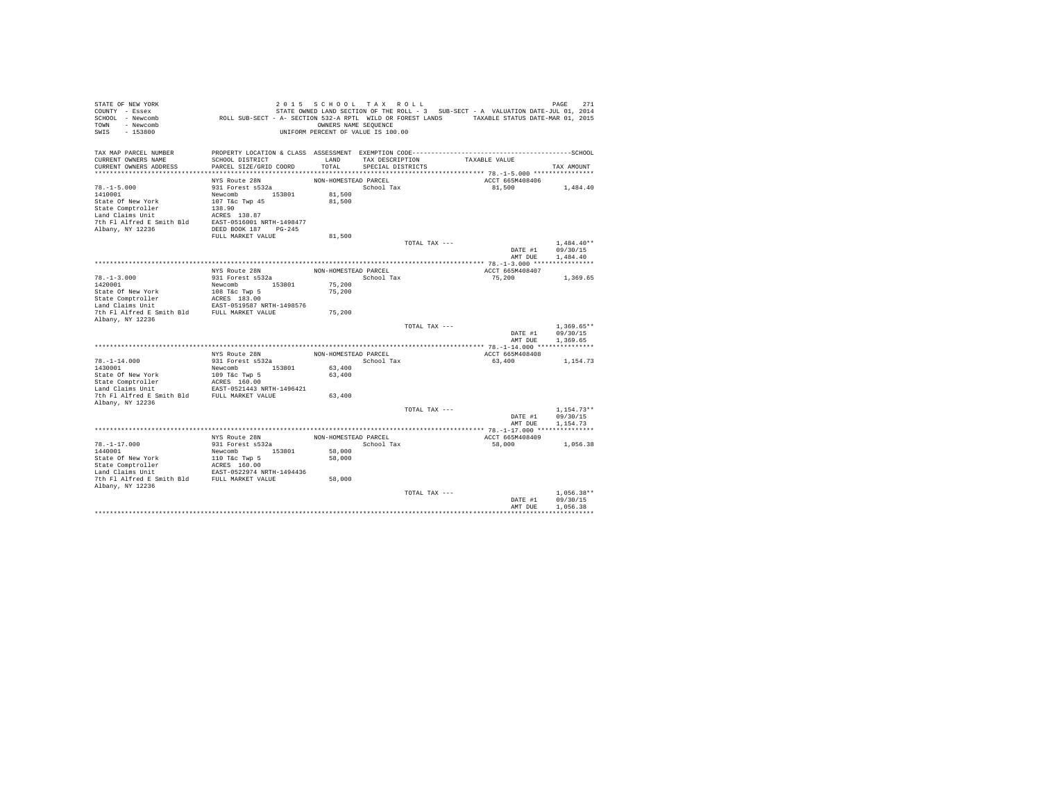STATE OF NEW YORK
COUNTY - Essex
SCHOOL - Newcomb
TOWN - Newcomb
SWIS - 153800

2 0 1 5 S C H O O L T A X R O L L
STATE OWNED LAND SECTION OF THE ROLL - 3 SUB-SECT - A VALUATION DATE-JUL 01, 2014
ROLL SUB-SECT - A- SECTION 532-A RPTL WILD OR FOREST LANDS TAXABLE STATUS DATE-MAR 01, 2015
OWNERS NAME SEQUENCE
UNIFORM PERCENT OF VALUE IS 100.00

| TAX MAP PARCEL NUMBER / CURRENT OWNERS NAME / CURRENT OWNERS ADDRESS | PROPERTY LOCATION & CLASS / SCHOOL DISTRICT / PARCEL SIZE/GRID COORD | ASSESSMENT LAND / TOTAL | EXEMPTION CODE / TAX DESCRIPTION / SPECIAL DISTRICTS | TAXABLE VALUE | SCHOOL TAX AMOUNT |
|---|---|---|---|---|---|
| **78.-1-5.000** | NYS Route 28N | NON-HOMESTEAD PARCEL | | ACCT 665M408406 | |
| 78.-1-5.000 | 931 Forest s532a | | School Tax | 81,500 | 1,484.40 |
| 1410001 | Newcomb 153801 | 81,500 | | | |
| State Of New York | 107 T&c Twp 45 | 81,500 | | | |
| State Comptroller | 138.90 | | | | |
| Land Claims Unit | ACRES 138.87 | | | | |
| 7th Fl Alfred E Smith Bld | EAST-0516001 NRTH-1498477 | | | | |
| Albany, NY 12236 | DEED BOOK 187 PG-245 | | | | |
| | FULL MARKET VALUE | 81,500 | | | |
| | | | TOTAL TAX --- | | 1,484.40** |
| | | | | DATE #1 | 09/30/15 |
| | | | | AMT DUE | 1,484.40 |
| **78.-1-3.000** | NYS Route 28N | NON-HOMESTEAD PARCEL | | ACCT 665M408407 | |
| 78.-1-3.000 | 931 Forest s532a | | School Tax | 75,200 | 1,369.65 |
| 1420001 | Newcomb 153801 | 75,200 | | | |
| State Of New York | 108 T&c Twp 5 | 75,200 | | | |
| State Comptroller | ACRES 183.00 | | | | |
| Land Claims Unit | EAST-0519587 NRTH-1498576 | | | | |
| 7th Fl Alfred E Smith Bld | FULL MARKET VALUE | 75,200 | | | |
| Albany, NY 12236 | | | | | |
| | | | TOTAL TAX --- | | 1,369.65** |
| | | | | DATE #1 | 09/30/15 |
| | | | | AMT DUE | 1,369.65 |
| **78.-1-14.000** | NYS Route 28N | NON-HOMESTEAD PARCEL | | ACCT 665M408408 | |
| 78.-1-14.000 | 931 Forest s532a | | School Tax | 63,400 | 1,154.73 |
| 1430001 | Newcomb 153801 | 63,400 | | | |
| State Of New York | 109 T&c Twp 5 | 63,400 | | | |
| State Comptroller | ACRES 160.00 | | | | |
| Land Claims Unit | EAST-0521443 NRTH-1496421 | | | | |
| 7th Fl Alfred E Smith Bld | FULL MARKET VALUE | 63,400 | | | |
| Albany, NY 12236 | | | | | |
| | | | TOTAL TAX --- | | 1,154.73** |
| | | | | DATE #1 | 09/30/15 |
| | | | | AMT DUE | 1,154.73 |
| **78.-1-17.000** | NYS Route 28N | NON-HOMESTEAD PARCEL | | ACCT 665M408409 | |
| 78.-1-17.000 | 931 Forest s532a | | School Tax | 58,000 | 1,056.38 |
| 1440001 | Newcomb 153801 | 58,000 | | | |
| State Of New York | 110 T&c Twp 5 | 58,000 | | | |
| State Comptroller | ACRES 160.00 | | | | |
| Land Claims Unit | EAST-0522974 NRTH-1494436 | | | | |
| 7th Fl Alfred E Smith Bld | FULL MARKET VALUE | 58,000 | | | |
| Albany, NY 12236 | | | | | |
| | | | TOTAL TAX --- | | 1,056.38** |
| | | | | DATE #1 | 09/30/15 |
| | | | | AMT DUE | 1,056.38 |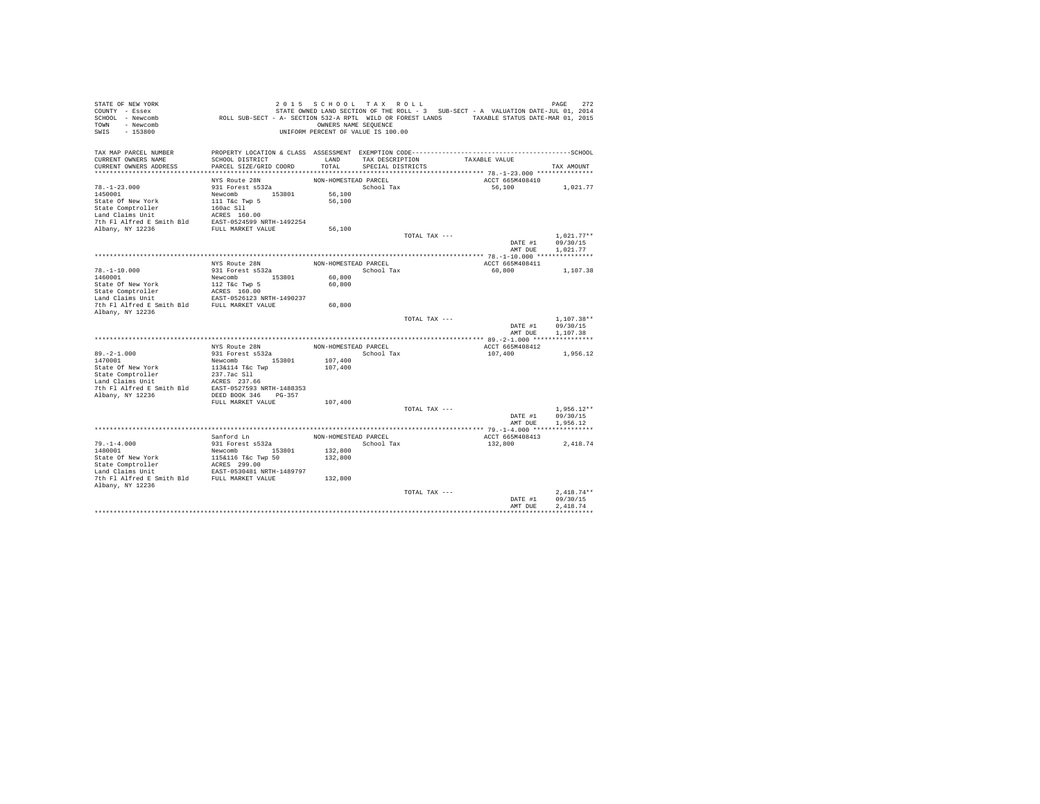STATE OF NEW YORK
COUNTY - Essex
SCHOOL - Newcomb
TOWN - Newcomb
SWIS - 153800

2 0 1 5 S C H O O L T A X R O L L
STATE OWNED LAND SECTION OF THE ROLL - 3 SUB-SECT - A VALUATION DATE-JUL 01, 2014
ROLL SUB-SECT - A- SECTION 532-A RPTL WILD OR FOREST LANDS TAXABLE STATUS DATE-MAR 01, 2015
OWNERS NAME SEQUENCE
UNIFORM PERCENT OF VALUE IS 100.00

| TAX MAP PARCEL NUMBER / CURRENT OWNERS NAME / CURRENT OWNERS ADDRESS | PROPERTY LOCATION & CLASS / SCHOOL DISTRICT / PARCEL SIZE/GRID COORD | ASSESSMENT LAND / TOTAL | EXEMPTION CODE / TAX DESCRIPTION / SPECIAL DISTRICTS | TAXABLE VALUE | TAX AMOUNT |
|---|---|---|---|---|---|
| 78.-1-23.000 | NYS Route 28N | NON-HOMESTEAD PARCEL | | ACCT 665M408410 | |
| 1450001 | 931 Forest s532a | | School Tax | 56,100 | 1,021.77 |
| State Of New York | Newcomb 153801 | 56,100 | | | |
| State Comptroller | 111 T&c Twp 5 | 56,100 | | | |
| Land Claims Unit | 160ac Sll | | | | |
| 7th Fl Alfred E Smith Bld | ACRES 160.00 | | | | |
| Albany, NY 12236 | EAST-0524599 NRTH-1492254 | | | | |
| | FULL MARKET VALUE | 56,100 | | | |
| | | | TOTAL TAX --- | | 1,021.77** |
| | | | | DATE #1 | 09/30/15 |
| | | | | AMT DUE | 1,021.77 |
| 78.-1-10.000 | NYS Route 28N | NON-HOMESTEAD PARCEL | | ACCT 665M408411 | |
| 1460001 | 931 Forest s532a | | School Tax | 60,800 | 1,107.38 |
| State Of New York | Newcomb 153801 | 60,800 | | | |
| State Comptroller | 112 T&c Twp 5 | 60,800 | | | |
| Land Claims Unit | ACRES 160.00 | | | | |
| 7th Fl Alfred E Smith Bld | EAST-0526123 NRTH-1490237 | | | | |
| Albany, NY 12236 | FULL MARKET VALUE | 60,800 | | | |
| | | | TOTAL TAX --- | | 1,107.38** |
| | | | | DATE #1 | 09/30/15 |
| | | | | AMT DUE | 1,107.38 |
| 89.-2-1.000 | NYS Route 28N | NON-HOMESTEAD PARCEL | | ACCT 665M408412 | |
| 1470001 | 931 Forest s532a | | School Tax | 107,400 | 1,956.12 |
| State Of New York | Newcomb 153801 | 107,400 | | | |
| State Comptroller | 113&114 T&c Twp | 107,400 | | | |
| Land Claims Unit | 237.7ac Sll | | | | |
| 7th Fl Alfred E Smith Bld | ACRES 237.66 | | | | |
| Albany, NY 12236 | EAST-0527593 NRTH-1488353 | | | | |
| | DEED BOOK 346 PG-357 | | | | |
| | FULL MARKET VALUE | 107,400 | | | |
| | | | TOTAL TAX --- | | 1,956.12** |
| | | | | DATE #1 | 09/30/15 |
| | | | | AMT DUE | 1,956.12 |
| 79.-1-4.000 | Sanford Ln | NON-HOMESTEAD PARCEL | | ACCT 665M408413 | |
| 1480001 | 931 Forest s532a | | School Tax | 132,800 | 2,418.74 |
| State Of New York | Newcomb 153801 | 132,800 | | | |
| State Comptroller | 115&116 T&c Twp 50 | 132,800 | | | |
| Land Claims Unit | ACRES 299.00 | | | | |
| 7th Fl Alfred E Smith Bld | EAST-0530481 NRTH-1489797 | | | | |
| Albany, NY 12236 | FULL MARKET VALUE | 132,800 | | | |
| | | | TOTAL TAX --- | | 2,418.74** |
| | | | | DATE #1 | 09/30/15 |
| | | | | AMT DUE | 2,418.74 |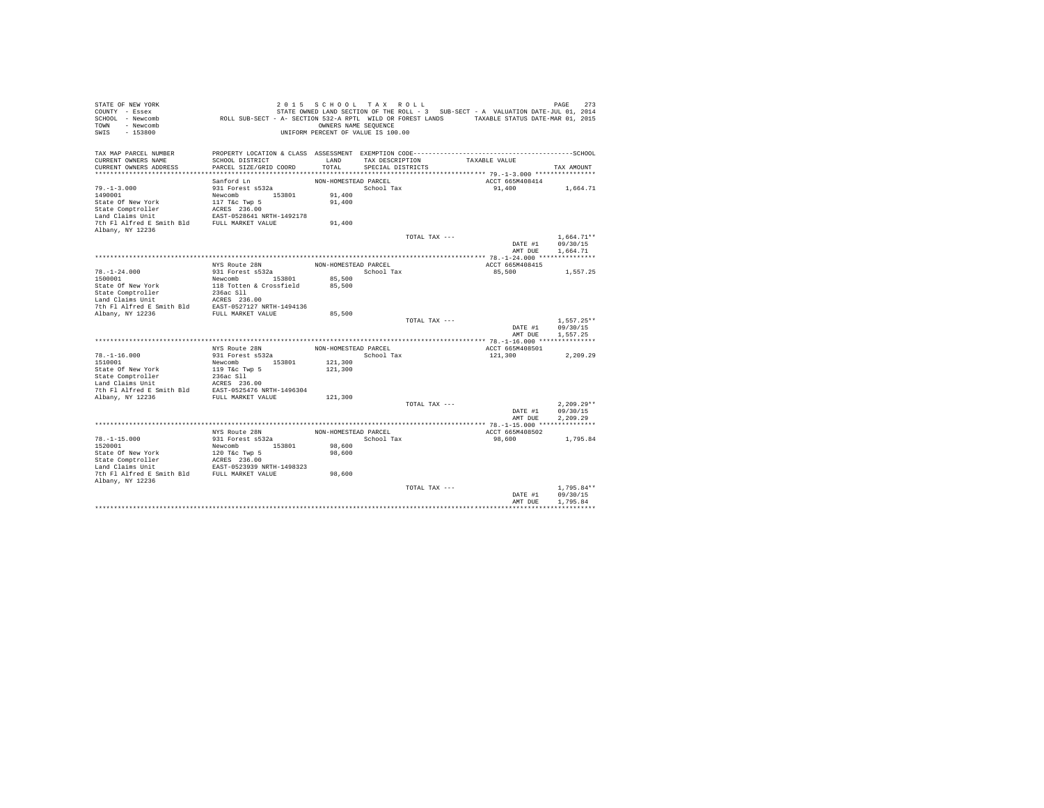STATE OF NEW YORK
COUNTY - Essex
SCHOOL - Newcomb
TOWN - Newcomb
SWIS - 153800

2015 SCHOOL TAX ROLL
STATE OWNED LAND SECTION OF THE ROLL - 3 SUB-SECT - A VALUATION DATE-JUL 01, 2014
ROLL SUB-SECT - A- SECTION 532-A RPTL WILD OR FOREST LANDS TAXABLE STATUS DATE-MAR 01, 2015
OWNERS NAME SEQUENCE
UNIFORM PERCENT OF VALUE IS 100.00

| TAX MAP PARCEL NUMBER / CURRENT OWNERS NAME / CURRENT OWNERS ADDRESS | PROPERTY LOCATION & CLASS / SCHOOL DISTRICT / PARCEL SIZE/GRID COORD | ASSESSMENT LAND / TOTAL | EXEMPTION CODE / TAX DESCRIPTION / SPECIAL DISTRICTS | TAXABLE VALUE | SCHOOL TAX AMOUNT |
|---|---|---|---|---|---|
| **79.-1-3.000** | Sanford Ln | NON-HOMESTEAD PARCEL | | ACCT 665M408414 | |
| 79.-1-3.000 | 931 Forest s532a | | School Tax | 91,400 | 1,664.71 |
| 1490001 | Newcomb 153801 | 91,400 | | | |
| State Of New York | 117 T&c Twp 5 | 91,400 | | | |
| State Comptroller | ACRES 236.00 | | | | |
| Land Claims Unit | EAST-0528641 NRTH-1492178 | | | | |
| 7th Fl Alfred E Smith Bld | FULL MARKET VALUE | 91,400 | | | |
| Albany, NY 12236 | | | | | |
| | | | TOTAL TAX --- | | 1,664.71** |
| | | | | DATE #1 | 09/30/15 |
| | | | | AMT DUE | 1,664.71 |
| **78.-1-24.000** | NYS Route 28N | NON-HOMESTEAD PARCEL | | ACCT 665M408415 | |
| 78.-1-24.000 | 931 Forest s532a | | School Tax | 85,500 | 1,557.25 |
| 1500001 | Newcomb 153801 | 85,500 | | | |
| State Of New York | 118 Totten & Crossfield | 85,500 | | | |
| State Comptroller | 236ac Sll | | | | |
| Land Claims Unit | ACRES 236.00 | | | | |
| 7th Fl Alfred E Smith Bld | EAST-0527127 NRTH-1494136 | | | | |
| Albany, NY 12236 | FULL MARKET VALUE | 85,500 | | | |
| | | | TOTAL TAX --- | | 1,557.25** |
| | | | | DATE #1 | 09/30/15 |
| | | | | AMT DUE | 1,557.25 |
| **78.-1-16.000** | NYS Route 28N | NON-HOMESTEAD PARCEL | | ACCT 665M408501 | |
| 78.-1-16.000 | 931 Forest s532a | | School Tax | 121,300 | 2,209.29 |
| 1510001 | Newcomb 153801 | 121,300 | | | |
| State Of New York | 119 T&c Twp 5 | 121,300 | | | |
| State Comptroller | 236ac Sll | | | | |
| Land Claims Unit | ACRES 236.00 | | | | |
| 7th Fl Alfred E Smith Bld | EAST-0525476 NRTH-1496304 | | | | |
| Albany, NY 12236 | FULL MARKET VALUE | 121,300 | | | |
| | | | TOTAL TAX --- | | 2,209.29** |
| | | | | DATE #1 | 09/30/15 |
| | | | | AMT DUE | 2,209.29 |
| **78.-1-15.000** | NYS Route 28N | NON-HOMESTEAD PARCEL | | ACCT 665M408502 | |
| 78.-1-15.000 | 931 Forest s532a | | School Tax | 98,600 | 1,795.84 |
| 1520001 | Newcomb 153801 | 98,600 | | | |
| State Of New York | 120 T&c Twp 5 | 98,600 | | | |
| State Comptroller | ACRES 236.00 | | | | |
| Land Claims Unit | EAST-0523939 NRTH-1498323 | | | | |
| 7th Fl Alfred E Smith Bld | FULL MARKET VALUE | 98,600 | | | |
| Albany, NY 12236 | | | | | |
| | | | TOTAL TAX --- | | 1,795.84** |
| | | | | DATE #1 | 09/30/15 |
| | | | | AMT DUE | 1,795.84 |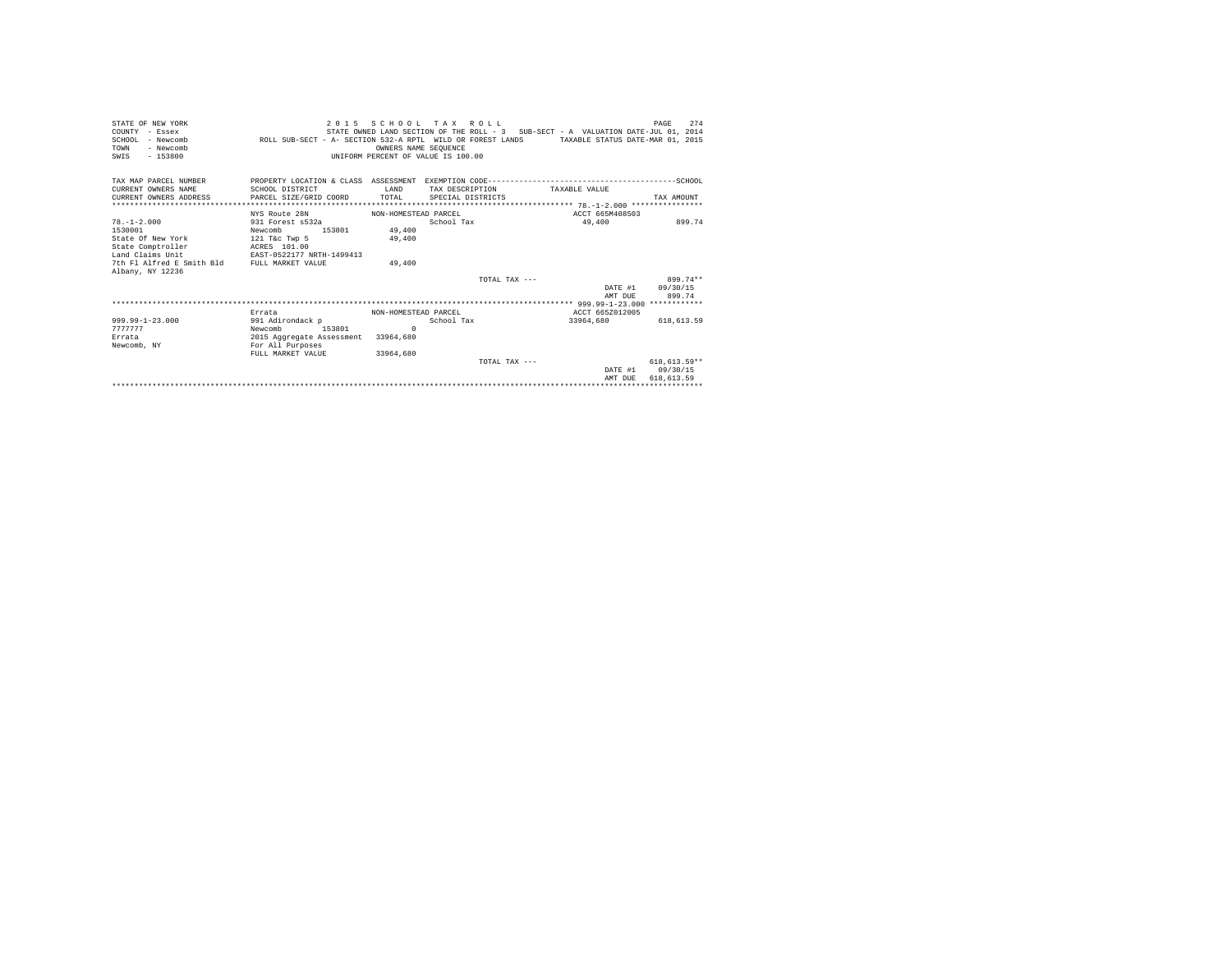STATE OF NEW YORK
COUNTY - Essex
SCHOOL - Newcomb
TOWN - Newcomb
SWIS - 153800

2 0 1 5 S C H O O L T A X R O L L
STATE OWNED LAND SECTION OF THE ROLL - 3 SUB-SECT - A VALUATION DATE-JUL 01, 2014
ROLL SUB-SECT - A- SECTION 532-A RPTL WILD OR FOREST LANDS TAXABLE STATUS DATE-MAR 01, 2015
OWNERS NAME SEQUENCE
UNIFORM PERCENT OF VALUE IS 100.00

| TAX MAP PARCEL NUMBER / CURRENT OWNERS NAME / CURRENT OWNERS ADDRESS | PROPERTY LOCATION & CLASS / SCHOOL DISTRICT / PARCEL SIZE/GRID COORD | ASSESSMENT LAND / TOTAL | EXEMPTION CODE / TAX DESCRIPTION / SPECIAL DISTRICTS | TAXABLE VALUE | TAX AMOUNT |
|---|---|---|---|---|---|
| ***** 78.-1-2.000 ***** | | | | | |
| | NYS Route 28N | NON-HOMESTEAD PARCEL | | ACCT 665M408503 | |
| 78.-1-2.000 | 931 Forest s532a | | School Tax | 49,400 | 899.74 |
| 1530001 | Newcomb 153801 | 49,400 | | | |
| State Of New York | 121 T&c Twp 5 | 49,400 | | | |
| State Comptroller | ACRES 101.00 | | | | |
| Land Claims Unit | EAST-0522177 NRTH-1499413 | | | | |
| 7th Fl Alfred E Smith Bld | FULL MARKET VALUE | 49,400 | | | |
| Albany, NY 12236 | | | | | |
| | | | TOTAL TAX --- | | 899.74** |
| | | | | DATE #1 | 09/30/15 |
| | | | | AMT DUE | 899.74 |
| ***** 999.99-1-23.000 ***** | | | | | |
| | Errata | NON-HOMESTEAD PARCEL | | ACCT 665Z012005 | |
| 999.99-1-23.000 | 991 Adirondack p | | School Tax | 33964,680 | 618,613.59 |
| 7777777 | Newcomb 153801 | 0 | | | |
| Errata | 2015 Aggregate Assessment | 33964,680 | | | |
| Newcomb, NY | For All Purposes | | | | |
| | FULL MARKET VALUE | 33964,680 | | | |
| | | | TOTAL TAX --- | | 618,613.59** |
| | | | | DATE #1 | 09/30/15 |
| | | | | AMT DUE | 618,613.59 |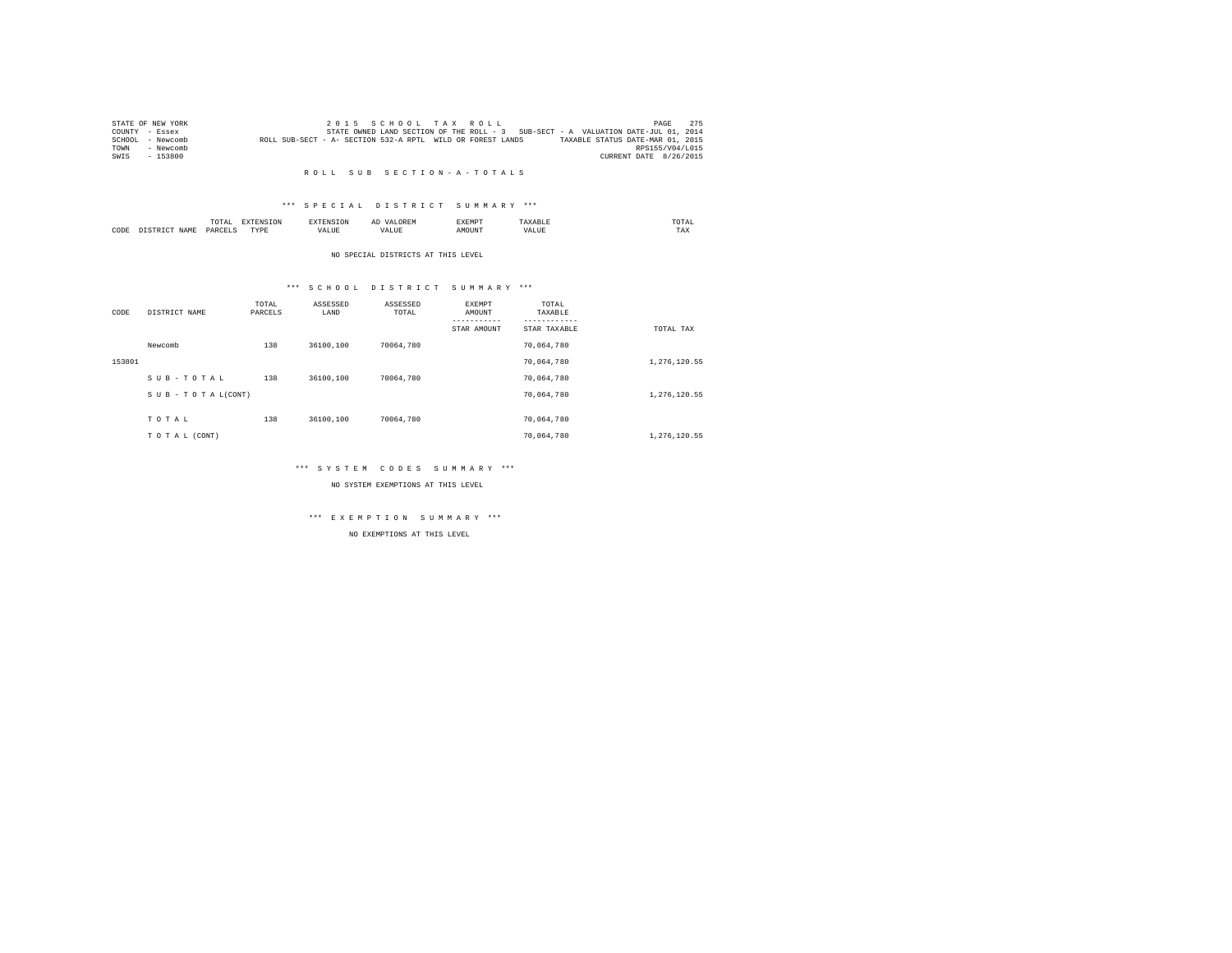STATE OF NEW YORK
COUNTY - Essex
SCHOOL - Newcomb
TOWN - Newcomb
SWIS - 153800

2 0 1 5 S C H O O L T A X R O L L
STATE OWNED LAND SECTION OF THE ROLL - 3 SUB-SECT - A VALUATION DATE-JUL 01, 2014
ROLL SUB-SECT - A- SECTION 532-A RPTL WILD OR FOREST LANDS TAXABLE STATUS DATE-MAR 01, 2015
RPS155/V04/L015
CURRENT DATE 8/26/2015

## R O L L S U B S E C T I O N - A - T O T A L S

### *** S P E C I A L D I S T R I C T S U M M A R Y ***

| CODE | DISTRICT NAME | TOTAL PARCELS | EXTENSION TYPE | EXTENSION VALUE | AD VALOREM VALUE | EXEMPT AMOUNT | TAXABLE VALUE | TOTAL TAX |
|---|---|---|---|---|---|---|---|---|

NO SPECIAL DISTRICTS AT THIS LEVEL

### *** S C H O O L D I S T R I C T S U M M A R Y ***

| CODE | DISTRICT NAME | TOTAL PARCELS | ASSESSED LAND | ASSESSED TOTAL | EXEMPT AMOUNT / STAR AMOUNT | TOTAL TAXABLE / STAR TAXABLE | TOTAL TAX |
|---|---|---|---|---|---|---|---|
| | Newcomb | 138 | 36100,100 | 70064,780 | | 70,064,780 | |
| 153801 | | | | | | 70,064,780 | 1,276,120.55 |
| | S U B - T O T A L | 138 | 36100,100 | 70064,780 | | 70,064,780 | |
| | S U B - T O T A L(CONT) | | | | | 70,064,780 | 1,276,120.55 |
| | T O T A L | 138 | 36100,100 | 70064,780 | | 70,064,780 | |
| | T O T A L (CONT) | | | | | 70,064,780 | 1,276,120.55 |

### *** S Y S T E M C O D E S S U M M A R Y ***

NO SYSTEM EXEMPTIONS AT THIS LEVEL

### *** E X E M P T I O N S U M M A R Y ***

NO EXEMPTIONS AT THIS LEVEL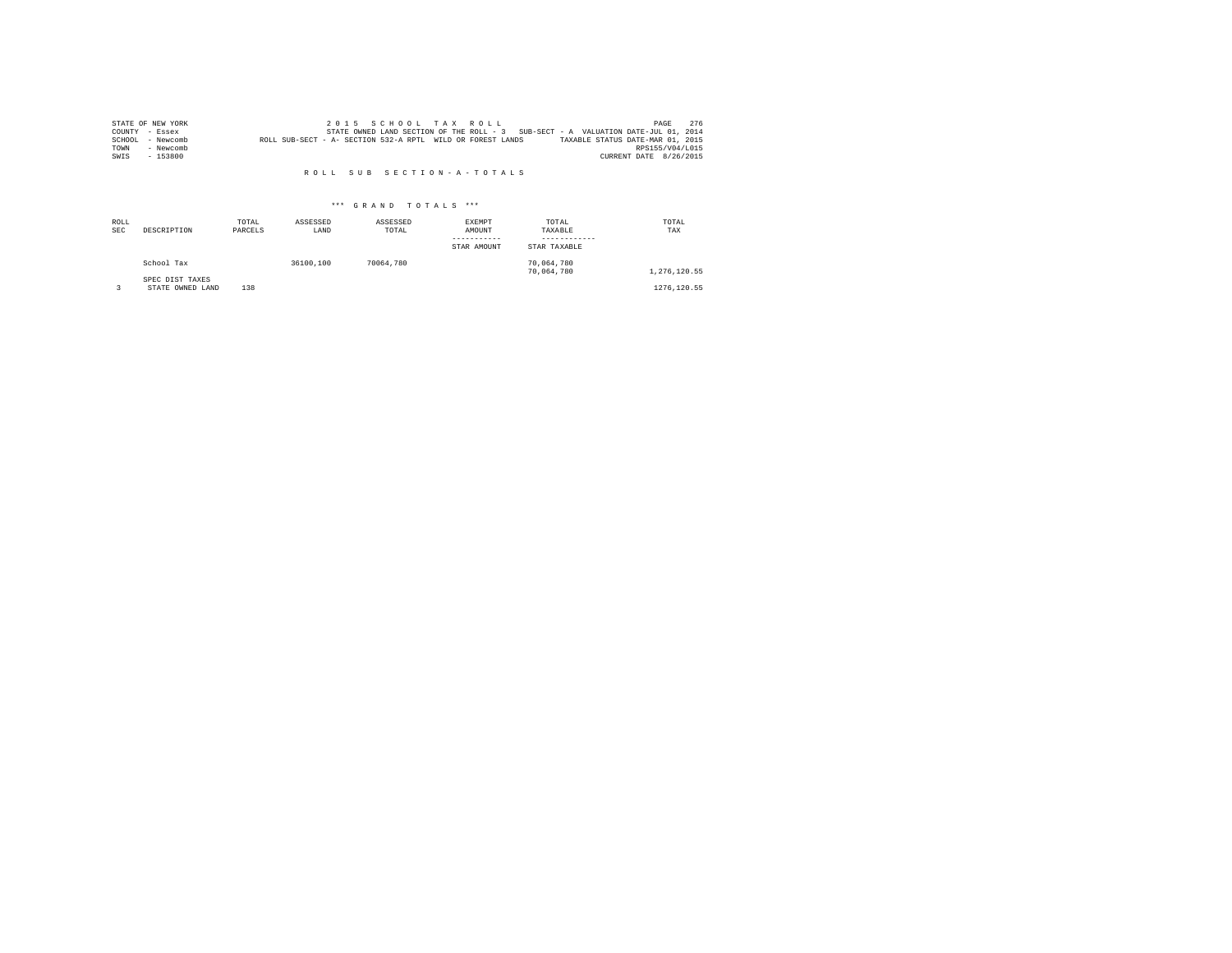STATE OF NEW YORK
COUNTY - Essex
SCHOOL - Newcomb
TOWN - Newcomb
SWIS - 153800

2 0 1 5 S C H O O L T A X R O L L
STATE OWNED LAND SECTION OF THE ROLL - 3 SUB-SECT - A VALUATION DATE-JUL 01, 2014
ROLL SUB-SECT - A- SECTION 532-A RPTL WILD OR FOREST LANDS TAXABLE STATUS DATE-MAR 01, 2015
RPS155/V04/L015
CURRENT DATE 8/26/2015

R O L L S U B S E C T I O N - A - T O T A L S

\*\*\* G R A N D T O T A L S \*\*\*

| ROLL SEC | DESCRIPTION | TOTAL PARCELS | ASSESSED LAND | ASSESSED TOTAL | EXEMPT AMOUNT<br>-----------<br>STAR AMOUNT | TOTAL TAXABLE<br>------------<br>STAR TAXABLE | TOTAL TAX |
|---|---|---|---|---|---|---|---|
| | School Tax | | 36100,100 | 70064,780 | | 70,064,780<br>70,064,780 | 1,276,120.55 |
| | SPEC DIST TAXES | | | | | | |
| 3 | STATE OWNED LAND | 138 | | | | | 1276,120.55 |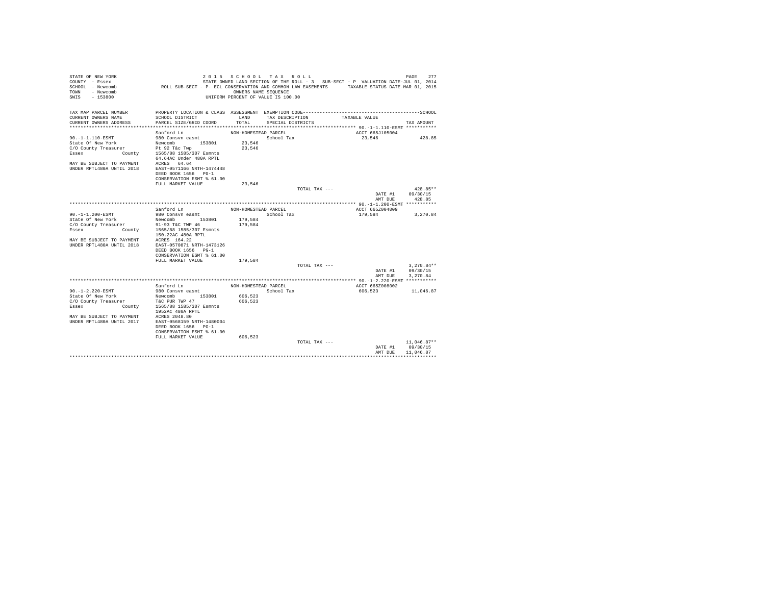```
STATE OF NEW YORK                    2 0 1 5   S C H O O L   T A X   R O L L                                          PAGE   277
COUNTY  - Essex                      STATE OWNED LAND SECTION OF THE ROLL - 3   SUB-SECT - P  VALUATION DATE-JUL 01, 2014
SCHOOL  - Newcomb           ROLL SUB-SECT - P- ECL CONSERVATION AND COMMON LAW EASEMENTS       TAXABLE STATUS DATE-MAR 01, 2015
TOWN    - Newcomb                                  OWNERS NAME SEQUENCE
SWIS    - 153800                               UNIFORM PERCENT OF VALUE IS 100.00

TAX MAP PARCEL NUMBER          PROPERTY LOCATION & CLASS  ASSESSMENT  EXEMPTION CODE-----------------------------------------------SCHOOL
CURRENT OWNERS NAME            SCHOOL DISTRICT              LAND      TAX DESCRIPTION             TAXABLE VALUE
CURRENT OWNERS ADDRESS         PARCEL SIZE/GRID COORD      TOTAL      SPECIAL DISTRICTS                                         TAX AMOUNT
*********************************************************************************************** 90.-1-1.110-ESMT ***********
                               Sanford Ln                   NON-HOMESTEAD PARCEL                       ACCT 665J105004
90.-1-1.110-ESMT               980 Consvn easmt                           School Tax                    23,546              428.85
State Of New York              Newcomb          153801       23,546
C/O County Treasurer           Pt 92 T&c Twp                 23,546
Essex              County      1565/88 1585/307 Esmnts
                               64.64AC Under 480A RPTL
MAY BE SUBJECT TO PAYMENT      ACRES   64.64
UNDER RPTL480A UNTIL 2018      EAST-0571166 NRTH-1474448
                               DEED BOOK 1656   PG-1
                               CONSERVATION ESMT % 61.00
                               FULL MARKET VALUE            23,546
                                                                           TOTAL TAX ---                                   428.85**
                                                                                                       DATE #1        09/30/15
                                                                                                       AMT DUE          428.85
*********************************************************************************************** 90.-1-1.200-ESMT ***********
                               Sanford Ln                   NON-HOMESTEAD PARCEL                       ACCT 665Z004009
90.-1-1.200-ESMT               980 Consvn easmt                           School Tax                   179,584            3,270.84
State Of New York              Newcomb          153801      179,584
C/O County Treasurer           91-93 T&C TWP 46             179,584
Essex              County      1565/88 1585/307 Esmnts
                               150.22AC 480A RPTL
MAY BE SUBJECT TO PAYMENT      ACRES  164.22
UNDER RPTL480A UNTIL 2018      EAST-0570871 NRTH-1473126
                               DEED BOOK 1656   PG-1
                               CONSERVATION ESMT % 61.00
                               FULL MARKET VALUE           179,584
                                                                           TOTAL TAX ---                                 3,270.84**
                                                                                                       DATE #1        09/30/15
                                                                                                       AMT DUE        3,270.84
*********************************************************************************************** 90.-1-2.220-ESMT ***********
                               Sanford Ln                   NON-HOMESTEAD PARCEL                       ACCT 665Z008002
90.-1-2.220-ESMT               980 Consvn easmt                           School Tax                   606,523           11,046.87
State Of New York              Newcomb          153801      606,523
C/O County Treasurer           T&C PUR TWP 47               606,523
Essex              County      1565/88 1585/307 Esmnts
                               1952Ac 480A RPTL
MAY BE SUBJECT TO PAYMENT      ACRES 2048.80
UNDER RPTL480A UNTIL 2017      EAST-0568159 NRTH-1480004
                               DEED BOOK 1656   PG-1
                               CONSERVATION ESMT % 61.00
                               FULL MARKET VALUE           606,523
                                                                           TOTAL TAX ---                                11,046.87**
                                                                                                       DATE #1        09/30/15
                                                                                                       AMT DUE       11,046.87
****************************************************************************************************************************
```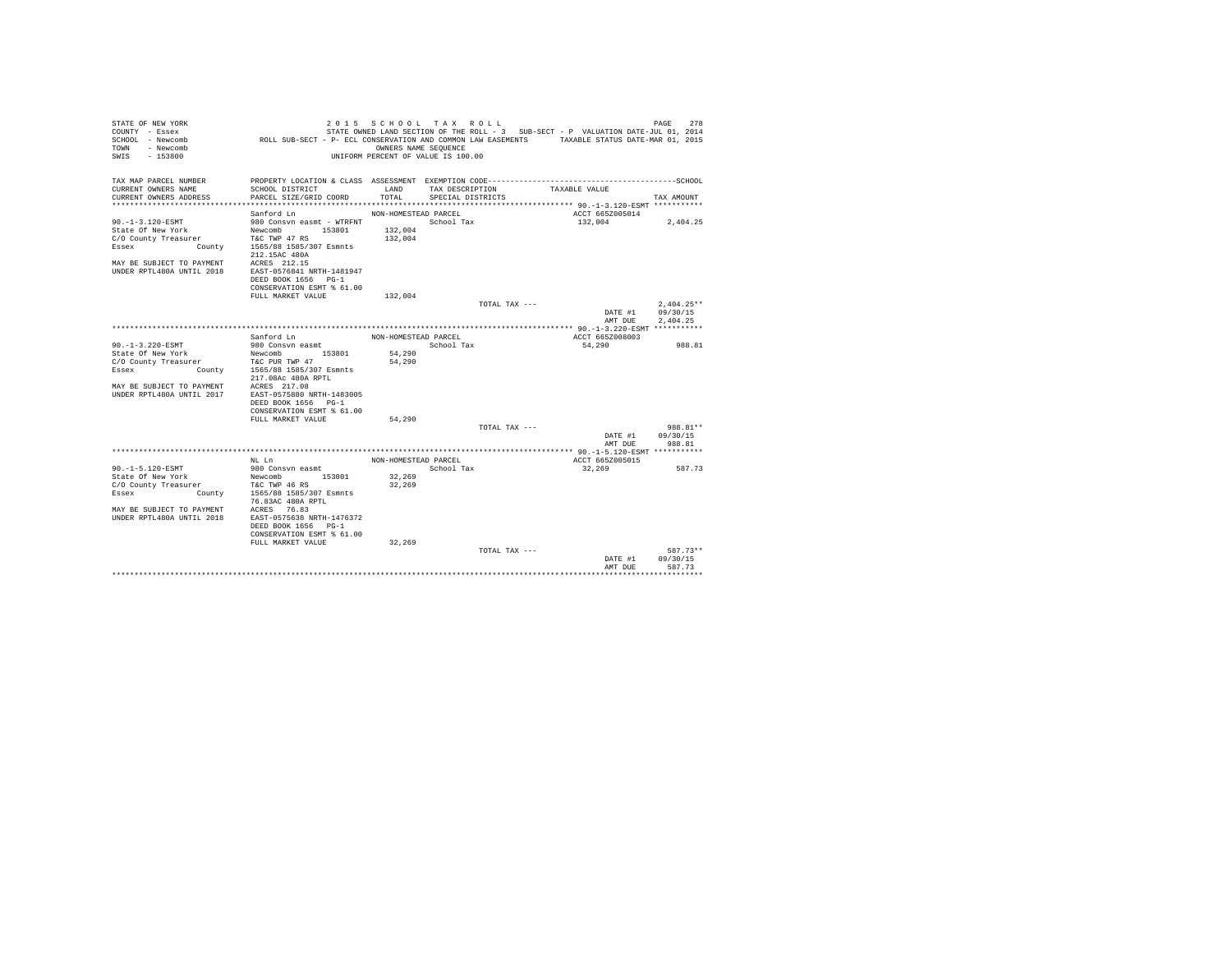STATE OF NEW YORK
COUNTY - Essex
SCHOOL - Newcomb
TOWN - Newcomb
SWIS - 153800

2015 SCHOOL TAX ROLL
STATE OWNED LAND SECTION OF THE ROLL - 3 SUB-SECT - P VALUATION DATE-JUL 01, 2014
ROLL SUB-SECT - P- ECL CONSERVATION AND COMMON LAW EASEMENTS TAXABLE STATUS DATE-MAR 01, 2015
OWNERS NAME SEQUENCE
UNIFORM PERCENT OF VALUE IS 100.00

| TAX MAP PARCEL NUMBER / CURRENT OWNERS NAME / CURRENT OWNERS ADDRESS | PROPERTY LOCATION & CLASS / SCHOOL DISTRICT / PARCEL SIZE/GRID COORD | ASSESSMENT LAND / TOTAL | EXEMPTION CODE / TAX DESCRIPTION / SPECIAL DISTRICTS | TAXABLE VALUE | TAX AMOUNT |
|---|---|---|---|---|---|
| **90.-1-3.120-ESMT** | Sanford Ln | NON-HOMESTEAD PARCEL | | ACCT 665Z005014 | |
| 90.-1-3.120-ESMT | 980 Consvn easmt - WTRFNT | | School Tax | 132,004 | 2,404.25 |
| State Of New York | Newcomb 153801 | 132,004 | | | |
| C/O County Treasurer | T&C TWP 47 RS | 132,004 | | | |
| Essex County | 1565/88 1585/307 Esmnts | | | | |
| | 212.15AC 480A | | | | |
| MAY BE SUBJECT TO PAYMENT | ACRES 212.15 | | | | |
| UNDER RPTL480A UNTIL 2018 | EAST-0576841 NRTH-1481947 | | | | |
| | DEED BOOK 1656 PG-1 | | | | |
| | CONSERVATION ESMT % 61.00 | | | | |
| | FULL MARKET VALUE | 132,004 | | | |
| | | | TOTAL TAX --- | | 2,404.25** |
| | | | | DATE #1 | 09/30/15 |
| | | | | AMT DUE | 2,404.25 |
| **90.-1-3.220-ESMT** | Sanford Ln | NON-HOMESTEAD PARCEL | | ACCT 665Z008003 | |
| 90.-1-3.220-ESMT | 980 Consvn easmt | | School Tax | 54,290 | 988.81 |
| State Of New York | Newcomb 153801 | 54,290 | | | |
| C/O County Treasurer | T&C PUR TWP 47 | 54,290 | | | |
| Essex County | 1565/88 1585/307 Esmnts | | | | |
| | 217.08Ac 480A RPTL | | | | |
| MAY BE SUBJECT TO PAYMENT | ACRES 217.08 | | | | |
| UNDER RPTL480A UNTIL 2017 | EAST-0575880 NRTH-1483005 | | | | |
| | DEED BOOK 1656 PG-1 | | | | |
| | CONSERVATION ESMT % 61.00 | | | | |
| | FULL MARKET VALUE | 54,290 | | | |
| | | | TOTAL TAX --- | | 988.81** |
| | | | | DATE #1 | 09/30/15 |
| | | | | AMT DUE | 988.81 |
| **90.-1-5.120-ESMT** | NL Ln | NON-HOMESTEAD PARCEL | | ACCT 665Z005015 | |
| 90.-1-5.120-ESMT | 980 Consvn easmt | | School Tax | 32,269 | 587.73 |
| State Of New York | Newcomb 153801 | 32,269 | | | |
| C/O County Treasurer | T&C TWP 46 RS | 32,269 | | | |
| Essex County | 1565/88 1585/307 Esmnts | | | | |
| | 76.83AC 480A RPTL | | | | |
| MAY BE SUBJECT TO PAYMENT | ACRES 76.83 | | | | |
| UNDER RPTL480A UNTIL 2018 | EAST-0575638 NRTH-1476372 | | | | |
| | DEED BOOK 1656 PG-1 | | | | |
| | CONSERVATION ESMT % 61.00 | | | | |
| | FULL MARKET VALUE | 32,269 | | | |
| | | | TOTAL TAX --- | | 587.73** |
| | | | | DATE #1 | 09/30/15 |
| | | | | AMT DUE | 587.73 |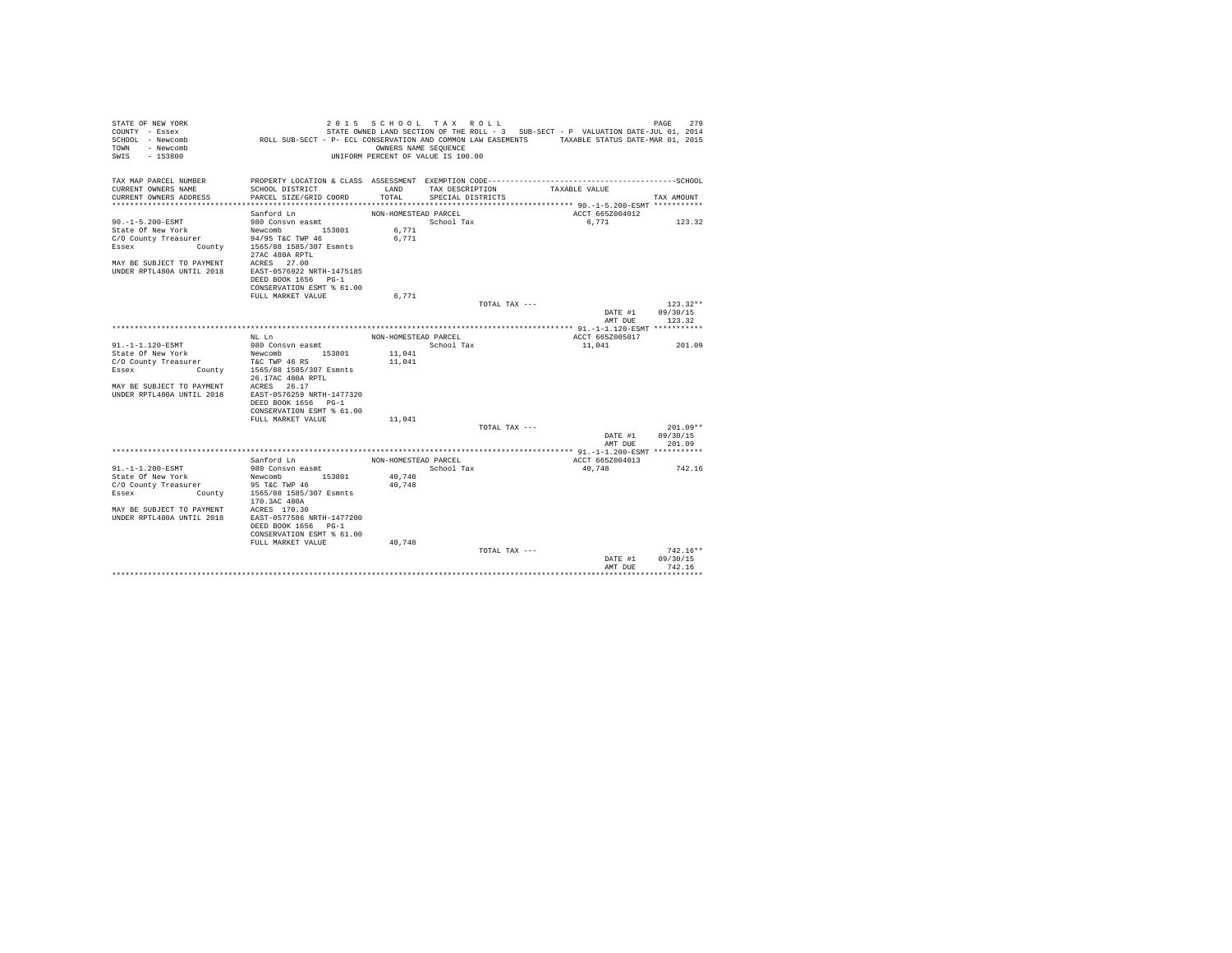STATE OF NEW YORK
COUNTY - Essex
SCHOOL - Newcomb
TOWN - Newcomb
SWIS - 153800

2 0 1 5 S C H O O L T A X R O L L
STATE OWNED LAND SECTION OF THE ROLL - 3 SUB-SECT - P VALUATION DATE-JUL 01, 2014
ROLL SUB-SECT - P- ECL CONSERVATION AND COMMON LAW EASEMENTS TAXABLE STATUS DATE-MAR 01, 2015
OWNERS NAME SEQUENCE
UNIFORM PERCENT OF VALUE IS 100.00

| TAX MAP PARCEL NUMBER / CURRENT OWNERS NAME / CURRENT OWNERS ADDRESS | PROPERTY LOCATION & CLASS / SCHOOL DISTRICT / PARCEL SIZE/GRID COORD | ASSESSMENT LAND / TOTAL | EXEMPTION CODE / TAX DESCRIPTION / SPECIAL DISTRICTS | TAXABLE VALUE | TAX AMOUNT |
|---|---|---|---|---|---|
| **90.-1-5.200-ESMT** | Sanford Ln | NON-HOMESTEAD PARCEL | | ACCT 665Z004012 | |
| 90.-1-5.200-ESMT | 980 Consvn easmt | | School Tax | 6,771 | 123.32 |
| State Of New York | Newcomb 153801 | 6,771 | | | |
| C/O County Treasurer | 94/95 T&C TWP 46 | 6,771 | | | |
| Essex County | 1565/88 1585/307 Esmnts | | | | |
| | 27AC 480A RPTL | | | | |
| MAY BE SUBJECT TO PAYMENT | ACRES 27.00 | | | | |
| UNDER RPTL480A UNTIL 2018 | EAST-0576922 NRTH-1475185 | | | | |
| | DEED BOOK 1656 PG-1 | | | | |
| | CONSERVATION ESMT % 61.00 | | | | |
| | FULL MARKET VALUE | 6,771 | | | |
| | | | TOTAL TAX --- | | 123.32** |
| | | | | DATE #1 | 09/30/15 |
| | | | | AMT DUE | 123.32 |
| **91.-1-1.120-ESMT** | NL Ln | NON-HOMESTEAD PARCEL | | ACCT 665Z005017 | |
| 91.-1-1.120-ESMT | 980 Consvn easmt | | School Tax | 11,041 | 201.09 |
| State Of New York | Newcomb 153801 | 11,041 | | | |
| C/O County Treasurer | T&C TWP 46 RS | 11,041 | | | |
| Essex County | 1565/88 1585/307 Esmnts | | | | |
| | 26.17AC 480A RPTL | | | | |
| MAY BE SUBJECT TO PAYMENT | ACRES 26.17 | | | | |
| UNDER RPTL480A UNTIL 2018 | EAST-0576259 NRTH-1477320 | | | | |
| | DEED BOOK 1656 PG-1 | | | | |
| | CONSERVATION ESMT % 61.00 | | | | |
| | FULL MARKET VALUE | 11,041 | | | |
| | | | TOTAL TAX --- | | 201.09** |
| | | | | DATE #1 | 09/30/15 |
| | | | | AMT DUE | 201.09 |
| **91.-1-1.200-ESMT** | Sanford Ln | NON-HOMESTEAD PARCEL | | ACCT 665Z004013 | |
| 91.-1-1.200-ESMT | 980 Consvn easmt | | School Tax | 40,748 | 742.16 |
| State Of New York | Newcomb 153801 | 40,748 | | | |
| C/O County Treasurer | 95 T&C TWP 46 | 40,748 | | | |
| Essex County | 1565/88 1585/307 Esmnts | | | | |
| | 170.3AC 480A | | | | |
| MAY BE SUBJECT TO PAYMENT | ACRES 170.30 | | | | |
| UNDER RPTL480A UNTIL 2018 | EAST-0577586 NRTH-1477200 | | | | |
| | DEED BOOK 1656 PG-1 | | | | |
| | CONSERVATION ESMT % 61.00 | | | | |
| | FULL MARKET VALUE | 40,748 | | | |
| | | | TOTAL TAX --- | | 742.16** |
| | | | | DATE #1 | 09/30/15 |
| | | | | AMT DUE | 742.16 |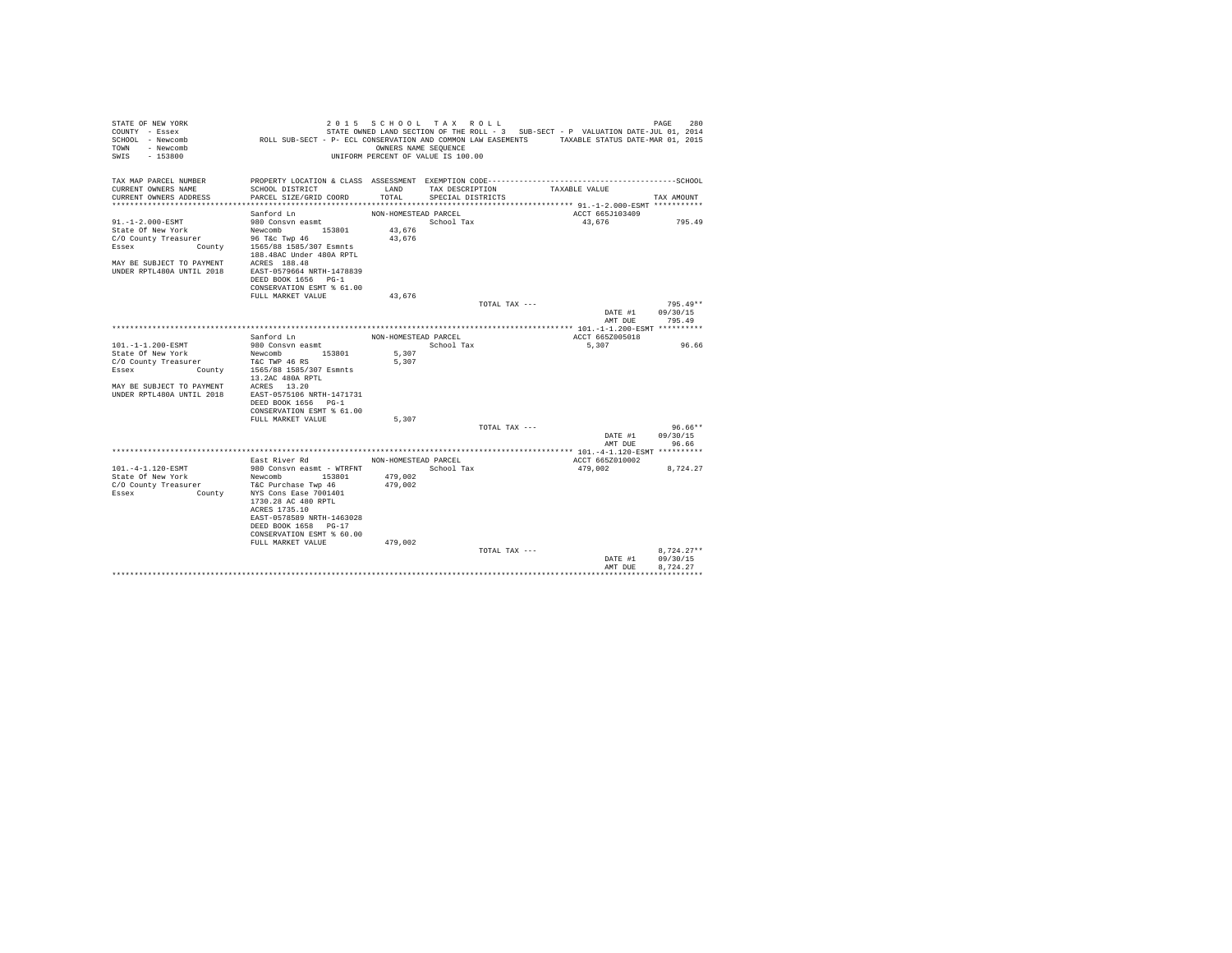```
STATE OF NEW YORK                    2 0 1 5   S C H O O L   T A X   R O L L                                    PAGE   280
COUNTY  - Essex                      STATE OWNED LAND SECTION OF THE ROLL - 3   SUB-SECT - P  VALUATION DATE-JUL 01, 2014
SCHOOL  - Newcomb           ROLL SUB-SECT - P- ECL CONSERVATION AND COMMON LAW EASEMENTS       TAXABLE STATUS DATE-MAR 01, 2015
TOWN    - Newcomb                                     OWNERS NAME SEQUENCE
SWIS    - 153800                                UNIFORM PERCENT OF VALUE IS 100.00

TAX MAP PARCEL NUMBER          PROPERTY LOCATION & CLASS  ASSESSMENT  EXEMPTION CODE-----------------------------------------SCHOOL
CURRENT OWNERS NAME            SCHOOL DISTRICT             LAND       TAX DESCRIPTION            TAXABLE VALUE
CURRENT OWNERS ADDRESS         PARCEL SIZE/GRID COORD      TOTAL      SPECIAL DISTRICTS                                   TAX AMOUNT
************************************************************************************************ 91.-1-2.000-ESMT ***********
                               Sanford Ln                  NON-HOMESTEAD PARCEL                      ACCT 665J103409
91.-1-2.000-ESMT               980 Consvn easmt                         School Tax                   43,676              795.49
State Of New York              Newcomb          153801       43,676
C/O County Treasurer           96 T&c Twp 46                 43,676
Essex              County      1565/88 1585/307 Esmnts
                               188.48AC Under 480A RPTL
MAY BE SUBJECT TO PAYMENT      ACRES  188.48
UNDER RPTL480A UNTIL 2018      EAST-0579664 NRTH-1478839
                               DEED BOOK 1656   PG-1
                               CONSERVATION ESMT % 61.00
                               FULL MARKET VALUE             43,676
                                                                          TOTAL TAX ---                                 795.49**
                                                                                                    DATE #1        09/30/15
                                                                                                    AMT DUE          795.49
************************************************************************************************ 101.-1-1.200-ESMT **********
                               Sanford Ln                  NON-HOMESTEAD PARCEL                      ACCT 665Z005018
101.-1-1.200-ESMT              980 Consvn easmt                         School Tax                    5,307               96.66
State Of New York              Newcomb          153801        5,307
C/O County Treasurer           T&C TWP 46 RS                  5,307
Essex              County      1565/88 1585/307 Esmnts
                               13.2AC 480A RPTL
MAY BE SUBJECT TO PAYMENT      ACRES   13.20
UNDER RPTL480A UNTIL 2018      EAST-0575106 NRTH-1471731
                               DEED BOOK 1656   PG-1
                               CONSERVATION ESMT % 61.00
                               FULL MARKET VALUE              5,307
                                                                          TOTAL TAX ---                                  96.66**
                                                                                                    DATE #1        09/30/15
                                                                                                    AMT DUE           96.66
************************************************************************************************ 101.-4-1.120-ESMT **********
                               East River Rd               NON-HOMESTEAD PARCEL                      ACCT 665Z010002
101.-4-1.120-ESMT              980 Consvn easmt - WTRFNT                School Tax                  479,002            8,724.27
State Of New York              Newcomb          153801      479,002
C/O County Treasurer           T&C Purchase Twp 46          479,002
Essex              County      NYS Cons Ease 7001401
                               1730.28 AC 480 RPTL
                               ACRES 1735.10
                               EAST-0578589 NRTH-1463028
                               DEED BOOK 1658   PG-17
                               CONSERVATION ESMT % 60.00
                               FULL MARKET VALUE            479,002
                                                                          TOTAL TAX ---                               8,724.27**
                                                                                                    DATE #1        09/30/15
                                                                                                    AMT DUE         8,724.27
********************************************************************************************************************************
```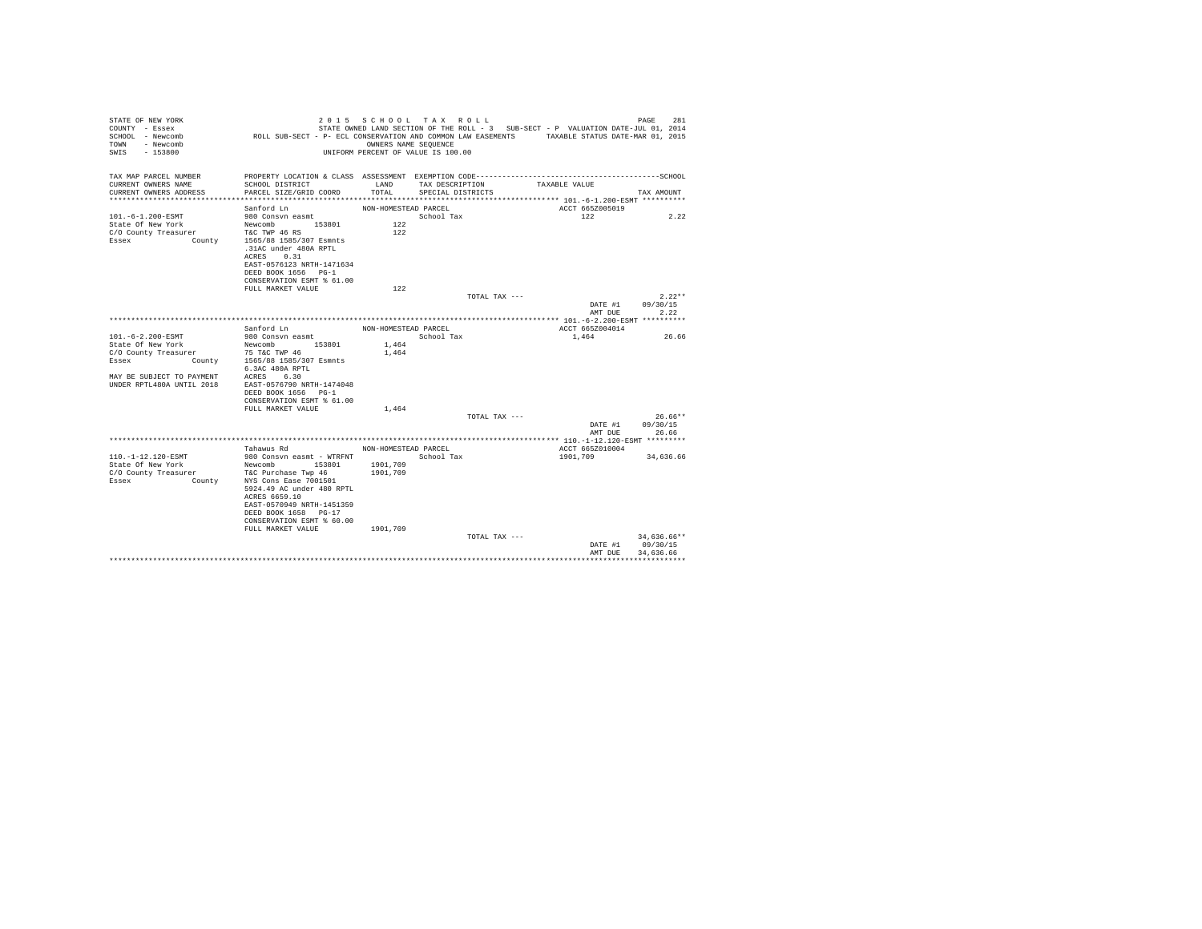STATE OF NEW YORK                                    2015 SCHOOL TAX ROLL
COUNTY - Essex          STATE OWNED LAND SECTION OF THE ROLL - 3   SUB-SECT - P  VALUATION DATE-JUL 01, 2014
SCHOOL - Newcomb        ROLL SUB-SECT - P- ECL CONSERVATION AND COMMON LAW EASEMENTS    TAXABLE STATUS DATE-MAR 01, 2015
TOWN - Newcomb          OWNERS NAME SEQUENCE
SWIS - 153800           UNIFORM PERCENT OF VALUE IS 100.00

| TAX MAP PARCEL NUMBER / CURRENT OWNERS NAME / CURRENT OWNERS ADDRESS | PROPERTY LOCATION & CLASS / SCHOOL DISTRICT / PARCEL SIZE/GRID COORD | ASSESSMENT LAND / TOTAL | EXEMPTION CODE / TAX DESCRIPTION / SPECIAL DISTRICTS | TAXABLE VALUE | TAX AMOUNT |
|---|---|---|---|---|---|
| 101.-6-1.200-ESMT | Sanford Ln | NON-HOMESTEAD PARCEL | | ACCT 665Z005019 | |
| State Of New York | 980 Consvn easmt | | School Tax | 122 | 2.22 |
| C/O County Treasurer | Newcomb 153801 | 122 | | | |
| Essex County | T&C TWP 46 RS | 122 | | | |
| | 1565/88 1585/307 Esmnts | | | | |
| | .31AC under 480A RPTL | | | | |
| | ACRES 0.31 | | | | |
| | EAST-0576123 NRTH-1471634 | | | | |
| | DEED BOOK 1656 PG-1 | | | | |
| | CONSERVATION ESMT % 61.00 | | | | |
| | FULL MARKET VALUE | 122 | | | |
| | | | TOTAL TAX --- | | 2.22** |
| | | | | DATE #1 | 09/30/15 |
| | | | | AMT DUE | 2.22 |
| 101.-6-2.200-ESMT | Sanford Ln | NON-HOMESTEAD PARCEL | | ACCT 665Z004014 | |
| State Of New York | 980 Consvn easmt | | School Tax | 1,464 | 26.66 |
| C/O County Treasurer | Newcomb 153801 | 1,464 | | | |
| Essex County | 75 T&C TWP 46 | 1,464 | | | |
| | 1565/88 1585/307 Esmnts | | | | |
| | 6.3AC 480A RPTL | | | | |
| MAY BE SUBJECT TO PAYMENT | ACRES 6.30 | | | | |
| UNDER RPTL480A UNTIL 2018 | EAST-0576790 NRTH-1474048 | | | | |
| | DEED BOOK 1656 PG-1 | | | | |
| | CONSERVATION ESMT % 61.00 | | | | |
| | FULL MARKET VALUE | 1,464 | | | |
| | | | TOTAL TAX --- | | 26.66** |
| | | | | DATE #1 | 09/30/15 |
| | | | | AMT DUE | 26.66 |
| 110.-1-12.120-ESMT | Tahawus Rd | NON-HOMESTEAD PARCEL | | ACCT 665Z010004 | |
| State Of New York | 980 Consvn easmt - WTRFNT | | School Tax | 1901,709 | 34,636.66 |
| C/O County Treasurer | Newcomb 153801 | 1901,709 | | | |
| Essex County | T&C Purchase Twp 46 | 1901,709 | | | |
| | NYS Cons Ease 7001501 | | | | |
| | 5924.49 AC under 480 RPTL | | | | |
| | ACRES 6659.10 | | | | |
| | EAST-0570949 NRTH-1451359 | | | | |
| | DEED BOOK 1658 PG-17 | | | | |
| | CONSERVATION ESMT % 60.00 | | | | |
| | FULL MARKET VALUE | 1901,709 | | | |
| | | | TOTAL TAX --- | | 34,636.66** |
| | | | | DATE #1 | 09/30/15 |
| | | | | AMT DUE | 34,636.66 |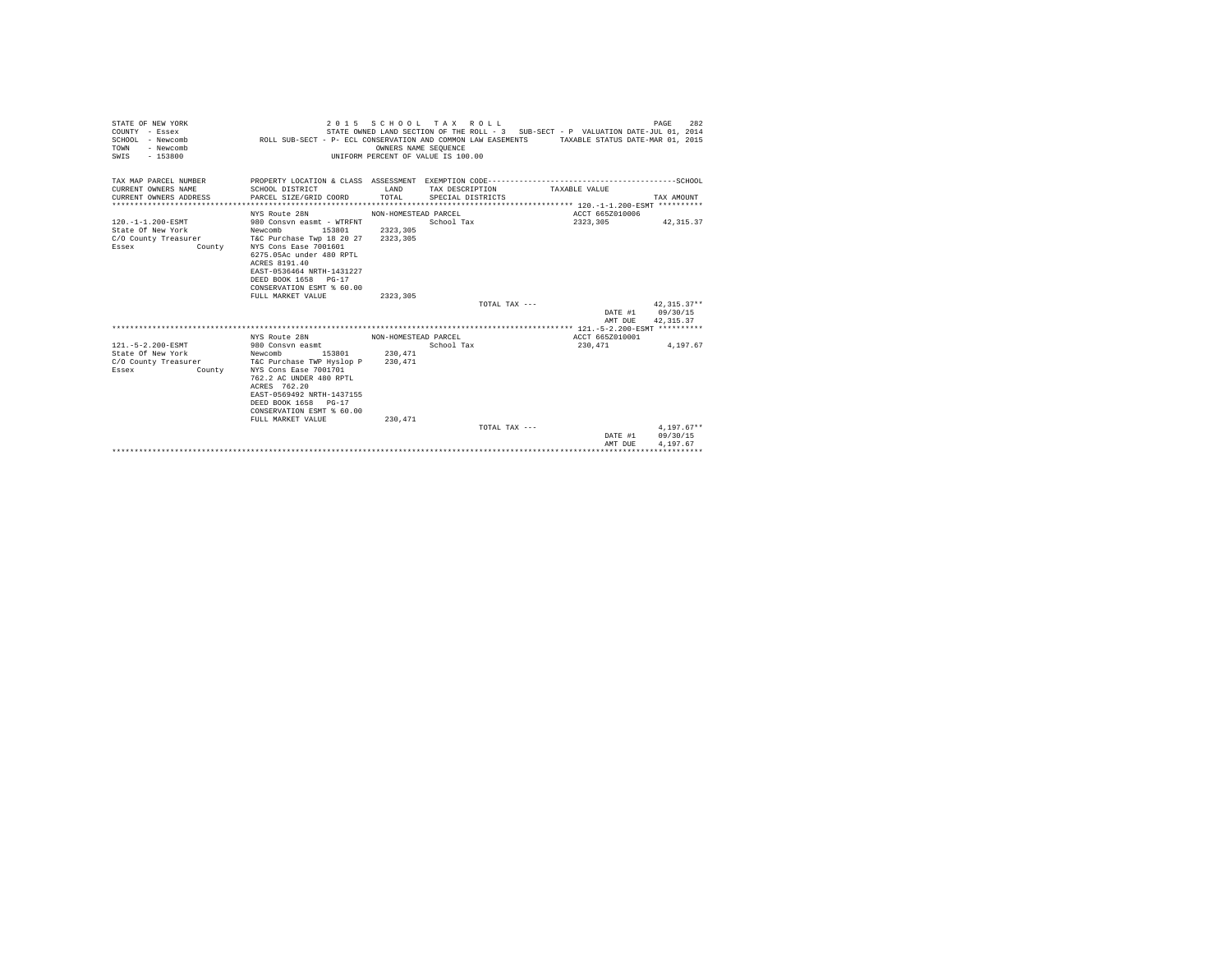```
STATE OF NEW YORK                    2 0 1 5   S C H O O L   T A X   R O L L                                    PAGE   282
COUNTY  - Essex                      STATE OWNED LAND SECTION OF THE ROLL - 3   SUB-SECT - P  VALUATION DATE-JUL 01, 2014
SCHOOL  - Newcomb              ROLL SUB-SECT - P- ECL CONSERVATION AND COMMON LAW EASEMENTS      TAXABLE STATUS DATE-MAR 01, 2015
TOWN    - Newcomb                                      OWNERS NAME SEQUENCE
SWIS    - 153800                               UNIFORM PERCENT OF VALUE IS 100.00

TAX MAP PARCEL NUMBER          PROPERTY LOCATION & CLASS  ASSESSMENT  EXEMPTION CODE-----------------------------------------SCHOOL
CURRENT OWNERS NAME            SCHOOL DISTRICT               LAND      TAX DESCRIPTION            TAXABLE VALUE
CURRENT OWNERS ADDRESS         PARCEL SIZE/GRID COORD        TOTAL     SPECIAL DISTRICTS                                  TAX AMOUNT
************************************************************************************************** 120.-1-1.200-ESMT **********
                               NYS Route 28N              NON-HOMESTEAD PARCEL                    ACCT 665Z010006
120.-1-1.200-ESMT              980 Consvn easmt - WTRFNT              School Tax                   2323,305            42,315.37
State Of New York              Newcomb        153801       2323,305
C/O County Treasurer           T&C Purchase Twp 18 20 27   2323,305
Essex              County      NYS Cons Ease 7001601
                               6275.05Ac under 480 RPTL
                               ACRES 8191.40
                               EAST-0536464 NRTH-1431227
                               DEED BOOK 1658   PG-17
                               CONSERVATION ESMT % 60.00
                               FULL MARKET VALUE           2323,305
                                                                       TOTAL TAX ---                                  42,315.37**
                                                                                                      DATE #1      09/30/15
                                                                                                      AMT DUE     42,315.37
************************************************************************************************** 121.-5-2.200-ESMT **********
                               NYS Route 28N              NON-HOMESTEAD PARCEL                    ACCT 665Z010001
121.-5-2.200-ESMT              980 Consvn easmt                       School Tax                   230,471              4,197.67
State Of New York              Newcomb        153801        230,471
C/O County Treasurer           T&C Purchase TWP Hyslop P    230,471
Essex              County      NYS Cons Ease 7001701
                               762.2 AC UNDER 480 RPTL
                               ACRES  762.20
                               EAST-0569492 NRTH-1437155
                               DEED BOOK 1658   PG-17
                               CONSERVATION ESMT % 60.00
                               FULL MARKET VALUE            230,471
                                                                       TOTAL TAX ---                                   4,197.67**
                                                                                                      DATE #1      09/30/15
                                                                                                      AMT DUE      4,197.67
********************************************************************************************************************************
```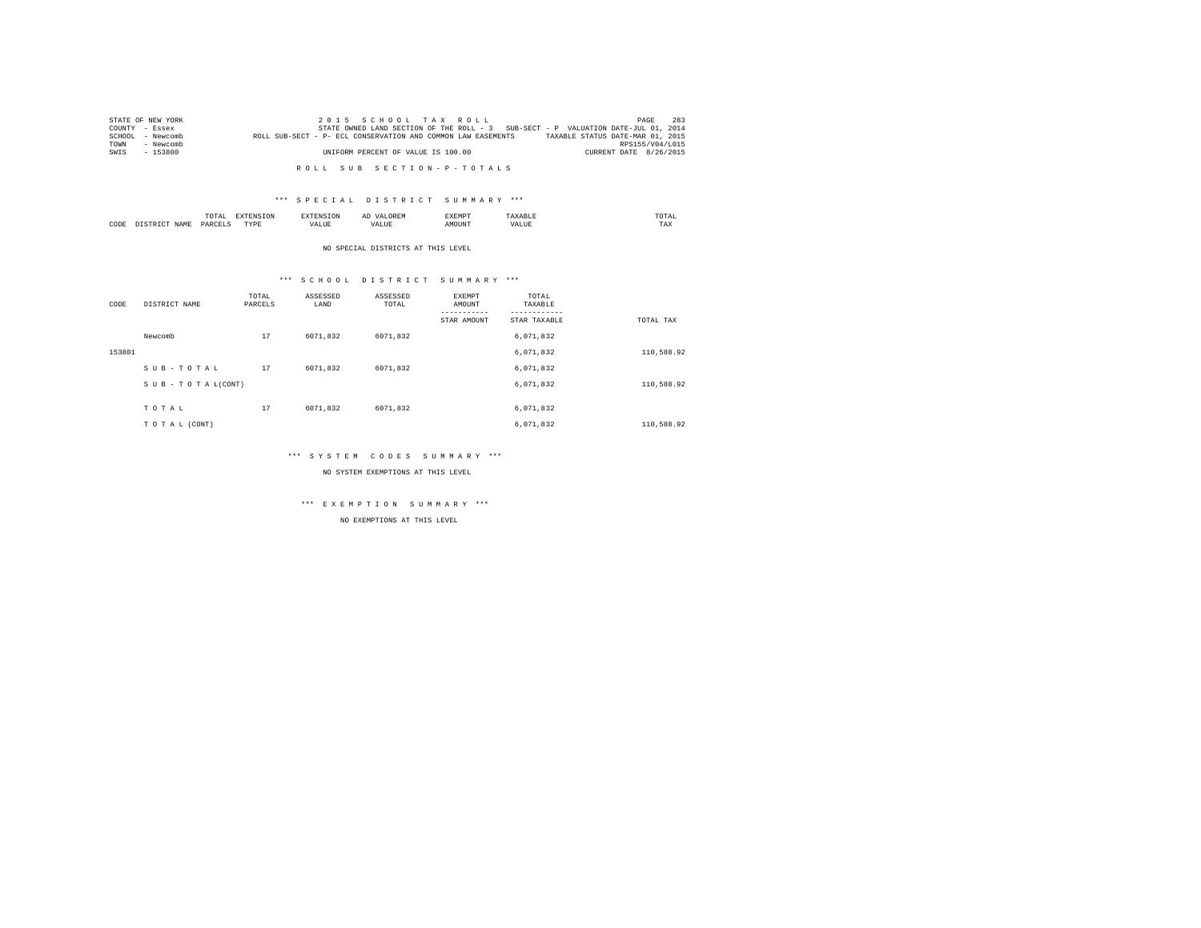STATE OF NEW YORK
COUNTY - Essex
SCHOOL - Newcomb
TOWN - Newcomb
SWIS - 153800

2 0 1 5 S C H O O L T A X R O L L
STATE OWNED LAND SECTION OF THE ROLL - 3 SUB-SECT - P VALUATION DATE-JUL 01, 2014
ROLL SUB-SECT - P- ECL CONSERVATION AND COMMON LAW EASEMENTS TAXABLE STATUS DATE-MAR 01, 2015
RPS155/V04/L015
UNIFORM PERCENT OF VALUE IS 100.00 CURRENT DATE 8/26/2015

## R O L L S U B S E C T I O N - P - T O T A L S

### *** S P E C I A L D I S T R I C T S U M M A R Y ***

| CODE | DISTRICT NAME | TOTAL PARCELS | EXTENSION TYPE | EXTENSION VALUE | AD VALOREM VALUE | EXEMPT AMOUNT | TAXABLE VALUE | TOTAL TAX |
|---|---|---|---|---|---|---|---|---|

NO SPECIAL DISTRICTS AT THIS LEVEL

### *** S C H O O L D I S T R I C T S U M M A R Y ***

| CODE | DISTRICT NAME | TOTAL PARCELS | ASSESSED LAND | ASSESSED TOTAL | EXEMPT AMOUNT / STAR AMOUNT | TOTAL TAXABLE / STAR TAXABLE | TOTAL TAX |
|---|---|---|---|---|---|---|---|
| | Newcomb | 17 | 6071,832 | 6071,832 | | 6,071,832 | |
| 153801 | | | | | | 6,071,832 | 110,588.92 |
| | S U B - T O T A L | 17 | 6071,832 | 6071,832 | | 6,071,832 | |
| | S U B - T O T A L(CONT) | | | | | 6,071,832 | 110,588.92 |
| | T O T A L | 17 | 6071,832 | 6071,832 | | 6,071,832 | |
| | T O T A L (CONT) | | | | | 6,071,832 | 110,588.92 |

### *** S Y S T E M C O D E S S U M M A R Y ***

NO SYSTEM EXEMPTIONS AT THIS LEVEL

### *** E X E M P T I O N S U M M A R Y ***

NO EXEMPTIONS AT THIS LEVEL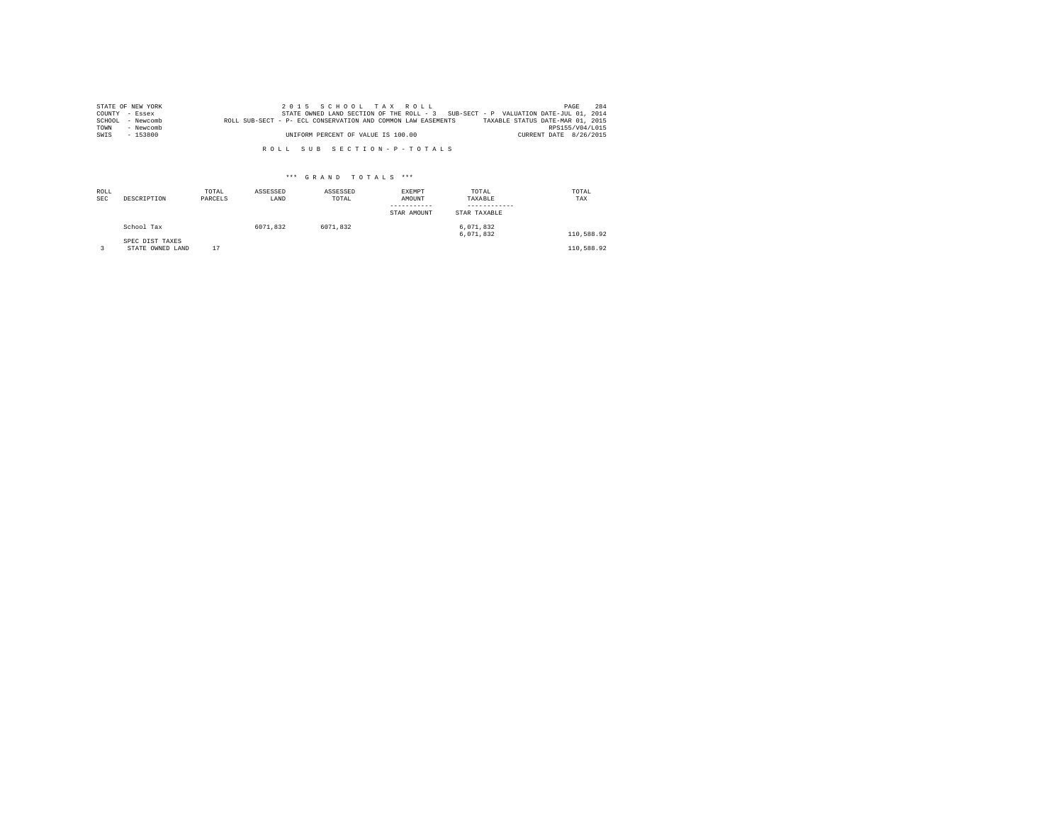STATE OF NEW YORK | 2 0 1 5 S C H O O L T A X R O L L
COUNTY - Essex | STATE OWNED LAND SECTION OF THE ROLL - 3 SUB-SECT - P VALUATION DATE-JUL 01, 2014
SCHOOL - Newcomb | ROLL SUB-SECT - P- ECL CONSERVATION AND COMMON LAW EASEMENTS TAXABLE STATUS DATE-MAR 01, 2015
TOWN - Newcomb | RPS155/V04/L015
SWIS - 153800 | UNIFORM PERCENT OF VALUE IS 100.00 CURRENT DATE 8/26/2015

R O L L S U B S E C T I O N - P - T O T A L S

\*\*\* G R A N D T O T A L S \*\*\*

| ROLL SEC | DESCRIPTION | TOTAL PARCELS | ASSESSED LAND | ASSESSED TOTAL | EXEMPT AMOUNT ----------- STAR AMOUNT | TOTAL TAXABLE ------------ STAR TAXABLE | TOTAL TAX |
|---|---|---|---|---|---|---|---|
| | School Tax | | 6071,832 | 6071,832 | | 6,071,832<br>6,071,832 | 110,588.92 |
| | SPEC DIST TAXES | | | | | | |
| 3 | STATE OWNED LAND | 17 | | | | | 110,588.92 |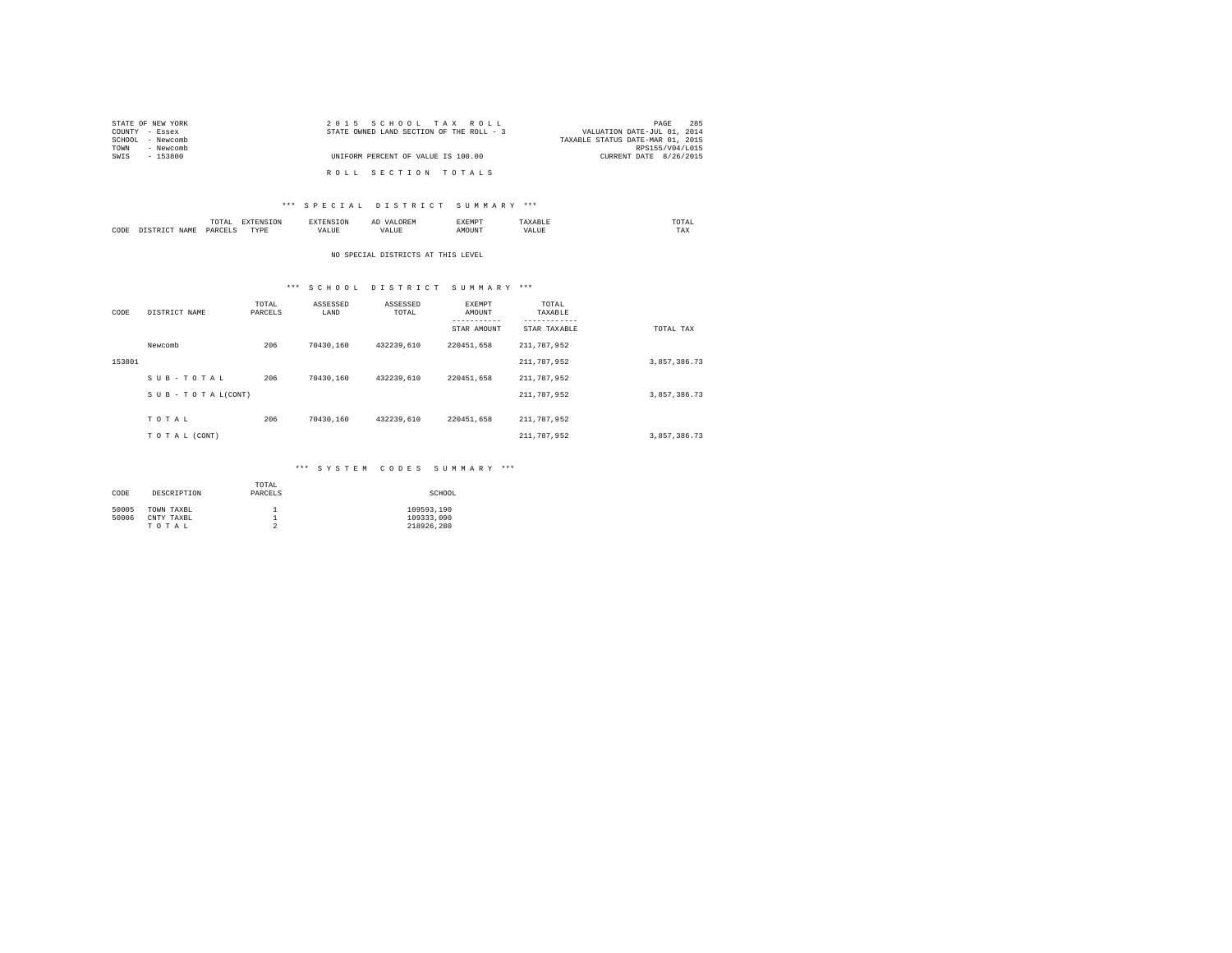STATE OF NEW YORK — 2 0 1 5 S C H O O L T A X R O L L
COUNTY - Essex — STATE OWNED LAND SECTION OF THE ROLL - 3 — VALUATION DATE-JUL 01, 2014
SCHOOL - Newcomb — TAXABLE STATUS DATE-MAR 01, 2015
TOWN - Newcomb — RPS155/V04/L015
SWIS - 153800 — UNIFORM PERCENT OF VALUE IS 100.00 — CURRENT DATE 8/26/2015

R O L L S E C T I O N T O T A L S

*** S P E C I A L D I S T R I C T S U M M A R Y ***

| CODE | DISTRICT NAME | TOTAL PARCELS | EXTENSION TYPE | EXTENSION VALUE | AD VALOREM VALUE | EXEMPT AMOUNT | TAXABLE VALUE | TOTAL TAX |
|---|---|---|---|---|---|---|---|---|

NO SPECIAL DISTRICTS AT THIS LEVEL

*** S C H O O L D I S T R I C T S U M M A R Y ***

| CODE | DISTRICT NAME | TOTAL PARCELS | ASSESSED LAND | ASSESSED TOTAL | EXEMPT AMOUNT / STAR AMOUNT | TOTAL TAXABLE / STAR TAXABLE | TOTAL TAX |
|---|---|---|---|---|---|---|---|
| | Newcomb | 206 | 70430,160 | 432239,610 | 220451,658 | 211,787,952 | |
| 153801 | | | | | | 211,787,952 | 3,857,386.73 |
| | S U B - T O T A L | 206 | 70430,160 | 432239,610 | 220451,658 | 211,787,952 | |
| | S U B - T O T A L(CONT) | | | | | 211,787,952 | 3,857,386.73 |
| | T O T A L | 206 | 70430,160 | 432239,610 | 220451,658 | 211,787,952 | |
| | T O T A L (CONT) | | | | | 211,787,952 | 3,857,386.73 |

*** S Y S T E M C O D E S S U M M A R Y ***

| CODE | DESCRIPTION | TOTAL PARCELS | SCHOOL |
|---|---|---|---|
| 50005 | TOWN TAXBL | 1 | 109593,190 |
| 50006 | CNTY TAXBL | 1 | 109333,090 |
| | T O T A L | 2 | 218926,280 |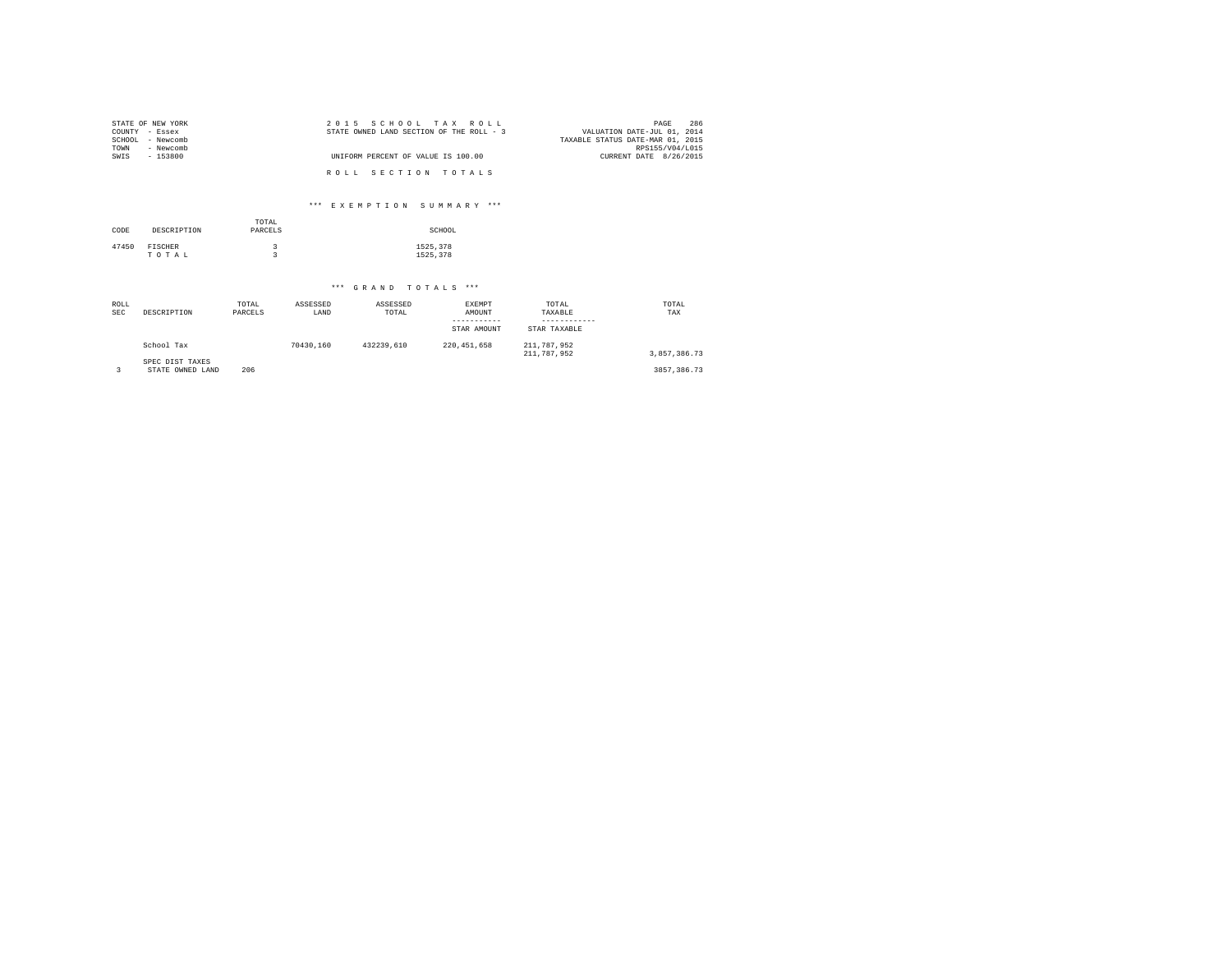STATE OF NEW YORK
COUNTY - Essex
SCHOOL - Newcomb
TOWN - Newcomb
SWIS - 153800

2 0 1 5 S C H O O L T A X R O L L
STATE OWNED LAND SECTION OF THE ROLL - 3

UNIFORM PERCENT OF VALUE IS 100.00

VALUATION DATE-JUL 01, 2014
TAXABLE STATUS DATE-MAR 01, 2015
RPS155/V04/L015
CURRENT DATE 8/26/2015

R O L L S E C T I O N T O T A L S

### *** E X E M P T I O N S U M M A R Y ***

| CODE | DESCRIPTION | TOTAL PARCELS | SCHOOL |
|---|---|---|---|
| 47450 | FISCHER | 3 | 1525,378 |
| | T O T A L | 3 | 1525,378 |

### *** G R A N D T O T A L S ***

| ROLL SEC | DESCRIPTION | TOTAL PARCELS | ASSESSED LAND | ASSESSED TOTAL | EXEMPT AMOUNT / STAR AMOUNT | TOTAL TAXABLE / STAR TAXABLE | TOTAL TAX |
|---|---|---|---|---|---|---|---|
| | School Tax | | 70430,160 | 432239,610 | 220,451,658 | 211,787,952 | |
| | | | | | | 211,787,952 | 3,857,386.73 |
| | SPEC DIST TAXES | | | | | | |
| 3 | STATE OWNED LAND | 206 | | | | | 3857,386.73 |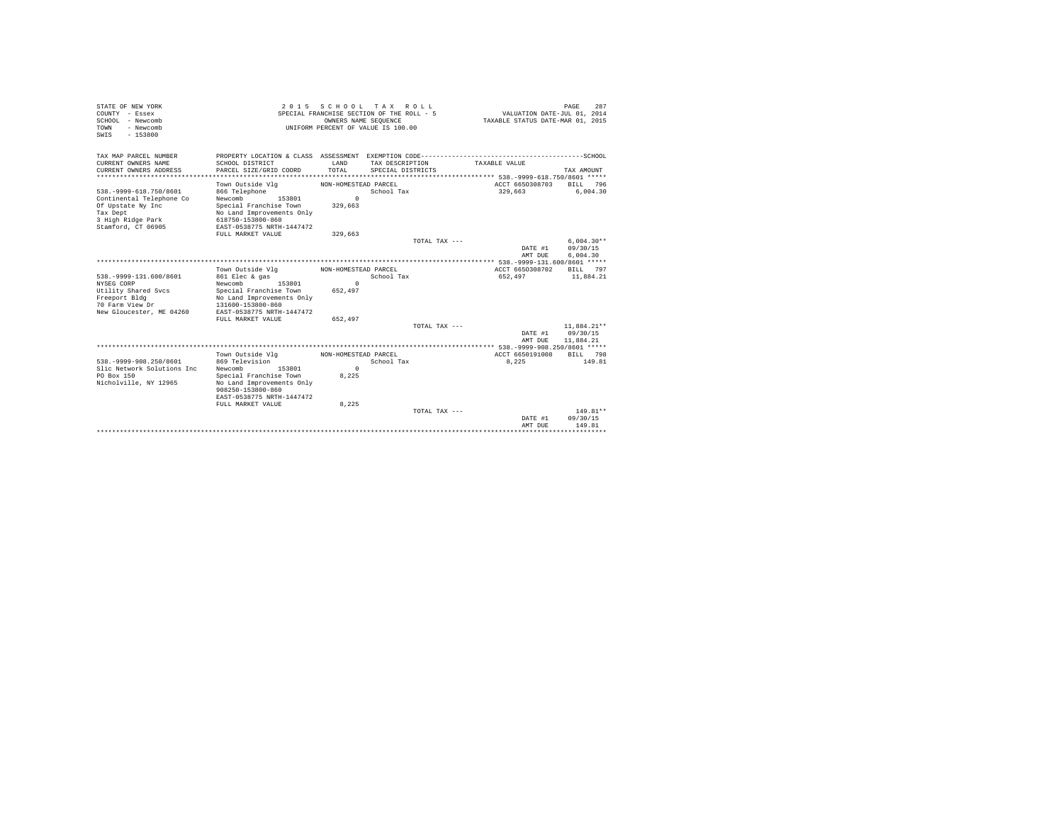STATE OF NEW YORK
COUNTY - Essex
SCHOOL - Newcomb
TOWN - Newcomb
SWIS - 153800

2 0 1 5 S C H O O L T A X R O L L
SPECIAL FRANCHISE SECTION OF THE ROLL - 5
OWNERS NAME SEQUENCE
UNIFORM PERCENT OF VALUE IS 100.00

VALUATION DATE-JUL 01, 2014
TAXABLE STATUS DATE-MAR 01, 2015

| TAX MAP PARCEL NUMBER / CURRENT OWNERS NAME / CURRENT OWNERS ADDRESS | PROPERTY LOCATION & CLASS / SCHOOL DISTRICT / PARCEL SIZE/GRID COORD | ASSESSMENT LAND / TOTAL | EXEMPTION CODE / TAX DESCRIPTION / SPECIAL DISTRICTS | TAXABLE VALUE | SCHOOL TAX AMOUNT |
|---|---|---|---|---|---|
| 538.-9999-618.750/8601 | Town Outside Vlg | NON-HOMESTEAD PARCEL | | ACCT 6650308703 | BILL 796 |
| 538.-9999-618.750/8601 | 866 Telephone | | School Tax | 329,663 | 6,004.30 |
| Continental Telephone Co | Newcomb 153801 | 0 | | | |
| Of Upstate Ny Inc | Special Franchise Town | 329,663 | | | |
| Tax Dept | No Land Improvements Only | | | | |
| 3 High Ridge Park | 618750-153800-860 | | | | |
| Stamford, CT 06905 | EAST-0538775 NRTH-1447472 | | | | |
| | FULL MARKET VALUE | 329,663 | | | |
| | | | TOTAL TAX --- | | 6,004.30** |
| | | | | DATE #1 | 09/30/15 |
| | | | | AMT DUE | 6,004.30 |
| 538.-9999-131.600/8601 | Town Outside Vlg | NON-HOMESTEAD PARCEL | | ACCT 6650308702 | BILL 797 |
| 538.-9999-131.600/8601 | 861 Elec & gas | | School Tax | 652,497 | 11,884.21 |
| NYSEG CORP | Newcomb 153801 | 0 | | | |
| Utility Shared Svcs | Special Franchise Town | 652,497 | | | |
| Freeport Bldg | No Land Improvements Only | | | | |
| 70 Farm View Dr | 131600-153800-860 | | | | |
| New Gloucester, ME 04260 | EAST-0538775 NRTH-1447472 | | | | |
| | FULL MARKET VALUE | 652,497 | | | |
| | | | TOTAL TAX --- | | 11,884.21** |
| | | | | DATE #1 | 09/30/15 |
| | | | | AMT DUE | 11,884.21 |
| 538.-9999-908.250/8601 | Town Outside Vlg | NON-HOMESTEAD PARCEL | | ACCT 6650191008 | BILL 798 |
| 538.-9999-908.250/8601 | 869 Television | | School Tax | 8,225 | 149.81 |
| Slic Network Solutions Inc | Newcomb 153801 | 0 | | | |
| PO Box 150 | Special Franchise Town | 8,225 | | | |
| Nicholville, NY 12965 | No Land Improvements Only | | | | |
| | 908250-153800-860 | | | | |
| | EAST-0538775 NRTH-1447472 | | | | |
| | FULL MARKET VALUE | 8,225 | | | |
| | | | TOTAL TAX --- | | 149.81** |
| | | | | DATE #1 | 09/30/15 |
| | | | | AMT DUE | 149.81 |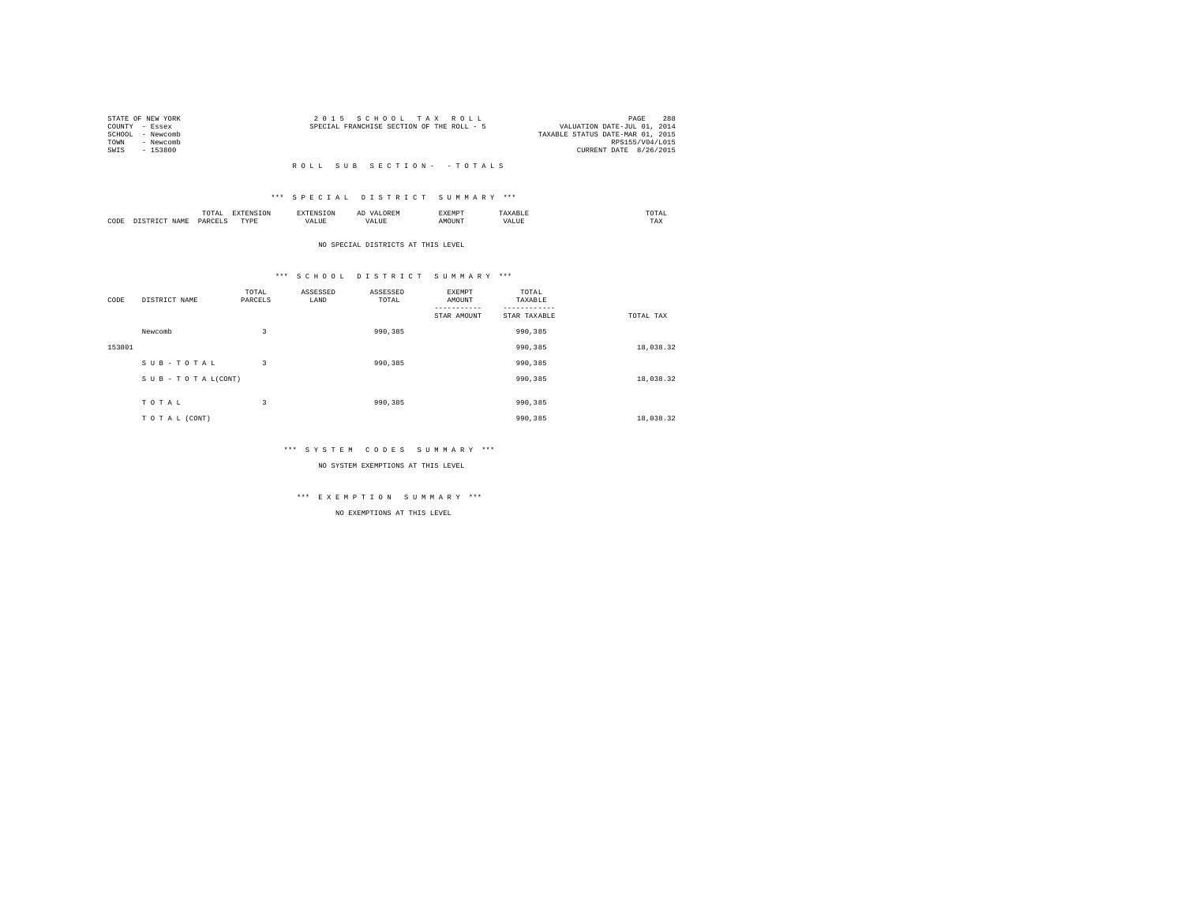STATE OF NEW YORK
COUNTY - Essex
SCHOOL - Newcomb
TOWN - Newcomb
SWIS - 153800

2015 SCHOOL TAX ROLL
SPECIAL FRANCHISE SECTION OF THE ROLL - 5

VALUATION DATE-JUL 01, 2014
TAXABLE STATUS DATE-MAR 01, 2015
RPS155/V04/L015
CURRENT DATE 8/26/2015

ROLL SUB SECTION- - TOTALS

*** SPECIAL DISTRICT SUMMARY ***

| CODE | DISTRICT NAME | TOTAL PARCELS | EXTENSION TYPE | EXTENSION VALUE | AD VALOREM VALUE | EXEMPT AMOUNT | TAXABLE VALUE | TOTAL TAX |
|---|---|---|---|---|---|---|---|---|

NO SPECIAL DISTRICTS AT THIS LEVEL

*** SCHOOL DISTRICT SUMMARY ***

| CODE | DISTRICT NAME | TOTAL PARCELS | ASSESSED LAND | ASSESSED TOTAL | EXEMPT AMOUNT / STAR AMOUNT | TOTAL TAXABLE / STAR TAXABLE | TOTAL TAX |
|---|---|---|---|---|---|---|---|
| | Newcomb | 3 | | 990,385 | | 990,385 | |
| 153801 | | | | | | 990,385 | 18,038.32 |
| | S U B - T O T A L | 3 | | 990,385 | | 990,385 | |
| | S U B - T O T A L(CONT) | | | | | 990,385 | 18,038.32 |
| | T O T A L | 3 | | 990,385 | | 990,385 | |
| | T O T A L (CONT) | | | | | 990,385 | 18,038.32 |

*** SYSTEM CODES SUMMARY ***

NO SYSTEM EXEMPTIONS AT THIS LEVEL

*** EXEMPTION SUMMARY ***

NO EXEMPTIONS AT THIS LEVEL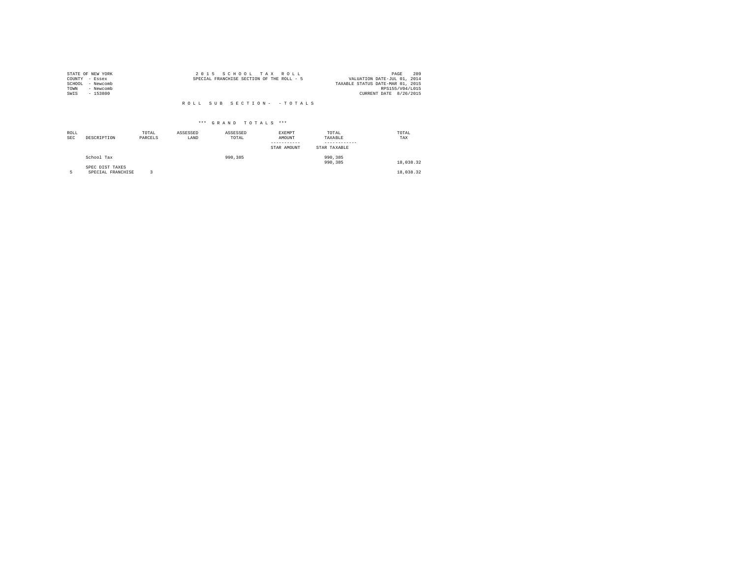STATE OF NEW YORK
COUNTY - Essex
SCHOOL - Newcomb
TOWN - Newcomb
SWIS - 153800

2 0 1 5 S C H O O L T A X R O L L
SPECIAL FRANCHISE SECTION OF THE ROLL - 5

VALUATION DATE-JUL 01, 2014
TAXABLE STATUS DATE-MAR 01, 2015
RPS155/V04/L015
CURRENT DATE 8/26/2015

R O L L S U B S E C T I O N - - T O T A L S

\*\*\* G R A N D T O T A L S \*\*\*

| ROLL SEC | DESCRIPTION | TOTAL PARCELS | ASSESSED LAND | ASSESSED TOTAL | EXEMPT AMOUNT / STAR AMOUNT | TOTAL TAXABLE / STAR TAXABLE | TOTAL TAX |
|---|---|---|---|---|---|---|---|
| | School Tax | | | 990,385 | | 990,385<br>990,385 | 18,038.32 |
| | SPEC DIST TAXES | | | | | | |
| 5 | SPECIAL FRANCHISE | 3 | | | | | 18,038.32 |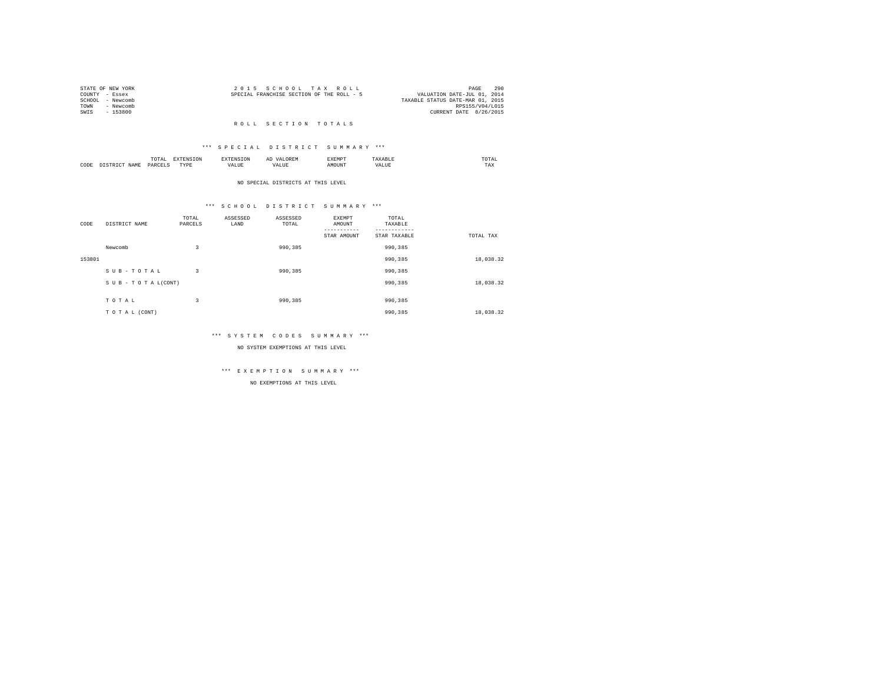STATE OF NEW YORK
COUNTY - Essex
SCHOOL - Newcomb
TOWN - Newcomb
SWIS - 153800

2 0 1 5 S C H O O L T A X R O L L
SPECIAL FRANCHISE SECTION OF THE ROLL - 5

VALUATION DATE-JUL 01, 2014
TAXABLE STATUS DATE-MAR 01, 2015
RPS155/V04/L015
CURRENT DATE 8/26/2015

## R O L L S E C T I O N T O T A L S

### *** S P E C I A L D I S T R I C T S U M M A R Y ***

| CODE | DISTRICT NAME | TOTAL PARCELS | EXTENSION TYPE | EXTENSION VALUE | AD VALOREM VALUE | EXEMPT AMOUNT | TAXABLE VALUE | TOTAL TAX |
|---|---|---|---|---|---|---|---|---|

NO SPECIAL DISTRICTS AT THIS LEVEL

### *** S C H O O L D I S T R I C T S U M M A R Y ***

| CODE | DISTRICT NAME | TOTAL PARCELS | ASSESSED LAND | ASSESSED TOTAL | EXEMPT AMOUNT / STAR AMOUNT | TOTAL TAXABLE / STAR TAXABLE | TOTAL TAX |
|---|---|---|---|---|---|---|---|
| | Newcomb | 3 | | 990,385 | | 990,385 | |
| 153801 | | | | | | 990,385 | 18,038.32 |
| | S U B - T O T A L | 3 | | 990,385 | | 990,385 | |
| | S U B - T O T A L(CONT) | | | | | 990,385 | 18,038.32 |
| | T O T A L | 3 | | 990,385 | | 990,385 | |
| | T O T A L (CONT) | | | | | 990,385 | 18,038.32 |

### *** S Y S T E M C O D E S S U M M A R Y ***

NO SYSTEM EXEMPTIONS AT THIS LEVEL

### *** E X E M P T I O N S U M M A R Y ***

NO EXEMPTIONS AT THIS LEVEL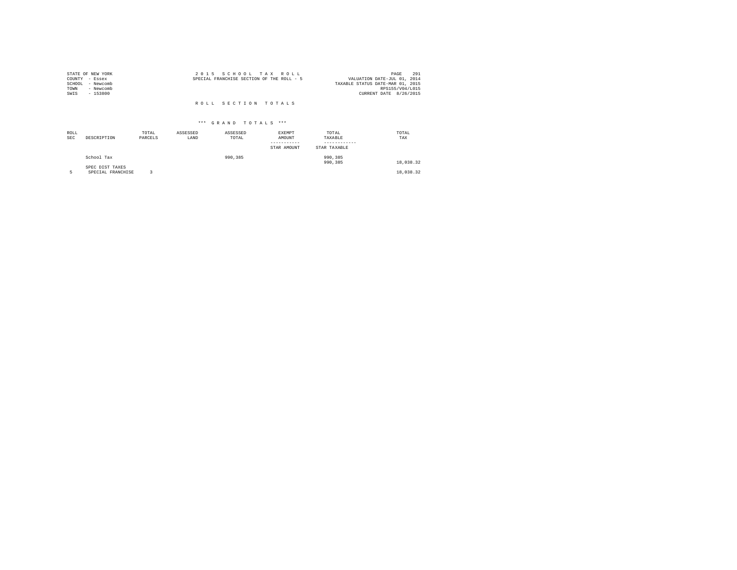STATE OF NEW YORK
COUNTY - Essex
SCHOOL - Newcomb
TOWN - Newcomb
SWIS - 153800

2 0 1 5 S C H O O L T A X R O L L
SPECIAL FRANCHISE SECTION OF THE ROLL - 5

VALUATION DATE-JUL 01, 2014
TAXABLE STATUS DATE-MAR 01, 2015
RPS155/V04/L015
CURRENT DATE 8/26/2015

R O L L S E C T I O N T O T A L S

*** G R A N D T O T A L S ***

| ROLL SEC | DESCRIPTION | TOTAL PARCELS | ASSESSED LAND | ASSESSED TOTAL | EXEMPT AMOUNT ----------- STAR AMOUNT | TOTAL TAXABLE ------------ STAR TAXABLE | TOTAL TAX |
|---|---|---|---|---|---|---|---|
| | School Tax | | | 990,385 | | 990,385<br>990,385 | 18,038.32 |
| | SPEC DIST TAXES | | | | | | |
| 5 | SPECIAL FRANCHISE | 3 | | | | | 18,038.32 |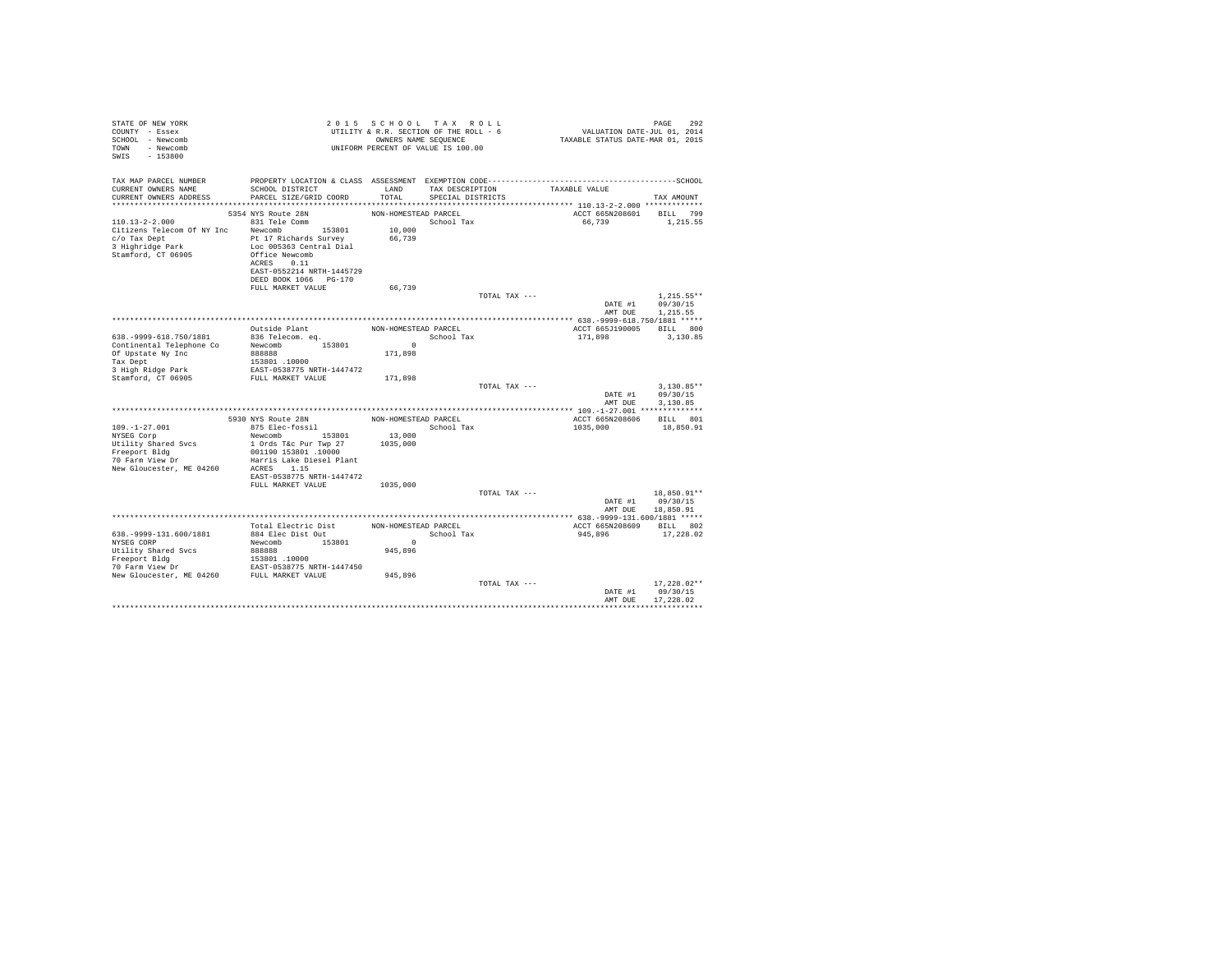STATE OF NEW YORK
COUNTY - Essex
SCHOOL - Newcomb
TOWN - Newcomb
SWIS - 153800

2 0 1 5 S C H O O L T A X R O L L
UTILITY & R.R. SECTION OF THE ROLL - 6
OWNERS NAME SEQUENCE
UNIFORM PERCENT OF VALUE IS 100.00

VALUATION DATE-JUL 01, 2014
TAXABLE STATUS DATE-MAR 01, 2015

| TAX MAP PARCEL NUMBER / CURRENT OWNERS NAME / CURRENT OWNERS ADDRESS | PROPERTY LOCATION & CLASS / SCHOOL DISTRICT / PARCEL SIZE/GRID COORD | ASSESSMENT LAND / TOTAL | EXEMPTION CODE / TAX DESCRIPTION / SPECIAL DISTRICTS | TAXABLE VALUE | TAX AMOUNT |
|---|---|---|---|---|---|
| **110.13-2-2.000** | 5354 NYS Route 28N | NON-HOMESTEAD PARCEL | | ACCT 665N208601 | BILL 799 |
| 110.13-2-2.000 | 831 Tele Comm | | School Tax | 66,739 | 1,215.55 |
| Citizens Telecom Of NY Inc | Newcomb 153801 | 10,000 | | | |
| c/o Tax Dept | Pt 17 Richards Survey | 66,739 | | | |
| 3 Highridge Park | Loc 005363 Central Dial | | | | |
| Stamford, CT 06905 | Office Newcomb | | | | |
| | ACRES 0.11 | | | | |
| | EAST-0552214 NRTH-1445729 | | | | |
| | DEED BOOK 1066 PG-170 | | | | |
| | FULL MARKET VALUE | 66,739 | | | |
| | | | TOTAL TAX --- | | 1,215.55** |
| | | | | DATE #1 | 09/30/15 |
| | | | | AMT DUE | 1,215.55 |
| **638.-9999-618.750/1881** | Outside Plant | NON-HOMESTEAD PARCEL | | ACCT 665J190005 | BILL 800 |
| 638.-9999-618.750/1881 | 836 Telecom. eq. | | School Tax | 171,898 | 3,130.85 |
| Continental Telephone Co | Newcomb 153801 | 0 | | | |
| Of Upstate Ny Inc | 888888 | 171,898 | | | |
| Tax Dept | 153801 .10000 | | | | |
| 3 High Ridge Park | EAST-0538775 NRTH-1447472 | | | | |
| Stamford, CT 06905 | FULL MARKET VALUE | 171,898 | | | |
| | | | TOTAL TAX --- | | 3,130.85** |
| | | | | DATE #1 | 09/30/15 |
| | | | | AMT DUE | 3,130.85 |
| **109.-1-27.001** | 5930 NYS Route 28N | NON-HOMESTEAD PARCEL | | ACCT 665N208606 | BILL 801 |
| 109.-1-27.001 | 875 Elec-fossil | | School Tax | 1035,000 | 18,850.91 |
| NYSEG Corp | Newcomb 153801 | 13,000 | | | |
| Utility Shared Svcs | 1 Ords T&c Pur Twp 27 | 1035,000 | | | |
| Freeport Bldg | 001190 153801 .10000 | | | | |
| 70 Farm View Dr | Harris Lake Diesel Plant | | | | |
| New Gloucester, ME 04260 | ACRES 1.15 | | | | |
| | EAST-0538775 NRTH-1447472 | | | | |
| | FULL MARKET VALUE | 1035,000 | | | |
| | | | TOTAL TAX --- | | 18,850.91** |
| | | | | DATE #1 | 09/30/15 |
| | | | | AMT DUE | 18,850.91 |
| **638.-9999-131.600/1881** | Total Electric Dist | NON-HOMESTEAD PARCEL | | ACCT 665N208609 | BILL 802 |
| 638.-9999-131.600/1881 | 884 Elec Dist Out | | School Tax | 945,896 | 17,228.02 |
| NYSEG CORP | Newcomb 153801 | 0 | | | |
| Utility Shared Svcs | 888888 | 945,896 | | | |
| Freeport Bldg | 153801 .10000 | | | | |
| 70 Farm View Dr | EAST-0538775 NRTH-1447450 | | | | |
| New Gloucester, ME 04260 | FULL MARKET VALUE | 945,896 | | | |
| | | | TOTAL TAX --- | | 17,228.02** |
| | | | | DATE #1 | 09/30/15 |
| | | | | AMT DUE | 17,228.02 |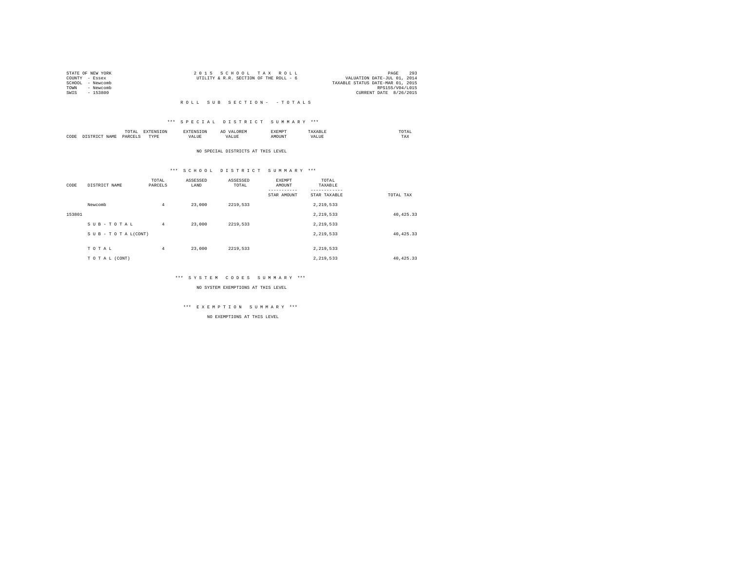STATE OF NEW YORK
COUNTY - Essex
SCHOOL - Newcomb
TOWN - Newcomb
SWIS - 153800

2015 SCHOOL TAX ROLL
UTILITY & R.R. SECTION OF THE ROLL - 6

VALUATION DATE-JUL 01, 2014
TAXABLE STATUS DATE-MAR 01, 2015
RPS155/V04/L015
CURRENT DATE 8/26/2015

ROLL SUB SECTION- -TOTALS

*** SPECIAL DISTRICT SUMMARY ***

| CODE | DISTRICT NAME | TOTAL PARCELS | EXTENSION TYPE | EXTENSION VALUE | AD VALOREM VALUE | EXEMPT AMOUNT | TAXABLE VALUE | TOTAL TAX |
|---|---|---|---|---|---|---|---|---|

NO SPECIAL DISTRICTS AT THIS LEVEL

*** SCHOOL DISTRICT SUMMARY ***

| CODE | DISTRICT NAME | TOTAL PARCELS | ASSESSED LAND | ASSESSED TOTAL | EXEMPT AMOUNT / STAR AMOUNT | TOTAL TAXABLE / STAR TAXABLE | TOTAL TAX |
|---|---|---|---|---|---|---|---|
| | Newcomb | 4 | 23,000 | 2219,533 | | 2,219,533 | |
| 153801 | | | | | | 2,219,533 | 40,425.33 |
| | SUB-TOTAL | 4 | 23,000 | 2219,533 | | 2,219,533 | |
| | SUB-TOTAL(CONT) | | | | | 2,219,533 | 40,425.33 |
| | TOTAL | 4 | 23,000 | 2219,533 | | 2,219,533 | |
| | TOTAL (CONT) | | | | | 2,219,533 | 40,425.33 |

*** SYSTEM CODES SUMMARY ***

NO SYSTEM EXEMPTIONS AT THIS LEVEL

*** EXEMPTION SUMMARY ***

NO EXEMPTIONS AT THIS LEVEL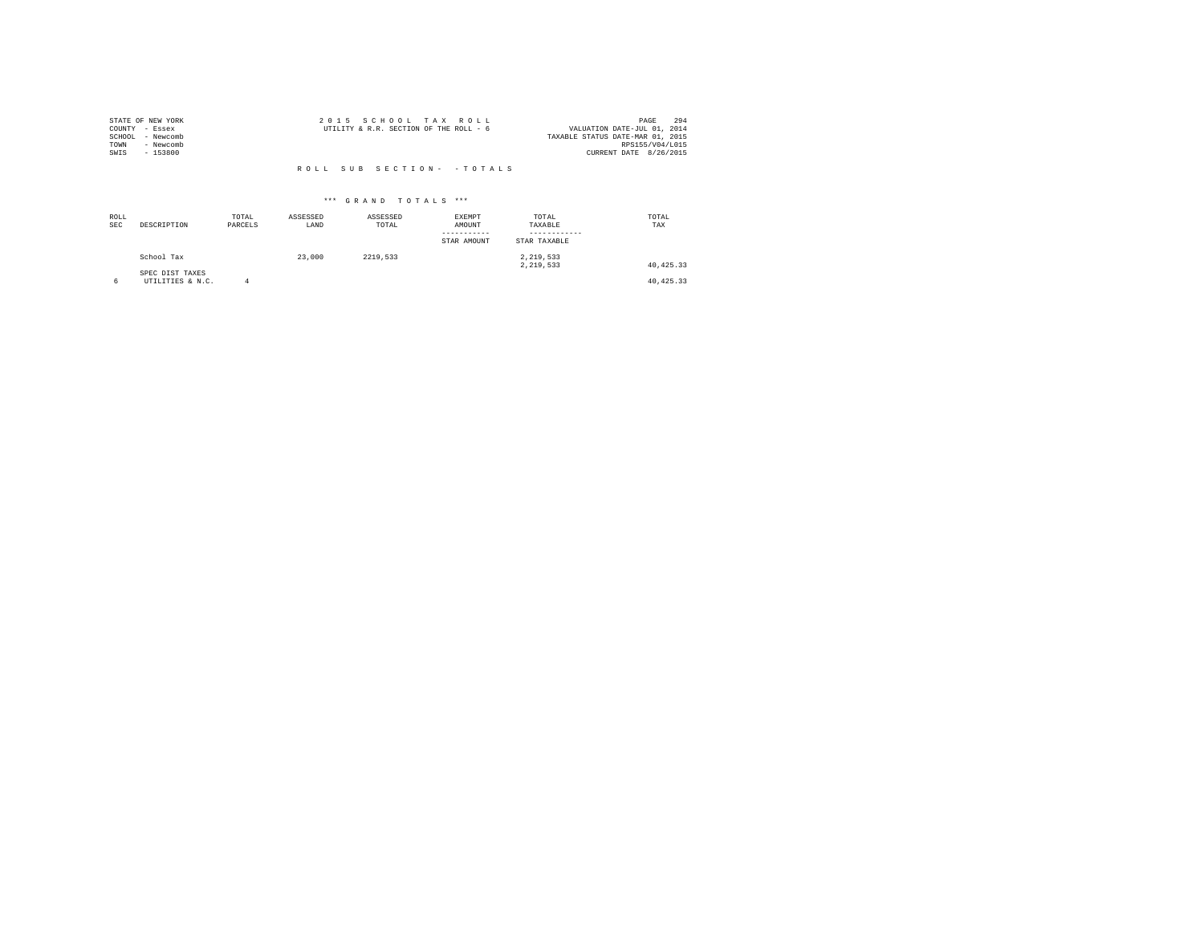STATE OF NEW YORK
COUNTY - Essex
SCHOOL - Newcomb
TOWN - Newcomb
SWIS - 153800

2 0 1 5 S C H O O L T A X R O L L
UTILITY & R.R. SECTION OF THE ROLL - 6

VALUATION DATE-JUL 01, 2014
TAXABLE STATUS DATE-MAR 01, 2015
RPS155/V04/L015
CURRENT DATE 8/26/2015

R O L L S U B S E C T I O N - - T O T A L S

*** G R A N D T O T A L S ***

| ROLL SEC | DESCRIPTION | TOTAL PARCELS | ASSESSED LAND | ASSESSED TOTAL | EXEMPT AMOUNT / STAR AMOUNT | TOTAL TAXABLE / STAR TAXABLE | TOTAL TAX |
|---|---|---|---|---|---|---|---|
| | School Tax | | 23,000 | 2219,533 | | 2,219,533 | |
| | | | | | | 2,219,533 | 40,425.33 |
| | SPEC DIST TAXES | | | | | | |
| 6 | UTILITIES & N.C. | 4 | | | | | 40,425.33 |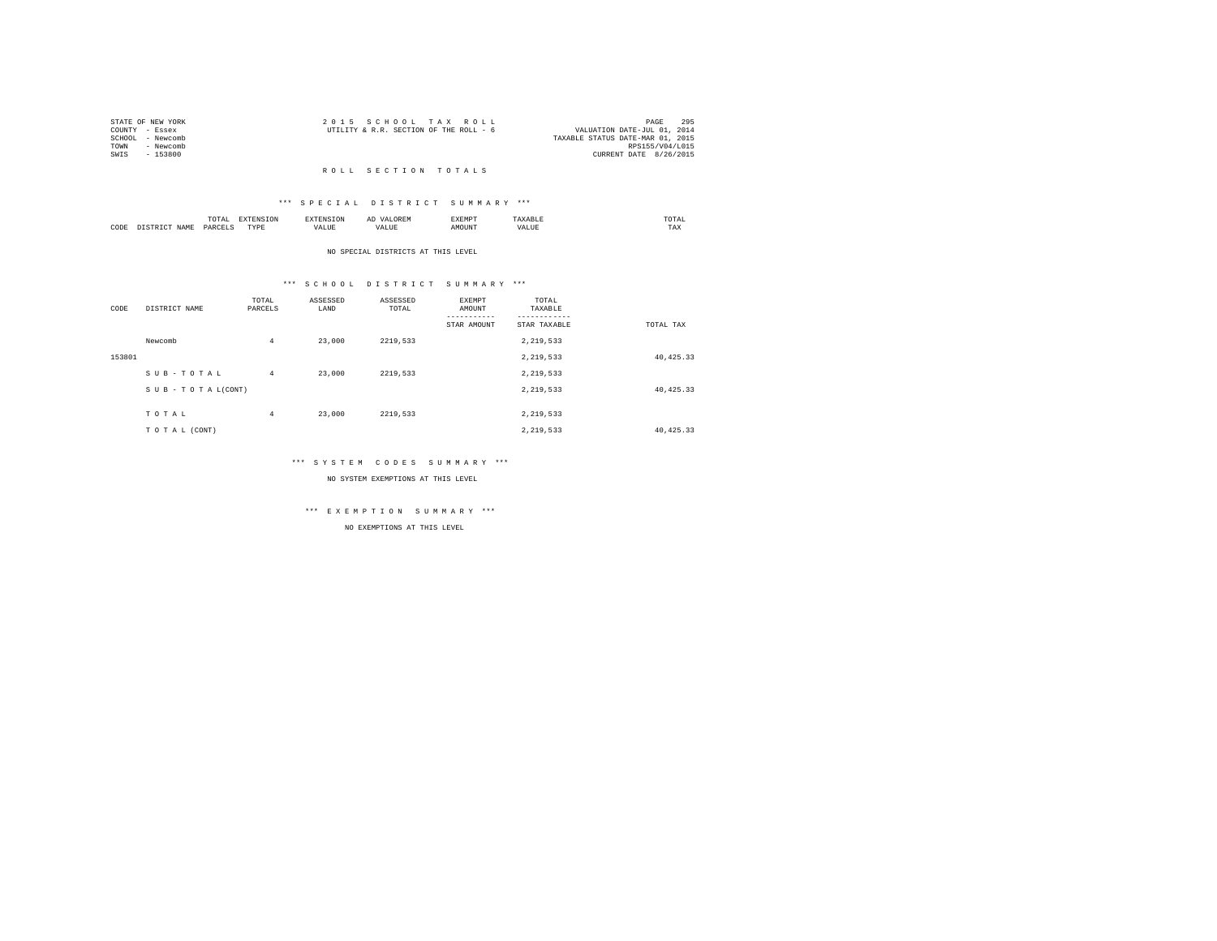STATE OF NEW YORK
COUNTY - Essex
SCHOOL - Newcomb
TOWN - Newcomb
SWIS - 153800

2 0 1 5 S C H O O L T A X R O L L
UTILITY & R.R. SECTION OF THE ROLL - 6

PAGE 295
VALUATION DATE-JUL 01, 2014
TAXABLE STATUS DATE-MAR 01, 2015
RPS155/V04/L015
CURRENT DATE 8/26/2015

## R O L L S E C T I O N T O T A L S

### *** S P E C I A L D I S T R I C T S U M M A R Y ***

| CODE | DISTRICT NAME | TOTAL PARCELS | EXTENSION TYPE | EXTENSION VALUE | AD VALOREM VALUE | EXEMPT AMOUNT | TAXABLE VALUE | TOTAL TAX |
|---|---|---|---|---|---|---|---|---|

NO SPECIAL DISTRICTS AT THIS LEVEL

### *** S C H O O L D I S T R I C T S U M M A R Y ***

| CODE | DISTRICT NAME | TOTAL PARCELS | ASSESSED LAND | ASSESSED TOTAL | EXEMPT AMOUNT / STAR AMOUNT | TOTAL TAXABLE / STAR TAXABLE | TOTAL TAX |
|---|---|---|---|---|---|---|---|
| | Newcomb | 4 | 23,000 | 2219,533 | | 2,219,533 | |
| 153801 | | | | | | 2,219,533 | 40,425.33 |
| | S U B - T O T A L | 4 | 23,000 | 2219,533 | | 2,219,533 | |
| | S U B - T O T A L(CONT) | | | | | 2,219,533 | 40,425.33 |
| | T O T A L | 4 | 23,000 | 2219,533 | | 2,219,533 | |
| | T O T A L (CONT) | | | | | 2,219,533 | 40,425.33 |

### *** S Y S T E M C O D E S S U M M A R Y ***

NO SYSTEM EXEMPTIONS AT THIS LEVEL

### *** E X E M P T I O N S U M M A R Y ***

NO EXEMPTIONS AT THIS LEVEL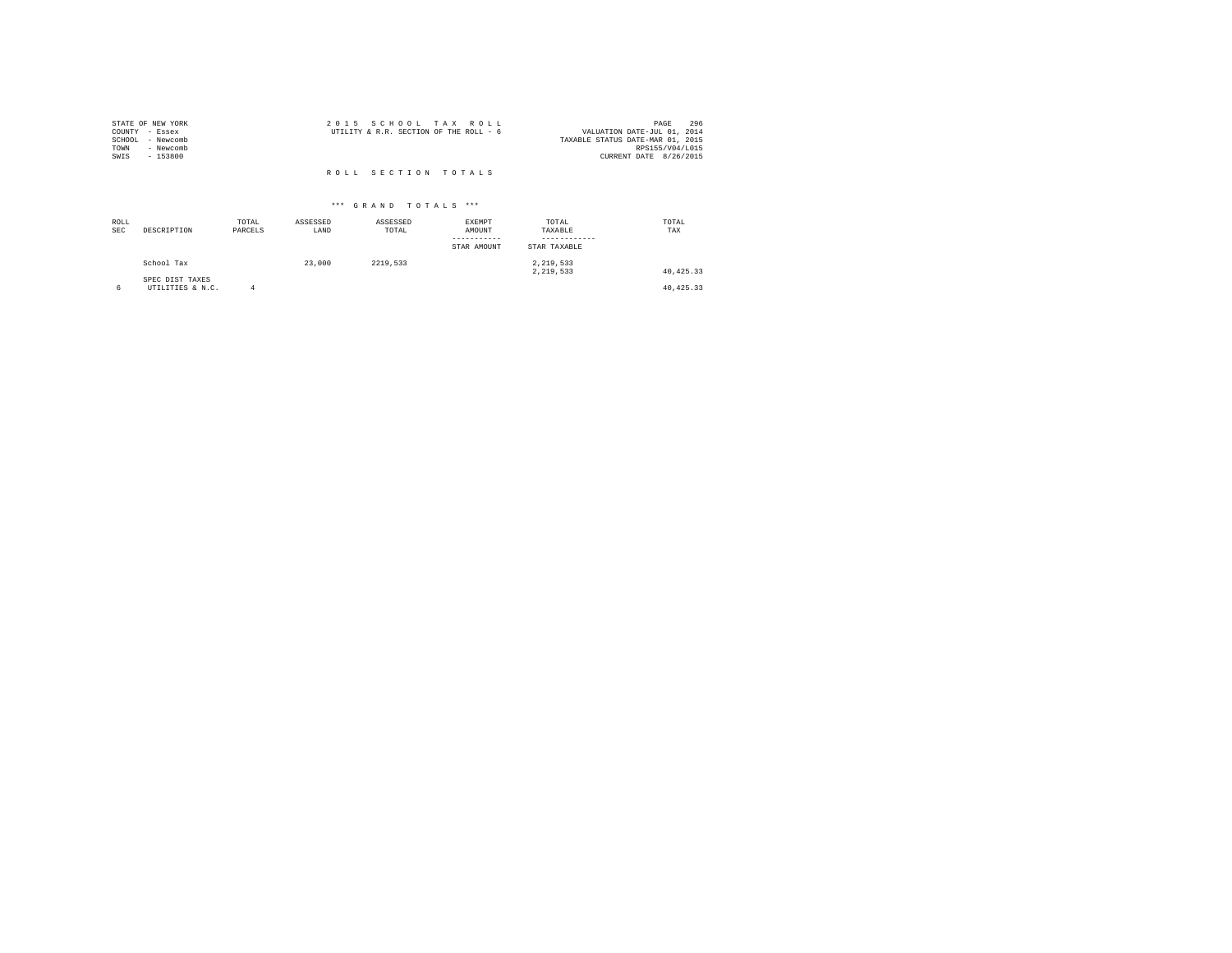STATE OF NEW YORK
COUNTY - Essex
SCHOOL - Newcomb
TOWN - Newcomb
SWIS - 153800

2 0 1 5 S C H O O L T A X R O L L
UTILITY & R.R. SECTION OF THE ROLL - 6

VALUATION DATE-JUL 01, 2014
TAXABLE STATUS DATE-MAR 01, 2015
RPS155/V04/L015
CURRENT DATE 8/26/2015

R O L L S E C T I O N T O T A L S

*** G R A N D T O T A L S ***

| ROLL SEC | DESCRIPTION | TOTAL PARCELS | ASSESSED LAND | ASSESSED TOTAL | EXEMPT AMOUNT / STAR AMOUNT | TOTAL TAXABLE / STAR TAXABLE | TOTAL TAX |
|---|---|---|---|---|---|---|---|
| | School Tax | | 23,000 | 2219,533 | | 2,219,533 | |
| | | | | | | 2,219,533 | 40,425.33 |
| | SPEC DIST TAXES | | | | | | |
| 6 | UTILITIES & N.C. | 4 | | | | | 40,425.33 |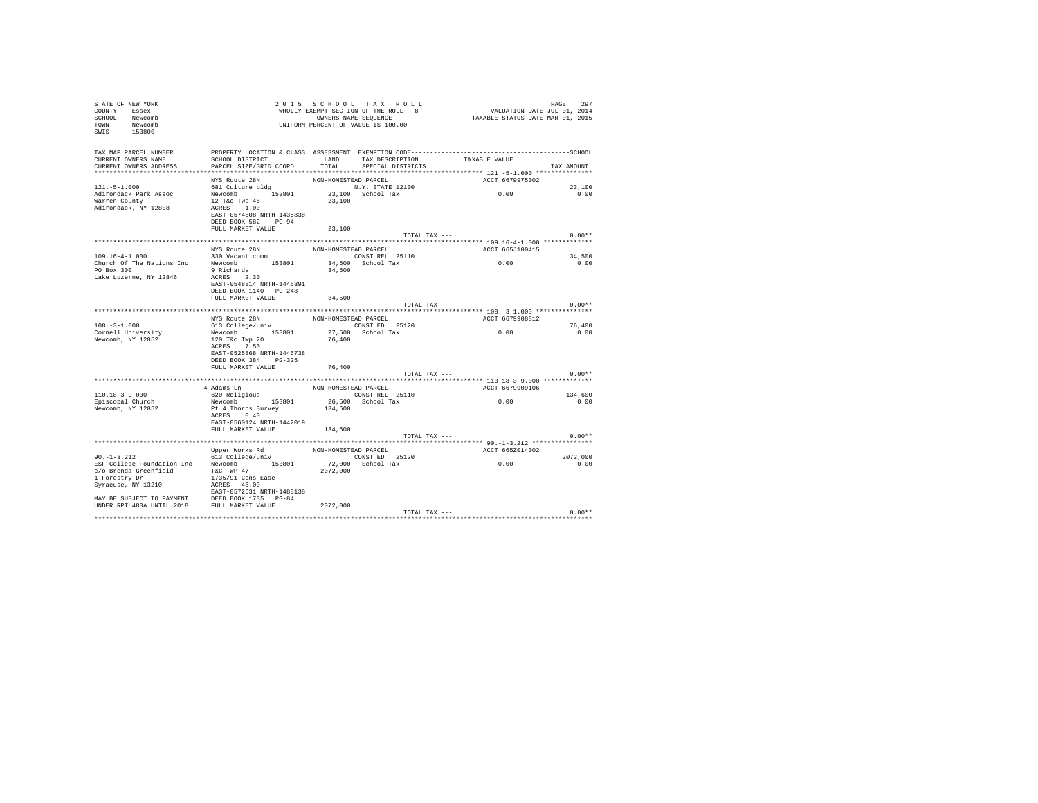```
STATE OF NEW YORK                          2 0 1 5   S C H O O L   T A X   R O L L                              PAGE    297
COUNTY  - Essex                           WHOLLY EXEMPT SECTION OF THE ROLL - 8                   VALUATION DATE-JUL 01, 2014
SCHOOL  - Newcomb                                 OWNERS NAME SEQUENCE                          TAXABLE STATUS DATE-MAR 01, 2015
TOWN    - Newcomb                          UNIFORM PERCENT OF VALUE IS 100.00
SWIS    - 153800

TAX MAP PARCEL NUMBER     PROPERTY LOCATION & CLASS  ASSESSMENT  EXEMPTION CODE-----------------------------------------------SCHOOL
CURRENT OWNERS NAME       SCHOOL DISTRICT             LAND       TAX DESCRIPTION           TAXABLE VALUE
CURRENT OWNERS ADDRESS    PARCEL SIZE/GRID COORD      TOTAL      SPECIAL DISTRICTS                                       TAX AMOUNT
************************************************************************************************ 121.-5-1.000 ***************
                          NYS Route 28N               NON-HOMESTEAD PARCEL                      ACCT 6679975002
121.-5-1.000              681 Culture bldg                       N.Y. STATE 12100                                          23,100
Adirondack Park Assoc     Newcomb       153801         23,100   School Tax                        0.00                    0.00
Warren County             12 T&c Twp 46                23,100
Adirondack, NY 12808      ACRES    1.00
                          EAST-0574808 NRTH-1435838
                          DEED BOOK 582    PG-94
                          FULL MARKET VALUE            23,100
                                                                         TOTAL TAX ---                                     0.00**
************************************************************************************************ 109.16-4-1.000 *************
                          NYS Route 28N               NON-HOMESTEAD PARCEL                      ACCT 665J100415
109.16-4-1.000            330 Vacant comm                        CONST REL  25110                                          34,500
Church Of The Nations Inc Newcomb       153801         34,500   School Tax                        0.00                    0.00
PO Box 300                9 Richards                   34,500
Lake Luzerne, NY 12846    ACRES    2.30
                          EAST-0548814 NRTH-1446391
                          DEED BOOK 1140   PG-248
                          FULL MARKET VALUE            34,500
                                                                         TOTAL TAX ---                                     0.00**
************************************************************************************************ 108.-3-1.000 ***************
                          NYS Route 28N               NON-HOMESTEAD PARCEL                      ACCT 6679908812
108.-3-1.000              613 College/univ                       CONST ED   25120                                          76,400
Cornell University        Newcomb       153801         27,500   School Tax                        0.00                    0.00
Newcomb, NY 12852         120 T&c Twp 20               76,400
                          ACRES    7.50
                          EAST-0525868 NRTH-1446738
                          DEED BOOK 384    PG-325
                          FULL MARKET VALUE            76,400
                                                                         TOTAL TAX ---                                     0.00**
************************************************************************************************ 110.18-3-9.000 *************
                          4 Adams Ln                  NON-HOMESTEAD PARCEL                      ACCT 6679909106
110.18-3-9.000            620 Religious                          CONST REL  25110                                         134,600
Episcopal Church          Newcomb       153801         26,500   School Tax                        0.00                    0.00
Newcomb, NY 12852         Pt 4 Thorns Survey          134,600
                          ACRES    0.40
                          EAST-0560124 NRTH-1442019
                          FULL MARKET VALUE           134,600
                                                                         TOTAL TAX ---                                     0.00**
************************************************************************************************ 90.-1-3.212 ****************
                          Upper Works Rd              NON-HOMESTEAD PARCEL                      ACCT 665Z014002
90.-1-3.212               613 College/univ                       CONST ED   25120                                        2072,000
ESF College Foundation Inc Newcomb      153801         72,000   School Tax                        0.00                    0.00
c/o Brenda Greenfield     T&C TWP 47                 2072,000
1 Forestry Dr             1735/91 Cons Ease
Syracuse, NY 13210        ACRES   46.00
                          EAST-0572631 NRTH-1488138
MAY BE SUBJECT TO PAYMENT DEED BOOK 1735   PG-84
UNDER RPTL480A UNTIL 2018 FULL MARKET VALUE          2072,000
                                                                         TOTAL TAX ---                                     0.00**
******************************************************************************************************************************
```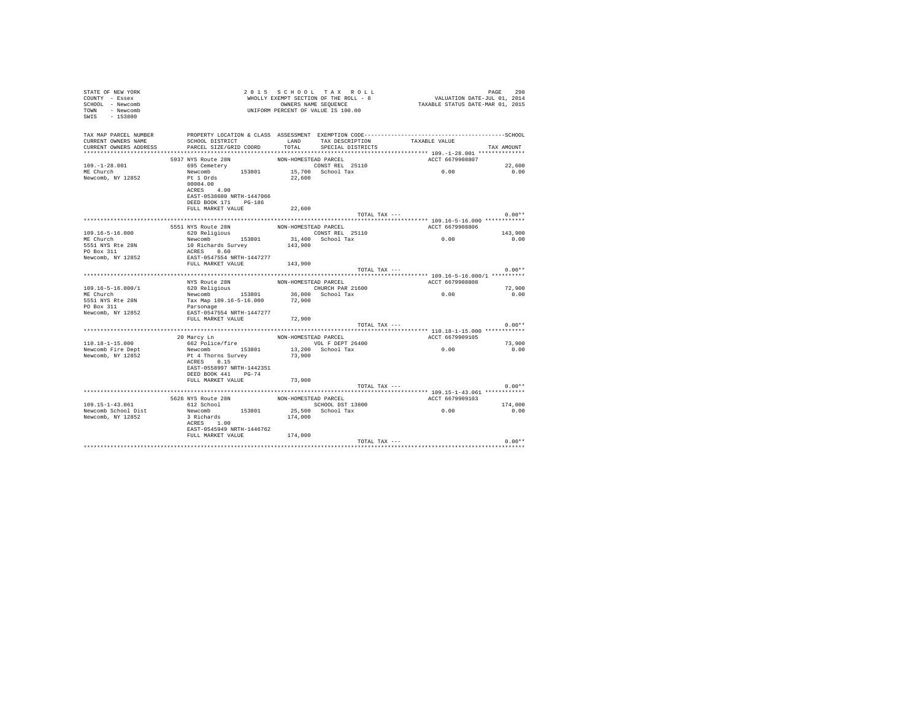STATE OF NEW YORK
COUNTY - Essex
SCHOOL - Newcomb
TOWN - Newcomb
SWIS - 153800

2 0 1 5 S C H O O L T A X R O L L
WHOLLY EXEMPT SECTION OF THE ROLL - 8
OWNERS NAME SEQUENCE
UNIFORM PERCENT OF VALUE IS 100.00

VALUATION DATE-JUL 01, 2014
TAXABLE STATUS DATE-MAR 01, 2015

| TAX MAP PARCEL NUMBER / CURRENT OWNERS NAME / CURRENT OWNERS ADDRESS | PROPERTY LOCATION & CLASS / SCHOOL DISTRICT / PARCEL SIZE/GRID COORD | ASSESSMENT LAND / TOTAL | EXEMPTION CODE / TAX DESCRIPTION / SPECIAL DISTRICTS | TAXABLE VALUE | SCHOOL / TAX AMOUNT |
|---|---|---|---|---|---|
| **109.-1-28.001** | 5937 NYS Route 28N | NON-HOMESTEAD PARCEL | | ACCT 6679908807 | |
| 109.-1-28.001 | 695 Cemetery | | CONST REL 25110 | | 22,600 |
| ME Church | Newcomb 153801 | 15,700 | School Tax | 0.00 | 0.00 |
| Newcomb, NY 12852 | Pt 1 Ords | 22,600 | | | |
| | 00004.00 | | | | |
| | ACRES 4.00 | | | | |
| | EAST-0538600 NRTH-1447066 | | | | |
| | DEED BOOK 171 PG-186 | | | | |
| | FULL MARKET VALUE | 22,600 | | | |
| | | | TOTAL TAX --- | | 0.00** |
| **109.16-5-16.000** | 5551 NYS Route 28N | NON-HOMESTEAD PARCEL | | ACCT 6679908806 | |
| 109.16-5-16.000 | 620 Religious | | CONST REL 25110 | | 143,900 |
| ME Church | Newcomb 153801 | 31,400 | School Tax | 0.00 | 0.00 |
| 5551 NYS Rte 28N | 10 Richards Survey | 143,900 | | | |
| PO Box 311 | ACRES 0.60 | | | | |
| Newcomb, NY 12852 | EAST-0547554 NRTH-1447277 | | | | |
| | FULL MARKET VALUE | 143,900 | | | |
| | | | TOTAL TAX --- | | 0.00** |
| **109.16-5-16.000/1** | NYS Route 28N | NON-HOMESTEAD PARCEL | | ACCT 6679908808 | |
| 109.16-5-16.000/1 | 620 Religious | | CHURCH PAR 21600 | | 72,900 |
| ME Church | Newcomb 153801 | 36,000 | School Tax | 0.00 | 0.00 |
| 5551 NYS Rte 28N | Tax Map 109.16-5-16.000 | 72,900 | | | |
| PO Box 311 | Parsonage | | | | |
| Newcomb, NY 12852 | EAST-0547554 NRTH-1447277 | | | | |
| | FULL MARKET VALUE | 72,900 | | | |
| | | | TOTAL TAX --- | | 0.00** |
| **110.18-1-15.000** | 20 Marcy Ln | NON-HOMESTEAD PARCEL | | ACCT 6679909105 | |
| 110.18-1-15.000 | 662 Police/fire | | VOL F DEPT 26400 | | 73,900 |
| Newcomb Fire Dept | Newcomb 153801 | 13,200 | School Tax | 0.00 | 0.00 |
| Newcomb, NY 12852 | Pt 4 Thorns Survey | 73,900 | | | |
| | ACRES 0.15 | | | | |
| | EAST-0558997 NRTH-1442351 | | | | |
| | DEED BOOK 441 PG-74 | | | | |
| | FULL MARKET VALUE | 73,900 | | | |
| | | | TOTAL TAX --- | | 0.00** |
| **109.15-1-43.061** | 5626 NYS Route 28N | NON-HOMESTEAD PARCEL | | ACCT 6679909103 | |
| 109.15-1-43.061 | 612 School | | SCHOOL DST 13800 | | 174,000 |
| Newcomb School Dist | Newcomb 153801 | 25,500 | School Tax | 0.00 | 0.00 |
| Newcomb, NY 12852 | 3 Richards | 174,000 | | | |
| | ACRES 1.00 | | | | |
| | EAST-0545949 NRTH-1446762 | | | | |
| | FULL MARKET VALUE | 174,000 | | | |
| | | | TOTAL TAX --- | | 0.00** |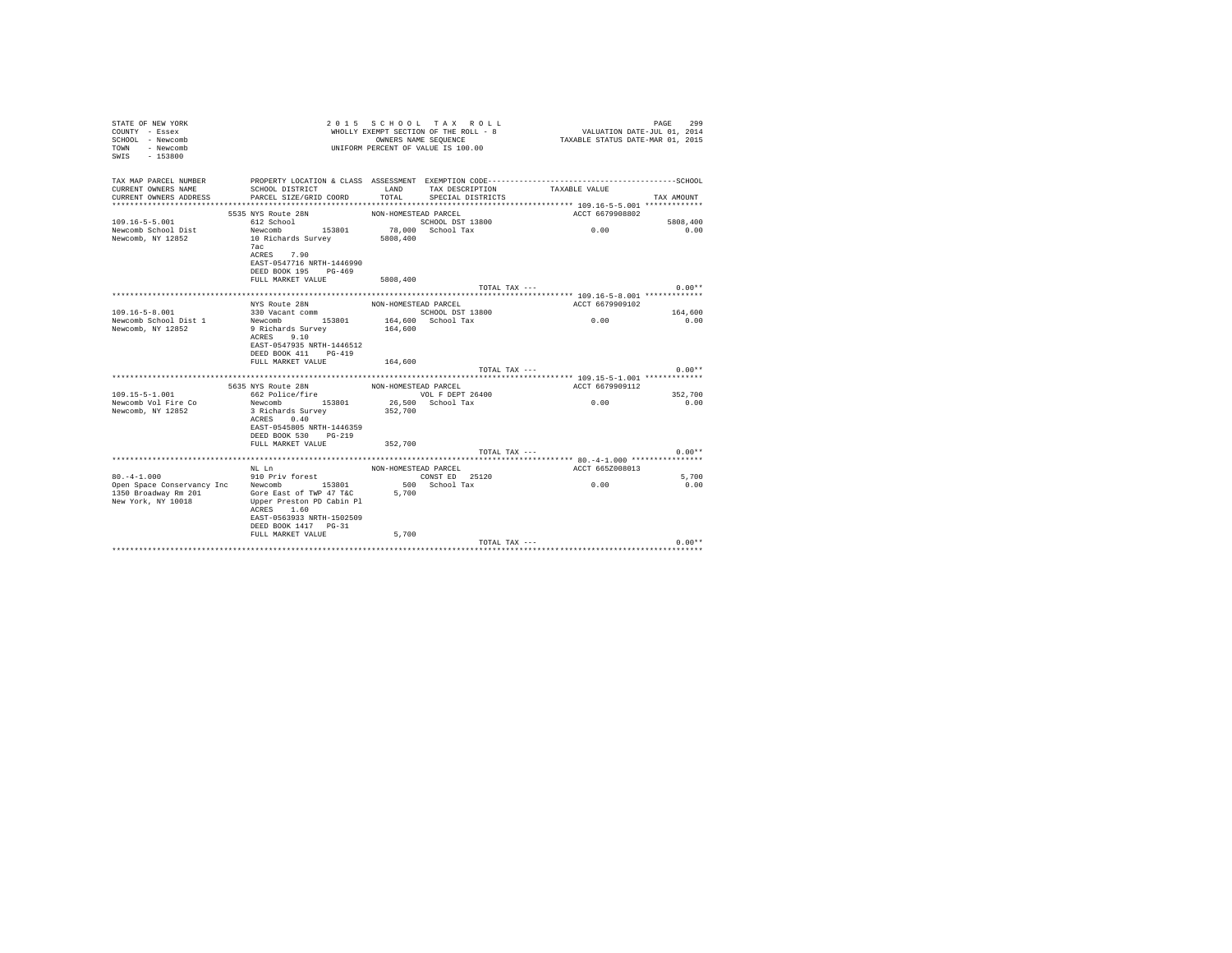STATE OF NEW YORK
COUNTY - Essex
SCHOOL - Newcomb
TOWN - Newcomb
SWIS - 153800

2 0 1 5 S C H O O L T A X R O L L
WHOLLY EXEMPT SECTION OF THE ROLL - 8
OWNERS NAME SEQUENCE
UNIFORM PERCENT OF VALUE IS 100.00

VALUATION DATE-JUL 01, 2014
TAXABLE STATUS DATE-MAR 01, 2015

| TAX MAP PARCEL NUMBER / CURRENT OWNERS NAME / CURRENT OWNERS ADDRESS | PROPERTY LOCATION & CLASS / SCHOOL DISTRICT / PARCEL SIZE/GRID COORD | ASSESSMENT LAND / TOTAL | EXEMPTION CODE / TAX DESCRIPTION / SPECIAL DISTRICTS | TAXABLE VALUE | SCHOOL / TAX AMOUNT |
|---|---|---|---|---|---|
| **109.16-5-5.001** | 5535 NYS Route 28N | NON-HOMESTEAD PARCEL | | ACCT 6679908802 | |
| 109.16-5-5.001 | 612 School | | SCHOOL DST 13800 | | 5808,400 |
| Newcomb School Dist | Newcomb 153801 | 78,000 | School Tax | 0.00 | 0.00 |
| Newcomb, NY 12852 | 10 Richards Survey | 5808,400 | | | |
| | 7ac | | | | |
| | ACRES 7.90 | | | | |
| | EAST-0547716 NRTH-1446990 | | | | |
| | DEED BOOK 195 PG-469 | | | | |
| | FULL MARKET VALUE | 5808,400 | | | |
| | | | TOTAL TAX --- | | 0.00** |
| **109.16-5-8.001** | NYS Route 28N | NON-HOMESTEAD PARCEL | | ACCT 6679909102 | |
| 109.16-5-8.001 | 330 Vacant comm | | SCHOOL DST 13800 | | 164,600 |
| Newcomb School Dist 1 | Newcomb 153801 | 164,600 | School Tax | 0.00 | 0.00 |
| Newcomb, NY 12852 | 9 Richards Survey | 164,600 | | | |
| | ACRES 9.10 | | | | |
| | EAST-0547935 NRTH-1446512 | | | | |
| | DEED BOOK 411 PG-419 | | | | |
| | FULL MARKET VALUE | 164,600 | | | |
| | | | TOTAL TAX --- | | 0.00** |
| **109.15-5-1.001** | 5635 NYS Route 28N | NON-HOMESTEAD PARCEL | | ACCT 6679909112 | |
| 109.15-5-1.001 | 662 Police/fire | | VOL F DEPT 26400 | | 352,700 |
| Newcomb Vol Fire Co | Newcomb 153801 | 26,500 | School Tax | 0.00 | 0.00 |
| Newcomb, NY 12852 | 3 Richards Survey | 352,700 | | | |
| | ACRES 0.40 | | | | |
| | EAST-0545805 NRTH-1446359 | | | | |
| | DEED BOOK 530 PG-219 | | | | |
| | FULL MARKET VALUE | 352,700 | | | |
| | | | TOTAL TAX --- | | 0.00** |
| **80.-4-1.000** | NL Ln | NON-HOMESTEAD PARCEL | | ACCT 665Z008013 | |
| 80.-4-1.000 | 910 Priv forest | | CONST ED 25120 | | 5,700 |
| Open Space Conservancy Inc | Newcomb 153801 | 500 | School Tax | 0.00 | 0.00 |
| 1350 Broadway Rm 201 | Gore East of TWP 47 T&C | 5,700 | | | |
| New York, NY 10018 | Upper Preston PD Cabin Pl | | | | |
| | ACRES 1.60 | | | | |
| | EAST-0563933 NRTH-1502509 | | | | |
| | DEED BOOK 1417 PG-31 | | | | |
| | FULL MARKET VALUE | 5,700 | | | |
| | | | TOTAL TAX --- | | 0.00** |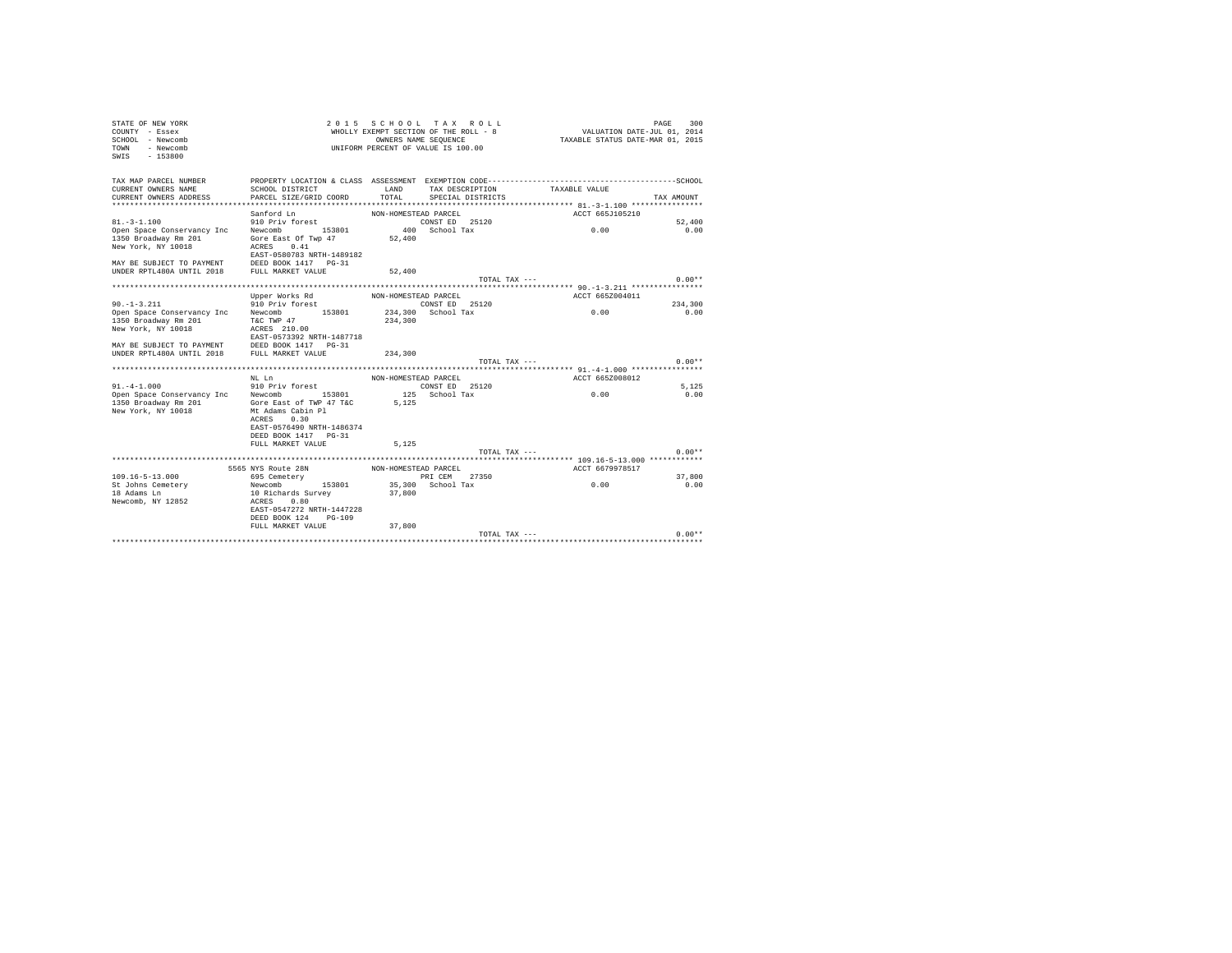STATE OF NEW YORK
COUNTY - Essex
SCHOOL - Newcomb
TOWN - Newcomb
SWIS - 153800

2 0 1 5 S C H O O L T A X R O L L
WHOLLY EXEMPT SECTION OF THE ROLL - 8
OWNERS NAME SEQUENCE
UNIFORM PERCENT OF VALUE IS 100.00

VALUATION DATE-JUL 01, 2014
TAXABLE STATUS DATE-MAR 01, 2015

| TAX MAP PARCEL NUMBER / CURRENT OWNERS NAME / CURRENT OWNERS ADDRESS | PROPERTY LOCATION & CLASS / SCHOOL DISTRICT / PARCEL SIZE/GRID COORD | ASSESSMENT LAND / TOTAL | EXEMPTION CODE / TAX DESCRIPTION / SPECIAL DISTRICTS | TAXABLE VALUE | SCHOOL / TAX AMOUNT |
|---|---|---|---|---|---|
| 81.-3-1.100 | Sanford Ln / 910 Priv forest | NON-HOMESTEAD PARCEL | CONST ED 25120 | ACCT 665J105210 | 52,400 |
| Open Space Conservancy Inc | Newcomb 153801 | 400 | School Tax | 0.00 | 0.00 |
| 1350 Broadway Rm 201 | Gore East Of Twp 47 | 52,400 | | | |
| New York, NY 10018 | ACRES 0.41 | | | | |
| | EAST-0580783 NRTH-1489182 | | | | |
| MAY BE SUBJECT TO PAYMENT | DEED BOOK 1417 PG-31 | | | | |
| UNDER RPTL480A UNTIL 2018 | FULL MARKET VALUE | 52,400 | | | |
| | | | TOTAL TAX --- | | 0.00** |
| 90.-1-3.211 | Upper Works Rd / 910 Priv forest | NON-HOMESTEAD PARCEL | CONST ED 25120 | ACCT 665Z004011 | 234,300 |
| Open Space Conservancy Inc | Newcomb 153801 | 234,300 | School Tax | 0.00 | 0.00 |
| 1350 Broadway Rm 201 | T&C TWP 47 | 234,300 | | | |
| New York, NY 10018 | ACRES 210.00 | | | | |
| | EAST-0573392 NRTH-1487718 | | | | |
| MAY BE SUBJECT TO PAYMENT | DEED BOOK 1417 PG-31 | | | | |
| UNDER RPTL480A UNTIL 2018 | FULL MARKET VALUE | 234,300 | | | |
| | | | TOTAL TAX --- | | 0.00** |
| 91.-4-1.000 | NL Ln / 910 Priv forest | NON-HOMESTEAD PARCEL | CONST ED 25120 | ACCT 665Z008012 | 5,125 |
| Open Space Conservancy Inc | Newcomb 153801 | 125 | School Tax | 0.00 | 0.00 |
| 1350 Broadway Rm 201 | Gore East of TWP 47 T&C | 5,125 | | | |
| New York, NY 10018 | Mt Adams Cabin Pl | | | | |
| | ACRES 0.30 | | | | |
| | EAST-0576490 NRTH-1486374 | | | | |
| | DEED BOOK 1417 PG-31 | | | | |
| | FULL MARKET VALUE | 5,125 | | | |
| | | | TOTAL TAX --- | | 0.00** |
| 109.16-5-13.000 | 5565 NYS Route 28N / 695 Cemetery | NON-HOMESTEAD PARCEL | PRI CEM 27350 | ACCT 6679978517 | 37,800 |
| St Johns Cemetery | Newcomb 153801 | 35,300 | School Tax | 0.00 | 0.00 |
| 18 Adams Ln | 10 Richards Survey | 37,800 | | | |
| Newcomb, NY 12852 | ACRES 0.80 | | | | |
| | EAST-0547272 NRTH-1447228 | | | | |
| | DEED BOOK 124 PG-109 | | | | |
| | FULL MARKET VALUE | 37,800 | | | |
| | | | TOTAL TAX --- | | 0.00** |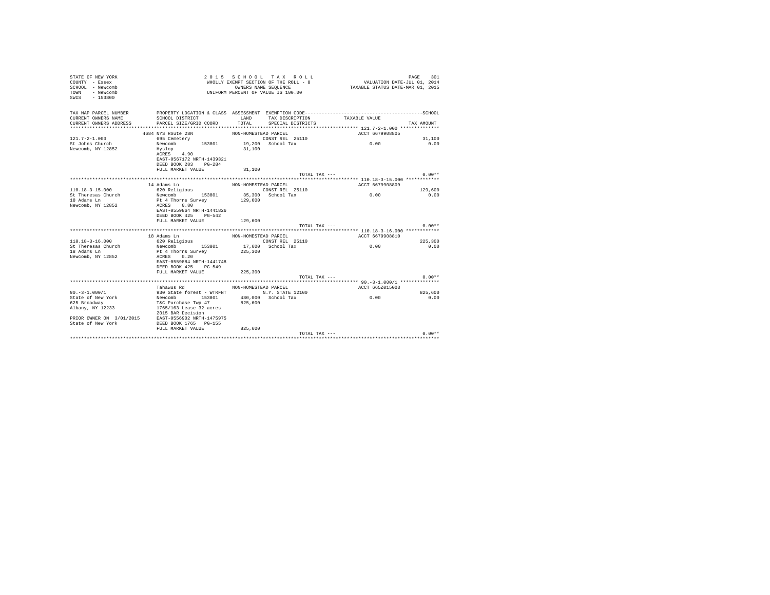STATE OF NEW YORK
COUNTY - Essex
SCHOOL - Newcomb
TOWN - Newcomb
SWIS - 153800

2 0 1 5   S C H O O L   T A X   R O L L
WHOLLY EXEMPT SECTION OF THE ROLL - 8
OWNERS NAME SEQUENCE
UNIFORM PERCENT OF VALUE IS 100.00

VALUATION DATE-JUL 01, 2014
TAXABLE STATUS DATE-MAR 01, 2015

```
TAX MAP PARCEL NUMBER      PROPERTY LOCATION & CLASS  ASSESSMENT  EXEMPTION CODE------------------------------------------SCHOOL
CURRENT OWNERS NAME        SCHOOL DISTRICT              LAND      TAX DESCRIPTION          TAXABLE VALUE
CURRENT OWNERS ADDRESS     PARCEL SIZE/GRID COORD       TOTAL     SPECIAL DISTRICTS                                   TAX AMOUNT
****************************************************************************************** 121.7-2-1.000 **************
                      4684 NYS Route 28N            NON-HOMESTEAD PARCEL                      ACCT 6679908805
121.7-2-1.000              695 Cemetery                            CONST REL  25110                                     31,100
St Johns Church            Newcomb         153801        19,200   School Tax                    0.00                     0.00
Newcomb, NY 12852          Hyslop                        31,100
                           ACRES     4.90
                           EAST-0567172 NRTH-1439321
                           DEED BOOK 283    PG-284
                           FULL MARKET VALUE             31,100
                                                                              TOTAL TAX ---                             0.00**
****************************************************************************************** 110.18-3-15.000 ************
                        14 Adams Ln                 NON-HOMESTEAD PARCEL                      ACCT 6679908809
110.18-3-15.000            620 Religious                           CONST REL  25110                                    129,600
St Theresas Church         Newcomb         153801        35,300   School Tax                    0.00                     0.00
18 Adams Ln                Pt 4 Thorns Survey           129,600
Newcomb, NY 12852          ACRES     0.80
                           EAST-0559864 NRTH-1441826
                           DEED BOOK 425    PG-542
                           FULL MARKET VALUE            129,600
                                                                              TOTAL TAX ---                             0.00**
****************************************************************************************** 110.18-3-16.000 ************
                        18 Adams Ln                 NON-HOMESTEAD PARCEL                      ACCT 6679908810
110.18-3-16.000            620 Religious                           CONST REL  25110                                    225,300
St Theresas Church         Newcomb         153801        17,600   School Tax                    0.00                     0.00
18 Adams Ln                Pt 4 Thorns Survey           225,300
Newcomb, NY 12852          ACRES     0.20
                           EAST-0559884 NRTH-1441748
                           DEED BOOK 425    PG-549
                           FULL MARKET VALUE            225,300
                                                                              TOTAL TAX ---                             0.00**
****************************************************************************************** 90.-3-1.000/1 **************
                           Tahawus Rd               NON-HOMESTEAD PARCEL                      ACCT 665Z015003
90.-3-1.000/1              930 State forest - WTRFNT               N.Y. STATE 12100                                    825,600
State of New York          Newcomb         153801       480,000   School Tax                    0.00                     0.00
625 Broadway               T&C Purchase Twp 47          825,600
Albany, NY 12233           1765/163 Lease 32 acres
                           2015 BAR Decision
PRIOR OWNER ON 3/01/2015   EAST-0556902 NRTH-1475975
State of New York          DEED BOOK 1765   PG-155
                           FULL MARKET VALUE            825,600
                                                                              TOTAL TAX ---                             0.00**
************************************************************************************************************************
```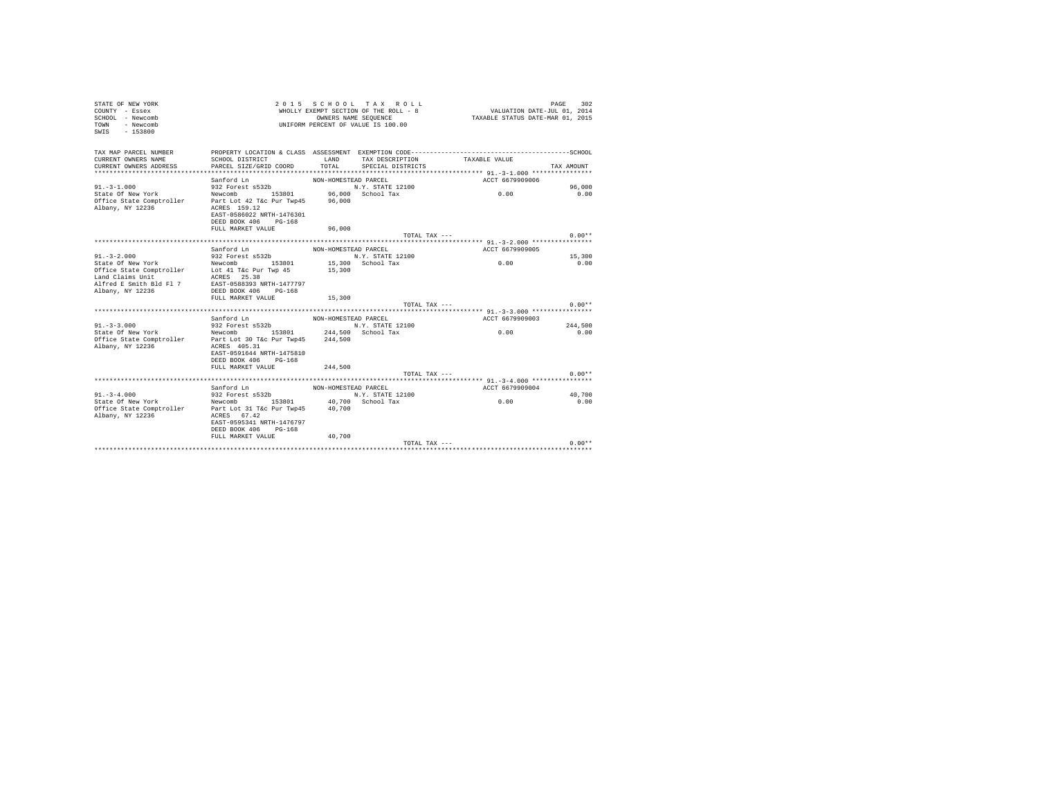STATE OF NEW YORK
COUNTY - Essex
SCHOOL - Newcomb
TOWN - Newcomb
SWIS - 153800

2015 SCHOOL TAX ROLL
WHOLLY EXEMPT SECTION OF THE ROLL - 8
OWNERS NAME SEQUENCE
UNIFORM PERCENT OF VALUE IS 100.00

VALUATION DATE-JUL 01, 2014
TAXABLE STATUS DATE-MAR 01, 2015

| TAX MAP PARCEL NUMBER / CURRENT OWNERS NAME / CURRENT OWNERS ADDRESS | PROPERTY LOCATION & CLASS / SCHOOL DISTRICT / PARCEL SIZE/GRID COORD | ASSESSMENT LAND / TOTAL | EXEMPTION CODE / TAX DESCRIPTION / SPECIAL DISTRICTS | TAXABLE VALUE | TAX AMOUNT |
|---|---|---|---|---|---|
| **91.-3-1.000** | Sanford Ln | NON-HOMESTEAD PARCEL | | ACCT 6679909006 | |
| 91.-3-1.000 | 932 Forest s532b | | N.Y. STATE 12100 | | 96,000 |
| State Of New York | Newcomb 153801 | 96,000 | School Tax | 0.00 | 0.00 |
| Office State Comptroller | Part Lot 42 T&c Pur Twp45 | 96,000 | | | |
| Albany, NY 12236 | ACRES 159.12 | | | | |
| | EAST-0586022 NRTH-1476301 | | | | |
| | DEED BOOK 406 PG-168 | | | | |
| | FULL MARKET VALUE | 96,000 | | | |
| | | | TOTAL TAX --- | | 0.00** |
| **91.-3-2.000** | Sanford Ln | NON-HOMESTEAD PARCEL | | ACCT 6679909005 | |
| 91.-3-2.000 | 932 Forest s532b | | N.Y. STATE 12100 | | 15,300 |
| State Of New York | Newcomb 153801 | 15,300 | School Tax | 0.00 | 0.00 |
| Office State Comptroller | Lot 41 T&c Pur Twp 45 | 15,300 | | | |
| Land Claims Unit | ACRES 25.38 | | | | |
| Alfred E Smith Bld Fl 7 | EAST-0588393 NRTH-1477797 | | | | |
| Albany, NY 12236 | DEED BOOK 406 PG-168 | | | | |
| | FULL MARKET VALUE | 15,300 | | | |
| | | | TOTAL TAX --- | | 0.00** |
| **91.-3-3.000** | Sanford Ln | NON-HOMESTEAD PARCEL | | ACCT 6679909003 | |
| 91.-3-3.000 | 932 Forest s532b | | N.Y. STATE 12100 | | 244,500 |
| State Of New York | Newcomb 153801 | 244,500 | School Tax | 0.00 | 0.00 |
| Office State Comptroller | Part Lot 30 T&c Pur Twp45 | 244,500 | | | |
| Albany, NY 12236 | ACRES 405.31 | | | | |
| | EAST-0591644 NRTH-1475810 | | | | |
| | DEED BOOK 406 PG-168 | | | | |
| | FULL MARKET VALUE | 244,500 | | | |
| | | | TOTAL TAX --- | | 0.00** |
| **91.-3-4.000** | Sanford Ln | NON-HOMESTEAD PARCEL | | ACCT 6679909004 | |
| 91.-3-4.000 | 932 Forest s532b | | N.Y. STATE 12100 | | 40,700 |
| State Of New York | Newcomb 153801 | 40,700 | School Tax | 0.00 | 0.00 |
| Office State Comptroller | Part Lot 31 T&c Pur Twp45 | 40,700 | | | |
| Albany, NY 12236 | ACRES 67.42 | | | | |
| | EAST-0595341 NRTH-1476797 | | | | |
| | DEED BOOK 406 PG-168 | | | | |
| | FULL MARKET VALUE | 40,700 | | | |
| | | | TOTAL TAX --- | | 0.00** |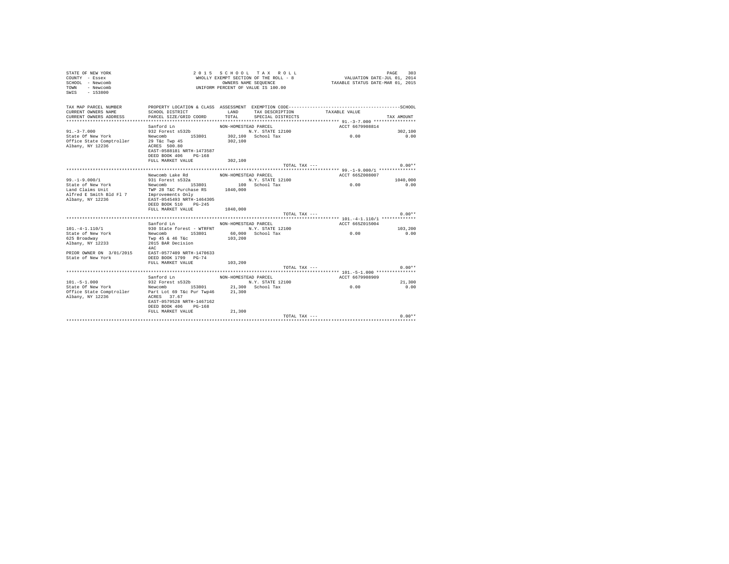STATE OF NEW YORK
COUNTY - Essex
SCHOOL - Newcomb
TOWN - Newcomb
SWIS - 153800

2 0 1 5 S C H O O L T A X R O L L
WHOLLY EXEMPT SECTION OF THE ROLL - 8
OWNERS NAME SEQUENCE
UNIFORM PERCENT OF VALUE IS 100.00

VALUATION DATE-JUL 01, 2014
TAXABLE STATUS DATE-MAR 01, 2015

| TAX MAP PARCEL NUMBER / CURRENT OWNERS NAME / CURRENT OWNERS ADDRESS | PROPERTY LOCATION & CLASS / SCHOOL DISTRICT / PARCEL SIZE/GRID COORD | ASSESSMENT LAND / TOTAL | EXEMPTION CODE / TAX DESCRIPTION / SPECIAL DISTRICTS | TAXABLE VALUE | SCHOOL / TAX AMOUNT |
|---|---|---|---|---|---|
| **91.-3-7.000** | | | | | |
| | Sanford Ln | NON-HOMESTEAD PARCEL | | ACCT 6679908814 | |
| 91.-3-7.000 | 932 Forest s532b | | N.Y. STATE 12100 | | 302,100 |
| State Of New York | Newcomb 153801 | 302,100 | School Tax | 0.00 | 0.00 |
| Office State Comptroller | 29 T&c Twp 45 | 302,100 | | | |
| Albany, NY 12236 | ACRES 500.80 | | | | |
| | EAST-0588181 NRTH-1473587 | | | | |
| | DEED BOOK 406 PG-168 | | | | |
| | FULL MARKET VALUE | 302,100 | | | |
| | | | TOTAL TAX --- | | 0.00** |
| **99.-1-9.000/1** | | | | | |
| | Newcomb Lake Rd | NON-HOMESTEAD PARCEL | | ACCT 665Z008007 | |
| 99.-1-9.000/1 | 931 Forest s532a | | N.Y. STATE 12100 | | 1040,000 |
| State of New York | Newcomb 153801 | 100 | School Tax | 0.00 | 0.00 |
| Land Claims Unit | TWP 28 T&C Purchase RS | 1040,000 | | | |
| Alfred E Smith Bld Fl 7 | Improvements Only | | | | |
| Albany, NY 12236 | EAST-0545493 NRTH-1464305 | | | | |
| | DEED BOOK 510 PG-245 | | | | |
| | FULL MARKET VALUE | 1040,000 | | | |
| | | | TOTAL TAX --- | | 0.00** |
| **101.-4-1.110/1** | | | | | |
| | Sanford Ln | NON-HOMESTEAD PARCEL | | ACCT 665Z015004 | |
| 101.-4-1.110/1 | 930 State forest - WTRFNT | | N.Y. STATE 12100 | | 103,200 |
| State of New York | Newcomb 153801 | 60,000 | School Tax | 0.00 | 0.00 |
| 625 Broadway | Twp 45 & 46 T&c | 103,200 | | | |
| Albany, NY 12233 | 2015 BAR Decision | | | | |
| | 4AC | | | | |
| PRIOR OWNER ON 3/01/2015 | EAST-0577409 NRTH-1470633 | | | | |
| State of New York | DEED BOOK 1799 PG-74 | | | | |
| | FULL MARKET VALUE | 103,200 | | | |
| | | | TOTAL TAX --- | | 0.00** |
| **101.-5-1.000** | | | | | |
| | Sanford Ln | NON-HOMESTEAD PARCEL | | ACCT 6679908909 | |
| 101.-5-1.000 | 932 Forest s532b | | N.Y. STATE 12100 | | 21,300 |
| State Of New York | Newcomb 153801 | 21,300 | School Tax | 0.00 | 0.00 |
| Office State Comptroller | Part Lot 69 T&c Pur Twp46 | 21,300 | | | |
| Albany, NY 12236 | ACRES 37.67 | | | | |
| | EAST-0579528 NRTH-1467162 | | | | |
| | DEED BOOK 406 PG-168 | | | | |
| | FULL MARKET VALUE | 21,300 | | | |
| | | | TOTAL TAX --- | | 0.00** |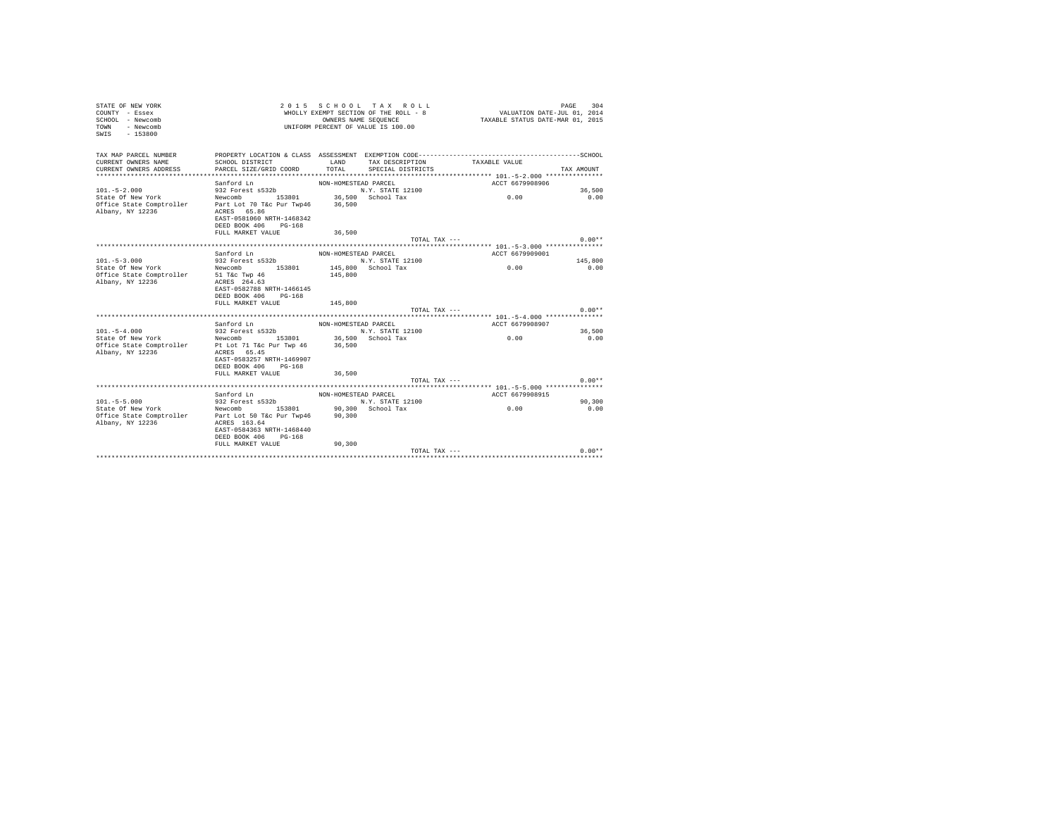STATE OF NEW YORK
COUNTY - Essex
SCHOOL - Newcomb
TOWN - Newcomb
SWIS - 153800

2 0 1 5 S C H O O L T A X R O L L
WHOLLY EXEMPT SECTION OF THE ROLL - 8
OWNERS NAME SEQUENCE
UNIFORM PERCENT OF VALUE IS 100.00

VALUATION DATE-JUL 01, 2014
TAXABLE STATUS DATE-MAR 01, 2015

| TAX MAP PARCEL NUMBER / CURRENT OWNERS NAME / CURRENT OWNERS ADDRESS | PROPERTY LOCATION & CLASS / SCHOOL DISTRICT / PARCEL SIZE/GRID COORD | ASSESSMENT LAND / TOTAL | EXEMPTION CODE / TAX DESCRIPTION / SPECIAL DISTRICTS | TAXABLE VALUE | TAX AMOUNT |
|---|---|---|---|---|---|
| **101.-5-2.000** | Sanford Ln | NON-HOMESTEAD PARCEL | | ACCT 6679908906 | |
| 101.-5-2.000 | 932 Forest s532b | | N.Y. STATE 12100 | | 36,500 |
| State Of New York | Newcomb 153801 | 36,500 | School Tax | 0.00 | 0.00 |
| Office State Comptroller | Part Lot 70 T&c Pur Twp46 | 36,500 | | | |
| Albany, NY 12236 | ACRES 65.86 | | | | |
| | EAST-0581060 NRTH-1468342 | | | | |
| | DEED BOOK 406 PG-168 | | | | |
| | FULL MARKET VALUE | 36,500 | | | |
| | | | TOTAL TAX --- | | 0.00** |
| **101.-5-3.000** | Sanford Ln | NON-HOMESTEAD PARCEL | | ACCT 6679909001 | |
| 101.-5-3.000 | 932 Forest s532b | | N.Y. STATE 12100 | | 145,800 |
| State Of New York | Newcomb 153801 | 145,800 | School Tax | 0.00 | 0.00 |
| Office State Comptroller | 51 T&c Twp 46 | 145,800 | | | |
| Albany, NY 12236 | ACRES 264.63 | | | | |
| | EAST-0582788 NRTH-1466145 | | | | |
| | DEED BOOK 406 PG-168 | | | | |
| | FULL MARKET VALUE | 145,800 | | | |
| | | | TOTAL TAX --- | | 0.00** |
| **101.-5-4.000** | Sanford Ln | NON-HOMESTEAD PARCEL | | ACCT 6679908907 | |
| 101.-5-4.000 | 932 Forest s532b | | N.Y. STATE 12100 | | 36,500 |
| State Of New York | Newcomb 153801 | 36,500 | School Tax | 0.00 | 0.00 |
| Office State Comptroller | Pt Lot 71 T&c Pur Twp 46 | 36,500 | | | |
| Albany, NY 12236 | ACRES 65.45 | | | | |
| | EAST-0583257 NRTH-1469907 | | | | |
| | DEED BOOK 406 PG-168 | | | | |
| | FULL MARKET VALUE | 36,500 | | | |
| | | | TOTAL TAX --- | | 0.00** |
| **101.-5-5.000** | Sanford Ln | NON-HOMESTEAD PARCEL | | ACCT 6679908915 | |
| 101.-5-5.000 | 932 Forest s532b | | N.Y. STATE 12100 | | 90,300 |
| State Of New York | Newcomb 153801 | 90,300 | School Tax | 0.00 | 0.00 |
| Office State Comptroller | Part Lot 50 T&c Pur Twp46 | 90,300 | | | |
| Albany, NY 12236 | ACRES 163.64 | | | | |
| | EAST-0584363 NRTH-1468440 | | | | |
| | DEED BOOK 406 PG-168 | | | | |
| | FULL MARKET VALUE | 90,300 | | | |
| | | | TOTAL TAX --- | | 0.00** |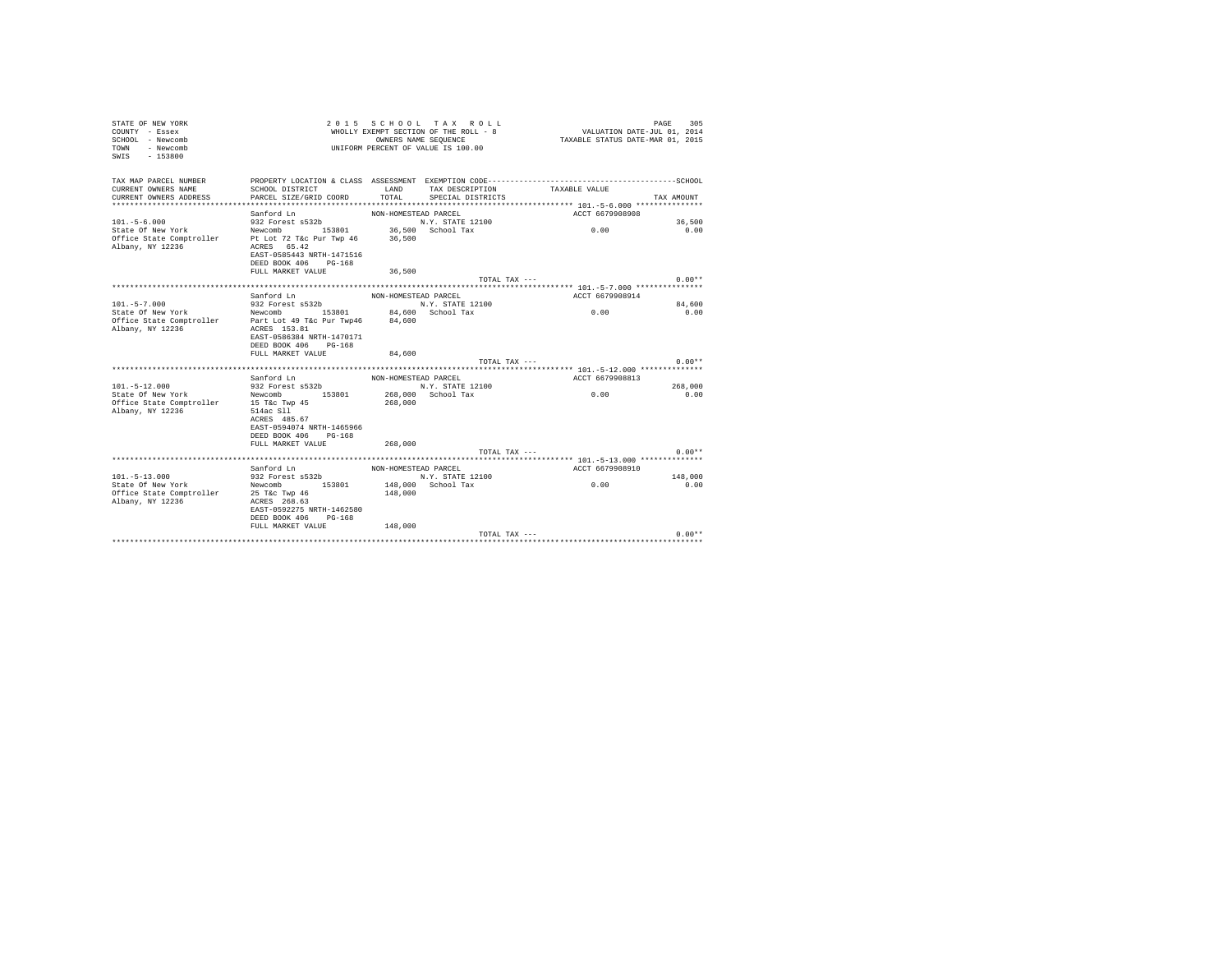STATE OF NEW YORK
COUNTY - Essex
SCHOOL - Newcomb
TOWN - Newcomb
SWIS - 153800

2 0 1 5 S C H O O L T A X R O L L
WHOLLY EXEMPT SECTION OF THE ROLL - 8
OWNERS NAME SEQUENCE
UNIFORM PERCENT OF VALUE IS 100.00

VALUATION DATE-JUL 01, 2014
TAXABLE STATUS DATE-MAR 01, 2015

| TAX MAP PARCEL NUMBER / CURRENT OWNERS NAME / CURRENT OWNERS ADDRESS | PROPERTY LOCATION & CLASS / SCHOOL DISTRICT / PARCEL SIZE/GRID COORD | ASSESSMENT LAND / TOTAL | EXEMPTION CODE / TAX DESCRIPTION / SPECIAL DISTRICTS | TAXABLE VALUE | SCHOOL / TAX AMOUNT |
|---|---|---|---|---|---|
| 101.-5-6.000 | Sanford Ln | NON-HOMESTEAD PARCEL | | ACCT 6679908908 | |
| | 932 Forest s532b | | N.Y. STATE 12100 | | 36,500 |
| State Of New York | Newcomb 153801 | 36,500 | School Tax | 0.00 | 0.00 |
| Office State Comptroller | Pt Lot 72 T&c Pur Twp 46 | 36,500 | | | |
| Albany, NY 12236 | ACRES 65.42 | | | | |
| | EAST-0585443 NRTH-1471516 | | | | |
| | DEED BOOK 406 PG-168 | | | | |
| | FULL MARKET VALUE | 36,500 | | | |
| | | | TOTAL TAX --- | | 0.00** |
| 101.-5-7.000 | Sanford Ln | NON-HOMESTEAD PARCEL | | ACCT 6679908914 | |
| | 932 Forest s532b | | N.Y. STATE 12100 | | 84,600 |
| State Of New York | Newcomb 153801 | 84,600 | School Tax | 0.00 | 0.00 |
| Office State Comptroller | Part Lot 49 T&c Pur Twp46 | 84,600 | | | |
| Albany, NY 12236 | ACRES 153.81 | | | | |
| | EAST-0586384 NRTH-1470171 | | | | |
| | DEED BOOK 406 PG-168 | | | | |
| | FULL MARKET VALUE | 84,600 | | | |
| | | | TOTAL TAX --- | | 0.00** |
| 101.-5-12.000 | Sanford Ln | NON-HOMESTEAD PARCEL | | ACCT 6679908813 | |
| | 932 Forest s532b | | N.Y. STATE 12100 | | 268,000 |
| State Of New York | Newcomb 153801 | 268,000 | School Tax | 0.00 | 0.00 |
| Office State Comptroller | 15 T&c Twp 45 | 268,000 | | | |
| Albany, NY 12236 | 514ac Sll | | | | |
| | ACRES 485.67 | | | | |
| | EAST-0594074 NRTH-1465966 | | | | |
| | DEED BOOK 406 PG-168 | | | | |
| | FULL MARKET VALUE | 268,000 | | | |
| | | | TOTAL TAX --- | | 0.00** |
| 101.-5-13.000 | Sanford Ln | NON-HOMESTEAD PARCEL | | ACCT 6679908910 | |
| | 932 Forest s532b | | N.Y. STATE 12100 | | 148,000 |
| State Of New York | Newcomb 153801 | 148,000 | School Tax | 0.00 | 0.00 |
| Office State Comptroller | 25 T&c Twp 46 | 148,000 | | | |
| Albany, NY 12236 | ACRES 268.63 | | | | |
| | EAST-0592275 NRTH-1462580 | | | | |
| | DEED BOOK 406 PG-168 | | | | |
| | FULL MARKET VALUE | 148,000 | | | |
| | | | TOTAL TAX --- | | 0.00** |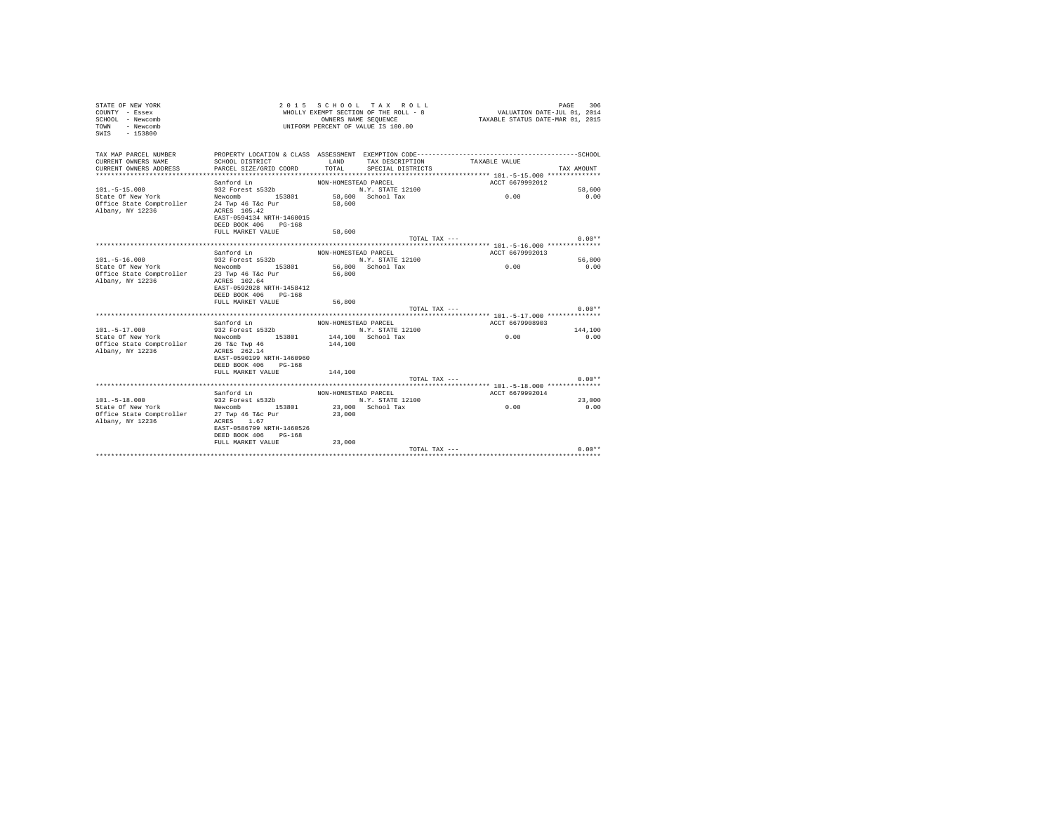STATE OF NEW YORK
COUNTY - Essex
SCHOOL - Newcomb
TOWN - Newcomb
SWIS - 153800

2015 SCHOOL TAX ROLL
WHOLLY EXEMPT SECTION OF THE ROLL - 8
OWNERS NAME SEQUENCE
UNIFORM PERCENT OF VALUE IS 100.00

VALUATION DATE-JUL 01, 2014
TAXABLE STATUS DATE-MAR 01, 2015

| TAX MAP PARCEL NUMBER / CURRENT OWNERS NAME / CURRENT OWNERS ADDRESS | PROPERTY LOCATION & CLASS / SCHOOL DISTRICT / PARCEL SIZE/GRID COORD | ASSESSMENT LAND / TOTAL | EXEMPTION CODE / TAX DESCRIPTION / SPECIAL DISTRICTS | TAXABLE VALUE | SCHOOL TAX AMOUNT |
|---|---|---|---|---|---|
| 101.-5-15.000 | Sanford Ln | NON-HOMESTEAD PARCEL | | ACCT 6679992012 | |
| 101.-5-15.000 | 932 Forest s532b | | N.Y. STATE 12100 | | 58,600 |
| State Of New York | Newcomb 153801 | 58,600 | School Tax | 0.00 | 0.00 |
| Office State Comptroller | 24 Twp 46 T&c Pur | 58,600 | | | |
| Albany, NY 12236 | ACRES 105.42 | | | | |
| | EAST-0594134 NRTH-1460015 | | | | |
| | DEED BOOK 406 PG-168 | | | | |
| | FULL MARKET VALUE | 58,600 | | | |
| | | | TOTAL TAX --- | | 0.00** |
| 101.-5-16.000 | Sanford Ln | NON-HOMESTEAD PARCEL | | ACCT 6679992013 | |
| 101.-5-16.000 | 932 Forest s532b | | N.Y. STATE 12100 | | 56,800 |
| State Of New York | Newcomb 153801 | 56,800 | School Tax | 0.00 | 0.00 |
| Office State Comptroller | 23 Twp 46 T&c Pur | 56,800 | | | |
| Albany, NY 12236 | ACRES 102.64 | | | | |
| | EAST-0592028 NRTH-1458412 | | | | |
| | DEED BOOK 406 PG-168 | | | | |
| | FULL MARKET VALUE | 56,800 | | | |
| | | | TOTAL TAX --- | | 0.00** |
| 101.-5-17.000 | Sanford Ln | NON-HOMESTEAD PARCEL | | ACCT 6679908903 | |
| 101.-5-17.000 | 932 Forest s532b | | N.Y. STATE 12100 | | 144,100 |
| State Of New York | Newcomb 153801 | 144,100 | School Tax | 0.00 | 0.00 |
| Office State Comptroller | 26 T&c Twp 46 | 144,100 | | | |
| Albany, NY 12236 | ACRES 262.14 | | | | |
| | EAST-0590199 NRTH-1460960 | | | | |
| | DEED BOOK 406 PG-168 | | | | |
| | FULL MARKET VALUE | 144,100 | | | |
| | | | TOTAL TAX --- | | 0.00** |
| 101.-5-18.000 | Sanford Ln | NON-HOMESTEAD PARCEL | | ACCT 6679992014 | |
| 101.-5-18.000 | 932 Forest s532b | | N.Y. STATE 12100 | | 23,000 |
| State Of New York | Newcomb 153801 | 23,000 | School Tax | 0.00 | 0.00 |
| Office State Comptroller | 27 Twp 46 T&c Pur | 23,000 | | | |
| Albany, NY 12236 | ACRES 1.67 | | | | |
| | EAST-0586799 NRTH-1460526 | | | | |
| | DEED BOOK 406 PG-168 | | | | |
| | FULL MARKET VALUE | 23,000 | | | |
| | | | TOTAL TAX --- | | 0.00** |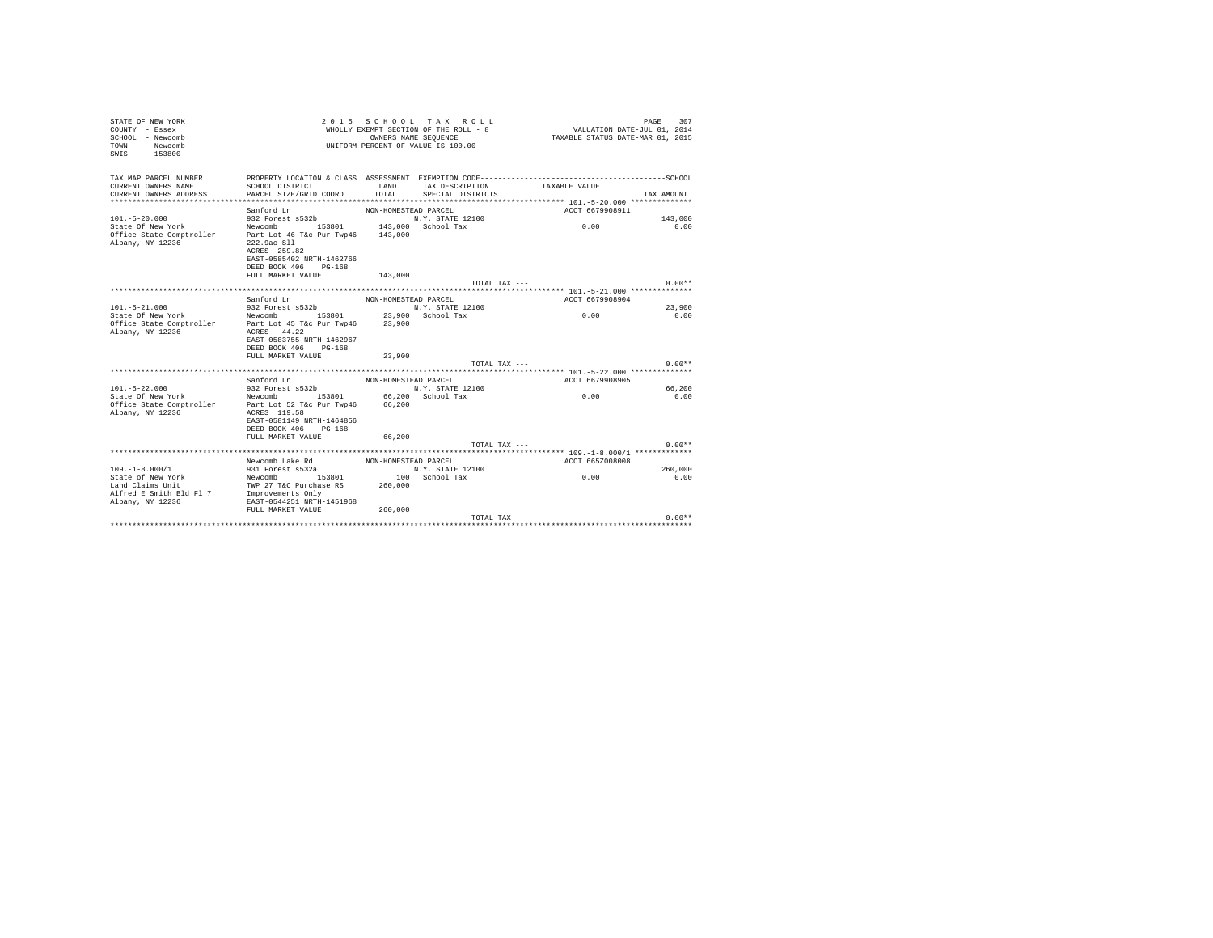STATE OF NEW YORK
COUNTY - Essex
SCHOOL - Newcomb
TOWN - Newcomb
SWIS - 153800

2 0 1 5 S C H O O L T A X R O L L
WHOLLY EXEMPT SECTION OF THE ROLL - 8
OWNERS NAME SEQUENCE
UNIFORM PERCENT OF VALUE IS 100.00

VALUATION DATE-JUL 01, 2014
TAXABLE STATUS DATE-MAR 01, 2015

| TAX MAP PARCEL NUMBER / CURRENT OWNERS NAME / CURRENT OWNERS ADDRESS | PROPERTY LOCATION & CLASS / SCHOOL DISTRICT / PARCEL SIZE/GRID COORD | ASSESSMENT LAND / TOTAL | EXEMPTION CODE / TAX DESCRIPTION / SPECIAL DISTRICTS | TAXABLE VALUE | SCHOOL / TAX AMOUNT |
|---|---|---|---|---|---|
| **101.-5-20.000** | Sanford Ln | NON-HOMESTEAD PARCEL | | ACCT 6679908911 | |
| 101.-5-20.000 | 932 Forest s532b | | N.Y. STATE 12100 | | 143,000 |
| State Of New York | Newcomb 153801 | 143,000 | School Tax | 0.00 | 0.00 |
| Office State Comptroller | Part Lot 46 T&c Pur Twp46 | 143,000 | | | |
| Albany, NY 12236 | 222.9ac Sll | | | | |
| | ACRES 259.82 | | | | |
| | EAST-0585402 NRTH-1462766 | | | | |
| | DEED BOOK 406 PG-168 | | | | |
| | FULL MARKET VALUE | 143,000 | | | |
| | | | TOTAL TAX --- | | 0.00** |
| **101.-5-21.000** | Sanford Ln | NON-HOMESTEAD PARCEL | | ACCT 6679908904 | |
| 101.-5-21.000 | 932 Forest s532b | | N.Y. STATE 12100 | | 23,900 |
| State Of New York | Newcomb 153801 | 23,900 | School Tax | 0.00 | 0.00 |
| Office State Comptroller | Part Lot 45 T&c Pur Twp46 | 23,900 | | | |
| Albany, NY 12236 | ACRES 44.22 | | | | |
| | EAST-0583755 NRTH-1462967 | | | | |
| | DEED BOOK 406 PG-168 | | | | |
| | FULL MARKET VALUE | 23,900 | | | |
| | | | TOTAL TAX --- | | 0.00** |
| **101.-5-22.000** | Sanford Ln | NON-HOMESTEAD PARCEL | | ACCT 6679908905 | |
| 101.-5-22.000 | 932 Forest s532b | | N.Y. STATE 12100 | | 66,200 |
| State Of New York | Newcomb 153801 | 66,200 | School Tax | 0.00 | 0.00 |
| Office State Comptroller | Part Lot 52 T&c Pur Twp46 | 66,200 | | | |
| Albany, NY 12236 | ACRES 119.58 | | | | |
| | EAST-0581149 NRTH-1464856 | | | | |
| | DEED BOOK 406 PG-168 | | | | |
| | FULL MARKET VALUE | 66,200 | | | |
| | | | TOTAL TAX --- | | 0.00** |
| **109.-1-8.000/1** | Newcomb Lake Rd | NON-HOMESTEAD PARCEL | | ACCT 665Z008008 | |
| 109.-1-8.000/1 | 931 Forest s532a | | N.Y. STATE 12100 | | 260,000 |
| State of New York | Newcomb 153801 | 100 | School Tax | 0.00 | 0.00 |
| Land Claims Unit | TWP 27 T&C Purchase RS | 260,000 | | | |
| Alfred E Smith Bld Fl 7 | Improvements Only | | | | |
| Albany, NY 12236 | EAST-0544251 NRTH-1451968 | | | | |
| | FULL MARKET VALUE | 260,000 | | | |
| | | | TOTAL TAX --- | | 0.00** |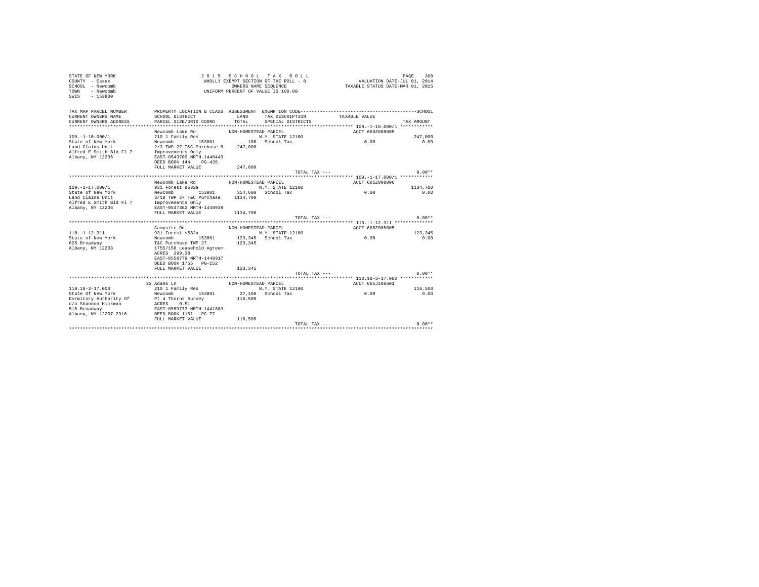STATE OF NEW YORK
COUNTY - Essex
SCHOOL - Newcomb
TOWN - Newcomb
SWIS - 153800

2 0 1 5 S C H O O L T A X R O L L
WHOLLY EXEMPT SECTION OF THE ROLL - 8
OWNERS NAME SEQUENCE
UNIFORM PERCENT OF VALUE IS 100.00

VALUATION DATE-JUL 01, 2014
TAXABLE STATUS DATE-MAR 01, 2015

| TAX MAP PARCEL NUMBER / CURRENT OWNERS NAME / CURRENT OWNERS ADDRESS | PROPERTY LOCATION & CLASS / SCHOOL DISTRICT / PARCEL SIZE/GRID COORD | ASSESSMENT LAND / TOTAL | EXEMPTION CODE / TAX DESCRIPTION / SPECIAL DISTRICTS | TAXABLE VALUE | SCHOOL TAX AMOUNT |
|---|---|---|---|---|---|
| 109.-1-10.000/1 | Newcomb Lake Rd | NON-HOMESTEAD PARCEL | | ACCT 665Z008005 | |
| | 210 1 Family Res | | N.Y. STATE 12100 | | 247,000 |
| State of New York | Newcomb 153801 | 100 | School Tax | 0.00 | 0.00 |
| Land Claims Unit | 2/3 TWP 27 T&C Purchase R | 247,000 | | | |
| Alfred E Smith Bld Fl 7 | Improvements Only | | | | |
| Albany, NY 12236 | EAST-0543700 NRTH-1448443 | | | | |
| | DEED BOOK 144 PG-435 | | | | |
| | FULL MARKET VALUE | 247,000 | | | |
| | | | TOTAL TAX --- | | 0.00** |
| 109.-1-17.000/1 | Newcomb Lake Rd | NON-HOMESTEAD PARCEL | | ACCT 665Z008006 | |
| | 931 Forest s532a | | N.Y. STATE 12100 | | 1134,700 |
| State of New York | Newcomb 153801 | 354,600 | School Tax | 0.00 | 0.00 |
| Land Claims Unit | 3/10 TWP 27 T&C Purchase | 1134,700 | | | |
| Alfred E Smith Bld Fl 7 | Improvements Only | | | | |
| Albany, NY 12236 | EAST-0547362 NRTH-1448939 | | | | |
| | FULL MARKET VALUE | 1134,700 | | | |
| | | | TOTAL TAX --- | | 0.00** |
| 110.-1-12.311 | Campsite Rd | NON-HOMESTEAD PARCEL | | ACCT 665Z005005 | |
| | 931 Forest s532a | | N.Y. STATE 12100 | | 123,345 |
| State of New York | Newcomb 153801 | 123,345 | School Tax | 0.00 | 0.00 |
| 625 Broadway | T&C Purchase TWP 27 | 123,345 | | | |
| Albany, NY 12233 | 1755/158 Leasehold Agreem | | | | |
| | ACRES 299.38 | | | | |
| | EAST-0558779 NRTH-1448317 | | | | |
| | DEED BOOK 1755 PG-152 | | | | |
| | FULL MARKET VALUE | 123,345 | | | |
| | | | TOTAL TAX --- | | 0.00** |
| 110.18-3-17.000 | 22 Adams Ln | NON-HOMESTEAD PARCEL | | ACCT 665J106601 | |
| | 210 1 Family Res | | N.Y. STATE 12100 | | 116,500 |
| State Of New York | Newcomb 153801 | 27,100 | School Tax | 0.00 | 0.00 |
| Dormitory Authority Of | Pt 4 Thorns Survey | 116,500 | | | |
| c/o Shannon Hickman | ACRES 0.51 | | | | |
| 515 Broadway | EAST-0559773 NRTH-1441683 | | | | |
| Albany, NY 12207-2916 | DEED BOOK 1161 PG-77 | | | | |
| | FULL MARKET VALUE | 116,500 | | | |
| | | | TOTAL TAX --- | | 0.00** |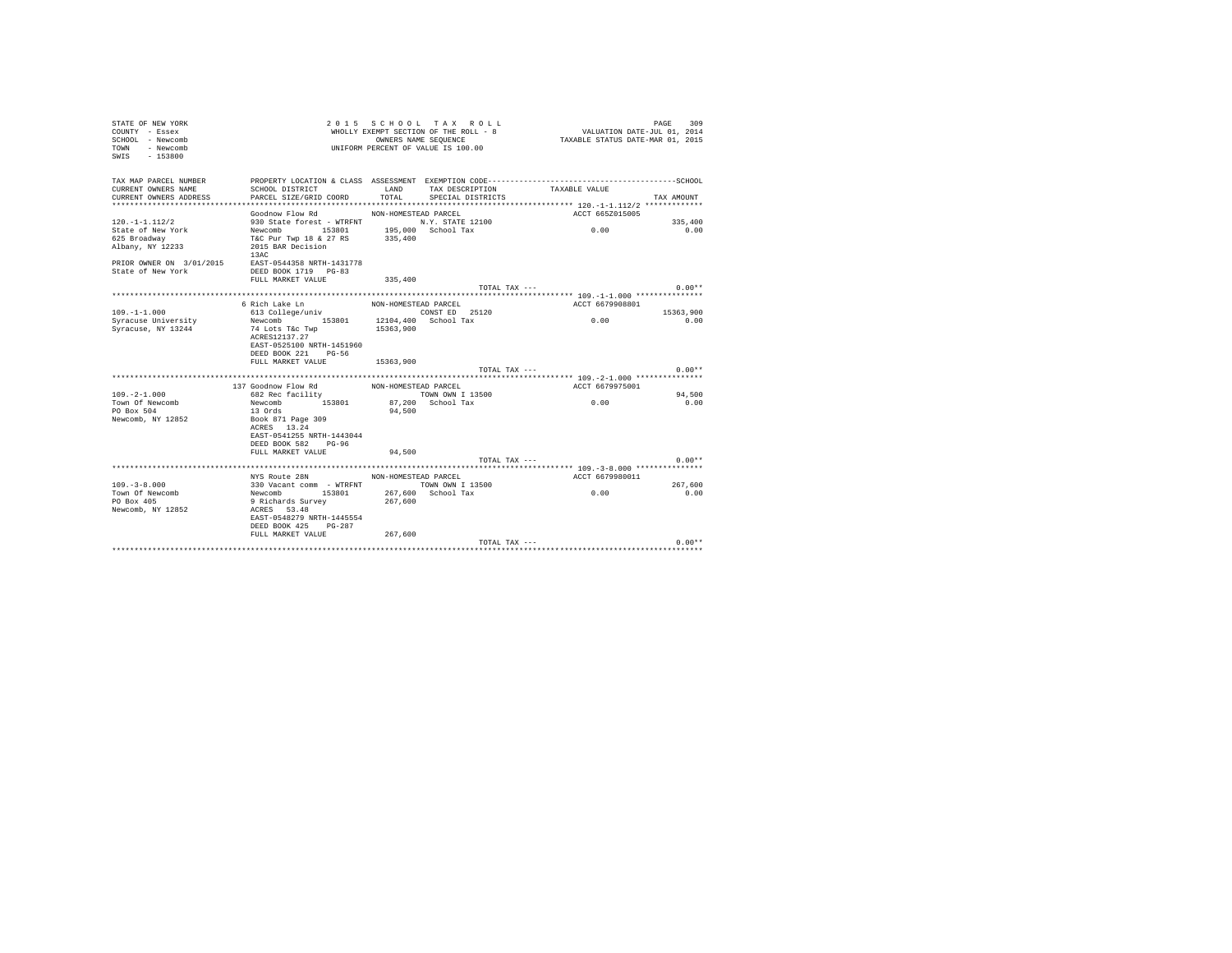STATE OF NEW YORK
COUNTY - Essex
SCHOOL - Newcomb
TOWN - Newcomb
SWIS - 153800

2 0 1 5 S C H O O L T A X R O L L
WHOLLY EXEMPT SECTION OF THE ROLL - 8
OWNERS NAME SEQUENCE
UNIFORM PERCENT OF VALUE IS 100.00

VALUATION DATE-JUL 01, 2014
TAXABLE STATUS DATE-MAR 01, 2015

| TAX MAP PARCEL NUMBER / CURRENT OWNERS NAME / CURRENT OWNERS ADDRESS | PROPERTY LOCATION & CLASS / SCHOOL DISTRICT / PARCEL SIZE/GRID COORD | ASSESSMENT LAND / TOTAL | EXEMPTION CODE / TAX DESCRIPTION / SPECIAL DISTRICTS | TAXABLE VALUE | SCHOOL / TAX AMOUNT |
|---|---|---|---|---|---|
| 120.-1-1.112/2 | Goodnow Flow Rd | NON-HOMESTEAD PARCEL | | ACCT 665Z015005 | |
| 120.-1-1.112/2 | 930 State forest - WTRFNT | | N.Y. STATE 12100 | | 335,400 |
| State of New York | Newcomb 153801 | 195,000 | School Tax | 0.00 | 0.00 |
| 625 Broadway | T&C Pur Twp 18 & 27 RS | 335,400 | | | |
| Albany, NY 12233 | 2015 BAR Decision | | | | |
| | 13AC | | | | |
| PRIOR OWNER ON 3/01/2015 | EAST-0544358 NRTH-1431778 | | | | |
| State of New York | DEED BOOK 1719 PG-83 | | | | |
| | FULL MARKET VALUE | 335,400 | | | |
| | | | TOTAL TAX --- | | 0.00** |
| 109.-1-1.000 | 6 Rich Lake Ln | NON-HOMESTEAD PARCEL | | ACCT 6679908801 | |
| 109.-1-1.000 | 613 College/univ | | CONST ED 25120 | | 15363,900 |
| Syracuse University | Newcomb 153801 | 12104,400 | School Tax | 0.00 | 0.00 |
| Syracuse, NY 13244 | 74 Lots T&c Twp | 15363,900 | | | |
| | ACRES12137.27 | | | | |
| | EAST-0525100 NRTH-1451960 | | | | |
| | DEED BOOK 221 PG-56 | | | | |
| | FULL MARKET VALUE | 15363,900 | | | |
| | | | TOTAL TAX --- | | 0.00** |
| 109.-2-1.000 | 137 Goodnow Flow Rd | NON-HOMESTEAD PARCEL | | ACCT 6679975001 | |
| 109.-2-1.000 | 682 Rec facility | | TOWN OWN I 13500 | | 94,500 |
| Town Of Newcomb | Newcomb 153801 | 87,200 | School Tax | 0.00 | 0.00 |
| PO Box 504 | 13 Ords | 94,500 | | | |
| Newcomb, NY 12852 | Book 871 Page 309 | | | | |
| | ACRES 13.24 | | | | |
| | EAST-0541255 NRTH-1443044 | | | | |
| | DEED BOOK 582 PG-96 | | | | |
| | FULL MARKET VALUE | 94,500 | | | |
| | | | TOTAL TAX --- | | 0.00** |
| 109.-3-8.000 | NYS Route 28N | NON-HOMESTEAD PARCEL | | ACCT 6679980011 | |
| 109.-3-8.000 | 330 Vacant comm - WTRFNT | | TOWN OWN I 13500 | | 267,600 |
| Town Of Newcomb | Newcomb 153801 | 267,600 | School Tax | 0.00 | 0.00 |
| PO Box 405 | 9 Richards Survey | 267,600 | | | |
| Newcomb, NY 12852 | ACRES 53.48 | | | | |
| | EAST-0548279 NRTH-1445554 | | | | |
| | DEED BOOK 425 PG-287 | | | | |
| | FULL MARKET VALUE | 267,600 | | | |
| | | | TOTAL TAX --- | | 0.00** |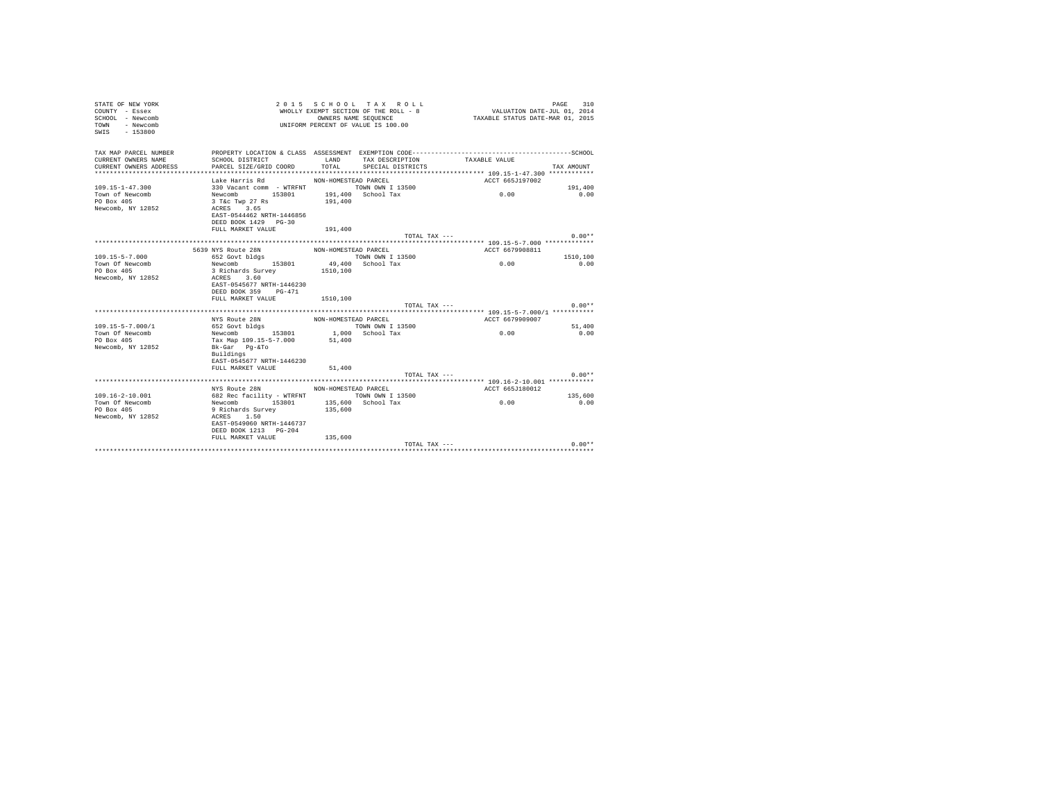STATE OF NEW YORK
COUNTY - Essex
SCHOOL - Newcomb
TOWN - Newcomb
SWIS - 153800

2015 SCHOOL TAX ROLL
WHOLLY EXEMPT SECTION OF THE ROLL - 8
OWNERS NAME SEQUENCE
UNIFORM PERCENT OF VALUE IS 100.00

VALUATION DATE-JUL 01, 2014
TAXABLE STATUS DATE-MAR 01, 2015

| TAX MAP PARCEL NUMBER / CURRENT OWNERS NAME / CURRENT OWNERS ADDRESS | PROPERTY LOCATION & CLASS / SCHOOL DISTRICT / PARCEL SIZE/GRID COORD | ASSESSMENT LAND / TOTAL | EXEMPTION CODE / TAX DESCRIPTION / SPECIAL DISTRICTS | TAXABLE VALUE | SCHOOL / TAX AMOUNT |
|---|---|---|---|---|---|
| **109.15-1-47.300** | Lake Harris Rd | NON-HOMESTEAD PARCEL | | ACCT 665J197002 | |
| 109.15-1-47.300 | 330 Vacant comm - WTRFNT | | TOWN OWN I 13500 | | 191,400 |
| Town of Newcomb | Newcomb 153801 | 191,400 | School Tax | 0.00 | 0.00 |
| PO Box 405 | 3 T&c Twp 27 Rs | 191,400 | | | |
| Newcomb, NY 12852 | ACRES 3.65 | | | | |
| | EAST-0544462 NRTH-1446856 | | | | |
| | DEED BOOK 1429 PG-30 | | | | |
| | FULL MARKET VALUE | 191,400 | | | |
| | | | TOTAL TAX --- | | 0.00** |
| **109.15-5-7.000** | 5639 NYS Route 28N | NON-HOMESTEAD PARCEL | | ACCT 6679908811 | |
| 109.15-5-7.000 | 652 Govt bldgs | | TOWN OWN I 13500 | | 1510,100 |
| Town Of Newcomb | Newcomb 153801 | 49,400 | School Tax | 0.00 | 0.00 |
| PO Box 405 | 3 Richards Survey | 1510,100 | | | |
| Newcomb, NY 12852 | ACRES 3.60 | | | | |
| | EAST-0545677 NRTH-1446230 | | | | |
| | DEED BOOK 359 PG-471 | | | | |
| | FULL MARKET VALUE | 1510,100 | | | |
| | | | TOTAL TAX --- | | 0.00** |
| **109.15-5-7.000/1** | NYS Route 28N | NON-HOMESTEAD PARCEL | | ACCT 6679909007 | |
| 109.15-5-7.000/1 | 652 Govt bldgs | | TOWN OWN I 13500 | | 51,400 |
| Town Of Newcomb | Newcomb 153801 | 1,000 | School Tax | 0.00 | 0.00 |
| PO Box 405 | Tax Map 109.15-5-7.000 | 51,400 | | | |
| Newcomb, NY 12852 | Bk-Gar Pg-&To | | | | |
| | Buildings | | | | |
| | EAST-0545677 NRTH-1446230 | | | | |
| | FULL MARKET VALUE | 51,400 | | | |
| | | | TOTAL TAX --- | | 0.00** |
| **109.16-2-10.001** | NYS Route 28N | NON-HOMESTEAD PARCEL | | ACCT 665J180012 | |
| 109.16-2-10.001 | 682 Rec facility - WTRFNT | | TOWN OWN I 13500 | | 135,600 |
| Town Of Newcomb | Newcomb 153801 | 135,600 | School Tax | 0.00 | 0.00 |
| PO Box 405 | 9 Richards Survey | 135,600 | | | |
| Newcomb, NY 12852 | ACRES 1.50 | | | | |
| | EAST-0549060 NRTH-1446737 | | | | |
| | DEED BOOK 1213 PG-204 | | | | |
| | FULL MARKET VALUE | 135,600 | | | |
| | | | TOTAL TAX --- | | 0.00** |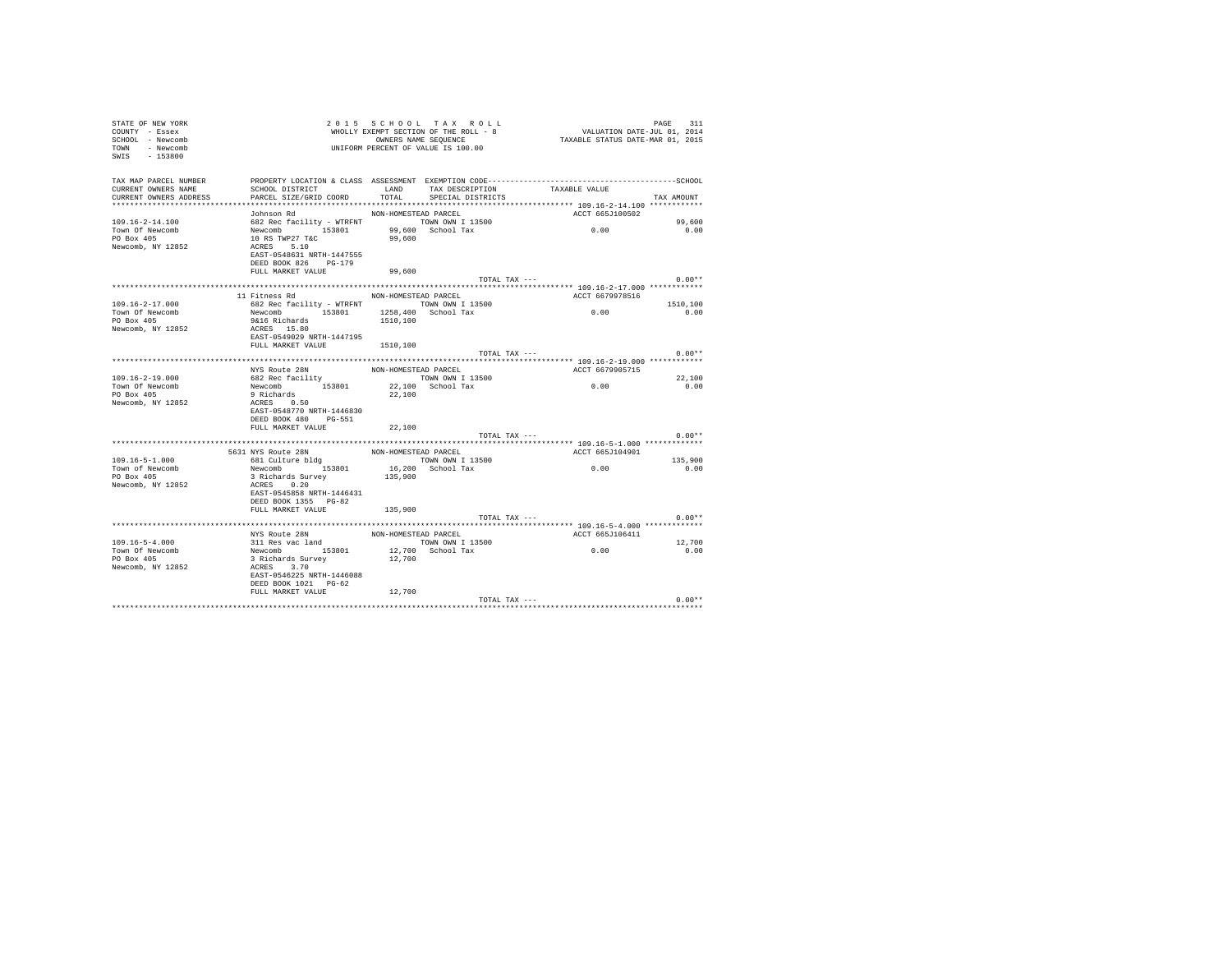```
STATE OF NEW YORK                2 0 1 5   S C H O O L   T A X   R O L L                    PAGE   311
COUNTY  - Essex                  WHOLLY EXEMPT SECTION OF THE ROLL - 8            VALUATION DATE-JUL 01, 2014
SCHOOL  - Newcomb                      OWNERS NAME SEQUENCE                   TAXABLE STATUS DATE-MAR 01, 2015
TOWN    - Newcomb                UNIFORM PERCENT OF VALUE IS 100.00
SWIS    - 153800

TAX MAP PARCEL NUMBER     PROPERTY LOCATION & CLASS  ASSESSMENT  EXEMPTION CODE------------------------------------------------SCHOOL
CURRENT OWNERS NAME       SCHOOL DISTRICT              LAND      TAX DESCRIPTION            TAXABLE VALUE
CURRENT OWNERS ADDRESS    PARCEL SIZE/GRID COORD       TOTAL     SPECIAL DISTRICTS                                       TAX AMOUNT
******************************************************************************************** 109.16-2-14.100 ***********
                          Johnson Rd                  NON-HOMESTEAD PARCEL                  ACCT 665J100502
109.16-2-14.100           682 Rec facility - WTRFNT           TOWN OWN I 13500                                           99,600
Town Of Newcomb           Newcomb      153801          99,600   School Tax                       0.00                  0.00
PO Box 405                10 RS TWP27 T&C              99,600
Newcomb, NY 12852         ACRES    5.10
                          EAST-0548631 NRTH-1447555
                          DEED BOOK 826    PG-179
                          FULL MARKET VALUE            99,600
                                                                         TOTAL TAX ---                                  0.00**
******************************************************************************************** 109.16-2-17.000 ***********
                       11 Fitness Rd                  NON-HOMESTEAD PARCEL                  ACCT 6679978516
109.16-2-17.000           682 Rec facility - WTRFNT           TOWN OWN I 13500                                         1510,100
Town Of Newcomb           Newcomb      153801        1258,400   School Tax                       0.00                  0.00
PO Box 405                9&16 Richards              1510,100
Newcomb, NY 12852         ACRES   15.80
                          EAST-0549029 NRTH-1447195
                          FULL MARKET VALUE          1510,100
                                                                         TOTAL TAX ---                                  0.00**
******************************************************************************************** 109.16-2-19.000 ***********
                          NYS Route 28N               NON-HOMESTEAD PARCEL                  ACCT 6679905715
109.16-2-19.000           682 Rec facility                    TOWN OWN I 13500                                           22,100
Town Of Newcomb           Newcomb      153801          22,100   School Tax                       0.00                  0.00
PO Box 405                9 Richards                   22,100
Newcomb, NY 12852         ACRES    0.50
                          EAST-0548770 NRTH-1446830
                          DEED BOOK 480    PG-551
                          FULL MARKET VALUE            22,100
                                                                         TOTAL TAX ---                                  0.00**
******************************************************************************************** 109.16-5-1.000 ************
                     5631 NYS Route 28N               NON-HOMESTEAD PARCEL                  ACCT 665J104901
109.16-5-1.000            681 Culture bldg                    TOWN OWN I 13500                                          135,900
Town of Newcomb           Newcomb      153801          16,200   School Tax                       0.00                  0.00
PO Box 405                3 Richards Survey           135,900
Newcomb, NY 12852         ACRES    0.20
                          EAST-0545858 NRTH-1446431
                          DEED BOOK 1355   PG-82
                          FULL MARKET VALUE           135,900
                                                                         TOTAL TAX ---                                  0.00**
******************************************************************************************** 109.16-5-4.000 ************
                          NYS Route 28N               NON-HOMESTEAD PARCEL                  ACCT 665J106411
109.16-5-4.000            311 Res vac land                    TOWN OWN I 13500                                           12,700
Town Of Newcomb           Newcomb      153801          12,700   School Tax                       0.00                  0.00
PO Box 405                3 Richards Survey            12,700
Newcomb, NY 12852         ACRES    3.70
                          EAST-0546225 NRTH-1446088
                          DEED BOOK 1021   PG-62
                          FULL MARKET VALUE            12,700
                                                                         TOTAL TAX ---                                  0.00**
************************************************************************************************************************
```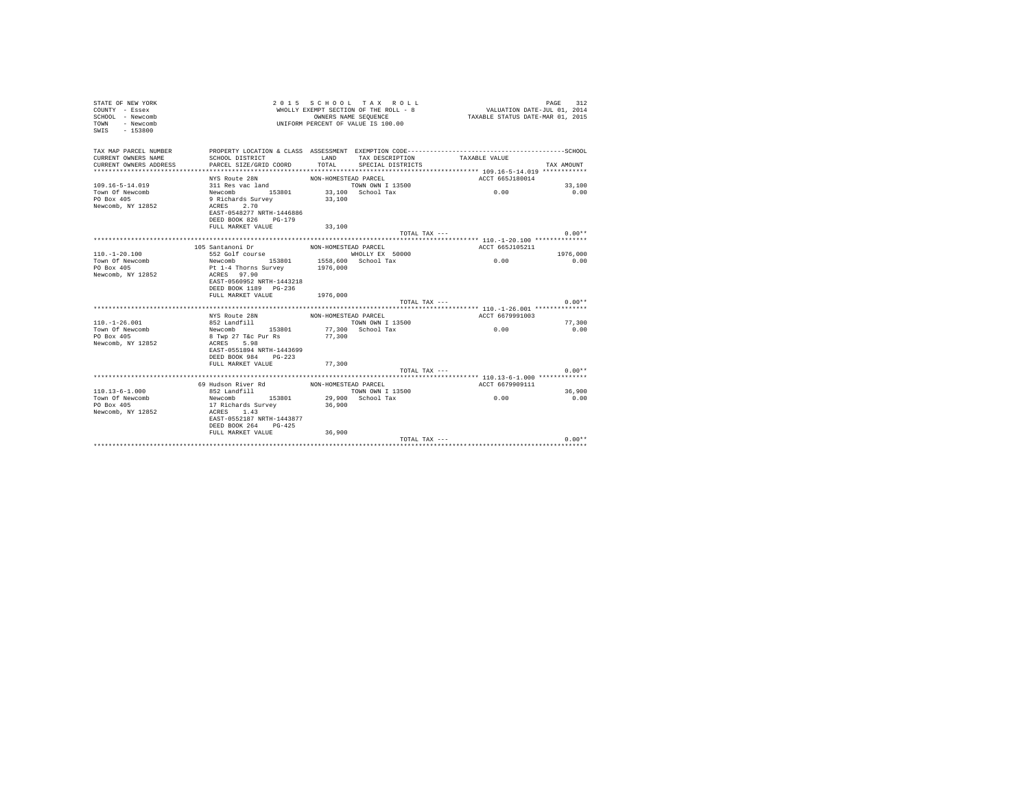STATE OF NEW YORK
COUNTY - Essex
SCHOOL - Newcomb
TOWN - Newcomb
SWIS - 153800

2015 SCHOOL TAX ROLL
WHOLLY EXEMPT SECTION OF THE ROLL - 8
OWNERS NAME SEQUENCE
UNIFORM PERCENT OF VALUE IS 100.00

VALUATION DATE-JUL 01, 2014
TAXABLE STATUS DATE-MAR 01, 2015

| TAX MAP PARCEL NUMBER / CURRENT OWNERS NAME / CURRENT OWNERS ADDRESS | PROPERTY LOCATION & CLASS / SCHOOL DISTRICT / PARCEL SIZE/GRID COORD | ASSESSMENT LAND / TOTAL | EXEMPTION CODE / TAX DESCRIPTION / SPECIAL DISTRICTS | TAXABLE VALUE | SCHOOL / TAX AMOUNT |
|---|---|---|---|---|---|
| **109.16-5-14.019** | NYS Route 28N | NON-HOMESTEAD PARCEL | | ACCT 665J180014 | |
| 109.16-5-14.019 | 311 Res vac land | | TOWN OWN I 13500 | | 33,100 |
| Town Of Newcomb | Newcomb 153801 | 33,100 | School Tax | 0.00 | 0.00 |
| PO Box 405 | 9 Richards Survey | 33,100 | | | |
| Newcomb, NY 12852 | ACRES 2.70 | | | | |
| | EAST-0548277 NRTH-1446886 | | | | |
| | DEED BOOK 826 PG-179 | | | | |
| | FULL MARKET VALUE | 33,100 | | | |
| | | | TOTAL TAX --- | | 0.00** |
| **110.-1-20.100** | 105 Santanoni Dr | NON-HOMESTEAD PARCEL | | ACCT 665J105211 | |
| 110.-1-20.100 | 552 Golf course | | WHOLLY EX 50000 | | 1976,000 |
| Town Of Newcomb | Newcomb 153801 | 1558,600 | School Tax | 0.00 | 0.00 |
| PO Box 405 | Pt 1-4 Thorns Survey | 1976,000 | | | |
| Newcomb, NY 12852 | ACRES 97.90 | | | | |
| | EAST-0560952 NRTH-1443218 | | | | |
| | DEED BOOK 1189 PG-236 | | | | |
| | FULL MARKET VALUE | 1976,000 | | | |
| | | | TOTAL TAX --- | | 0.00** |
| **110.-1-26.001** | NYS Route 28N | NON-HOMESTEAD PARCEL | | ACCT 6679991003 | |
| 110.-1-26.001 | 852 Landfill | | TOWN OWN I 13500 | | 77,300 |
| Town Of Newcomb | Newcomb 153801 | 77,300 | School Tax | 0.00 | 0.00 |
| PO Box 405 | 8 Twp 27 T&c Pur Rs | 77,300 | | | |
| Newcomb, NY 12852 | ACRES 5.98 | | | | |
| | EAST-0551894 NRTH-1443699 | | | | |
| | DEED BOOK 984 PG-223 | | | | |
| | FULL MARKET VALUE | 77,300 | | | |
| | | | TOTAL TAX --- | | 0.00** |
| **110.13-6-1.000** | 69 Hudson River Rd | NON-HOMESTEAD PARCEL | | ACCT 6679909111 | |
| 110.13-6-1.000 | 852 Landfill | | TOWN OWN I 13500 | | 36,900 |
| Town Of Newcomb | Newcomb 153801 | 29,900 | School Tax | 0.00 | 0.00 |
| PO Box 405 | 17 Richards Survey | 36,900 | | | |
| Newcomb, NY 12852 | ACRES 1.43 | | | | |
| | EAST-0552187 NRTH-1443877 | | | | |
| | DEED BOOK 264 PG-425 | | | | |
| | FULL MARKET VALUE | 36,900 | | | |
| | | | TOTAL TAX --- | | 0.00** |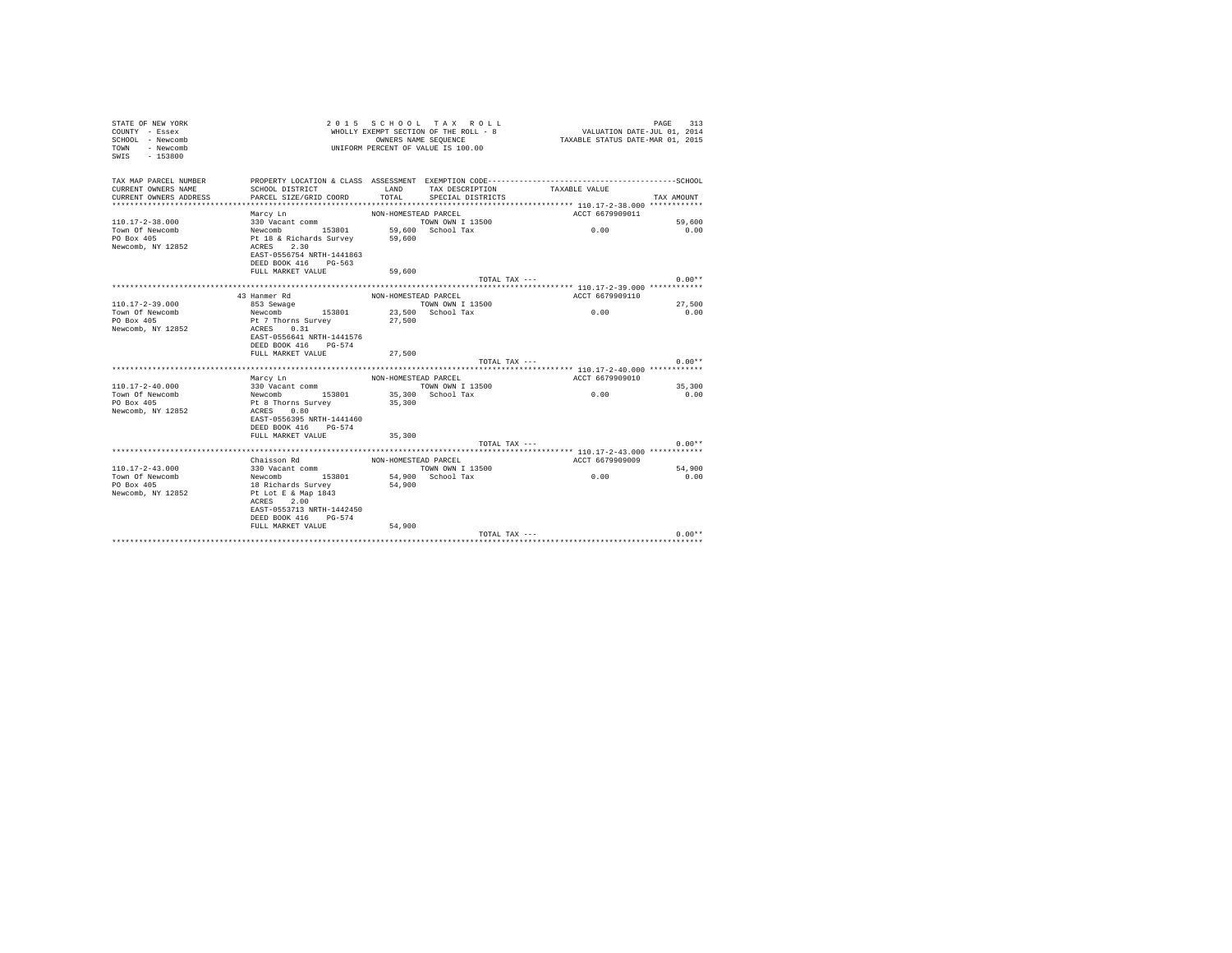STATE OF NEW YORK
COUNTY - Essex
SCHOOL - Newcomb
TOWN - Newcomb
SWIS - 153800

2015 SCHOOL TAX ROLL
WHOLLY EXEMPT SECTION OF THE ROLL - 8
OWNERS NAME SEQUENCE
UNIFORM PERCENT OF VALUE IS 100.00

VALUATION DATE-JUL 01, 2014
TAXABLE STATUS DATE-MAR 01, 2015

| TAX MAP PARCEL NUMBER / CURRENT OWNERS NAME / CURRENT OWNERS ADDRESS | PROPERTY LOCATION & CLASS / SCHOOL DISTRICT / PARCEL SIZE/GRID COORD | ASSESSMENT LAND / TOTAL | EXEMPTION CODE / TAX DESCRIPTION / SPECIAL DISTRICTS | TAXABLE VALUE | SCHOOL / TAX AMOUNT |
|---|---|---|---|---|---|
| **110.17-2-38.000** | Marcy Ln | NON-HOMESTEAD PARCEL | | ACCT 6679909011 | |
| 110.17-2-38.000 | 330 Vacant comm | | TOWN OWN I 13500 | | 59,600 |
| Town Of Newcomb | Newcomb 153801 | 59,600 | School Tax | 0.00 | 0.00 |
| PO Box 405 | Pt 18 & Richards Survey | 59,600 | | | |
| Newcomb, NY 12852 | ACRES 2.30 | | | | |
| | EAST-0556754 NRTH-1441863 | | | | |
| | DEED BOOK 416 PG-563 | | | | |
| | FULL MARKET VALUE | 59,600 | | | |
| | | | TOTAL TAX --- | | 0.00** |
| **110.17-2-39.000** | 43 Hanmer Rd | NON-HOMESTEAD PARCEL | | ACCT 6679909110 | |
| 110.17-2-39.000 | 853 Sewage | | TOWN OWN I 13500 | | 27,500 |
| Town Of Newcomb | Newcomb 153801 | 23,500 | School Tax | 0.00 | 0.00 |
| PO Box 405 | Pt 7 Thorns Survey | 27,500 | | | |
| Newcomb, NY 12852 | ACRES 0.31 | | | | |
| | EAST-0556641 NRTH-1441576 | | | | |
| | DEED BOOK 416 PG-574 | | | | |
| | FULL MARKET VALUE | 27,500 | | | |
| | | | TOTAL TAX --- | | 0.00** |
| **110.17-2-40.000** | Marcy Ln | NON-HOMESTEAD PARCEL | | ACCT 6679909010 | |
| 110.17-2-40.000 | 330 Vacant comm | | TOWN OWN I 13500 | | 35,300 |
| Town Of Newcomb | Newcomb 153801 | 35,300 | School Tax | 0.00 | 0.00 |
| PO Box 405 | Pt 8 Thorns Survey | 35,300 | | | |
| Newcomb, NY 12852 | ACRES 0.80 | | | | |
| | EAST-0556395 NRTH-1441460 | | | | |
| | DEED BOOK 416 PG-574 | | | | |
| | FULL MARKET VALUE | 35,300 | | | |
| | | | TOTAL TAX --- | | 0.00** |
| **110.17-2-43.000** | Chaisson Rd | NON-HOMESTEAD PARCEL | | ACCT 6679909009 | |
| 110.17-2-43.000 | 330 Vacant comm | | TOWN OWN I 13500 | | 54,900 |
| Town Of Newcomb | Newcomb 153801 | 54,900 | School Tax | 0.00 | 0.00 |
| PO Box 405 | 18 Richards Survey | 54,900 | | | |
| Newcomb, NY 12852 | Pt Lot E & Map 1843 | | | | |
| | ACRES 2.00 | | | | |
| | EAST-0553713 NRTH-1442450 | | | | |
| | DEED BOOK 416 PG-574 | | | | |
| | FULL MARKET VALUE | 54,900 | | | |
| | | | TOTAL TAX --- | | 0.00** |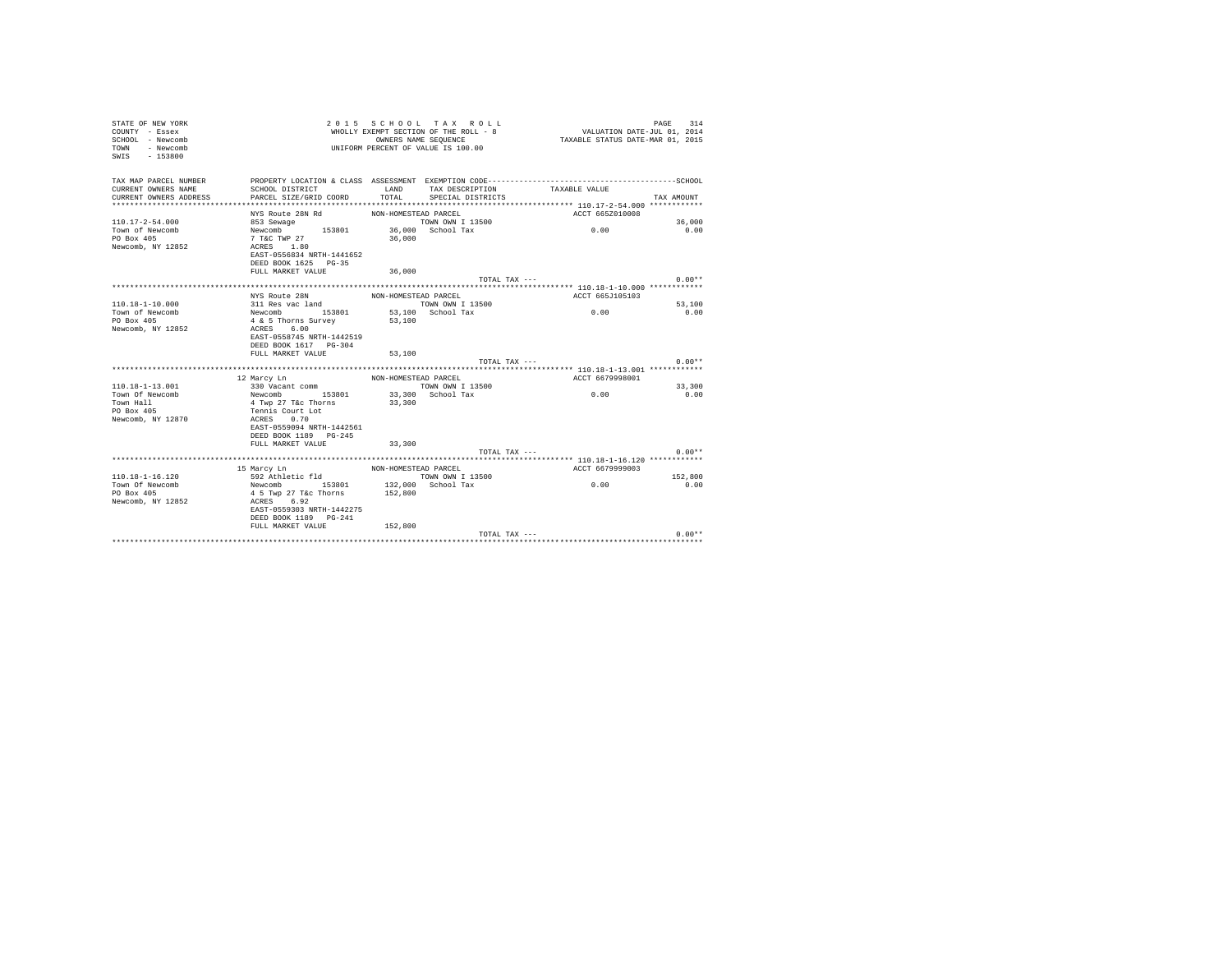STATE OF NEW YORK
COUNTY - Essex
SCHOOL - Newcomb
TOWN - Newcomb
SWIS - 153800

2 0 1 5 S C H O O L T A X R O L L
WHOLLY EXEMPT SECTION OF THE ROLL - 8
OWNERS NAME SEQUENCE
UNIFORM PERCENT OF VALUE IS 100.00

VALUATION DATE-JUL 01, 2014
TAXABLE STATUS DATE-MAR 01, 2015

| TAX MAP PARCEL NUMBER / CURRENT OWNERS NAME / CURRENT OWNERS ADDRESS | PROPERTY LOCATION & CLASS / SCHOOL DISTRICT / PARCEL SIZE/GRID COORD | ASSESSMENT LAND / TOTAL | EXEMPTION CODE / TAX DESCRIPTION / SPECIAL DISTRICTS | TAXABLE VALUE | SCHOOL TAX AMOUNT |
|---|---|---|---|---|---|
| **110.17-2-54.000** | NYS Route 28N Rd | NON-HOMESTEAD PARCEL | | ACCT 665Z010008 | |
| 110.17-2-54.000 | 853 Sewage | | TOWN OWN I 13500 | | 36,000 |
| Town of Newcomb | Newcomb 153801 | 36,000 | School Tax | 0.00 | 0.00 |
| PO Box 405 | 7 T&C TWP 27 | 36,000 | | | |
| Newcomb, NY 12852 | ACRES 1.80 | | | | |
| | EAST-0556834 NRTH-1441652 | | | | |
| | DEED BOOK 1625 PG-35 | | | | |
| | FULL MARKET VALUE | 36,000 | | | |
| | | | TOTAL TAX --- | | 0.00** |
| **110.18-1-10.000** | NYS Route 28N | NON-HOMESTEAD PARCEL | | ACCT 665J105103 | |
| 110.18-1-10.000 | 311 Res vac land | | TOWN OWN I 13500 | | 53,100 |
| Town of Newcomb | Newcomb 153801 | 53,100 | School Tax | 0.00 | 0.00 |
| PO Box 405 | 4 & 5 Thorns Survey | 53,100 | | | |
| Newcomb, NY 12852 | ACRES 6.00 | | | | |
| | EAST-0558745 NRTH-1442519 | | | | |
| | DEED BOOK 1617 PG-304 | | | | |
| | FULL MARKET VALUE | 53,100 | | | |
| | | | TOTAL TAX --- | | 0.00** |
| **110.18-1-13.001** | 12 Marcy Ln | NON-HOMESTEAD PARCEL | | ACCT 6679998001 | |
| 110.18-1-13.001 | 330 Vacant comm | | TOWN OWN I 13500 | | 33,300 |
| Town Of Newcomb | Newcomb 153801 | 33,300 | School Tax | 0.00 | 0.00 |
| Town Hall | 4 Twp 27 T&c Thorns | 33,300 | | | |
| PO Box 405 | Tennis Court Lot | | | | |
| Newcomb, NY 12870 | ACRES 0.70 | | | | |
| | EAST-0559094 NRTH-1442561 | | | | |
| | DEED BOOK 1189 PG-245 | | | | |
| | FULL MARKET VALUE | 33,300 | | | |
| | | | TOTAL TAX --- | | 0.00** |
| **110.18-1-16.120** | 15 Marcy Ln | NON-HOMESTEAD PARCEL | | ACCT 6679999003 | |
| 110.18-1-16.120 | 592 Athletic fld | | TOWN OWN I 13500 | | 152,800 |
| Town Of Newcomb | Newcomb 153801 | 132,000 | School Tax | 0.00 | 0.00 |
| PO Box 405 | 4 5 Twp 27 T&c Thorns | 152,800 | | | |
| Newcomb, NY 12852 | ACRES 6.92 | | | | |
| | EAST-0559303 NRTH-1442275 | | | | |
| | DEED BOOK 1189 PG-241 | | | | |
| | FULL MARKET VALUE | 152,800 | | | |
| | | | TOTAL TAX --- | | 0.00** |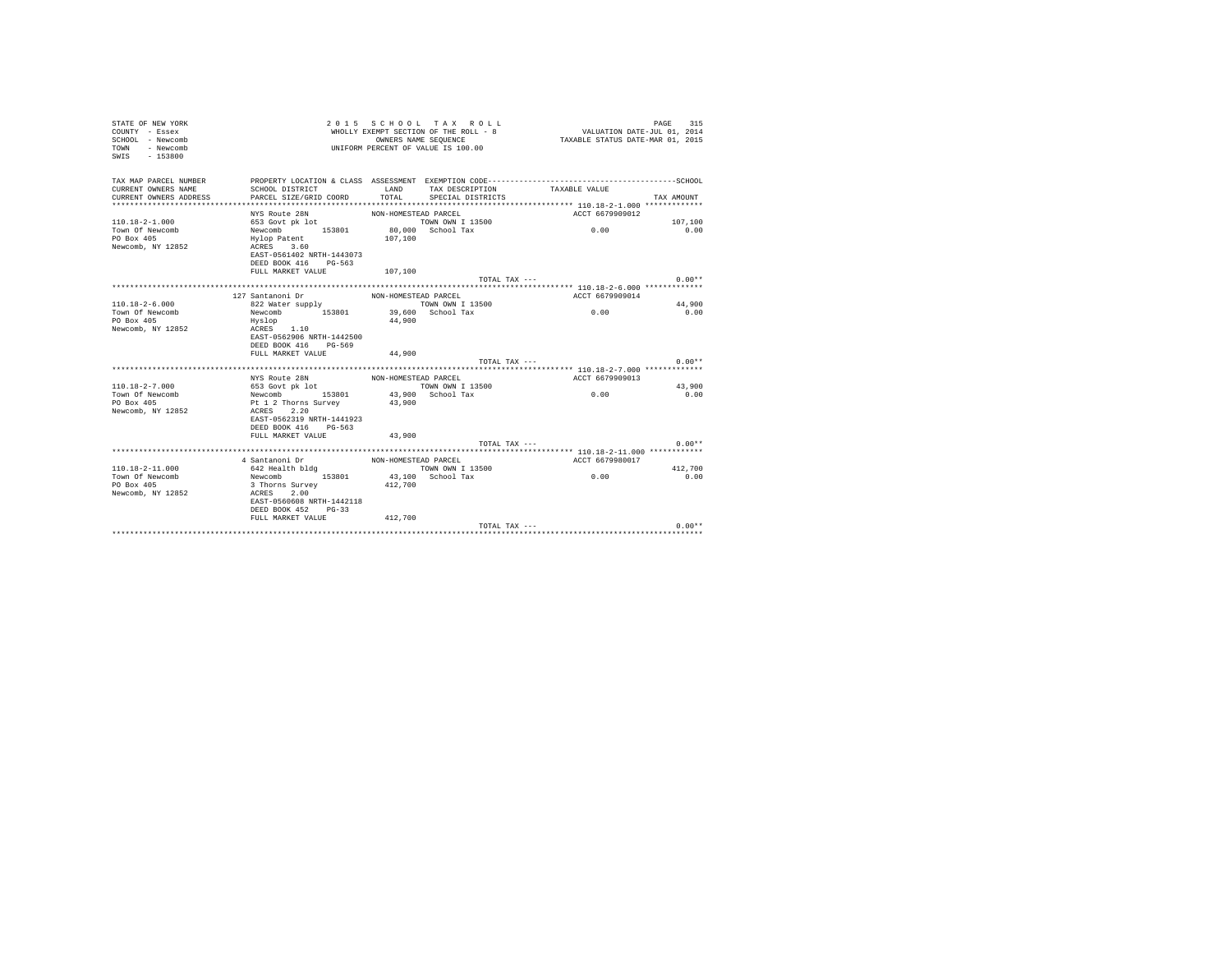```
STATE OF NEW YORK                    2 0 1 5   S C H O O L   T A X   R O L L                              PAGE   315
COUNTY  - Essex                      WHOLLY EXEMPT SECTION OF THE ROLL - 8                   VALUATION DATE-JUL 01, 2014
SCHOOL  - Newcomb                          OWNERS NAME SEQUENCE                          TAXABLE STATUS DATE-MAR 01, 2015
TOWN    - Newcomb                      UNIFORM PERCENT OF VALUE IS 100.00
SWIS    - 153800

TAX MAP PARCEL NUMBER         PROPERTY LOCATION & CLASS  ASSESSMENT  EXEMPTION CODE------------------------------------------SCHOOL
CURRENT OWNERS NAME           SCHOOL DISTRICT              LAND     TAX DESCRIPTION            TAXABLE VALUE
CURRENT OWNERS ADDRESS        PARCEL SIZE/GRID COORD       TOTAL    SPECIAL DISTRICTS                                  TAX AMOUNT
******************************************************************************************** 110.18-2-1.000 ************
                              NYS Route 28N              NON-HOMESTEAD PARCEL                    ACCT 6679909012
110.18-2-1.000                653 Govt pk lot                       TOWN OWN I 13500                                    107,100
Town Of Newcomb               Newcomb        153801       80,000   School Tax                          0.00                0.00
PO Box 405                    Hylop Patent                107,100
Newcomb, NY 12852             ACRES    3.60
                              EAST-0561402 NRTH-1443073
                              DEED BOOK 416    PG-563
                              FULL MARKET VALUE           107,100
                                                                              TOTAL TAX ---                                0.00**
******************************************************************************************** 110.18-2-6.000 ************
                         127 Santanoni Dr                NON-HOMESTEAD PARCEL                    ACCT 6679909014
110.18-2-6.000                822 Water supply                      TOWN OWN I 13500                                     44,900
Town Of Newcomb               Newcomb        153801       39,600   School Tax                          0.00                0.00
PO Box 405                    Hyslop                       44,900
Newcomb, NY 12852             ACRES    1.10
                              EAST-0562906 NRTH-1442500
                              DEED BOOK 416    PG-569
                              FULL MARKET VALUE            44,900
                                                                              TOTAL TAX ---                                0.00**
******************************************************************************************** 110.18-2-7.000 ************
                              NYS Route 28N              NON-HOMESTEAD PARCEL                    ACCT 6679909013
110.18-2-7.000                653 Govt pk lot                       TOWN OWN I 13500                                     43,900
Town Of Newcomb               Newcomb        153801       43,900   School Tax                          0.00                0.00
PO Box 405                    Pt 1 2 Thorns Survey         43,900
Newcomb, NY 12852             ACRES    2.20
                              EAST-0562319 NRTH-1441923
                              DEED BOOK 416    PG-563
                              FULL MARKET VALUE            43,900
                                                                              TOTAL TAX ---                                0.00**
******************************************************************************************** 110.18-2-11.000 ***********
                           4 Santanoni Dr                NON-HOMESTEAD PARCEL                    ACCT 6679980017
110.18-2-11.000               642 Health bldg                       TOWN OWN I 13500                                    412,700
Town Of Newcomb               Newcomb        153801       43,100   School Tax                          0.00                0.00
PO Box 405                    3 Thorns Survey             412,700
Newcomb, NY 12852             ACRES    2.00
                              EAST-0560608 NRTH-1442118
                              DEED BOOK 452    PG-33
                              FULL MARKET VALUE           412,700
                                                                              TOTAL TAX ---                                0.00**
**************************************************************************************************************************
```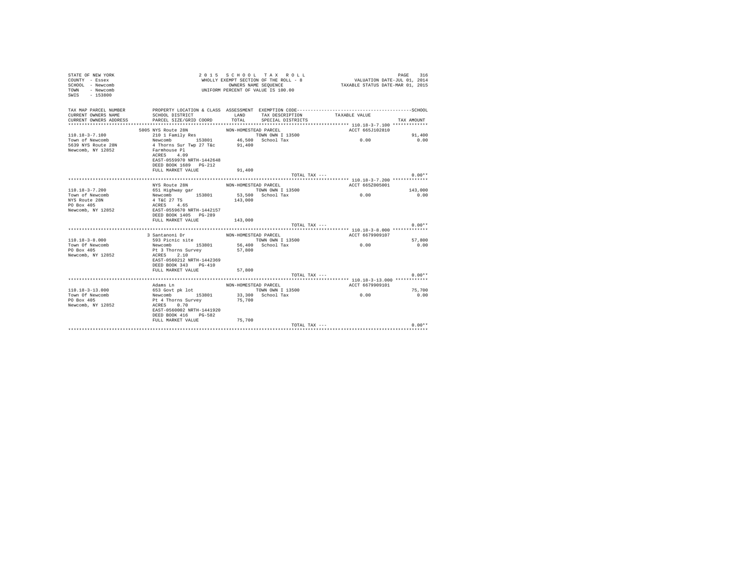STATE OF NEW YORK
COUNTY - Essex
SCHOOL - Newcomb
TOWN - Newcomb
SWIS - 153800

2 0 1 5 S C H O O L T A X R O L L
WHOLLY EXEMPT SECTION OF THE ROLL - 8
OWNERS NAME SEQUENCE
UNIFORM PERCENT OF VALUE IS 100.00

VALUATION DATE-JUL 01, 2014
TAXABLE STATUS DATE-MAR 01, 2015

| TAX MAP PARCEL NUMBER / CURRENT OWNERS NAME / CURRENT OWNERS ADDRESS | PROPERTY LOCATION & CLASS / SCHOOL DISTRICT / PARCEL SIZE/GRID COORD | ASSESSMENT LAND / TOTAL | EXEMPTION CODE / TAX DESCRIPTION / SPECIAL DISTRICTS | TAXABLE VALUE | SCHOOL / TAX AMOUNT |
|---|---|---|---|---|---|
| 110.18-3-7.100 | 5005 NYS Route 28N | NON-HOMESTEAD PARCEL | | ACCT 665J102810 | |
| | 210 1 Family Res | | TOWN OWN I 13500 | | 91,400 |
| Town of Newcomb | Newcomb 153801 | 46,500 | School Tax | 0.00 | 0.00 |
| 5639 NYS Route 28N | 4 Thorns Sur Twp 27 T&c | 91,400 | | | |
| Newcomb, NY 12852 | Farmhouse Pl | | | | |
| | ACRES 4.09 | | | | |
| | EAST-0559970 NRTH-1442648 | | | | |
| | DEED BOOK 1689 PG-212 | | | | |
| | FULL MARKET VALUE | 91,400 | | | |
| | | | TOTAL TAX --- | | 0.00** |
| 110.18-3-7.200 | NYS Route 28N | NON-HOMESTEAD PARCEL | | ACCT 665Z005001 | |
| | 651 Highway gar | | TOWN OWN I 13500 | | 143,000 |
| Town of Newcomb | Newcomb 153801 | 53,500 | School Tax | 0.00 | 0.00 |
| NYS Route 28N | 4 T&C 27 TS | 143,000 | | | |
| PO Box 405 | ACRES 4.65 | | | | |
| Newcomb, NY 12852 | EAST-0559670 NRTH-1442157 | | | | |
| | DEED BOOK 1405 PG-289 | | | | |
| | FULL MARKET VALUE | 143,000 | | | |
| | | | TOTAL TAX --- | | 0.00** |
| 110.18-3-8.000 | 3 Santanoni Dr | NON-HOMESTEAD PARCEL | | ACCT 6679909107 | |
| | 593 Picnic site | | TOWN OWN I 13500 | | 57,800 |
| Town Of Newcomb | Newcomb 153801 | 56,400 | School Tax | 0.00 | 0.00 |
| PO Box 405 | Pt 3 Thorns Survey | 57,800 | | | |
| Newcomb, NY 12852 | ACRES 2.10 | | | | |
| | EAST-0560212 NRTH-1442369 | | | | |
| | DEED BOOK 343 PG-410 | | | | |
| | FULL MARKET VALUE | 57,800 | | | |
| | | | TOTAL TAX --- | | 0.00** |
| 110.18-3-13.000 | Adams Ln | NON-HOMESTEAD PARCEL | | ACCT 6679909101 | |
| | 653 Govt pk lot | | TOWN OWN I 13500 | | 75,700 |
| Town Of Newcomb | Newcomb 153801 | 33,300 | School Tax | 0.00 | 0.00 |
| PO Box 405 | Pt 4 Thorns Survey | 75,700 | | | |
| Newcomb, NY 12852 | ACRES 0.70 | | | | |
| | EAST-0560002 NRTH-1441920 | | | | |
| | DEED BOOK 416 PG-582 | | | | |
| | FULL MARKET VALUE | 75,700 | | | |
| | | | TOTAL TAX --- | | 0.00** |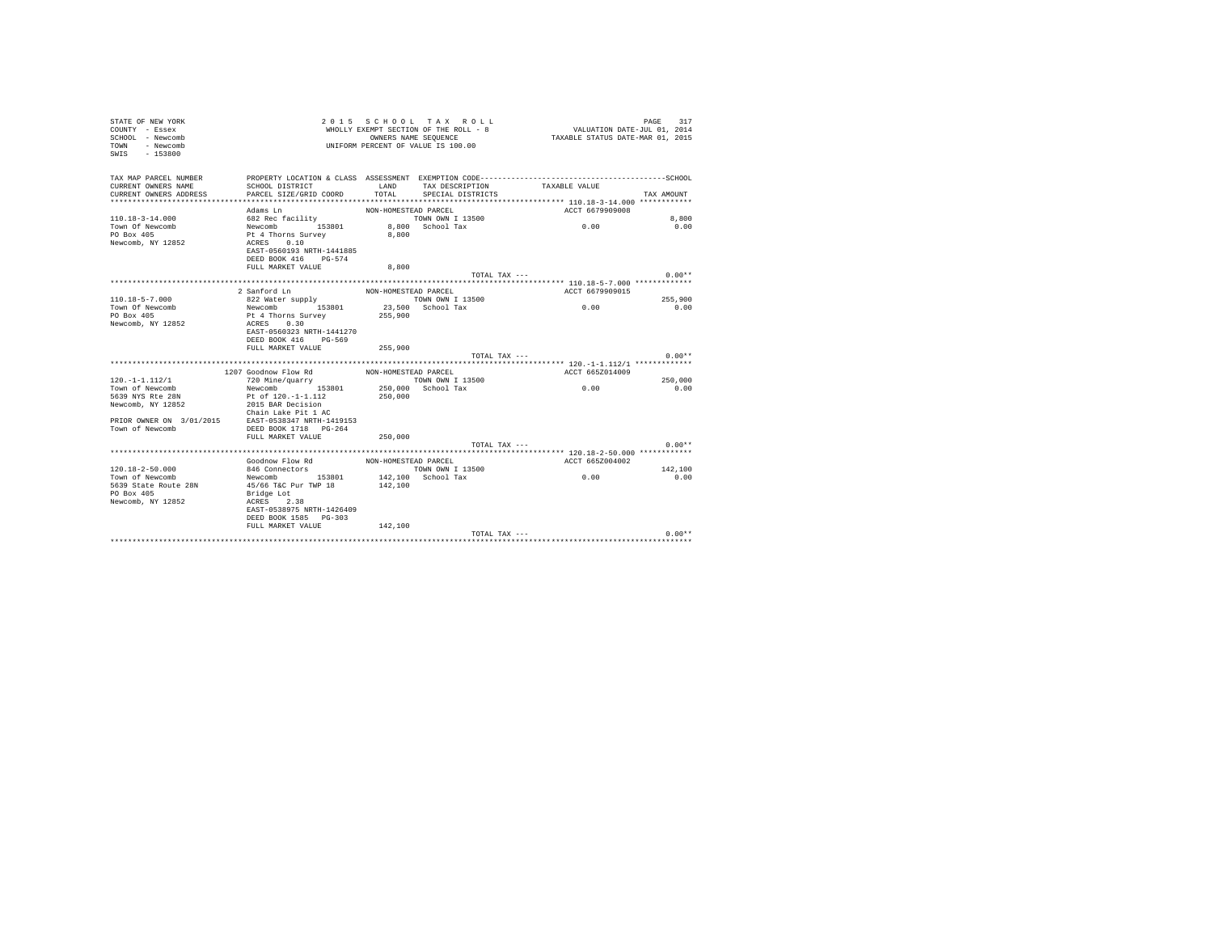STATE OF NEW YORK
COUNTY - Essex
SCHOOL - Newcomb
TOWN - Newcomb
SWIS - 153800

2 0 1 5 S C H O O L T A X R O L L
WHOLLY EXEMPT SECTION OF THE ROLL - 8
OWNERS NAME SEQUENCE
UNIFORM PERCENT OF VALUE IS 100.00

VALUATION DATE-JUL 01, 2014
TAXABLE STATUS DATE-MAR 01, 2015

| TAX MAP PARCEL NUMBER / CURRENT OWNERS NAME / CURRENT OWNERS ADDRESS | PROPERTY LOCATION & CLASS / SCHOOL DISTRICT / PARCEL SIZE/GRID COORD | ASSESSMENT LAND / TOTAL | EXEMPTION CODE / TAX DESCRIPTION / SPECIAL DISTRICTS | TAXABLE VALUE | TAX AMOUNT |
|---|---|---|---|---|---|
| **110.18-3-14.000** | Adams Ln | NON-HOMESTEAD PARCEL | | ACCT 6679909008 | |
| 110.18-3-14.000 | 682 Rec facility | | TOWN OWN I 13500 | | 8,800 |
| Town Of Newcomb | Newcomb 153801 | 8,800 | School Tax | 0.00 | 0.00 |
| PO Box 405 | Pt 4 Thorns Survey | 8,800 | | | |
| Newcomb, NY 12852 | ACRES 0.10 | | | | |
| | EAST-0560193 NRTH-1441885 | | | | |
| | DEED BOOK 416 PG-574 | | | | |
| | FULL MARKET VALUE | 8,800 | | | |
| | | | TOTAL TAX --- | | 0.00** |
| **110.18-5-7.000** | 2 Sanford Ln | NON-HOMESTEAD PARCEL | | ACCT 6679909015 | |
| 110.18-5-7.000 | 822 Water supply | | TOWN OWN I 13500 | | 255,900 |
| Town Of Newcomb | Newcomb 153801 | 23,500 | School Tax | 0.00 | 0.00 |
| PO Box 405 | Pt 4 Thorns Survey | 255,900 | | | |
| Newcomb, NY 12852 | ACRES 0.30 | | | | |
| | EAST-0560323 NRTH-1441270 | | | | |
| | DEED BOOK 416 PG-569 | | | | |
| | FULL MARKET VALUE | 255,900 | | | |
| | | | TOTAL TAX --- | | 0.00** |
| **120.-1-1.112/1** | 1207 Goodnow Flow Rd | NON-HOMESTEAD PARCEL | | ACCT 665Z014009 | |
| 120.-1-1.112/1 | 720 Mine/quarry | | TOWN OWN I 13500 | | 250,000 |
| Town of Newcomb | Newcomb 153801 | 250,000 | School Tax | 0.00 | 0.00 |
| 5639 NYS Rte 28N | Pt of 120.-1-1.112 | 250,000 | | | |
| Newcomb, NY 12852 | 2015 BAR Decision | | | | |
| | Chain Lake Pit 1 AC | | | | |
| PRIOR OWNER ON 3/01/2015 | EAST-0538347 NRTH-1419153 | | | | |
| Town of Newcomb | DEED BOOK 1718 PG-264 | | | | |
| | FULL MARKET VALUE | 250,000 | | | |
| | | | TOTAL TAX --- | | 0.00** |
| **120.18-2-50.000** | Goodnow Flow Rd | NON-HOMESTEAD PARCEL | | ACCT 665Z004002 | |
| 120.18-2-50.000 | 846 Connectors | | TOWN OWN I 13500 | | 142,100 |
| Town of Newcomb | Newcomb 153801 | 142,100 | School Tax | 0.00 | 0.00 |
| 5639 State Route 28N | 45/66 T&C Pur TWP 18 | 142,100 | | | |
| PO Box 405 | Bridge Lot | | | | |
| Newcomb, NY 12852 | ACRES 2.38 | | | | |
| | EAST-0538975 NRTH-1426409 | | | | |
| | DEED BOOK 1585 PG-303 | | | | |
| | FULL MARKET VALUE | 142,100 | | | |
| | | | TOTAL TAX --- | | 0.00** |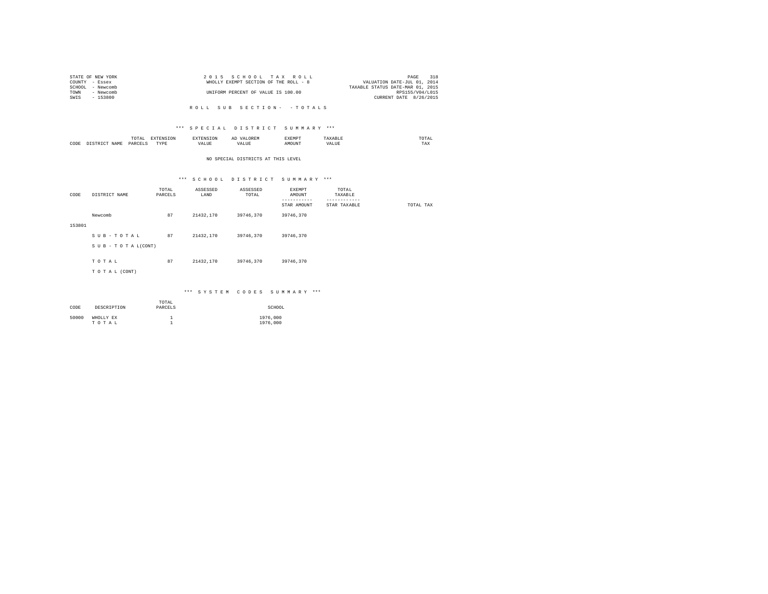STATE OF NEW YORK
COUNTY - Essex
SCHOOL - Newcomb
TOWN - Newcomb
SWIS - 153800

2 0 1 5 S C H O O L T A X R O L L
WHOLLY EXEMPT SECTION OF THE ROLL - 8
UNIFORM PERCENT OF VALUE IS 100.00

VALUATION DATE-JUL 01, 2014
TAXABLE STATUS DATE-MAR 01, 2015
RPS155/V04/L015
CURRENT DATE 8/26/2015

R O L L S U B S E C T I O N - - T O T A L S

## *** S P E C I A L D I S T R I C T S U M M A R Y ***

| CODE | DISTRICT NAME | TOTAL PARCELS | EXTENSION TYPE | EXTENSION VALUE | AD VALOREM VALUE | EXEMPT AMOUNT | TAXABLE VALUE | TOTAL TAX |
|---|---|---|---|---|---|---|---|---|

NO SPECIAL DISTRICTS AT THIS LEVEL

## *** S C H O O L D I S T R I C T S U M M A R Y ***

| CODE | DISTRICT NAME | TOTAL PARCELS | ASSESSED LAND | ASSESSED TOTAL | EXEMPT AMOUNT / STAR AMOUNT | TOTAL TAXABLE / STAR TAXABLE | TOTAL TAX |
|---|---|---|---|---|---|---|---|
| 153801 | Newcomb | 87 | 21432,170 | 39746,370 | 39746,370 | | |
| | S U B - T O T A L | 87 | 21432,170 | 39746,370 | 39746,370 | | |
| | S U B - T O T A L(CONT) | | | | | | |
| | T O T A L | 87 | 21432,170 | 39746,370 | 39746,370 | | |
| | T O T A L (CONT) | | | | | | |

## *** S Y S T E M C O D E S S U M M A R Y ***

| CODE | DESCRIPTION | TOTAL PARCELS | SCHOOL |
|---|---|---|---|
| 50000 | WHOLLY EX | 1 | 1976,000 |
| | T O T A L | 1 | 1976,000 |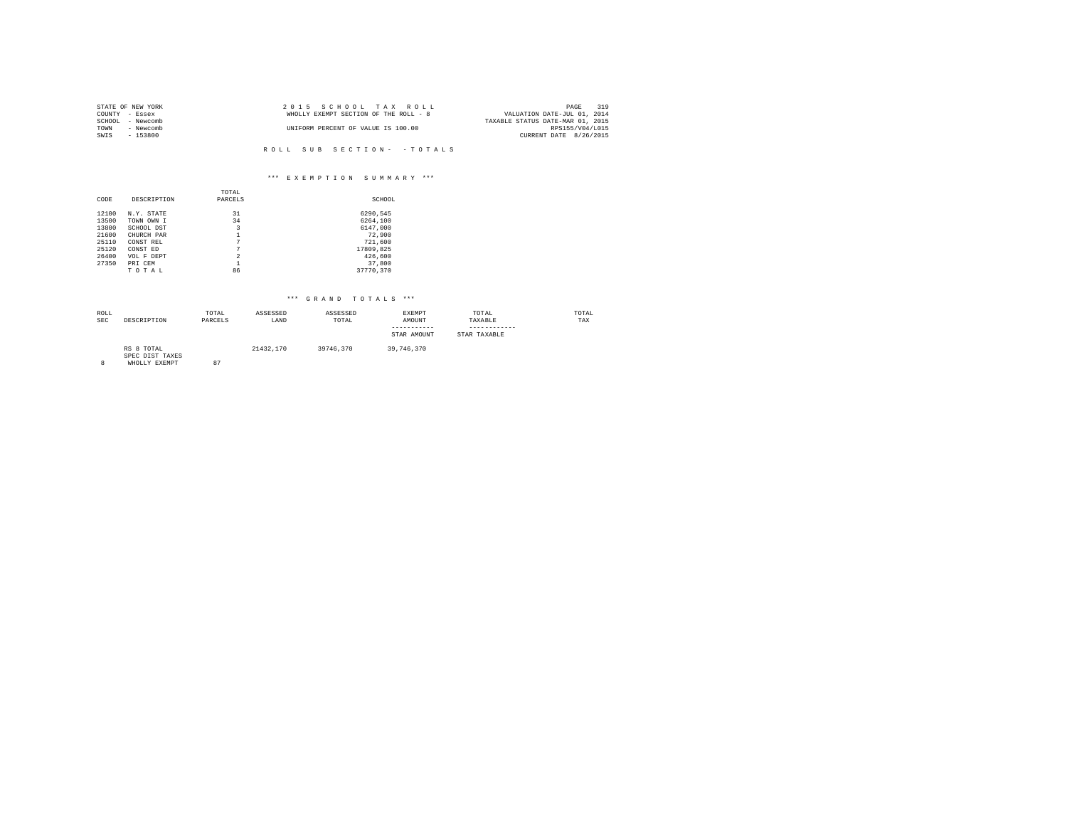STATE OF NEW YORK
COUNTY - Essex
SCHOOL - Newcomb
TOWN - Newcomb
SWIS - 153800

2 0 1 5 S C H O O L T A X R O L L
WHOLLY EXEMPT SECTION OF THE ROLL - 8
UNIFORM PERCENT OF VALUE IS 100.00

VALUATION DATE-JUL 01, 2014
TAXABLE STATUS DATE-MAR 01, 2015
RPS155/V04/L015
CURRENT DATE 8/26/2015

R O L L S U B S E C T I O N - - T O T A L S

*** E X E M P T I O N S U M M A R Y ***

| CODE | DESCRIPTION | TOTAL PARCELS | SCHOOL |
|---|---|---|---|
| 12100 | N.Y. STATE | 31 | 6290,545 |
| 13500 | TOWN OWN I | 34 | 6264,100 |
| 13800 | SCHOOL DST | 3 | 6147,000 |
| 21600 | CHURCH PAR | 1 | 72,900 |
| 25110 | CONST REL | 7 | 721,600 |
| 25120 | CONST ED | 7 | 17809,825 |
| 26400 | VOL F DEPT | 2 | 426,600 |
| 27350 | PRI CEM | 1 | 37,800 |
| | T O T A L | 86 | 37770,370 |

*** G R A N D T O T A L S ***

| ROLL SEC | DESCRIPTION | TOTAL PARCELS | ASSESSED LAND | ASSESSED TOTAL | EXEMPT AMOUNT / STAR AMOUNT | TOTAL TAXABLE / STAR TAXABLE | TOTAL TAX |
|---|---|---|---|---|---|---|---|
| | RS 8 TOTAL | | 21432,170 | 39746,370 | 39,746,370 | | |
| | SPEC DIST TAXES | | | | | | |
| 8 | WHOLLY EXEMPT | 87 | | | | | |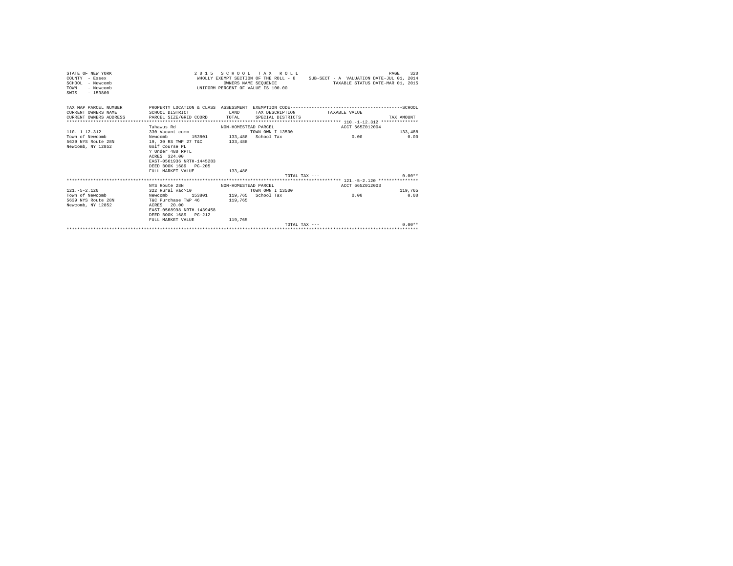STATE OF NEW YORK
COUNTY - Essex
SCHOOL - Newcomb
TOWN - Newcomb
SWIS - 153800

2015 SCHOOL TAX ROLL
WHOLLY EXEMPT SECTION OF THE ROLL - 8
OWNERS NAME SEQUENCE
UNIFORM PERCENT OF VALUE IS 100.00

SUB-SECT - A VALUATION DATE-JUL 01, 2014
TAXABLE STATUS DATE-MAR 01, 2015

```
TAX MAP PARCEL NUMBER       PROPERTY LOCATION & CLASS  ASSESSMENT  EXEMPTION CODE------------------------------------------SCHOOL
CURRENT OWNERS NAME         SCHOOL DISTRICT              LAND      TAX DESCRIPTION            TAXABLE VALUE
CURRENT OWNERS ADDRESS      PARCEL SIZE/GRID COORD       TOTAL     SPECIAL DISTRICTS                                  TAX AMOUNT
************************************************************************************************ 110.-1-12.312 **************
                            Tahawus Rd                 NON-HOMESTEAD PARCEL                   ACCT 665Z012004
110.-1-12.312               330 Vacant comm                        TOWN OWN I 13500                                    133,488
Town of Newcomb             Newcomb        153801      133,488   School Tax                         0.00                  0.00
5639 NYS Route 28N          19, 30 RS TWP 27 T&C       133,488
Newcomb, NY 12852           Golf Course PL
                            ? Under 480 RPTL
                            ACRES  324.00
                            EAST-0561936 NRTH-1445283
                            DEED BOOK 1689   PG-205
                            FULL MARKET VALUE          133,488
                                                                      TOTAL TAX ---                                    0.00**
************************************************************************************************ 121.-5-2.120 ***************
                            NYS Route 28N              NON-HOMESTEAD PARCEL                   ACCT 665Z012003
121.-5-2.120                322 Rural vac>10                       TOWN OWN I 13500                                    119,765
Town of Newcomb             Newcomb        153801      119,765   School Tax                         0.00                  0.00
5639 NYS Route 28N          T&C Purchase TWP 46        119,765
Newcomb, NY 12852           ACRES   20.00
                            EAST-0568998 NRTH-1439458
                            DEED BOOK 1689   PG-212
                            FULL MARKET VALUE          119,765
                                                                      TOTAL TAX ---                                    0.00**
******************************************************************************************************************************
```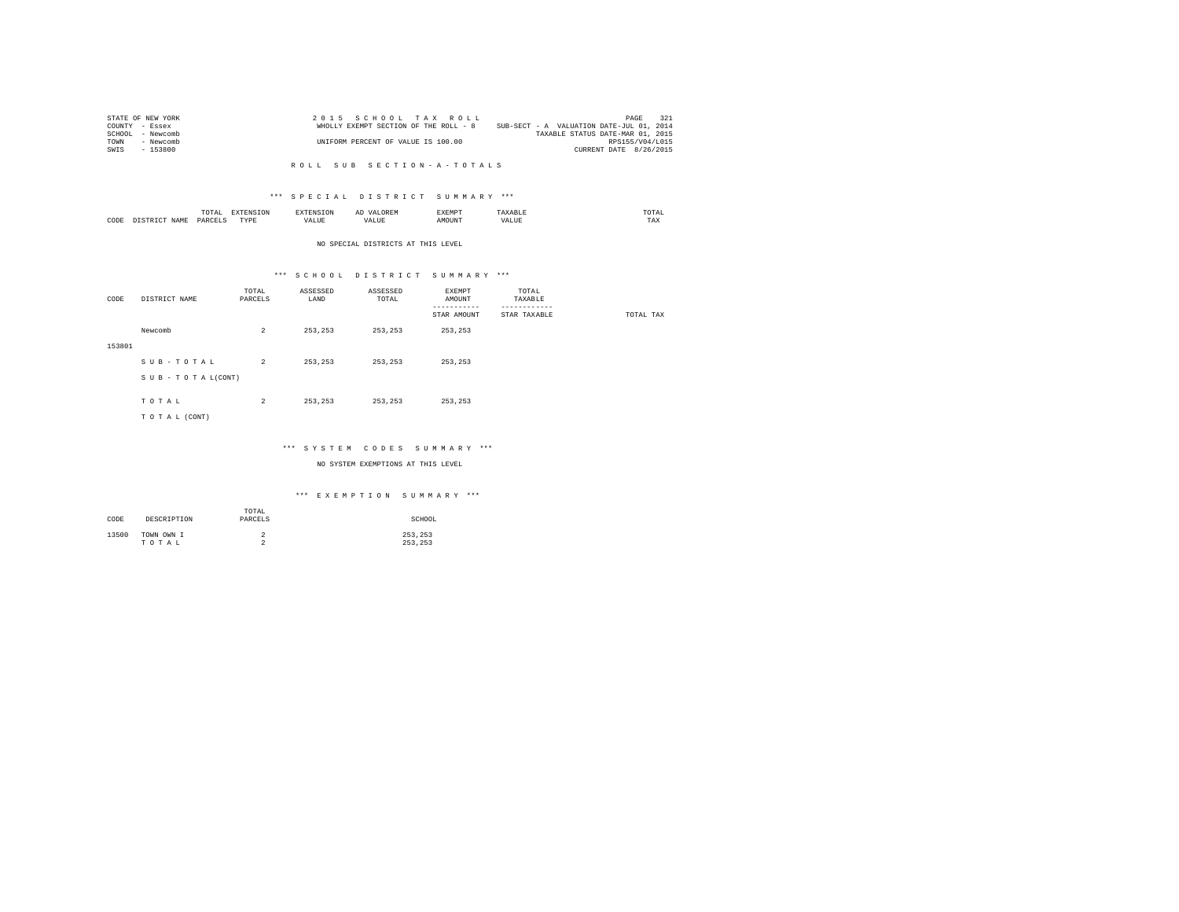STATE OF NEW YORK
COUNTY - Essex
SCHOOL - Newcomb
TOWN - Newcomb
SWIS - 153800

2 0 1 5 S C H O O L T A X R O L L
WHOLLY EXEMPT SECTION OF THE ROLL - 8
UNIFORM PERCENT OF VALUE IS 100.00

SUB-SECT - A VALUATION DATE-JUL 01, 2014
TAXABLE STATUS DATE-MAR 01, 2015
RPS155/V04/L015
CURRENT DATE 8/26/2015

R O L L S U B S E C T I O N - A - T O T A L S

*** S P E C I A L D I S T R I C T S U M M A R Y ***

| CODE | DISTRICT NAME | TOTAL PARCELS | EXTENSION TYPE | EXTENSION VALUE | AD VALOREM VALUE | EXEMPT AMOUNT | TAXABLE VALUE | TOTAL TAX |
|---|---|---|---|---|---|---|---|---|

NO SPECIAL DISTRICTS AT THIS LEVEL

*** S C H O O L D I S T R I C T S U M M A R Y ***

| CODE | DISTRICT NAME | TOTAL PARCELS | ASSESSED LAND | ASSESSED TOTAL | EXEMPT AMOUNT / STAR AMOUNT | TOTAL TAXABLE / STAR TAXABLE | TOTAL TAX |
|---|---|---|---|---|---|---|---|
| 153801 | Newcomb | 2 | 253,253 | 253,253 | 253,253 | | |
| | S U B - T O T A L | 2 | 253,253 | 253,253 | 253,253 | | |
| | S U B - T O T A L(CONT) | | | | | | |
| | T O T A L | 2 | 253,253 | 253,253 | 253,253 | | |
| | T O T A L (CONT) | | | | | | |

*** S Y S T E M C O D E S S U M M A R Y ***

NO SYSTEM EXEMPTIONS AT THIS LEVEL

*** E X E M P T I O N S U M M A R Y ***

| CODE | DESCRIPTION | TOTAL PARCELS | SCHOOL |
|---|---|---|---|
| 13500 | TOWN OWN I | 2 | 253,253 |
| | T O T A L | 2 | 253,253 |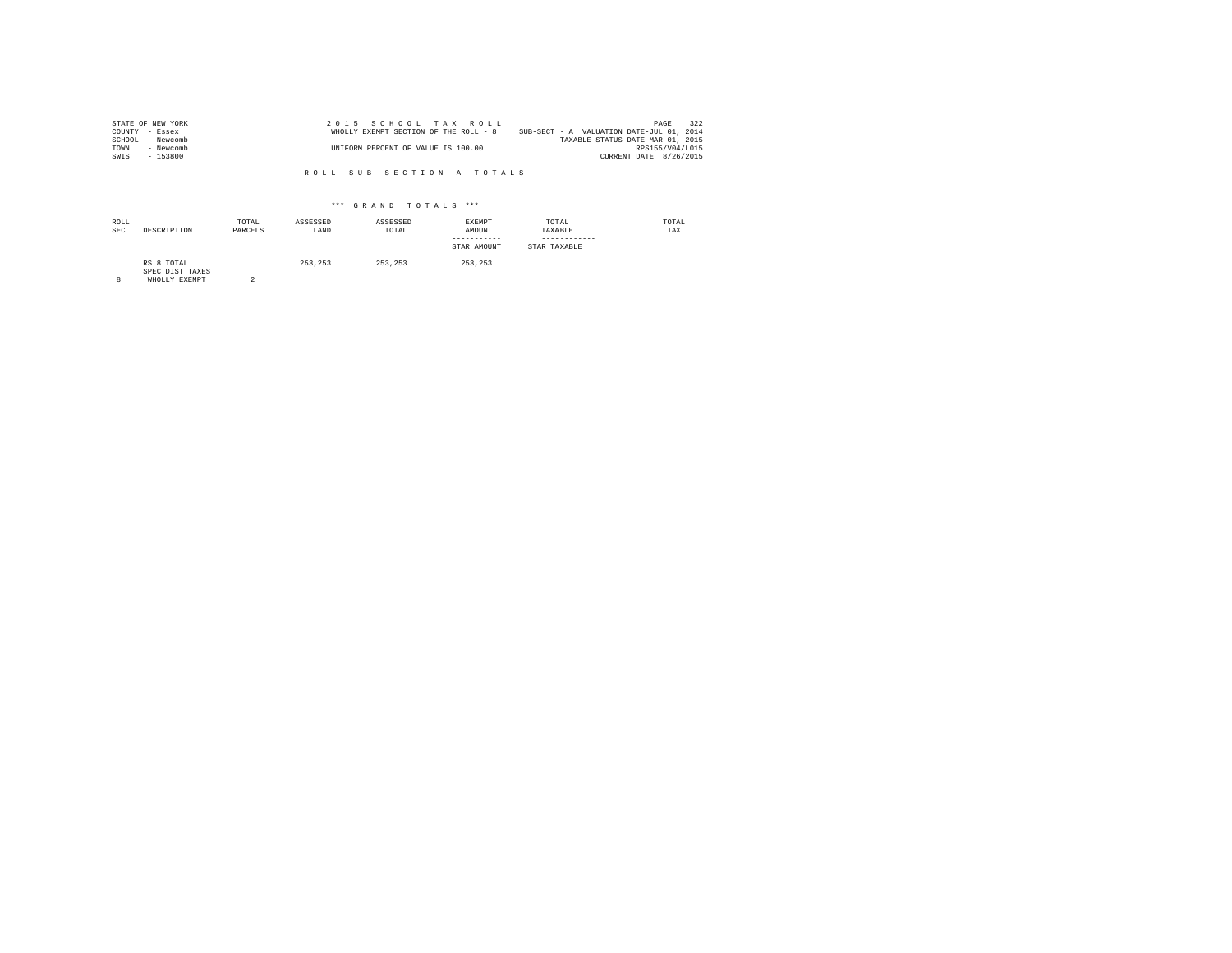STATE OF NEW YORK
COUNTY - Essex
SCHOOL - Newcomb
TOWN - Newcomb
SWIS - 153800

2 0 1 5 S C H O O L T A X R O L L
WHOLLY EXEMPT SECTION OF THE ROLL - 8
UNIFORM PERCENT OF VALUE IS 100.00

SUB-SECT - A VALUATION DATE-JUL 01, 2014
TAXABLE STATUS DATE-MAR 01, 2015
RPS155/V04/L015
CURRENT DATE 8/26/2015

R O L L S U B S E C T I O N - A - T O T A L S

*** G R A N D T O T A L S ***

| ROLL SEC | DESCRIPTION | TOTAL PARCELS | ASSESSED LAND | ASSESSED TOTAL | EXEMPT AMOUNT / STAR AMOUNT | TOTAL TAXABLE / STAR TAXABLE | TOTAL TAX |
|---|---|---|---|---|---|---|---|
| | RS 8 TOTAL | | 253,253 | 253,253 | 253,253 | | |
| | SPEC DIST TAXES | | | | | | |
| 8 | WHOLLY EXEMPT | 2 | | | | | |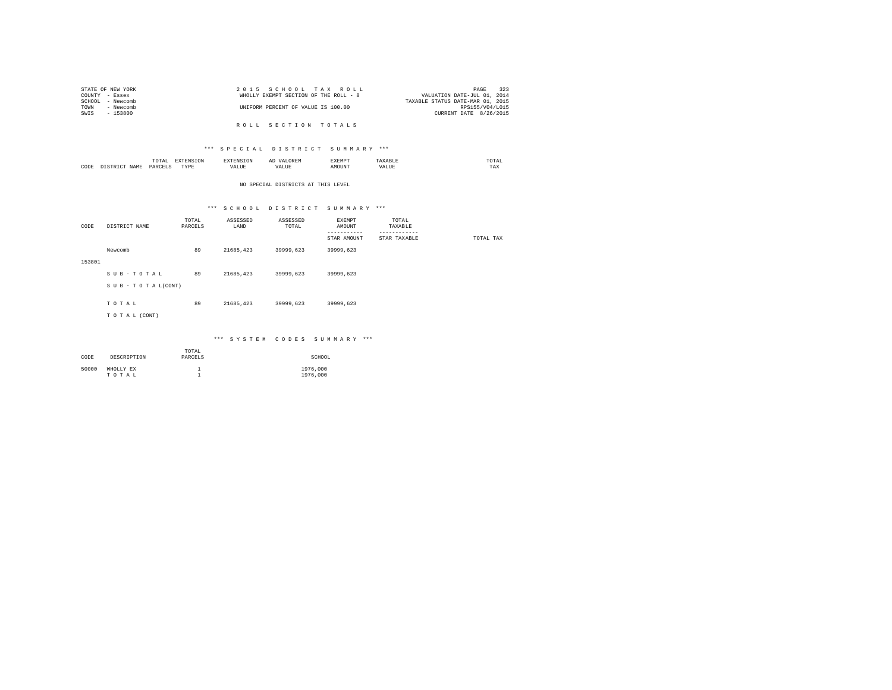STATE OF NEW YORK
COUNTY - Essex
SCHOOL - Newcomb
TOWN - Newcomb
SWIS - 153800

2 0 1 5 S C H O O L T A X R O L L
WHOLLY EXEMPT SECTION OF THE ROLL - 8
UNIFORM PERCENT OF VALUE IS 100.00

VALUATION DATE-JUL 01, 2014
TAXABLE STATUS DATE-MAR 01, 2015
RPS155/V04/L015
CURRENT DATE 8/26/2015

R O L L S E C T I O N T O T A L S

*** S P E C I A L D I S T R I C T S U M M A R Y ***

| CODE | DISTRICT NAME | TOTAL PARCELS | EXTENSION TYPE | EXTENSION VALUE | AD VALOREM VALUE | EXEMPT AMOUNT | TAXABLE VALUE | TOTAL TAX |
|---|---|---|---|---|---|---|---|---|

NO SPECIAL DISTRICTS AT THIS LEVEL

*** S C H O O L D I S T R I C T S U M M A R Y ***

| CODE | DISTRICT NAME | TOTAL PARCELS | ASSESSED LAND | ASSESSED TOTAL | EXEMPT AMOUNT / STAR AMOUNT | TOTAL TAXABLE / STAR TAXABLE | TOTAL TAX |
|---|---|---|---|---|---|---|---|
| 153801 | Newcomb | 89 | 21685,423 | 39999,623 | 39999,623 | | |
| | S U B - T O T A L | 89 | 21685,423 | 39999,623 | 39999,623 | | |
| | S U B - T O T A L(CONT) | | | | | | |
| | T O T A L | 89 | 21685,423 | 39999,623 | 39999,623 | | |
| | T O T A L (CONT) | | | | | | |

*** S Y S T E M C O D E S S U M M A R Y ***

| CODE | DESCRIPTION | TOTAL PARCELS | SCHOOL |
|---|---|---|---|
| 50000 | WHOLLY EX | 1 | 1976,000 |
| | T O T A L | 1 | 1976,000 |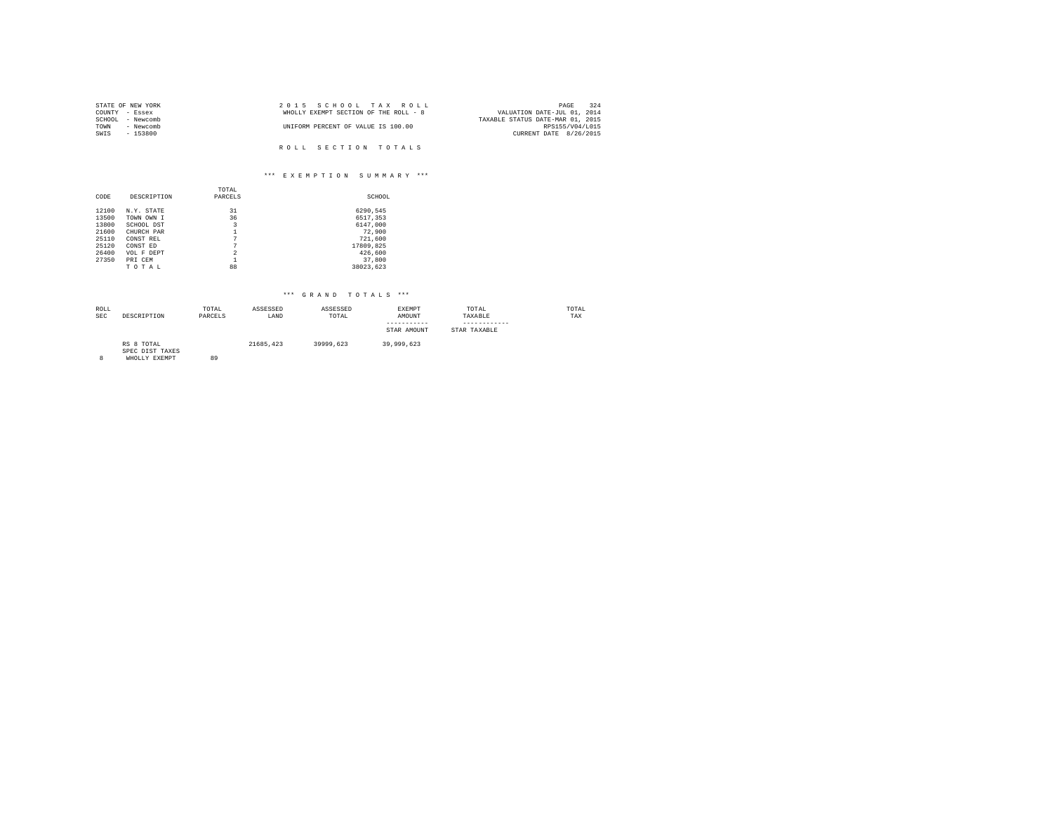STATE OF NEW YORK
COUNTY - Essex
SCHOOL - Newcomb
TOWN - Newcomb
SWIS - 153800

2 0 1 5 S C H O O L T A X R O L L
WHOLLY EXEMPT SECTION OF THE ROLL - 8

UNIFORM PERCENT OF VALUE IS 100.00

PAGE 324
VALUATION DATE-JUL 01, 2014
TAXABLE STATUS DATE-MAR 01, 2015
RPS155/V04/L015
CURRENT DATE 8/26/2015

R O L L S E C T I O N T O T A L S

*** E X E M P T I O N S U M M A R Y ***

| CODE | DESCRIPTION | TOTAL PARCELS | SCHOOL |
|---|---|---|---|
| 12100 | N.Y. STATE | 31 | 6290,545 |
| 13500 | TOWN OWN I | 36 | 6517,353 |
| 13800 | SCHOOL DST | 3 | 6147,000 |
| 21600 | CHURCH PAR | 1 | 72,900 |
| 25110 | CONST REL | 7 | 721,600 |
| 25120 | CONST ED | 7 | 17809,825 |
| 26400 | VOL F DEPT | 2 | 426,600 |
| 27350 | PRI CEM | 1 | 37,800 |
| | T O T A L | 88 | 38023,623 |

*** G R A N D T O T A L S ***

| ROLL SEC | DESCRIPTION | TOTAL PARCELS | ASSESSED LAND | ASSESSED TOTAL | EXEMPT AMOUNT<br>-----------<br>STAR AMOUNT | TOTAL TAXABLE<br>------------<br>STAR TAXABLE | TOTAL TAX |
|---|---|---|---|---|---|---|---|
| | RS 8 TOTAL | | 21685,423 | 39999,623 | 39,999,623 | | |
| | SPEC DIST TAXES | | | | | | |
| 8 | WHOLLY EXEMPT | 89 | | | | | |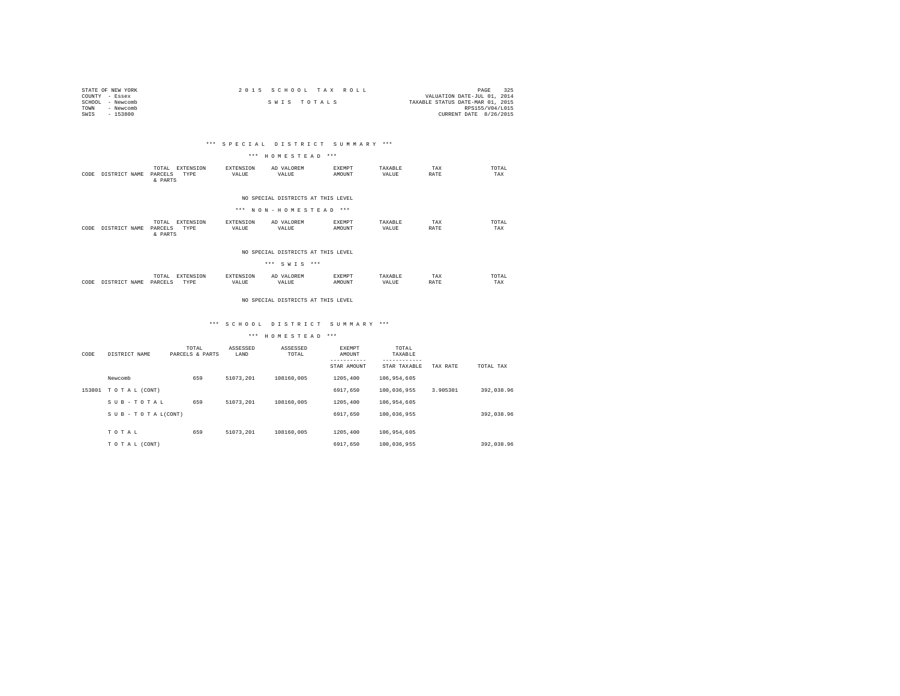STATE OF NEW YORK
COUNTY - Essex
SCHOOL - Newcomb
TOWN - Newcomb
SWIS - 153800

2 0 1 5 S C H O O L T A X R O L L

S W I S T O T A L S

VALUATION DATE-JUL 01, 2014
TAXABLE STATUS DATE-MAR 01, 2015
RPS155/V04/L015
CURRENT DATE 8/26/2015

## *** S P E C I A L D I S T R I C T S U M M A R Y ***

### *** H O M E S T E A D ***

| CODE | DISTRICT NAME | TOTAL PARCELS & PARTS | EXTENSION TYPE | EXTENSION VALUE | AD VALOREM VALUE | EXEMPT AMOUNT | TAXABLE VALUE | TAX RATE | TOTAL TAX |
|---|---|---|---|---|---|---|---|---|---|

NO SPECIAL DISTRICTS AT THIS LEVEL

### *** N O N - H O M E S T E A D ***

| CODE | DISTRICT NAME | TOTAL PARCELS & PARTS | EXTENSION TYPE | EXTENSION VALUE | AD VALOREM VALUE | EXEMPT AMOUNT | TAXABLE VALUE | TAX RATE | TOTAL TAX |
|---|---|---|---|---|---|---|---|---|---|

NO SPECIAL DISTRICTS AT THIS LEVEL

### *** S W I S ***

| CODE | DISTRICT NAME | TOTAL PARCELS | EXTENSION TYPE | EXTENSION VALUE | AD VALOREM VALUE | EXEMPT AMOUNT | TAXABLE VALUE | TAX RATE | TOTAL TAX |
|---|---|---|---|---|---|---|---|---|---|

NO SPECIAL DISTRICTS AT THIS LEVEL

## *** S C H O O L D I S T R I C T S U M M A R Y ***

### *** H O M E S T E A D ***

| CODE | DISTRICT NAME | TOTAL PARCELS & PARTS | ASSESSED LAND | ASSESSED TOTAL | EXEMPT AMOUNT ----------- STAR AMOUNT | TOTAL TAXABLE ------------ STAR TAXABLE | TAX RATE | TOTAL TAX |
|---|---|---|---|---|---|---|---|---|
| | Newcomb | 659 | 51073,201 | 108160,005 | 1205,400 | 106,954,605 | | |
| 153801 | T O T A L (CONT) | | | | 6917,650 | 100,036,955 | 3.905301 | 392,038.96 |
| | S U B - T O T A L | 659 | 51073,201 | 108160,005 | 1205,400 | 106,954,605 | | |
| | S U B - T O T A L(CONT) | | | | 6917,650 | 100,036,955 | | 392,038.96 |
| | T O T A L | 659 | 51073,201 | 108160,005 | 1205,400 | 106,954,605 | | |
| | T O T A L (CONT) | | | | 6917,650 | 100,036,955 | | 392,038.96 |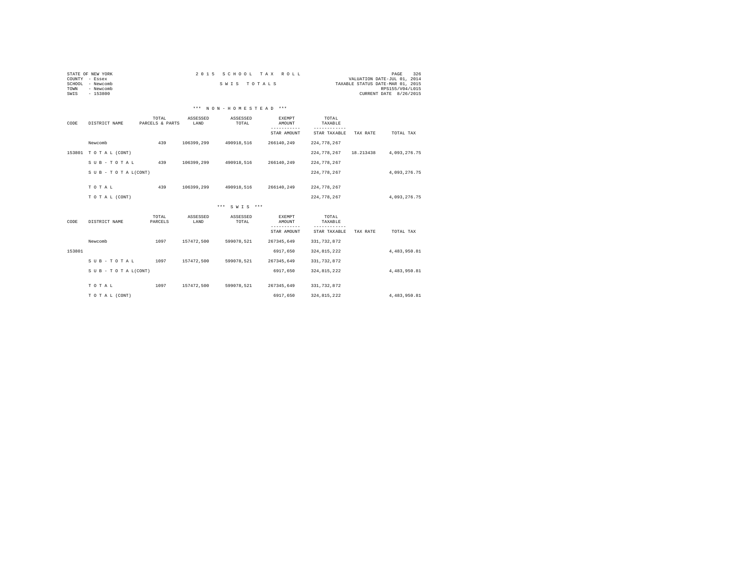STATE OF NEW YORK
COUNTY - Essex
SCHOOL - Newcomb
TOWN - Newcomb
SWIS - 153800

2 0 1 5 S C H O O L T A X R O L L

S W I S T O T A L S

VALUATION DATE-JUL 01, 2014
TAXABLE STATUS DATE-MAR 01, 2015
RPS155/V04/L015
CURRENT DATE 8/26/2015

### \*\*\* N O N - H O M E S T E A D \*\*\*

| CODE | DISTRICT NAME | TOTAL PARCELS & PARTS | ASSESSED LAND | ASSESSED TOTAL | EXEMPT AMOUNT / STAR AMOUNT | TOTAL TAXABLE / STAR TAXABLE | TAX RATE | TOTAL TAX |
|---|---|---|---|---|---|---|---|---|
| | Newcomb | 439 | 106399,299 | 490918,516 | 266140,249 | 224,778,267 | | |
| 153801 | T O T A L (CONT) | | | | | 224,778,267 | 18.213438 | 4,093,276.75 |
| | S U B - T O T A L | 439 | 106399,299 | 490918,516 | 266140,249 | 224,778,267 | | |
| | S U B - T O T A L(CONT) | | | | | 224,778,267 | | 4,093,276.75 |
| | T O T A L | 439 | 106399,299 | 490918,516 | 266140,249 | 224,778,267 | | |
| | T O T A L (CONT) | | | | | 224,778,267 | | 4,093,276.75 |

### \*\*\* S W I S \*\*\*

| CODE | DISTRICT NAME | TOTAL PARCELS | ASSESSED LAND | ASSESSED TOTAL | EXEMPT AMOUNT / STAR AMOUNT | TOTAL TAXABLE / STAR TAXABLE | TAX RATE | TOTAL TAX |
|---|---|---|---|---|---|---|---|---|
| | Newcomb | 1097 | 157472,500 | 599078,521 | 267345,649 | 331,732,872 | | |
| 153801 | | | | | 6917,650 | 324,815,222 | | 4,483,950.81 |
| | S U B - T O T A L | 1097 | 157472,500 | 599078,521 | 267345,649 | 331,732,872 | | |
| | S U B - T O T A L(CONT) | | | | 6917,650 | 324,815,222 | | 4,483,950.81 |
| | T O T A L | 1097 | 157472,500 | 599078,521 | 267345,649 | 331,732,872 | | |
| | T O T A L (CONT) | | | | 6917,650 | 324,815,222 | | 4,483,950.81 |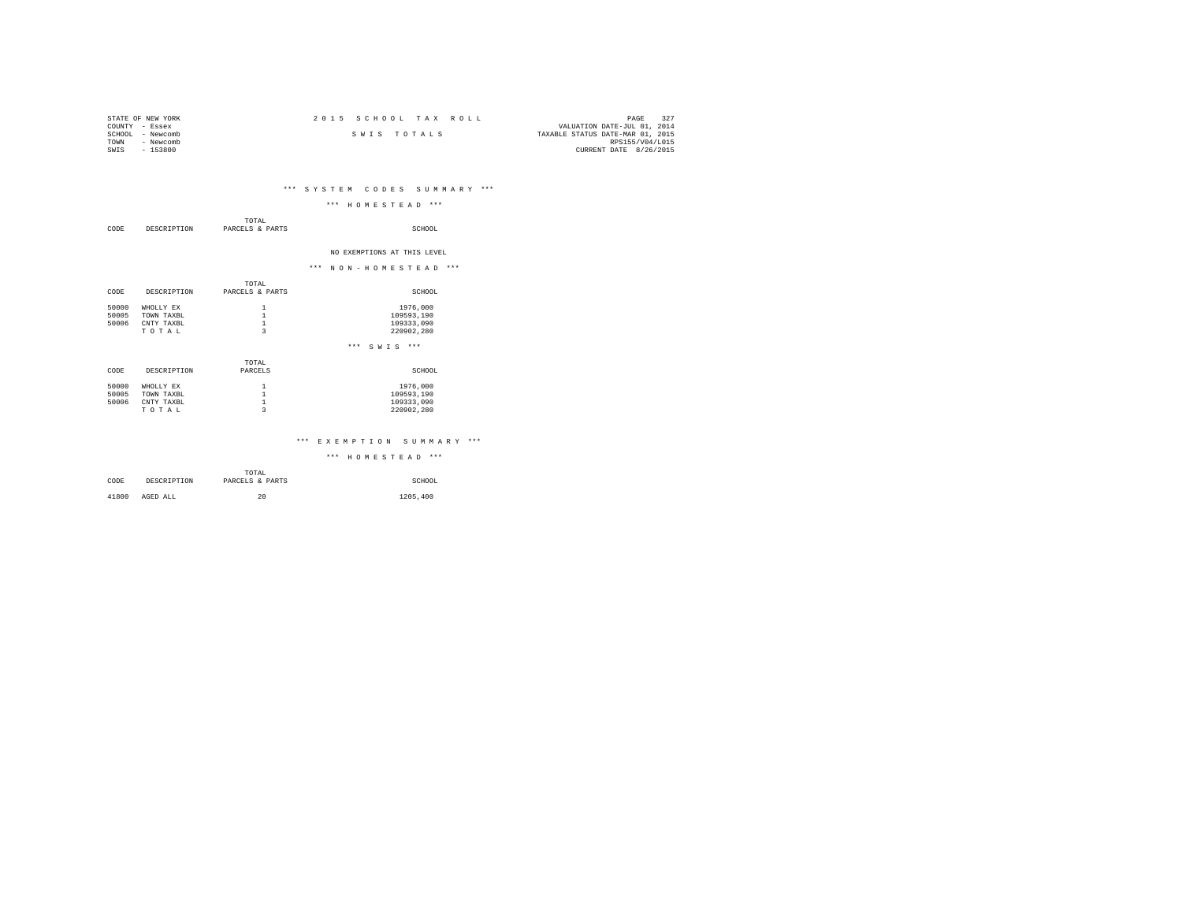STATE OF NEW YORK
COUNTY - Essex
SCHOOL - Newcomb
TOWN - Newcomb
SWIS - 153800

# 2015 SCHOOL TAX ROLL

## SWIS TOTALS

VALUATION DATE-JUL 01, 2014
TAXABLE STATUS DATE-MAR 01, 2015
RPS155/V04/L015
CURRENT DATE 8/26/2015

### *** SYSTEM CODES SUMMARY ***

#### *** HOMESTEAD ***

| CODE | DESCRIPTION | TOTAL PARCELS & PARTS | SCHOOL |
|---|---|---|---|

NO EXEMPTIONS AT THIS LEVEL

#### *** NON-HOMESTEAD ***

| CODE | DESCRIPTION | TOTAL PARCELS & PARTS | SCHOOL |
|---|---|---|---|
| 50000 | WHOLLY EX | 1 | 1976,000 |
| 50005 | TOWN TAXBL | 1 | 109593,190 |
| 50006 | CNTY TAXBL | 1 | 109333,090 |
| | T O T A L | 3 | 220902,280 |

#### *** SWIS ***

| CODE | DESCRIPTION | TOTAL PARCELS | SCHOOL |
|---|---|---|---|
| 50000 | WHOLLY EX | 1 | 1976,000 |
| 50005 | TOWN TAXBL | 1 | 109593,190 |
| 50006 | CNTY TAXBL | 1 | 109333,090 |
| | T O T A L | 3 | 220902,280 |

### *** EXEMPTION SUMMARY ***

#### *** HOMESTEAD ***

| CODE | DESCRIPTION | TOTAL PARCELS & PARTS | SCHOOL |
|---|---|---|---|
| 41800 | AGED ALL | 20 | 1205,400 |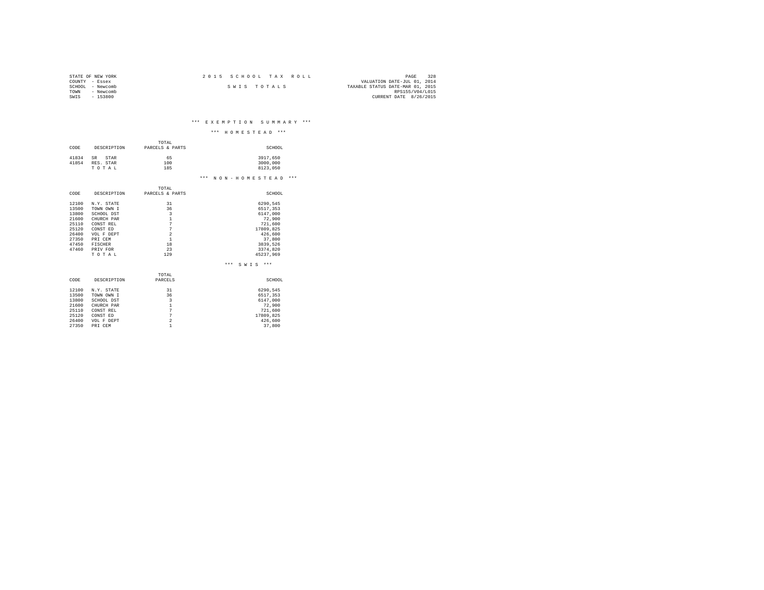STATE OF NEW YORK
COUNTY - Essex
SCHOOL - Newcomb
TOWN - Newcomb
SWIS - 153800

2 0 1 5 S C H O O L T A X R O L L

S W I S T O T A L S

VALUATION DATE-JUL 01, 2014
TAXABLE STATUS DATE-MAR 01, 2015
RPS155/V04/L015
CURRENT DATE 8/26/2015

## *** E X E M P T I O N S U M M A R Y ***

### *** H O M E S T E A D ***

| CODE | DESCRIPTION | TOTAL PARCELS & PARTS | SCHOOL |
|---|---|---|---|
| 41834 | SR STAR | 65 | 3917,650 |
| 41854 | RES. STAR | 100 | 3000,000 |
| | T O T A L | 185 | 8123,050 |

### *** N O N - H O M E S T E A D ***

| CODE | DESCRIPTION | TOTAL PARCELS & PARTS | SCHOOL |
|---|---|---|---|
| 12100 | N.Y. STATE | 31 | 6290,545 |
| 13500 | TOWN OWN I | 36 | 6517,353 |
| 13800 | SCHOOL DST | 3 | 6147,000 |
| 21600 | CHURCH PAR | 1 | 72,900 |
| 25110 | CONST REL | 7 | 721,600 |
| 25120 | CONST ED | 7 | 17809,825 |
| 26400 | VOL F DEPT | 2 | 426,600 |
| 27350 | PRI CEM | 1 | 37,800 |
| 47450 | FISCHER | 18 | 3839,526 |
| 47460 | PRIV FOR | 23 | 3374,820 |
| | T O T A L | 129 | 45237,969 |

### *** S W I S ***

| CODE | DESCRIPTION | TOTAL PARCELS | SCHOOL |
|---|---|---|---|
| 12100 | N.Y. STATE | 31 | 6290,545 |
| 13500 | TOWN OWN I | 36 | 6517,353 |
| 13800 | SCHOOL DST | 3 | 6147,000 |
| 21600 | CHURCH PAR | 1 | 72,900 |
| 25110 | CONST REL | 7 | 721,600 |
| 25120 | CONST ED | 7 | 17809,825 |
| 26400 | VOL F DEPT | 2 | 426,600 |
| 27350 | PRI CEM | 1 | 37,800 |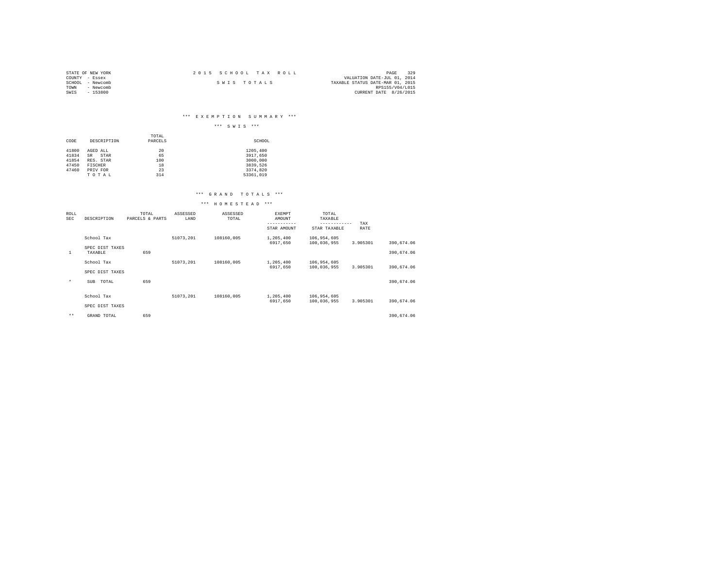STATE OF NEW YORK
COUNTY - Essex
SCHOOL - Newcomb
TOWN - Newcomb
SWIS - 153800

2015 SCHOOL TAX ROLL

SWIS TOTALS

VALUATION DATE-JUL 01, 2014
TAXABLE STATUS DATE-MAR 01, 2015
RPS155/V04/L015
CURRENT DATE 8/26/2015

### *** EXEMPTION SUMMARY ***

### *** SWIS ***

| CODE | DESCRIPTION | TOTAL PARCELS | SCHOOL |
|---|---|---|---|
| 41800 | AGED ALL | 20 | 1205,400 |
| 41834 | SR STAR | 65 | 3917,650 |
| 41854 | RES. STAR | 100 | 3000,000 |
| 47450 | FISCHER | 18 | 3839,526 |
| 47460 | PRIV FOR | 23 | 3374,820 |
| | TOTAL | 314 | 53361,019 |

### *** GRAND TOTALS ***

### *** HOMESTEAD ***

| ROLL SEC | DESCRIPTION | TOTAL PARCELS & PARTS | ASSESSED LAND | ASSESSED TOTAL | EXEMPT AMOUNT ----------- STAR AMOUNT | TOTAL TAXABLE ------------ STAR TAXABLE | TAX RATE | |
|---|---|---|---|---|---|---|---|---|
| | School Tax | | 51073,201 | 108160,005 | 1,205,400 | 106,954,605 | | |
| | | | | | 6917,650 | 100,036,955 | 3.905301 | 390,674.06 |
| | SPEC DIST TAXES | | | | | | | |
| 1 | TAXABLE | 659 | | | | | | 390,674.06 |
| | School Tax | | 51073,201 | 108160,005 | 1,205,400 | 106,954,605 | | |
| | | | | | 6917,650 | 100,036,955 | 3.905301 | 390,674.06 |
| | SPEC DIST TAXES | | | | | | | |
| * | SUB TOTAL | 659 | | | | | | 390,674.06 |
| | School Tax | | 51073,201 | 108160,005 | 1,205,400 | 106,954,605 | | |
| | | | | | 6917,650 | 100,036,955 | 3.905301 | 390,674.06 |
| | SPEC DIST TAXES | | | | | | | |
| ** | GRAND TOTAL | 659 | | | | | | 390,674.06 |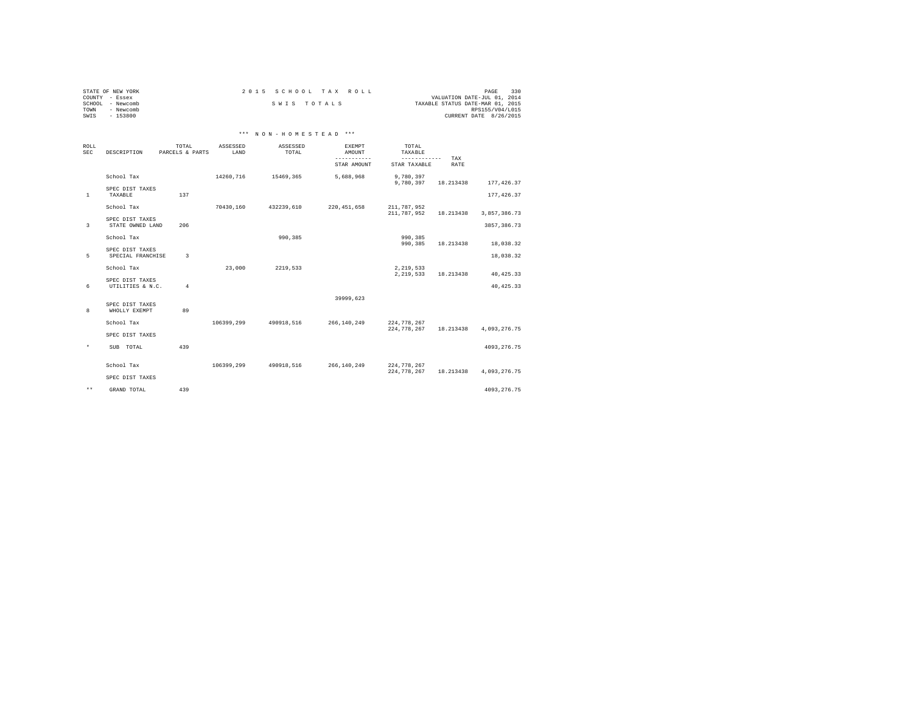STATE OF NEW YORK
COUNTY - Essex
SCHOOL - Newcomb
TOWN - Newcomb
SWIS - 153800

2 0 1 5 S C H O O L T A X R O L L

S W I S T O T A L S

VALUATION DATE-JUL 01, 2014
TAXABLE STATUS DATE-MAR 01, 2015
RPS155/V04/L015
CURRENT DATE 8/26/2015

*** N O N - H O M E S T E A D ***

| ROLL SEC | DESCRIPTION | TOTAL PARCELS & PARTS | ASSESSED LAND | ASSESSED TOTAL | EXEMPT AMOUNT ----------- STAR AMOUNT | TOTAL TAXABLE ------------ STAR TAXABLE | TAX RATE | |
|---|---|---|---|---|---|---|---|---|
| | School Tax | | 14260,716 | 15469,365 | 5,688,968 | 9,780,397<br>9,780,397 | 18.213438 | 177,426.37 |
| | SPEC DIST TAXES | | | | | | | |
| 1 | TAXABLE | 137 | | | | | | 177,426.37 |
| | School Tax | | 70430,160 | 432239,610 | 220,451,658 | 211,787,952<br>211,787,952 | 18.213438 | 3,857,386.73 |
| | SPEC DIST TAXES | | | | | | | |
| 3 | STATE OWNED LAND | 206 | | | | | | 3857,386.73 |
| | School Tax | | | 990,385 | | 990,385<br>990,385 | 18.213438 | 18,038.32 |
| | SPEC DIST TAXES | | | | | | | |
| 5 | SPECIAL FRANCHISE | 3 | | | | | | 18,038.32 |
| | School Tax | | 23,000 | 2219,533 | | 2,219,533<br>2,219,533 | 18.213438 | 40,425.33 |
| | SPEC DIST TAXES | | | | | | | |
| 6 | UTILITIES & N.C. | 4 | | | | | | 40,425.33 |
| | | | | | 39999,623 | | | |
| | SPEC DIST TAXES | | | | | | | |
| 8 | WHOLLY EXEMPT | 89 | | | | | | |
| | School Tax | | 106399,299 | 490918,516 | 266,140,249 | 224,778,267<br>224,778,267 | 18.213438 | 4,093,276.75 |
| | SPEC DIST TAXES | | | | | | | |
| * | SUB TOTAL | 439 | | | | | | 4093,276.75 |
| | School Tax | | 106399,299 | 490918,516 | 266,140,249 | 224,778,267<br>224,778,267 | 18.213438 | 4,093,276.75 |
| | SPEC DIST TAXES | | | | | | | |
| ** | GRAND TOTAL | 439 | | | | | | 4093,276.75 |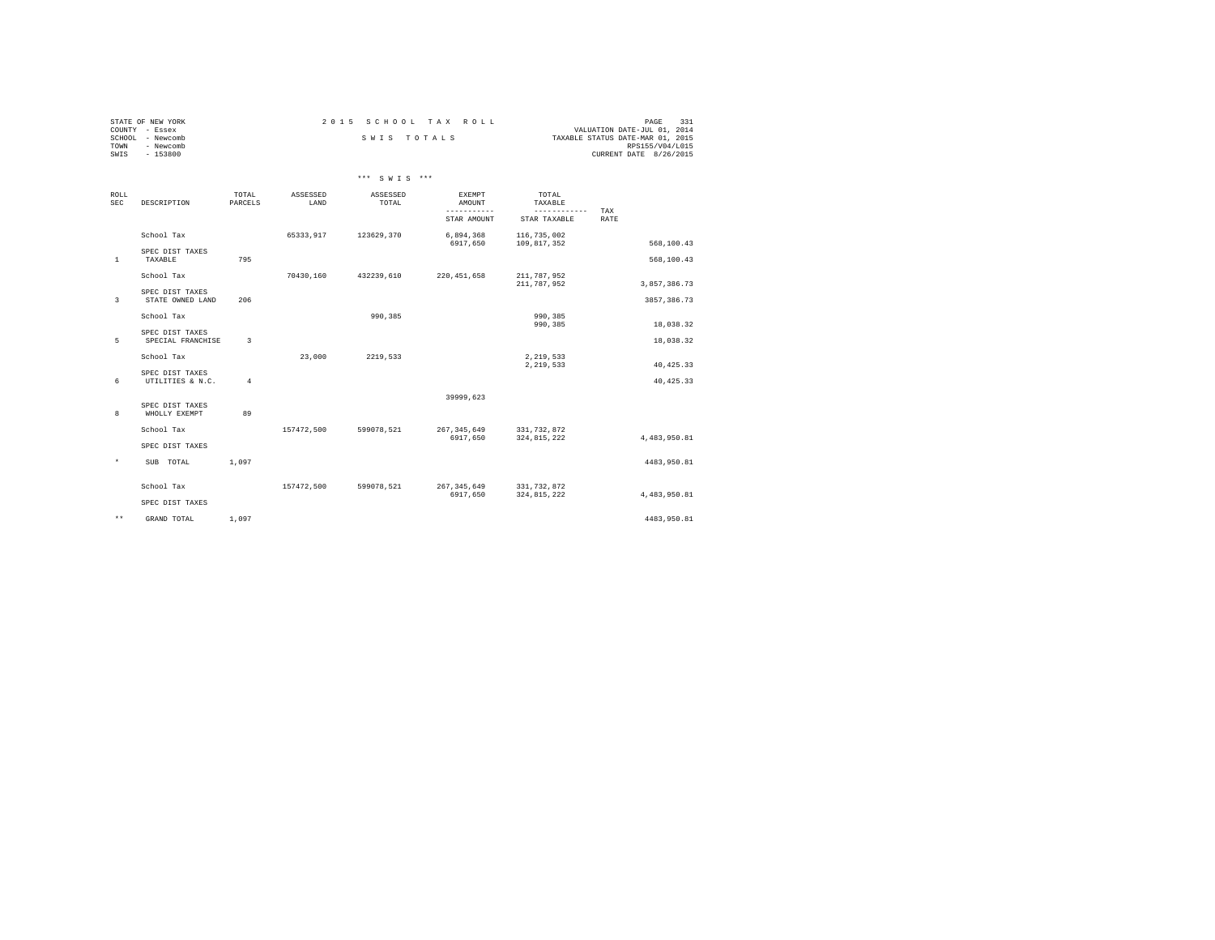STATE OF NEW YORK
COUNTY - Essex
SCHOOL - Newcomb
TOWN - Newcomb
SWIS - 153800

2 0 1 5 S C H O O L T A X R O L L

S W I S T O T A L S

VALUATION DATE-JUL 01, 2014
TAXABLE STATUS DATE-MAR 01, 2015
RPS155/V04/L015
CURRENT DATE 8/26/2015

\*\*\* S W I S \*\*\*

| ROLL SEC | DESCRIPTION | TOTAL PARCELS | ASSESSED LAND | ASSESSED TOTAL | EXEMPT AMOUNT / STAR AMOUNT | TOTAL TAXABLE / STAR TAXABLE | TAX RATE | |
|---|---|---|---|---|---|---|---|---|
| | School Tax | | 65333,917 | 123629,370 | 6,894,368<br>6917,650 | 116,735,002<br>109,817,352 | | 568,100.43 |
| 1 | SPEC DIST TAXES<br>TAXABLE | 795 | | | | | | 568,100.43 |
| | School Tax | | 70430,160 | 432239,610 | 220,451,658 | 211,787,952<br>211,787,952 | | 3,857,386.73 |
| 3 | SPEC DIST TAXES<br>STATE OWNED LAND | 206 | | | | | | 3857,386.73 |
| | School Tax | | | 990,385 | | 990,385<br>990,385 | | 18,038.32 |
| 5 | SPEC DIST TAXES<br>SPECIAL FRANCHISE | 3 | | | | | | 18,038.32 |
| | School Tax | | 23,000 | 2219,533 | | 2,219,533<br>2,219,533 | | 40,425.33 |
| 6 | SPEC DIST TAXES<br>UTILITIES & N.C. | 4 | | | | | | 40,425.33 |
| | | | | | 39999,623 | | | |
| 8 | SPEC DIST TAXES<br>WHOLLY EXEMPT | 89 | | | | | | |
| | School Tax | | 157472,500 | 599078,521 | 267,345,649<br>6917,650 | 331,732,872<br>324,815,222 | | 4,483,950.81 |
| | SPEC DIST TAXES | | | | | | | |
| * | SUB TOTAL | 1,097 | | | | | | 4483,950.81 |
| | School Tax | | 157472,500 | 599078,521 | 267,345,649<br>6917,650 | 331,732,872<br>324,815,222 | | 4,483,950.81 |
| | SPEC DIST TAXES | | | | | | | |
| ** | GRAND TOTAL | 1,097 | | | | | | 4483,950.81 |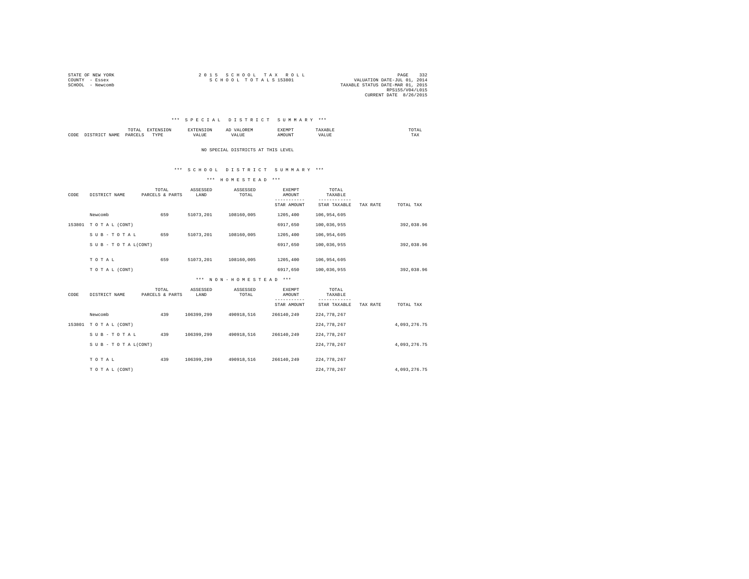STATE OF NEW YORK
COUNTY - Essex
SCHOOL - Newcomb

2 0 1 5 S C H O O L T A X R O L L
S C H O O L T O T A L S 153801

VALUATION DATE-JUL 01, 2014
TAXABLE STATUS DATE-MAR 01, 2015
RPS155/V04/L015
CURRENT DATE 8/26/2015

\*\*\* S P E C I A L D I S T R I C T S U M M A R Y \*\*\*

| CODE | DISTRICT NAME | TOTAL PARCELS | EXTENSION TYPE | EXTENSION VALUE | AD VALOREM VALUE | EXEMPT AMOUNT | TAXABLE VALUE | TOTAL TAX |
|---|---|---|---|---|---|---|---|---|

NO SPECIAL DISTRICTS AT THIS LEVEL

\*\*\* S C H O O L D I S T R I C T S U M M A R Y \*\*\*

\*\*\* H O M E S T E A D \*\*\*

| CODE | DISTRICT NAME | TOTAL PARCELS & PARTS | ASSESSED LAND | ASSESSED TOTAL | EXEMPT AMOUNT<br>-----------<br>STAR AMOUNT | TOTAL TAXABLE<br>------------<br>STAR TAXABLE | TAX RATE | TOTAL TAX |
|---|---|---|---|---|---|---|---|---|
| | Newcomb | 659 | 51073,201 | 108160,005 | 1205,400 | 106,954,605 | | |
| 153801 | T O T A L (CONT) | | | | 6917,650 | 100,036,955 | | 392,038.96 |
| | S U B - T O T A L | 659 | 51073,201 | 108160,005 | 1205,400 | 106,954,605 | | |
| | S U B - T O T A L(CONT) | | | | 6917,650 | 100,036,955 | | 392,038.96 |
| | T O T A L | 659 | 51073,201 | 108160,005 | 1205,400 | 106,954,605 | | |
| | T O T A L (CONT) | | | | 6917,650 | 100,036,955 | | 392,038.96 |

\*\*\* N O N - H O M E S T E A D \*\*\*

| CODE | DISTRICT NAME | TOTAL PARCELS & PARTS | ASSESSED LAND | ASSESSED TOTAL | EXEMPT AMOUNT<br>-----------<br>STAR AMOUNT | TOTAL TAXABLE<br>------------<br>STAR TAXABLE | TAX RATE | TOTAL TAX |
|---|---|---|---|---|---|---|---|---|
| | Newcomb | 439 | 106399,299 | 490918,516 | 266140,249 | 224,778,267 | | |
| 153801 | T O T A L (CONT) | | | | | 224,778,267 | | 4,093,276.75 |
| | S U B - T O T A L | 439 | 106399,299 | 490918,516 | 266140,249 | 224,778,267 | | |
| | S U B - T O T A L(CONT) | | | | | 224,778,267 | | 4,093,276.75 |
| | T O T A L | 439 | 106399,299 | 490918,516 | 266140,249 | 224,778,267 | | |
| | T O T A L (CONT) | | | | | 224,778,267 | | 4,093,276.75 |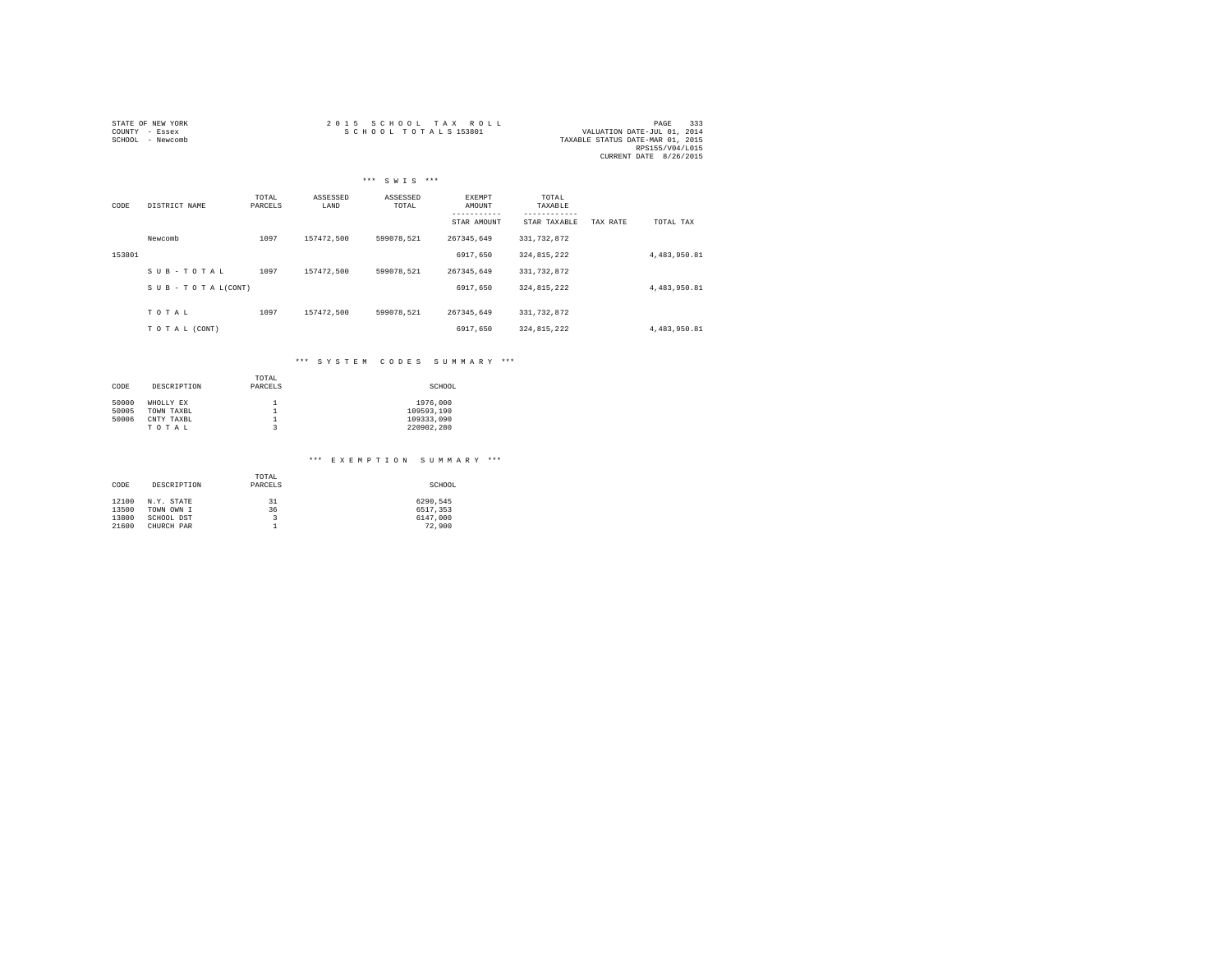STATE OF NEW YORK
COUNTY - Essex
SCHOOL - Newcomb

2 0 1 5 S C H O O L T A X R O L L
S C H O O L T O T A L S 153801

VALUATION DATE-JUL 01, 2014
TAXABLE STATUS DATE-MAR 01, 2015
RPS155/V04/L015
CURRENT DATE 8/26/2015

### *** S W I S ***

| CODE | DISTRICT NAME | TOTAL PARCELS | ASSESSED LAND | ASSESSED TOTAL | EXEMPT AMOUNT / STAR AMOUNT | TOTAL TAXABLE / STAR TAXABLE | TAX RATE | TOTAL TAX |
|---|---|---|---|---|---|---|---|---|
| | Newcomb | 1097 | 157472,500 | 599078,521 | 267345,649 | 331,732,872 | | |
| 153801 | | | | | 6917,650 | 324,815,222 | | 4,483,950.81 |
| | S U B - T O T A L | 1097 | 157472,500 | 599078,521 | 267345,649 | 331,732,872 | | |
| | S U B - T O T A L(CONT) | | | | 6917,650 | 324,815,222 | | 4,483,950.81 |
| | T O T A L | 1097 | 157472,500 | 599078,521 | 267345,649 | 331,732,872 | | |
| | T O T A L (CONT) | | | | 6917,650 | 324,815,222 | | 4,483,950.81 |

### *** S Y S T E M C O D E S S U M M A R Y ***

| CODE | DESCRIPTION | TOTAL PARCELS | SCHOOL |
|---|---|---|---|
| 50000 | WHOLLY EX | 1 | 1976,000 |
| 50005 | TOWN TAXBL | 1 | 109593,190 |
| 50006 | CNTY TAXBL | 1 | 109333,090 |
| | T O T A L | 3 | 220902,280 |

### *** E X E M P T I O N S U M M A R Y ***

| CODE | DESCRIPTION | TOTAL PARCELS | SCHOOL |
|---|---|---|---|
| 12100 | N.Y. STATE | 31 | 6290,545 |
| 13500 | TOWN OWN I | 36 | 6517,353 |
| 13800 | SCHOOL DST | 3 | 6147,000 |
| 21600 | CHURCH PAR | 1 | 72,900 |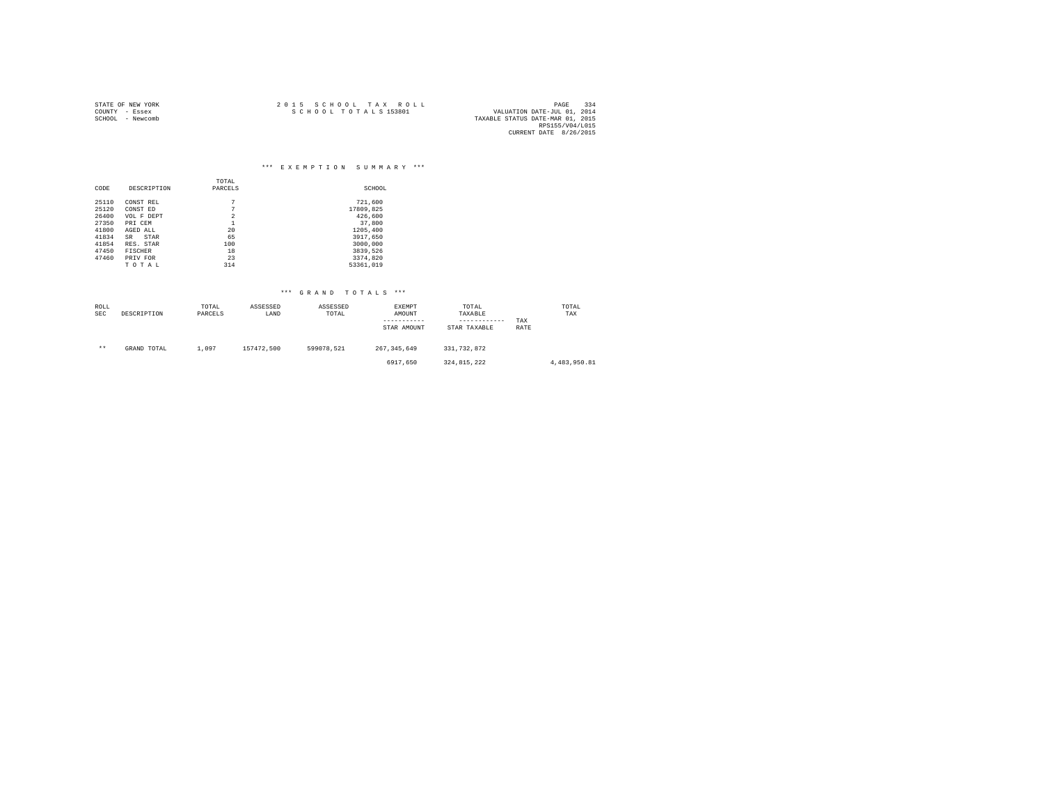STATE OF NEW YORK
COUNTY - Essex
SCHOOL - Newcomb

2 0 1 5 S C H O O L T A X R O L L
S C H O O L T O T A L S 153801

VALUATION DATE-JUL 01, 2014
TAXABLE STATUS DATE-MAR 01, 2015
RPS155/V04/L015
CURRENT DATE 8/26/2015

### \*\*\* E X E M P T I O N S U M M A R Y \*\*\*

| CODE | DESCRIPTION | TOTAL PARCELS | SCHOOL |
|---|---|---|---|
| 25110 | CONST REL | 7 | 721,600 |
| 25120 | CONST ED | 7 | 17809,825 |
| 26400 | VOL F DEPT | 2 | 426,600 |
| 27350 | PRI CEM | 1 | 37,800 |
| 41800 | AGED ALL | 20 | 1205,400 |
| 41834 | SR STAR | 65 | 3917,650 |
| 41854 | RES. STAR | 100 | 3000,000 |
| 47450 | FISCHER | 18 | 3839,526 |
| 47460 | PRIV FOR | 23 | 3374,820 |
| | T O T A L | 314 | 53361,019 |

### \*\*\* G R A N D T O T A L S \*\*\*

| ROLL SEC | DESCRIPTION | TOTAL PARCELS | ASSESSED LAND | ASSESSED TOTAL | EXEMPT AMOUNT / STAR AMOUNT | TOTAL TAXABLE / STAR TAXABLE | TAX RATE | TOTAL TAX |
|---|---|---|---|---|---|---|---|---|
| \*\* | GRAND TOTAL | 1,097 | 157472,500 | 599078,521 | 267,345,649 | 331,732,872 | | |
| | | | | | 6917,650 | 324,815,222 | | 4,483,950.81 |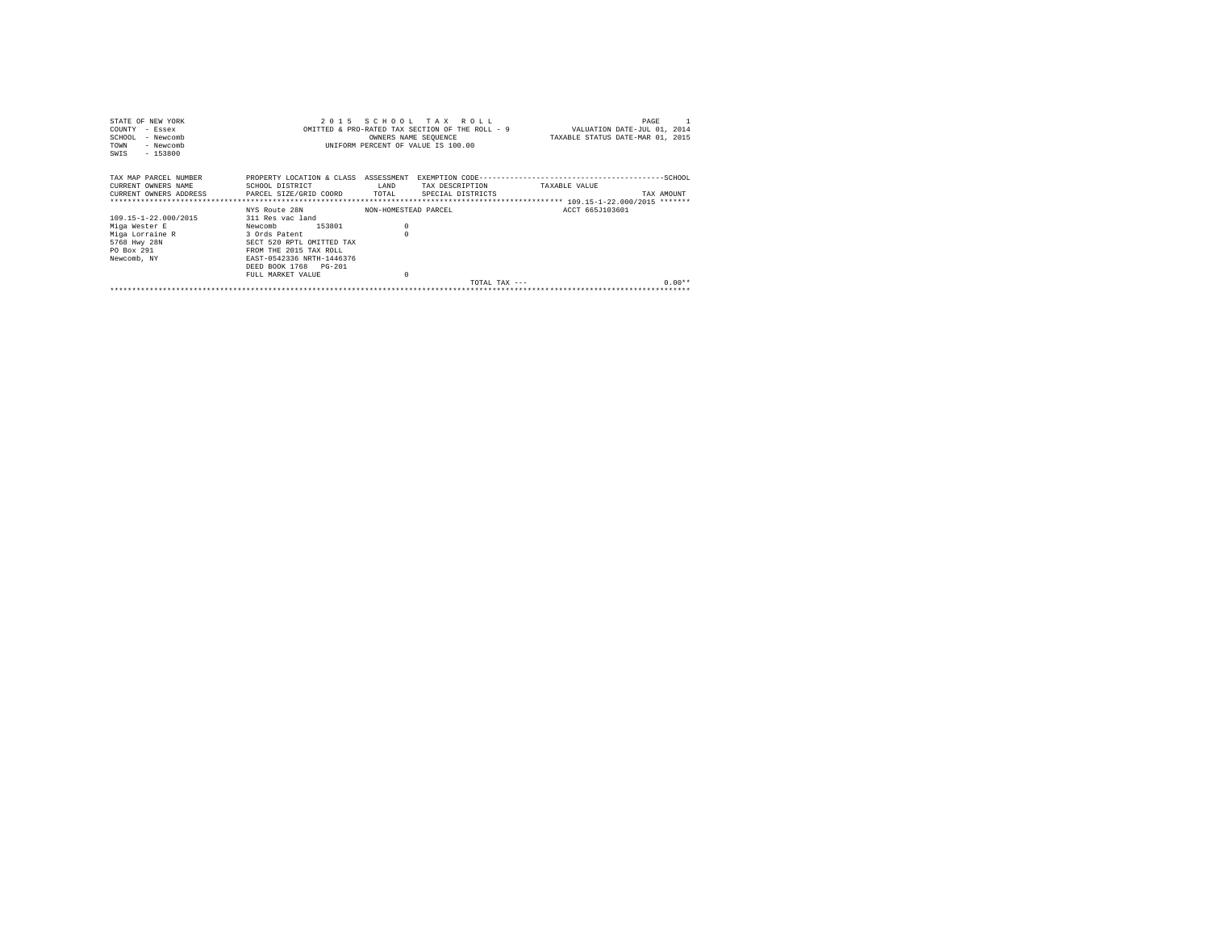```
STATE OF NEW YORK                          2 0 1 5   S C H O O L   T A X   R O L L                                  PAGE     1
COUNTY  - Essex                          OMITTED & PRO-RATED TAX SECTION OF THE ROLL - 9          VALUATION DATE-JUL 01, 2014
SCHOOL  - Newcomb                                    OWNERS NAME SEQUENCE                      TAXABLE STATUS DATE-MAR 01, 2015
TOWN    - Newcomb                              UNIFORM PERCENT OF VALUE IS 100.00
SWIS    - 153800

TAX MAP PARCEL NUMBER          PROPERTY LOCATION & CLASS  ASSESSMENT  EXEMPTION CODE-----------------------------------------SCHOOL
CURRENT OWNERS NAME            SCHOOL DISTRICT               LAND      TAX DESCRIPTION           TAXABLE VALUE
CURRENT OWNERS ADDRESS         PARCEL SIZE/GRID COORD       TOTAL      SPECIAL DISTRICTS                                 TAX AMOUNT
************************************************************************************************** 109.15-1-22.000/2015 *******
                               NYS Route 28N              NON-HOMESTEAD PARCEL                      ACCT 665J103601
109.15-1-22.000/2015           311 Res vac land
Miga Wester E                  Newcomb        153801             0
Miga Lorraine R                3 Ords Patent                     0
5768 Hwy 28N                   SECT 520 RPTL OMITTED TAX
PO Box 291                     FROM THE 2015 TAX ROLL
Newcomb, NY                    EAST-0542336 NRTH-1446376
                               DEED BOOK 1768   PG-201
                               FULL MARKET VALUE                 0
                                                                                   TOTAL TAX ---                        0.00**
*******************************************************************************************************************************
```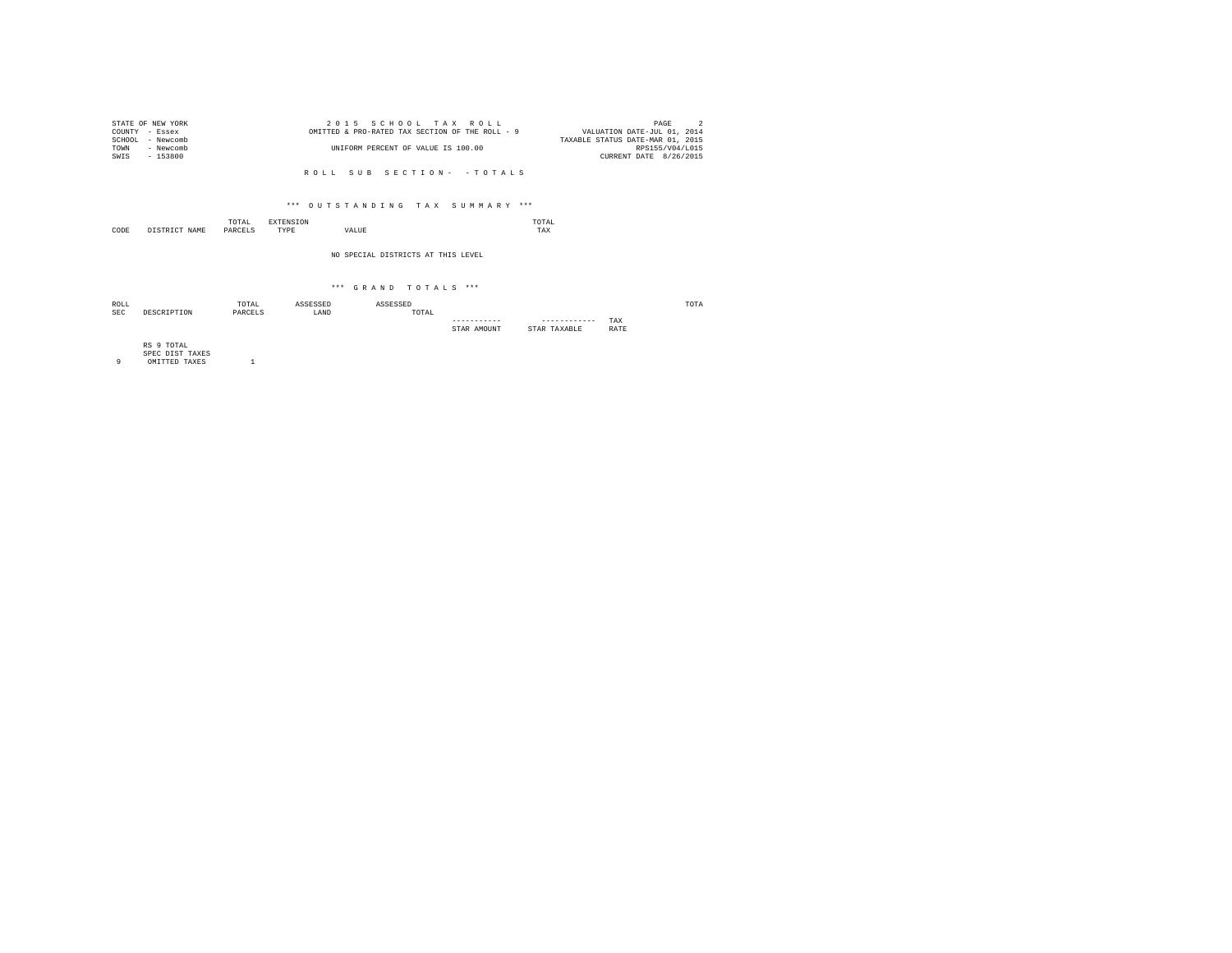STATE OF NEW YORK
COUNTY - Essex
SCHOOL - Newcomb
TOWN - Newcomb
SWIS - 153800

2015 SCHOOL TAX ROLL
OMITTED & PRO-RATED TAX SECTION OF THE ROLL - 9
UNIFORM PERCENT OF VALUE IS 100.00

VALUATION DATE-JUL 01, 2014
TAXABLE STATUS DATE-MAR 01, 2015
RPS155/V04/L015
CURRENT DATE 8/26/2015

ROLL SUB SECTION- - TOTALS

*** OUTSTANDING TAX SUMMARY ***

| CODE | DISTRICT NAME | TOTAL PARCELS | EXTENSION TYPE | VALUE | TOTAL TAX |
|---|---|---|---|---|---|

NO SPECIAL DISTRICTS AT THIS LEVEL

*** GRAND TOTALS ***

| ROLL SEC | DESCRIPTION | TOTAL PARCELS | ASSESSED LAND | ASSESSED TOTAL | STAR AMOUNT | STAR TAXABLE | TAX RATE | TOTA |
|---|---|---|---|---|---|---|---|---|
| 9 | RS 9 TOTAL SPEC DIST TAXES OMITTED TAXES | 1 | | | | | | |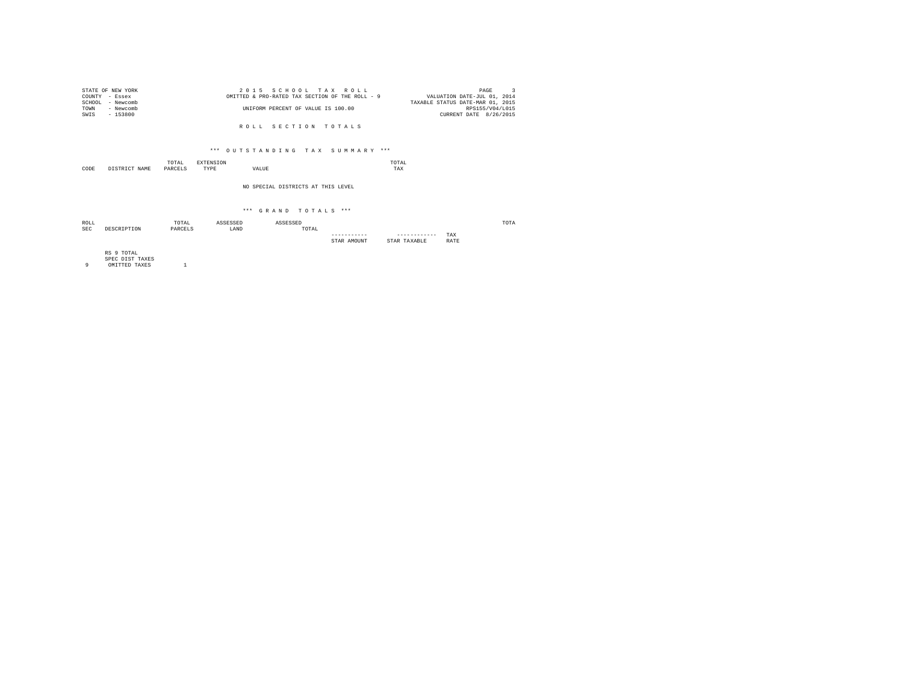STATE OF NEW YORK
COUNTY - Essex
SCHOOL - Newcomb
TOWN - Newcomb
SWIS - 153800

2 0 1 5 S C H O O L T A X R O L L
OMITTED & PRO-RATED TAX SECTION OF THE ROLL - 9

UNIFORM PERCENT OF VALUE IS 100.00

PAGE 3
VALUATION DATE-JUL 01, 2014
TAXABLE STATUS DATE-MAR 01, 2015
RPS155/V04/L015
CURRENT DATE 8/26/2015

R O L L S E C T I O N T O T A L S

*** O U T S T A N D I N G T A X S U M M A R Y ***

| CODE | DISTRICT NAME | TOTAL PARCELS | EXTENSION TYPE | VALUE | TOTAL TAX |
|---|---|---|---|---|---|

NO SPECIAL DISTRICTS AT THIS LEVEL

*** G R A N D T O T A L S ***

| ROLL SEC | DESCRIPTION | TOTAL PARCELS | ASSESSED LAND | ASSESSED TOTAL | ----------- STAR AMOUNT | ------------ STAR TAXABLE | TAX RATE | TOTA |
|---|---|---|---|---|---|---|---|---|
| 9 | RS 9 TOTAL SPEC DIST TAXES OMITTED TAXES | 1 | | | | | | |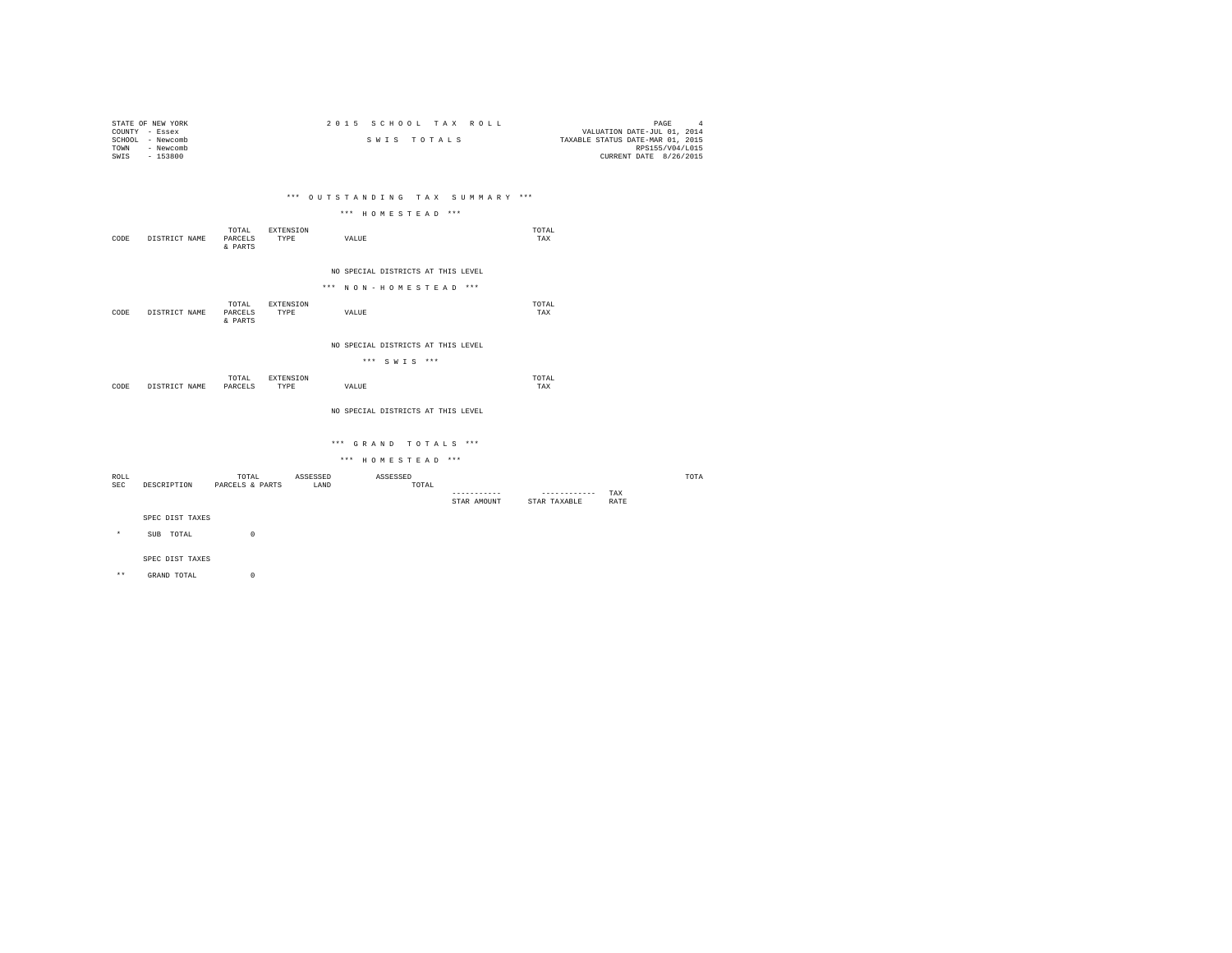STATE OF NEW YORK
COUNTY - Essex
SCHOOL - Newcomb
TOWN - Newcomb
SWIS - 153800

2 0 1 5 S C H O O L T A X R O L L

S W I S T O T A L S

PAGE 4
VALUATION DATE-JUL 01, 2014
TAXABLE STATUS DATE-MAR 01, 2015
RPS155/V04/L015
CURRENT DATE 8/26/2015

\*\*\* O U T S T A N D I N G T A X S U M M A R Y \*\*\*

\*\*\* H O M E S T E A D \*\*\*

| CODE | DISTRICT NAME | TOTAL PARCELS & PARTS | EXTENSION TYPE | VALUE | TOTAL TAX |
|---|---|---|---|---|---|

NO SPECIAL DISTRICTS AT THIS LEVEL

\*\*\* N O N - H O M E S T E A D \*\*\*

| CODE | DISTRICT NAME | TOTAL PARCELS & PARTS | EXTENSION TYPE | VALUE | TOTAL TAX |
|---|---|---|---|---|---|

NO SPECIAL DISTRICTS AT THIS LEVEL

\*\*\* S W I S \*\*\*

| CODE | DISTRICT NAME | TOTAL PARCELS | EXTENSION TYPE | VALUE | TOTAL TAX |
|---|---|---|---|---|---|

NO SPECIAL DISTRICTS AT THIS LEVEL

\*\*\* G R A N D T O T A L S \*\*\*

\*\*\* H O M E S T E A D \*\*\*

| ROLL SEC | DESCRIPTION | TOTAL PARCELS & PARTS | ASSESSED LAND | ASSESSED TOTAL | ----------- STAR AMOUNT | ------------ STAR TAXABLE | TAX RATE | TOTA |
|---|---|---|---|---|---|---|---|---|
| | SPEC DIST TAXES | | | | | | | |
| * | SUB TOTAL | 0 | | | | | | |
| | SPEC DIST TAXES | | | | | | | |
| ** | GRAND TOTAL | 0 | | | | | | |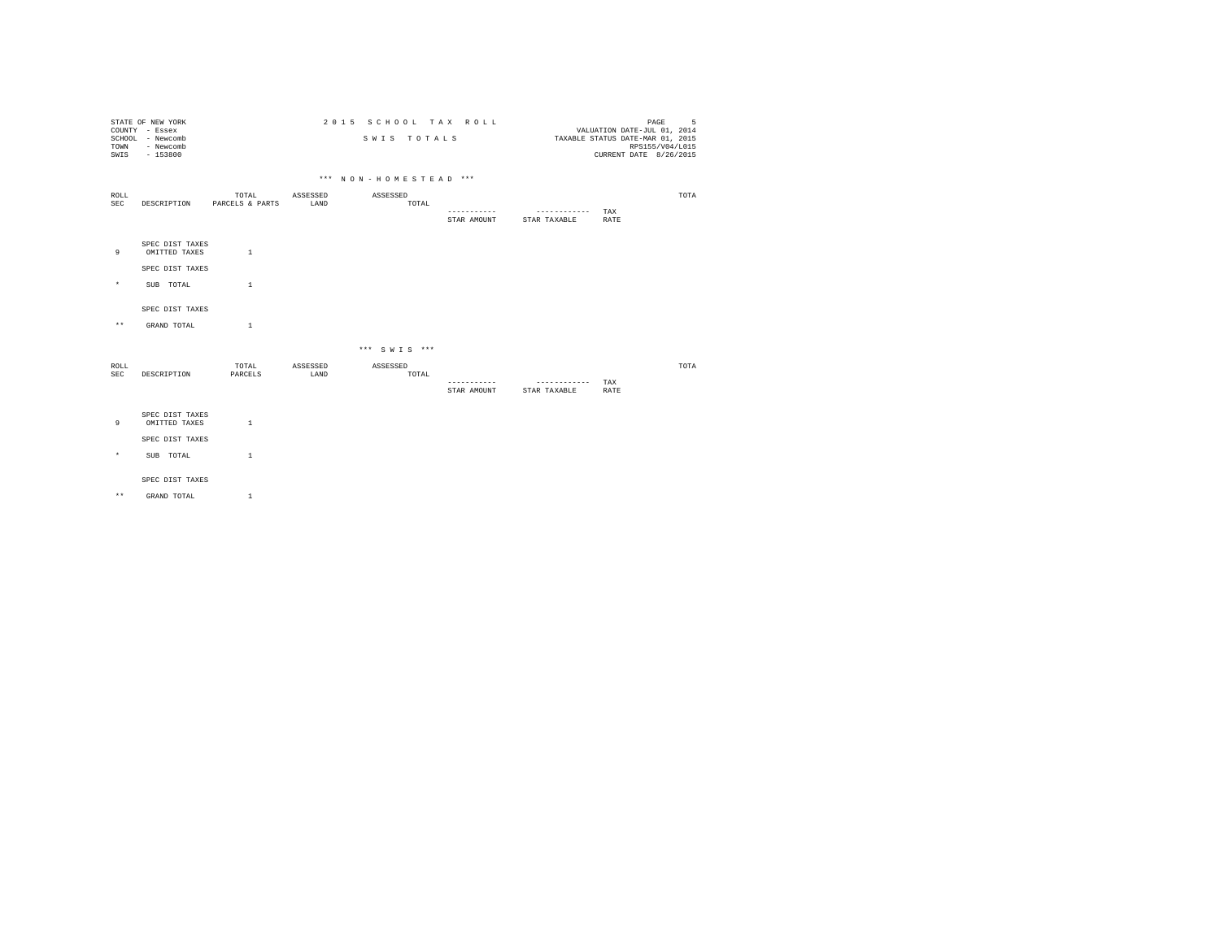STATE OF NEW YORK
COUNTY - Essex
SCHOOL - Newcomb
TOWN - Newcomb
SWIS - 153800

2 0 1 5 S C H O O L T A X R O L L

S W I S T O T A L S

VALUATION DATE-JUL 01, 2014
TAXABLE STATUS DATE-MAR 01, 2015
RPS155/V04/L015
CURRENT DATE 8/26/2015

*** N O N - H O M E S T E A D ***

| ROLL SEC | DESCRIPTION | TOTAL PARCELS & PARTS | ASSESSED LAND | ASSESSED TOTAL | STAR AMOUNT | STAR TAXABLE | TAX RATE | TOTA |
|---|---|---|---|---|---|---|---|---|
| 9 | SPEC DIST TAXES OMITTED TAXES | 1 | | | | | | |
| | SPEC DIST TAXES | | | | | | | |
| * | SUB TOTAL | 1 | | | | | | |
| | SPEC DIST TAXES | | | | | | | |
| ** | GRAND TOTAL | 1 | | | | | | |

*** S W I S ***

| ROLL SEC | DESCRIPTION | TOTAL PARCELS | ASSESSED LAND | ASSESSED TOTAL | STAR AMOUNT | STAR TAXABLE | TAX RATE | TOTA |
|---|---|---|---|---|---|---|---|---|
| 9 | SPEC DIST TAXES OMITTED TAXES | 1 | | | | | | |
| | SPEC DIST TAXES | | | | | | | |
| * | SUB TOTAL | 1 | | | | | | |
| | SPEC DIST TAXES | | | | | | | |
| ** | GRAND TOTAL | 1 | | | | | | |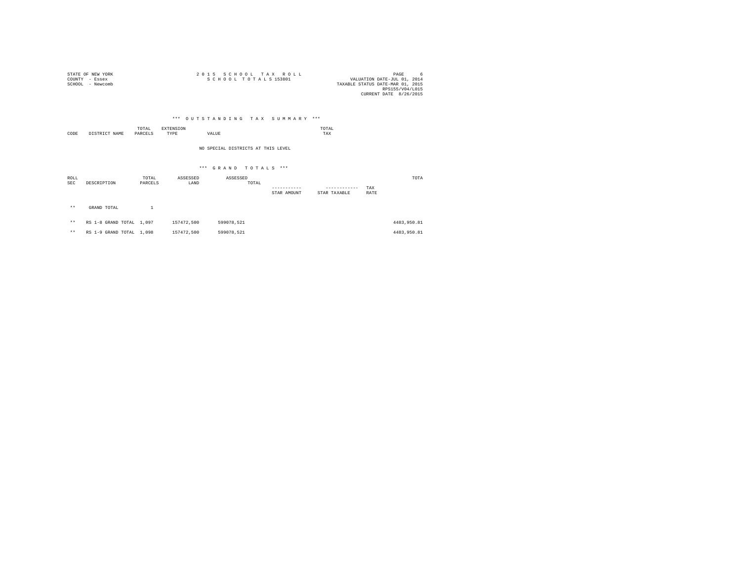STATE OF NEW YORK
COUNTY - Essex
SCHOOL - Newcomb

2 0 1 5 S C H O O L T A X R O L L
S C H O O L T O T A L S 153801

VALUATION DATE-JUL 01, 2014
TAXABLE STATUS DATE-MAR 01, 2015
RPS155/V04/L015
CURRENT DATE 8/26/2015

### *** O U T S T A N D I N G T A X S U M M A R Y ***

| CODE | DISTRICT NAME | TOTAL PARCELS | EXTENSION TYPE | VALUE | TOTAL TAX |
|---|---|---|---|---|---|

NO SPECIAL DISTRICTS AT THIS LEVEL

### *** G R A N D T O T A L S ***

| ROLL SEC | DESCRIPTION | TOTAL PARCELS | ASSESSED LAND | ASSESSED TOTAL | STAR AMOUNT | STAR TAXABLE | TAX RATE | TOTA |
|---|---|---|---|---|---|---|---|---|
| ** | GRAND TOTAL | 1 | | | | | | |
| ** | RS 1-8 GRAND TOTAL | 1,097 | 157472,500 | 599078,521 | | | | 4483,950.81 |
| ** | RS 1-9 GRAND TOTAL | 1,098 | 157472,500 | 599078,521 | | | | 4483,950.81 |